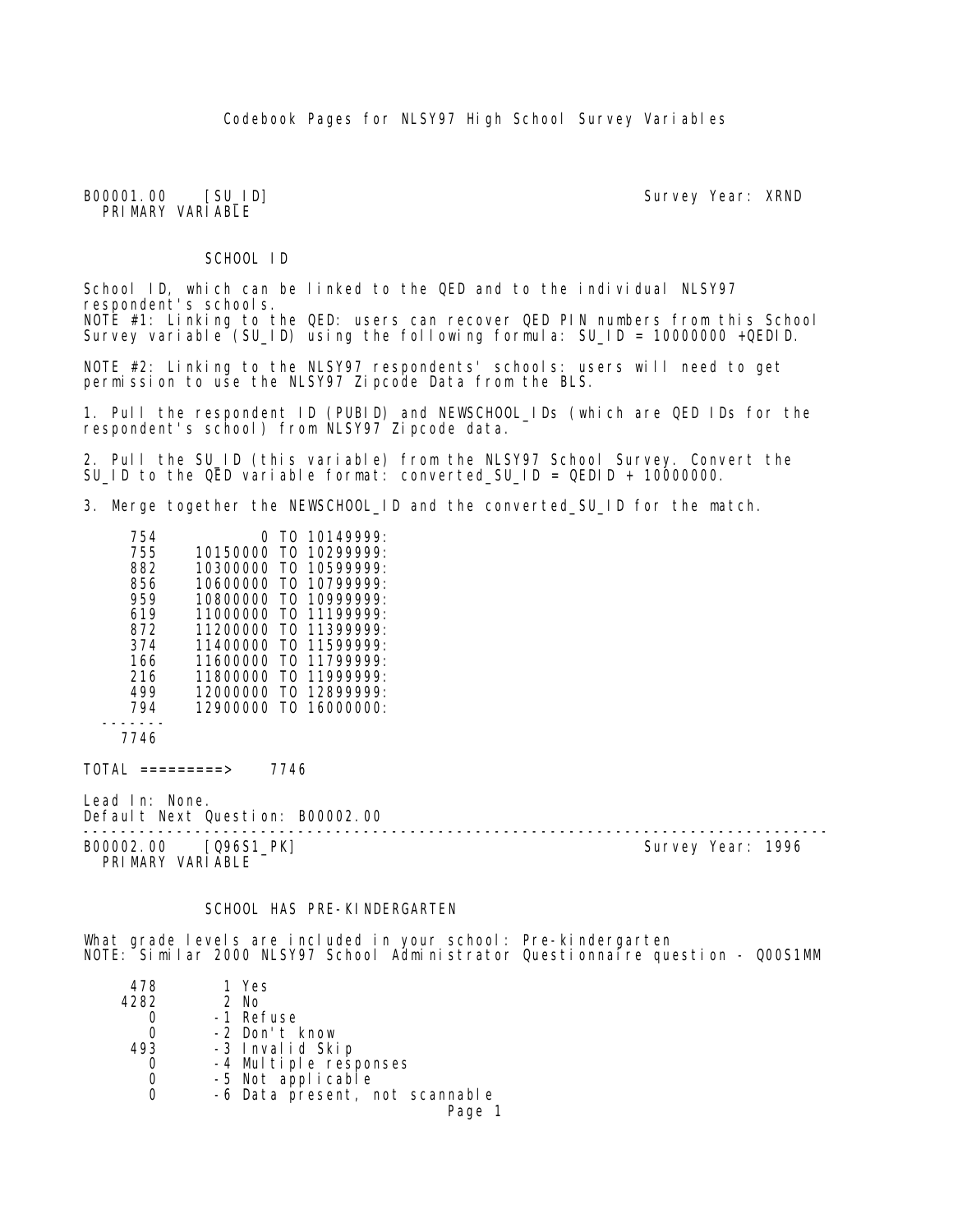# Codebook Pages for NLSY97 High School Survey Variables

B00001.00 [SU_ID] Survey Year: XRND
PRIMARY VARIABLE

## SCHOOL ID

School ID, which can be linked to the QED and to the individual NLSY97 respondent's schools.
NOTE #1: Linking to the QED: users can recover QED PIN numbers from this School Survey variable (SU_ID) using the following formula: SU_ID = 10000000 +QEDID.

NOTE #2: Linking to the NLSY97 respondents' schools: users will need to get permission to use the NLSY97 Zipcode Data from the BLS.

1. Pull the respondent ID (PUBID) and NEWSCHOOL_IDs (which are QED IDs for the respondent's school) from NLSY97 Zipcode data.

2. Pull the SU_ID (this variable) from the NLSY97 School Survey. Convert the SU_ID to the QED variable format: converted_SU_ID = QEDID + 10000000.

3. Merge together the NEWSCHOOL_ID and the converted_SU_ID for the match.

| Count | Range |
|---|---|
| 754 | 0 TO 10149999: |
| 755 | 10150000 TO 10299999: |
| 882 | 10300000 TO 10599999: |
| 856 | 10600000 TO 10799999: |
| 959 | 10800000 TO 10999999: |
| 619 | 11000000 TO 11199999: |
| 872 | 11200000 TO 11399999: |
| 374 | 11400000 TO 11599999: |
| 166 | 11600000 TO 11799999: |
| 216 | 11800000 TO 11999999: |
| 499 | 12000000 TO 12899999: |
| 794 | 12900000 TO 16000000: |
| 7746 | |

TOTAL =========> 7746

Lead In: None.
Default Next Question: B00002.00

---

B00002.00 [Q96S1_PK] Survey Year: 1996
PRIMARY VARIABLE

## SCHOOL HAS PRE-KINDERGARTEN

What grade levels are included in your school: Pre-kindergarten
NOTE: Similar 2000 NLSY97 School Administrator Questionnaire question - Q00S1MM

| Count | Code |
|---|---|
| 478 | 1 Yes |
| 4282 | 2 No |
| 0 | -1 Refuse |
| 0 | -2 Don't know |
| 493 | -3 Invalid Skip |
| 0 | -4 Multiple responses |
| 0 | -5 Not applicable |
| 0 | -6 Data present, not scannable |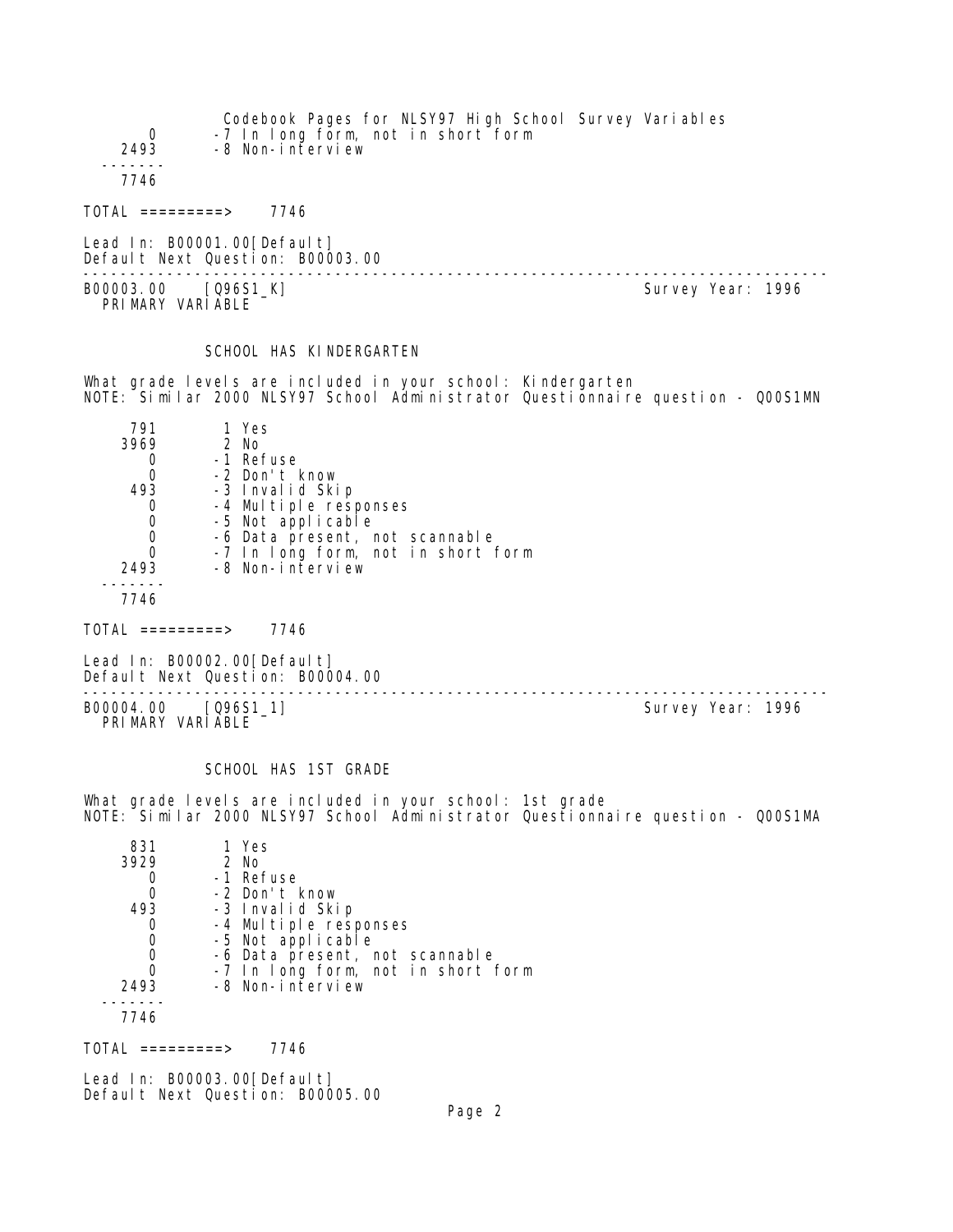| | |
|---|---|
| 0 | -7 In long form, not in short form |
| 2493 | -8 Non-interview |
| ------- | |
| 7746 | |

TOTAL =========> 7746

Lead In: B00001.00[Default]
Default Next Question: B00003.00

---

B00003.00 [Q96S1_K] Survey Year: 1996
PRIMARY VARIABLE

### SCHOOL HAS KINDERGARTEN

What grade levels are included in your school: Kindergarten
NOTE: Similar 2000 NLSY97 School Administrator Questionnaire question - Q00S1MN

| | |
|---|---|
| 791 | 1 Yes |
| 3969 | 2 No |
| 0 | -1 Refuse |
| 0 | -2 Don't know |
| 493 | -3 Invalid Skip |
| 0 | -4 Multiple responses |
| 0 | -5 Not applicable |
| 0 | -6 Data present, not scannable |
| 0 | -7 In long form, not in short form |
| 2493 | -8 Non-interview |
| ------- | |
| 7746 | |

TOTAL =========> 7746

Lead In: B00002.00[Default]
Default Next Question: B00004.00

---

B00004.00 [Q96S1_1] Survey Year: 1996
PRIMARY VARIABLE

### SCHOOL HAS 1ST GRADE

What grade levels are included in your school: 1st grade
NOTE: Similar 2000 NLSY97 School Administrator Questionnaire question - Q00S1MA

| | |
|---|---|
| 831 | 1 Yes |
| 3929 | 2 No |
| 0 | -1 Refuse |
| 0 | -2 Don't know |
| 493 | -3 Invalid Skip |
| 0 | -4 Multiple responses |
| 0 | -5 Not applicable |
| 0 | -6 Data present, not scannable |
| 0 | -7 In long form, not in short form |
| 2493 | -8 Non-interview |
| ------- | |
| 7746 | |

TOTAL =========> 7746

Lead In: B00003.00[Default]
Default Next Question: B00005.00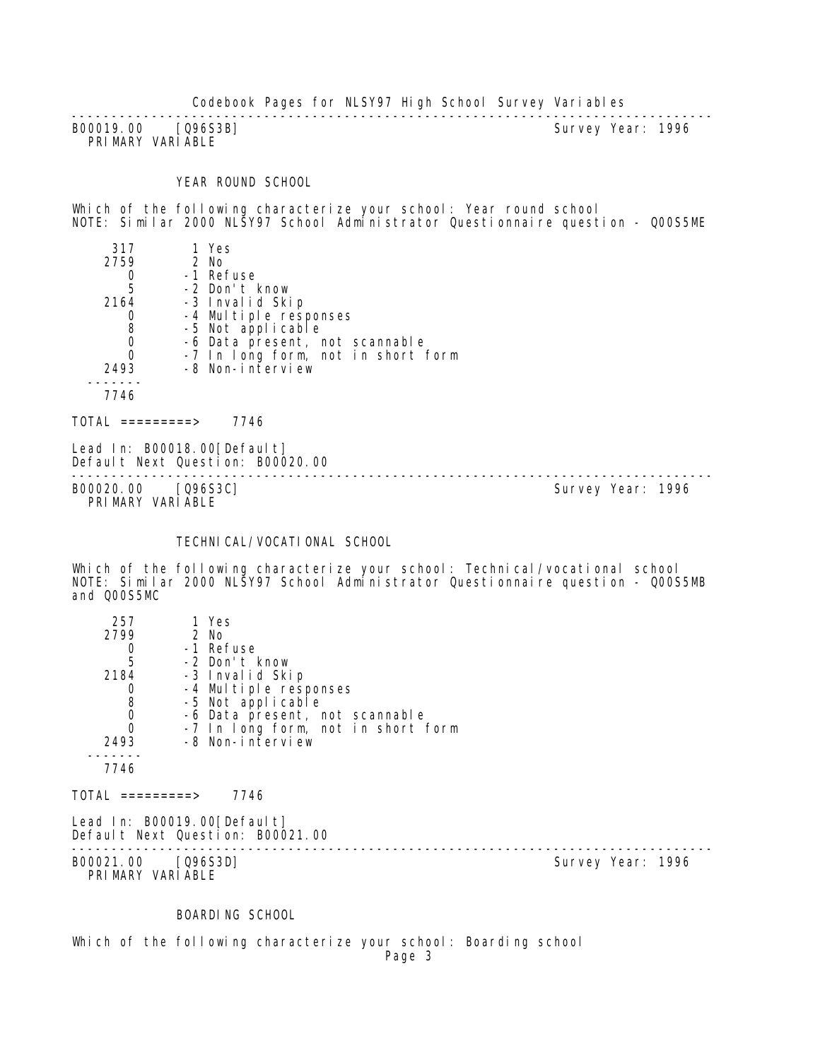---

B00019.00 [Q96S3B] Survey Year: 1996
PRIMARY VARIABLE

YEAR ROUND SCHOOL

Which of the following characterize your school: Year round school
NOTE: Similar 2000 NLSY97 School Administrator Questionnaire question - Q00S5ME

| Count | Value |
|---|---|
| 317 | 1 Yes |
| 2759 | 2 No |
| 0 | -1 Refuse |
| 5 | -2 Don't know |
| 2164 | -3 Invalid Skip |
| 0 | -4 Multiple responses |
| 8 | -5 Not applicable |
| 0 | -6 Data present, not scannable |
| 0 | -7 In long form, not in short form |
| 2493 | -8 Non-interview |
| 7746 | |

TOTAL =========> 7746

Lead In: B00018.00[Default]
Default Next Question: B00020.00

---

B00020.00 [Q96S3C] Survey Year: 1996
PRIMARY VARIABLE

TECHNICAL/VOCATIONAL SCHOOL

Which of the following characterize your school: Technical/vocational school
NOTE: Similar 2000 NLSY97 School Administrator Questionnaire question - Q00S5MB and Q00S5MC

| Count | Value |
|---|---|
| 257 | 1 Yes |
| 2799 | 2 No |
| 0 | -1 Refuse |
| 5 | -2 Don't know |
| 2184 | -3 Invalid Skip |
| 0 | -4 Multiple responses |
| 8 | -5 Not applicable |
| 0 | -6 Data present, not scannable |
| 0 | -7 In long form, not in short form |
| 2493 | -8 Non-interview |
| 7746 | |

TOTAL =========> 7746

Lead In: B00019.00[Default]
Default Next Question: B00021.00

---

B00021.00 [Q96S3D] Survey Year: 1996
PRIMARY VARIABLE

BOARDING SCHOOL

Which of the following characterize your school: Boarding school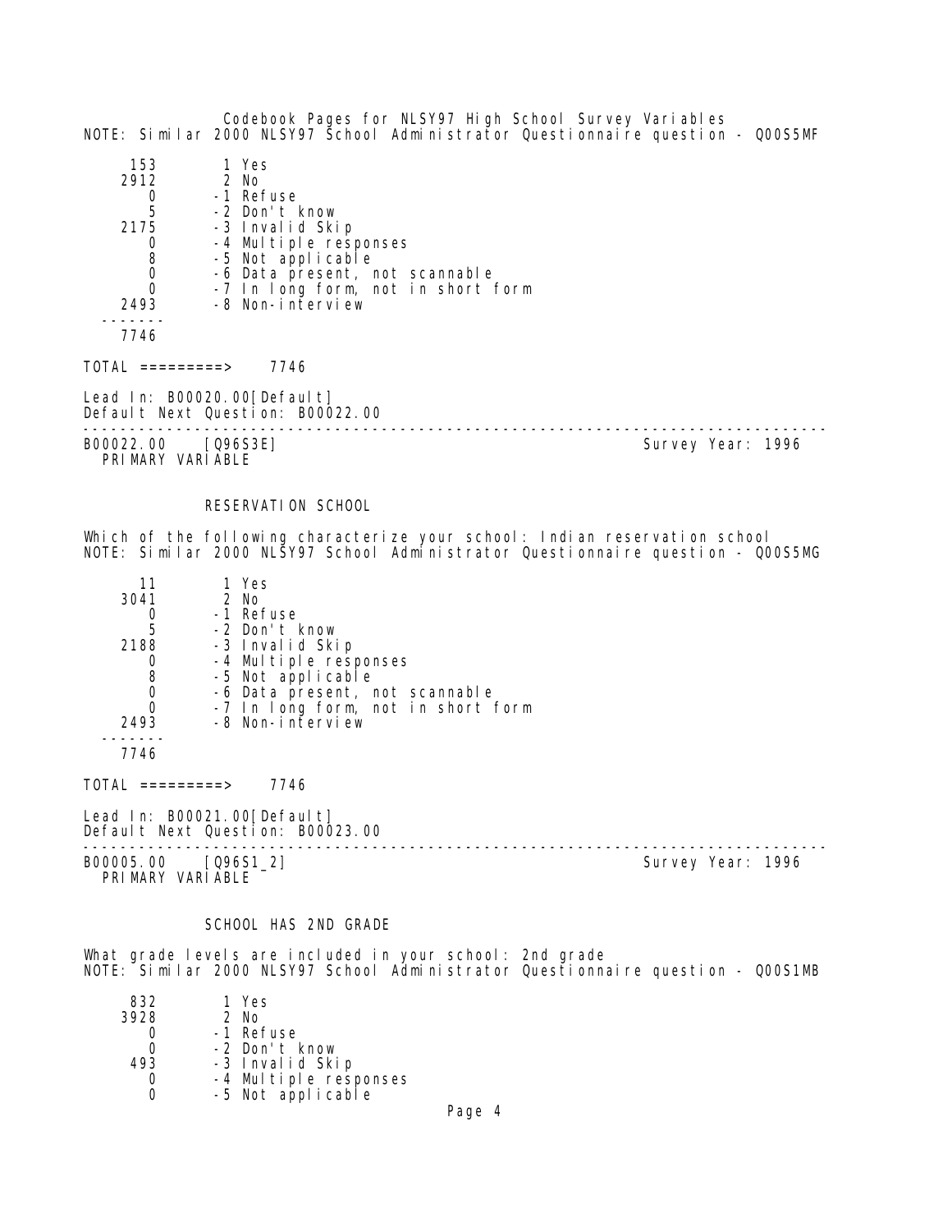NOTE: Similar 2000 NLSY97 School Administrator Questionnaire question - Q00S5MF

| Count | Value |
|---|---|
| 153 | 1 Yes |
| 2912 | 2 No |
| 0 | -1 Refuse |
| 5 | -2 Don't know |
| 2175 | -3 Invalid Skip |
| 0 | -4 Multiple responses |
| 8 | -5 Not applicable |
| 0 | -6 Data present, not scannable |
| 0 | -7 In long form, not in short form |
| 2493 | -8 Non-interview |
| 7746 | |

TOTAL =========> 7746

Lead In: B00020.00[Default]
Default Next Question: B00022.00

---

B00022.00 [Q96S3E] Survey Year: 1996
PRIMARY VARIABLE

### RESERVATION SCHOOL

Which of the following characterize your school: Indian reservation school
NOTE: Similar 2000 NLSY97 School Administrator Questionnaire question - Q00S5MG

| Count | Value |
|---|---|
| 11 | 1 Yes |
| 3041 | 2 No |
| 0 | -1 Refuse |
| 5 | -2 Don't know |
| 2188 | -3 Invalid Skip |
| 0 | -4 Multiple responses |
| 8 | -5 Not applicable |
| 0 | -6 Data present, not scannable |
| 0 | -7 In long form, not in short form |
| 2493 | -8 Non-interview |
| 7746 | |

TOTAL =========> 7746

Lead In: B00021.00[Default]
Default Next Question: B00023.00

---

B00005.00 [Q96S1_2] Survey Year: 1996
PRIMARY VARIABLE

### SCHOOL HAS 2ND GRADE

What grade levels are included in your school: 2nd grade
NOTE: Similar 2000 NLSY97 School Administrator Questionnaire question - Q00S1MB

| Count | Value |
|---|---|
| 832 | 1 Yes |
| 3928 | 2 No |
| 0 | -1 Refuse |
| 0 | -2 Don't know |
| 493 | -3 Invalid Skip |
| 0 | -4 Multiple responses |
| 0 | -5 Not applicable |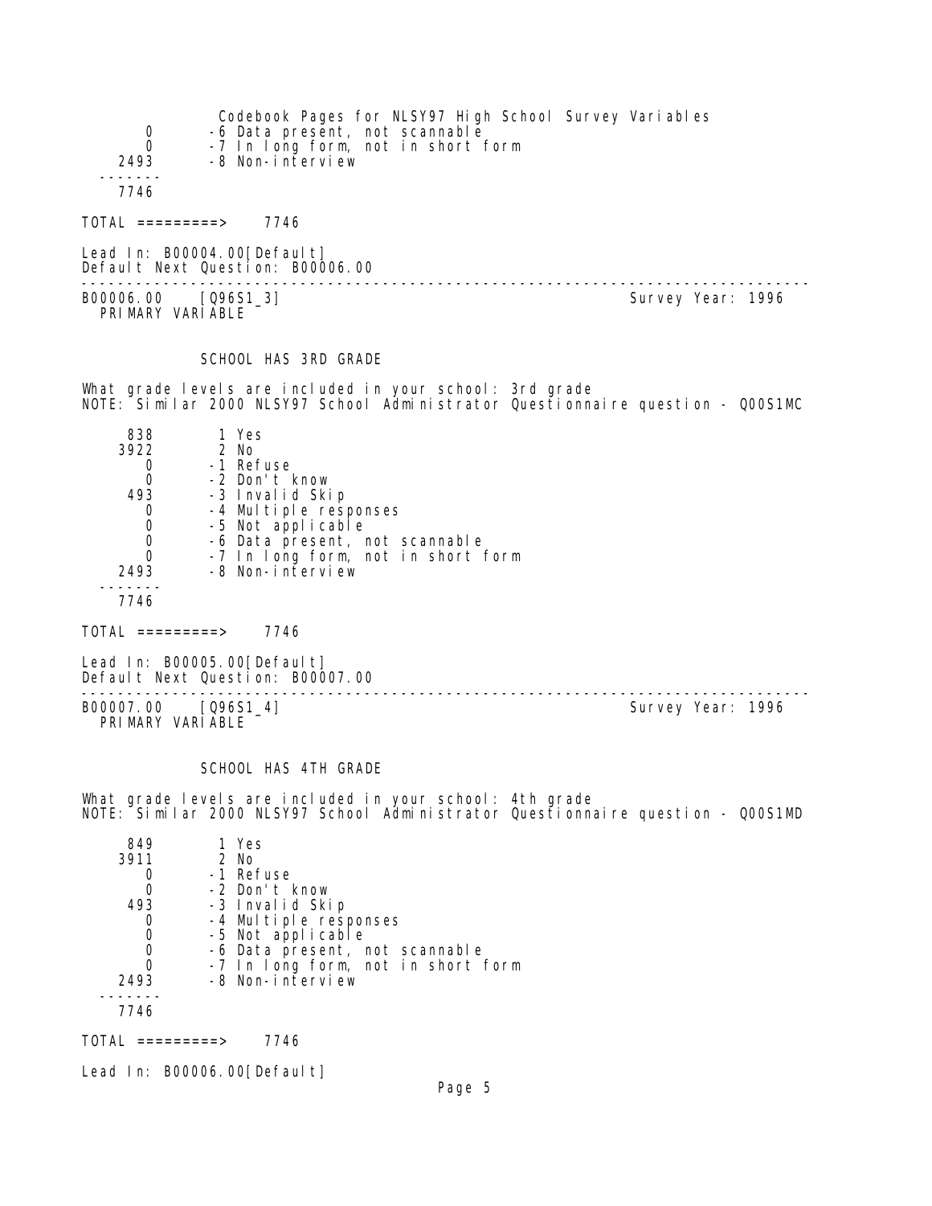| | |
|---|---|
| 0 | -6 Data present, not scannable |
| 0 | -7 In long form, not in short form |
| 2493 | -8 Non-interview |
| ------- | |
| 7746 | |

TOTAL =========> 7746

Lead In: B00004.00[Default]
Default Next Question: B00006.00

---

B00006.00 [Q96S1_3] Survey Year: 1996
PRIMARY VARIABLE

### SCHOOL HAS 3RD GRADE

What grade levels are included in your school: 3rd grade
NOTE: Similar 2000 NLSY97 School Administrator Questionnaire question - Q00S1MC

| | |
|---|---|
| 838 | 1 Yes |
| 3922 | 2 No |
| 0 | -1 Refuse |
| 0 | -2 Don't know |
| 493 | -3 Invalid Skip |
| 0 | -4 Multiple responses |
| 0 | -5 Not applicable |
| 0 | -6 Data present, not scannable |
| 0 | -7 In long form, not in short form |
| 2493 | -8 Non-interview |
| ------- | |
| 7746 | |

TOTAL =========> 7746

Lead In: B00005.00[Default]
Default Next Question: B00007.00

---

B00007.00 [Q96S1_4] Survey Year: 1996
PRIMARY VARIABLE

### SCHOOL HAS 4TH GRADE

What grade levels are included in your school: 4th grade
NOTE: Similar 2000 NLSY97 School Administrator Questionnaire question - Q00S1MD

| | |
|---|---|
| 849 | 1 Yes |
| 3911 | 2 No |
| 0 | -1 Refuse |
| 0 | -2 Don't know |
| 493 | -3 Invalid Skip |
| 0 | -4 Multiple responses |
| 0 | -5 Not applicable |
| 0 | -6 Data present, not scannable |
| 0 | -7 In long form, not in short form |
| 2493 | -8 Non-interview |
| ------- | |
| 7746 | |

TOTAL =========> 7746

Lead In: B00006.00[Default]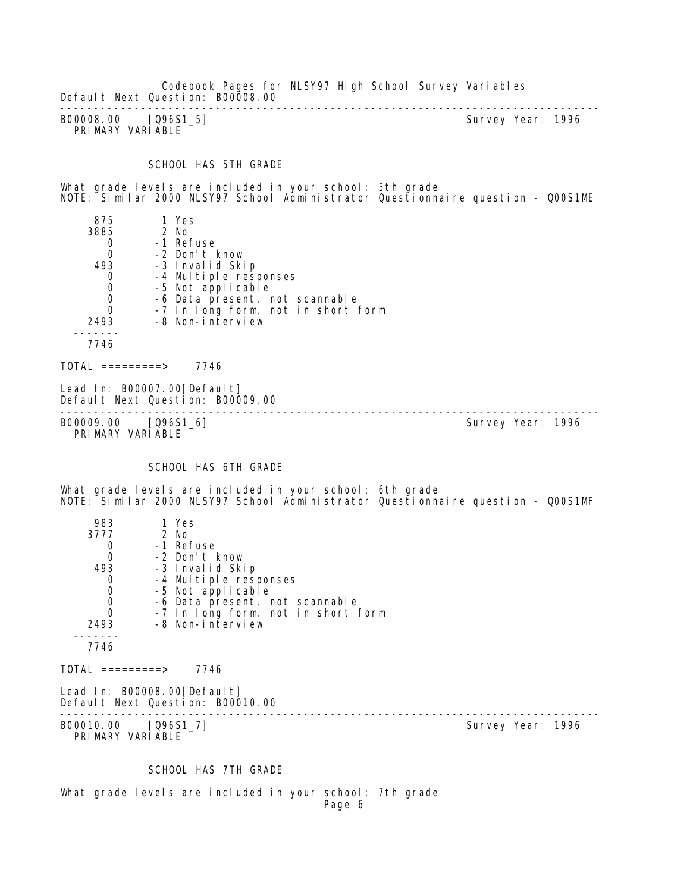Default Next Question: B00008.00

---

B00008.00 [Q96S1_5] Survey Year: 1996
PRIMARY VARIABLE

SCHOOL HAS 5TH GRADE

What grade levels are included in your school: 5th grade
NOTE: Similar 2000 NLSY97 School Administrator Questionnaire question - Q00S1ME

```
     875       1 Yes
    3885       2 No
       0      -1 Refuse
       0      -2 Don't know
     493      -3 Invalid Skip
       0      -4 Multiple responses
       0      -5 Not applicable
       0      -6 Data present, not scannable
       0      -7 In long form, not in short form
    2493      -8 Non-interview
  -------
    7746
```

TOTAL =========> 7746

Lead In: B00007.00[Default]
Default Next Question: B00009.00

---

B00009.00 [Q96S1_6] Survey Year: 1996
PRIMARY VARIABLE

SCHOOL HAS 6TH GRADE

What grade levels are included in your school: 6th grade
NOTE: Similar 2000 NLSY97 School Administrator Questionnaire question - Q00S1MF

```
     983       1 Yes
    3777       2 No
       0      -1 Refuse
       0      -2 Don't know
     493      -3 Invalid Skip
       0      -4 Multiple responses
       0      -5 Not applicable
       0      -6 Data present, not scannable
       0      -7 In long form, not in short form
    2493      -8 Non-interview
  -------
    7746
```

TOTAL =========> 7746

Lead In: B00008.00[Default]
Default Next Question: B00010.00

---

B00010.00 [Q96S1_7] Survey Year: 1996
PRIMARY VARIABLE

SCHOOL HAS 7TH GRADE

What grade levels are included in your school: 7th grade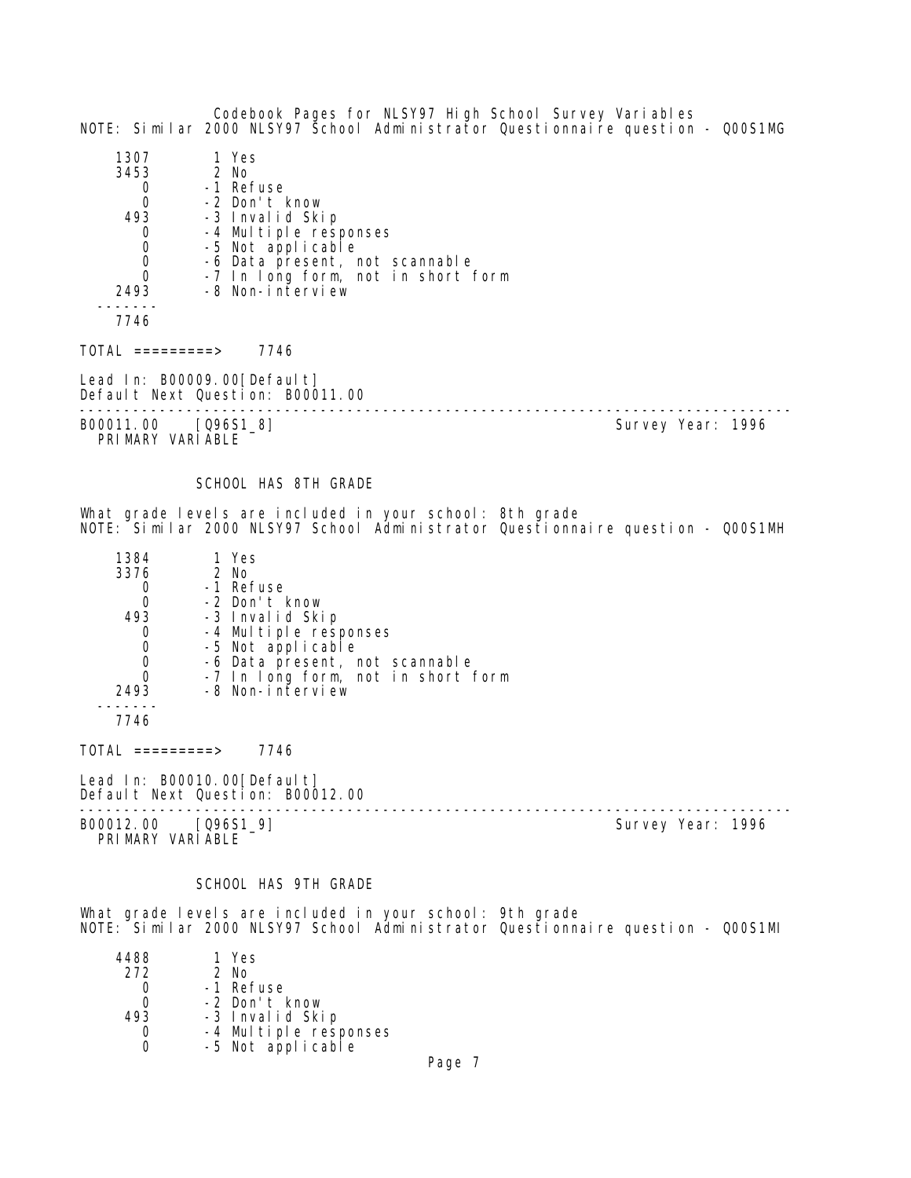NOTE: Similar 2000 NLSY97 School Administrator Questionnaire question - Q00S1MG

```
    1307        1 Yes
    3453        2 No
       0       -1 Refuse
       0       -2 Don't know
     493       -3 Invalid Skip
       0       -4 Multiple responses
       0       -5 Not applicable
       0       -6 Data present, not scannable
       0       -7 In long form, not in short form
    2493       -8 Non-interview
  -------
    7746
```

TOTAL =========> 7746

Lead In: B00009.00[Default]
Default Next Question: B00011.00

---

B00011.00 [Q96S1_8] Survey Year: 1996
PRIMARY VARIABLE

### SCHOOL HAS 8TH GRADE

What grade levels are included in your school: 8th grade
NOTE: Similar 2000 NLSY97 School Administrator Questionnaire question - Q00S1MH

```
    1384        1 Yes
    3376        2 No
       0       -1 Refuse
       0       -2 Don't know
     493       -3 Invalid Skip
       0       -4 Multiple responses
       0       -5 Not applicable
       0       -6 Data present, not scannable
       0       -7 In long form, not in short form
    2493       -8 Non-interview
  -------
    7746
```

TOTAL =========> 7746

Lead In: B00010.00[Default]
Default Next Question: B00012.00

---

B00012.00 [Q96S1_9] Survey Year: 1996
PRIMARY VARIABLE

### SCHOOL HAS 9TH GRADE

What grade levels are included in your school: 9th grade
NOTE: Similar 2000 NLSY97 School Administrator Questionnaire question - Q00S1MI

```
    4488        1 Yes
     272        2 No
       0       -1 Refuse
       0       -2 Don't know
     493       -3 Invalid Skip
       0       -4 Multiple responses
       0       -5 Not applicable
```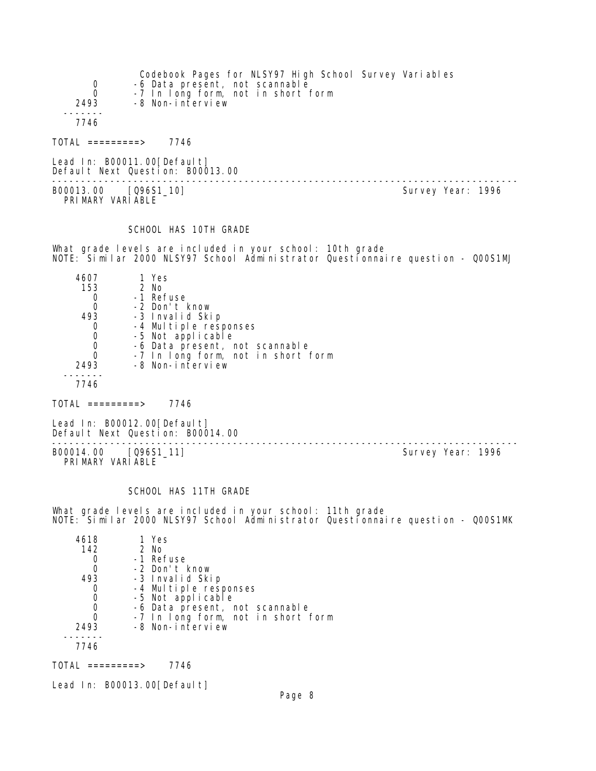```
      0       -6 Data present, not scannable
      0       -7 In long form, not in short form
   2493       -8 Non-interview
  -------
   7746
```

TOTAL =========> 7746

Lead In: B00011.00[Default]
Default Next Question: B00013.00

---

B00013.00 [Q96S1_10] Survey Year: 1996
PRIMARY VARIABLE

SCHOOL HAS 10TH GRADE

What grade levels are included in your school: 10th grade
NOTE: Similar 2000 NLSY97 School Administrator Questionnaire question - Q00S1MJ

```
   4607        1 Yes
    153        2 No
      0       -1 Refuse
      0       -2 Don't know
    493       -3 Invalid Skip
      0       -4 Multiple responses
      0       -5 Not applicable
      0       -6 Data present, not scannable
      0       -7 In long form, not in short form
   2493       -8 Non-interview
  -------
   7746
```

TOTAL =========> 7746

Lead In: B00012.00[Default]
Default Next Question: B00014.00

---

B00014.00 [Q96S1_11] Survey Year: 1996
PRIMARY VARIABLE

SCHOOL HAS 11TH GRADE

What grade levels are included in your school: 11th grade
NOTE: Similar 2000 NLSY97 School Administrator Questionnaire question - Q00S1MK

```
   4618        1 Yes
    142        2 No
      0       -1 Refuse
      0       -2 Don't know
    493       -3 Invalid Skip
      0       -4 Multiple responses
      0       -5 Not applicable
      0       -6 Data present, not scannable
      0       -7 In long form, not in short form
   2493       -8 Non-interview
  -------
   7746
```

TOTAL =========> 7746

Lead In: B00013.00[Default]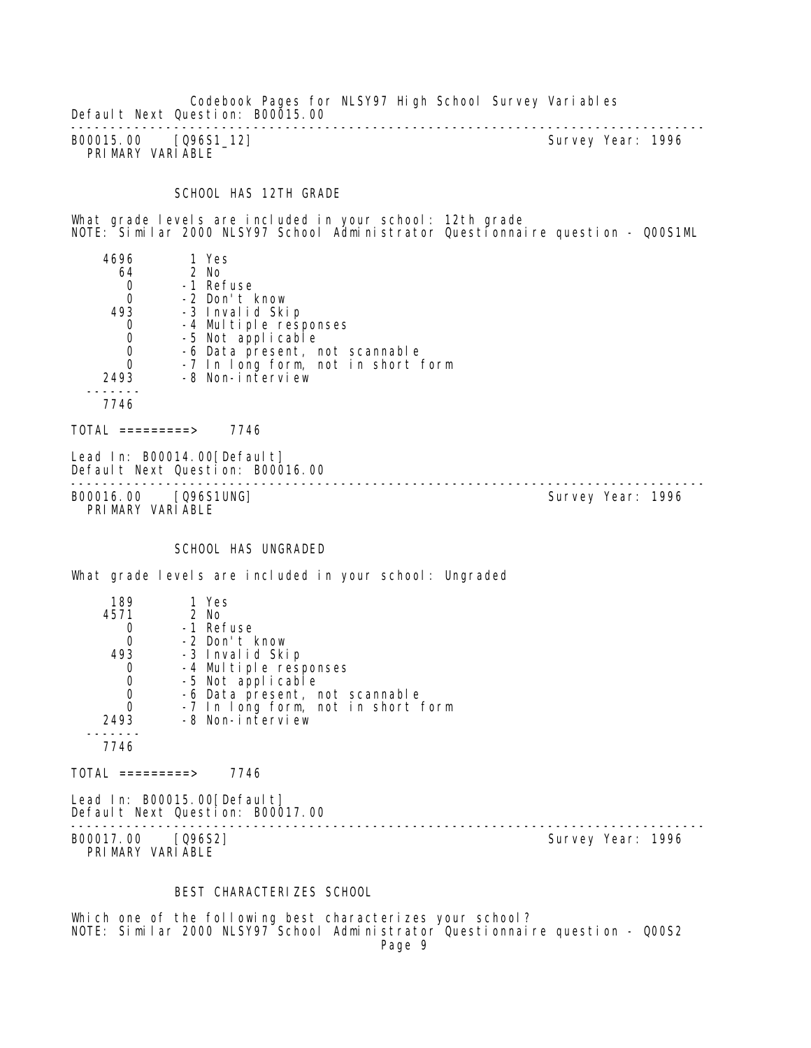Default Next Question: B00015.00

---

B00015.00 [Q96S1_12] Survey Year: 1996
PRIMARY VARIABLE

SCHOOL HAS 12TH GRADE

What grade levels are included in your school: 12th grade
NOTE: Similar 2000 NLSY97 School Administrator Questionnaire question - Q00S1ML

```
    4696        1 Yes
      64        2 No
       0       -1 Refuse
       0       -2 Don't know
     493       -3 Invalid Skip
       0       -4 Multiple responses
       0       -5 Not applicable
       0       -6 Data present, not scannable
       0       -7 In long form, not in short form
    2493       -8 Non-interview
   -------
    7746
```

TOTAL =========> 7746

Lead In: B00014.00[Default]
Default Next Question: B00016.00

---

B00016.00 [Q96S1UNG] Survey Year: 1996
PRIMARY VARIABLE

SCHOOL HAS UNGRADED

What grade levels are included in your school: Ungraded

```
     189        1 Yes
    4571        2 No
       0       -1 Refuse
       0       -2 Don't know
     493       -3 Invalid Skip
       0       -4 Multiple responses
       0       -5 Not applicable
       0       -6 Data present, not scannable
       0       -7 In long form, not in short form
    2493       -8 Non-interview
   -------
    7746
```

TOTAL =========> 7746

Lead In: B00015.00[Default]
Default Next Question: B00017.00

---

B00017.00 [Q96S2] Survey Year: 1996
PRIMARY VARIABLE

BEST CHARACTERIZES SCHOOL

Which one of the following best characterizes your school?
NOTE: Similar 2000 NLSY97 School Administrator Questionnaire question - Q00S2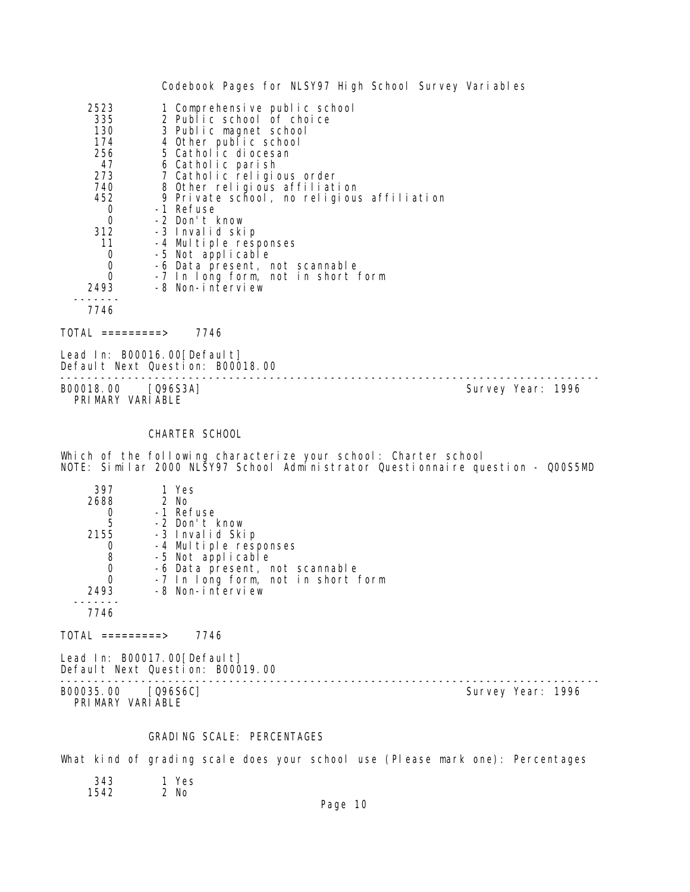| Count | Value | Label |
|---|---|---|
| 2523 | 1 | Comprehensive public school |
| 335 | 2 | Public school of choice |
| 130 | 3 | Public magnet school |
| 174 | 4 | Other public school |
| 256 | 5 | Catholic diocesan |
| 47 | 6 | Catholic parish |
| 273 | 7 | Catholic religious order |
| 740 | 8 | Other religious affiliation |
| 452 | 9 | Private school, no religious affiliation |
| 0 | -1 | Refuse |
| 0 | -2 | Don't know |
| 312 | -3 | Invalid skip |
| 11 | -4 | Multiple responses |
| 0 | -5 | Not applicable |
| 0 | -6 | Data present, not scannable |
| 0 | -7 | In long form, not in short form |
| 2493 | -8 | Non-interview |
| 7746 | | |

TOTAL =========> 7746

Lead In: B00016.00[Default]
Default Next Question: B00018.00

---

B00018.00 [Q96S3A] Survey Year: 1996
PRIMARY VARIABLE

### CHARTER SCHOOL

Which of the following characterize your school: Charter school
NOTE: Similar 2000 NLSY97 School Administrator Questionnaire question - Q00S5MD

| Count | Value | Label |
|---|---|---|
| 397 | 1 | Yes |
| 2688 | 2 | No |
| 0 | -1 | Refuse |
| 5 | -2 | Don't know |
| 2155 | -3 | Invalid Skip |
| 0 | -4 | Multiple responses |
| 8 | -5 | Not applicable |
| 0 | -6 | Data present, not scannable |
| 0 | -7 | In long form, not in short form |
| 2493 | -8 | Non-interview |
| 7746 | | |

TOTAL =========> 7746

Lead In: B00017.00[Default]
Default Next Question: B00019.00

---

B00035.00 [Q96S6C] Survey Year: 1996
PRIMARY VARIABLE

### GRADING SCALE: PERCENTAGES

What kind of grading scale does your school use (Please mark one): Percentages

| Count | Value | Label |
|---|---|---|
| 343 | 1 | Yes |
| 1542 | 2 | No |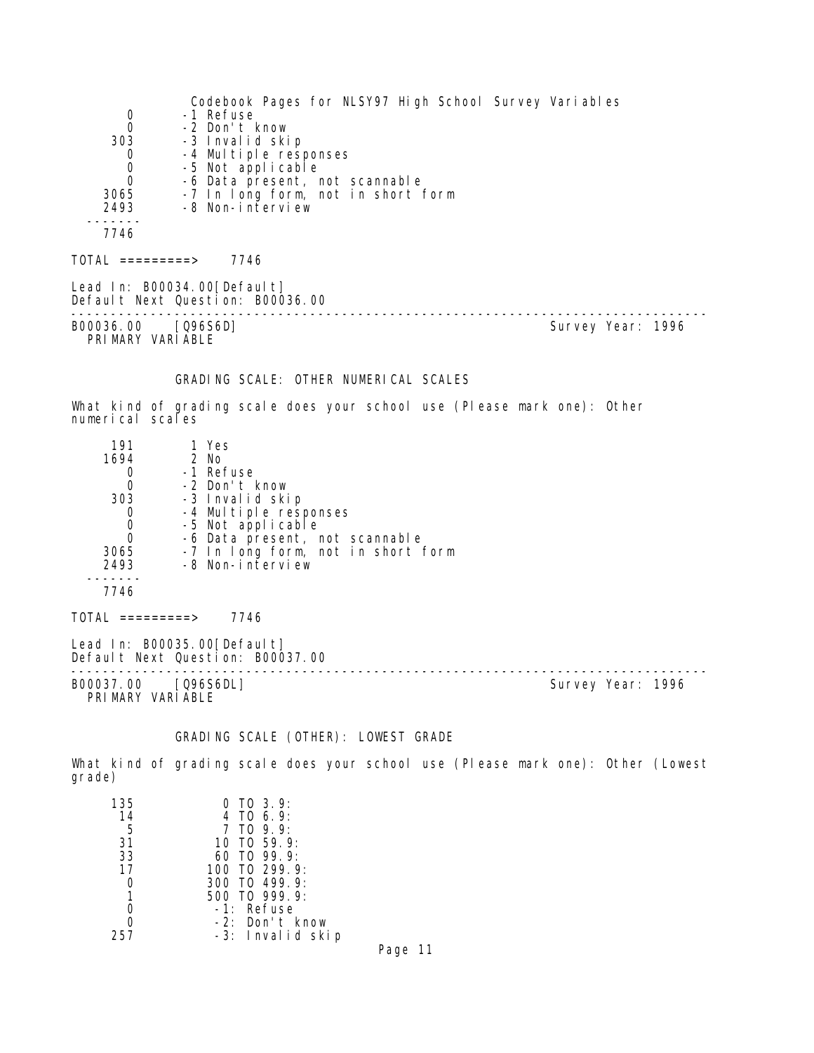| | |
|---|---|
| 0 | -1 Refuse |
| 0 | -2 Don't know |
| 303 | -3 Invalid skip |
| 0 | -4 Multiple responses |
| 0 | -5 Not applicable |
| 0 | -6 Data present, not scannable |
| 3065 | -7 In long form, not in short form |
| 2493 | -8 Non-interview |
| ------- | |
| 7746 | |

TOTAL =========> 7746

Lead In: B00034.00[Default]
Default Next Question: B00036.00

---

B00036.00 [Q96S6D] Survey Year: 1996
PRIMARY VARIABLE

### GRADING SCALE: OTHER NUMERICAL SCALES

What kind of grading scale does your school use (Please mark one): Other numerical scales

| | |
|---|---|
| 191 | 1 Yes |
| 1694 | 2 No |
| 0 | -1 Refuse |
| 0 | -2 Don't know |
| 303 | -3 Invalid skip |
| 0 | -4 Multiple responses |
| 0 | -5 Not applicable |
| 0 | -6 Data present, not scannable |
| 3065 | -7 In long form, not in short form |
| 2493 | -8 Non-interview |
| ------- | |
| 7746 | |

TOTAL =========> 7746

Lead In: B00035.00[Default]
Default Next Question: B00037.00

---

B00037.00 [Q96S6DL] Survey Year: 1996
PRIMARY VARIABLE

### GRADING SCALE (OTHER): LOWEST GRADE

What kind of grading scale does your school use (Please mark one): Other (Lowest grade)

| | |
|---|---|
| 135 | 0 TO 3.9: |
| 14 | 4 TO 6.9: |
| 5 | 7 TO 9.9: |
| 31 | 10 TO 59.9: |
| 33 | 60 TO 99.9: |
| 17 | 100 TO 299.9: |
| 0 | 300 TO 499.9: |
| 1 | 500 TO 999.9: |
| 0 | -1: Refuse |
| 0 | -2: Don't know |
| 257 | -3: Invalid skip |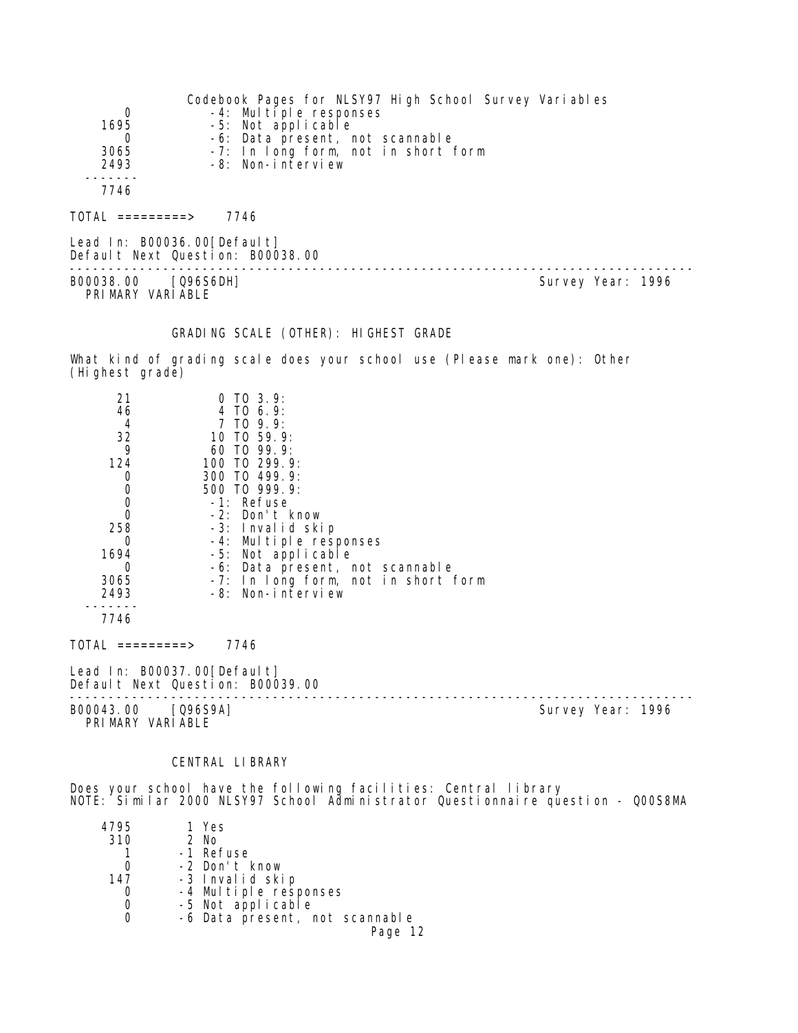| | |
|---|---|
| 0 | -4: Multiple responses |
| 1695 | -5: Not applicable |
| 0 | -6: Data present, not scannable |
| 3065 | -7: In long form, not in short form |
| 2493 | -8: Non-interview |
| ------- | |
| 7746 | |

TOTAL =========> 7746

Lead In: B00036.00[Default]
Default Next Question: B00038.00

---

B00038.00 [Q96S6DH] Survey Year: 1996
PRIMARY VARIABLE

GRADING SCALE (OTHER): HIGHEST GRADE

What kind of grading scale does your school use (Please mark one): Other (Highest grade)

| | |
|---|---|
| 21 | 0 TO 3.9: |
| 46 | 4 TO 6.9: |
| 4 | 7 TO 9.9: |
| 32 | 10 TO 59.9: |
| 9 | 60 TO 99.9: |
| 124 | 100 TO 299.9: |
| 0 | 300 TO 499.9: |
| 0 | 500 TO 999.9: |
| 0 | -1: Refuse |
| 0 | -2: Don't know |
| 258 | -3: Invalid skip |
| 0 | -4: Multiple responses |
| 1694 | -5: Not applicable |
| 0 | -6: Data present, not scannable |
| 3065 | -7: In long form, not in short form |
| 2493 | -8: Non-interview |
| ------- | |
| 7746 | |

TOTAL =========> 7746

Lead In: B00037.00[Default]
Default Next Question: B00039.00

---

B00043.00 [Q96S9A] Survey Year: 1996
PRIMARY VARIABLE

CENTRAL LIBRARY

Does your school have the following facilities: Central library
NOTE: Similar 2000 NLSY97 School Administrator Questionnaire question - Q00S8MA

| | |
|---|---|
| 4795 | 1 Yes |
| 310 | 2 No |
| 1 | -1 Refuse |
| 0 | -2 Don't know |
| 147 | -3 Invalid skip |
| 0 | -4 Multiple responses |
| 0 | -5 Not applicable |
| 0 | -6 Data present, not scannable |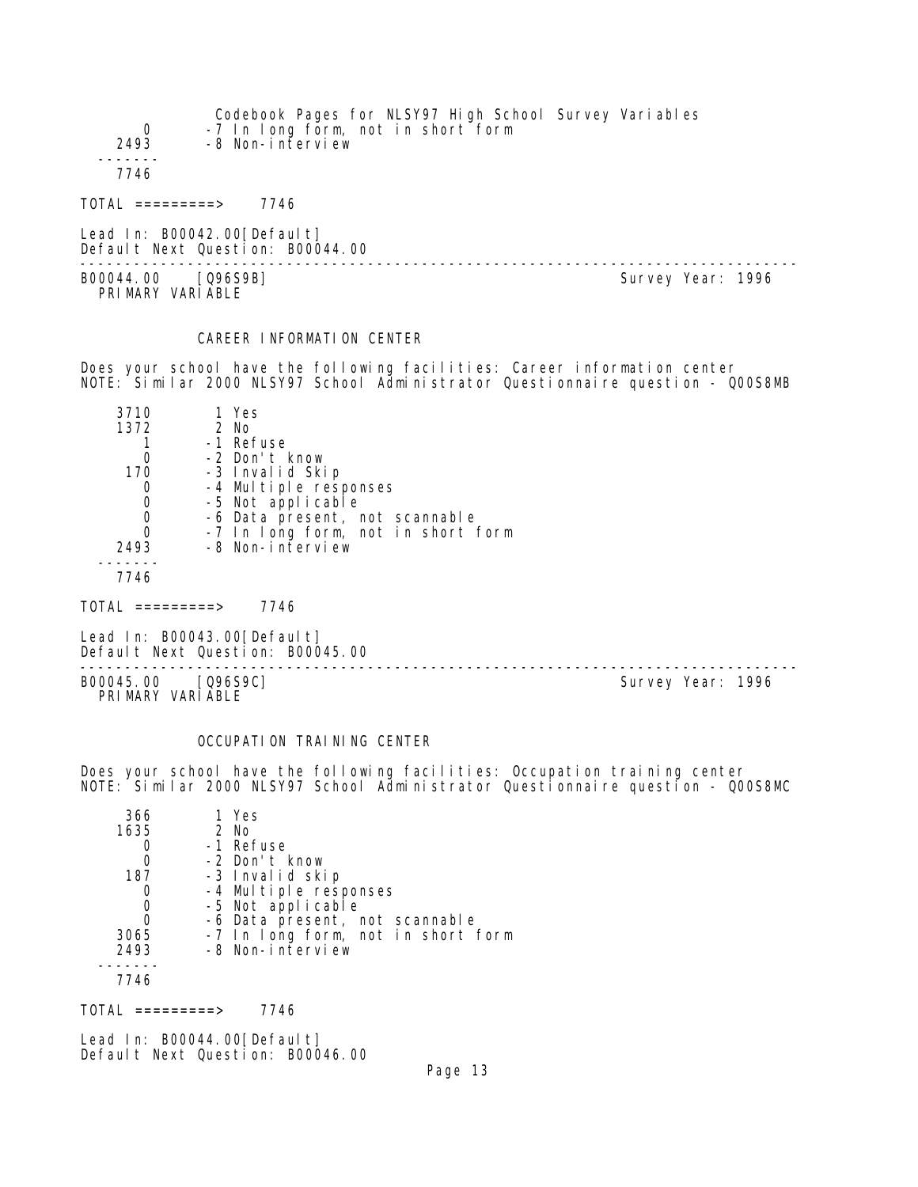| | |
|---|---|
| 0 | -7 In long form, not in short form |
| 2493 | -8 Non-interview |
| ------- | |
| 7746 | |

TOTAL =========> 7746

Lead In: B00042.00[Default]
Default Next Question: B00044.00

---

B00044.00 [Q96S9B] Survey Year: 1996
PRIMARY VARIABLE

### CAREER INFORMATION CENTER

Does your school have the following facilities: Career information center
NOTE: Similar 2000 NLSY97 School Administrator Questionnaire question - Q00S8MB

| | |
|---|---|
| 3710 | 1 Yes |
| 1372 | 2 No |
| 1 | -1 Refuse |
| 0 | -2 Don't know |
| 170 | -3 Invalid Skip |
| 0 | -4 Multiple responses |
| 0 | -5 Not applicable |
| 0 | -6 Data present, not scannable |
| 0 | -7 In long form, not in short form |
| 2493 | -8 Non-interview |
| ------- | |
| 7746 | |

TOTAL =========> 7746

Lead In: B00043.00[Default]
Default Next Question: B00045.00

---

B00045.00 [Q96S9C] Survey Year: 1996
PRIMARY VARIABLE

### OCCUPATION TRAINING CENTER

Does your school have the following facilities: Occupation training center
NOTE: Similar 2000 NLSY97 School Administrator Questionnaire question - Q00S8MC

| | |
|---|---|
| 366 | 1 Yes |
| 1635 | 2 No |
| 0 | -1 Refuse |
| 0 | -2 Don't know |
| 187 | -3 Invalid skip |
| 0 | -4 Multiple responses |
| 0 | -5 Not applicable |
| 0 | -6 Data present, not scannable |
| 3065 | -7 In long form, not in short form |
| 2493 | -8 Non-interview |
| ------- | |
| 7746 | |

TOTAL =========> 7746

Lead In: B00044.00[Default]
Default Next Question: B00046.00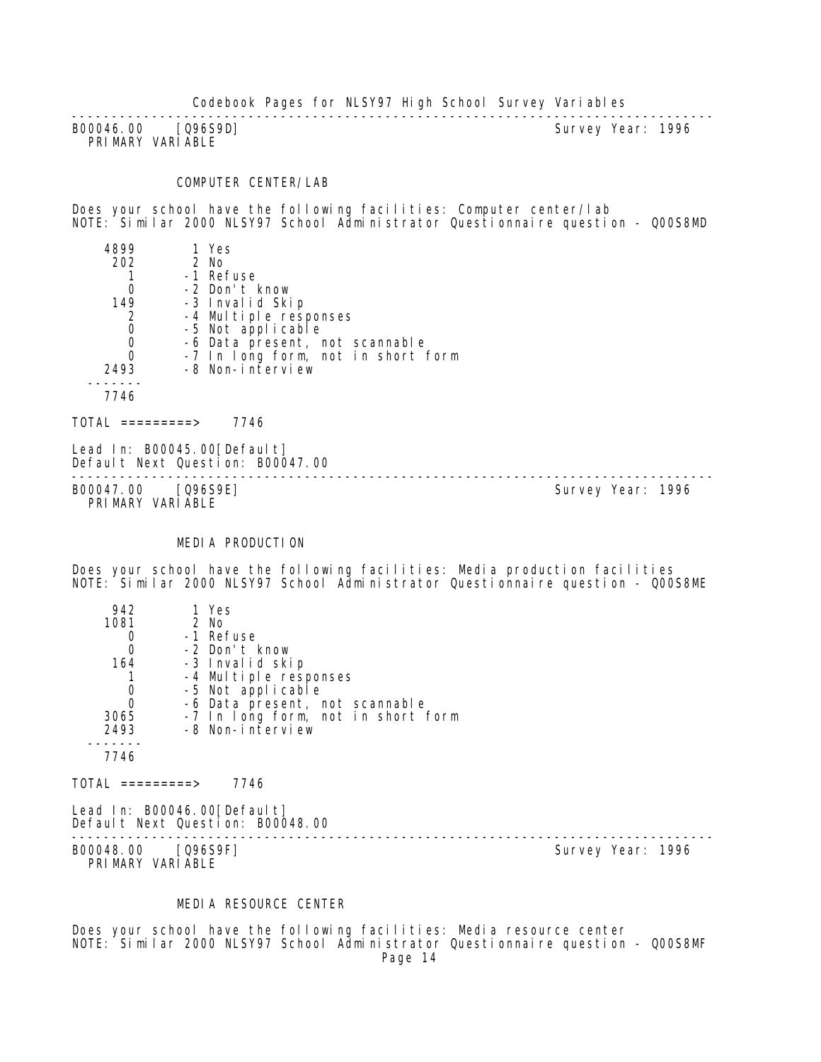---

B00046.00 [Q96S9D] Survey Year: 1996
PRIMARY VARIABLE

### COMPUTER CENTER/LAB

Does your school have the following facilities: Computer center/lab
NOTE: Similar 2000 NLSY97 School Administrator Questionnaire question - Q00S8MD

| Count | Code | Label |
|---|---|---|
| 4899 | 1 | Yes |
| 202 | 2 | No |
| 1 | -1 | Refuse |
| 0 | -2 | Don't know |
| 149 | -3 | Invalid Skip |
| 2 | -4 | Multiple responses |
| 0 | -5 | Not applicable |
| 0 | -6 | Data present, not scannable |
| 0 | -7 | In long form, not in short form |
| 2493 | -8 | Non-interview |
| 7746 | | |

TOTAL =========> 7746

Lead In: B00045.00[Default]
Default Next Question: B00047.00

---

B00047.00 [Q96S9E] Survey Year: 1996
PRIMARY VARIABLE

### MEDIA PRODUCTION

Does your school have the following facilities: Media production facilities
NOTE: Similar 2000 NLSY97 School Administrator Questionnaire question - Q00S8ME

| Count | Code | Label |
|---|---|---|
| 942 | 1 | Yes |
| 1081 | 2 | No |
| 0 | -1 | Refuse |
| 0 | -2 | Don't know |
| 164 | -3 | Invalid skip |
| 1 | -4 | Multiple responses |
| 0 | -5 | Not applicable |
| 0 | -6 | Data present, not scannable |
| 3065 | -7 | In long form, not in short form |
| 2493 | -8 | Non-interview |
| 7746 | | |

TOTAL =========> 7746

Lead In: B00046.00[Default]
Default Next Question: B00048.00

---

B00048.00 [Q96S9F] Survey Year: 1996
PRIMARY VARIABLE

### MEDIA RESOURCE CENTER

Does your school have the following facilities: Media resource center
NOTE: Similar 2000 NLSY97 School Administrator Questionnaire question - Q00S8MF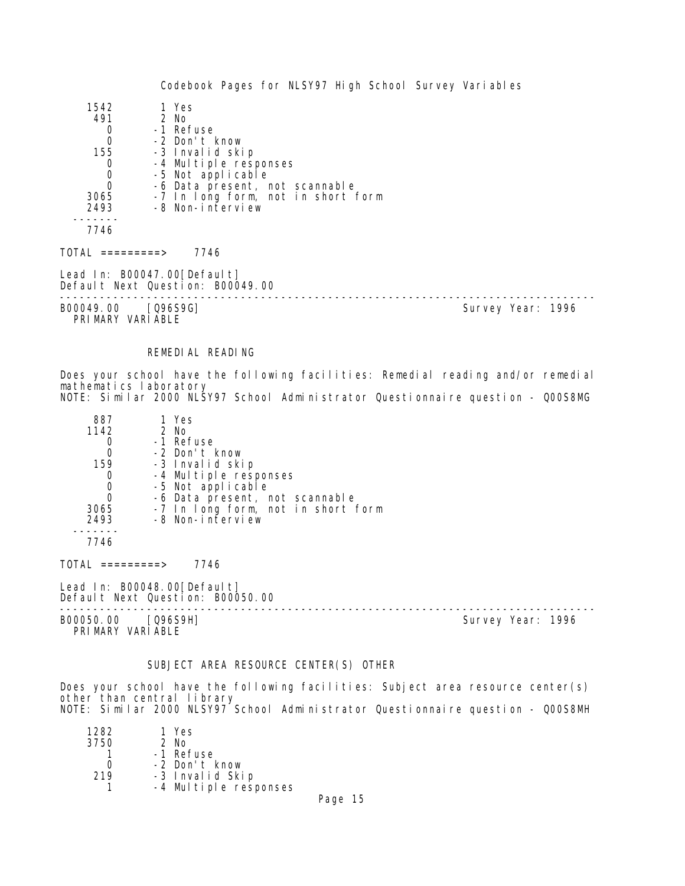| Count | Value | Label |
|---|---|---|
| 1542 | 1 | Yes |
| 491 | 2 | No |
| 0 | -1 | Refuse |
| 0 | -2 | Don't know |
| 155 | -3 | Invalid skip |
| 0 | -4 | Multiple responses |
| 0 | -5 | Not applicable |
| 0 | -6 | Data present, not scannable |
| 3065 | -7 | In long form, not in short form |
| 2493 | -8 | Non-interview |
| 7746 | | |

TOTAL =========> 7746

Lead In: B00047.00[Default]
Default Next Question: B00049.00

---

B00049.00 [Q96S9G] Survey Year: 1996
PRIMARY VARIABLE

### REMEDIAL READING

Does your school have the following facilities: Remedial reading and/or remedial mathematics laboratory
NOTE: Similar 2000 NLSY97 School Administrator Questionnaire question - Q00S8MG

| Count | Value | Label |
|---|---|---|
| 887 | 1 | Yes |
| 1142 | 2 | No |
| 0 | -1 | Refuse |
| 0 | -2 | Don't know |
| 159 | -3 | Invalid skip |
| 0 | -4 | Multiple responses |
| 0 | -5 | Not applicable |
| 0 | -6 | Data present, not scannable |
| 3065 | -7 | In long form, not in short form |
| 2493 | -8 | Non-interview |
| 7746 | | |

TOTAL =========> 7746

Lead In: B00048.00[Default]
Default Next Question: B00050.00

---

B00050.00 [Q96S9H] Survey Year: 1996
PRIMARY VARIABLE

### SUBJECT AREA RESOURCE CENTER(S) OTHER

Does your school have the following facilities: Subject area resource center(s) other than central library
NOTE: Similar 2000 NLSY97 School Administrator Questionnaire question - Q00S8MH

| Count | Value | Label |
|---|---|---|
| 1282 | 1 | Yes |
| 3750 | 2 | No |
| 1 | -1 | Refuse |
| 0 | -2 | Don't know |
| 219 | -3 | Invalid Skip |
| 1 | -4 | Multiple responses |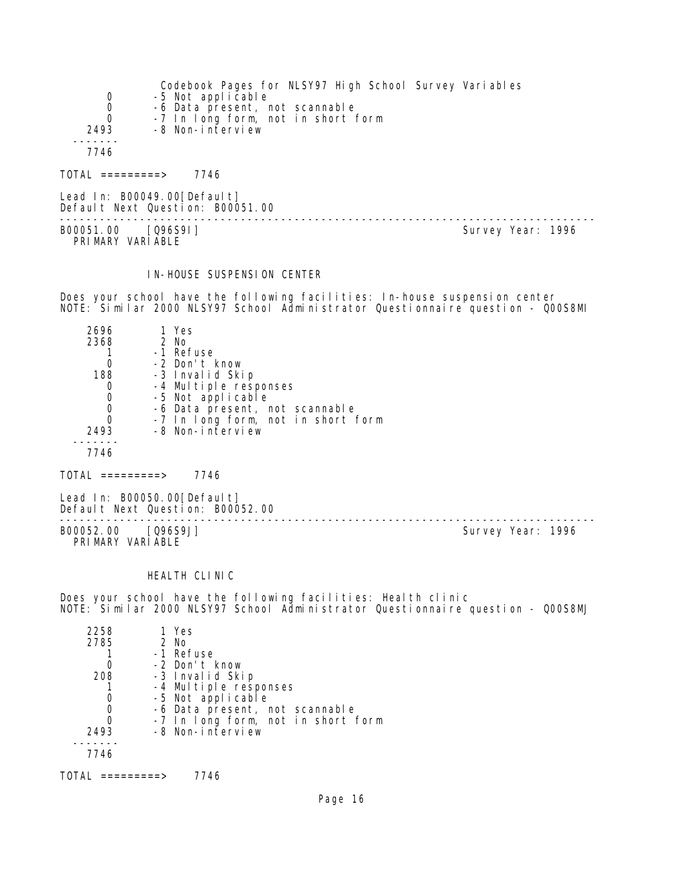Codebook Pages for NLSY97 High School Survey Variables

```
       0       -5 Not applicable
       0       -6 Data present, not scannable
       0       -7 In long form, not in short form
    2493       -8 Non-interview
  -------
    7746

TOTAL =========>    7746
```

Lead In: B00049.00[Default]
Default Next Question: B00051.00

---

B00051.00    [Q96S9I]                                                    Survey Year: 1996
PRIMARY VARIABLE

IN-HOUSE SUSPENSION CENTER

Does your school have the following facilities: In-house suspension center
NOTE: Similar 2000 NLSY97 School Administrator Questionnaire question - Q00S8MI

```
    2696        1 Yes
    2368        2 No
       1       -1 Refuse
       0       -2 Don't know
     188       -3 Invalid Skip
       0       -4 Multiple responses
       0       -5 Not applicable
       0       -6 Data present, not scannable
       0       -7 In long form, not in short form
    2493       -8 Non-interview
  -------
    7746

TOTAL =========>    7746
```

Lead In: B00050.00[Default]
Default Next Question: B00052.00

---

B00052.00    [Q96S9J]                                                    Survey Year: 1996
PRIMARY VARIABLE

HEALTH CLINIC

Does your school have the following facilities: Health clinic
NOTE: Similar 2000 NLSY97 School Administrator Questionnaire question - Q00S8MJ

```
    2258        1 Yes
    2785        2 No
       1       -1 Refuse
       0       -2 Don't know
     208       -3 Invalid Skip
       1       -4 Multiple responses
       0       -5 Not applicable
       0       -6 Data present, not scannable
       0       -7 In long form, not in short form
    2493       -8 Non-interview
  -------
    7746

TOTAL =========>    7746
```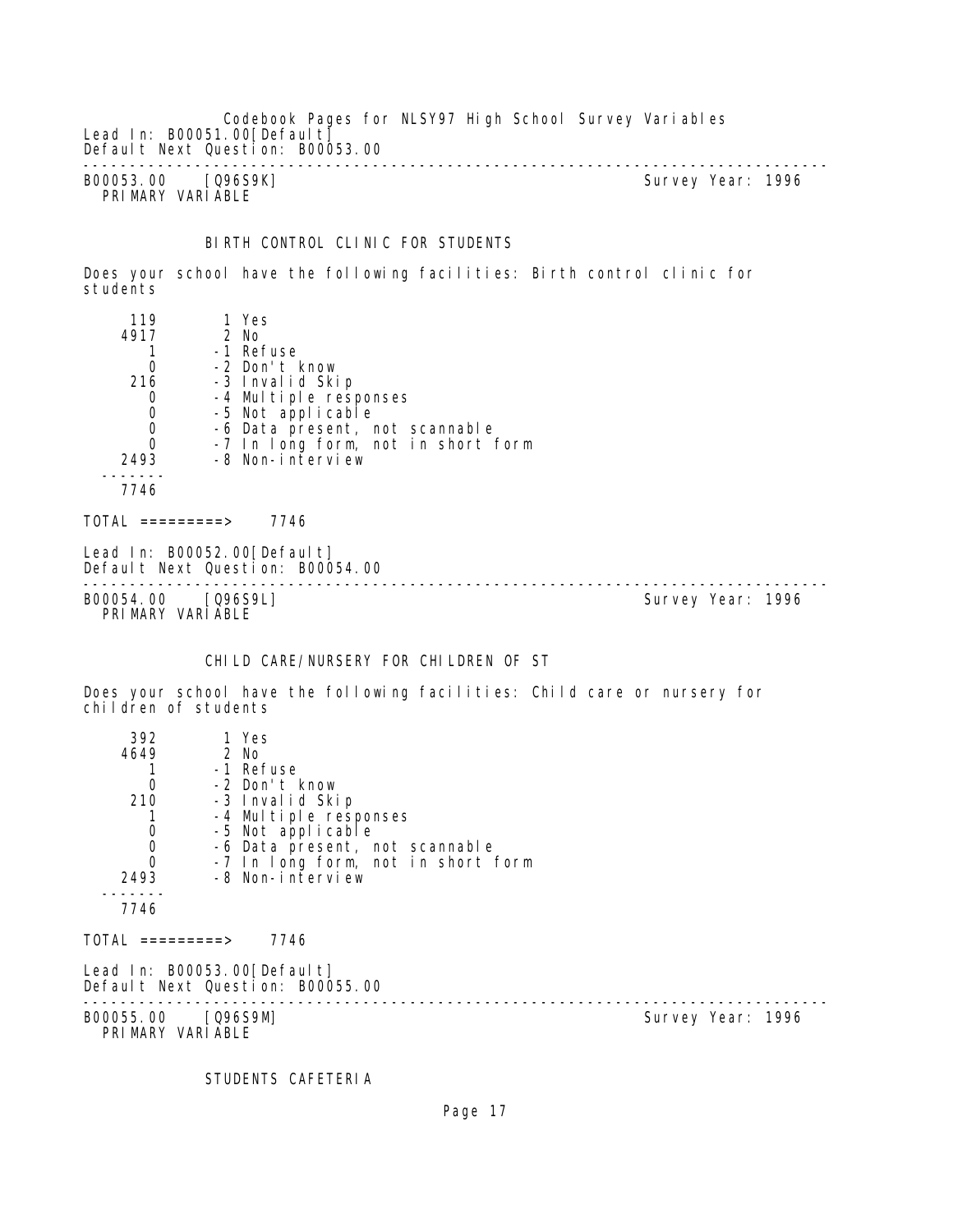Lead In: B00051.00[Default]
Default Next Question: B00053.00

---

B00053.00 [Q96S9K] Survey Year: 1996
PRIMARY VARIABLE

BIRTH CONTROL CLINIC FOR STUDENTS

Does your school have the following facilities: Birth control clinic for students

```
     119        1 Yes
    4917        2 No
       1       -1 Refuse
       0       -2 Don't know
     216       -3 Invalid Skip
       0       -4 Multiple responses
       0       -5 Not applicable
       0       -6 Data present, not scannable
       0       -7 In long form, not in short form
    2493       -8 Non-interview
  -------
    7746
```

TOTAL =========> 7746

Lead In: B00052.00[Default]
Default Next Question: B00054.00

---

B00054.00 [Q96S9L] Survey Year: 1996
PRIMARY VARIABLE

CHILD CARE/NURSERY FOR CHILDREN OF ST

Does your school have the following facilities: Child care or nursery for children of students

```
     392        1 Yes
    4649        2 No
       1       -1 Refuse
       0       -2 Don't know
     210       -3 Invalid Skip
       1       -4 Multiple responses
       0       -5 Not applicable
       0       -6 Data present, not scannable
       0       -7 In long form, not in short form
    2493       -8 Non-interview
  -------
    7746
```

TOTAL =========> 7746

Lead In: B00053.00[Default]
Default Next Question: B00055.00

---

B00055.00 [Q96S9M] Survey Year: 1996
PRIMARY VARIABLE

STUDENTS CAFETERIA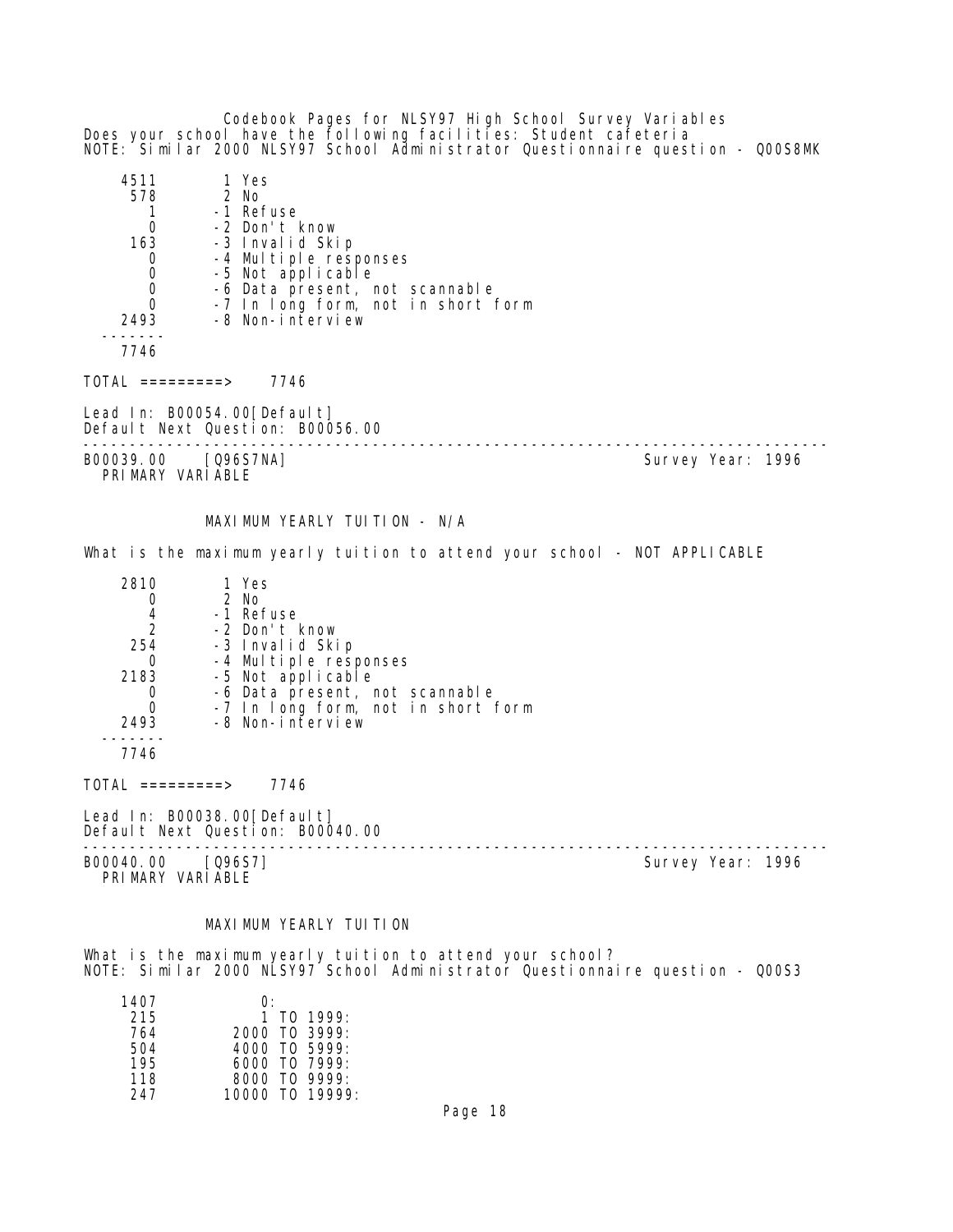Does your school have the following facilities: Student cafeteria
NOTE: Similar 2000 NLSY97 School Administrator Questionnaire question - Q00S8MK

```
    4511        1 Yes
     578        2 No
       1       -1 Refuse
       0       -2 Don't know
     163       -3 Invalid Skip
       0       -4 Multiple responses
       0       -5 Not applicable
       0       -6 Data present, not scannable
       0       -7 In long form, not in short form
    2493       -8 Non-interview
   -------
    7746
```

TOTAL =========> 7746

Lead In: B00054.00[Default]
Default Next Question: B00056.00

---

B00039.00 [Q96S7NA] Survey Year: 1996
PRIMARY VARIABLE

### MAXIMUM YEARLY TUITION - N/A

What is the maximum yearly tuition to attend your school - NOT APPLICABLE

```
    2810        1 Yes
       0        2 No
       4       -1 Refuse
       2       -2 Don't know
     254       -3 Invalid Skip
       0       -4 Multiple responses
    2183       -5 Not applicable
       0       -6 Data present, not scannable
       0       -7 In long form, not in short form
    2493       -8 Non-interview
   -------
    7746
```

TOTAL =========> 7746

Lead In: B00038.00[Default]
Default Next Question: B00040.00

---

B00040.00 [Q96S7] Survey Year: 1996
PRIMARY VARIABLE

### MAXIMUM YEARLY TUITION

What is the maximum yearly tuition to attend your school?
NOTE: Similar 2000 NLSY97 School Administrator Questionnaire question - Q00S3

```
    1407            0:
     215            1 TO 1999:
     764         2000 TO 3999:
     504         4000 TO 5999:
     195         6000 TO 7999:
     118         8000 TO 9999:
     247        10000 TO 19999:
```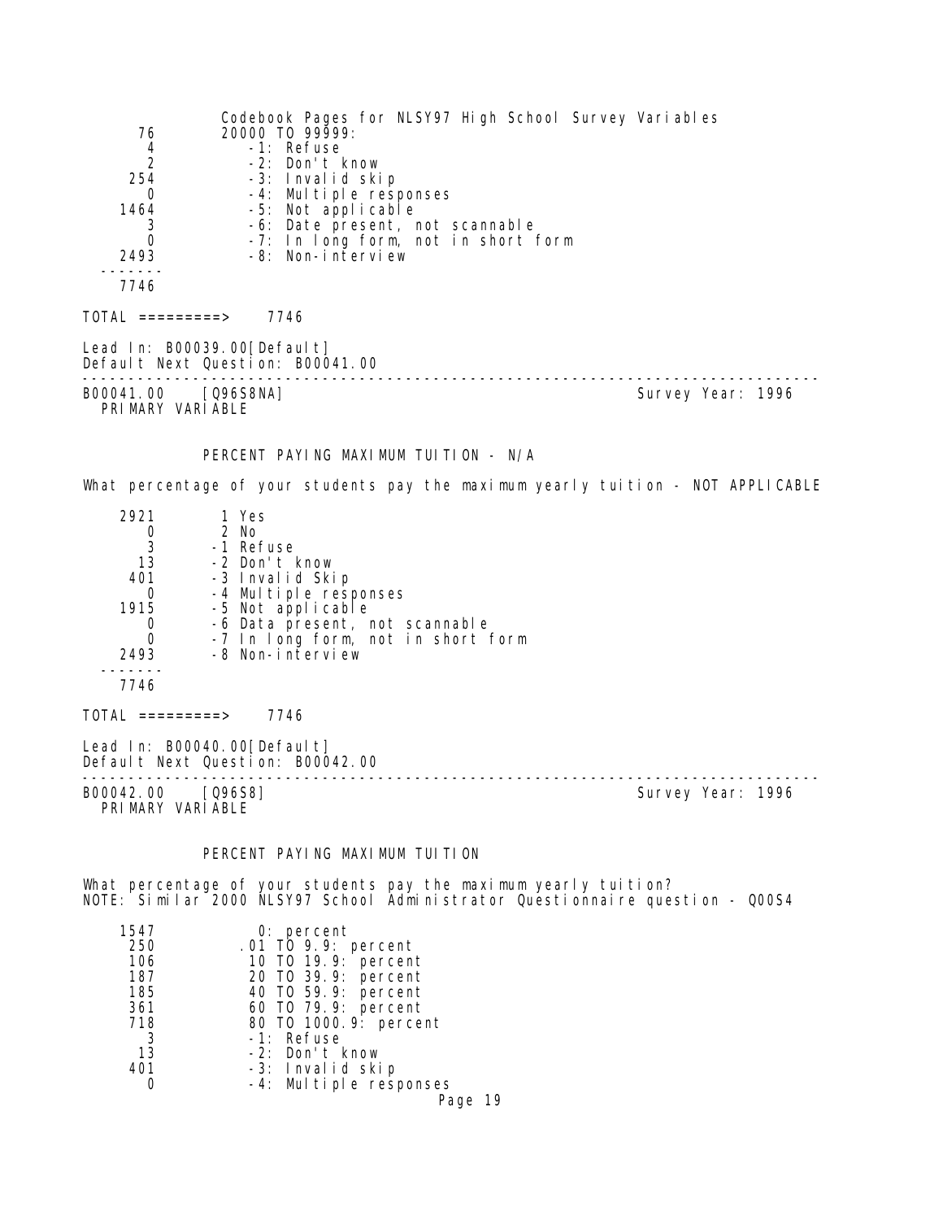| | |
|---|---|
| 76 | 20000 TO 99999: |
| 4 | -1: Refuse |
| 2 | -2: Don't know |
| 254 | -3: Invalid skip |
| 0 | -4: Multiple responses |
| 1464 | -5: Not applicable |
| 3 | -6: Date present, not scannable |
| 0 | -7: In long form, not in short form |
| 2493 | -8: Non-interview |
| 7746 | |

TOTAL =========> 7746

Lead In: B00039.00[Default]
Default Next Question: B00041.00

---

B00041.00 [Q96S8NA] Survey Year: 1996
PRIMARY VARIABLE

PERCENT PAYING MAXIMUM TUITION - N/A

What percentage of your students pay the maximum yearly tuition - NOT APPLICABLE

| | |
|---|---|
| 2921 | 1 Yes |
| 0 | 2 No |
| 3 | -1 Refuse |
| 13 | -2 Don't know |
| 401 | -3 Invalid Skip |
| 0 | -4 Multiple responses |
| 1915 | -5 Not applicable |
| 0 | -6 Data present, not scannable |
| 0 | -7 In long form, not in short form |
| 2493 | -8 Non-interview |
| 7746 | |

TOTAL =========> 7746

Lead In: B00040.00[Default]
Default Next Question: B00042.00

---

B00042.00 [Q96S8] Survey Year: 1996
PRIMARY VARIABLE

PERCENT PAYING MAXIMUM TUITION

What percentage of your students pay the maximum yearly tuition?
NOTE: Similar 2000 NLSY97 School Administrator Questionnaire question - Q00S4

| | |
|---|---|
| 1547 | 0: percent |
| 250 | .01 TO 9.9: percent |
| 106 | 10 TO 19.9: percent |
| 187 | 20 TO 39.9: percent |
| 185 | 40 TO 59.9: percent |
| 361 | 60 TO 79.9: percent |
| 718 | 80 TO 1000.9: percent |
| 3 | -1: Refuse |
| 13 | -2: Don't know |
| 401 | -3: Invalid skip |
| 0 | -4: Multiple responses |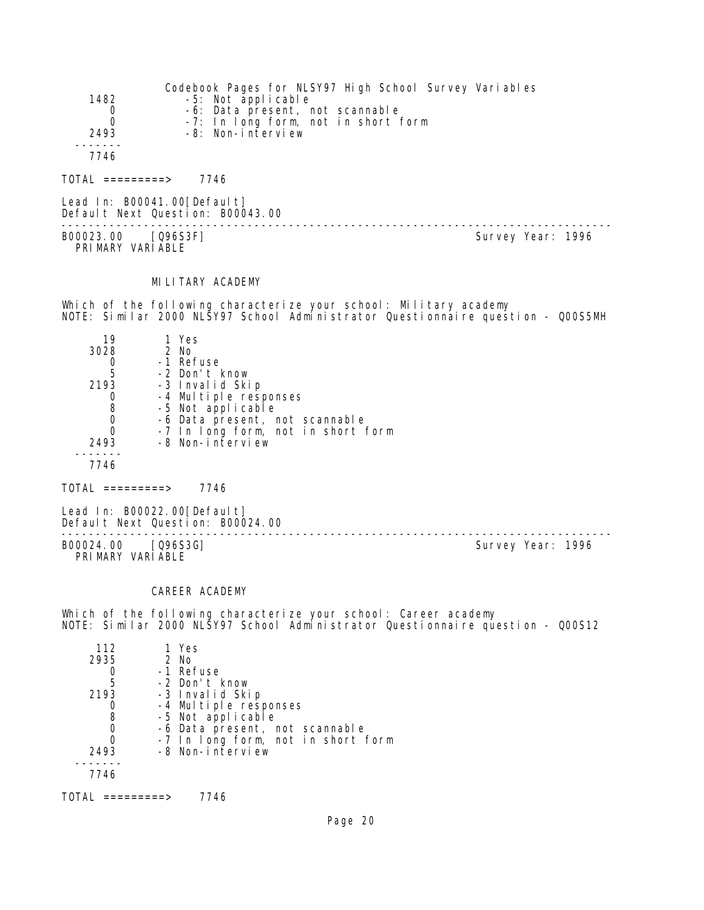| | |
|---|---|
| 1482 | -5: Not applicable |
| 0 | -6: Data present, not scannable |
| 0 | -7: In long form, not in short form |
| 2493 | -8: Non-interview |
| ------- | |
| 7746 | |

TOTAL =========> 7746

Lead In: B00041.00[Default]
Default Next Question: B00043.00

---

B00023.00 [Q96S3F] Survey Year: 1996
PRIMARY VARIABLE

### MILITARY ACADEMY

Which of the following characterize your school: Military academy
NOTE: Similar 2000 NLSY97 School Administrator Questionnaire question - Q00S5MH

| | |
|---|---|
| 19 | 1 Yes |
| 3028 | 2 No |
| 0 | -1 Refuse |
| 5 | -2 Don't know |
| 2193 | -3 Invalid Skip |
| 0 | -4 Multiple responses |
| 8 | -5 Not applicable |
| 0 | -6 Data present, not scannable |
| 0 | -7 In long form, not in short form |
| 2493 | -8 Non-interview |
| ------- | |
| 7746 | |

TOTAL =========> 7746

Lead In: B00022.00[Default]
Default Next Question: B00024.00

---

B00024.00 [Q96S3G] Survey Year: 1996
PRIMARY VARIABLE

### CAREER ACADEMY

Which of the following characterize your school: Career academy
NOTE: Similar 2000 NLSY97 School Administrator Questionnaire question - Q00S12

| | |
|---|---|
| 112 | 1 Yes |
| 2935 | 2 No |
| 0 | -1 Refuse |
| 5 | -2 Don't know |
| 2193 | -3 Invalid Skip |
| 0 | -4 Multiple responses |
| 8 | -5 Not applicable |
| 0 | -6 Data present, not scannable |
| 0 | -7 In long form, not in short form |
| 2493 | -8 Non-interview |
| ------- | |
| 7746 | |

TOTAL =========> 7746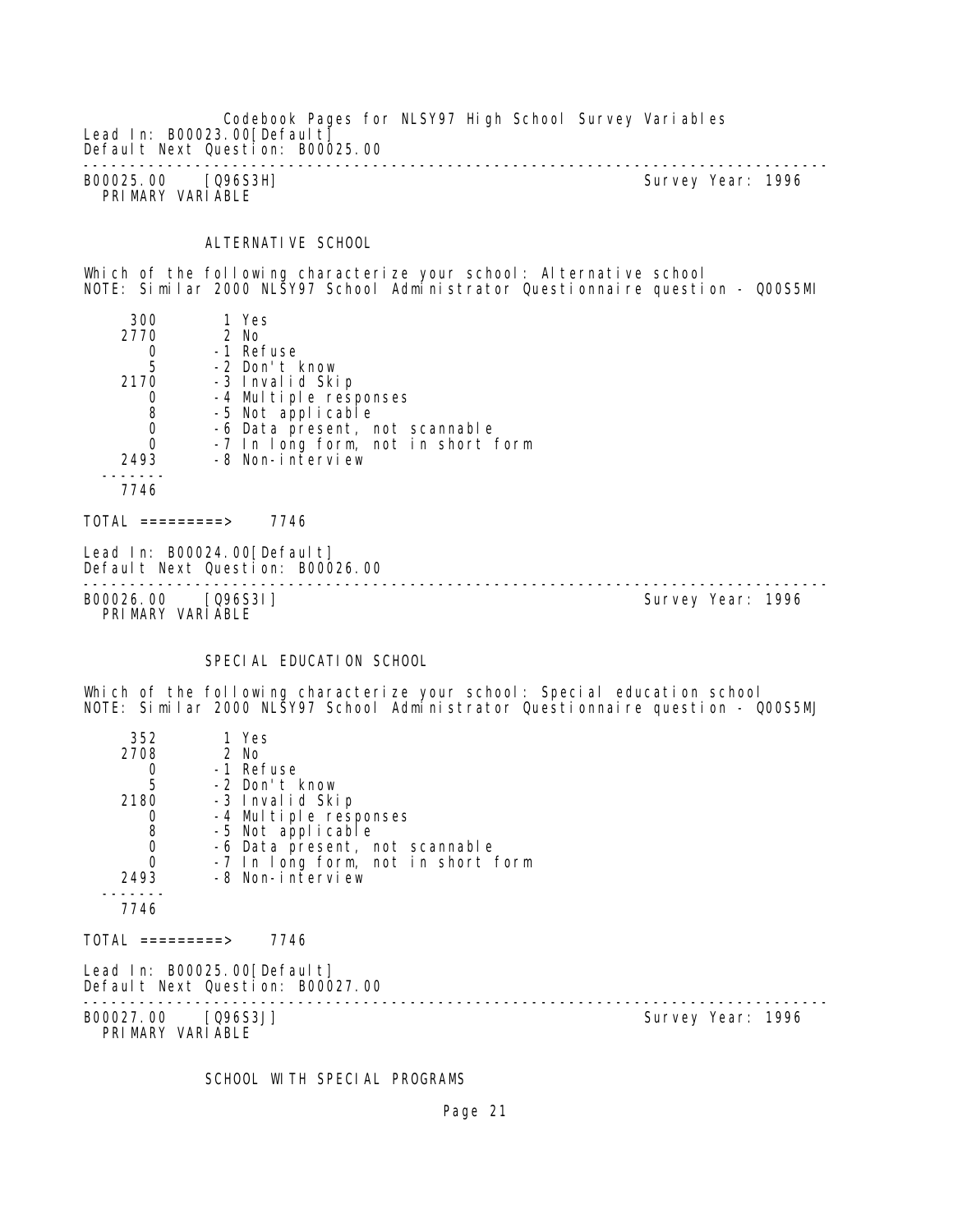Lead In: B00023.00[Default]
Default Next Question: B00025.00

---

B00025.00 [Q96S3H] Survey Year: 1996
PRIMARY VARIABLE

### ALTERNATIVE SCHOOL

Which of the following characterize your school: Alternative school
NOTE: Similar 2000 NLSY97 School Administrator Questionnaire question - Q00S5MI

| Count | Code |
|---|---|
| 300 | 1 Yes |
| 2770 | 2 No |
| 0 | -1 Refuse |
| 5 | -2 Don't know |
| 2170 | -3 Invalid Skip |
| 0 | -4 Multiple responses |
| 8 | -5 Not applicable |
| 0 | -6 Data present, not scannable |
| 0 | -7 In long form, not in short form |
| 2493 | -8 Non-interview |
| 7746 | |

TOTAL =========> 7746

Lead In: B00024.00[Default]
Default Next Question: B00026.00

---

B00026.00 [Q96S3I] Survey Year: 1996
PRIMARY VARIABLE

### SPECIAL EDUCATION SCHOOL

Which of the following characterize your school: Special education school
NOTE: Similar 2000 NLSY97 School Administrator Questionnaire question - Q00S5MJ

| Count | Code |
|---|---|
| 352 | 1 Yes |
| 2708 | 2 No |
| 0 | -1 Refuse |
| 5 | -2 Don't know |
| 2180 | -3 Invalid Skip |
| 0 | -4 Multiple responses |
| 8 | -5 Not applicable |
| 0 | -6 Data present, not scannable |
| 0 | -7 In long form, not in short form |
| 2493 | -8 Non-interview |
| 7746 | |

TOTAL =========> 7746

Lead In: B00025.00[Default]
Default Next Question: B00027.00

---

B00027.00 [Q96S3J] Survey Year: 1996
PRIMARY VARIABLE

### SCHOOL WITH SPECIAL PROGRAMS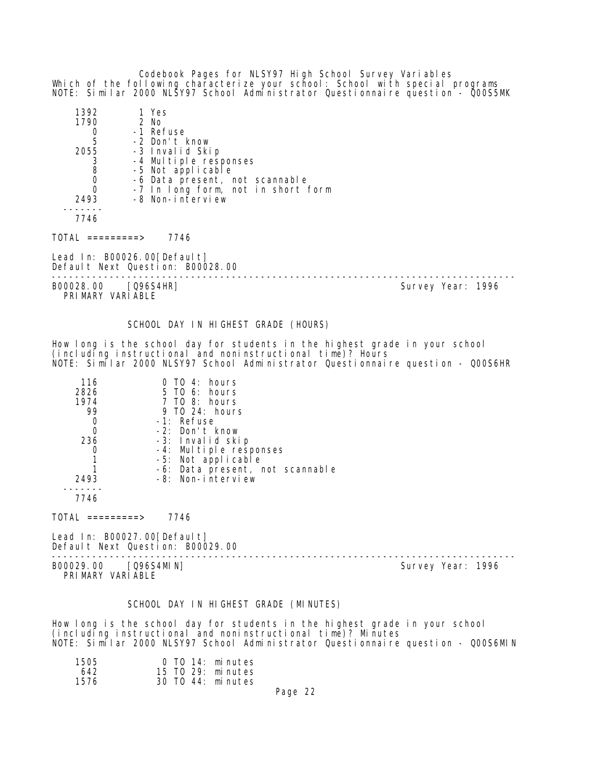Which of the following characterize your school: School with special programs
NOTE: Similar 2000 NLSY97 School Administrator Questionnaire question - Q00S5MK

| Count | Value |
|---|---|
| 1392 | 1 Yes |
| 1790 | 2 No |
| 0 | -1 Refuse |
| 5 | -2 Don't know |
| 2055 | -3 Invalid Skip |
| 3 | -4 Multiple responses |
| 8 | -5 Not applicable |
| 0 | -6 Data present, not scannable |
| 0 | -7 In long form, not in short form |
| 2493 | -8 Non-interview |
| 7746 | |

TOTAL =========> 7746

Lead In: B00026.00[Default]
Default Next Question: B00028.00

---

B00028.00 [Q96S4HR] Survey Year: 1996
PRIMARY VARIABLE

## SCHOOL DAY IN HIGHEST GRADE (HOURS)

How long is the school day for students in the highest grade in your school (including instructional and noninstructional time)? Hours
NOTE: Similar 2000 NLSY97 School Administrator Questionnaire question - Q00S6HR

| Count | Value |
|---|---|
| 116 | 0 TO 4: hours |
| 2826 | 5 TO 6: hours |
| 1974 | 7 TO 8: hours |
| 99 | 9 TO 24: hours |
| 0 | -1: Refuse |
| 0 | -2: Don't know |
| 236 | -3: Invalid skip |
| 0 | -4: Multiple responses |
| 1 | -5: Not applicable |
| 1 | -6: Data present, not scannable |
| 2493 | -8: Non-interview |
| 7746 | |

TOTAL =========> 7746

Lead In: B00027.00[Default]
Default Next Question: B00029.00

---

B00029.00 [Q96S4MIN] Survey Year: 1996
PRIMARY VARIABLE

## SCHOOL DAY IN HIGHEST GRADE (MINUTES)

How long is the school day for students in the highest grade in your school (including instructional and noninstructional time)? Minutes
NOTE: Similar 2000 NLSY97 School Administrator Questionnaire question - Q00S6MIN

| Count | Value |
|---|---|
| 1505 | 0 TO 14: minutes |
| 642 | 15 TO 29: minutes |
| 1576 | 30 TO 44: minutes |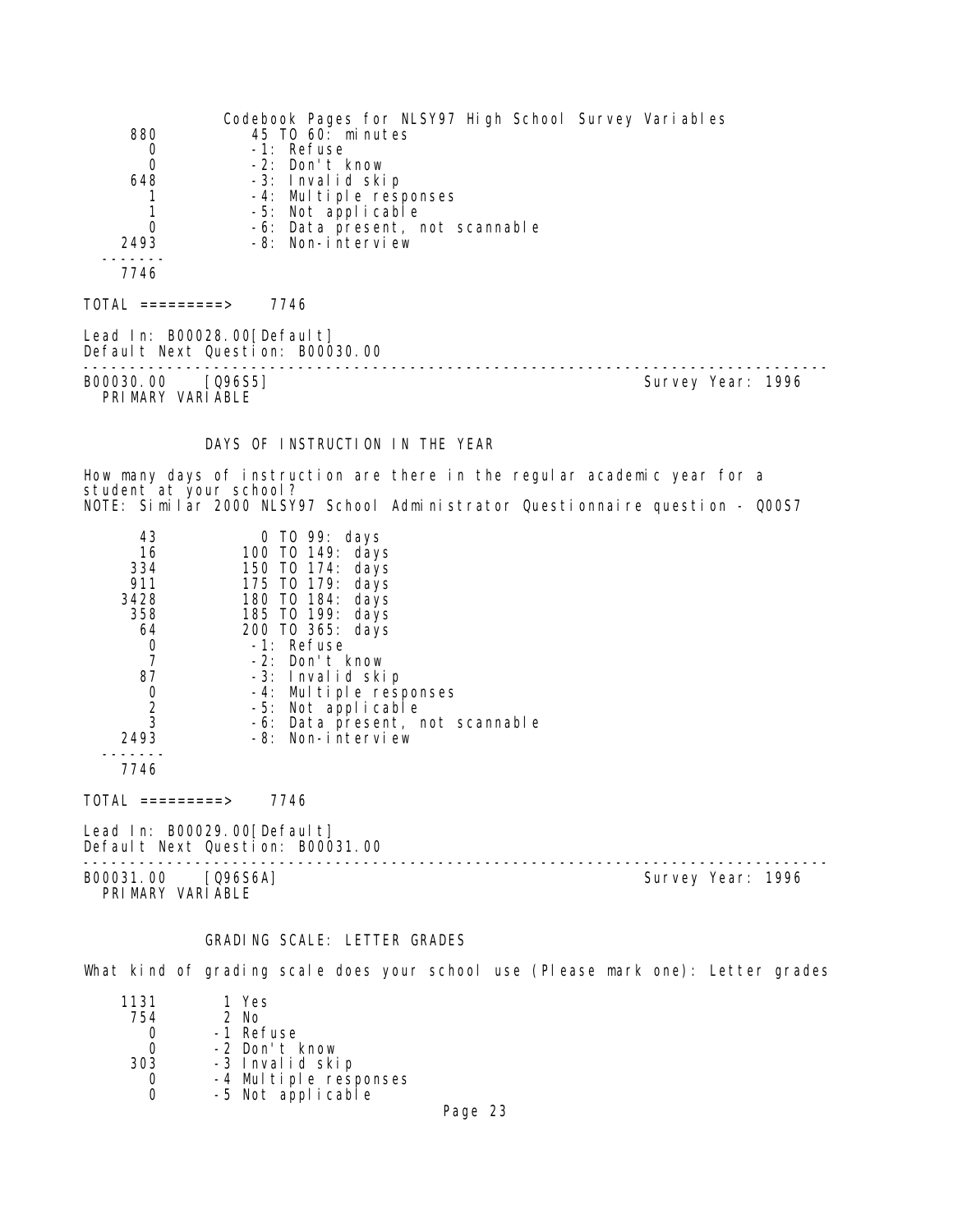| | |
|---|---|
| 880 | 45 TO 60: minutes |
| 0 | -1: Refuse |
| 0 | -2: Don't know |
| 648 | -3: Invalid skip |
| 1 | -4: Multiple responses |
| 1 | -5: Not applicable |
| 0 | -6: Data present, not scannable |
| 2493 | -8: Non-interview |
| 7746 | |

TOTAL =========> 7746

Lead In: B00028.00[Default]
Default Next Question: B00030.00

---

B00030.00 [Q96S5] Survey Year: 1996
PRIMARY VARIABLE

DAYS OF INSTRUCTION IN THE YEAR

How many days of instruction are there in the regular academic year for a student at your school?
NOTE: Similar 2000 NLSY97 School Administrator Questionnaire question - Q00S7

| | |
|---|---|
| 43 | 0 TO 99: days |
| 16 | 100 TO 149: days |
| 334 | 150 TO 174: days |
| 911 | 175 TO 179: days |
| 3428 | 180 TO 184: days |
| 358 | 185 TO 199: days |
| 64 | 200 TO 365: days |
| 0 | -1: Refuse |
| 7 | -2: Don't know |
| 87 | -3: Invalid skip |
| 0 | -4: Multiple responses |
| 2 | -5: Not applicable |
| 3 | -6: Data present, not scannable |
| 2493 | -8: Non-interview |
| 7746 | |

TOTAL =========> 7746

Lead In: B00029.00[Default]
Default Next Question: B00031.00

---

B00031.00 [Q96S6A] Survey Year: 1996
PRIMARY VARIABLE

GRADING SCALE: LETTER GRADES

What kind of grading scale does your school use (Please mark one): Letter grades

| | |
|---|---|
| 1131 | 1 Yes |
| 754 | 2 No |
| 0 | -1 Refuse |
| 0 | -2 Don't know |
| 303 | -3 Invalid skip |
| 0 | -4 Multiple responses |
| 0 | -5 Not applicable |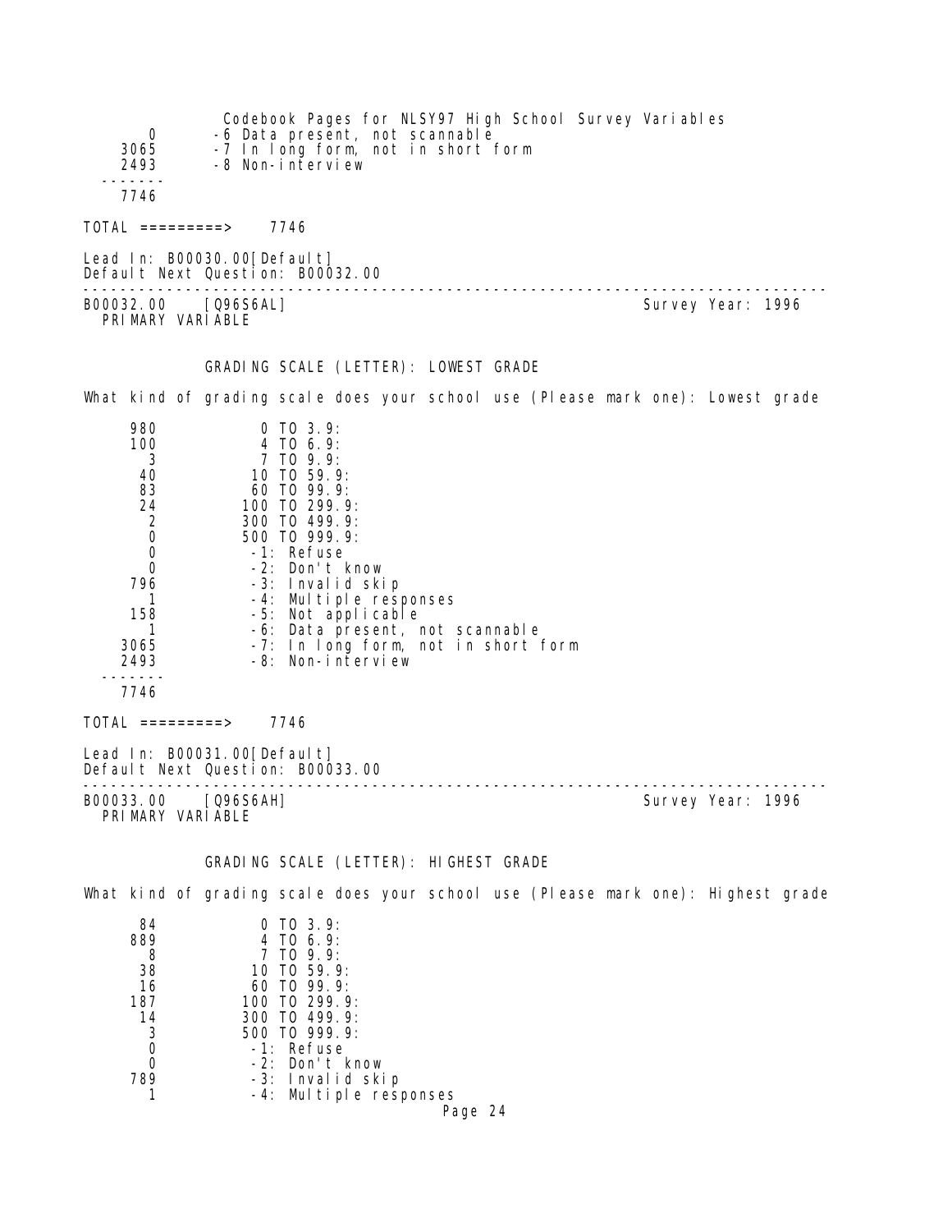| | |
|---|---|
| 0 | -6 Data present, not scannable |
| 3065 | -7 In long form, not in short form |
| 2493 | -8 Non-interview |
| 7746 | |

TOTAL =========> 7746

Lead In: B00030.00[Default]
Default Next Question: B00032.00

---

B00032.00 [Q96S6AL] Survey Year: 1996
PRIMARY VARIABLE

## GRADING SCALE (LETTER): LOWEST GRADE

What kind of grading scale does your school use (Please mark one): Lowest grade

| | |
|---|---|
| 980 | 0 TO 3.9: |
| 100 | 4 TO 6.9: |
| 3 | 7 TO 9.9: |
| 40 | 10 TO 59.9: |
| 83 | 60 TO 99.9: |
| 24 | 100 TO 299.9: |
| 2 | 300 TO 499.9: |
| 0 | 500 TO 999.9: |
| 0 | -1: Refuse |
| 0 | -2: Don't know |
| 796 | -3: Invalid skip |
| 1 | -4: Multiple responses |
| 158 | -5: Not applicable |
| 1 | -6: Data present, not scannable |
| 3065 | -7: In long form, not in short form |
| 2493 | -8: Non-interview |
| 7746 | |

TOTAL =========> 7746

Lead In: B00031.00[Default]
Default Next Question: B00033.00

---

B00033.00 [Q96S6AH] Survey Year: 1996
PRIMARY VARIABLE

## GRADING SCALE (LETTER): HIGHEST GRADE

What kind of grading scale does your school use (Please mark one): Highest grade

| | |
|---|---|
| 84 | 0 TO 3.9: |
| 889 | 4 TO 6.9: |
| 8 | 7 TO 9.9: |
| 38 | 10 TO 59.9: |
| 16 | 60 TO 99.9: |
| 187 | 100 TO 299.9: |
| 14 | 300 TO 499.9: |
| 3 | 500 TO 999.9: |
| 0 | -1: Refuse |
| 0 | -2: Don't know |
| 789 | -3: Invalid skip |
| 1 | -4: Multiple responses |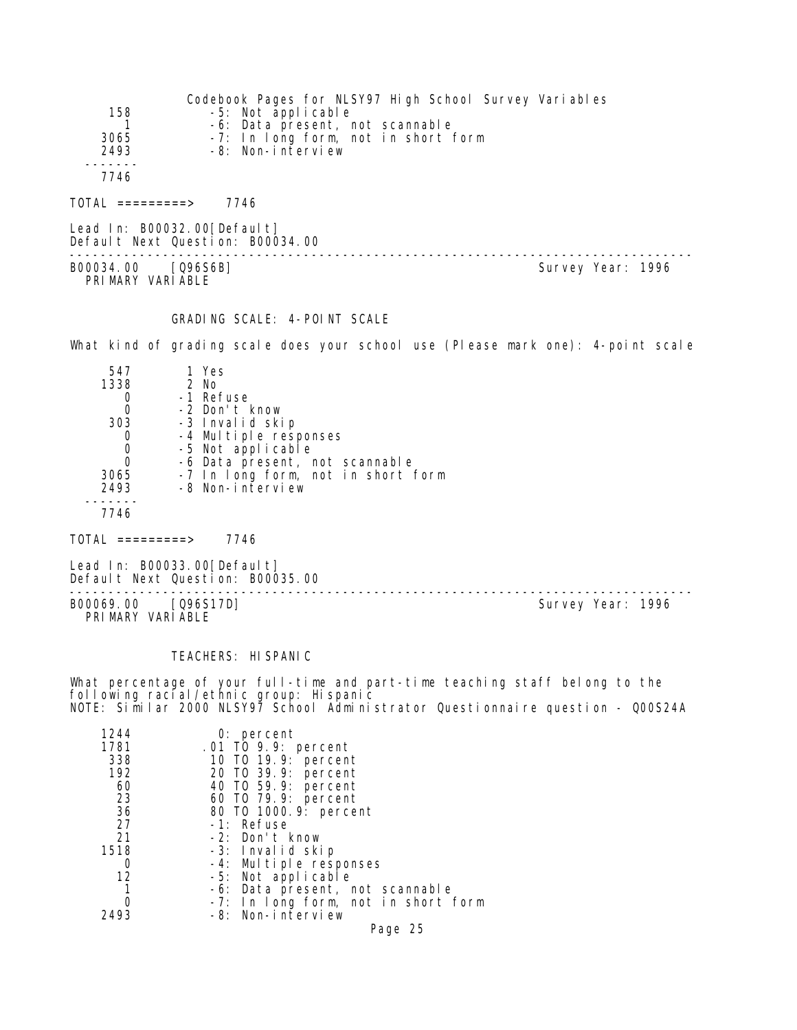| | |
|---|---|
| 158 | -5: Not applicable |
| 1 | -6: Data present, not scannable |
| 3065 | -7: In long form, not in short form |
| 2493 | -8: Non-interview |
| ------- | |
| 7746 | |

TOTAL =========> 7746

Lead In: B00032.00[Default]
Default Next Question: B00034.00

---

B00034.00 [Q96S6B] Survey Year: 1996
PRIMARY VARIABLE

### GRADING SCALE: 4-POINT SCALE

What kind of grading scale does your school use (Please mark one): 4-point scale

| | |
|---|---|
| 547 | 1 Yes |
| 1338 | 2 No |
| 0 | -1 Refuse |
| 0 | -2 Don't know |
| 303 | -3 Invalid skip |
| 0 | -4 Multiple responses |
| 0 | -5 Not applicable |
| 0 | -6 Data present, not scannable |
| 3065 | -7 In long form, not in short form |
| 2493 | -8 Non-interview |
| ------- | |
| 7746 | |

TOTAL =========> 7746

Lead In: B00033.00[Default]
Default Next Question: B00035.00

---

B00069.00 [Q96S17D] Survey Year: 1996
PRIMARY VARIABLE

### TEACHERS: HISPANIC

What percentage of your full-time and part-time teaching staff belong to the following racial/ethnic group: Hispanic
NOTE: Similar 2000 NLSY97 School Administrator Questionnaire question - Q00S24A

| | |
|---|---|
| 1244 | 0: percent |
| 1781 | .01 TO 9.9: percent |
| 338 | 10 TO 19.9: percent |
| 192 | 20 TO 39.9: percent |
| 60 | 40 TO 59.9: percent |
| 23 | 60 TO 79.9: percent |
| 36 | 80 TO 1000.9: percent |
| 27 | -1: Refuse |
| 21 | -2: Don't know |
| 1518 | -3: Invalid skip |
| 0 | -4: Multiple responses |
| 12 | -5: Not applicable |
| 1 | -6: Data present, not scannable |
| 0 | -7: In long form, not in short form |
| 2493 | -8: Non-interview |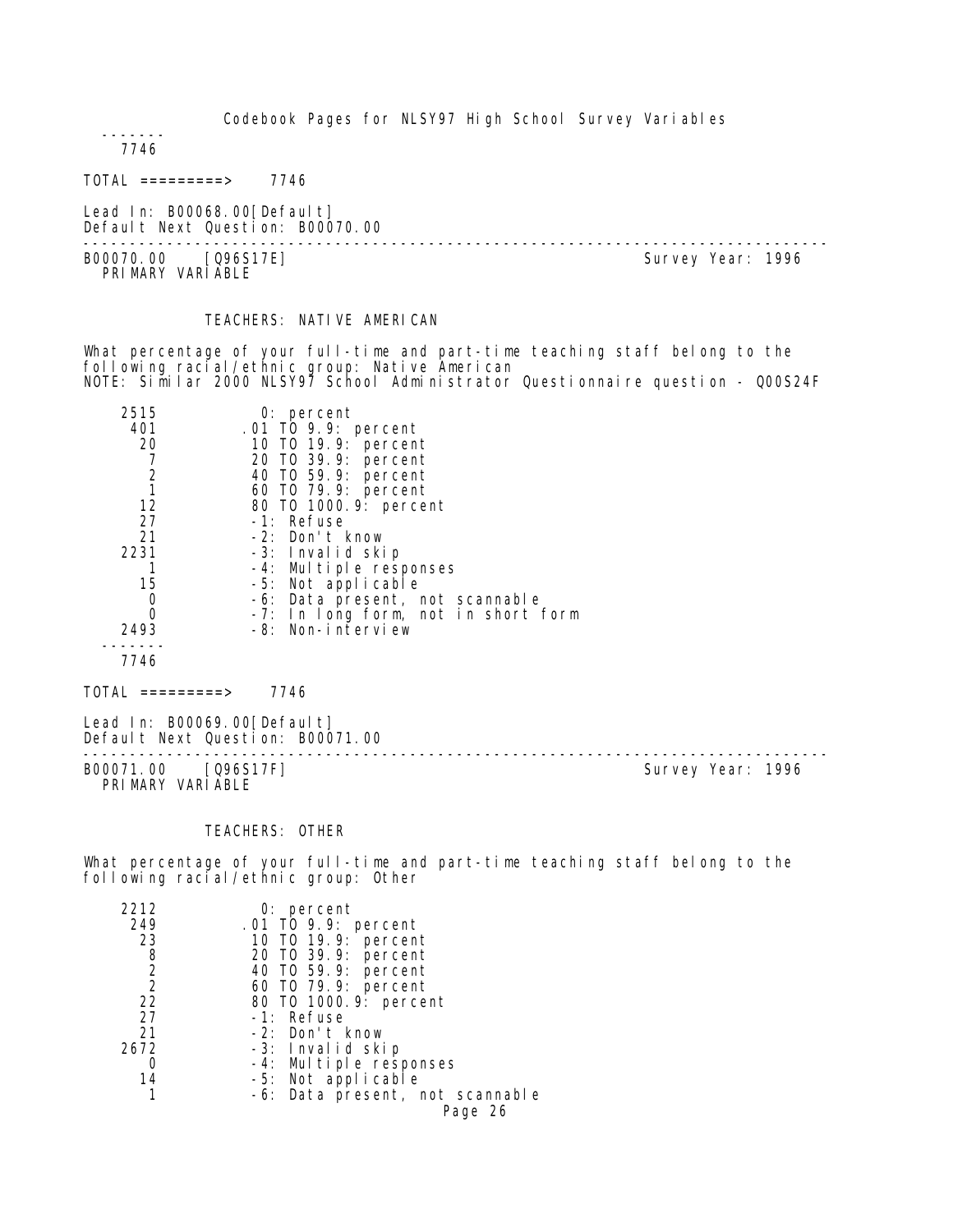```
 -------
   7746
```

TOTAL =========>    7746

Lead In: B00068.00[Default]
Default Next Question: B00070.00

---

B00070.00    [Q96S17E]                                                    Survey Year: 1996
  PRIMARY VARIABLE

### TEACHERS: NATIVE AMERICAN

What percentage of your full-time and part-time teaching staff belong to the following racial/ethnic group: Native American
NOTE: Similar 2000 NLSY97 School Administrator Questionnaire question - Q00S24F

```
   2515          0: percent
    401        .01 TO 9.9: percent
     20         10 TO 19.9: percent
      7         20 TO 39.9: percent
      2         40 TO 59.9: percent
      1         60 TO 79.9: percent
     12         80 TO 1000.9: percent
     27         -1: Refuse
     21         -2: Don't know
   2231         -3: Invalid skip
      1         -4: Multiple responses
     15         -5: Not applicable
      0         -6: Data present, not scannable
      0         -7: In long form, not in short form
   2493         -8: Non-interview
 -------
   7746
```

TOTAL =========>    7746

Lead In: B00069.00[Default]
Default Next Question: B00071.00

---

B00071.00    [Q96S17F]                                                    Survey Year: 1996
  PRIMARY VARIABLE

### TEACHERS: OTHER

What percentage of your full-time and part-time teaching staff belong to the following racial/ethnic group: Other

```
   2212          0: percent
    249        .01 TO 9.9: percent
     23         10 TO 19.9: percent
      8         20 TO 39.9: percent
      2         40 TO 59.9: percent
      2         60 TO 79.9: percent
     22         80 TO 1000.9: percent
     27         -1: Refuse
     21         -2: Don't know
   2672         -3: Invalid skip
      0         -4: Multiple responses
     14         -5: Not applicable
      1         -6: Data present, not scannable
```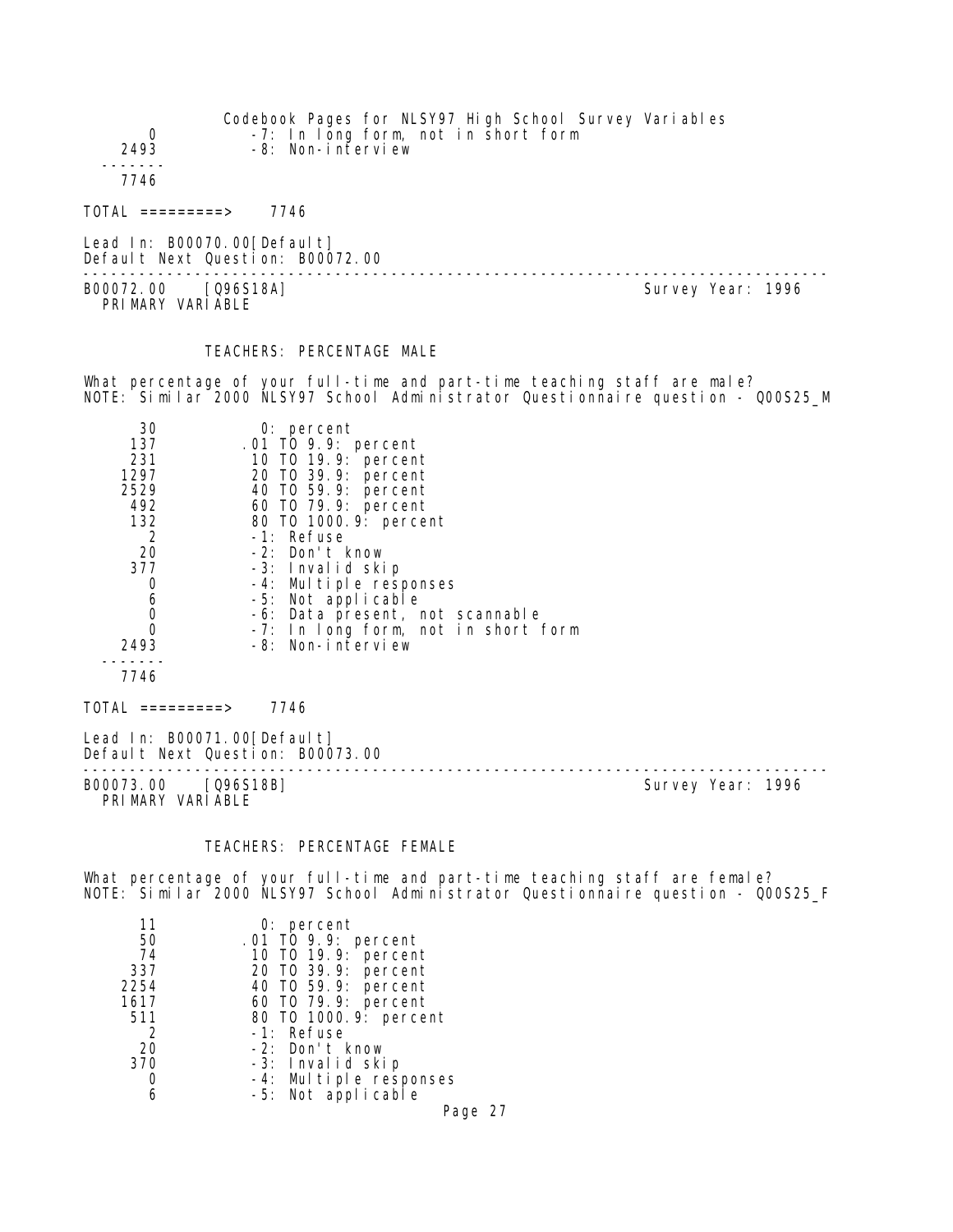| | |
|---|---|
| 0 | -7: In long form, not in short form |
| 2493 | -8: Non-interview |
| ------- | |
| 7746 | |

TOTAL =========> 7746

Lead In: B00070.00[Default]
Default Next Question: B00072.00

---

B00072.00 [Q96S18A] Survey Year: 1996
PRIMARY VARIABLE

TEACHERS: PERCENTAGE MALE

What percentage of your full-time and part-time teaching staff are male?
NOTE: Similar 2000 NLSY97 School Administrator Questionnaire question - Q00S25_M

| | |
|---|---|
| 30 | 0: percent |
| 137 | .01 TO 9.9: percent |
| 231 | 10 TO 19.9: percent |
| 1297 | 20 TO 39.9: percent |
| 2529 | 40 TO 59.9: percent |
| 492 | 60 TO 79.9: percent |
| 132 | 80 TO 1000.9: percent |
| 2 | -1: Refuse |
| 20 | -2: Don't know |
| 377 | -3: Invalid skip |
| 0 | -4: Multiple responses |
| 6 | -5: Not applicable |
| 0 | -6: Data present, not scannable |
| 0 | -7: In long form, not in short form |
| 2493 | -8: Non-interview |
| ------- | |
| 7746 | |

TOTAL =========> 7746

Lead In: B00071.00[Default]
Default Next Question: B00073.00

---

B00073.00 [Q96S18B] Survey Year: 1996
PRIMARY VARIABLE

TEACHERS: PERCENTAGE FEMALE

What percentage of your full-time and part-time teaching staff are female?
NOTE: Similar 2000 NLSY97 School Administrator Questionnaire question - Q00S25_F

| | |
|---|---|
| 11 | 0: percent |
| 50 | .01 TO 9.9: percent |
| 74 | 10 TO 19.9: percent |
| 337 | 20 TO 39.9: percent |
| 2254 | 40 TO 59.9: percent |
| 1617 | 60 TO 79.9: percent |
| 511 | 80 TO 1000.9: percent |
| 2 | -1: Refuse |
| 20 | -2: Don't know |
| 370 | -3: Invalid skip |
| 0 | -4: Multiple responses |
| 6 | -5: Not applicable |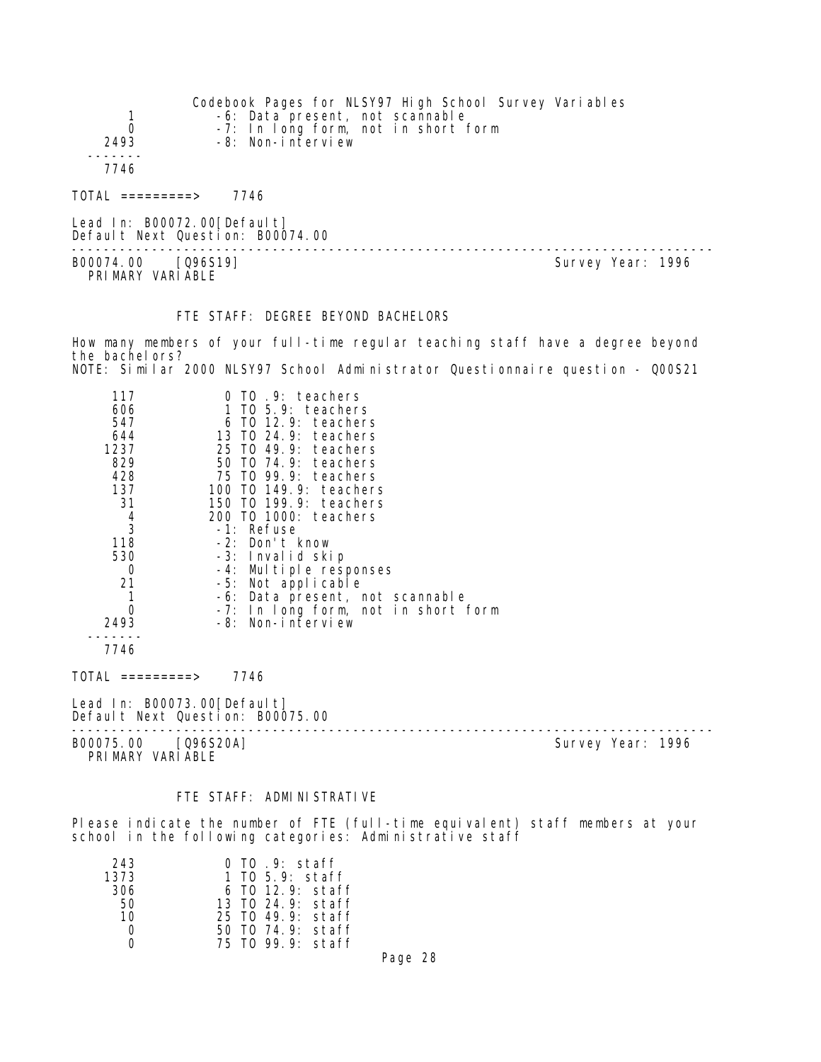| | |
|---|---|
| 1 | -6: Data present, not scannable |
| 0 | -7: In long form, not in short form |
| 2493 | -8: Non-interview |
| ------- | |
| 7746 | |

TOTAL =========> 7746

Lead In: B00072.00[Default]
Default Next Question: B00074.00

---

B00074.00 [Q96S19] Survey Year: 1996
PRIMARY VARIABLE

### FTE STAFF: DEGREE BEYOND BACHELORS

How many members of your full-time regular teaching staff have a degree beyond the bachelors?
NOTE: Similar 2000 NLSY97 School Administrator Questionnaire question - Q00S21

| | |
|---|---|
| 117 | 0 TO .9: teachers |
| 606 | 1 TO 5.9: teachers |
| 547 | 6 TO 12.9: teachers |
| 644 | 13 TO 24.9: teachers |
| 1237 | 25 TO 49.9: teachers |
| 829 | 50 TO 74.9: teachers |
| 428 | 75 TO 99.9: teachers |
| 137 | 100 TO 149.9: teachers |
| 31 | 150 TO 199.9: teachers |
| 4 | 200 TO 1000: teachers |
| 3 | -1: Refuse |
| 118 | -2: Don't know |
| 530 | -3: Invalid skip |
| 0 | -4: Multiple responses |
| 21 | -5: Not applicable |
| 1 | -6: Data present, not scannable |
| 0 | -7: In long form, not in short form |
| 2493 | -8: Non-interview |
| ------- | |
| 7746 | |

TOTAL =========> 7746

Lead In: B00073.00[Default]
Default Next Question: B00075.00

---

B00075.00 [Q96S20A] Survey Year: 1996
PRIMARY VARIABLE

### FTE STAFF: ADMINISTRATIVE

Please indicate the number of FTE (full-time equivalent) staff members at your school in the following categories: Administrative staff

| | |
|---|---|
| 243 | 0 TO .9: staff |
| 1373 | 1 TO 5.9: staff |
| 306 | 6 TO 12.9: staff |
| 50 | 13 TO 24.9: staff |
| 10 | 25 TO 49.9: staff |
| 0 | 50 TO 74.9: staff |
| 0 | 75 TO 99.9: staff |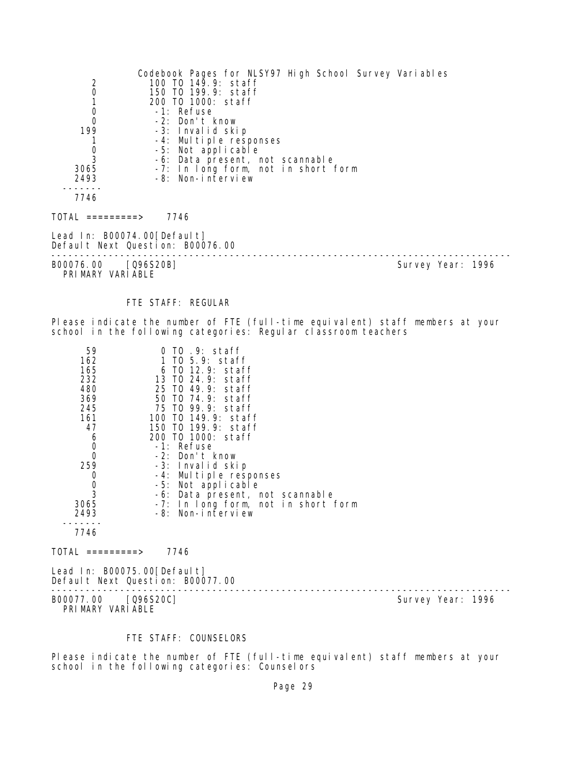| | |
|---|---|
| 2 | 100 TO 149.9: staff |
| 0 | 150 TO 199.9: staff |
| 1 | 200 TO 1000: staff |
| 0 | -1: Refuse |
| 0 | -2: Don't know |
| 199 | -3: Invalid skip |
| 1 | -4: Multiple responses |
| 0 | -5: Not applicable |
| 3 | -6: Data present, not scannable |
| 3065 | -7: In long form, not in short form |
| 2493 | -8: Non-interview |
| 7746 | |

TOTAL =========> 7746

Lead In: B00074.00[Default]
Default Next Question: B00076.00

---

B00076.00 [Q96S20B] Survey Year: 1996
PRIMARY VARIABLE

### FTE STAFF: REGULAR

Please indicate the number of FTE (full-time equivalent) staff members at your school in the following categories: Regular classroom teachers

| | |
|---|---|
| 59 | 0 TO .9: staff |
| 162 | 1 TO 5.9: staff |
| 165 | 6 TO 12.9: staff |
| 232 | 13 TO 24.9: staff |
| 480 | 25 TO 49.9: staff |
| 369 | 50 TO 74.9: staff |
| 245 | 75 TO 99.9: staff |
| 161 | 100 TO 149.9: staff |
| 47 | 150 TO 199.9: staff |
| 6 | 200 TO 1000: staff |
| 0 | -1: Refuse |
| 0 | -2: Don't know |
| 259 | -3: Invalid skip |
| 0 | -4: Multiple responses |
| 0 | -5: Not applicable |
| 3 | -6: Data present, not scannable |
| 3065 | -7: In long form, not in short form |
| 2493 | -8: Non-interview |
| 7746 | |

TOTAL =========> 7746

Lead In: B00075.00[Default]
Default Next Question: B00077.00

---

B00077.00 [Q96S20C] Survey Year: 1996
PRIMARY VARIABLE

### FTE STAFF: COUNSELORS

Please indicate the number of FTE (full-time equivalent) staff members at your school in the following categories: Counselors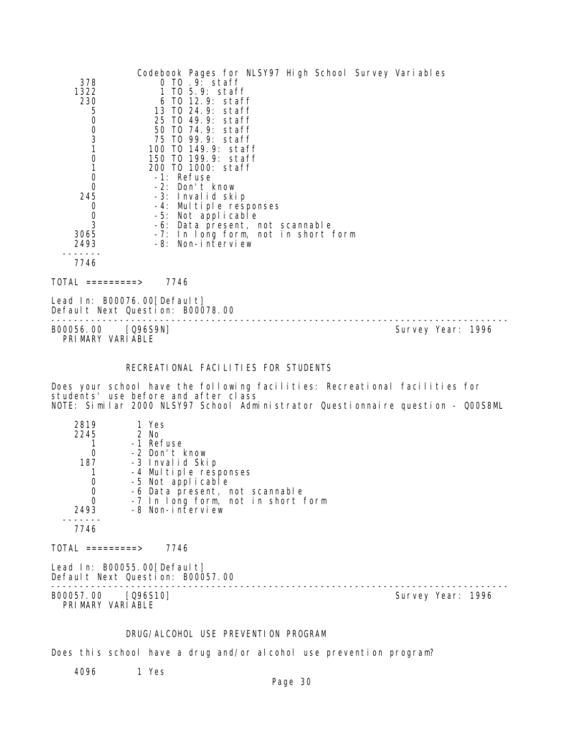| | |
|---|---|
| 378 | 0 TO .9: staff |
| 1322 | 1 TO 5.9: staff |
| 230 | 6 TO 12.9: staff |
| 5 | 13 TO 24.9: staff |
| 0 | 25 TO 49.9: staff |
| 0 | 50 TO 74.9: staff |
| 3 | 75 TO 99.9: staff |
| 1 | 100 TO 149.9: staff |
| 0 | 150 TO 199.9: staff |
| 1 | 200 TO 1000: staff |
| 0 | -1: Refuse |
| 0 | -2: Don't know |
| 245 | -3: Invalid skip |
| 0 | -4: Multiple responses |
| 0 | -5: Not applicable |
| 3 | -6: Data present, not scannable |
| 3065 | -7: In long form, not in short form |
| 2493 | -8: Non-interview |
| 7746 | |

TOTAL =========> 7746

Lead In: B00076.00[Default]
Default Next Question: B00078.00

---

B00056.00 [Q96S9N] Survey Year: 1996
PRIMARY VARIABLE

## RECREATIONAL FACILITIES FOR STUDENTS

Does your school have the following facilities: Recreational facilities for students' use before and after class
NOTE: Similar 2000 NLSY97 School Administrator Questionnaire question - Q00S8ML

| | |
|---|---|
| 2819 | 1 Yes |
| 2245 | 2 No |
| 1 | -1 Refuse |
| 0 | -2 Don't know |
| 187 | -3 Invalid Skip |
| 1 | -4 Multiple responses |
| 0 | -5 Not applicable |
| 0 | -6 Data present, not scannable |
| 0 | -7 In long form, not in short form |
| 2493 | -8 Non-interview |
| 7746 | |

TOTAL =========> 7746

Lead In: B00055.00[Default]
Default Next Question: B00057.00

---

B00057.00 [Q96S10] Survey Year: 1996
PRIMARY VARIABLE

## DRUG/ALCOHOL USE PREVENTION PROGRAM

Does this school have a drug and/or alcohol use prevention program?

| | |
|---|---|
| 4096 | 1 Yes |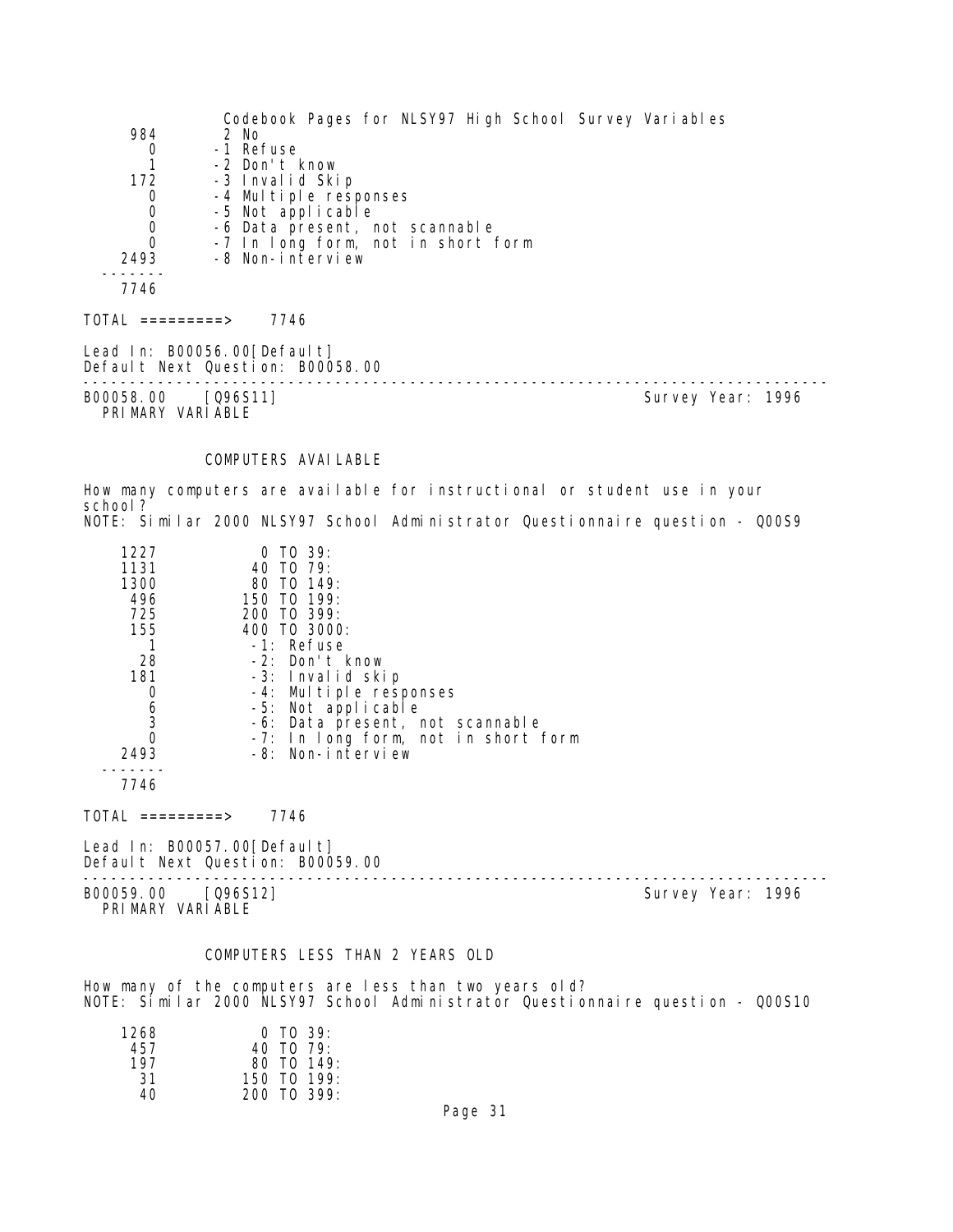| | |
|---|---|
| 984 | 2 No |
| 0 | -1 Refuse |
| 1 | -2 Don't know |
| 172 | -3 Invalid Skip |
| 0 | -4 Multiple responses |
| 0 | -5 Not applicable |
| 0 | -6 Data present, not scannable |
| 0 | -7 In long form, not in short form |
| 2493 | -8 Non-interview |
| 7746 | |

TOTAL =========> 7746

Lead In: B00056.00[Default]
Default Next Question: B00058.00

---

B00058.00 [Q96S11] Survey Year: 1996
PRIMARY VARIABLE

COMPUTERS AVAILABLE

How many computers are available for instructional or student use in your school?
NOTE: Similar 2000 NLSY97 School Administrator Questionnaire question - Q00S9

| | |
|---|---|
| 1227 | 0 TO 39: |
| 1131 | 40 TO 79: |
| 1300 | 80 TO 149: |
| 496 | 150 TO 199: |
| 725 | 200 TO 399: |
| 155 | 400 TO 3000: |
| 1 | -1: Refuse |
| 28 | -2: Don't know |
| 181 | -3: Invalid skip |
| 0 | -4: Multiple responses |
| 6 | -5: Not applicable |
| 3 | -6: Data present, not scannable |
| 0 | -7: In long form, not in short form |
| 2493 | -8: Non-interview |
| 7746 | |

TOTAL =========> 7746

Lead In: B00057.00[Default]
Default Next Question: B00059.00

---

B00059.00 [Q96S12] Survey Year: 1996
PRIMARY VARIABLE

COMPUTERS LESS THAN 2 YEARS OLD

How many of the computers are less than two years old?
NOTE: Similar 2000 NLSY97 School Administrator Questionnaire question - Q00S10

| | |
|---|---|
| 1268 | 0 TO 39: |
| 457 | 40 TO 79: |
| 197 | 80 TO 149: |
| 31 | 150 TO 199: |
| 40 | 200 TO 399: |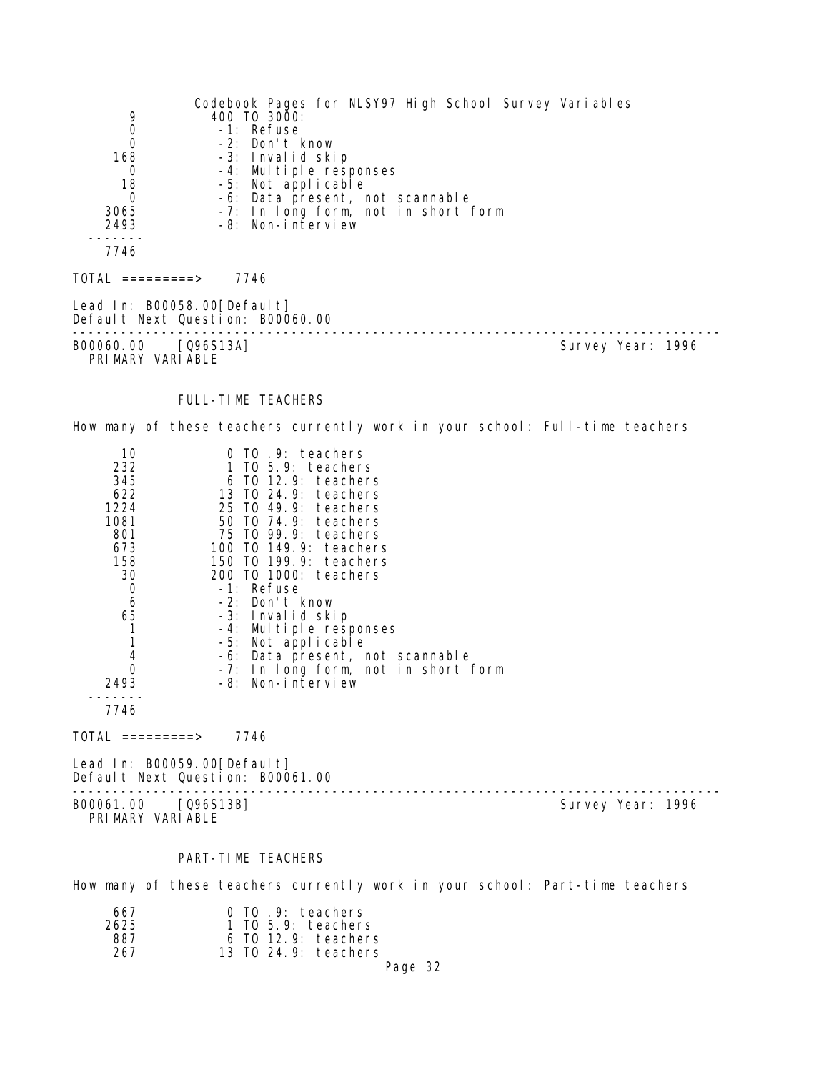Codebook Pages for NLSY97 High School Survey Variables

| Count | Value |
|---|---|
| 9 | 400 TO 3000: |
| 0 | -1: Refuse |
| 0 | -2: Don't know |
| 168 | -3: Invalid skip |
| 0 | -4: Multiple responses |
| 18 | -5: Not applicable |
| 0 | -6: Data present, not scannable |
| 3065 | -7: In long form, not in short form |
| 2493 | -8: Non-interview |
| 7746 | |

TOTAL =========> 7746

Lead In: B00058.00[Default]
Default Next Question: B00060.00

---

B00060.00 [Q96S13A] Survey Year: 1996
PRIMARY VARIABLE

FULL-TIME TEACHERS

How many of these teachers currently work in your school: Full-time teachers

| Count | Value |
|---|---|
| 10 | 0 TO .9: teachers |
| 232 | 1 TO 5.9: teachers |
| 345 | 6 TO 12.9: teachers |
| 622 | 13 TO 24.9: teachers |
| 1224 | 25 TO 49.9: teachers |
| 1081 | 50 TO 74.9: teachers |
| 801 | 75 TO 99.9: teachers |
| 673 | 100 TO 149.9: teachers |
| 158 | 150 TO 199.9: teachers |
| 30 | 200 TO 1000: teachers |
| 0 | -1: Refuse |
| 6 | -2: Don't know |
| 65 | -3: Invalid skip |
| 1 | -4: Multiple responses |
| 1 | -5: Not applicable |
| 4 | -6: Data present, not scannable |
| 0 | -7: In long form, not in short form |
| 2493 | -8: Non-interview |
| 7746 | |

TOTAL =========> 7746

Lead In: B00059.00[Default]
Default Next Question: B00061.00

---

B00061.00 [Q96S13B] Survey Year: 1996
PRIMARY VARIABLE

PART-TIME TEACHERS

How many of these teachers currently work in your school: Part-time teachers

| Count | Value |
|---|---|
| 667 | 0 TO .9: teachers |
| 2625 | 1 TO 5.9: teachers |
| 887 | 6 TO 12.9: teachers |
| 267 | 13 TO 24.9: teachers |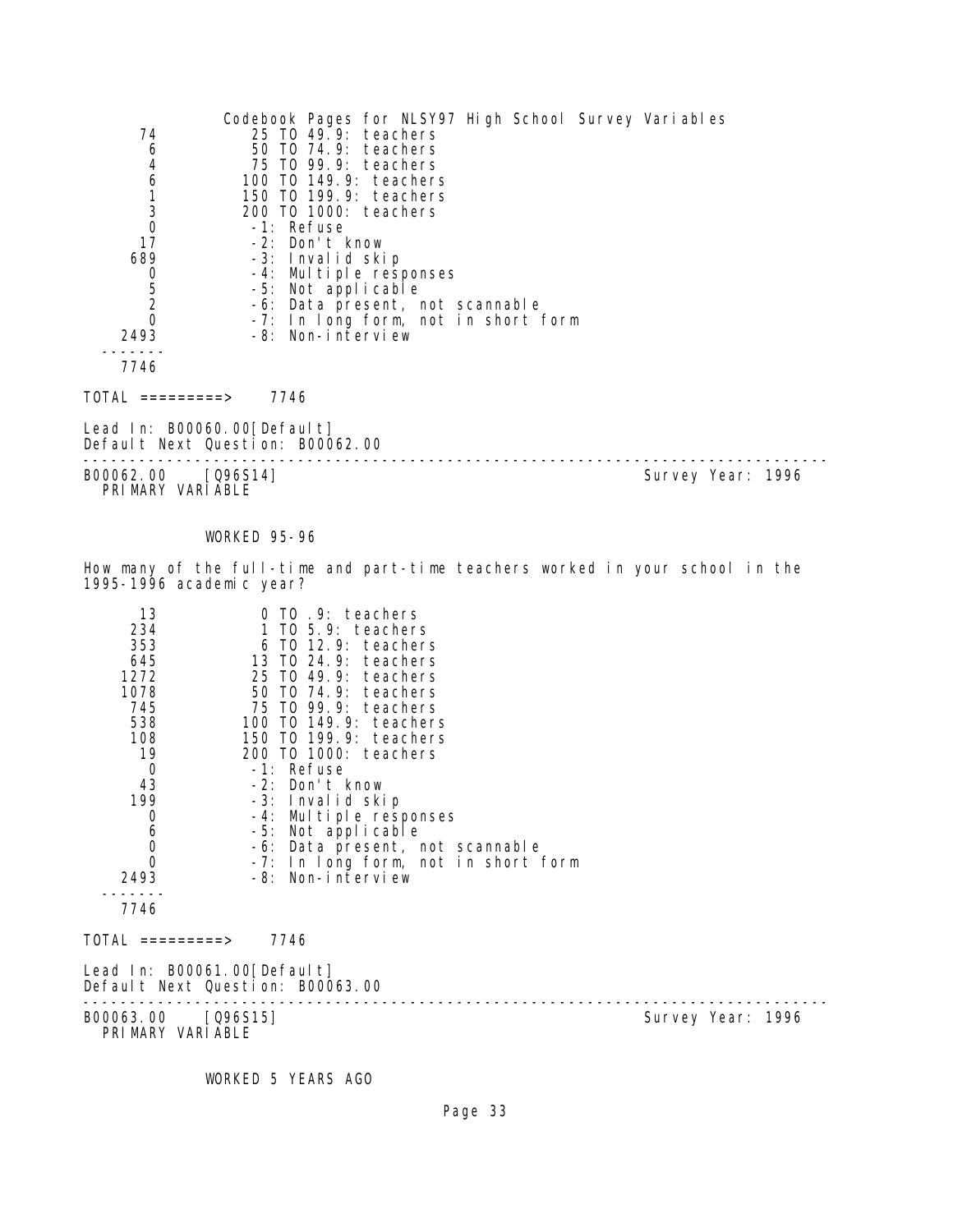| | |
|---|---|
| 74 | 25 TO 49.9: teachers |
| 6 | 50 TO 74.9: teachers |
| 4 | 75 TO 99.9: teachers |
| 6 | 100 TO 149.9: teachers |
| 1 | 150 TO 199.9: teachers |
| 3 | 200 TO 1000: teachers |
| 0 | -1: Refuse |
| 17 | -2: Don't know |
| 689 | -3: Invalid skip |
| 0 | -4: Multiple responses |
| 5 | -5: Not applicable |
| 2 | -6: Data present, not scannable |
| 0 | -7: In long form, not in short form |
| 2493 | -8: Non-interview |
| 7746 | |

TOTAL =========> 7746

Lead In: B00060.00[Default]
Default Next Question: B00062.00

---

B00062.00 [Q96S14] Survey Year: 1996
PRIMARY VARIABLE

WORKED 95-96

How many of the full-time and part-time teachers worked in your school in the 1995-1996 academic year?

| | |
|---|---|
| 13 | 0 TO .9: teachers |
| 234 | 1 TO 5.9: teachers |
| 353 | 6 TO 12.9: teachers |
| 645 | 13 TO 24.9: teachers |
| 1272 | 25 TO 49.9: teachers |
| 1078 | 50 TO 74.9: teachers |
| 745 | 75 TO 99.9: teachers |
| 538 | 100 TO 149.9: teachers |
| 108 | 150 TO 199.9: teachers |
| 19 | 200 TO 1000: teachers |
| 0 | -1: Refuse |
| 43 | -2: Don't know |
| 199 | -3: Invalid skip |
| 0 | -4: Multiple responses |
| 6 | -5: Not applicable |
| 0 | -6: Data present, not scannable |
| 0 | -7: In long form, not in short form |
| 2493 | -8: Non-interview |
| 7746 | |

TOTAL =========> 7746

Lead In: B00061.00[Default]
Default Next Question: B00063.00

---

B00063.00 [Q96S15] Survey Year: 1996
PRIMARY VARIABLE

WORKED 5 YEARS AGO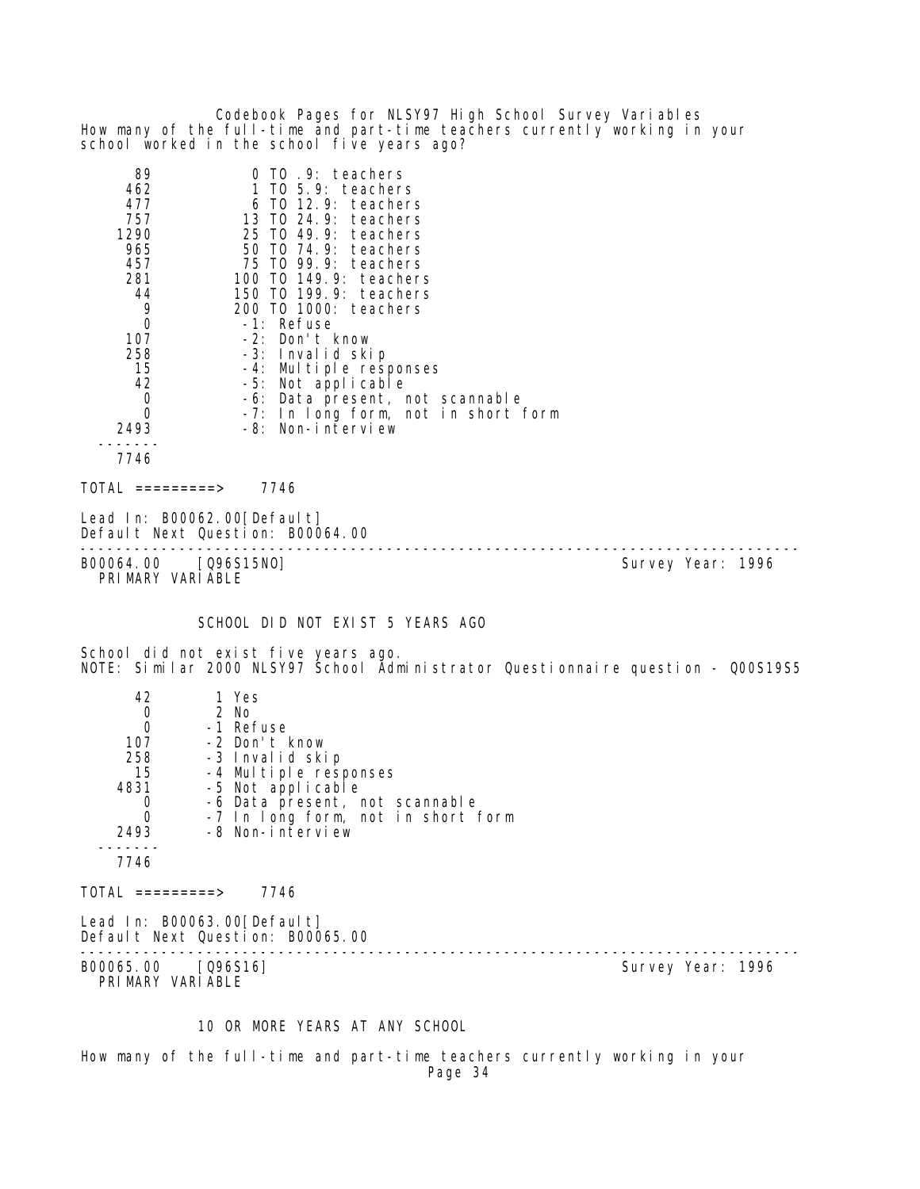How many of the full-time and part-time teachers currently working in your school worked in the school five years ago?

| | |
|---|---|
| 89 | 0 TO .9: teachers |
| 462 | 1 TO 5.9: teachers |
| 477 | 6 TO 12.9: teachers |
| 757 | 13 TO 24.9: teachers |
| 1290 | 25 TO 49.9: teachers |
| 965 | 50 TO 74.9: teachers |
| 457 | 75 TO 99.9: teachers |
| 281 | 100 TO 149.9: teachers |
| 44 | 150 TO 199.9: teachers |
| 9 | 200 TO 1000: teachers |
| 0 | -1: Refuse |
| 107 | -2: Don't know |
| 258 | -3: Invalid skip |
| 15 | -4: Multiple responses |
| 42 | -5: Not applicable |
| 0 | -6: Data present, not scannable |
| 0 | -7: In long form, not in short form |
| 2493 | -8: Non-interview |
| 7746 | |

TOTAL =========> 7746

Lead In: B00062.00[Default]
Default Next Question: B00064.00

---

B00064.00 [Q96S15NO] Survey Year: 1996
PRIMARY VARIABLE

## SCHOOL DID NOT EXIST 5 YEARS AGO

School did not exist five years ago.
NOTE: Similar 2000 NLSY97 School Administrator Questionnaire question - Q00S19S5

| | |
|---|---|
| 42 | 1 Yes |
| 0 | 2 No |
| 0 | -1 Refuse |
| 107 | -2 Don't know |
| 258 | -3 Invalid skip |
| 15 | -4 Multiple responses |
| 4831 | -5 Not applicable |
| 0 | -6 Data present, not scannable |
| 0 | -7 In long form, not in short form |
| 2493 | -8 Non-interview |
| 7746 | |

TOTAL =========> 7746

Lead In: B00063.00[Default]
Default Next Question: B00065.00

---

B00065.00 [Q96S16] Survey Year: 1996
PRIMARY VARIABLE

## 10 OR MORE YEARS AT ANY SCHOOL

How many of the full-time and part-time teachers currently working in your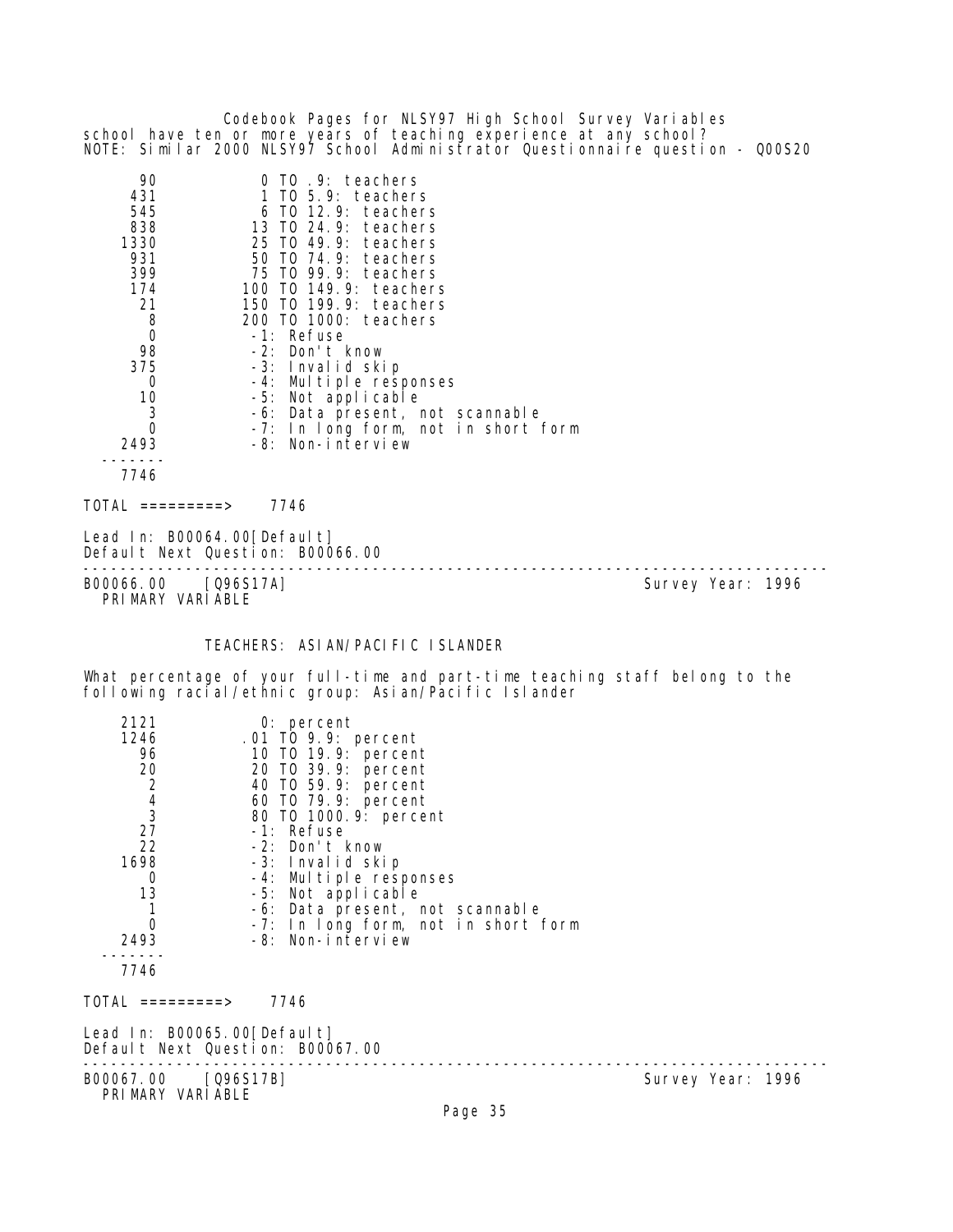school have ten or more years of teaching experience at any school?
NOTE: Similar 2000 NLSY97 School Administrator Questionnaire question - Q00S20

| Count | Value |
|---|---|
| 90 | 0 TO .9: teachers |
| 431 | 1 TO 5.9: teachers |
| 545 | 6 TO 12.9: teachers |
| 838 | 13 TO 24.9: teachers |
| 1330 | 25 TO 49.9: teachers |
| 931 | 50 TO 74.9: teachers |
| 399 | 75 TO 99.9: teachers |
| 174 | 100 TO 149.9: teachers |
| 21 | 150 TO 199.9: teachers |
| 8 | 200 TO 1000: teachers |
| 0 | -1: Refuse |
| 98 | -2: Don't know |
| 375 | -3: Invalid skip |
| 0 | -4: Multiple responses |
| 10 | -5: Not applicable |
| 3 | -6: Data present, not scannable |
| 0 | -7: In long form, not in short form |
| 2493 | -8: Non-interview |
| 7746 | |

TOTAL =========> 7746

Lead In: B00064.00[Default]
Default Next Question: B00066.00

---

B00066.00 [Q96S17A] Survey Year: 1996
PRIMARY VARIABLE

## TEACHERS: ASIAN/PACIFIC ISLANDER

What percentage of your full-time and part-time teaching staff belong to the following racial/ethnic group: Asian/Pacific Islander

| Count | Value |
|---|---|
| 2121 | 0: percent |
| 1246 | .01 TO 9.9: percent |
| 96 | 10 TO 19.9: percent |
| 20 | 20 TO 39.9: percent |
| 2 | 40 TO 59.9: percent |
| 4 | 60 TO 79.9: percent |
| 3 | 80 TO 1000.9: percent |
| 27 | -1: Refuse |
| 22 | -2: Don't know |
| 1698 | -3: Invalid skip |
| 0 | -4: Multiple responses |
| 13 | -5: Not applicable |
| 1 | -6: Data present, not scannable |
| 0 | -7: In long form, not in short form |
| 2493 | -8: Non-interview |
| 7746 | |

TOTAL =========> 7746

Lead In: B00065.00[Default]
Default Next Question: B00067.00

---

B00067.00 [Q96S17B] Survey Year: 1996
PRIMARY VARIABLE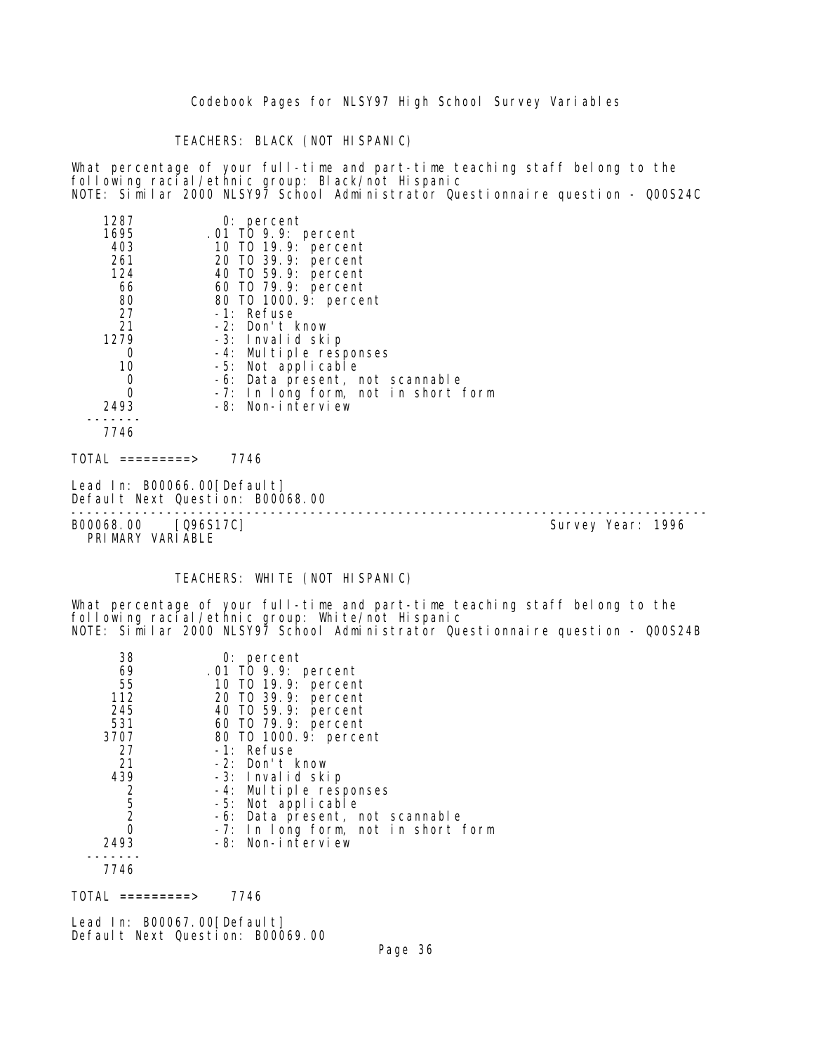## TEACHERS: BLACK (NOT HISPANIC)

What percentage of your full-time and part-time teaching staff belong to the following racial/ethnic group: Black/not Hispanic
NOTE: Similar 2000 NLSY97 School Administrator Questionnaire question - Q00S24C

| Count | Response |
|---|---|
| 1287 | 0: percent |
| 1695 | .01 TO 9.9: percent |
| 403 | 10 TO 19.9: percent |
| 261 | 20 TO 39.9: percent |
| 124 | 40 TO 59.9: percent |
| 66 | 60 TO 79.9: percent |
| 80 | 80 TO 1000.9: percent |
| 27 | -1: Refuse |
| 21 | -2: Don't know |
| 1279 | -3: Invalid skip |
| 0 | -4: Multiple responses |
| 10 | -5: Not applicable |
| 0 | -6: Data present, not scannable |
| 0 | -7: In long form, not in short form |
| 2493 | -8: Non-interview |
| 7746 | |

TOTAL =========> 7746

Lead In: B00066.00[Default]
Default Next Question: B00068.00

---

B00068.00 [Q96S17C] Survey Year: 1996
PRIMARY VARIABLE

## TEACHERS: WHITE (NOT HISPANIC)

What percentage of your full-time and part-time teaching staff belong to the following racial/ethnic group: White/not Hispanic
NOTE: Similar 2000 NLSY97 School Administrator Questionnaire question - Q00S24B

| Count | Response |
|---|---|
| 38 | 0: percent |
| 69 | .01 TO 9.9: percent |
| 55 | 10 TO 19.9: percent |
| 112 | 20 TO 39.9: percent |
| 245 | 40 TO 59.9: percent |
| 531 | 60 TO 79.9: percent |
| 3707 | 80 TO 1000.9: percent |
| 27 | -1: Refuse |
| 21 | -2: Don't know |
| 439 | -3: Invalid skip |
| 2 | -4: Multiple responses |
| 5 | -5: Not applicable |
| 2 | -6: Data present, not scannable |
| 0 | -7: In long form, not in short form |
| 2493 | -8: Non-interview |
| 7746 | |

TOTAL =========> 7746

Lead In: B00067.00[Default]
Default Next Question: B00069.00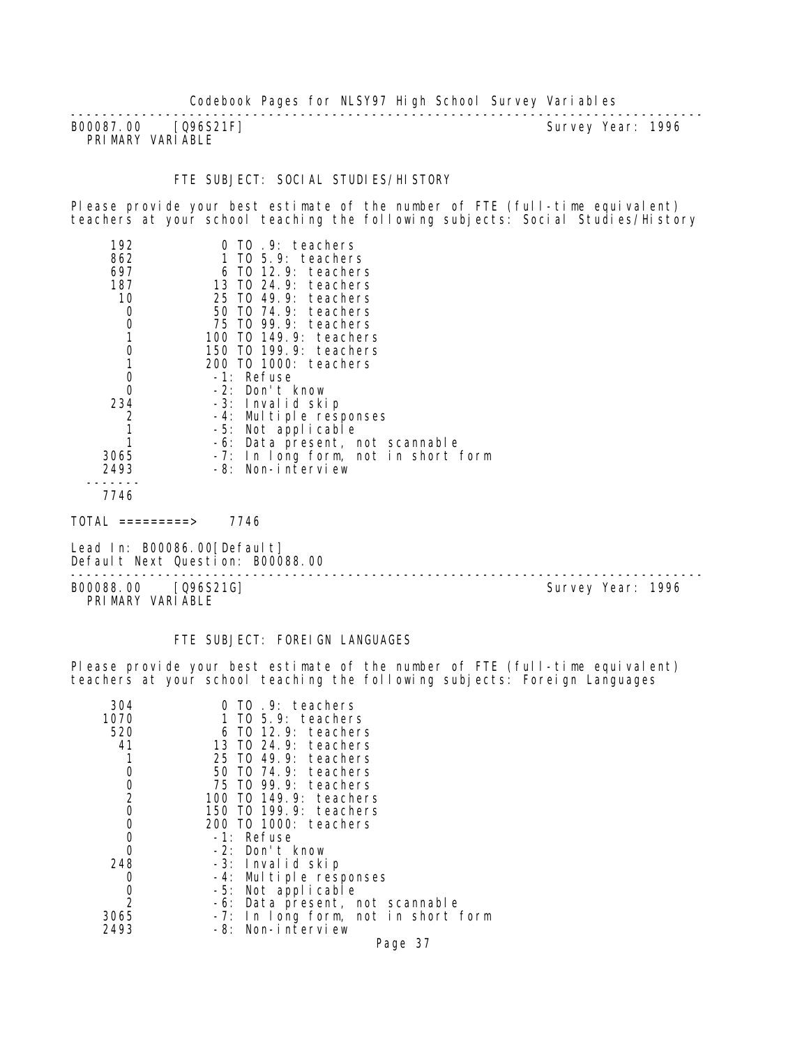B00087.00 [Q96S21F] Survey Year: 1996
PRIMARY VARIABLE

FTE SUBJECT: SOCIAL STUDIES/HISTORY

Please provide your best estimate of the number of FTE (full-time equivalent) teachers at your school teaching the following subjects: Social Studies/History

| Count | Value |
|---|---|
| 192 | 0 TO .9: teachers |
| 862 | 1 TO 5.9: teachers |
| 697 | 6 TO 12.9: teachers |
| 187 | 13 TO 24.9: teachers |
| 10 | 25 TO 49.9: teachers |
| 0 | 50 TO 74.9: teachers |
| 0 | 75 TO 99.9: teachers |
| 1 | 100 TO 149.9: teachers |
| 0 | 150 TO 199.9: teachers |
| 1 | 200 TO 1000: teachers |
| 0 | -1: Refuse |
| 0 | -2: Don't know |
| 234 | -3: Invalid skip |
| 2 | -4: Multiple responses |
| 1 | -5: Not applicable |
| 1 | -6: Data present, not scannable |
| 3065 | -7: In long form, not in short form |
| 2493 | -8: Non-interview |
| 7746 | |

TOTAL =========> 7746

Lead In: B00086.00[Default]
Default Next Question: B00088.00

---

B00088.00 [Q96S21G] Survey Year: 1996
PRIMARY VARIABLE

FTE SUBJECT: FOREIGN LANGUAGES

Please provide your best estimate of the number of FTE (full-time equivalent) teachers at your school teaching the following subjects: Foreign Languages

| Count | Value |
|---|---|
| 304 | 0 TO .9: teachers |
| 1070 | 1 TO 5.9: teachers |
| 520 | 6 TO 12.9: teachers |
| 41 | 13 TO 24.9: teachers |
| 1 | 25 TO 49.9: teachers |
| 0 | 50 TO 74.9: teachers |
| 0 | 75 TO 99.9: teachers |
| 2 | 100 TO 149.9: teachers |
| 0 | 150 TO 199.9: teachers |
| 0 | 200 TO 1000: teachers |
| 0 | -1: Refuse |
| 0 | -2: Don't know |
| 248 | -3: Invalid skip |
| 0 | -4: Multiple responses |
| 0 | -5: Not applicable |
| 2 | -6: Data present, not scannable |
| 3065 | -7: In long form, not in short form |
| 2493 | -8: Non-interview |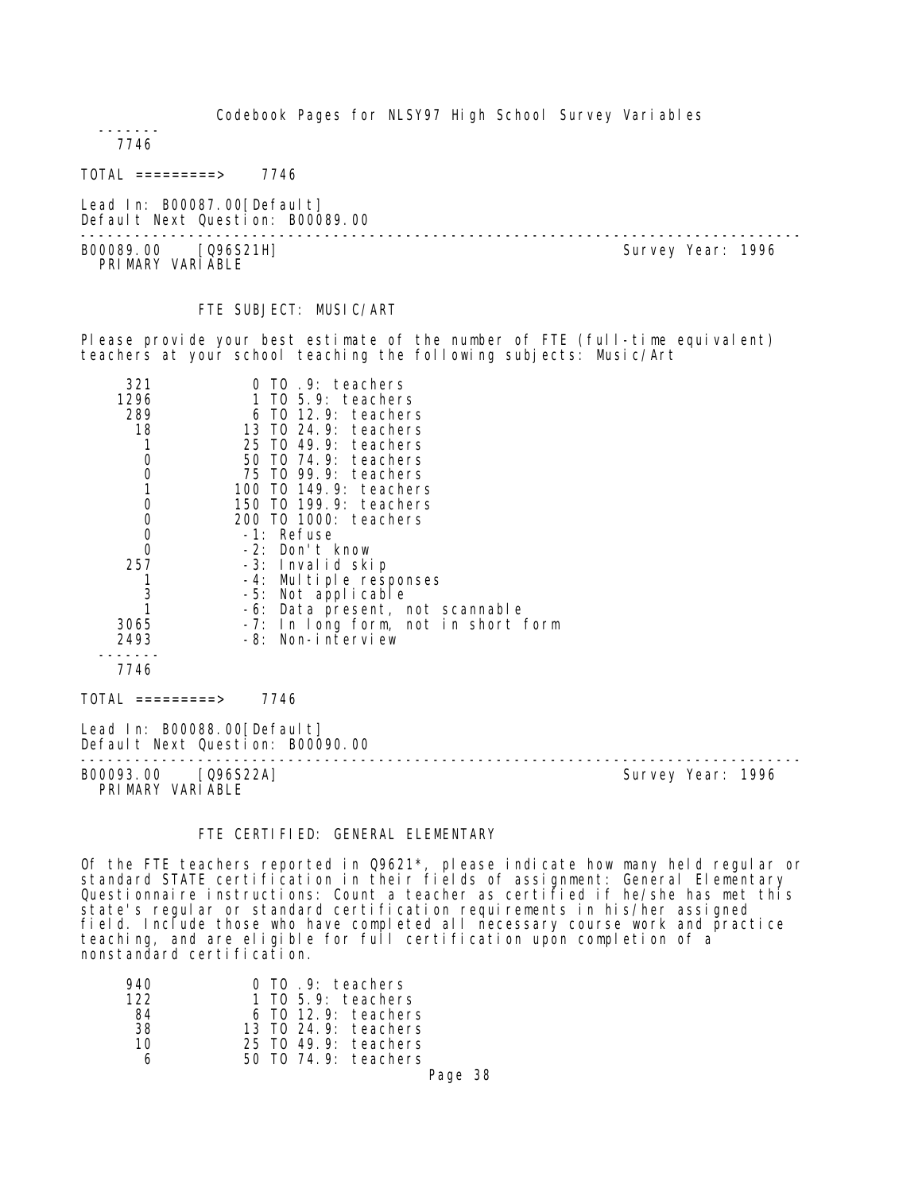```
-------
   7746
```

TOTAL =========> 7746

Lead In: B00087.00[Default]
Default Next Question: B00089.00

---

B00089.00 [Q96S21H] Survey Year: 1996
PRIMARY VARIABLE

FTE SUBJECT: MUSIC/ART

Please provide your best estimate of the number of FTE (full-time equivalent) teachers at your school teaching the following subjects: Music/Art

```
    321          0 TO .9: teachers
   1296          1 TO 5.9: teachers
    289          6 TO 12.9: teachers
     18         13 TO 24.9: teachers
      1         25 TO 49.9: teachers
      0         50 TO 74.9: teachers
      0         75 TO 99.9: teachers
      1        100 TO 149.9: teachers
      0        150 TO 199.9: teachers
      0        200 TO 1000: teachers
      0         -1: Refuse
      0         -2: Don't know
    257         -3: Invalid skip
      1         -4: Multiple responses
      3         -5: Not applicable
      1         -6: Data present, not scannable
   3065         -7: In long form, not in short form
   2493         -8: Non-interview
  -------
   7746
```

TOTAL =========> 7746

Lead In: B00088.00[Default]
Default Next Question: B00090.00

---

B00093.00 [Q96S22A] Survey Year: 1996
PRIMARY VARIABLE

FTE CERTIFIED: GENERAL ELEMENTARY

Of the FTE teachers reported in Q9621*, please indicate how many held regular or standard STATE certification in their fields of assignment: General Elementary Questionnaire instructions: Count a teacher as certified if he/she has met this state's regular or standard certification requirements in his/her assigned field. Include those who have completed all necessary course work and practice teaching, and are eligible for full certification upon completion of a nonstandard certification.

```
    940          0 TO .9: teachers
    122          1 TO 5.9: teachers
     84          6 TO 12.9: teachers
     38         13 TO 24.9: teachers
     10         25 TO 49.9: teachers
      6         50 TO 74.9: teachers
```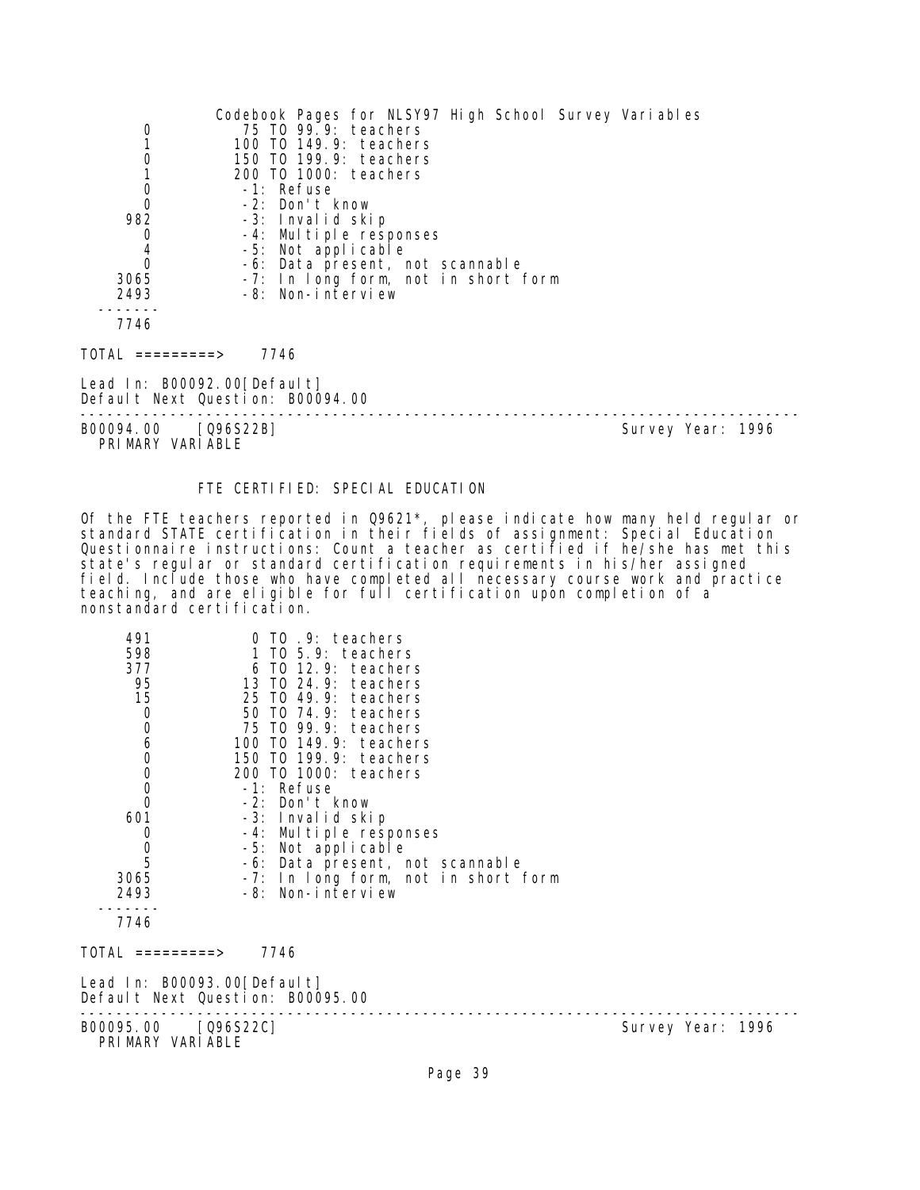| | |
|---|---|
| 0 | 75 TO 99.9: teachers |
| 1 | 100 TO 149.9: teachers |
| 0 | 150 TO 199.9: teachers |
| 1 | 200 TO 1000: teachers |
| 0 | -1: Refuse |
| 0 | -2: Don't know |
| 982 | -3: Invalid skip |
| 0 | -4: Multiple responses |
| 4 | -5: Not applicable |
| 0 | -6: Data present, not scannable |
| 3065 | -7: In long form, not in short form |
| 2493 | -8: Non-interview |
| 7746 | |

TOTAL =========> 7746

Lead In: B00092.00[Default]
Default Next Question: B00094.00

---

B00094.00 [Q96S22B] Survey Year: 1996
PRIMARY VARIABLE

## FTE CERTIFIED: SPECIAL EDUCATION

Of the FTE teachers reported in Q9621*, please indicate how many held regular or standard STATE certification in their fields of assignment: Special Education Questionnaire instructions: Count a teacher as certified if he/she has met this state's regular or standard certification requirements in his/her assigned field. Include those who have completed all necessary course work and practice teaching, and are eligible for full certification upon completion of a nonstandard certification.

| | |
|---|---|
| 491 | 0 TO .9: teachers |
| 598 | 1 TO 5.9: teachers |
| 377 | 6 TO 12.9: teachers |
| 95 | 13 TO 24.9: teachers |
| 15 | 25 TO 49.9: teachers |
| 0 | 50 TO 74.9: teachers |
| 0 | 75 TO 99.9: teachers |
| 6 | 100 TO 149.9: teachers |
| 0 | 150 TO 199.9: teachers |
| 0 | 200 TO 1000: teachers |
| 0 | -1: Refuse |
| 0 | -2: Don't know |
| 601 | -3: Invalid skip |
| 0 | -4: Multiple responses |
| 0 | -5: Not applicable |
| 5 | -6: Data present, not scannable |
| 3065 | -7: In long form, not in short form |
| 2493 | -8: Non-interview |
| 7746 | |

TOTAL =========> 7746

Lead In: B00093.00[Default]
Default Next Question: B00095.00

---

B00095.00 [Q96S22C] Survey Year: 1996
PRIMARY VARIABLE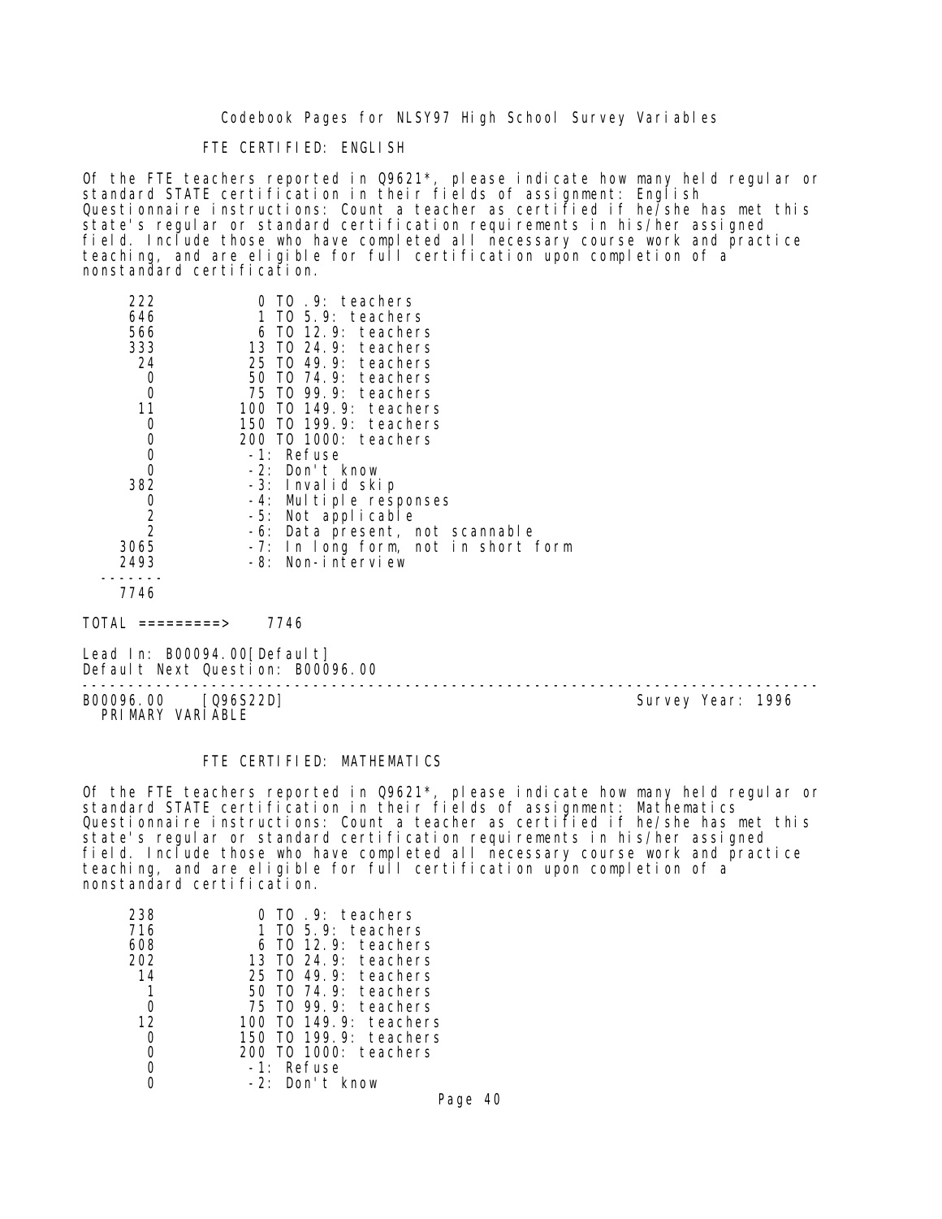## FTE CERTIFIED: ENGLISH

Of the FTE teachers reported in Q9621*, please indicate how many held regular or standard STATE certification in their fields of assignment: English
Questionnaire instructions: Count a teacher as certified if he/she has met this state's regular or standard certification requirements in his/her assigned field. Include those who have completed all necessary course work and practice teaching, and are eligible for full certification upon completion of a nonstandard certification.

| Count | Value |
|---|---|
| 222 | 0 TO .9: teachers |
| 646 | 1 TO 5.9: teachers |
| 566 | 6 TO 12.9: teachers |
| 333 | 13 TO 24.9: teachers |
| 24 | 25 TO 49.9: teachers |
| 0 | 50 TO 74.9: teachers |
| 0 | 75 TO 99.9: teachers |
| 11 | 100 TO 149.9: teachers |
| 0 | 150 TO 199.9: teachers |
| 0 | 200 TO 1000: teachers |
| 0 | -1: Refuse |
| 0 | -2: Don't know |
| 382 | -3: Invalid skip |
| 0 | -4: Multiple responses |
| 2 | -5: Not applicable |
| 2 | -6: Data present, not scannable |
| 3065 | -7: In long form, not in short form |
| 2493 | -8: Non-interview |
| 7746 | |

TOTAL =========> 7746

Lead In: B00094.00[Default]
Default Next Question: B00096.00

---

B00096.00 [Q96S22D] Survey Year: 1996
PRIMARY VARIABLE

## FTE CERTIFIED: MATHEMATICS

Of the FTE teachers reported in Q9621*, please indicate how many held regular or standard STATE certification in their fields of assignment: Mathematics
Questionnaire instructions: Count a teacher as certified if he/she has met this state's regular or standard certification requirements in his/her assigned field. Include those who have completed all necessary course work and practice teaching, and are eligible for full certification upon completion of a nonstandard certification.

| Count | Value |
|---|---|
| 238 | 0 TO .9: teachers |
| 716 | 1 TO 5.9: teachers |
| 608 | 6 TO 12.9: teachers |
| 202 | 13 TO 24.9: teachers |
| 14 | 25 TO 49.9: teachers |
| 1 | 50 TO 74.9: teachers |
| 0 | 75 TO 99.9: teachers |
| 12 | 100 TO 149.9: teachers |
| 0 | 150 TO 199.9: teachers |
| 0 | 200 TO 1000: teachers |
| 0 | -1: Refuse |
| 0 | -2: Don't know |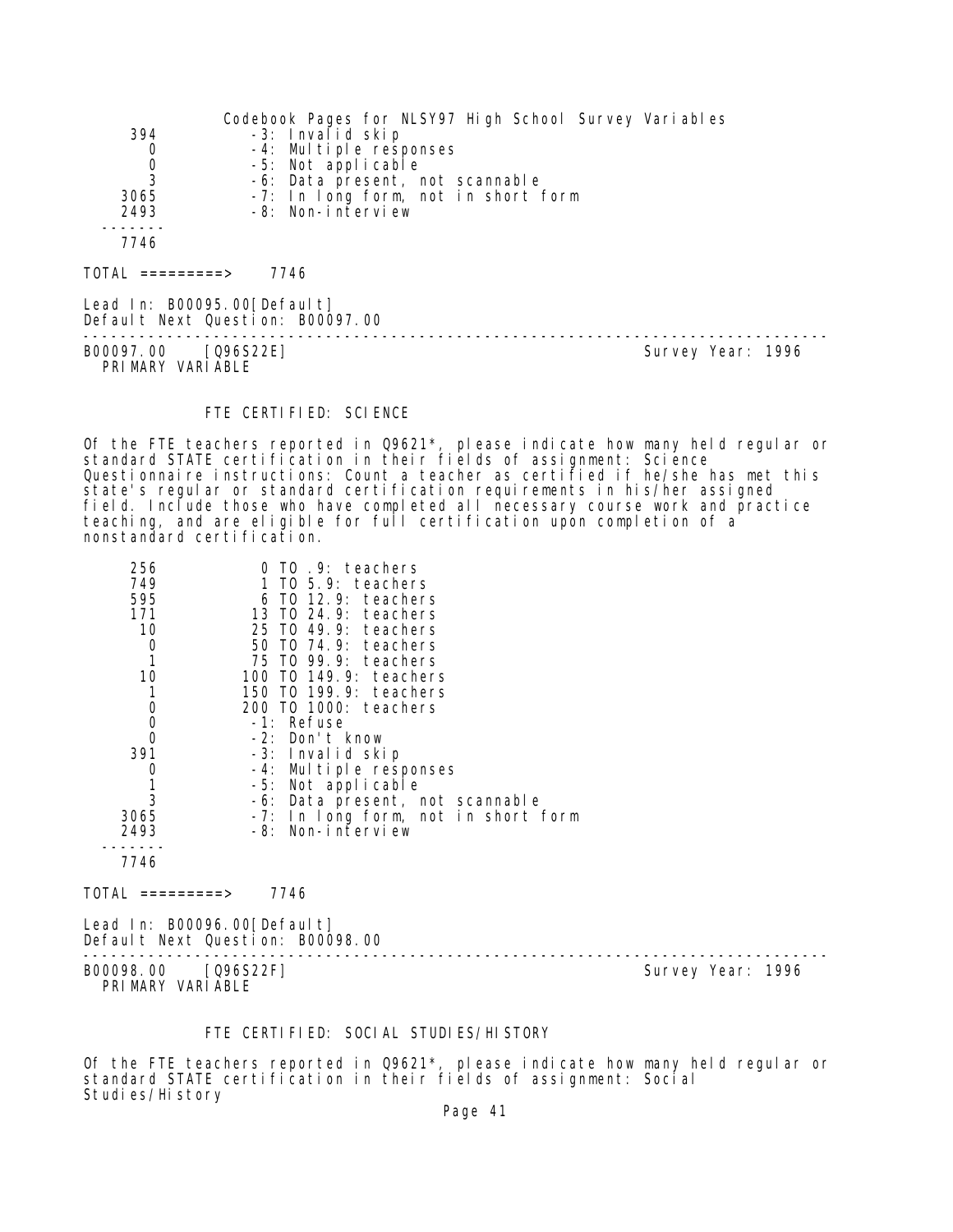| | |
|---|---|
| 394 | -3: Invalid skip |
| 0 | -4: Multiple responses |
| 0 | -5: Not applicable |
| 3 | -6: Data present, not scannable |
| 3065 | -7: In long form, not in short form |
| 2493 | -8: Non-interview |
| ------- | |
| 7746 | |

TOTAL =========> 7746

Lead In: B00095.00[Default]
Default Next Question: B00097.00

--------------------------------------------------------------------------------

B00097.00 [Q96S22E] Survey Year: 1996
PRIMARY VARIABLE

### FTE CERTIFIED: SCIENCE

Of the FTE teachers reported in Q9621*, please indicate how many held regular or standard STATE certification in their fields of assignment: Science
Questionnaire instructions: Count a teacher as certified if he/she has met this state's regular or standard certification requirements in his/her assigned field. Include those who have completed all necessary course work and practice teaching, and are eligible for full certification upon completion of a nonstandard certification.

| | |
|---|---|
| 256 | 0 TO .9: teachers |
| 749 | 1 TO 5.9: teachers |
| 595 | 6 TO 12.9: teachers |
| 171 | 13 TO 24.9: teachers |
| 10 | 25 TO 49.9: teachers |
| 0 | 50 TO 74.9: teachers |
| 1 | 75 TO 99.9: teachers |
| 10 | 100 TO 149.9: teachers |
| 1 | 150 TO 199.9: teachers |
| 0 | 200 TO 1000: teachers |
| 0 | -1: Refuse |
| 0 | -2: Don't know |
| 391 | -3: Invalid skip |
| 0 | -4: Multiple responses |
| 1 | -5: Not applicable |
| 3 | -6: Data present, not scannable |
| 3065 | -7: In long form, not in short form |
| 2493 | -8: Non-interview |
| ------- | |
| 7746 | |

TOTAL =========> 7746

Lead In: B00096.00[Default]
Default Next Question: B00098.00

--------------------------------------------------------------------------------

B00098.00 [Q96S22F] Survey Year: 1996
PRIMARY VARIABLE

### FTE CERTIFIED: SOCIAL STUDIES/HISTORY

Of the FTE teachers reported in Q9621*, please indicate how many held regular or standard STATE certification in their fields of assignment: Social Studies/History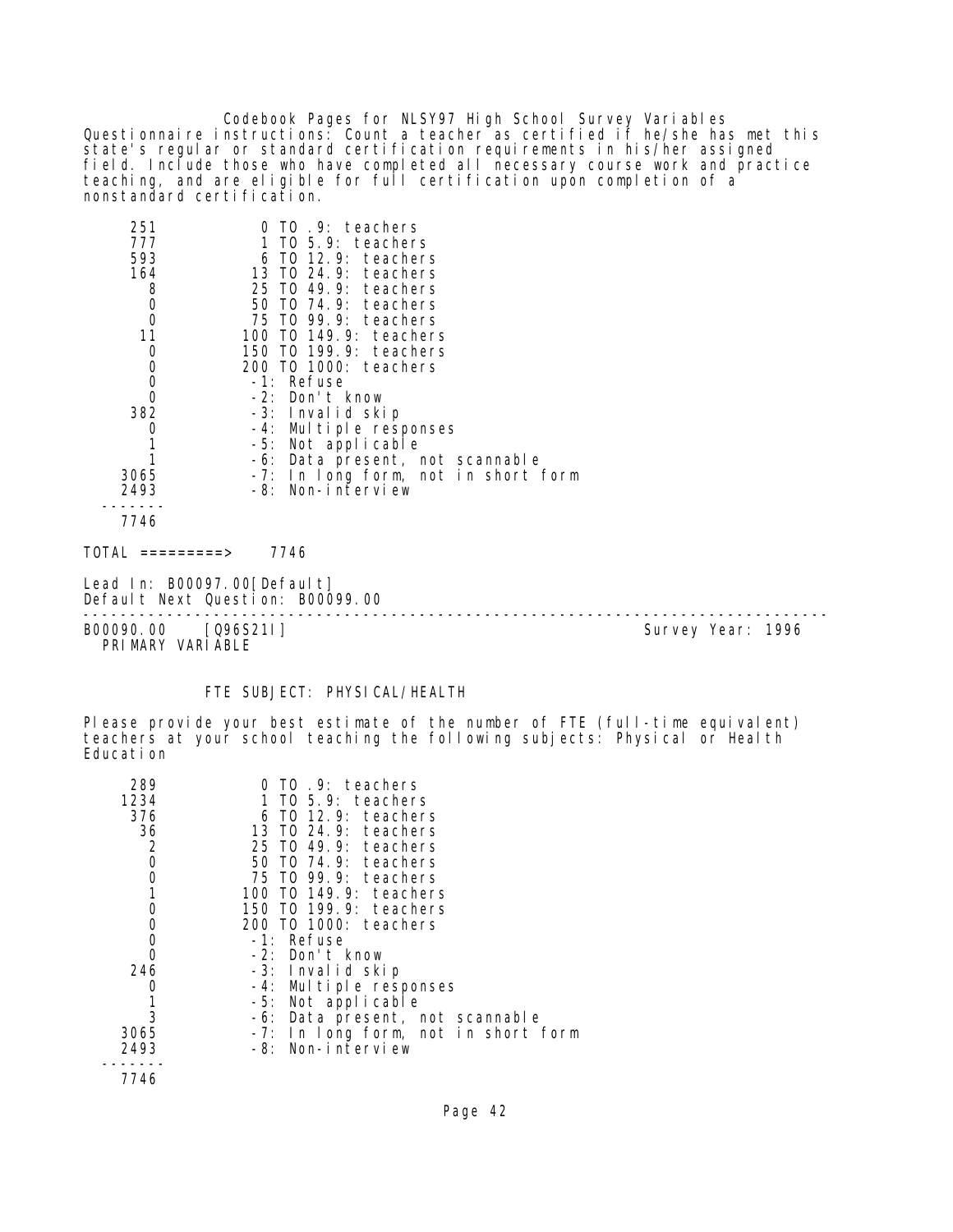Questionnaire instructions: Count a teacher as certified if he/she has met this state's regular or standard certification requirements in his/her assigned field. Include those who have completed all necessary course work and practice teaching, and are eligible for full certification upon completion of a nonstandard certification.

| Count | Value |
|---|---|
| 251 | 0 TO .9: teachers |
| 777 | 1 TO 5.9: teachers |
| 593 | 6 TO 12.9: teachers |
| 164 | 13 TO 24.9: teachers |
| 8 | 25 TO 49.9: teachers |
| 0 | 50 TO 74.9: teachers |
| 0 | 75 TO 99.9: teachers |
| 11 | 100 TO 149.9: teachers |
| 0 | 150 TO 199.9: teachers |
| 0 | 200 TO 1000: teachers |
| 0 | -1: Refuse |
| 0 | -2: Don't know |
| 382 | -3: Invalid skip |
| 0 | -4: Multiple responses |
| 1 | -5: Not applicable |
| 1 | -6: Data present, not scannable |
| 3065 | -7: In long form, not in short form |
| 2493 | -8: Non-interview |
| 7746 | |

TOTAL =========> 7746

Lead In: B00097.00[Default]
Default Next Question: B00099.00

---

B00090.00 [Q96S21I] Survey Year: 1996
PRIMARY VARIABLE

FTE SUBJECT: PHYSICAL/HEALTH

Please provide your best estimate of the number of FTE (full-time equivalent) teachers at your school teaching the following subjects: Physical or Health Education

| Count | Value |
|---|---|
| 289 | 0 TO .9: teachers |
| 1234 | 1 TO 5.9: teachers |
| 376 | 6 TO 12.9: teachers |
| 36 | 13 TO 24.9: teachers |
| 2 | 25 TO 49.9: teachers |
| 0 | 50 TO 74.9: teachers |
| 0 | 75 TO 99.9: teachers |
| 1 | 100 TO 149.9: teachers |
| 0 | 150 TO 199.9: teachers |
| 0 | 200 TO 1000: teachers |
| 0 | -1: Refuse |
| 0 | -2: Don't know |
| 246 | -3: Invalid skip |
| 0 | -4: Multiple responses |
| 1 | -5: Not applicable |
| 3 | -6: Data present, not scannable |
| 3065 | -7: In long form, not in short form |
| 2493 | -8: Non-interview |
| 7746 | |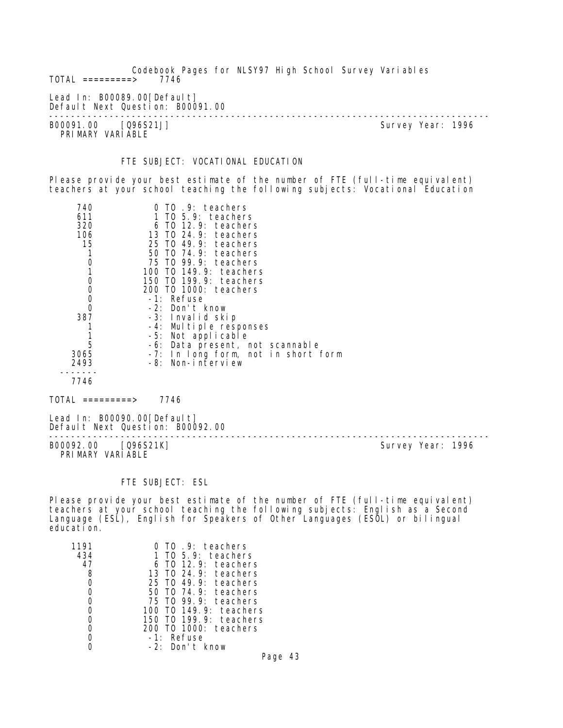TOTAL =========> 7746

Lead In: B00089.00[Default]
Default Next Question: B00091.00

---

B00091.00 [Q96S21J] Survey Year: 1996
PRIMARY VARIABLE

FTE SUBJECT: VOCATIONAL EDUCATION

Please provide your best estimate of the number of FTE (full-time equivalent) teachers at your school teaching the following subjects: Vocational Education

| Count | Value |
|---|---|
| 740 | 0 TO .9: teachers |
| 611 | 1 TO 5.9: teachers |
| 320 | 6 TO 12.9: teachers |
| 106 | 13 TO 24.9: teachers |
| 15 | 25 TO 49.9: teachers |
| 1 | 50 TO 74.9: teachers |
| 0 | 75 TO 99.9: teachers |
| 1 | 100 TO 149.9: teachers |
| 0 | 150 TO 199.9: teachers |
| 0 | 200 TO 1000: teachers |
| 0 | -1: Refuse |
| 0 | -2: Don't know |
| 387 | -3: Invalid skip |
| 1 | -4: Multiple responses |
| 1 | -5: Not applicable |
| 5 | -6: Data present, not scannable |
| 3065 | -7: In long form, not in short form |
| 2493 | -8: Non-interview |
| 7746 | |

TOTAL =========> 7746

Lead In: B00090.00[Default]
Default Next Question: B00092.00

---

B00092.00 [Q96S21K] Survey Year: 1996
PRIMARY VARIABLE

FTE SUBJECT: ESL

Please provide your best estimate of the number of FTE (full-time equivalent) teachers at your school teaching the following subjects: English as a Second Language (ESL), English for Speakers of Other Languages (ESOL) or bilingual education.

| Count | Value |
|---|---|
| 1191 | 0 TO .9: teachers |
| 434 | 1 TO 5.9: teachers |
| 47 | 6 TO 12.9: teachers |
| 8 | 13 TO 24.9: teachers |
| 0 | 25 TO 49.9: teachers |
| 0 | 50 TO 74.9: teachers |
| 0 | 75 TO 99.9: teachers |
| 0 | 100 TO 149.9: teachers |
| 0 | 150 TO 199.9: teachers |
| 0 | 200 TO 1000: teachers |
| 0 | -1: Refuse |
| 0 | -2: Don't know |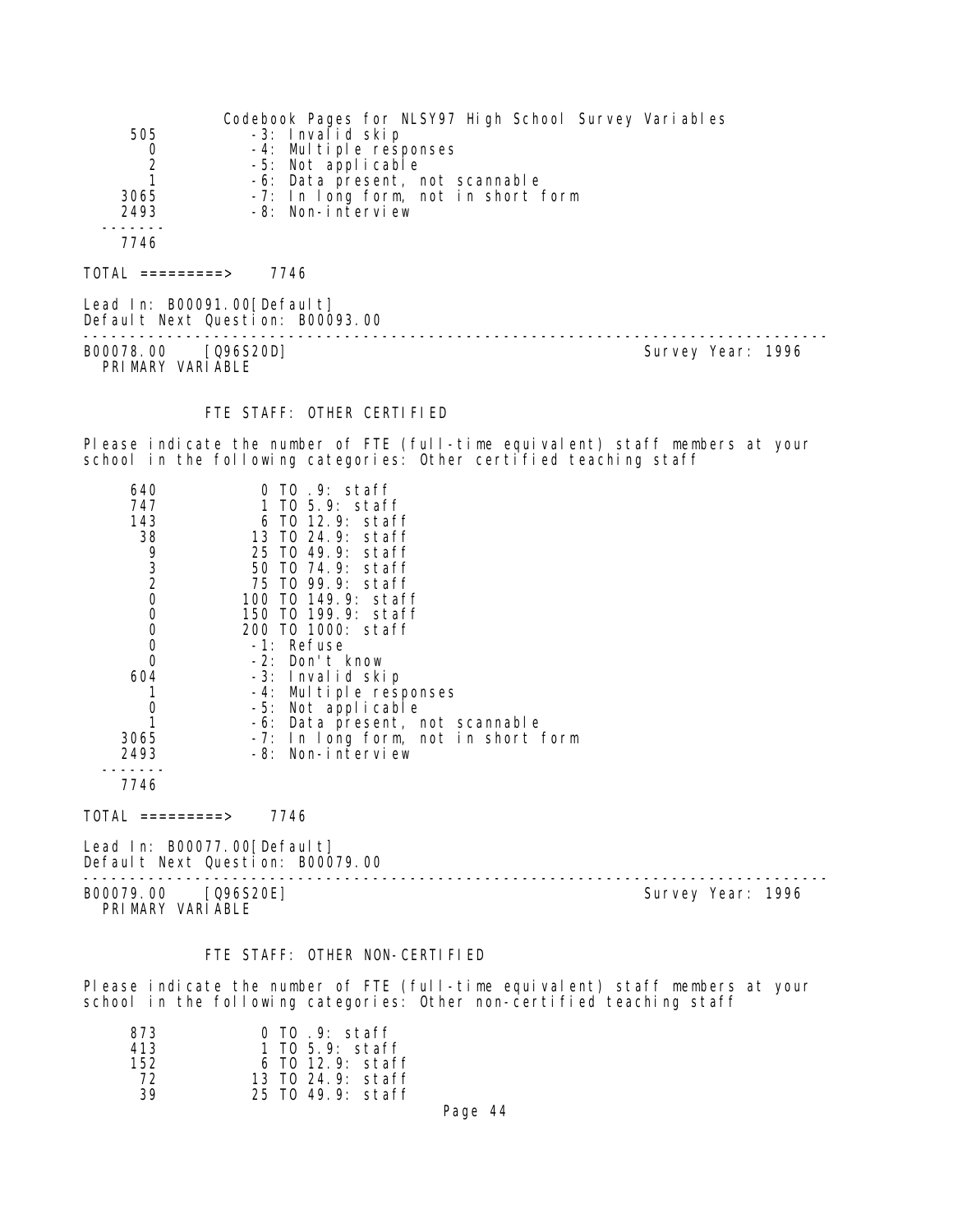```
 505          -3: Invalid skip
   0          -4: Multiple responses
   2          -5: Not applicable
   1          -6: Data present, not scannable
3065          -7: In long form, not in short form
2493          -8: Non-interview
-------
7746
```

TOTAL =========> 7746

Lead In: B00091.00[Default]
Default Next Question: B00093.00

---

B00078.00 [Q96S20D] Survey Year: 1996
PRIMARY VARIABLE

FTE STAFF: OTHER CERTIFIED

Please indicate the number of FTE (full-time equivalent) staff members at your school in the following categories: Other certified teaching staff

```
 640           0 TO .9: staff
 747           1 TO 5.9: staff
 143           6 TO 12.9: staff
  38          13 TO 24.9: staff
   9          25 TO 49.9: staff
   3          50 TO 74.9: staff
   2          75 TO 99.9: staff
   0         100 TO 149.9: staff
   0         150 TO 199.9: staff
   0         200 TO 1000: staff
   0          -1: Refuse
   0          -2: Don't know
 604          -3: Invalid skip
   1          -4: Multiple responses
   0          -5: Not applicable
   1          -6: Data present, not scannable
3065          -7: In long form, not in short form
2493          -8: Non-interview
-------
7746
```

TOTAL =========> 7746

Lead In: B00077.00[Default]
Default Next Question: B00079.00

---

B00079.00 [Q96S20E] Survey Year: 1996
PRIMARY VARIABLE

FTE STAFF: OTHER NON-CERTIFIED

Please indicate the number of FTE (full-time equivalent) staff members at your school in the following categories: Other non-certified teaching staff

```
 873           0 TO .9: staff
 413           1 TO 5.9: staff
 152           6 TO 12.9: staff
  72          13 TO 24.9: staff
  39          25 TO 49.9: staff
```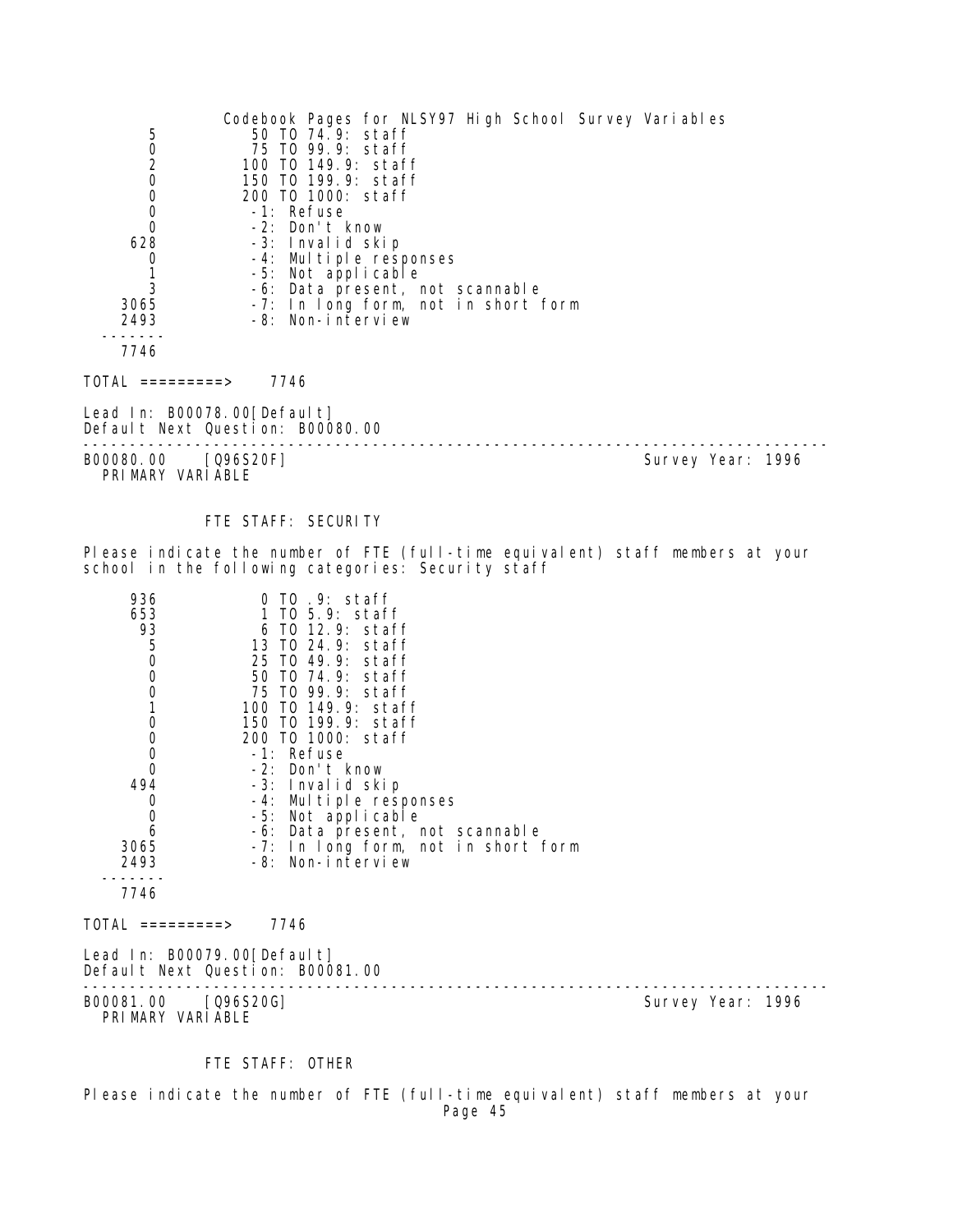| | |
|---|---|
| 5 | 50 TO 74.9: staff |
| 0 | 75 TO 99.9: staff |
| 2 | 100 TO 149.9: staff |
| 0 | 150 TO 199.9: staff |
| 0 | 200 TO 1000: staff |
| 0 | -1: Refuse |
| 0 | -2: Don't know |
| 628 | -3: Invalid skip |
| 0 | -4: Multiple responses |
| 1 | -5: Not applicable |
| 3 | -6: Data present, not scannable |
| 3065 | -7: In long form, not in short form |
| 2493 | -8: Non-interview |
| 7746 | |

TOTAL =========> 7746

Lead In: B00078.00[Default]
Default Next Question: B00080.00

---

B00080.00 [Q96S20F] Survey Year: 1996
PRIMARY VARIABLE

FTE STAFF: SECURITY

Please indicate the number of FTE (full-time equivalent) staff members at your school in the following categories: Security staff

| | |
|---|---|
| 936 | 0 TO .9: staff |
| 653 | 1 TO 5.9: staff |
| 93 | 6 TO 12.9: staff |
| 5 | 13 TO 24.9: staff |
| 0 | 25 TO 49.9: staff |
| 0 | 50 TO 74.9: staff |
| 0 | 75 TO 99.9: staff |
| 1 | 100 TO 149.9: staff |
| 0 | 150 TO 199.9: staff |
| 0 | 200 TO 1000: staff |
| 0 | -1: Refuse |
| 0 | -2: Don't know |
| 494 | -3: Invalid skip |
| 0 | -4: Multiple responses |
| 0 | -5: Not applicable |
| 6 | -6: Data present, not scannable |
| 3065 | -7: In long form, not in short form |
| 2493 | -8: Non-interview |
| 7746 | |

TOTAL =========> 7746

Lead In: B00079.00[Default]
Default Next Question: B00081.00

---

B00081.00 [Q96S20G] Survey Year: 1996
PRIMARY VARIABLE

FTE STAFF: OTHER

Please indicate the number of FTE (full-time equivalent) staff members at your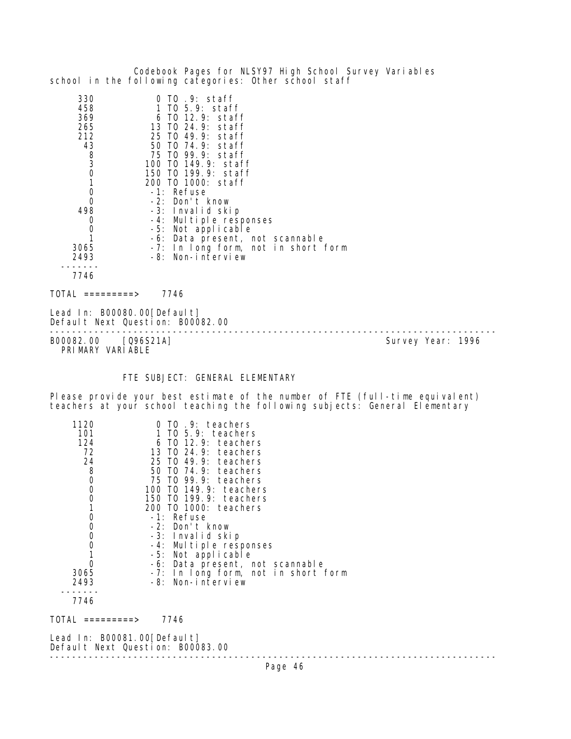school in the following categories: Other school staff

| Count | Value |
|---|---|
| 330 | 0 TO .9: staff |
| 458 | 1 TO 5.9: staff |
| 369 | 6 TO 12.9: staff |
| 265 | 13 TO 24.9: staff |
| 212 | 25 TO 49.9: staff |
| 43 | 50 TO 74.9: staff |
| 8 | 75 TO 99.9: staff |
| 3 | 100 TO 149.9: staff |
| 0 | 150 TO 199.9: staff |
| 1 | 200 TO 1000: staff |
| 0 | -1: Refuse |
| 0 | -2: Don't know |
| 498 | -3: Invalid skip |
| 0 | -4: Multiple responses |
| 0 | -5: Not applicable |
| 1 | -6: Data present, not scannable |
| 3065 | -7: In long form, not in short form |
| 2493 | -8: Non-interview |
| 7746 | |

TOTAL =========> 7746

Lead In: B00080.00[Default]
Default Next Question: B00082.00

---

B00082.00 [Q96S21A] Survey Year: 1996
PRIMARY VARIABLE

## FTE SUBJECT: GENERAL ELEMENTARY

Please provide your best estimate of the number of FTE (full-time equivalent) teachers at your school teaching the following subjects: General Elementary

| Count | Value |
|---|---|
| 1120 | 0 TO .9: teachers |
| 101 | 1 TO 5.9: teachers |
| 124 | 6 TO 12.9: teachers |
| 72 | 13 TO 24.9: teachers |
| 24 | 25 TO 49.9: teachers |
| 8 | 50 TO 74.9: teachers |
| 0 | 75 TO 99.9: teachers |
| 0 | 100 TO 149.9: teachers |
| 0 | 150 TO 199.9: teachers |
| 1 | 200 TO 1000: teachers |
| 0 | -1: Refuse |
| 0 | -2: Don't know |
| 0 | -3: Invalid skip |
| 0 | -4: Multiple responses |
| 1 | -5: Not applicable |
| 0 | -6: Data present, not scannable |
| 3065 | -7: In long form, not in short form |
| 2493 | -8: Non-interview |
| 7746 | |

TOTAL =========> 7746

Lead In: B00081.00[Default]
Default Next Question: B00083.00

---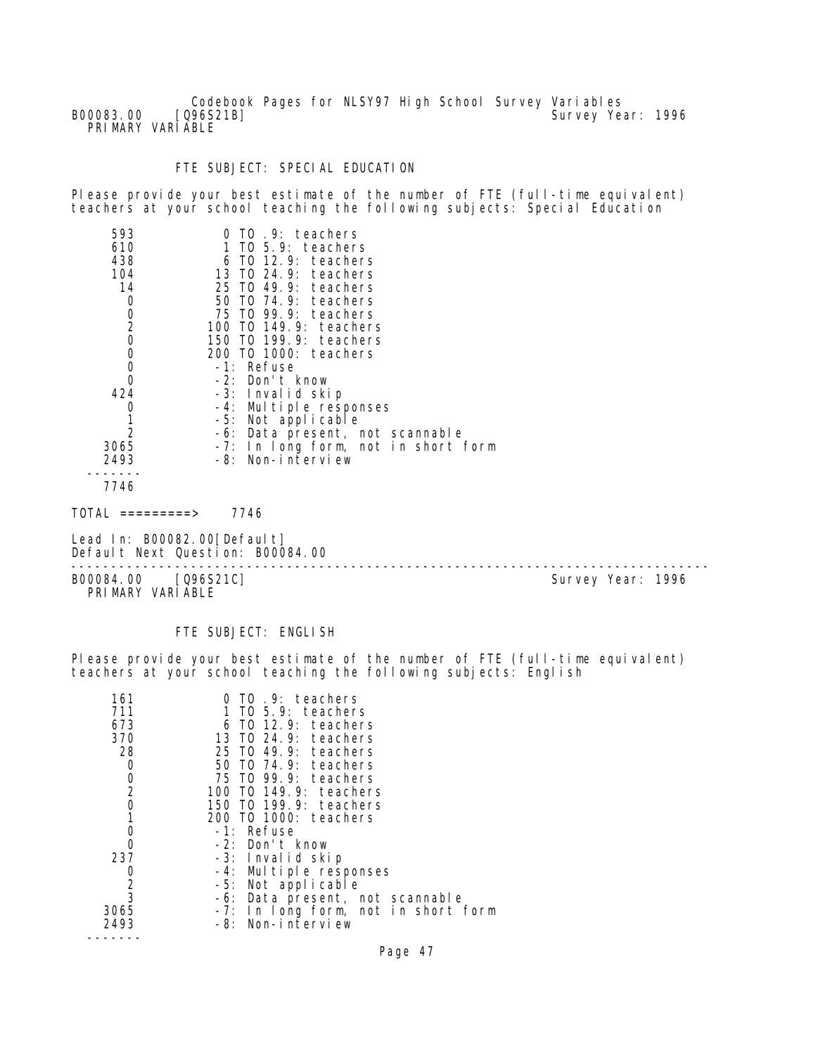B00083.00 [Q96S21B] Survey Year: 1996
PRIMARY VARIABLE

FTE SUBJECT: SPECIAL EDUCATION

Please provide your best estimate of the number of FTE (full-time equivalent) teachers at your school teaching the following subjects: Special Education

| Count | Value |
|---|---|
| 593 | 0 TO .9: teachers |
| 610 | 1 TO 5.9: teachers |
| 438 | 6 TO 12.9: teachers |
| 104 | 13 TO 24.9: teachers |
| 14 | 25 TO 49.9: teachers |
| 0 | 50 TO 74.9: teachers |
| 0 | 75 TO 99.9: teachers |
| 2 | 100 TO 149.9: teachers |
| 0 | 150 TO 199.9: teachers |
| 0 | 200 TO 1000: teachers |
| 0 | -1: Refuse |
| 0 | -2: Don't know |
| 424 | -3: Invalid skip |
| 0 | -4: Multiple responses |
| 1 | -5: Not applicable |
| 2 | -6: Data present, not scannable |
| 3065 | -7: In long form, not in short form |
| 2493 | -8: Non-interview |
| 7746 | |

TOTAL =========> 7746

Lead In: B00082.00[Default]
Default Next Question: B00084.00

---

B00084.00 [Q96S21C] Survey Year: 1996
PRIMARY VARIABLE

FTE SUBJECT: ENGLISH

Please provide your best estimate of the number of FTE (full-time equivalent) teachers at your school teaching the following subjects: English

| Count | Value |
|---|---|
| 161 | 0 TO .9: teachers |
| 711 | 1 TO 5.9: teachers |
| 673 | 6 TO 12.9: teachers |
| 370 | 13 TO 24.9: teachers |
| 28 | 25 TO 49.9: teachers |
| 0 | 50 TO 74.9: teachers |
| 0 | 75 TO 99.9: teachers |
| 2 | 100 TO 149.9: teachers |
| 0 | 150 TO 199.9: teachers |
| 1 | 200 TO 1000: teachers |
| 0 | -1: Refuse |
| 0 | -2: Don't know |
| 237 | -3: Invalid skip |
| 0 | -4: Multiple responses |
| 2 | -5: Not applicable |
| 3 | -6: Data present, not scannable |
| 3065 | -7: In long form, not in short form |
| 2493 | -8: Non-interview |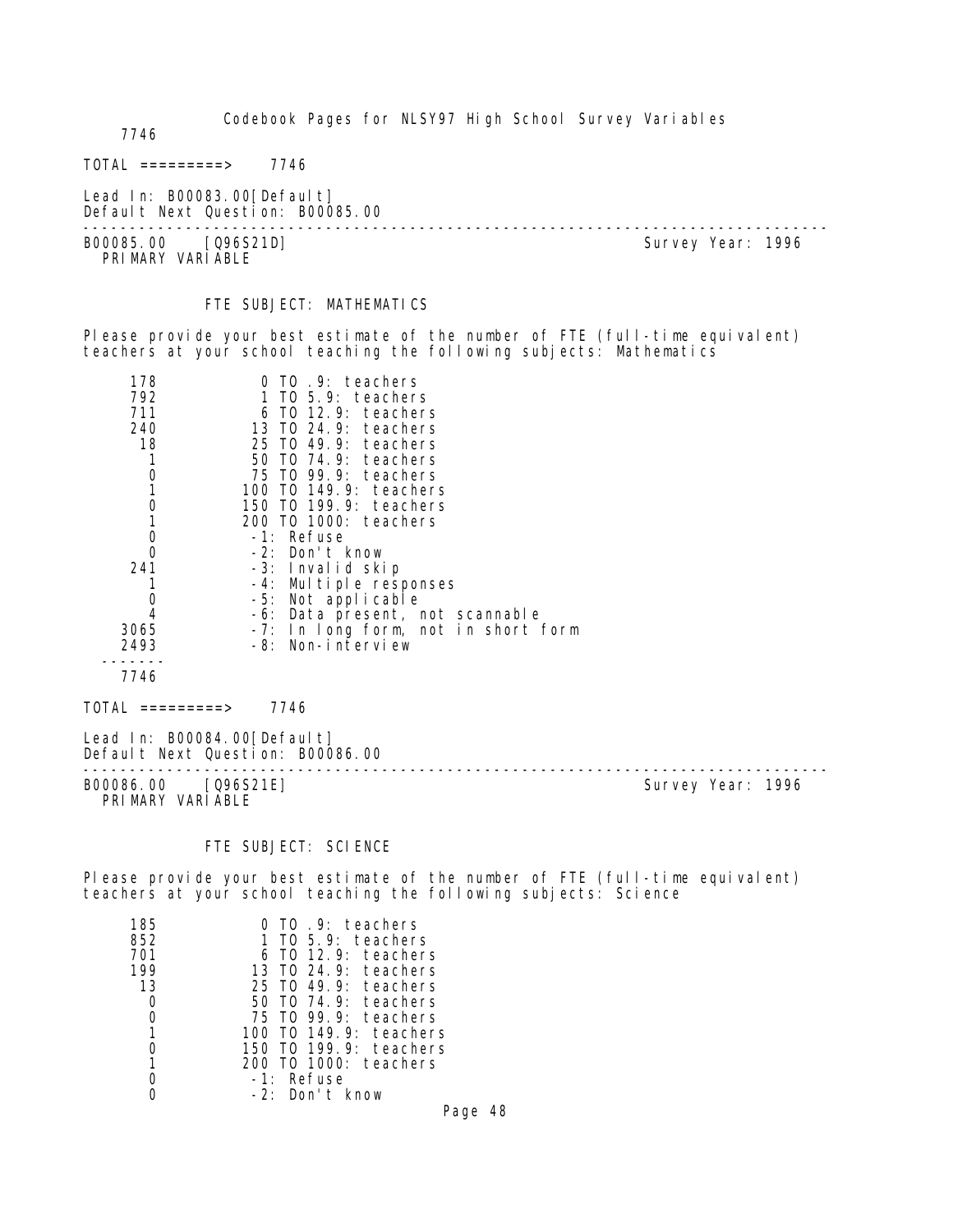7746

TOTAL =========> 7746

Lead In: B00083.00[Default]
Default Next Question: B00085.00

---

B00085.00 [Q96S21D] Survey Year: 1996
PRIMARY VARIABLE

FTE SUBJECT: MATHEMATICS

Please provide your best estimate of the number of FTE (full-time equivalent) teachers at your school teaching the following subjects: Mathematics

| Count | Value |
|---|---|
| 178 | 0 TO .9: teachers |
| 792 | 1 TO 5.9: teachers |
| 711 | 6 TO 12.9: teachers |
| 240 | 13 TO 24.9: teachers |
| 18 | 25 TO 49.9: teachers |
| 1 | 50 TO 74.9: teachers |
| 0 | 75 TO 99.9: teachers |
| 1 | 100 TO 149.9: teachers |
| 0 | 150 TO 199.9: teachers |
| 1 | 200 TO 1000: teachers |
| 0 | -1: Refuse |
| 0 | -2: Don't know |
| 241 | -3: Invalid skip |
| 1 | -4: Multiple responses |
| 0 | -5: Not applicable |
| 4 | -6: Data present, not scannable |
| 3065 | -7: In long form, not in short form |
| 2493 | -8: Non-interview |
| 7746 | |

TOTAL =========> 7746

Lead In: B00084.00[Default]
Default Next Question: B00086.00

---

B00086.00 [Q96S21E] Survey Year: 1996
PRIMARY VARIABLE

FTE SUBJECT: SCIENCE

Please provide your best estimate of the number of FTE (full-time equivalent) teachers at your school teaching the following subjects: Science

| Count | Value |
|---|---|
| 185 | 0 TO .9: teachers |
| 852 | 1 TO 5.9: teachers |
| 701 | 6 TO 12.9: teachers |
| 199 | 13 TO 24.9: teachers |
| 13 | 25 TO 49.9: teachers |
| 0 | 50 TO 74.9: teachers |
| 0 | 75 TO 99.9: teachers |
| 1 | 100 TO 149.9: teachers |
| 0 | 150 TO 199.9: teachers |
| 1 | 200 TO 1000: teachers |
| 0 | -1: Refuse |
| 0 | -2: Don't know |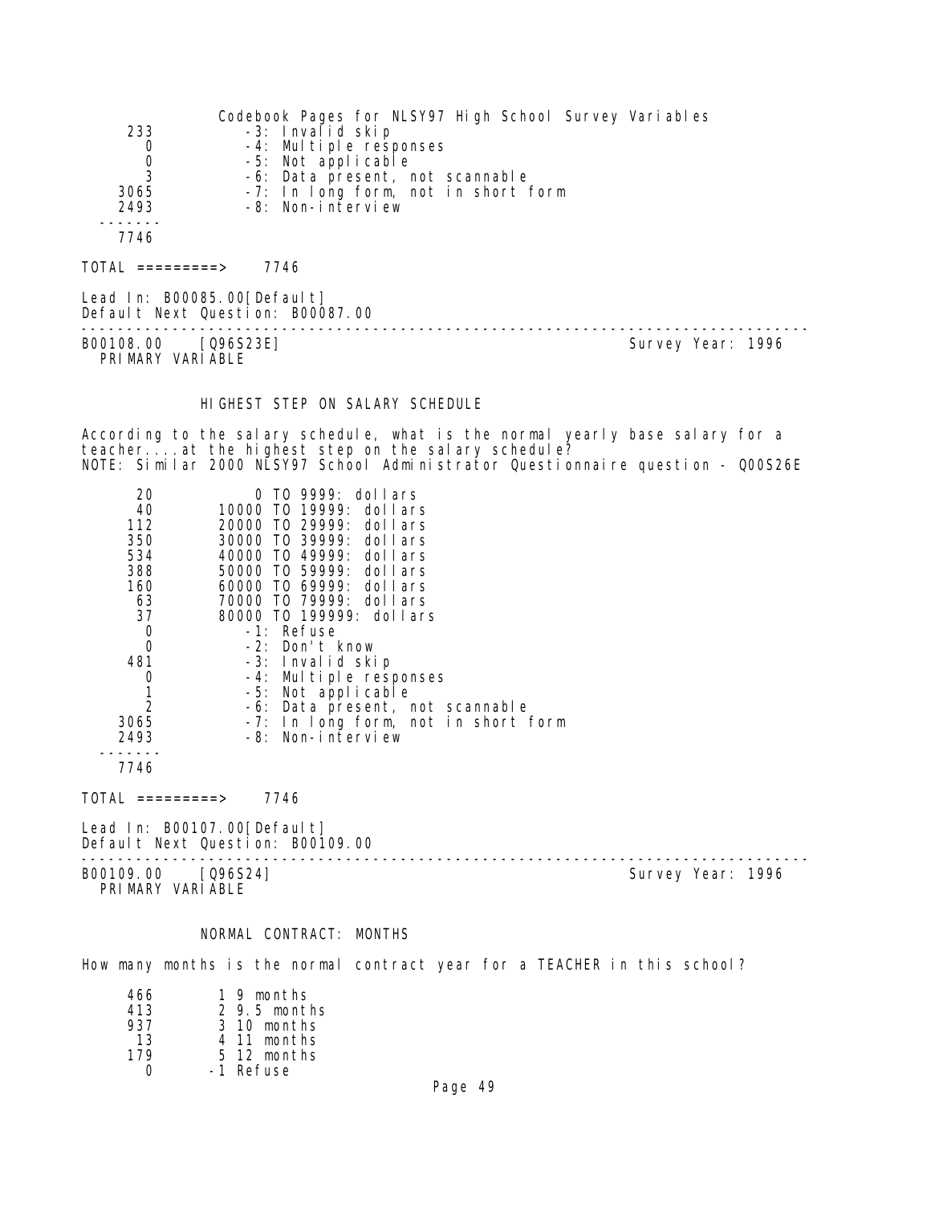```
  233           -3: Invalid skip
    0           -4: Multiple responses
    0           -5: Not applicable
    3           -6: Data present, not scannable
 3065           -7: In long form, not in short form
 2493           -8: Non-interview
-------
 7746

TOTAL =========>    7746

Lead In: B00085.00[Default]
Default Next Question: B00087.00
```

---

```
B00108.00    [Q96S23E]                                         Survey Year: 1996
  PRIMARY VARIABLE
```

### HIGHEST STEP ON SALARY SCHEDULE

According to the salary schedule, what is the normal yearly base salary for a teacher....at the highest step on the salary schedule?
NOTE: Similar 2000 NLSY97 School Administrator Questionnaire question - Q00S26E

```
   20            0 TO 9999: dollars
   40        10000 TO 19999: dollars
  112        20000 TO 29999: dollars
  350        30000 TO 39999: dollars
  534        40000 TO 49999: dollars
  388        50000 TO 59999: dollars
  160        60000 TO 69999: dollars
   63        70000 TO 79999: dollars
   37        80000 TO 199999: dollars
    0           -1: Refuse
    0           -2: Don't know
  481           -3: Invalid skip
    0           -4: Multiple responses
    1           -5: Not applicable
    2           -6: Data present, not scannable
 3065           -7: In long form, not in short form
 2493           -8: Non-interview
-------
 7746

TOTAL =========>    7746

Lead In: B00107.00[Default]
Default Next Question: B00109.00
```

---

```
B00109.00    [Q96S24]                                          Survey Year: 1996
  PRIMARY VARIABLE
```

### NORMAL CONTRACT: MONTHS

How many months is the normal contract year for a TEACHER in this school?

```
  466        1 9 months
  413        2 9.5 months
  937        3 10 months
   13        4 11 months
  179        5 12 months
    0       -1 Refuse
```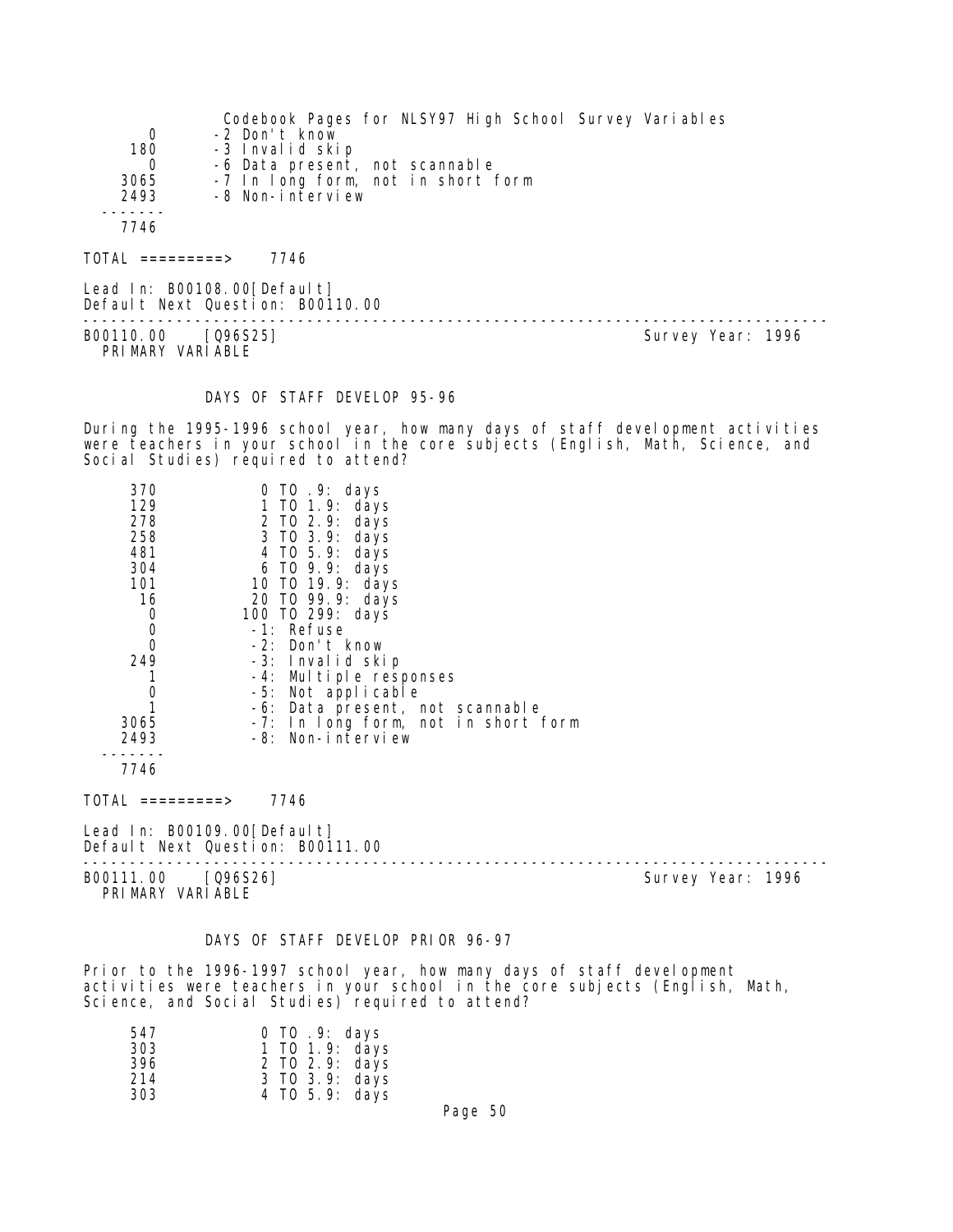| | |
|---|---|
| 0 | -2 Don't know |
| 180 | -3 Invalid skip |
| 0 | -6 Data present, not scannable |
| 3065 | -7 In long form, not in short form |
| 2493 | -8 Non-interview |
| ------- | |
| 7746 | |

TOTAL =========> 7746

Lead In: B00108.00[Default]
Default Next Question: B00110.00

---

B00110.00 [Q96S25] Survey Year: 1996
PRIMARY VARIABLE

DAYS OF STAFF DEVELOP 95-96

During the 1995-1996 school year, how many days of staff development activities were teachers in your school in the core subjects (English, Math, Science, and Social Studies) required to attend?

| | |
|---|---|
| 370 | 0 TO .9: days |
| 129 | 1 TO 1.9: days |
| 278 | 2 TO 2.9: days |
| 258 | 3 TO 3.9: days |
| 481 | 4 TO 5.9: days |
| 304 | 6 TO 9.9: days |
| 101 | 10 TO 19.9: days |
| 16 | 20 TO 99.9: days |
| 0 | 100 TO 299: days |
| 0 | -1: Refuse |
| 0 | -2: Don't know |
| 249 | -3: Invalid skip |
| 1 | -4: Multiple responses |
| 0 | -5: Not applicable |
| 1 | -6: Data present, not scannable |
| 3065 | -7: In long form, not in short form |
| 2493 | -8: Non-interview |
| ------- | |
| 7746 | |

TOTAL =========> 7746

Lead In: B00109.00[Default]
Default Next Question: B00111.00

---

B00111.00 [Q96S26] Survey Year: 1996
PRIMARY VARIABLE

DAYS OF STAFF DEVELOP PRIOR 96-97

Prior to the 1996-1997 school year, how many days of staff development activities were teachers in your school in the core subjects (English, Math, Science, and Social Studies) required to attend?

| | |
|---|---|
| 547 | 0 TO .9: days |
| 303 | 1 TO 1.9: days |
| 396 | 2 TO 2.9: days |
| 214 | 3 TO 3.9: days |
| 303 | 4 TO 5.9: days |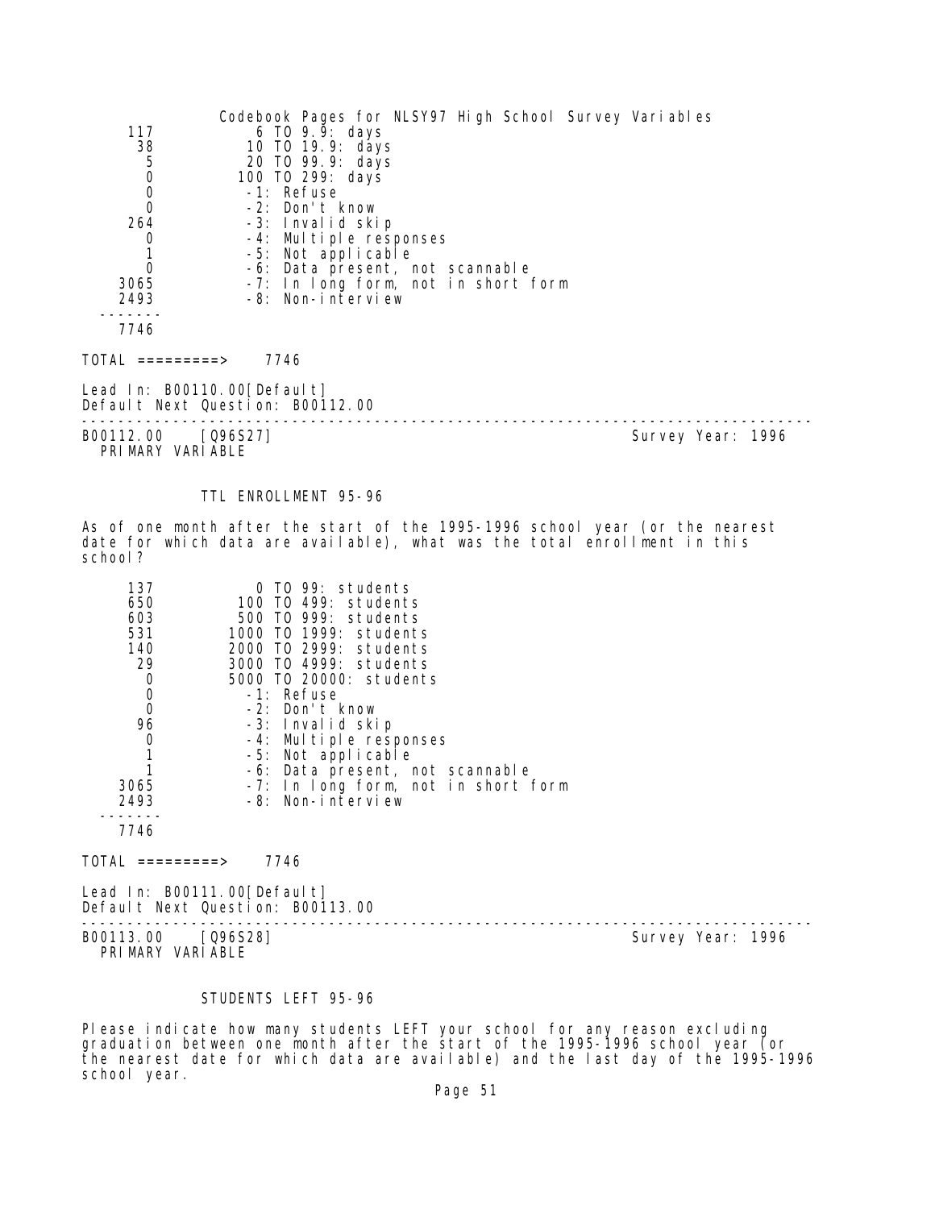Codebook Pages for NLSY97 High School Survey Variables

```
     117           6 TO 9.9: days
      38          10 TO 19.9: days
       5          20 TO 99.9: days
       0         100 TO 299: days
       0          -1: Refuse
       0          -2: Don't know
     264          -3: Invalid skip
       0          -4: Multiple responses
       1          -5: Not applicable
       0          -6: Data present, not scannable
    3065          -7: In long form, not in short form
    2493          -8: Non-interview
  -------
    7746

TOTAL =========>    7746
```

Lead In: B00110.00[Default]
Default Next Question: B00112.00

---

B00112.00    [Q96S27]                                                    Survey Year: 1996
PRIMARY VARIABLE

TTL ENROLLMENT 95-96

As of one month after the start of the 1995-1996 school year (or the nearest date for which data are available), what was the total enrollment in this school?

```
     137           0 TO 99: students
     650         100 TO 499: students
     603         500 TO 999: students
     531        1000 TO 1999: students
     140        2000 TO 2999: students
      29        3000 TO 4999: students
       0        5000 TO 20000: students
       0          -1: Refuse
       0          -2: Don't know
      96          -3: Invalid skip
       0          -4: Multiple responses
       1          -5: Not applicable
       1          -6: Data present, not scannable
    3065          -7: In long form, not in short form
    2493          -8: Non-interview
  -------
    7746

TOTAL =========>    7746
```

Lead In: B00111.00[Default]
Default Next Question: B00113.00

---

B00113.00    [Q96S28]                                                    Survey Year: 1996
PRIMARY VARIABLE

STUDENTS LEFT 95-96

Please indicate how many students LEFT your school for any reason excluding graduation between one month after the start of the 1995-1996 school year (or the nearest date for which data are available) and the last day of the 1995-1996 school year.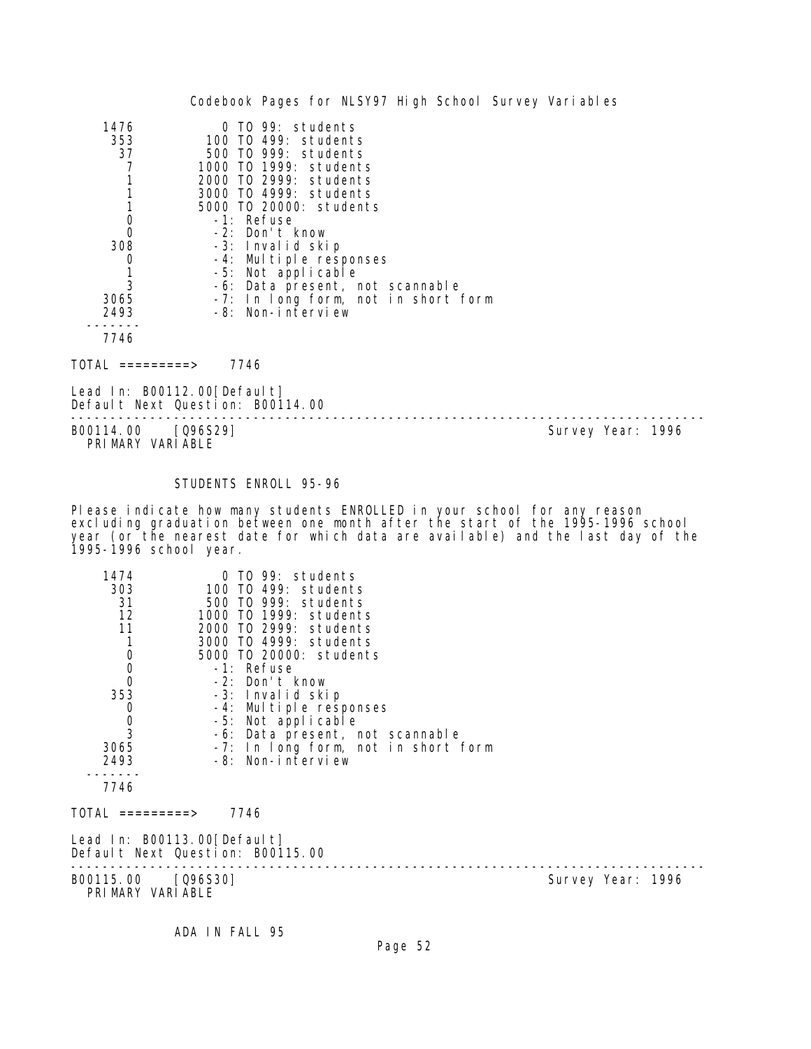| | |
|---|---|
| 1476 | 0 TO 99: students |
| 353 | 100 TO 499: students |
| 37 | 500 TO 999: students |
| 7 | 1000 TO 1999: students |
| 1 | 2000 TO 2999: students |
| 1 | 3000 TO 4999: students |
| 1 | 5000 TO 20000: students |
| 0 | -1: Refuse |
| 0 | -2: Don't know |
| 308 | -3: Invalid skip |
| 0 | -4: Multiple responses |
| 1 | -5: Not applicable |
| 3 | -6: Data present, not scannable |
| 3065 | -7: In long form, not in short form |
| 2493 | -8: Non-interview |
| ------- | |
| 7746 | |

TOTAL =========> 7746

Lead In: B00112.00[Default]
Default Next Question: B00114.00

---

B00114.00 [Q96S29] Survey Year: 1996
PRIMARY VARIABLE

STUDENTS ENROLL 95-96

Please indicate how many students ENROLLED in your school for any reason excluding graduation between one month after the start of the 1995-1996 school year (or the nearest date for which data are available) and the last day of the 1995-1996 school year.

| | |
|---|---|
| 1474 | 0 TO 99: students |
| 303 | 100 TO 499: students |
| 31 | 500 TO 999: students |
| 12 | 1000 TO 1999: students |
| 11 | 2000 TO 2999: students |
| 1 | 3000 TO 4999: students |
| 0 | 5000 TO 20000: students |
| 0 | -1: Refuse |
| 0 | -2: Don't know |
| 353 | -3: Invalid skip |
| 0 | -4: Multiple responses |
| 0 | -5: Not applicable |
| 3 | -6: Data present, not scannable |
| 3065 | -7: In long form, not in short form |
| 2493 | -8: Non-interview |
| ------- | |
| 7746 | |

TOTAL =========> 7746

Lead In: B00113.00[Default]
Default Next Question: B00115.00

---

B00115.00 [Q96S30] Survey Year: 1996
PRIMARY VARIABLE

ADA IN FALL 95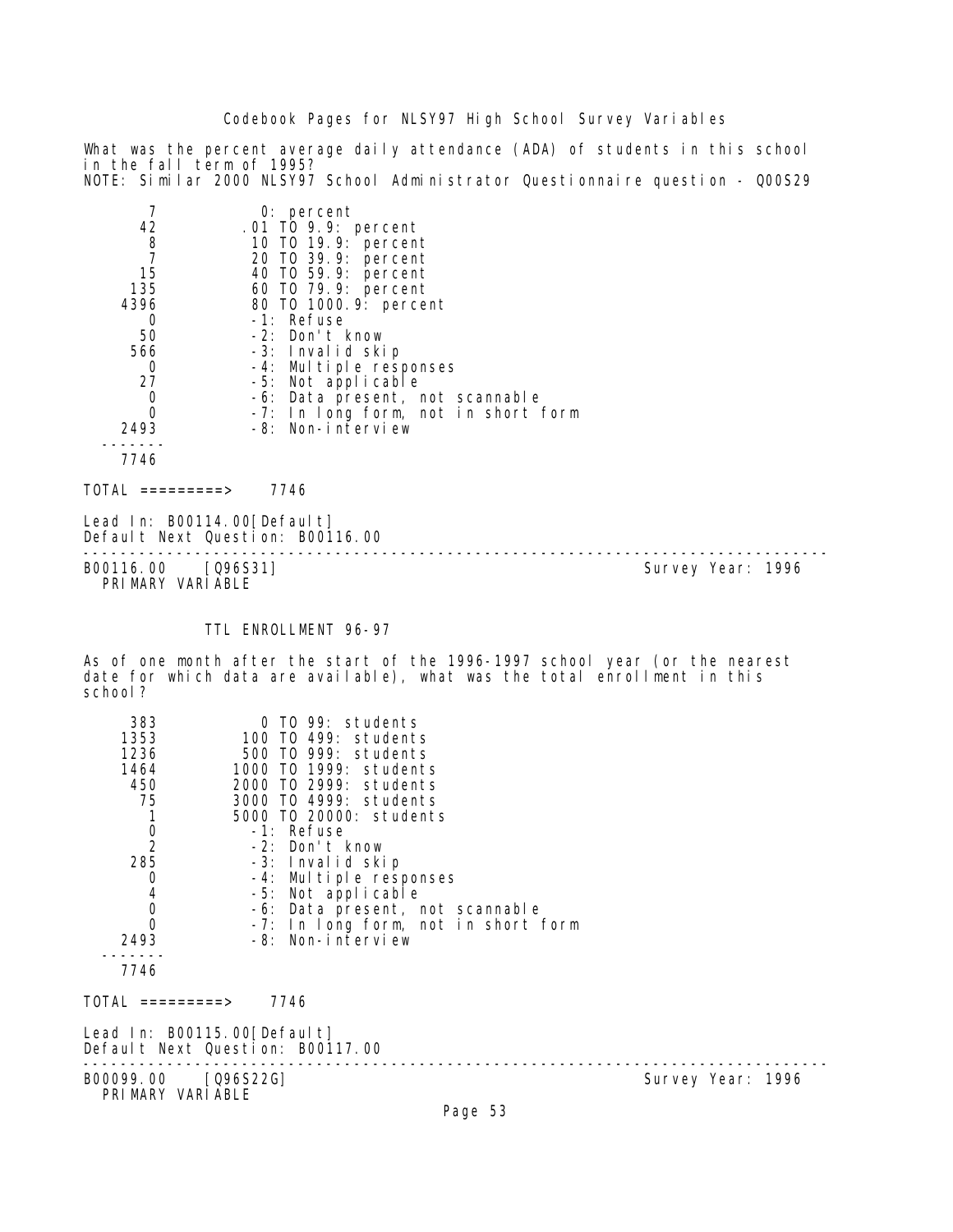What was the percent average daily attendance (ADA) of students in this school in the fall term of 1995?
NOTE: Similar 2000 NLSY97 School Administrator Questionnaire question - Q00S29

| Count | Value |
|---|---|
| 7 | 0: percent |
| 42 | .01 TO 9.9: percent |
| 8 | 10 TO 19.9: percent |
| 7 | 20 TO 39.9: percent |
| 15 | 40 TO 59.9: percent |
| 135 | 60 TO 79.9: percent |
| 4396 | 80 TO 1000.9: percent |
| 0 | -1: Refuse |
| 50 | -2: Don't know |
| 566 | -3: Invalid skip |
| 0 | -4: Multiple responses |
| 27 | -5: Not applicable |
| 0 | -6: Data present, not scannable |
| 0 | -7: In long form, not in short form |
| 2493 | -8: Non-interview |
| 7746 | |

TOTAL =========> 7746

Lead In: B00114.00[Default]
Default Next Question: B00116.00

---

B00116.00 [Q96S31] Survey Year: 1996
PRIMARY VARIABLE

TTL ENROLLMENT 96-97

As of one month after the start of the 1996-1997 school year (or the nearest date for which data are available), what was the total enrollment in this school?

| Count | Value |
|---|---|
| 383 | 0 TO 99: students |
| 1353 | 100 TO 499: students |
| 1236 | 500 TO 999: students |
| 1464 | 1000 TO 1999: students |
| 450 | 2000 TO 2999: students |
| 75 | 3000 TO 4999: students |
| 1 | 5000 TO 20000: students |
| 0 | -1: Refuse |
| 2 | -2: Don't know |
| 285 | -3: Invalid skip |
| 0 | -4: Multiple responses |
| 4 | -5: Not applicable |
| 0 | -6: Data present, not scannable |
| 0 | -7: In long form, not in short form |
| 2493 | -8: Non-interview |
| 7746 | |

TOTAL =========> 7746

Lead In: B00115.00[Default]
Default Next Question: B00117.00

---

B00099.00 [Q96S22G] Survey Year: 1996
PRIMARY VARIABLE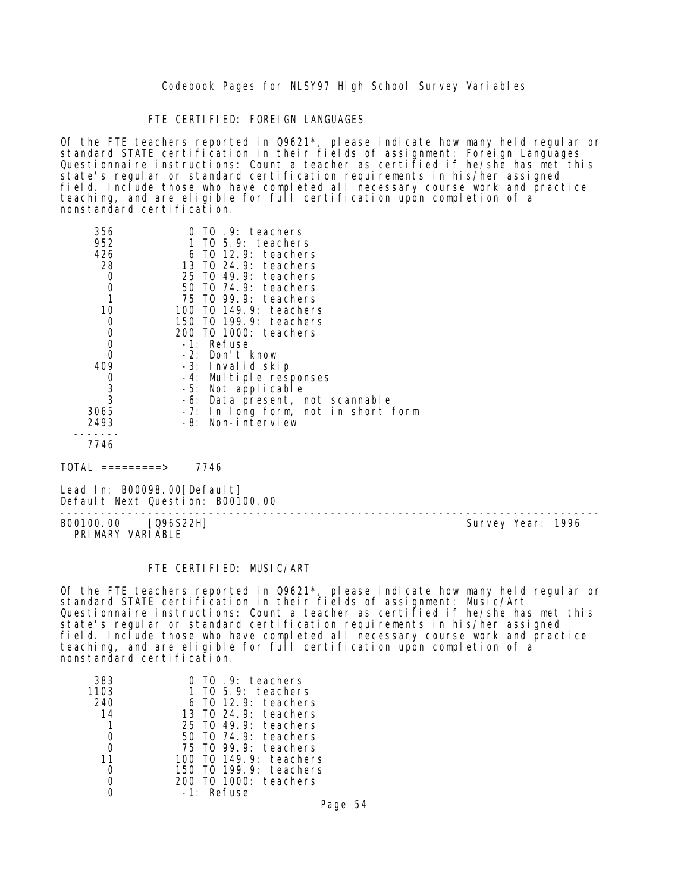## FTE CERTIFIED: FOREIGN LANGUAGES

Of the FTE teachers reported in Q9621*, please indicate how many held regular or standard STATE certification in their fields of assignment: Foreign Languages Questionnaire instructions: Count a teacher as certified if he/she has met this state's regular or standard certification requirements in his/her assigned field. Include those who have completed all necessary course work and practice teaching, and are eligible for full certification upon completion of a nonstandard certification.

```
     356           0 TO .9: teachers
     952           1 TO 5.9: teachers
     426           6 TO 12.9: teachers
      28          13 TO 24.9: teachers
       0          25 TO 49.9: teachers
       0          50 TO 74.9: teachers
       1          75 TO 99.9: teachers
      10         100 TO 149.9: teachers
       0         150 TO 199.9: teachers
       0         200 TO 1000: teachers
       0          -1: Refuse
       0          -2: Don't know
     409          -3: Invalid skip
       0          -4: Multiple responses
       3          -5: Not applicable
       3          -6: Data present, not scannable
    3065          -7: In long form, not in short form
    2493          -8: Non-interview
  -------
    7746

TOTAL =========>    7746
```

Lead In: B00098.00[Default]
Default Next Question: B00100.00

---

B00100.00    [Q96S22H]                                                Survey Year: 1996
PRIMARY VARIABLE

## FTE CERTIFIED: MUSIC/ART

Of the FTE teachers reported in Q9621*, please indicate how many held regular or standard STATE certification in their fields of assignment: Music/Art Questionnaire instructions: Count a teacher as certified if he/she has met this state's regular or standard certification requirements in his/her assigned field. Include those who have completed all necessary course work and practice teaching, and are eligible for full certification upon completion of a nonstandard certification.

```
     383           0 TO .9: teachers
    1103           1 TO 5.9: teachers
     240           6 TO 12.9: teachers
      14          13 TO 24.9: teachers
       1          25 TO 49.9: teachers
       0          50 TO 74.9: teachers
       0          75 TO 99.9: teachers
      11         100 TO 149.9: teachers
       0         150 TO 199.9: teachers
       0         200 TO 1000: teachers
       0          -1: Refuse
```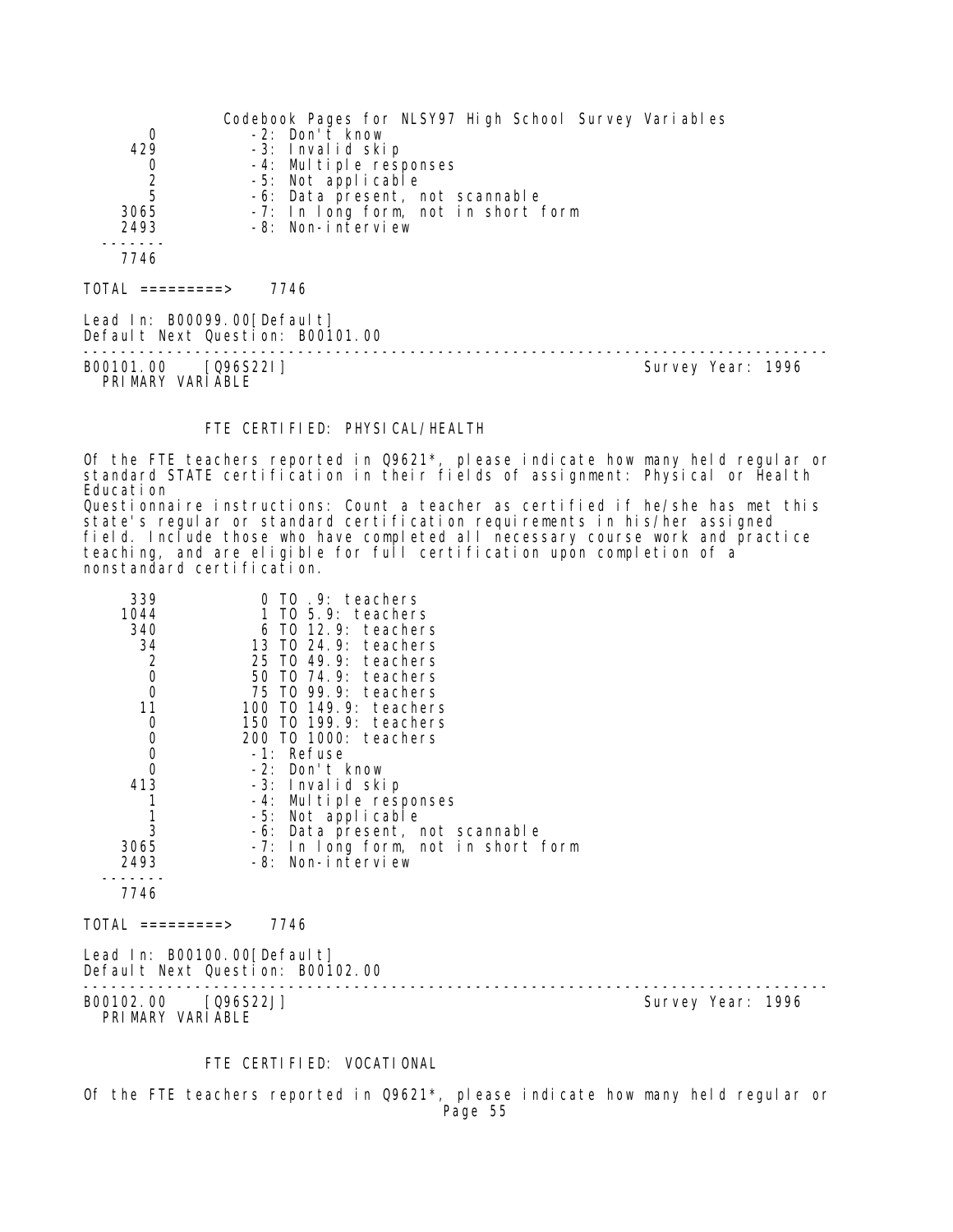| | |
|---|---|
| 0 | -2: Don't know |
| 429 | -3: Invalid skip |
| 0 | -4: Multiple responses |
| 2 | -5: Not applicable |
| 5 | -6: Data present, not scannable |
| 3065 | -7: In long form, not in short form |
| 2493 | -8: Non-interview |
| ------- | |
| 7746 | |

TOTAL =========> 7746

Lead In: B00099.00[Default]
Default Next Question: B00101.00

---

B00101.00 [Q96S22I] Survey Year: 1996
PRIMARY VARIABLE

### FTE CERTIFIED: PHYSICAL/HEALTH

Of the FTE teachers reported in Q9621*, please indicate how many held regular or standard STATE certification in their fields of assignment: Physical or Health Education
Questionnaire instructions: Count a teacher as certified if he/she has met this state's regular or standard certification requirements in his/her assigned field. Include those who have completed all necessary course work and practice teaching, and are eligible for full certification upon completion of a nonstandard certification.

| | |
|---|---|
| 339 | 0 TO .9: teachers |
| 1044 | 1 TO 5.9: teachers |
| 340 | 6 TO 12.9: teachers |
| 34 | 13 TO 24.9: teachers |
| 2 | 25 TO 49.9: teachers |
| 0 | 50 TO 74.9: teachers |
| 0 | 75 TO 99.9: teachers |
| 11 | 100 TO 149.9: teachers |
| 0 | 150 TO 199.9: teachers |
| 0 | 200 TO 1000: teachers |
| 0 | -1: Refuse |
| 0 | -2: Don't know |
| 413 | -3: Invalid skip |
| 1 | -4: Multiple responses |
| 1 | -5: Not applicable |
| 3 | -6: Data present, not scannable |
| 3065 | -7: In long form, not in short form |
| 2493 | -8: Non-interview |
| ------- | |
| 7746 | |

TOTAL =========> 7746

Lead In: B00100.00[Default]
Default Next Question: B00102.00

---

B00102.00 [Q96S22J] Survey Year: 1996
PRIMARY VARIABLE

### FTE CERTIFIED: VOCATIONAL

Of the FTE teachers reported in Q9621*, please indicate how many held regular or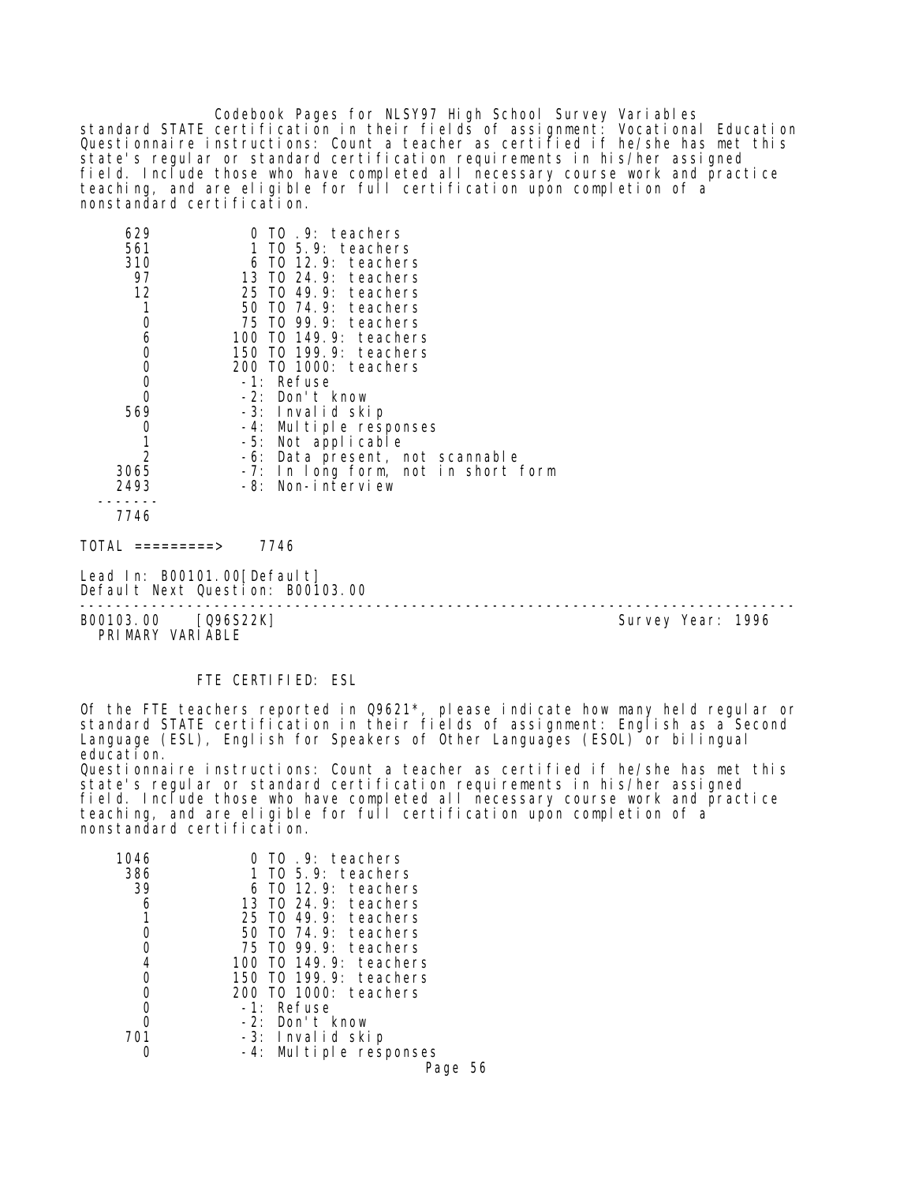standard STATE certification in their fields of assignment: Vocational Education
Questionnaire instructions: Count a teacher as certified if he/she has met this state's regular or standard certification requirements in his/her assigned field. Include those who have completed all necessary course work and practice teaching, and are eligible for full certification upon completion of a nonstandard certification.

| Count | Value |
|---|---|
| 629 | 0 TO .9: teachers |
| 561 | 1 TO 5.9: teachers |
| 310 | 6 TO 12.9: teachers |
| 97 | 13 TO 24.9: teachers |
| 12 | 25 TO 49.9: teachers |
| 1 | 50 TO 74.9: teachers |
| 0 | 75 TO 99.9: teachers |
| 6 | 100 TO 149.9: teachers |
| 0 | 150 TO 199.9: teachers |
| 0 | 200 TO 1000: teachers |
| 0 | -1: Refuse |
| 0 | -2: Don't know |
| 569 | -3: Invalid skip |
| 0 | -4: Multiple responses |
| 1 | -5: Not applicable |
| 2 | -6: Data present, not scannable |
| 3065 | -7: In long form, not in short form |
| 2493 | -8: Non-interview |
| 7746 | |

TOTAL =========> 7746

Lead In: B00101.00[Default]
Default Next Question: B00103.00

---

B00103.00 [Q96S22K] Survey Year: 1996
PRIMARY VARIABLE

FTE CERTIFIED: ESL

Of the FTE teachers reported in Q9621*, please indicate how many held regular or standard STATE certification in their fields of assignment: English as a Second Language (ESL), English for Speakers of Other Languages (ESOL) or bilingual education.
Questionnaire instructions: Count a teacher as certified if he/she has met this state's regular or standard certification requirements in his/her assigned field. Include those who have completed all necessary course work and practice teaching, and are eligible for full certification upon completion of a nonstandard certification.

| Count | Value |
|---|---|
| 1046 | 0 TO .9: teachers |
| 386 | 1 TO 5.9: teachers |
| 39 | 6 TO 12.9: teachers |
| 6 | 13 TO 24.9: teachers |
| 1 | 25 TO 49.9: teachers |
| 0 | 50 TO 74.9: teachers |
| 0 | 75 TO 99.9: teachers |
| 4 | 100 TO 149.9: teachers |
| 0 | 150 TO 199.9: teachers |
| 0 | 200 TO 1000: teachers |
| 0 | -1: Refuse |
| 0 | -2: Don't know |
| 701 | -3: Invalid skip |
| 0 | -4: Multiple responses |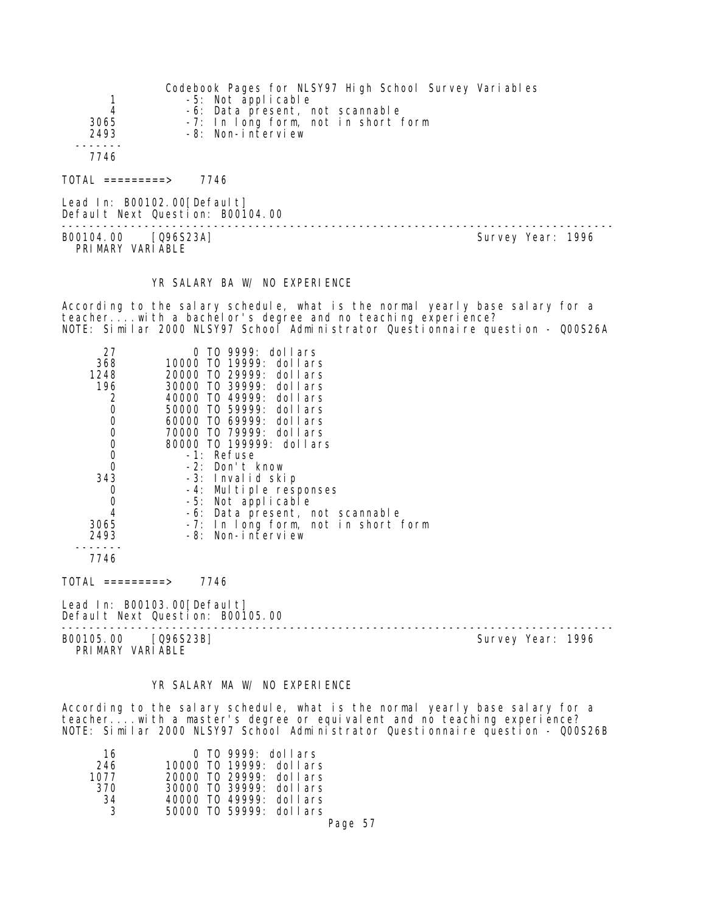| | |
|---|---|
| 1 | -5: Not applicable |
| 4 | -6: Data present, not scannable |
| 3065 | -7: In long form, not in short form |
| 2493 | -8: Non-interview |
| ------- | |
| 7746 | |

TOTAL =========> 7746

Lead In: B00102.00[Default]
Default Next Question: B00104.00

---

B00104.00 [Q96S23A] Survey Year: 1996
PRIMARY VARIABLE

### YR SALARY BA W/ NO EXPERIENCE

According to the salary schedule, what is the normal yearly base salary for a teacher....with a bachelor's degree and no teaching experience?
NOTE: Similar 2000 NLSY97 School Administrator Questionnaire question - Q00S26A

| | |
|---|---|
| 27 | 0 TO 9999: dollars |
| 368 | 10000 TO 19999: dollars |
| 1248 | 20000 TO 29999: dollars |
| 196 | 30000 TO 39999: dollars |
| 2 | 40000 TO 49999: dollars |
| 0 | 50000 TO 59999: dollars |
| 0 | 60000 TO 69999: dollars |
| 0 | 70000 TO 79999: dollars |
| 0 | 80000 TO 199999: dollars |
| 0 | -1: Refuse |
| 0 | -2: Don't know |
| 343 | -3: Invalid skip |
| 0 | -4: Multiple responses |
| 0 | -5: Not applicable |
| 4 | -6: Data present, not scannable |
| 3065 | -7: In long form, not in short form |
| 2493 | -8: Non-interview |
| ------- | |
| 7746 | |

TOTAL =========> 7746

Lead In: B00103.00[Default]
Default Next Question: B00105.00

---

B00105.00 [Q96S23B] Survey Year: 1996
PRIMARY VARIABLE

### YR SALARY MA W/ NO EXPERIENCE

According to the salary schedule, what is the normal yearly base salary for a teacher....with a master's degree or equivalent and no teaching experience?
NOTE: Similar 2000 NLSY97 School Administrator Questionnaire question - Q00S26B

| | |
|---|---|
| 16 | 0 TO 9999: dollars |
| 246 | 10000 TO 19999: dollars |
| 1077 | 20000 TO 29999: dollars |
| 370 | 30000 TO 39999: dollars |
| 34 | 40000 TO 49999: dollars |
| 3 | 50000 TO 59999: dollars |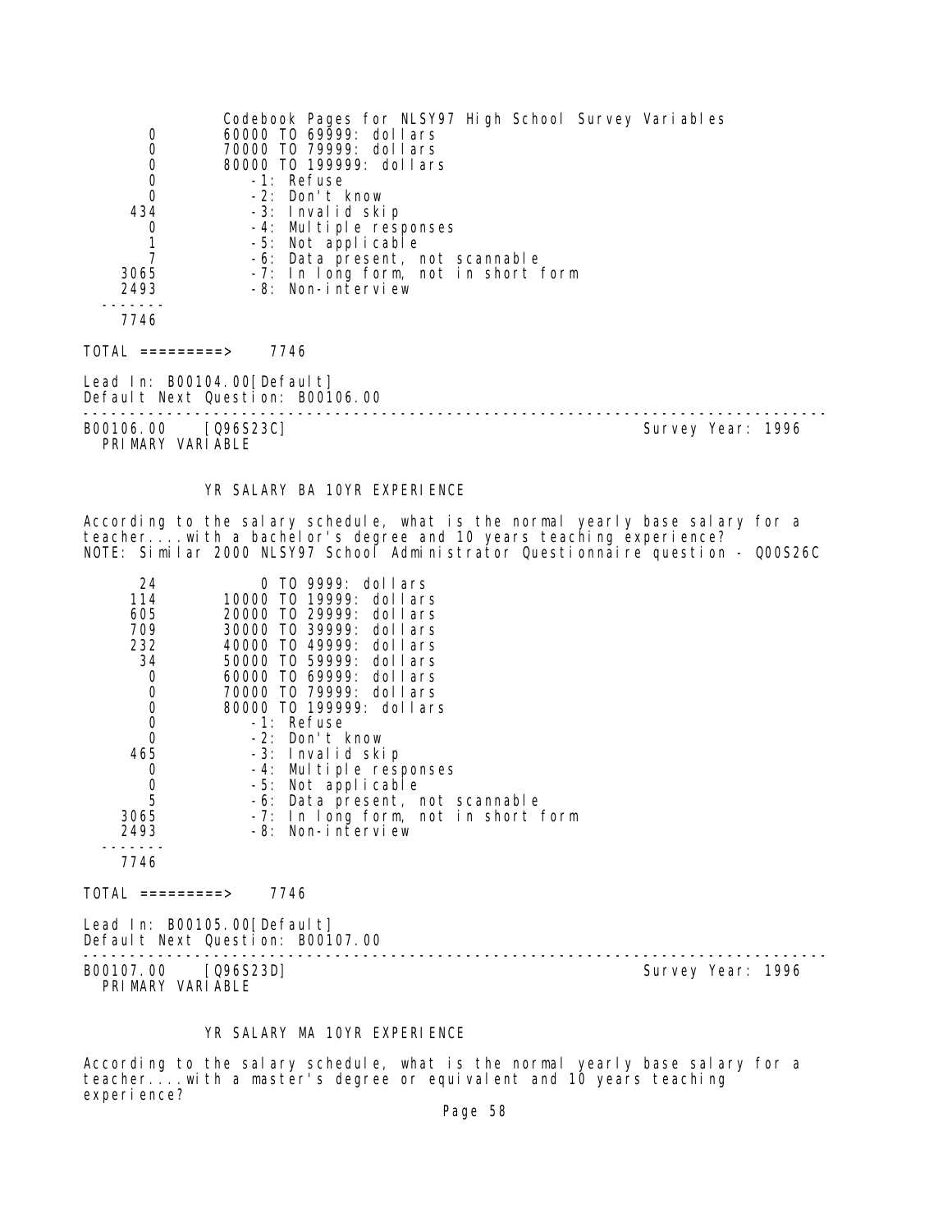| Count | Value |
|---|---|
| 0 | 60000 TO 69999: dollars |
| 0 | 70000 TO 79999: dollars |
| 0 | 80000 TO 199999: dollars |
| 0 | -1: Refuse |
| 0 | -2: Don't know |
| 434 | -3: Invalid skip |
| 0 | -4: Multiple responses |
| 1 | -5: Not applicable |
| 7 | -6: Data present, not scannable |
| 3065 | -7: In long form, not in short form |
| 2493 | -8: Non-interview |
| 7746 | |

TOTAL =========> 7746

Lead In: B00104.00[Default]
Default Next Question: B00106.00

---

B00106.00 [Q96S23C] Survey Year: 1996
PRIMARY VARIABLE

YR SALARY BA 10YR EXPERIENCE

According to the salary schedule, what is the normal yearly base salary for a teacher....with a bachelor's degree and 10 years teaching experience?
NOTE: Similar 2000 NLSY97 School Administrator Questionnaire question - Q00S26C

| Count | Value |
|---|---|
| 24 | 0 TO 9999: dollars |
| 114 | 10000 TO 19999: dollars |
| 605 | 20000 TO 29999: dollars |
| 709 | 30000 TO 39999: dollars |
| 232 | 40000 TO 49999: dollars |
| 34 | 50000 TO 59999: dollars |
| 0 | 60000 TO 69999: dollars |
| 0 | 70000 TO 79999: dollars |
| 0 | 80000 TO 199999: dollars |
| 0 | -1: Refuse |
| 0 | -2: Don't know |
| 465 | -3: Invalid skip |
| 0 | -4: Multiple responses |
| 0 | -5: Not applicable |
| 5 | -6: Data present, not scannable |
| 3065 | -7: In long form, not in short form |
| 2493 | -8: Non-interview |
| 7746 | |

TOTAL =========> 7746

Lead In: B00105.00[Default]
Default Next Question: B00107.00

---

B00107.00 [Q96S23D] Survey Year: 1996
PRIMARY VARIABLE

YR SALARY MA 10YR EXPERIENCE

According to the salary schedule, what is the normal yearly base salary for a teacher....with a master's degree or equivalent and 10 years teaching experience?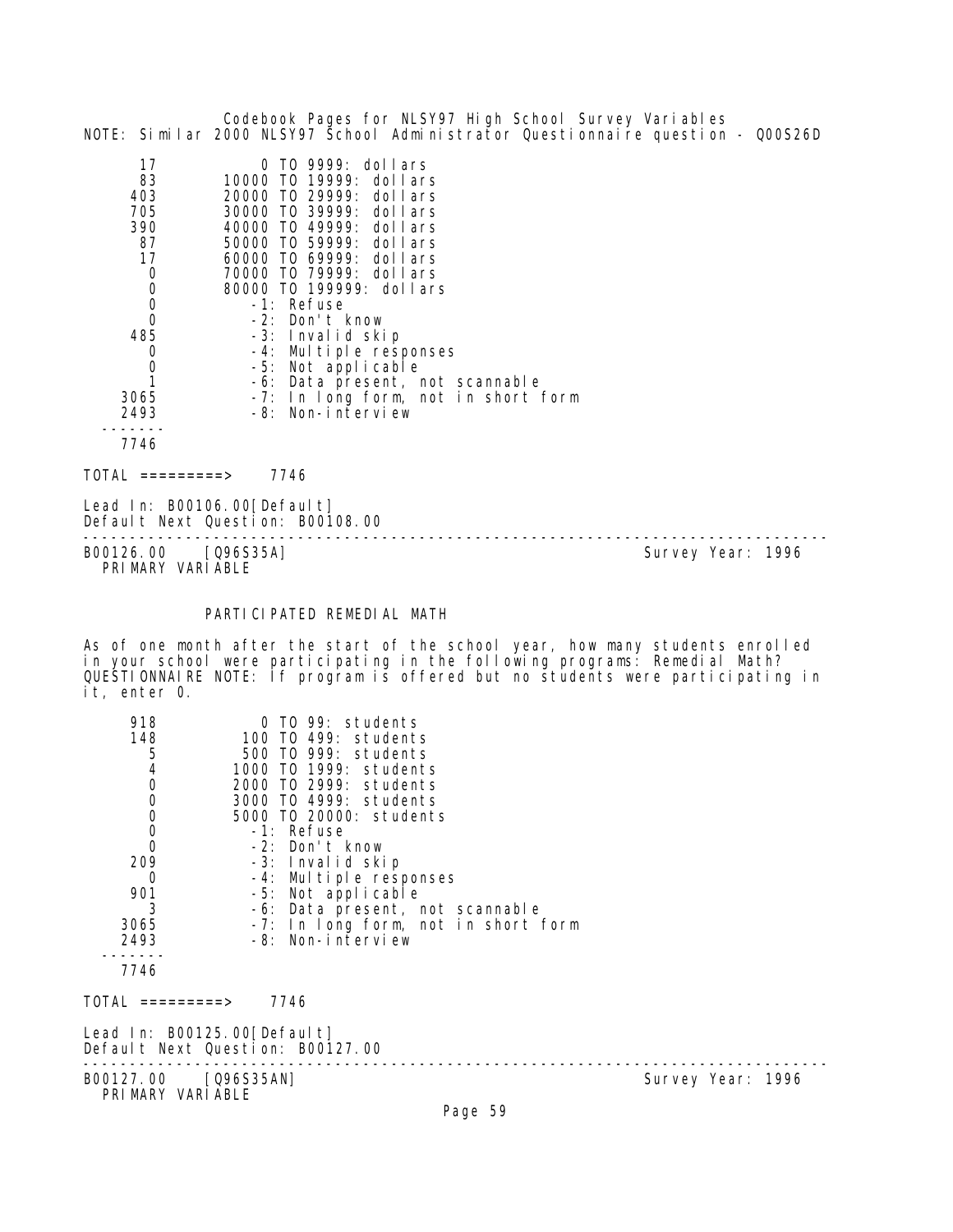NOTE: Similar 2000 NLSY97 School Administrator Questionnaire question - Q00S26D

| Count | Value |
|---|---|
| 17 | 0 TO 9999: dollars |
| 83 | 10000 TO 19999: dollars |
| 403 | 20000 TO 29999: dollars |
| 705 | 30000 TO 39999: dollars |
| 390 | 40000 TO 49999: dollars |
| 87 | 50000 TO 59999: dollars |
| 17 | 60000 TO 69999: dollars |
| 0 | 70000 TO 79999: dollars |
| 0 | 80000 TO 199999: dollars |
| 0 | -1: Refuse |
| 0 | -2: Don't know |
| 485 | -3: Invalid skip |
| 0 | -4: Multiple responses |
| 0 | -5: Not applicable |
| 1 | -6: Data present, not scannable |
| 3065 | -7: In long form, not in short form |
| 2493 | -8: Non-interview |
| 7746 | |

TOTAL =========> 7746

Lead In: B00106.00[Default]
Default Next Question: B00108.00

---

B00126.00 [Q96S35A] Survey Year: 1996
PRIMARY VARIABLE

PARTICIPATED REMEDIAL MATH

As of one month after the start of the school year, how many students enrolled in your school were participating in the following programs: Remedial Math? QUESTIONNAIRE NOTE: If program is offered but no students were participating in it, enter 0.

| Count | Value |
|---|---|
| 918 | 0 TO 99: students |
| 148 | 100 TO 499: students |
| 5 | 500 TO 999: students |
| 4 | 1000 TO 1999: students |
| 0 | 2000 TO 2999: students |
| 0 | 3000 TO 4999: students |
| 0 | 5000 TO 20000: students |
| 0 | -1: Refuse |
| 0 | -2: Don't know |
| 209 | -3: Invalid skip |
| 0 | -4: Multiple responses |
| 901 | -5: Not applicable |
| 3 | -6: Data present, not scannable |
| 3065 | -7: In long form, not in short form |
| 2493 | -8: Non-interview |
| 7746 | |

TOTAL =========> 7746

Lead In: B00125.00[Default]
Default Next Question: B00127.00

---

B00127.00 [Q96S35AN] Survey Year: 1996
PRIMARY VARIABLE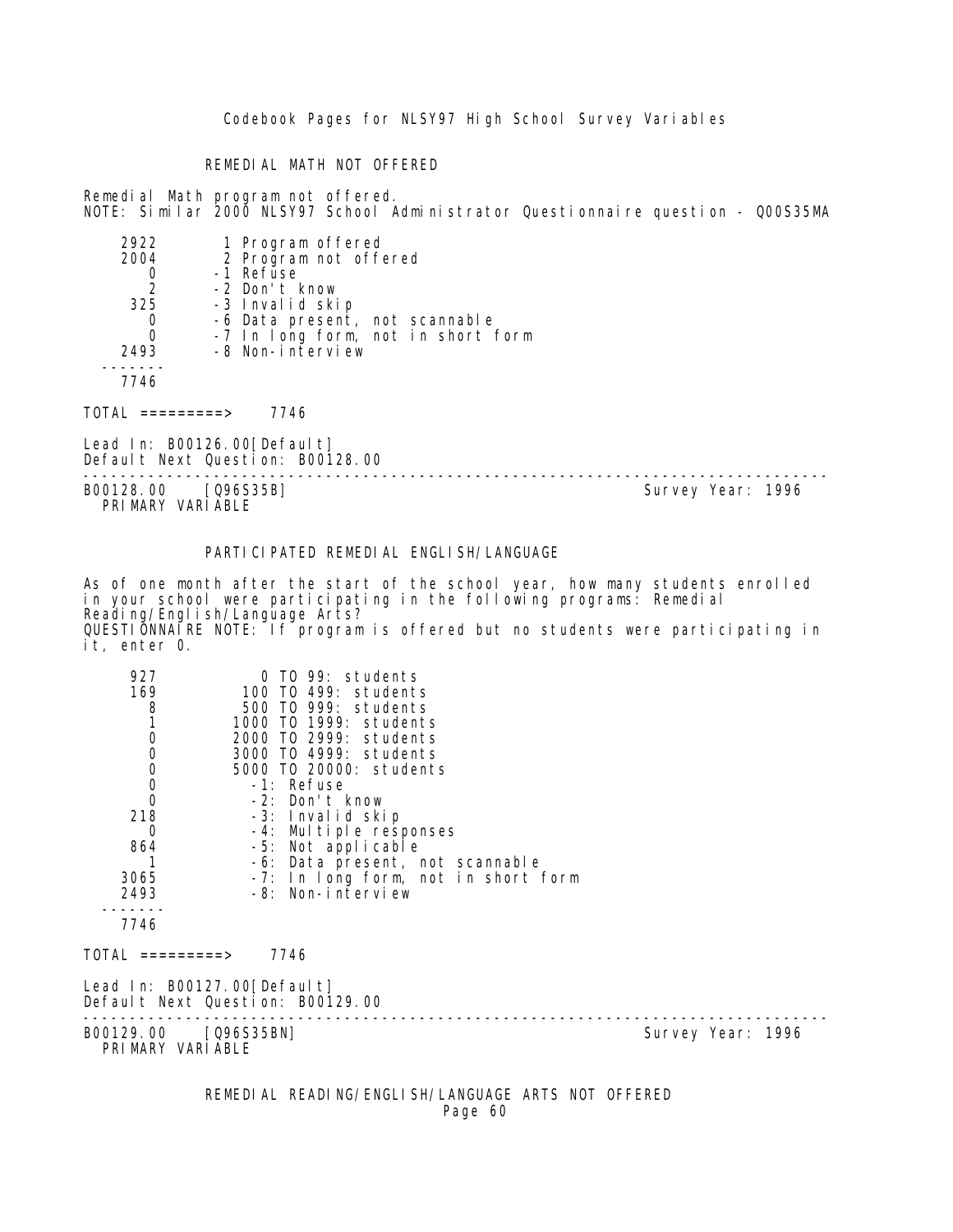## REMEDIAL MATH NOT OFFERED

Remedial Math program not offered.
NOTE: Similar 2000 NLSY97 School Administrator Questionnaire question - Q00S35MA

| Count | Value |
|---|---|
| 2922 | 1 Program offered |
| 2004 | 2 Program not offered |
| 0 | -1 Refuse |
| 2 | -2 Don't know |
| 325 | -3 Invalid skip |
| 0 | -6 Data present, not scannable |
| 0 | -7 In long form, not in short form |
| 2493 | -8 Non-interview |
| 7746 | |

TOTAL =========> 7746

Lead In: B00126.00[Default]
Default Next Question: B00128.00

---

B00128.00 [Q96S35B] Survey Year: 1996
PRIMARY VARIABLE

## PARTICIPATED REMEDIAL ENGLISH/LANGUAGE

As of one month after the start of the school year, how many students enrolled in your school were participating in the following programs: Remedial Reading/English/Language Arts?
QUESTIONNAIRE NOTE: If program is offered but no students were participating in it, enter 0.

| Count | Value |
|---|---|
| 927 | 0 TO 99: students |
| 169 | 100 TO 499: students |
| 8 | 500 TO 999: students |
| 1 | 1000 TO 1999: students |
| 0 | 2000 TO 2999: students |
| 0 | 3000 TO 4999: students |
| 0 | 5000 TO 20000: students |
| 0 | -1: Refuse |
| 0 | -2: Don't know |
| 218 | -3: Invalid skip |
| 0 | -4: Multiple responses |
| 864 | -5: Not applicable |
| 1 | -6: Data present, not scannable |
| 3065 | -7: In long form, not in short form |
| 2493 | -8: Non-interview |
| 7746 | |

TOTAL =========> 7746

Lead In: B00127.00[Default]
Default Next Question: B00129.00

---

B00129.00 [Q96S35BN] Survey Year: 1996
PRIMARY VARIABLE

## REMEDIAL READING/ENGLISH/LANGUAGE ARTS NOT OFFERED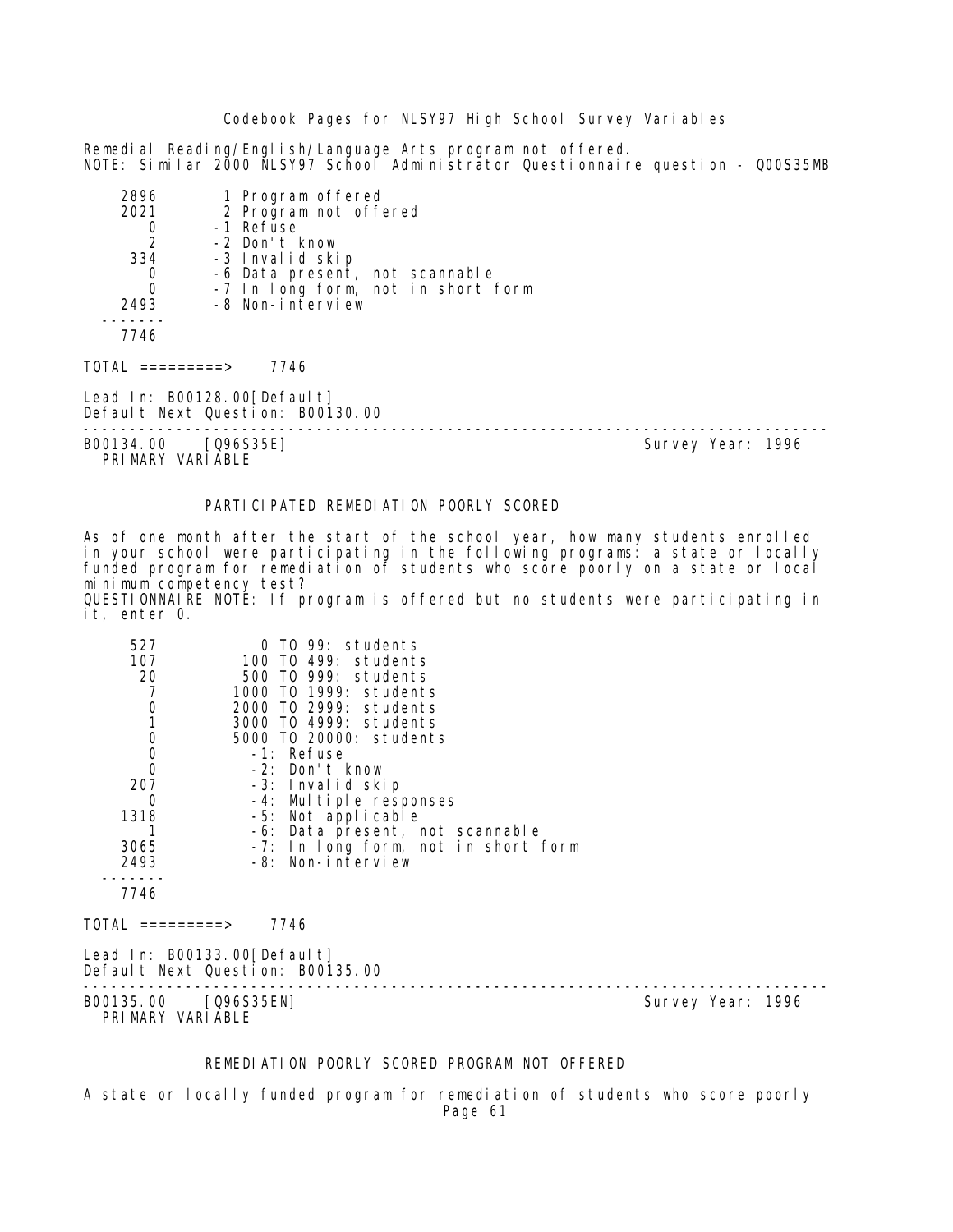Remedial Reading/English/Language Arts program not offered.
NOTE: Similar 2000 NLSY97 School Administrator Questionnaire question - Q00S35MB

```
    2896        1 Program offered
    2021        2 Program not offered
       0       -1 Refuse
       2       -2 Don't know
     334       -3 Invalid skip
       0       -6 Data present, not scannable
       0       -7 In long form, not in short form
    2493       -8 Non-interview
   -------
    7746
```

TOTAL =========> 7746

Lead In: B00128.00[Default]
Default Next Question: B00130.00

---

B00134.00 [Q96S35E] Survey Year: 1996
PRIMARY VARIABLE

PARTICIPATED REMEDIATION POORLY SCORED

As of one month after the start of the school year, how many students enrolled in your school were participating in the following programs: a state or locally funded program for remediation of students who score poorly on a state or local minimum competency test?
QUESTIONNAIRE NOTE: If program is offered but no students were participating in it, enter 0.

```
     527           0 TO 99: students
     107         100 TO 499: students
      20         500 TO 999: students
       7        1000 TO 1999: students
       0        2000 TO 2999: students
       1        3000 TO 4999: students
       0        5000 TO 20000: students
       0          -1: Refuse
       0          -2: Don't know
     207          -3: Invalid skip
       0          -4: Multiple responses
    1318          -5: Not applicable
       1          -6: Data present, not scannable
    3065          -7: In long form, not in short form
    2493          -8: Non-interview
   -------
    7746
```

TOTAL =========> 7746

Lead In: B00133.00[Default]
Default Next Question: B00135.00

---

B00135.00 [Q96S35EN] Survey Year: 1996
PRIMARY VARIABLE

REMEDIATION POORLY SCORED PROGRAM NOT OFFERED

A state or locally funded program for remediation of students who score poorly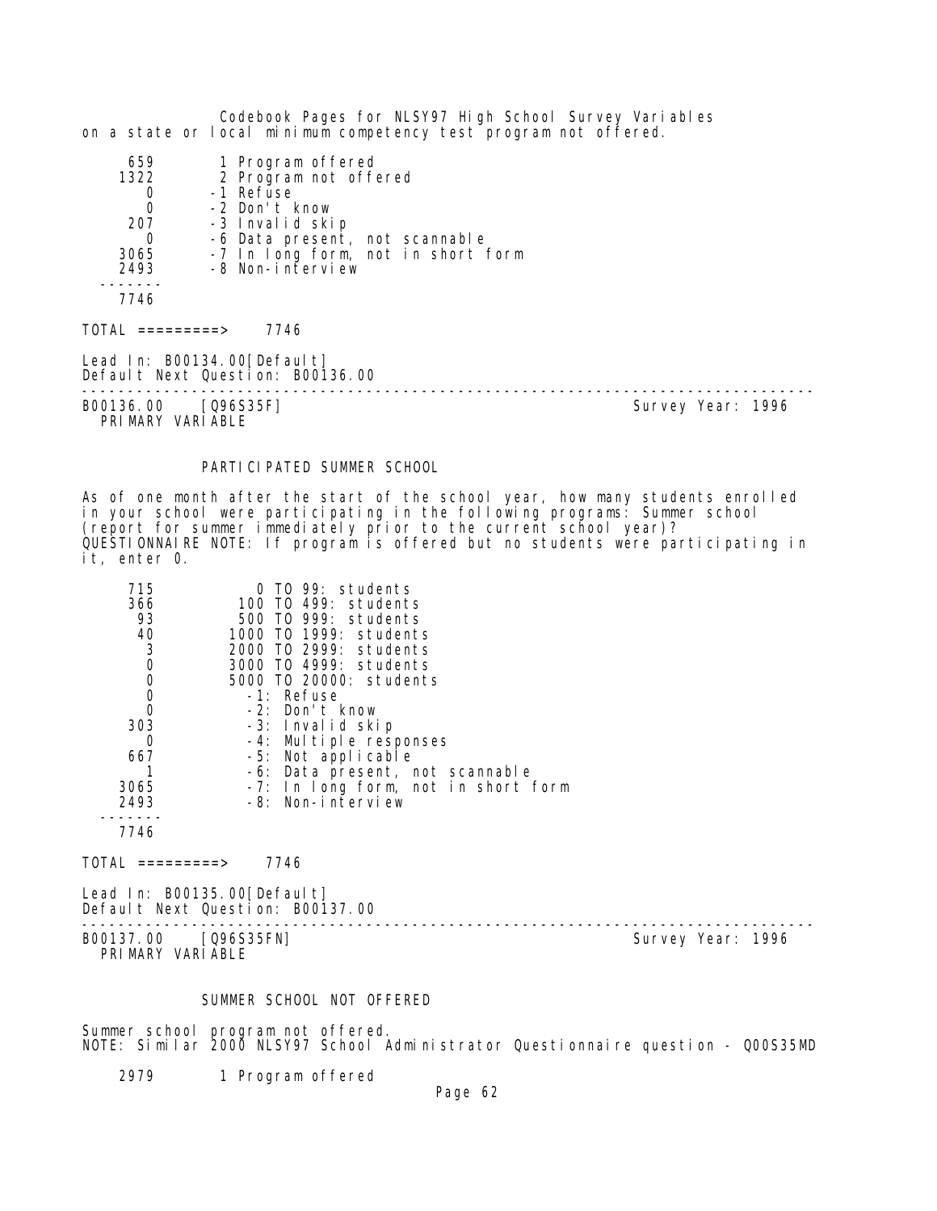on a state or local minimum competency test program not offered.

```
     659        1 Program offered
    1322        2 Program not offered
       0       -1 Refuse
       0       -2 Don't know
     207       -3 Invalid skip
       0       -6 Data present, not scannable
    3065       -7 In long form, not in short form
    2493       -8 Non-interview
  -------
    7746

TOTAL =========>    7746
```

Lead In: B00134.00[Default]
Default Next Question: B00136.00

---

B00136.00    [Q96S35F]                                          Survey Year: 1996
PRIMARY VARIABLE

### PARTICIPATED SUMMER SCHOOL

As of one month after the start of the school year, how many students enrolled in your school were participating in the following programs: Summer school (report for summer immediately prior to the current school year)?
QUESTIONNAIRE NOTE: If program is offered but no students were participating in it, enter 0.

```
     715           0 TO 99: students
     366         100 TO 499: students
      93         500 TO 999: students
      40        1000 TO 1999: students
       3        2000 TO 2999: students
       0        3000 TO 4999: students
       0        5000 TO 20000: students
       0          -1: Refuse
       0          -2: Don't know
     303          -3: Invalid skip
       0          -4: Multiple responses
     667          -5: Not applicable
       1          -6: Data present, not scannable
    3065          -7: In long form, not in short form
    2493          -8: Non-interview
  -------
    7746

TOTAL =========>    7746
```

Lead In: B00135.00[Default]
Default Next Question: B00137.00

---

B00137.00    [Q96S35FN]                                         Survey Year: 1996
PRIMARY VARIABLE

### SUMMER SCHOOL NOT OFFERED

Summer school program not offered.
NOTE: Similar 2000 NLSY97 School Administrator Questionnaire question - Q00S35MD

```
    2979        1 Program offered
```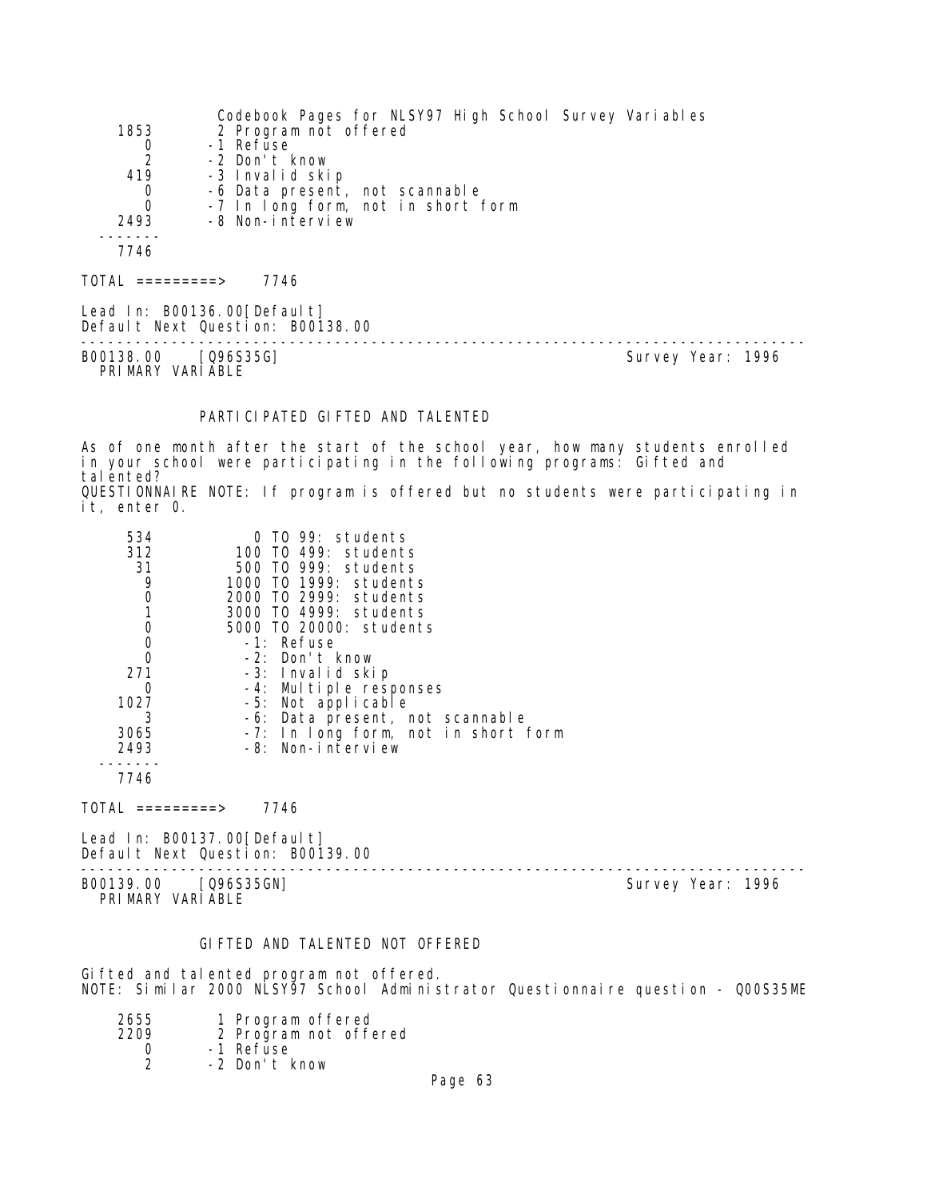| | |
|---|---|
| 1853 | 2 Program not offered |
| 0 | -1 Refuse |
| 2 | -2 Don't know |
| 419 | -3 Invalid skip |
| 0 | -6 Data present, not scannable |
| 0 | -7 In long form, not in short form |
| 2493 | -8 Non-interview |
| 7746 | |

TOTAL =========> 7746

Lead In: B00136.00[Default]
Default Next Question: B00138.00

---

B00138.00 [Q96S35G] Survey Year: 1996
PRIMARY VARIABLE

PARTICIPATED GIFTED AND TALENTED

As of one month after the start of the school year, how many students enrolled in your school were participating in the following programs: Gifted and talented?
QUESTIONNAIRE NOTE: If program is offered but no students were participating in it, enter 0.

| | |
|---|---|
| 534 | 0 TO 99: students |
| 312 | 100 TO 499: students |
| 31 | 500 TO 999: students |
| 9 | 1000 TO 1999: students |
| 0 | 2000 TO 2999: students |
| 1 | 3000 TO 4999: students |
| 0 | 5000 TO 20000: students |
| 0 | -1: Refuse |
| 0 | -2: Don't know |
| 271 | -3: Invalid skip |
| 0 | -4: Multiple responses |
| 1027 | -5: Not applicable |
| 3 | -6: Data present, not scannable |
| 3065 | -7: In long form, not in short form |
| 2493 | -8: Non-interview |
| 7746 | |

TOTAL =========> 7746

Lead In: B00137.00[Default]
Default Next Question: B00139.00

---

B00139.00 [Q96S35GN] Survey Year: 1996
PRIMARY VARIABLE

GIFTED AND TALENTED NOT OFFERED

Gifted and talented program not offered.
NOTE: Similar 2000 NLSY97 School Administrator Questionnaire question - Q00S35ME

| | |
|---|---|
| 2655 | 1 Program offered |
| 2209 | 2 Program not offered |
| 0 | -1 Refuse |
| 2 | -2 Don't know |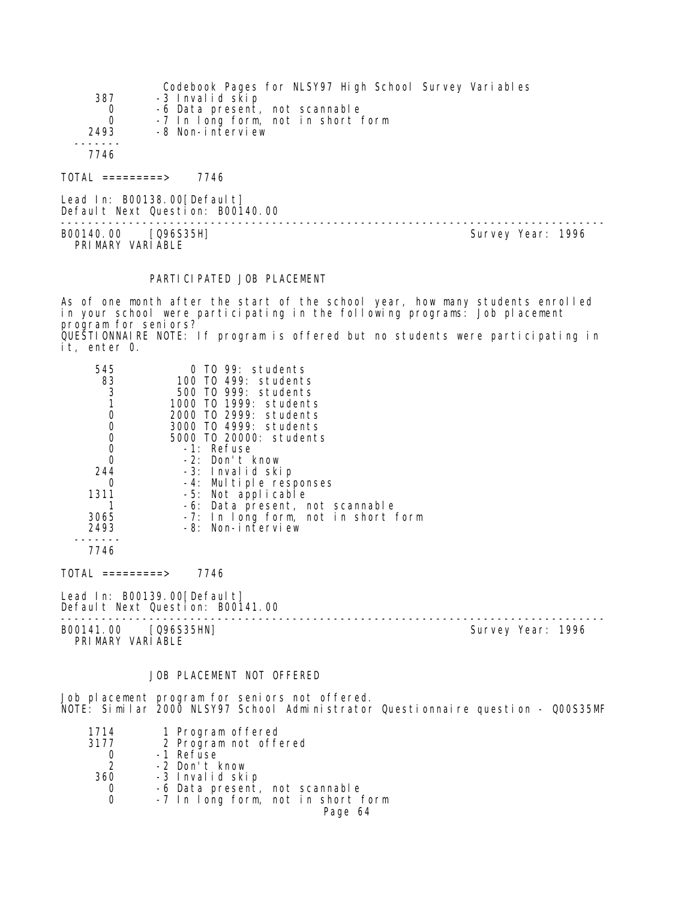```
 387       -3 Invalid skip
   0       -6 Data present, not scannable
   0       -7 In long form, not in short form
2493       -8 Non-interview
-------
7746
```

TOTAL =========> 7746

Lead In: B00138.00[Default]
Default Next Question: B00140.00

---

B00140.00 [Q96S35H] Survey Year: 1996
PRIMARY VARIABLE

PARTICIPATED JOB PLACEMENT

As of one month after the start of the school year, how many students enrolled in your school were participating in the following programs: Job placement program for seniors?
QUESTIONNAIRE NOTE: If program is offered but no students were participating in it, enter 0.

```
 545           0 TO 99: students
  83         100 TO 499: students
   3         500 TO 999: students
   1        1000 TO 1999: students
   0        2000 TO 2999: students
   0        3000 TO 4999: students
   0        5000 TO 20000: students
   0          -1: Refuse
   0          -2: Don't know
 244          -3: Invalid skip
   0          -4: Multiple responses
1311          -5: Not applicable
   1          -6: Data present, not scannable
3065          -7: In long form, not in short form
2493          -8: Non-interview
-------
7746
```

TOTAL =========> 7746

Lead In: B00139.00[Default]
Default Next Question: B00141.00

---

B00141.00 [Q96S35HN] Survey Year: 1996
PRIMARY VARIABLE

JOB PLACEMENT NOT OFFERED

Job placement program for seniors not offered.
NOTE: Similar 2000 NLSY97 School Administrator Questionnaire question - Q00S35MF

```
1714        1 Program offered
3177        2 Program not offered
   0       -1 Refuse
   2       -2 Don't know
 360       -3 Invalid skip
   0       -6 Data present, not scannable
   0       -7 In long form, not in short form
```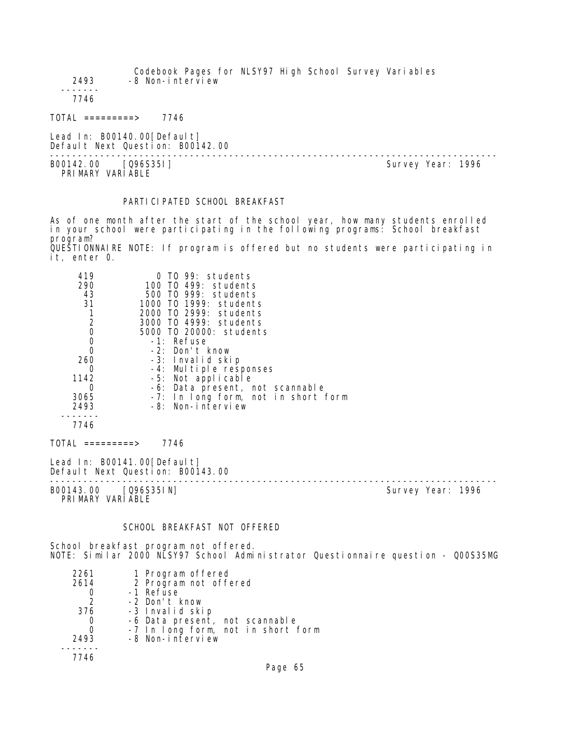| | |
|---|---|
| 2493 | -8 Non-interview |
| ------- | |
| 7746 | |

TOTAL =========> 7746

Lead In: B00140.00[Default]
Default Next Question: B00142.00

---

B00142.00 [Q96S35I] Survey Year: 1996
PRIMARY VARIABLE

### PARTICIPATED SCHOOL BREAKFAST

As of one month after the start of the school year, how many students enrolled in your school were participating in the following programs: School breakfast program?
QUESTIONNAIRE NOTE: If program is offered but no students were participating in it, enter 0.

| | |
|---|---|
| 419 | 0 TO 99: students |
| 290 | 100 TO 499: students |
| 43 | 500 TO 999: students |
| 31 | 1000 TO 1999: students |
| 1 | 2000 TO 2999: students |
| 2 | 3000 TO 4999: students |
| 0 | 5000 TO 20000: students |
| 0 | -1: Refuse |
| 0 | -2: Don't know |
| 260 | -3: Invalid skip |
| 0 | -4: Multiple responses |
| 1142 | -5: Not applicable |
| 0 | -6: Data present, not scannable |
| 3065 | -7: In long form, not in short form |
| 2493 | -8: Non-interview |
| ------- | |
| 7746 | |

TOTAL =========> 7746

Lead In: B00141.00[Default]
Default Next Question: B00143.00

---

B00143.00 [Q96S35IN] Survey Year: 1996
PRIMARY VARIABLE

### SCHOOL BREAKFAST NOT OFFERED

School breakfast program not offered.
NOTE: Similar 2000 NLSY97 School Administrator Questionnaire question - Q00S35MG

| | |
|---|---|
| 2261 | 1 Program offered |
| 2614 | 2 Program not offered |
| 0 | -1 Refuse |
| 2 | -2 Don't know |
| 376 | -3 Invalid skip |
| 0 | -6 Data present, not scannable |
| 0 | -7 In long form, not in short form |
| 2493 | -8 Non-interview |
| ------- | |
| 7746 | |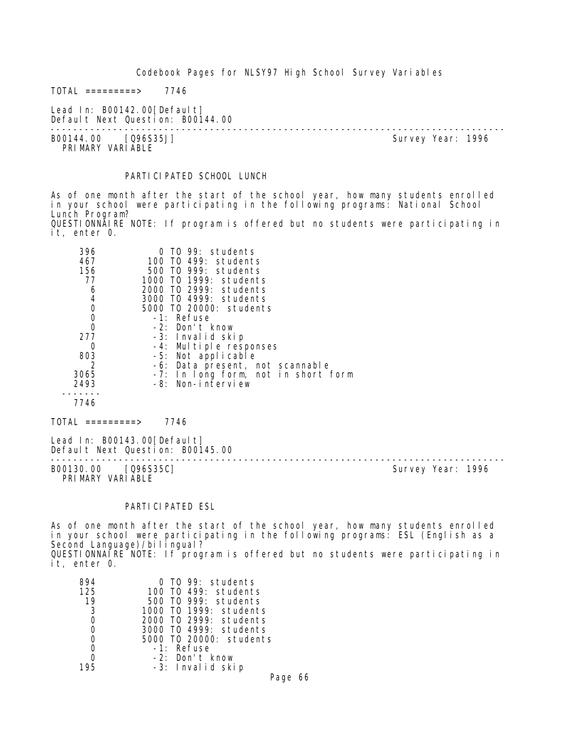TOTAL =========> 7746

Lead In: B00142.00[Default]
Default Next Question: B00144.00

---

B00144.00 [Q96S35J] Survey Year: 1996
PRIMARY VARIABLE

PARTICIPATED SCHOOL LUNCH

As of one month after the start of the school year, how many students enrolled in your school were participating in the following programs: National School Lunch Program?
QUESTIONNAIRE NOTE: If program is offered but no students were participating in it, enter 0.

| Count | Value |
|---|---|
| 396 | 0 TO 99: students |
| 467 | 100 TO 499: students |
| 156 | 500 TO 999: students |
| 77 | 1000 TO 1999: students |
| 6 | 2000 TO 2999: students |
| 4 | 3000 TO 4999: students |
| 0 | 5000 TO 20000: students |
| 0 | -1: Refuse |
| 0 | -2: Don't know |
| 277 | -3: Invalid skip |
| 0 | -4: Multiple responses |
| 803 | -5: Not applicable |
| 2 | -6: Data present, not scannable |
| 3065 | -7: In long form, not in short form |
| 2493 | -8: Non-interview |
| 7746 | |

TOTAL =========> 7746

Lead In: B00143.00[Default]
Default Next Question: B00145.00

---

B00130.00 [Q96S35C] Survey Year: 1996
PRIMARY VARIABLE

PARTICIPATED ESL

As of one month after the start of the school year, how many students enrolled in your school were participating in the following programs: ESL (English as a Second Language)/bilingual?
QUESTIONNAIRE NOTE: If program is offered but no students were participating in it, enter 0.

| Count | Value |
|---|---|
| 894 | 0 TO 99: students |
| 125 | 100 TO 499: students |
| 19 | 500 TO 999: students |
| 3 | 1000 TO 1999: students |
| 0 | 2000 TO 2999: students |
| 0 | 3000 TO 4999: students |
| 0 | 5000 TO 20000: students |
| 0 | -1: Refuse |
| 0 | -2: Don't know |
| 195 | -3: Invalid skip |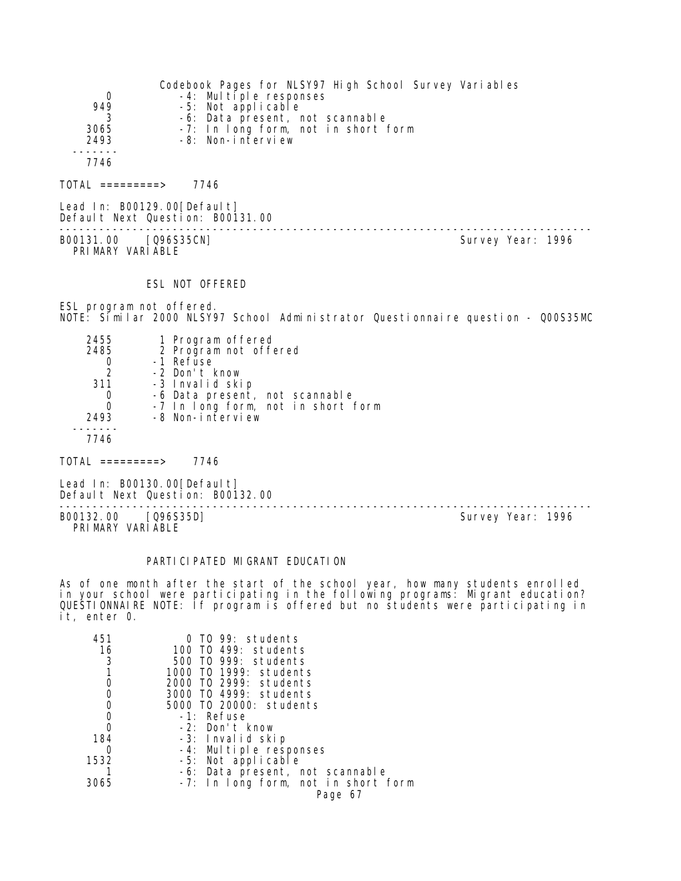```
     0          -4: Multiple responses
   949          -5: Not applicable
     3          -6: Data present, not scannable
  3065          -7: In long form, not in short form
  2493          -8: Non-interview
 -------
  7746
```

TOTAL =========> 7746

Lead In: B00129.00[Default]
Default Next Question: B00131.00

---

B00131.00 [Q96S35CN] Survey Year: 1996
PRIMARY VARIABLE

### ESL NOT OFFERED

ESL program not offered.
NOTE: Similar 2000 NLSY97 School Administrator Questionnaire question - Q00S35MC

```
  2455        1 Program offered
  2485        2 Program not offered
     0       -1 Refuse
     2       -2 Don't know
   311       -3 Invalid skip
     0       -6 Data present, not scannable
     0       -7 In long form, not in short form
  2493       -8 Non-interview
 -------
  7746
```

TOTAL =========> 7746

Lead In: B00130.00[Default]
Default Next Question: B00132.00

---

B00132.00 [Q96S35D] Survey Year: 1996
PRIMARY VARIABLE

### PARTICIPATED MIGRANT EDUCATION

As of one month after the start of the school year, how many students enrolled in your school were participating in the following programs: Migrant education?
QUESTIONNAIRE NOTE: If program is offered but no students were participating in it, enter 0.

```
   451           0 TO 99: students
    16         100 TO 499: students
     3         500 TO 999: students
     1        1000 TO 1999: students
     0        2000 TO 2999: students
     0        3000 TO 4999: students
     0        5000 TO 20000: students
     0          -1: Refuse
     0          -2: Don't know
   184          -3: Invalid skip
     0          -4: Multiple responses
  1532          -5: Not applicable
     1          -6: Data present, not scannable
  3065          -7: In long form, not in short form
```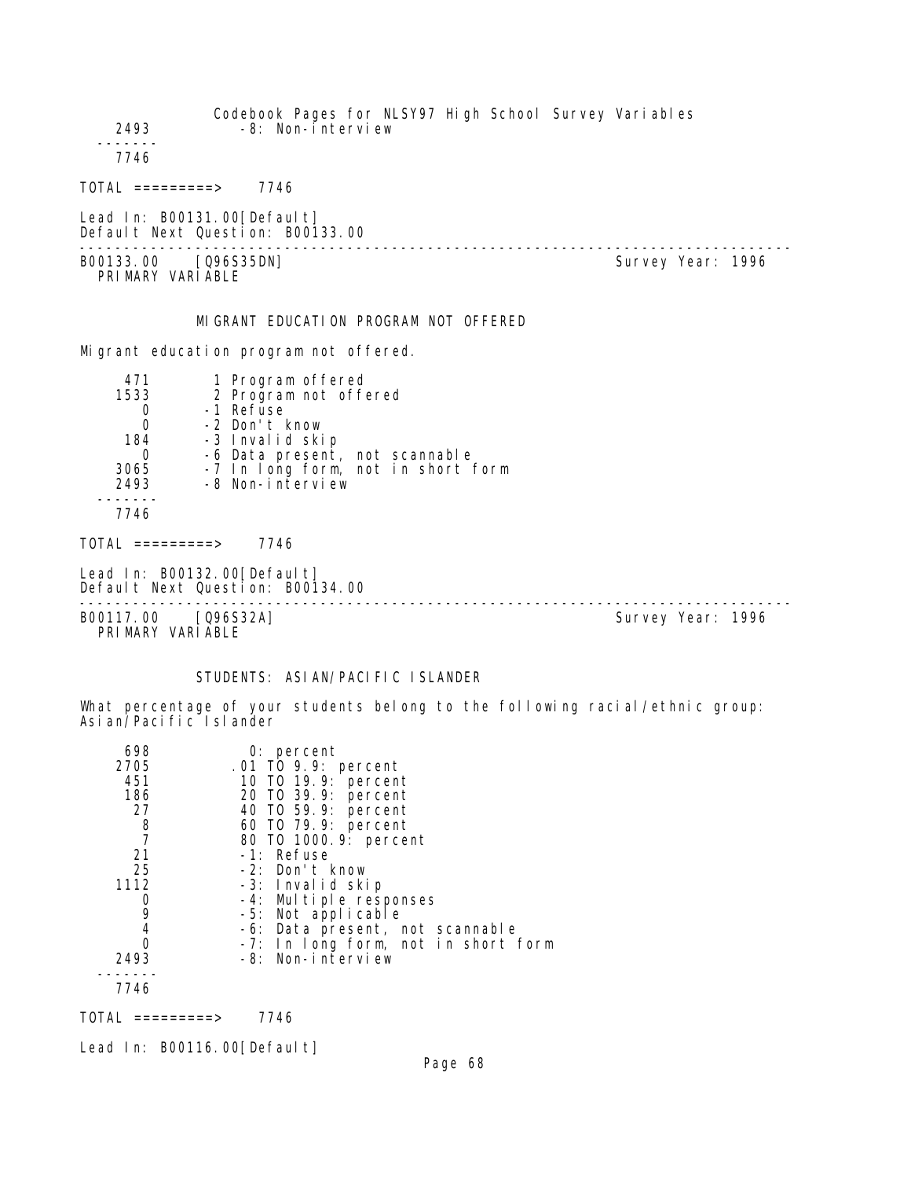```
  2493          -8: Non-interview
 -------
  7746

TOTAL =========>    7746

Lead In: B00131.00[Default]
Default Next Question: B00133.00
--------------------------------------------------------------------------------
B00133.00    [Q96S35DN]                                      Survey Year: 1996
  PRIMARY VARIABLE
```

MIGRANT EDUCATION PROGRAM NOT OFFERED

Migrant education program not offered.

```
   471       1 Program offered
  1533       2 Program not offered
     0      -1 Refuse
     0      -2 Don't know
   184      -3 Invalid skip
     0      -6 Data present, not scannable
  3065      -7 In long form, not in short form
  2493      -8 Non-interview
 -------
  7746

TOTAL =========>    7746

Lead In: B00132.00[Default]
Default Next Question: B00134.00
--------------------------------------------------------------------------------
B00117.00    [Q96S32A]                                       Survey Year: 1996
  PRIMARY VARIABLE
```

STUDENTS: ASIAN/PACIFIC ISLANDER

What percentage of your students belong to the following racial/ethnic group: Asian/Pacific Islander

```
   698           0: percent
  2705        .01 TO 9.9: percent
   451         10 TO 19.9: percent
   186         20 TO 39.9: percent
    27         40 TO 59.9: percent
     8         60 TO 79.9: percent
     7         80 TO 1000.9: percent
    21         -1: Refuse
    25         -2: Don't know
  1112         -3: Invalid skip
     0         -4: Multiple responses
     9         -5: Not applicable
     4         -6: Data present, not scannable
     0         -7: In long form, not in short form
  2493         -8: Non-interview
 -------
  7746

TOTAL =========>    7746

Lead In: B00116.00[Default]
```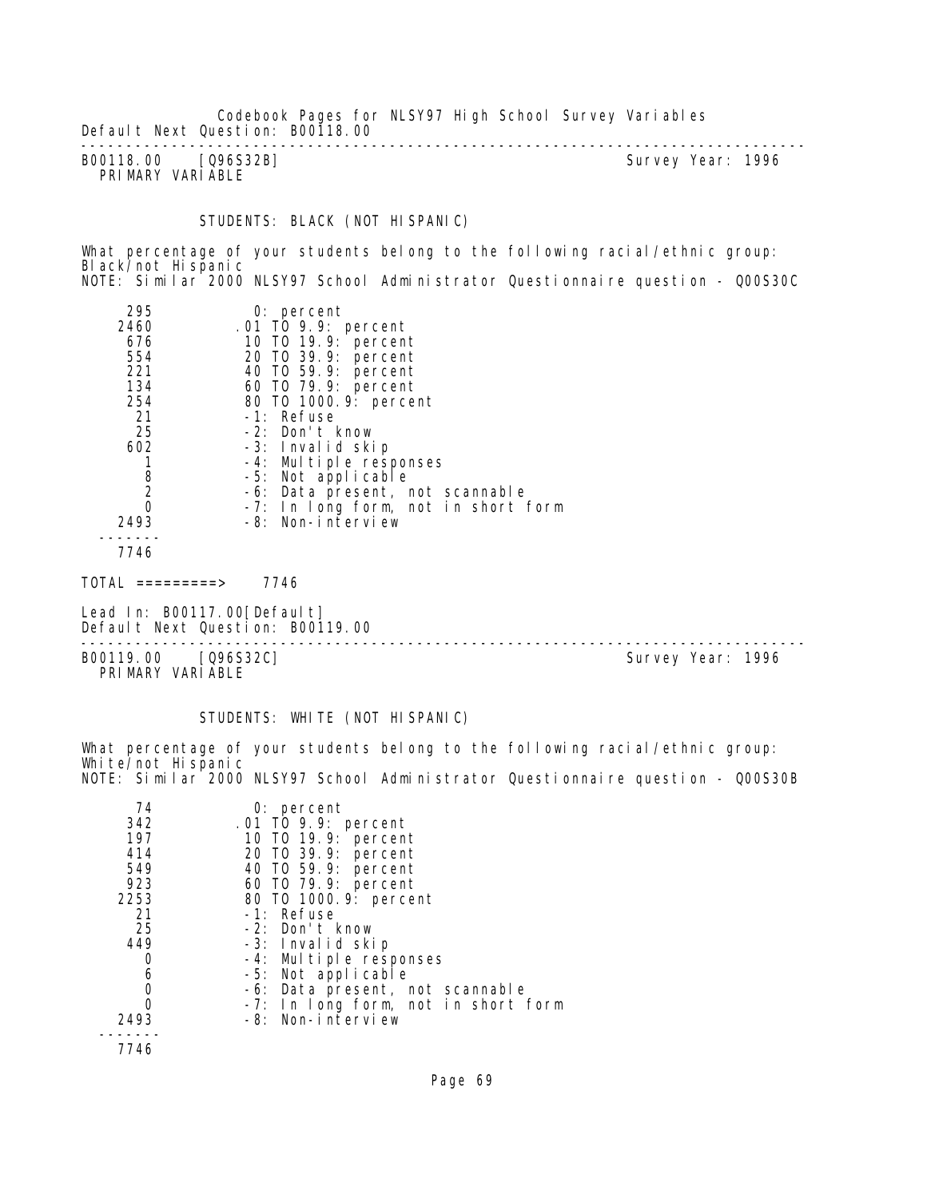Default Next Question: B00118.00

---

B00118.00 [Q96S32B] Survey Year: 1996
PRIMARY VARIABLE

STUDENTS: BLACK (NOT HISPANIC)

What percentage of your students belong to the following racial/ethnic group: Black/not Hispanic
NOTE: Similar 2000 NLSY97 School Administrator Questionnaire question - Q00S30C

| Count | Value |
|---|---|
| 295 | 0: percent |
| 2460 | .01 TO 9.9: percent |
| 676 | 10 TO 19.9: percent |
| 554 | 20 TO 39.9: percent |
| 221 | 40 TO 59.9: percent |
| 134 | 60 TO 79.9: percent |
| 254 | 80 TO 1000.9: percent |
| 21 | -1: Refuse |
| 25 | -2: Don't know |
| 602 | -3: Invalid skip |
| 1 | -4: Multiple responses |
| 8 | -5: Not applicable |
| 2 | -6: Data present, not scannable |
| 0 | -7: In long form, not in short form |
| 2493 | -8: Non-interview |
| 7746 | |

TOTAL =========> 7746

Lead In: B00117.00[Default]
Default Next Question: B00119.00

---

B00119.00 [Q96S32C] Survey Year: 1996
PRIMARY VARIABLE

STUDENTS: WHITE (NOT HISPANIC)

What percentage of your students belong to the following racial/ethnic group: White/not Hispanic
NOTE: Similar 2000 NLSY97 School Administrator Questionnaire question - Q00S30B

| Count | Value |
|---|---|
| 74 | 0: percent |
| 342 | .01 TO 9.9: percent |
| 197 | 10 TO 19.9: percent |
| 414 | 20 TO 39.9: percent |
| 549 | 40 TO 59.9: percent |
| 923 | 60 TO 79.9: percent |
| 2253 | 80 TO 1000.9: percent |
| 21 | -1: Refuse |
| 25 | -2: Don't know |
| 449 | -3: Invalid skip |
| 0 | -4: Multiple responses |
| 6 | -5: Not applicable |
| 0 | -6: Data present, not scannable |
| 0 | -7: In long form, not in short form |
| 2493 | -8: Non-interview |
| 7746 | |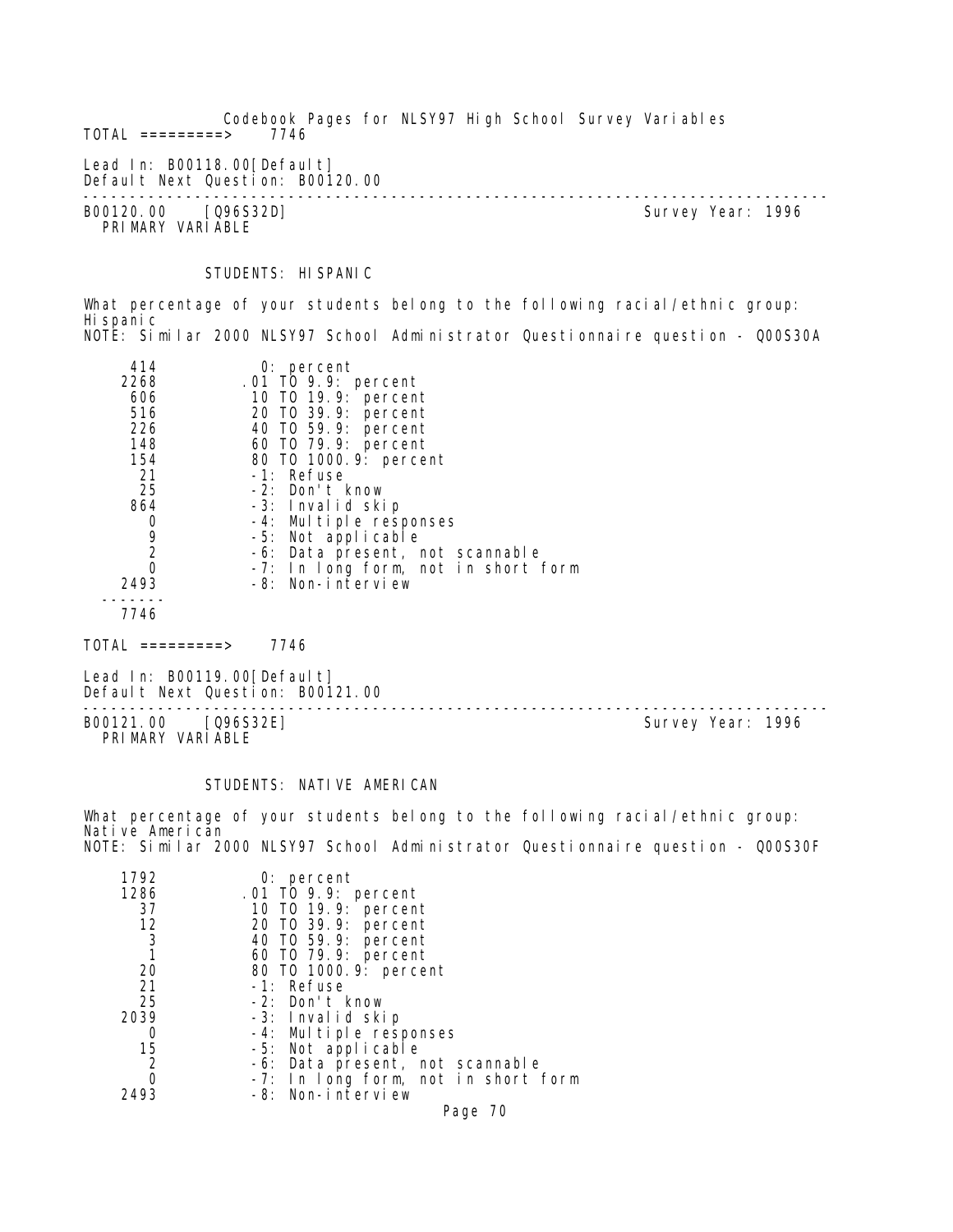TOTAL =========> 7746

Lead In: B00118.00[Default]
Default Next Question: B00120.00

---

B00120.00 [Q96S32D] Survey Year: 1996
PRIMARY VARIABLE

STUDENTS: HISPANIC

What percentage of your students belong to the following racial/ethnic group: Hispanic
NOTE: Similar 2000 NLSY97 School Administrator Questionnaire question - Q00S30A

| Count | Value |
|---|---|
| 414 | 0: percent |
| 2268 | .01 TO 9.9: percent |
| 606 | 10 TO 19.9: percent |
| 516 | 20 TO 39.9: percent |
| 226 | 40 TO 59.9: percent |
| 148 | 60 TO 79.9: percent |
| 154 | 80 TO 1000.9: percent |
| 21 | -1: Refuse |
| 25 | -2: Don't know |
| 864 | -3: Invalid skip |
| 0 | -4: Multiple responses |
| 9 | -5: Not applicable |
| 2 | -6: Data present, not scannable |
| 0 | -7: In long form, not in short form |
| 2493 | -8: Non-interview |
| 7746 | |

TOTAL =========> 7746

Lead In: B00119.00[Default]
Default Next Question: B00121.00

---

B00121.00 [Q96S32E] Survey Year: 1996
PRIMARY VARIABLE

STUDENTS: NATIVE AMERICAN

What percentage of your students belong to the following racial/ethnic group: Native American
NOTE: Similar 2000 NLSY97 School Administrator Questionnaire question - Q00S30F

| Count | Value |
|---|---|
| 1792 | 0: percent |
| 1286 | .01 TO 9.9: percent |
| 37 | 10 TO 19.9: percent |
| 12 | 20 TO 39.9: percent |
| 3 | 40 TO 59.9: percent |
| 1 | 60 TO 79.9: percent |
| 20 | 80 TO 1000.9: percent |
| 21 | -1: Refuse |
| 25 | -2: Don't know |
| 2039 | -3: Invalid skip |
| 0 | -4: Multiple responses |
| 15 | -5: Not applicable |
| 2 | -6: Data present, not scannable |
| 0 | -7: In long form, not in short form |
| 2493 | -8: Non-interview |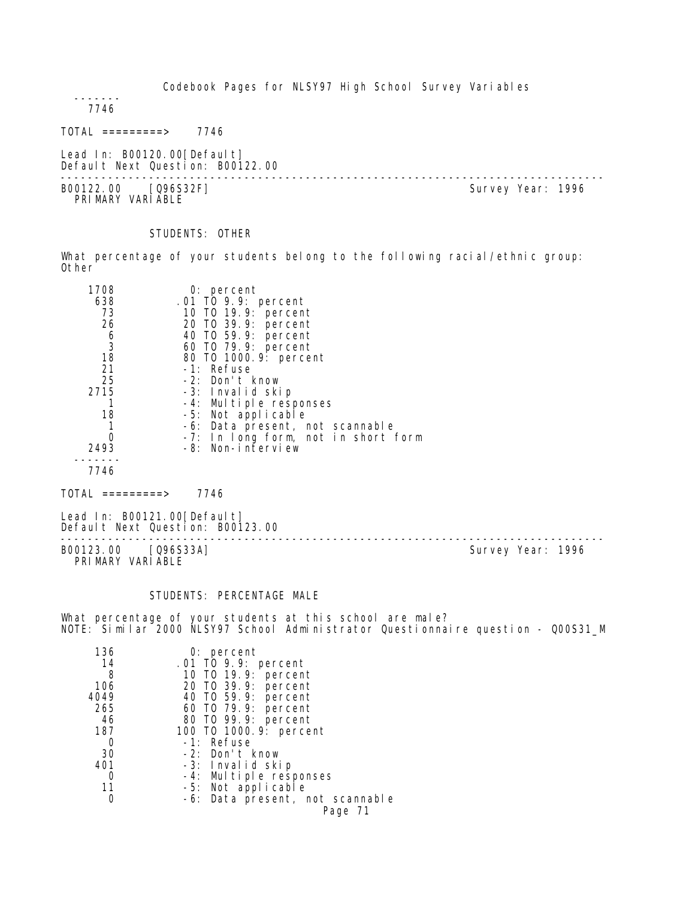```
 -------
   7746
```

TOTAL =========> 7746

Lead In: B00120.00[Default]
Default Next Question: B00122.00

---

B00122.00 [Q96S32F] Survey Year: 1996
PRIMARY VARIABLE

STUDENTS: OTHER

What percentage of your students belong to the following racial/ethnic group: Other

| Count | Value |
|---|---|
| 1708 | 0: percent |
| 638 | .01 TO 9.9: percent |
| 73 | 10 TO 19.9: percent |
| 26 | 20 TO 39.9: percent |
| 6 | 40 TO 59.9: percent |
| 3 | 60 TO 79.9: percent |
| 18 | 80 TO 1000.9: percent |
| 21 | -1: Refuse |
| 25 | -2: Don't know |
| 2715 | -3: Invalid skip |
| 1 | -4: Multiple responses |
| 18 | -5: Not applicable |
| 1 | -6: Data present, not scannable |
| 0 | -7: In long form, not in short form |
| 2493 | -8: Non-interview |
| 7746 | |

TOTAL =========> 7746

Lead In: B00121.00[Default]
Default Next Question: B00123.00

---

B00123.00 [Q96S33A] Survey Year: 1996
PRIMARY VARIABLE

STUDENTS: PERCENTAGE MALE

What percentage of your students at this school are male?
NOTE: Similar 2000 NLSY97 School Administrator Questionnaire question - Q00S31_M

| Count | Value |
|---|---|
| 136 | 0: percent |
| 14 | .01 TO 9.9: percent |
| 8 | 10 TO 19.9: percent |
| 106 | 20 TO 39.9: percent |
| 4049 | 40 TO 59.9: percent |
| 265 | 60 TO 79.9: percent |
| 46 | 80 TO 99.9: percent |
| 187 | 100 TO 1000.9: percent |
| 0 | -1: Refuse |
| 30 | -2: Don't know |
| 401 | -3: Invalid skip |
| 0 | -4: Multiple responses |
| 11 | -5: Not applicable |
| 0 | -6: Data present, not scannable |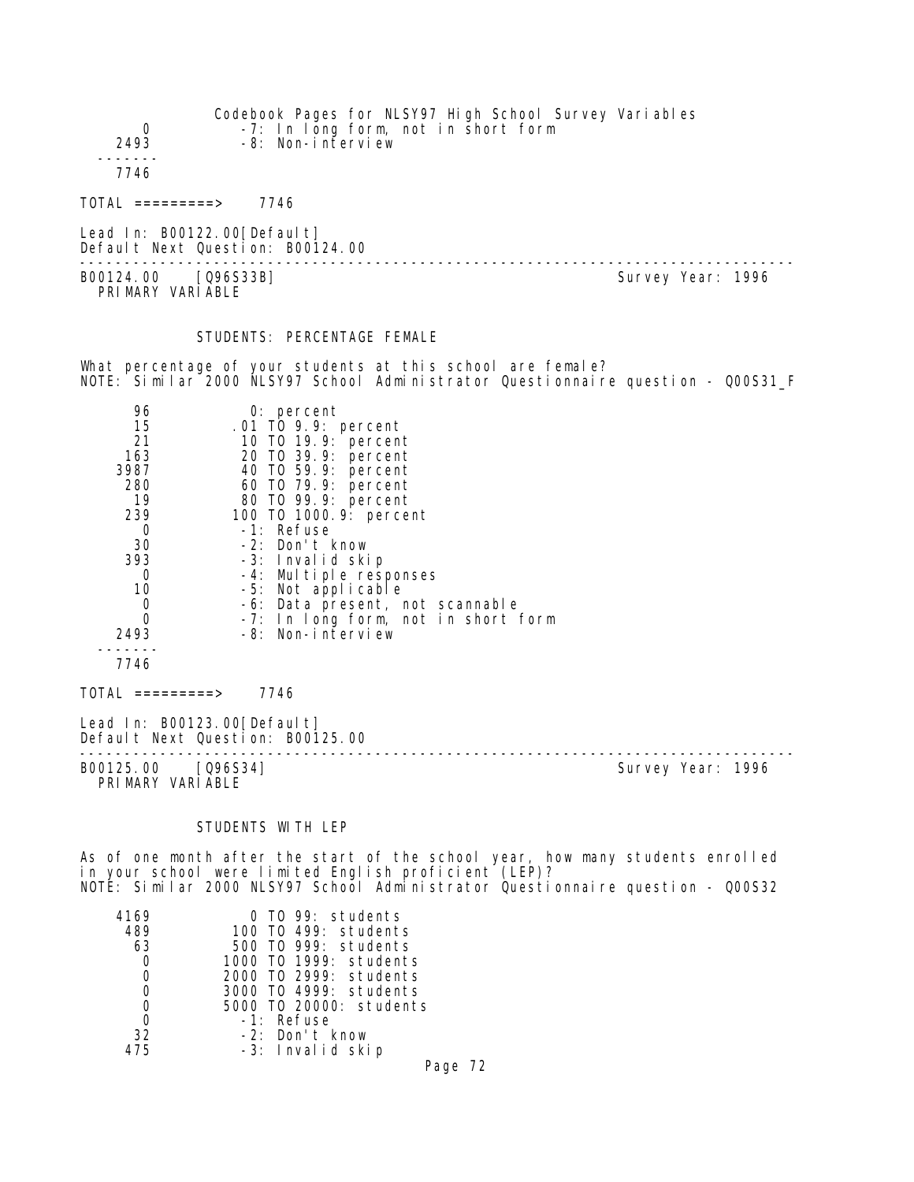| | |
|---|---|
| 0 | -7: In long form, not in short form |
| 2493 | -8: Non-interview |
| ------- | |
| 7746 | |

TOTAL =========> 7746

Lead In: B00122.00[Default]
Default Next Question: B00124.00

---

B00124.00 [Q96S33B] Survey Year: 1996
PRIMARY VARIABLE

### STUDENTS: PERCENTAGE FEMALE

What percentage of your students at this school are female?
NOTE: Similar 2000 NLSY97 School Administrator Questionnaire question - Q00S31_F

| | |
|---|---|
| 96 | 0: percent |
| 15 | .01 TO 9.9: percent |
| 21 | 10 TO 19.9: percent |
| 163 | 20 TO 39.9: percent |
| 3987 | 40 TO 59.9: percent |
| 280 | 60 TO 79.9: percent |
| 19 | 80 TO 99.9: percent |
| 239 | 100 TO 1000.9: percent |
| 0 | -1: Refuse |
| 30 | -2: Don't know |
| 393 | -3: Invalid skip |
| 0 | -4: Multiple responses |
| 10 | -5: Not applicable |
| 0 | -6: Data present, not scannable |
| 0 | -7: In long form, not in short form |
| 2493 | -8: Non-interview |
| ------- | |
| 7746 | |

TOTAL =========> 7746

Lead In: B00123.00[Default]
Default Next Question: B00125.00

---

B00125.00 [Q96S34] Survey Year: 1996
PRIMARY VARIABLE

### STUDENTS WITH LEP

As of one month after the start of the school year, how many students enrolled in your school were limited English proficient (LEP)?
NOTE: Similar 2000 NLSY97 School Administrator Questionnaire question - Q00S32

| | |
|---|---|
| 4169 | 0 TO 99: students |
| 489 | 100 TO 499: students |
| 63 | 500 TO 999: students |
| 0 | 1000 TO 1999: students |
| 0 | 2000 TO 2999: students |
| 0 | 3000 TO 4999: students |
| 0 | 5000 TO 20000: students |
| 0 | -1: Refuse |
| 32 | -2: Don't know |
| 475 | -3: Invalid skip |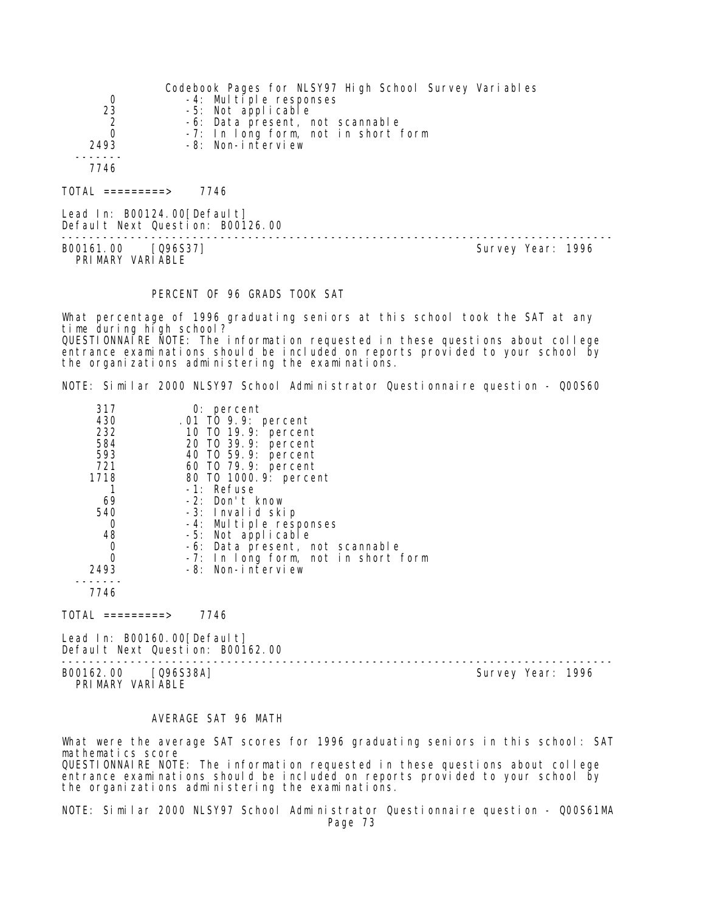| | |
|---|---|
| 0 | -4: Multiple responses |
| 23 | -5: Not applicable |
| 2 | -6: Data present, not scannable |
| 0 | -7: In long form, not in short form |
| 2493 | -8: Non-interview |
| ------- | |
| 7746 | |

TOTAL =========> 7746

Lead In: B00124.00[Default]
Default Next Question: B00126.00

---

B00161.00 [Q96S37] Survey Year: 1996
PRIMARY VARIABLE

PERCENT OF 96 GRADS TOOK SAT

What percentage of 1996 graduating seniors at this school took the SAT at any time during high school?
QUESTIONNAIRE NOTE: The information requested in these questions about college entrance examinations should be included on reports provided to your school by the organizations administering the examinations.

NOTE: Similar 2000 NLSY97 School Administrator Questionnaire question - Q00S60

| | |
|---|---|
| 317 | 0: percent |
| 430 | .01 TO 9.9: percent |
| 232 | 10 TO 19.9: percent |
| 584 | 20 TO 39.9: percent |
| 593 | 40 TO 59.9: percent |
| 721 | 60 TO 79.9: percent |
| 1718 | 80 TO 1000.9: percent |
| 1 | -1: Refuse |
| 69 | -2: Don't know |
| 540 | -3: Invalid skip |
| 0 | -4: Multiple responses |
| 48 | -5: Not applicable |
| 0 | -6: Data present, not scannable |
| 0 | -7: In long form, not in short form |
| 2493 | -8: Non-interview |
| ------- | |
| 7746 | |

TOTAL =========> 7746

Lead In: B00160.00[Default]
Default Next Question: B00162.00

---

B00162.00 [Q96S38A] Survey Year: 1996
PRIMARY VARIABLE

AVERAGE SAT 96 MATH

What were the average SAT scores for 1996 graduating seniors in this school: SAT mathematics score
QUESTIONNAIRE NOTE: The information requested in these questions about college entrance examinations should be included on reports provided to your school by the organizations administering the examinations.

NOTE: Similar 2000 NLSY97 School Administrator Questionnaire question - Q00S61MA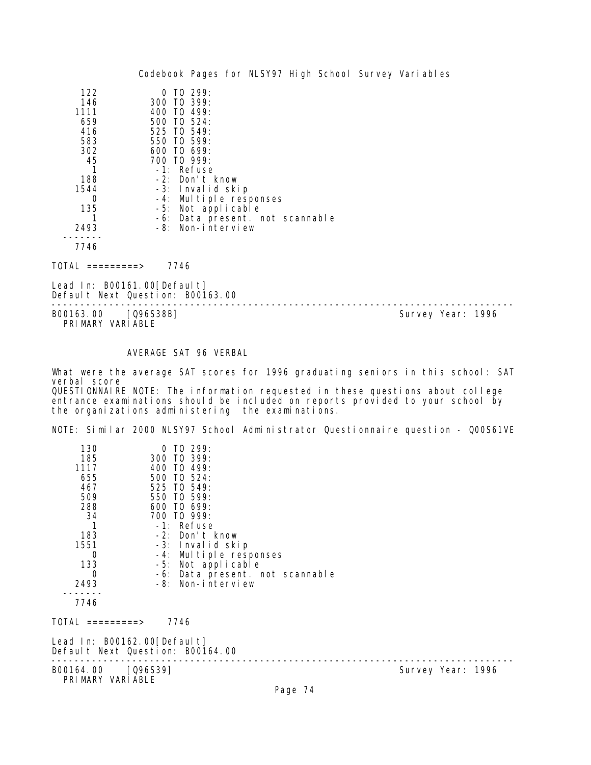| | |
|---|---|
| 122 | 0 TO 299: |
| 146 | 300 TO 399: |
| 1111 | 400 TO 499: |
| 659 | 500 TO 524: |
| 416 | 525 TO 549: |
| 583 | 550 TO 599: |
| 302 | 600 TO 699: |
| 45 | 700 TO 999: |
| 1 | -1: Refuse |
| 188 | -2: Don't know |
| 1544 | -3: Invalid skip |
| 0 | -4: Multiple responses |
| 135 | -5: Not applicable |
| 1 | -6: Data present. not scannable |
| 2493 | -8: Non-interview |
| ------- | |
| 7746 | |

TOTAL =========> 7746

Lead In: B00161.00[Default]
Default Next Question: B00163.00

---

B00163.00 [Q96S38B] Survey Year: 1996
PRIMARY VARIABLE

## AVERAGE SAT 96 VERBAL

What were the average SAT scores for 1996 graduating seniors in this school: SAT verbal score
QUESTIONNAIRE NOTE: The information requested in these questions about college entrance examinations should be included on reports provided to your school by the organizations administering the examinations.

NOTE: Similar 2000 NLSY97 School Administrator Questionnaire question - Q00S61VE

| | |
|---|---|
| 130 | 0 TO 299: |
| 185 | 300 TO 399: |
| 1117 | 400 TO 499: |
| 655 | 500 TO 524: |
| 467 | 525 TO 549: |
| 509 | 550 TO 599: |
| 288 | 600 TO 699: |
| 34 | 700 TO 999: |
| 1 | -1: Refuse |
| 183 | -2: Don't know |
| 1551 | -3: Invalid skip |
| 0 | -4: Multiple responses |
| 133 | -5: Not applicable |
| 0 | -6: Data present. not scannable |
| 2493 | -8: Non-interview |
| ------- | |
| 7746 | |

TOTAL =========> 7746

Lead In: B00162.00[Default]
Default Next Question: B00164.00

---

B00164.00 [Q96S39] Survey Year: 1996
PRIMARY VARIABLE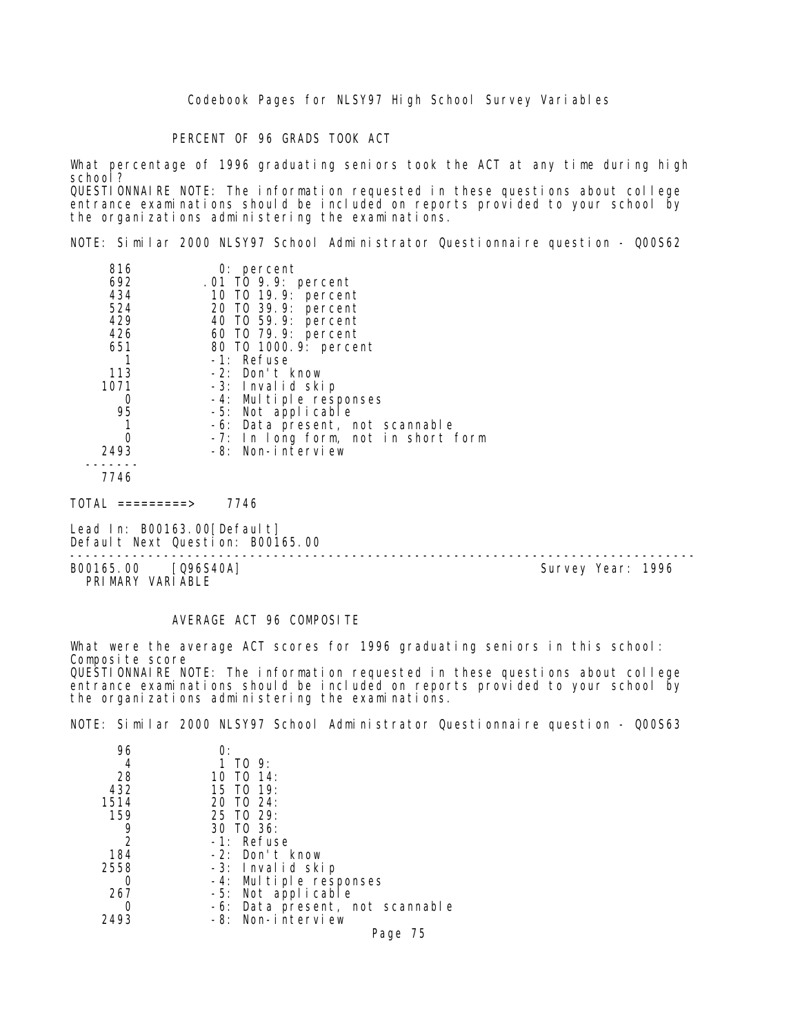## PERCENT OF 96 GRADS TOOK ACT

What percentage of 1996 graduating seniors took the ACT at any time during high school?
QUESTIONNAIRE NOTE: The information requested in these questions about college entrance examinations should be included on reports provided to your school by the organizations administering the examinations.

NOTE: Similar 2000 NLSY97 School Administrator Questionnaire question - Q00S62

| Count | Value |
|---|---|
| 816 | 0: percent |
| 692 | .01 TO 9.9: percent |
| 434 | 10 TO 19.9: percent |
| 524 | 20 TO 39.9: percent |
| 429 | 40 TO 59.9: percent |
| 426 | 60 TO 79.9: percent |
| 651 | 80 TO 1000.9: percent |
| 1 | -1: Refuse |
| 113 | -2: Don't know |
| 1071 | -3: Invalid skip |
| 0 | -4: Multiple responses |
| 95 | -5: Not applicable |
| 1 | -6: Data present, not scannable |
| 0 | -7: In long form, not in short form |
| 2493 | -8: Non-interview |
| 7746 | |

TOTAL =========> 7746

Lead In: B00163.00[Default]
Default Next Question: B00165.00

---

B00165.00 [Q96S40A] Survey Year: 1996
PRIMARY VARIABLE

## AVERAGE ACT 96 COMPOSITE

What were the average ACT scores for 1996 graduating seniors in this school: Composite score
QUESTIONNAIRE NOTE: The information requested in these questions about college entrance examinations should be included on reports provided to your school by the organizations administering the examinations.

NOTE: Similar 2000 NLSY97 School Administrator Questionnaire question - Q00S63

| Count | Value |
|---|---|
| 96 | 0: |
| 4 | 1 TO 9: |
| 28 | 10 TO 14: |
| 432 | 15 TO 19: |
| 1514 | 20 TO 24: |
| 159 | 25 TO 29: |
| 9 | 30 TO 36: |
| 2 | -1: Refuse |
| 184 | -2: Don't know |
| 2558 | -3: Invalid skip |
| 0 | -4: Multiple responses |
| 267 | -5: Not applicable |
| 0 | -6: Data present, not scannable |
| 2493 | -8: Non-interview |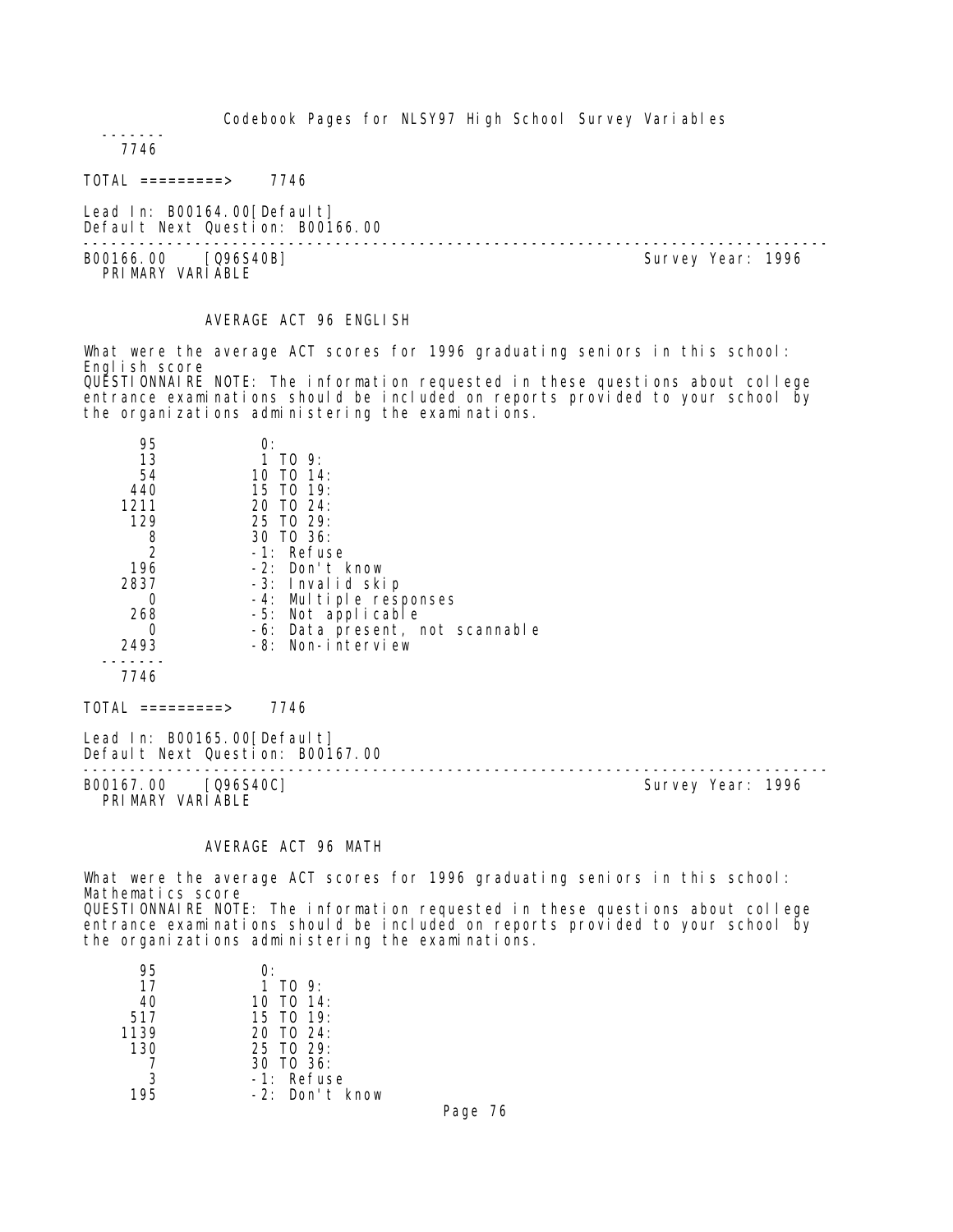```
-------
   7746
```

TOTAL =========> 7746

Lead In: B00164.00[Default]
Default Next Question: B00166.00

---

B00166.00 [Q96S40B] Survey Year: 1996
PRIMARY VARIABLE

### AVERAGE ACT 96 ENGLISH

What were the average ACT scores for 1996 graduating seniors in this school: English score
QUESTIONNAIRE NOTE: The information requested in these questions about college entrance examinations should be included on reports provided to your school by the organizations administering the examinations.

```
     95           0:
     13           1 TO 9:
     54          10 TO 14:
    440          15 TO 19:
   1211          20 TO 24:
    129          25 TO 29:
      8          30 TO 36:
      2          -1: Refuse
    196          -2: Don't know
   2837          -3: Invalid skip
      0          -4: Multiple responses
    268          -5: Not applicable
      0          -6: Data present, not scannable
   2493          -8: Non-interview
  -------
   7746
```

TOTAL =========> 7746

Lead In: B00165.00[Default]
Default Next Question: B00167.00

---

B00167.00 [Q96S40C] Survey Year: 1996
PRIMARY VARIABLE

### AVERAGE ACT 96 MATH

What were the average ACT scores for 1996 graduating seniors in this school: Mathematics score
QUESTIONNAIRE NOTE: The information requested in these questions about college entrance examinations should be included on reports provided to your school by the organizations administering the examinations.

```
     95           0:
     17           1 TO 9:
     40          10 TO 14:
    517          15 TO 19:
   1139          20 TO 24:
    130          25 TO 29:
      7          30 TO 36:
      3          -1: Refuse
    195          -2: Don't know
```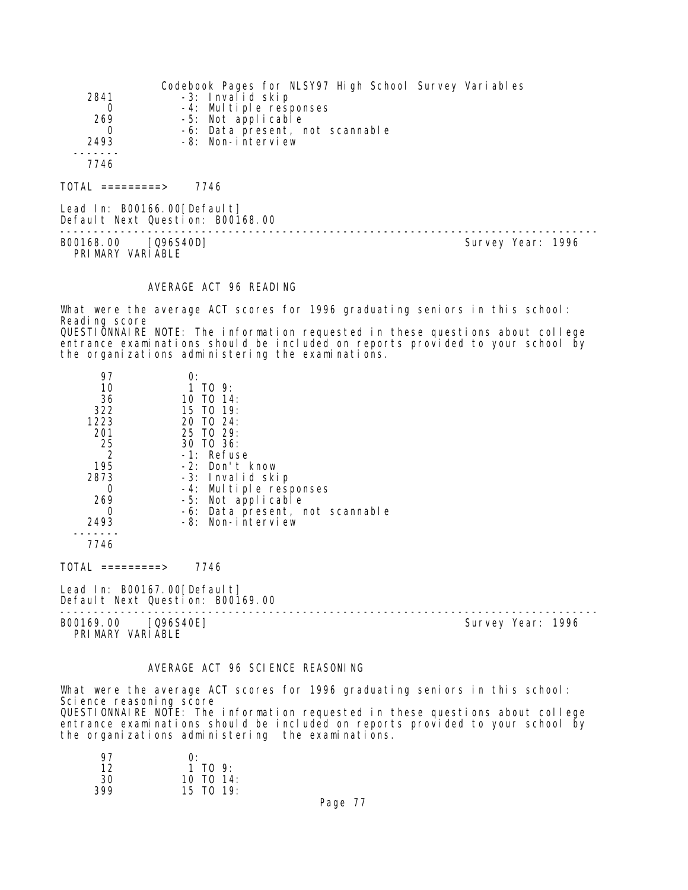| | |
|---|---|
| 2841 | -3: Invalid skip |
| 0 | -4: Multiple responses |
| 269 | -5: Not applicable |
| 0 | -6: Data present, not scannable |
| 2493 | -8: Non-interview |
| ------- | |
| 7746 | |

TOTAL =========> 7746

Lead In: B00166.00[Default]
Default Next Question: B00168.00

---

B00168.00 [Q96S40D] Survey Year: 1996
PRIMARY VARIABLE

AVERAGE ACT 96 READING

What were the average ACT scores for 1996 graduating seniors in this school: Reading score
QUESTIONNAIRE NOTE: The information requested in these questions about college entrance examinations should be included on reports provided to your school by the organizations administering the examinations.

| | |
|---|---|
| 97 | 0: |
| 10 | 1 TO 9: |
| 36 | 10 TO 14: |
| 322 | 15 TO 19: |
| 1223 | 20 TO 24: |
| 201 | 25 TO 29: |
| 25 | 30 TO 36: |
| 2 | -1: Refuse |
| 195 | -2: Don't know |
| 2873 | -3: Invalid skip |
| 0 | -4: Multiple responses |
| 269 | -5: Not applicable |
| 0 | -6: Data present, not scannable |
| 2493 | -8: Non-interview |
| ------- | |
| 7746 | |

TOTAL =========> 7746

Lead In: B00167.00[Default]
Default Next Question: B00169.00

---

B00169.00 [Q96S40E] Survey Year: 1996
PRIMARY VARIABLE

AVERAGE ACT 96 SCIENCE REASONING

What were the average ACT scores for 1996 graduating seniors in this school: Science reasoning score
QUESTIONNAIRE NOTE: The information requested in these questions about college entrance examinations should be included on reports provided to your school by the organizations administering the examinations.

| | |
|---|---|
| 97 | 0: |
| 12 | 1 TO 9: |
| 30 | 10 TO 14: |
| 399 | 15 TO 19: |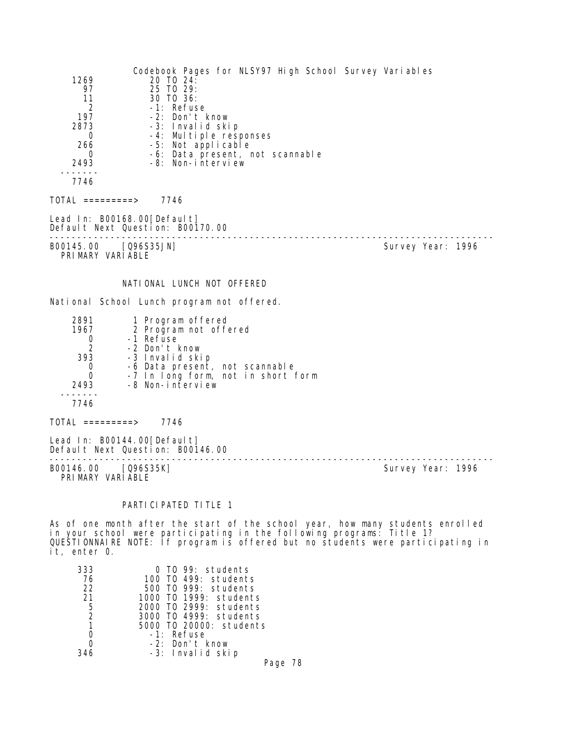| | |
|---|---|
| 1269 | 20 TO 24: |
| 97 | 25 TO 29: |
| 11 | 30 TO 36: |
| 2 | -1: Refuse |
| 197 | -2: Don't know |
| 2873 | -3: Invalid skip |
| 0 | -4: Multiple responses |
| 266 | -5: Not applicable |
| 0 | -6: Data present, not scannable |
| 2493 | -8: Non-interview |
| ------- | |
| 7746 | |

TOTAL =========> 7746

Lead In: B00168.00[Default]
Default Next Question: B00170.00

---

B00145.00 [Q96S35JN] Survey Year: 1996
PRIMARY VARIABLE

NATIONAL LUNCH NOT OFFERED

National School Lunch program not offered.

| | |
|---|---|
| 2891 | 1 Program offered |
| 1967 | 2 Program not offered |
| 0 | -1 Refuse |
| 2 | -2 Don't know |
| 393 | -3 Invalid skip |
| 0 | -6 Data present, not scannable |
| 0 | -7 In long form, not in short form |
| 2493 | -8 Non-interview |
| ------- | |
| 7746 | |

TOTAL =========> 7746

Lead In: B00144.00[Default]
Default Next Question: B00146.00

---

B00146.00 [Q96S35K] Survey Year: 1996
PRIMARY VARIABLE

PARTICIPATED TITLE 1

As of one month after the start of the school year, how many students enrolled in your school were participating in the following programs: Title 1? QUESTIONNAIRE NOTE: If program is offered but no students were participating in it, enter 0.

| | |
|---|---|
| 333 | 0 TO 99: students |
| 76 | 100 TO 499: students |
| 22 | 500 TO 999: students |
| 21 | 1000 TO 1999: students |
| 5 | 2000 TO 2999: students |
| 2 | 3000 TO 4999: students |
| 1 | 5000 TO 20000: students |
| 0 | -1: Refuse |
| 0 | -2: Don't know |
| 346 | -3: Invalid skip |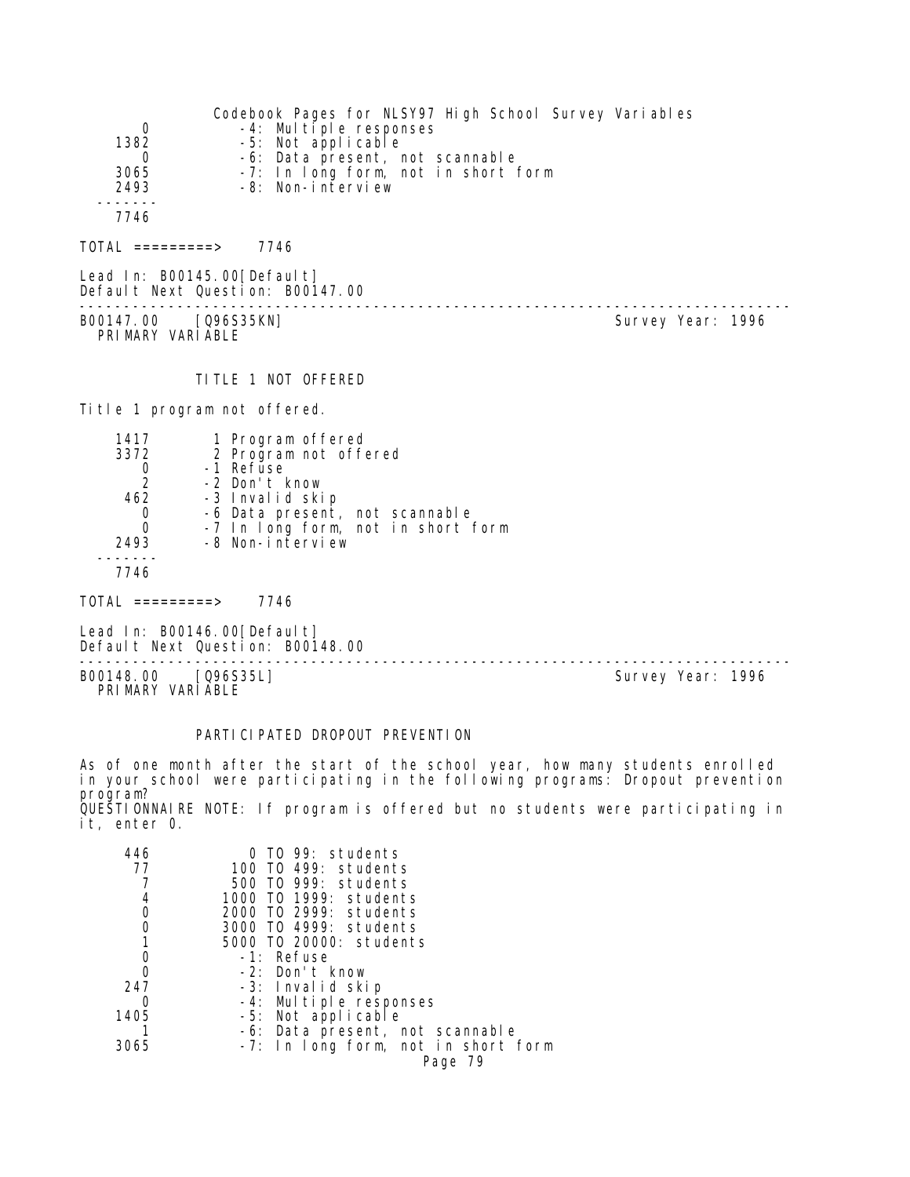| | |
|---|---|
| 0 | -4: Multiple responses |
| 1382 | -5: Not applicable |
| 0 | -6: Data present, not scannable |
| 3065 | -7: In long form, not in short form |
| 2493 | -8: Non-interview |
| ------- | |
| 7746 | |

TOTAL =========> 7746

Lead In: B00145.00[Default]
Default Next Question: B00147.00

---

B00147.00 [Q96S35KN] Survey Year: 1996
PRIMARY VARIABLE

TITLE 1 NOT OFFERED

Title 1 program not offered.

| | |
|---|---|
| 1417 | 1 Program offered |
| 3372 | 2 Program not offered |
| 0 | -1 Refuse |
| 2 | -2 Don't know |
| 462 | -3 Invalid skip |
| 0 | -6 Data present, not scannable |
| 0 | -7 In long form, not in short form |
| 2493 | -8 Non-interview |
| ------- | |
| 7746 | |

TOTAL =========> 7746

Lead In: B00146.00[Default]
Default Next Question: B00148.00

---

B00148.00 [Q96S35L] Survey Year: 1996
PRIMARY VARIABLE

PARTICIPATED DROPOUT PREVENTION

As of one month after the start of the school year, how many students enrolled in your school were participating in the following programs: Dropout prevention program?
QUESTIONNAIRE NOTE: If program is offered but no students were participating in it, enter 0.

| | |
|---|---|
| 446 | 0 TO 99: students |
| 77 | 100 TO 499: students |
| 7 | 500 TO 999: students |
| 4 | 1000 TO 1999: students |
| 0 | 2000 TO 2999: students |
| 0 | 3000 TO 4999: students |
| 1 | 5000 TO 20000: students |
| 0 | -1: Refuse |
| 0 | -2: Don't know |
| 247 | -3: Invalid skip |
| 0 | -4: Multiple responses |
| 1405 | -5: Not applicable |
| 1 | -6: Data present, not scannable |
| 3065 | -7: In long form, not in short form |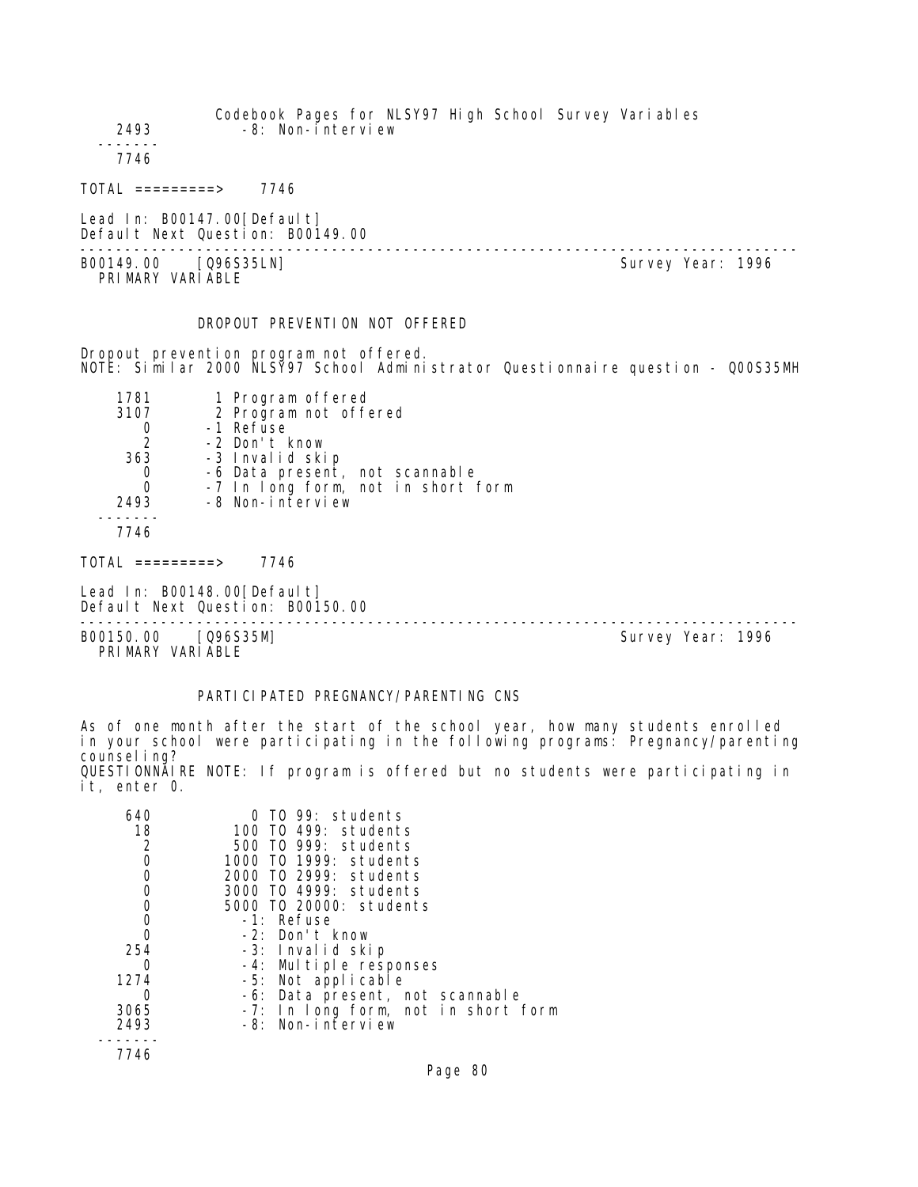| | |
|---|---|
| 2493 | -8: Non-interview |
| ------- | |
| 7746 | |

TOTAL =========> 7746

Lead In: B00147.00[Default]
Default Next Question: B00149.00

---

B00149.00 [Q96S35LN] Survey Year: 1996
PRIMARY VARIABLE

DROPOUT PREVENTION NOT OFFERED

Dropout prevention program not offered.
NOTE: Similar 2000 NLSY97 School Administrator Questionnaire question - Q00S35MH

| | |
|---|---|
| 1781 | 1 Program offered |
| 3107 | 2 Program not offered |
| 0 | -1 Refuse |
| 2 | -2 Don't know |
| 363 | -3 Invalid skip |
| 0 | -6 Data present, not scannable |
| 0 | -7 In long form, not in short form |
| 2493 | -8 Non-interview |
| ------- | |
| 7746 | |

TOTAL =========> 7746

Lead In: B00148.00[Default]
Default Next Question: B00150.00

---

B00150.00 [Q96S35M] Survey Year: 1996
PRIMARY VARIABLE

PARTICIPATED PREGNANCY/PARENTING CNS

As of one month after the start of the school year, how many students enrolled in your school were participating in the following programs: Pregnancy/parenting counseling?
QUESTIONNAIRE NOTE: If program is offered but no students were participating in it, enter 0.

| | |
|---|---|
| 640 | 0 TO 99: students |
| 18 | 100 TO 499: students |
| 2 | 500 TO 999: students |
| 0 | 1000 TO 1999: students |
| 0 | 2000 TO 2999: students |
| 0 | 3000 TO 4999: students |
| 0 | 5000 TO 20000: students |
| 0 | -1: Refuse |
| 0 | -2: Don't know |
| 254 | -3: Invalid skip |
| 0 | -4: Multiple responses |
| 1274 | -5: Not applicable |
| 0 | -6: Data present, not scannable |
| 3065 | -7: In long form, not in short form |
| 2493 | -8: Non-interview |
| ------- | |
| 7746 | |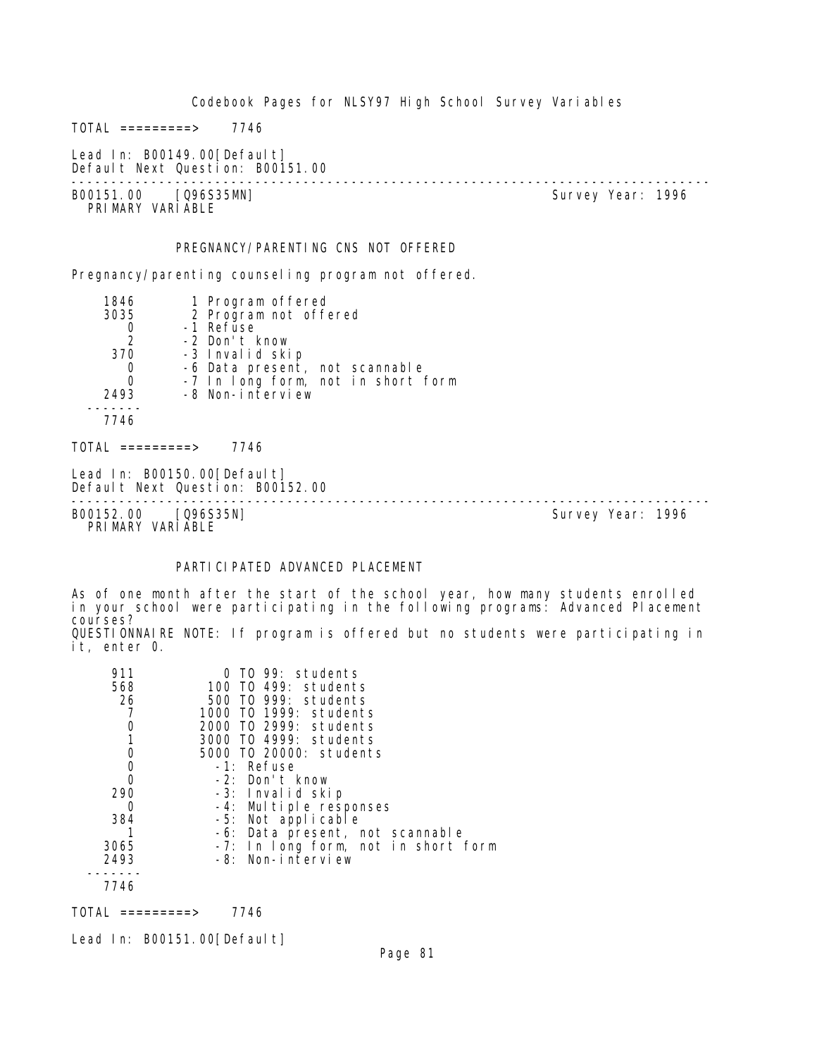TOTAL =========> 7746

Lead In: B00149.00[Default]
Default Next Question: B00151.00

---

B00151.00 [Q96S35MN] Survey Year: 1996
PRIMARY VARIABLE

PREGNANCY/PARENTING CNS NOT OFFERED

Pregnancy/parenting counseling program not offered.

| Count | Value |
|---|---|
| 1846 | 1 Program offered |
| 3035 | 2 Program not offered |
| 0 | -1 Refuse |
| 2 | -2 Don't know |
| 370 | -3 Invalid skip |
| 0 | -6 Data present, not scannable |
| 0 | -7 In long form, not in short form |
| 2493 | -8 Non-interview |
| 7746 | |

TOTAL =========> 7746

Lead In: B00150.00[Default]
Default Next Question: B00152.00

---

B00152.00 [Q96S35N] Survey Year: 1996
PRIMARY VARIABLE

PARTICIPATED ADVANCED PLACEMENT

As of one month after the start of the school year, how many students enrolled in your school were participating in the following programs: Advanced Placement courses?
QUESTIONNAIRE NOTE: If program is offered but no students were participating in it, enter 0.

| Count | Value |
|---|---|
| 911 | 0 TO 99: students |
| 568 | 100 TO 499: students |
| 26 | 500 TO 999: students |
| 7 | 1000 TO 1999: students |
| 0 | 2000 TO 2999: students |
| 1 | 3000 TO 4999: students |
| 0 | 5000 TO 20000: students |
| 0 | -1: Refuse |
| 0 | -2: Don't know |
| 290 | -3: Invalid skip |
| 0 | -4: Multiple responses |
| 384 | -5: Not applicable |
| 1 | -6: Data present, not scannable |
| 3065 | -7: In long form, not in short form |
| 2493 | -8: Non-interview |
| 7746 | |

TOTAL =========> 7746

Lead In: B00151.00[Default]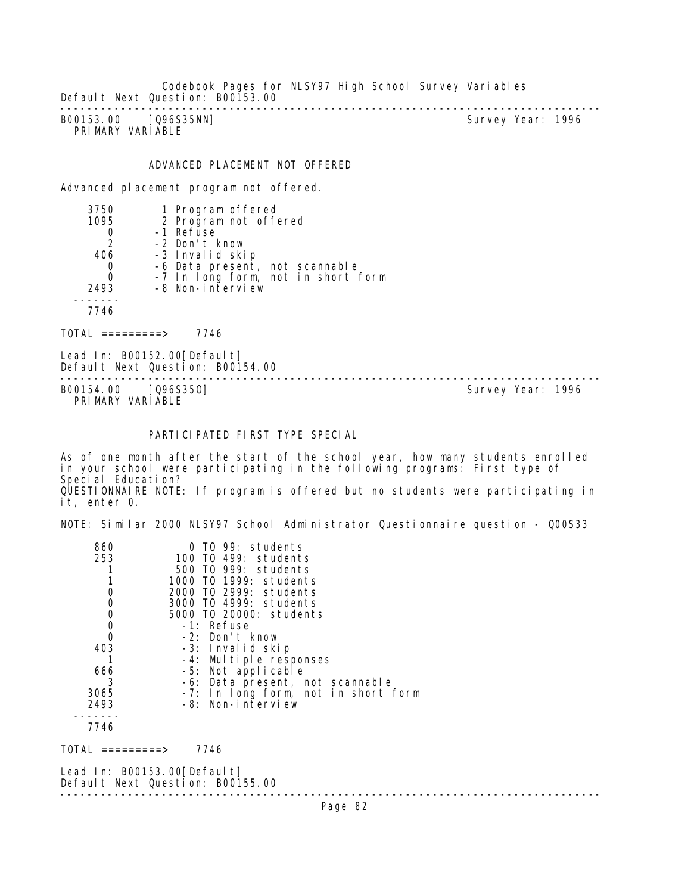Default Next Question: B00153.00

---

B00153.00 [Q96S35NN] Survey Year: 1996
PRIMARY VARIABLE

## ADVANCED PLACEMENT NOT OFFERED

Advanced placement program not offered.

| Count | Value |
|---|---|
| 3750 | 1 Program offered |
| 1095 | 2 Program not offered |
| 0 | -1 Refuse |
| 2 | -2 Don't know |
| 406 | -3 Invalid skip |
| 0 | -6 Data present, not scannable |
| 0 | -7 In long form, not in short form |
| 2493 | -8 Non-interview |
| 7746 | |

TOTAL =========> 7746

Lead In: B00152.00[Default]
Default Next Question: B00154.00

---

B00154.00 [Q96S35O] Survey Year: 1996
PRIMARY VARIABLE

## PARTICIPATED FIRST TYPE SPECIAL

As of one month after the start of the school year, how many students enrolled in your school were participating in the following programs: First type of Special Education?
QUESTIONNAIRE NOTE: If program is offered but no students were participating in it, enter 0.

NOTE: Similar 2000 NLSY97 School Administrator Questionnaire question - Q00S33

| Count | Value |
|---|---|
| 860 | 0 TO 99: students |
| 253 | 100 TO 499: students |
| 1 | 500 TO 999: students |
| 1 | 1000 TO 1999: students |
| 0 | 2000 TO 2999: students |
| 0 | 3000 TO 4999: students |
| 0 | 5000 TO 20000: students |
| 0 | -1: Refuse |
| 0 | -2: Don't know |
| 403 | -3: Invalid skip |
| 1 | -4: Multiple responses |
| 666 | -5: Not applicable |
| 3 | -6: Data present, not scannable |
| 3065 | -7: In long form, not in short form |
| 2493 | -8: Non-interview |
| 7746 | |

TOTAL =========> 7746

Lead In: B00153.00[Default]
Default Next Question: B00155.00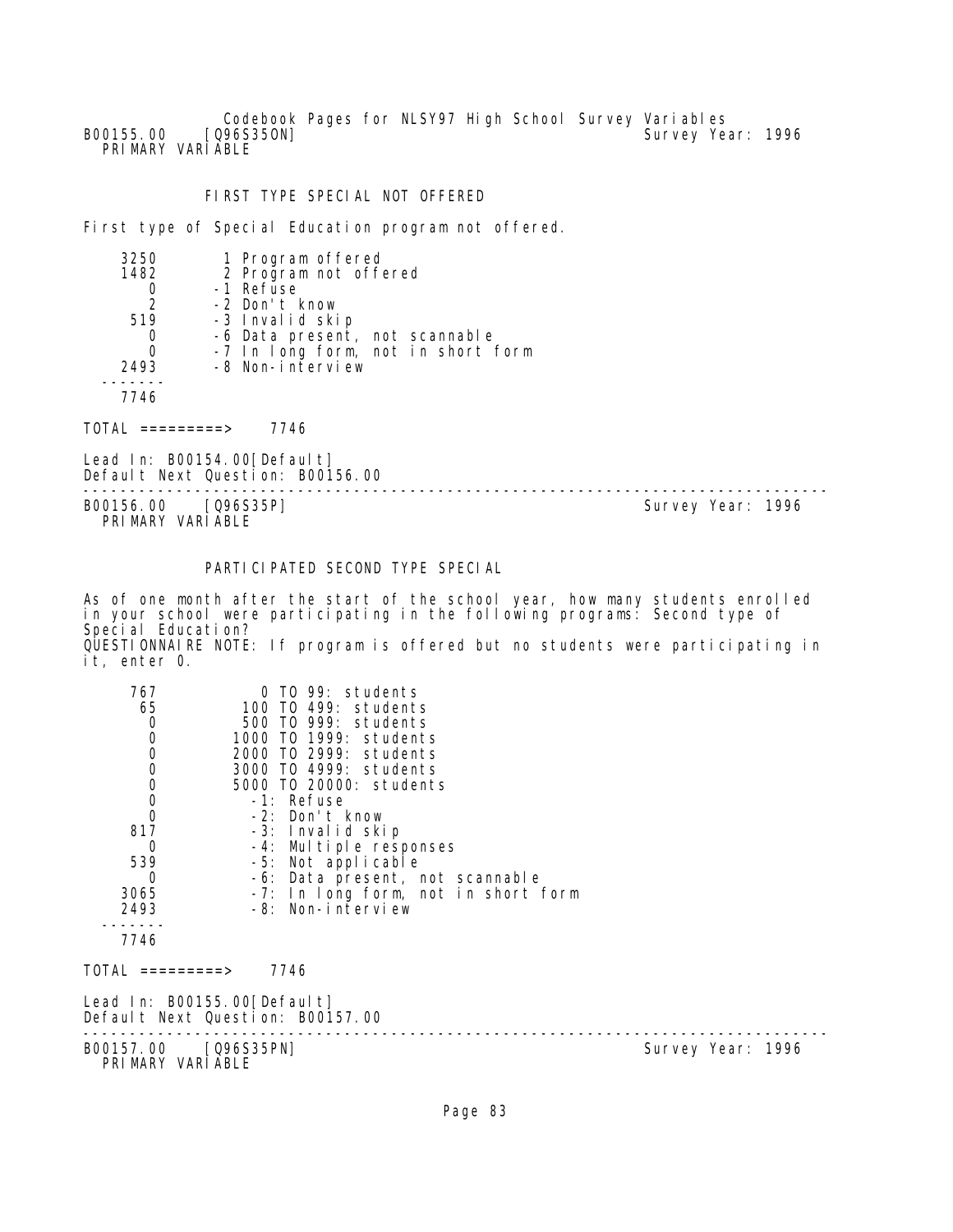B00155.00 [Q96S35ON] Survey Year: 1996
PRIMARY VARIABLE

## FIRST TYPE SPECIAL NOT OFFERED

First type of Special Education program not offered.

| Count | Value |
|---|---|
| 3250 | 1 Program offered |
| 1482 | 2 Program not offered |
| 0 | -1 Refuse |
| 2 | -2 Don't know |
| 519 | -3 Invalid skip |
| 0 | -6 Data present, not scannable |
| 0 | -7 In long form, not in short form |
| 2493 | -8 Non-interview |
| 7746 | |

TOTAL =========> 7746

Lead In: B00154.00[Default]
Default Next Question: B00156.00

---

B00156.00 [Q96S35P] Survey Year: 1996
PRIMARY VARIABLE

## PARTICIPATED SECOND TYPE SPECIAL

As of one month after the start of the school year, how many students enrolled in your school were participating in the following programs: Second type of Special Education?
QUESTIONNAIRE NOTE: If program is offered but no students were participating in it, enter 0.

| Count | Value |
|---|---|
| 767 | 0 TO 99: students |
| 65 | 100 TO 499: students |
| 0 | 500 TO 999: students |
| 0 | 1000 TO 1999: students |
| 0 | 2000 TO 2999: students |
| 0 | 3000 TO 4999: students |
| 0 | 5000 TO 20000: students |
| 0 | -1: Refuse |
| 0 | -2: Don't know |
| 817 | -3: Invalid skip |
| 0 | -4: Multiple responses |
| 539 | -5: Not applicable |
| 0 | -6: Data present, not scannable |
| 3065 | -7: In long form, not in short form |
| 2493 | -8: Non-interview |
| 7746 | |

TOTAL =========> 7746

Lead In: B00155.00[Default]
Default Next Question: B00157.00

---

B00157.00 [Q96S35PN] Survey Year: 1996
PRIMARY VARIABLE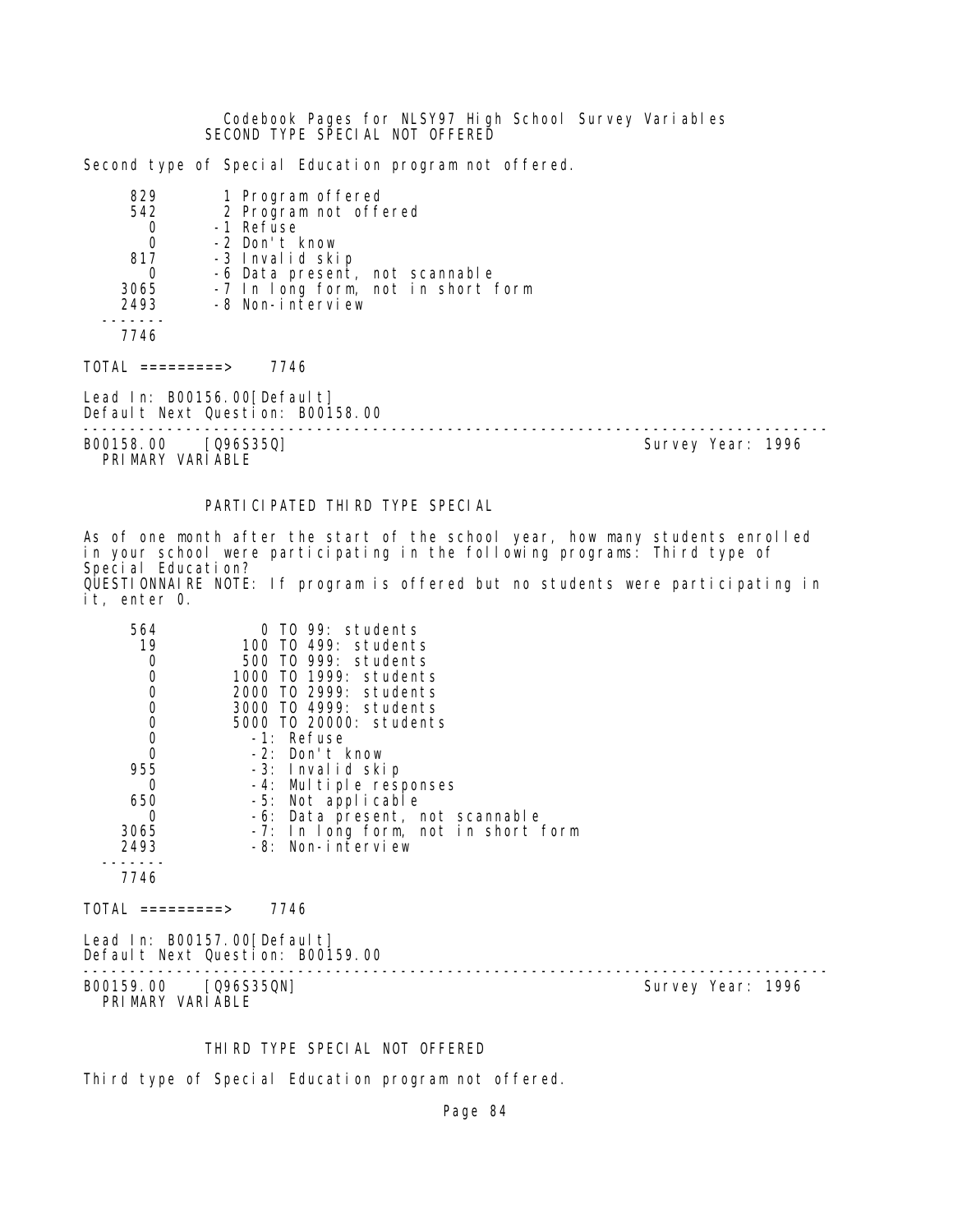## SECOND TYPE SPECIAL NOT OFFERED

Second type of Special Education program not offered.

```
     829        1 Program offered
     542        2 Program not offered
       0       -1 Refuse
       0       -2 Don't know
     817       -3 Invalid skip
       0       -6 Data present, not scannable
    3065       -7 In long form, not in short form
    2493       -8 Non-interview
  -------
    7746
```

TOTAL =========> 7746

Lead In: B00156.00[Default]
Default Next Question: B00158.00

---

B00158.00 [Q96S35Q] Survey Year: 1996
PRIMARY VARIABLE

## PARTICIPATED THIRD TYPE SPECIAL

As of one month after the start of the school year, how many students enrolled in your school were participating in the following programs: Third type of Special Education?
QUESTIONNAIRE NOTE: If program is offered but no students were participating in it, enter 0.

```
     564            0 TO 99: students
      19          100 TO 499: students
       0          500 TO 999: students
       0         1000 TO 1999: students
       0         2000 TO 2999: students
       0         3000 TO 4999: students
       0         5000 TO 20000: students
       0           -1: Refuse
       0           -2: Don't know
     955           -3: Invalid skip
       0           -4: Multiple responses
     650           -5: Not applicable
       0           -6: Data present, not scannable
    3065           -7: In long form, not in short form
    2493           -8: Non-interview
  -------
    7746
```

TOTAL =========> 7746

Lead In: B00157.00[Default]
Default Next Question: B00159.00

---

B00159.00 [Q96S35QN] Survey Year: 1996
PRIMARY VARIABLE

## THIRD TYPE SPECIAL NOT OFFERED

Third type of Special Education program not offered.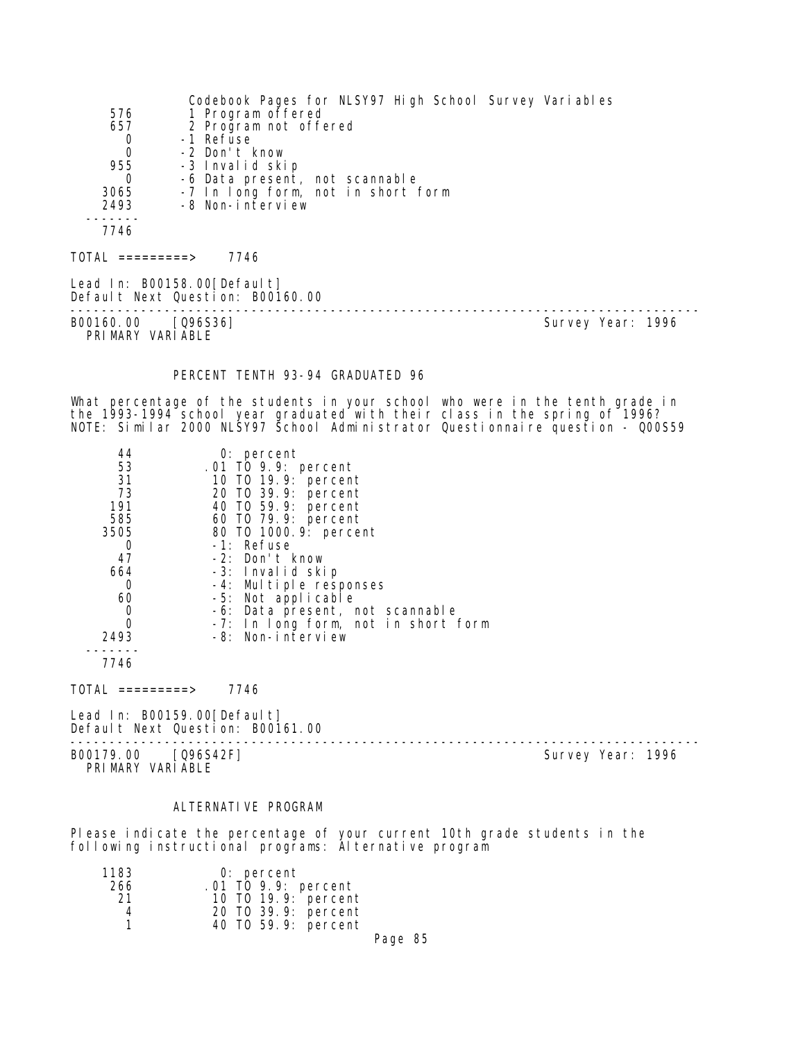| Count | Code |
|---|---|
| 576 | 1 Program offered |
| 657 | 2 Program not offered |
| 0 | -1 Refuse |
| 0 | -2 Don't know |
| 955 | -3 Invalid skip |
| 0 | -6 Data present, not scannable |
| 3065 | -7 In long form, not in short form |
| 2493 | -8 Non-interview |
| 7746 | |

TOTAL =========> 7746

Lead In: B00158.00[Default]
Default Next Question: B00160.00

---

B00160.00 [Q96S36] Survey Year: 1996
PRIMARY VARIABLE

### PERCENT TENTH 93-94 GRADUATED 96

What percentage of the students in your school who were in the tenth grade in the 1993-1994 school year graduated with their class in the spring of 1996?
NOTE: Similar 2000 NLSY97 School Administrator Questionnaire question - Q00S59

| Count | Code |
|---|---|
| 44 | 0: percent |
| 53 | .01 TO 9.9: percent |
| 31 | 10 TO 19.9: percent |
| 73 | 20 TO 39.9: percent |
| 191 | 40 TO 59.9: percent |
| 585 | 60 TO 79.9: percent |
| 3505 | 80 TO 1000.9: percent |
| 0 | -1: Refuse |
| 47 | -2: Don't know |
| 664 | -3: Invalid skip |
| 0 | -4: Multiple responses |
| 60 | -5: Not applicable |
| 0 | -6: Data present, not scannable |
| 0 | -7: In long form, not in short form |
| 2493 | -8: Non-interview |
| 7746 | |

TOTAL =========> 7746

Lead In: B00159.00[Default]
Default Next Question: B00161.00

---

B00179.00 [Q96S42F] Survey Year: 1996
PRIMARY VARIABLE

### ALTERNATIVE PROGRAM

Please indicate the percentage of your current 10th grade students in the following instructional programs: Alternative program

| Count | Code |
|---|---|
| 1183 | 0: percent |
| 266 | .01 TO 9.9: percent |
| 21 | 10 TO 19.9: percent |
| 4 | 20 TO 39.9: percent |
| 1 | 40 TO 59.9: percent |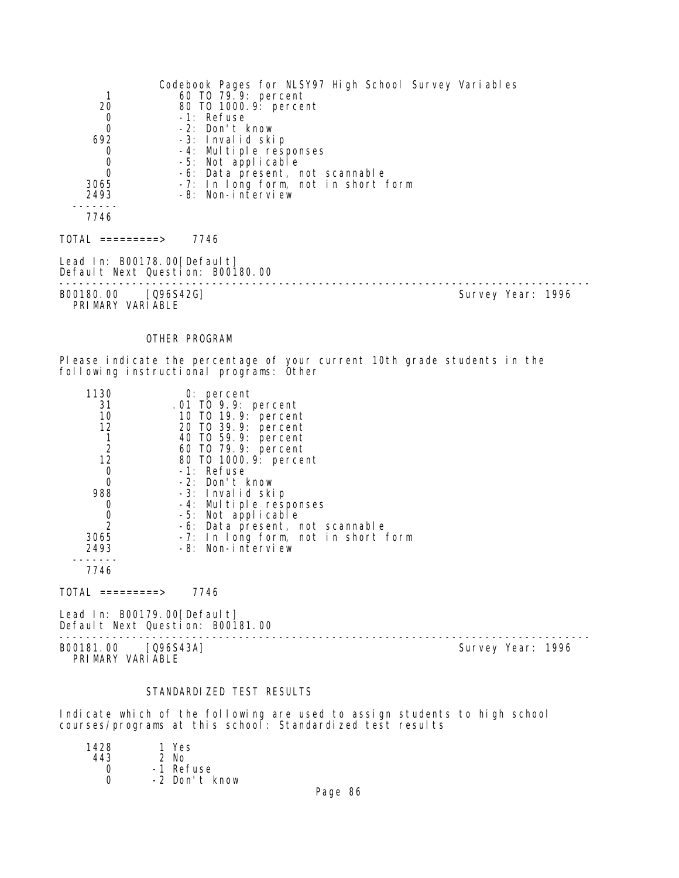| | |
|---|---|
| 1 | 60 TO 79.9: percent |
| 20 | 80 TO 1000.9: percent |
| 0 | -1: Refuse |
| 0 | -2: Don't know |
| 692 | -3: Invalid skip |
| 0 | -4: Multiple responses |
| 0 | -5: Not applicable |
| 0 | -6: Data present, not scannable |
| 3065 | -7: In long form, not in short form |
| 2493 | -8: Non-interview |
| 7746 | |

TOTAL =========> 7746

Lead In: B00178.00[Default]
Default Next Question: B00180.00

---

B00180.00 [Q96S42G] Survey Year: 1996
PRIMARY VARIABLE

OTHER PROGRAM

Please indicate the percentage of your current 10th grade students in the following instructional programs: Other

| | |
|---|---|
| 1130 | 0: percent |
| 31 | .01 TO 9.9: percent |
| 10 | 10 TO 19.9: percent |
| 12 | 20 TO 39.9: percent |
| 1 | 40 TO 59.9: percent |
| 2 | 60 TO 79.9: percent |
| 12 | 80 TO 1000.9: percent |
| 0 | -1: Refuse |
| 0 | -2: Don't know |
| 988 | -3: Invalid skip |
| 0 | -4: Multiple responses |
| 0 | -5: Not applicable |
| 2 | -6: Data present, not scannable |
| 3065 | -7: In long form, not in short form |
| 2493 | -8: Non-interview |
| 7746 | |

TOTAL =========> 7746

Lead In: B00179.00[Default]
Default Next Question: B00181.00

---

B00181.00 [Q96S43A] Survey Year: 1996
PRIMARY VARIABLE

STANDARDIZED TEST RESULTS

Indicate which of the following are used to assign students to high school courses/programs at this school: Standardized test results

| | |
|---|---|
| 1428 | 1 Yes |
| 443 | 2 No |
| 0 | -1 Refuse |
| 0 | -2 Don't know |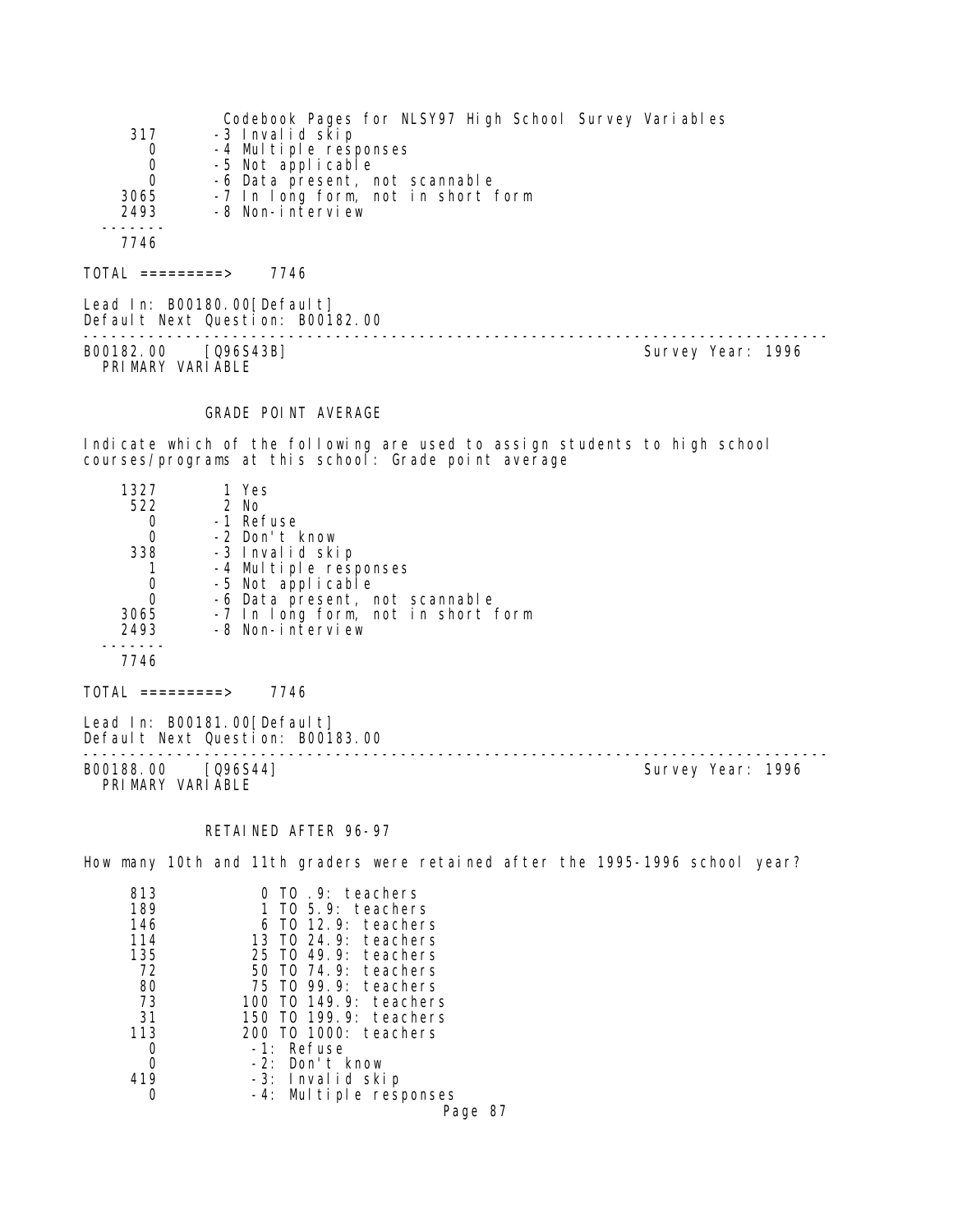| | |
|---|---|
| 317 | -3 Invalid skip |
| 0 | -4 Multiple responses |
| 0 | -5 Not applicable |
| 0 | -6 Data present, not scannable |
| 3065 | -7 In long form, not in short form |
| 2493 | -8 Non-interview |
| ------- | |
| 7746 | |

TOTAL =========> 7746

Lead In: B00180.00[Default]
Default Next Question: B00182.00

---

B00182.00 [Q96S43B] Survey Year: 1996
PRIMARY VARIABLE

GRADE POINT AVERAGE

Indicate which of the following are used to assign students to high school courses/programs at this school: Grade point average

| | |
|---|---|
| 1327 | 1 Yes |
| 522 | 2 No |
| 0 | -1 Refuse |
| 0 | -2 Don't know |
| 338 | -3 Invalid skip |
| 1 | -4 Multiple responses |
| 0 | -5 Not applicable |
| 0 | -6 Data present, not scannable |
| 3065 | -7 In long form, not in short form |
| 2493 | -8 Non-interview |
| ------- | |
| 7746 | |

TOTAL =========> 7746

Lead In: B00181.00[Default]
Default Next Question: B00183.00

---

B00188.00 [Q96S44] Survey Year: 1996
PRIMARY VARIABLE

RETAINED AFTER 96-97

How many 10th and 11th graders were retained after the 1995-1996 school year?

| | |
|---|---|
| 813 | 0 TO .9: teachers |
| 189 | 1 TO 5.9: teachers |
| 146 | 6 TO 12.9: teachers |
| 114 | 13 TO 24.9: teachers |
| 135 | 25 TO 49.9: teachers |
| 72 | 50 TO 74.9: teachers |
| 80 | 75 TO 99.9: teachers |
| 73 | 100 TO 149.9: teachers |
| 31 | 150 TO 199.9: teachers |
| 113 | 200 TO 1000: teachers |
| 0 | -1: Refuse |
| 0 | -2: Don't know |
| 419 | -3: Invalid skip |
| 0 | -4: Multiple responses |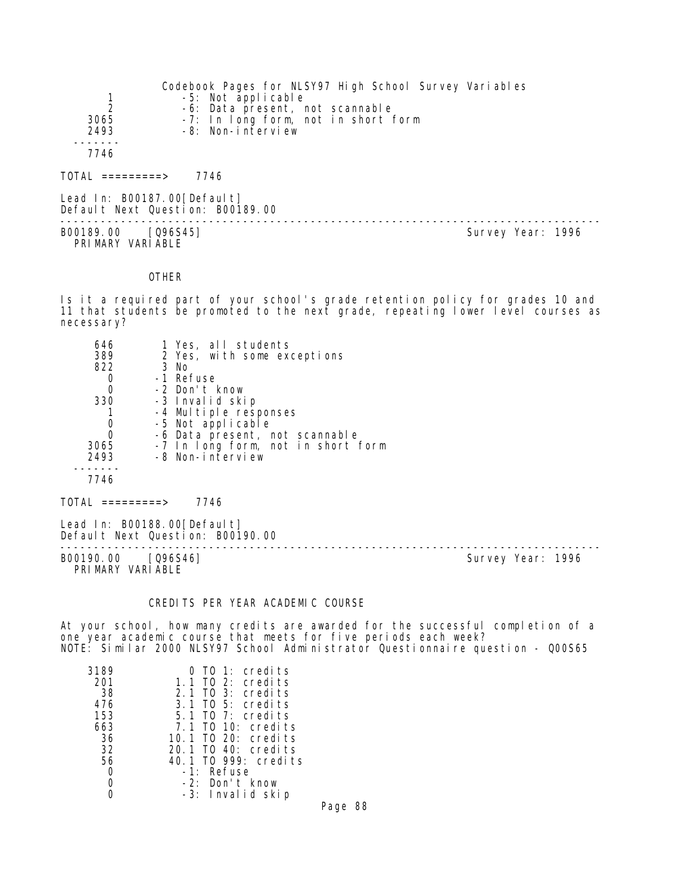| | |
|---|---|
| 1 | -5: Not applicable |
| 2 | -6: Data present, not scannable |
| 3065 | -7: In long form, not in short form |
| 2493 | -8: Non-interview |
| ------- | |
| 7746 | |

TOTAL =========> 7746

Lead In: B00187.00[Default]
Default Next Question: B00189.00

---

B00189.00 [Q96S45] Survey Year: 1996
PRIMARY VARIABLE

OTHER

Is it a required part of your school's grade retention policy for grades 10 and 11 that students be promoted to the next grade, repeating lower level courses as necessary?

| | |
|---|---|
| 646 | 1 Yes, all students |
| 389 | 2 Yes, with some exceptions |
| 822 | 3 No |
| 0 | -1 Refuse |
| 0 | -2 Don't know |
| 330 | -3 Invalid skip |
| 1 | -4 Multiple responses |
| 0 | -5 Not applicable |
| 0 | -6 Data present, not scannable |
| 3065 | -7 In long form, not in short form |
| 2493 | -8 Non-interview |
| ------- | |
| 7746 | |

TOTAL =========> 7746

Lead In: B00188.00[Default]
Default Next Question: B00190.00

---

B00190.00 [Q96S46] Survey Year: 1996
PRIMARY VARIABLE

CREDITS PER YEAR ACADEMIC COURSE

At your school, how many credits are awarded for the successful completion of a one year academic course that meets for five periods each week?
NOTE: Similar 2000 NLSY97 School Administrator Questionnaire question - Q00S65

| | |
|---|---|
| 3189 | 0 TO 1: credits |
| 201 | 1.1 TO 2: credits |
| 38 | 2.1 TO 3: credits |
| 476 | 3.1 TO 5: credits |
| 153 | 5.1 TO 7: credits |
| 663 | 7.1 TO 10: credits |
| 36 | 10.1 TO 20: credits |
| 32 | 20.1 TO 40: credits |
| 56 | 40.1 TO 999: credits |
| 0 | -1: Refuse |
| 0 | -2: Don't know |
| 0 | -3: Invalid skip |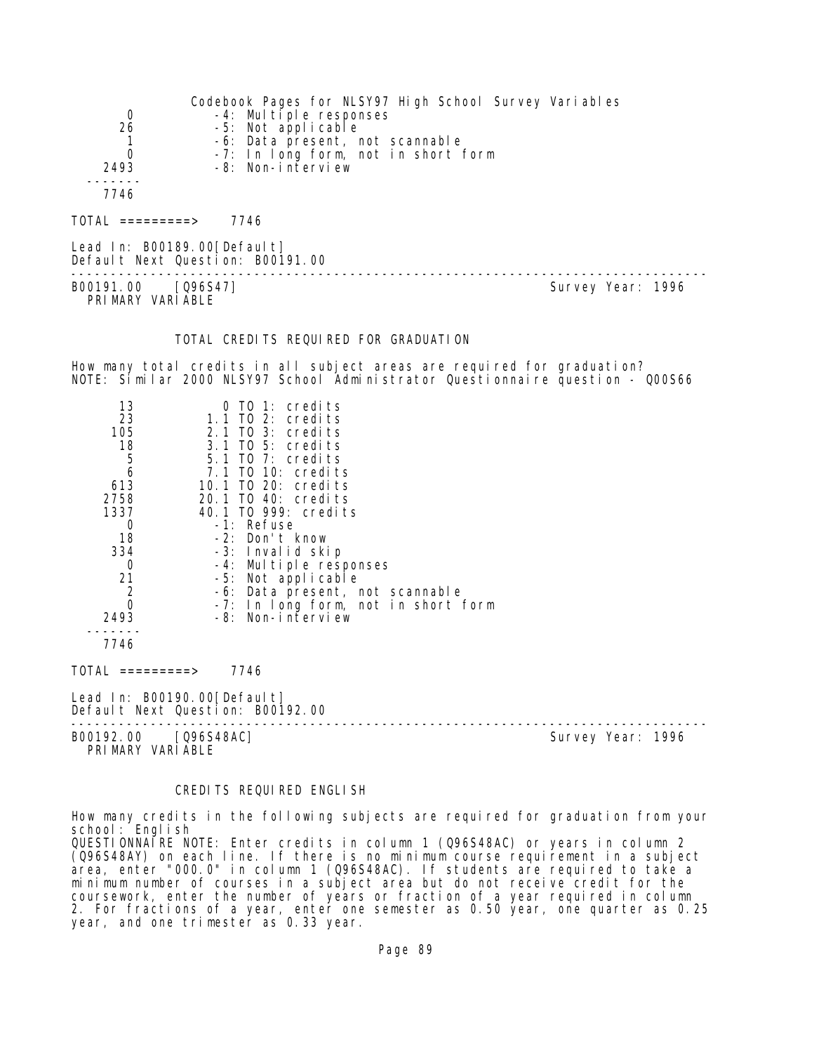| | |
|---|---|
| 0 | -4: Multiple responses |
| 26 | -5: Not applicable |
| 1 | -6: Data present, not scannable |
| 0 | -7: In long form, not in short form |
| 2493 | -8: Non-interview |
| ------- | |
| 7746 | |

TOTAL =========> 7746

Lead In: B00189.00[Default]
Default Next Question: B00191.00

---

B00191.00 [Q96S47] Survey Year: 1996
PRIMARY VARIABLE

TOTAL CREDITS REQUIRED FOR GRADUATION

How many total credits in all subject areas are required for graduation?
NOTE: Similar 2000 NLSY97 School Administrator Questionnaire question - Q00S66

| | |
|---|---|
| 13 | 0 TO 1: credits |
| 23 | 1.1 TO 2: credits |
| 105 | 2.1 TO 3: credits |
| 18 | 3.1 TO 5: credits |
| 5 | 5.1 TO 7: credits |
| 6 | 7.1 TO 10: credits |
| 613 | 10.1 TO 20: credits |
| 2758 | 20.1 TO 40: credits |
| 1337 | 40.1 TO 999: credits |
| 0 | -1: Refuse |
| 18 | -2: Don't know |
| 334 | -3: Invalid skip |
| 0 | -4: Multiple responses |
| 21 | -5: Not applicable |
| 2 | -6: Data present, not scannable |
| 0 | -7: In long form, not in short form |
| 2493 | -8: Non-interview |
| ------- | |
| 7746 | |

TOTAL =========> 7746

Lead In: B00190.00[Default]
Default Next Question: B00192.00

---

B00192.00 [Q96S48AC] Survey Year: 1996
PRIMARY VARIABLE

CREDITS REQUIRED ENGLISH

How many credits in the following subjects are required for graduation from your school: English
QUESTIONNAIRE NOTE: Enter credits in column 1 (Q96S48AC) or years in column 2 (Q96S48AY) on each line. If there is no minimum course requirement in a subject area, enter "000.0" in column 1 (Q96S48AC). If students are required to take a minimum number of courses in a subject area but do not receive credit for the coursework, enter the number of years or fraction of a year required in column 2. For fractions of a year, enter one semester as 0.50 year, one quarter as 0.25 year, and one trimester as 0.33 year.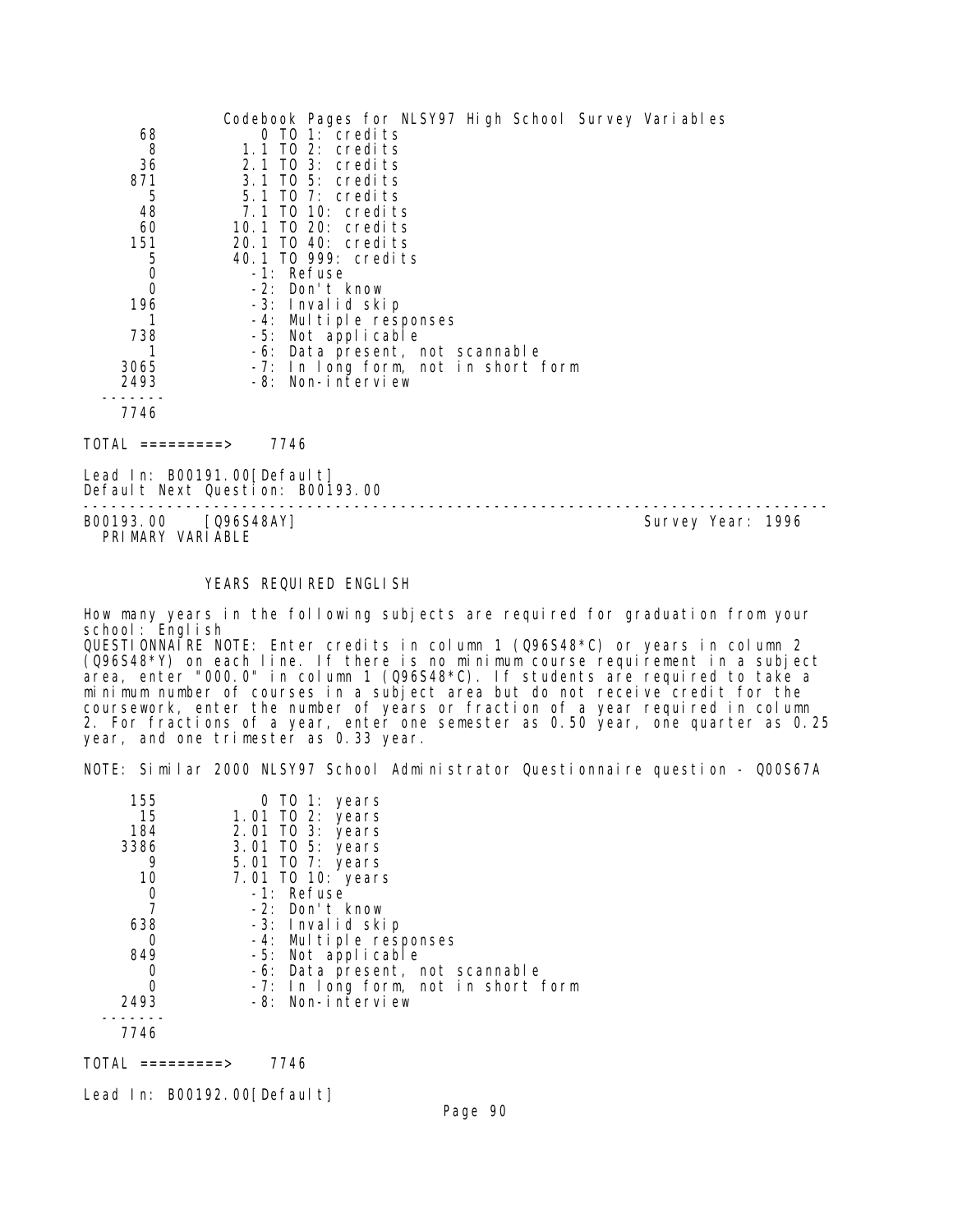| | |
|---|---|
| 68 | 0 TO 1: credits |
| 8 | 1.1 TO 2: credits |
| 36 | 2.1 TO 3: credits |
| 871 | 3.1 TO 5: credits |
| 5 | 5.1 TO 7: credits |
| 48 | 7.1 TO 10: credits |
| 60 | 10.1 TO 20: credits |
| 151 | 20.1 TO 40: credits |
| 5 | 40.1 TO 999: credits |
| 0 | -1: Refuse |
| 0 | -2: Don't know |
| 196 | -3: Invalid skip |
| 1 | -4: Multiple responses |
| 738 | -5: Not applicable |
| 1 | -6: Data present, not scannable |
| 3065 | -7: In long form, not in short form |
| 2493 | -8: Non-interview |
| 7746 | |

TOTAL =========> 7746

Lead In: B00191.00[Default]
Default Next Question: B00193.00

---

B00193.00 [Q96S48AY] Survey Year: 1996
PRIMARY VARIABLE

## YEARS REQUIRED ENGLISH

How many years in the following subjects are required for graduation from your school: English
QUESTIONNAIRE NOTE: Enter credits in column 1 (Q96S48*C) or years in column 2 (Q96S48*Y) on each line. If there is no minimum course requirement in a subject area, enter "000.0" in column 1 (Q96S48*C). If students are required to take a minimum number of courses in a subject area but do not receive credit for the coursework, enter the number of years or fraction of a year required in column 2. For fractions of a year, enter one semester as 0.50 year, one quarter as 0.25 year, and one trimester as 0.33 year.

NOTE: Similar 2000 NLSY97 School Administrator Questionnaire question - Q00S67A

| | |
|---|---|
| 155 | 0 TO 1: years |
| 15 | 1.01 TO 2: years |
| 184 | 2.01 TO 3: years |
| 3386 | 3.01 TO 5: years |
| 9 | 5.01 TO 7: years |
| 10 | 7.01 TO 10: years |
| 0 | -1: Refuse |
| 7 | -2: Don't know |
| 638 | -3: Invalid skip |
| 0 | -4: Multiple responses |
| 849 | -5: Not applicable |
| 0 | -6: Data present, not scannable |
| 0 | -7: In long form, not in short form |
| 2493 | -8: Non-interview |
| 7746 | |

TOTAL =========> 7746

Lead In: B00192.00[Default]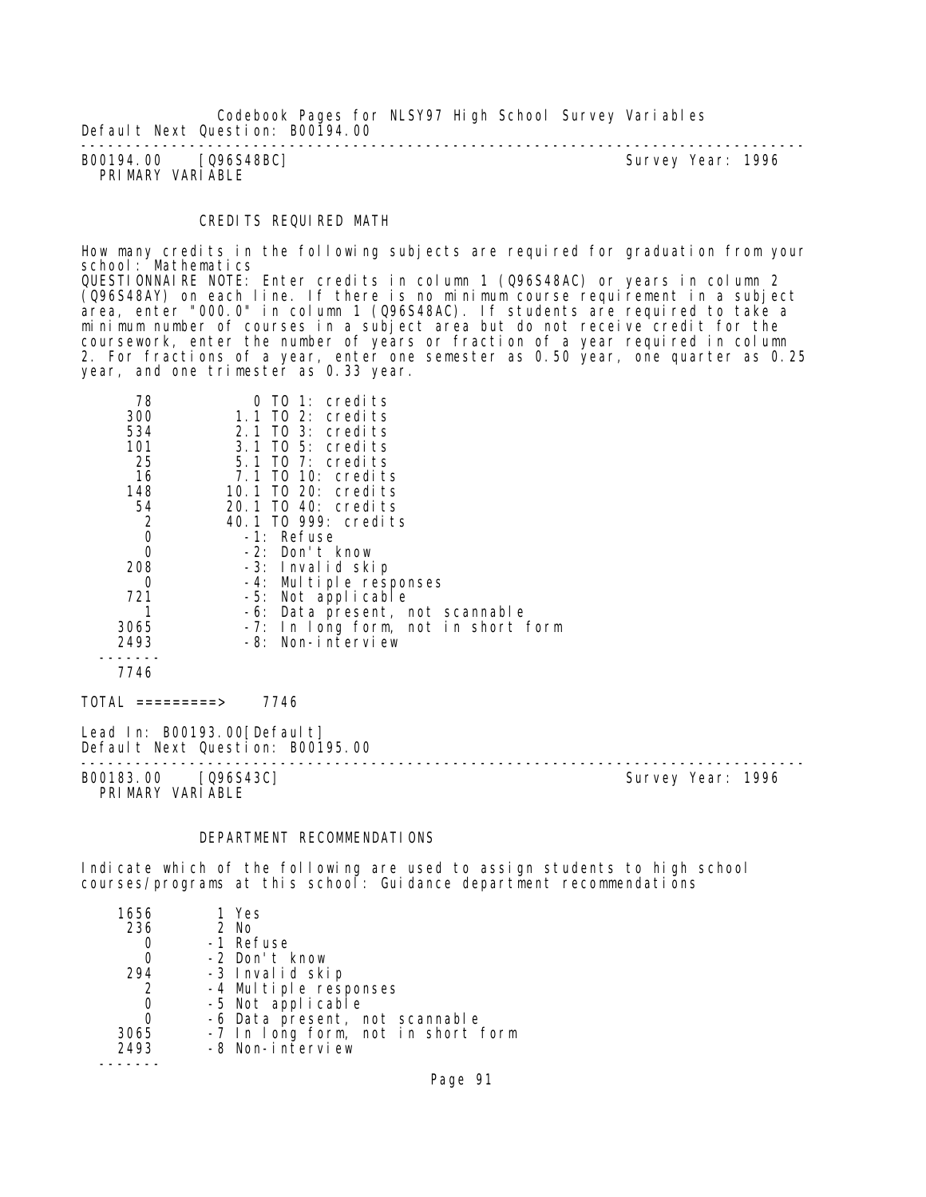Default Next Question: B00194.00

---

B00194.00 [Q96S48BC] Survey Year: 1996
PRIMARY VARIABLE

CREDITS REQUIRED MATH

How many credits in the following subjects are required for graduation from your school: Mathematics
QUESTIONNAIRE NOTE: Enter credits in column 1 (Q96S48AC) or years in column 2 (Q96S48AY) on each line. If there is no minimum course requirement in a subject area, enter "000.0" in column 1 (Q96S48AC). If students are required to take a minimum number of courses in a subject area but do not receive credit for the coursework, enter the number of years or fraction of a year required in column 2. For fractions of a year, enter one semester as 0.50 year, one quarter as 0.25 year, and one trimester as 0.33 year.

| Count | Value |
|---|---|
| 78 | 0 TO 1: credits |
| 300 | 1.1 TO 2: credits |
| 534 | 2.1 TO 3: credits |
| 101 | 3.1 TO 5: credits |
| 25 | 5.1 TO 7: credits |
| 16 | 7.1 TO 10: credits |
| 148 | 10.1 TO 20: credits |
| 54 | 20.1 TO 40: credits |
| 2 | 40.1 TO 999: credits |
| 0 | -1: Refuse |
| 0 | -2: Don't know |
| 208 | -3: Invalid skip |
| 0 | -4: Multiple responses |
| 721 | -5: Not applicable |
| 1 | -6: Data present, not scannable |
| 3065 | -7: In long form, not in short form |
| 2493 | -8: Non-interview |
| 7746 | |

TOTAL =========> 7746

Lead In: B00193.00[Default]
Default Next Question: B00195.00

---

B00183.00 [Q96S43C] Survey Year: 1996
PRIMARY VARIABLE

DEPARTMENT RECOMMENDATIONS

Indicate which of the following are used to assign students to high school courses/programs at this school: Guidance department recommendations

| Count | Value |
|---|---|
| 1656 | 1 Yes |
| 236 | 2 No |
| 0 | -1 Refuse |
| 0 | -2 Don't know |
| 294 | -3 Invalid skip |
| 2 | -4 Multiple responses |
| 0 | -5 Not applicable |
| 0 | -6 Data present, not scannable |
| 3065 | -7 In long form, not in short form |
| 2493 | -8 Non-interview |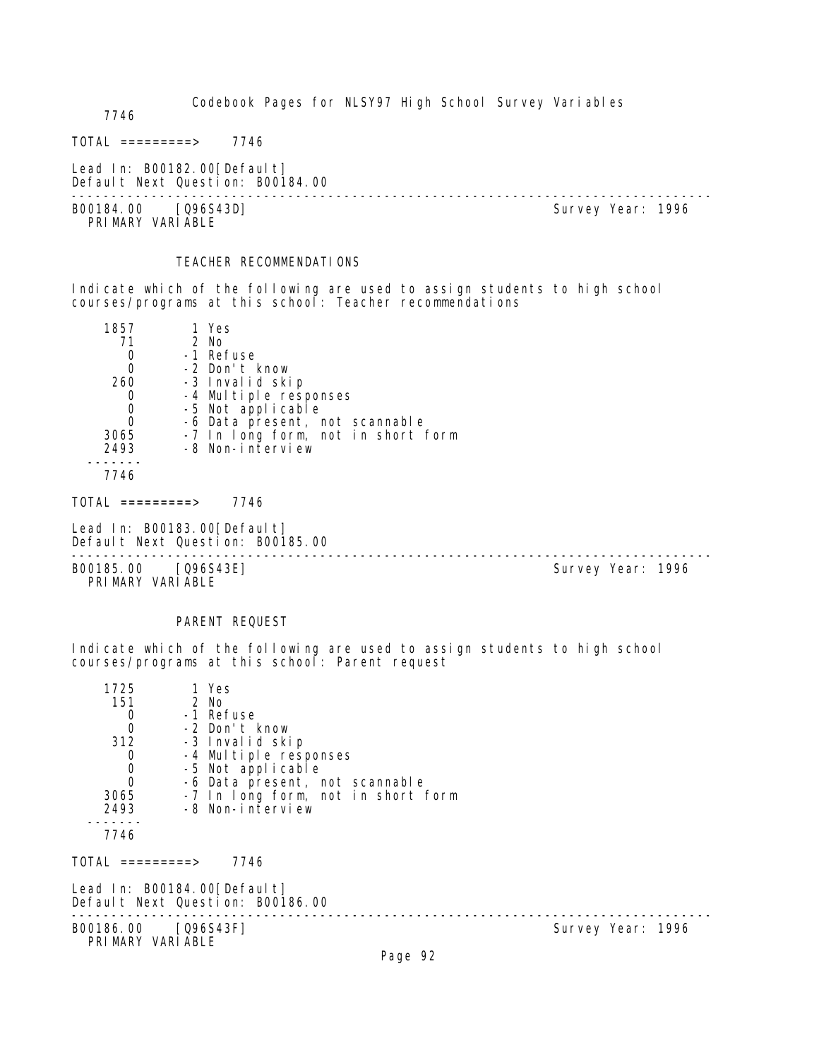7746

TOTAL =========> 7746

Lead In: B00182.00[Default]
Default Next Question: B00184.00

---

B00184.00 [Q96S43D] Survey Year: 1996
PRIMARY VARIABLE

TEACHER RECOMMENDATIONS

Indicate which of the following are used to assign students to high school courses/programs at this school: Teacher recommendations

| | |
|---|---|
| 1857 | 1 Yes |
| 71 | 2 No |
| 0 | -1 Refuse |
| 0 | -2 Don't know |
| 260 | -3 Invalid skip |
| 0 | -4 Multiple responses |
| 0 | -5 Not applicable |
| 0 | -6 Data present, not scannable |
| 3065 | -7 In long form, not in short form |
| 2493 | -8 Non-interview |
| ------- | |
| 7746 | |

TOTAL =========> 7746

Lead In: B00183.00[Default]
Default Next Question: B00185.00

---

B00185.00 [Q96S43E] Survey Year: 1996
PRIMARY VARIABLE

PARENT REQUEST

Indicate which of the following are used to assign students to high school courses/programs at this school: Parent request

| | |
|---|---|
| 1725 | 1 Yes |
| 151 | 2 No |
| 0 | -1 Refuse |
| 0 | -2 Don't know |
| 312 | -3 Invalid skip |
| 0 | -4 Multiple responses |
| 0 | -5 Not applicable |
| 0 | -6 Data present, not scannable |
| 3065 | -7 In long form, not in short form |
| 2493 | -8 Non-interview |
| ------- | |
| 7746 | |

TOTAL =========> 7746

Lead In: B00184.00[Default]
Default Next Question: B00186.00

---

B00186.00 [Q96S43F] Survey Year: 1996
PRIMARY VARIABLE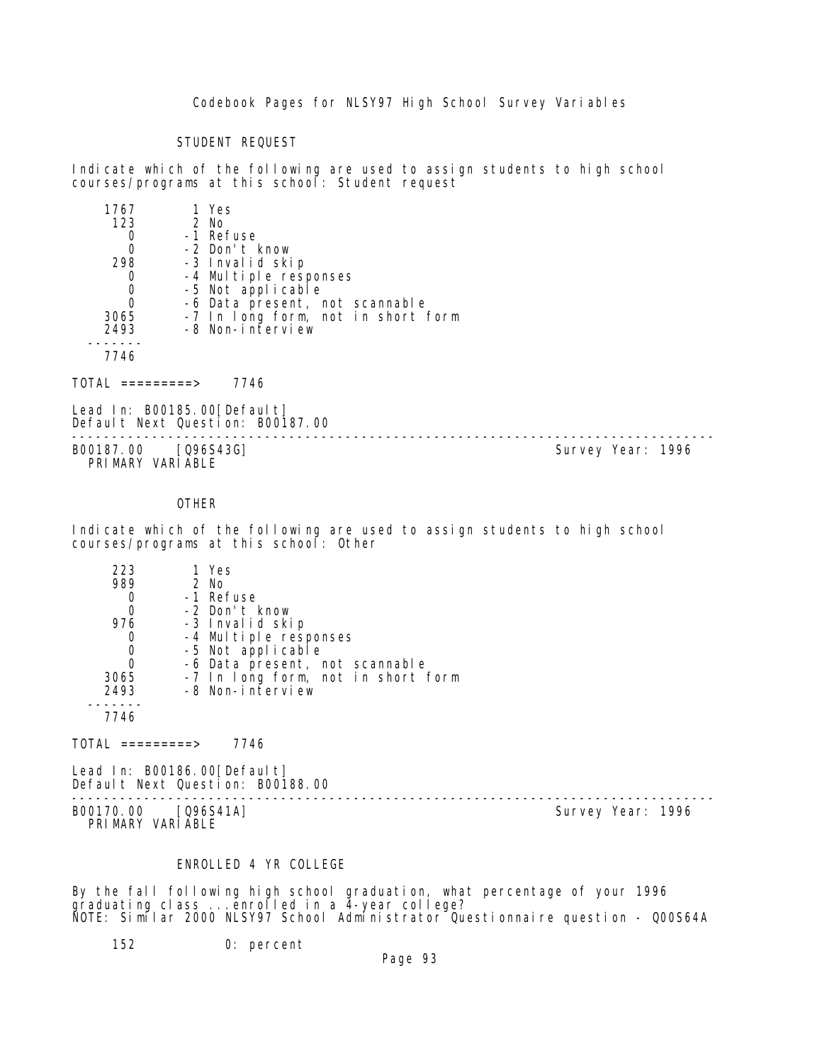STUDENT REQUEST

Indicate which of the following are used to assign students to high school courses/programs at this school: Student request

```
    1767        1 Yes
     123        2 No
       0       -1 Refuse
       0       -2 Don't know
     298       -3 Invalid skip
       0       -4 Multiple responses
       0       -5 Not applicable
       0       -6 Data present, not scannable
    3065       -7 In long form, not in short form
    2493       -8 Non-interview
  -------
    7746
```

TOTAL =========>   7746

Lead In: B00185.00[Default]
Default Next Question: B00187.00

---

B00187.00    [Q96S43G]                                    Survey Year: 1996
PRIMARY VARIABLE

OTHER

Indicate which of the following are used to assign students to high school courses/programs at this school: Other

```
     223        1 Yes
     989        2 No
       0       -1 Refuse
       0       -2 Don't know
     976       -3 Invalid skip
       0       -4 Multiple responses
       0       -5 Not applicable
       0       -6 Data present, not scannable
    3065       -7 In long form, not in short form
    2493       -8 Non-interview
  -------
    7746
```

TOTAL =========>   7746

Lead In: B00186.00[Default]
Default Next Question: B00188.00

---

B00170.00    [Q96S41A]                                    Survey Year: 1996
PRIMARY VARIABLE

ENROLLED 4 YR COLLEGE

By the fall following high school graduation, what percentage of your 1996 graduating class ...enrolled in a 4-year college?
NOTE: Similar 2000 NLSY97 School Administrator Questionnaire question - Q00S64A

```
     152            0: percent
```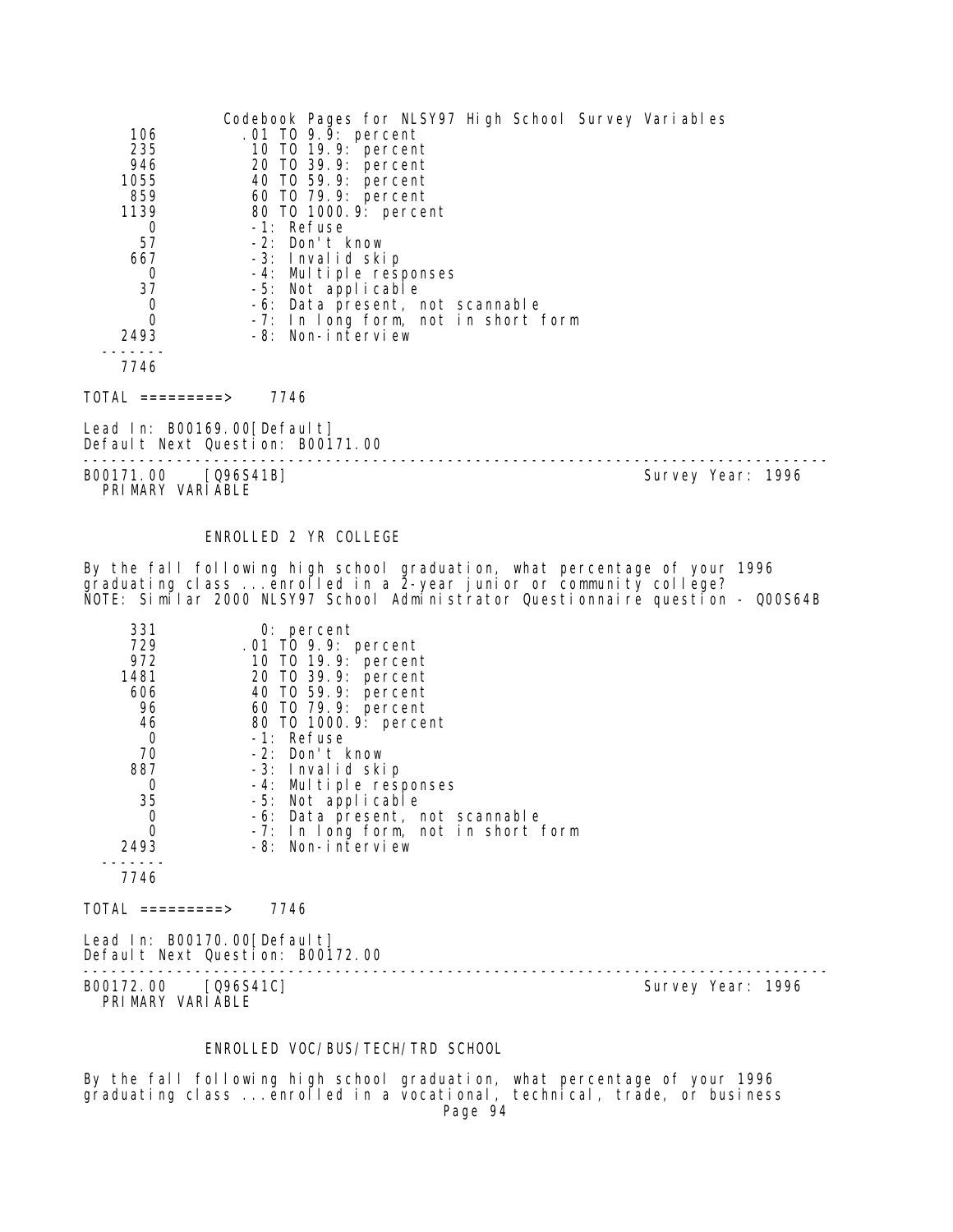| | |
|---|---|
| 106 | .01 TO 9.9: percent |
| 235 | 10 TO 19.9: percent |
| 946 | 20 TO 39.9: percent |
| 1055 | 40 TO 59.9: percent |
| 859 | 60 TO 79.9: percent |
| 1139 | 80 TO 1000.9: percent |
| 0 | -1: Refuse |
| 57 | -2: Don't know |
| 667 | -3: Invalid skip |
| 0 | -4: Multiple responses |
| 37 | -5: Not applicable |
| 0 | -6: Data present, not scannable |
| 0 | -7: In long form, not in short form |
| 2493 | -8: Non-interview |
| 7746 | |

TOTAL =========> 7746

Lead In: B00169.00[Default]
Default Next Question: B00171.00

---

B00171.00 [Q96S41B] Survey Year: 1996
PRIMARY VARIABLE

ENROLLED 2 YR COLLEGE

By the fall following high school graduation, what percentage of your 1996 graduating class ...enrolled in a 2-year junior or community college?
NOTE: Similar 2000 NLSY97 School Administrator Questionnaire question - Q00S64B

| | |
|---|---|
| 331 | 0: percent |
| 729 | .01 TO 9.9: percent |
| 972 | 10 TO 19.9: percent |
| 1481 | 20 TO 39.9: percent |
| 606 | 40 TO 59.9: percent |
| 96 | 60 TO 79.9: percent |
| 46 | 80 TO 1000.9: percent |
| 0 | -1: Refuse |
| 70 | -2: Don't know |
| 887 | -3: Invalid skip |
| 0 | -4: Multiple responses |
| 35 | -5: Not applicable |
| 0 | -6: Data present, not scannable |
| 0 | -7: In long form, not in short form |
| 2493 | -8: Non-interview |
| 7746 | |

TOTAL =========> 7746

Lead In: B00170.00[Default]
Default Next Question: B00172.00

---

B00172.00 [Q96S41C] Survey Year: 1996
PRIMARY VARIABLE

ENROLLED VOC/BUS/TECH/TRD SCHOOL

By the fall following high school graduation, what percentage of your 1996 graduating class ...enrolled in a vocational, technical, trade, or business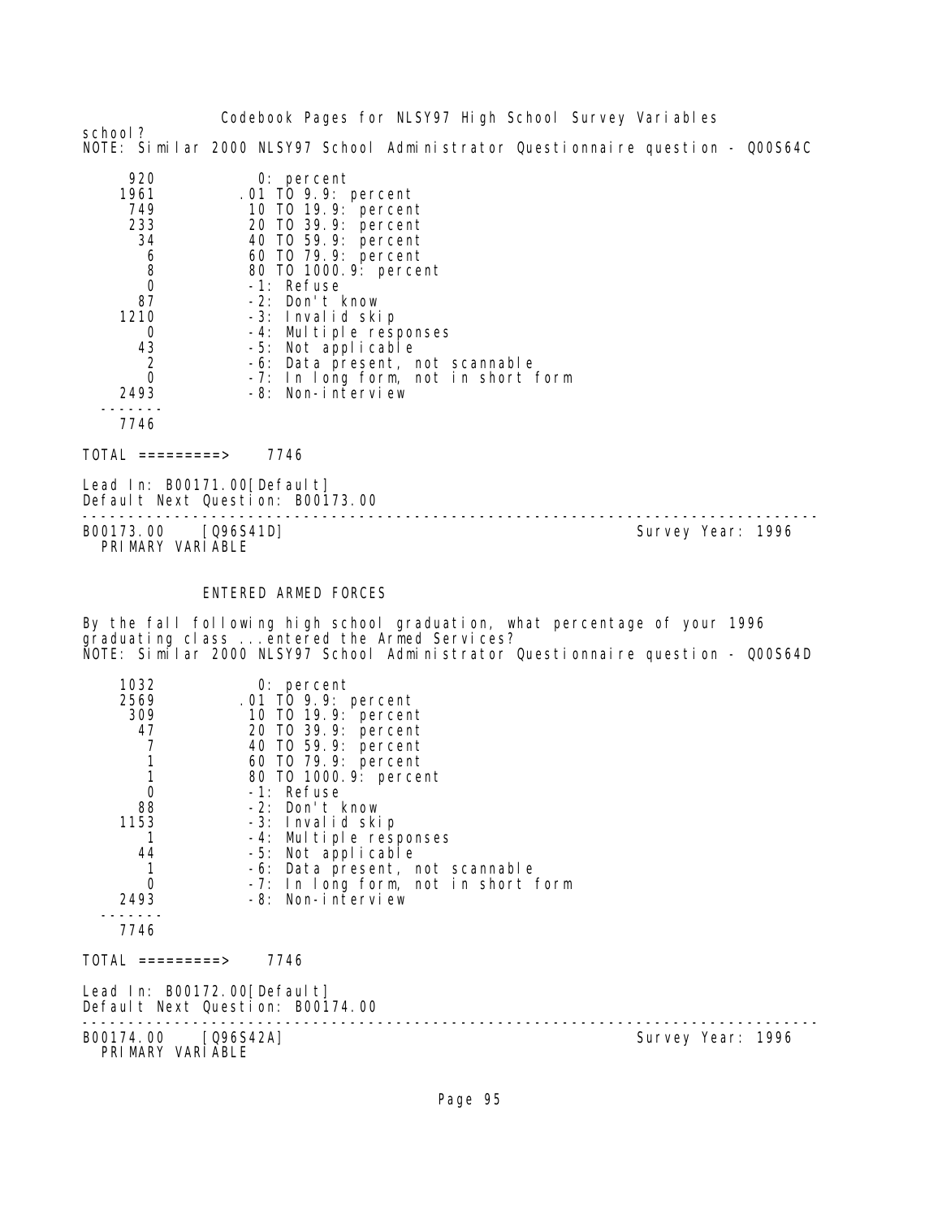school?
NOTE: Similar 2000 NLSY97 School Administrator Questionnaire question - Q00S64C

| Count | Value |
|---|---|
| 920 | 0: percent |
| 1961 | .01 TO 9.9: percent |
| 749 | 10 TO 19.9: percent |
| 233 | 20 TO 39.9: percent |
| 34 | 40 TO 59.9: percent |
| 6 | 60 TO 79.9: percent |
| 8 | 80 TO 1000.9: percent |
| 0 | -1: Refuse |
| 87 | -2: Don't know |
| 1210 | -3: Invalid skip |
| 0 | -4: Multiple responses |
| 43 | -5: Not applicable |
| 2 | -6: Data present, not scannable |
| 0 | -7: In long form, not in short form |
| 2493 | -8: Non-interview |
| 7746 | |

TOTAL =========> 7746

Lead In: B00171.00[Default]
Default Next Question: B00173.00

---

B00173.00 [Q96S41D] Survey Year: 1996
PRIMARY VARIABLE

ENTERED ARMED FORCES

By the fall following high school graduation, what percentage of your 1996 graduating class ...entered the Armed Services?
NOTE: Similar 2000 NLSY97 School Administrator Questionnaire question - Q00S64D

| Count | Value |
|---|---|
| 1032 | 0: percent |
| 2569 | .01 TO 9.9: percent |
| 309 | 10 TO 19.9: percent |
| 47 | 20 TO 39.9: percent |
| 7 | 40 TO 59.9: percent |
| 1 | 60 TO 79.9: percent |
| 1 | 80 TO 1000.9: percent |
| 0 | -1: Refuse |
| 88 | -2: Don't know |
| 1153 | -3: Invalid skip |
| 1 | -4: Multiple responses |
| 44 | -5: Not applicable |
| 1 | -6: Data present, not scannable |
| 0 | -7: In long form, not in short form |
| 2493 | -8: Non-interview |
| 7746 | |

TOTAL =========> 7746

Lead In: B00172.00[Default]
Default Next Question: B00174.00

---

B00174.00 [Q96S42A] Survey Year: 1996
PRIMARY VARIABLE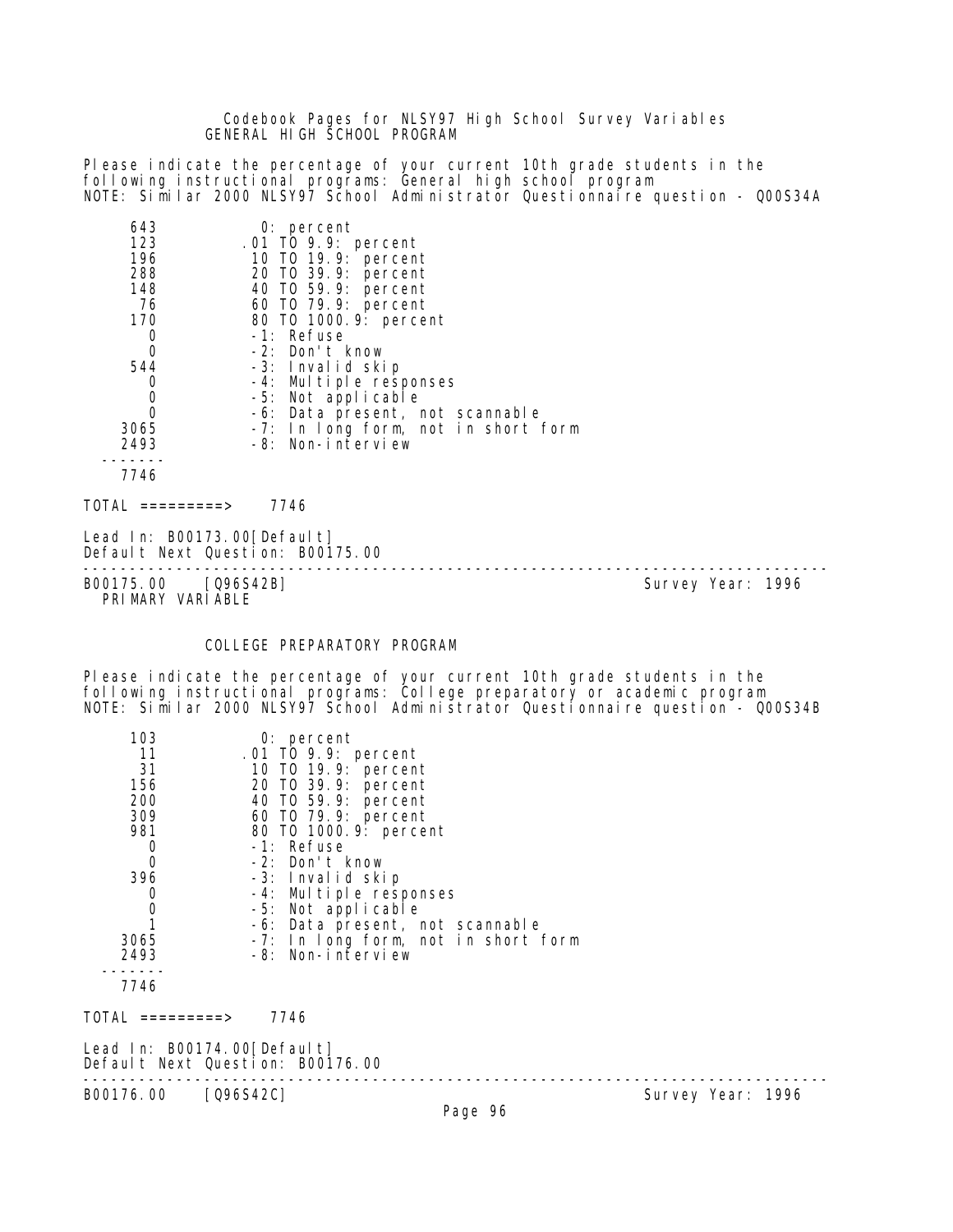## GENERAL HIGH SCHOOL PROGRAM

Please indicate the percentage of your current 10th grade students in the following instructional programs: General high school program
NOTE: Similar 2000 NLSY97 School Administrator Questionnaire question - Q00S34A

| Count | Value |
|---|---|
| 643 | 0: percent |
| 123 | .01 TO 9.9: percent |
| 196 | 10 TO 19.9: percent |
| 288 | 20 TO 39.9: percent |
| 148 | 40 TO 59.9: percent |
| 76 | 60 TO 79.9: percent |
| 170 | 80 TO 1000.9: percent |
| 0 | -1: Refuse |
| 0 | -2: Don't know |
| 544 | -3: Invalid skip |
| 0 | -4: Multiple responses |
| 0 | -5: Not applicable |
| 0 | -6: Data present, not scannable |
| 3065 | -7: In long form, not in short form |
| 2493 | -8: Non-interview |
| 7746 | |

TOTAL =========> 7746

Lead In: B00173.00[Default]
Default Next Question: B00175.00

---

B00175.00 [Q96S42B] Survey Year: 1996
PRIMARY VARIABLE

## COLLEGE PREPARATORY PROGRAM

Please indicate the percentage of your current 10th grade students in the following instructional programs: College preparatory or academic program
NOTE: Similar 2000 NLSY97 School Administrator Questionnaire question - Q00S34B

| Count | Value |
|---|---|
| 103 | 0: percent |
| 11 | .01 TO 9.9: percent |
| 31 | 10 TO 19.9: percent |
| 156 | 20 TO 39.9: percent |
| 200 | 40 TO 59.9: percent |
| 309 | 60 TO 79.9: percent |
| 981 | 80 TO 1000.9: percent |
| 0 | -1: Refuse |
| 0 | -2: Don't know |
| 396 | -3: Invalid skip |
| 0 | -4: Multiple responses |
| 0 | -5: Not applicable |
| 1 | -6: Data present, not scannable |
| 3065 | -7: In long form, not in short form |
| 2493 | -8: Non-interview |
| 7746 | |

TOTAL =========> 7746

Lead In: B00174.00[Default]
Default Next Question: B00176.00

---

B00176.00 [Q96S42C] Survey Year: 1996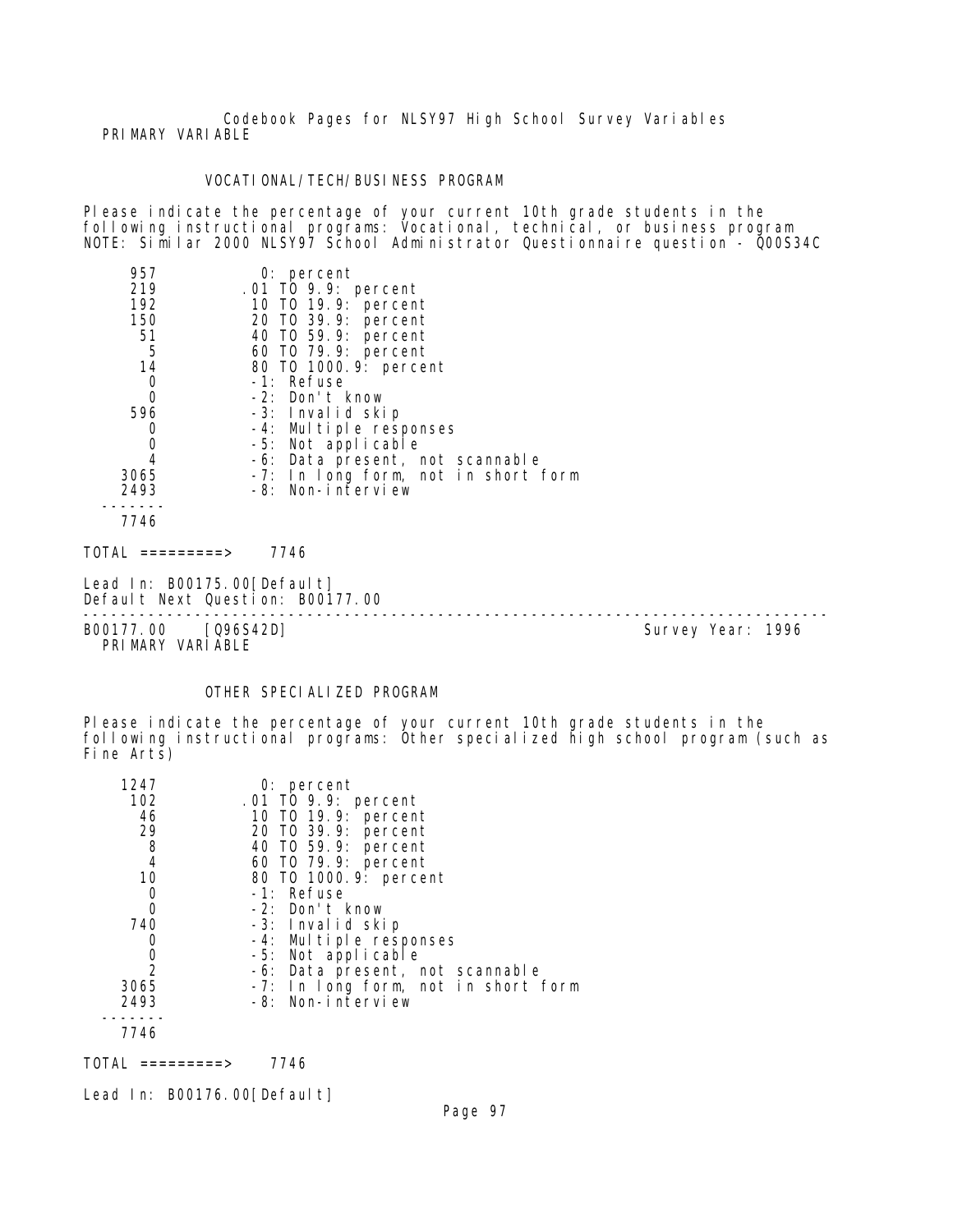PRIMARY VARIABLE

### VOCATIONAL/TECH/BUSINESS PROGRAM

Please indicate the percentage of your current 10th grade students in the following instructional programs: Vocational, technical, or business program
NOTE: Similar 2000 NLSY97 School Administrator Questionnaire question - Q00S34C

| Count | Value |
|---|---|
| 957 | 0: percent |
| 219 | .01 TO 9.9: percent |
| 192 | 10 TO 19.9: percent |
| 150 | 20 TO 39.9: percent |
| 51 | 40 TO 59.9: percent |
| 5 | 60 TO 79.9: percent |
| 14 | 80 TO 1000.9: percent |
| 0 | -1: Refuse |
| 0 | -2: Don't know |
| 596 | -3: Invalid skip |
| 0 | -4: Multiple responses |
| 0 | -5: Not applicable |
| 4 | -6: Data present, not scannable |
| 3065 | -7: In long form, not in short form |
| 2493 | -8: Non-interview |
| 7746 | |

TOTAL =========> 7746

Lead In: B00175.00[Default]
Default Next Question: B00177.00

---

B00177.00 [Q96S42D] Survey Year: 1996
PRIMARY VARIABLE

### OTHER SPECIALIZED PROGRAM

Please indicate the percentage of your current 10th grade students in the following instructional programs: Other specialized high school program (such as Fine Arts)

| Count | Value |
|---|---|
| 1247 | 0: percent |
| 102 | .01 TO 9.9: percent |
| 46 | 10 TO 19.9: percent |
| 29 | 20 TO 39.9: percent |
| 8 | 40 TO 59.9: percent |
| 4 | 60 TO 79.9: percent |
| 10 | 80 TO 1000.9: percent |
| 0 | -1: Refuse |
| 0 | -2: Don't know |
| 740 | -3: Invalid skip |
| 0 | -4: Multiple responses |
| 0 | -5: Not applicable |
| 2 | -6: Data present, not scannable |
| 3065 | -7: In long form, not in short form |
| 2493 | -8: Non-interview |
| 7746 | |

TOTAL =========> 7746

Lead In: B00176.00[Default]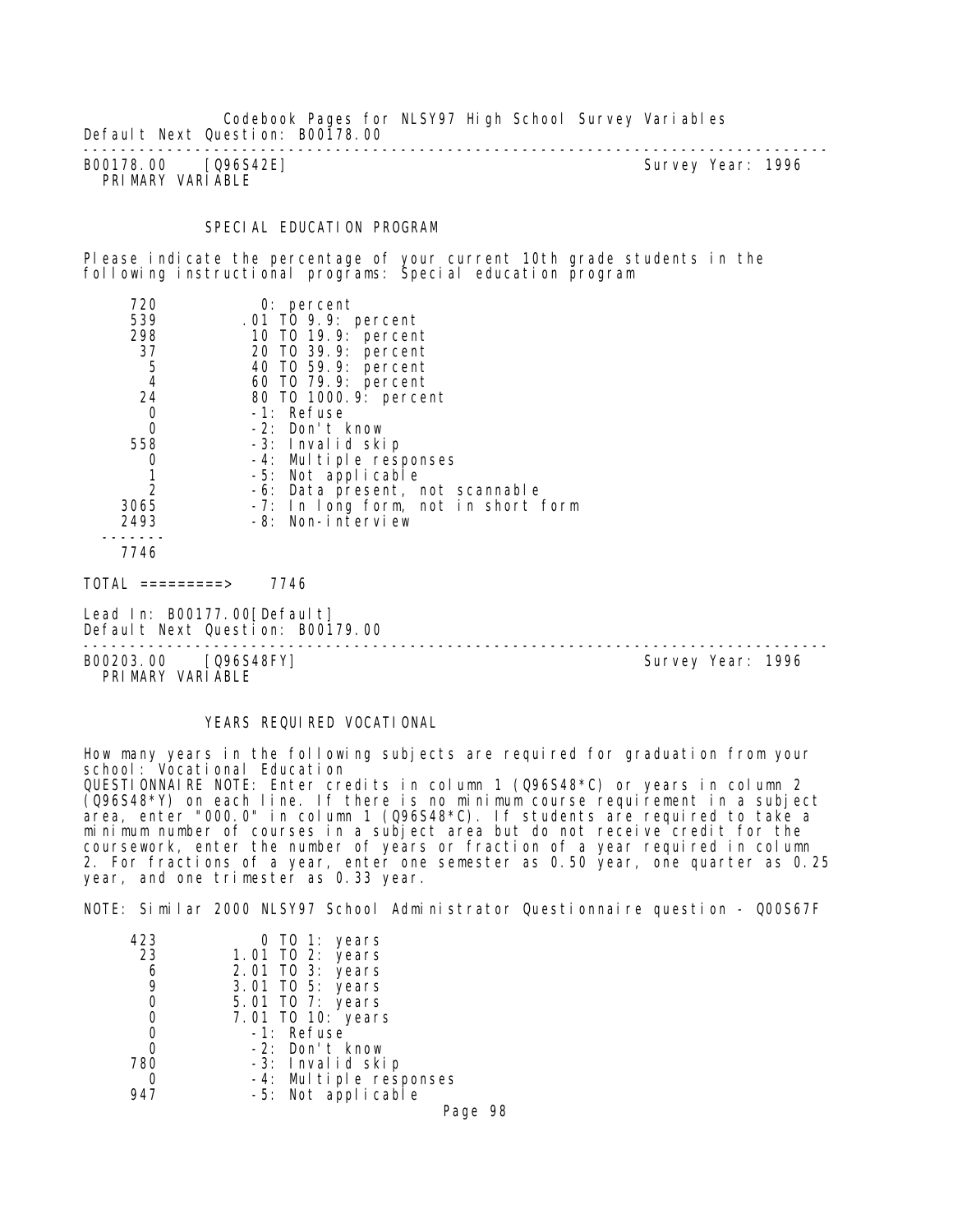Default Next Question: B00178.00

---

B00178.00 [Q96S42E] Survey Year: 1996
PRIMARY VARIABLE

SPECIAL EDUCATION PROGRAM

Please indicate the percentage of your current 10th grade students in the following instructional programs: Special education program

| | |
|---|---|
| 720 | 0: percent |
| 539 | .01 TO 9.9: percent |
| 298 | 10 TO 19.9: percent |
| 37 | 20 TO 39.9: percent |
| 5 | 40 TO 59.9: percent |
| 4 | 60 TO 79.9: percent |
| 24 | 80 TO 1000.9: percent |
| 0 | -1: Refuse |
| 0 | -2: Don't know |
| 558 | -3: Invalid skip |
| 0 | -4: Multiple responses |
| 1 | -5: Not applicable |
| 2 | -6: Data present, not scannable |
| 3065 | -7: In long form, not in short form |
| 2493 | -8: Non-interview |
| 7746 | |

TOTAL =========> 7746

Lead In: B00177.00[Default]
Default Next Question: B00179.00

---

B00203.00 [Q96S48FY] Survey Year: 1996
PRIMARY VARIABLE

YEARS REQUIRED VOCATIONAL

How many years in the following subjects are required for graduation from your school: Vocational Education
QUESTIONNAIRE NOTE: Enter credits in column 1 (Q96S48*C) or years in column 2 (Q96S48*Y) on each line. If there is no minimum course requirement in a subject area, enter "000.0" in column 1 (Q96S48*C). If students are required to take a minimum number of courses in a subject area but do not receive credit for the coursework, enter the number of years or fraction of a year required in column 2. For fractions of a year, enter one semester as 0.50 year, one quarter as 0.25 year, and one trimester as 0.33 year.

NOTE: Similar 2000 NLSY97 School Administrator Questionnaire question - Q00S67F

| | |
|---|---|
| 423 | 0 TO 1: years |
| 23 | 1.01 TO 2: years |
| 6 | 2.01 TO 3: years |
| 9 | 3.01 TO 5: years |
| 0 | 5.01 TO 7: years |
| 0 | 7.01 TO 10: years |
| 0 | -1: Refuse |
| 0 | -2: Don't know |
| 780 | -3: Invalid skip |
| 0 | -4: Multiple responses |
| 947 | -5: Not applicable |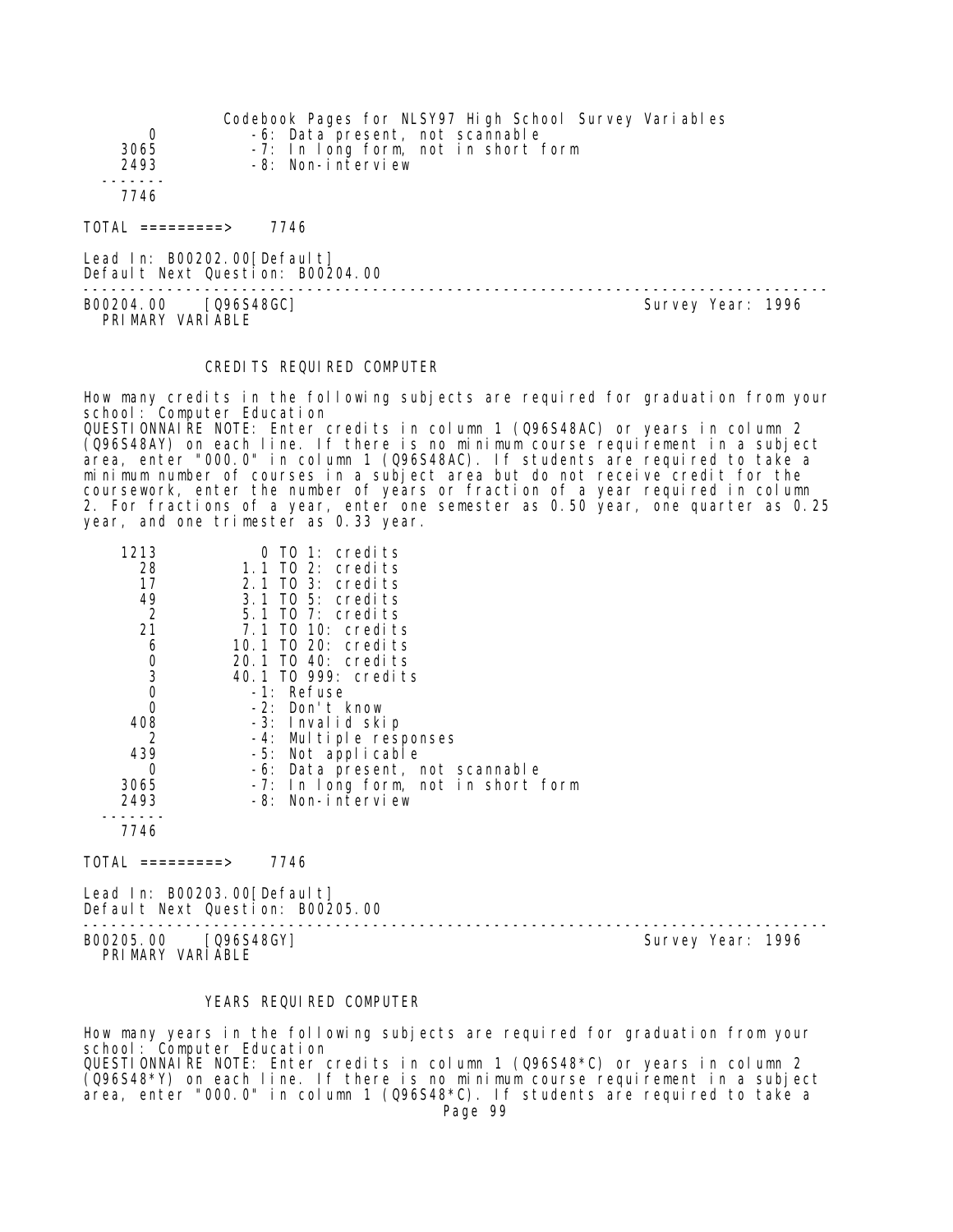```
      0           -6: Data present, not scannable
   3065           -7: In long form, not in short form
   2493           -8: Non-interview
  -------
   7746
```

TOTAL =========> 7746

Lead In: B00202.00[Default]
Default Next Question: B00204.00

---

B00204.00 [Q96S48GC] Survey Year: 1996
PRIMARY VARIABLE

CREDITS REQUIRED COMPUTER

How many credits in the following subjects are required for graduation from your school: Computer Education
QUESTIONNAIRE NOTE: Enter credits in column 1 (Q96S48AC) or years in column 2 (Q96S48AY) on each line. If there is no minimum course requirement in a subject area, enter "000.0" in column 1 (Q96S48AC). If students are required to take a minimum number of courses in a subject area but do not receive credit for the coursework, enter the number of years or fraction of a year required in column 2. For fractions of a year, enter one semester as 0.50 year, one quarter as 0.25 year, and one trimester as 0.33 year.

```
   1213            0 TO 1: credits
     28          1.1 TO 2: credits
     17          2.1 TO 3: credits
     49          3.1 TO 5: credits
      2          5.1 TO 7: credits
     21          7.1 TO 10: credits
      6         10.1 TO 20: credits
      0         20.1 TO 40: credits
      3         40.1 TO 999: credits
      0           -1: Refuse
      0           -2: Don't know
    408           -3: Invalid skip
      2           -4: Multiple responses
    439           -5: Not applicable
      0           -6: Data present, not scannable
   3065           -7: In long form, not in short form
   2493           -8: Non-interview
  -------
   7746
```

TOTAL =========> 7746

Lead In: B00203.00[Default]
Default Next Question: B00205.00

---

B00205.00 [Q96S48GY] Survey Year: 1996
PRIMARY VARIABLE

YEARS REQUIRED COMPUTER

How many years in the following subjects are required for graduation from your school: Computer Education
QUESTIONNAIRE NOTE: Enter credits in column 1 (Q96S48*C) or years in column 2 (Q96S48*Y) on each line. If there is no minimum course requirement in a subject area, enter "000.0" in column 1 (Q96S48*C). If students are required to take a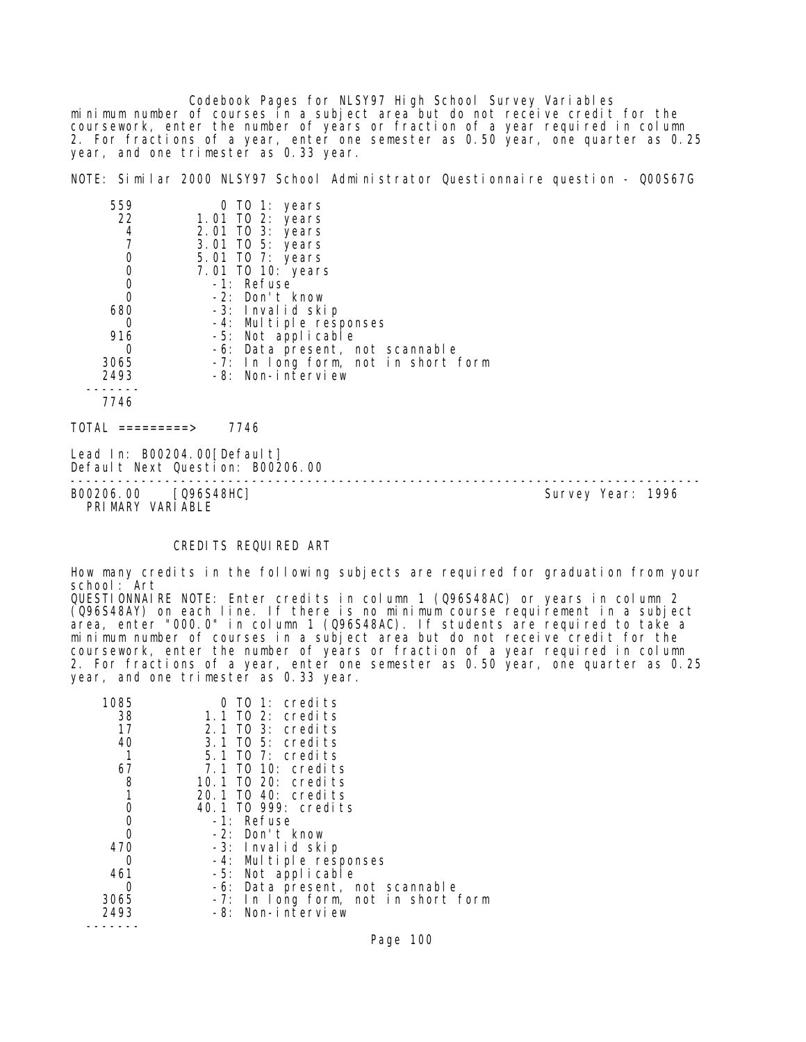minimum number of courses in a subject area but do not receive credit for the coursework, enter the number of years or fraction of a year required in column 2. For fractions of a year, enter one semester as 0.50 year, one quarter as 0.25 year, and one trimester as 0.33 year.

NOTE: Similar 2000 NLSY97 School Administrator Questionnaire question - Q00S67G

| Count | Value |
|---|---|
| 559 | 0 TO 1: years |
| 22 | 1.01 TO 2: years |
| 4 | 2.01 TO 3: years |
| 7 | 3.01 TO 5: years |
| 0 | 5.01 TO 7: years |
| 0 | 7.01 TO 10: years |
| 0 | -1: Refuse |
| 0 | -2: Don't know |
| 680 | -3: Invalid skip |
| 0 | -4: Multiple responses |
| 916 | -5: Not applicable |
| 0 | -6: Data present, not scannable |
| 3065 | -7: In long form, not in short form |
| 2493 | -8: Non-interview |
| 7746 | |

TOTAL =========> 7746

Lead In: B00204.00[Default]
Default Next Question: B00206.00

---

B00206.00 [Q96S48HC] Survey Year: 1996
PRIMARY VARIABLE

## CREDITS REQUIRED ART

How many credits in the following subjects are required for graduation from your school: Art
QUESTIONNAIRE NOTE: Enter credits in column 1 (Q96S48AC) or years in column 2 (Q96S48AY) on each line. If there is no minimum course requirement in a subject area, enter "000.0" in column 1 (Q96S48AC). If students are required to take a minimum number of courses in a subject area but do not receive credit for the coursework, enter the number of years or fraction of a year required in column 2. For fractions of a year, enter one semester as 0.50 year, one quarter as 0.25 year, and one trimester as 0.33 year.

| Count | Value |
|---|---|
| 1085 | 0 TO 1: credits |
| 38 | 1.1 TO 2: credits |
| 17 | 2.1 TO 3: credits |
| 40 | 3.1 TO 5: credits |
| 1 | 5.1 TO 7: credits |
| 67 | 7.1 TO 10: credits |
| 8 | 10.1 TO 20: credits |
| 1 | 20.1 TO 40: credits |
| 0 | 40.1 TO 999: credits |
| 0 | -1: Refuse |
| 0 | -2: Don't know |
| 470 | -3: Invalid skip |
| 0 | -4: Multiple responses |
| 461 | -5: Not applicable |
| 0 | -6: Data present, not scannable |
| 3065 | -7: In long form, not in short form |
| 2493 | -8: Non-interview |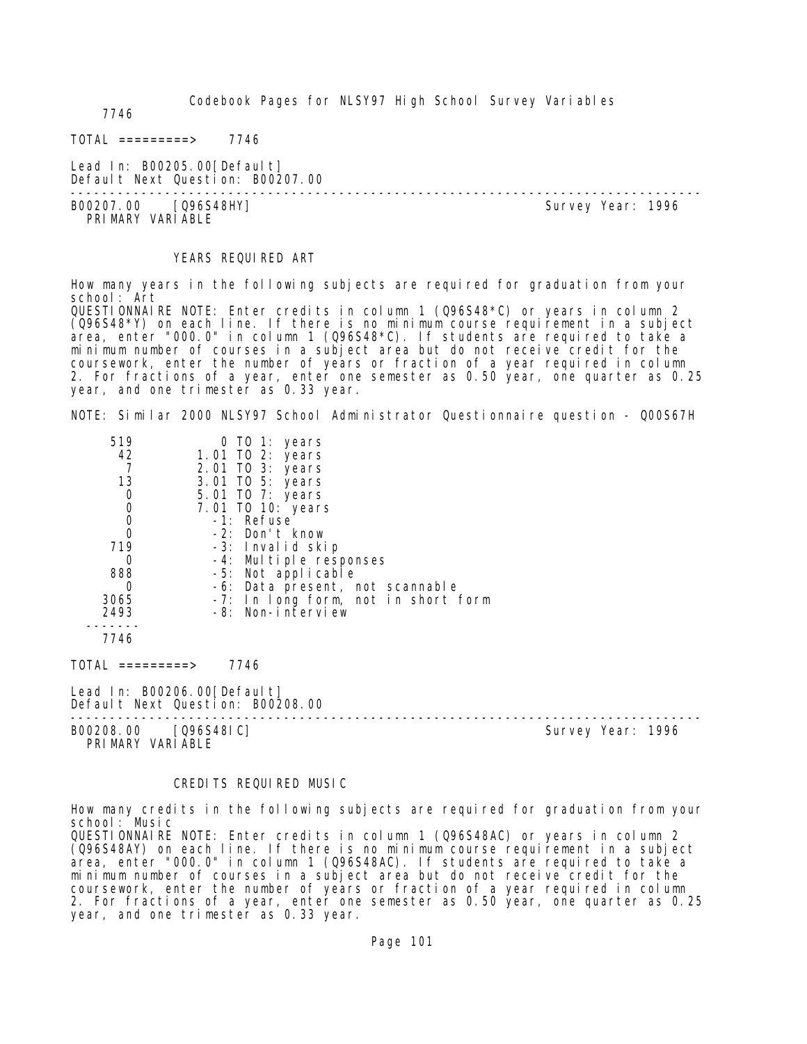7746

TOTAL =========> 7746

Lead In: B00205.00[Default]
Default Next Question: B00207.00

---

B00207.00 [Q96S48HY] Survey Year: 1996
PRIMARY VARIABLE

YEARS REQUIRED ART

How many years in the following subjects are required for graduation from your school: Art
QUESTIONNAIRE NOTE: Enter credits in column 1 (Q96S48*C) or years in column 2 (Q96S48*Y) on each line. If there is no minimum course requirement in a subject area, enter "000.0" in column 1 (Q96S48*C). If students are required to take a minimum number of courses in a subject area but do not receive credit for the coursework, enter the number of years or fraction of a year required in column 2. For fractions of a year, enter one semester as 0.50 year, one quarter as 0.25 year, and one trimester as 0.33 year.

NOTE: Similar 2000 NLSY97 School Administrator Questionnaire question - Q00S67H

| | |
|---|---|
| 519 | 0 TO 1: years |
| 42 | 1.01 TO 2: years |
| 7 | 2.01 TO 3: years |
| 13 | 3.01 TO 5: years |
| 0 | 5.01 TO 7: years |
| 0 | 7.01 TO 10: years |
| 0 | -1: Refuse |
| 0 | -2: Don't know |
| 719 | -3: Invalid skip |
| 0 | -4: Multiple responses |
| 888 | -5: Not applicable |
| 0 | -6: Data present, not scannable |
| 3065 | -7: In long form, not in short form |
| 2493 | -8: Non-interview |
| 7746 | |

TOTAL =========> 7746

Lead In: B00206.00[Default]
Default Next Question: B00208.00

---

B00208.00 [Q96S48IC] Survey Year: 1996
PRIMARY VARIABLE

CREDITS REQUIRED MUSIC

How many credits in the following subjects are required for graduation from your school: Music
QUESTIONNAIRE NOTE: Enter credits in column 1 (Q96S48AC) or years in column 2 (Q96S48AY) on each line. If there is no minimum course requirement in a subject area, enter "000.0" in column 1 (Q96S48AC). If students are required to take a minimum number of courses in a subject area but do not receive credit for the coursework, enter the number of years or fraction of a year required in column 2. For fractions of a year, enter one semester as 0.50 year, one quarter as 0.25 year, and one trimester as 0.33 year.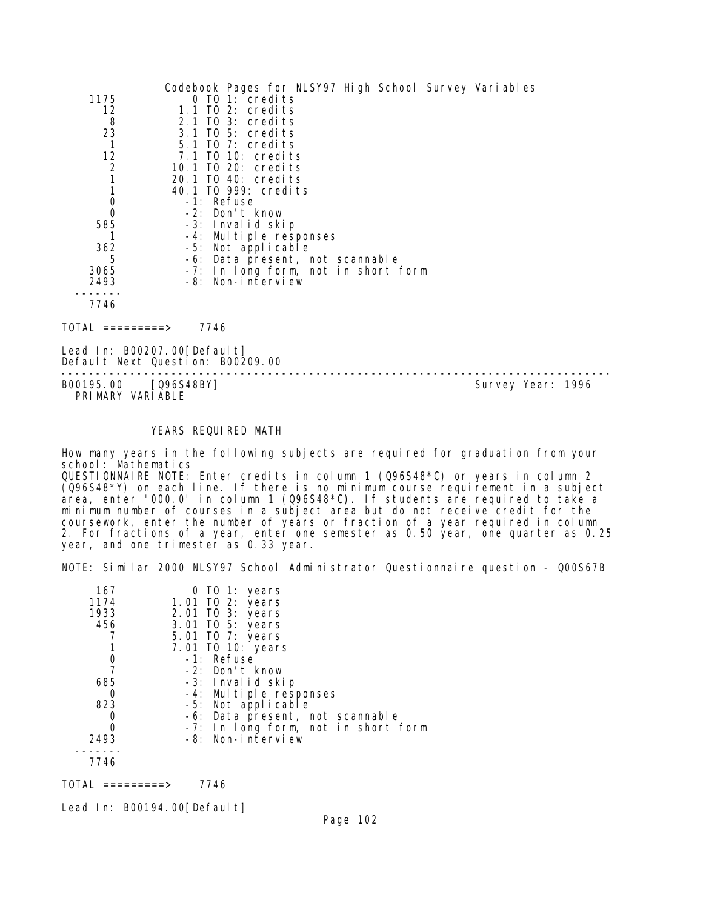| | |
|---|---|
| 1175 | 0 TO 1: credits |
| 12 | 1.1 TO 2: credits |
| 8 | 2.1 TO 3: credits |
| 23 | 3.1 TO 5: credits |
| 1 | 5.1 TO 7: credits |
| 12 | 7.1 TO 10: credits |
| 2 | 10.1 TO 20: credits |
| 1 | 20.1 TO 40: credits |
| 1 | 40.1 TO 999: credits |
| 0 | -1: Refuse |
| 0 | -2: Don't know |
| 585 | -3: Invalid skip |
| 1 | -4: Multiple responses |
| 362 | -5: Not applicable |
| 5 | -6: Data present, not scannable |
| 3065 | -7: In long form, not in short form |
| 2493 | -8: Non-interview |
| ------- | |
| 7746 | |

TOTAL =========> 7746

Lead In: B00207.00[Default]
Default Next Question: B00209.00

---

B00195.00 [Q96S48BY] Survey Year: 1996
PRIMARY VARIABLE

YEARS REQUIRED MATH

How many years in the following subjects are required for graduation from your school: Mathematics
QUESTIONNAIRE NOTE: Enter credits in column 1 (Q96S48*C) or years in column 2 (Q96S48*Y) on each line. If there is no minimum course requirement in a subject area, enter "000.0" in column 1 (Q96S48*C). If students are required to take a minimum number of courses in a subject area but do not receive credit for the coursework, enter the number of years or fraction of a year required in column 2. For fractions of a year, enter one semester as 0.50 year, one quarter as 0.25 year, and one trimester as 0.33 year.

NOTE: Similar 2000 NLSY97 School Administrator Questionnaire question - Q00S67B

| | |
|---|---|
| 167 | 0 TO 1: years |
| 1174 | 1.01 TO 2: years |
| 1933 | 2.01 TO 3: years |
| 456 | 3.01 TO 5: years |
| 7 | 5.01 TO 7: years |
| 1 | 7.01 TO 10: years |
| 0 | -1: Refuse |
| 7 | -2: Don't know |
| 685 | -3: Invalid skip |
| 0 | -4: Multiple responses |
| 823 | -5: Not applicable |
| 0 | -6: Data present, not scannable |
| 0 | -7: In long form, not in short form |
| 2493 | -8: Non-interview |
| ------- | |
| 7746 | |

TOTAL =========> 7746

Lead In: B00194.00[Default]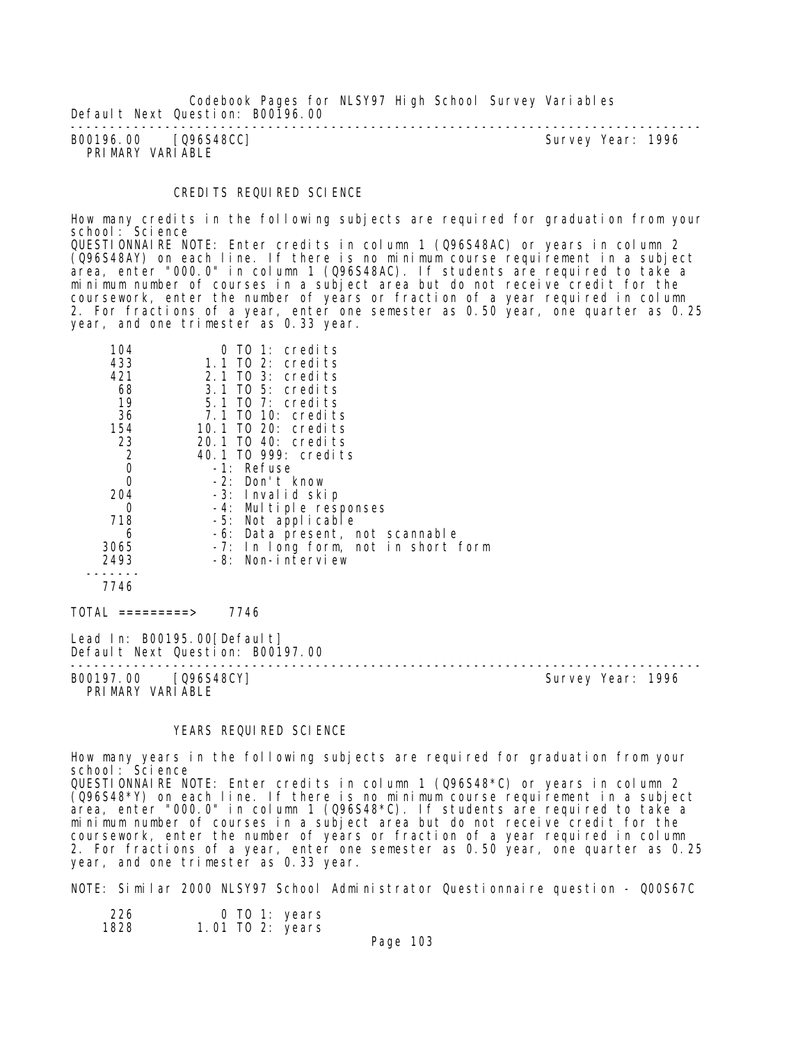Default Next Question: B00196.00

---

B00196.00 [Q96S48CC] Survey Year: 1996
PRIMARY VARIABLE

CREDITS REQUIRED SCIENCE

How many credits in the following subjects are required for graduation from your school: Science
QUESTIONNAIRE NOTE: Enter credits in column 1 (Q96S48AC) or years in column 2 (Q96S48AY) on each line. If there is no minimum course requirement in a subject area, enter "000.0" in column 1 (Q96S48AC). If students are required to take a minimum number of courses in a subject area but do not receive credit for the coursework, enter the number of years or fraction of a year required in column 2. For fractions of a year, enter one semester as 0.50 year, one quarter as 0.25 year, and one trimester as 0.33 year.

```
     104           0 TO 1: credits
     433         1.1 TO 2: credits
     421         2.1 TO 3: credits
      68         3.1 TO 5: credits
      19         5.1 TO 7: credits
      36         7.1 TO 10: credits
     154        10.1 TO 20: credits
      23        20.1 TO 40: credits
       2        40.1 TO 999: credits
       0          -1: Refuse
       0          -2: Don't know
     204          -3: Invalid skip
       0          -4: Multiple responses
     718          -5: Not applicable
       6          -6: Data present, not scannable
    3065          -7: In long form, not in short form
    2493          -8: Non-interview
  -------
    7746

TOTAL =========>    7746
```

Lead In: B00195.00[Default]
Default Next Question: B00197.00

---

B00197.00 [Q96S48CY] Survey Year: 1996
PRIMARY VARIABLE

YEARS REQUIRED SCIENCE

How many years in the following subjects are required for graduation from your school: Science
QUESTIONNAIRE NOTE: Enter credits in column 1 (Q96S48*C) or years in column 2 (Q96S48*Y) on each line. If there is no minimum course requirement in a subject area, enter "000.0" in column 1 (Q96S48*C). If students are required to take a minimum number of courses in a subject area but do not receive credit for the coursework, enter the number of years or fraction of a year required in column 2. For fractions of a year, enter one semester as 0.50 year, one quarter as 0.25 year, and one trimester as 0.33 year.

NOTE: Similar 2000 NLSY97 School Administrator Questionnaire question - Q00S67C

```
     226           0 TO 1: years
    1828        1.01 TO 2: years
```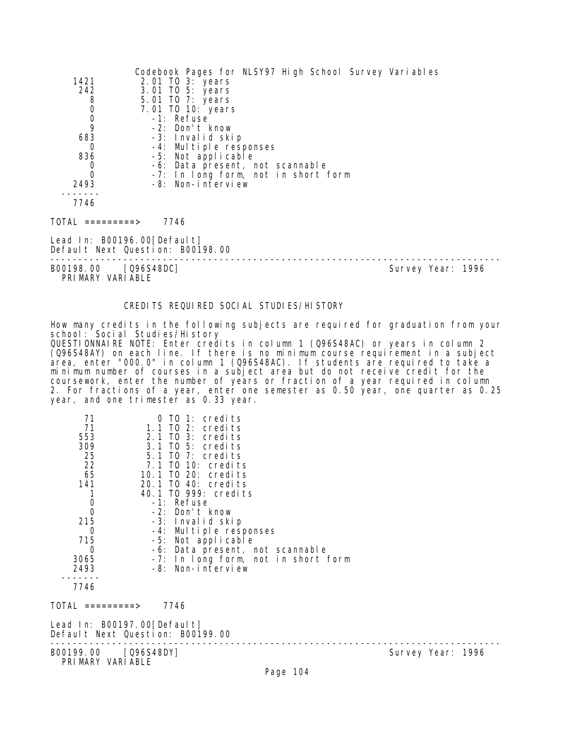| | |
|---|---|
| 1421 | 2.01 TO 3: years |
| 242 | 3.01 TO 5: years |
| 8 | 5.01 TO 7: years |
| 0 | 7.01 TO 10: years |
| 0 | -1: Refuse |
| 9 | -2: Don't know |
| 683 | -3: Invalid skip |
| 0 | -4: Multiple responses |
| 836 | -5: Not applicable |
| 0 | -6: Data present, not scannable |
| 0 | -7: In long form, not in short form |
| 2493 | -8: Non-interview |
| 7746 | |

TOTAL =========> 7746

Lead In: B00196.00[Default]
Default Next Question: B00198.00

---

B00198.00 [Q96S48DC] Survey Year: 1996
PRIMARY VARIABLE

## CREDITS REQUIRED SOCIAL STUDIES/HISTORY

How many credits in the following subjects are required for graduation from your school: Social Studies/History
QUESTIONNAIRE NOTE: Enter credits in column 1 (Q96S48AC) or years in column 2 (Q96S48AY) on each line. If there is no minimum course requirement in a subject area, enter "000.0" in column 1 (Q96S48AC). If students are required to take a minimum number of courses in a subject area but do not receive credit for the coursework, enter the number of years or fraction of a year required in column 2. For fractions of a year, enter one semester as 0.50 year, one quarter as 0.25 year, and one trimester as 0.33 year.

| | |
|---|---|
| 71 | 0 TO 1: credits |
| 71 | 1.1 TO 2: credits |
| 553 | 2.1 TO 3: credits |
| 309 | 3.1 TO 5: credits |
| 25 | 5.1 TO 7: credits |
| 22 | 7.1 TO 10: credits |
| 65 | 10.1 TO 20: credits |
| 141 | 20.1 TO 40: credits |
| 1 | 40.1 TO 999: credits |
| 0 | -1: Refuse |
| 0 | -2: Don't know |
| 215 | -3: Invalid skip |
| 0 | -4: Multiple responses |
| 715 | -5: Not applicable |
| 0 | -6: Data present, not scannable |
| 3065 | -7: In long form, not in short form |
| 2493 | -8: Non-interview |
| 7746 | |

TOTAL =========> 7746

Lead In: B00197.00[Default]
Default Next Question: B00199.00

---

B00199.00 [Q96S48DY] Survey Year: 1996
PRIMARY VARIABLE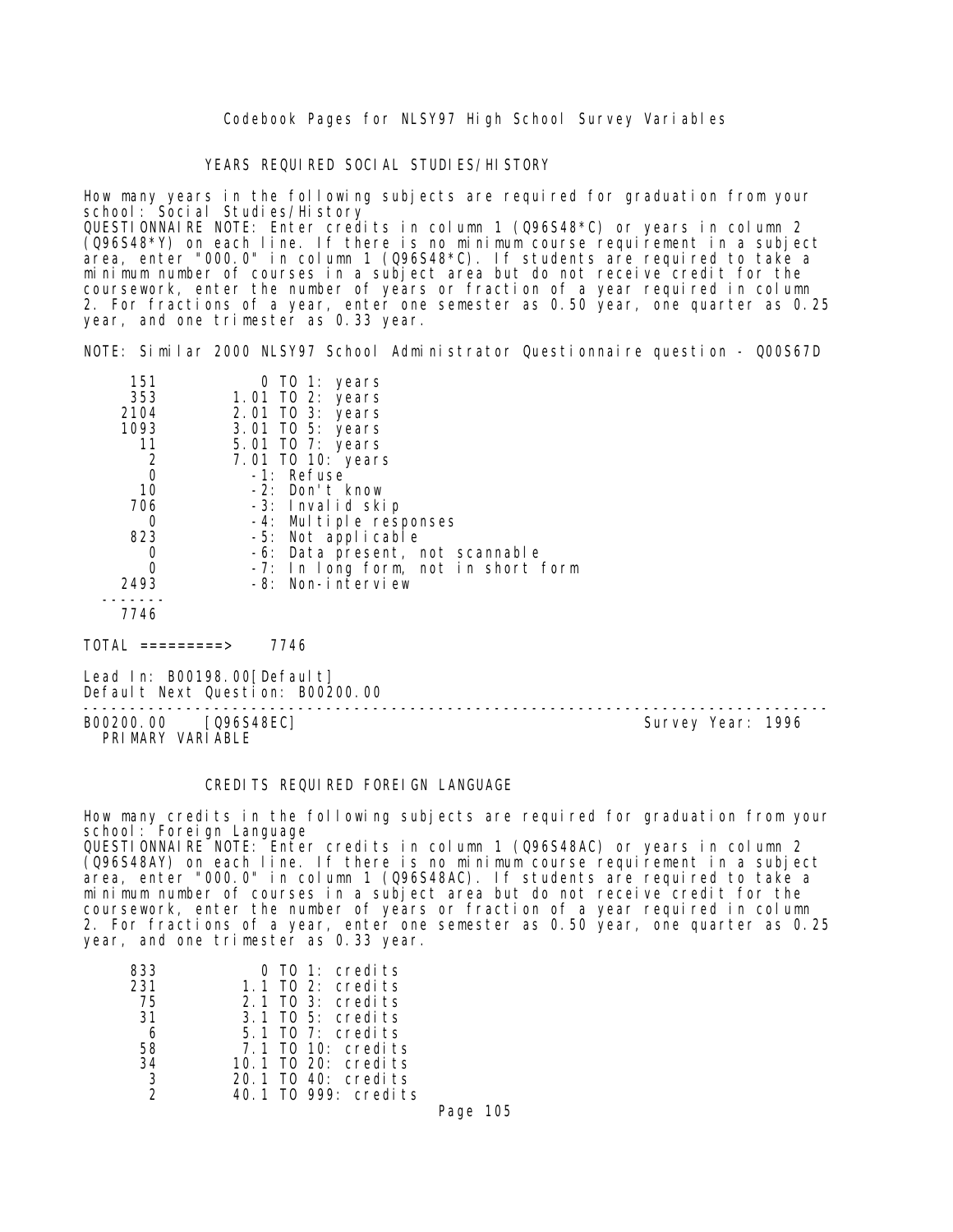### YEARS REQUIRED SOCIAL STUDIES/HISTORY

How many years in the following subjects are required for graduation from your school: Social Studies/History
QUESTIONNAIRE NOTE: Enter credits in column 1 (Q96S48*C) or years in column 2 (Q96S48*Y) on each line. If there is no minimum course requirement in a subject area, enter "000.0" in column 1 (Q96S48*C). If students are required to take a minimum number of courses in a subject area but do not receive credit for the coursework, enter the number of years or fraction of a year required in column 2. For fractions of a year, enter one semester as 0.50 year, one quarter as 0.25 year, and one trimester as 0.33 year.

NOTE: Similar 2000 NLSY97 School Administrator Questionnaire question - Q00S67D

| Count | Value |
|---|---|
| 151 | 0 TO 1: years |
| 353 | 1.01 TO 2: years |
| 2104 | 2.01 TO 3: years |
| 1093 | 3.01 TO 5: years |
| 11 | 5.01 TO 7: years |
| 2 | 7.01 TO 10: years |
| 0 | -1: Refuse |
| 10 | -2: Don't know |
| 706 | -3: Invalid skip |
| 0 | -4: Multiple responses |
| 823 | -5: Not applicable |
| 0 | -6: Data present, not scannable |
| 0 | -7: In long form, not in short form |
| 2493 | -8: Non-interview |
| 7746 | |

TOTAL =========> 7746

Lead In: B00198.00[Default]
Default Next Question: B00200.00

---

B00200.00 [Q96S48EC] Survey Year: 1996
PRIMARY VARIABLE

### CREDITS REQUIRED FOREIGN LANGUAGE

How many credits in the following subjects are required for graduation from your school: Foreign Language
QUESTIONNAIRE NOTE: Enter credits in column 1 (Q96S48AC) or years in column 2 (Q96S48AY) on each line. If there is no minimum course requirement in a subject area, enter "000.0" in column 1 (Q96S48AC). If students are required to take a minimum number of courses in a subject area but do not receive credit for the coursework, enter the number of years or fraction of a year required in column 2. For fractions of a year, enter one semester as 0.50 year, one quarter as 0.25 year, and one trimester as 0.33 year.

| Count | Value |
|---|---|
| 833 | 0 TO 1: credits |
| 231 | 1.1 TO 2: credits |
| 75 | 2.1 TO 3: credits |
| 31 | 3.1 TO 5: credits |
| 6 | 5.1 TO 7: credits |
| 58 | 7.1 TO 10: credits |
| 34 | 10.1 TO 20: credits |
| 3 | 20.1 TO 40: credits |
| 2 | 40.1 TO 999: credits |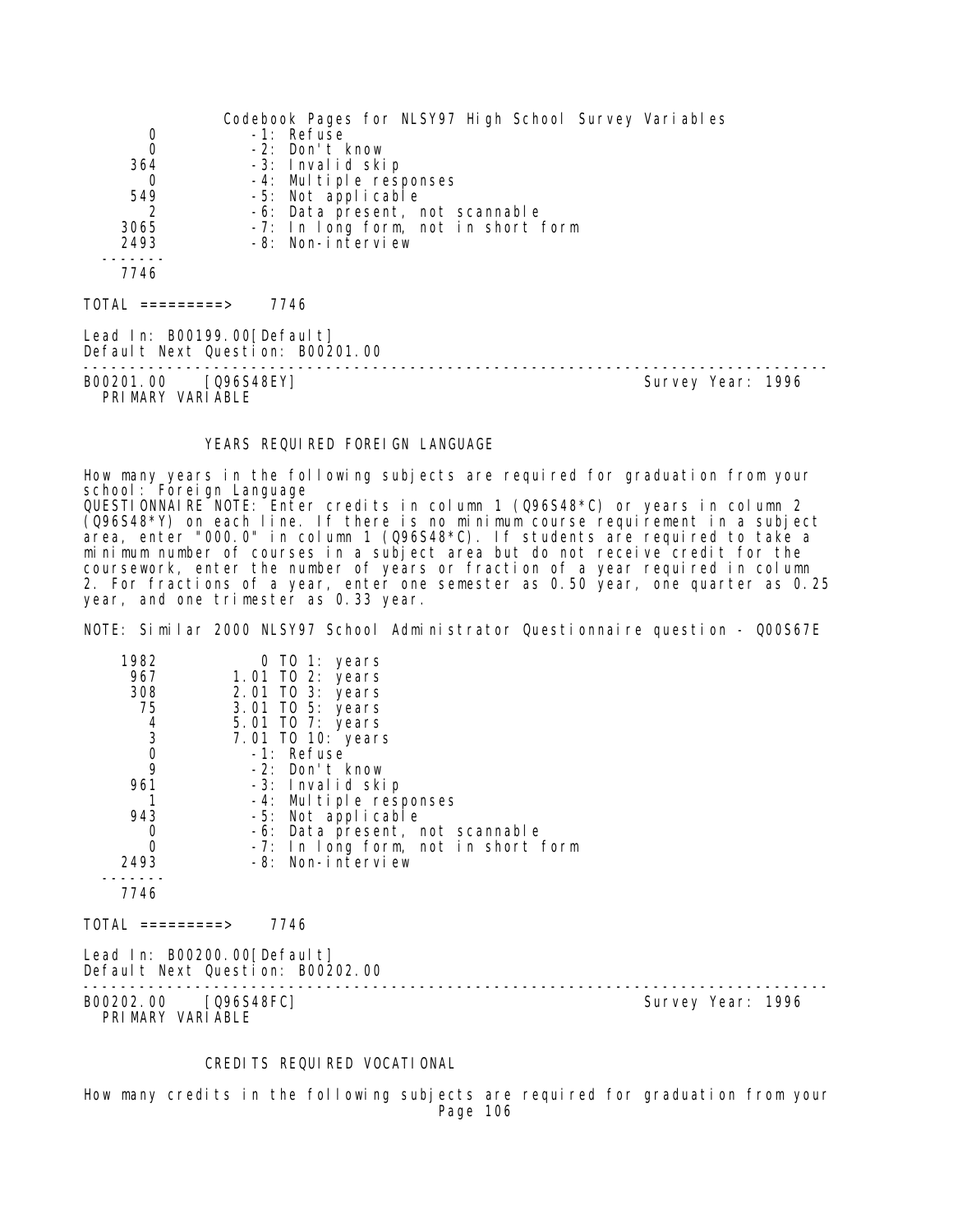| | |
|---|---|
| 0 | -1: Refuse |
| 0 | -2: Don't know |
| 364 | -3: Invalid skip |
| 0 | -4: Multiple responses |
| 549 | -5: Not applicable |
| 2 | -6: Data present, not scannable |
| 3065 | -7: In long form, not in short form |
| 2493 | -8: Non-interview |
| 7746 | |

TOTAL =========> 7746

Lead In: B00199.00[Default]
Default Next Question: B00201.00

---

B00201.00 [Q96S48EY] Survey Year: 1996
PRIMARY VARIABLE

### YEARS REQUIRED FOREIGN LANGUAGE

How many years in the following subjects are required for graduation from your school: Foreign Language
QUESTIONNAIRE NOTE: Enter credits in column 1 (Q96S48*C) or years in column 2 (Q96S48*Y) on each line. If there is no minimum course requirement in a subject area, enter "000.0" in column 1 (Q96S48*C). If students are required to take a minimum number of courses in a subject area but do not receive credit for the coursework, enter the number of years or fraction of a year required in column 2. For fractions of a year, enter one semester as 0.50 year, one quarter as 0.25 year, and one trimester as 0.33 year.

NOTE: Similar 2000 NLSY97 School Administrator Questionnaire question - Q00S67E

| | |
|---|---|
| 1982 | 0 TO 1: years |
| 967 | 1.01 TO 2: years |
| 308 | 2.01 TO 3: years |
| 75 | 3.01 TO 5: years |
| 4 | 5.01 TO 7: years |
| 3 | 7.01 TO 10: years |
| 0 | -1: Refuse |
| 9 | -2: Don't know |
| 961 | -3: Invalid skip |
| 1 | -4: Multiple responses |
| 943 | -5: Not applicable |
| 0 | -6: Data present, not scannable |
| 0 | -7: In long form, not in short form |
| 2493 | -8: Non-interview |
| 7746 | |

TOTAL =========> 7746

Lead In: B00200.00[Default]
Default Next Question: B00202.00

---

B00202.00 [Q96S48FC] Survey Year: 1996
PRIMARY VARIABLE

### CREDITS REQUIRED VOCATIONAL

How many credits in the following subjects are required for graduation from your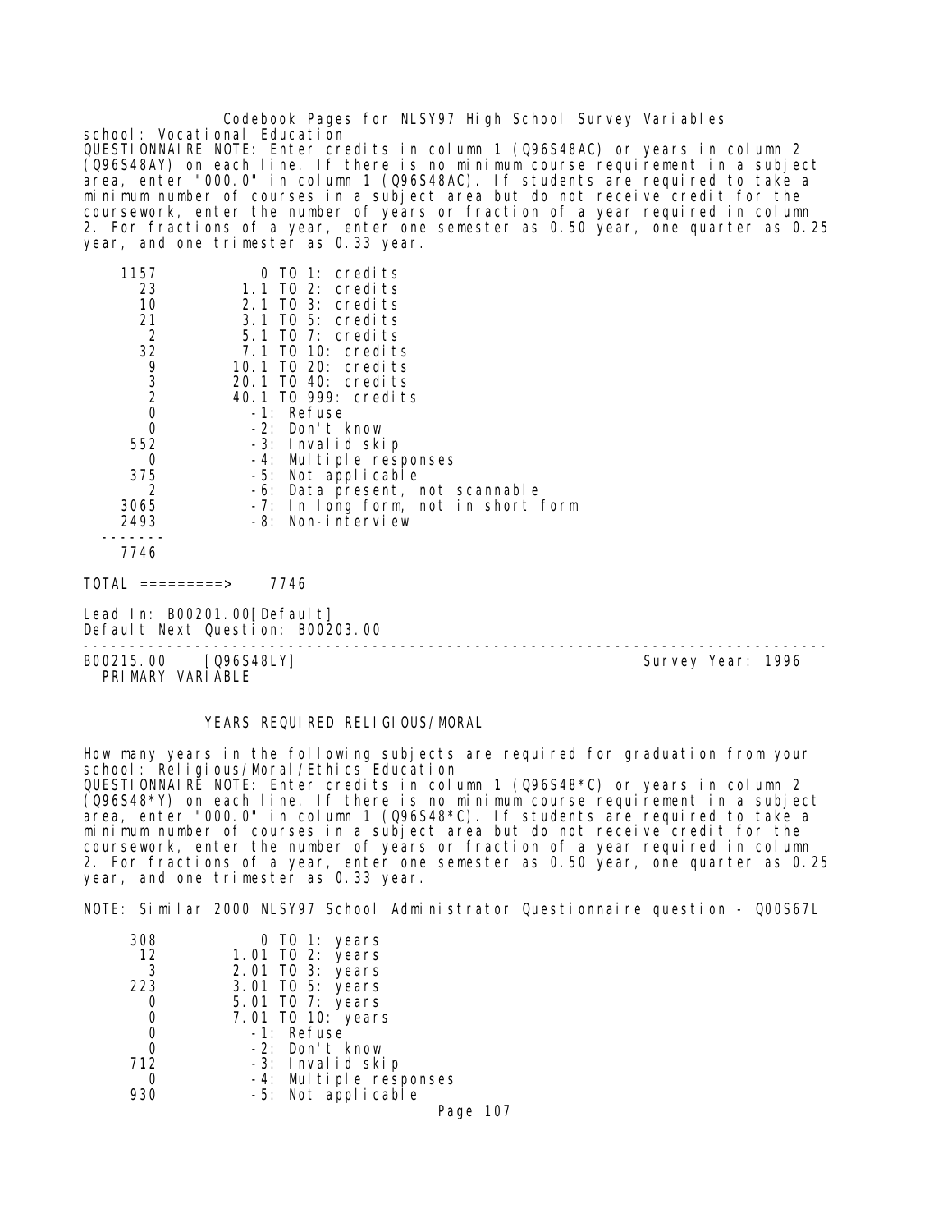school: Vocational Education
QUESTIONNAIRE NOTE: Enter credits in column 1 (Q96S48AC) or years in column 2 (Q96S48AY) on each line. If there is no minimum course requirement in a subject area, enter "000.0" in column 1 (Q96S48AC). If students are required to take a minimum number of courses in a subject area but do not receive credit for the coursework, enter the number of years or fraction of a year required in column 2. For fractions of a year, enter one semester as 0.50 year, one quarter as 0.25 year, and one trimester as 0.33 year.

| Count | Value |
|---|---|
| 1157 | 0 TO 1: credits |
| 23 | 1.1 TO 2: credits |
| 10 | 2.1 TO 3: credits |
| 21 | 3.1 TO 5: credits |
| 2 | 5.1 TO 7: credits |
| 32 | 7.1 TO 10: credits |
| 9 | 10.1 TO 20: credits |
| 3 | 20.1 TO 40: credits |
| 2 | 40.1 TO 999: credits |
| 0 | -1: Refuse |
| 0 | -2: Don't know |
| 552 | -3: Invalid skip |
| 0 | -4: Multiple responses |
| 375 | -5: Not applicable |
| 2 | -6: Data present, not scannable |
| 3065 | -7: In long form, not in short form |
| 2493 | -8: Non-interview |
| 7746 | |

TOTAL =========> 7746

Lead In: B00201.00[Default]
Default Next Question: B00203.00

---

B00215.00 [Q96S48LY] Survey Year: 1996
PRIMARY VARIABLE

## YEARS REQUIRED RELIGIOUS/MORAL

How many years in the following subjects are required for graduation from your school: Religious/Moral/Ethics Education
QUESTIONNAIRE NOTE: Enter credits in column 1 (Q96S48*C) or years in column 2 (Q96S48*Y) on each line. If there is no minimum course requirement in a subject area, enter "000.0" in column 1 (Q96S48*C). If students are required to take a minimum number of courses in a subject area but do not receive credit for the coursework, enter the number of years or fraction of a year required in column 2. For fractions of a year, enter one semester as 0.50 year, one quarter as 0.25 year, and one trimester as 0.33 year.

NOTE: Similar 2000 NLSY97 School Administrator Questionnaire question - Q00S67L

| Count | Value |
|---|---|
| 308 | 0 TO 1: years |
| 12 | 1.01 TO 2: years |
| 3 | 2.01 TO 3: years |
| 223 | 3.01 TO 5: years |
| 0 | 5.01 TO 7: years |
| 0 | 7.01 TO 10: years |
| 0 | -1: Refuse |
| 0 | -2: Don't know |
| 712 | -3: Invalid skip |
| 0 | -4: Multiple responses |
| 930 | -5: Not applicable |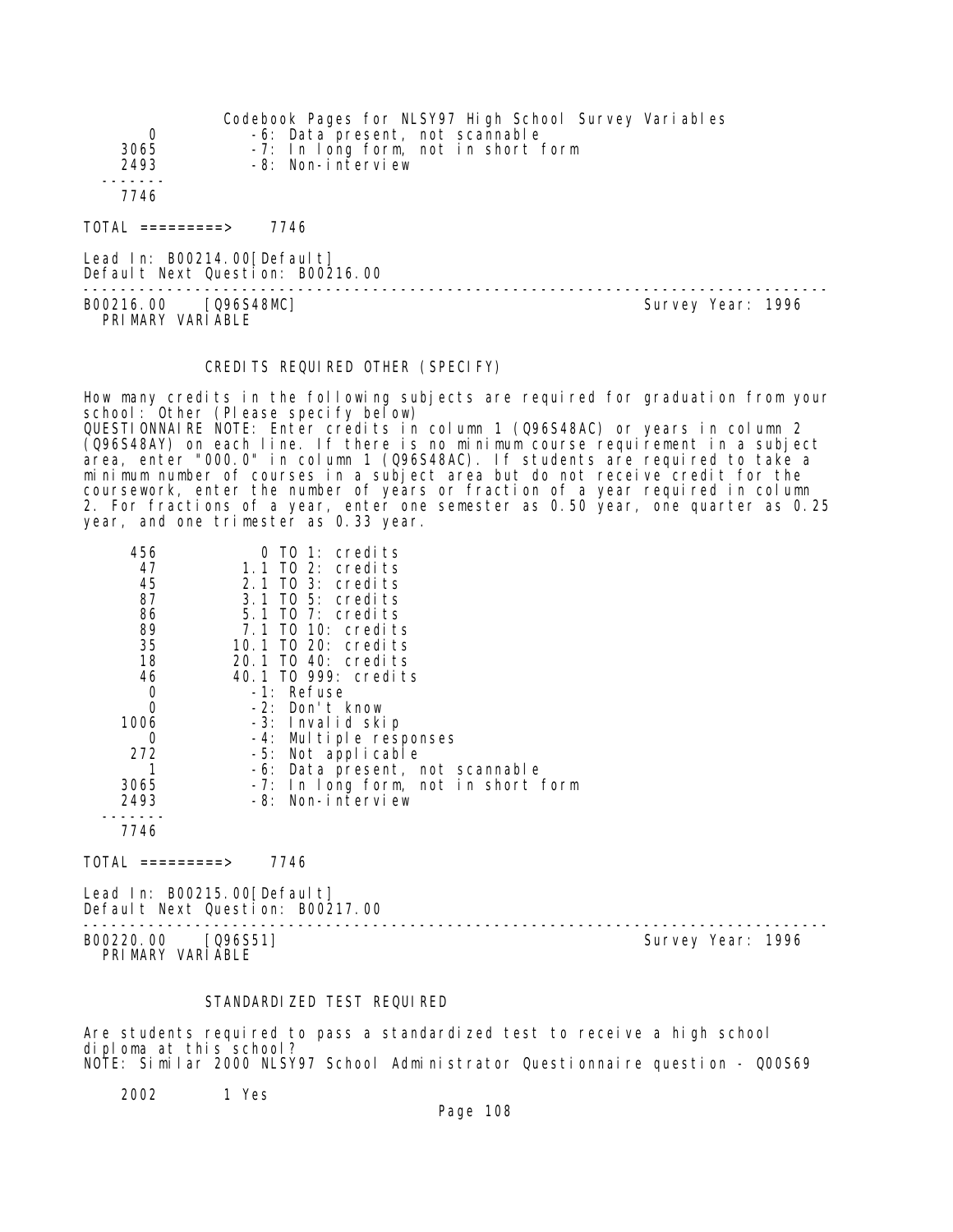| | |
|---|---|
| 0 | -6: Data present, not scannable |
| 3065 | -7: In long form, not in short form |
| 2493 | -8: Non-interview |
| 7746 | |

TOTAL =========> 7746

Lead In: B00214.00[Default]
Default Next Question: B00216.00

---

B00216.00 [Q96S48MC] Survey Year: 1996
PRIMARY VARIABLE

### CREDITS REQUIRED OTHER (SPECIFY)

How many credits in the following subjects are required for graduation from your school: Other (Please specify below)
QUESTIONNAIRE NOTE: Enter credits in column 1 (Q96S48AC) or years in column 2 (Q96S48AY) on each line. If there is no minimum course requirement in a subject area, enter "000.0" in column 1 (Q96S48AC). If students are required to take a minimum number of courses in a subject area but do not receive credit for the coursework, enter the number of years or fraction of a year required in column 2. For fractions of a year, enter one semester as 0.50 year, one quarter as 0.25 year, and one trimester as 0.33 year.

| | |
|---|---|
| 456 | 0 TO 1: credits |
| 47 | 1.1 TO 2: credits |
| 45 | 2.1 TO 3: credits |
| 87 | 3.1 TO 5: credits |
| 86 | 5.1 TO 7: credits |
| 89 | 7.1 TO 10: credits |
| 35 | 10.1 TO 20: credits |
| 18 | 20.1 TO 40: credits |
| 46 | 40.1 TO 999: credits |
| 0 | -1: Refuse |
| 0 | -2: Don't know |
| 1006 | -3: Invalid skip |
| 0 | -4: Multiple responses |
| 272 | -5: Not applicable |
| 1 | -6: Data present, not scannable |
| 3065 | -7: In long form, not in short form |
| 2493 | -8: Non-interview |
| 7746 | |

TOTAL =========> 7746

Lead In: B00215.00[Default]
Default Next Question: B00217.00

---

B00220.00 [Q96S51] Survey Year: 1996
PRIMARY VARIABLE

### STANDARDIZED TEST REQUIRED

Are students required to pass a standardized test to receive a high school diploma at this school?
NOTE: Similar 2000 NLSY97 School Administrator Questionnaire question - Q00S69

| | |
|---|---|
| 2002 | 1 Yes |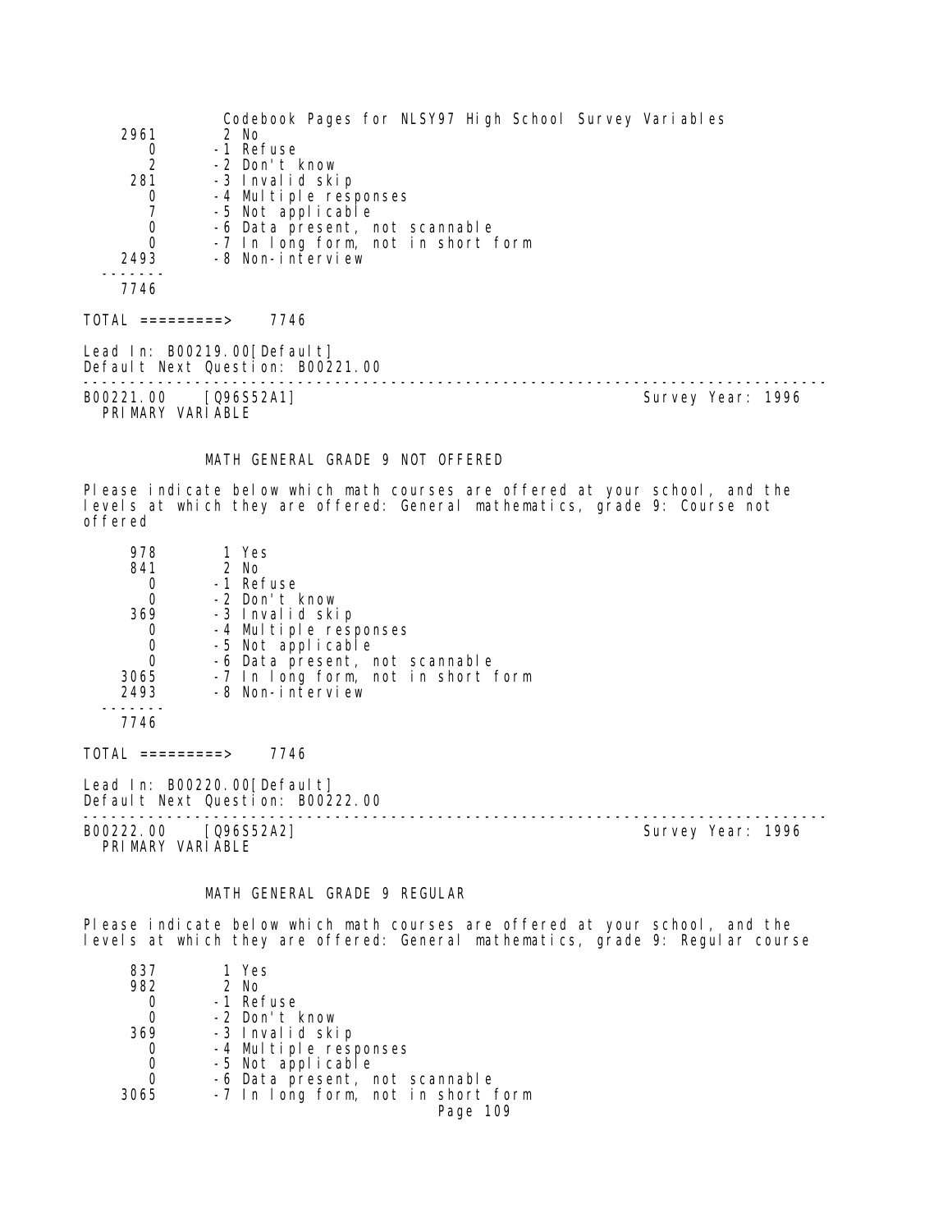| | |
|---|---|
| 2961 | 2 No |
| 0 | -1 Refuse |
| 2 | -2 Don't know |
| 281 | -3 Invalid skip |
| 0 | -4 Multiple responses |
| 7 | -5 Not applicable |
| 0 | -6 Data present, not scannable |
| 0 | -7 In long form, not in short form |
| 2493 | -8 Non-interview |
| 7746 | |

TOTAL =========> 7746

Lead In: B00219.00[Default]
Default Next Question: B00221.00

---

B00221.00 [Q96S52A1] Survey Year: 1996
PRIMARY VARIABLE

MATH GENERAL GRADE 9 NOT OFFERED

Please indicate below which math courses are offered at your school, and the levels at which they are offered: General mathematics, grade 9: Course not offered

| | |
|---|---|
| 978 | 1 Yes |
| 841 | 2 No |
| 0 | -1 Refuse |
| 0 | -2 Don't know |
| 369 | -3 Invalid skip |
| 0 | -4 Multiple responses |
| 0 | -5 Not applicable |
| 0 | -6 Data present, not scannable |
| 3065 | -7 In long form, not in short form |
| 2493 | -8 Non-interview |
| 7746 | |

TOTAL =========> 7746

Lead In: B00220.00[Default]
Default Next Question: B00222.00

---

B00222.00 [Q96S52A2] Survey Year: 1996
PRIMARY VARIABLE

MATH GENERAL GRADE 9 REGULAR

Please indicate below which math courses are offered at your school, and the levels at which they are offered: General mathematics, grade 9: Regular course

| | |
|---|---|
| 837 | 1 Yes |
| 982 | 2 No |
| 0 | -1 Refuse |
| 0 | -2 Don't know |
| 369 | -3 Invalid skip |
| 0 | -4 Multiple responses |
| 0 | -5 Not applicable |
| 0 | -6 Data present, not scannable |
| 3065 | -7 In long form, not in short form |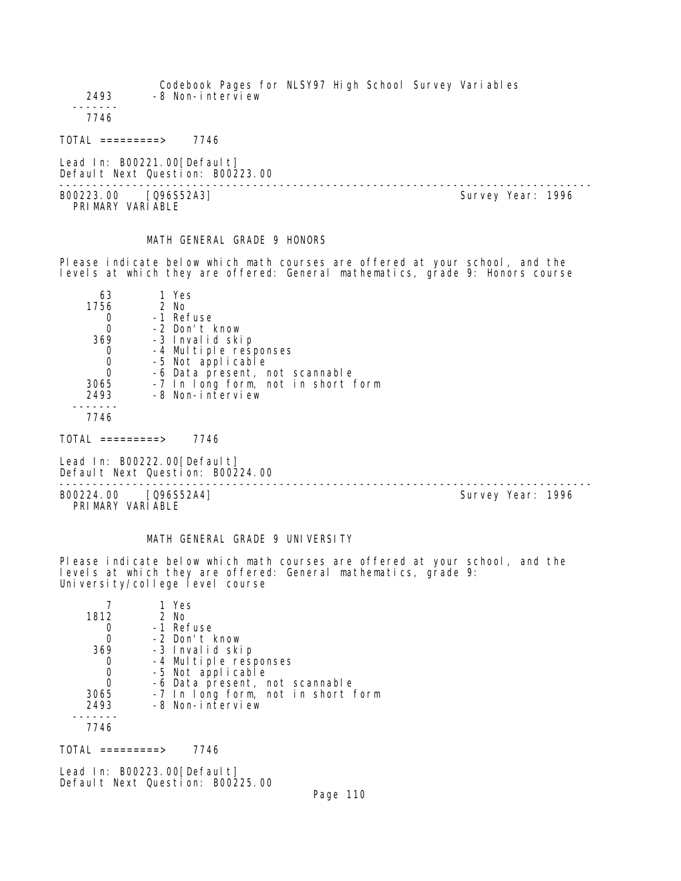| | |
|---|---|
| 2493 | -8 Non-interview |
| ------- | |
| 7746 | |

TOTAL =========> 7746

Lead In: B00221.00[Default]
Default Next Question: B00223.00

---

B00223.00 [Q96S52A3] Survey Year: 1996
PRIMARY VARIABLE

### MATH GENERAL GRADE 9 HONORS

Please indicate below which math courses are offered at your school, and the levels at which they are offered: General mathematics, grade 9: Honors course

| | |
|---|---|
| 63 | 1 Yes |
| 1756 | 2 No |
| 0 | -1 Refuse |
| 0 | -2 Don't know |
| 369 | -3 Invalid skip |
| 0 | -4 Multiple responses |
| 0 | -5 Not applicable |
| 0 | -6 Data present, not scannable |
| 3065 | -7 In long form, not in short form |
| 2493 | -8 Non-interview |
| ------- | |
| 7746 | |

TOTAL =========> 7746

Lead In: B00222.00[Default]
Default Next Question: B00224.00

---

B00224.00 [Q96S52A4] Survey Year: 1996
PRIMARY VARIABLE

### MATH GENERAL GRADE 9 UNIVERSITY

Please indicate below which math courses are offered at your school, and the levels at which they are offered: General mathematics, grade 9: University/college level course

| | |
|---|---|
| 7 | 1 Yes |
| 1812 | 2 No |
| 0 | -1 Refuse |
| 0 | -2 Don't know |
| 369 | -3 Invalid skip |
| 0 | -4 Multiple responses |
| 0 | -5 Not applicable |
| 0 | -6 Data present, not scannable |
| 3065 | -7 In long form, not in short form |
| 2493 | -8 Non-interview |
| ------- | |
| 7746 | |

TOTAL =========> 7746

Lead In: B00223.00[Default]
Default Next Question: B00225.00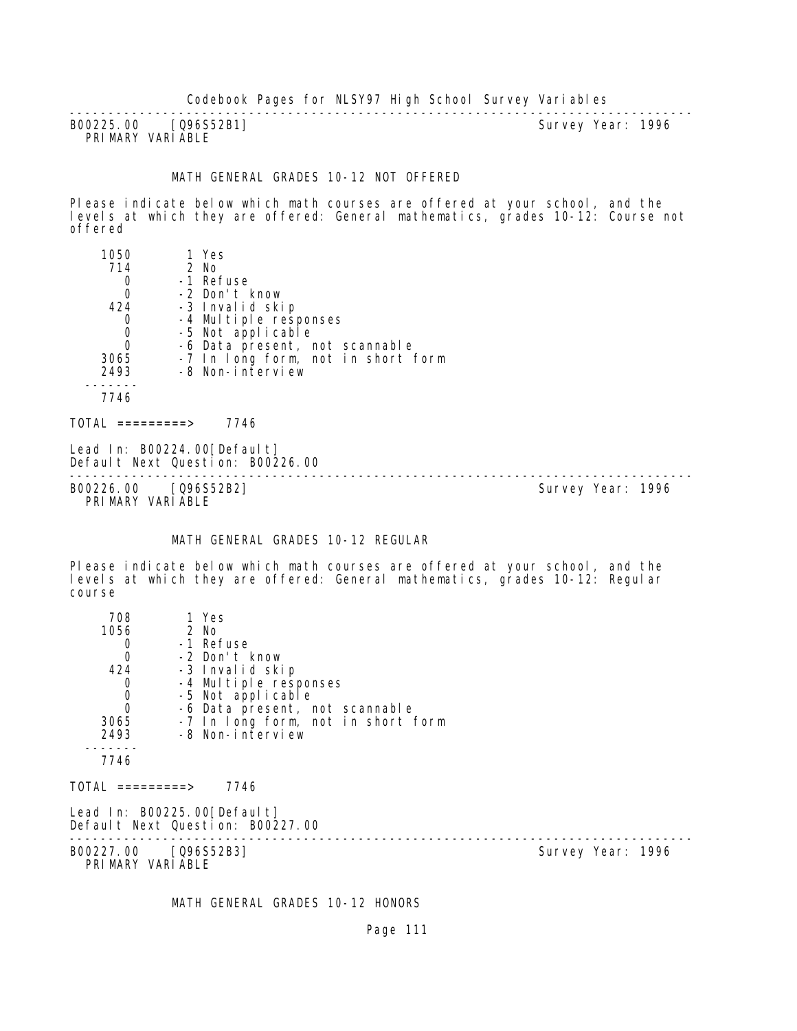---

B00225.00 [Q96S52B1] Survey Year: 1996
PRIMARY VARIABLE

### MATH GENERAL GRADES 10-12 NOT OFFERED

Please indicate below which math courses are offered at your school, and the levels at which they are offered: General mathematics, grades 10-12: Course not offered

| Count | Code | Response |
|---|---|---|
| 1050 | 1 | Yes |
| 714 | 2 | No |
| 0 | -1 | Refuse |
| 0 | -2 | Don't know |
| 424 | -3 | Invalid skip |
| 0 | -4 | Multiple responses |
| 0 | -5 | Not applicable |
| 0 | -6 | Data present, not scannable |
| 3065 | -7 | In long form, not in short form |
| 2493 | -8 | Non-interview |
| 7746 | | |

TOTAL =========> 7746

Lead In: B00224.00[Default]
Default Next Question: B00226.00

---

B00226.00 [Q96S52B2] Survey Year: 1996
PRIMARY VARIABLE

### MATH GENERAL GRADES 10-12 REGULAR

Please indicate below which math courses are offered at your school, and the levels at which they are offered: General mathematics, grades 10-12: Regular course

| Count | Code | Response |
|---|---|---|
| 708 | 1 | Yes |
| 1056 | 2 | No |
| 0 | -1 | Refuse |
| 0 | -2 | Don't know |
| 424 | -3 | Invalid skip |
| 0 | -4 | Multiple responses |
| 0 | -5 | Not applicable |
| 0 | -6 | Data present, not scannable |
| 3065 | -7 | In long form, not in short form |
| 2493 | -8 | Non-interview |
| 7746 | | |

TOTAL =========> 7746

Lead In: B00225.00[Default]
Default Next Question: B00227.00

---

B00227.00 [Q96S52B3] Survey Year: 1996
PRIMARY VARIABLE

### MATH GENERAL GRADES 10-12 HONORS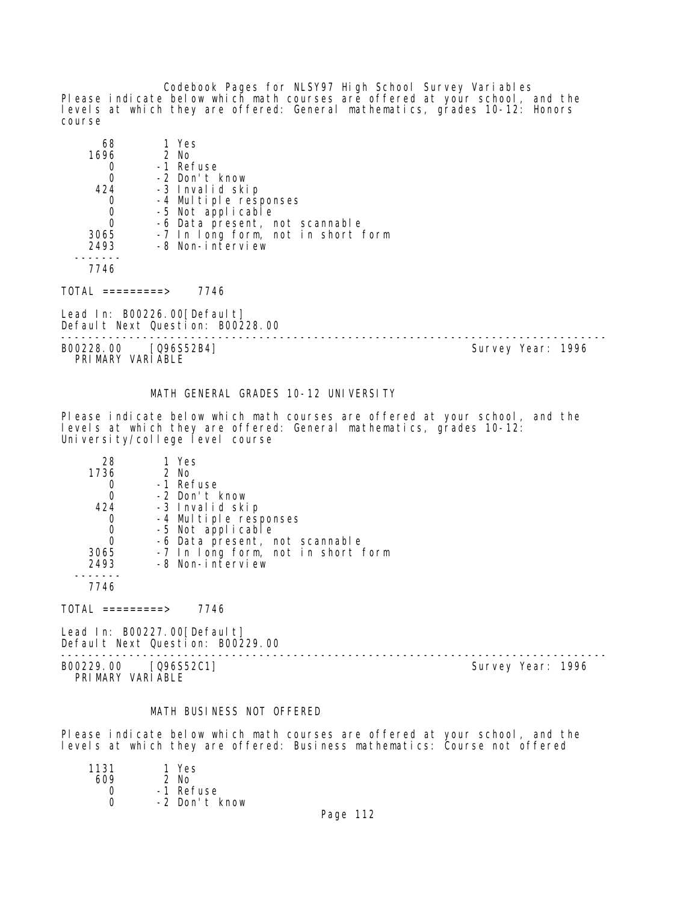Codebook Pages for NLSY97 High School Survey Variables

Please indicate below which math courses are offered at your school, and the levels at which they are offered: General mathematics, grades 10-12: Honors course

```
     68        1 Yes
   1696        2 No
      0       -1 Refuse
      0       -2 Don't know
    424       -3 Invalid skip
      0       -4 Multiple responses
      0       -5 Not applicable
      0       -6 Data present, not scannable
   3065       -7 In long form, not in short form
   2493       -8 Non-interview
  -------
   7746

TOTAL =========>    7746
```

Lead In: B00226.00[Default]
Default Next Question: B00228.00

---

B00228.00    [Q96S52B4]                                    Survey Year: 1996
PRIMARY VARIABLE

### MATH GENERAL GRADES 10-12 UNIVERSITY

Please indicate below which math courses are offered at your school, and the levels at which they are offered: General mathematics, grades 10-12: University/college level course

```
     28        1 Yes
   1736        2 No
      0       -1 Refuse
      0       -2 Don't know
    424       -3 Invalid skip
      0       -4 Multiple responses
      0       -5 Not applicable
      0       -6 Data present, not scannable
   3065       -7 In long form, not in short form
   2493       -8 Non-interview
  -------
   7746

TOTAL =========>    7746
```

Lead In: B00227.00[Default]
Default Next Question: B00229.00

---

B00229.00    [Q96S52C1]                                    Survey Year: 1996
PRIMARY VARIABLE

### MATH BUSINESS NOT OFFERED

Please indicate below which math courses are offered at your school, and the levels at which they are offered: Business mathematics: Course not offered

```
   1131        1 Yes
    609        2 No
      0       -1 Refuse
      0       -2 Don't know
```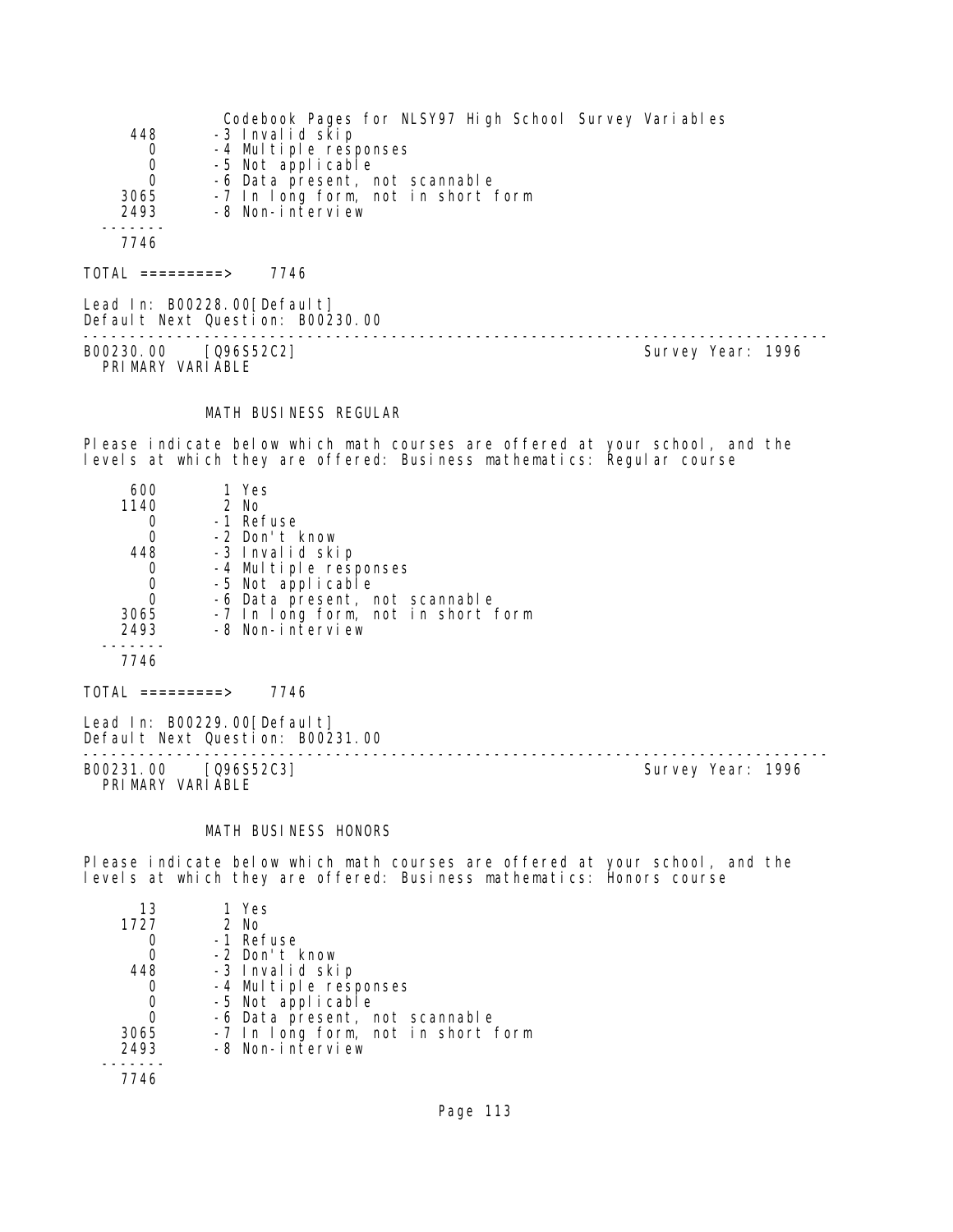| | |
|---|---|
| 448 | -3 Invalid skip |
| 0 | -4 Multiple responses |
| 0 | -5 Not applicable |
| 0 | -6 Data present, not scannable |
| 3065 | -7 In long form, not in short form |
| 2493 | -8 Non-interview |
| ------- | |
| 7746 | |

TOTAL =========> 7746

Lead In: B00228.00[Default]
Default Next Question: B00230.00

---

B00230.00 [Q96S52C2] Survey Year: 1996
PRIMARY VARIABLE

MATH BUSINESS REGULAR

Please indicate below which math courses are offered at your school, and the levels at which they are offered: Business mathematics: Regular course

| | |
|---|---|
| 600 | 1 Yes |
| 1140 | 2 No |
| 0 | -1 Refuse |
| 0 | -2 Don't know |
| 448 | -3 Invalid skip |
| 0 | -4 Multiple responses |
| 0 | -5 Not applicable |
| 0 | -6 Data present, not scannable |
| 3065 | -7 In long form, not in short form |
| 2493 | -8 Non-interview |
| ------- | |
| 7746 | |

TOTAL =========> 7746

Lead In: B00229.00[Default]
Default Next Question: B00231.00

---

B00231.00 [Q96S52C3] Survey Year: 1996
PRIMARY VARIABLE

MATH BUSINESS HONORS

Please indicate below which math courses are offered at your school, and the levels at which they are offered: Business mathematics: Honors course

| | |
|---|---|
| 13 | 1 Yes |
| 1727 | 2 No |
| 0 | -1 Refuse |
| 0 | -2 Don't know |
| 448 | -3 Invalid skip |
| 0 | -4 Multiple responses |
| 0 | -5 Not applicable |
| 0 | -6 Data present, not scannable |
| 3065 | -7 In long form, not in short form |
| 2493 | -8 Non-interview |
| ------- | |
| 7746 | |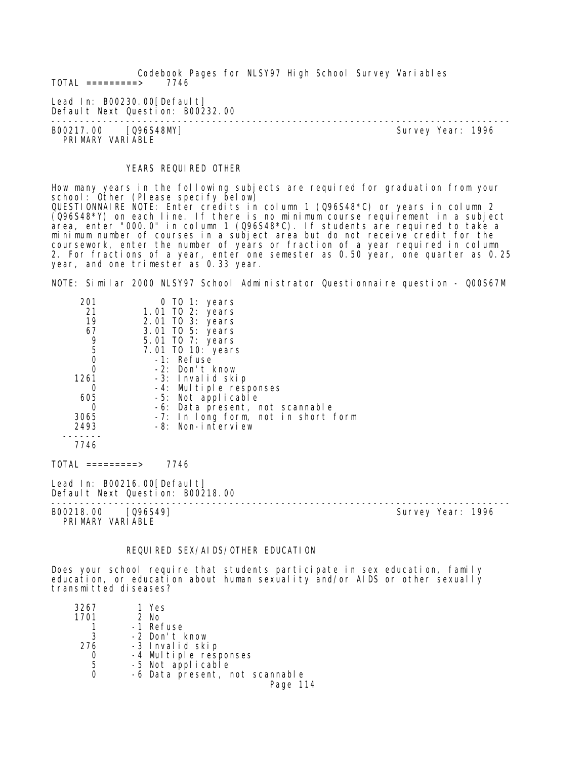TOTAL =========> 7746

Lead In: B00230.00[Default]
Default Next Question: B00232.00

---

B00217.00 [Q96S48MY] Survey Year: 1996
PRIMARY VARIABLE

YEARS REQUIRED OTHER

How many years in the following subjects are required for graduation from your school: Other (Please specify below)
QUESTIONNAIRE NOTE: Enter credits in column 1 (Q96S48*C) or years in column 2 (Q96S48*Y) on each line. If there is no minimum course requirement in a subject area, enter "000.0" in column 1 (Q96S48*C). If students are required to take a minimum number of courses in a subject area but do not receive credit for the coursework, enter the number of years or fraction of a year required in column 2. For fractions of a year, enter one semester as 0.50 year, one quarter as 0.25 year, and one trimester as 0.33 year.

NOTE: Similar 2000 NLSY97 School Administrator Questionnaire question - Q00S67M

| Count | Value |
|---|---|
| 201 | 0 TO 1: years |
| 21 | 1.01 TO 2: years |
| 19 | 2.01 TO 3: years |
| 67 | 3.01 TO 5: years |
| 9 | 5.01 TO 7: years |
| 5 | 7.01 TO 10: years |
| 0 | -1: Refuse |
| 0 | -2: Don't know |
| 1261 | -3: Invalid skip |
| 0 | -4: Multiple responses |
| 605 | -5: Not applicable |
| 0 | -6: Data present, not scannable |
| 3065 | -7: In long form, not in short form |
| 2493 | -8: Non-interview |
| 7746 | |

TOTAL =========> 7746

Lead In: B00216.00[Default]
Default Next Question: B00218.00

---

B00218.00 [Q96S49] Survey Year: 1996
PRIMARY VARIABLE

REQUIRED SEX/AIDS/OTHER EDUCATION

Does your school require that students participate in sex education, family education, or education about human sexuality and/or AIDS or other sexually transmitted diseases?

| Count | Value |
|---|---|
| 3267 | 1 Yes |
| 1701 | 2 No |
| 1 | -1 Refuse |
| 3 | -2 Don't know |
| 276 | -3 Invalid skip |
| 0 | -4 Multiple responses |
| 5 | -5 Not applicable |
| 0 | -6 Data present, not scannable |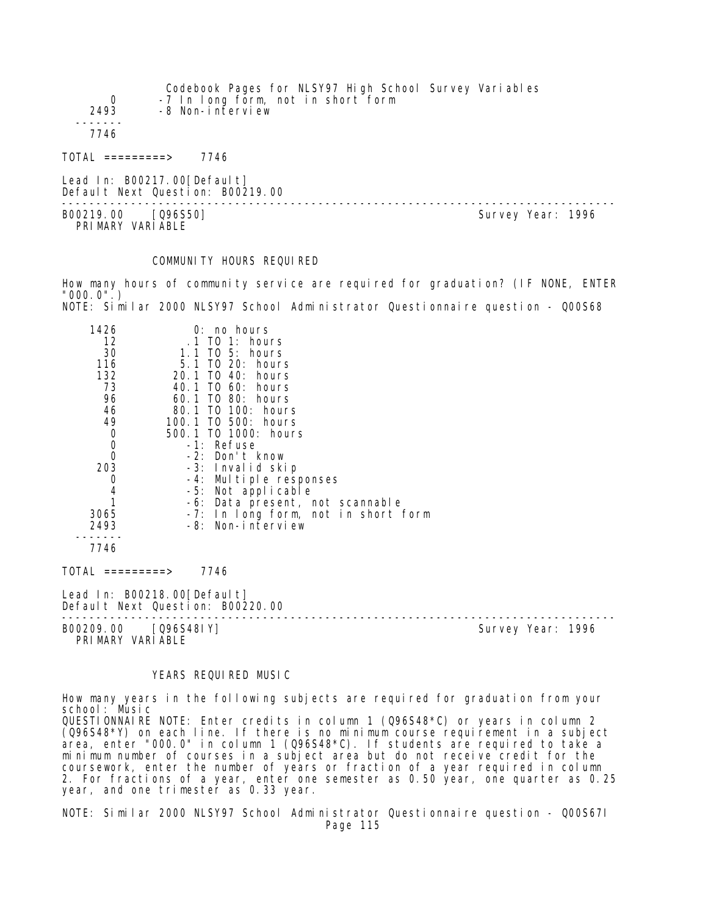```
     0        -7 In long form, not in short form
  2493        -8 Non-interview
 -------
  7746
```

TOTAL =========> 7746

Lead In: B00217.00[Default]
Default Next Question: B00219.00

---

B00219.00 [Q96S50] Survey Year: 1996
PRIMARY VARIABLE

COMMUNITY HOURS REQUIRED

How many hours of community service are required for graduation? (IF NONE, ENTER "000.0".)
NOTE: Similar 2000 NLSY97 School Administrator Questionnaire question - Q00S68

```
  1426          0: no hours
    12         .1 TO 1: hours
    30        1.1 TO 5: hours
   116        5.1 TO 20: hours
   132       20.1 TO 40: hours
    73       40.1 TO 60: hours
    96       60.1 TO 80: hours
    46       80.1 TO 100: hours
    49      100.1 TO 500: hours
     0      500.1 TO 1000: hours
     0         -1: Refuse
     0         -2: Don't know
   203         -3: Invalid skip
     0         -4: Multiple responses
     4         -5: Not applicable
     1         -6: Data present, not scannable
  3065         -7: In long form, not in short form
  2493         -8: Non-interview
 -------
  7746
```

TOTAL =========> 7746

Lead In: B00218.00[Default]
Default Next Question: B00220.00

---

B00209.00 [Q96S48IY] Survey Year: 1996
PRIMARY VARIABLE

YEARS REQUIRED MUSIC

How many years in the following subjects are required for graduation from your school: Music
QUESTIONNAIRE NOTE: Enter credits in column 1 (Q96S48*C) or years in column 2 (Q96S48*Y) on each line. If there is no minimum course requirement in a subject area, enter "000.0" in column 1 (Q96S48*C). If students are required to take a minimum number of courses in a subject area but do not receive credit for the coursework, enter the number of years or fraction of a year required in column 2. For fractions of a year, enter one semester as 0.50 year, one quarter as 0.25 year, and one trimester as 0.33 year.

NOTE: Similar 2000 NLSY97 School Administrator Questionnaire question - Q00S67I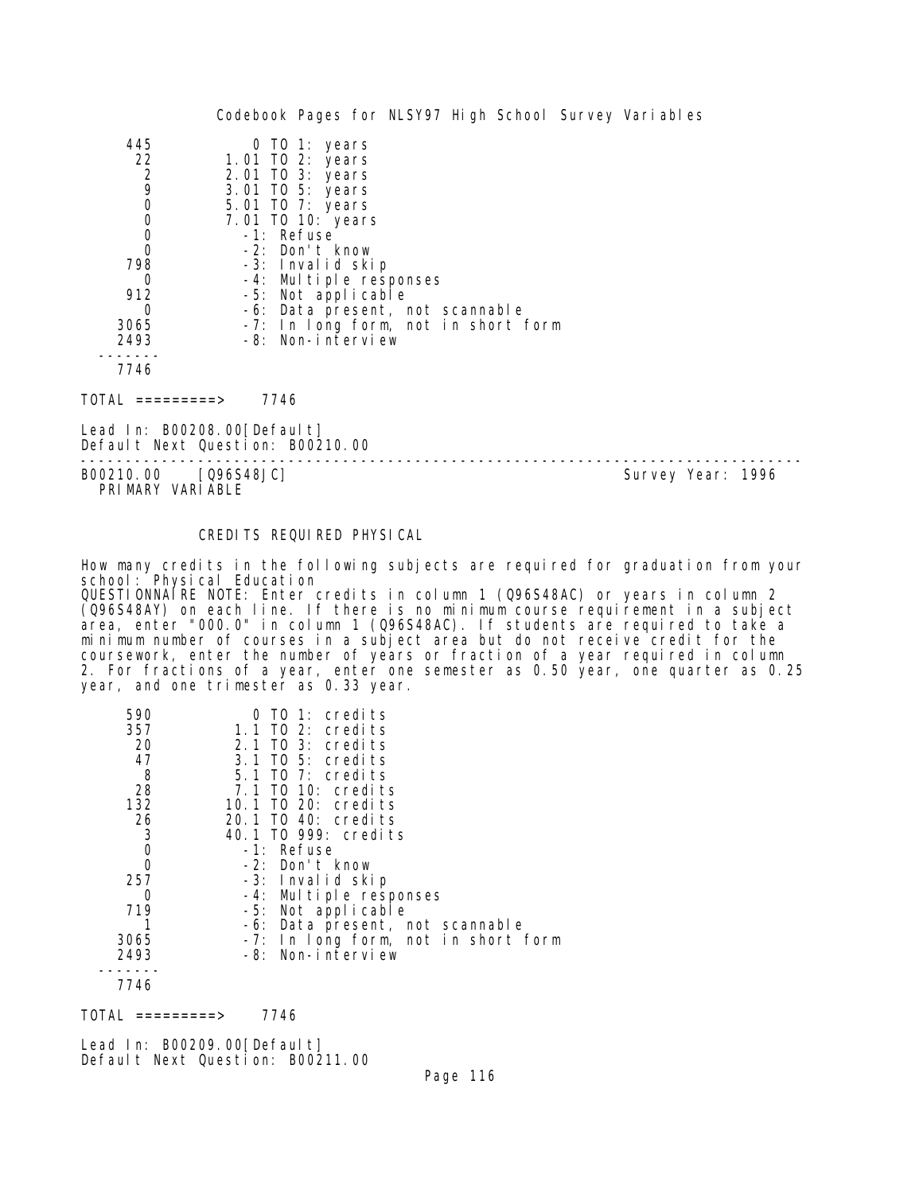| Count | Value |
|---|---|
| 445 | 0 TO 1: years |
| 22 | 1.01 TO 2: years |
| 2 | 2.01 TO 3: years |
| 9 | 3.01 TO 5: years |
| 0 | 5.01 TO 7: years |
| 0 | 7.01 TO 10: years |
| 0 | -1: Refuse |
| 0 | -2: Don't know |
| 798 | -3: Invalid skip |
| 0 | -4: Multiple responses |
| 912 | -5: Not applicable |
| 0 | -6: Data present, not scannable |
| 3065 | -7: In long form, not in short form |
| 2493 | -8: Non-interview |
| 7746 | |

TOTAL =========> 7746

Lead In: B00208.00[Default]
Default Next Question: B00210.00

---

B00210.00 [Q96S48JC] Survey Year: 1996
PRIMARY VARIABLE

## CREDITS REQUIRED PHYSICAL

How many credits in the following subjects are required for graduation from your school: Physical Education
QUESTIONNAIRE NOTE: Enter credits in column 1 (Q96S48AC) or years in column 2 (Q96S48AY) on each line. If there is no minimum course requirement in a subject area, enter "000.0" in column 1 (Q96S48AC). If students are required to take a minimum number of courses in a subject area but do not receive credit for the coursework, enter the number of years or fraction of a year required in column 2. For fractions of a year, enter one semester as 0.50 year, one quarter as 0.25 year, and one trimester as 0.33 year.

| Count | Value |
|---|---|
| 590 | 0 TO 1: credits |
| 357 | 1.1 TO 2: credits |
| 20 | 2.1 TO 3: credits |
| 47 | 3.1 TO 5: credits |
| 8 | 5.1 TO 7: credits |
| 28 | 7.1 TO 10: credits |
| 132 | 10.1 TO 20: credits |
| 26 | 20.1 TO 40: credits |
| 3 | 40.1 TO 999: credits |
| 0 | -1: Refuse |
| 0 | -2: Don't know |
| 257 | -3: Invalid skip |
| 0 | -4: Multiple responses |
| 719 | -5: Not applicable |
| 1 | -6: Data present, not scannable |
| 3065 | -7: In long form, not in short form |
| 2493 | -8: Non-interview |
| 7746 | |

TOTAL =========> 7746

Lead In: B00209.00[Default]
Default Next Question: B00211.00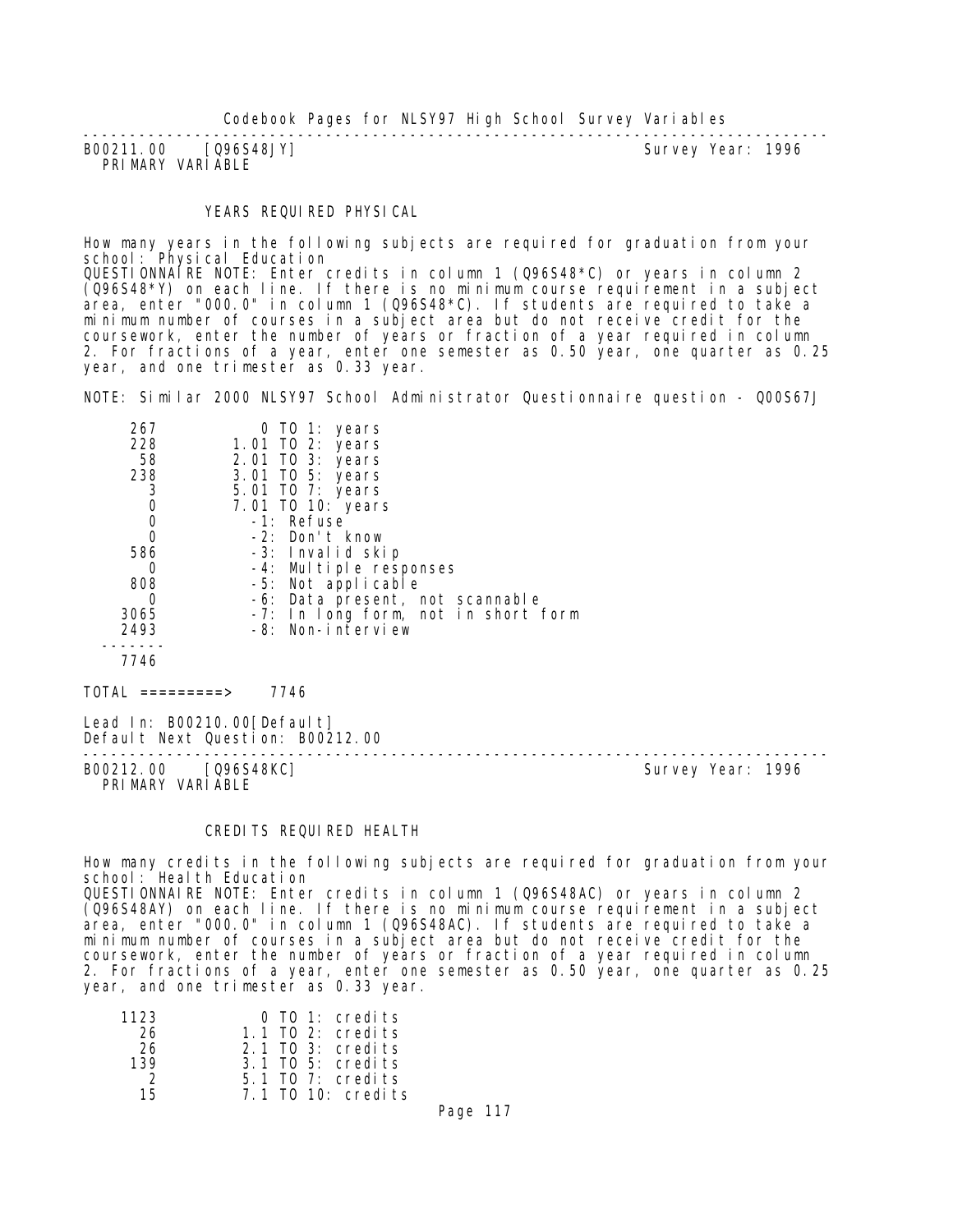---

B00211.00 [Q96S48JY] Survey Year: 1996
PRIMARY VARIABLE

### YEARS REQUIRED PHYSICAL

How many years in the following subjects are required for graduation from your school: Physical Education
QUESTIONNAIRE NOTE: Enter credits in column 1 (Q96S48*C) or years in column 2 (Q96S48*Y) on each line. If there is no minimum course requirement in a subject area, enter "000.0" in column 1 (Q96S48*C). If students are required to take a minimum number of courses in a subject area but do not receive credit for the coursework, enter the number of years or fraction of a year required in column 2. For fractions of a year, enter one semester as 0.50 year, one quarter as 0.25 year, and one trimester as 0.33 year.

NOTE: Similar 2000 NLSY97 School Administrator Questionnaire question - Q00S67J

| Count | Value |
|---|---|
| 267 | 0 TO 1: years |
| 228 | 1.01 TO 2: years |
| 58 | 2.01 TO 3: years |
| 238 | 3.01 TO 5: years |
| 3 | 5.01 TO 7: years |
| 0 | 7.01 TO 10: years |
| 0 | -1: Refuse |
| 0 | -2: Don't know |
| 586 | -3: Invalid skip |
| 0 | -4: Multiple responses |
| 808 | -5: Not applicable |
| 0 | -6: Data present, not scannable |
| 3065 | -7: In long form, not in short form |
| 2493 | -8: Non-interview |
| 7746 | |

TOTAL =========> 7746

Lead In: B00210.00[Default]
Default Next Question: B00212.00

---

B00212.00 [Q96S48KC] Survey Year: 1996
PRIMARY VARIABLE

### CREDITS REQUIRED HEALTH

How many credits in the following subjects are required for graduation from your school: Health Education
QUESTIONNAIRE NOTE: Enter credits in column 1 (Q96S48AC) or years in column 2 (Q96S48AY) on each line. If there is no minimum course requirement in a subject area, enter "000.0" in column 1 (Q96S48AC). If students are required to take a minimum number of courses in a subject area but do not receive credit for the coursework, enter the number of years or fraction of a year required in column 2. For fractions of a year, enter one semester as 0.50 year, one quarter as 0.25 year, and one trimester as 0.33 year.

| Count | Value |
|---|---|
| 1123 | 0 TO 1: credits |
| 26 | 1.1 TO 2: credits |
| 26 | 2.1 TO 3: credits |
| 139 | 3.1 TO 5: credits |
| 2 | 5.1 TO 7: credits |
| 15 | 7.1 TO 10: credits |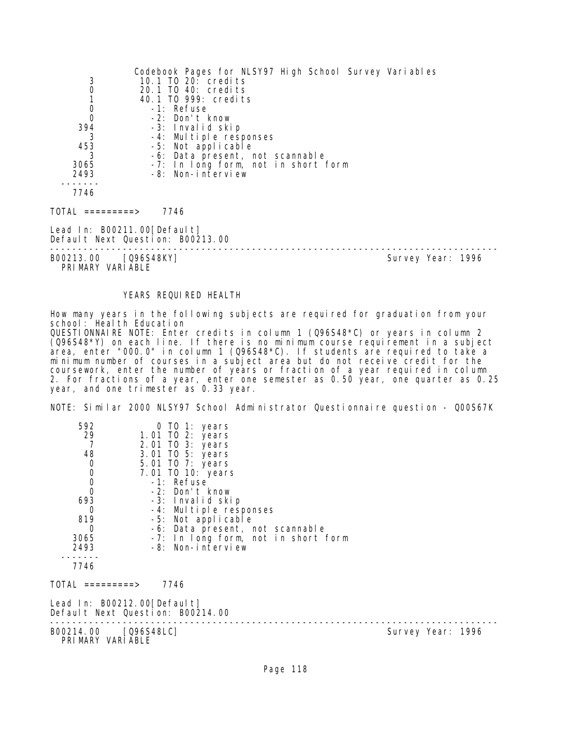| | |
|---|---|
| 3 | 10.1 TO 20: credits |
| 0 | 20.1 TO 40: credits |
| 1 | 40.1 TO 999: credits |
| 0 | -1: Refuse |
| 0 | -2: Don't know |
| 394 | -3: Invalid skip |
| 3 | -4: Multiple responses |
| 453 | -5: Not applicable |
| 3 | -6: Data present, not scannable |
| 3065 | -7: In long form, not in short form |
| 2493 | -8: Non-interview |
| 7746 | |

TOTAL =========> 7746

Lead In: B00211.00[Default]
Default Next Question: B00213.00

---

B00213.00 [Q96S48KY] Survey Year: 1996
PRIMARY VARIABLE

YEARS REQUIRED HEALTH

How many years in the following subjects are required for graduation from your school: Health Education
QUESTIONNAIRE NOTE: Enter credits in column 1 (Q96S48*C) or years in column 2 (Q96S48*Y) on each line. If there is no minimum course requirement in a subject area, enter "000.0" in column 1 (Q96S48*C). If students are required to take a minimum number of courses in a subject area but do not receive credit for the coursework, enter the number of years or fraction of a year required in column 2. For fractions of a year, enter one semester as 0.50 year, one quarter as 0.25 year, and one trimester as 0.33 year.

NOTE: Similar 2000 NLSY97 School Administrator Questionnaire question - Q00S67K

| | |
|---|---|
| 592 | 0 TO 1: years |
| 29 | 1.01 TO 2: years |
| 7 | 2.01 TO 3: years |
| 48 | 3.01 TO 5: years |
| 0 | 5.01 TO 7: years |
| 0 | 7.01 TO 10: years |
| 0 | -1: Refuse |
| 0 | -2: Don't know |
| 693 | -3: Invalid skip |
| 0 | -4: Multiple responses |
| 819 | -5: Not applicable |
| 0 | -6: Data present, not scannable |
| 3065 | -7: In long form, not in short form |
| 2493 | -8: Non-interview |
| 7746 | |

TOTAL =========> 7746

Lead In: B00212.00[Default]
Default Next Question: B00214.00

---

B00214.00 [Q96S48LC] Survey Year: 1996
PRIMARY VARIABLE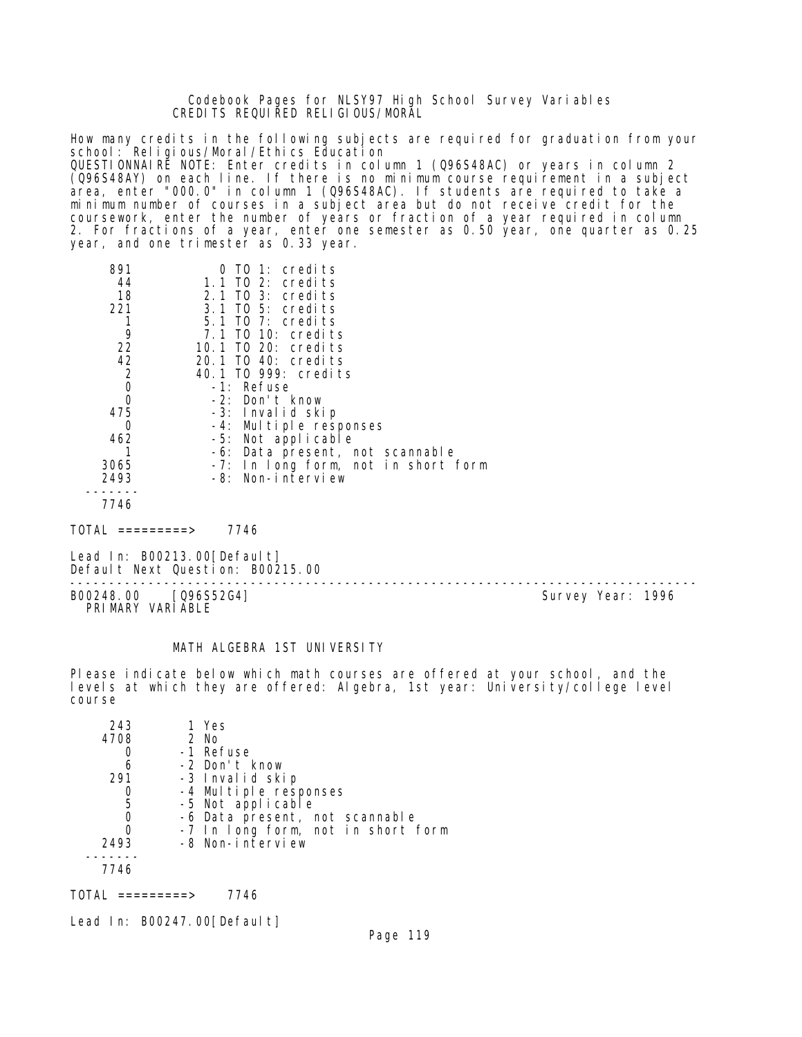# CREDITS REQUIRED RELIGIOUS/MORAL

How many credits in the following subjects are required for graduation from your school: Religious/Moral/Ethics Education
QUESTIONNAIRE NOTE: Enter credits in column 1 (Q96S48AC) or years in column 2 (Q96S48AY) on each line. If there is no minimum course requirement in a subject area, enter "000.0" in column 1 (Q96S48AC). If students are required to take a minimum number of courses in a subject area but do not receive credit for the coursework, enter the number of years or fraction of a year required in column 2. For fractions of a year, enter one semester as 0.50 year, one quarter as 0.25 year, and one trimester as 0.33 year.

```
     891           0 TO 1: credits
      44         1.1 TO 2: credits
      18         2.1 TO 3: credits
     221         3.1 TO 5: credits
       1         5.1 TO 7: credits
       9         7.1 TO 10: credits
      22        10.1 TO 20: credits
      42        20.1 TO 40: credits
       2        40.1 TO 999: credits
       0          -1: Refuse
       0          -2: Don't know
     475          -3: Invalid skip
       0          -4: Multiple responses
     462          -5: Not applicable
       1          -6: Data present, not scannable
    3065          -7: In long form, not in short form
    2493          -8: Non-interview
  -------
    7746

TOTAL =========>    7746
```

Lead In: B00213.00[Default]
Default Next Question: B00215.00

---

B00248.00 [Q96S52G4] Survey Year: 1996
PRIMARY VARIABLE

# MATH ALGEBRA 1ST UNIVERSITY

Please indicate below which math courses are offered at your school, and the levels at which they are offered: Algebra, 1st year: University/college level course

```
     243        1 Yes
    4708        2 No
       0       -1 Refuse
       6       -2 Don't know
     291       -3 Invalid skip
       0       -4 Multiple responses
       5       -5 Not applicable
       0       -6 Data present, not scannable
       0       -7 In long form, not in short form
    2493       -8 Non-interview
  -------
    7746

TOTAL =========>    7746
```

Lead In: B00247.00[Default]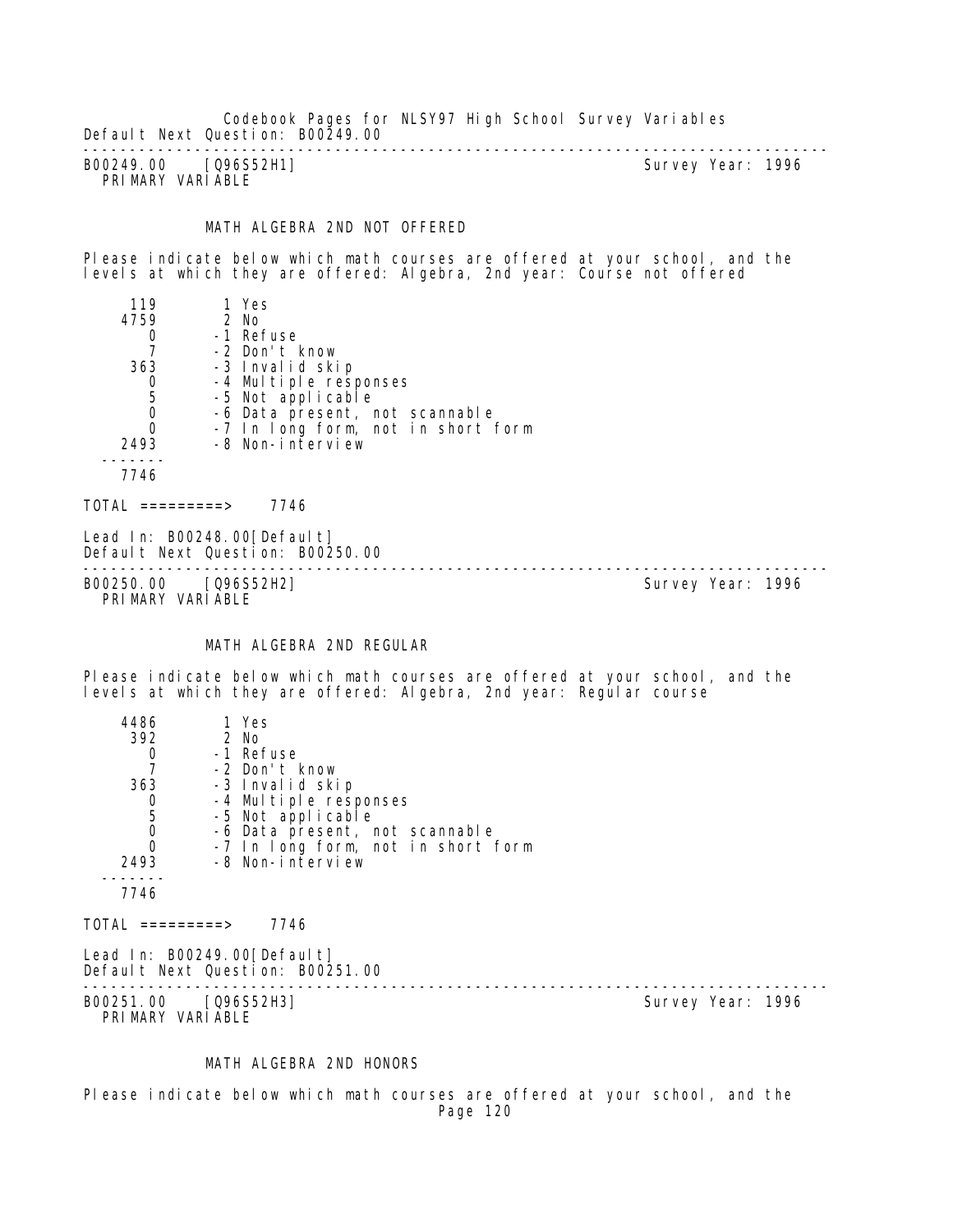Default Next Question: B00249.00

---

B00249.00 [Q96S52H1] Survey Year: 1996
PRIMARY VARIABLE

MATH ALGEBRA 2ND NOT OFFERED

Please indicate below which math courses are offered at your school, and the levels at which they are offered: Algebra, 2nd year: Course not offered

```
     119       1 Yes
    4759       2 No
       0      -1 Refuse
       7      -2 Don't know
     363      -3 Invalid skip
       0      -4 Multiple responses
       5      -5 Not applicable
       0      -6 Data present, not scannable
       0      -7 In long form, not in short form
    2493      -8 Non-interview
  -------
    7746

TOTAL =========>    7746
```

Lead In: B00248.00[Default]
Default Next Question: B00250.00

---

B00250.00 [Q96S52H2] Survey Year: 1996
PRIMARY VARIABLE

MATH ALGEBRA 2ND REGULAR

Please indicate below which math courses are offered at your school, and the levels at which they are offered: Algebra, 2nd year: Regular course

```
    4486       1 Yes
     392       2 No
       0      -1 Refuse
       7      -2 Don't know
     363      -3 Invalid skip
       0      -4 Multiple responses
       5      -5 Not applicable
       0      -6 Data present, not scannable
       0      -7 In long form, not in short form
    2493      -8 Non-interview
  -------
    7746

TOTAL =========>    7746
```

Lead In: B00249.00[Default]
Default Next Question: B00251.00

---

B00251.00 [Q96S52H3] Survey Year: 1996
PRIMARY VARIABLE

MATH ALGEBRA 2ND HONORS

Please indicate below which math courses are offered at your school, and the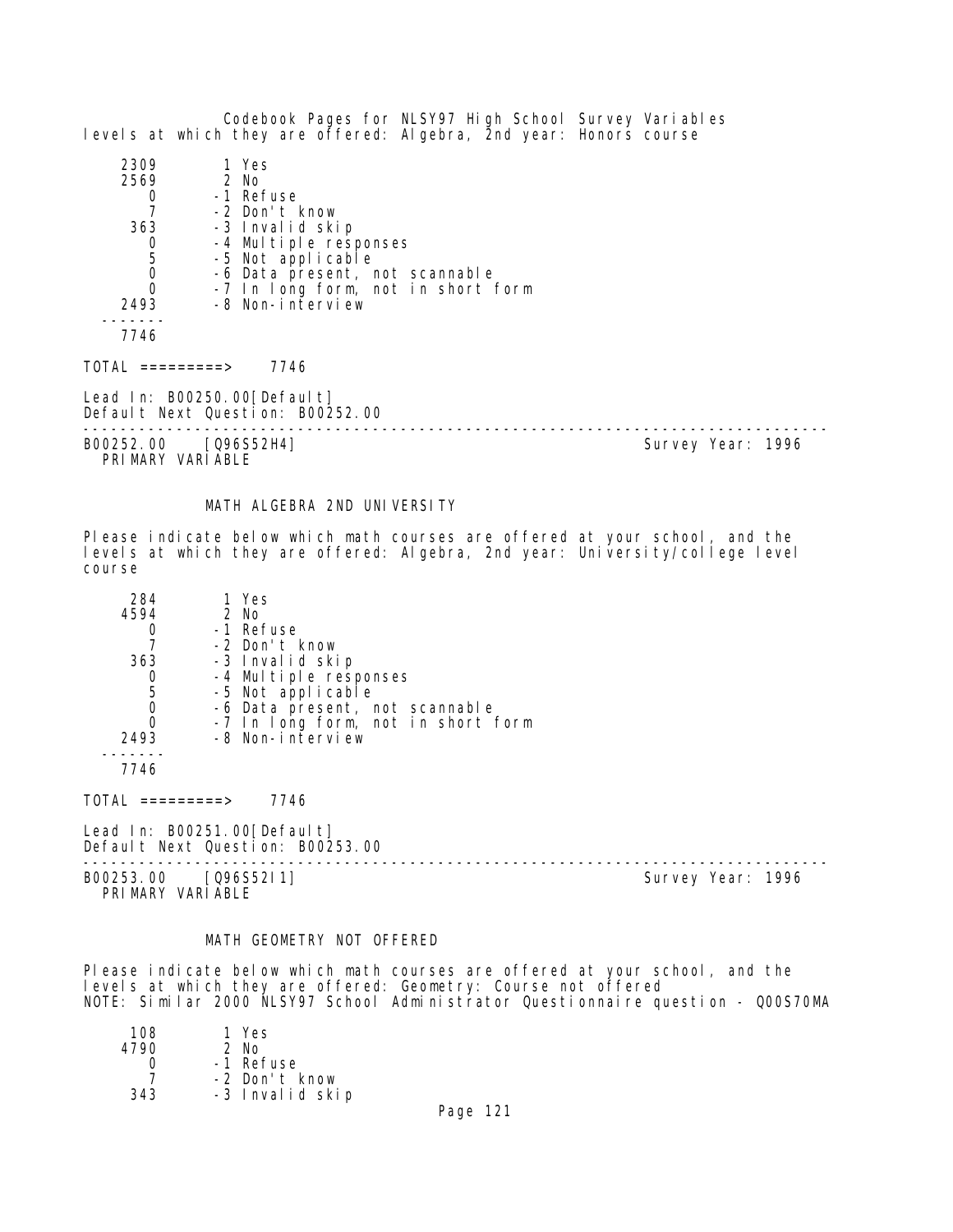levels at which they are offered: Algebra, 2nd year: Honors course

```
   2309       1 Yes
   2569       2 No
      0      -1 Refuse
      7      -2 Don't know
    363      -3 Invalid skip
      0      -4 Multiple responses
      5      -5 Not applicable
      0      -6 Data present, not scannable
      0      -7 In long form, not in short form
   2493      -8 Non-interview
  -------
   7746
```

TOTAL =========> 7746

Lead In: B00250.00[Default]
Default Next Question: B00252.00

---

B00252.00 [Q96S52H4] Survey Year: 1996
PRIMARY VARIABLE

MATH ALGEBRA 2ND UNIVERSITY

Please indicate below which math courses are offered at your school, and the levels at which they are offered: Algebra, 2nd year: University/college level course

```
    284       1 Yes
   4594       2 No
      0      -1 Refuse
      7      -2 Don't know
    363      -3 Invalid skip
      0      -4 Multiple responses
      5      -5 Not applicable
      0      -6 Data present, not scannable
      0      -7 In long form, not in short form
   2493      -8 Non-interview
  -------
   7746
```

TOTAL =========> 7746

Lead In: B00251.00[Default]
Default Next Question: B00253.00

---

B00253.00 [Q96S52I1] Survey Year: 1996
PRIMARY VARIABLE

MATH GEOMETRY NOT OFFERED

Please indicate below which math courses are offered at your school, and the levels at which they are offered: Geometry: Course not offered
NOTE: Similar 2000 NLSY97 School Administrator Questionnaire question - Q00S70MA

```
    108       1 Yes
   4790       2 No
      0      -1 Refuse
      7      -2 Don't know
    343      -3 Invalid skip
```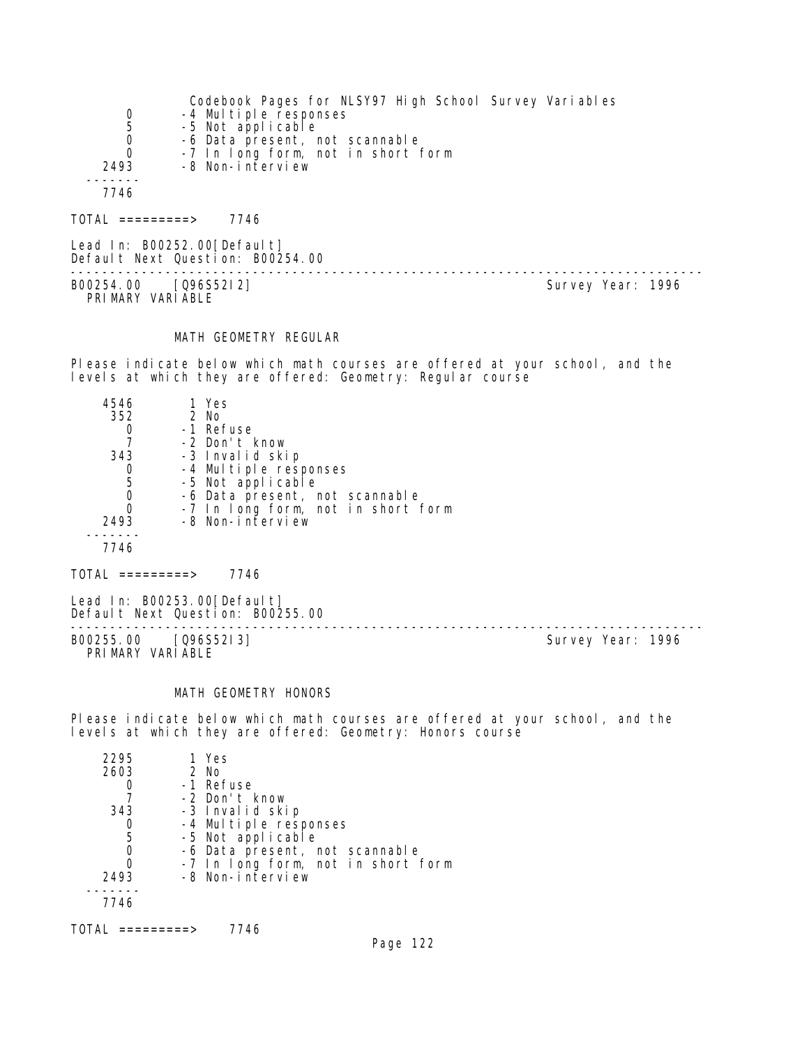| | |
|---|---|
| 0 | -4 Multiple responses |
| 5 | -5 Not applicable |
| 0 | -6 Data present, not scannable |
| 0 | -7 In long form, not in short form |
| 2493 | -8 Non-interview |
| 7746 | |

TOTAL =========> 7746

Lead In: B00252.00[Default]
Default Next Question: B00254.00

---

B00254.00 [Q96S52I2] Survey Year: 1996
PRIMARY VARIABLE

## MATH GEOMETRY REGULAR

Please indicate below which math courses are offered at your school, and the levels at which they are offered: Geometry: Regular course

| | |
|---|---|
| 4546 | 1 Yes |
| 352 | 2 No |
| 0 | -1 Refuse |
| 7 | -2 Don't know |
| 343 | -3 Invalid skip |
| 0 | -4 Multiple responses |
| 5 | -5 Not applicable |
| 0 | -6 Data present, not scannable |
| 0 | -7 In long form, not in short form |
| 2493 | -8 Non-interview |
| 7746 | |

TOTAL =========> 7746

Lead In: B00253.00[Default]
Default Next Question: B00255.00

---

B00255.00 [Q96S52I3] Survey Year: 1996
PRIMARY VARIABLE

## MATH GEOMETRY HONORS

Please indicate below which math courses are offered at your school, and the levels at which they are offered: Geometry: Honors course

| | |
|---|---|
| 2295 | 1 Yes |
| 2603 | 2 No |
| 0 | -1 Refuse |
| 7 | -2 Don't know |
| 343 | -3 Invalid skip |
| 0 | -4 Multiple responses |
| 5 | -5 Not applicable |
| 0 | -6 Data present, not scannable |
| 0 | -7 In long form, not in short form |
| 2493 | -8 Non-interview |
| 7746 | |

TOTAL =========> 7746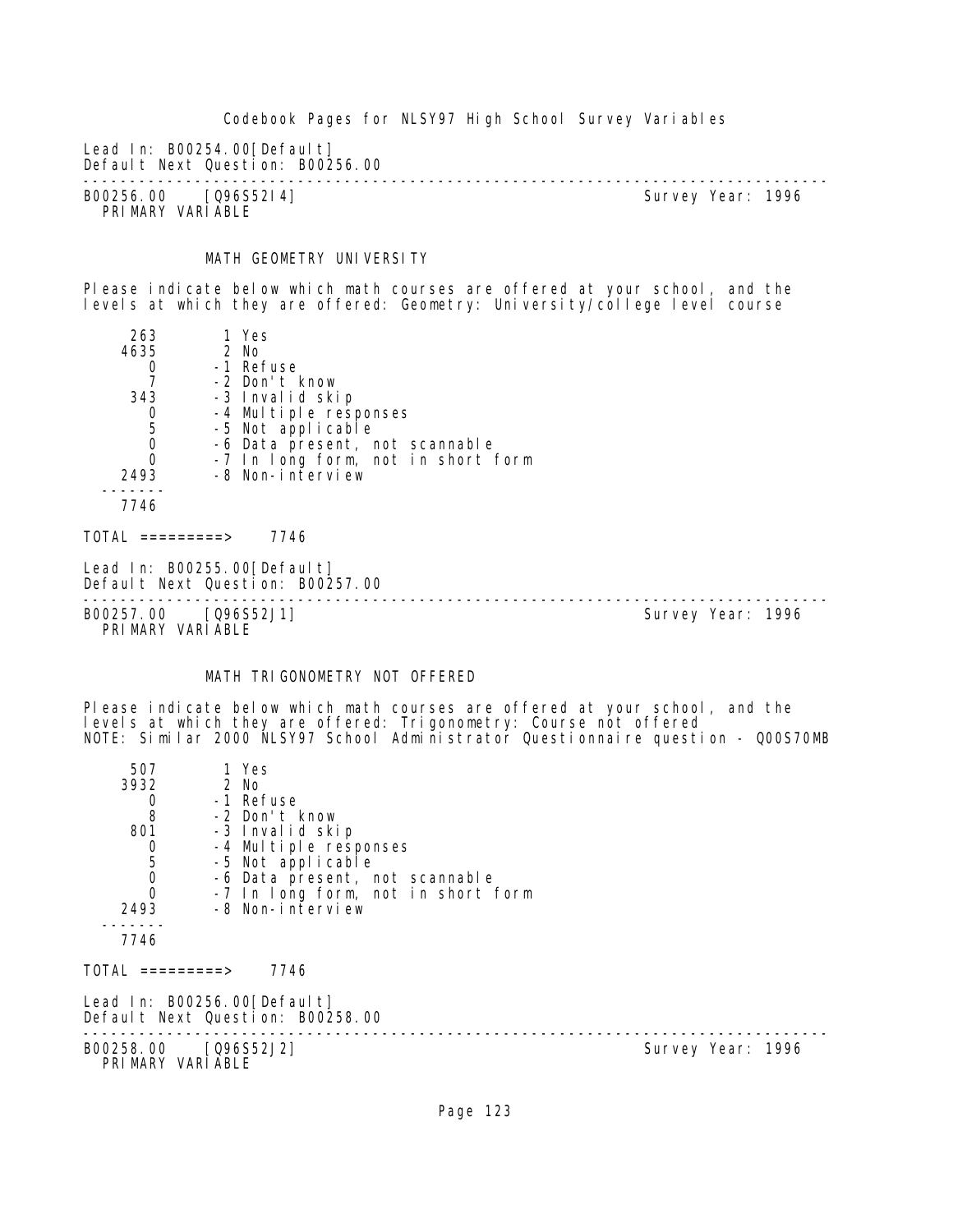Lead In: B00254.00[Default]
Default Next Question: B00256.00

---

B00256.00 [Q96S52I4] Survey Year: 1996
PRIMARY VARIABLE

MATH GEOMETRY UNIVERSITY

Please indicate below which math courses are offered at your school, and the levels at which they are offered: Geometry: University/college level course

```
     263        1 Yes
    4635        2 No
       0       -1 Refuse
       7       -2 Don't know
     343       -3 Invalid skip
       0       -4 Multiple responses
       5       -5 Not applicable
       0       -6 Data present, not scannable
       0       -7 In long form, not in short form
    2493       -8 Non-interview
  -------
    7746

TOTAL =========>    7746
```

Lead In: B00255.00[Default]
Default Next Question: B00257.00

---

B00257.00 [Q96S52J1] Survey Year: 1996
PRIMARY VARIABLE

MATH TRIGONOMETRY NOT OFFERED

Please indicate below which math courses are offered at your school, and the levels at which they are offered: Trigonometry: Course not offered
NOTE: Similar 2000 NLSY97 School Administrator Questionnaire question - Q00S70MB

```
     507        1 Yes
    3932        2 No
       0       -1 Refuse
       8       -2 Don't know
     801       -3 Invalid skip
       0       -4 Multiple responses
       5       -5 Not applicable
       0       -6 Data present, not scannable
       0       -7 In long form, not in short form
    2493       -8 Non-interview
  -------
    7746

TOTAL =========>    7746
```

Lead In: B00256.00[Default]
Default Next Question: B00258.00

---

B00258.00 [Q96S52J2] Survey Year: 1996
PRIMARY VARIABLE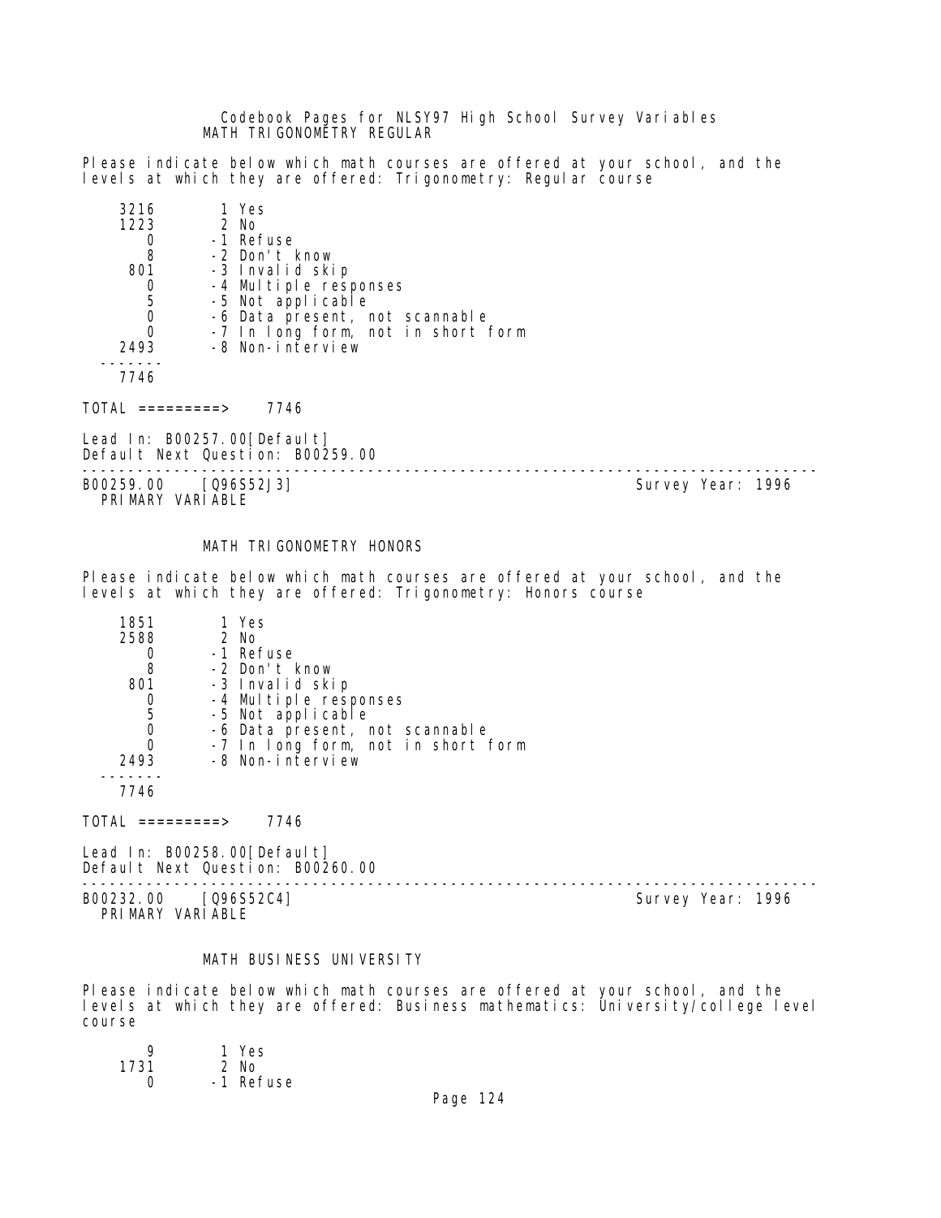MATH TRIGONOMETRY REGULAR

Please indicate below which math courses are offered at your school, and the levels at which they are offered: Trigonometry: Regular course

```
    3216       1 Yes
    1223       2 No
       0      -1 Refuse
       8      -2 Don't know
     801      -3 Invalid skip
       0      -4 Multiple responses
       5      -5 Not applicable
       0      -6 Data present, not scannable
       0      -7 In long form, not in short form
    2493      -8 Non-interview
   -------
    7746
```

TOTAL =========> 7746

Lead In: B00257.00[Default]
Default Next Question: B00259.00

---

B00259.00 [Q96S52J3] Survey Year: 1996
PRIMARY VARIABLE

MATH TRIGONOMETRY HONORS

Please indicate below which math courses are offered at your school, and the levels at which they are offered: Trigonometry: Honors course

```
    1851       1 Yes
    2588       2 No
       0      -1 Refuse
       8      -2 Don't know
     801      -3 Invalid skip
       0      -4 Multiple responses
       5      -5 Not applicable
       0      -6 Data present, not scannable
       0      -7 In long form, not in short form
    2493      -8 Non-interview
   -------
    7746
```

TOTAL =========> 7746

Lead In: B00258.00[Default]
Default Next Question: B00260.00

---

B00232.00 [Q96S52C4] Survey Year: 1996
PRIMARY VARIABLE

MATH BUSINESS UNIVERSITY

Please indicate below which math courses are offered at your school, and the levels at which they are offered: Business mathematics: University/college level course

```
       9       1 Yes
    1731       2 No
       0      -1 Refuse
```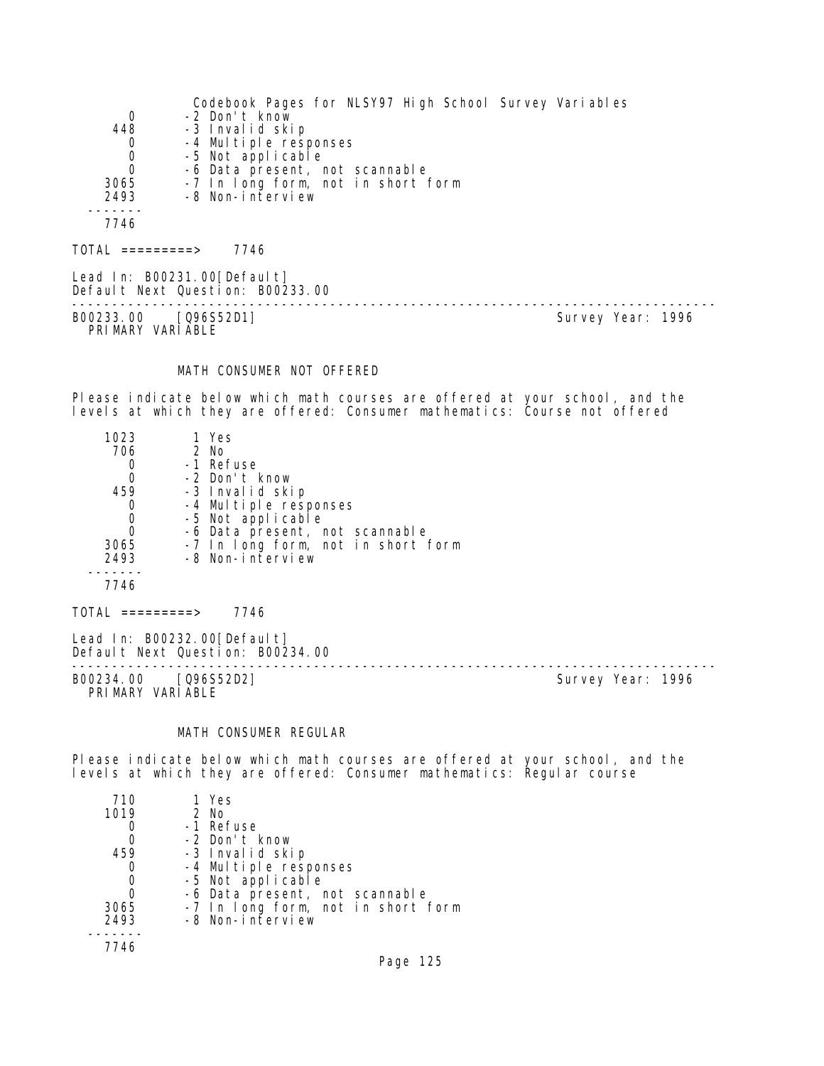| | |
|---|---|
| 0 | -2 Don't know |
| 448 | -3 Invalid skip |
| 0 | -4 Multiple responses |
| 0 | -5 Not applicable |
| 0 | -6 Data present, not scannable |
| 3065 | -7 In long form, not in short form |
| 2493 | -8 Non-interview |
| 7746 | |

TOTAL =========> 7746

Lead In: B00231.00[Default]
Default Next Question: B00233.00

---

B00233.00 [Q96S52D1] Survey Year: 1996
PRIMARY VARIABLE

MATH CONSUMER NOT OFFERED

Please indicate below which math courses are offered at your school, and the levels at which they are offered: Consumer mathematics: Course not offered

| | |
|---|---|
| 1023 | 1 Yes |
| 706 | 2 No |
| 0 | -1 Refuse |
| 0 | -2 Don't know |
| 459 | -3 Invalid skip |
| 0 | -4 Multiple responses |
| 0 | -5 Not applicable |
| 0 | -6 Data present, not scannable |
| 3065 | -7 In long form, not in short form |
| 2493 | -8 Non-interview |
| 7746 | |

TOTAL =========> 7746

Lead In: B00232.00[Default]
Default Next Question: B00234.00

---

B00234.00 [Q96S52D2] Survey Year: 1996
PRIMARY VARIABLE

MATH CONSUMER REGULAR

Please indicate below which math courses are offered at your school, and the levels at which they are offered: Consumer mathematics: Regular course

| | |
|---|---|
| 710 | 1 Yes |
| 1019 | 2 No |
| 0 | -1 Refuse |
| 0 | -2 Don't know |
| 459 | -3 Invalid skip |
| 0 | -4 Multiple responses |
| 0 | -5 Not applicable |
| 0 | -6 Data present, not scannable |
| 3065 | -7 In long form, not in short form |
| 2493 | -8 Non-interview |
| 7746 | |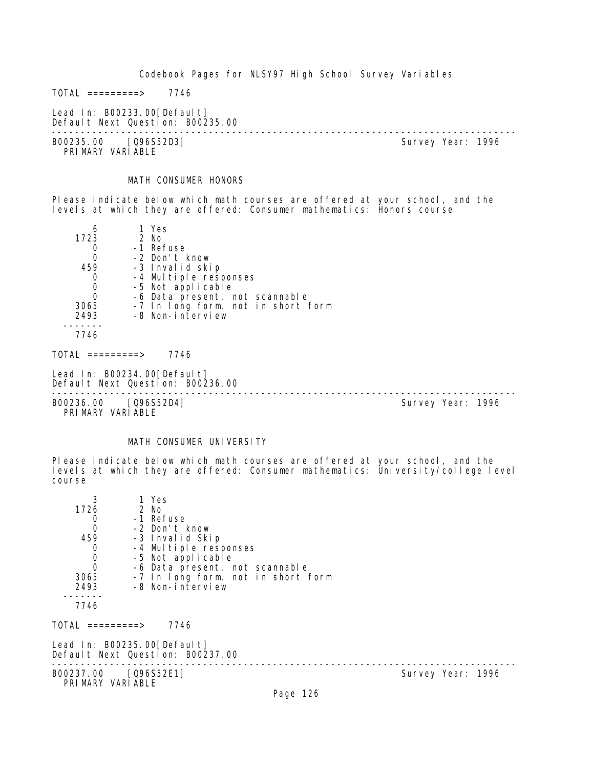TOTAL =========> 7746

Lead In: B00233.00[Default]
Default Next Question: B00235.00

---

B00235.00 [Q96S52D3] Survey Year: 1996
PRIMARY VARIABLE

MATH CONSUMER HONORS

Please indicate below which math courses are offered at your school, and the levels at which they are offered: Consumer mathematics: Honors course

| Count | Code | Label |
|---|---|---|
| 6 | 1 | Yes |
| 1723 | 2 | No |
| 0 | -1 | Refuse |
| 0 | -2 | Don't know |
| 459 | -3 | Invalid skip |
| 0 | -4 | Multiple responses |
| 0 | -5 | Not applicable |
| 0 | -6 | Data present, not scannable |
| 3065 | -7 | In long form, not in short form |
| 2493 | -8 | Non-interview |
| 7746 | | |

TOTAL =========> 7746

Lead In: B00234.00[Default]
Default Next Question: B00236.00

---

B00236.00 [Q96S52D4] Survey Year: 1996
PRIMARY VARIABLE

MATH CONSUMER UNIVERSITY

Please indicate below which math courses are offered at your school, and the levels at which they are offered: Consumer mathematics: University/college level course

| Count | Code | Label |
|---|---|---|
| 3 | 1 | Yes |
| 1726 | 2 | No |
| 0 | -1 | Refuse |
| 0 | -2 | Don't know |
| 459 | -3 | Invalid Skip |
| 0 | -4 | Multiple responses |
| 0 | -5 | Not applicable |
| 0 | -6 | Data present, not scannable |
| 3065 | -7 | In long form, not in short form |
| 2493 | -8 | Non-interview |
| 7746 | | |

TOTAL =========> 7746

Lead In: B00235.00[Default]
Default Next Question: B00237.00

---

B00237.00 [Q96S52E1] Survey Year: 1996
PRIMARY VARIABLE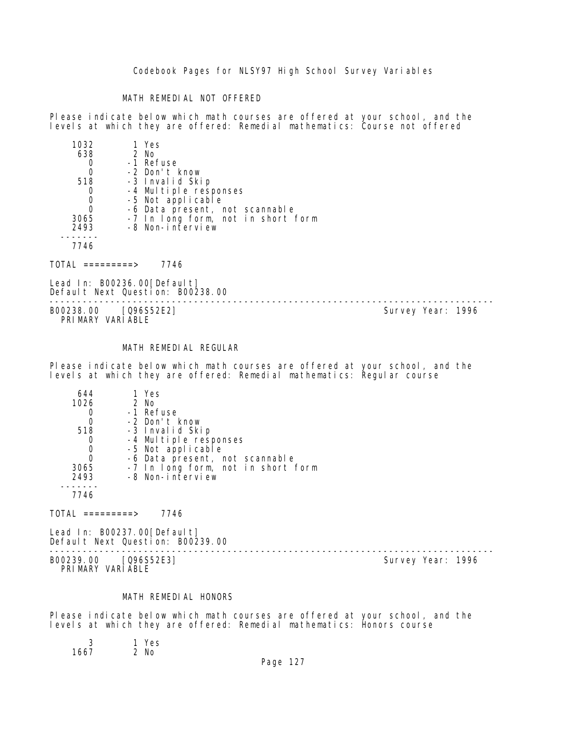## MATH REMEDIAL NOT OFFERED

Please indicate below which math courses are offered at your school, and the levels at which they are offered: Remedial mathematics: Course not offered

```
    1032        1 Yes
     638        2 No
       0       -1 Refuse
       0       -2 Don't know
     518       -3 Invalid Skip
       0       -4 Multiple responses
       0       -5 Not applicable
       0       -6 Data present, not scannable
    3065       -7 In long form, not in short form
    2493       -8 Non-interview
  -------
    7746
```

TOTAL =========> 7746

Lead In: B00236.00[Default]
Default Next Question: B00238.00

---

B00238.00 [Q96S52E2] Survey Year: 1996
PRIMARY VARIABLE

## MATH REMEDIAL REGULAR

Please indicate below which math courses are offered at your school, and the levels at which they are offered: Remedial mathematics: Regular course

```
     644        1 Yes
    1026        2 No
       0       -1 Refuse
       0       -2 Don't know
     518       -3 Invalid Skip
       0       -4 Multiple responses
       0       -5 Not applicable
       0       -6 Data present, not scannable
    3065       -7 In long form, not in short form
    2493       -8 Non-interview
  -------
    7746
```

TOTAL =========> 7746

Lead In: B00237.00[Default]
Default Next Question: B00239.00

---

B00239.00 [Q96S52E3] Survey Year: 1996
PRIMARY VARIABLE

## MATH REMEDIAL HONORS

Please indicate below which math courses are offered at your school, and the levels at which they are offered: Remedial mathematics: Honors course

```
       3        1 Yes
    1667        2 No
```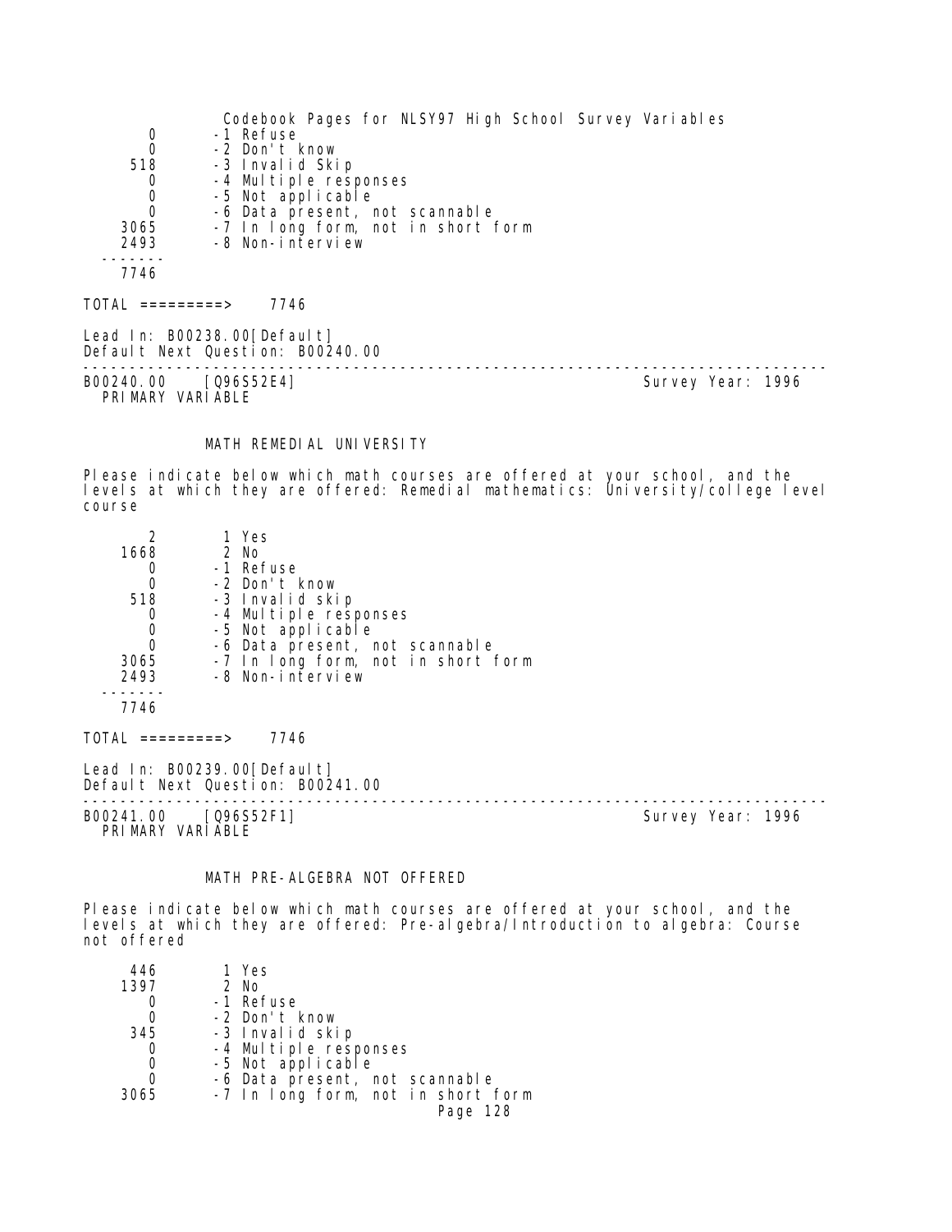```
     0       -1 Refuse
     0       -2 Don't know
   518       -3 Invalid Skip
     0       -4 Multiple responses
     0       -5 Not applicable
     0       -6 Data present, not scannable
  3065       -7 In long form, not in short form
  2493       -8 Non-interview
 -------
  7746
```

TOTAL =========> 7746

Lead In: B00238.00[Default]
Default Next Question: B00240.00

---

B00240.00 [Q96S52E4] Survey Year: 1996
PRIMARY VARIABLE

MATH REMEDIAL UNIVERSITY

Please indicate below which math courses are offered at your school, and the levels at which they are offered: Remedial mathematics: University/college level course

```
     2        1 Yes
  1668        2 No
     0       -1 Refuse
     0       -2 Don't know
   518       -3 Invalid skip
     0       -4 Multiple responses
     0       -5 Not applicable
     0       -6 Data present, not scannable
  3065       -7 In long form, not in short form
  2493       -8 Non-interview
 -------
  7746
```

TOTAL =========> 7746

Lead In: B00239.00[Default]
Default Next Question: B00241.00

---

B00241.00 [Q96S52F1] Survey Year: 1996
PRIMARY VARIABLE

MATH PRE-ALGEBRA NOT OFFERED

Please indicate below which math courses are offered at your school, and the levels at which they are offered: Pre-algebra/Introduction to algebra: Course not offered

```
   446        1 Yes
  1397        2 No
     0       -1 Refuse
     0       -2 Don't know
   345       -3 Invalid skip
     0       -4 Multiple responses
     0       -5 Not applicable
     0       -6 Data present, not scannable
  3065       -7 In long form, not in short form
```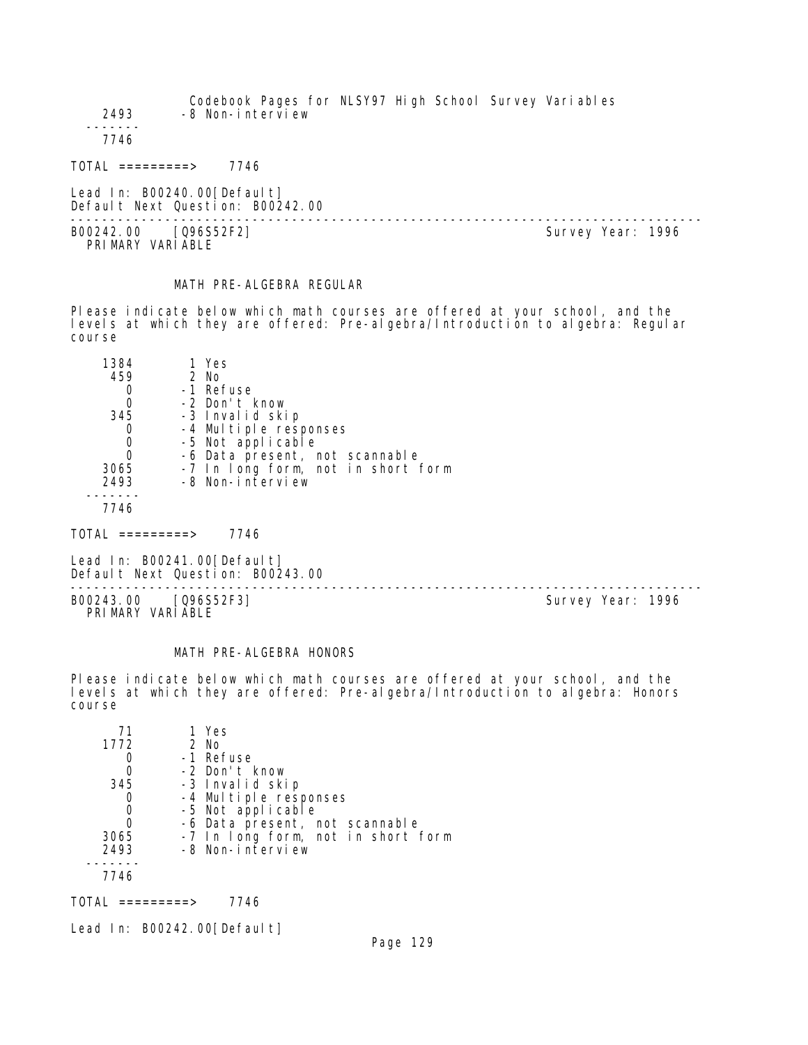```
    2493      -8 Non-interview
   -------
    7746

TOTAL =========>    7746

Lead In: B00240.00[Default]
Default Next Question: B00242.00
```

---

B00242.00    [Q96S52F2]                                        Survey Year: 1996

PRIMARY VARIABLE

### MATH PRE-ALGEBRA REGULAR

Please indicate below which math courses are offered at your school, and the levels at which they are offered: Pre-algebra/Introduction to algebra: Regular course

```
    1384       1 Yes
     459       2 No
       0      -1 Refuse
       0      -2 Don't know
     345      -3 Invalid skip
       0      -4 Multiple responses
       0      -5 Not applicable
       0      -6 Data present, not scannable
    3065      -7 In long form, not in short form
    2493      -8 Non-interview
   -------
    7746

TOTAL =========>    7746

Lead In: B00241.00[Default]
Default Next Question: B00243.00
```

---

B00243.00    [Q96S52F3]                                        Survey Year: 1996

PRIMARY VARIABLE

### MATH PRE-ALGEBRA HONORS

Please indicate below which math courses are offered at your school, and the levels at which they are offered: Pre-algebra/Introduction to algebra: Honors course

```
      71       1 Yes
    1772       2 No
       0      -1 Refuse
       0      -2 Don't know
     345      -3 Invalid skip
       0      -4 Multiple responses
       0      -5 Not applicable
       0      -6 Data present, not scannable
    3065      -7 In long form, not in short form
    2493      -8 Non-interview
   -------
    7746

TOTAL =========>    7746

Lead In: B00242.00[Default]
```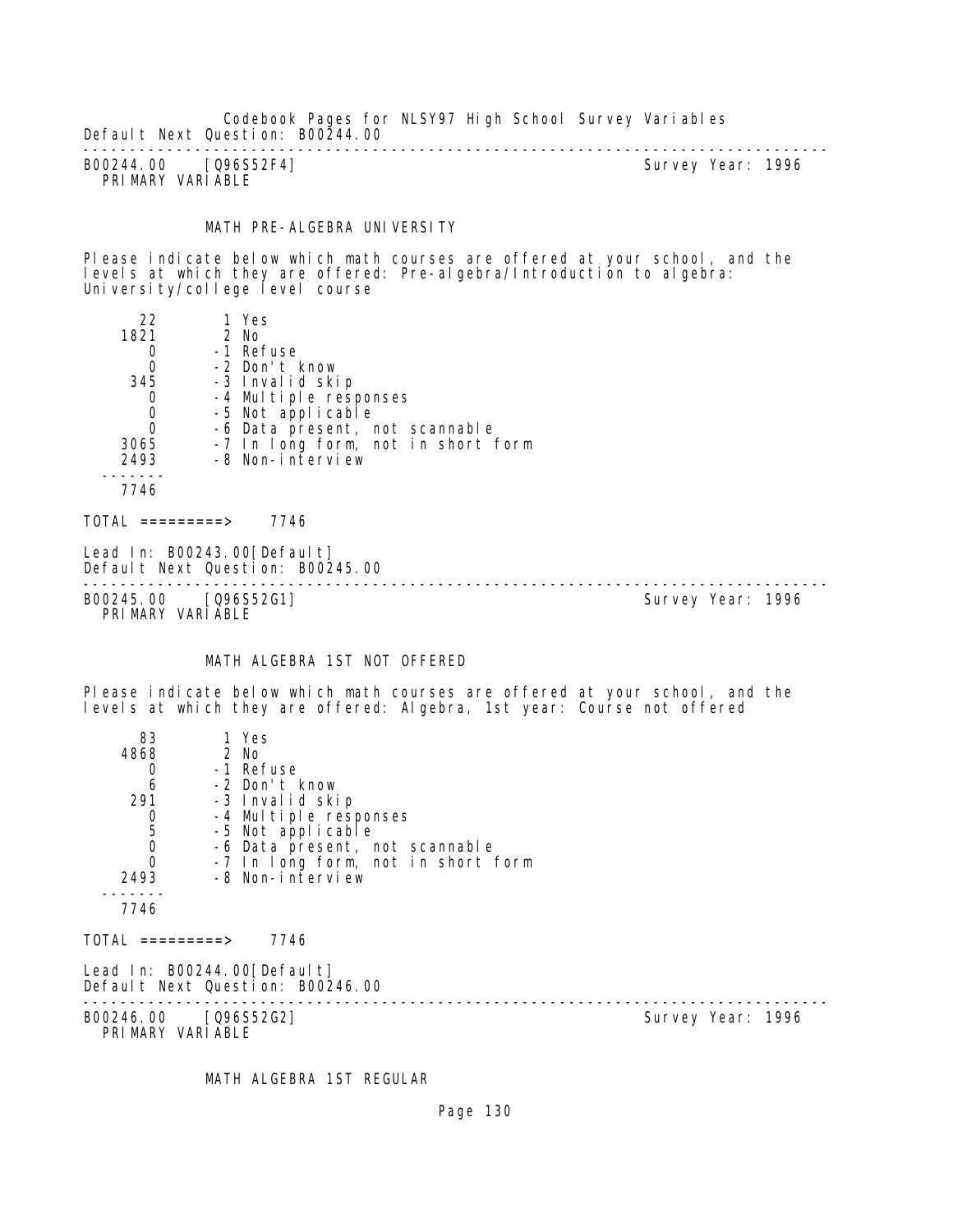Codebook Pages for NLSY97 High School Survey Variables
Default Next Question: B00244.00

---

B00244.00 [Q96S52F4] Survey Year: 1996
PRIMARY VARIABLE

MATH PRE-ALGEBRA UNIVERSITY

Please indicate below which math courses are offered at your school, and the levels at which they are offered: Pre-algebra/Introduction to algebra: University/college level course

```
      22        1 Yes
    1821        2 No
       0       -1 Refuse
       0       -2 Don't know
     345       -3 Invalid skip
       0       -4 Multiple responses
       0       -5 Not applicable
       0       -6 Data present, not scannable
    3065       -7 In long form, not in short form
    2493       -8 Non-interview
 -------
    7746
```

TOTAL =========> 7746

Lead In: B00243.00[Default]
Default Next Question: B00245.00

---

B00245.00 [Q96S52G1] Survey Year: 1996
PRIMARY VARIABLE

MATH ALGEBRA 1ST NOT OFFERED

Please indicate below which math courses are offered at your school, and the levels at which they are offered: Algebra, 1st year: Course not offered

```
      83        1 Yes
    4868        2 No
       0       -1 Refuse
       6       -2 Don't know
     291       -3 Invalid skip
       0       -4 Multiple responses
       5       -5 Not applicable
       0       -6 Data present, not scannable
       0       -7 In long form, not in short form
    2493       -8 Non-interview
 -------
    7746
```

TOTAL =========> 7746

Lead In: B00244.00[Default]
Default Next Question: B00246.00

---

B00246.00 [Q96S52G2] Survey Year: 1996
PRIMARY VARIABLE

MATH ALGEBRA 1ST REGULAR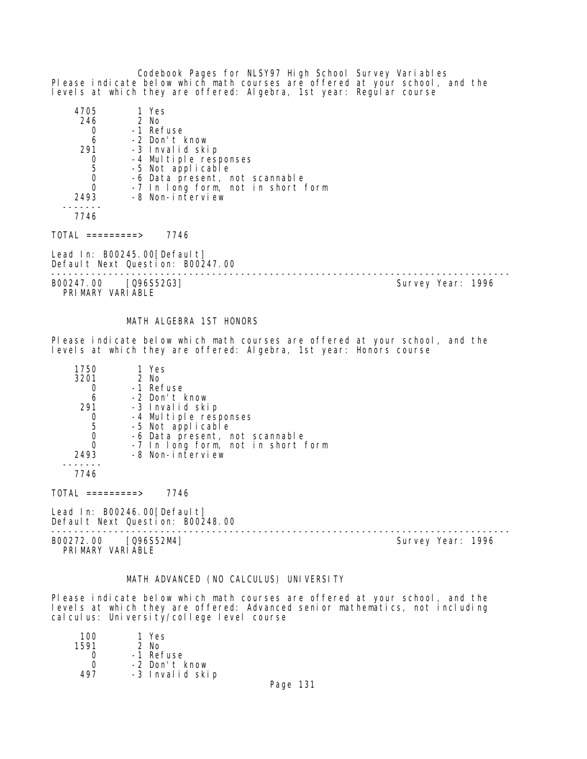Please indicate below which math courses are offered at your school, and the levels at which they are offered: Algebra, 1st year: Regular course

```
    4705        1 Yes
     246        2 No
       0       -1 Refuse
       6       -2 Don't know
     291       -3 Invalid skip
       0       -4 Multiple responses
       5       -5 Not applicable
       0       -6 Data present, not scannable
       0       -7 In long form, not in short form
    2493       -8 Non-interview
  -------
    7746
```

TOTAL =========> 7746

Lead In: B00245.00[Default]
Default Next Question: B00247.00

---

B00247.00 [Q96S52G3] Survey Year: 1996
PRIMARY VARIABLE

## MATH ALGEBRA 1ST HONORS

Please indicate below which math courses are offered at your school, and the levels at which they are offered: Algebra, 1st year: Honors course

```
    1750        1 Yes
    3201        2 No
       0       -1 Refuse
       6       -2 Don't know
     291       -3 Invalid skip
       0       -4 Multiple responses
       5       -5 Not applicable
       0       -6 Data present, not scannable
       0       -7 In long form, not in short form
    2493       -8 Non-interview
  -------
    7746
```

TOTAL =========> 7746

Lead In: B00246.00[Default]
Default Next Question: B00248.00

---

B00272.00 [Q96S52M4] Survey Year: 1996
PRIMARY VARIABLE

## MATH ADVANCED (NO CALCULUS) UNIVERSITY

Please indicate below which math courses are offered at your school, and the levels at which they are offered: Advanced senior mathematics, not including calculus: University/college level course

```
     100        1 Yes
    1591        2 No
       0       -1 Refuse
       0       -2 Don't know
     497       -3 Invalid skip
```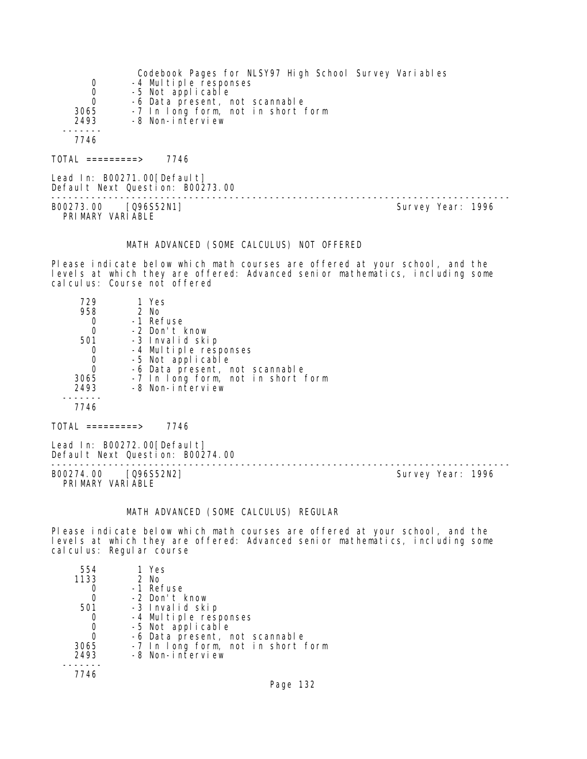```
     0       -4 Multiple responses
     0       -5 Not applicable
     0       -6 Data present, not scannable
  3065       -7 In long form, not in short form
  2493       -8 Non-interview
 -------
  7746
```

TOTAL =========>    7746

Lead In: B00271.00[Default]
Default Next Question: B00273.00

---

B00273.00    [Q96S52N1]                                    Survey Year: 1996
PRIMARY VARIABLE

### MATH ADVANCED (SOME CALCULUS) NOT OFFERED

Please indicate below which math courses are offered at your school, and the levels at which they are offered: Advanced senior mathematics, including some calculus: Course not offered

```
   729        1 Yes
   958        2 No
     0       -1 Refuse
     0       -2 Don't know
   501       -3 Invalid skip
     0       -4 Multiple responses
     0       -5 Not applicable
     0       -6 Data present, not scannable
  3065       -7 In long form, not in short form
  2493       -8 Non-interview
 -------
  7746
```

TOTAL =========>    7746

Lead In: B00272.00[Default]
Default Next Question: B00274.00

---

B00274.00    [Q96S52N2]                                    Survey Year: 1996
PRIMARY VARIABLE

### MATH ADVANCED (SOME CALCULUS) REGULAR

Please indicate below which math courses are offered at your school, and the levels at which they are offered: Advanced senior mathematics, including some calculus: Regular course

```
   554        1 Yes
  1133        2 No
     0       -1 Refuse
     0       -2 Don't know
   501       -3 Invalid skip
     0       -4 Multiple responses
     0       -5 Not applicable
     0       -6 Data present, not scannable
  3065       -7 In long form, not in short form
  2493       -8 Non-interview
 -------
  7746
```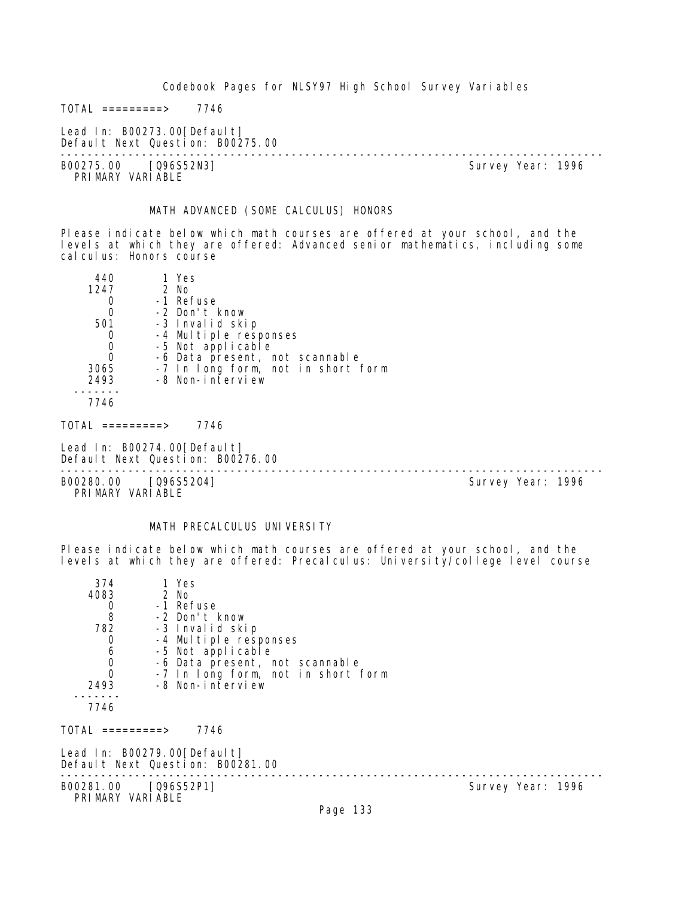TOTAL =========>    7746

Lead In: B00273.00[Default]
Default Next Question: B00275.00

---

B00275.00    [Q96S52N3]                                    Survey Year: 1996
PRIMARY VARIABLE

MATH ADVANCED (SOME CALCULUS) HONORS

Please indicate below which math courses are offered at your school, and the levels at which they are offered: Advanced senior mathematics, including some calculus: Honors course

| Count | Code | Label |
|---|---|---|
| 440 | 1 | Yes |
| 1247 | 2 | No |
| 0 | -1 | Refuse |
| 0 | -2 | Don't know |
| 501 | -3 | Invalid skip |
| 0 | -4 | Multiple responses |
| 0 | -5 | Not applicable |
| 0 | -6 | Data present, not scannable |
| 3065 | -7 | In long form, not in short form |
| 2493 | -8 | Non-interview |
| 7746 | | |

TOTAL =========>    7746

Lead In: B00274.00[Default]
Default Next Question: B00276.00

---

B00280.00    [Q96S52O4]                                    Survey Year: 1996
PRIMARY VARIABLE

MATH PRECALCULUS UNIVERSITY

Please indicate below which math courses are offered at your school, and the levels at which they are offered: Precalculus: University/college level course

| Count | Code | Label |
|---|---|---|
| 374 | 1 | Yes |
| 4083 | 2 | No |
| 0 | -1 | Refuse |
| 8 | -2 | Don't know |
| 782 | -3 | Invalid skip |
| 0 | -4 | Multiple responses |
| 6 | -5 | Not applicable |
| 0 | -6 | Data present, not scannable |
| 0 | -7 | In long form, not in short form |
| 2493 | -8 | Non-interview |
| 7746 | | |

TOTAL =========>    7746

Lead In: B00279.00[Default]
Default Next Question: B00281.00

---

B00281.00    [Q96S52P1]                                    Survey Year: 1996
PRIMARY VARIABLE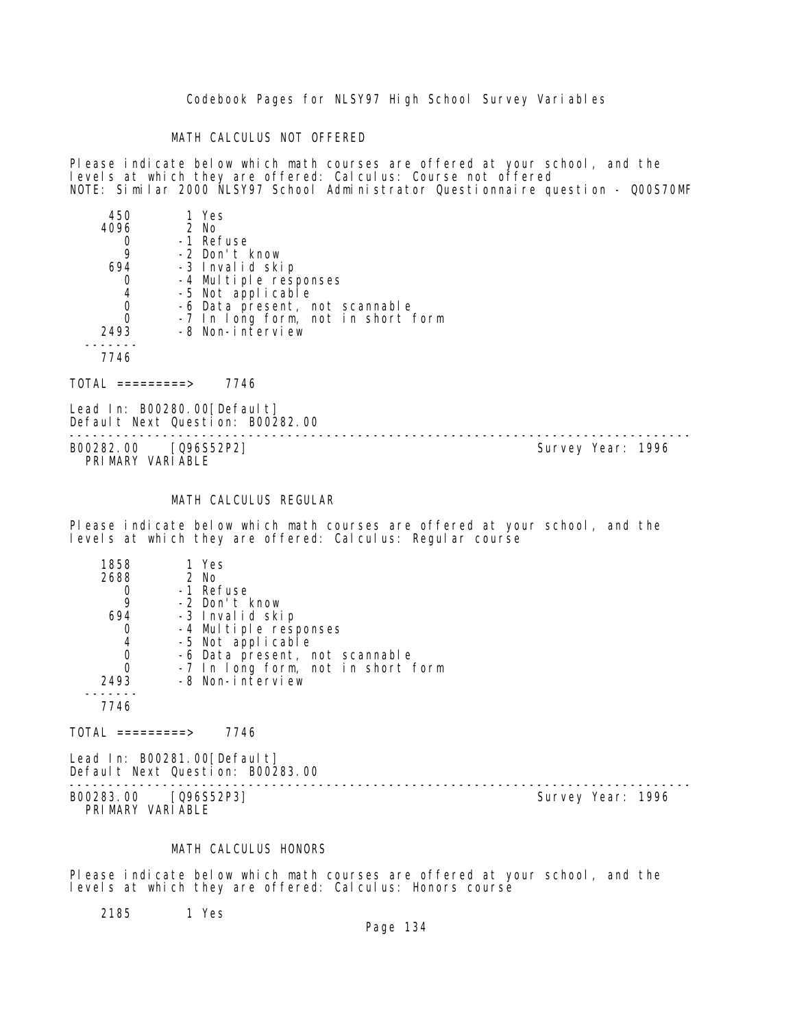## MATH CALCULUS NOT OFFERED

Please indicate below which math courses are offered at your school, and the levels at which they are offered: Calculus: Course not offered
NOTE: Similar 2000 NLSY97 School Administrator Questionnaire question - Q00S70MF

```
     450        1 Yes
    4096        2 No
       0       -1 Refuse
       9       -2 Don't know
     694       -3 Invalid skip
       0       -4 Multiple responses
       4       -5 Not applicable
       0       -6 Data present, not scannable
       0       -7 In long form, not in short form
    2493       -8 Non-interview
  -------
    7746

TOTAL =========>    7746
```

Lead In: B00280.00[Default]
Default Next Question: B00282.00

---

B00282.00 [Q96S52P2] Survey Year: 1996
PRIMARY VARIABLE

## MATH CALCULUS REGULAR

Please indicate below which math courses are offered at your school, and the levels at which they are offered: Calculus: Regular course

```
    1858        1 Yes
    2688        2 No
       0       -1 Refuse
       9       -2 Don't know
     694       -3 Invalid skip
       0       -4 Multiple responses
       4       -5 Not applicable
       0       -6 Data present, not scannable
       0       -7 In long form, not in short form
    2493       -8 Non-interview
  -------
    7746

TOTAL =========>    7746
```

Lead In: B00281.00[Default]
Default Next Question: B00283.00

---

B00283.00 [Q96S52P3] Survey Year: 1996
PRIMARY VARIABLE

## MATH CALCULUS HONORS

Please indicate below which math courses are offered at your school, and the levels at which they are offered: Calculus: Honors course

```
    2185        1 Yes
```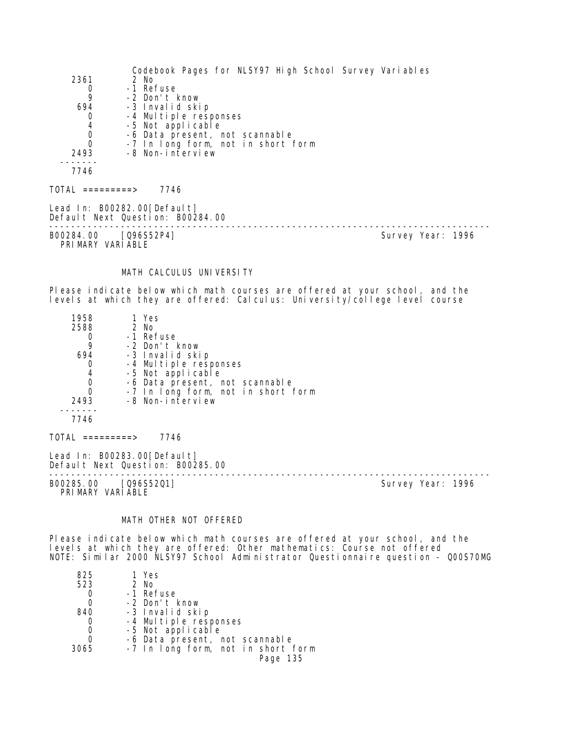| | |
|---|---|
| 2361 | 2 No |
| 0 | -1 Refuse |
| 9 | -2 Don't know |
| 694 | -3 Invalid skip |
| 0 | -4 Multiple responses |
| 4 | -5 Not applicable |
| 0 | -6 Data present, not scannable |
| 0 | -7 In long form, not in short form |
| 2493 | -8 Non-interview |
| 7746 | |

TOTAL =========> 7746

Lead In: B00282.00[Default]
Default Next Question: B00284.00

---

B00284.00 [Q96S52P4] Survey Year: 1996
PRIMARY VARIABLE

MATH CALCULUS UNIVERSITY

Please indicate below which math courses are offered at your school, and the levels at which they are offered: Calculus: University/college level course

| | |
|---|---|
| 1958 | 1 Yes |
| 2588 | 2 No |
| 0 | -1 Refuse |
| 9 | -2 Don't know |
| 694 | -3 Invalid skip |
| 0 | -4 Multiple responses |
| 4 | -5 Not applicable |
| 0 | -6 Data present, not scannable |
| 0 | -7 In long form, not in short form |
| 2493 | -8 Non-interview |
| 7746 | |

TOTAL =========> 7746

Lead In: B00283.00[Default]
Default Next Question: B00285.00

---

B00285.00 [Q96S52Q1] Survey Year: 1996
PRIMARY VARIABLE

MATH OTHER NOT OFFERED

Please indicate below which math courses are offered at your school, and the levels at which they are offered: Other mathematics: Course not offered
NOTE: Similar 2000 NLSY97 School Administrator Questionnaire question - Q00S70MG

| | |
|---|---|
| 825 | 1 Yes |
| 523 | 2 No |
| 0 | -1 Refuse |
| 0 | -2 Don't know |
| 840 | -3 Invalid skip |
| 0 | -4 Multiple responses |
| 0 | -5 Not applicable |
| 0 | -6 Data present, not scannable |
| 3065 | -7 In long form, not in short form |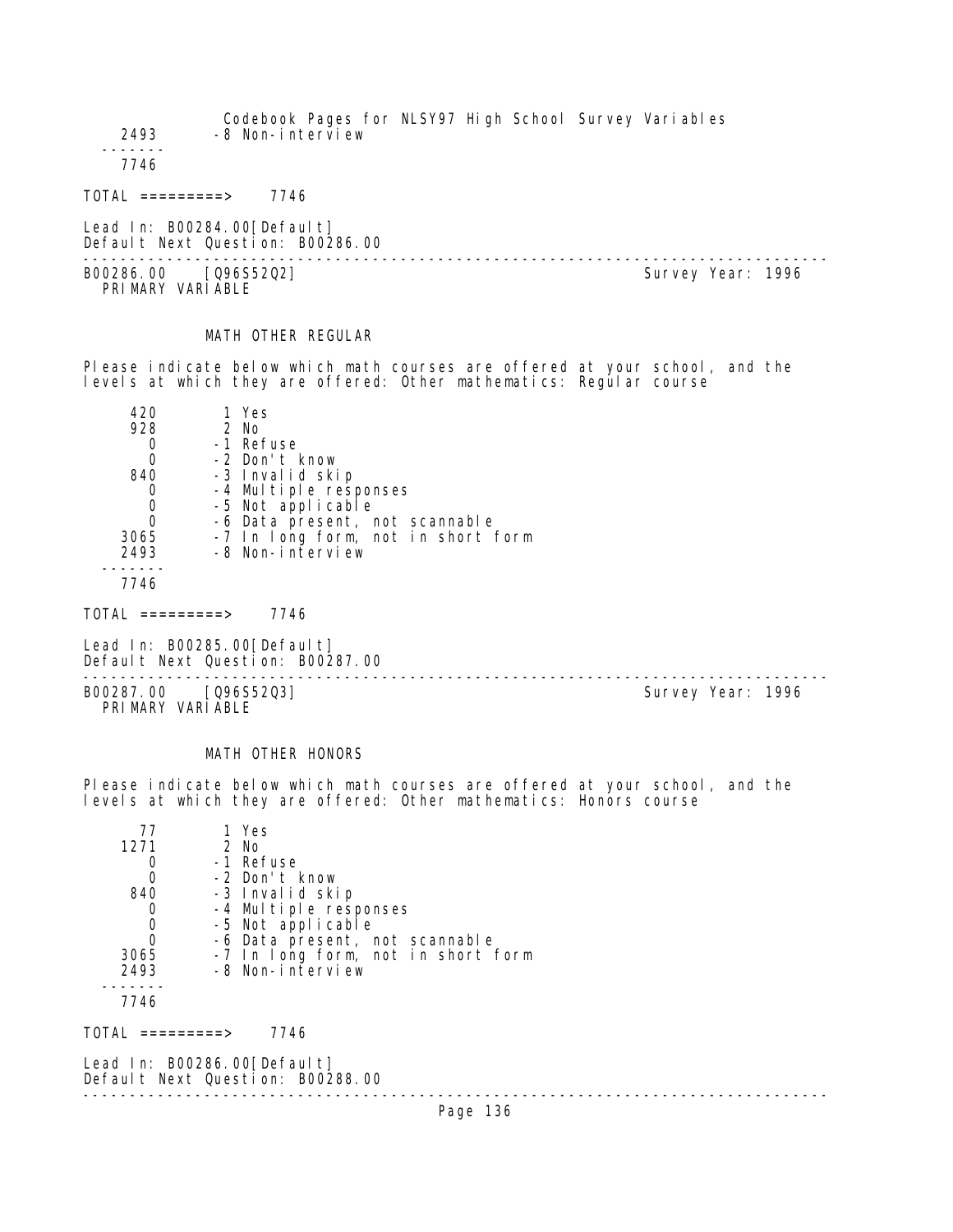```
   2493      -8 Non-interview
  -------
   7746

TOTAL =========>    7746

Lead In: B00284.00[Default]
Default Next Question: B00286.00
```

---

```
B00286.00    [Q96S52Q2]                                      Survey Year: 1996
  PRIMARY VARIABLE
```

MATH OTHER REGULAR

Please indicate below which math courses are offered at your school, and the levels at which they are offered: Other mathematics: Regular course

```
    420        1 Yes
    928        2 No
      0       -1 Refuse
      0       -2 Don't know
    840       -3 Invalid skip
      0       -4 Multiple responses
      0       -5 Not applicable
      0       -6 Data present, not scannable
   3065       -7 In long form, not in short form
   2493       -8 Non-interview
  -------
   7746

TOTAL =========>    7746

Lead In: B00285.00[Default]
Default Next Question: B00287.00
```

---

```
B00287.00    [Q96S52Q3]                                      Survey Year: 1996
  PRIMARY VARIABLE
```

MATH OTHER HONORS

Please indicate below which math courses are offered at your school, and the levels at which they are offered: Other mathematics: Honors course

```
     77        1 Yes
   1271        2 No
      0       -1 Refuse
      0       -2 Don't know
    840       -3 Invalid skip
      0       -4 Multiple responses
      0       -5 Not applicable
      0       -6 Data present, not scannable
   3065       -7 In long form, not in short form
   2493       -8 Non-interview
  -------
   7746

TOTAL =========>    7746

Lead In: B00286.00[Default]
Default Next Question: B00288.00
```

---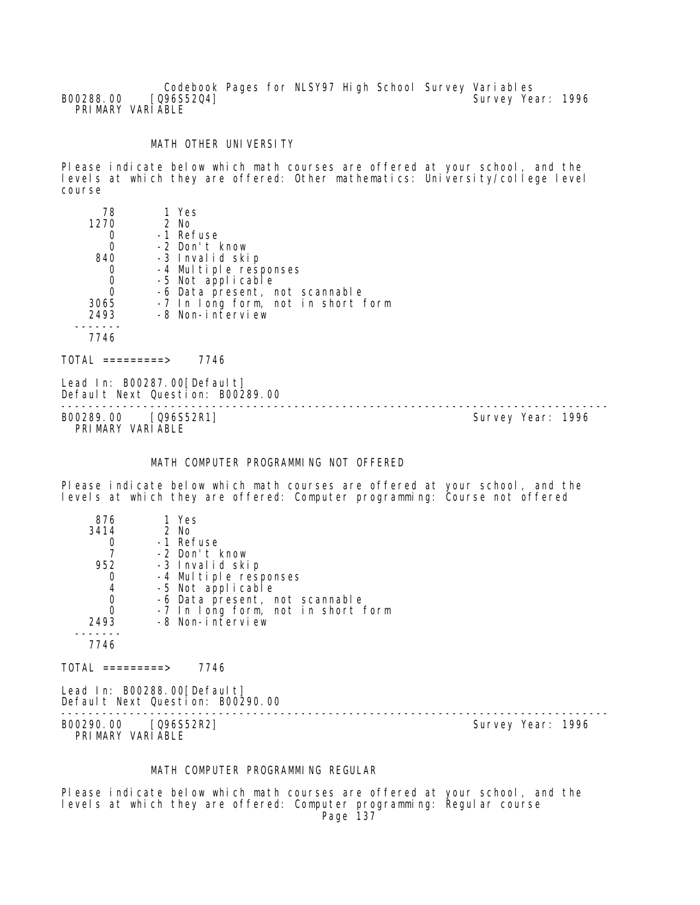B00288.00 [Q96S52Q4] Survey Year: 1996
PRIMARY VARIABLE

MATH OTHER UNIVERSITY

Please indicate below which math courses are offered at your school, and the levels at which they are offered: Other mathematics: University/college level course

| Count | Code | Response |
|---|---|---|
| 78 | 1 | Yes |
| 1270 | 2 | No |
| 0 | -1 | Refuse |
| 0 | -2 | Don't know |
| 840 | -3 | Invalid skip |
| 0 | -4 | Multiple responses |
| 0 | -5 | Not applicable |
| 0 | -6 | Data present, not scannable |
| 3065 | -7 | In long form, not in short form |
| 2493 | -8 | Non-interview |
| 7746 | | |

TOTAL =========> 7746

Lead In: B00287.00[Default]
Default Next Question: B00289.00

---

B00289.00 [Q96S52R1] Survey Year: 1996
PRIMARY VARIABLE

MATH COMPUTER PROGRAMMING NOT OFFERED

Please indicate below which math courses are offered at your school, and the levels at which they are offered: Computer programming: Course not offered

| Count | Code | Response |
|---|---|---|
| 876 | 1 | Yes |
| 3414 | 2 | No |
| 0 | -1 | Refuse |
| 7 | -2 | Don't know |
| 952 | -3 | Invalid skip |
| 0 | -4 | Multiple responses |
| 4 | -5 | Not applicable |
| 0 | -6 | Data present, not scannable |
| 0 | -7 | In long form, not in short form |
| 2493 | -8 | Non-interview |
| 7746 | | |

TOTAL =========> 7746

Lead In: B00288.00[Default]
Default Next Question: B00290.00

---

B00290.00 [Q96S52R2] Survey Year: 1996
PRIMARY VARIABLE

MATH COMPUTER PROGRAMMING REGULAR

Please indicate below which math courses are offered at your school, and the levels at which they are offered: Computer programming: Regular course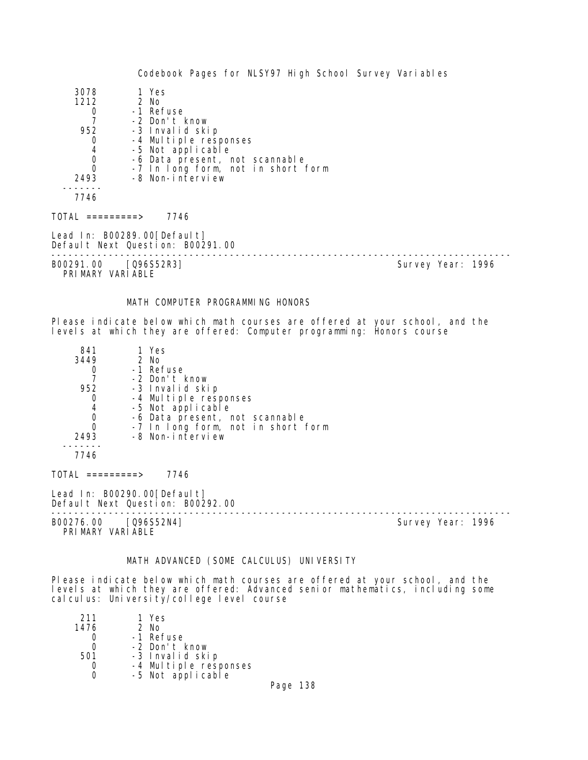| | |
|---|---|
| 3078 | 1 Yes |
| 1212 | 2 No |
| 0 | -1 Refuse |
| 7 | -2 Don't know |
| 952 | -3 Invalid skip |
| 0 | -4 Multiple responses |
| 4 | -5 Not applicable |
| 0 | -6 Data present, not scannable |
| 0 | -7 In long form, not in short form |
| 2493 | -8 Non-interview |
| 7746 | |

TOTAL =========> 7746

Lead In: B00289.00[Default]
Default Next Question: B00291.00

---

B00291.00 [Q96S52R3] Survey Year: 1996
PRIMARY VARIABLE

### MATH COMPUTER PROGRAMMING HONORS

Please indicate below which math courses are offered at your school, and the levels at which they are offered: Computer programming: Honors course

| | |
|---|---|
| 841 | 1 Yes |
| 3449 | 2 No |
| 0 | -1 Refuse |
| 7 | -2 Don't know |
| 952 | -3 Invalid skip |
| 0 | -4 Multiple responses |
| 4 | -5 Not applicable |
| 0 | -6 Data present, not scannable |
| 0 | -7 In long form, not in short form |
| 2493 | -8 Non-interview |
| 7746 | |

TOTAL =========> 7746

Lead In: B00290.00[Default]
Default Next Question: B00292.00

---

B00276.00 [Q96S52N4] Survey Year: 1996
PRIMARY VARIABLE

### MATH ADVANCED (SOME CALCULUS) UNIVERSITY

Please indicate below which math courses are offered at your school, and the levels at which they are offered: Advanced senior mathematics, including some calculus: University/college level course

| | |
|---|---|
| 211 | 1 Yes |
| 1476 | 2 No |
| 0 | -1 Refuse |
| 0 | -2 Don't know |
| 501 | -3 Invalid skip |
| 0 | -4 Multiple responses |
| 0 | -5 Not applicable |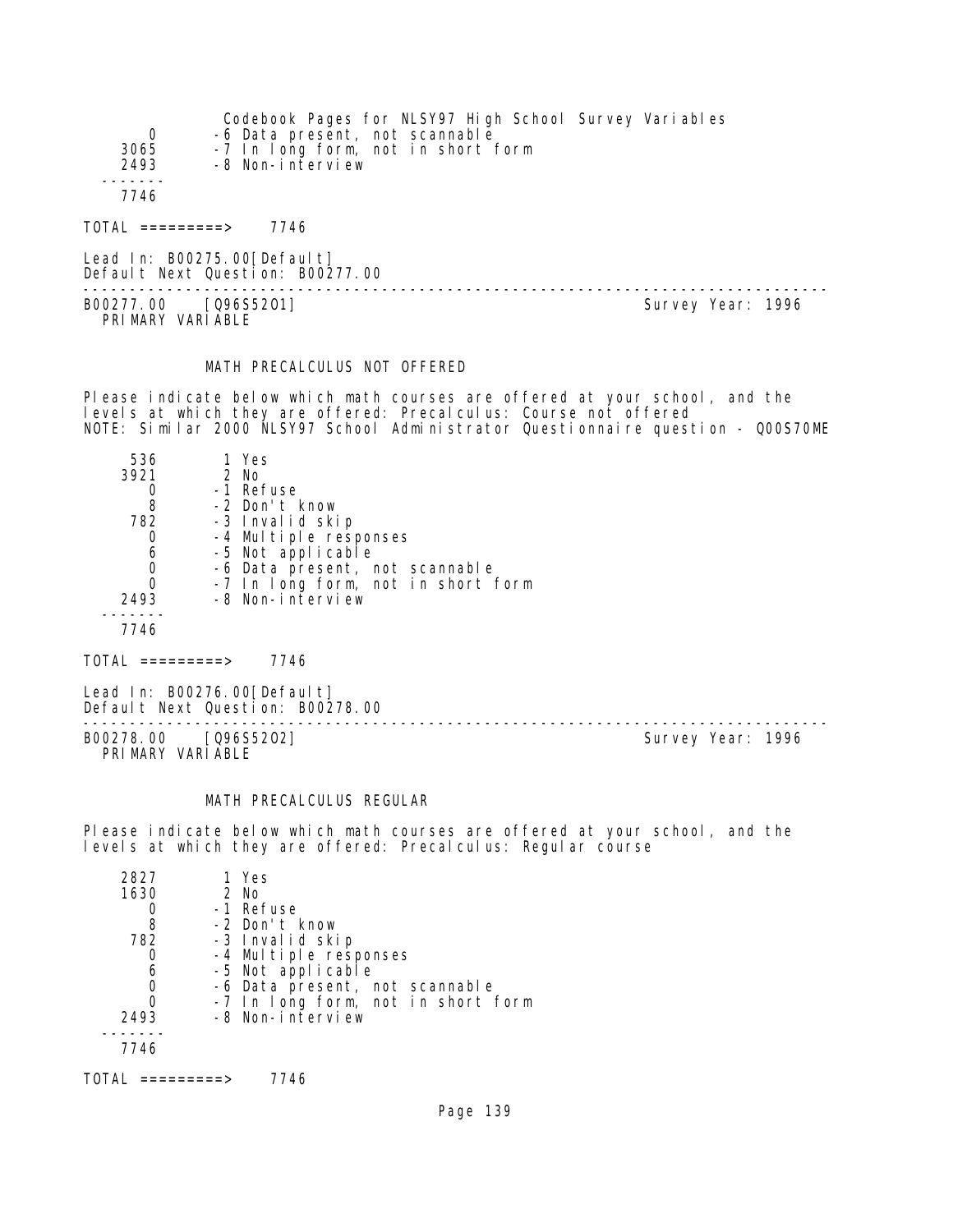```
      0       -6 Data present, not scannable
   3065       -7 In long form, not in short form
   2493       -8 Non-interview
  -------
   7746
```

TOTAL =========> 7746

Lead In: B00275.00[Default]
Default Next Question: B00277.00

---

B00277.00 [Q96S52O1] Survey Year: 1996
PRIMARY VARIABLE

MATH PRECALCULUS NOT OFFERED

Please indicate below which math courses are offered at your school, and the levels at which they are offered: Precalculus: Course not offered
NOTE: Similar 2000 NLSY97 School Administrator Questionnaire question - Q00S70ME

```
    536        1 Yes
   3921        2 No
      0       -1 Refuse
      8       -2 Don't know
    782       -3 Invalid skip
      0       -4 Multiple responses
      6       -5 Not applicable
      0       -6 Data present, not scannable
      0       -7 In long form, not in short form
   2493       -8 Non-interview
  -------
   7746
```

TOTAL =========> 7746

Lead In: B00276.00[Default]
Default Next Question: B00278.00

---

B00278.00 [Q96S52O2] Survey Year: 1996
PRIMARY VARIABLE

MATH PRECALCULUS REGULAR

Please indicate below which math courses are offered at your school, and the levels at which they are offered: Precalculus: Regular course

```
   2827        1 Yes
   1630        2 No
      0       -1 Refuse
      8       -2 Don't know
    782       -3 Invalid skip
      0       -4 Multiple responses
      6       -5 Not applicable
      0       -6 Data present, not scannable
      0       -7 In long form, not in short form
   2493       -8 Non-interview
  -------
   7746
```

TOTAL =========> 7746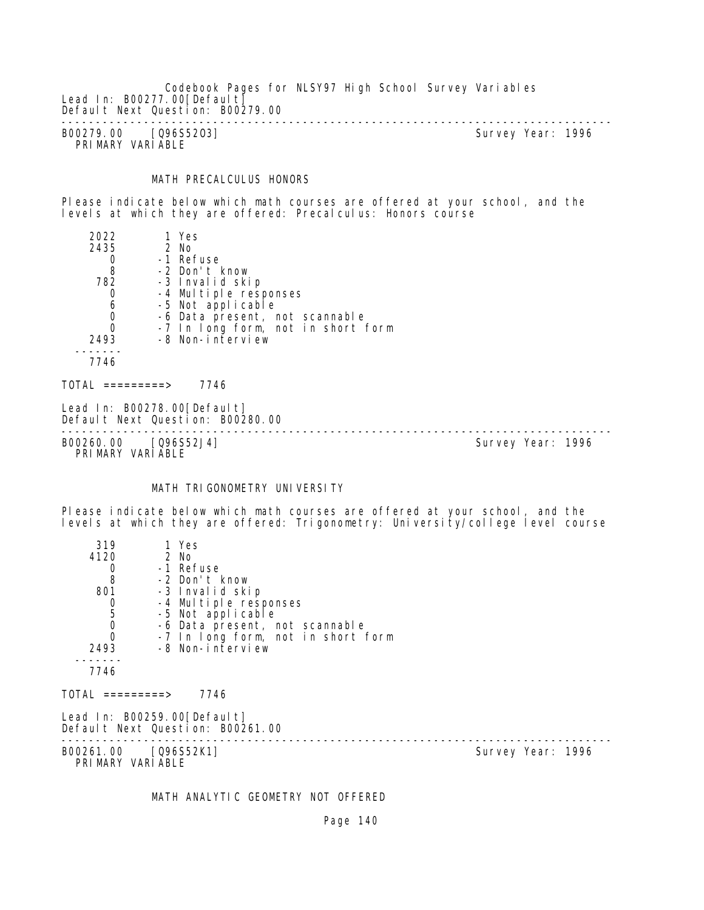Lead In: B00277.00[Default]
Default Next Question: B00279.00

---

B00279.00    [Q96S52O3]                                        Survey Year: 1996
PRIMARY VARIABLE

### MATH PRECALCULUS HONORS

Please indicate below which math courses are offered at your school, and the levels at which they are offered: Precalculus: Honors course

```
    2022        1 Yes
    2435        2 No
       0       -1 Refuse
       8       -2 Don't know
     782       -3 Invalid skip
       0       -4 Multiple responses
       6       -5 Not applicable
       0       -6 Data present, not scannable
       0       -7 In long form, not in short form
    2493       -8 Non-interview
  -------
    7746

TOTAL =========>    7746
```

Lead In: B00278.00[Default]
Default Next Question: B00280.00

---

B00260.00    [Q96S52J4]                                        Survey Year: 1996
PRIMARY VARIABLE

### MATH TRIGONOMETRY UNIVERSITY

Please indicate below which math courses are offered at your school, and the levels at which they are offered: Trigonometry: University/college level course

```
     319        1 Yes
    4120        2 No
       0       -1 Refuse
       8       -2 Don't know
     801       -3 Invalid skip
       0       -4 Multiple responses
       5       -5 Not applicable
       0       -6 Data present, not scannable
       0       -7 In long form, not in short form
    2493       -8 Non-interview
  -------
    7746

TOTAL =========>    7746
```

Lead In: B00259.00[Default]
Default Next Question: B00261.00

---

B00261.00    [Q96S52K1]                                        Survey Year: 1996
PRIMARY VARIABLE

### MATH ANALYTIC GEOMETRY NOT OFFERED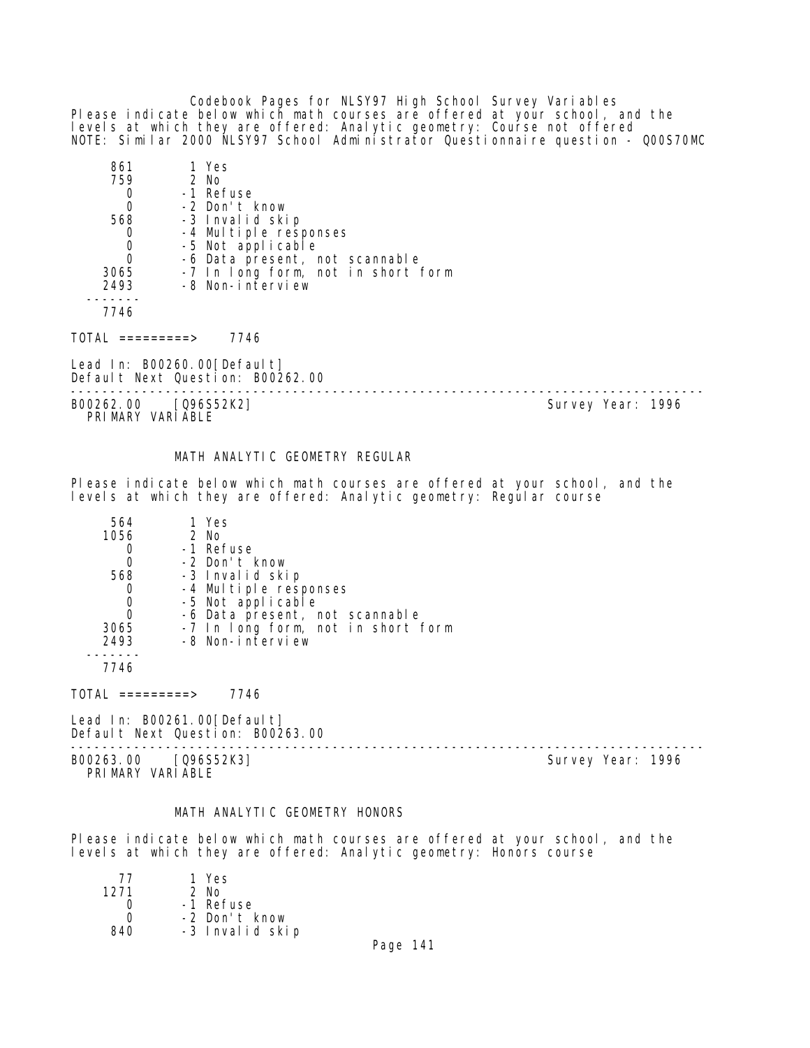Please indicate below which math courses are offered at your school, and the levels at which they are offered: Analytic geometry: Course not offered
NOTE: Similar 2000 NLSY97 School Administrator Questionnaire question - Q00S70MC

```
     861        1 Yes
     759        2 No
       0       -1 Refuse
       0       -2 Don't know
     568       -3 Invalid skip
       0       -4 Multiple responses
       0       -5 Not applicable
       0       -6 Data present, not scannable
    3065       -7 In long form, not in short form
    2493       -8 Non-interview
   -------
    7746
```

TOTAL =========> 7746

Lead In: B00260.00[Default]
Default Next Question: B00262.00

---

B00262.00 [Q96S52K2] Survey Year: 1996
PRIMARY VARIABLE

## MATH ANALYTIC GEOMETRY REGULAR

Please indicate below which math courses are offered at your school, and the levels at which they are offered: Analytic geometry: Regular course

```
     564        1 Yes
    1056        2 No
       0       -1 Refuse
       0       -2 Don't know
     568       -3 Invalid skip
       0       -4 Multiple responses
       0       -5 Not applicable
       0       -6 Data present, not scannable
    3065       -7 In long form, not in short form
    2493       -8 Non-interview
   -------
    7746
```

TOTAL =========> 7746

Lead In: B00261.00[Default]
Default Next Question: B00263.00

---

B00263.00 [Q96S52K3] Survey Year: 1996
PRIMARY VARIABLE

## MATH ANALYTIC GEOMETRY HONORS

Please indicate below which math courses are offered at your school, and the levels at which they are offered: Analytic geometry: Honors course

```
      77        1 Yes
    1271        2 No
       0       -1 Refuse
       0       -2 Don't know
     840       -3 Invalid skip
```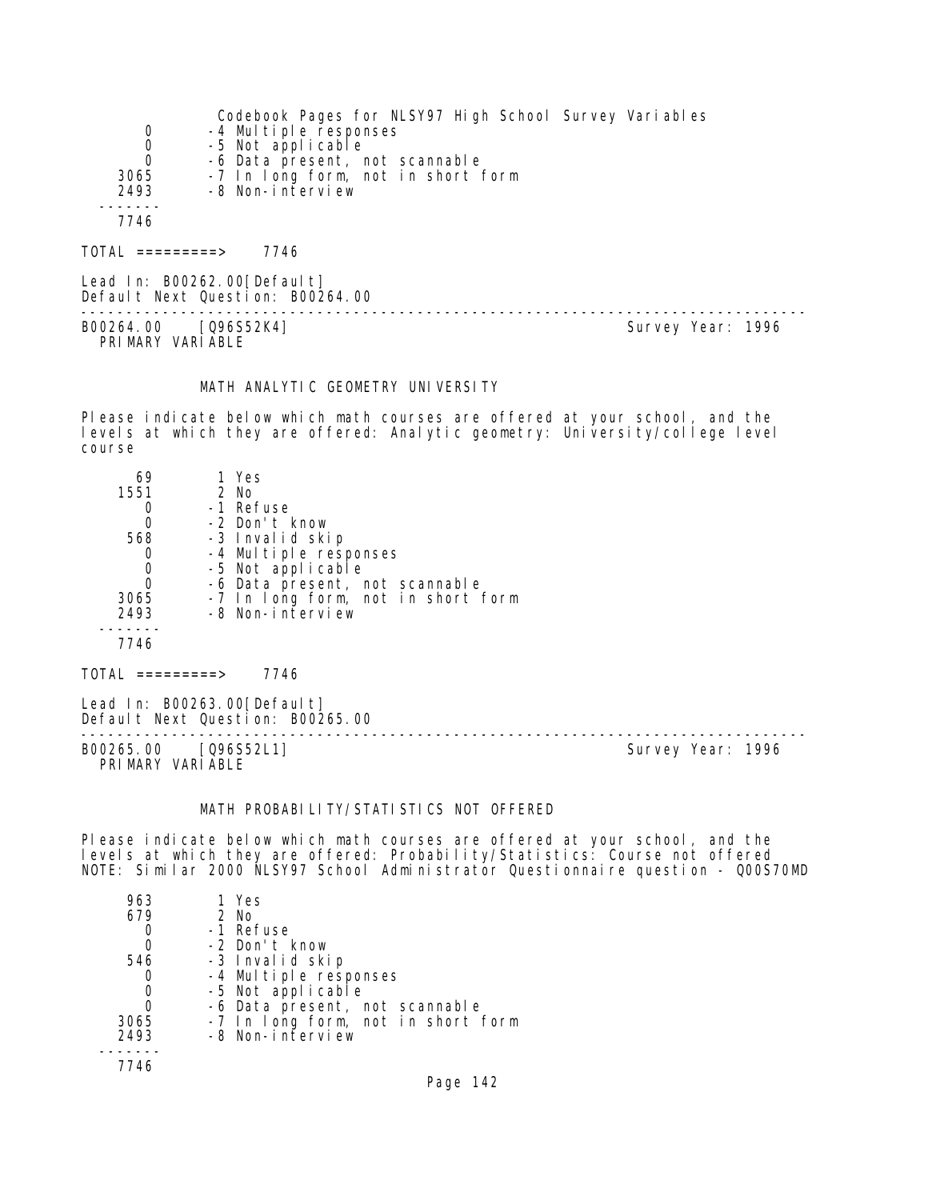| | |
|---|---|
| 0 | -4 Multiple responses |
| 0 | -5 Not applicable |
| 0 | -6 Data present, not scannable |
| 3065 | -7 In long form, not in short form |
| 2493 | -8 Non-interview |
| ------- | |
| 7746 | |

TOTAL =========> 7746

Lead In: B00262.00[Default]
Default Next Question: B00264.00

---

B00264.00 [Q96S52K4] Survey Year: 1996
PRIMARY VARIABLE

MATH ANALYTIC GEOMETRY UNIVERSITY

Please indicate below which math courses are offered at your school, and the levels at which they are offered: Analytic geometry: University/college level course

| | |
|---|---|
| 69 | 1 Yes |
| 1551 | 2 No |
| 0 | -1 Refuse |
| 0 | -2 Don't know |
| 568 | -3 Invalid skip |
| 0 | -4 Multiple responses |
| 0 | -5 Not applicable |
| 0 | -6 Data present, not scannable |
| 3065 | -7 In long form, not in short form |
| 2493 | -8 Non-interview |
| ------- | |
| 7746 | |

TOTAL =========> 7746

Lead In: B00263.00[Default]
Default Next Question: B00265.00

---

B00265.00 [Q96S52L1] Survey Year: 1996
PRIMARY VARIABLE

MATH PROBABILITY/STATISTICS NOT OFFERED

Please indicate below which math courses are offered at your school, and the levels at which they are offered: Probability/Statistics: Course not offered
NOTE: Similar 2000 NLSY97 School Administrator Questionnaire question - Q00S70MD

| | |
|---|---|
| 963 | 1 Yes |
| 679 | 2 No |
| 0 | -1 Refuse |
| 0 | -2 Don't know |
| 546 | -3 Invalid skip |
| 0 | -4 Multiple responses |
| 0 | -5 Not applicable |
| 0 | -6 Data present, not scannable |
| 3065 | -7 In long form, not in short form |
| 2493 | -8 Non-interview |
| ------- | |
| 7746 | |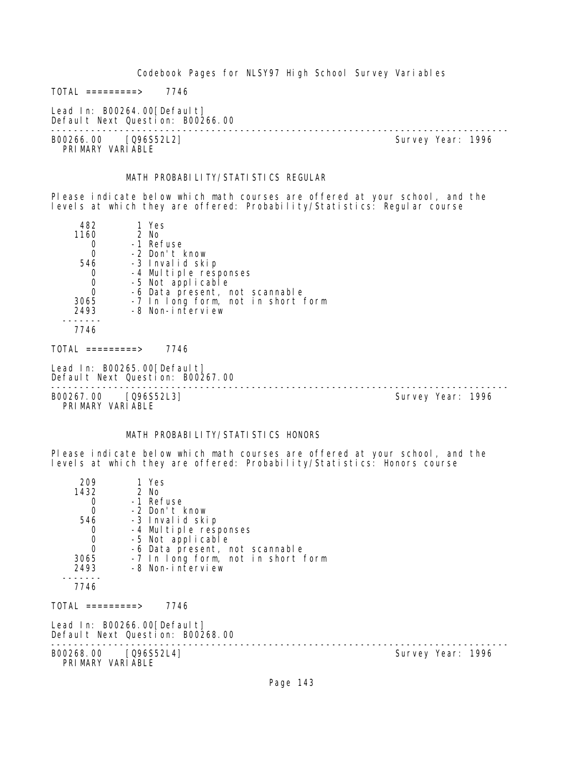TOTAL =========> 7746

Lead In: B00264.00[Default]
Default Next Question: B00266.00

---

B00266.00 [Q96S52L2] Survey Year: 1996
PRIMARY VARIABLE

MATH PROBABILITY/STATISTICS REGULAR

Please indicate below which math courses are offered at your school, and the levels at which they are offered: Probability/Statistics: Regular course

```
     482        1 Yes
    1160        2 No
       0       -1 Refuse
       0       -2 Don't know
     546       -3 Invalid skip
       0       -4 Multiple responses
       0       -5 Not applicable
       0       -6 Data present, not scannable
    3065       -7 In long form, not in short form
    2493       -8 Non-interview
   -------
    7746
```

TOTAL =========> 7746

Lead In: B00265.00[Default]
Default Next Question: B00267.00

---

B00267.00 [Q96S52L3] Survey Year: 1996
PRIMARY VARIABLE

MATH PROBABILITY/STATISTICS HONORS

Please indicate below which math courses are offered at your school, and the levels at which they are offered: Probability/Statistics: Honors course

```
     209        1 Yes
    1432        2 No
       0       -1 Refuse
       0       -2 Don't know
     546       -3 Invalid skip
       0       -4 Multiple responses
       0       -5 Not applicable
       0       -6 Data present, not scannable
    3065       -7 In long form, not in short form
    2493       -8 Non-interview
   -------
    7746
```

TOTAL =========> 7746

Lead In: B00266.00[Default]
Default Next Question: B00268.00

---

B00268.00 [Q96S52L4] Survey Year: 1996
PRIMARY VARIABLE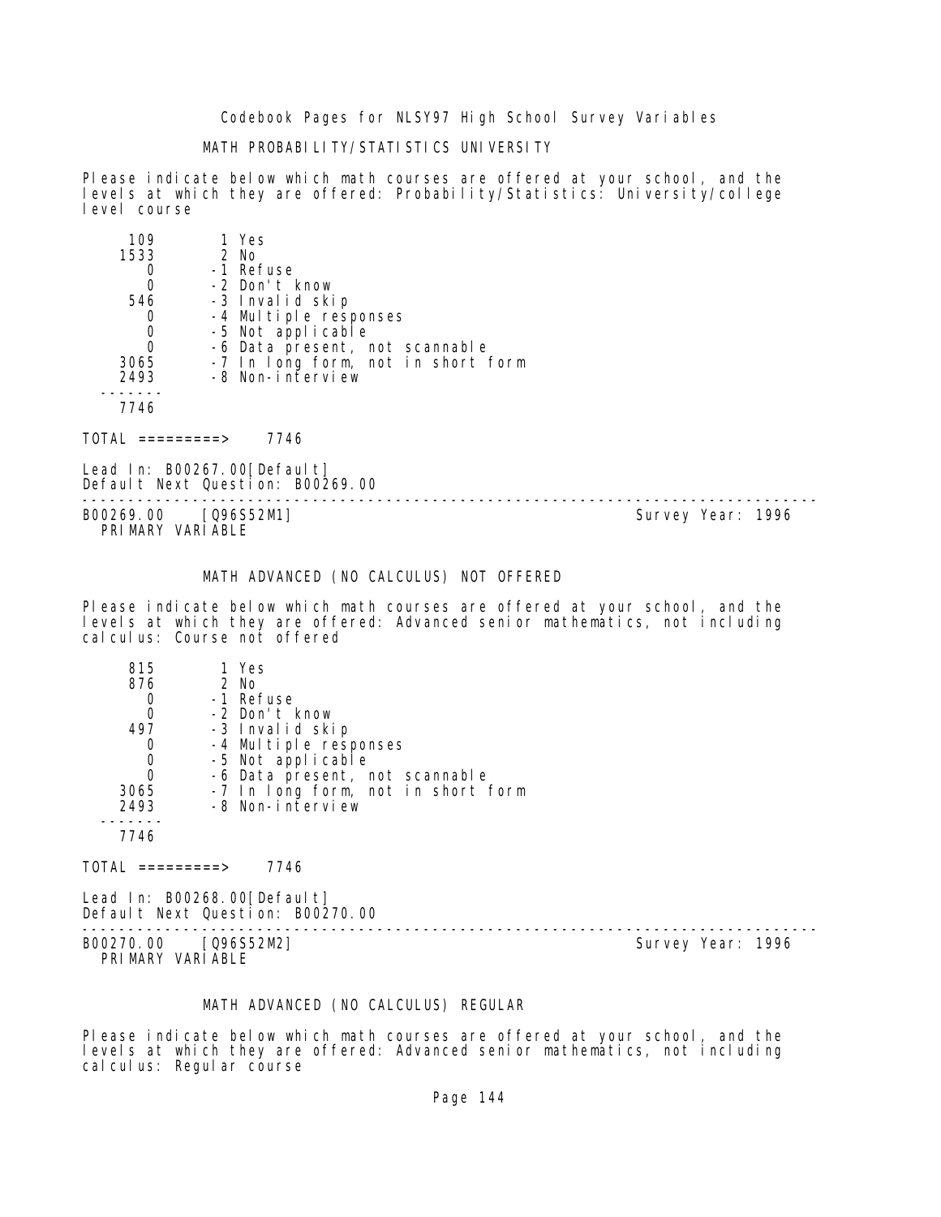MATH PROBABILITY/STATISTICS UNIVERSITY

Please indicate below which math courses are offered at your school, and the levels at which they are offered: Probability/Statistics: University/college level course

```
     109        1 Yes
    1533        2 No
       0       -1 Refuse
       0       -2 Don't know
     546       -3 Invalid skip
       0       -4 Multiple responses
       0       -5 Not applicable
       0       -6 Data present, not scannable
    3065       -7 In long form, not in short form
    2493       -8 Non-interview
  -------
    7746
```

TOTAL =========> 7746

Lead In: B00267.00[Default]
Default Next Question: B00269.00

---

B00269.00 [Q96S52M1] Survey Year: 1996
PRIMARY VARIABLE

MATH ADVANCED (NO CALCULUS) NOT OFFERED

Please indicate below which math courses are offered at your school, and the levels at which they are offered: Advanced senior mathematics, not including calculus: Course not offered

```
     815        1 Yes
     876        2 No
       0       -1 Refuse
       0       -2 Don't know
     497       -3 Invalid skip
       0       -4 Multiple responses
       0       -5 Not applicable
       0       -6 Data present, not scannable
    3065       -7 In long form, not in short form
    2493       -8 Non-interview
  -------
    7746
```

TOTAL =========> 7746

Lead In: B00268.00[Default]
Default Next Question: B00270.00

---

B00270.00 [Q96S52M2] Survey Year: 1996
PRIMARY VARIABLE

MATH ADVANCED (NO CALCULUS) REGULAR

Please indicate below which math courses are offered at your school, and the levels at which they are offered: Advanced senior mathematics, not including calculus: Regular course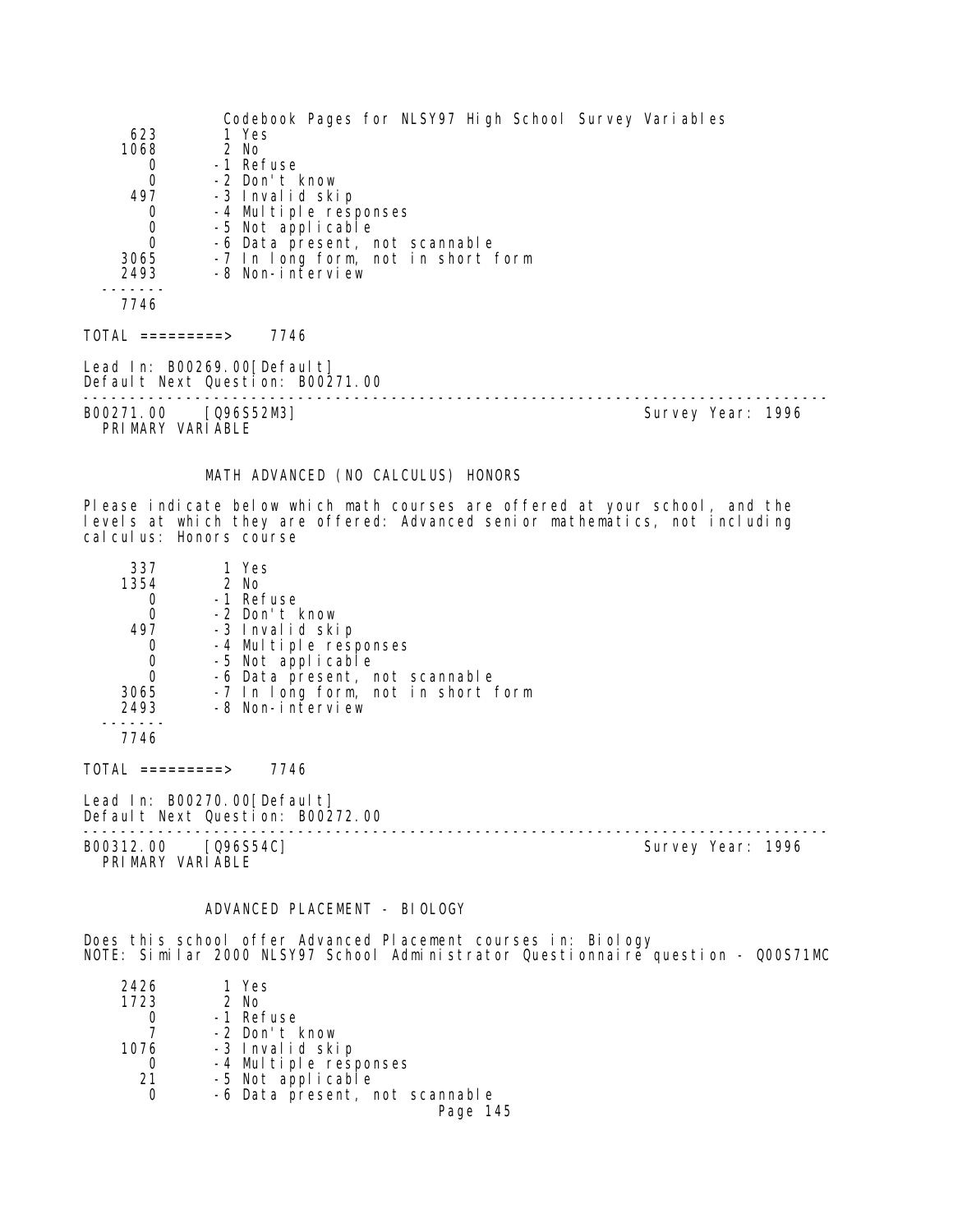| | |
|---|---|
| 623 | 1 Yes |
| 1068 | 2 No |
| 0 | -1 Refuse |
| 0 | -2 Don't know |
| 497 | -3 Invalid skip |
| 0 | -4 Multiple responses |
| 0 | -5 Not applicable |
| 0 | -6 Data present, not scannable |
| 3065 | -7 In long form, not in short form |
| 2493 | -8 Non-interview |
| 7746 | |

TOTAL =========> 7746

Lead In: B00269.00[Default]
Default Next Question: B00271.00

---

B00271.00 [Q96S52M3] Survey Year: 1996
PRIMARY VARIABLE

### MATH ADVANCED (NO CALCULUS) HONORS

Please indicate below which math courses are offered at your school, and the levels at which they are offered: Advanced senior mathematics, not including calculus: Honors course

| | |
|---|---|
| 337 | 1 Yes |
| 1354 | 2 No |
| 0 | -1 Refuse |
| 0 | -2 Don't know |
| 497 | -3 Invalid skip |
| 0 | -4 Multiple responses |
| 0 | -5 Not applicable |
| 0 | -6 Data present, not scannable |
| 3065 | -7 In long form, not in short form |
| 2493 | -8 Non-interview |
| 7746 | |

TOTAL =========> 7746

Lead In: B00270.00[Default]
Default Next Question: B00272.00

---

B00312.00 [Q96S54C] Survey Year: 1996
PRIMARY VARIABLE

### ADVANCED PLACEMENT - BIOLOGY

Does this school offer Advanced Placement courses in: Biology
NOTE: Similar 2000 NLSY97 School Administrator Questionnaire question - Q00S71MC

| | |
|---|---|
| 2426 | 1 Yes |
| 1723 | 2 No |
| 0 | -1 Refuse |
| 7 | -2 Don't know |
| 1076 | -3 Invalid skip |
| 0 | -4 Multiple responses |
| 21 | -5 Not applicable |
| 0 | -6 Data present, not scannable |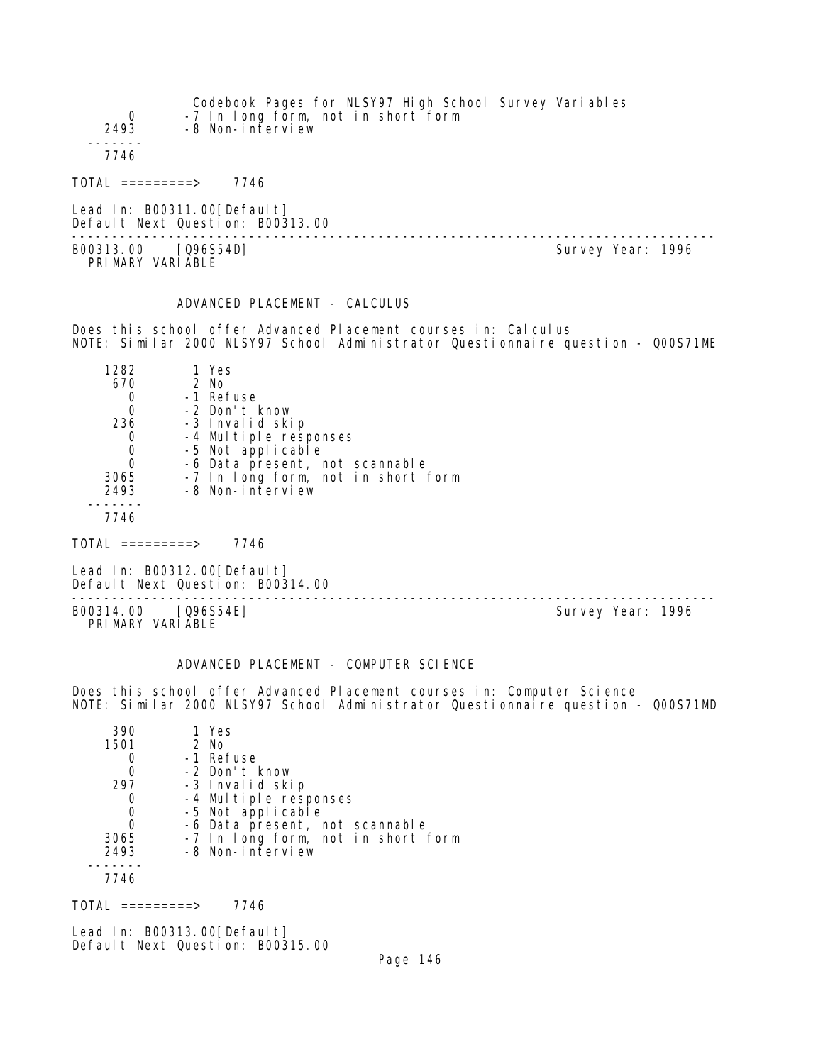```
     0       -7 In long form, not in short form
  2493       -8 Non-interview
 -------
  7746

TOTAL =========>    7746

Lead In: B00311.00[Default]
Default Next Question: B00313.00
```

---

B00313.00 [Q96S54D] Survey Year: 1996
PRIMARY VARIABLE

## ADVANCED PLACEMENT - CALCULUS

Does this school offer Advanced Placement courses in: Calculus
NOTE: Similar 2000 NLSY97 School Administrator Questionnaire question - Q00S71ME

```
  1282        1 Yes
   670        2 No
     0       -1 Refuse
     0       -2 Don't know
   236       -3 Invalid skip
     0       -4 Multiple responses
     0       -5 Not applicable
     0       -6 Data present, not scannable
  3065       -7 In long form, not in short form
  2493       -8 Non-interview
 -------
  7746

TOTAL =========>    7746

Lead In: B00312.00[Default]
Default Next Question: B00314.00
```

---

B00314.00 [Q96S54E] Survey Year: 1996
PRIMARY VARIABLE

## ADVANCED PLACEMENT - COMPUTER SCIENCE

Does this school offer Advanced Placement courses in: Computer Science
NOTE: Similar 2000 NLSY97 School Administrator Questionnaire question - Q00S71MD

```
   390        1 Yes
  1501        2 No
     0       -1 Refuse
     0       -2 Don't know
   297       -3 Invalid skip
     0       -4 Multiple responses
     0       -5 Not applicable
     0       -6 Data present, not scannable
  3065       -7 In long form, not in short form
  2493       -8 Non-interview
 -------
  7746

TOTAL =========>    7746

Lead In: B00313.00[Default]
Default Next Question: B00315.00
```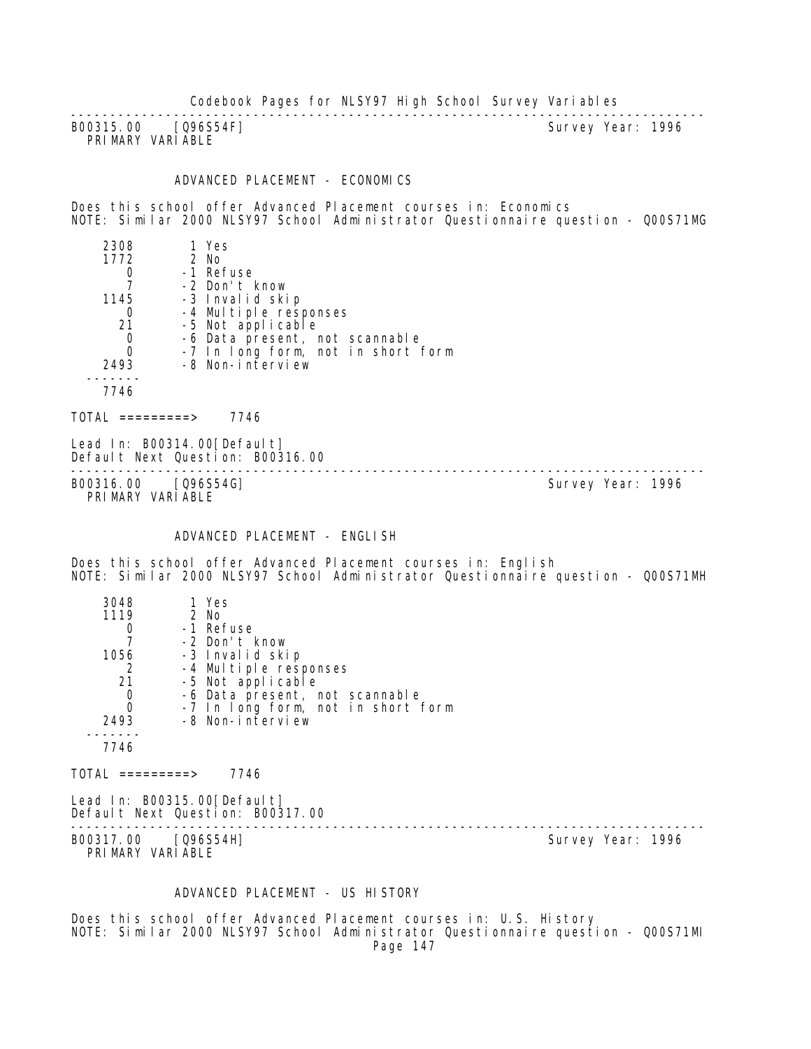---

B00315.00 [Q96S54F] Survey Year: 1996
PRIMARY VARIABLE

### ADVANCED PLACEMENT - ECONOMICS

Does this school offer Advanced Placement courses in: Economics
NOTE: Similar 2000 NLSY97 School Administrator Questionnaire question - Q00S71MG

| Count | Code | Label |
|---|---|---|
| 2308 | 1 | Yes |
| 1772 | 2 | No |
| 0 | -1 | Refuse |
| 7 | -2 | Don't know |
| 1145 | -3 | Invalid skip |
| 0 | -4 | Multiple responses |
| 21 | -5 | Not applicable |
| 0 | -6 | Data present, not scannable |
| 0 | -7 | In long form, not in short form |
| 2493 | -8 | Non-interview |
| 7746 | | |

TOTAL =========> 7746

Lead In: B00314.00[Default]
Default Next Question: B00316.00

---

B00316.00 [Q96S54G] Survey Year: 1996
PRIMARY VARIABLE

### ADVANCED PLACEMENT - ENGLISH

Does this school offer Advanced Placement courses in: English
NOTE: Similar 2000 NLSY97 School Administrator Questionnaire question - Q00S71MH

| Count | Code | Label |
|---|---|---|
| 3048 | 1 | Yes |
| 1119 | 2 | No |
| 0 | -1 | Refuse |
| 7 | -2 | Don't know |
| 1056 | -3 | Invalid skip |
| 2 | -4 | Multiple responses |
| 21 | -5 | Not applicable |
| 0 | -6 | Data present, not scannable |
| 0 | -7 | In long form, not in short form |
| 2493 | -8 | Non-interview |
| 7746 | | |

TOTAL =========> 7746

Lead In: B00315.00[Default]
Default Next Question: B00317.00

---

B00317.00 [Q96S54H] Survey Year: 1996
PRIMARY VARIABLE

### ADVANCED PLACEMENT - US HISTORY

Does this school offer Advanced Placement courses in: U.S. History
NOTE: Similar 2000 NLSY97 School Administrator Questionnaire question - Q00S71MI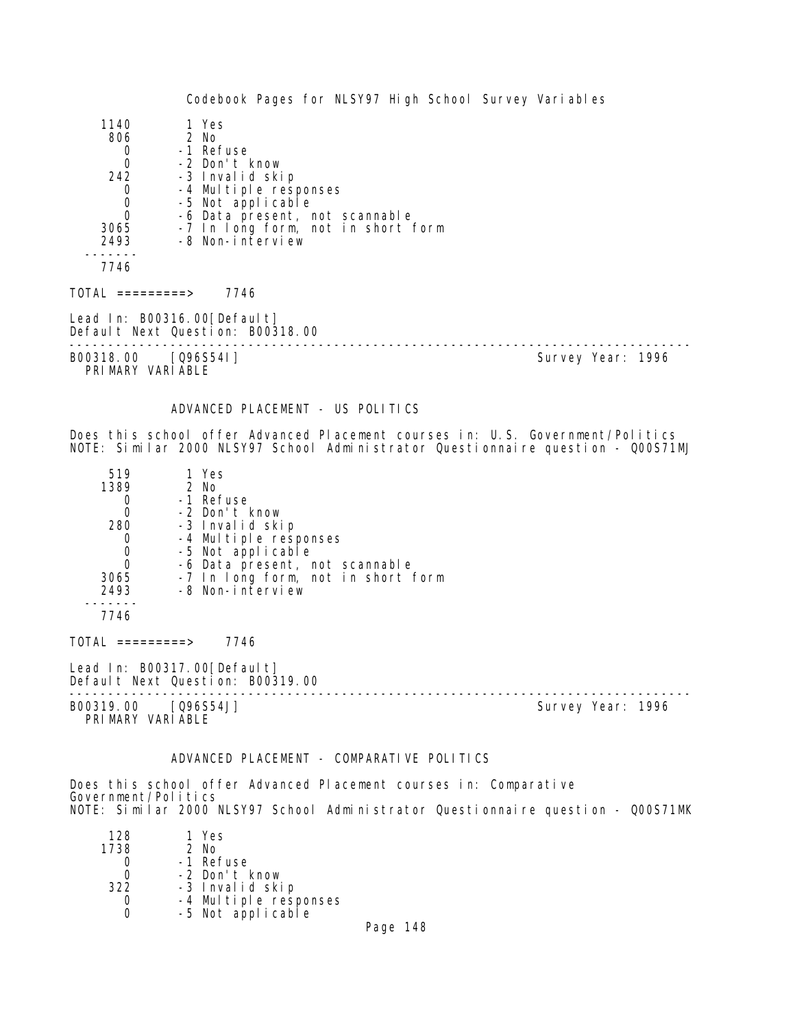| Count | Code | Label |
|---|---|---|
| 1140 | 1 | Yes |
| 806 | 2 | No |
| 0 | -1 | Refuse |
| 0 | -2 | Don't know |
| 242 | -3 | Invalid skip |
| 0 | -4 | Multiple responses |
| 0 | -5 | Not applicable |
| 0 | -6 | Data present, not scannable |
| 3065 | -7 | In long form, not in short form |
| 2493 | -8 | Non-interview |
| 7746 | | |

TOTAL =========> 7746

Lead In: B00316.00[Default]
Default Next Question: B00318.00

---

B00318.00 [Q96S54I] Survey Year: 1996
PRIMARY VARIABLE

## ADVANCED PLACEMENT - US POLITICS

Does this school offer Advanced Placement courses in: U.S. Government/Politics
NOTE: Similar 2000 NLSY97 School Administrator Questionnaire question - Q00S71MJ

| Count | Code | Label |
|---|---|---|
| 519 | 1 | Yes |
| 1389 | 2 | No |
| 0 | -1 | Refuse |
| 0 | -2 | Don't know |
| 280 | -3 | Invalid skip |
| 0 | -4 | Multiple responses |
| 0 | -5 | Not applicable |
| 0 | -6 | Data present, not scannable |
| 3065 | -7 | In long form, not in short form |
| 2493 | -8 | Non-interview |
| 7746 | | |

TOTAL =========> 7746

Lead In: B00317.00[Default]
Default Next Question: B00319.00

---

B00319.00 [Q96S54J] Survey Year: 1996
PRIMARY VARIABLE

## ADVANCED PLACEMENT - COMPARATIVE POLITICS

Does this school offer Advanced Placement courses in: Comparative Government/Politics
NOTE: Similar 2000 NLSY97 School Administrator Questionnaire question - Q00S71MK

| Count | Code | Label |
|---|---|---|
| 128 | 1 | Yes |
| 1738 | 2 | No |
| 0 | -1 | Refuse |
| 0 | -2 | Don't know |
| 322 | -3 | Invalid skip |
| 0 | -4 | Multiple responses |
| 0 | -5 | Not applicable |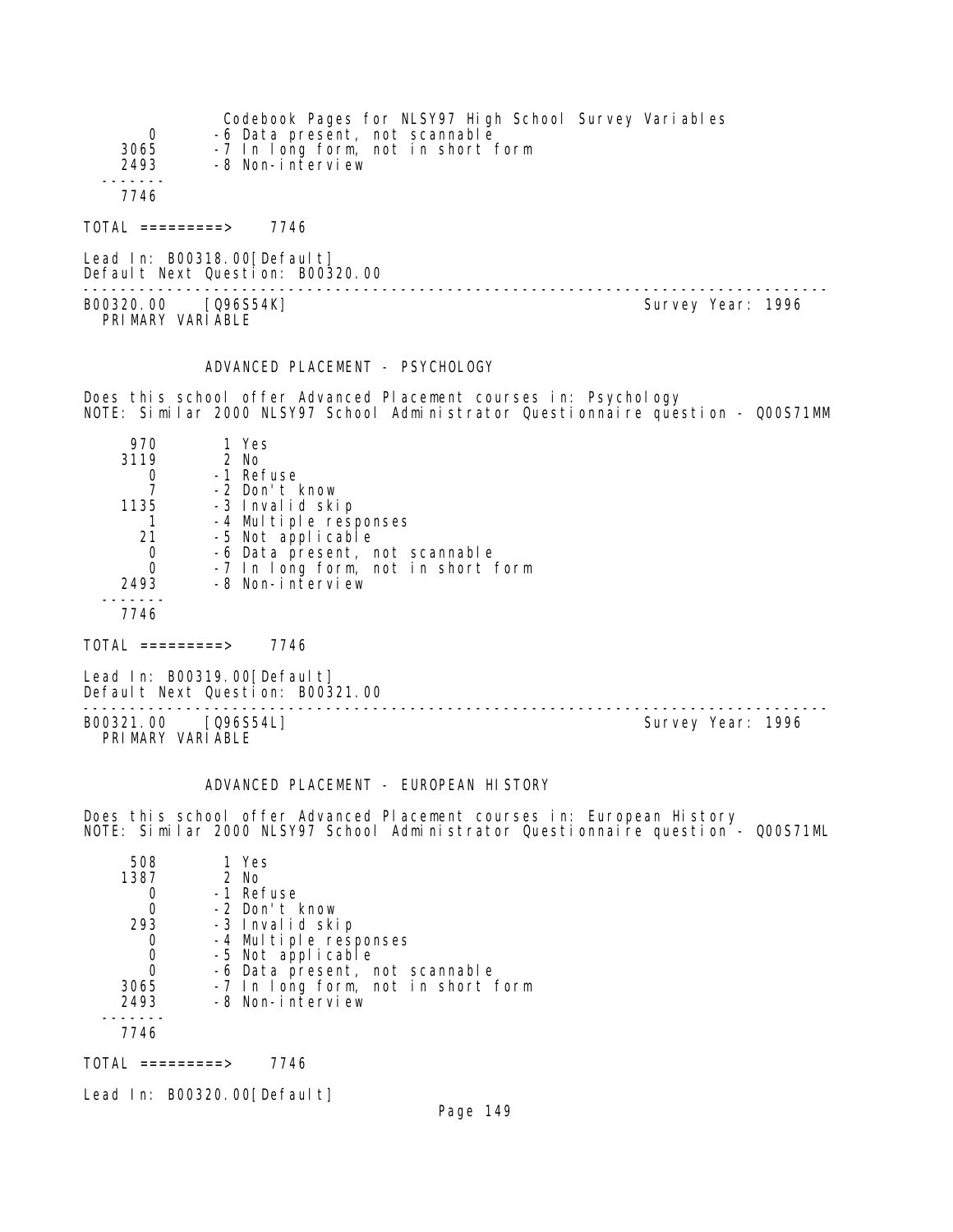| | |
|---|---|
| 0 | -6 Data present, not scannable |
| 3065 | -7 In long form, not in short form |
| 2493 | -8 Non-interview |
| ------- | |
| 7746 | |

TOTAL =========> 7746

Lead In: B00318.00[Default]
Default Next Question: B00320.00

---

B00320.00 [Q96S54K] Survey Year: 1996
PRIMARY VARIABLE

### ADVANCED PLACEMENT - PSYCHOLOGY

Does this school offer Advanced Placement courses in: Psychology
NOTE: Similar 2000 NLSY97 School Administrator Questionnaire question - Q00S71MM

| | |
|---|---|
| 970 | 1 Yes |
| 3119 | 2 No |
| 0 | -1 Refuse |
| 7 | -2 Don't know |
| 1135 | -3 Invalid skip |
| 1 | -4 Multiple responses |
| 21 | -5 Not applicable |
| 0 | -6 Data present, not scannable |
| 0 | -7 In long form, not in short form |
| 2493 | -8 Non-interview |
| ------- | |
| 7746 | |

TOTAL =========> 7746

Lead In: B00319.00[Default]
Default Next Question: B00321.00

---

B00321.00 [Q96S54L] Survey Year: 1996
PRIMARY VARIABLE

### ADVANCED PLACEMENT - EUROPEAN HISTORY

Does this school offer Advanced Placement courses in: European History
NOTE: Similar 2000 NLSY97 School Administrator Questionnaire question - Q00S71ML

| | |
|---|---|
| 508 | 1 Yes |
| 1387 | 2 No |
| 0 | -1 Refuse |
| 0 | -2 Don't know |
| 293 | -3 Invalid skip |
| 0 | -4 Multiple responses |
| 0 | -5 Not applicable |
| 0 | -6 Data present, not scannable |
| 3065 | -7 In long form, not in short form |
| 2493 | -8 Non-interview |
| ------- | |
| 7746 | |

TOTAL =========> 7746

Lead In: B00320.00[Default]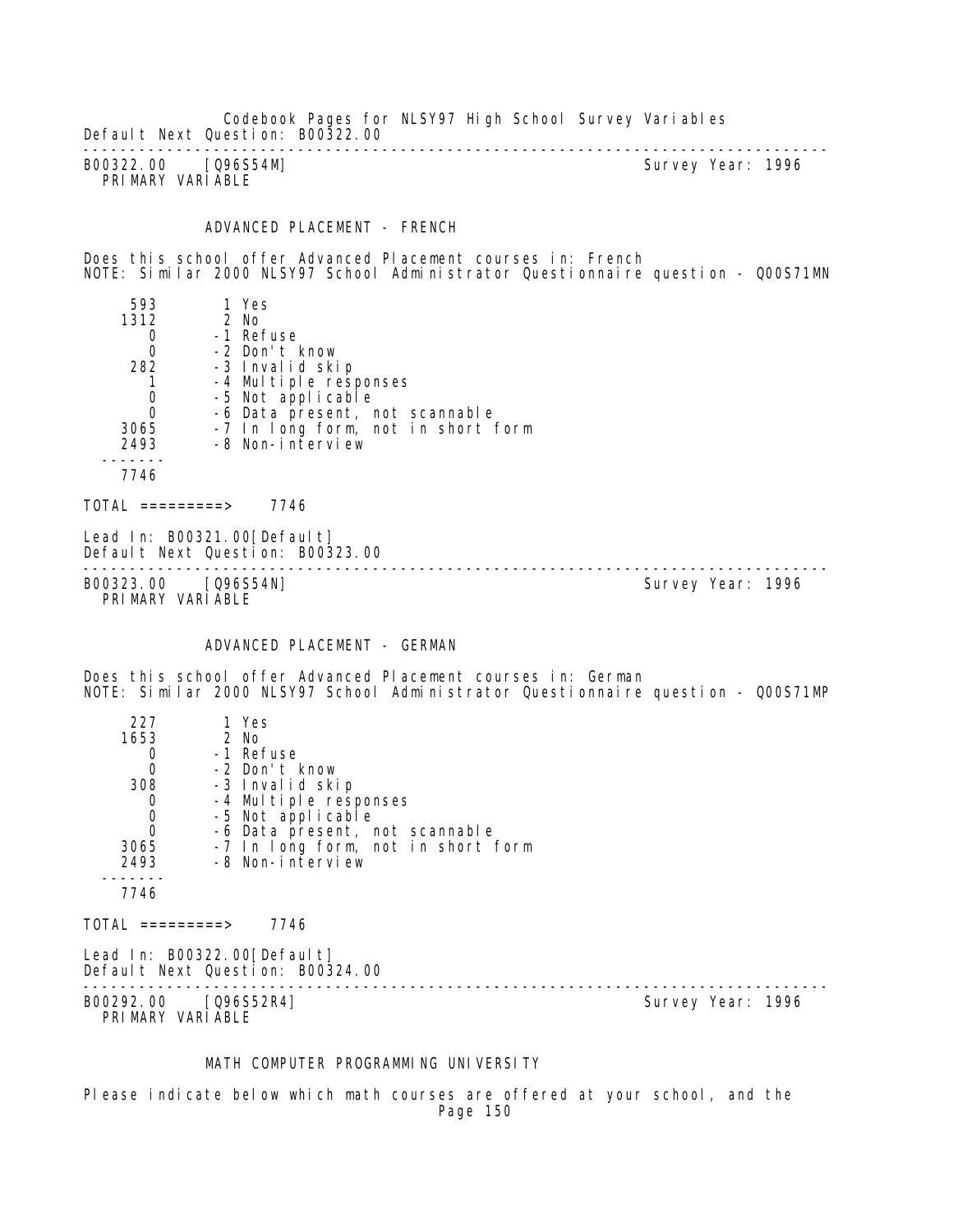Default Next Question: B00322.00

---

B00322.00 [Q96S54M] Survey Year: 1996
PRIMARY VARIABLE

ADVANCED PLACEMENT - FRENCH

Does this school offer Advanced Placement courses in: French
NOTE: Similar 2000 NLSY97 School Administrator Questionnaire question - Q00S71MN

| Count | Value | Label |
|---|---|---|
| 593 | 1 | Yes |
| 1312 | 2 | No |
| 0 | -1 | Refuse |
| 0 | -2 | Don't know |
| 282 | -3 | Invalid skip |
| 1 | -4 | Multiple responses |
| 0 | -5 | Not applicable |
| 0 | -6 | Data present, not scannable |
| 3065 | -7 | In long form, not in short form |
| 2493 | -8 | Non-interview |
| 7746 | | |

TOTAL =========> 7746

Lead In: B00321.00[Default]
Default Next Question: B00323.00

---

B00323.00 [Q96S54N] Survey Year: 1996
PRIMARY VARIABLE

ADVANCED PLACEMENT - GERMAN

Does this school offer Advanced Placement courses in: German
NOTE: Similar 2000 NLSY97 School Administrator Questionnaire question - Q00S71MP

| Count | Value | Label |
|---|---|---|
| 227 | 1 | Yes |
| 1653 | 2 | No |
| 0 | -1 | Refuse |
| 0 | -2 | Don't know |
| 308 | -3 | Invalid skip |
| 0 | -4 | Multiple responses |
| 0 | -5 | Not applicable |
| 0 | -6 | Data present, not scannable |
| 3065 | -7 | In long form, not in short form |
| 2493 | -8 | Non-interview |
| 7746 | | |

TOTAL =========> 7746

Lead In: B00322.00[Default]
Default Next Question: B00324.00

---

B00292.00 [Q96S52R4] Survey Year: 1996
PRIMARY VARIABLE

MATH COMPUTER PROGRAMMING UNIVERSITY

Please indicate below which math courses are offered at your school, and the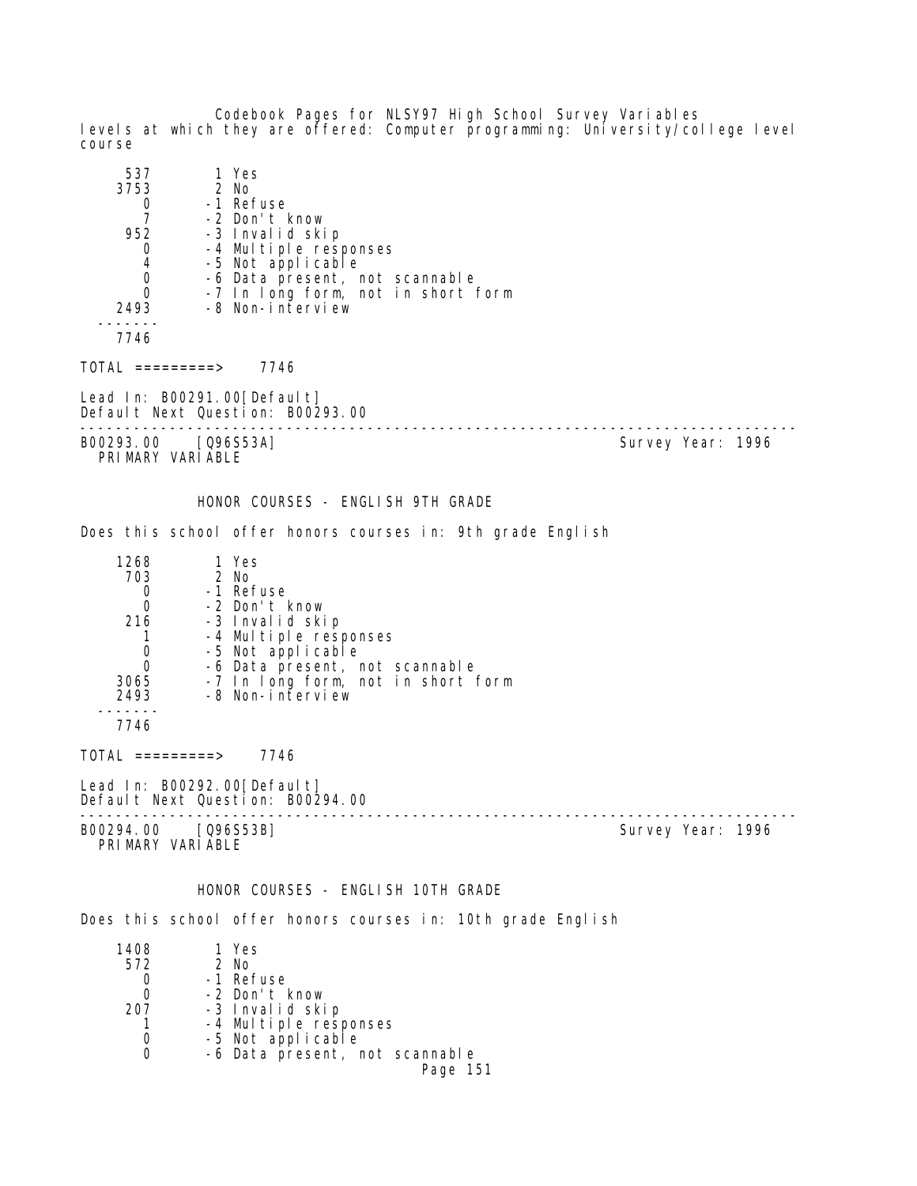levels at which they are offered: Computer programming: University/college level course

```
     537        1 Yes
    3753        2 No
       0       -1 Refuse
       7       -2 Don't know
     952       -3 Invalid skip
       0       -4 Multiple responses
       4       -5 Not applicable
       0       -6 Data present, not scannable
       0       -7 In long form, not in short form
    2493       -8 Non-interview
  -------
    7746
```

TOTAL =========> 7746

Lead In: B00291.00[Default]
Default Next Question: B00293.00

---

B00293.00 [Q96S53A] Survey Year: 1996
PRIMARY VARIABLE

### HONOR COURSES - ENGLISH 9TH GRADE

Does this school offer honors courses in: 9th grade English

```
    1268        1 Yes
     703        2 No
       0       -1 Refuse
       0       -2 Don't know
     216       -3 Invalid skip
       1       -4 Multiple responses
       0       -5 Not applicable
       0       -6 Data present, not scannable
    3065       -7 In long form, not in short form
    2493       -8 Non-interview
  -------
    7746
```

TOTAL =========> 7746

Lead In: B00292.00[Default]
Default Next Question: B00294.00

---

B00294.00 [Q96S53B] Survey Year: 1996
PRIMARY VARIABLE

### HONOR COURSES - ENGLISH 10TH GRADE

Does this school offer honors courses in: 10th grade English

```
    1408        1 Yes
     572        2 No
       0       -1 Refuse
       0       -2 Don't know
     207       -3 Invalid skip
       1       -4 Multiple responses
       0       -5 Not applicable
       0       -6 Data present, not scannable
```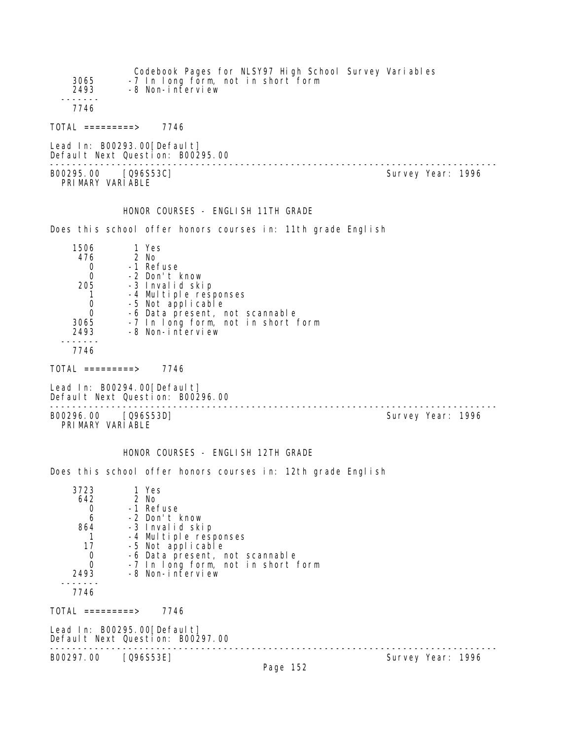```
    3065       -7 In long form, not in short form
    2493       -8 Non-interview
  -------
    7746

TOTAL =========>    7746

Lead In: B00293.00[Default]
Default Next Question: B00295.00
--------------------------------------------------------------------------------
B00295.00    [Q96S53C]                                        Survey Year: 1996
  PRIMARY VARIABLE


             HONOR COURSES - ENGLISH 11TH GRADE

Does this school offer honors courses in: 11th grade English

    1506        1 Yes
     476        2 No
       0       -1 Refuse
       0       -2 Don't know
     205       -3 Invalid skip
       1       -4 Multiple responses
       0       -5 Not applicable
       0       -6 Data present, not scannable
    3065       -7 In long form, not in short form
    2493       -8 Non-interview
  -------
    7746

TOTAL =========>    7746

Lead In: B00294.00[Default]
Default Next Question: B00296.00
--------------------------------------------------------------------------------
B00296.00    [Q96S53D]                                        Survey Year: 1996
  PRIMARY VARIABLE


             HONOR COURSES - ENGLISH 12TH GRADE

Does this school offer honors courses in: 12th grade English

    3723        1 Yes
     642        2 No
       0       -1 Refuse
       6       -2 Don't know
     864       -3 Invalid skip
       1       -4 Multiple responses
      17       -5 Not applicable
       0       -6 Data present, not scannable
       0       -7 In long form, not in short form
    2493       -8 Non-interview
  -------
    7746

TOTAL =========>    7746

Lead In: B00295.00[Default]
Default Next Question: B00297.00
--------------------------------------------------------------------------------
B00297.00    [Q96S53E]                                        Survey Year: 1996
```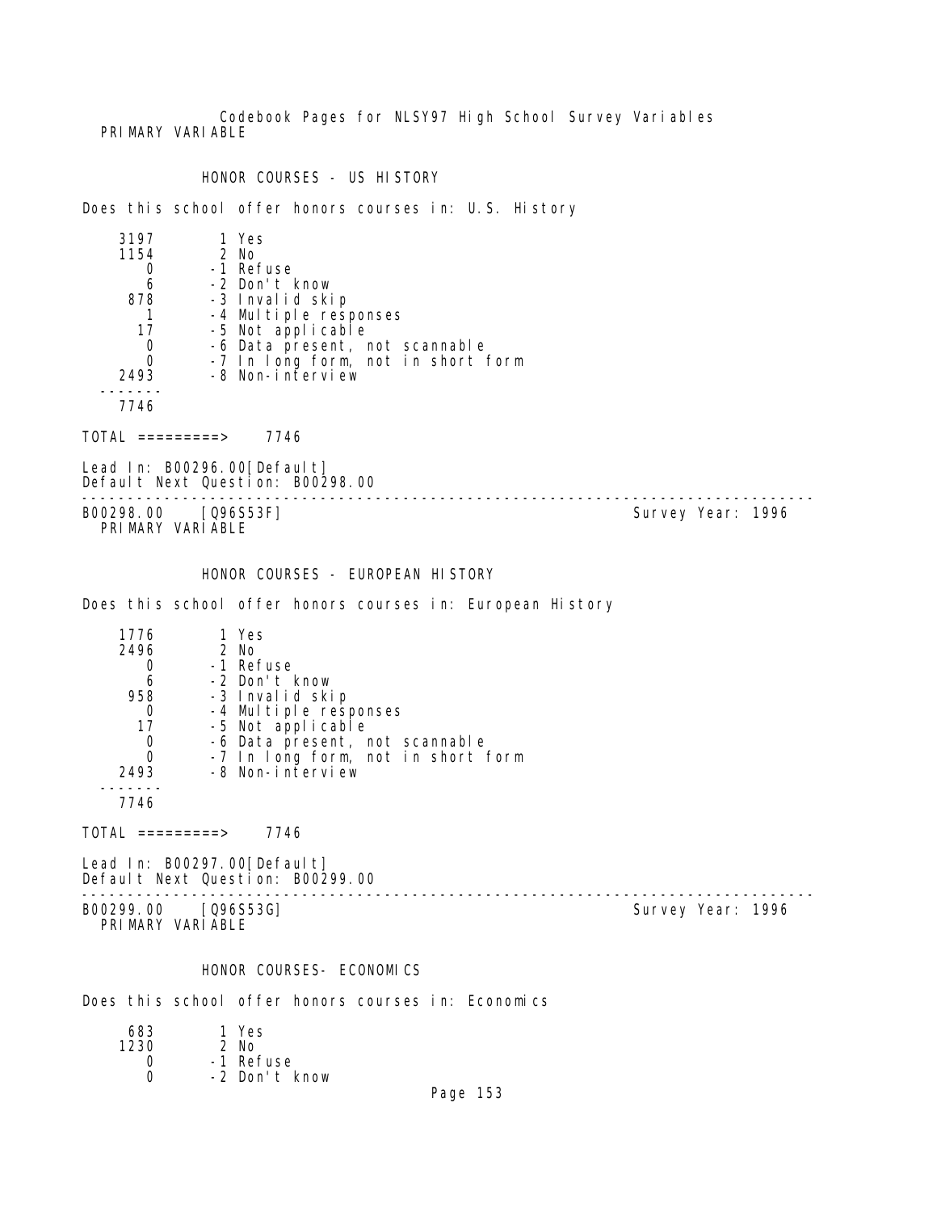Codebook Pages for NLSY97 High School Survey Variables

PRIMARY VARIABLE

### HONOR COURSES - US HISTORY

Does this school offer honors courses in: U.S. History

```
    3197        1 Yes
    1154        2 No
       0       -1 Refuse
       6       -2 Don't know
     878       -3 Invalid skip
       1       -4 Multiple responses
      17       -5 Not applicable
       0       -6 Data present, not scannable
       0       -7 In long form, not in short form
    2493       -8 Non-interview
  -------
    7746

TOTAL =========>    7746
```

Lead In: B00296.00[Default]
Default Next Question: B00298.00

---

B00298.00    [Q96S53F]                                                    Survey Year: 1996
PRIMARY VARIABLE

### HONOR COURSES - EUROPEAN HISTORY

Does this school offer honors courses in: European History

```
    1776        1 Yes
    2496        2 No
       0       -1 Refuse
       6       -2 Don't know
     958       -3 Invalid skip
       0       -4 Multiple responses
      17       -5 Not applicable
       0       -6 Data present, not scannable
       0       -7 In long form, not in short form
    2493       -8 Non-interview
  -------
    7746

TOTAL =========>    7746
```

Lead In: B00297.00[Default]
Default Next Question: B00299.00

---

B00299.00    [Q96S53G]                                                    Survey Year: 1996
PRIMARY VARIABLE

### HONOR COURSES- ECONOMICS

Does this school offer honors courses in: Economics

```
     683        1 Yes
    1230        2 No
       0       -1 Refuse
       0       -2 Don't know
```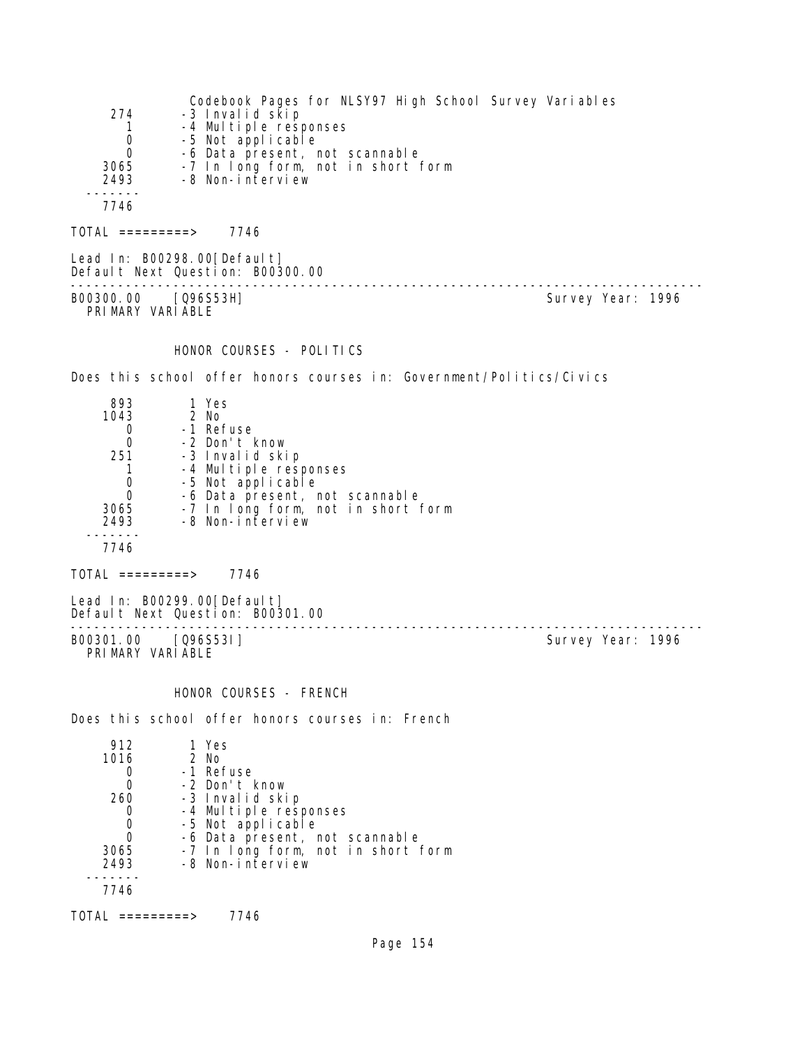```
  274       -3 Invalid skip
    1       -4 Multiple responses
    0       -5 Not applicable
    0       -6 Data present, not scannable
 3065       -7 In long form, not in short form
 2493       -8 Non-interview
-------
 7746

TOTAL =========>    7746

Lead In: B00298.00[Default]
Default Next Question: B00300.00
--------------------------------------------------------------------------------
B00300.00    [Q96S53H]                                        Survey Year: 1996
  PRIMARY VARIABLE


             HONOR COURSES - POLITICS

Does this school offer honors courses in: Government/Politics/Civics

  893        1 Yes
 1043        2 No
    0       -1 Refuse
    0       -2 Don't know
  251       -3 Invalid skip
    1       -4 Multiple responses
    0       -5 Not applicable
    0       -6 Data present, not scannable
 3065       -7 In long form, not in short form
 2493       -8 Non-interview
-------
 7746

TOTAL =========>    7746

Lead In: B00299.00[Default]
Default Next Question: B00301.00
--------------------------------------------------------------------------------
B00301.00    [Q96S53I]                                        Survey Year: 1996
  PRIMARY VARIABLE


             HONOR COURSES - FRENCH

Does this school offer honors courses in: French

  912        1 Yes
 1016        2 No
    0       -1 Refuse
    0       -2 Don't know
  260       -3 Invalid skip
    0       -4 Multiple responses
    0       -5 Not applicable
    0       -6 Data present, not scannable
 3065       -7 In long form, not in short form
 2493       -8 Non-interview
-------
 7746

TOTAL =========>    7746
```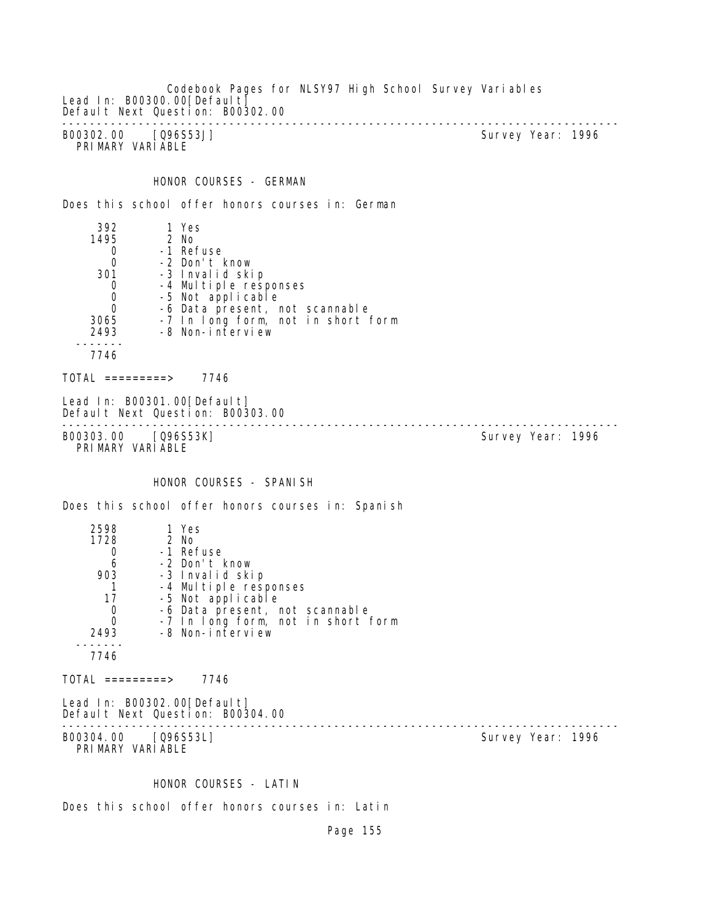Lead In: B00300.00[Default]
Default Next Question: B00302.00

---

B00302.00    [Q96S53J]                                                        Survey Year: 1996
PRIMARY VARIABLE

HONOR COURSES - GERMAN

Does this school offer honors courses in: German

```
     392       1 Yes
    1495       2 No
       0      -1 Refuse
       0      -2 Don't know
     301      -3 Invalid skip
       0      -4 Multiple responses
       0      -5 Not applicable
       0      -6 Data present, not scannable
    3065      -7 In long form, not in short form
    2493      -8 Non-interview
  -------
    7746
```

TOTAL =========>    7746

Lead In: B00301.00[Default]
Default Next Question: B00303.00

---

B00303.00    [Q96S53K]                                                        Survey Year: 1996
PRIMARY VARIABLE

HONOR COURSES - SPANISH

Does this school offer honors courses in: Spanish

```
    2598       1 Yes
    1728       2 No
       0      -1 Refuse
       6      -2 Don't know
     903      -3 Invalid skip
       1      -4 Multiple responses
      17      -5 Not applicable
       0      -6 Data present, not scannable
       0      -7 In long form, not in short form
    2493      -8 Non-interview
  -------
    7746
```

TOTAL =========>    7746

Lead In: B00302.00[Default]
Default Next Question: B00304.00

---

B00304.00    [Q96S53L]                                                        Survey Year: 1996
PRIMARY VARIABLE

HONOR COURSES - LATIN

Does this school offer honors courses in: Latin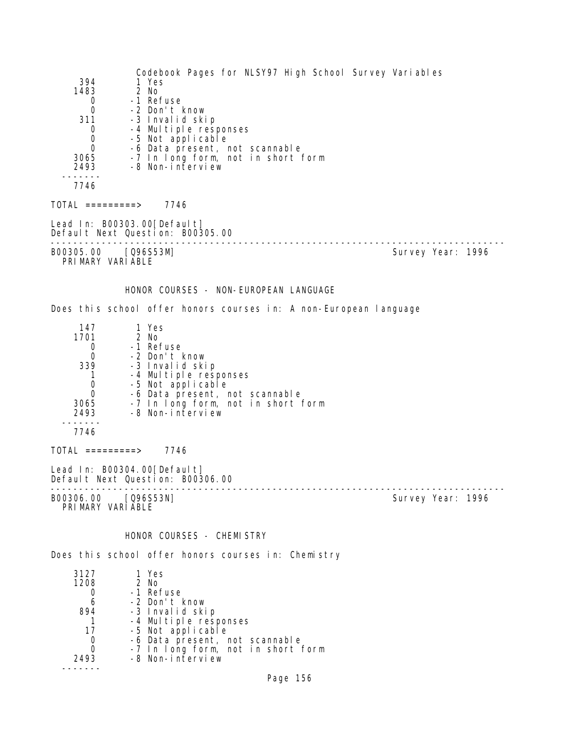| | |
|---|---|
| 394 | 1 Yes |
| 1483 | 2 No |
| 0 | -1 Refuse |
| 0 | -2 Don't know |
| 311 | -3 Invalid skip |
| 0 | -4 Multiple responses |
| 0 | -5 Not applicable |
| 0 | -6 Data present, not scannable |
| 3065 | -7 In long form, not in short form |
| 2493 | -8 Non-interview |
| 7746 | |

TOTAL =========> 7746

Lead In: B00303.00[Default]
Default Next Question: B00305.00

---

B00305.00 [Q96S53M] Survey Year: 1996
PRIMARY VARIABLE

### HONOR COURSES - NON-EUROPEAN LANGUAGE

Does this school offer honors courses in: A non-European language

| | |
|---|---|
| 147 | 1 Yes |
| 1701 | 2 No |
| 0 | -1 Refuse |
| 0 | -2 Don't know |
| 339 | -3 Invalid skip |
| 1 | -4 Multiple responses |
| 0 | -5 Not applicable |
| 0 | -6 Data present, not scannable |
| 3065 | -7 In long form, not in short form |
| 2493 | -8 Non-interview |
| 7746 | |

TOTAL =========> 7746

Lead In: B00304.00[Default]
Default Next Question: B00306.00

---

B00306.00 [Q96S53N] Survey Year: 1996
PRIMARY VARIABLE

### HONOR COURSES - CHEMISTRY

Does this school offer honors courses in: Chemistry

| | |
|---|---|
| 3127 | 1 Yes |
| 1208 | 2 No |
| 0 | -1 Refuse |
| 6 | -2 Don't know |
| 894 | -3 Invalid skip |
| 1 | -4 Multiple responses |
| 17 | -5 Not applicable |
| 0 | -6 Data present, not scannable |
| 0 | -7 In long form, not in short form |
| 2493 | -8 Non-interview |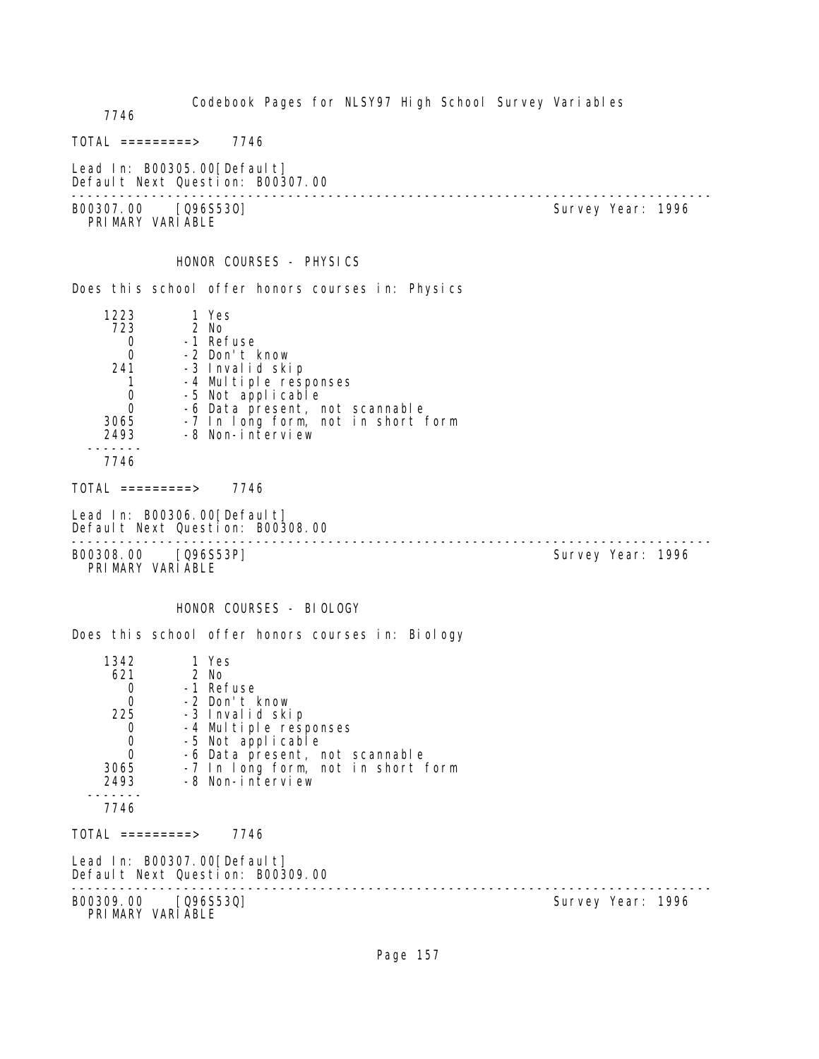7746

TOTAL =========> 7746

Lead In: B00305.00[Default]
Default Next Question: B00307.00

---

B00307.00 [Q96S53O] Survey Year: 1996
PRIMARY VARIABLE

HONOR COURSES - PHYSICS

Does this school offer honors courses in: Physics

```
    1223        1 Yes
     723        2 No
       0       -1 Refuse
       0       -2 Don't know
     241       -3 Invalid skip
       1       -4 Multiple responses
       0       -5 Not applicable
       0       -6 Data present, not scannable
    3065       -7 In long form, not in short form
    2493       -8 Non-interview
   -------
    7746
```

TOTAL =========> 7746

Lead In: B00306.00[Default]
Default Next Question: B00308.00

---

B00308.00 [Q96S53P] Survey Year: 1996
PRIMARY VARIABLE

HONOR COURSES - BIOLOGY

Does this school offer honors courses in: Biology

```
    1342        1 Yes
     621        2 No
       0       -1 Refuse
       0       -2 Don't know
     225       -3 Invalid skip
       0       -4 Multiple responses
       0       -5 Not applicable
       0       -6 Data present, not scannable
    3065       -7 In long form, not in short form
    2493       -8 Non-interview
   -------
    7746
```

TOTAL =========> 7746

Lead In: B00307.00[Default]
Default Next Question: B00309.00

---

B00309.00 [Q96S53Q] Survey Year: 1996
PRIMARY VARIABLE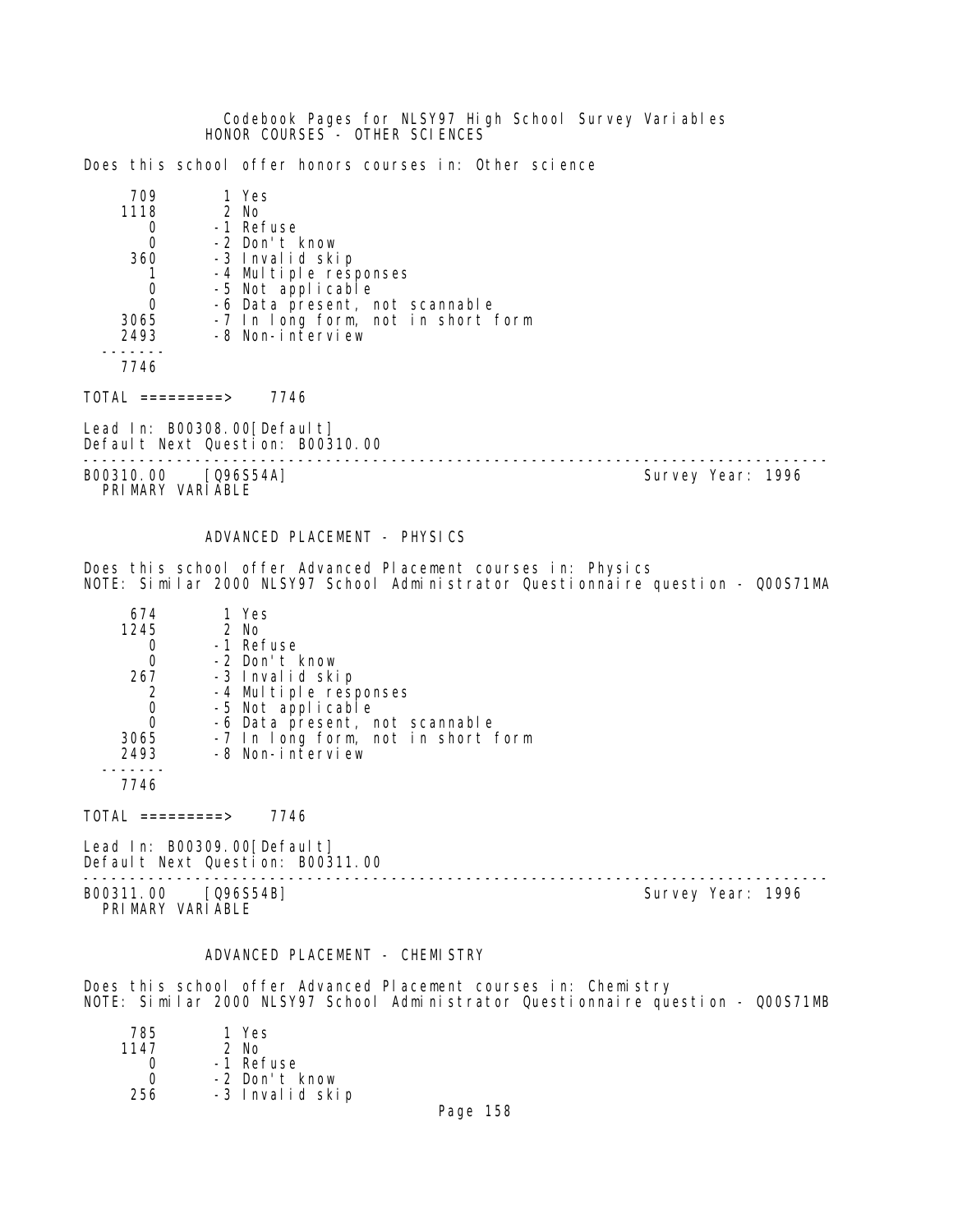Codebook Pages for NLSY97 High School Survey Variables

HONOR COURSES - OTHER SCIENCES

Does this school offer honors courses in: Other science

| Count | Code | Label |
|---|---|---|
| 709 | 1 | Yes |
| 1118 | 2 | No |
| 0 | -1 | Refuse |
| 0 | -2 | Don't know |
| 360 | -3 | Invalid skip |
| 1 | -4 | Multiple responses |
| 0 | -5 | Not applicable |
| 0 | -6 | Data present, not scannable |
| 3065 | -7 | In long form, not in short form |
| 2493 | -8 | Non-interview |
| 7746 | | |

TOTAL =========> 7746

Lead In: B00308.00[Default]
Default Next Question: B00310.00

---

B00310.00 [Q96S54A] Survey Year: 1996
PRIMARY VARIABLE

ADVANCED PLACEMENT - PHYSICS

Does this school offer Advanced Placement courses in: Physics
NOTE: Similar 2000 NLSY97 School Administrator Questionnaire question - Q00S71MA

| Count | Code | Label |
|---|---|---|
| 674 | 1 | Yes |
| 1245 | 2 | No |
| 0 | -1 | Refuse |
| 0 | -2 | Don't know |
| 267 | -3 | Invalid skip |
| 2 | -4 | Multiple responses |
| 0 | -5 | Not applicable |
| 0 | -6 | Data present, not scannable |
| 3065 | -7 | In long form, not in short form |
| 2493 | -8 | Non-interview |
| 7746 | | |

TOTAL =========> 7746

Lead In: B00309.00[Default]
Default Next Question: B00311.00

---

B00311.00 [Q96S54B] Survey Year: 1996
PRIMARY VARIABLE

ADVANCED PLACEMENT - CHEMISTRY

Does this school offer Advanced Placement courses in: Chemistry
NOTE: Similar 2000 NLSY97 School Administrator Questionnaire question - Q00S71MB

| Count | Code | Label |
|---|---|---|
| 785 | 1 | Yes |
| 1147 | 2 | No |
| 0 | -1 | Refuse |
| 0 | -2 | Don't know |
| 256 | -3 | Invalid skip |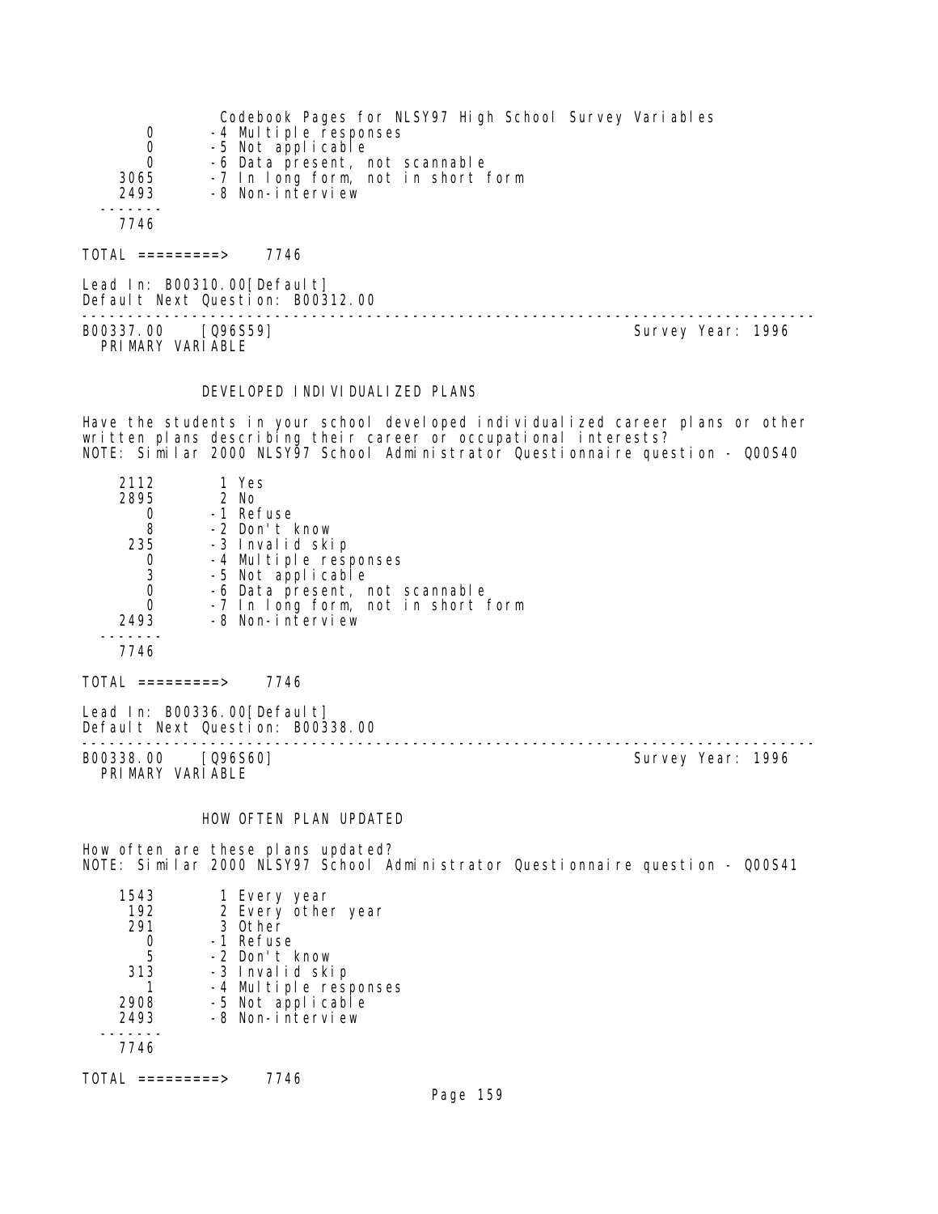| | |
|---|---|
| 0 | -4 Multiple responses |
| 0 | -5 Not applicable |
| 0 | -6 Data present, not scannable |
| 3065 | -7 In long form, not in short form |
| 2493 | -8 Non-interview |
| 7746 | |

TOTAL =========> 7746

Lead In: B00310.00[Default]
Default Next Question: B00312.00

---

B00337.00 [Q96S59] Survey Year: 1996
PRIMARY VARIABLE

### DEVELOPED INDIVIDUALIZED PLANS

Have the students in your school developed individualized career plans or other written plans describing their career or occupational interests?
NOTE: Similar 2000 NLSY97 School Administrator Questionnaire question - Q00S40

| | |
|---|---|
| 2112 | 1 Yes |
| 2895 | 2 No |
| 0 | -1 Refuse |
| 8 | -2 Don't know |
| 235 | -3 Invalid skip |
| 0 | -4 Multiple responses |
| 3 | -5 Not applicable |
| 0 | -6 Data present, not scannable |
| 0 | -7 In long form, not in short form |
| 2493 | -8 Non-interview |
| 7746 | |

TOTAL =========> 7746

Lead In: B00336.00[Default]
Default Next Question: B00338.00

---

B00338.00 [Q96S60] Survey Year: 1996
PRIMARY VARIABLE

### HOW OFTEN PLAN UPDATED

How often are these plans updated?
NOTE: Similar 2000 NLSY97 School Administrator Questionnaire question - Q00S41

| | |
|---|---|
| 1543 | 1 Every year |
| 192 | 2 Every other year |
| 291 | 3 Other |
| 0 | -1 Refuse |
| 5 | -2 Don't know |
| 313 | -3 Invalid skip |
| 1 | -4 Multiple responses |
| 2908 | -5 Not applicable |
| 2493 | -8 Non-interview |
| 7746 | |

TOTAL =========> 7746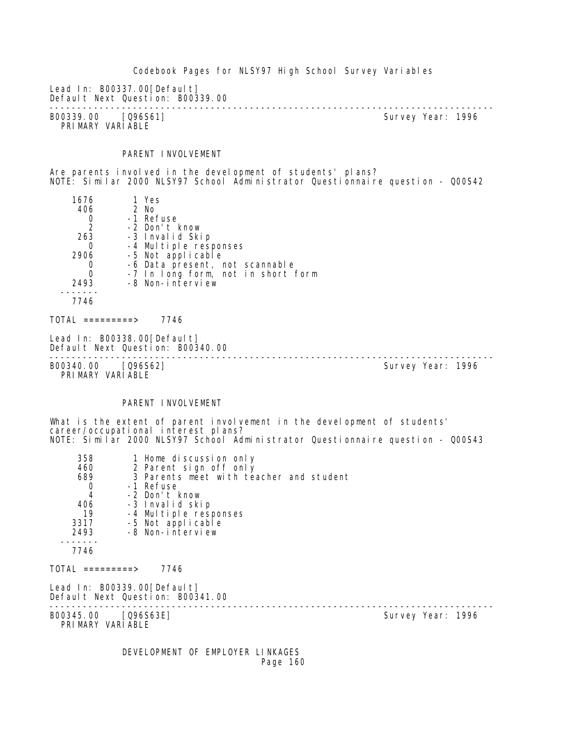Lead In: B00337.00[Default]
Default Next Question: B00339.00

---

B00339.00 [Q96S61] Survey Year: 1996
PRIMARY VARIABLE

PARENT INVOLVEMENT

Are parents involved in the development of students' plans?
NOTE: Similar 2000 NLSY97 School Administrator Questionnaire question - Q00S42

| | |
|---|---|
| 1676 | 1 Yes |
| 406 | 2 No |
| 0 | -1 Refuse |
| 2 | -2 Don't know |
| 263 | -3 Invalid Skip |
| 0 | -4 Multiple responses |
| 2906 | -5 Not applicable |
| 0 | -6 Data present, not scannable |
| 0 | -7 In long form, not in short form |
| 2493 | -8 Non-interview |
| 7746 | |

TOTAL =========> 7746

Lead In: B00338.00[Default]
Default Next Question: B00340.00

---

B00340.00 [Q96S62] Survey Year: 1996
PRIMARY VARIABLE

PARENT INVOLVEMENT

What is the extent of parent involvement in the development of students' career/occupational interest plans?
NOTE: Similar 2000 NLSY97 School Administrator Questionnaire question - Q00S43

| | |
|---|---|
| 358 | 1 Home discussion only |
| 460 | 2 Parent sign off only |
| 689 | 3 Parents meet with teacher and student |
| 0 | -1 Refuse |
| 4 | -2 Don't know |
| 406 | -3 Invalid skip |
| 19 | -4 Multiple responses |
| 3317 | -5 Not applicable |
| 2493 | -8 Non-interview |
| 7746 | |

TOTAL =========> 7746

Lead In: B00339.00[Default]
Default Next Question: B00341.00

---

B00345.00 [Q96S63E] Survey Year: 1996
PRIMARY VARIABLE

DEVELOPMENT OF EMPLOYER LINKAGES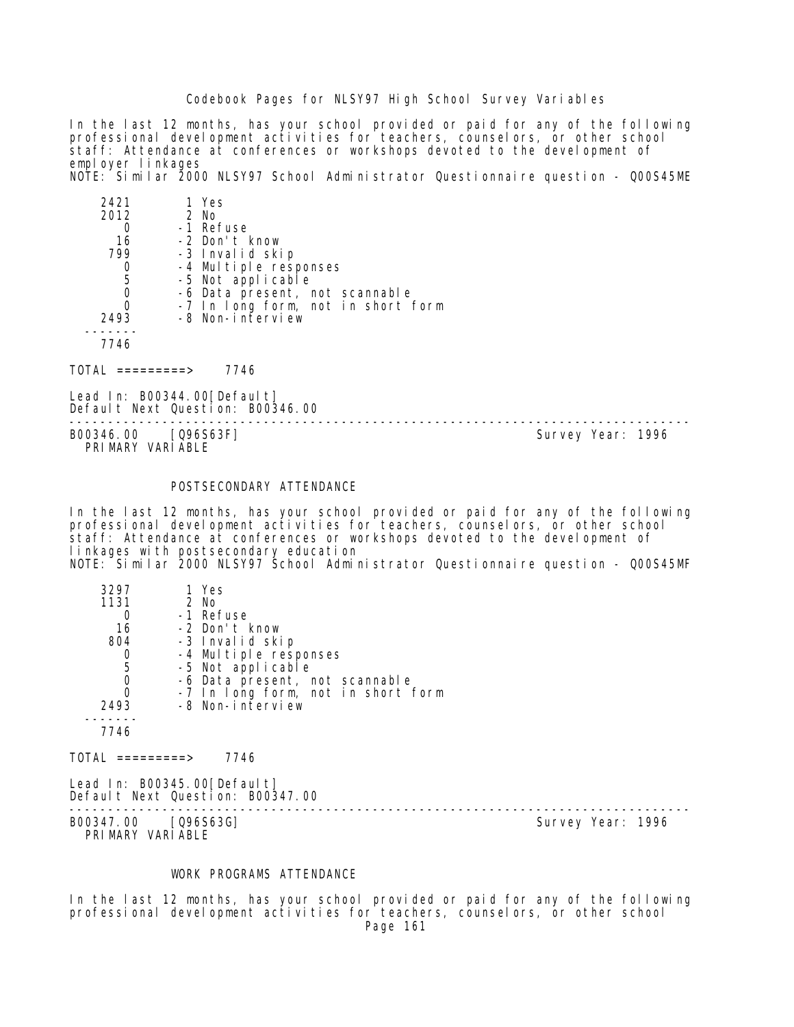In the last 12 months, has your school provided or paid for any of the following professional development activities for teachers, counselors, or other school staff: Attendance at conferences or workshops devoted to the development of employer linkages
NOTE: Similar 2000 NLSY97 School Administrator Questionnaire question - Q00S45ME

```
    2421        1 Yes
    2012        2 No
       0       -1 Refuse
      16       -2 Don't know
     799       -3 Invalid skip
       0       -4 Multiple responses
       5       -5 Not applicable
       0       -6 Data present, not scannable
       0       -7 In long form, not in short form
    2493       -8 Non-interview
  -------
    7746
```

TOTAL =========> 7746

Lead In: B00344.00[Default]
Default Next Question: B00346.00

---

B00346.00 [Q96S63F] Survey Year: 1996
PRIMARY VARIABLE

## POSTSECONDARY ATTENDANCE

In the last 12 months, has your school provided or paid for any of the following professional development activities for teachers, counselors, or other school staff: Attendance at conferences or workshops devoted to the development of linkages with postsecondary education
NOTE: Similar 2000 NLSY97 School Administrator Questionnaire question - Q00S45MF

```
    3297        1 Yes
    1131        2 No
       0       -1 Refuse
      16       -2 Don't know
     804       -3 Invalid skip
       0       -4 Multiple responses
       5       -5 Not applicable
       0       -6 Data present, not scannable
       0       -7 In long form, not in short form
    2493       -8 Non-interview
  -------
    7746
```

TOTAL =========> 7746

Lead In: B00345.00[Default]
Default Next Question: B00347.00

---

B00347.00 [Q96S63G] Survey Year: 1996
PRIMARY VARIABLE

## WORK PROGRAMS ATTENDANCE

In the last 12 months, has your school provided or paid for any of the following professional development activities for teachers, counselors, or other school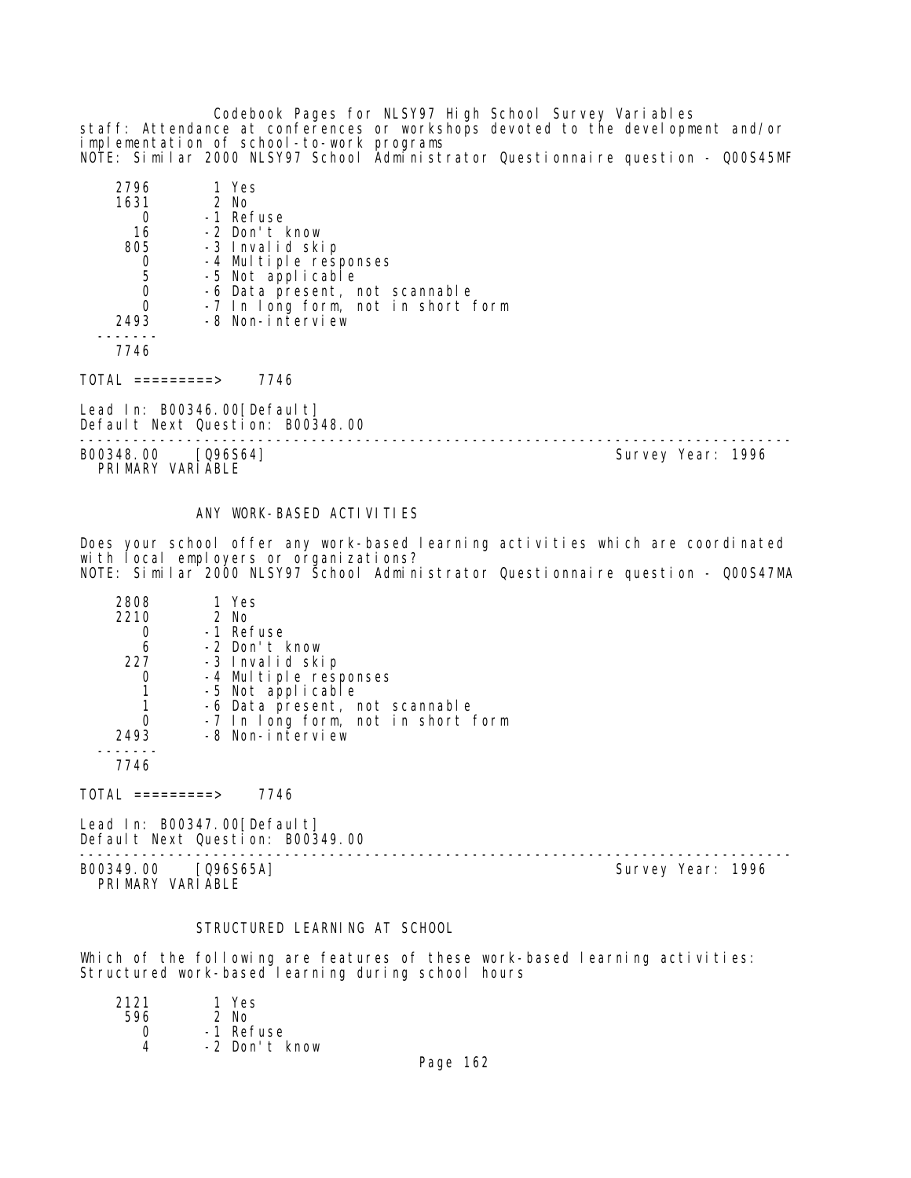staff: Attendance at conferences or workshops devoted to the development and/or implementation of school-to-work programs
NOTE: Similar 2000 NLSY97 School Administrator Questionnaire question - Q00S45MF

| | |
|---|---|
| 2796 | 1 Yes |
| 1631 | 2 No |
| 0 | -1 Refuse |
| 16 | -2 Don't know |
| 805 | -3 Invalid skip |
| 0 | -4 Multiple responses |
| 5 | -5 Not applicable |
| 0 | -6 Data present, not scannable |
| 0 | -7 In long form, not in short form |
| 2493 | -8 Non-interview |
| 7746 | |

TOTAL =========> 7746

Lead In: B00346.00[Default]
Default Next Question: B00348.00

---

B00348.00 [Q96S64] Survey Year: 1996
PRIMARY VARIABLE

### ANY WORK-BASED ACTIVITIES

Does your school offer any work-based learning activities which are coordinated with local employers or organizations?
NOTE: Similar 2000 NLSY97 School Administrator Questionnaire question - Q00S47MA

| | |
|---|---|
| 2808 | 1 Yes |
| 2210 | 2 No |
| 0 | -1 Refuse |
| 6 | -2 Don't know |
| 227 | -3 Invalid skip |
| 0 | -4 Multiple responses |
| 1 | -5 Not applicable |
| 1 | -6 Data present, not scannable |
| 0 | -7 In long form, not in short form |
| 2493 | -8 Non-interview |
| 7746 | |

TOTAL =========> 7746

Lead In: B00347.00[Default]
Default Next Question: B00349.00

---

B00349.00 [Q96S65A] Survey Year: 1996
PRIMARY VARIABLE

### STRUCTURED LEARNING AT SCHOOL

Which of the following are features of these work-based learning activities: Structured work-based learning during school hours

| | |
|---|---|
| 2121 | 1 Yes |
| 596 | 2 No |
| 0 | -1 Refuse |
| 4 | -2 Don't know |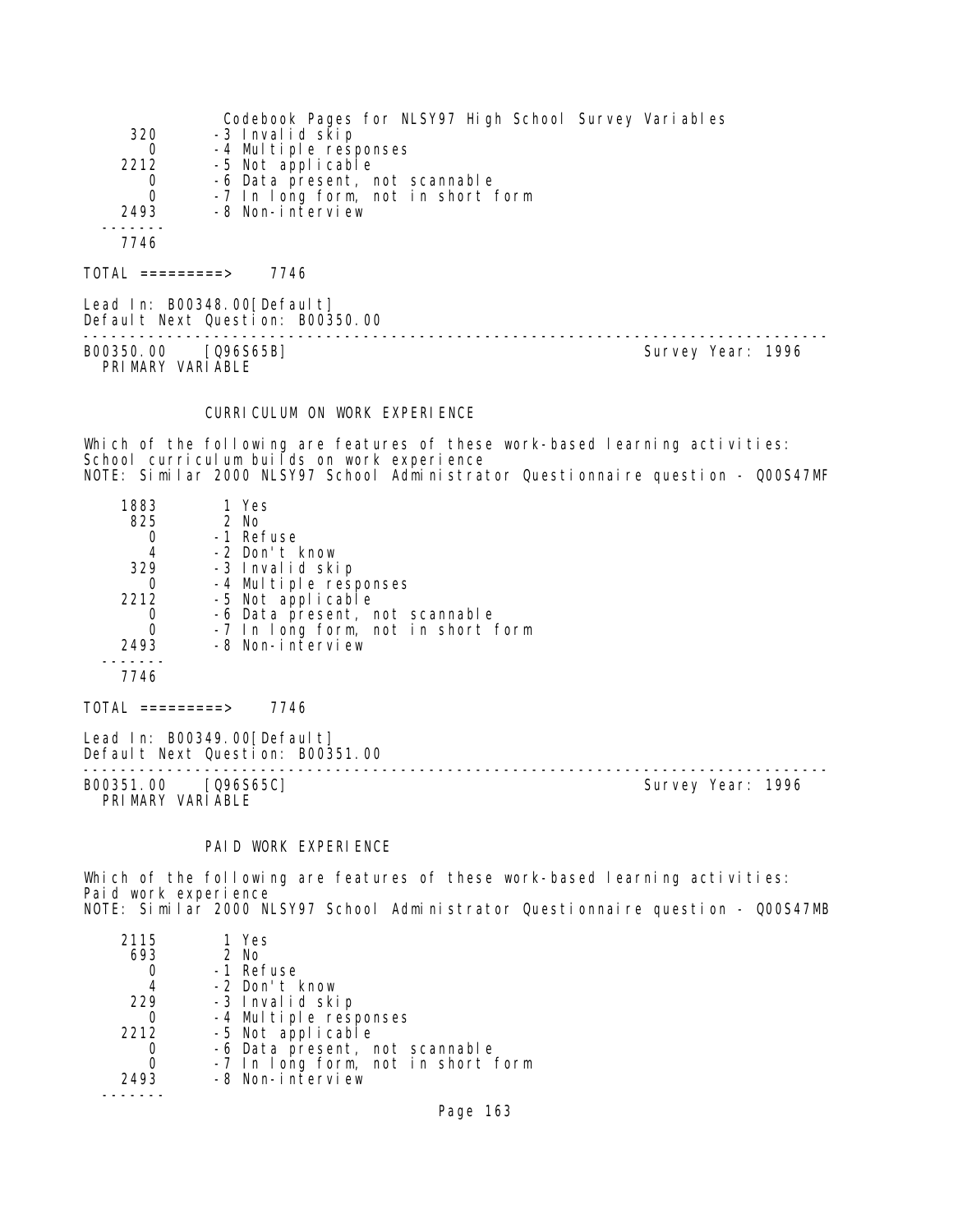| | |
|---|---|
| 320 | -3 Invalid skip |
| 0 | -4 Multiple responses |
| 2212 | -5 Not applicable |
| 0 | -6 Data present, not scannable |
| 0 | -7 In long form, not in short form |
| 2493 | -8 Non-interview |
| ------- | |
| 7746 | |

TOTAL =========> 7746

Lead In: B00348.00[Default]
Default Next Question: B00350.00

---

B00350.00 [Q96S65B] Survey Year: 1996
PRIMARY VARIABLE

CURRICULUM ON WORK EXPERIENCE

Which of the following are features of these work-based learning activities:
School curriculum builds on work experience
NOTE: Similar 2000 NLSY97 School Administrator Questionnaire question - Q00S47MF

| | |
|---|---|
| 1883 | 1 Yes |
| 825 | 2 No |
| 0 | -1 Refuse |
| 4 | -2 Don't know |
| 329 | -3 Invalid skip |
| 0 | -4 Multiple responses |
| 2212 | -5 Not applicable |
| 0 | -6 Data present, not scannable |
| 0 | -7 In long form, not in short form |
| 2493 | -8 Non-interview |
| ------- | |
| 7746 | |

TOTAL =========> 7746

Lead In: B00349.00[Default]
Default Next Question: B00351.00

---

B00351.00 [Q96S65C] Survey Year: 1996
PRIMARY VARIABLE

PAID WORK EXPERIENCE

Which of the following are features of these work-based learning activities:
Paid work experience
NOTE: Similar 2000 NLSY97 School Administrator Questionnaire question - Q00S47MB

| | |
|---|---|
| 2115 | 1 Yes |
| 693 | 2 No |
| 0 | -1 Refuse |
| 4 | -2 Don't know |
| 229 | -3 Invalid skip |
| 0 | -4 Multiple responses |
| 2212 | -5 Not applicable |
| 0 | -6 Data present, not scannable |
| 0 | -7 In long form, not in short form |
| 2493 | -8 Non-interview |
| ------- | |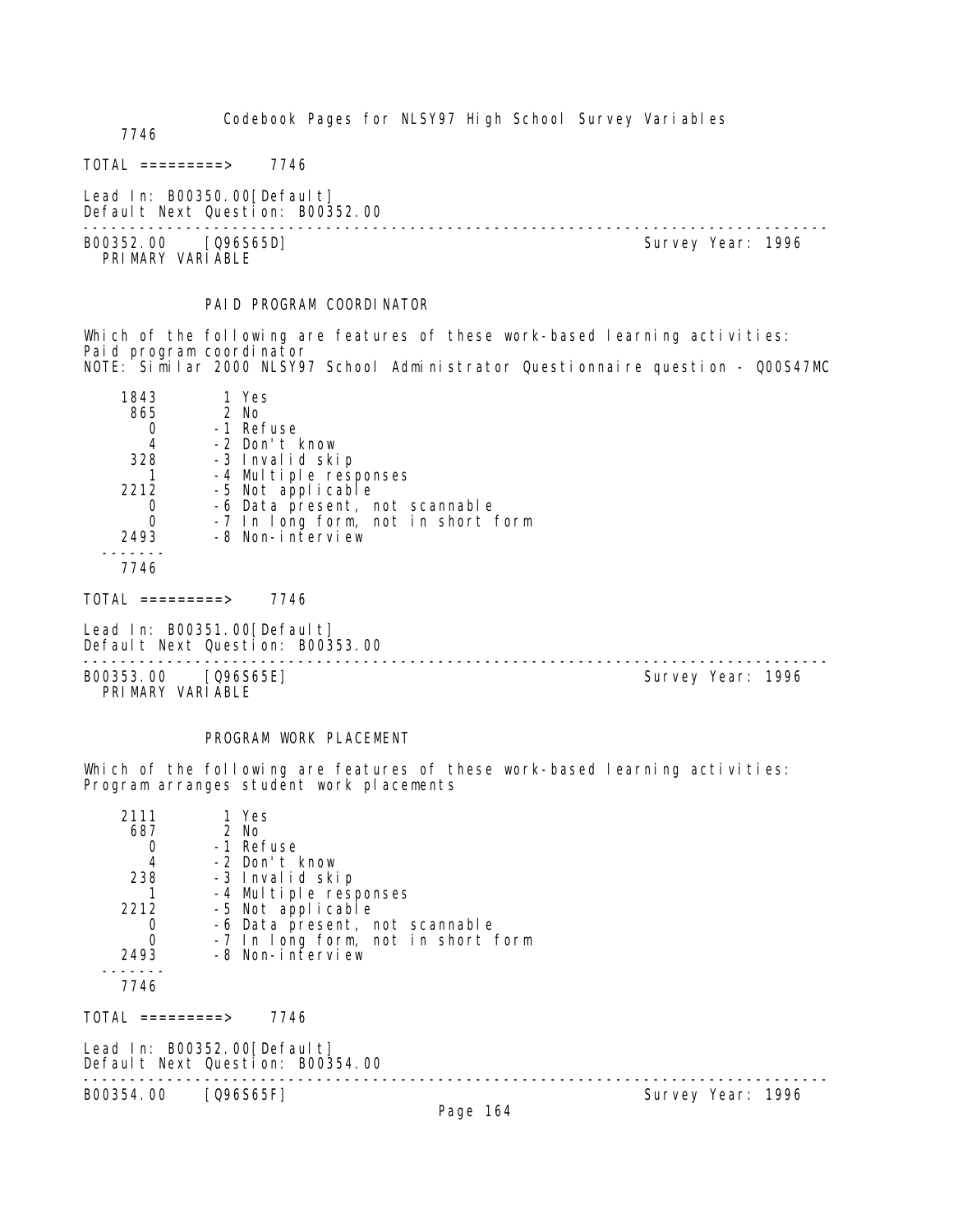7746

TOTAL =========> 7746

Lead In: B00350.00[Default]
Default Next Question: B00352.00

---

B00352.00 [Q96S65D] Survey Year: 1996
PRIMARY VARIABLE

PAID PROGRAM COORDINATOR

Which of the following are features of these work-based learning activities: Paid program coordinator
NOTE: Similar 2000 NLSY97 School Administrator Questionnaire question - Q00S47MC

```
   1843       1 Yes
    865       2 No
      0      -1 Refuse
      4      -2 Don't know
    328      -3 Invalid skip
      1      -4 Multiple responses
   2212      -5 Not applicable
      0      -6 Data present, not scannable
      0      -7 In long form, not in short form
   2493      -8 Non-interview
 -------
   7746
```

TOTAL =========> 7746

Lead In: B00351.00[Default]
Default Next Question: B00353.00

---

B00353.00 [Q96S65E] Survey Year: 1996
PRIMARY VARIABLE

PROGRAM WORK PLACEMENT

Which of the following are features of these work-based learning activities: Program arranges student work placements

```
   2111       1 Yes
    687       2 No
      0      -1 Refuse
      4      -2 Don't know
    238      -3 Invalid skip
      1      -4 Multiple responses
   2212      -5 Not applicable
      0      -6 Data present, not scannable
      0      -7 In long form, not in short form
   2493      -8 Non-interview
 -------
   7746
```

TOTAL =========> 7746

Lead In: B00352.00[Default]
Default Next Question: B00354.00

---

B00354.00 [Q96S65F] Survey Year: 1996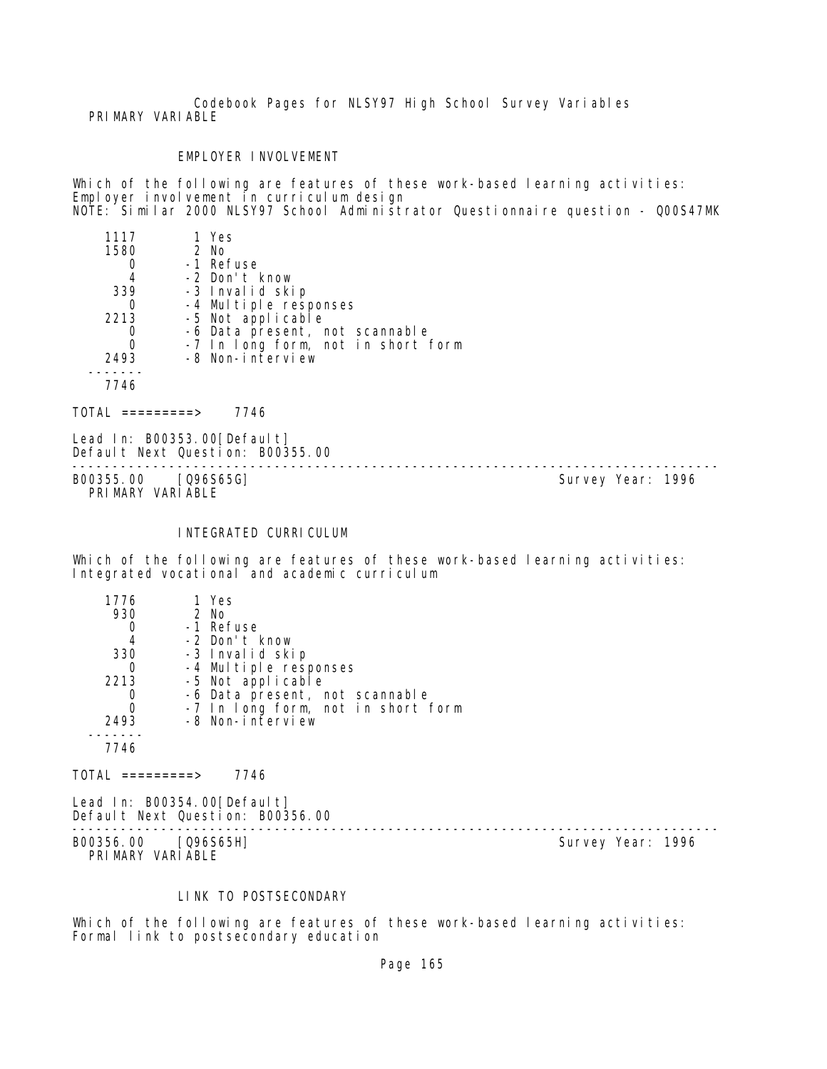PRIMARY VARIABLE

EMPLOYER INVOLVEMENT

Which of the following are features of these work-based learning activities: Employer involvement in curriculum design
NOTE: Similar 2000 NLSY97 School Administrator Questionnaire question - Q00S47MK

| Count | Code | Label |
|---|---|---|
| 1117 | 1 | Yes |
| 1580 | 2 | No |
| 0 | -1 | Refuse |
| 4 | -2 | Don't know |
| 339 | -3 | Invalid skip |
| 0 | -4 | Multiple responses |
| 2213 | -5 | Not applicable |
| 0 | -6 | Data present, not scannable |
| 0 | -7 | In long form, not in short form |
| 2493 | -8 | Non-interview |
| 7746 | | |

TOTAL =========> 7746

Lead In: B00353.00[Default]
Default Next Question: B00355.00

---

B00355.00 [Q96S65G] Survey Year: 1996
PRIMARY VARIABLE

INTEGRATED CURRICULUM

Which of the following are features of these work-based learning activities: Integrated vocational and academic curriculum

| Count | Code | Label |
|---|---|---|
| 1776 | 1 | Yes |
| 930 | 2 | No |
| 0 | -1 | Refuse |
| 4 | -2 | Don't know |
| 330 | -3 | Invalid skip |
| 0 | -4 | Multiple responses |
| 2213 | -5 | Not applicable |
| 0 | -6 | Data present, not scannable |
| 0 | -7 | In long form, not in short form |
| 2493 | -8 | Non-interview |
| 7746 | | |

TOTAL =========> 7746

Lead In: B00354.00[Default]
Default Next Question: B00356.00

---

B00356.00 [Q96S65H] Survey Year: 1996
PRIMARY VARIABLE

LINK TO POSTSECONDARY

Which of the following are features of these work-based learning activities: Formal link to postsecondary education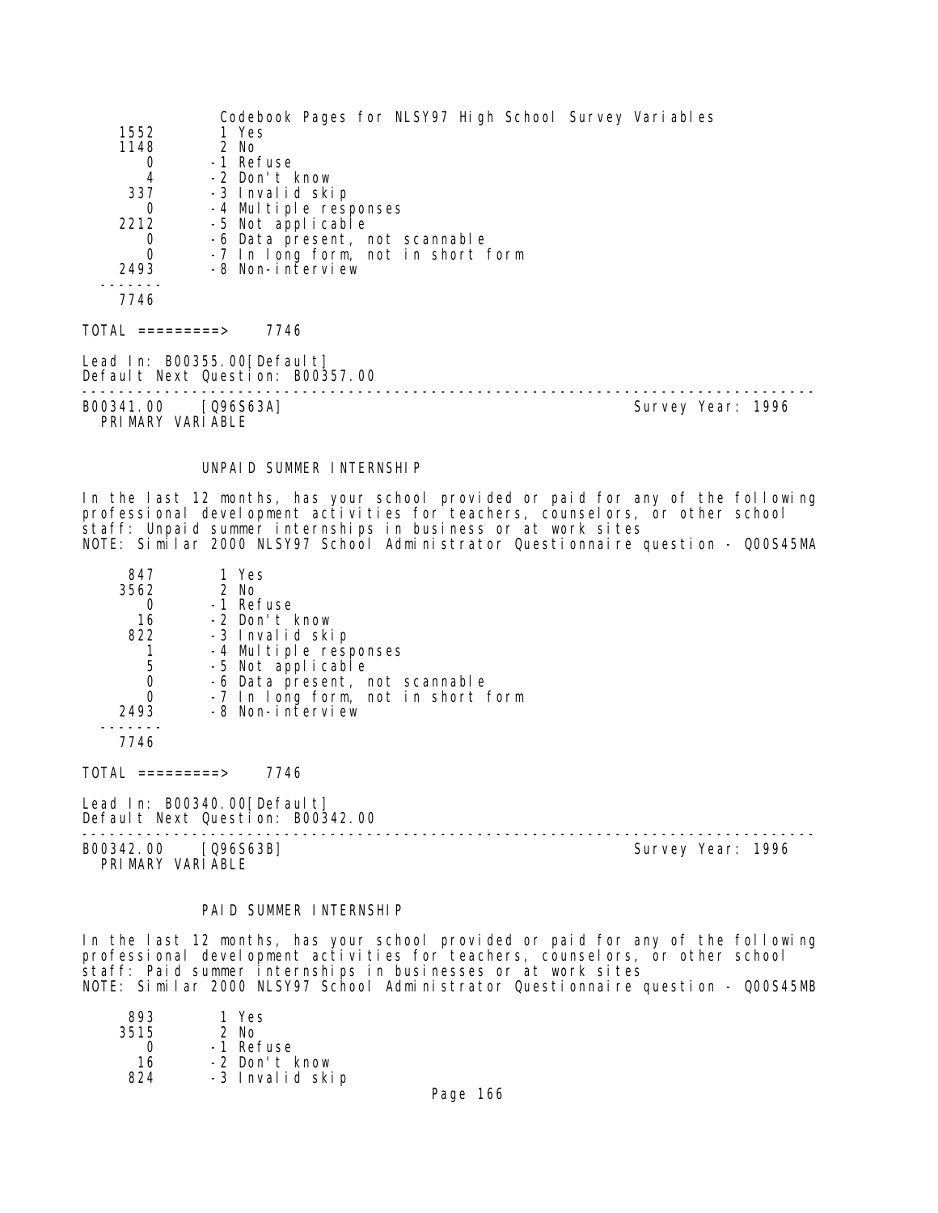| | |
|---|---|
| 1552 | 1 Yes |
| 1148 | 2 No |
| 0 | -1 Refuse |
| 4 | -2 Don't know |
| 337 | -3 Invalid skip |
| 0 | -4 Multiple responses |
| 2212 | -5 Not applicable |
| 0 | -6 Data present, not scannable |
| 0 | -7 In long form, not in short form |
| 2493 | -8 Non-interview |
| 7746 | |

TOTAL =========> 7746

Lead In: B00355.00[Default]
Default Next Question: B00357.00

---

B00341.00 [Q96S63A] Survey Year: 1996
PRIMARY VARIABLE

### UNPAID SUMMER INTERNSHIP

In the last 12 months, has your school provided or paid for any of the following professional development activities for teachers, counselors, or other school staff: Unpaid summer internships in business or at work sites
NOTE: Similar 2000 NLSY97 School Administrator Questionnaire question - Q00S45MA

| | |
|---|---|
| 847 | 1 Yes |
| 3562 | 2 No |
| 0 | -1 Refuse |
| 16 | -2 Don't know |
| 822 | -3 Invalid skip |
| 1 | -4 Multiple responses |
| 5 | -5 Not applicable |
| 0 | -6 Data present, not scannable |
| 0 | -7 In long form, not in short form |
| 2493 | -8 Non-interview |
| 7746 | |

TOTAL =========> 7746

Lead In: B00340.00[Default]
Default Next Question: B00342.00

---

B00342.00 [Q96S63B] Survey Year: 1996
PRIMARY VARIABLE

### PAID SUMMER INTERNSHIP

In the last 12 months, has your school provided or paid for any of the following professional development activities for teachers, counselors, or other school staff: Paid summer internships in businesses or at work sites
NOTE: Similar 2000 NLSY97 School Administrator Questionnaire question - Q00S45MB

| | |
|---|---|
| 893 | 1 Yes |
| 3515 | 2 No |
| 0 | -1 Refuse |
| 16 | -2 Don't know |
| 824 | -3 Invalid skip |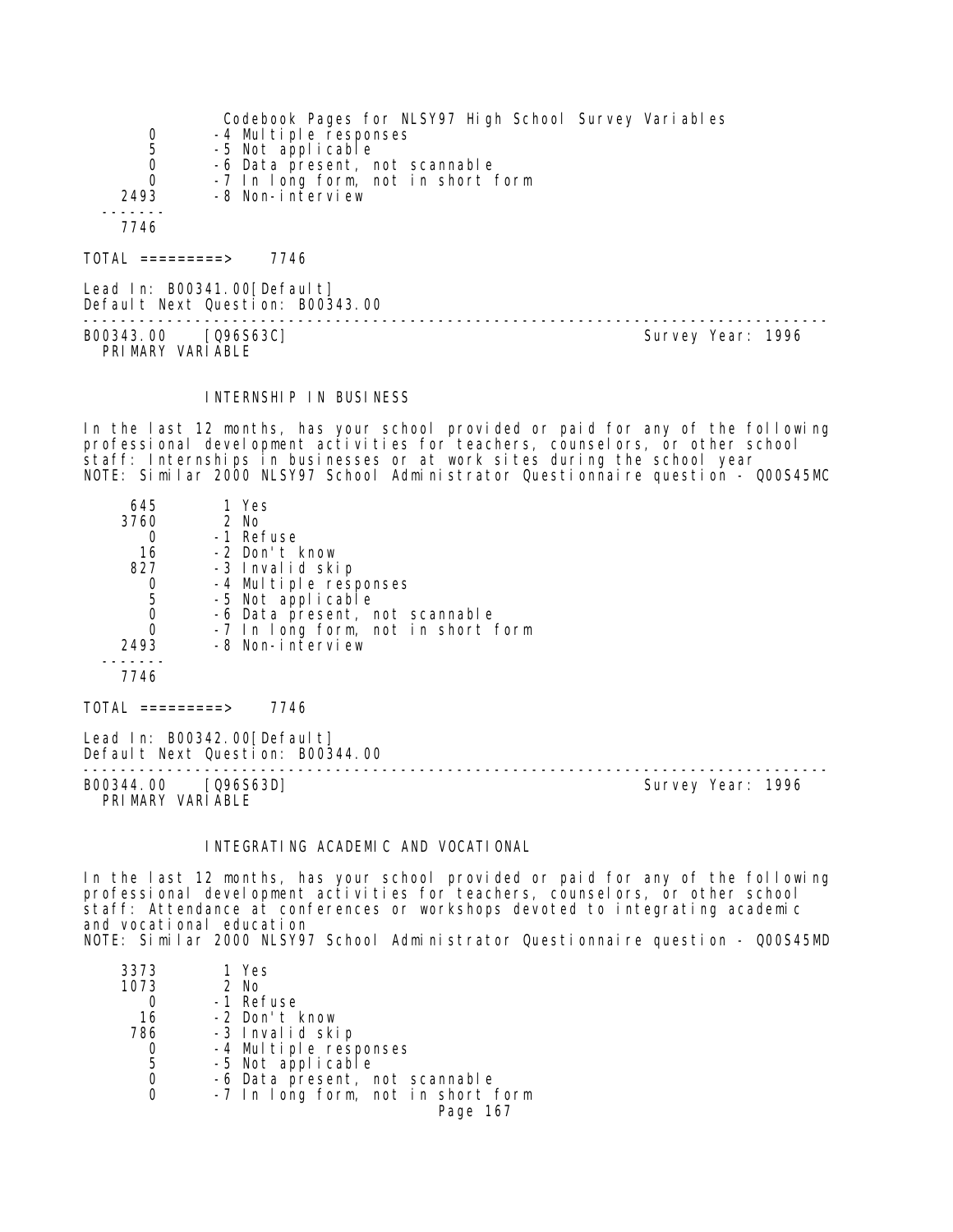```
     0       -4 Multiple responses
     5       -5 Not applicable
     0       -6 Data present, not scannable
     0       -7 In long form, not in short form
  2493       -8 Non-interview
 -------
  7746
```

TOTAL =========> 7746

Lead In: B00341.00[Default]
Default Next Question: B00343.00

---

B00343.00 [Q96S63C] Survey Year: 1996
PRIMARY VARIABLE

### INTERNSHIP IN BUSINESS

In the last 12 months, has your school provided or paid for any of the following professional development activities for teachers, counselors, or other school staff: Internships in businesses or at work sites during the school year
NOTE: Similar 2000 NLSY97 School Administrator Questionnaire question - Q00S45MC

```
   645        1 Yes
  3760        2 No
     0       -1 Refuse
    16       -2 Don't know
   827       -3 Invalid skip
     0       -4 Multiple responses
     5       -5 Not applicable
     0       -6 Data present, not scannable
     0       -7 In long form, not in short form
  2493       -8 Non-interview
 -------
  7746
```

TOTAL =========> 7746

Lead In: B00342.00[Default]
Default Next Question: B00344.00

---

B00344.00 [Q96S63D] Survey Year: 1996
PRIMARY VARIABLE

### INTEGRATING ACADEMIC AND VOCATIONAL

In the last 12 months, has your school provided or paid for any of the following professional development activities for teachers, counselors, or other school staff: Attendance at conferences or workshops devoted to integrating academic and vocational education
NOTE: Similar 2000 NLSY97 School Administrator Questionnaire question - Q00S45MD

```
  3373        1 Yes
  1073        2 No
     0       -1 Refuse
    16       -2 Don't know
   786       -3 Invalid skip
     0       -4 Multiple responses
     5       -5 Not applicable
     0       -6 Data present, not scannable
     0       -7 In long form, not in short form
```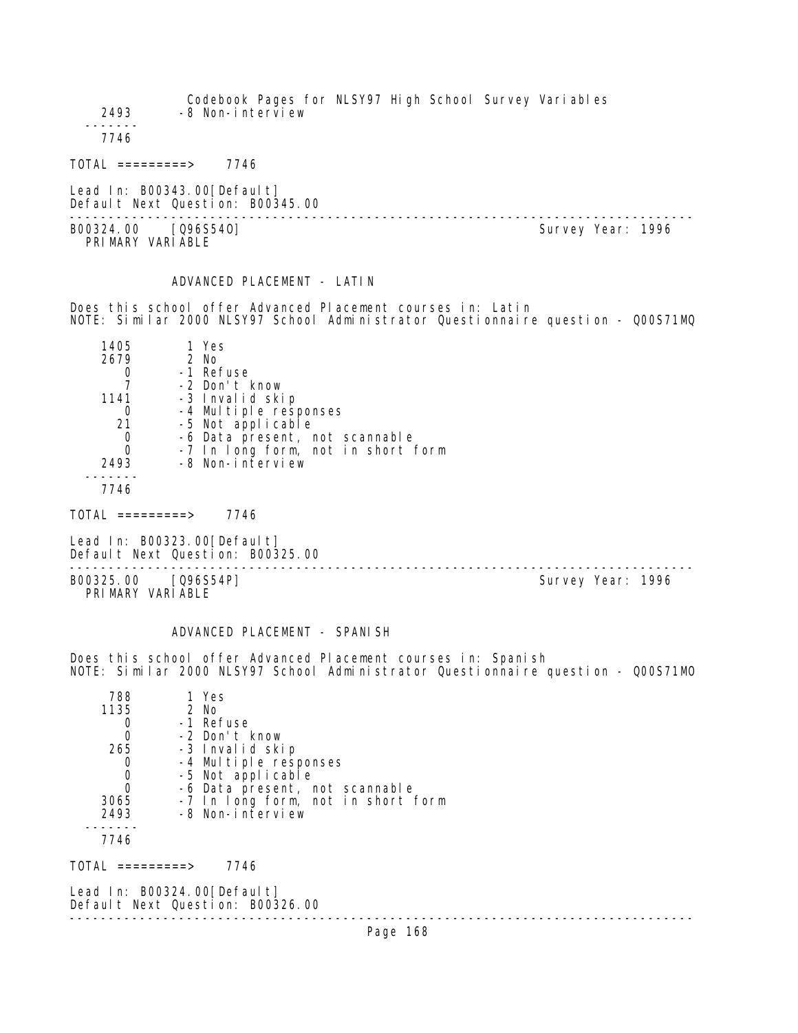```
  2493       -8 Non-interview
 -------
  7746
```

TOTAL =========> 7746

Lead In: B00343.00[Default]
Default Next Question: B00345.00

---

B00324.00 [Q96S54O] Survey Year: 1996
PRIMARY VARIABLE

## ADVANCED PLACEMENT - LATIN

Does this school offer Advanced Placement courses in: Latin
NOTE: Similar 2000 NLSY97 School Administrator Questionnaire question - Q00S71MQ

```
  1405        1 Yes
  2679        2 No
     0       -1 Refuse
     7       -2 Don't know
  1141       -3 Invalid skip
     0       -4 Multiple responses
    21       -5 Not applicable
     0       -6 Data present, not scannable
     0       -7 In long form, not in short form
  2493       -8 Non-interview
 -------
  7746
```

TOTAL =========> 7746

Lead In: B00323.00[Default]
Default Next Question: B00325.00

---

B00325.00 [Q96S54P] Survey Year: 1996
PRIMARY VARIABLE

## ADVANCED PLACEMENT - SPANISH

Does this school offer Advanced Placement courses in: Spanish
NOTE: Similar 2000 NLSY97 School Administrator Questionnaire question - Q00S71MO

```
   788        1 Yes
  1135        2 No
     0       -1 Refuse
     0       -2 Don't know
   265       -3 Invalid skip
     0       -4 Multiple responses
     0       -5 Not applicable
     0       -6 Data present, not scannable
  3065       -7 In long form, not in short form
  2493       -8 Non-interview
 -------
  7746
```

TOTAL =========> 7746

Lead In: B00324.00[Default]
Default Next Question: B00326.00

---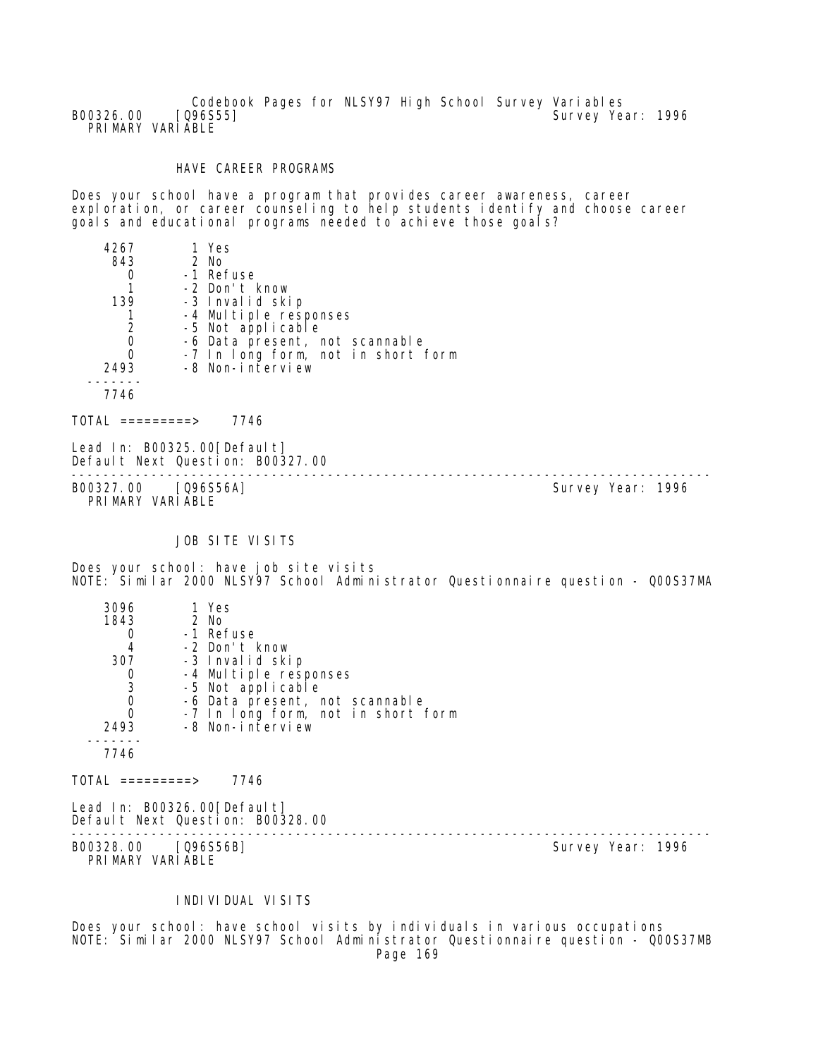B00326.00 [Q96S55] Survey Year: 1996
PRIMARY VARIABLE

### HAVE CAREER PROGRAMS

Does your school have a program that provides career awareness, career exploration, or career counseling to help students identify and choose career goals and educational programs needed to achieve those goals?

| Count | Code | Label |
|---|---|---|
| 4267 | 1 | Yes |
| 843 | 2 | No |
| 0 | -1 | Refuse |
| 1 | -2 | Don't know |
| 139 | -3 | Invalid skip |
| 1 | -4 | Multiple responses |
| 2 | -5 | Not applicable |
| 0 | -6 | Data present, not scannable |
| 0 | -7 | In long form, not in short form |
| 2493 | -8 | Non-interview |
| 7746 | | |

TOTAL =========> 7746

Lead In: B00325.00[Default]
Default Next Question: B00327.00

---

B00327.00 [Q96S56A] Survey Year: 1996
PRIMARY VARIABLE

### JOB SITE VISITS

Does your school: have job site visits
NOTE: Similar 2000 NLSY97 School Administrator Questionnaire question - Q00S37MA

| Count | Code | Label |
|---|---|---|
| 3096 | 1 | Yes |
| 1843 | 2 | No |
| 0 | -1 | Refuse |
| 4 | -2 | Don't know |
| 307 | -3 | Invalid skip |
| 0 | -4 | Multiple responses |
| 3 | -5 | Not applicable |
| 0 | -6 | Data present, not scannable |
| 0 | -7 | In long form, not in short form |
| 2493 | -8 | Non-interview |
| 7746 | | |

TOTAL =========> 7746

Lead In: B00326.00[Default]
Default Next Question: B00328.00

---

B00328.00 [Q96S56B] Survey Year: 1996
PRIMARY VARIABLE

### INDIVIDUAL VISITS

Does your school: have school visits by individuals in various occupations
NOTE: Similar 2000 NLSY97 School Administrator Questionnaire question - Q00S37MB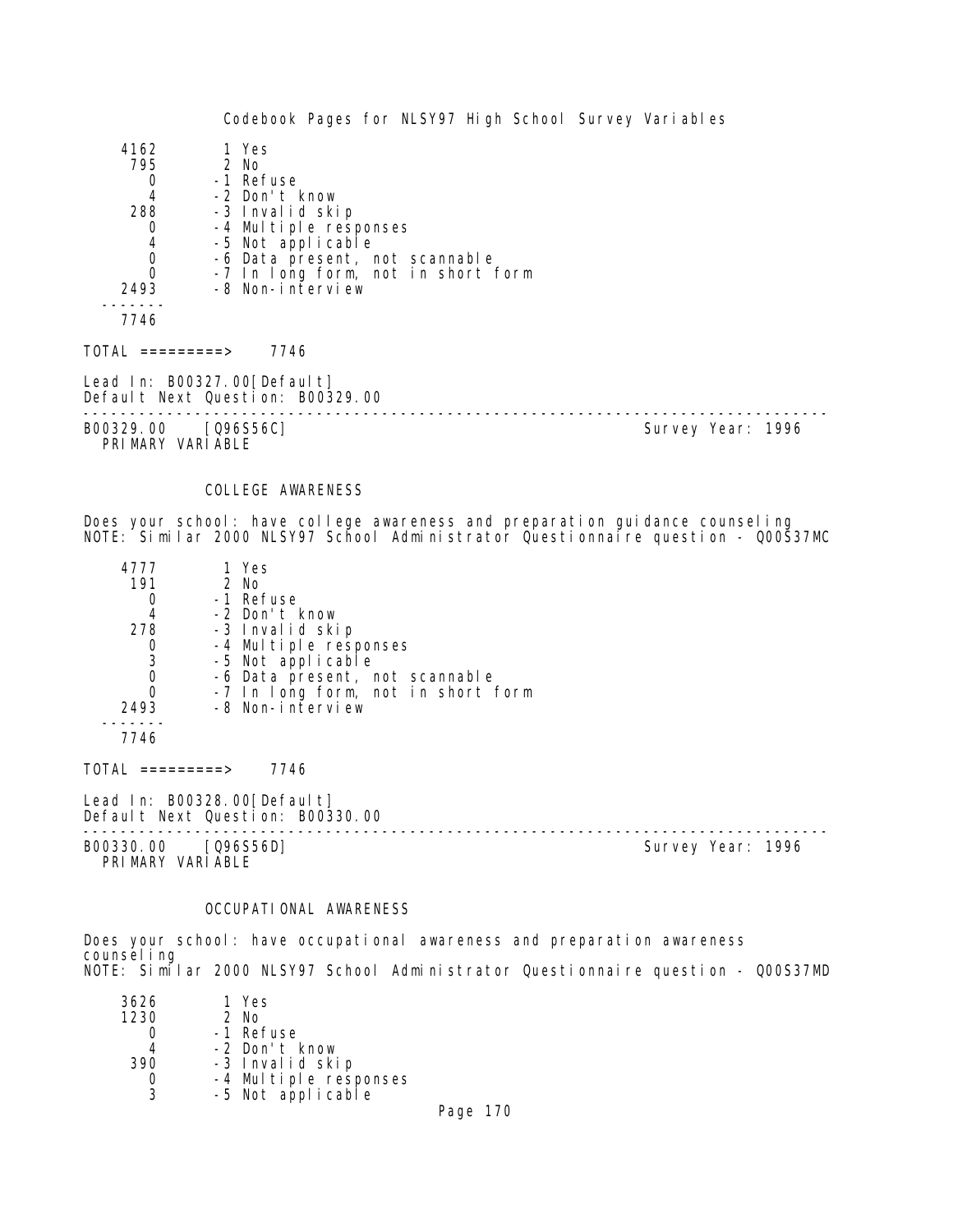| | |
|---|---|
| 4162 | 1 Yes |
| 795 | 2 No |
| 0 | -1 Refuse |
| 4 | -2 Don't know |
| 288 | -3 Invalid skip |
| 0 | -4 Multiple responses |
| 4 | -5 Not applicable |
| 0 | -6 Data present, not scannable |
| 0 | -7 In long form, not in short form |
| 2493 | -8 Non-interview |
| 7746 | |

TOTAL =========> 7746

Lead In: B00327.00[Default]
Default Next Question: B00329.00

---

B00329.00 [Q96S56C] Survey Year: 1996
PRIMARY VARIABLE

### COLLEGE AWARENESS

Does your school: have college awareness and preparation guidance counseling
NOTE: Similar 2000 NLSY97 School Administrator Questionnaire question - Q00S37MC

| | |
|---|---|
| 4777 | 1 Yes |
| 191 | 2 No |
| 0 | -1 Refuse |
| 4 | -2 Don't know |
| 278 | -3 Invalid skip |
| 0 | -4 Multiple responses |
| 3 | -5 Not applicable |
| 0 | -6 Data present, not scannable |
| 0 | -7 In long form, not in short form |
| 2493 | -8 Non-interview |
| 7746 | |

TOTAL =========> 7746

Lead In: B00328.00[Default]
Default Next Question: B00330.00

---

B00330.00 [Q96S56D] Survey Year: 1996
PRIMARY VARIABLE

### OCCUPATIONAL AWARENESS

Does your school: have occupational awareness and preparation awareness counseling
NOTE: Similar 2000 NLSY97 School Administrator Questionnaire question - Q00S37MD

| | |
|---|---|
| 3626 | 1 Yes |
| 1230 | 2 No |
| 0 | -1 Refuse |
| 4 | -2 Don't know |
| 390 | -3 Invalid skip |
| 0 | -4 Multiple responses |
| 3 | -5 Not applicable |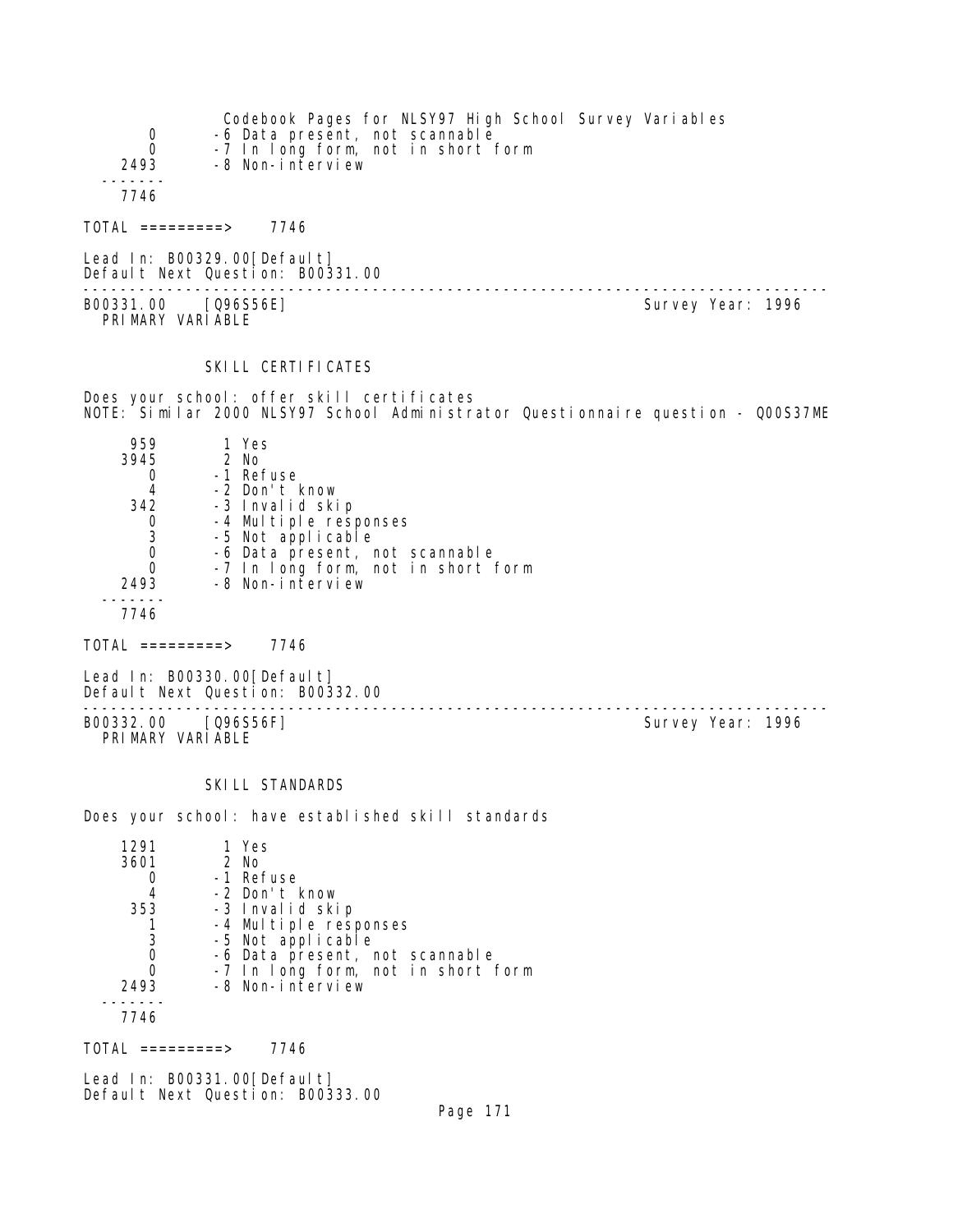| | |
|---|---|
| 0 | -6 Data present, not scannable |
| 0 | -7 In long form, not in short form |
| 2493 | -8 Non-interview |
| 7746 | |

TOTAL =========> 7746

Lead In: B00329.00[Default]
Default Next Question: B00331.00

---

B00331.00 [Q96S56E] Survey Year: 1996
PRIMARY VARIABLE

### SKILL CERTIFICATES

Does your school: offer skill certificates
NOTE: Similar 2000 NLSY97 School Administrator Questionnaire question - Q00S37ME

| | |
|---|---|
| 959 | 1 Yes |
| 3945 | 2 No |
| 0 | -1 Refuse |
| 4 | -2 Don't know |
| 342 | -3 Invalid skip |
| 0 | -4 Multiple responses |
| 3 | -5 Not applicable |
| 0 | -6 Data present, not scannable |
| 0 | -7 In long form, not in short form |
| 2493 | -8 Non-interview |
| 7746 | |

TOTAL =========> 7746

Lead In: B00330.00[Default]
Default Next Question: B00332.00

---

B00332.00 [Q96S56F] Survey Year: 1996
PRIMARY VARIABLE

### SKILL STANDARDS

Does your school: have established skill standards

| | |
|---|---|
| 1291 | 1 Yes |
| 3601 | 2 No |
| 0 | -1 Refuse |
| 4 | -2 Don't know |
| 353 | -3 Invalid skip |
| 1 | -4 Multiple responses |
| 3 | -5 Not applicable |
| 0 | -6 Data present, not scannable |
| 0 | -7 In long form, not in short form |
| 2493 | -8 Non-interview |
| 7746 | |

TOTAL =========> 7746

Lead In: B00331.00[Default]
Default Next Question: B00333.00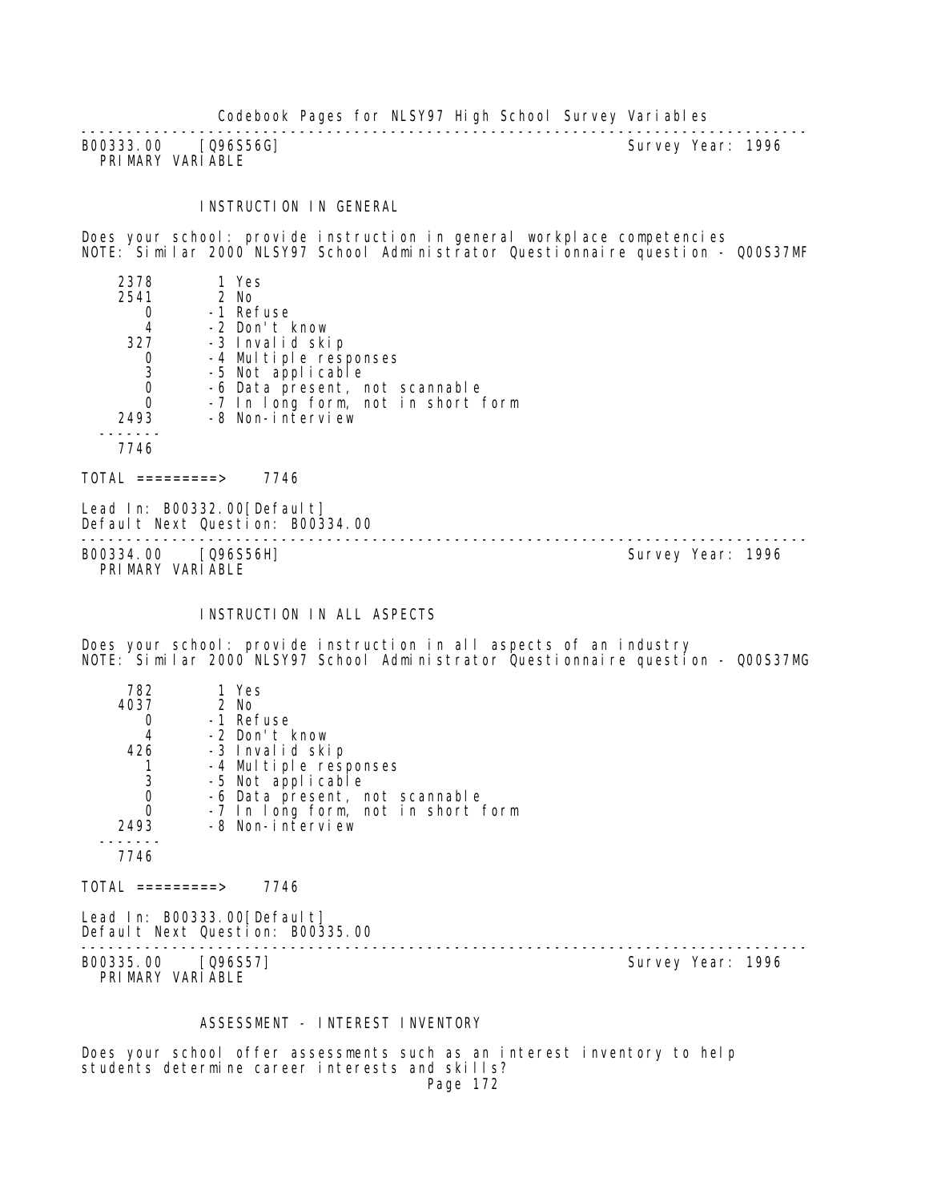---

B00333.00 [Q96S56G] Survey Year: 1996
PRIMARY VARIABLE

### INSTRUCTION IN GENERAL

Does your school: provide instruction in general workplace competencies
NOTE: Similar 2000 NLSY97 School Administrator Questionnaire question - Q00S37MF

| Count | Code | Label |
|---|---|---|
| 2378 | 1 | Yes |
| 2541 | 2 | No |
| 0 | -1 | Refuse |
| 4 | -2 | Don't know |
| 327 | -3 | Invalid skip |
| 0 | -4 | Multiple responses |
| 3 | -5 | Not applicable |
| 0 | -6 | Data present, not scannable |
| 0 | -7 | In long form, not in short form |
| 2493 | -8 | Non-interview |
| 7746 | | |

TOTAL =========> 7746

Lead In: B00332.00[Default]
Default Next Question: B00334.00

---

B00334.00 [Q96S56H] Survey Year: 1996
PRIMARY VARIABLE

### INSTRUCTION IN ALL ASPECTS

Does your school: provide instruction in all aspects of an industry
NOTE: Similar 2000 NLSY97 School Administrator Questionnaire question - Q00S37MG

| Count | Code | Label |
|---|---|---|
| 782 | 1 | Yes |
| 4037 | 2 | No |
| 0 | -1 | Refuse |
| 4 | -2 | Don't know |
| 426 | -3 | Invalid skip |
| 1 | -4 | Multiple responses |
| 3 | -5 | Not applicable |
| 0 | -6 | Data present, not scannable |
| 0 | -7 | In long form, not in short form |
| 2493 | -8 | Non-interview |
| 7746 | | |

TOTAL =========> 7746

Lead In: B00333.00[Default]
Default Next Question: B00335.00

---

B00335.00 [Q96S57] Survey Year: 1996
PRIMARY VARIABLE

### ASSESSMENT - INTEREST INVENTORY

Does your school offer assessments such as an interest inventory to help students determine career interests and skills?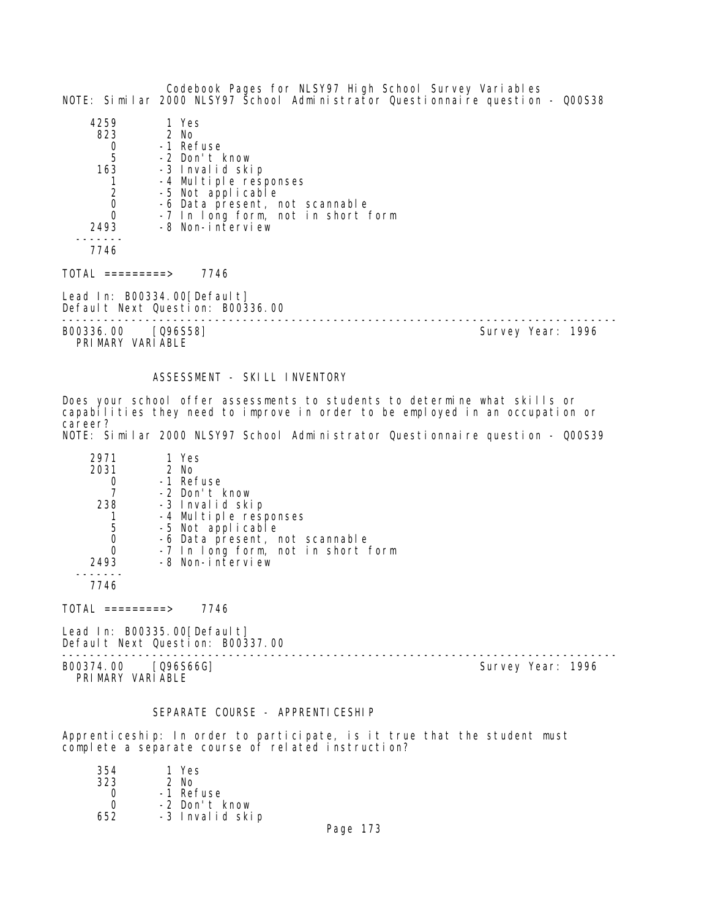NOTE: Similar 2000 NLSY97 School Administrator Questionnaire question - Q00S38

```
    4259       1 Yes
     823       2 No
       0      -1 Refuse
       5      -2 Don't know
     163      -3 Invalid skip
       1      -4 Multiple responses
       2      -5 Not applicable
       0      -6 Data present, not scannable
       0      -7 In long form, not in short form
    2493      -8 Non-interview
  -------
    7746
```

TOTAL =========> 7746

Lead In: B00334.00[Default]
Default Next Question: B00336.00

---

B00336.00 [Q96S58] Survey Year: 1996
PRIMARY VARIABLE

ASSESSMENT - SKILL INVENTORY

Does your school offer assessments to students to determine what skills or capabilities they need to improve in order to be employed in an occupation or career?
NOTE: Similar 2000 NLSY97 School Administrator Questionnaire question - Q00S39

```
    2971       1 Yes
    2031       2 No
       0      -1 Refuse
       7      -2 Don't know
     238      -3 Invalid skip
       1      -4 Multiple responses
       5      -5 Not applicable
       0      -6 Data present, not scannable
       0      -7 In long form, not in short form
    2493      -8 Non-interview
  -------
    7746
```

TOTAL =========> 7746

Lead In: B00335.00[Default]
Default Next Question: B00337.00

---

B00374.00 [Q96S66G] Survey Year: 1996
PRIMARY VARIABLE

SEPARATE COURSE - APPRENTICESHIP

Apprenticeship: In order to participate, is it true that the student must complete a separate course of related instruction?

```
     354       1 Yes
     323       2 No
       0      -1 Refuse
       0      -2 Don't know
     652      -3 Invalid skip
```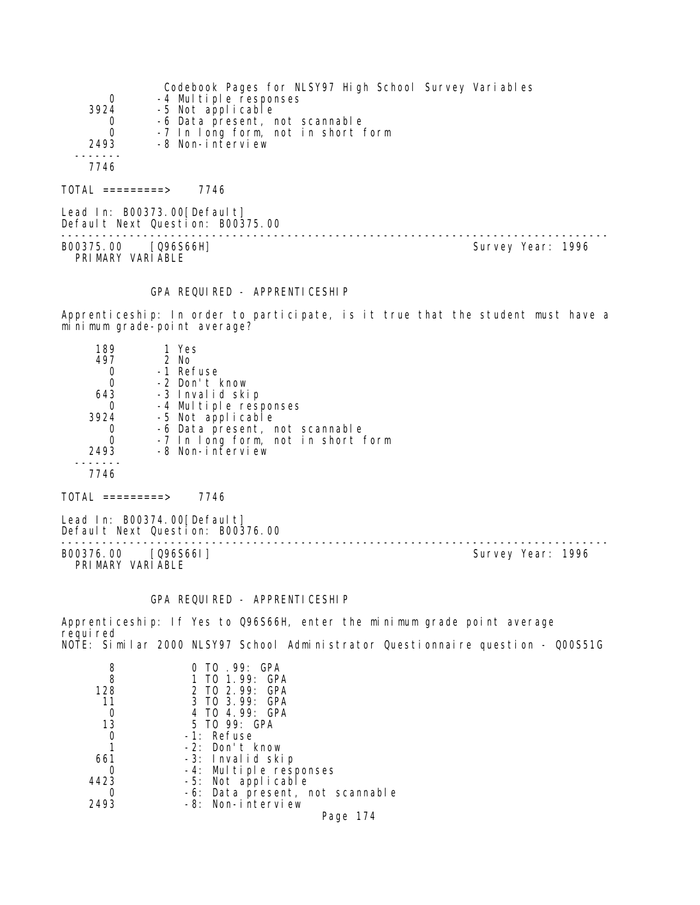```
   0       -4 Multiple responses
3924       -5 Not applicable
   0       -6 Data present, not scannable
   0       -7 In long form, not in short form
2493       -8 Non-interview
-------
7746
```

TOTAL =========> 7746

Lead In: B00373.00[Default]
Default Next Question: B00375.00

---

B00375.00 [Q96S66H] Survey Year: 1996
PRIMARY VARIABLE

GPA REQUIRED - APPRENTICESHIP

Apprenticeship: In order to participate, is it true that the student must have a minimum grade-point average?

```
 189        1 Yes
 497        2 No
   0       -1 Refuse
   0       -2 Don't know
 643       -3 Invalid skip
   0       -4 Multiple responses
3924       -5 Not applicable
   0       -6 Data present, not scannable
   0       -7 In long form, not in short form
2493       -8 Non-interview
-------
7746
```

TOTAL =========> 7746

Lead In: B00374.00[Default]
Default Next Question: B00376.00

---

B00376.00 [Q96S66I] Survey Year: 1996
PRIMARY VARIABLE

GPA REQUIRED - APPRENTICESHIP

Apprenticeship: If Yes to Q96S66H, enter the minimum grade point average required
NOTE: Similar 2000 NLSY97 School Administrator Questionnaire question - Q00S51G

```
   8        0 TO .99: GPA
   8        1 TO 1.99: GPA
 128        2 TO 2.99: GPA
  11        3 TO 3.99: GPA
   0        4 TO 4.99: GPA
  13        5 TO 99: GPA
   0       -1: Refuse
   1       -2: Don't know
 661       -3: Invalid skip
   0       -4: Multiple responses
4423       -5: Not applicable
   0       -6: Data present, not scannable
2493       -8: Non-interview
```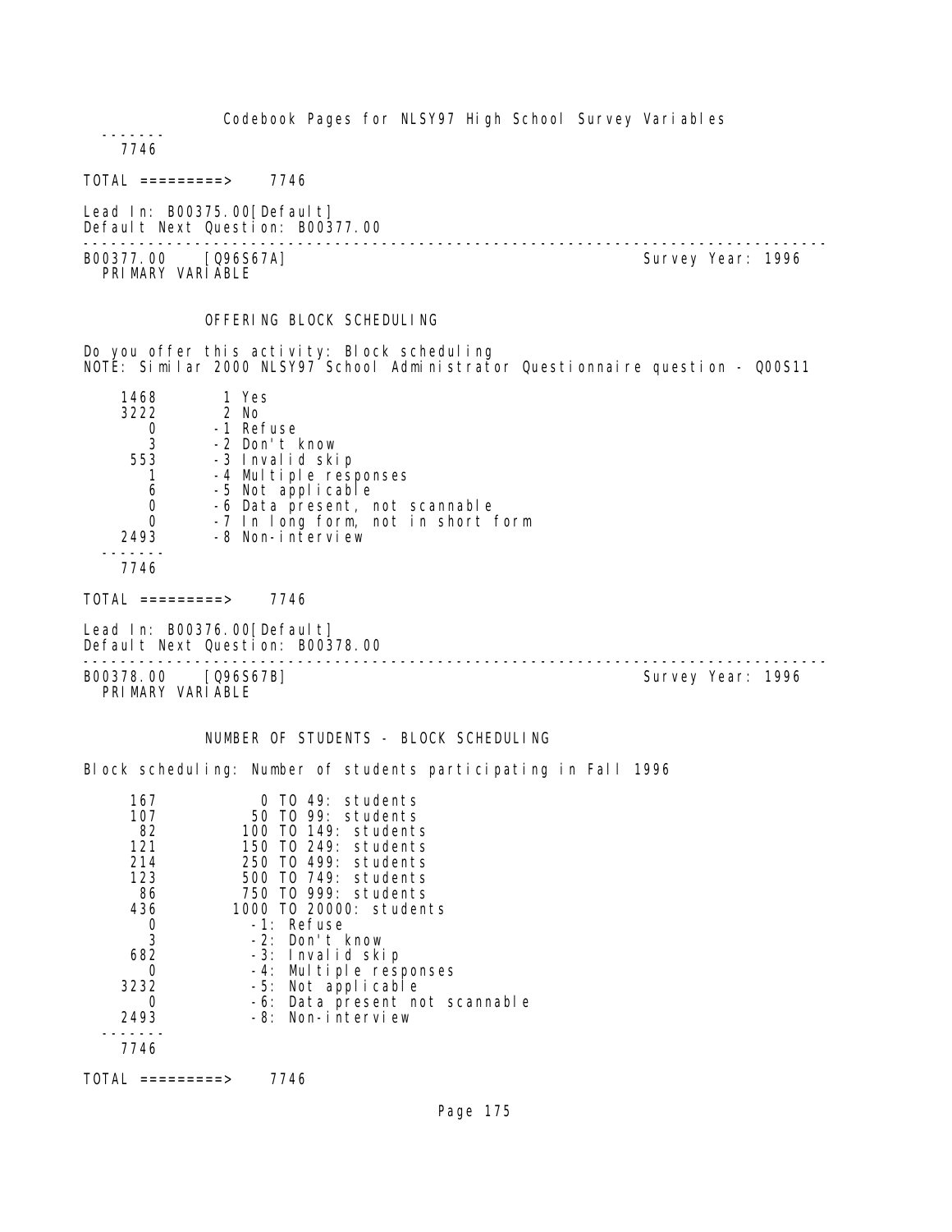```
-------
   7746
```

TOTAL =========> 7746

Lead In: B00375.00[Default]
Default Next Question: B00377.00

---

B00377.00 [Q96S67A] Survey Year: 1996
PRIMARY VARIABLE

## OFFERING BLOCK SCHEDULING

Do you offer this activity: Block scheduling
NOTE: Similar 2000 NLSY97 School Administrator Questionnaire question - Q00S11

```
   1468      1 Yes
   3222      2 No
      0     -1 Refuse
      3     -2 Don't know
    553     -3 Invalid skip
      1     -4 Multiple responses
      6     -5 Not applicable
      0     -6 Data present, not scannable
      0     -7 In long form, not in short form
   2493     -8 Non-interview
 -------
   7746
```

TOTAL =========> 7746

Lead In: B00376.00[Default]
Default Next Question: B00378.00

---

B00378.00 [Q96S67B] Survey Year: 1996
PRIMARY VARIABLE

## NUMBER OF STUDENTS - BLOCK SCHEDULING

Block scheduling: Number of students participating in Fall 1996

```
    167          0 TO 49: students
    107         50 TO 99: students
     82        100 TO 149: students
    121        150 TO 249: students
    214        250 TO 499: students
    123        500 TO 749: students
     86        750 TO 999: students
    436       1000 TO 20000: students
      0         -1: Refuse
      3         -2: Don't know
    682         -3: Invalid skip
      0         -4: Multiple responses
   3232         -5: Not applicable
      0         -6: Data present not scannable
   2493         -8: Non-interview
 -------
   7746
```

TOTAL =========> 7746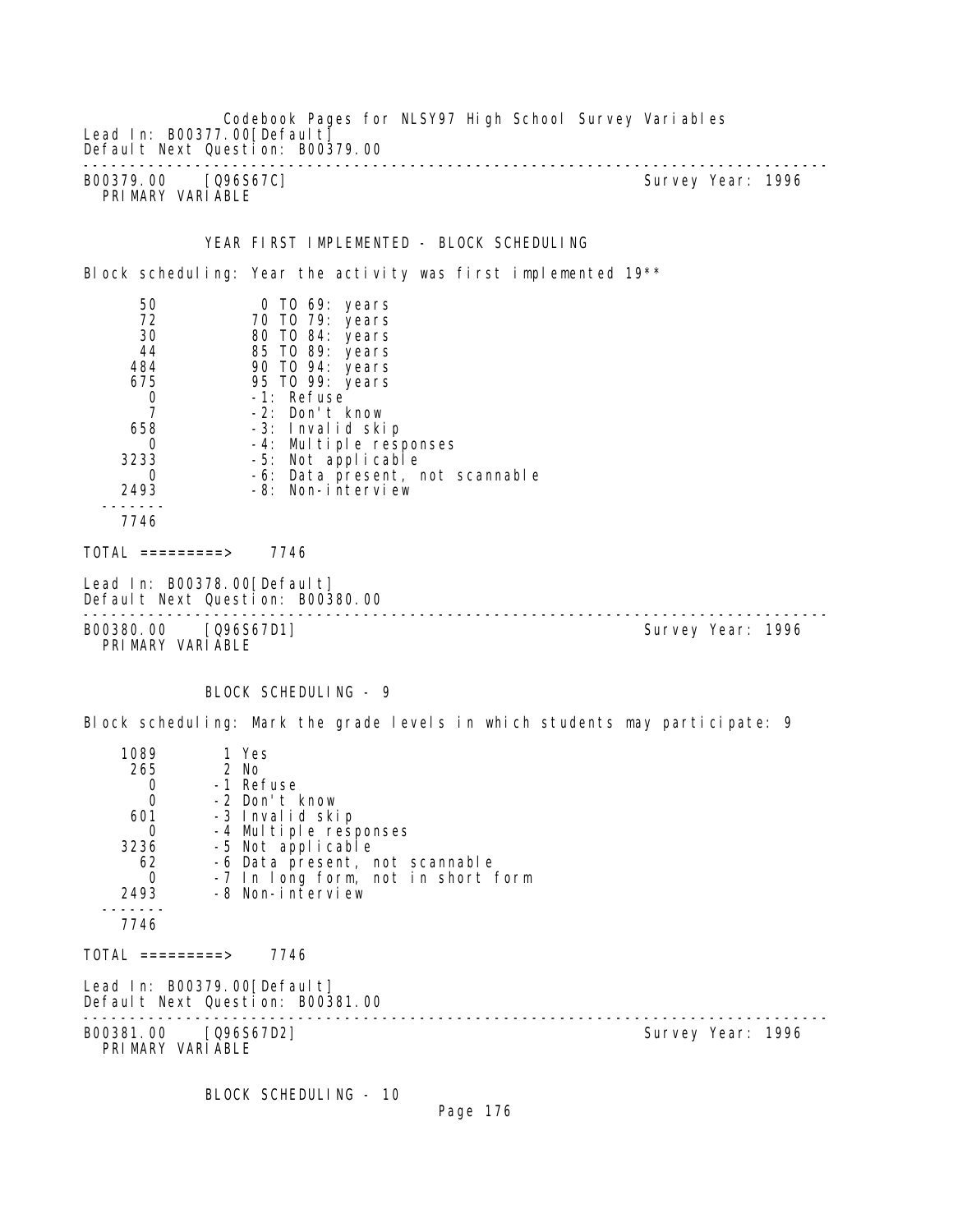Lead In: B00377.00[Default]
Default Next Question: B00379.00

---

B00379.00 [Q96S67C] Survey Year: 1996
PRIMARY VARIABLE

YEAR FIRST IMPLEMENTED - BLOCK SCHEDULING

Block scheduling: Year the activity was first implemented 19**

| Count | Value |
|---|---|
| 50 | 0 TO 69: years |
| 72 | 70 TO 79: years |
| 30 | 80 TO 84: years |
| 44 | 85 TO 89: years |
| 484 | 90 TO 94: years |
| 675 | 95 TO 99: years |
| 0 | -1: Refuse |
| 7 | -2: Don't know |
| 658 | -3: Invalid skip |
| 0 | -4: Multiple responses |
| 3233 | -5: Not applicable |
| 0 | -6: Data present, not scannable |
| 2493 | -8: Non-interview |
| 7746 | |

TOTAL =========> 7746

Lead In: B00378.00[Default]
Default Next Question: B00380.00

---

B00380.00 [Q96S67D1] Survey Year: 1996
PRIMARY VARIABLE

BLOCK SCHEDULING - 9

Block scheduling: Mark the grade levels in which students may participate: 9

| Count | Value |
|---|---|
| 1089 | 1 Yes |
| 265 | 2 No |
| 0 | -1 Refuse |
| 0 | -2 Don't know |
| 601 | -3 Invalid skip |
| 0 | -4 Multiple responses |
| 3236 | -5 Not applicable |
| 62 | -6 Data present, not scannable |
| 0 | -7 In long form, not in short form |
| 2493 | -8 Non-interview |
| 7746 | |

TOTAL =========> 7746

Lead In: B00379.00[Default]
Default Next Question: B00381.00

---

B00381.00 [Q96S67D2] Survey Year: 1996
PRIMARY VARIABLE

BLOCK SCHEDULING - 10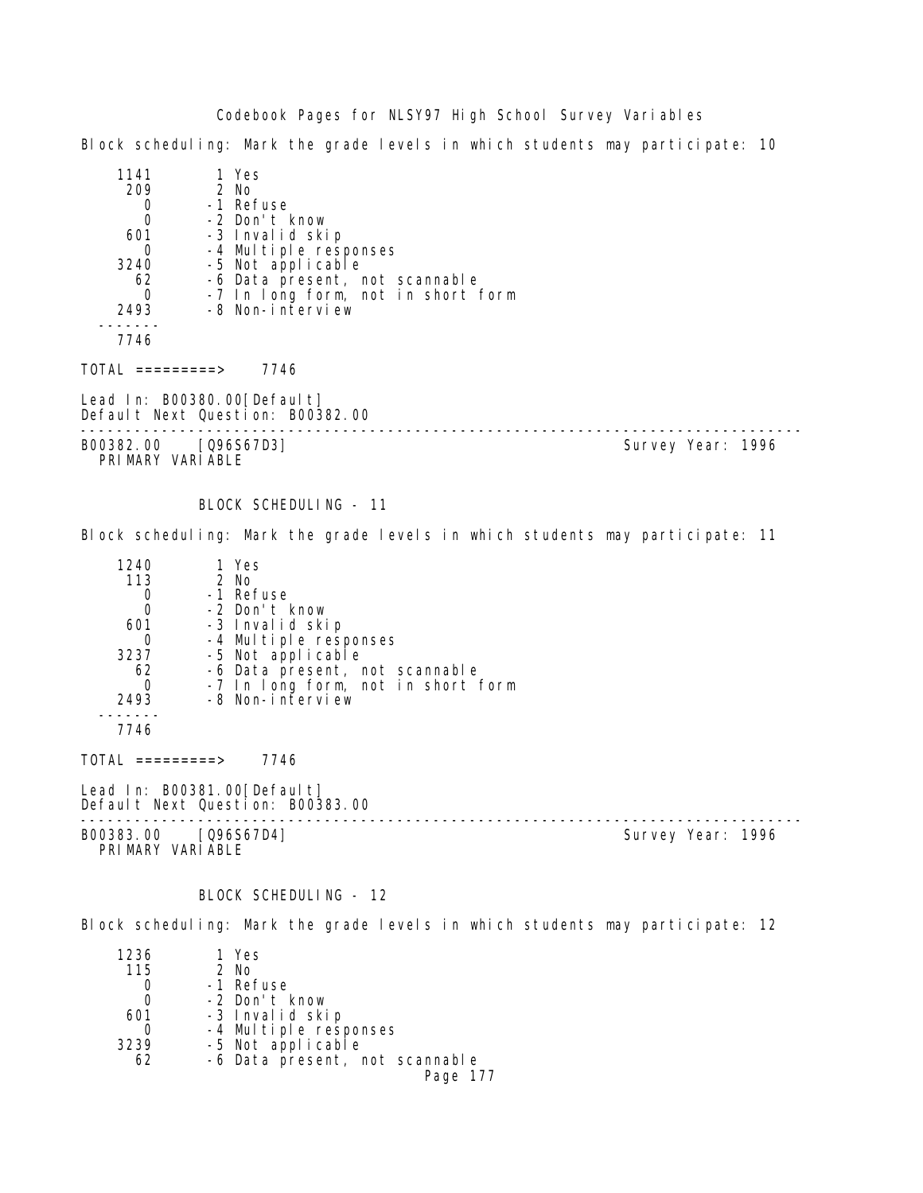Block scheduling: Mark the grade levels in which students may participate: 10

```
    1141        1 Yes
     209        2 No
       0       -1 Refuse
       0       -2 Don't know
     601       -3 Invalid skip
       0       -4 Multiple responses
    3240       -5 Not applicable
      62       -6 Data present, not scannable
       0       -7 In long form, not in short form
    2493       -8 Non-interview
  -------
    7746
```

TOTAL =========> 7746

Lead In: B00380.00[Default]
Default Next Question: B00382.00

---

B00382.00 [Q96S67D3] Survey Year: 1996
PRIMARY VARIABLE

BLOCK SCHEDULING - 11

Block scheduling: Mark the grade levels in which students may participate: 11

```
    1240        1 Yes
     113        2 No
       0       -1 Refuse
       0       -2 Don't know
     601       -3 Invalid skip
       0       -4 Multiple responses
    3237       -5 Not applicable
      62       -6 Data present, not scannable
       0       -7 In long form, not in short form
    2493       -8 Non-interview
  -------
    7746
```

TOTAL =========> 7746

Lead In: B00381.00[Default]
Default Next Question: B00383.00

---

B00383.00 [Q96S67D4] Survey Year: 1996
PRIMARY VARIABLE

BLOCK SCHEDULING - 12

Block scheduling: Mark the grade levels in which students may participate: 12

```
    1236        1 Yes
     115        2 No
       0       -1 Refuse
       0       -2 Don't know
     601       -3 Invalid skip
       0       -4 Multiple responses
    3239       -5 Not applicable
      62       -6 Data present, not scannable
```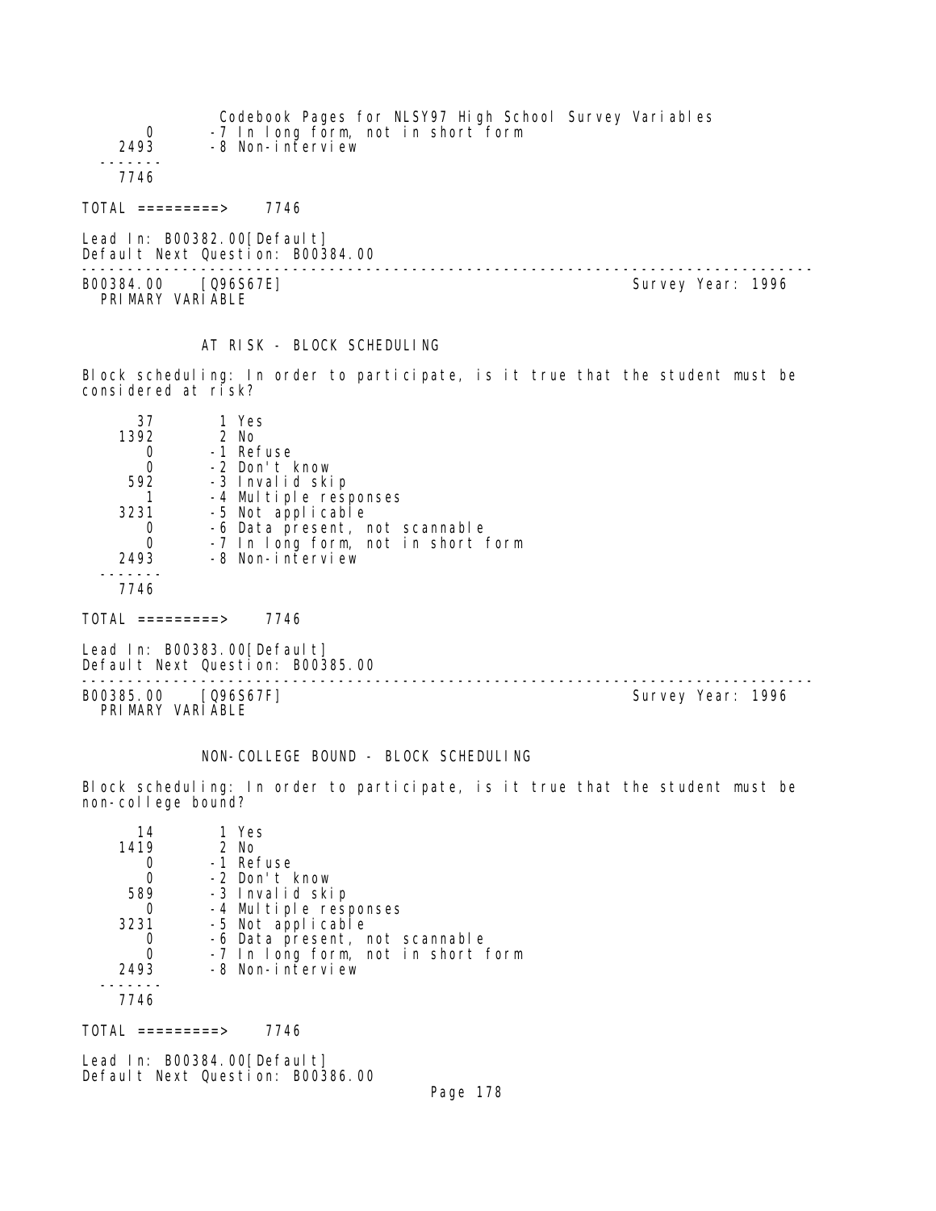```
     0       -7 In long form, not in short form
  2493       -8 Non-interview
 -------
  7746
```

TOTAL =========> 7746

Lead In: B00382.00[Default]
Default Next Question: B00384.00

---

B00384.00 [Q96S67E] Survey Year: 1996
PRIMARY VARIABLE

AT RISK - BLOCK SCHEDULING

Block scheduling: In order to participate, is it true that the student must be considered at risk?

```
    37        1 Yes
  1392        2 No
     0       -1 Refuse
     0       -2 Don't know
   592       -3 Invalid skip
     1       -4 Multiple responses
  3231       -5 Not applicable
     0       -6 Data present, not scannable
     0       -7 In long form, not in short form
  2493       -8 Non-interview
 -------
  7746
```

TOTAL =========> 7746

Lead In: B00383.00[Default]
Default Next Question: B00385.00

---

B00385.00 [Q96S67F] Survey Year: 1996
PRIMARY VARIABLE

NON-COLLEGE BOUND - BLOCK SCHEDULING

Block scheduling: In order to participate, is it true that the student must be non-college bound?

```
    14        1 Yes
  1419        2 No
     0       -1 Refuse
     0       -2 Don't know
   589       -3 Invalid skip
     0       -4 Multiple responses
  3231       -5 Not applicable
     0       -6 Data present, not scannable
     0       -7 In long form, not in short form
  2493       -8 Non-interview
 -------
  7746
```

TOTAL =========> 7746

Lead In: B00384.00[Default]
Default Next Question: B00386.00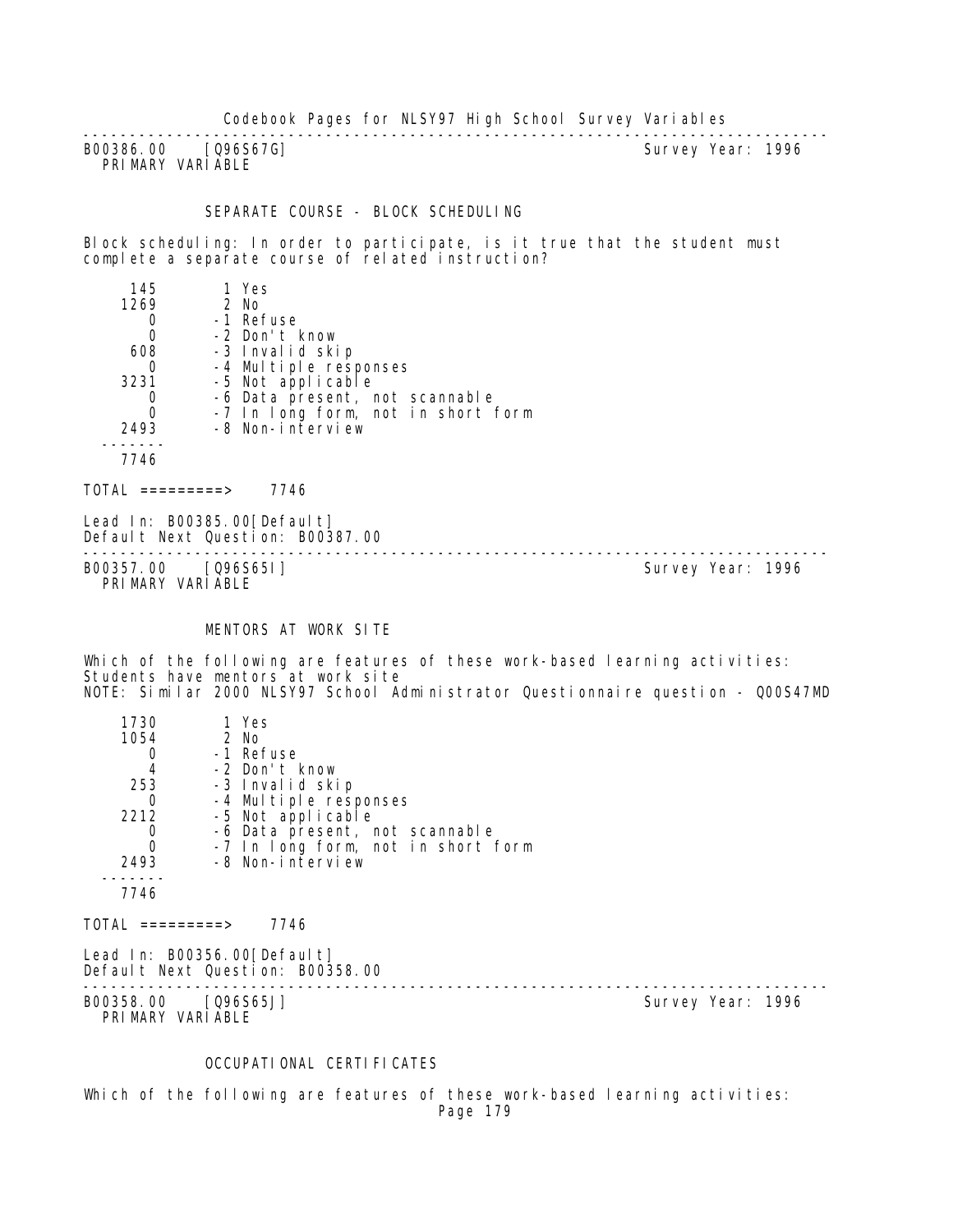---

B00386.00 [Q96S67G] Survey Year: 1996
PRIMARY VARIABLE

SEPARATE COURSE - BLOCK SCHEDULING

Block scheduling: In order to participate, is it true that the student must complete a separate course of related instruction?

```
     145        1 Yes
    1269        2 No
       0       -1 Refuse
       0       -2 Don't know
     608       -3 Invalid skip
       0       -4 Multiple responses
    3231       -5 Not applicable
       0       -6 Data present, not scannable
       0       -7 In long form, not in short form
    2493       -8 Non-interview
  -------
    7746

TOTAL =========>    7746
```

Lead In: B00385.00[Default]
Default Next Question: B00387.00

---

B00357.00 [Q96S65I] Survey Year: 1996
PRIMARY VARIABLE

MENTORS AT WORK SITE

Which of the following are features of these work-based learning activities: Students have mentors at work site
NOTE: Similar 2000 NLSY97 School Administrator Questionnaire question - Q00S47MD

```
    1730        1 Yes
    1054        2 No
       0       -1 Refuse
       4       -2 Don't know
     253       -3 Invalid skip
       0       -4 Multiple responses
    2212       -5 Not applicable
       0       -6 Data present, not scannable
       0       -7 In long form, not in short form
    2493       -8 Non-interview
  -------
    7746

TOTAL =========>    7746
```

Lead In: B00356.00[Default]
Default Next Question: B00358.00

---

B00358.00 [Q96S65J] Survey Year: 1996
PRIMARY VARIABLE

OCCUPATIONAL CERTIFICATES

Which of the following are features of these work-based learning activities: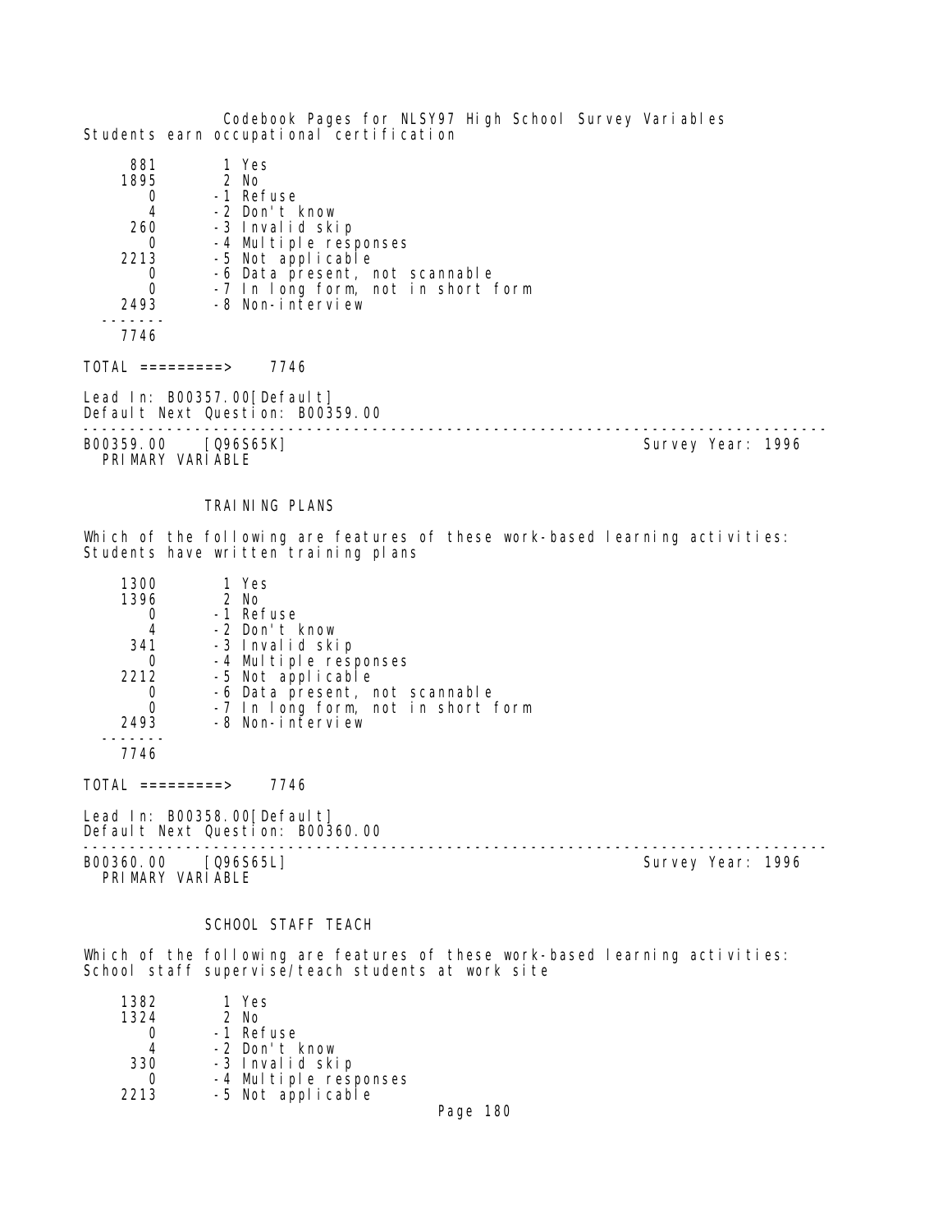Students earn occupational certification

| | |
|---|---|
| 881 | 1 Yes |
| 1895 | 2 No |
| 0 | -1 Refuse |
| 4 | -2 Don't know |
| 260 | -3 Invalid skip |
| 0 | -4 Multiple responses |
| 2213 | -5 Not applicable |
| 0 | -6 Data present, not scannable |
| 0 | -7 In long form, not in short form |
| 2493 | -8 Non-interview |
| 7746 | |

TOTAL =========> 7746

Lead In: B00357.00[Default]
Default Next Question: B00359.00

---

B00359.00 [Q96S65K] Survey Year: 1996
PRIMARY VARIABLE

TRAINING PLANS

Which of the following are features of these work-based learning activities: Students have written training plans

| | |
|---|---|
| 1300 | 1 Yes |
| 1396 | 2 No |
| 0 | -1 Refuse |
| 4 | -2 Don't know |
| 341 | -3 Invalid skip |
| 0 | -4 Multiple responses |
| 2212 | -5 Not applicable |
| 0 | -6 Data present, not scannable |
| 0 | -7 In long form, not in short form |
| 2493 | -8 Non-interview |
| 7746 | |

TOTAL =========> 7746

Lead In: B00358.00[Default]
Default Next Question: B00360.00

---

B00360.00 [Q96S65L] Survey Year: 1996
PRIMARY VARIABLE

SCHOOL STAFF TEACH

Which of the following are features of these work-based learning activities: School staff supervise/teach students at work site

| | |
|---|---|
| 1382 | 1 Yes |
| 1324 | 2 No |
| 0 | -1 Refuse |
| 4 | -2 Don't know |
| 330 | -3 Invalid skip |
| 0 | -4 Multiple responses |
| 2213 | -5 Not applicable |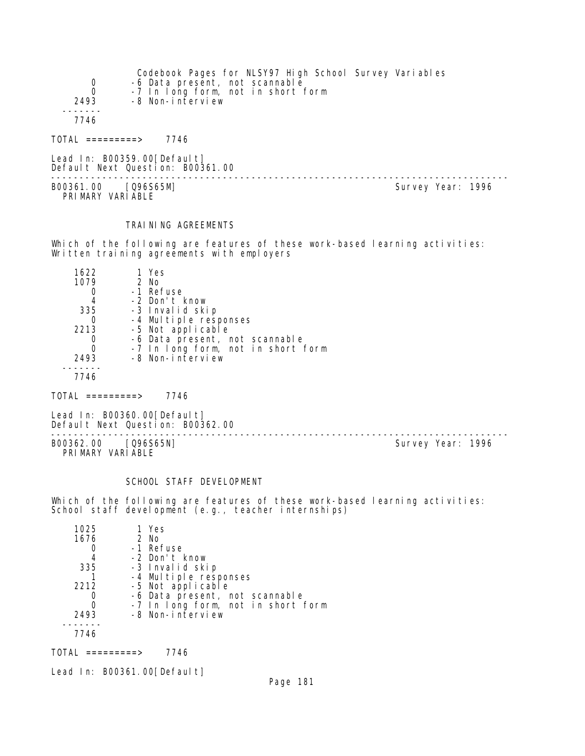| | |
|---|---|
| 0 | -6 Data present, not scannable |
| 0 | -7 In long form, not in short form |
| 2493 | -8 Non-interview |
| ------- | |
| 7746 | |

TOTAL =========> 7746

Lead In: B00359.00[Default]
Default Next Question: B00361.00

---

B00361.00 [Q96S65M] Survey Year: 1996
PRIMARY VARIABLE

TRAINING AGREEMENTS

Which of the following are features of these work-based learning activities: Written training agreements with employers

| | |
|---|---|
| 1622 | 1 Yes |
| 1079 | 2 No |
| 0 | -1 Refuse |
| 4 | -2 Don't know |
| 335 | -3 Invalid skip |
| 0 | -4 Multiple responses |
| 2213 | -5 Not applicable |
| 0 | -6 Data present, not scannable |
| 0 | -7 In long form, not in short form |
| 2493 | -8 Non-interview |
| ------- | |
| 7746 | |

TOTAL =========> 7746

Lead In: B00360.00[Default]
Default Next Question: B00362.00

---

B00362.00 [Q96S65N] Survey Year: 1996
PRIMARY VARIABLE

SCHOOL STAFF DEVELOPMENT

Which of the following are features of these work-based learning activities: School staff development (e.g., teacher internships)

| | |
|---|---|
| 1025 | 1 Yes |
| 1676 | 2 No |
| 0 | -1 Refuse |
| 4 | -2 Don't know |
| 335 | -3 Invalid skip |
| 1 | -4 Multiple responses |
| 2212 | -5 Not applicable |
| 0 | -6 Data present, not scannable |
| 0 | -7 In long form, not in short form |
| 2493 | -8 Non-interview |
| ------- | |
| 7746 | |

TOTAL =========> 7746

Lead In: B00361.00[Default]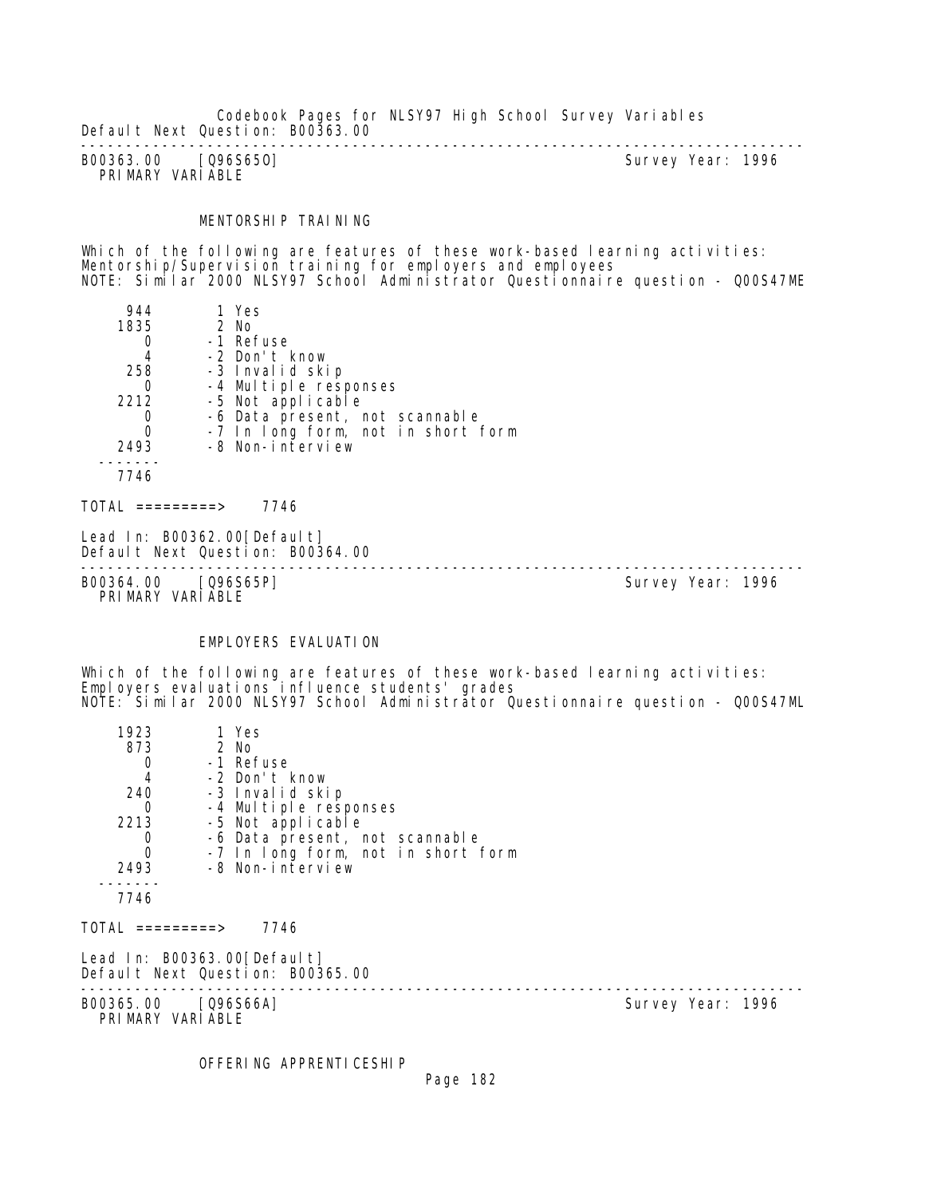Default Next Question: B00363.00

---

B00363.00    [Q96S65O]                                    Survey Year: 1996
PRIMARY VARIABLE

### MENTORSHIP TRAINING

Which of the following are features of these work-based learning activities: Mentorship/Supervision training for employers and employees
NOTE: Similar 2000 NLSY97 School Administrator Questionnaire question - Q00S47ME

| Count | Code | Response |
|---|---|---|
| 944 | 1 | Yes |
| 1835 | 2 | No |
| 0 | -1 | Refuse |
| 4 | -2 | Don't know |
| 258 | -3 | Invalid skip |
| 0 | -4 | Multiple responses |
| 2212 | -5 | Not applicable |
| 0 | -6 | Data present, not scannable |
| 0 | -7 | In long form, not in short form |
| 2493 | -8 | Non-interview |
| 7746 | | |

TOTAL =========> 7746

Lead In: B00362.00[Default]
Default Next Question: B00364.00

---

B00364.00    [Q96S65P]                                    Survey Year: 1996
PRIMARY VARIABLE

### EMPLOYERS EVALUATION

Which of the following are features of these work-based learning activities: Employers evaluations influence students' grades
NOTE: Similar 2000 NLSY97 School Administrator Questionnaire question - Q00S47ML

| Count | Code | Response |
|---|---|---|
| 1923 | 1 | Yes |
| 873 | 2 | No |
| 0 | -1 | Refuse |
| 4 | -2 | Don't know |
| 240 | -3 | Invalid skip |
| 0 | -4 | Multiple responses |
| 2213 | -5 | Not applicable |
| 0 | -6 | Data present, not scannable |
| 0 | -7 | In long form, not in short form |
| 2493 | -8 | Non-interview |
| 7746 | | |

TOTAL =========> 7746

Lead In: B00363.00[Default]
Default Next Question: B00365.00

---

B00365.00    [Q96S66A]                                    Survey Year: 1996
PRIMARY VARIABLE

### OFFERING APPRENTICESHIP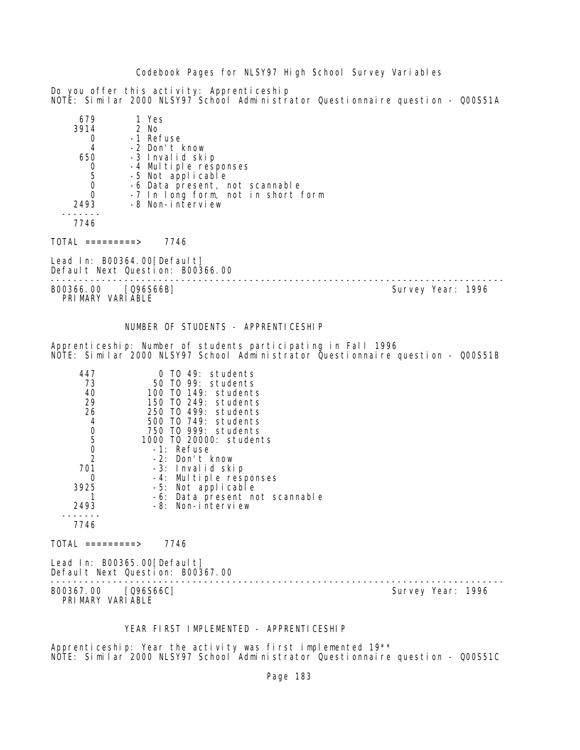Do you offer this activity: Apprenticeship
NOTE: Similar 2000 NLSY97 School Administrator Questionnaire question - Q00S51A

| Count | Value |
|---|---|
| 679 | 1 Yes |
| 3914 | 2 No |
| 0 | -1 Refuse |
| 4 | -2 Don't know |
| 650 | -3 Invalid skip |
| 0 | -4 Multiple responses |
| 5 | -5 Not applicable |
| 0 | -6 Data present, not scannable |
| 0 | -7 In long form, not in short form |
| 2493 | -8 Non-interview |
| 7746 | |

TOTAL =========> 7746

Lead In: B00364.00[Default]
Default Next Question: B00366.00

---

B00366.00 [Q96S66B] Survey Year: 1996
PRIMARY VARIABLE

## NUMBER OF STUDENTS - APPRENTICESHIP

Apprenticeship: Number of students participating in Fall 1996
NOTE: Similar 2000 NLSY97 School Administrator Questionnaire question - Q00S51B

| Count | Value |
|---|---|
| 447 | 0 TO 49: students |
| 73 | 50 TO 99: students |
| 40 | 100 TO 149: students |
| 29 | 150 TO 249: students |
| 26 | 250 TO 499: students |
| 4 | 500 TO 749: students |
| 0 | 750 TO 999: students |
| 5 | 1000 TO 20000: students |
| 0 | -1: Refuse |
| 2 | -2: Don't know |
| 701 | -3: Invalid skip |
| 0 | -4: Multiple responses |
| 3925 | -5: Not applicable |
| 1 | -6: Data present not scannable |
| 2493 | -8: Non-interview |
| 7746 | |

TOTAL =========> 7746

Lead In: B00365.00[Default]
Default Next Question: B00367.00

---

B00367.00 [Q96S66C] Survey Year: 1996
PRIMARY VARIABLE

## YEAR FIRST IMPLEMENTED - APPRENTICESHIP

Apprenticeship: Year the activity was first implemented 19**
NOTE: Similar 2000 NLSY97 School Administrator Questionnaire question - Q00S51C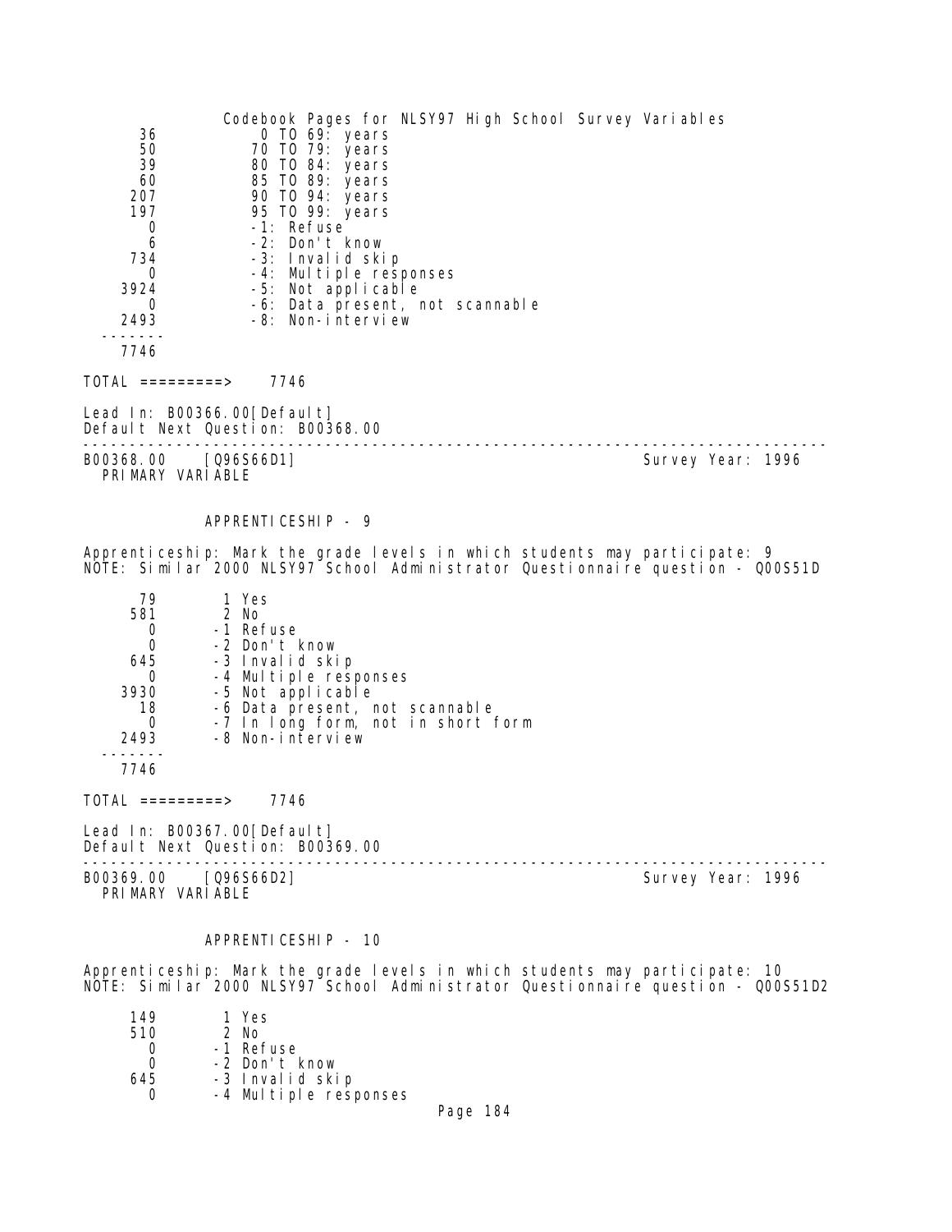| | |
|---|---|
| 36 | 0 TO 69: years |
| 50 | 70 TO 79: years |
| 39 | 80 TO 84: years |
| 60 | 85 TO 89: years |
| 207 | 90 TO 94: years |
| 197 | 95 TO 99: years |
| 0 | -1: Refuse |
| 6 | -2: Don't know |
| 734 | -3: Invalid skip |
| 0 | -4: Multiple responses |
| 3924 | -5: Not applicable |
| 0 | -6: Data present, not scannable |
| 2493 | -8: Non-interview |
| 7746 | |

TOTAL =========> 7746

Lead In: B00366.00[Default]
Default Next Question: B00368.00

---

B00368.00 [Q96S66D1] Survey Year: 1996
PRIMARY VARIABLE

APPRENTICESHIP - 9

Apprenticeship: Mark the grade levels in which students may participate: 9
NOTE: Similar 2000 NLSY97 School Administrator Questionnaire question - Q00S51D

| | |
|---|---|
| 79 | 1 Yes |
| 581 | 2 No |
| 0 | -1 Refuse |
| 0 | -2 Don't know |
| 645 | -3 Invalid skip |
| 0 | -4 Multiple responses |
| 3930 | -5 Not applicable |
| 18 | -6 Data present, not scannable |
| 0 | -7 In long form, not in short form |
| 2493 | -8 Non-interview |
| 7746 | |

TOTAL =========> 7746

Lead In: B00367.00[Default]
Default Next Question: B00369.00

---

B00369.00 [Q96S66D2] Survey Year: 1996
PRIMARY VARIABLE

APPRENTICESHIP - 10

Apprenticeship: Mark the grade levels in which students may participate: 10
NOTE: Similar 2000 NLSY97 School Administrator Questionnaire question - Q00S51D2

| | |
|---|---|
| 149 | 1 Yes |
| 510 | 2 No |
| 0 | -1 Refuse |
| 0 | -2 Don't know |
| 645 | -3 Invalid skip |
| 0 | -4 Multiple responses |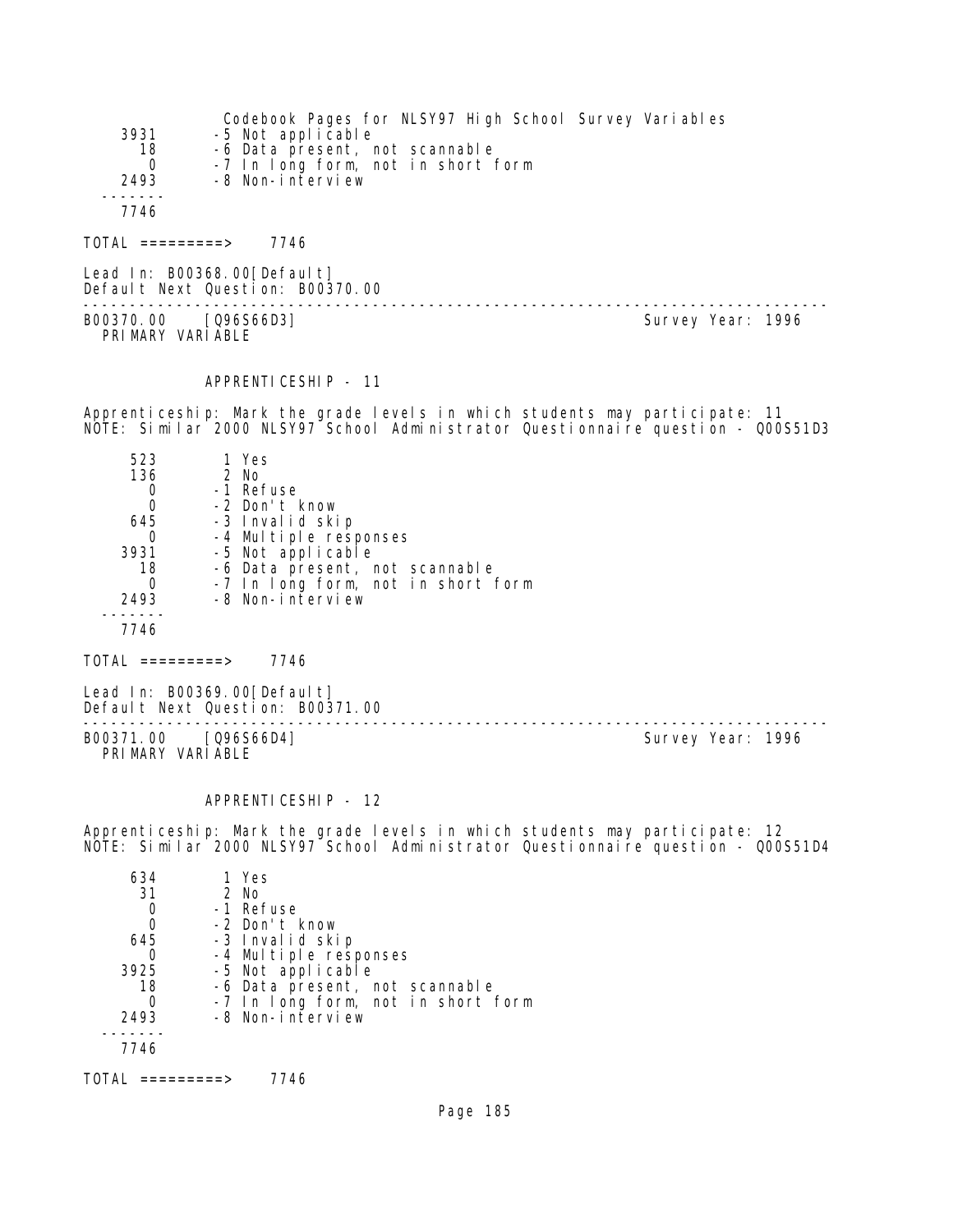| | |
|---|---|
| 3931 | -5 Not applicable |
| 18 | -6 Data present, not scannable |
| 0 | -7 In long form, not in short form |
| 2493 | -8 Non-interview |
| ------- | |
| 7746 | |

TOTAL =========> 7746

Lead In: B00368.00[Default]
Default Next Question: B00370.00

---

B00370.00 [Q96S66D3] Survey Year: 1996
PRIMARY VARIABLE

APPRENTICESHIP - 11

Apprenticeship: Mark the grade levels in which students may participate: 11
NOTE: Similar 2000 NLSY97 School Administrator Questionnaire question - Q00S51D3

| | |
|---|---|
| 523 | 1 Yes |
| 136 | 2 No |
| 0 | -1 Refuse |
| 0 | -2 Don't know |
| 645 | -3 Invalid skip |
| 0 | -4 Multiple responses |
| 3931 | -5 Not applicable |
| 18 | -6 Data present, not scannable |
| 0 | -7 In long form, not in short form |
| 2493 | -8 Non-interview |
| ------- | |
| 7746 | |

TOTAL =========> 7746

Lead In: B00369.00[Default]
Default Next Question: B00371.00

---

B00371.00 [Q96S66D4] Survey Year: 1996
PRIMARY VARIABLE

APPRENTICESHIP - 12

Apprenticeship: Mark the grade levels in which students may participate: 12
NOTE: Similar 2000 NLSY97 School Administrator Questionnaire question - Q00S51D4

| | |
|---|---|
| 634 | 1 Yes |
| 31 | 2 No |
| 0 | -1 Refuse |
| 0 | -2 Don't know |
| 645 | -3 Invalid skip |
| 0 | -4 Multiple responses |
| 3925 | -5 Not applicable |
| 18 | -6 Data present, not scannable |
| 0 | -7 In long form, not in short form |
| 2493 | -8 Non-interview |
| ------- | |
| 7746 | |

TOTAL =========> 7746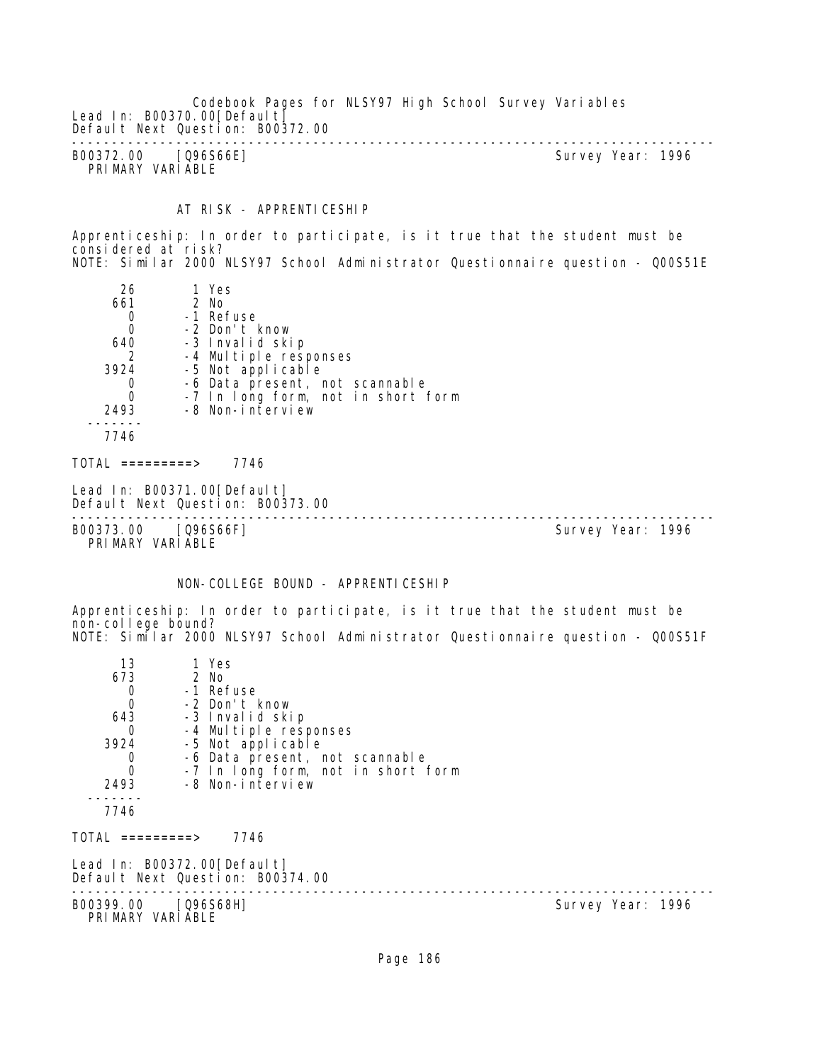Lead In: B00370.00[Default]
Default Next Question: B00372.00

---

B00372.00 [Q96S66E] Survey Year: 1996
PRIMARY VARIABLE

AT RISK - APPRENTICESHIP

Apprenticeship: In order to participate, is it true that the student must be considered at risk?
NOTE: Similar 2000 NLSY97 School Administrator Questionnaire question - Q00S51E

| Count | Code | Label |
|---|---|---|
| 26 | 1 | Yes |
| 661 | 2 | No |
| 0 | -1 | Refuse |
| 0 | -2 | Don't know |
| 640 | -3 | Invalid skip |
| 2 | -4 | Multiple responses |
| 3924 | -5 | Not applicable |
| 0 | -6 | Data present, not scannable |
| 0 | -7 | In long form, not in short form |
| 2493 | -8 | Non-interview |
| 7746 | | |

TOTAL =========> 7746

Lead In: B00371.00[Default]
Default Next Question: B00373.00

---

B00373.00 [Q96S66F] Survey Year: 1996
PRIMARY VARIABLE

NON-COLLEGE BOUND - APPRENTICESHIP

Apprenticeship: In order to participate, is it true that the student must be non-college bound?
NOTE: Similar 2000 NLSY97 School Administrator Questionnaire question - Q00S51F

| Count | Code | Label |
|---|---|---|
| 13 | 1 | Yes |
| 673 | 2 | No |
| 0 | -1 | Refuse |
| 0 | -2 | Don't know |
| 643 | -3 | Invalid skip |
| 0 | -4 | Multiple responses |
| 3924 | -5 | Not applicable |
| 0 | -6 | Data present, not scannable |
| 0 | -7 | In long form, not in short form |
| 2493 | -8 | Non-interview |
| 7746 | | |

TOTAL =========> 7746

Lead In: B00372.00[Default]
Default Next Question: B00374.00

---

B00399.00 [Q96S68H] Survey Year: 1996
PRIMARY VARIABLE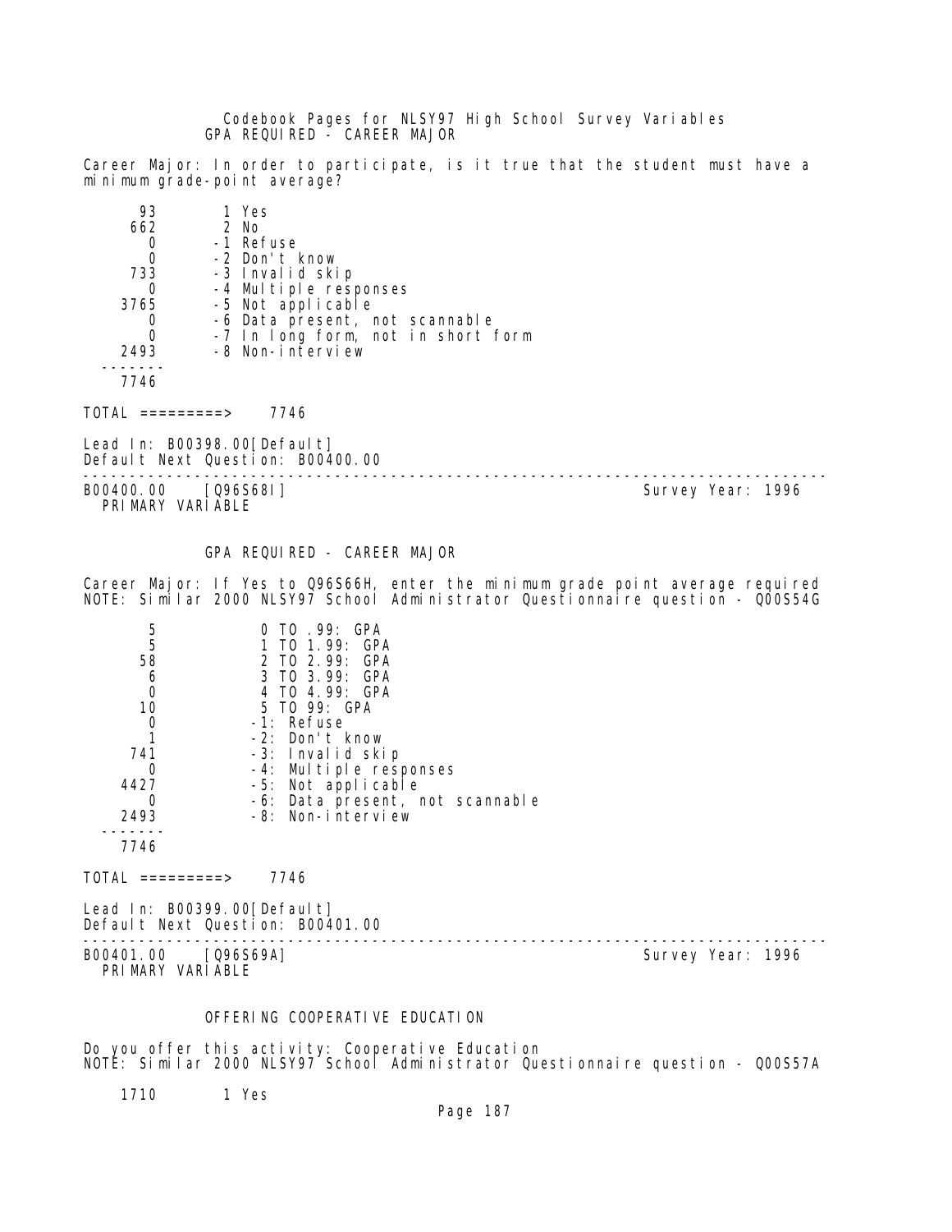Codebook Pages for NLSY97 High School Survey Variables

GPA REQUIRED - CAREER MAJOR

Career Major: In order to participate, is it true that the student must have a minimum grade-point average?

```
      93        1 Yes
     662        2 No
       0       -1 Refuse
       0       -2 Don't know
     733       -3 Invalid skip
       0       -4 Multiple responses
    3765       -5 Not applicable
       0       -6 Data present, not scannable
       0       -7 In long form, not in short form
    2493       -8 Non-interview
   -------
    7746

TOTAL =========>    7746
```

Lead In: B00398.00[Default]
Default Next Question: B00400.00

---

B00400.00 [Q96S68I] Survey Year: 1996
PRIMARY VARIABLE

GPA REQUIRED - CAREER MAJOR

Career Major: If Yes to Q96S66H, enter the minimum grade point average required
NOTE: Similar 2000 NLSY97 School Administrator Questionnaire question - Q00S54G

```
       5            0 TO .99: GPA
       5            1 TO 1.99: GPA
      58            2 TO 2.99: GPA
       6            3 TO 3.99: GPA
       0            4 TO 4.99: GPA
      10            5 TO 99: GPA
       0           -1: Refuse
       1           -2: Don't know
     741           -3: Invalid skip
       0           -4: Multiple responses
    4427           -5: Not applicable
       0           -6: Data present, not scannable
    2493           -8: Non-interview
   -------
    7746

TOTAL =========>    7746
```

Lead In: B00399.00[Default]
Default Next Question: B00401.00

---

B00401.00 [Q96S69A] Survey Year: 1996
PRIMARY VARIABLE

OFFERING COOPERATIVE EDUCATION

Do you offer this activity: Cooperative Education
NOTE: Similar 2000 NLSY97 School Administrator Questionnaire question - Q00S57A

```
    1710        1 Yes
```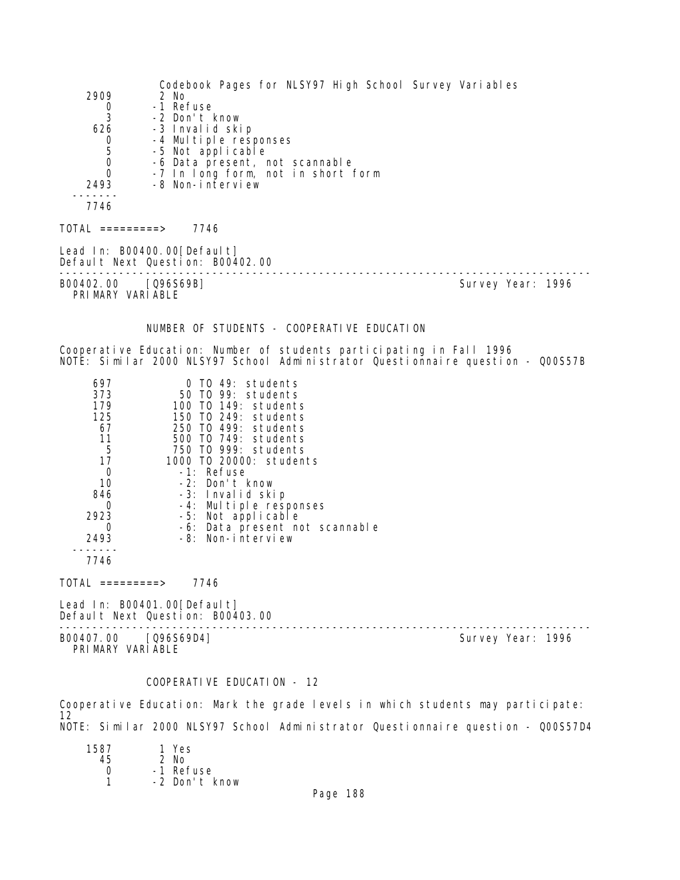| | |
|---|---|
| 2909 | 2 No |
| 0 | -1 Refuse |
| 3 | -2 Don't know |
| 626 | -3 Invalid skip |
| 0 | -4 Multiple responses |
| 5 | -5 Not applicable |
| 0 | -6 Data present, not scannable |
| 0 | -7 In long form, not in short form |
| 2493 | -8 Non-interview |
| ------- | |
| 7746 | |

TOTAL =========> 7746

Lead In: B00400.00[Default]
Default Next Question: B00402.00

---

B00402.00 [Q96S69B] Survey Year: 1996
PRIMARY VARIABLE

## NUMBER OF STUDENTS - COOPERATIVE EDUCATION

Cooperative Education: Number of students participating in Fall 1996
NOTE: Similar 2000 NLSY97 School Administrator Questionnaire question - Q00S57B

| | |
|---|---|
| 697 | 0 TO 49: students |
| 373 | 50 TO 99: students |
| 179 | 100 TO 149: students |
| 125 | 150 TO 249: students |
| 67 | 250 TO 499: students |
| 11 | 500 TO 749: students |
| 5 | 750 TO 999: students |
| 17 | 1000 TO 20000: students |
| 0 | -1: Refuse |
| 10 | -2: Don't know |
| 846 | -3: Invalid skip |
| 0 | -4: Multiple responses |
| 2923 | -5: Not applicable |
| 0 | -6: Data present not scannable |
| 2493 | -8: Non-interview |
| ------- | |
| 7746 | |

TOTAL =========> 7746

Lead In: B00401.00[Default]
Default Next Question: B00403.00

---

B00407.00 [Q96S69D4] Survey Year: 1996
PRIMARY VARIABLE

## COOPERATIVE EDUCATION - 12

Cooperative Education: Mark the grade levels in which students may participate: 12
NOTE: Similar 2000 NLSY97 School Administrator Questionnaire question - Q00S57D4

| | |
|---|---|
| 1587 | 1 Yes |
| 45 | 2 No |
| 0 | -1 Refuse |
| 1 | -2 Don't know |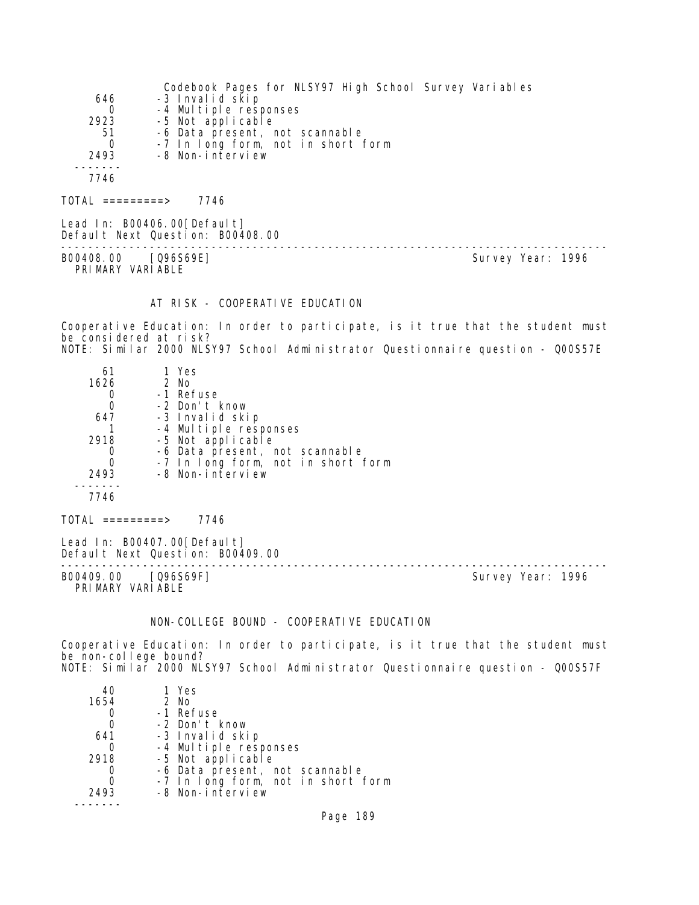| | |
|---|---|
| 646 | -3 Invalid skip |
| 0 | -4 Multiple responses |
| 2923 | -5 Not applicable |
| 51 | -6 Data present, not scannable |
| 0 | -7 In long form, not in short form |
| 2493 | -8 Non-interview |
| 7746 | |

TOTAL =========> 7746

Lead In: B00406.00[Default]
Default Next Question: B00408.00

---

B00408.00 [Q96S69E] Survey Year: 1996
PRIMARY VARIABLE

## AT RISK - COOPERATIVE EDUCATION

Cooperative Education: In order to participate, is it true that the student must be considered at risk?
NOTE: Similar 2000 NLSY97 School Administrator Questionnaire question - Q00S57E

| | |
|---|---|
| 61 | 1 Yes |
| 1626 | 2 No |
| 0 | -1 Refuse |
| 0 | -2 Don't know |
| 647 | -3 Invalid skip |
| 1 | -4 Multiple responses |
| 2918 | -5 Not applicable |
| 0 | -6 Data present, not scannable |
| 0 | -7 In long form, not in short form |
| 2493 | -8 Non-interview |
| 7746 | |

TOTAL =========> 7746

Lead In: B00407.00[Default]
Default Next Question: B00409.00

---

B00409.00 [Q96S69F] Survey Year: 1996
PRIMARY VARIABLE

## NON-COLLEGE BOUND - COOPERATIVE EDUCATION

Cooperative Education: In order to participate, is it true that the student must be non-college bound?
NOTE: Similar 2000 NLSY97 School Administrator Questionnaire question - Q00S57F

| | |
|---|---|
| 40 | 1 Yes |
| 1654 | 2 No |
| 0 | -1 Refuse |
| 0 | -2 Don't know |
| 641 | -3 Invalid skip |
| 0 | -4 Multiple responses |
| 2918 | -5 Not applicable |
| 0 | -6 Data present, not scannable |
| 0 | -7 In long form, not in short form |
| 2493 | -8 Non-interview |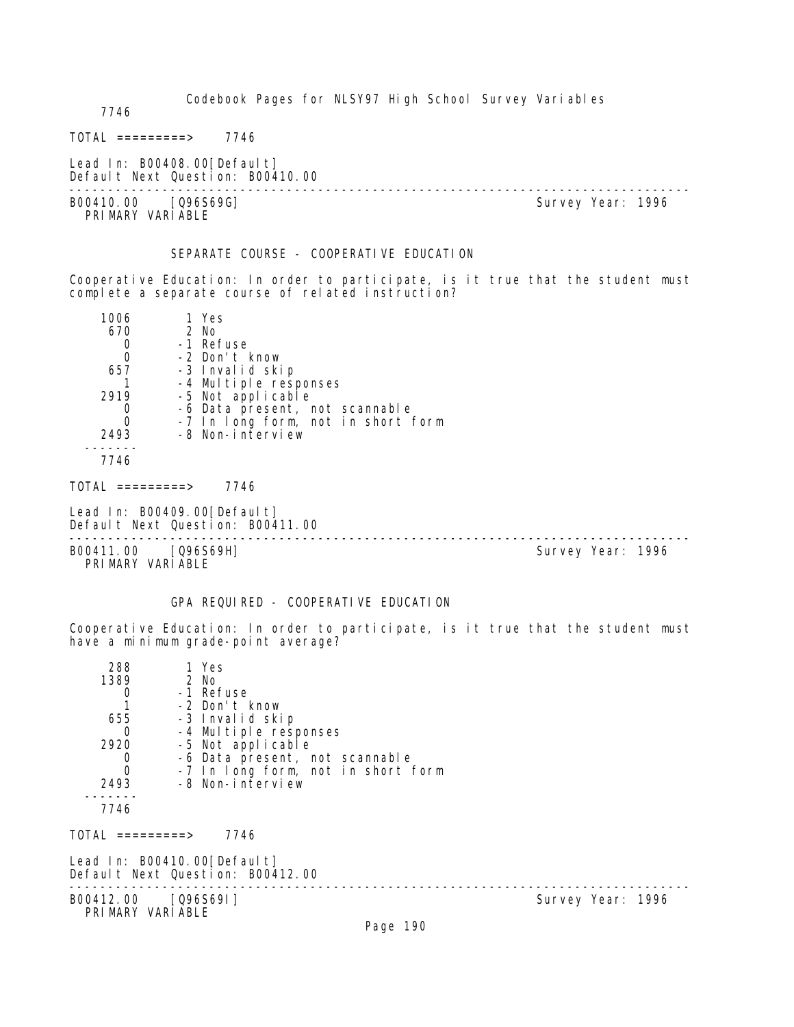```
    7746

TOTAL =========>    7746

Lead In: B00408.00[Default]
Default Next Question: B00410.00
--------------------------------------------------------------------------------
B00410.00    [Q96S69G]                                      Survey Year: 1996
  PRIMARY VARIABLE


             SEPARATE COURSE - COOPERATIVE EDUCATION

Cooperative Education: In order to participate, is it true that the student must
complete a separate course of related instruction?

    1006        1 Yes
     670        2 No
       0       -1 Refuse
       0       -2 Don't know
     657       -3 Invalid skip
       1       -4 Multiple responses
    2919       -5 Not applicable
       0       -6 Data present, not scannable
       0       -7 In long form, not in short form
    2493       -8 Non-interview
  -------
    7746

TOTAL =========>    7746

Lead In: B00409.00[Default]
Default Next Question: B00411.00
--------------------------------------------------------------------------------
B00411.00    [Q96S69H]                                      Survey Year: 1996
  PRIMARY VARIABLE


             GPA REQUIRED - COOPERATIVE EDUCATION

Cooperative Education: In order to participate, is it true that the student must
have a minimum grade-point average?

     288        1 Yes
    1389        2 No
       0       -1 Refuse
       1       -2 Don't know
     655       -3 Invalid skip
       0       -4 Multiple responses
    2920       -5 Not applicable
       0       -6 Data present, not scannable
       0       -7 In long form, not in short form
    2493       -8 Non-interview
  -------
    7746

TOTAL =========>    7746

Lead In: B00410.00[Default]
Default Next Question: B00412.00
--------------------------------------------------------------------------------
B00412.00    [Q96S69I]                                      Survey Year: 1996
  PRIMARY VARIABLE
```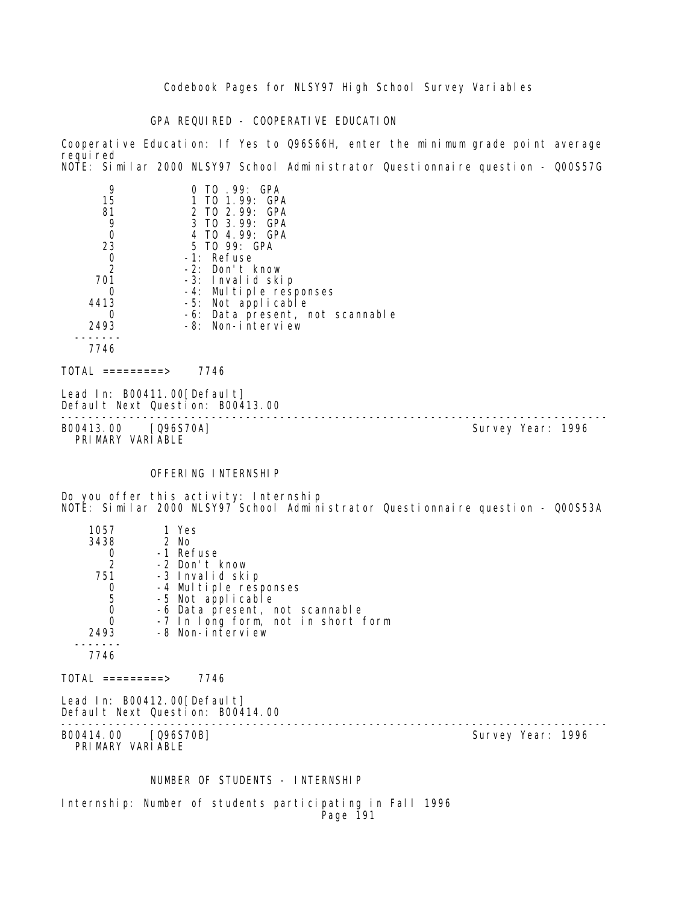GPA REQUIRED - COOPERATIVE EDUCATION

Cooperative Education: If Yes to Q96S66H, enter the minimum grade point average required
NOTE: Similar 2000 NLSY97 School Administrator Questionnaire question - Q00S57G

```
      9           0 TO .99: GPA
     15           1 TO 1.99: GPA
     81           2 TO 2.99: GPA
      9           3 TO 3.99: GPA
      0           4 TO 4.99: GPA
     23           5 TO 99: GPA
      0          -1: Refuse
      2          -2: Don't know
    701          -3: Invalid skip
      0          -4: Multiple responses
   4413          -5: Not applicable
      0          -6: Data present, not scannable
   2493          -8: Non-interview
  -------
   7746
```

TOTAL =========> 7746

Lead In: B00411.00[Default]
Default Next Question: B00413.00

---

B00413.00 [Q96S70A] Survey Year: 1996
PRIMARY VARIABLE

OFFERING INTERNSHIP

Do you offer this activity: Internship
NOTE: Similar 2000 NLSY97 School Administrator Questionnaire question - Q00S53A

```
   1057       1 Yes
   3438       2 No
      0      -1 Refuse
      2      -2 Don't know
    751      -3 Invalid skip
      0      -4 Multiple responses
      5      -5 Not applicable
      0      -6 Data present, not scannable
      0      -7 In long form, not in short form
   2493      -8 Non-interview
  -------
   7746
```

TOTAL =========> 7746

Lead In: B00412.00[Default]
Default Next Question: B00414.00

---

B00414.00 [Q96S70B] Survey Year: 1996
PRIMARY VARIABLE

NUMBER OF STUDENTS - INTERNSHIP

Internship: Number of students participating in Fall 1996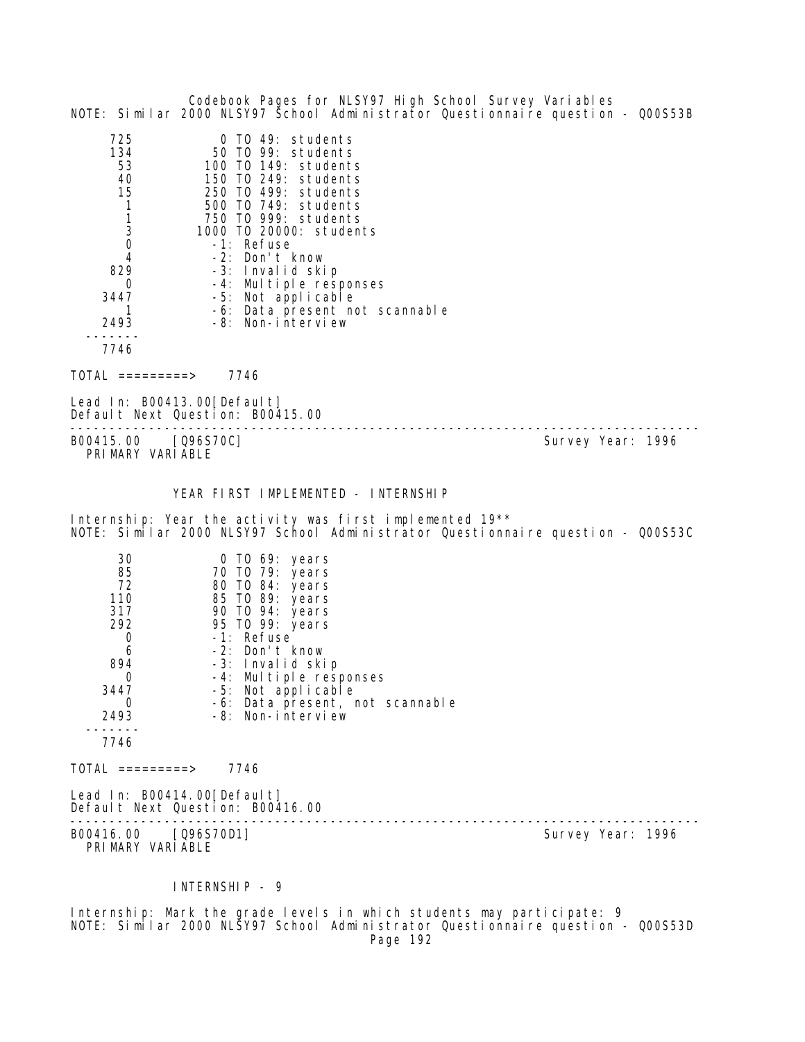NOTE: Similar 2000 NLSY97 School Administrator Questionnaire question - Q00S53B

| Count | Value |
|---|---|
| 725 | 0 TO 49: students |
| 134 | 50 TO 99: students |
| 53 | 100 TO 149: students |
| 40 | 150 TO 249: students |
| 15 | 250 TO 499: students |
| 1 | 500 TO 749: students |
| 1 | 750 TO 999: students |
| 3 | 1000 TO 20000: students |
| 0 | -1: Refuse |
| 4 | -2: Don't know |
| 829 | -3: Invalid skip |
| 0 | -4: Multiple responses |
| 3447 | -5: Not applicable |
| 1 | -6: Data present not scannable |
| 2493 | -8: Non-interview |
| 7746 | |

TOTAL =========> 7746

Lead In: B00413.00[Default]
Default Next Question: B00415.00

---

B00415.00 [Q96S70C] Survey Year: 1996
PRIMARY VARIABLE

YEAR FIRST IMPLEMENTED - INTERNSHIP

Internship: Year the activity was first implemented 19**
NOTE: Similar 2000 NLSY97 School Administrator Questionnaire question - Q00S53C

| Count | Value |
|---|---|
| 30 | 0 TO 69: years |
| 85 | 70 TO 79: years |
| 72 | 80 TO 84: years |
| 110 | 85 TO 89: years |
| 317 | 90 TO 94: years |
| 292 | 95 TO 99: years |
| 0 | -1: Refuse |
| 6 | -2: Don't know |
| 894 | -3: Invalid skip |
| 0 | -4: Multiple responses |
| 3447 | -5: Not applicable |
| 0 | -6: Data present, not scannable |
| 2493 | -8: Non-interview |
| 7746 | |

TOTAL =========> 7746

Lead In: B00414.00[Default]
Default Next Question: B00416.00

---

B00416.00 [Q96S70D1] Survey Year: 1996
PRIMARY VARIABLE

INTERNSHIP - 9

Internship: Mark the grade levels in which students may participate: 9
NOTE: Similar 2000 NLSY97 School Administrator Questionnaire question - Q00S53D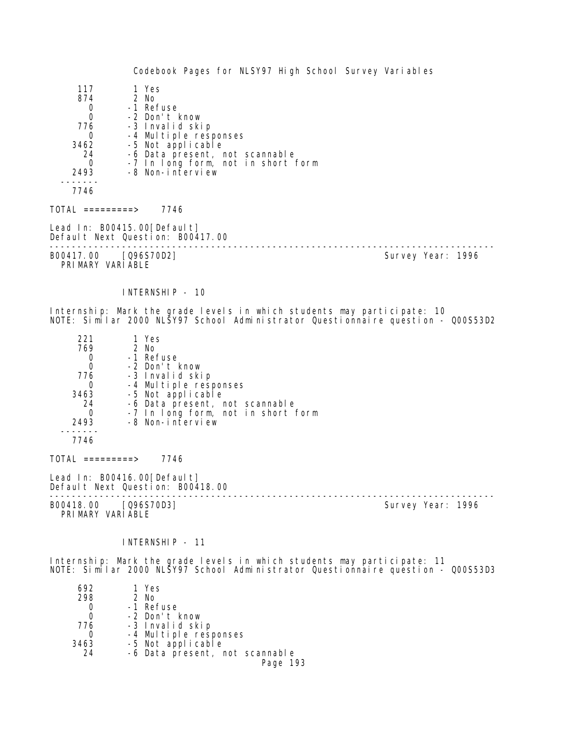| | |
|---|---|
| 117 | 1 Yes |
| 874 | 2 No |
| 0 | -1 Refuse |
| 0 | -2 Don't know |
| 776 | -3 Invalid skip |
| 0 | -4 Multiple responses |
| 3462 | -5 Not applicable |
| 24 | -6 Data present, not scannable |
| 0 | -7 In long form, not in short form |
| 2493 | -8 Non-interview |
| ------- | |
| 7746 | |

TOTAL =========> 7746

Lead In: B00415.00[Default]
Default Next Question: B00417.00

---

B00417.00 [Q96S70D2] Survey Year: 1996
PRIMARY VARIABLE

INTERNSHIP - 10

Internship: Mark the grade levels in which students may participate: 10
NOTE: Similar 2000 NLSY97 School Administrator Questionnaire question - Q00S53D2

| | |
|---|---|
| 221 | 1 Yes |
| 769 | 2 No |
| 0 | -1 Refuse |
| 0 | -2 Don't know |
| 776 | -3 Invalid skip |
| 0 | -4 Multiple responses |
| 3463 | -5 Not applicable |
| 24 | -6 Data present, not scannable |
| 0 | -7 In long form, not in short form |
| 2493 | -8 Non-interview |
| ------- | |
| 7746 | |

TOTAL =========> 7746

Lead In: B00416.00[Default]
Default Next Question: B00418.00

---

B00418.00 [Q96S70D3] Survey Year: 1996
PRIMARY VARIABLE

INTERNSHIP - 11

Internship: Mark the grade levels in which students may participate: 11
NOTE: Similar 2000 NLSY97 School Administrator Questionnaire question - Q00S53D3

| | |
|---|---|
| 692 | 1 Yes |
| 298 | 2 No |
| 0 | -1 Refuse |
| 0 | -2 Don't know |
| 776 | -3 Invalid skip |
| 0 | -4 Multiple responses |
| 3463 | -5 Not applicable |
| 24 | -6 Data present, not scannable |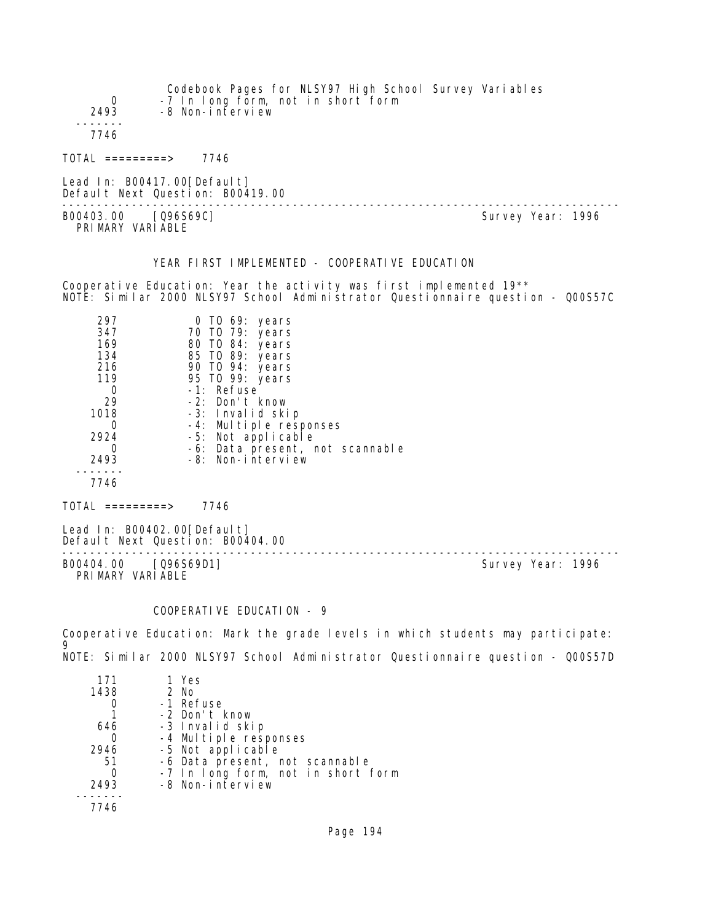| | |
|---|---|
| 0 | -7 In long form, not in short form |
| 2493 | -8 Non-interview |
| ------- | |
| 7746 | |

TOTAL =========> 7746

Lead In: B00417.00[Default]
Default Next Question: B00419.00

---

B00403.00 [Q96S69C] Survey Year: 1996
PRIMARY VARIABLE

### YEAR FIRST IMPLEMENTED - COOPERATIVE EDUCATION

Cooperative Education: Year the activity was first implemented 19**
NOTE: Similar 2000 NLSY97 School Administrator Questionnaire question - Q00S57C

| | |
|---|---|
| 297 | 0 TO 69: years |
| 347 | 70 TO 79: years |
| 169 | 80 TO 84: years |
| 134 | 85 TO 89: years |
| 216 | 90 TO 94: years |
| 119 | 95 TO 99: years |
| 0 | -1: Refuse |
| 29 | -2: Don't know |
| 1018 | -3: Invalid skip |
| 0 | -4: Multiple responses |
| 2924 | -5: Not applicable |
| 0 | -6: Data present, not scannable |
| 2493 | -8: Non-interview |
| ------- | |
| 7746 | |

TOTAL =========> 7746

Lead In: B00402.00[Default]
Default Next Question: B00404.00

---

B00404.00 [Q96S69D1] Survey Year: 1996
PRIMARY VARIABLE

### COOPERATIVE EDUCATION - 9

Cooperative Education: Mark the grade levels in which students may participate: 9
NOTE: Similar 2000 NLSY97 School Administrator Questionnaire question - Q00S57D

| | |
|---|---|
| 171 | 1 Yes |
| 1438 | 2 No |
| 0 | -1 Refuse |
| 1 | -2 Don't know |
| 646 | -3 Invalid skip |
| 0 | -4 Multiple responses |
| 2946 | -5 Not applicable |
| 51 | -6 Data present, not scannable |
| 0 | -7 In long form, not in short form |
| 2493 | -8 Non-interview |
| ------- | |
| 7746 | |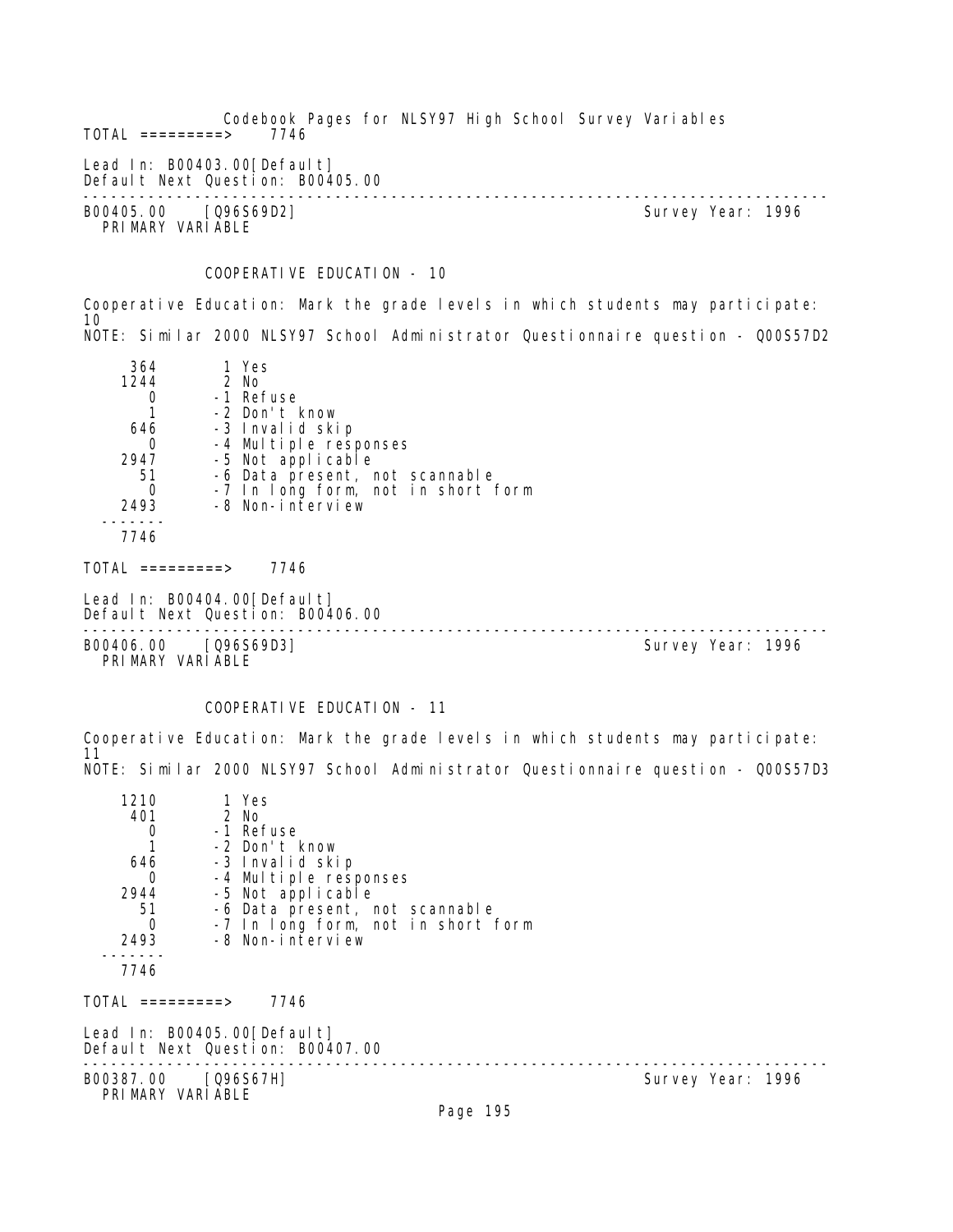TOTAL =========>    7746

Lead In: B00403.00[Default]
Default Next Question: B00405.00

---

B00405.00    [Q96S69D2]                                    Survey Year: 1996
PRIMARY VARIABLE

COOPERATIVE EDUCATION - 10

Cooperative Education: Mark the grade levels in which students may participate: 10
NOTE: Similar 2000 NLSY97 School Administrator Questionnaire question - Q00S57D2

```
     364       1 Yes
    1244       2 No
       0      -1 Refuse
       1      -2 Don't know
     646      -3 Invalid skip
       0      -4 Multiple responses
    2947      -5 Not applicable
      51      -6 Data present, not scannable
       0      -7 In long form, not in short form
    2493      -8 Non-interview
  -------
    7746
```

TOTAL =========>    7746

Lead In: B00404.00[Default]
Default Next Question: B00406.00

---

B00406.00    [Q96S69D3]                                    Survey Year: 1996
PRIMARY VARIABLE

COOPERATIVE EDUCATION - 11

Cooperative Education: Mark the grade levels in which students may participate: 11
NOTE: Similar 2000 NLSY97 School Administrator Questionnaire question - Q00S57D3

```
    1210       1 Yes
     401       2 No
       0      -1 Refuse
       1      -2 Don't know
     646      -3 Invalid skip
       0      -4 Multiple responses
    2944      -5 Not applicable
      51      -6 Data present, not scannable
       0      -7 In long form, not in short form
    2493      -8 Non-interview
  -------
    7746
```

TOTAL =========>    7746

Lead In: B00405.00[Default]
Default Next Question: B00407.00

---

B00387.00    [Q96S67H]                                     Survey Year: 1996
PRIMARY VARIABLE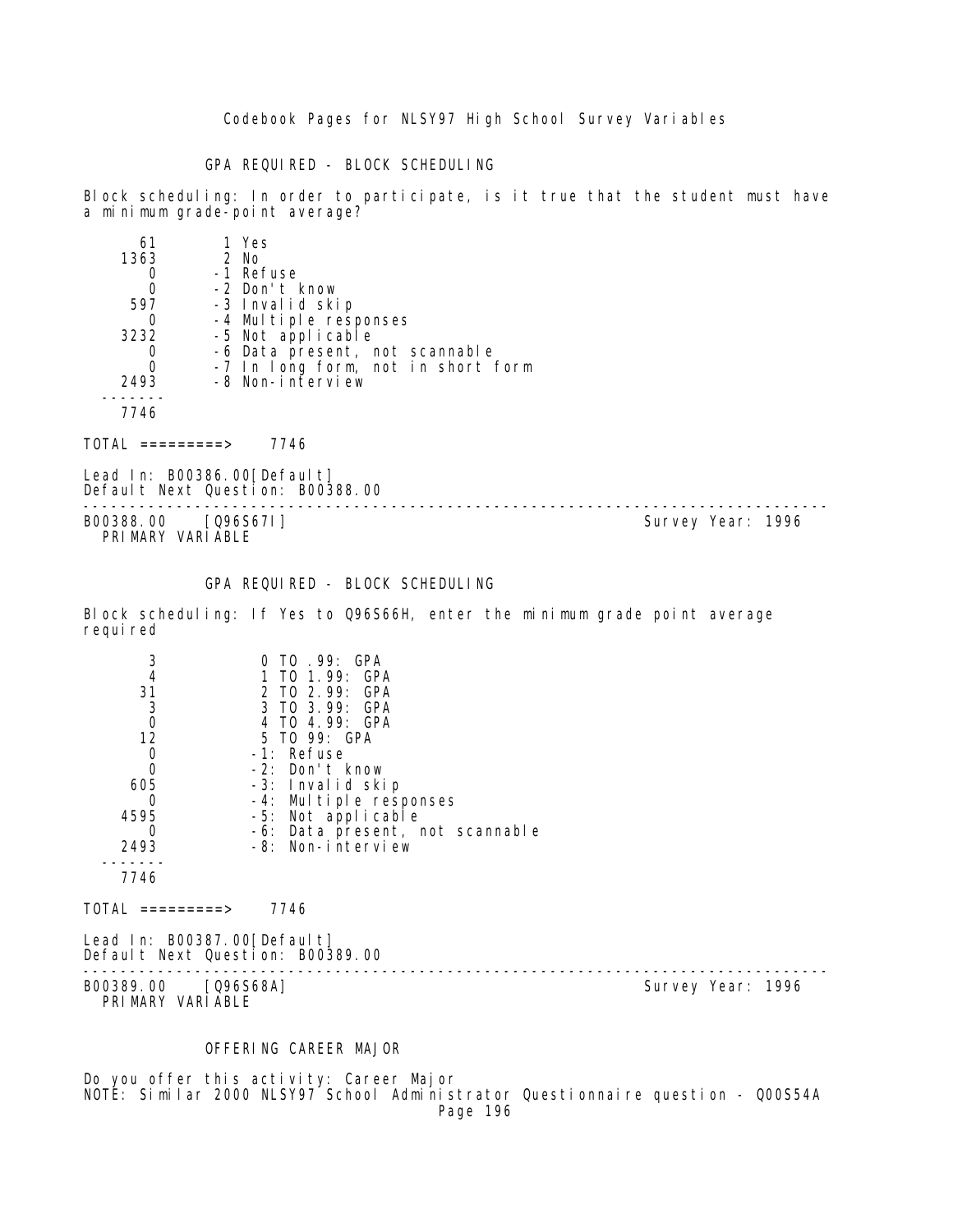## GPA REQUIRED - BLOCK SCHEDULING

Block scheduling: In order to participate, is it true that the student must have a minimum grade-point average?

| Count | Code |
|---|---|
| 61 | 1 Yes |
| 1363 | 2 No |
| 0 | -1 Refuse |
| 0 | -2 Don't know |
| 597 | -3 Invalid skip |
| 0 | -4 Multiple responses |
| 3232 | -5 Not applicable |
| 0 | -6 Data present, not scannable |
| 0 | -7 In long form, not in short form |
| 2493 | -8 Non-interview |
| 7746 | |

TOTAL =========> 7746

Lead In: B00386.00[Default]
Default Next Question: B00388.00

---

B00388.00 [Q96S67I] Survey Year: 1996
PRIMARY VARIABLE

## GPA REQUIRED - BLOCK SCHEDULING

Block scheduling: If Yes to Q96S66H, enter the minimum grade point average required

| Count | Code |
|---|---|
| 3 | 0 TO .99: GPA |
| 4 | 1 TO 1.99: GPA |
| 31 | 2 TO 2.99: GPA |
| 3 | 3 TO 3.99: GPA |
| 0 | 4 TO 4.99: GPA |
| 12 | 5 TO 99: GPA |
| 0 | -1: Refuse |
| 0 | -2: Don't know |
| 605 | -3: Invalid skip |
| 0 | -4: Multiple responses |
| 4595 | -5: Not applicable |
| 0 | -6: Data present, not scannable |
| 2493 | -8: Non-interview |
| 7746 | |

TOTAL =========> 7746

Lead In: B00387.00[Default]
Default Next Question: B00389.00

---

B00389.00 [Q96S68A] Survey Year: 1996
PRIMARY VARIABLE

## OFFERING CAREER MAJOR

Do you offer this activity: Career Major
NOTE: Similar 2000 NLSY97 School Administrator Questionnaire question - Q00S54A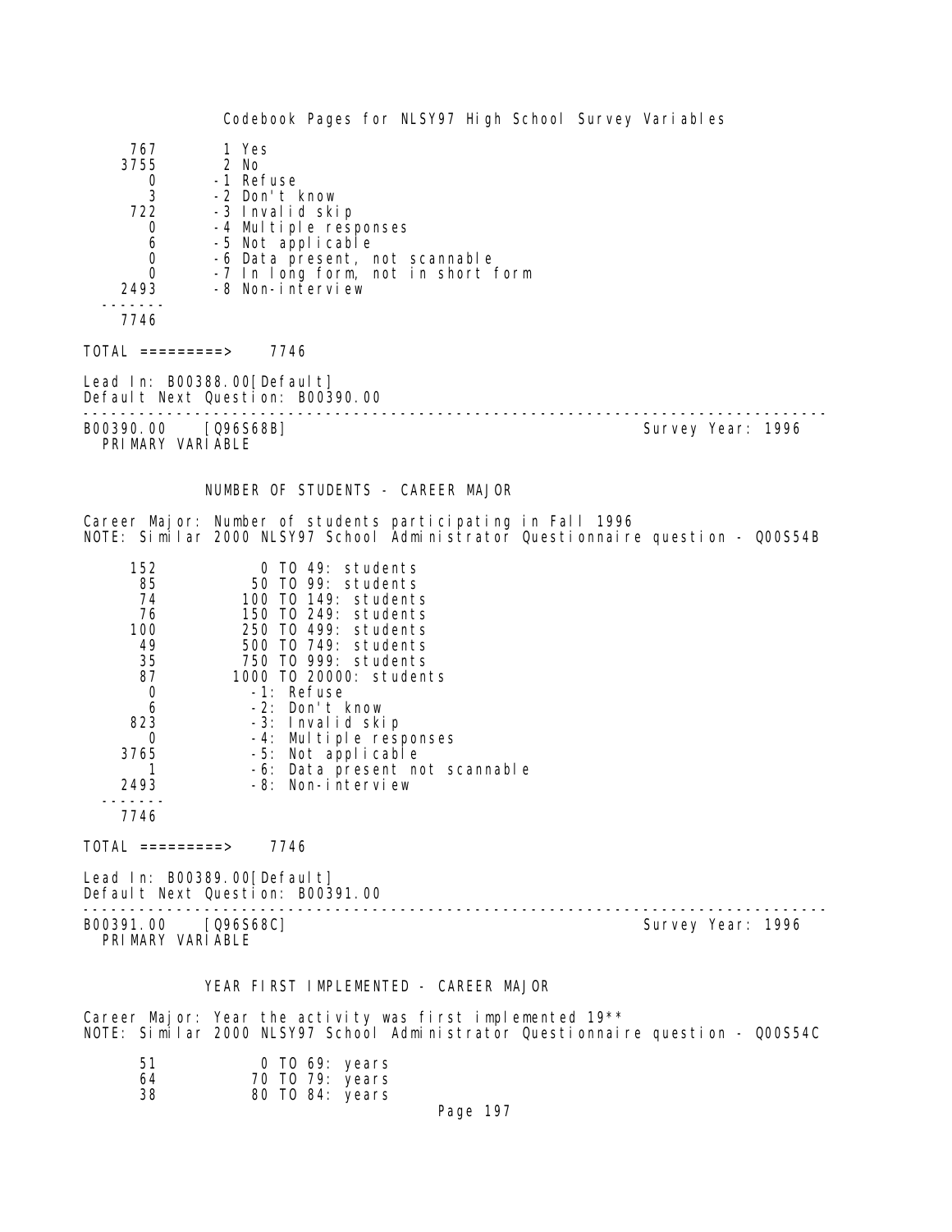| Count | Value | Label |
|---|---|---|
| 767 | 1 | Yes |
| 3755 | 2 | No |
| 0 | -1 | Refuse |
| 3 | -2 | Don't know |
| 722 | -3 | Invalid skip |
| 0 | -4 | Multiple responses |
| 6 | -5 | Not applicable |
| 0 | -6 | Data present, not scannable |
| 0 | -7 | In long form, not in short form |
| 2493 | -8 | Non-interview |
| 7746 | | |

TOTAL =========> 7746

Lead In: B00388.00[Default]
Default Next Question: B00390.00

---

B00390.00 [Q96S68B] Survey Year: 1996
PRIMARY VARIABLE

## NUMBER OF STUDENTS - CAREER MAJOR

Career Major: Number of students participating in Fall 1996
NOTE: Similar 2000 NLSY97 School Administrator Questionnaire question - Q00S54B

| Count | Value |
|---|---|
| 152 | 0 TO 49: students |
| 85 | 50 TO 99: students |
| 74 | 100 TO 149: students |
| 76 | 150 TO 249: students |
| 100 | 250 TO 499: students |
| 49 | 500 TO 749: students |
| 35 | 750 TO 999: students |
| 87 | 1000 TO 20000: students |
| 0 | -1: Refuse |
| 6 | -2: Don't know |
| 823 | -3: Invalid skip |
| 0 | -4: Multiple responses |
| 3765 | -5: Not applicable |
| 1 | -6: Data present not scannable |
| 2493 | -8: Non-interview |
| 7746 | |

TOTAL =========> 7746

Lead In: B00389.00[Default]
Default Next Question: B00391.00

---

B00391.00 [Q96S68C] Survey Year: 1996
PRIMARY VARIABLE

## YEAR FIRST IMPLEMENTED - CAREER MAJOR

Career Major: Year the activity was first implemented 19**
NOTE: Similar 2000 NLSY97 School Administrator Questionnaire question - Q00S54C

| Count | Value |
|---|---|
| 51 | 0 TO 69: years |
| 64 | 70 TO 79: years |
| 38 | 80 TO 84: years |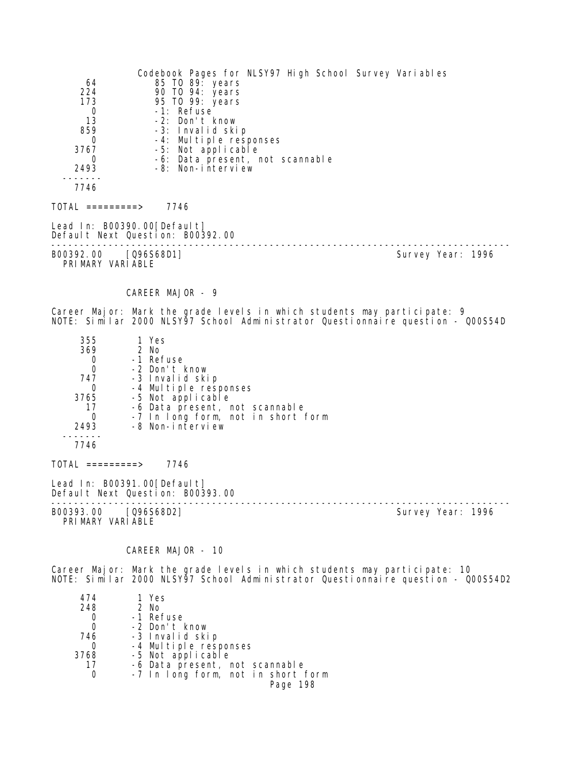| | |
|---|---|
| 64 | 85 TO 89: years |
| 224 | 90 TO 94: years |
| 173 | 95 TO 99: years |
| 0 | -1: Refuse |
| 13 | -2: Don't know |
| 859 | -3: Invalid skip |
| 0 | -4: Multiple responses |
| 3767 | -5: Not applicable |
| 0 | -6: Data present, not scannable |
| 2493 | -8: Non-interview |
| 7746 | |

TOTAL =========> 7746

Lead In: B00390.00[Default]
Default Next Question: B00392.00

---

B00392.00 [Q96S68D1] Survey Year: 1996
PRIMARY VARIABLE

CAREER MAJOR - 9

Career Major: Mark the grade levels in which students may participate: 9
NOTE: Similar 2000 NLSY97 School Administrator Questionnaire question - Q00S54D

| | |
|---|---|
| 355 | 1 Yes |
| 369 | 2 No |
| 0 | -1 Refuse |
| 0 | -2 Don't know |
| 747 | -3 Invalid skip |
| 0 | -4 Multiple responses |
| 3765 | -5 Not applicable |
| 17 | -6 Data present, not scannable |
| 0 | -7 In long form, not in short form |
| 2493 | -8 Non-interview |
| 7746 | |

TOTAL =========> 7746

Lead In: B00391.00[Default]
Default Next Question: B00393.00

---

B00393.00 [Q96S68D2] Survey Year: 1996
PRIMARY VARIABLE

CAREER MAJOR - 10

Career Major: Mark the grade levels in which students may participate: 10
NOTE: Similar 2000 NLSY97 School Administrator Questionnaire question - Q00S54D2

| | |
|---|---|
| 474 | 1 Yes |
| 248 | 2 No |
| 0 | -1 Refuse |
| 0 | -2 Don't know |
| 746 | -3 Invalid skip |
| 0 | -4 Multiple responses |
| 3768 | -5 Not applicable |
| 17 | -6 Data present, not scannable |
| 0 | -7 In long form, not in short form |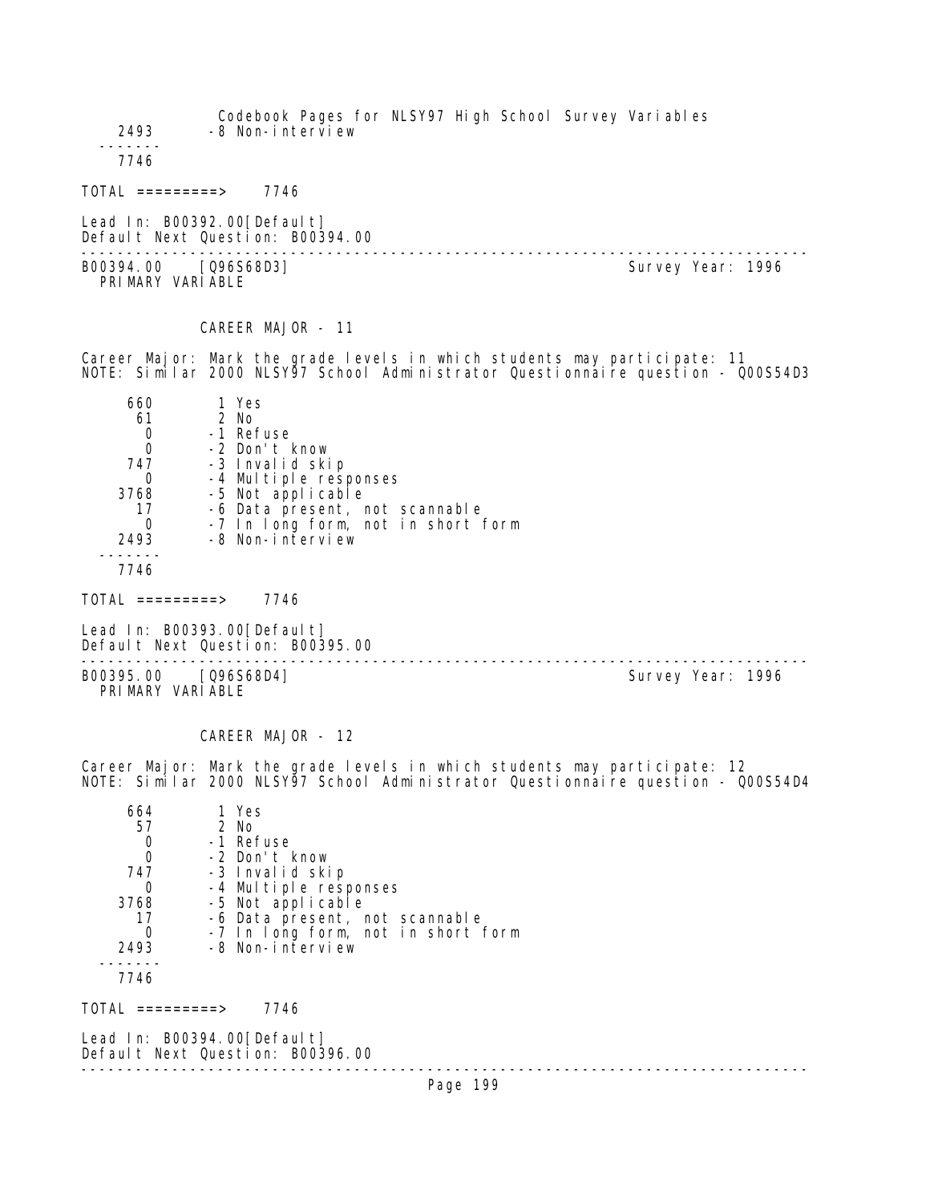2493 -8 Non-interview

-------
7746

TOTAL =========> 7746

Lead In: B00392.00[Default]
Default Next Question: B00394.00

--------------------------------------------------------------------------------

B00394.00 [Q96S68D3] Survey Year: 1996
PRIMARY VARIABLE

CAREER MAJOR - 11

Career Major: Mark the grade levels in which students may participate: 11
NOTE: Similar 2000 NLSY97 School Administrator Questionnaire question - Q00S54D3

| | |
|---|---|
| 660 | 1 Yes |
| 61 | 2 No |
| 0 | -1 Refuse |
| 0 | -2 Don't know |
| 747 | -3 Invalid skip |
| 0 | -4 Multiple responses |
| 3768 | -5 Not applicable |
| 17 | -6 Data present, not scannable |
| 0 | -7 In long form, not in short form |
| 2493 | -8 Non-interview |
| 7746 | |

TOTAL =========> 7746

Lead In: B00393.00[Default]
Default Next Question: B00395.00

--------------------------------------------------------------------------------

B00395.00 [Q96S68D4] Survey Year: 1996
PRIMARY VARIABLE

CAREER MAJOR - 12

Career Major: Mark the grade levels in which students may participate: 12
NOTE: Similar 2000 NLSY97 School Administrator Questionnaire question - Q00S54D4

| | |
|---|---|
| 664 | 1 Yes |
| 57 | 2 No |
| 0 | -1 Refuse |
| 0 | -2 Don't know |
| 747 | -3 Invalid skip |
| 0 | -4 Multiple responses |
| 3768 | -5 Not applicable |
| 17 | -6 Data present, not scannable |
| 0 | -7 In long form, not in short form |
| 2493 | -8 Non-interview |
| 7746 | |

TOTAL =========> 7746

Lead In: B00394.00[Default]
Default Next Question: B00396.00

--------------------------------------------------------------------------------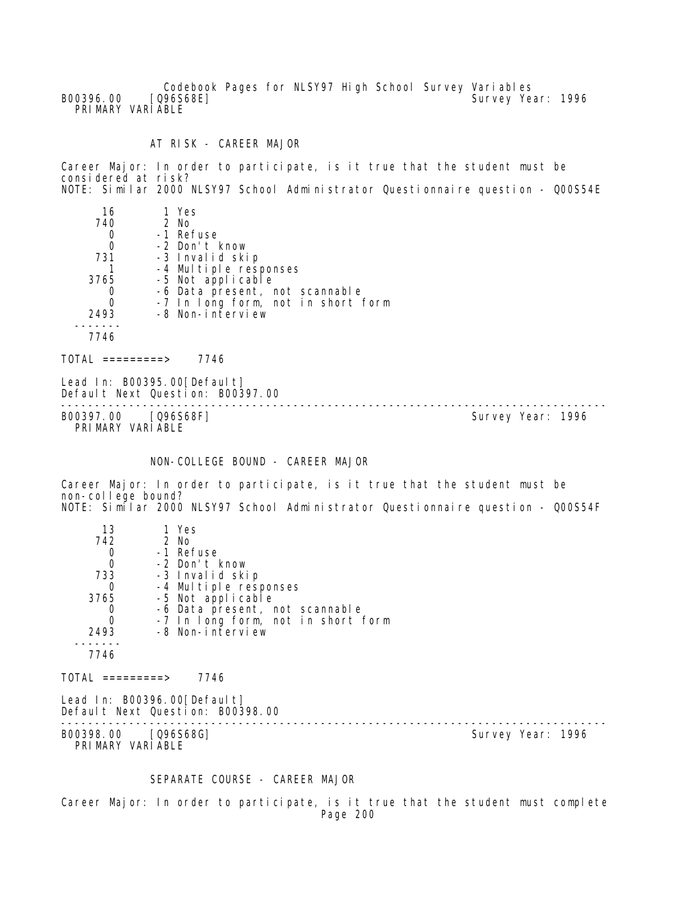B00396.00 [Q96S68E] Survey Year: 1996
PRIMARY VARIABLE

## AT RISK - CAREER MAJOR

Career Major: In order to participate, is it true that the student must be considered at risk?
NOTE: Similar 2000 NLSY97 School Administrator Questionnaire question - Q00S54E

```
     16        1 Yes
    740        2 No
      0       -1 Refuse
      0       -2 Don't know
    731       -3 Invalid skip
      1       -4 Multiple responses
   3765       -5 Not applicable
      0       -6 Data present, not scannable
      0       -7 In long form, not in short form
   2493       -8 Non-interview
  -------
   7746

TOTAL =========>    7746
```

Lead In: B00395.00[Default]
Default Next Question: B00397.00

---

B00397.00 [Q96S68F] Survey Year: 1996
PRIMARY VARIABLE

## NON-COLLEGE BOUND - CAREER MAJOR

Career Major: In order to participate, is it true that the student must be non-college bound?
NOTE: Similar 2000 NLSY97 School Administrator Questionnaire question - Q00S54F

```
     13        1 Yes
    742        2 No
      0       -1 Refuse
      0       -2 Don't know
    733       -3 Invalid skip
      0       -4 Multiple responses
   3765       -5 Not applicable
      0       -6 Data present, not scannable
      0       -7 In long form, not in short form
   2493       -8 Non-interview
  -------
   7746

TOTAL =========>    7746
```

Lead In: B00396.00[Default]
Default Next Question: B00398.00

---

B00398.00 [Q96S68G] Survey Year: 1996
PRIMARY VARIABLE

## SEPARATE COURSE - CAREER MAJOR

Career Major: In order to participate, is it true that the student must complete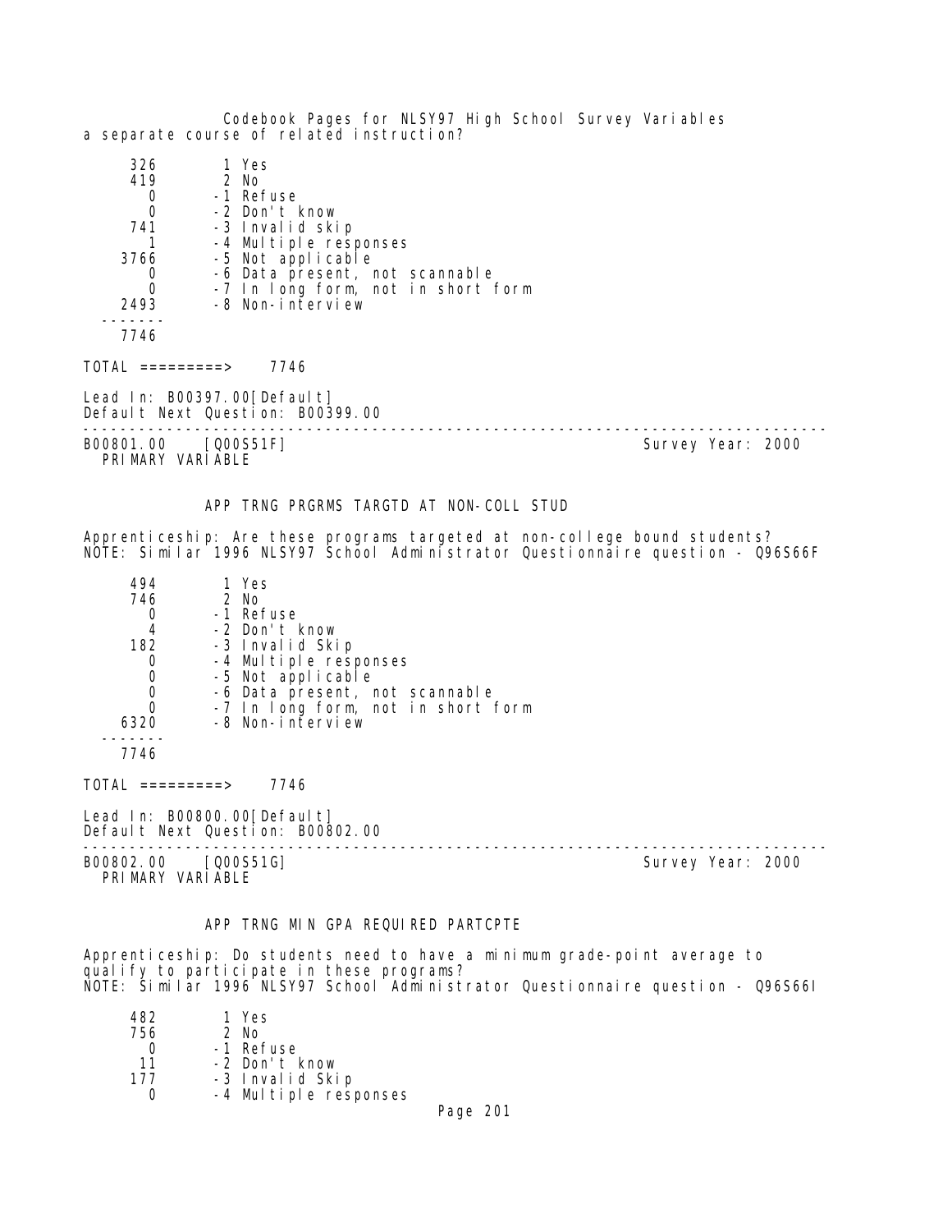a separate course of related instruction?

```
     326        1 Yes
     419        2 No
       0       -1 Refuse
       0       -2 Don't know
     741       -3 Invalid skip
       1       -4 Multiple responses
    3766       -5 Not applicable
       0       -6 Data present, not scannable
       0       -7 In long form, not in short form
    2493       -8 Non-interview
  -------
    7746
```

TOTAL =========> 7746

Lead In: B00397.00[Default]
Default Next Question: B00399.00

---

B00801.00 [Q00S51F] Survey Year: 2000
PRIMARY VARIABLE

APP TRNG PRGRMS TARGTD AT NON-COLL STUD

Apprenticeship: Are these programs targeted at non-college bound students?
NOTE: Similar 1996 NLSY97 School Administrator Questionnaire question - Q96S66F

```
     494        1 Yes
     746        2 No
       0       -1 Refuse
       4       -2 Don't know
     182       -3 Invalid Skip
       0       -4 Multiple responses
       0       -5 Not applicable
       0       -6 Data present, not scannable
       0       -7 In long form, not in short form
    6320       -8 Non-interview
  -------
    7746
```

TOTAL =========> 7746

Lead In: B00800.00[Default]
Default Next Question: B00802.00

---

B00802.00 [Q00S51G] Survey Year: 2000
PRIMARY VARIABLE

APP TRNG MIN GPA REQUIRED PARTCPTE

Apprenticeship: Do students need to have a minimum grade-point average to qualify to participate in these programs?
NOTE: Similar 1996 NLSY97 School Administrator Questionnaire question - Q96S66I

```
     482        1 Yes
     756        2 No
       0       -1 Refuse
      11       -2 Don't know
     177       -3 Invalid Skip
       0       -4 Multiple responses
```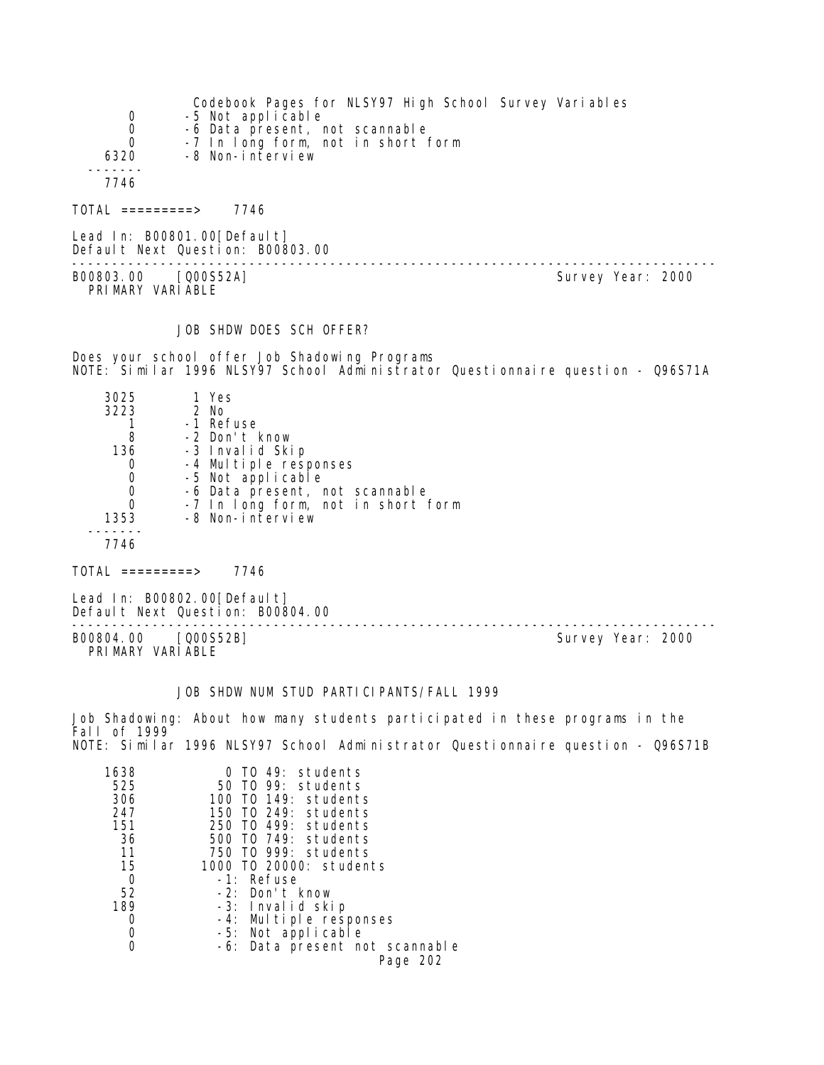| | |
|---|---|
| 0 | -5 Not applicable |
| 0 | -6 Data present, not scannable |
| 0 | -7 In long form, not in short form |
| 6320 | -8 Non-interview |
| 7746 | |

TOTAL =========> 7746

Lead In: B00801.00[Default]
Default Next Question: B00803.00

---

B00803.00 [Q00S52A] Survey Year: 2000
PRIMARY VARIABLE

### JOB SHDW DOES SCH OFFER?

Does your school offer Job Shadowing Programs
NOTE: Similar 1996 NLSY97 School Administrator Questionnaire question - Q96S71A

| | |
|---|---|
| 3025 | 1 Yes |
| 3223 | 2 No |
| 1 | -1 Refuse |
| 8 | -2 Don't know |
| 136 | -3 Invalid Skip |
| 0 | -4 Multiple responses |
| 0 | -5 Not applicable |
| 0 | -6 Data present, not scannable |
| 0 | -7 In long form, not in short form |
| 1353 | -8 Non-interview |
| 7746 | |

TOTAL =========> 7746

Lead In: B00802.00[Default]
Default Next Question: B00804.00

---

B00804.00 [Q00S52B] Survey Year: 2000
PRIMARY VARIABLE

### JOB SHDW NUM STUD PARTICIPANTS/FALL 1999

Job Shadowing: About how many students participated in these programs in the Fall of 1999
NOTE: Similar 1996 NLSY97 School Administrator Questionnaire question - Q96S71B

| | |
|---|---|
| 1638 | 0 TO 49: students |
| 525 | 50 TO 99: students |
| 306 | 100 TO 149: students |
| 247 | 150 TO 249: students |
| 151 | 250 TO 499: students |
| 36 | 500 TO 749: students |
| 11 | 750 TO 999: students |
| 15 | 1000 TO 20000: students |
| 0 | -1: Refuse |
| 52 | -2: Don't know |
| 189 | -3: Invalid skip |
| 0 | -4: Multiple responses |
| 0 | -5: Not applicable |
| 0 | -6: Data present not scannable |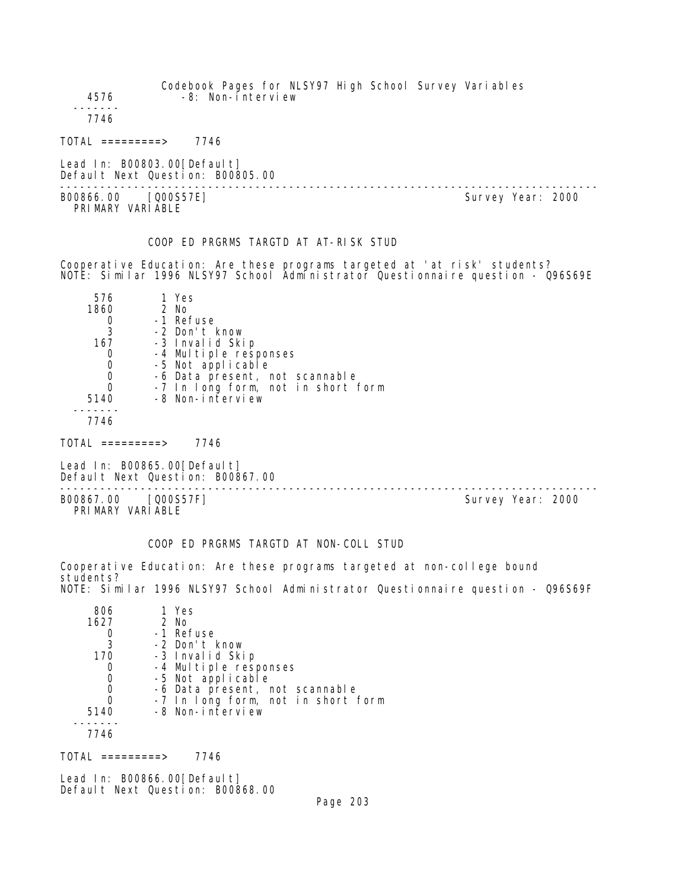```
   4576          -8: Non-interview
 -------
   7746

TOTAL =========>    7746

Lead In: B00803.00[Default]
Default Next Question: B00805.00
--------------------------------------------------------------------------------
B00866.00    [Q00S57E]                                        Survey Year: 2000
  PRIMARY VARIABLE


              COOP ED PRGRMS TARGTD AT AT-RISK STUD

Cooperative Education: Are these programs targeted at 'at risk' students?
NOTE: Similar 1996 NLSY97 School Administrator Questionnaire question - Q96S69E

     576        1 Yes
    1860        2 No
       0       -1 Refuse
       3       -2 Don't know
     167       -3 Invalid Skip
       0       -4 Multiple responses
       0       -5 Not applicable
       0       -6 Data present, not scannable
       0       -7 In long form, not in short form
    5140       -8 Non-interview
 -------
    7746

TOTAL =========>    7746

Lead In: B00865.00[Default]
Default Next Question: B00867.00
--------------------------------------------------------------------------------
B00867.00    [Q00S57F]                                        Survey Year: 2000
  PRIMARY VARIABLE


              COOP ED PRGRMS TARGTD AT NON-COLL STUD

Cooperative Education: Are these programs targeted at non-college bound
students?
NOTE: Similar 1996 NLSY97 School Administrator Questionnaire question - Q96S69F

     806        1 Yes
    1627        2 No
       0       -1 Refuse
       3       -2 Don't know
     170       -3 Invalid Skip
       0       -4 Multiple responses
       0       -5 Not applicable
       0       -6 Data present, not scannable
       0       -7 In long form, not in short form
    5140       -8 Non-interview
 -------
    7746

TOTAL =========>    7746

Lead In: B00866.00[Default]
Default Next Question: B00868.00
```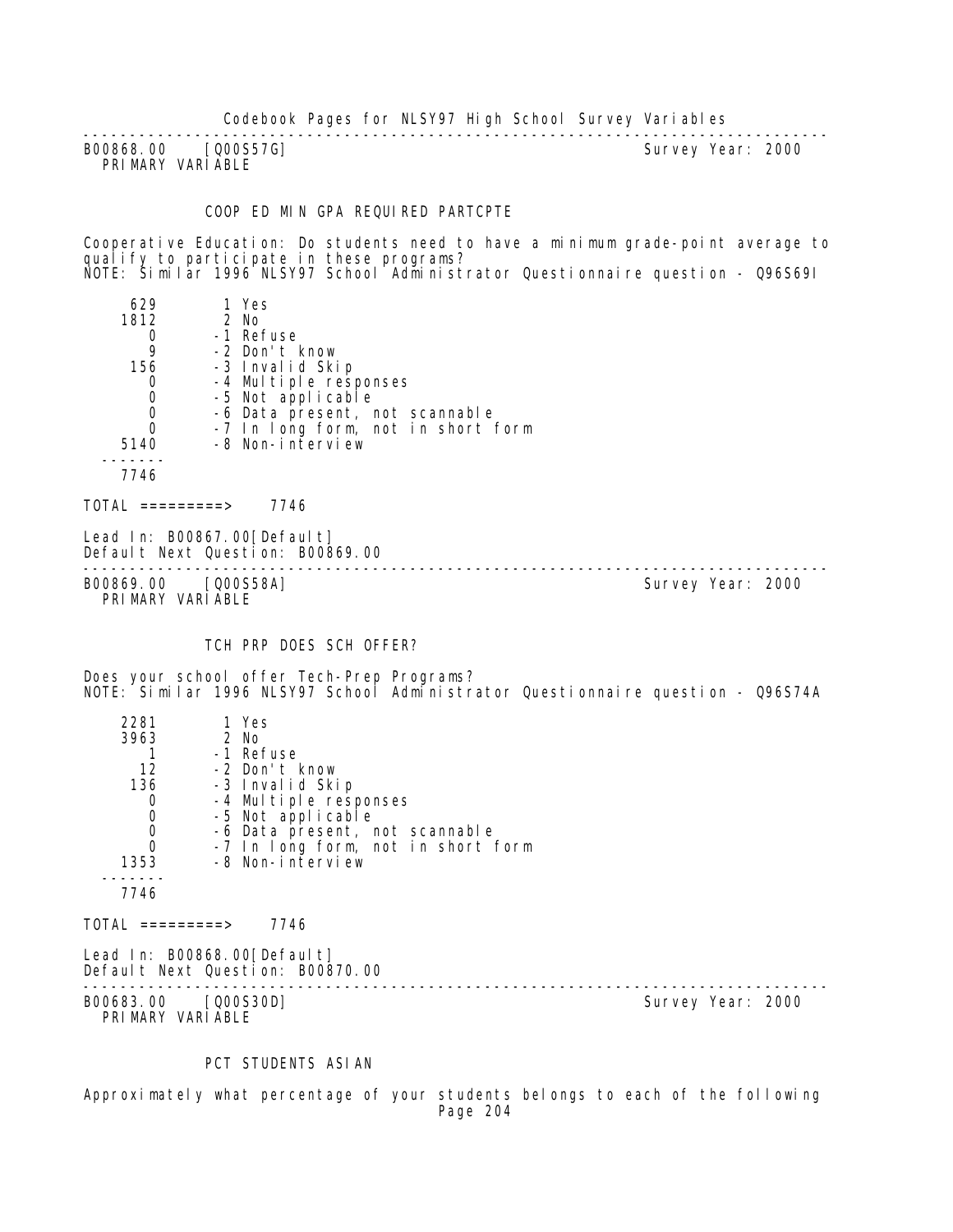---

B00868.00 [Q00S57G] Survey Year: 2000
PRIMARY VARIABLE

### COOP ED MIN GPA REQUIRED PARTCPTE

Cooperative Education: Do students need to have a minimum grade-point average to qualify to participate in these programs?
NOTE: Similar 1996 NLSY97 School Administrator Questionnaire question - Q96S69I

| Count | Code | Label |
|---|---|---|
| 629 | 1 | Yes |
| 1812 | 2 | No |
| 0 | -1 | Refuse |
| 9 | -2 | Don't know |
| 156 | -3 | Invalid Skip |
| 0 | -4 | Multiple responses |
| 0 | -5 | Not applicable |
| 0 | -6 | Data present, not scannable |
| 0 | -7 | In long form, not in short form |
| 5140 | -8 | Non-interview |
| 7746 | | |

TOTAL =========> 7746

Lead In: B00867.00[Default]
Default Next Question: B00869.00

---

B00869.00 [Q00S58A] Survey Year: 2000
PRIMARY VARIABLE

### TCH PRP DOES SCH OFFER?

Does your school offer Tech-Prep Programs?
NOTE: Similar 1996 NLSY97 School Administrator Questionnaire question - Q96S74A

| Count | Code | Label |
|---|---|---|
| 2281 | 1 | Yes |
| 3963 | 2 | No |
| 1 | -1 | Refuse |
| 12 | -2 | Don't know |
| 136 | -3 | Invalid Skip |
| 0 | -4 | Multiple responses |
| 0 | -5 | Not applicable |
| 0 | -6 | Data present, not scannable |
| 0 | -7 | In long form, not in short form |
| 1353 | -8 | Non-interview |
| 7746 | | |

TOTAL =========> 7746

Lead In: B00868.00[Default]
Default Next Question: B00870.00

---

B00683.00 [Q00S30D] Survey Year: 2000
PRIMARY VARIABLE

### PCT STUDENTS ASIAN

Approximately what percentage of your students belongs to each of the following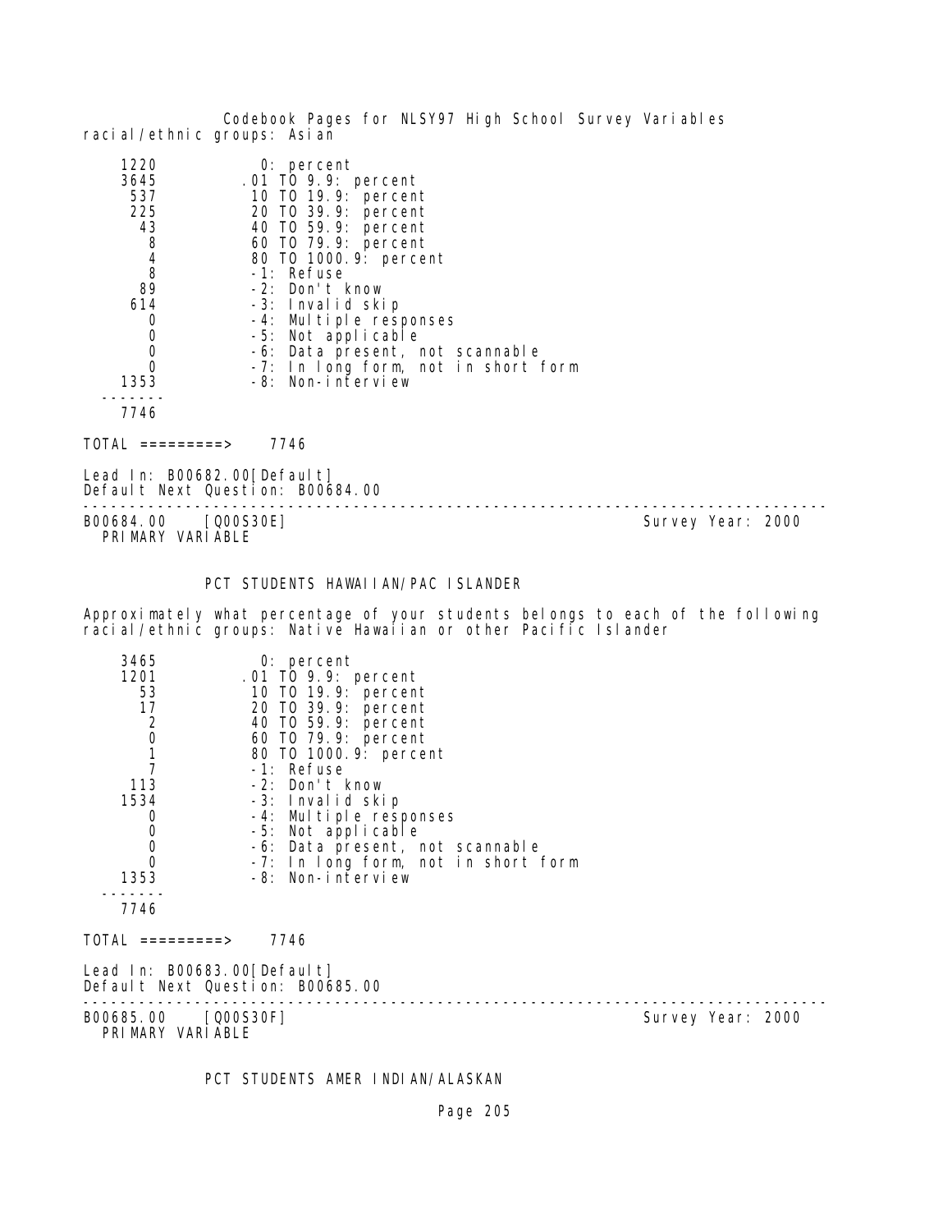racial/ethnic groups: Asian

```
    1220           0: percent
    3645         .01 TO 9.9: percent
     537          10 TO 19.9: percent
     225          20 TO 39.9: percent
      43          40 TO 59.9: percent
       8          60 TO 79.9: percent
       4          80 TO 1000.9: percent
       8          -1: Refuse
      89          -2: Don't know
     614          -3: Invalid skip
       0          -4: Multiple responses
       0          -5: Not applicable
       0          -6: Data present, not scannable
       0          -7: In long form, not in short form
    1353          -8: Non-interview
  -------
    7746
```

TOTAL =========> 7746

Lead In: B00682.00[Default]
Default Next Question: B00684.00

---

B00684.00 [Q00S30E] Survey Year: 2000
PRIMARY VARIABLE

PCT STUDENTS HAWAIIAN/PAC ISLANDER

Approximately what percentage of your students belongs to each of the following racial/ethnic groups: Native Hawaiian or other Pacific Islander

```
    3465           0: percent
    1201         .01 TO 9.9: percent
      53          10 TO 19.9: percent
      17          20 TO 39.9: percent
       2          40 TO 59.9: percent
       0          60 TO 79.9: percent
       1          80 TO 1000.9: percent
       7          -1: Refuse
     113          -2: Don't know
    1534          -3: Invalid skip
       0          -4: Multiple responses
       0          -5: Not applicable
       0          -6: Data present, not scannable
       0          -7: In long form, not in short form
    1353          -8: Non-interview
  -------
    7746
```

TOTAL =========> 7746

Lead In: B00683.00[Default]
Default Next Question: B00685.00

---

B00685.00 [Q00S30F] Survey Year: 2000
PRIMARY VARIABLE

PCT STUDENTS AMER INDIAN/ALASKAN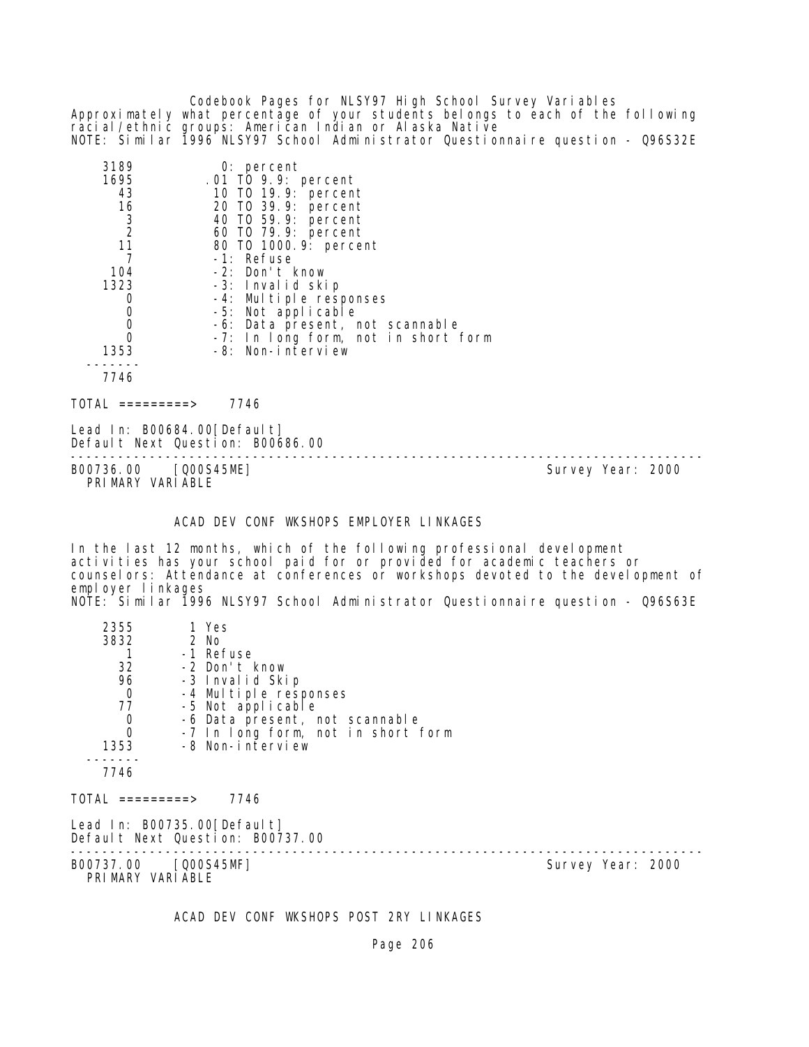Approximately what percentage of your students belongs to each of the following racial/ethnic groups: American Indian or Alaska Native
NOTE: Similar 1996 NLSY97 School Administrator Questionnaire question - Q96S32E

| | |
|---|---|
| 3189 | 0: percent |
| 1695 | .01 TO 9.9: percent |
| 43 | 10 TO 19.9: percent |
| 16 | 20 TO 39.9: percent |
| 3 | 40 TO 59.9: percent |
| 2 | 60 TO 79.9: percent |
| 11 | 80 TO 1000.9: percent |
| 7 | -1: Refuse |
| 104 | -2: Don't know |
| 1323 | -3: Invalid skip |
| 0 | -4: Multiple responses |
| 0 | -5: Not applicable |
| 0 | -6: Data present, not scannable |
| 0 | -7: In long form, not in short form |
| 1353 | -8: Non-interview |
| 7746 | |

TOTAL =========> 7746

Lead In: B00684.00[Default]
Default Next Question: B00686.00

---

B00736.00 [Q00S45ME] Survey Year: 2000
PRIMARY VARIABLE

## ACAD DEV CONF WKSHOPS EMPLOYER LINKAGES

In the last 12 months, which of the following professional development activities has your school paid for or provided for academic teachers or counselors: Attendance at conferences or workshops devoted to the development of employer linkages
NOTE: Similar 1996 NLSY97 School Administrator Questionnaire question - Q96S63E

| | |
|---|---|
| 2355 | 1 Yes |
| 3832 | 2 No |
| 1 | -1 Refuse |
| 32 | -2 Don't know |
| 96 | -3 Invalid Skip |
| 0 | -4 Multiple responses |
| 77 | -5 Not applicable |
| 0 | -6 Data present, not scannable |
| 0 | -7 In long form, not in short form |
| 1353 | -8 Non-interview |
| 7746 | |

TOTAL =========> 7746

Lead In: B00735.00[Default]
Default Next Question: B00737.00

---

B00737.00 [Q00S45MF] Survey Year: 2000
PRIMARY VARIABLE

## ACAD DEV CONF WKSHOPS POST 2RY LINKAGES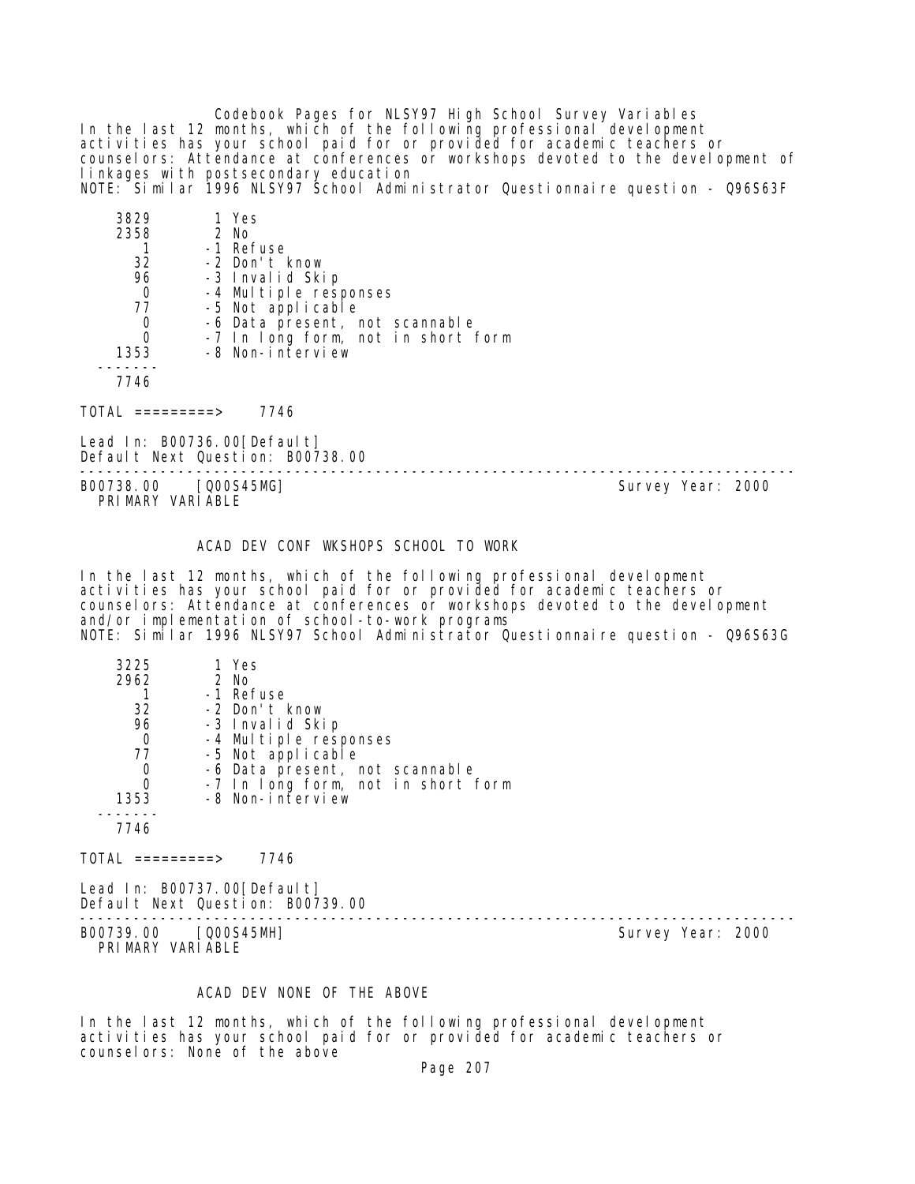Codebook Pages for NLSY97 High School Survey Variables

In the last 12 months, which of the following professional development activities has your school paid for or provided for academic teachers or counselors: Attendance at conferences or workshops devoted to the development of linkages with postsecondary education
NOTE: Similar 1996 NLSY97 School Administrator Questionnaire question - Q96S63F

```
    3829        1 Yes
    2358        2 No
       1       -1 Refuse
      32       -2 Don't know
      96       -3 Invalid Skip
       0       -4 Multiple responses
      77       -5 Not applicable
       0       -6 Data present, not scannable
       0       -7 In long form, not in short form
    1353       -8 Non-interview
  -------
    7746

TOTAL =========>    7746
```

Lead In: B00736.00[Default]
Default Next Question: B00738.00

---

B00738.00 [Q00S45MG] Survey Year: 2000
PRIMARY VARIABLE

ACAD DEV CONF WKSHOPS SCHOOL TO WORK

In the last 12 months, which of the following professional development activities has your school paid for or provided for academic teachers or counselors: Attendance at conferences or workshops devoted to the development and/or implementation of school-to-work programs
NOTE: Similar 1996 NLSY97 School Administrator Questionnaire question - Q96S63G

```
    3225        1 Yes
    2962        2 No
       1       -1 Refuse
      32       -2 Don't know
      96       -3 Invalid Skip
       0       -4 Multiple responses
      77       -5 Not applicable
       0       -6 Data present, not scannable
       0       -7 In long form, not in short form
    1353       -8 Non-interview
  -------
    7746

TOTAL =========>    7746
```

Lead In: B00737.00[Default]
Default Next Question: B00739.00

---

B00739.00 [Q00S45MH] Survey Year: 2000
PRIMARY VARIABLE

ACAD DEV NONE OF THE ABOVE

In the last 12 months, which of the following professional development activities has your school paid for or provided for academic teachers or counselors: None of the above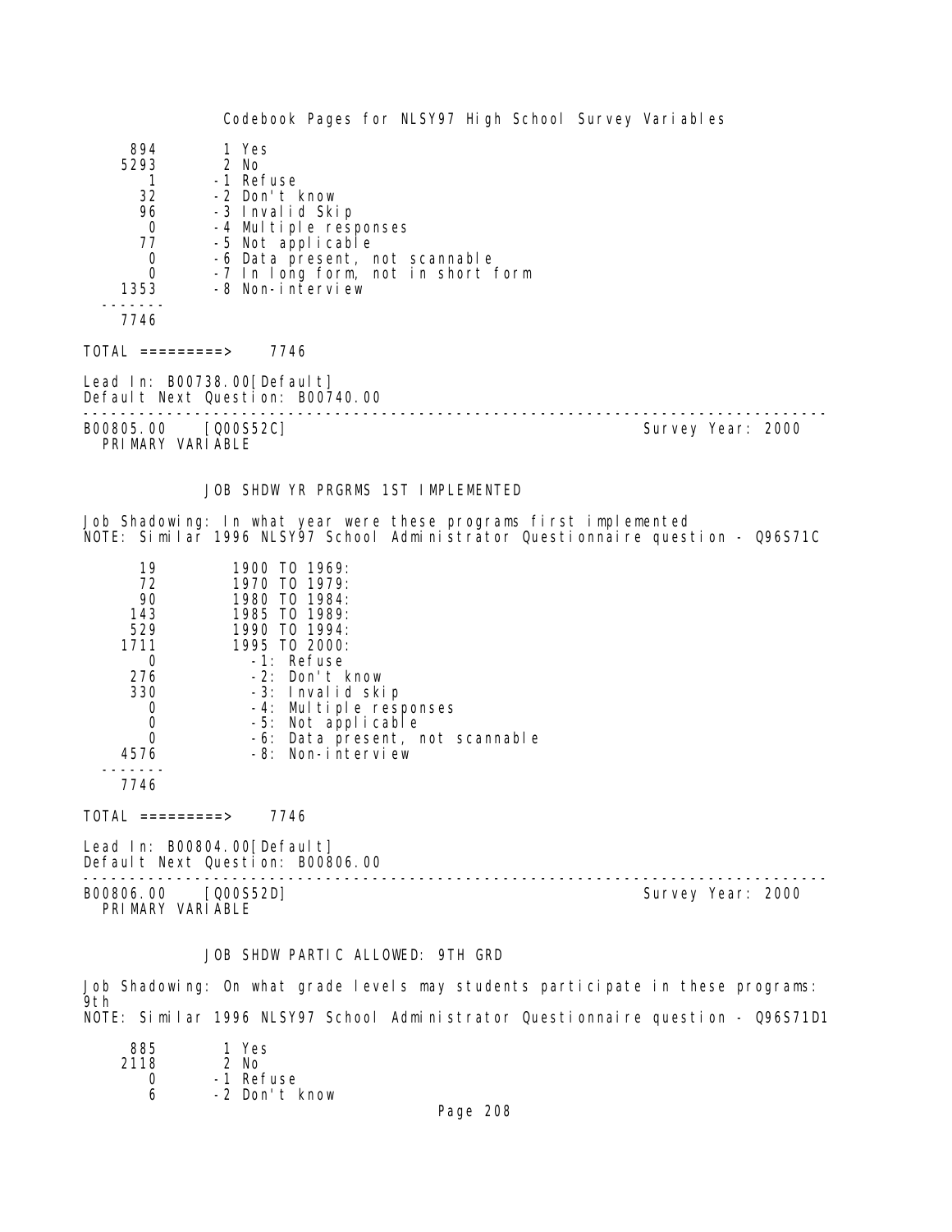| | |
|---|---|
| 894 | 1 Yes |
| 5293 | 2 No |
| 1 | -1 Refuse |
| 32 | -2 Don't know |
| 96 | -3 Invalid Skip |
| 0 | -4 Multiple responses |
| 77 | -5 Not applicable |
| 0 | -6 Data present, not scannable |
| 0 | -7 In long form, not in short form |
| 1353 | -8 Non-interview |
| 7746 | |

TOTAL =========> 7746

Lead In: B00738.00[Default]
Default Next Question: B00740.00

---

B00805.00 [Q00S52C] Survey Year: 2000
PRIMARY VARIABLE

## JOB SHDW YR PRGRMS 1ST IMPLEMENTED

Job Shadowing: In what year were these programs first implemented
NOTE: Similar 1996 NLSY97 School Administrator Questionnaire question - Q96S71C

| | |
|---|---|
| 19 | 1900 TO 1969: |
| 72 | 1970 TO 1979: |
| 90 | 1980 TO 1984: |
| 143 | 1985 TO 1989: |
| 529 | 1990 TO 1994: |
| 1711 | 1995 TO 2000: |
| 0 | -1: Refuse |
| 276 | -2: Don't know |
| 330 | -3: Invalid skip |
| 0 | -4: Multiple responses |
| 0 | -5: Not applicable |
| 0 | -6: Data present, not scannable |
| 4576 | -8: Non-interview |
| 7746 | |

TOTAL =========> 7746

Lead In: B00804.00[Default]
Default Next Question: B00806.00

---

B00806.00 [Q00S52D] Survey Year: 2000
PRIMARY VARIABLE

## JOB SHDW PARTIC ALLOWED: 9TH GRD

Job Shadowing: On what grade levels may students participate in these programs: 9th
NOTE: Similar 1996 NLSY97 School Administrator Questionnaire question - Q96S71D1

| | |
|---|---|
| 885 | 1 Yes |
| 2118 | 2 No |
| 0 | -1 Refuse |
| 6 | -2 Don't know |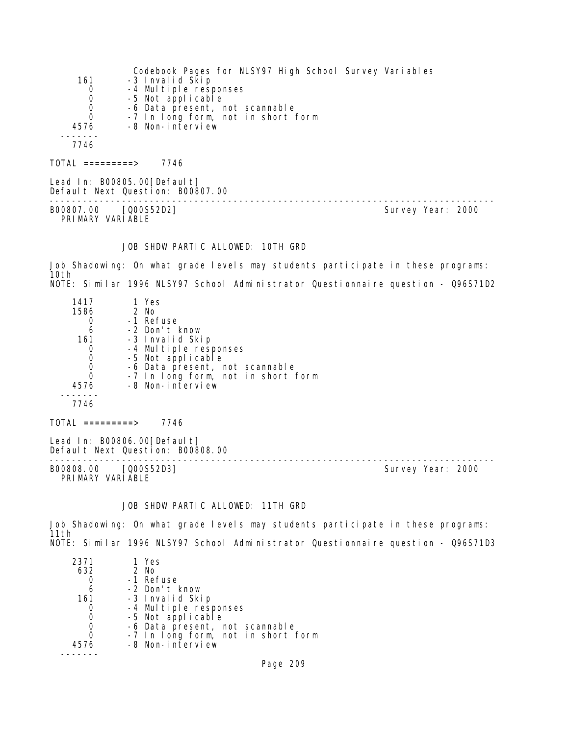| | |
|---|---|
| 161 | -3 Invalid Skip |
| 0 | -4 Multiple responses |
| 0 | -5 Not applicable |
| 0 | -6 Data present, not scannable |
| 0 | -7 In long form, not in short form |
| 4576 | -8 Non-interview |
| ------- | |
| 7746 | |

TOTAL =========> 7746

Lead In: B00805.00[Default]
Default Next Question: B00807.00

---

B00807.00 [Q00S52D2] Survey Year: 2000
PRIMARY VARIABLE

JOB SHDW PARTIC ALLOWED: 10TH GRD

Job Shadowing: On what grade levels may students participate in these programs: 10th
NOTE: Similar 1996 NLSY97 School Administrator Questionnaire question - Q96S71D2

| | |
|---|---|
| 1417 | 1 Yes |
| 1586 | 2 No |
| 0 | -1 Refuse |
| 6 | -2 Don't know |
| 161 | -3 Invalid Skip |
| 0 | -4 Multiple responses |
| 0 | -5 Not applicable |
| 0 | -6 Data present, not scannable |
| 0 | -7 In long form, not in short form |
| 4576 | -8 Non-interview |
| ------- | |
| 7746 | |

TOTAL =========> 7746

Lead In: B00806.00[Default]
Default Next Question: B00808.00

---

B00808.00 [Q00S52D3] Survey Year: 2000
PRIMARY VARIABLE

JOB SHDW PARTIC ALLOWED: 11TH GRD

Job Shadowing: On what grade levels may students participate in these programs: 11th
NOTE: Similar 1996 NLSY97 School Administrator Questionnaire question - Q96S71D3

| | |
|---|---|
| 2371 | 1 Yes |
| 632 | 2 No |
| 0 | -1 Refuse |
| 6 | -2 Don't know |
| 161 | -3 Invalid Skip |
| 0 | -4 Multiple responses |
| 0 | -5 Not applicable |
| 0 | -6 Data present, not scannable |
| 0 | -7 In long form, not in short form |
| 4576 | -8 Non-interview |
| ------- | |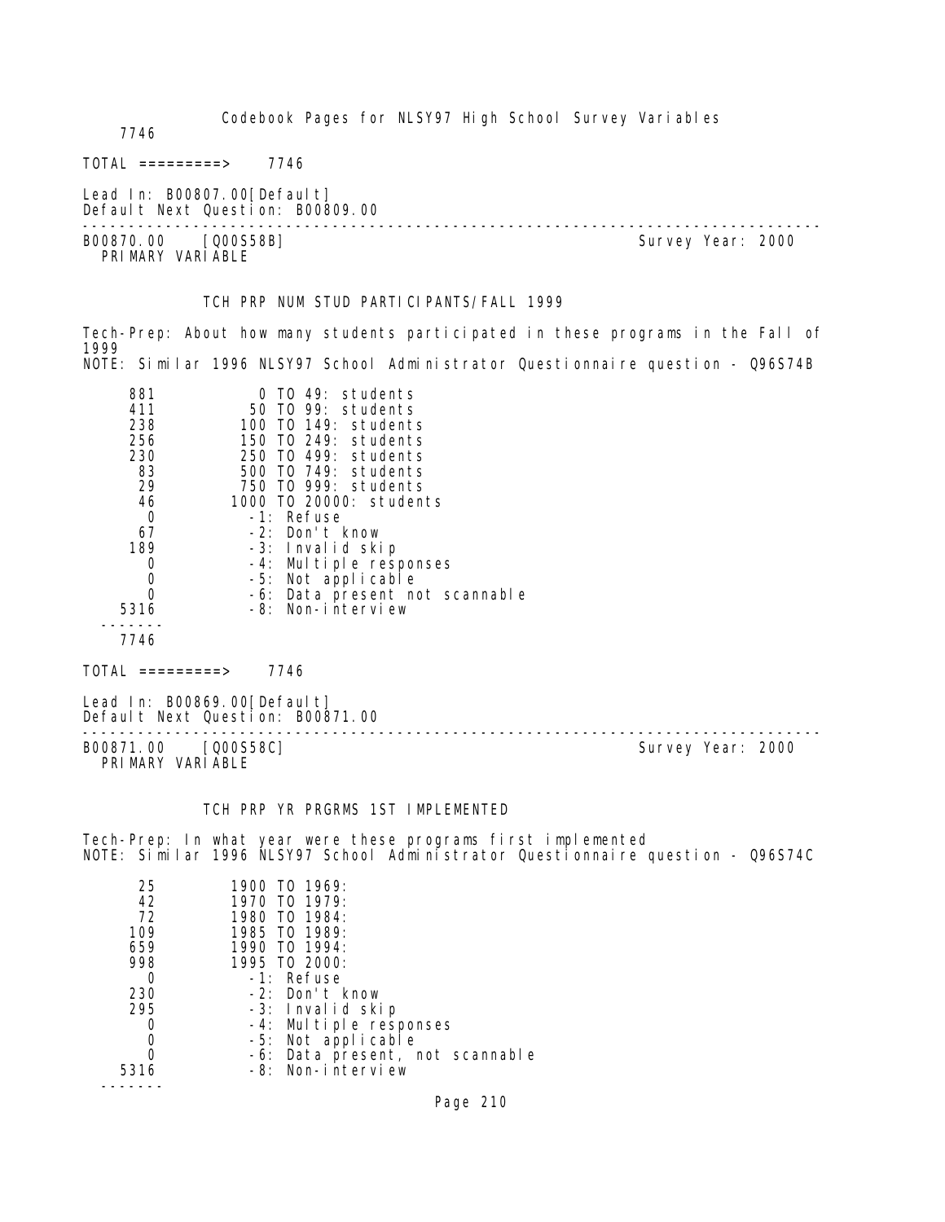7746

TOTAL =========> 7746

Lead In: B00807.00[Default]
Default Next Question: B00809.00

---

B00870.00 [Q00S58B] Survey Year: 2000
PRIMARY VARIABLE

TCH PRP NUM STUD PARTICIPANTS/FALL 1999

Tech-Prep: About how many students participated in these programs in the Fall of 1999
NOTE: Similar 1996 NLSY97 School Administrator Questionnaire question - Q96S74B

| Count | Value |
|---|---|
| 881 | 0 TO 49: students |
| 411 | 50 TO 99: students |
| 238 | 100 TO 149: students |
| 256 | 150 TO 249: students |
| 230 | 250 TO 499: students |
| 83 | 500 TO 749: students |
| 29 | 750 TO 999: students |
| 46 | 1000 TO 20000: students |
| 0 | -1: Refuse |
| 67 | -2: Don't know |
| 189 | -3: Invalid skip |
| 0 | -4: Multiple responses |
| 0 | -5: Not applicable |
| 0 | -6: Data present not scannable |
| 5316 | -8: Non-interview |
| 7746 | |

TOTAL =========> 7746

Lead In: B00869.00[Default]
Default Next Question: B00871.00

---

B00871.00 [Q00S58C] Survey Year: 2000
PRIMARY VARIABLE

TCH PRP YR PRGRMS 1ST IMPLEMENTED

Tech-Prep: In what year were these programs first implemented
NOTE: Similar 1996 NLSY97 School Administrator Questionnaire question - Q96S74C

| Count | Value |
|---|---|
| 25 | 1900 TO 1969: |
| 42 | 1970 TO 1979: |
| 72 | 1980 TO 1984: |
| 109 | 1985 TO 1989: |
| 659 | 1990 TO 1994: |
| 998 | 1995 TO 2000: |
| 0 | -1: Refuse |
| 230 | -2: Don't know |
| 295 | -3: Invalid skip |
| 0 | -4: Multiple responses |
| 0 | -5: Not applicable |
| 0 | -6: Data present, not scannable |
| 5316 | -8: Non-interview |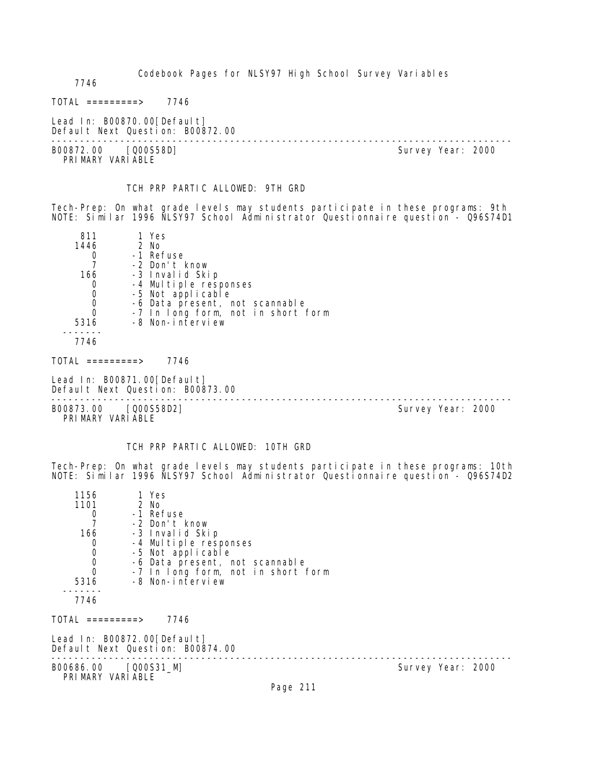7746

TOTAL =========> 7746

Lead In: B00870.00[Default]
Default Next Question: B00872.00

---

B00872.00 [Q00S58D] Survey Year: 2000
PRIMARY VARIABLE

TCH PRP PARTIC ALLOWED: 9TH GRD

Tech-Prep: On what grade levels may students participate in these programs: 9th
NOTE: Similar 1996 NLSY97 School Administrator Questionnaire question - Q96S74D1

| Count | Code | Label |
|---|---|---|
| 811 | 1 | Yes |
| 1446 | 2 | No |
| 0 | -1 | Refuse |
| 7 | -2 | Don't know |
| 166 | -3 | Invalid Skip |
| 0 | -4 | Multiple responses |
| 0 | -5 | Not applicable |
| 0 | -6 | Data present, not scannable |
| 0 | -7 | In long form, not in short form |
| 5316 | -8 | Non-interview |
| 7746 | | |

TOTAL =========> 7746

Lead In: B00871.00[Default]
Default Next Question: B00873.00

---

B00873.00 [Q00S58D2] Survey Year: 2000
PRIMARY VARIABLE

TCH PRP PARTIC ALLOWED: 10TH GRD

Tech-Prep: On what grade levels may students participate in these programs: 10th
NOTE: Similar 1996 NLSY97 School Administrator Questionnaire question - Q96S74D2

| Count | Code | Label |
|---|---|---|
| 1156 | 1 | Yes |
| 1101 | 2 | No |
| 0 | -1 | Refuse |
| 7 | -2 | Don't know |
| 166 | -3 | Invalid Skip |
| 0 | -4 | Multiple responses |
| 0 | -5 | Not applicable |
| 0 | -6 | Data present, not scannable |
| 0 | -7 | In long form, not in short form |
| 5316 | -8 | Non-interview |
| 7746 | | |

TOTAL =========> 7746

Lead In: B00872.00[Default]
Default Next Question: B00874.00

---

B00686.00 [Q00S31_M] Survey Year: 2000
PRIMARY VARIABLE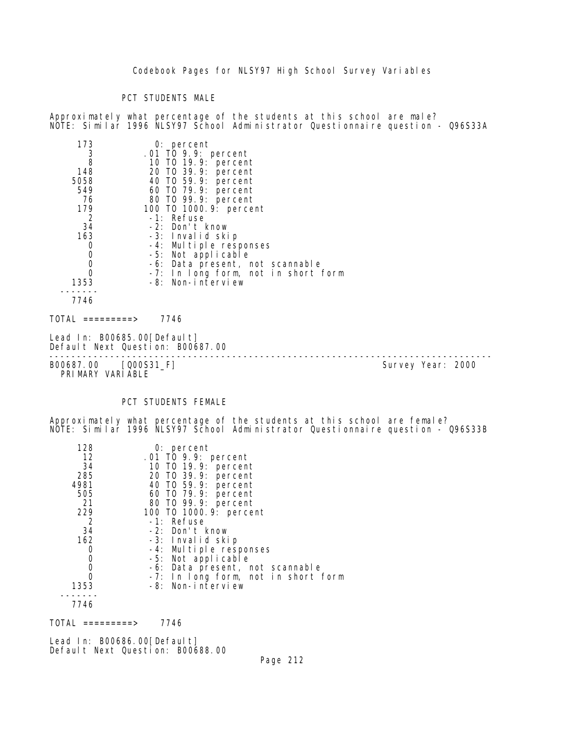### PCT STUDENTS MALE

Approximately what percentage of the students at this school are male?
NOTE: Similar 1996 NLSY97 School Administrator Questionnaire question - Q96S33A

| Count | Value |
|---|---|
| 173 | 0: percent |
| 3 | .01 TO 9.9: percent |
| 8 | 10 TO 19.9: percent |
| 148 | 20 TO 39.9: percent |
| 5058 | 40 TO 59.9: percent |
| 549 | 60 TO 79.9: percent |
| 76 | 80 TO 99.9: percent |
| 179 | 100 TO 1000.9: percent |
| 2 | -1: Refuse |
| 34 | -2: Don't know |
| 163 | -3: Invalid skip |
| 0 | -4: Multiple responses |
| 0 | -5: Not applicable |
| 0 | -6: Data present, not scannable |
| 0 | -7: In long form, not in short form |
| 1353 | -8: Non-interview |
| 7746 | |

TOTAL =========> 7746

Lead In: B00685.00[Default]
Default Next Question: B00687.00

---

B00687.00 [Q00S31_F] Survey Year: 2000
PRIMARY VARIABLE

### PCT STUDENTS FEMALE

Approximately what percentage of the students at this school are female?
NOTE: Similar 1996 NLSY97 School Administrator Questionnaire question - Q96S33B

| Count | Value |
|---|---|
| 128 | 0: percent |
| 12 | .01 TO 9.9: percent |
| 34 | 10 TO 19.9: percent |
| 285 | 20 TO 39.9: percent |
| 4981 | 40 TO 59.9: percent |
| 505 | 60 TO 79.9: percent |
| 21 | 80 TO 99.9: percent |
| 229 | 100 TO 1000.9: percent |
| 2 | -1: Refuse |
| 34 | -2: Don't know |
| 162 | -3: Invalid skip |
| 0 | -4: Multiple responses |
| 0 | -5: Not applicable |
| 0 | -6: Data present, not scannable |
| 0 | -7: In long form, not in short form |
| 1353 | -8: Non-interview |
| 7746 | |

TOTAL =========> 7746

Lead In: B00686.00[Default]
Default Next Question: B00688.00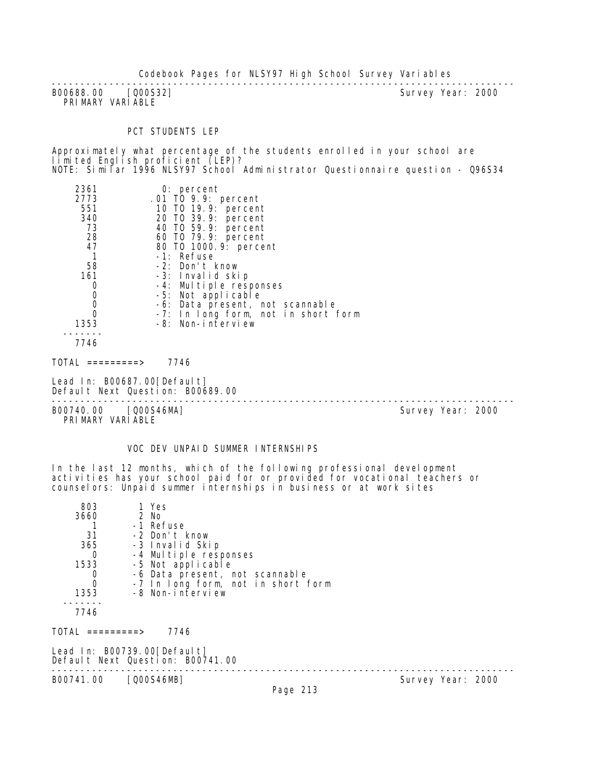---

B00688.00 [Q00S32] Survey Year: 2000
PRIMARY VARIABLE

PCT STUDENTS LEP

Approximately what percentage of the students enrolled in your school are limited English proficient (LEP)?
NOTE: Similar 1996 NLSY97 School Administrator Questionnaire question - Q96S34

| | |
|---|---|
| 2361 | 0: percent |
| 2773 | .01 TO 9.9: percent |
| 551 | 10 TO 19.9: percent |
| 340 | 20 TO 39.9: percent |
| 73 | 40 TO 59.9: percent |
| 28 | 60 TO 79.9: percent |
| 47 | 80 TO 1000.9: percent |
| 1 | -1: Refuse |
| 58 | -2: Don't know |
| 161 | -3: Invalid skip |
| 0 | -4: Multiple responses |
| 0 | -5: Not applicable |
| 0 | -6: Data present, not scannable |
| 0 | -7: In long form, not in short form |
| 1353 | -8: Non-interview |
| 7746 | |

TOTAL =========> 7746

Lead In: B00687.00[Default]
Default Next Question: B00689.00

---

B00740.00 [Q00S46MA] Survey Year: 2000
PRIMARY VARIABLE

VOC DEV UNPAID SUMMER INTERNSHIPS

In the last 12 months, which of the following professional development activities has your school paid for or provided for vocational teachers or counselors: Unpaid summer internships in business or at work sites

| | |
|---|---|
| 803 | 1 Yes |
| 3660 | 2 No |
| 1 | -1 Refuse |
| 31 | -2 Don't know |
| 365 | -3 Invalid Skip |
| 0 | -4 Multiple responses |
| 1533 | -5 Not applicable |
| 0 | -6 Data present, not scannable |
| 0 | -7 In long form, not in short form |
| 1353 | -8 Non-interview |
| 7746 | |

TOTAL =========> 7746

Lead In: B00739.00[Default]
Default Next Question: B00741.00

---

B00741.00 [Q00S46MB] Survey Year: 2000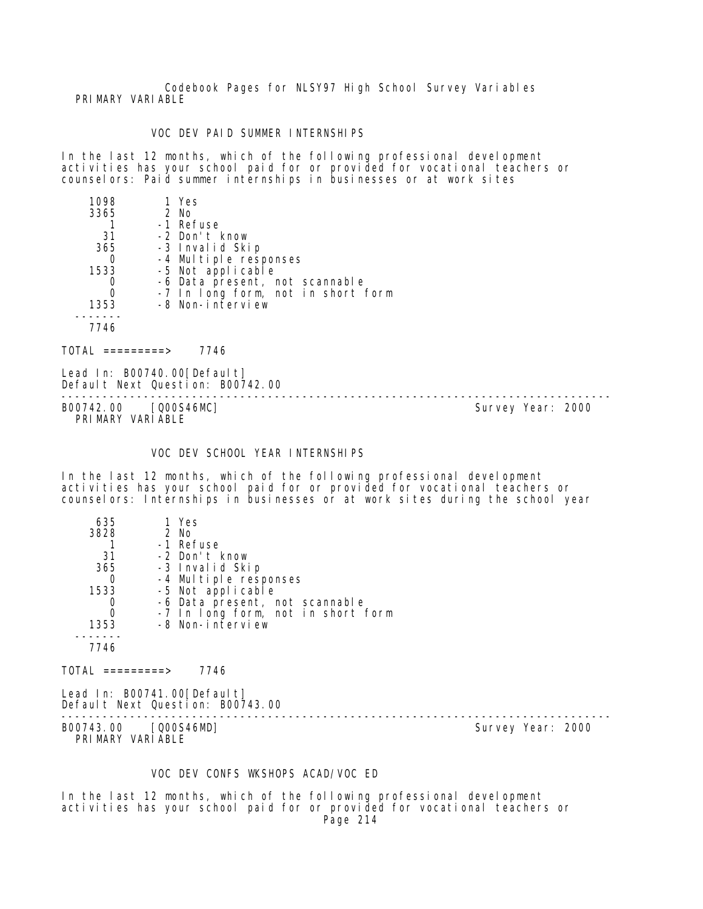PRIMARY VARIABLE

### VOC DEV PAID SUMMER INTERNSHIPS

In the last 12 months, which of the following professional development activities has your school paid for or provided for vocational teachers or counselors: Paid summer internships in businesses or at work sites

```
   1098       1 Yes
   3365       2 No
      1      -1 Refuse
     31      -2 Don't know
    365      -3 Invalid Skip
      0      -4 Multiple responses
   1533      -5 Not applicable
      0      -6 Data present, not scannable
      0      -7 In long form, not in short form
   1353      -8 Non-interview
  -------
   7746

TOTAL =========>    7746
```

Lead In: B00740.00[Default]
Default Next Question: B00742.00

---

B00742.00 [Q00S46MC] Survey Year: 2000
PRIMARY VARIABLE

### VOC DEV SCHOOL YEAR INTERNSHIPS

In the last 12 months, which of the following professional development activities has your school paid for or provided for vocational teachers or counselors: Internships in businesses or at work sites during the school year

```
    635       1 Yes
   3828       2 No
      1      -1 Refuse
     31      -2 Don't know
    365      -3 Invalid Skip
      0      -4 Multiple responses
   1533      -5 Not applicable
      0      -6 Data present, not scannable
      0      -7 In long form, not in short form
   1353      -8 Non-interview
  -------
   7746

TOTAL =========>    7746
```

Lead In: B00741.00[Default]
Default Next Question: B00743.00

---

B00743.00 [Q00S46MD] Survey Year: 2000
PRIMARY VARIABLE

### VOC DEV CONFS WKSHOPS ACAD/VOC ED

In the last 12 months, which of the following professional development activities has your school paid for or provided for vocational teachers or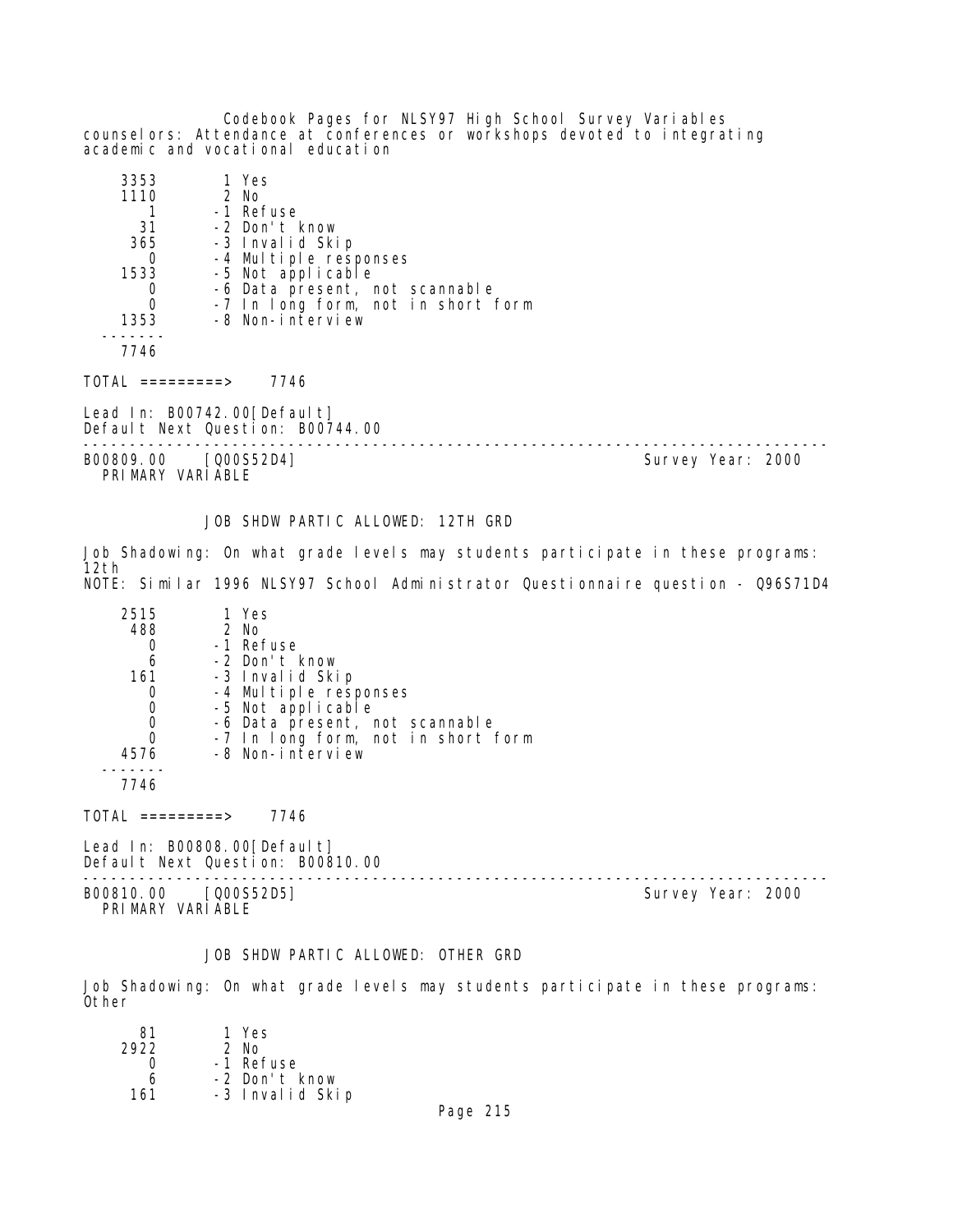counselors: Attendance at conferences or workshops devoted to integrating academic and vocational education

```
    3353        1 Yes
    1110        2 No
       1       -1 Refuse
      31       -2 Don't know
     365       -3 Invalid Skip
       0       -4 Multiple responses
    1533       -5 Not applicable
       0       -6 Data present, not scannable
       0       -7 In long form, not in short form
    1353       -8 Non-interview
  -------
    7746
```

TOTAL =========> 7746

Lead In: B00742.00[Default]
Default Next Question: B00744.00

---

B00809.00 [Q00S52D4] Survey Year: 2000
PRIMARY VARIABLE

JOB SHDW PARTIC ALLOWED: 12TH GRD

Job Shadowing: On what grade levels may students participate in these programs: 12th
NOTE: Similar 1996 NLSY97 School Administrator Questionnaire question - Q96S71D4

```
    2515        1 Yes
     488        2 No
       0       -1 Refuse
       6       -2 Don't know
     161       -3 Invalid Skip
       0       -4 Multiple responses
       0       -5 Not applicable
       0       -6 Data present, not scannable
       0       -7 In long form, not in short form
    4576       -8 Non-interview
  -------
    7746
```

TOTAL =========> 7746

Lead In: B00808.00[Default]
Default Next Question: B00810.00

---

B00810.00 [Q00S52D5] Survey Year: 2000
PRIMARY VARIABLE

JOB SHDW PARTIC ALLOWED: OTHER GRD

Job Shadowing: On what grade levels may students participate in these programs: Other

```
      81        1 Yes
    2922        2 No
       0       -1 Refuse
       6       -2 Don't know
     161       -3 Invalid Skip
```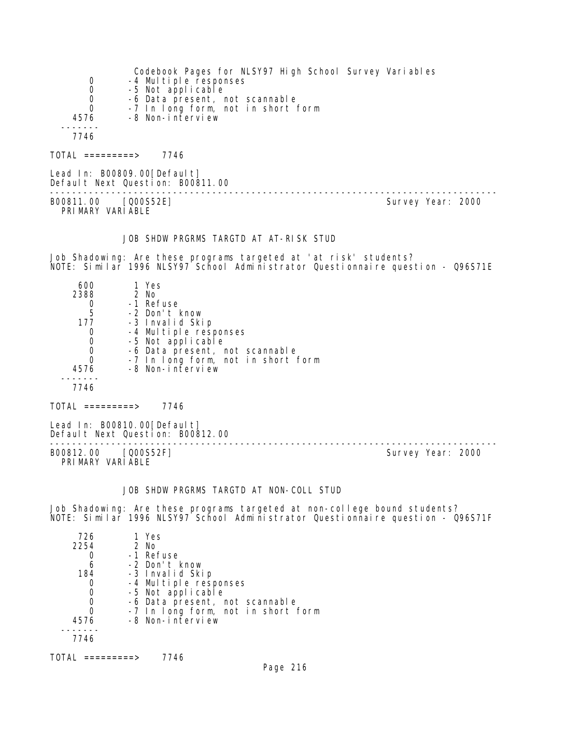| | |
|---|---|
| 0 | -4 Multiple responses |
| 0 | -5 Not applicable |
| 0 | -6 Data present, not scannable |
| 0 | -7 In long form, not in short form |
| 4576 | -8 Non-interview |
| 7746 | |

TOTAL =========> 7746

Lead In: B00809.00[Default]
Default Next Question: B00811.00

---

B00811.00 [Q00S52E] Survey Year: 2000
PRIMARY VARIABLE

### JOB SHDW PRGRMS TARGTD AT AT-RISK STUD

Job Shadowing: Are these programs targeted at 'at risk' students?
NOTE: Similar 1996 NLSY97 School Administrator Questionnaire question - Q96S71E

| | |
|---|---|
| 600 | 1 Yes |
| 2388 | 2 No |
| 0 | -1 Refuse |
| 5 | -2 Don't know |
| 177 | -3 Invalid Skip |
| 0 | -4 Multiple responses |
| 0 | -5 Not applicable |
| 0 | -6 Data present, not scannable |
| 0 | -7 In long form, not in short form |
| 4576 | -8 Non-interview |
| 7746 | |

TOTAL =========> 7746

Lead In: B00810.00[Default]
Default Next Question: B00812.00

---

B00812.00 [Q00S52F] Survey Year: 2000
PRIMARY VARIABLE

### JOB SHDW PRGRMS TARGTD AT NON-COLL STUD

Job Shadowing: Are these programs targeted at non-college bound students?
NOTE: Similar 1996 NLSY97 School Administrator Questionnaire question - Q96S71F

| | |
|---|---|
| 726 | 1 Yes |
| 2254 | 2 No |
| 0 | -1 Refuse |
| 6 | -2 Don't know |
| 184 | -3 Invalid Skip |
| 0 | -4 Multiple responses |
| 0 | -5 Not applicable |
| 0 | -6 Data present, not scannable |
| 0 | -7 In long form, not in short form |
| 4576 | -8 Non-interview |
| 7746 | |

TOTAL =========> 7746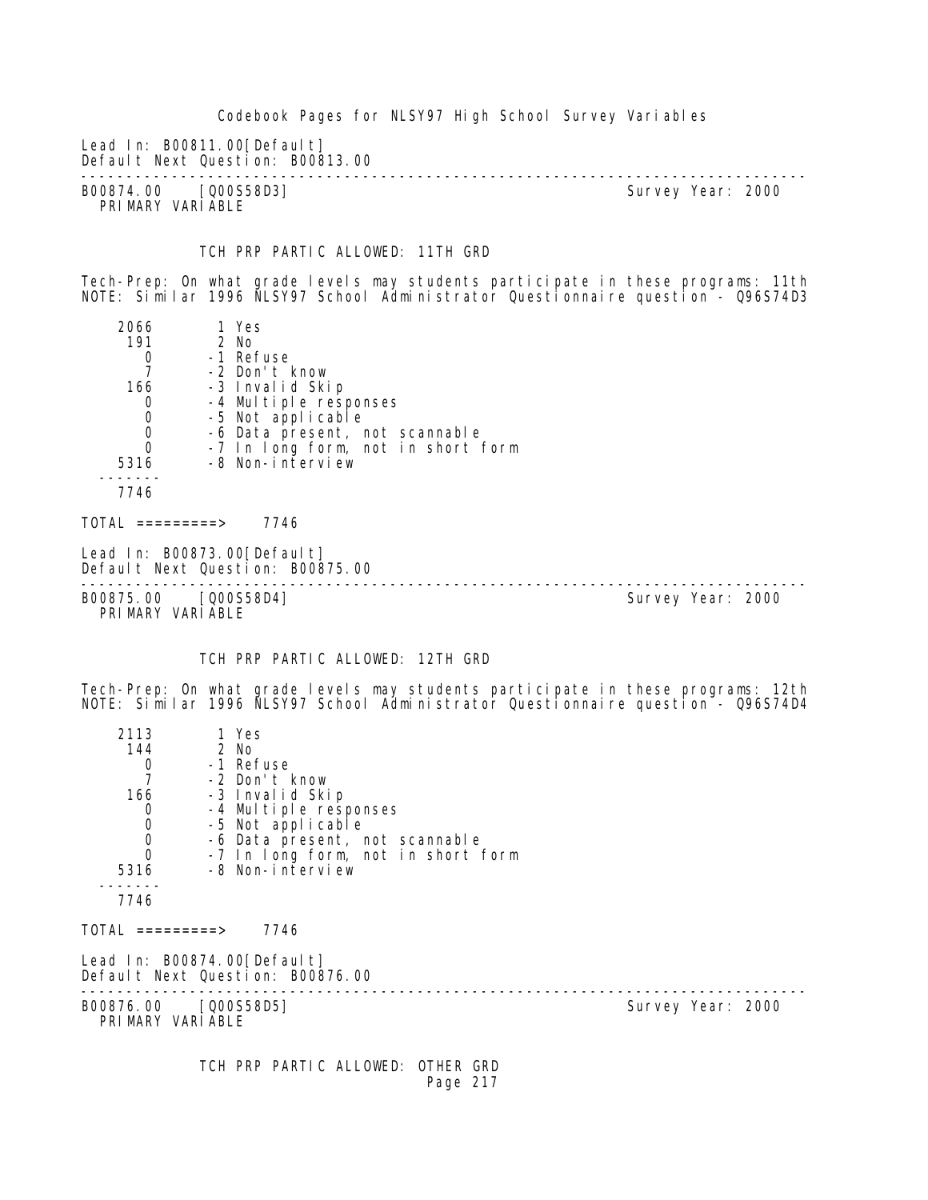Lead In: B00811.00[Default]
Default Next Question: B00813.00

---

B00874.00 [Q00S58D3] Survey Year: 2000
PRIMARY VARIABLE

TCH PRP PARTIC ALLOWED: 11TH GRD

Tech-Prep: On what grade levels may students participate in these programs: 11th
NOTE: Similar 1996 NLSY97 School Administrator Questionnaire question - Q96S74D3

```
   2066        1 Yes
    191        2 No
      0       -1 Refuse
      7       -2 Don't know
    166       -3 Invalid Skip
      0       -4 Multiple responses
      0       -5 Not applicable
      0       -6 Data present, not scannable
      0       -7 In long form, not in short form
   5316       -8 Non-interview
  -------
   7746

TOTAL =========>    7746
```

Lead In: B00873.00[Default]
Default Next Question: B00875.00

---

B00875.00 [Q00S58D4] Survey Year: 2000
PRIMARY VARIABLE

TCH PRP PARTIC ALLOWED: 12TH GRD

Tech-Prep: On what grade levels may students participate in these programs: 12th
NOTE: Similar 1996 NLSY97 School Administrator Questionnaire question - Q96S74D4

```
   2113        1 Yes
    144        2 No
      0       -1 Refuse
      7       -2 Don't know
    166       -3 Invalid Skip
      0       -4 Multiple responses
      0       -5 Not applicable
      0       -6 Data present, not scannable
      0       -7 In long form, not in short form
   5316       -8 Non-interview
  -------
   7746

TOTAL =========>    7746
```

Lead In: B00874.00[Default]
Default Next Question: B00876.00

---

B00876.00 [Q00S58D5] Survey Year: 2000
PRIMARY VARIABLE

TCH PRP PARTIC ALLOWED: OTHER GRD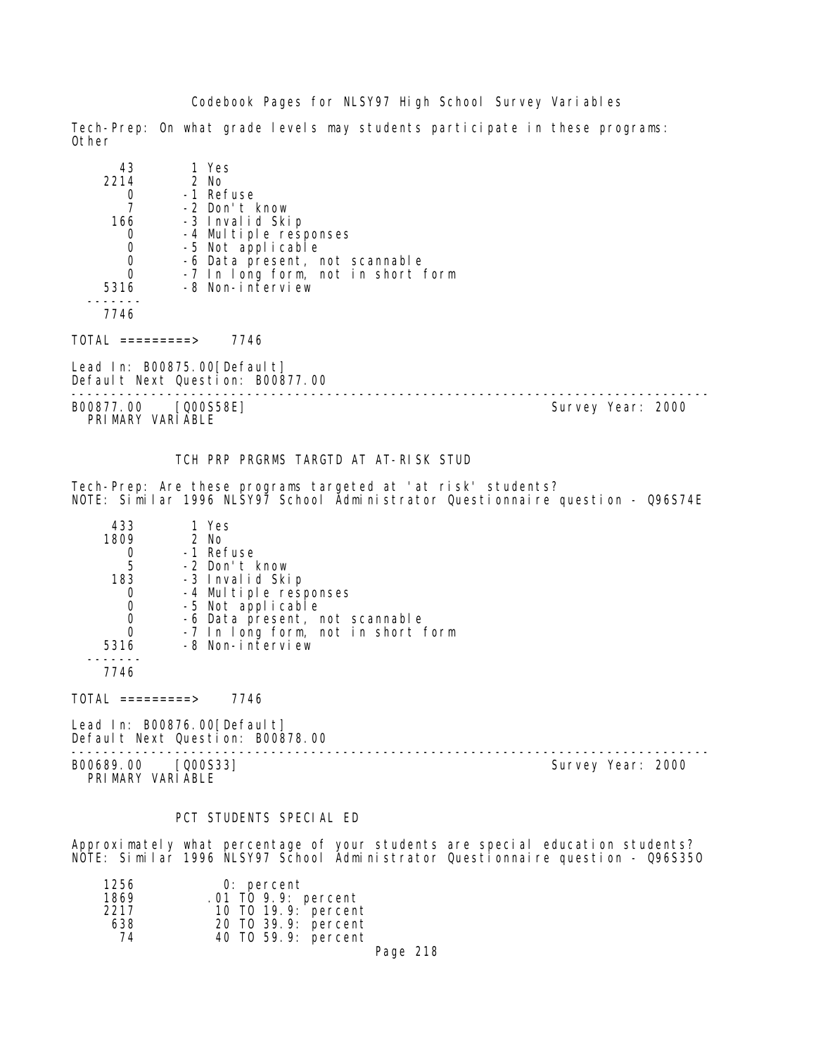Tech-Prep: On what grade levels may students participate in these programs: Other

```
     43        1 Yes
   2214        2 No
      0       -1 Refuse
      7       -2 Don't know
    166       -3 Invalid Skip
      0       -4 Multiple responses
      0       -5 Not applicable
      0       -6 Data present, not scannable
      0       -7 In long form, not in short form
   5316       -8 Non-interview
  -------
   7746
```

TOTAL =========> 7746

Lead In: B00875.00[Default]
Default Next Question: B00877.00

---

B00877.00 [Q00S58E] Survey Year: 2000
PRIMARY VARIABLE

### TCH PRP PRGRMS TARGTD AT AT-RISK STUD

Tech-Prep: Are these programs targeted at 'at risk' students?
NOTE: Similar 1996 NLSY97 School Administrator Questionnaire question - Q96S74E

```
    433        1 Yes
   1809        2 No
      0       -1 Refuse
      5       -2 Don't know
    183       -3 Invalid Skip
      0       -4 Multiple responses
      0       -5 Not applicable
      0       -6 Data present, not scannable
      0       -7 In long form, not in short form
   5316       -8 Non-interview
  -------
   7746
```

TOTAL =========> 7746

Lead In: B00876.00[Default]
Default Next Question: B00878.00

---

B00689.00 [Q00S33] Survey Year: 2000
PRIMARY VARIABLE

### PCT STUDENTS SPECIAL ED

Approximately what percentage of your students are special education students?
NOTE: Similar 1996 NLSY97 School Administrator Questionnaire question - Q96S35O

```
   1256          0: percent
   1869        .01 TO 9.9: percent
   2217         10 TO 19.9: percent
    638         20 TO 39.9: percent
     74         40 TO 59.9: percent
```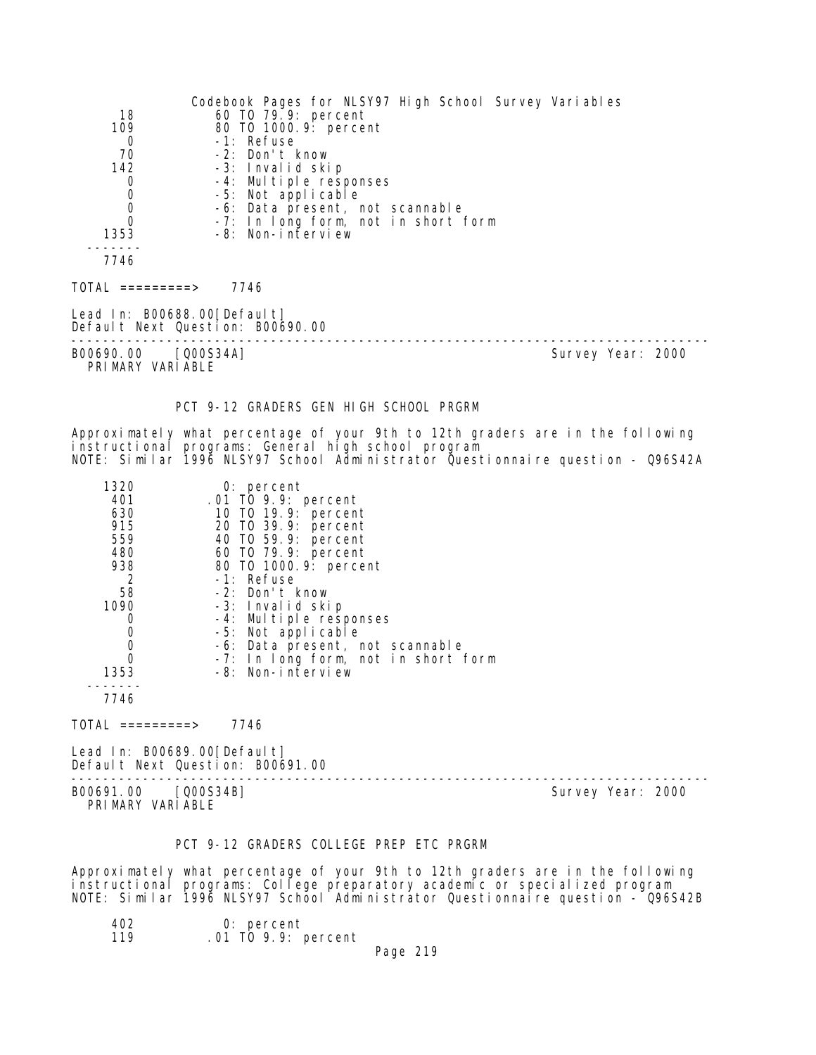| | |
|---|---|
| 18 | 60 TO 79.9: percent |
| 109 | 80 TO 1000.9: percent |
| 0 | -1: Refuse |
| 70 | -2: Don't know |
| 142 | -3: Invalid skip |
| 0 | -4: Multiple responses |
| 0 | -5: Not applicable |
| 0 | -6: Data present, not scannable |
| 0 | -7: In long form, not in short form |
| 1353 | -8: Non-interview |
| ------- | |
| 7746 | |

TOTAL =========> 7746

Lead In: B00688.00[Default]
Default Next Question: B00690.00

---

B00690.00 [Q00S34A] Survey Year: 2000
PRIMARY VARIABLE

## PCT 9-12 GRADERS GEN HIGH SCHOOL PRGRM

Approximately what percentage of your 9th to 12th graders are in the following instructional programs: General high school program
NOTE: Similar 1996 NLSY97 School Administrator Questionnaire question - Q96S42A

| | |
|---|---|
| 1320 | 0: percent |
| 401 | .01 TO 9.9: percent |
| 630 | 10 TO 19.9: percent |
| 915 | 20 TO 39.9: percent |
| 559 | 40 TO 59.9: percent |
| 480 | 60 TO 79.9: percent |
| 938 | 80 TO 1000.9: percent |
| 2 | -1: Refuse |
| 58 | -2: Don't know |
| 1090 | -3: Invalid skip |
| 0 | -4: Multiple responses |
| 0 | -5: Not applicable |
| 0 | -6: Data present, not scannable |
| 0 | -7: In long form, not in short form |
| 1353 | -8: Non-interview |
| ------- | |
| 7746 | |

TOTAL =========> 7746

Lead In: B00689.00[Default]
Default Next Question: B00691.00

---

B00691.00 [Q00S34B] Survey Year: 2000
PRIMARY VARIABLE

## PCT 9-12 GRADERS COLLEGE PREP ETC PRGRM

Approximately what percentage of your 9th to 12th graders are in the following instructional programs: College preparatory academic or specialized program
NOTE: Similar 1996 NLSY97 School Administrator Questionnaire question - Q96S42B

| | |
|---|---|
| 402 | 0: percent |
| 119 | .01 TO 9.9: percent |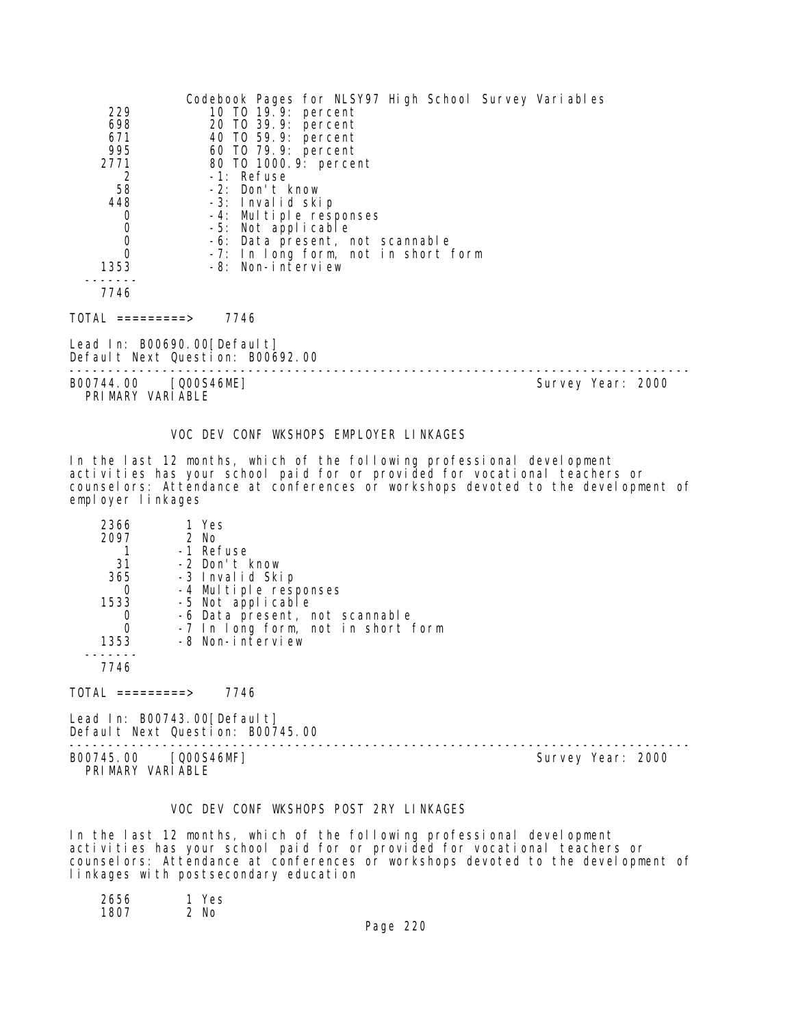| | |
|---|---|
| 229 | 10 TO 19.9: percent |
| 698 | 20 TO 39.9: percent |
| 671 | 40 TO 59.9: percent |
| 995 | 60 TO 79.9: percent |
| 2771 | 80 TO 1000.9: percent |
| 2 | -1: Refuse |
| 58 | -2: Don't know |
| 448 | -3: Invalid skip |
| 0 | -4: Multiple responses |
| 0 | -5: Not applicable |
| 0 | -6: Data present, not scannable |
| 0 | -7: In long form, not in short form |
| 1353 | -8: Non-interview |
| 7746 | |

TOTAL =========> 7746

Lead In: B00690.00[Default]
Default Next Question: B00692.00

---

B00744.00 [Q00S46ME] Survey Year: 2000
PRIMARY VARIABLE

## VOC DEV CONF WKSHOPS EMPLOYER LINKAGES

In the last 12 months, which of the following professional development activities has your school paid for or provided for vocational teachers or counselors: Attendance at conferences or workshops devoted to the development of employer linkages

| | |
|---|---|
| 2366 | 1 Yes |
| 2097 | 2 No |
| 1 | -1 Refuse |
| 31 | -2 Don't know |
| 365 | -3 Invalid Skip |
| 0 | -4 Multiple responses |
| 1533 | -5 Not applicable |
| 0 | -6 Data present, not scannable |
| 0 | -7 In long form, not in short form |
| 1353 | -8 Non-interview |
| 7746 | |

TOTAL =========> 7746

Lead In: B00743.00[Default]
Default Next Question: B00745.00

---

B00745.00 [Q00S46MF] Survey Year: 2000
PRIMARY VARIABLE

## VOC DEV CONF WKSHOPS POST 2RY LINKAGES

In the last 12 months, which of the following professional development activities has your school paid for or provided for vocational teachers or counselors: Attendance at conferences or workshops devoted to the development of linkages with postsecondary education

| | |
|---|---|
| 2656 | 1 Yes |
| 1807 | 2 No |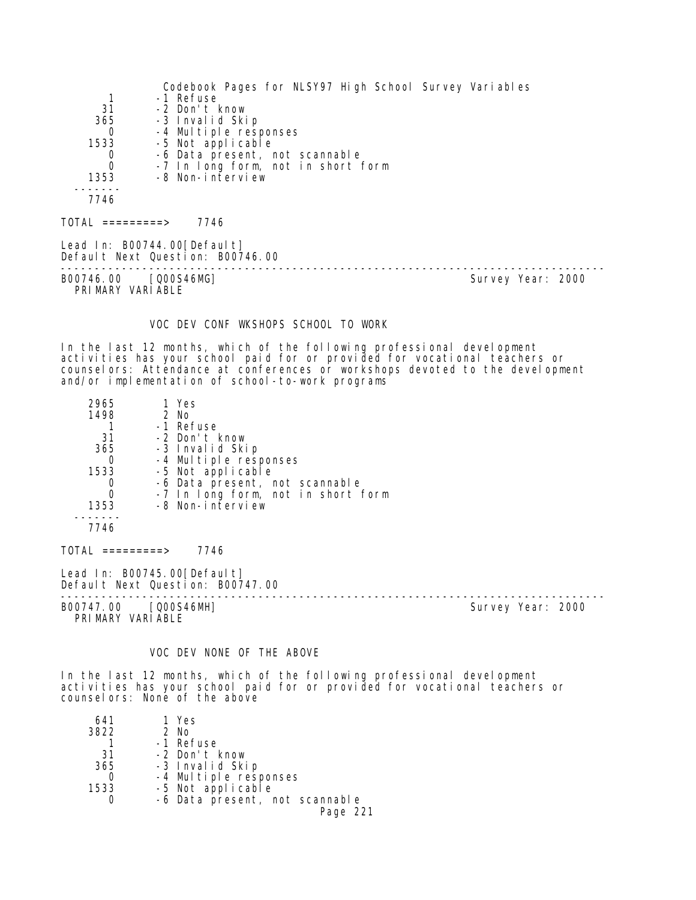| | |
|---|---|
| 1 | -1 Refuse |
| 31 | -2 Don't know |
| 365 | -3 Invalid Skip |
| 0 | -4 Multiple responses |
| 1533 | -5 Not applicable |
| 0 | -6 Data present, not scannable |
| 0 | -7 In long form, not in short form |
| 1353 | -8 Non-interview |
| ------- | |
| 7746 | |

TOTAL =========> 7746

Lead In: B00744.00[Default]
Default Next Question: B00746.00

---

B00746.00 [Q00S46MG] Survey Year: 2000
PRIMARY VARIABLE

## VOC DEV CONF WKSHOPS SCHOOL TO WORK

In the last 12 months, which of the following professional development activities has your school paid for or provided for vocational teachers or counselors: Attendance at conferences or workshops devoted to the development and/or implementation of school-to-work programs

| | |
|---|---|
| 2965 | 1 Yes |
| 1498 | 2 No |
| 1 | -1 Refuse |
| 31 | -2 Don't know |
| 365 | -3 Invalid Skip |
| 0 | -4 Multiple responses |
| 1533 | -5 Not applicable |
| 0 | -6 Data present, not scannable |
| 0 | -7 In long form, not in short form |
| 1353 | -8 Non-interview |
| ------- | |
| 7746 | |

TOTAL =========> 7746

Lead In: B00745.00[Default]
Default Next Question: B00747.00

---

B00747.00 [Q00S46MH] Survey Year: 2000
PRIMARY VARIABLE

## VOC DEV NONE OF THE ABOVE

In the last 12 months, which of the following professional development activities has your school paid for or provided for vocational teachers or counselors: None of the above

| | |
|---|---|
| 641 | 1 Yes |
| 3822 | 2 No |
| 1 | -1 Refuse |
| 31 | -2 Don't know |
| 365 | -3 Invalid Skip |
| 0 | -4 Multiple responses |
| 1533 | -5 Not applicable |
| 0 | -6 Data present, not scannable |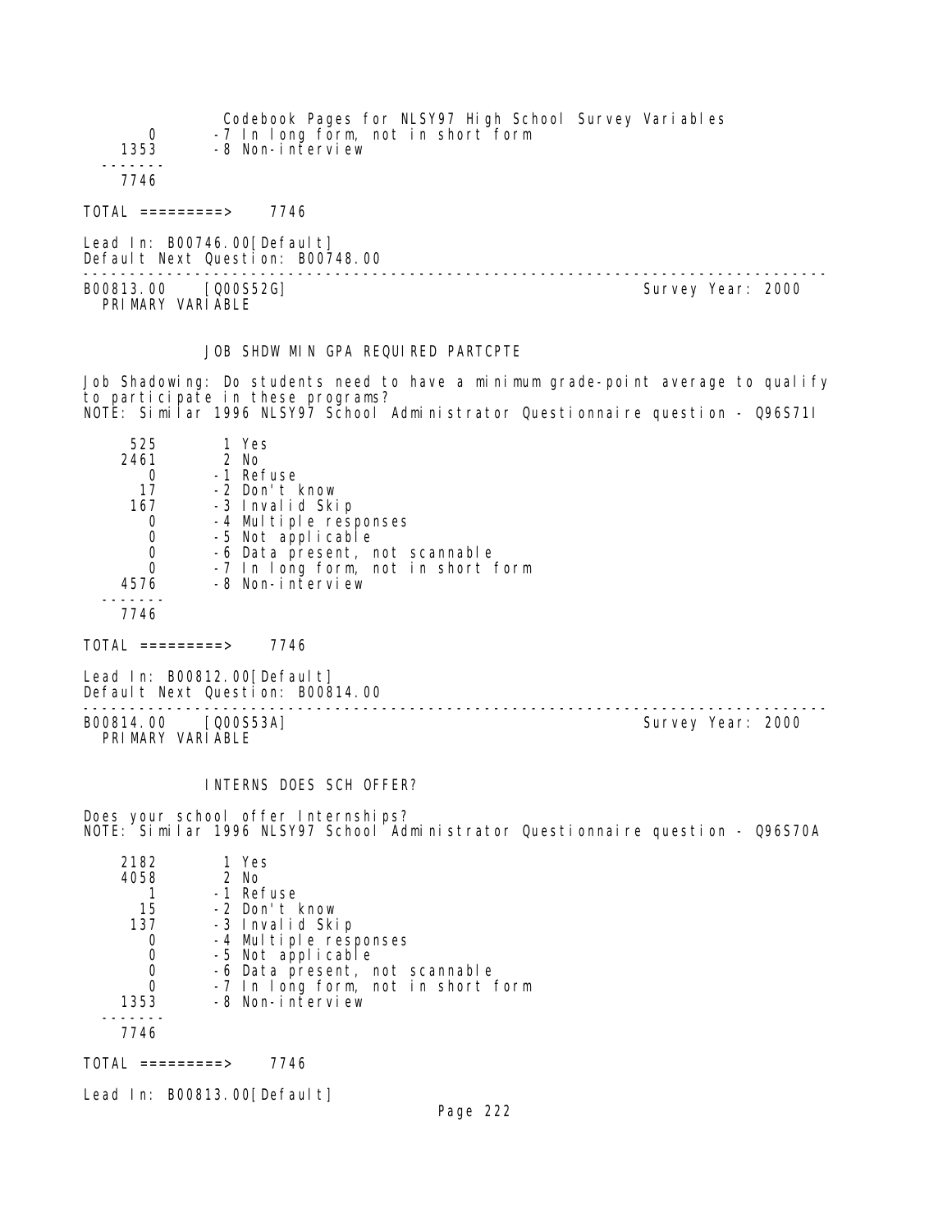```
     0       -7 In long form, not in short form
  1353       -8 Non-interview
 -------
  7746
```

TOTAL =========> 7746

Lead In: B00746.00[Default]
Default Next Question: B00748.00

---

B00813.00 [Q00S52G] Survey Year: 2000
PRIMARY VARIABLE

JOB SHDW MIN GPA REQUIRED PARTCPTE

Job Shadowing: Do students need to have a minimum grade-point average to qualify to participate in these programs?
NOTE: Similar 1996 NLSY97 School Administrator Questionnaire question - Q96S71I

```
   525        1 Yes
  2461        2 No
     0       -1 Refuse
    17       -2 Don't know
   167       -3 Invalid Skip
     0       -4 Multiple responses
     0       -5 Not applicable
     0       -6 Data present, not scannable
     0       -7 In long form, not in short form
  4576       -8 Non-interview
 -------
  7746
```

TOTAL =========> 7746

Lead In: B00812.00[Default]
Default Next Question: B00814.00

---

B00814.00 [Q00S53A] Survey Year: 2000
PRIMARY VARIABLE

INTERNS DOES SCH OFFER?

Does your school offer Internships?
NOTE: Similar 1996 NLSY97 School Administrator Questionnaire question - Q96S70A

```
  2182        1 Yes
  4058        2 No
     1       -1 Refuse
    15       -2 Don't know
   137       -3 Invalid Skip
     0       -4 Multiple responses
     0       -5 Not applicable
     0       -6 Data present, not scannable
     0       -7 In long form, not in short form
  1353       -8 Non-interview
 -------
  7746
```

TOTAL =========> 7746

Lead In: B00813.00[Default]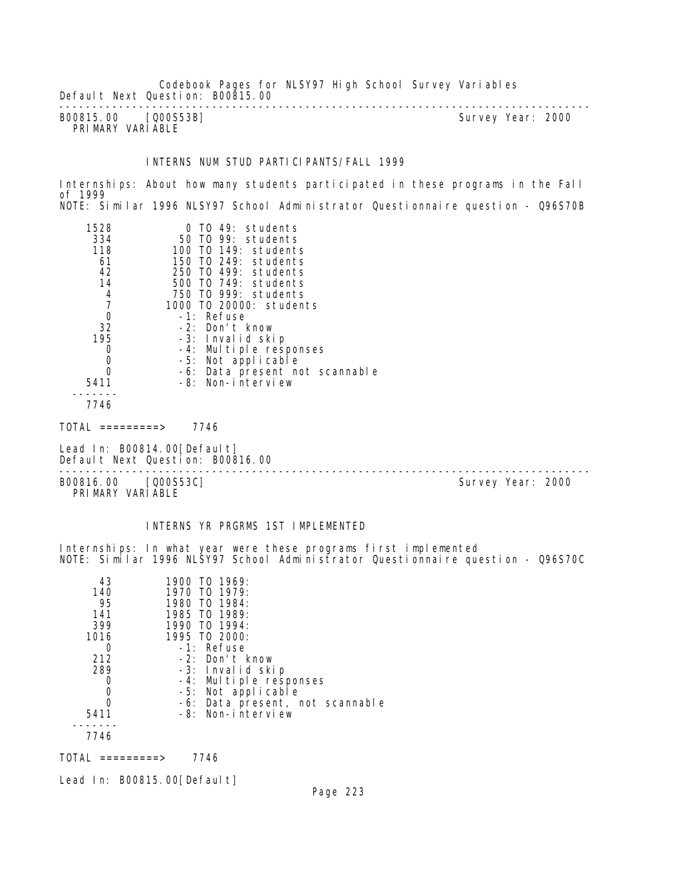Default Next Question: B00815.00

---

B00815.00 [Q00S53B] Survey Year: 2000
PRIMARY VARIABLE

INTERNS NUM STUD PARTICIPANTS/FALL 1999

Internships: About how many students participated in these programs in the Fall of 1999
NOTE: Similar 1996 NLSY97 School Administrator Questionnaire question - Q96S70B

| Count | Value |
|---|---|
| 1528 | 0 TO 49: students |
| 334 | 50 TO 99: students |
| 118 | 100 TO 149: students |
| 61 | 150 TO 249: students |
| 42 | 250 TO 499: students |
| 14 | 500 TO 749: students |
| 4 | 750 TO 999: students |
| 7 | 1000 TO 20000: students |
| 0 | -1: Refuse |
| 32 | -2: Don't know |
| 195 | -3: Invalid skip |
| 0 | -4: Multiple responses |
| 0 | -5: Not applicable |
| 0 | -6: Data present not scannable |
| 5411 | -8: Non-interview |
| 7746 | |

TOTAL =========> 7746

Lead In: B00814.00[Default]
Default Next Question: B00816.00

---

B00816.00 [Q00S53C] Survey Year: 2000
PRIMARY VARIABLE

INTERNS YR PRGRMS 1ST IMPLEMENTED

Internships: In what year were these programs first implemented
NOTE: Similar 1996 NLSY97 School Administrator Questionnaire question - Q96S70C

| Count | Value |
|---|---|
| 43 | 1900 TO 1969: |
| 140 | 1970 TO 1979: |
| 95 | 1980 TO 1984: |
| 141 | 1985 TO 1989: |
| 399 | 1990 TO 1994: |
| 1016 | 1995 TO 2000: |
| 0 | -1: Refuse |
| 212 | -2: Don't know |
| 289 | -3: Invalid skip |
| 0 | -4: Multiple responses |
| 0 | -5: Not applicable |
| 0 | -6: Data present, not scannable |
| 5411 | -8: Non-interview |
| 7746 | |

TOTAL =========> 7746

Lead In: B00815.00[Default]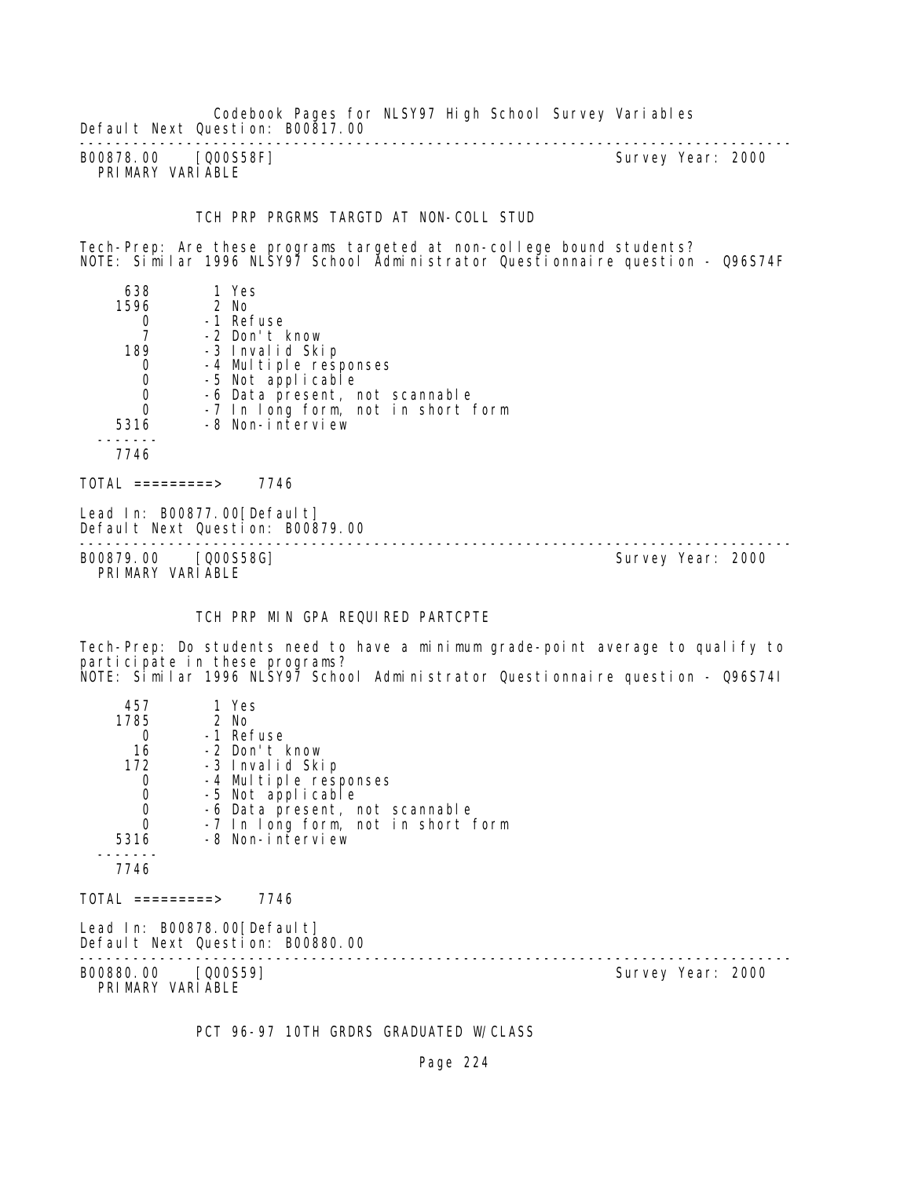Default Next Question: B00817.00

---

B00878.00    [Q00S58F]                                                    Survey Year: 2000
PRIMARY VARIABLE

TCH PRP PRGRMS TARGTD AT NON-COLL STUD

Tech-Prep: Are these programs targeted at non-college bound students?
NOTE: Similar 1996 NLSY97 School Administrator Questionnaire question - Q96S74F

```
     638        1 Yes
    1596        2 No
       0       -1 Refuse
       7       -2 Don't know
     189       -3 Invalid Skip
       0       -4 Multiple responses
       0       -5 Not applicable
       0       -6 Data present, not scannable
       0       -7 In long form, not in short form
    5316       -8 Non-interview
  -------
    7746
```

TOTAL =========>    7746

Lead In: B00877.00[Default]
Default Next Question: B00879.00

---

B00879.00    [Q00S58G]                                                    Survey Year: 2000
PRIMARY VARIABLE

TCH PRP MIN GPA REQUIRED PARTCPTE

Tech-Prep: Do students need to have a minimum grade-point average to qualify to participate in these programs?
NOTE: Similar 1996 NLSY97 School Administrator Questionnaire question - Q96S74I

```
     457        1 Yes
    1785        2 No
       0       -1 Refuse
      16       -2 Don't know
     172       -3 Invalid Skip
       0       -4 Multiple responses
       0       -5 Not applicable
       0       -6 Data present, not scannable
       0       -7 In long form, not in short form
    5316       -8 Non-interview
  -------
    7746
```

TOTAL =========>    7746

Lead In: B00878.00[Default]
Default Next Question: B00880.00

---

B00880.00    [Q00S59]                                                     Survey Year: 2000
PRIMARY VARIABLE

PCT 96-97 10TH GRDRS GRADUATED W/CLASS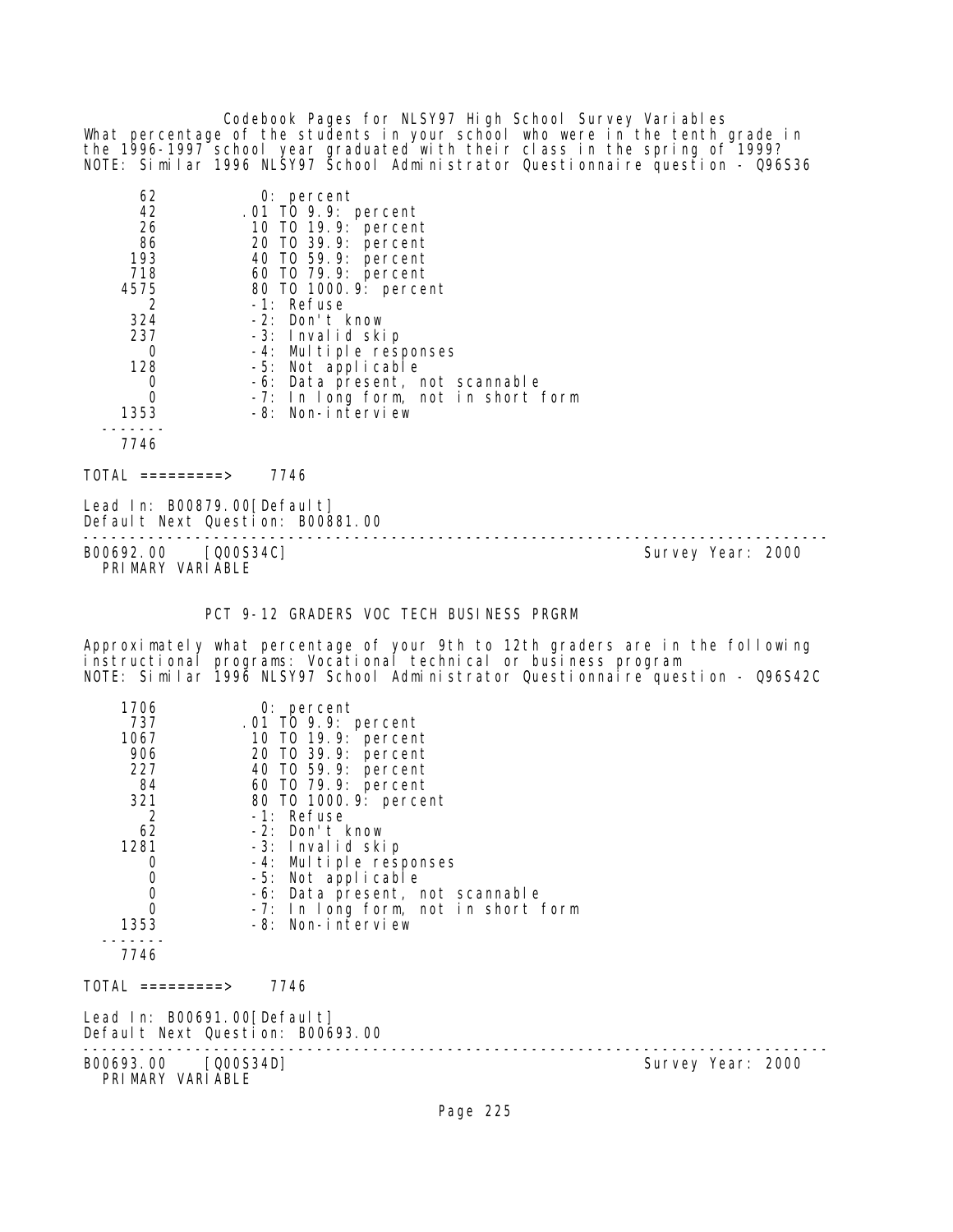What percentage of the students in your school who were in the tenth grade in the 1996-1997 school year graduated with their class in the spring of 1999?
NOTE: Similar 1996 NLSY97 School Administrator Questionnaire question - Q96S36

| | |
|---|---|
| 62 | 0: percent |
| 42 | .01 TO 9.9: percent |
| 26 | 10 TO 19.9: percent |
| 86 | 20 TO 39.9: percent |
| 193 | 40 TO 59.9: percent |
| 718 | 60 TO 79.9: percent |
| 4575 | 80 TO 1000.9: percent |
| 2 | -1: Refuse |
| 324 | -2: Don't know |
| 237 | -3: Invalid skip |
| 0 | -4: Multiple responses |
| 128 | -5: Not applicable |
| 0 | -6: Data present, not scannable |
| 0 | -7: In long form, not in short form |
| 1353 | -8: Non-interview |
| 7746 | |

TOTAL =========> 7746

Lead In: B00879.00[Default]
Default Next Question: B00881.00

---

B00692.00 [Q00S34C] Survey Year: 2000
PRIMARY VARIABLE

PCT 9-12 GRADERS VOC TECH BUSINESS PRGRM

Approximately what percentage of your 9th to 12th graders are in the following instructional programs: Vocational technical or business program
NOTE: Similar 1996 NLSY97 School Administrator Questionnaire question - Q96S42C

| | |
|---|---|
| 1706 | 0: percent |
| 737 | .01 TO 9.9: percent |
| 1067 | 10 TO 19.9: percent |
| 906 | 20 TO 39.9: percent |
| 227 | 40 TO 59.9: percent |
| 84 | 60 TO 79.9: percent |
| 321 | 80 TO 1000.9: percent |
| 2 | -1: Refuse |
| 62 | -2: Don't know |
| 1281 | -3: Invalid skip |
| 0 | -4: Multiple responses |
| 0 | -5: Not applicable |
| 0 | -6: Data present, not scannable |
| 0 | -7: In long form, not in short form |
| 1353 | -8: Non-interview |
| 7746 | |

TOTAL =========> 7746

Lead In: B00691.00[Default]
Default Next Question: B00693.00

---

B00693.00 [Q00S34D] Survey Year: 2000
PRIMARY VARIABLE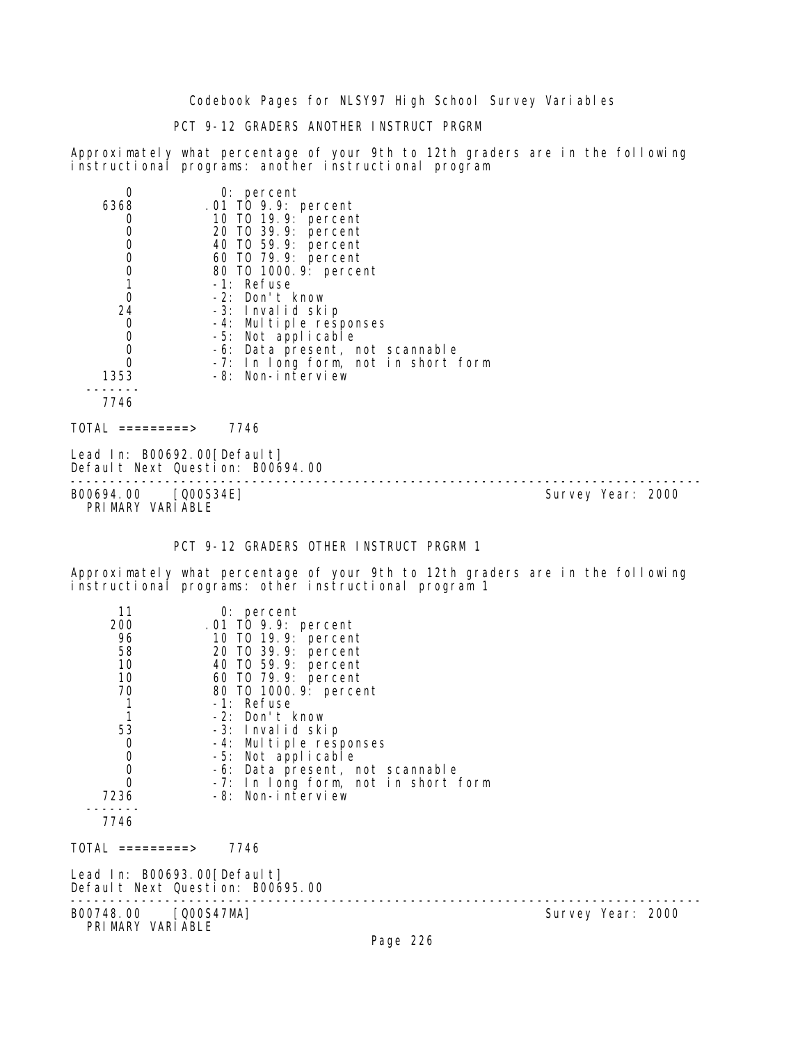## PCT 9-12 GRADERS ANOTHER INSTRUCT PRGRM

Approximately what percentage of your 9th to 12th graders are in the following instructional programs: another instructional program

| Count | Value |
|---|---|
| 0 | 0: percent |
| 6368 | .01 TO 9.9: percent |
| 0 | 10 TO 19.9: percent |
| 0 | 20 TO 39.9: percent |
| 0 | 40 TO 59.9: percent |
| 0 | 60 TO 79.9: percent |
| 0 | 80 TO 1000.9: percent |
| 1 | -1: Refuse |
| 0 | -2: Don't know |
| 24 | -3: Invalid skip |
| 0 | -4: Multiple responses |
| 0 | -5: Not applicable |
| 0 | -6: Data present, not scannable |
| 0 | -7: In long form, not in short form |
| 1353 | -8: Non-interview |
| 7746 | |

TOTAL =========> 7746

Lead In: B00692.00[Default]
Default Next Question: B00694.00

---

B00694.00 [Q00S34E] Survey Year: 2000
PRIMARY VARIABLE

## PCT 9-12 GRADERS OTHER INSTRUCT PRGRM 1

Approximately what percentage of your 9th to 12th graders are in the following instructional programs: other instructional program 1

| Count | Value |
|---|---|
| 11 | 0: percent |
| 200 | .01 TO 9.9: percent |
| 96 | 10 TO 19.9: percent |
| 58 | 20 TO 39.9: percent |
| 10 | 40 TO 59.9: percent |
| 10 | 60 TO 79.9: percent |
| 70 | 80 TO 1000.9: percent |
| 1 | -1: Refuse |
| 1 | -2: Don't know |
| 53 | -3: Invalid skip |
| 0 | -4: Multiple responses |
| 0 | -5: Not applicable |
| 0 | -6: Data present, not scannable |
| 0 | -7: In long form, not in short form |
| 7236 | -8: Non-interview |
| 7746 | |

TOTAL =========> 7746

Lead In: B00693.00[Default]
Default Next Question: B00695.00

---

B00748.00 [Q00S47MA] Survey Year: 2000
PRIMARY VARIABLE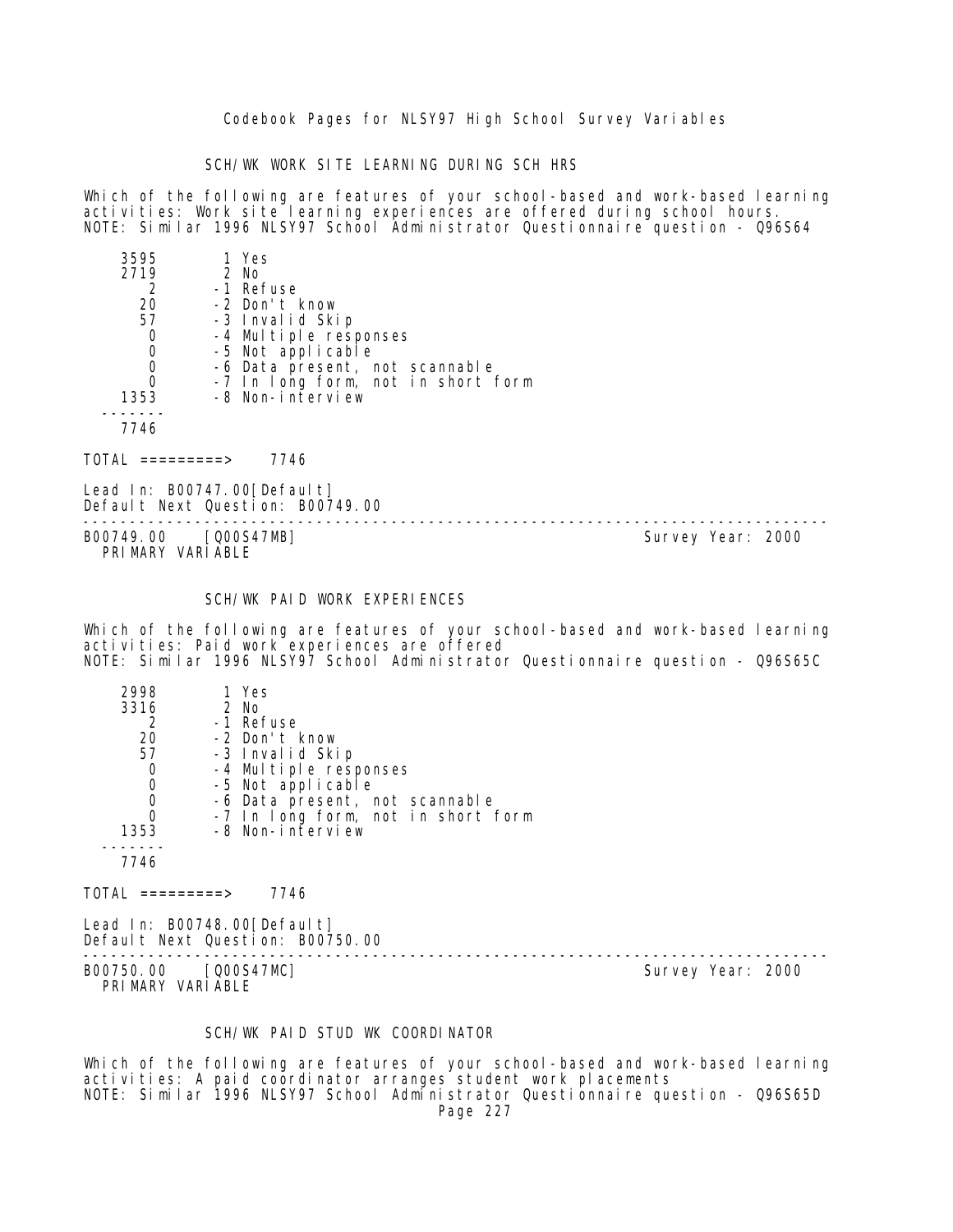### SCH/WK WORK SITE LEARNING DURING SCH HRS

Which of the following are features of your school-based and work-based learning activities: Work site learning experiences are offered during school hours.
NOTE: Similar 1996 NLSY97 School Administrator Questionnaire question - Q96S64

```
   3595       1 Yes
   2719       2 No
      2      -1 Refuse
     20      -2 Don't know
     57      -3 Invalid Skip
      0      -4 Multiple responses
      0      -5 Not applicable
      0      -6 Data present, not scannable
      0      -7 In long form, not in short form
   1353      -8 Non-interview
  -------
   7746
```

TOTAL =========> 7746

Lead In: B00747.00[Default]
Default Next Question: B00749.00

---

B00749.00 [Q00S47MB] Survey Year: 2000
PRIMARY VARIABLE

### SCH/WK PAID WORK EXPERIENCES

Which of the following are features of your school-based and work-based learning activities: Paid work experiences are offered
NOTE: Similar 1996 NLSY97 School Administrator Questionnaire question - Q96S65C

```
   2998       1 Yes
   3316       2 No
      2      -1 Refuse
     20      -2 Don't know
     57      -3 Invalid Skip
      0      -4 Multiple responses
      0      -5 Not applicable
      0      -6 Data present, not scannable
      0      -7 In long form, not in short form
   1353      -8 Non-interview
  -------
   7746
```

TOTAL =========> 7746

Lead In: B00748.00[Default]
Default Next Question: B00750.00

---

B00750.00 [Q00S47MC] Survey Year: 2000
PRIMARY VARIABLE

### SCH/WK PAID STUD WK COORDINATOR

Which of the following are features of your school-based and work-based learning activities: A paid coordinator arranges student work placements
NOTE: Similar 1996 NLSY97 School Administrator Questionnaire question - Q96S65D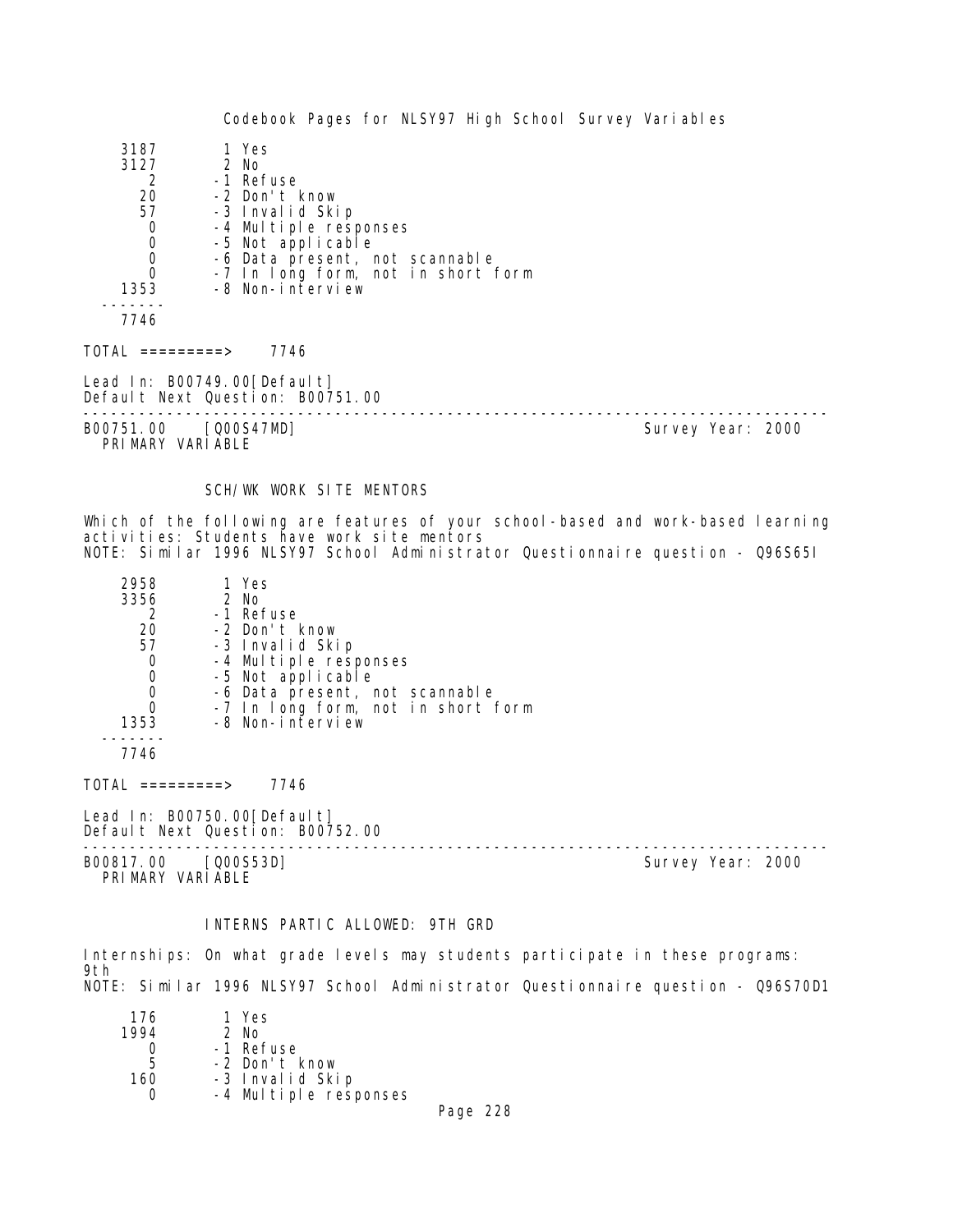| | |
|---|---|
| 3187 | 1 Yes |
| 3127 | 2 No |
| 2 | -1 Refuse |
| 20 | -2 Don't know |
| 57 | -3 Invalid Skip |
| 0 | -4 Multiple responses |
| 0 | -5 Not applicable |
| 0 | -6 Data present, not scannable |
| 0 | -7 In long form, not in short form |
| 1353 | -8 Non-interview |
| ------- | |
| 7746 | |

TOTAL =========> 7746

Lead In: B00749.00[Default]
Default Next Question: B00751.00

--------------------------------------------------------------------------------

B00751.00 [Q00S47MD] Survey Year: 2000
PRIMARY VARIABLE

SCH/WK WORK SITE MENTORS

Which of the following are features of your school-based and work-based learning activities: Students have work site mentors
NOTE: Similar 1996 NLSY97 School Administrator Questionnaire question - Q96S65I

| | |
|---|---|
| 2958 | 1 Yes |
| 3356 | 2 No |
| 2 | -1 Refuse |
| 20 | -2 Don't know |
| 57 | -3 Invalid Skip |
| 0 | -4 Multiple responses |
| 0 | -5 Not applicable |
| 0 | -6 Data present, not scannable |
| 0 | -7 In long form, not in short form |
| 1353 | -8 Non-interview |
| ------- | |
| 7746 | |

TOTAL =========> 7746

Lead In: B00750.00[Default]
Default Next Question: B00752.00

--------------------------------------------------------------------------------

B00817.00 [Q00S53D] Survey Year: 2000
PRIMARY VARIABLE

INTERNS PARTIC ALLOWED: 9TH GRD

Internships: On what grade levels may students participate in these programs: 9th
NOTE: Similar 1996 NLSY97 School Administrator Questionnaire question - Q96S70D1

| | |
|---|---|
| 176 | 1 Yes |
| 1994 | 2 No |
| 0 | -1 Refuse |
| 5 | -2 Don't know |
| 160 | -3 Invalid Skip |
| 0 | -4 Multiple responses |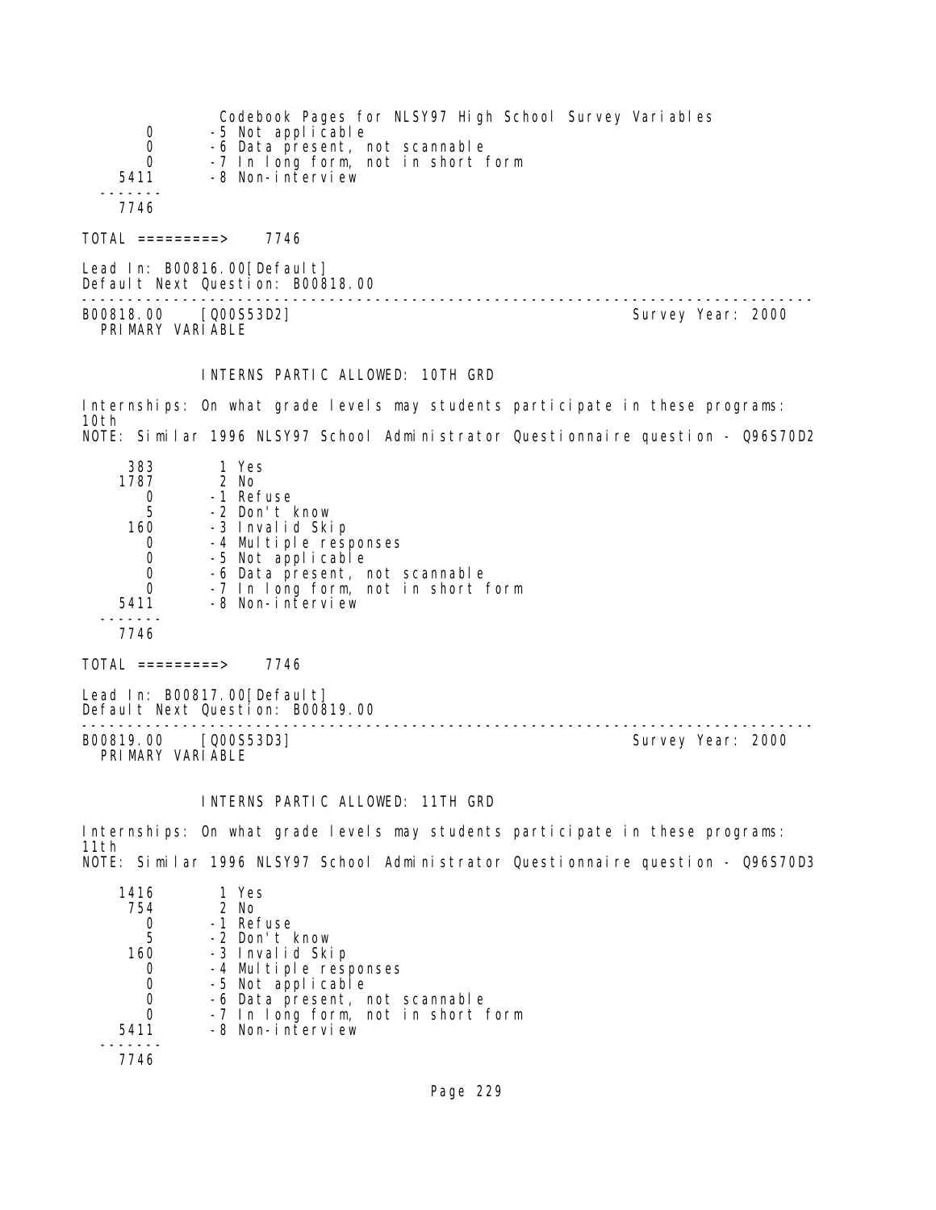```
     0       -5 Not applicable
     0       -6 Data present, not scannable
     0       -7 In long form, not in short form
  5411       -8 Non-interview
 -------
  7746
```

TOTAL =========> 7746

Lead In: B00816.00[Default]
Default Next Question: B00818.00

---

B00818.00 [Q00S53D2] Survey Year: 2000
PRIMARY VARIABLE

INTERNS PARTIC ALLOWED: 10TH GRD

Internships: On what grade levels may students participate in these programs: 10th
NOTE: Similar 1996 NLSY97 School Administrator Questionnaire question - Q96S70D2

```
   383        1 Yes
  1787        2 No
     0       -1 Refuse
     5       -2 Don't know
   160       -3 Invalid Skip
     0       -4 Multiple responses
     0       -5 Not applicable
     0       -6 Data present, not scannable
     0       -7 In long form, not in short form
  5411       -8 Non-interview
 -------
  7746
```

TOTAL =========> 7746

Lead In: B00817.00[Default]
Default Next Question: B00819.00

---

B00819.00 [Q00S53D3] Survey Year: 2000
PRIMARY VARIABLE

INTERNS PARTIC ALLOWED: 11TH GRD

Internships: On what grade levels may students participate in these programs: 11th
NOTE: Similar 1996 NLSY97 School Administrator Questionnaire question - Q96S70D3

```
  1416        1 Yes
   754        2 No
     0       -1 Refuse
     5       -2 Don't know
   160       -3 Invalid Skip
     0       -4 Multiple responses
     0       -5 Not applicable
     0       -6 Data present, not scannable
     0       -7 In long form, not in short form
  5411       -8 Non-interview
 -------
  7746
```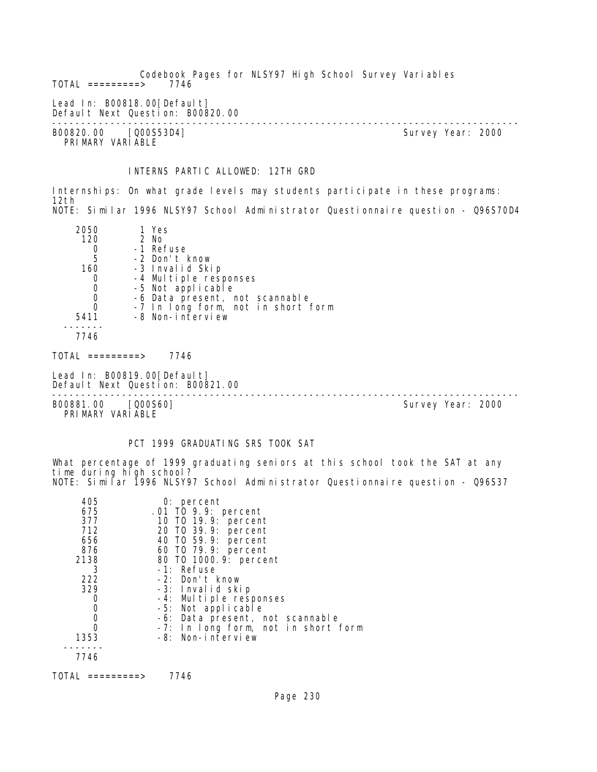Codebook Pages for NLSY97 High School Survey Variables

TOTAL =========> 7746

Lead In: B00818.00[Default]
Default Next Question: B00820.00

---

B00820.00 [Q00S53D4] Survey Year: 2000
PRIMARY VARIABLE

INTERNS PARTIC ALLOWED: 12TH GRD

Internships: On what grade levels may students participate in these programs: 12th
NOTE: Similar 1996 NLSY97 School Administrator Questionnaire question - Q96S70D4

| Count | Value |
|---|---|
| 2050 | 1 Yes |
| 120 | 2 No |
| 0 | -1 Refuse |
| 5 | -2 Don't know |
| 160 | -3 Invalid Skip |
| 0 | -4 Multiple responses |
| 0 | -5 Not applicable |
| 0 | -6 Data present, not scannable |
| 0 | -7 In long form, not in short form |
| 5411 | -8 Non-interview |
| 7746 | |

TOTAL =========> 7746

Lead In: B00819.00[Default]
Default Next Question: B00821.00

---

B00881.00 [Q00S60] Survey Year: 2000
PRIMARY VARIABLE

PCT 1999 GRADUATING SRS TOOK SAT

What percentage of 1999 graduating seniors at this school took the SAT at any time during high school?
NOTE: Similar 1996 NLSY97 School Administrator Questionnaire question - Q96S37

| Count | Value |
|---|---|
| 405 | 0: percent |
| 675 | .01 TO 9.9: percent |
| 377 | 10 TO 19.9: percent |
| 712 | 20 TO 39.9: percent |
| 656 | 40 TO 59.9: percent |
| 876 | 60 TO 79.9: percent |
| 2138 | 80 TO 1000.9: percent |
| 3 | -1: Refuse |
| 222 | -2: Don't know |
| 329 | -3: Invalid skip |
| 0 | -4: Multiple responses |
| 0 | -5: Not applicable |
| 0 | -6: Data present, not scannable |
| 0 | -7: In long form, not in short form |
| 1353 | -8: Non-interview |
| 7746 | |

TOTAL =========> 7746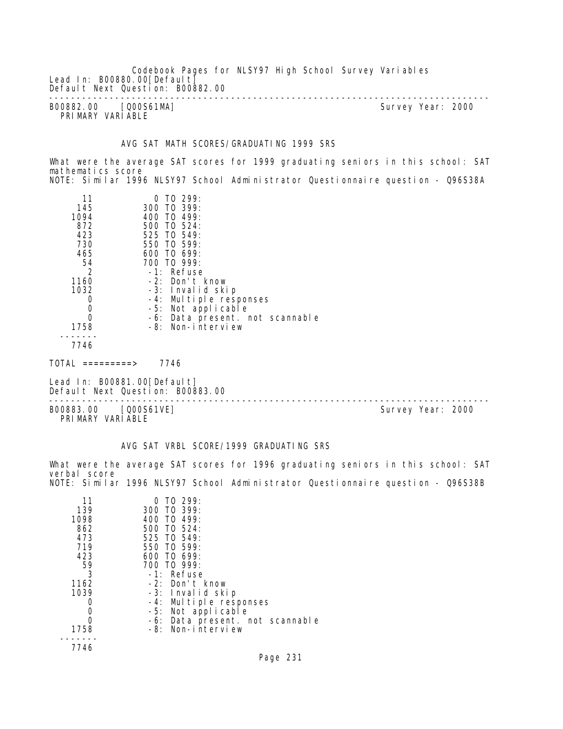Lead In: B00880.00[Default]
Default Next Question: B00882.00

---

B00882.00 [Q00S61MA] Survey Year: 2000
PRIMARY VARIABLE

AVG SAT MATH SCORES/GRADUATING 1999 SRS

What were the average SAT scores for 1999 graduating seniors in this school: SAT mathematics score
NOTE: Similar 1996 NLSY97 School Administrator Questionnaire question - Q96S38A

| Count | Value |
|---|---|
| 11 | 0 TO 299: |
| 145 | 300 TO 399: |
| 1094 | 400 TO 499: |
| 872 | 500 TO 524: |
| 423 | 525 TO 549: |
| 730 | 550 TO 599: |
| 465 | 600 TO 699: |
| 54 | 700 TO 999: |
| 2 | -1: Refuse |
| 1160 | -2: Don't know |
| 1032 | -3: Invalid skip |
| 0 | -4: Multiple responses |
| 0 | -5: Not applicable |
| 0 | -6: Data present. not scannable |
| 1758 | -8: Non-interview |
| 7746 | |

TOTAL =========> 7746

Lead In: B00881.00[Default]
Default Next Question: B00883.00

---

B00883.00 [Q00S61VE] Survey Year: 2000
PRIMARY VARIABLE

AVG SAT VRBL SCORE/1999 GRADUATING SRS

What were the average SAT scores for 1996 graduating seniors in this school: SAT verbal score
NOTE: Similar 1996 NLSY97 School Administrator Questionnaire question - Q96S38B

| Count | Value |
|---|---|
| 11 | 0 TO 299: |
| 139 | 300 TO 399: |
| 1098 | 400 TO 499: |
| 862 | 500 TO 524: |
| 473 | 525 TO 549: |
| 719 | 550 TO 599: |
| 423 | 600 TO 699: |
| 59 | 700 TO 999: |
| 3 | -1: Refuse |
| 1162 | -2: Don't know |
| 1039 | -3: Invalid skip |
| 0 | -4: Multiple responses |
| 0 | -5: Not applicable |
| 0 | -6: Data present. not scannable |
| 1758 | -8: Non-interview |
| 7746 | |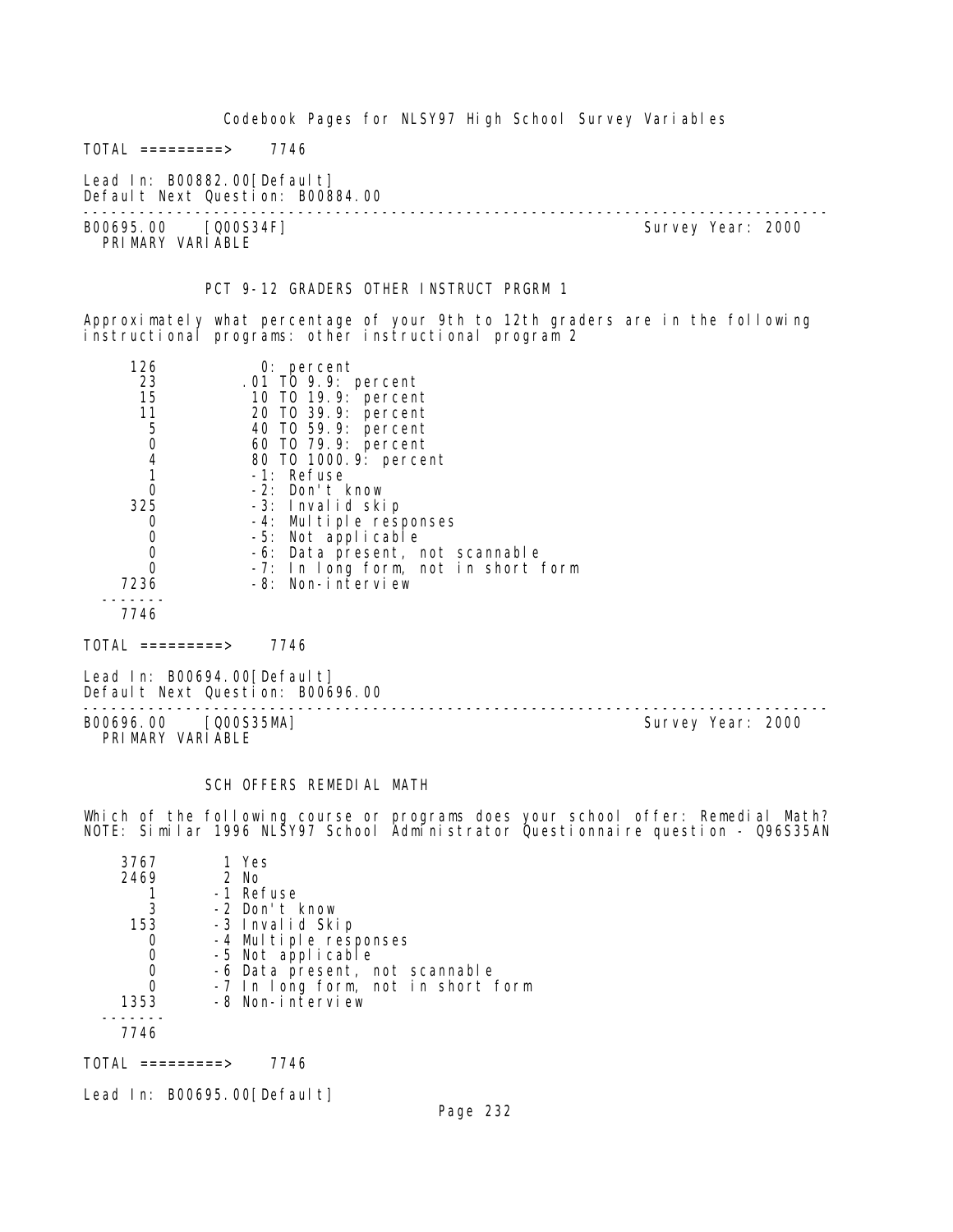TOTAL =========> 7746

Lead In: B00882.00[Default]
Default Next Question: B00884.00

---

B00695.00 [Q00S34F] Survey Year: 2000
PRIMARY VARIABLE

PCT 9-12 GRADERS OTHER INSTRUCT PRGRM 1

Approximately what percentage of your 9th to 12th graders are in the following instructional programs: other instructional program 2

| | |
|---|---|
| 126 | 0: percent |
| 23 | .01 TO 9.9: percent |
| 15 | 10 TO 19.9: percent |
| 11 | 20 TO 39.9: percent |
| 5 | 40 TO 59.9: percent |
| 0 | 60 TO 79.9: percent |
| 4 | 80 TO 1000.9: percent |
| 1 | -1: Refuse |
| 0 | -2: Don't know |
| 325 | -3: Invalid skip |
| 0 | -4: Multiple responses |
| 0 | -5: Not applicable |
| 0 | -6: Data present, not scannable |
| 0 | -7: In long form, not in short form |
| 7236 | -8: Non-interview |
| 7746 | |

TOTAL =========> 7746

Lead In: B00694.00[Default]
Default Next Question: B00696.00

---

B00696.00 [Q00S35MA] Survey Year: 2000
PRIMARY VARIABLE

SCH OFFERS REMEDIAL MATH

Which of the following course or programs does your school offer: Remedial Math?
NOTE: Similar 1996 NLSY97 School Administrator Questionnaire question - Q96S35AN

| | |
|---|---|
| 3767 | 1 Yes |
| 2469 | 2 No |
| 1 | -1 Refuse |
| 3 | -2 Don't know |
| 153 | -3 Invalid Skip |
| 0 | -4 Multiple responses |
| 0 | -5 Not applicable |
| 0 | -6 Data present, not scannable |
| 0 | -7 In long form, not in short form |
| 1353 | -8 Non-interview |
| 7746 | |

TOTAL =========> 7746

Lead In: B00695.00[Default]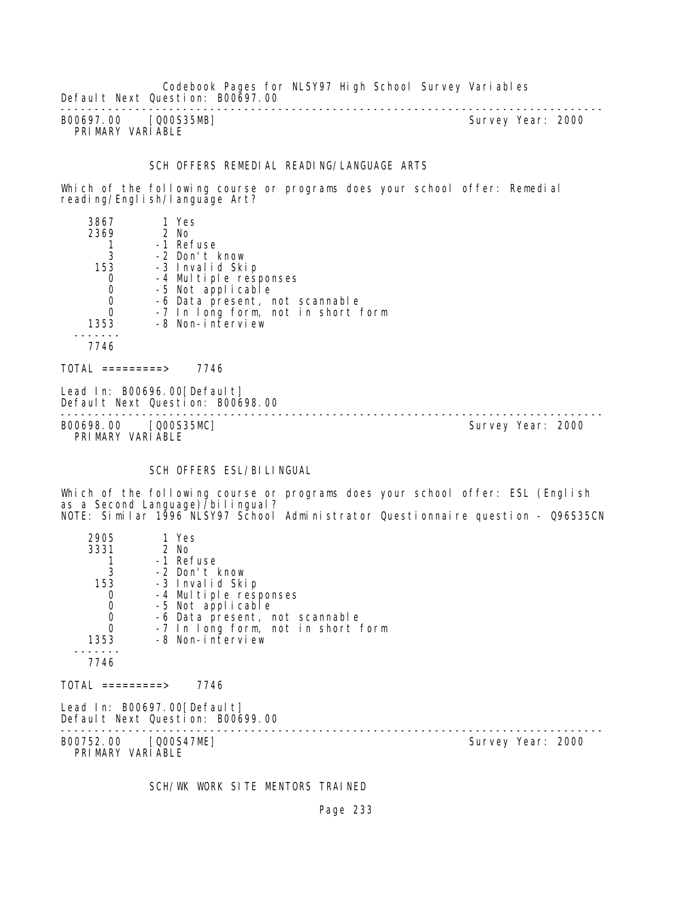Default Next Question: B00697.00

---

B00697.00 [Q00S35MB] Survey Year: 2000
PRIMARY VARIABLE

SCH OFFERS REMEDIAL READING/LANGUAGE ARTS

Which of the following course or programs does your school offer: Remedial reading/English/language Art?

| Count | Code | Response |
|---|---|---|
| 3867 | 1 | Yes |
| 2369 | 2 | No |
| 1 | -1 | Refuse |
| 3 | -2 | Don't know |
| 153 | -3 | Invalid Skip |
| 0 | -4 | Multiple responses |
| 0 | -5 | Not applicable |
| 0 | -6 | Data present, not scannable |
| 0 | -7 | In long form, not in short form |
| 1353 | -8 | Non-interview |
| 7746 | | |

TOTAL =========> 7746

Lead In: B00696.00[Default]
Default Next Question: B00698.00

---

B00698.00 [Q00S35MC] Survey Year: 2000
PRIMARY VARIABLE

SCH OFFERS ESL/BILINGUAL

Which of the following course or programs does your school offer: ESL (English as a Second Language)/bilingual?
NOTE: Similar 1996 NLSY97 School Administrator Questionnaire question - Q96S35CN

| Count | Code | Response |
|---|---|---|
| 2905 | 1 | Yes |
| 3331 | 2 | No |
| 1 | -1 | Refuse |
| 3 | -2 | Don't know |
| 153 | -3 | Invalid Skip |
| 0 | -4 | Multiple responses |
| 0 | -5 | Not applicable |
| 0 | -6 | Data present, not scannable |
| 0 | -7 | In long form, not in short form |
| 1353 | -8 | Non-interview |
| 7746 | | |

TOTAL =========> 7746

Lead In: B00697.00[Default]
Default Next Question: B00699.00

---

B00752.00 [Q00S47ME] Survey Year: 2000
PRIMARY VARIABLE

SCH/WK WORK SITE MENTORS TRAINED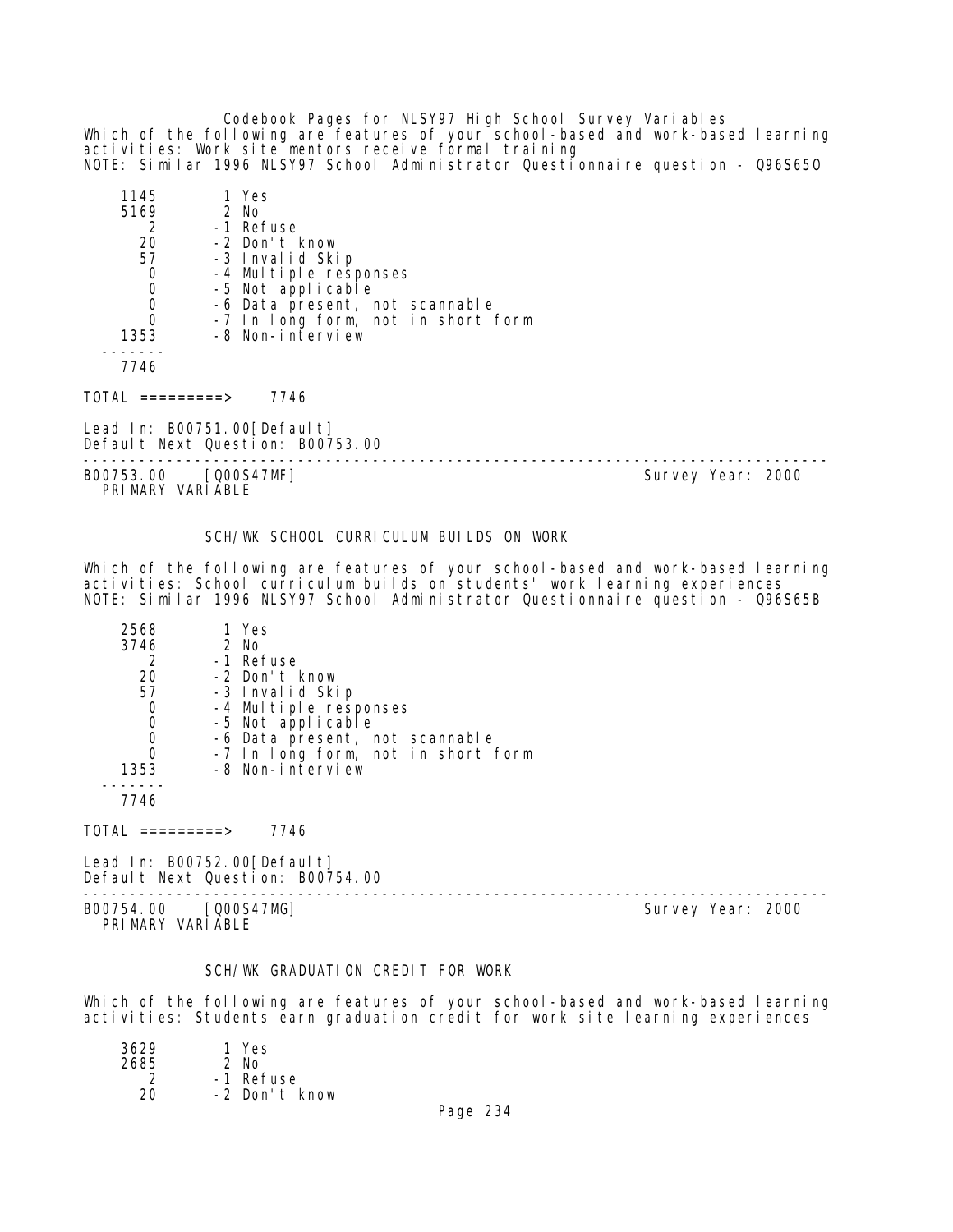Which of the following are features of your school-based and work-based learning activities: Work site mentors receive formal training
NOTE: Similar 1996 NLSY97 School Administrator Questionnaire question - Q96S65O

```
    1145        1 Yes
    5169        2 No
       2       -1 Refuse
      20       -2 Don't know
      57       -3 Invalid Skip
       0       -4 Multiple responses
       0       -5 Not applicable
       0       -6 Data present, not scannable
       0       -7 In long form, not in short form
    1353       -8 Non-interview
  -------
    7746
```

TOTAL =========> 7746

Lead In: B00751.00[Default]
Default Next Question: B00753.00

---

B00753.00 [Q00S47MF] Survey Year: 2000
PRIMARY VARIABLE

## SCH/WK SCHOOL CURRICULUM BUILDS ON WORK

Which of the following are features of your school-based and work-based learning activities: School curriculum builds on students' work learning experiences
NOTE: Similar 1996 NLSY97 School Administrator Questionnaire question - Q96S65B

```
    2568        1 Yes
    3746        2 No
       2       -1 Refuse
      20       -2 Don't know
      57       -3 Invalid Skip
       0       -4 Multiple responses
       0       -5 Not applicable
       0       -6 Data present, not scannable
       0       -7 In long form, not in short form
    1353       -8 Non-interview
  -------
    7746
```

TOTAL =========> 7746

Lead In: B00752.00[Default]
Default Next Question: B00754.00

---

B00754.00 [Q00S47MG] Survey Year: 2000
PRIMARY VARIABLE

## SCH/WK GRADUATION CREDIT FOR WORK

Which of the following are features of your school-based and work-based learning activities: Students earn graduation credit for work site learning experiences

```
    3629        1 Yes
    2685        2 No
       2       -1 Refuse
      20       -2 Don't know
```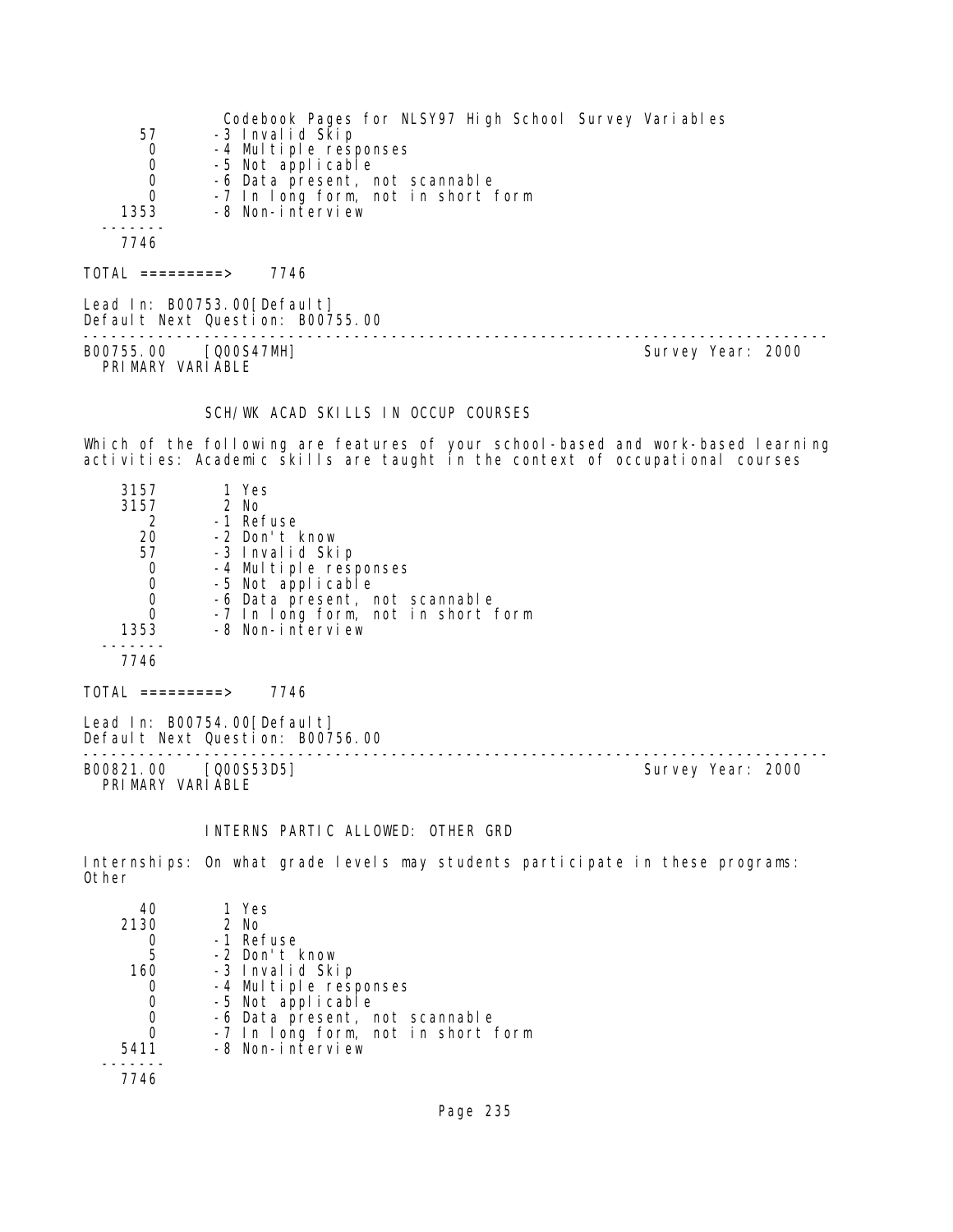| | |
|---|---|
| 57 | -3 Invalid Skip |
| 0 | -4 Multiple responses |
| 0 | -5 Not applicable |
| 0 | -6 Data present, not scannable |
| 0 | -7 In long form, not in short form |
| 1353 | -8 Non-interview |
| ------- | |
| 7746 | |

TOTAL =========> 7746

Lead In: B00753.00[Default]
Default Next Question: B00755.00

---

B00755.00 [Q00S47MH] Survey Year: 2000
PRIMARY VARIABLE

SCH/WK ACAD SKILLS IN OCCUP COURSES

Which of the following are features of your school-based and work-based learning activities: Academic skills are taught in the context of occupational courses

| | |
|---|---|
| 3157 | 1 Yes |
| 3157 | 2 No |
| 2 | -1 Refuse |
| 20 | -2 Don't know |
| 57 | -3 Invalid Skip |
| 0 | -4 Multiple responses |
| 0 | -5 Not applicable |
| 0 | -6 Data present, not scannable |
| 0 | -7 In long form, not in short form |
| 1353 | -8 Non-interview |
| ------- | |
| 7746 | |

TOTAL =========> 7746

Lead In: B00754.00[Default]
Default Next Question: B00756.00

---

B00821.00 [Q00S53D5] Survey Year: 2000
PRIMARY VARIABLE

INTERNS PARTIC ALLOWED: OTHER GRD

Internships: On what grade levels may students participate in these programs: Other

| | |
|---|---|
| 40 | 1 Yes |
| 2130 | 2 No |
| 0 | -1 Refuse |
| 5 | -2 Don't know |
| 160 | -3 Invalid Skip |
| 0 | -4 Multiple responses |
| 0 | -5 Not applicable |
| 0 | -6 Data present, not scannable |
| 0 | -7 In long form, not in short form |
| 5411 | -8 Non-interview |
| ------- | |
| 7746 | |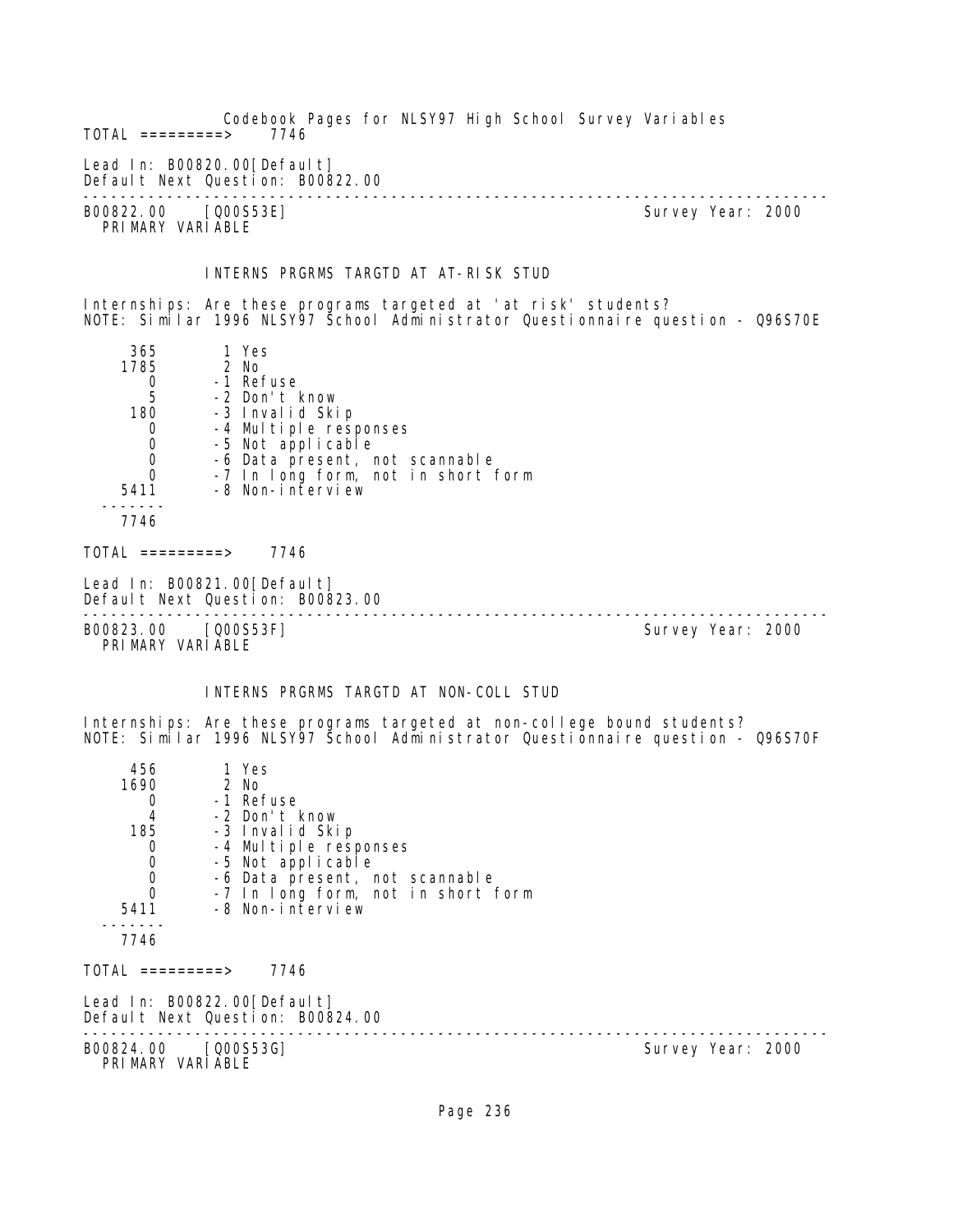TOTAL =========> 7746

Lead In: B00820.00[Default]
Default Next Question: B00822.00

---

B00822.00 [Q00S53E] Survey Year: 2000
PRIMARY VARIABLE

INTERNS PRGRMS TARGTD AT AT-RISK STUD

Internships: Are these programs targeted at 'at risk' students?
NOTE: Similar 1996 NLSY97 School Administrator Questionnaire question - Q96S70E

| | |
|---|---|
| 365 | 1 Yes |
| 1785 | 2 No |
| 0 | -1 Refuse |
| 5 | -2 Don't know |
| 180 | -3 Invalid Skip |
| 0 | -4 Multiple responses |
| 0 | -5 Not applicable |
| 0 | -6 Data present, not scannable |
| 0 | -7 In long form, not in short form |
| 5411 | -8 Non-interview |
| 7746 | |

TOTAL =========> 7746

Lead In: B00821.00[Default]
Default Next Question: B00823.00

---

B00823.00 [Q00S53F] Survey Year: 2000
PRIMARY VARIABLE

INTERNS PRGRMS TARGTD AT NON-COLL STUD

Internships: Are these programs targeted at non-college bound students?
NOTE: Similar 1996 NLSY97 School Administrator Questionnaire question - Q96S70F

| | |
|---|---|
| 456 | 1 Yes |
| 1690 | 2 No |
| 0 | -1 Refuse |
| 4 | -2 Don't know |
| 185 | -3 Invalid Skip |
| 0 | -4 Multiple responses |
| 0 | -5 Not applicable |
| 0 | -6 Data present, not scannable |
| 0 | -7 In long form, not in short form |
| 5411 | -8 Non-interview |
| 7746 | |

TOTAL =========> 7746

Lead In: B00822.00[Default]
Default Next Question: B00824.00

---

B00824.00 [Q00S53G] Survey Year: 2000
PRIMARY VARIABLE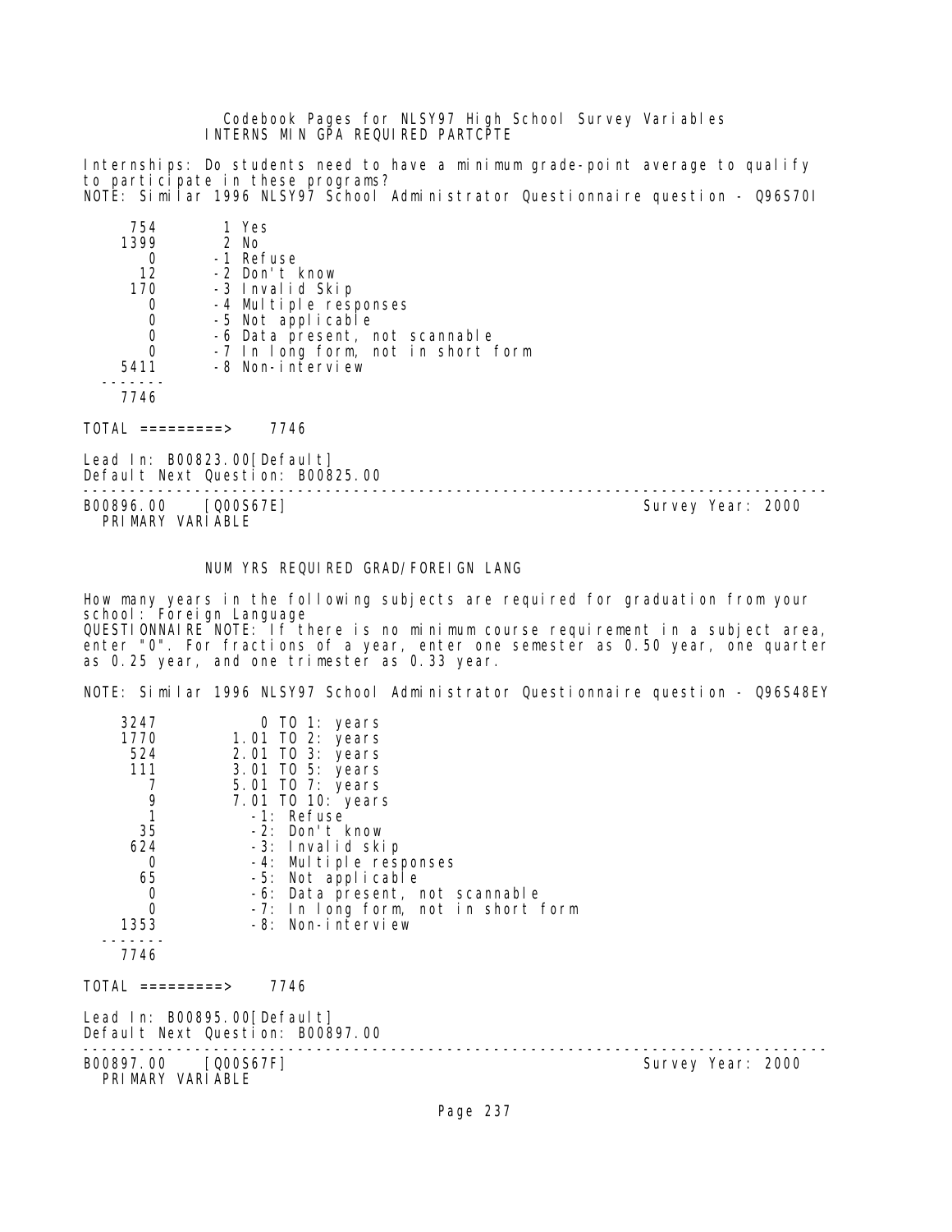INTERNS MIN GPA REQUIRED PARTCPTE

Internships: Do students need to have a minimum grade-point average to qualify to participate in these programs?
NOTE: Similar 1996 NLSY97 School Administrator Questionnaire question - Q96S70I

| | |
|---|---|
| 754 | 1 Yes |
| 1399 | 2 No |
| 0 | -1 Refuse |
| 12 | -2 Don't know |
| 170 | -3 Invalid Skip |
| 0 | -4 Multiple responses |
| 0 | -5 Not applicable |
| 0 | -6 Data present, not scannable |
| 0 | -7 In long form, not in short form |
| 5411 | -8 Non-interview |
| 7746 | |

TOTAL =========> 7746

Lead In: B00823.00[Default]
Default Next Question: B00825.00

---

B00896.00 [Q00S67E] Survey Year: 2000
PRIMARY VARIABLE

NUM YRS REQUIRED GRAD/FOREIGN LANG

How many years in the following subjects are required for graduation from your school: Foreign Language
QUESTIONNAIRE NOTE: If there is no minimum course requirement in a subject area, enter "0". For fractions of a year, enter one semester as 0.50 year, one quarter as 0.25 year, and one trimester as 0.33 year.

NOTE: Similar 1996 NLSY97 School Administrator Questionnaire question - Q96S48EY

| | |
|---|---|
| 3247 | 0 TO 1: years |
| 1770 | 1.01 TO 2: years |
| 524 | 2.01 TO 3: years |
| 111 | 3.01 TO 5: years |
| 7 | 5.01 TO 7: years |
| 9 | 7.01 TO 10: years |
| 1 | -1: Refuse |
| 35 | -2: Don't know |
| 624 | -3: Invalid skip |
| 0 | -4: Multiple responses |
| 65 | -5: Not applicable |
| 0 | -6: Data present, not scannable |
| 0 | -7: In long form, not in short form |
| 1353 | -8: Non-interview |
| 7746 | |

TOTAL =========> 7746

Lead In: B00895.00[Default]
Default Next Question: B00897.00

---

B00897.00 [Q00S67F] Survey Year: 2000
PRIMARY VARIABLE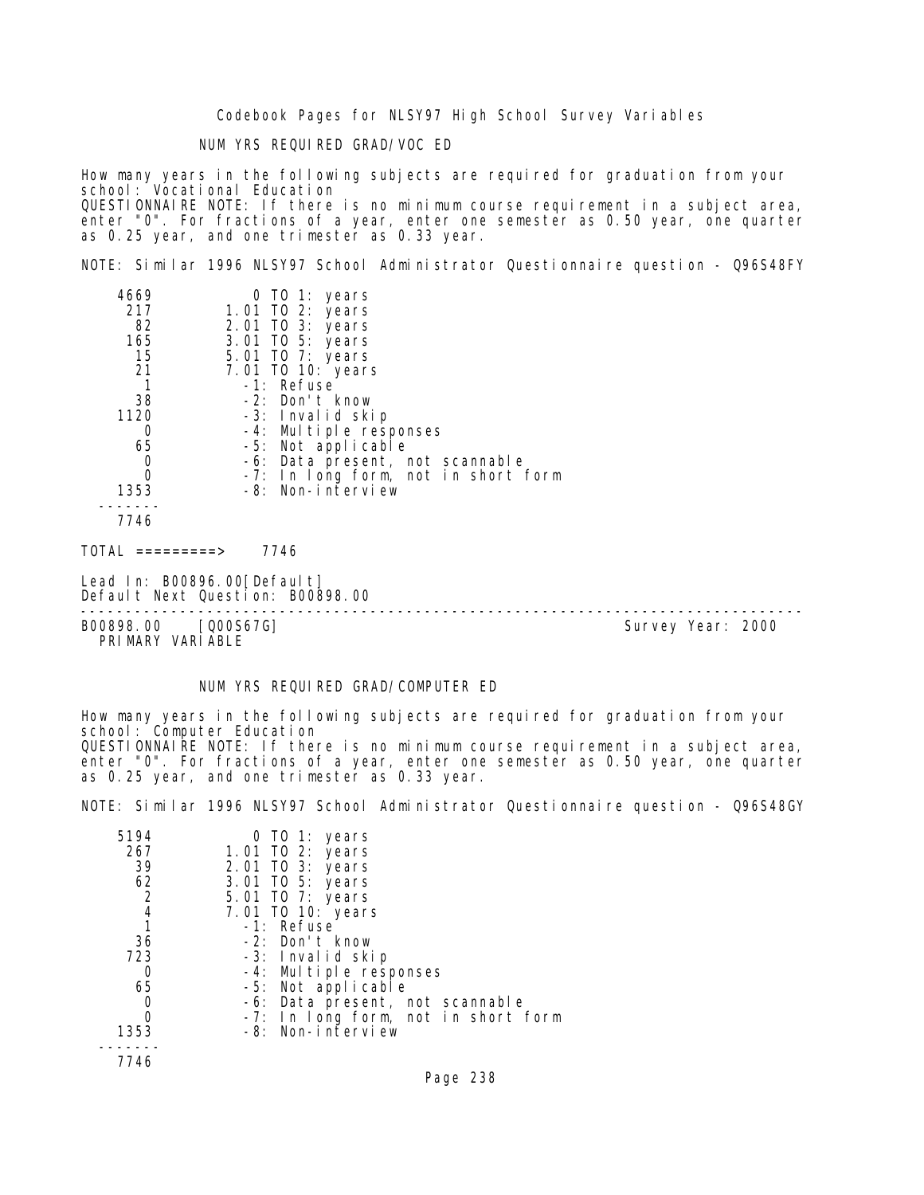NUM YRS REQUIRED GRAD/VOC ED

How many years in the following subjects are required for graduation from your school: Vocational Education
QUESTIONNAIRE NOTE: If there is no minimum course requirement in a subject area, enter "0". For fractions of a year, enter one semester as 0.50 year, one quarter as 0.25 year, and one trimester as 0.33 year.

NOTE: Similar 1996 NLSY97 School Administrator Questionnaire question - Q96S48FY

```
    4669           0 TO 1: years
     217        1.01 TO 2: years
      82        2.01 TO 3: years
     165        3.01 TO 5: years
      15        5.01 TO 7: years
      21        7.01 TO 10: years
       1          -1: Refuse
      38          -2: Don't know
    1120          -3: Invalid skip
       0          -4: Multiple responses
      65          -5: Not applicable
       0          -6: Data present, not scannable
       0          -7: In long form, not in short form
    1353          -8: Non-interview
  -------
    7746
```

TOTAL =========> 7746

Lead In: B00896.00[Default]
Default Next Question: B00898.00

---

B00898.00 [Q00S67G] Survey Year: 2000
PRIMARY VARIABLE

NUM YRS REQUIRED GRAD/COMPUTER ED

How many years in the following subjects are required for graduation from your school: Computer Education
QUESTIONNAIRE NOTE: If there is no minimum course requirement in a subject area, enter "0". For fractions of a year, enter one semester as 0.50 year, one quarter as 0.25 year, and one trimester as 0.33 year.

NOTE: Similar 1996 NLSY97 School Administrator Questionnaire question - Q96S48GY

```
    5194           0 TO 1: years
     267        1.01 TO 2: years
      39        2.01 TO 3: years
      62        3.01 TO 5: years
       2        5.01 TO 7: years
       4        7.01 TO 10: years
       1          -1: Refuse
      36          -2: Don't know
     723          -3: Invalid skip
       0          -4: Multiple responses
      65          -5: Not applicable
       0          -6: Data present, not scannable
       0          -7: In long form, not in short form
    1353          -8: Non-interview
  -------
    7746
```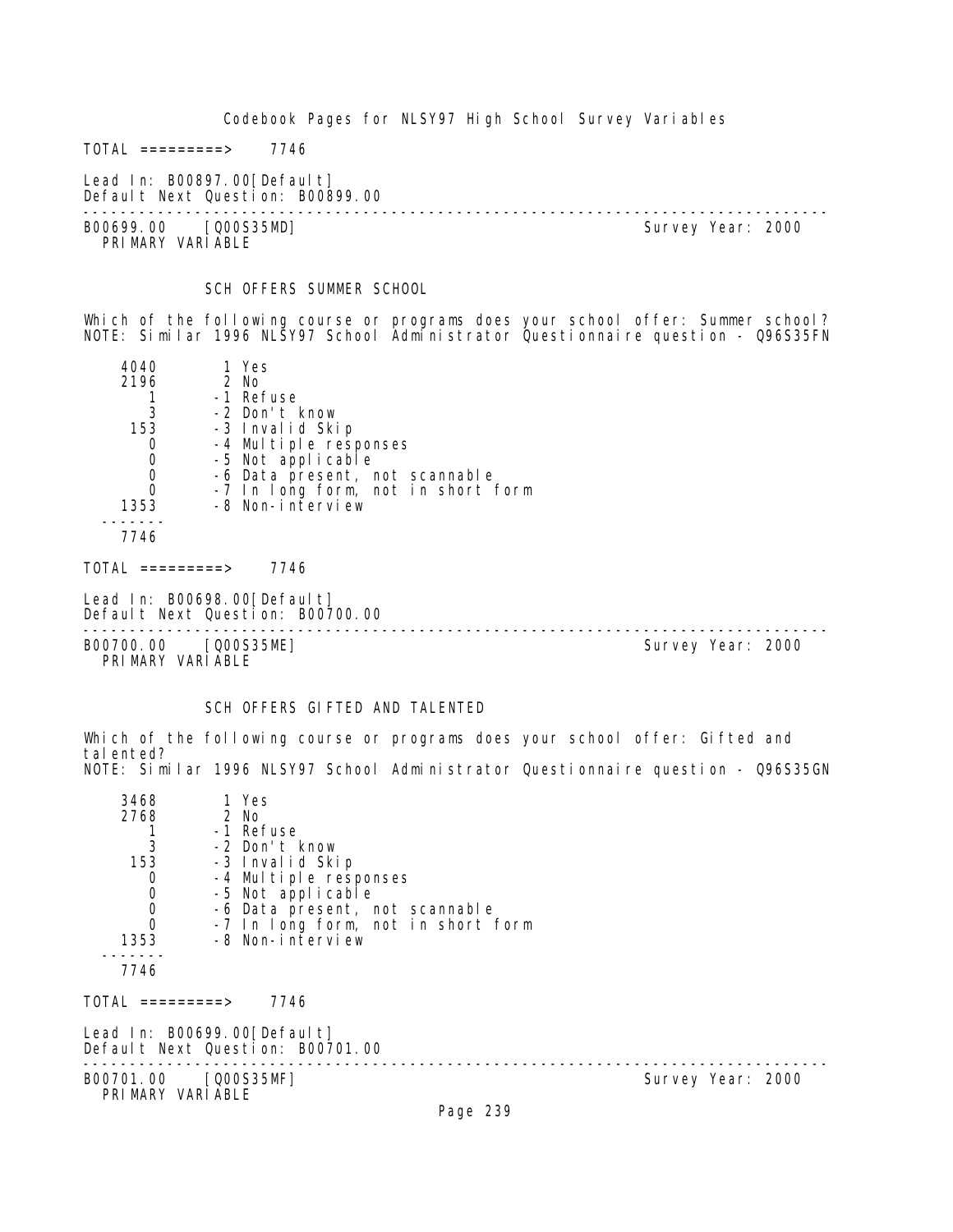TOTAL =========> 7746

Lead In: B00897.00[Default]
Default Next Question: B00899.00

---

B00699.00 [Q00S35MD] Survey Year: 2000
PRIMARY VARIABLE

SCH OFFERS SUMMER SCHOOL

Which of the following course or programs does your school offer: Summer school?
NOTE: Similar 1996 NLSY97 School Administrator Questionnaire question - Q96S35FN

| Count | Code | Label |
|---|---|---|
| 4040 | 1 | Yes |
| 2196 | 2 | No |
| 1 | -1 | Refuse |
| 3 | -2 | Don't know |
| 153 | -3 | Invalid Skip |
| 0 | -4 | Multiple responses |
| 0 | -5 | Not applicable |
| 0 | -6 | Data present, not scannable |
| 0 | -7 | In long form, not in short form |
| 1353 | -8 | Non-interview |
| 7746 | | |

TOTAL =========> 7746

Lead In: B00698.00[Default]
Default Next Question: B00700.00

---

B00700.00 [Q00S35ME] Survey Year: 2000
PRIMARY VARIABLE

SCH OFFERS GIFTED AND TALENTED

Which of the following course or programs does your school offer: Gifted and talented?
NOTE: Similar 1996 NLSY97 School Administrator Questionnaire question - Q96S35GN

| Count | Code | Label |
|---|---|---|
| 3468 | 1 | Yes |
| 2768 | 2 | No |
| 1 | -1 | Refuse |
| 3 | -2 | Don't know |
| 153 | -3 | Invalid Skip |
| 0 | -4 | Multiple responses |
| 0 | -5 | Not applicable |
| 0 | -6 | Data present, not scannable |
| 0 | -7 | In long form, not in short form |
| 1353 | -8 | Non-interview |
| 7746 | | |

TOTAL =========> 7746

Lead In: B00699.00[Default]
Default Next Question: B00701.00

---

B00701.00 [Q00S35MF] Survey Year: 2000
PRIMARY VARIABLE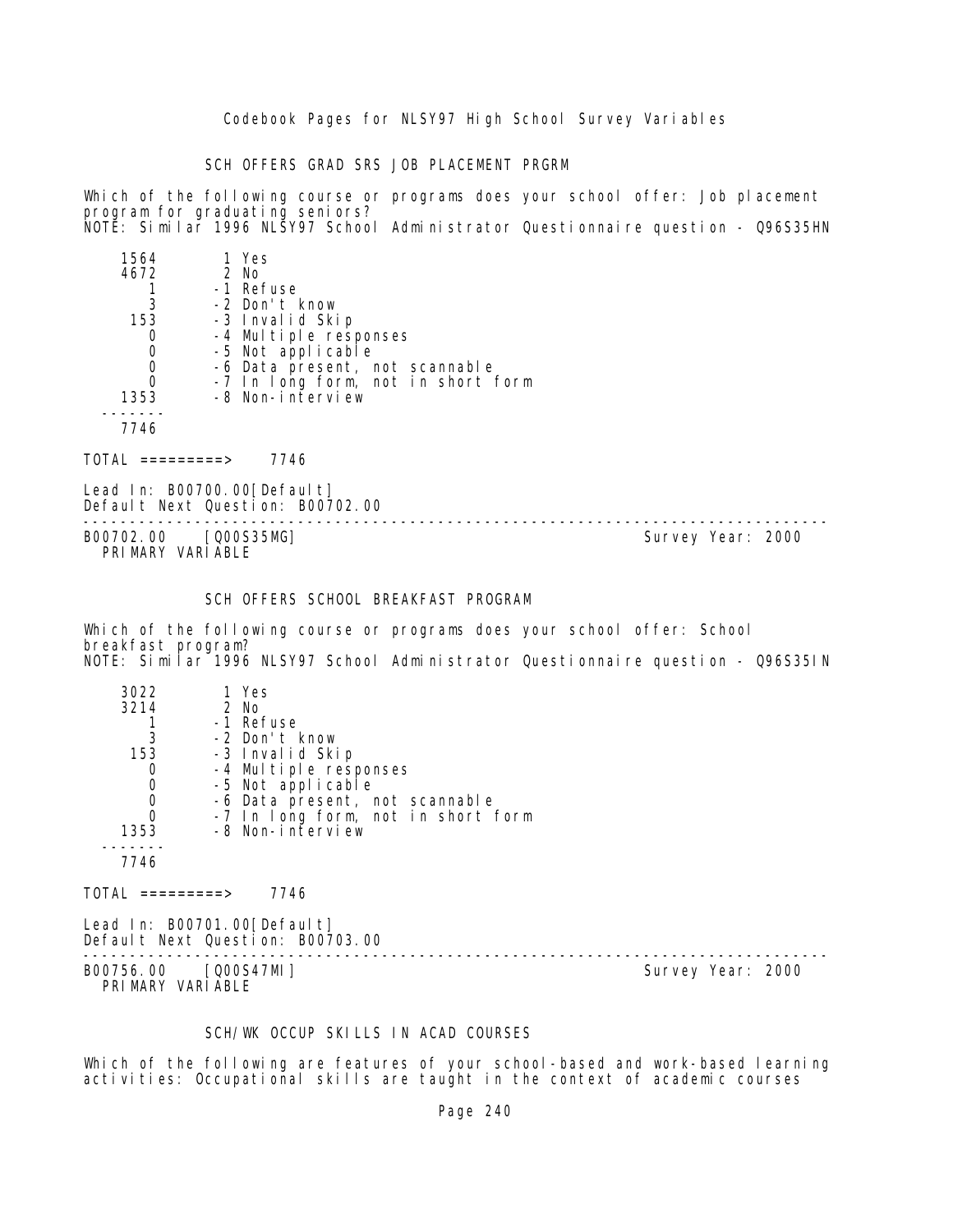## SCH OFFERS GRAD SRS JOB PLACEMENT PRGRM

Which of the following course or programs does your school offer: Job placement program for graduating seniors?
NOTE: Similar 1996 NLSY97 School Administrator Questionnaire question - Q96S35HN

| Count | Code | Label |
|---|---|---|
| 1564 | 1 | Yes |
| 4672 | 2 | No |
| 1 | -1 | Refuse |
| 3 | -2 | Don't know |
| 153 | -3 | Invalid Skip |
| 0 | -4 | Multiple responses |
| 0 | -5 | Not applicable |
| 0 | -6 | Data present, not scannable |
| 0 | -7 | In long form, not in short form |
| 1353 | -8 | Non-interview |
| 7746 | | |

TOTAL =========> 7746

Lead In: B00700.00[Default]
Default Next Question: B00702.00

---

B00702.00 [Q00S35MG] Survey Year: 2000
PRIMARY VARIABLE

## SCH OFFERS SCHOOL BREAKFAST PROGRAM

Which of the following course or programs does your school offer: School breakfast program?
NOTE: Similar 1996 NLSY97 School Administrator Questionnaire question - Q96S35IN

| Count | Code | Label |
|---|---|---|
| 3022 | 1 | Yes |
| 3214 | 2 | No |
| 1 | -1 | Refuse |
| 3 | -2 | Don't know |
| 153 | -3 | Invalid Skip |
| 0 | -4 | Multiple responses |
| 0 | -5 | Not applicable |
| 0 | -6 | Data present, not scannable |
| 0 | -7 | In long form, not in short form |
| 1353 | -8 | Non-interview |
| 7746 | | |

TOTAL =========> 7746

Lead In: B00701.00[Default]
Default Next Question: B00703.00

---

B00756.00 [Q00S47MI] Survey Year: 2000
PRIMARY VARIABLE

## SCH/WK OCCUP SKILLS IN ACAD COURSES

Which of the following are features of your school-based and work-based learning activities: Occupational skills are taught in the context of academic courses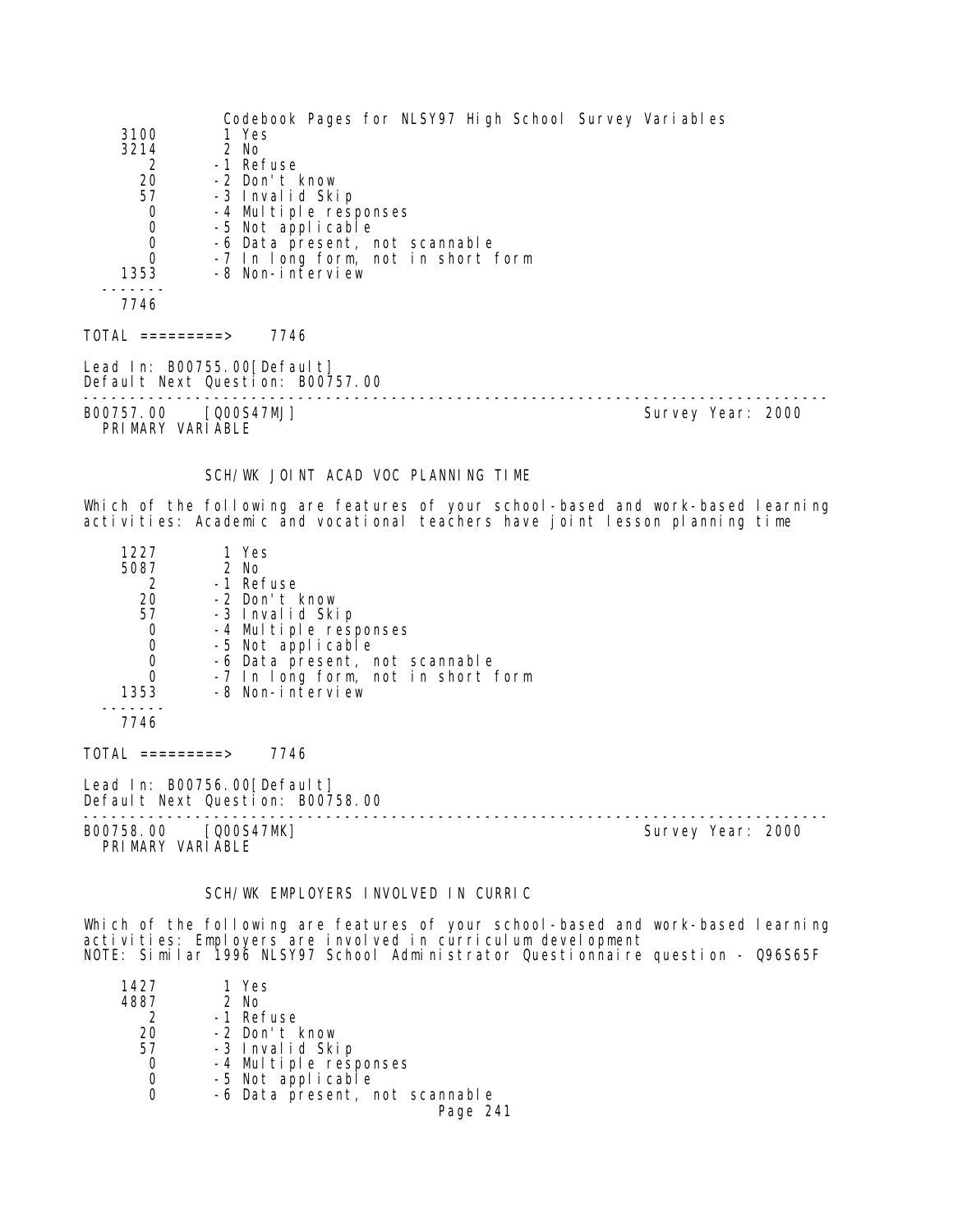| | |
|---|---|
| 3100 | 1 Yes |
| 3214 | 2 No |
| 2 | -1 Refuse |
| 20 | -2 Don't know |
| 57 | -3 Invalid Skip |
| 0 | -4 Multiple responses |
| 0 | -5 Not applicable |
| 0 | -6 Data present, not scannable |
| 0 | -7 In long form, not in short form |
| 1353 | -8 Non-interview |
| 7746 | |

TOTAL =========> 7746

Lead In: B00755.00[Default]
Default Next Question: B00757.00

---

B00757.00 [Q00S47MJ] Survey Year: 2000
PRIMARY VARIABLE

SCH/WK JOINT ACAD VOC PLANNING TIME

Which of the following are features of your school-based and work-based learning activities: Academic and vocational teachers have joint lesson planning time

| | |
|---|---|
| 1227 | 1 Yes |
| 5087 | 2 No |
| 2 | -1 Refuse |
| 20 | -2 Don't know |
| 57 | -3 Invalid Skip |
| 0 | -4 Multiple responses |
| 0 | -5 Not applicable |
| 0 | -6 Data present, not scannable |
| 0 | -7 In long form, not in short form |
| 1353 | -8 Non-interview |
| 7746 | |

TOTAL =========> 7746

Lead In: B00756.00[Default]
Default Next Question: B00758.00

---

B00758.00 [Q00S47MK] Survey Year: 2000
PRIMARY VARIABLE

SCH/WK EMPLOYERS INVOLVED IN CURRIC

Which of the following are features of your school-based and work-based learning activities: Employers are involved in curriculum development
NOTE: Similar 1996 NLSY97 School Administrator Questionnaire question - Q96S65F

| | |
|---|---|
| 1427 | 1 Yes |
| 4887 | 2 No |
| 2 | -1 Refuse |
| 20 | -2 Don't know |
| 57 | -3 Invalid Skip |
| 0 | -4 Multiple responses |
| 0 | -5 Not applicable |
| 0 | -6 Data present, not scannable |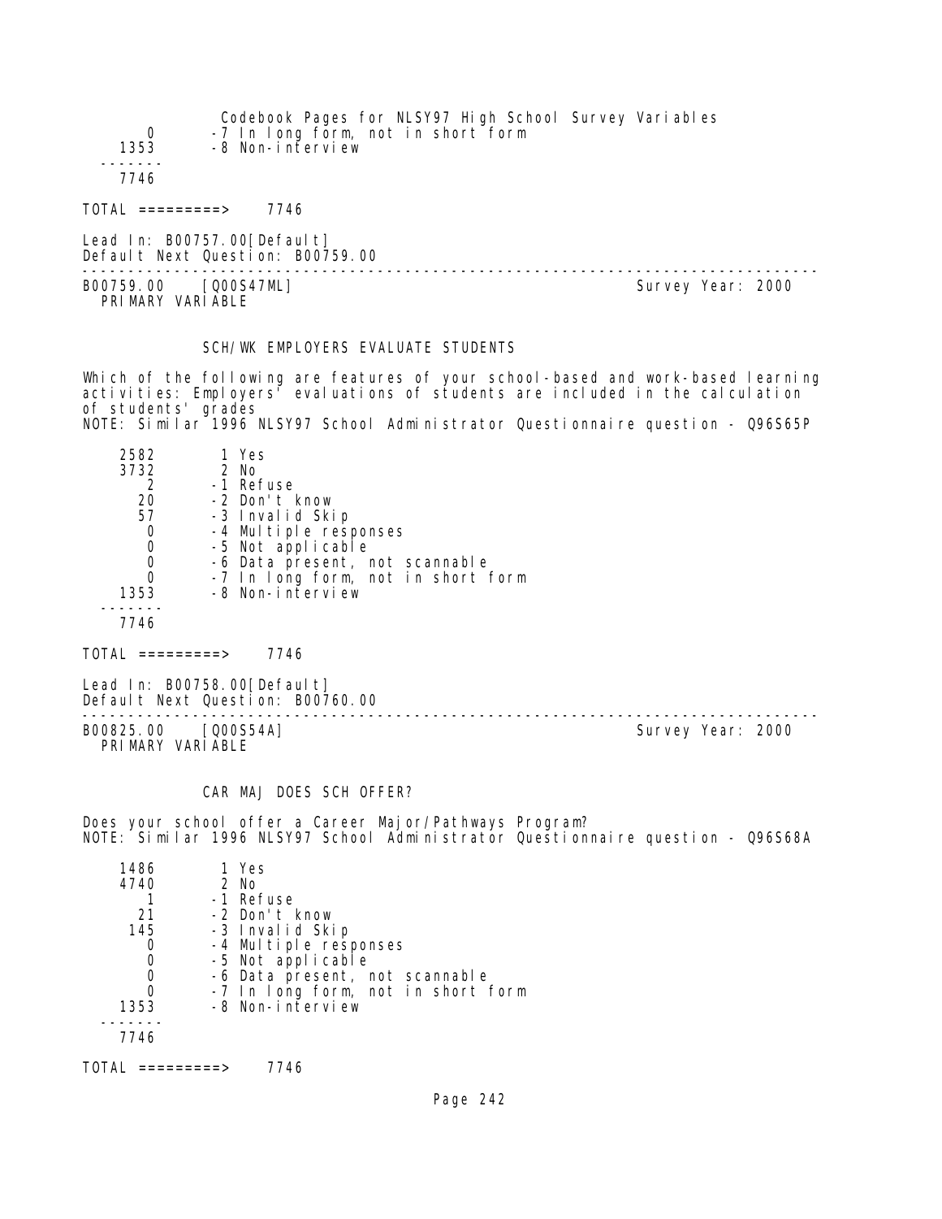| | |
|---|---|
| 0 | -7 In long form, not in short form |
| 1353 | -8 Non-interview |
| ------- | |
| 7746 | |

TOTAL =========> 7746

Lead In: B00757.00[Default]
Default Next Question: B00759.00

---

B00759.00 [Q00S47ML] Survey Year: 2000
PRIMARY VARIABLE

### SCH/WK EMPLOYERS EVALUATE STUDENTS

Which of the following are features of your school-based and work-based learning activities: Employers' evaluations of students are included in the calculation of students' grades
NOTE: Similar 1996 NLSY97 School Administrator Questionnaire question - Q96S65P

| | |
|---|---|
| 2582 | 1 Yes |
| 3732 | 2 No |
| 2 | -1 Refuse |
| 20 | -2 Don't know |
| 57 | -3 Invalid Skip |
| 0 | -4 Multiple responses |
| 0 | -5 Not applicable |
| 0 | -6 Data present, not scannable |
| 0 | -7 In long form, not in short form |
| 1353 | -8 Non-interview |
| ------- | |
| 7746 | |

TOTAL =========> 7746

Lead In: B00758.00[Default]
Default Next Question: B00760.00

---

B00825.00 [Q00S54A] Survey Year: 2000
PRIMARY VARIABLE

### CAR MAJ DOES SCH OFFER?

Does your school offer a Career Major/Pathways Program?
NOTE: Similar 1996 NLSY97 School Administrator Questionnaire question - Q96S68A

| | |
|---|---|
| 1486 | 1 Yes |
| 4740 | 2 No |
| 1 | -1 Refuse |
| 21 | -2 Don't know |
| 145 | -3 Invalid Skip |
| 0 | -4 Multiple responses |
| 0 | -5 Not applicable |
| 0 | -6 Data present, not scannable |
| 0 | -7 In long form, not in short form |
| 1353 | -8 Non-interview |
| ------- | |
| 7746 | |

TOTAL =========> 7746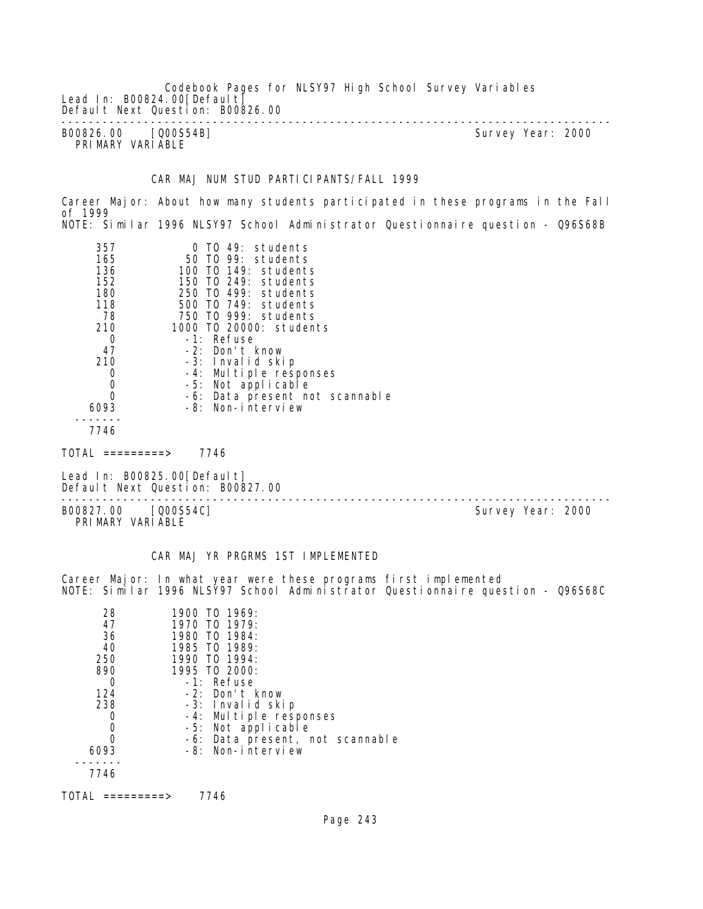Lead In: B00824.00[Default]
Default Next Question: B00826.00

---

B00826.00 [Q00S54B] Survey Year: 2000
PRIMARY VARIABLE

CAR MAJ NUM STUD PARTICIPANTS/FALL 1999

Career Major: About how many students participated in these programs in the Fall of 1999
NOTE: Similar 1996 NLSY97 School Administrator Questionnaire question - Q96S68B

| Count | Value |
|---|---|
| 357 | 0 TO 49: students |
| 165 | 50 TO 99: students |
| 136 | 100 TO 149: students |
| 152 | 150 TO 249: students |
| 180 | 250 TO 499: students |
| 118 | 500 TO 749: students |
| 78 | 750 TO 999: students |
| 210 | 1000 TO 20000: students |
| 0 | -1: Refuse |
| 47 | -2: Don't know |
| 210 | -3: Invalid skip |
| 0 | -4: Multiple responses |
| 0 | -5: Not applicable |
| 0 | -6: Data present not scannable |
| 6093 | -8: Non-interview |
| 7746 | |

TOTAL =========> 7746

Lead In: B00825.00[Default]
Default Next Question: B00827.00

---

B00827.00 [Q00S54C] Survey Year: 2000
PRIMARY VARIABLE

CAR MAJ YR PRGRMS 1ST IMPLEMENTED

Career Major: In what year were these programs first implemented
NOTE: Similar 1996 NLSY97 School Administrator Questionnaire question - Q96S68C

| Count | Value |
|---|---|
| 28 | 1900 TO 1969: |
| 47 | 1970 TO 1979: |
| 36 | 1980 TO 1984: |
| 40 | 1985 TO 1989: |
| 250 | 1990 TO 1994: |
| 890 | 1995 TO 2000: |
| 0 | -1: Refuse |
| 124 | -2: Don't know |
| 238 | -3: Invalid skip |
| 0 | -4: Multiple responses |
| 0 | -5: Not applicable |
| 0 | -6: Data present, not scannable |
| 6093 | -8: Non-interview |
| 7746 | |

TOTAL =========> 7746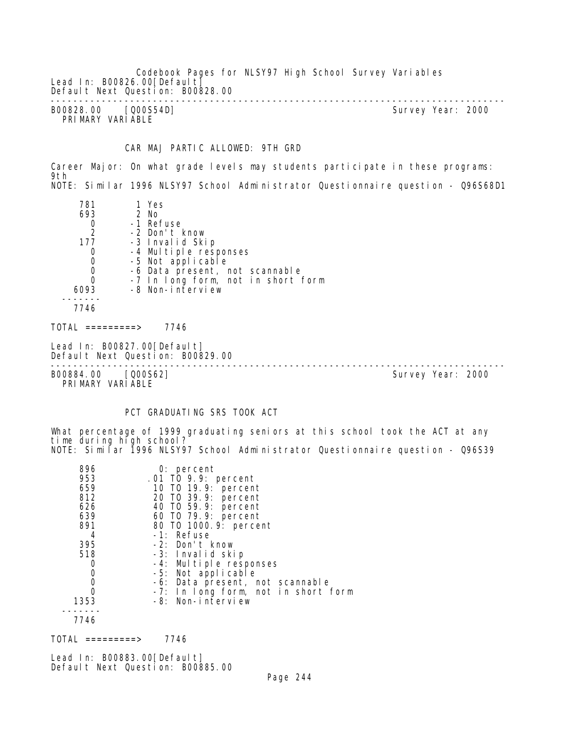Lead In: B00826.00[Default]
Default Next Question: B00828.00

---

B00828.00    [Q00S54D]    Survey Year: 2000
PRIMARY VARIABLE

CAR MAJ PARTIC ALLOWED: 9TH GRD

Career Major: On what grade levels may students participate in these programs: 9th
NOTE: Similar 1996 NLSY97 School Administrator Questionnaire question - Q96S68D1

| Count | Value |
|---|---|
| 781 | 1 Yes |
| 693 | 2 No |
| 0 | -1 Refuse |
| 2 | -2 Don't know |
| 177 | -3 Invalid Skip |
| 0 | -4 Multiple responses |
| 0 | -5 Not applicable |
| 0 | -6 Data present, not scannable |
| 0 | -7 In long form, not in short form |
| 6093 | -8 Non-interview |
| 7746 | |

TOTAL =========> 7746

Lead In: B00827.00[Default]
Default Next Question: B00829.00

---

B00884.00    [Q00S62]    Survey Year: 2000
PRIMARY VARIABLE

PCT GRADUATING SRS TOOK ACT

What percentage of 1999 graduating seniors at this school took the ACT at any time during high school?
NOTE: Similar 1996 NLSY97 School Administrator Questionnaire question - Q96S39

| Count | Value |
|---|---|
| 896 | 0: percent |
| 953 | .01 TO 9.9: percent |
| 659 | 10 TO 19.9: percent |
| 812 | 20 TO 39.9: percent |
| 626 | 40 TO 59.9: percent |
| 639 | 60 TO 79.9: percent |
| 891 | 80 TO 1000.9: percent |
| 4 | -1: Refuse |
| 395 | -2: Don't know |
| 518 | -3: Invalid skip |
| 0 | -4: Multiple responses |
| 0 | -5: Not applicable |
| 0 | -6: Data present, not scannable |
| 0 | -7: In long form, not in short form |
| 1353 | -8: Non-interview |
| 7746 | |

TOTAL =========> 7746

Lead In: B00883.00[Default]
Default Next Question: B00885.00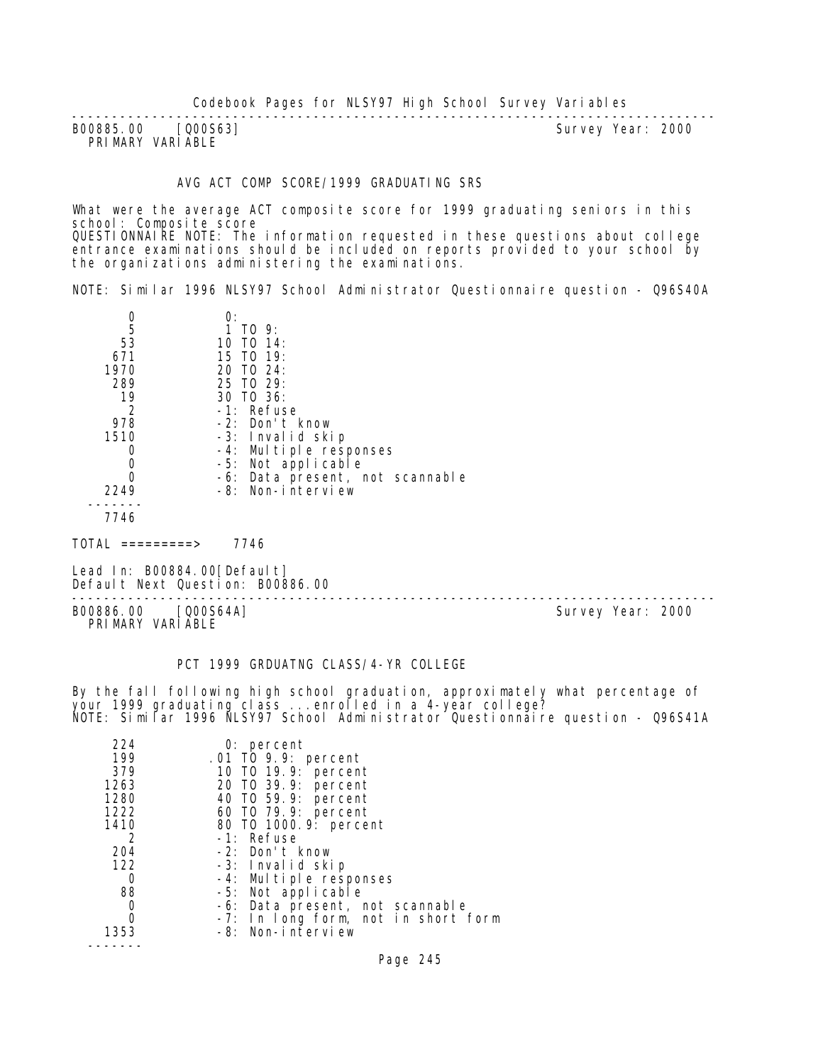---

B00885.00 [Q00S63] Survey Year: 2000
PRIMARY VARIABLE

### AVG ACT COMP SCORE/1999 GRADUATING SRS

What were the average ACT composite score for 1999 graduating seniors in this school: Composite score
QUESTIONNAIRE NOTE: The information requested in these questions about college entrance examinations should be included on reports provided to your school by the organizations administering the examinations.

NOTE: Similar 1996 NLSY97 School Administrator Questionnaire question - Q96S40A

| | |
|---|---|
| 0 | 0: |
| 5 | 1 TO 9: |
| 53 | 10 TO 14: |
| 671 | 15 TO 19: |
| 1970 | 20 TO 24: |
| 289 | 25 TO 29: |
| 19 | 30 TO 36: |
| 2 | -1: Refuse |
| 978 | -2: Don't know |
| 1510 | -3: Invalid skip |
| 0 | -4: Multiple responses |
| 0 | -5: Not applicable |
| 0 | -6: Data present, not scannable |
| 2249 | -8: Non-interview |
| ------- | |
| 7746 | |

TOTAL =========> 7746

Lead In: B00884.00[Default]
Default Next Question: B00886.00

---

B00886.00 [Q00S64A] Survey Year: 2000
PRIMARY VARIABLE

### PCT 1999 GRDUATNG CLASS/4-YR COLLEGE

By the fall following high school graduation, approximately what percentage of your 1999 graduating class ...enrolled in a 4-year college?
NOTE: Similar 1996 NLSY97 School Administrator Questionnaire question - Q96S41A

| | |
|---|---|
| 224 | 0: percent |
| 199 | .01 TO 9.9: percent |
| 379 | 10 TO 19.9: percent |
| 1263 | 20 TO 39.9: percent |
| 1280 | 40 TO 59.9: percent |
| 1222 | 60 TO 79.9: percent |
| 1410 | 80 TO 1000.9: percent |
| 2 | -1: Refuse |
| 204 | -2: Don't know |
| 122 | -3: Invalid skip |
| 0 | -4: Multiple responses |
| 88 | -5: Not applicable |
| 0 | -6: Data present, not scannable |
| 0 | -7: In long form, not in short form |
| 1353 | -8: Non-interview |
| ------- | |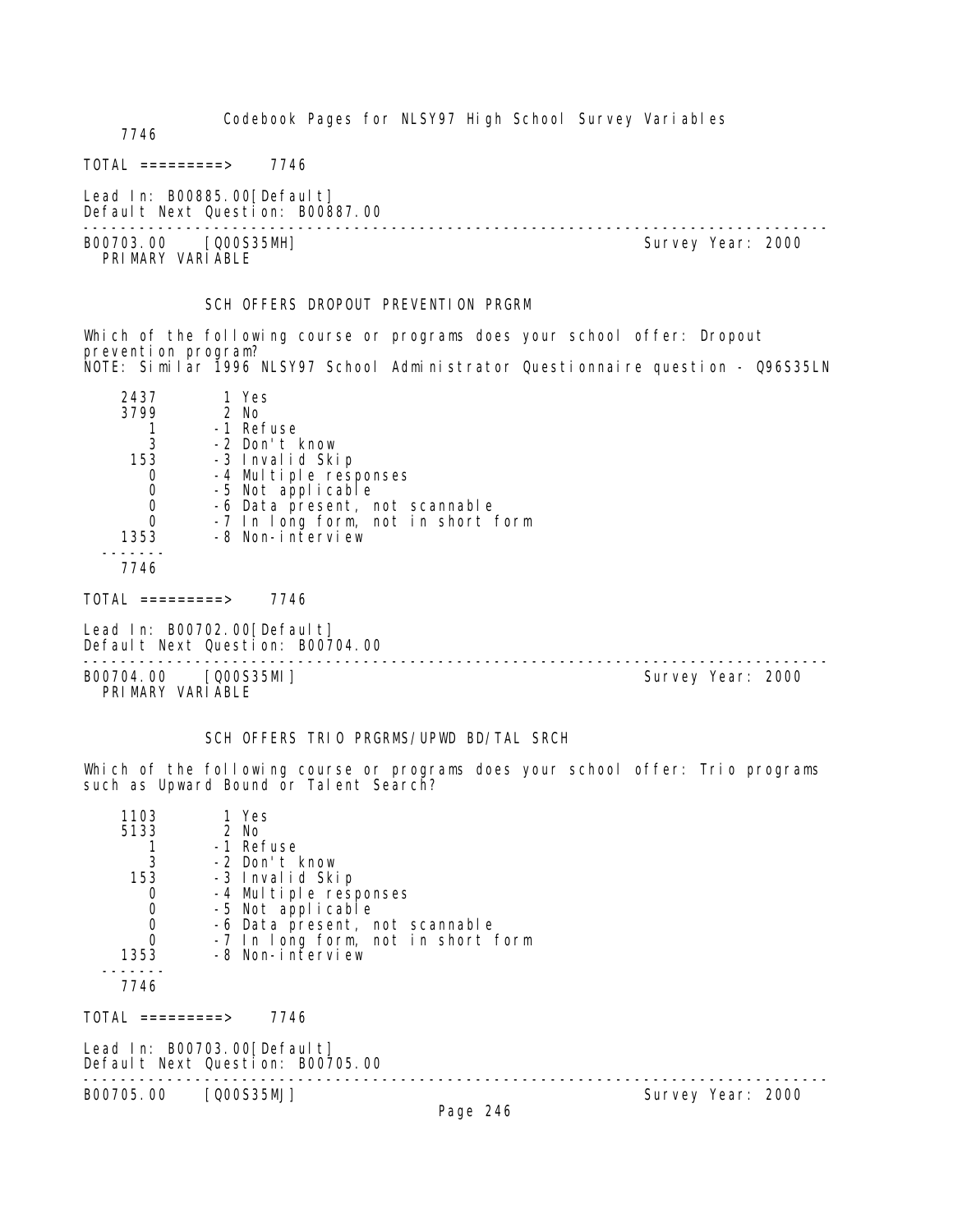```
    7746

TOTAL =========>    7746

Lead In: B00885.00[Default]
Default Next Question: B00887.00
--------------------------------------------------------------------------------
B00703.00    [Q00S35MH]                                        Survey Year: 2000
  PRIMARY VARIABLE


             SCH OFFERS DROPOUT PREVENTION PRGRM

Which of the following course or programs does your school offer: Dropout
prevention program?
NOTE: Similar 1996 NLSY97 School Administrator Questionnaire question - Q96S35LN

    2437        1 Yes
    3799        2 No
       1       -1 Refuse
       3       -2 Don't know
     153       -3 Invalid Skip
       0       -4 Multiple responses
       0       -5 Not applicable
       0       -6 Data present, not scannable
       0       -7 In long form, not in short form
    1353       -8 Non-interview
  -------
    7746

TOTAL =========>    7746

Lead In: B00702.00[Default]
Default Next Question: B00704.00
--------------------------------------------------------------------------------
B00704.00    [Q00S35MI]                                        Survey Year: 2000
  PRIMARY VARIABLE


             SCH OFFERS TRIO PRGRMS/UPWD BD/TAL SRCH

Which of the following course or programs does your school offer: Trio programs
such as Upward Bound or Talent Search?

    1103        1 Yes
    5133        2 No
       1       -1 Refuse
       3       -2 Don't know
     153       -3 Invalid Skip
       0       -4 Multiple responses
       0       -5 Not applicable
       0       -6 Data present, not scannable
       0       -7 In long form, not in short form
    1353       -8 Non-interview
  -------
    7746

TOTAL =========>    7746

Lead In: B00703.00[Default]
Default Next Question: B00705.00
--------------------------------------------------------------------------------
B00705.00    [Q00S35MJ]                                        Survey Year: 2000
```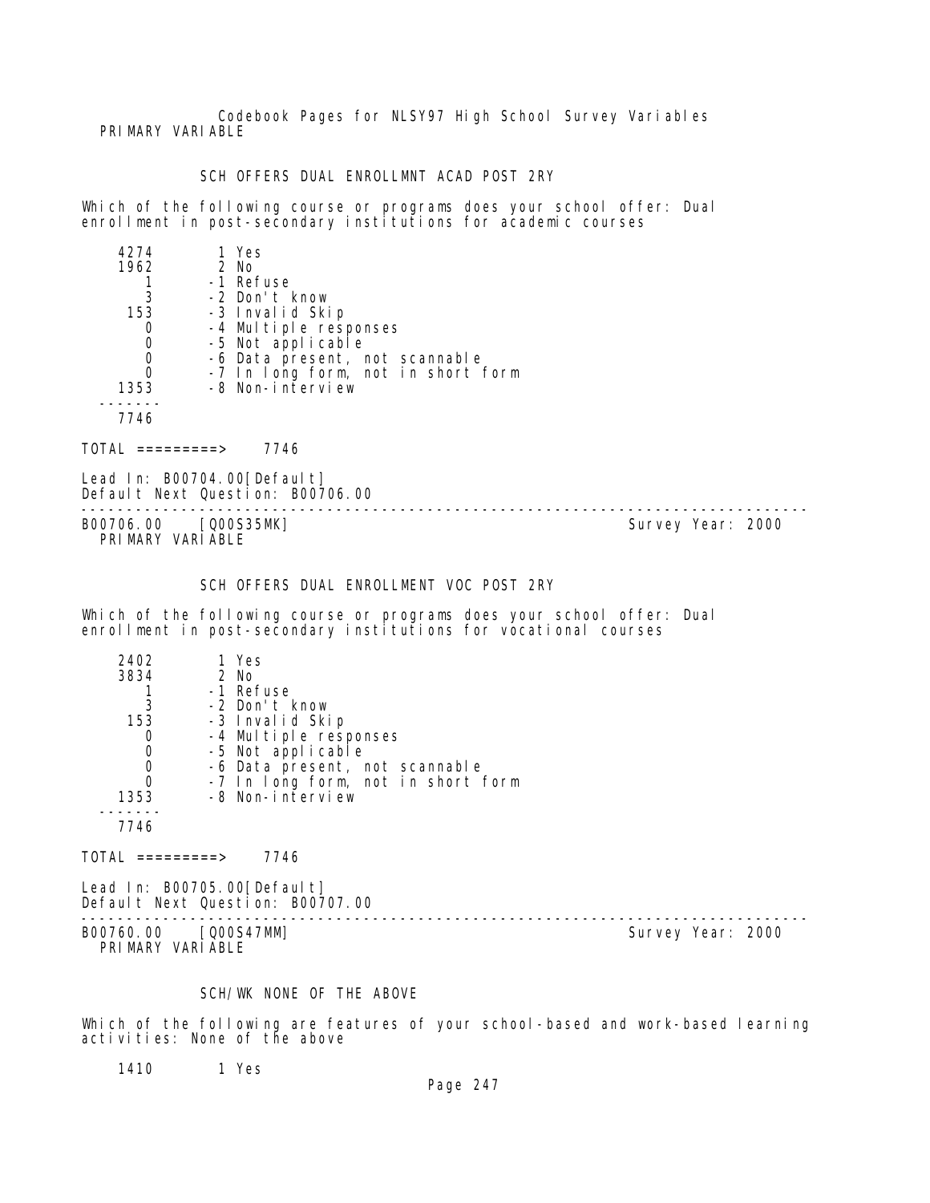Codebook Pages for NLSY97 High School Survey Variables

PRIMARY VARIABLE

### SCH OFFERS DUAL ENROLLMNT ACAD POST 2RY

Which of the following course or programs does your school offer: Dual enrollment in post-secondary institutions for academic courses

```
   4274       1 Yes
   1962       2 No
      1      -1 Refuse
      3      -2 Don't know
    153      -3 Invalid Skip
      0      -4 Multiple responses
      0      -5 Not applicable
      0      -6 Data present, not scannable
      0      -7 In long form, not in short form
   1353      -8 Non-interview
  -------
   7746

TOTAL =========>    7746
```

Lead In: B00704.00[Default]
Default Next Question: B00706.00

---

B00706.00 [Q00S35MK] Survey Year: 2000
PRIMARY VARIABLE

### SCH OFFERS DUAL ENROLLMENT VOC POST 2RY

Which of the following course or programs does your school offer: Dual enrollment in post-secondary institutions for vocational courses

```
   2402       1 Yes
   3834       2 No
      1      -1 Refuse
      3      -2 Don't know
    153      -3 Invalid Skip
      0      -4 Multiple responses
      0      -5 Not applicable
      0      -6 Data present, not scannable
      0      -7 In long form, not in short form
   1353      -8 Non-interview
  -------
   7746

TOTAL =========>    7746
```

Lead In: B00705.00[Default]
Default Next Question: B00707.00

---

B00760.00 [Q00S47MM] Survey Year: 2000
PRIMARY VARIABLE

### SCH/WK NONE OF THE ABOVE

Which of the following are features of your school-based and work-based learning activities: None of the above

```
   1410       1 Yes
```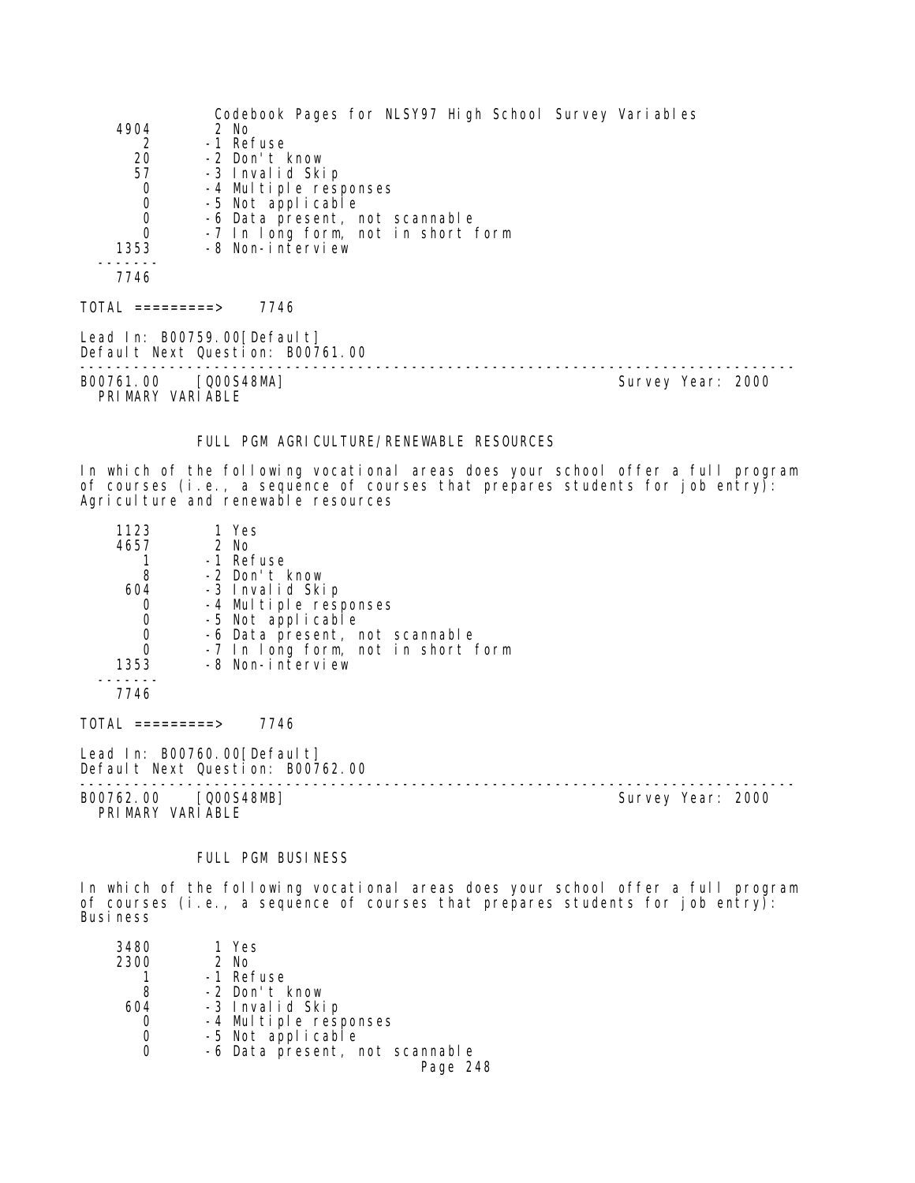| | |
|---|---|
| 4904 | 2 No |
| 2 | -1 Refuse |
| 20 | -2 Don't know |
| 57 | -3 Invalid Skip |
| 0 | -4 Multiple responses |
| 0 | -5 Not applicable |
| 0 | -6 Data present, not scannable |
| 0 | -7 In long form, not in short form |
| 1353 | -8 Non-interview |
| 7746 | |

TOTAL =========> 7746

Lead In: B00759.00[Default]
Default Next Question: B00761.00

---

B00761.00 [Q00S48MA] Survey Year: 2000
PRIMARY VARIABLE

FULL PGM AGRICULTURE/RENEWABLE RESOURCES

In which of the following vocational areas does your school offer a full program of courses (i.e., a sequence of courses that prepares students for job entry): Agriculture and renewable resources

| | |
|---|---|
| 1123 | 1 Yes |
| 4657 | 2 No |
| 1 | -1 Refuse |
| 8 | -2 Don't know |
| 604 | -3 Invalid Skip |
| 0 | -4 Multiple responses |
| 0 | -5 Not applicable |
| 0 | -6 Data present, not scannable |
| 0 | -7 In long form, not in short form |
| 1353 | -8 Non-interview |
| 7746 | |

TOTAL =========> 7746

Lead In: B00760.00[Default]
Default Next Question: B00762.00

---

B00762.00 [Q00S48MB] Survey Year: 2000
PRIMARY VARIABLE

FULL PGM BUSINESS

In which of the following vocational areas does your school offer a full program of courses (i.e., a sequence of courses that prepares students for job entry): Business

| | |
|---|---|
| 3480 | 1 Yes |
| 2300 | 2 No |
| 1 | -1 Refuse |
| 8 | -2 Don't know |
| 604 | -3 Invalid Skip |
| 0 | -4 Multiple responses |
| 0 | -5 Not applicable |
| 0 | -6 Data present, not scannable |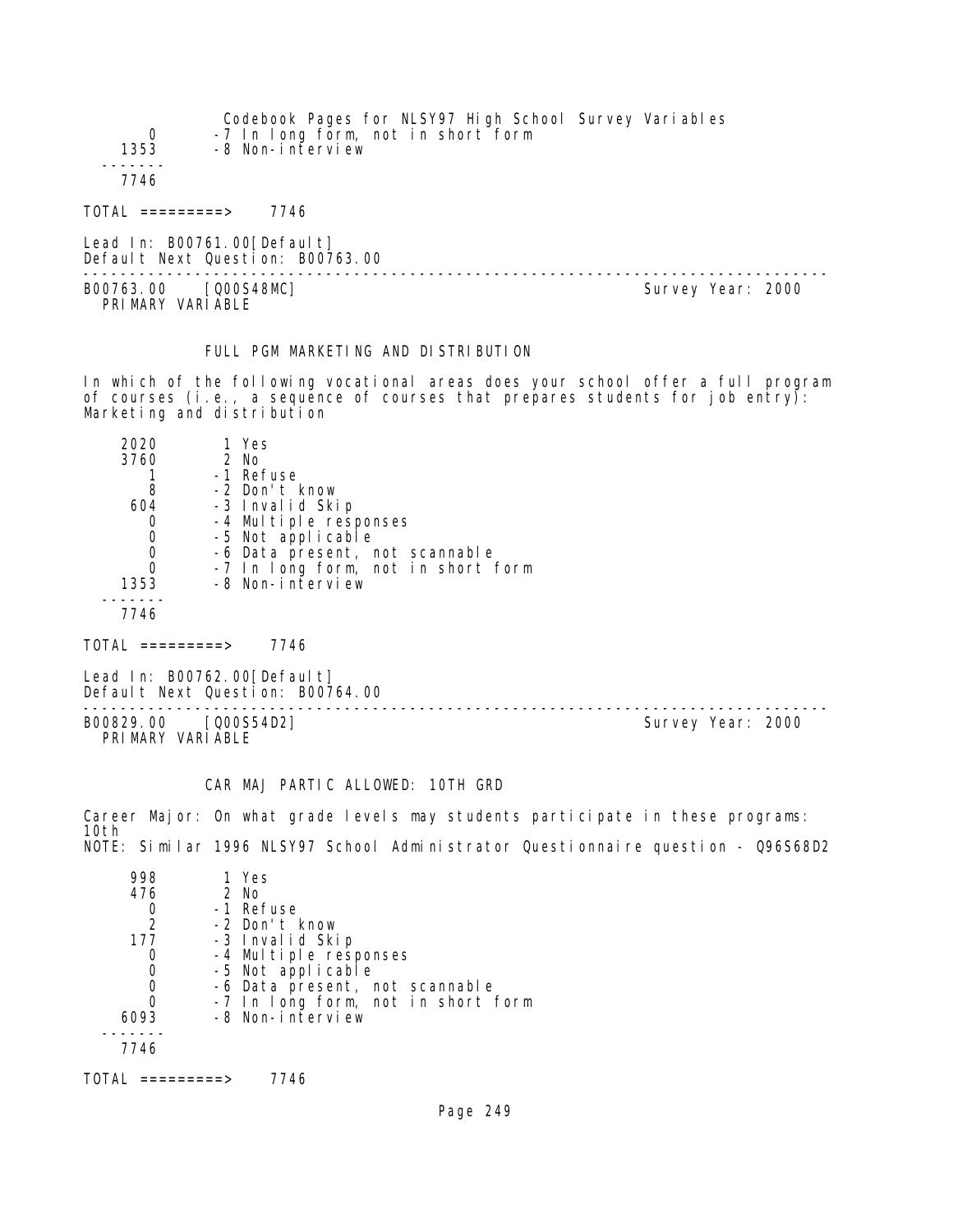```
   0       -7 In long form, not in short form
1353       -8 Non-interview
-------
7746
```

TOTAL =========> 7746

Lead In: B00761.00[Default]
Default Next Question: B00763.00

---

B00763.00 [Q00S48MC] Survey Year: 2000
PRIMARY VARIABLE

FULL PGM MARKETING AND DISTRIBUTION

In which of the following vocational areas does your school offer a full program of courses (i.e., a sequence of courses that prepares students for job entry): Marketing and distribution

```
2020        1 Yes
3760        2 No
   1       -1 Refuse
   8       -2 Don't know
 604       -3 Invalid Skip
   0       -4 Multiple responses
   0       -5 Not applicable
   0       -6 Data present, not scannable
   0       -7 In long form, not in short form
1353       -8 Non-interview
-------
7746
```

TOTAL =========> 7746

Lead In: B00762.00[Default]
Default Next Question: B00764.00

---

B00829.00 [Q00S54D2] Survey Year: 2000
PRIMARY VARIABLE

CAR MAJ PARTIC ALLOWED: 10TH GRD

Career Major: On what grade levels may students participate in these programs: 10th
NOTE: Similar 1996 NLSY97 School Administrator Questionnaire question - Q96S68D2

```
 998        1 Yes
 476        2 No
   0       -1 Refuse
   2       -2 Don't know
 177       -3 Invalid Skip
   0       -4 Multiple responses
   0       -5 Not applicable
   0       -6 Data present, not scannable
   0       -7 In long form, not in short form
6093       -8 Non-interview
-------
7746
```

TOTAL =========> 7746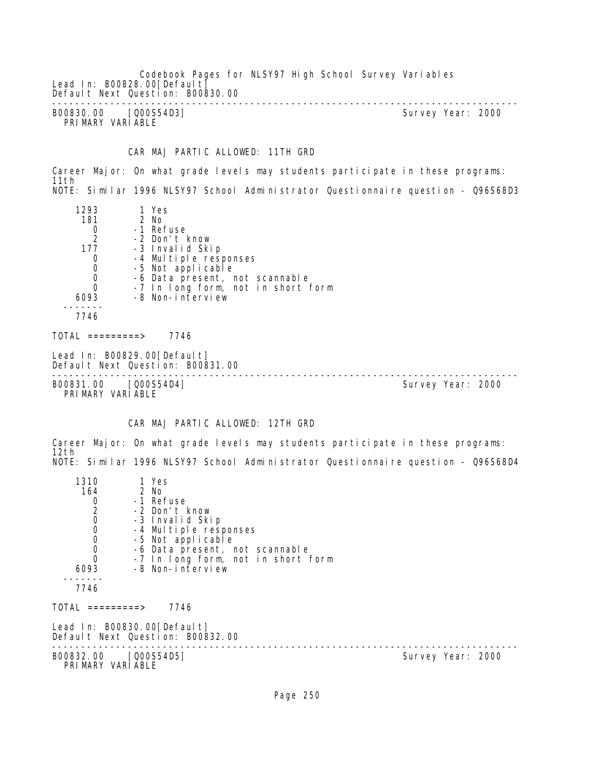Lead In: B00828.00[Default]
Default Next Question: B00830.00

---

B00830.00 [Q00S54D3] Survey Year: 2000
PRIMARY VARIABLE

CAR MAJ PARTIC ALLOWED: 11TH GRD

Career Major: On what grade levels may students participate in these programs: 11th
NOTE: Similar 1996 NLSY97 School Administrator Questionnaire question - Q96S68D3

| Count | Code | Label |
|---|---|---|
| 1293 | 1 | Yes |
| 181 | 2 | No |
| 0 | -1 | Refuse |
| 2 | -2 | Don't know |
| 177 | -3 | Invalid Skip |
| 0 | -4 | Multiple responses |
| 0 | -5 | Not applicable |
| 0 | -6 | Data present, not scannable |
| 0 | -7 | In long form, not in short form |
| 6093 | -8 | Non-interview |
| 7746 | | |

TOTAL =========> 7746

Lead In: B00829.00[Default]
Default Next Question: B00831.00

---

B00831.00 [Q00S54D4] Survey Year: 2000
PRIMARY VARIABLE

CAR MAJ PARTIC ALLOWED: 12TH GRD

Career Major: On what grade levels may students participate in these programs: 12th
NOTE: Similar 1996 NLSY97 School Administrator Questionnaire question - Q96S68D4

| Count | Code | Label |
|---|---|---|
| 1310 | 1 | Yes |
| 164 | 2 | No |
| 0 | -1 | Refuse |
| 2 | -2 | Don't know |
| 0 | -3 | Invalid Skip |
| 0 | -4 | Multiple responses |
| 0 | -5 | Not applicable |
| 0 | -6 | Data present, not scannable |
| 0 | -7 | In long form, not in short form |
| 6093 | -8 | Non-interview |
| 7746 | | |

TOTAL =========> 7746

Lead In: B00830.00[Default]
Default Next Question: B00832.00

---

B00832.00 [Q00S54D5] Survey Year: 2000
PRIMARY VARIABLE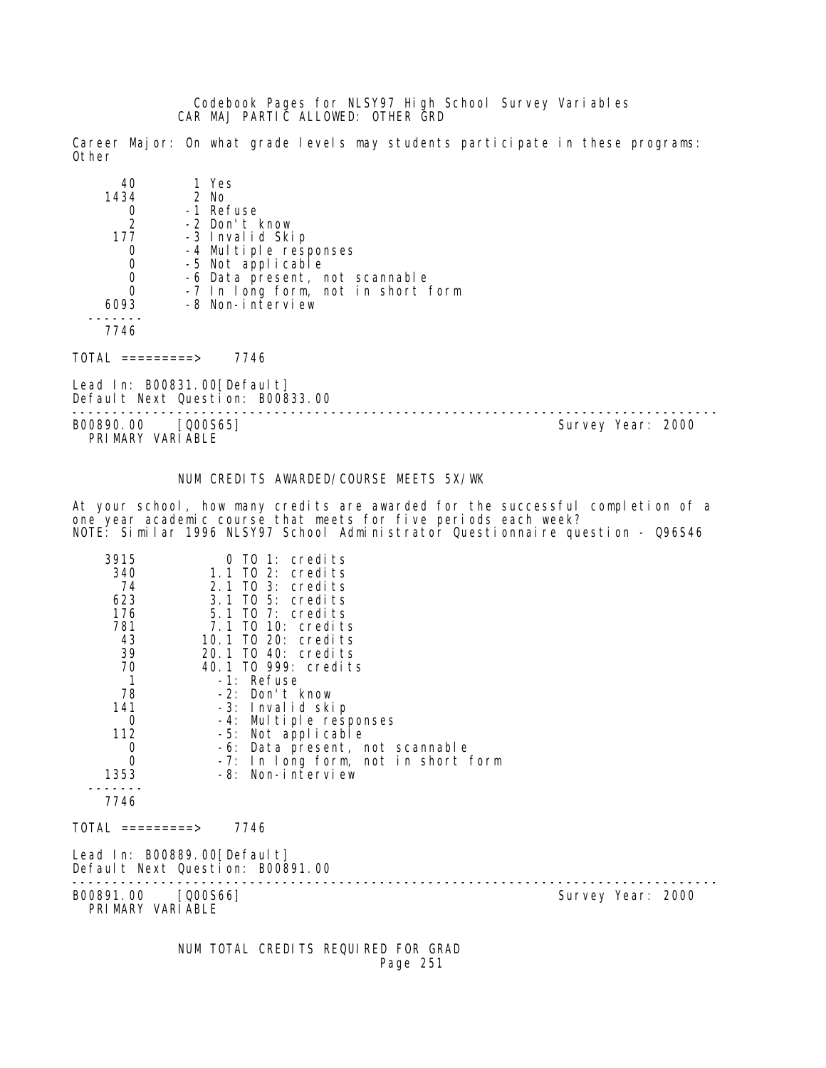CAR MAJ PARTIC ALLOWED: OTHER GRD

Career Major: On what grade levels may students participate in these programs: Other

| | |
|---|---|
| 40 | 1 Yes |
| 1434 | 2 No |
| 0 | -1 Refuse |
| 2 | -2 Don't know |
| 177 | -3 Invalid Skip |
| 0 | -4 Multiple responses |
| 0 | -5 Not applicable |
| 0 | -6 Data present, not scannable |
| 0 | -7 In long form, not in short form |
| 6093 | -8 Non-interview |
| 7746 | |

TOTAL =========> 7746

Lead In: B00831.00[Default]
Default Next Question: B00833.00

---

B00890.00 [Q00S65] Survey Year: 2000
PRIMARY VARIABLE

NUM CREDITS AWARDED/COURSE MEETS 5X/WK

At your school, how many credits are awarded for the successful completion of a one year academic course that meets for five periods each week?
NOTE: Similar 1996 NLSY97 School Administrator Questionnaire question - Q96S46

| | |
|---|---|
| 3915 | 0 TO 1: credits |
| 340 | 1.1 TO 2: credits |
| 74 | 2.1 TO 3: credits |
| 623 | 3.1 TO 5: credits |
| 176 | 5.1 TO 7: credits |
| 781 | 7.1 TO 10: credits |
| 43 | 10.1 TO 20: credits |
| 39 | 20.1 TO 40: credits |
| 70 | 40.1 TO 999: credits |
| 1 | -1: Refuse |
| 78 | -2: Don't know |
| 141 | -3: Invalid skip |
| 0 | -4: Multiple responses |
| 112 | -5: Not applicable |
| 0 | -6: Data present, not scannable |
| 0 | -7: In long form, not in short form |
| 1353 | -8: Non-interview |
| 7746 | |

TOTAL =========> 7746

Lead In: B00889.00[Default]
Default Next Question: B00891.00

---

B00891.00 [Q00S66] Survey Year: 2000
PRIMARY VARIABLE

NUM TOTAL CREDITS REQUIRED FOR GRAD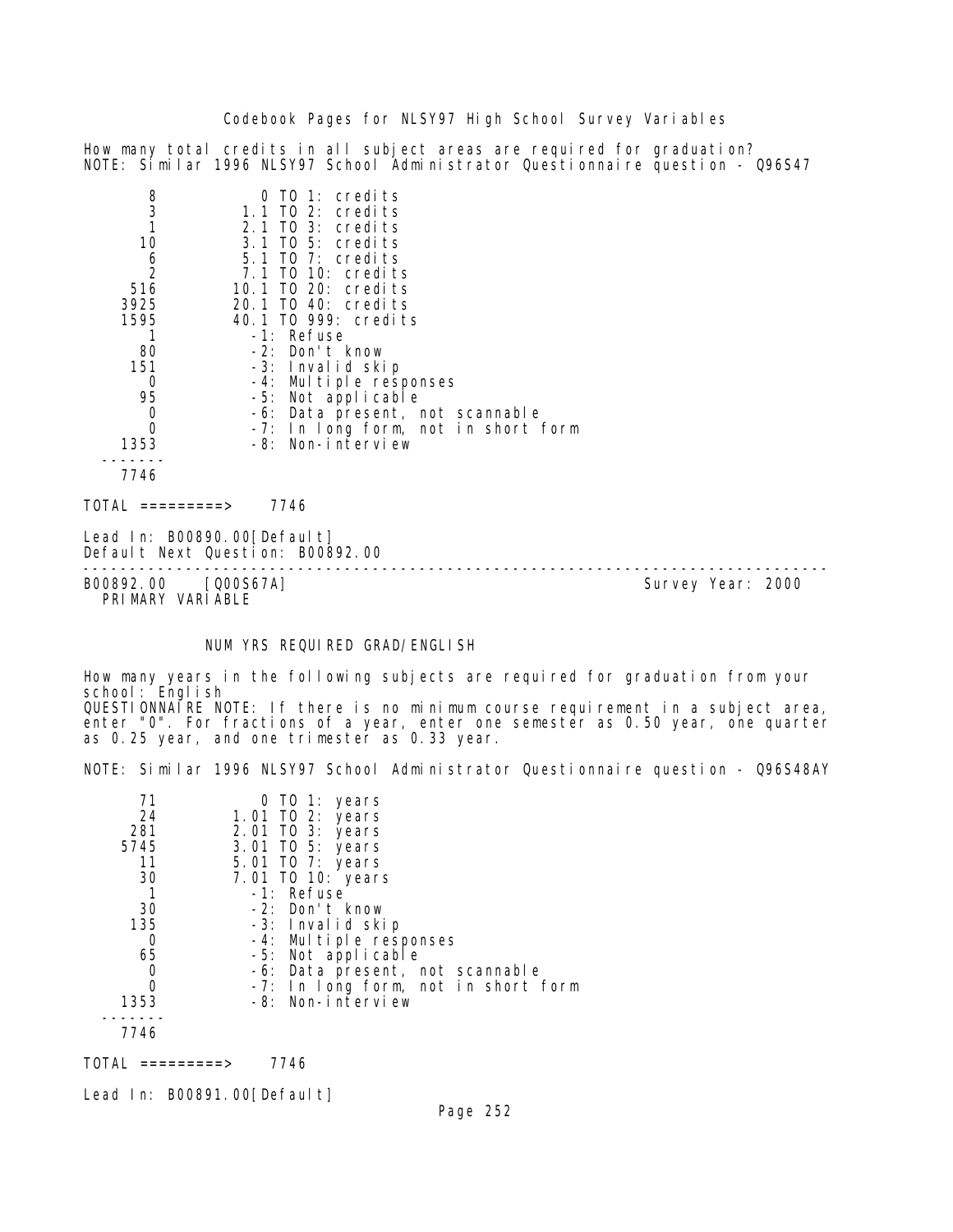How many total credits in all subject areas are required for graduation?
NOTE: Similar 1996 NLSY97 School Administrator Questionnaire question - Q96S47

| | |
|---|---|
| 8 | 0 TO 1: credits |
| 3 | 1.1 TO 2: credits |
| 1 | 2.1 TO 3: credits |
| 10 | 3.1 TO 5: credits |
| 6 | 5.1 TO 7: credits |
| 2 | 7.1 TO 10: credits |
| 516 | 10.1 TO 20: credits |
| 3925 | 20.1 TO 40: credits |
| 1595 | 40.1 TO 999: credits |
| 1 | -1: Refuse |
| 80 | -2: Don't know |
| 151 | -3: Invalid skip |
| 0 | -4: Multiple responses |
| 95 | -5: Not applicable |
| 0 | -6: Data present, not scannable |
| 0 | -7: In long form, not in short form |
| 1353 | -8: Non-interview |
| 7746 | |

TOTAL =========> 7746

Lead In: B00890.00[Default]
Default Next Question: B00892.00

---

B00892.00 [Q00S67A] Survey Year: 2000
PRIMARY VARIABLE

## NUM YRS REQUIRED GRAD/ENGLISH

How many years in the following subjects are required for graduation from your school: English
QUESTIONNAIRE NOTE: If there is no minimum course requirement in a subject area, enter "0". For fractions of a year, enter one semester as 0.50 year, one quarter as 0.25 year, and one trimester as 0.33 year.

NOTE: Similar 1996 NLSY97 School Administrator Questionnaire question - Q96S48AY

| | |
|---|---|
| 71 | 0 TO 1: years |
| 24 | 1.01 TO 2: years |
| 281 | 2.01 TO 3: years |
| 5745 | 3.01 TO 5: years |
| 11 | 5.01 TO 7: years |
| 30 | 7.01 TO 10: years |
| 1 | -1: Refuse |
| 30 | -2: Don't know |
| 135 | -3: Invalid skip |
| 0 | -4: Multiple responses |
| 65 | -5: Not applicable |
| 0 | -6: Data present, not scannable |
| 0 | -7: In long form, not in short form |
| 1353 | -8: Non-interview |
| 7746 | |

TOTAL =========> 7746

Lead In: B00891.00[Default]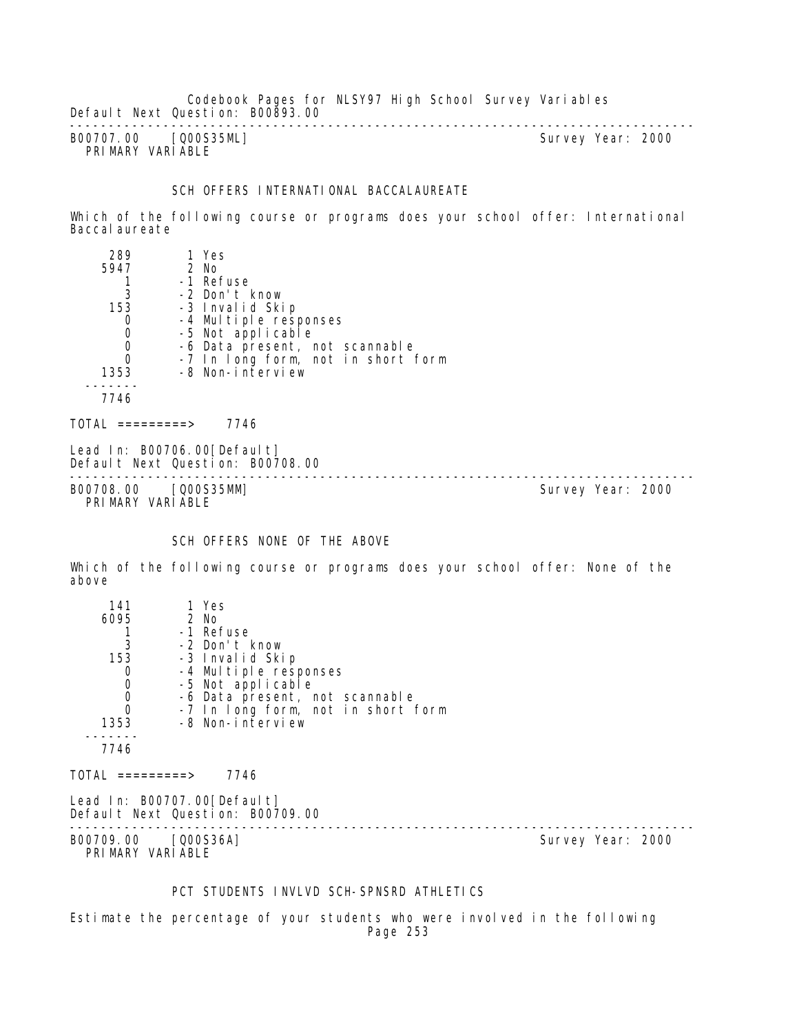Default Next Question: B00893.00

---

B00707.00 [Q00S35ML] Survey Year: 2000
PRIMARY VARIABLE

SCH OFFERS INTERNATIONAL BACCALAUREATE

Which of the following course or programs does your school offer: International Baccalaureate

```
     289        1 Yes
    5947        2 No
       1       -1 Refuse
       3       -2 Don't know
     153       -3 Invalid Skip
       0       -4 Multiple responses
       0       -5 Not applicable
       0       -6 Data present, not scannable
       0       -7 In long form, not in short form
    1353       -8 Non-interview
  -------
    7746

TOTAL =========>    7746
```

Lead In: B00706.00[Default]
Default Next Question: B00708.00

---

B00708.00 [Q00S35MM] Survey Year: 2000
PRIMARY VARIABLE

SCH OFFERS NONE OF THE ABOVE

Which of the following course or programs does your school offer: None of the above

```
     141        1 Yes
    6095        2 No
       1       -1 Refuse
       3       -2 Don't know
     153       -3 Invalid Skip
       0       -4 Multiple responses
       0       -5 Not applicable
       0       -6 Data present, not scannable
       0       -7 In long form, not in short form
    1353       -8 Non-interview
  -------
    7746

TOTAL =========>    7746
```

Lead In: B00707.00[Default]
Default Next Question: B00709.00

---

B00709.00 [Q00S36A] Survey Year: 2000
PRIMARY VARIABLE

PCT STUDENTS INVLVD SCH-SPNSRD ATHLETICS

Estimate the percentage of your students who were involved in the following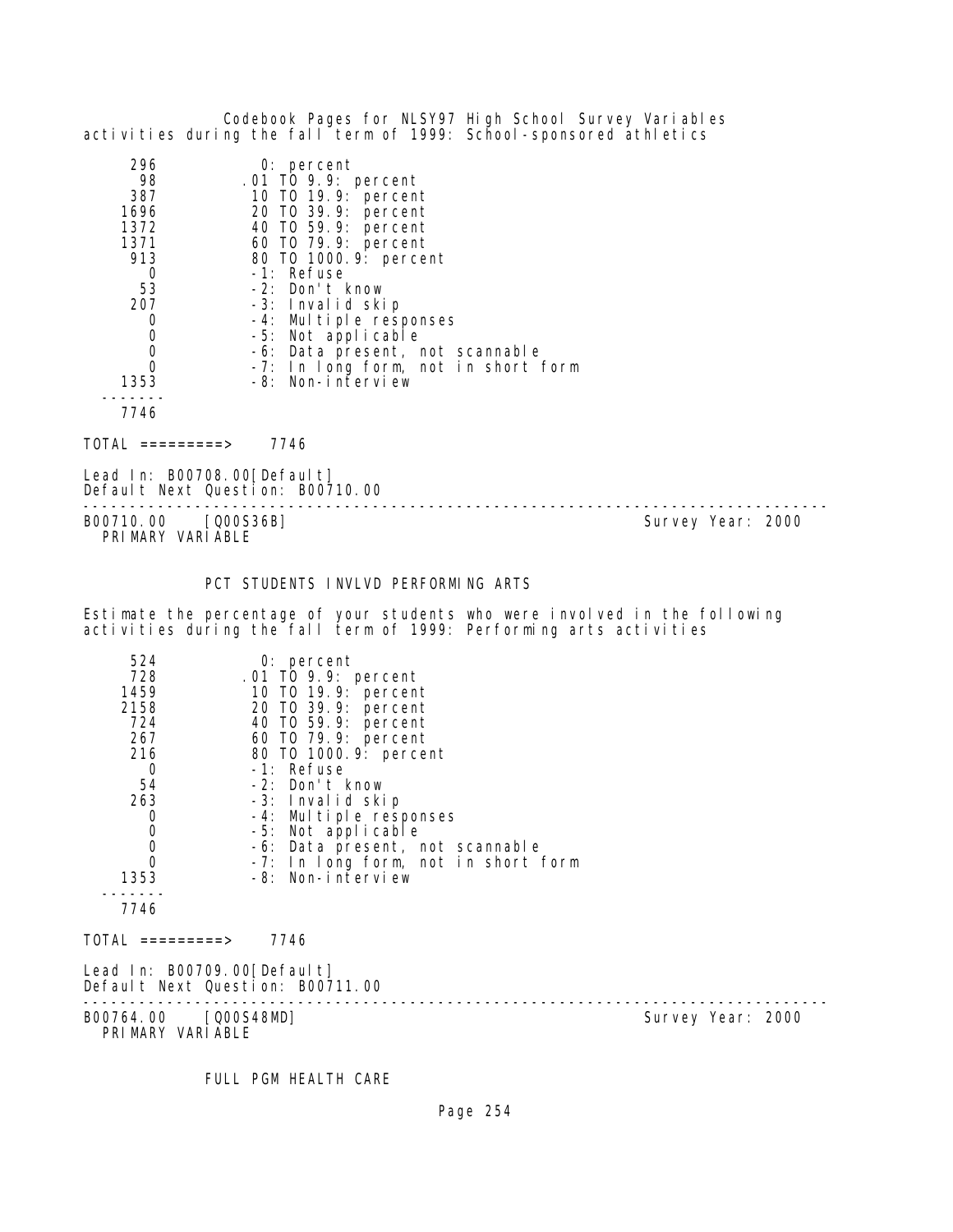activities during the fall term of 1999: School-sponsored athletics

| | |
|---|---|
| 296 | 0: percent |
| 98 | .01 TO 9.9: percent |
| 387 | 10 TO 19.9: percent |
| 1696 | 20 TO 39.9: percent |
| 1372 | 40 TO 59.9: percent |
| 1371 | 60 TO 79.9: percent |
| 913 | 80 TO 1000.9: percent |
| 0 | -1: Refuse |
| 53 | -2: Don't know |
| 207 | -3: Invalid skip |
| 0 | -4: Multiple responses |
| 0 | -5: Not applicable |
| 0 | -6: Data present, not scannable |
| 0 | -7: In long form, not in short form |
| 1353 | -8: Non-interview |
| 7746 | |

TOTAL =========> 7746

Lead In: B00708.00[Default]
Default Next Question: B00710.00

---

B00710.00 [Q00S36B] Survey Year: 2000
PRIMARY VARIABLE

## PCT STUDENTS INVLVD PERFORMING ARTS

Estimate the percentage of your students who were involved in the following activities during the fall term of 1999: Performing arts activities

| | |
|---|---|
| 524 | 0: percent |
| 728 | .01 TO 9.9: percent |
| 1459 | 10 TO 19.9: percent |
| 2158 | 20 TO 39.9: percent |
| 724 | 40 TO 59.9: percent |
| 267 | 60 TO 79.9: percent |
| 216 | 80 TO 1000.9: percent |
| 0 | -1: Refuse |
| 54 | -2: Don't know |
| 263 | -3: Invalid skip |
| 0 | -4: Multiple responses |
| 0 | -5: Not applicable |
| 0 | -6: Data present, not scannable |
| 0 | -7: In long form, not in short form |
| 1353 | -8: Non-interview |
| 7746 | |

TOTAL =========> 7746

Lead In: B00709.00[Default]
Default Next Question: B00711.00

---

B00764.00 [Q00S48MD] Survey Year: 2000
PRIMARY VARIABLE

## FULL PGM HEALTH CARE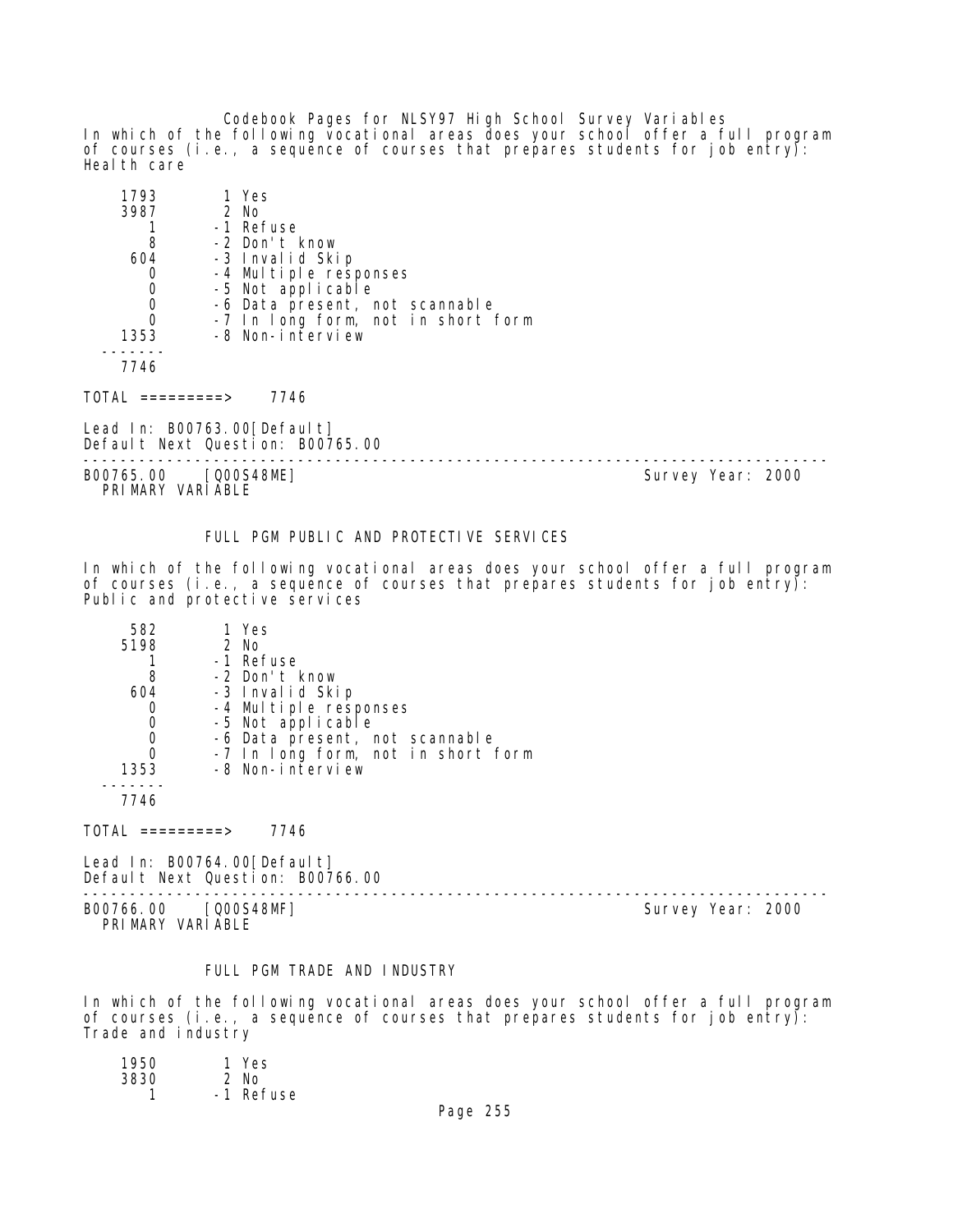In which of the following vocational areas does your school offer a full program of courses (i.e., a sequence of courses that prepares students for job entry): Health care

```
    1793        1 Yes
    3987        2 No
       1       -1 Refuse
       8       -2 Don't know
     604       -3 Invalid Skip
       0       -4 Multiple responses
       0       -5 Not applicable
       0       -6 Data present, not scannable
       0       -7 In long form, not in short form
    1353       -8 Non-interview
  -------
    7746
```

TOTAL =========> 7746

Lead In: B00763.00[Default]
Default Next Question: B00765.00

---

B00765.00 [Q00S48ME] Survey Year: 2000
PRIMARY VARIABLE

## FULL PGM PUBLIC AND PROTECTIVE SERVICES

In which of the following vocational areas does your school offer a full program of courses (i.e., a sequence of courses that prepares students for job entry): Public and protective services

```
     582        1 Yes
    5198        2 No
       1       -1 Refuse
       8       -2 Don't know
     604       -3 Invalid Skip
       0       -4 Multiple responses
       0       -5 Not applicable
       0       -6 Data present, not scannable
       0       -7 In long form, not in short form
    1353       -8 Non-interview
  -------
    7746
```

TOTAL =========> 7746

Lead In: B00764.00[Default]
Default Next Question: B00766.00

---

B00766.00 [Q00S48MF] Survey Year: 2000
PRIMARY VARIABLE

## FULL PGM TRADE AND INDUSTRY

In which of the following vocational areas does your school offer a full program of courses (i.e., a sequence of courses that prepares students for job entry): Trade and industry

```
    1950        1 Yes
    3830        2 No
       1       -1 Refuse
```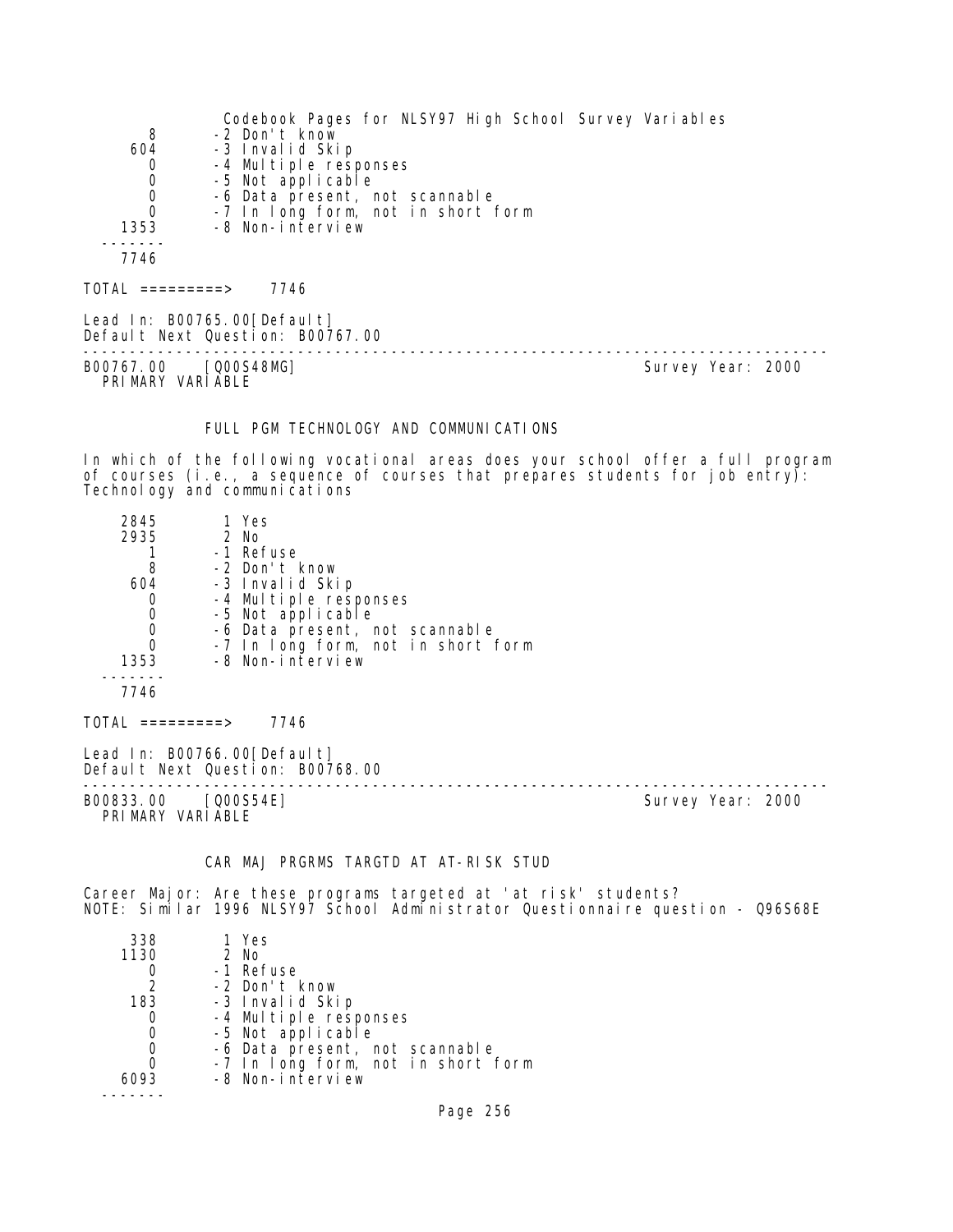| | |
|---|---|
| 8 | -2 Don't know |
| 604 | -3 Invalid Skip |
| 0 | -4 Multiple responses |
| 0 | -5 Not applicable |
| 0 | -6 Data present, not scannable |
| 0 | -7 In long form, not in short form |
| 1353 | -8 Non-interview |
| ------- | |
| 7746 | |

TOTAL =========> 7746

Lead In: B00765.00[Default]
Default Next Question: B00767.00

---

B00767.00 [Q00S48MG] Survey Year: 2000
PRIMARY VARIABLE

## FULL PGM TECHNOLOGY AND COMMUNICATIONS

In which of the following vocational areas does your school offer a full program of courses (i.e., a sequence of courses that prepares students for job entry): Technology and communications

| | |
|---|---|
| 2845 | 1 Yes |
| 2935 | 2 No |
| 1 | -1 Refuse |
| 8 | -2 Don't know |
| 604 | -3 Invalid Skip |
| 0 | -4 Multiple responses |
| 0 | -5 Not applicable |
| 0 | -6 Data present, not scannable |
| 0 | -7 In long form, not in short form |
| 1353 | -8 Non-interview |
| ------- | |
| 7746 | |

TOTAL =========> 7746

Lead In: B00766.00[Default]
Default Next Question: B00768.00

---

B00833.00 [Q00S54E] Survey Year: 2000
PRIMARY VARIABLE

## CAR MAJ PRGRMS TARGTD AT AT-RISK STUD

Career Major: Are these programs targeted at 'at risk' students?
NOTE: Similar 1996 NLSY97 School Administrator Questionnaire question - Q96S68E

| | |
|---|---|
| 338 | 1 Yes |
| 1130 | 2 No |
| 0 | -1 Refuse |
| 2 | -2 Don't know |
| 183 | -3 Invalid Skip |
| 0 | -4 Multiple responses |
| 0 | -5 Not applicable |
| 0 | -6 Data present, not scannable |
| 0 | -7 In long form, not in short form |
| 6093 | -8 Non-interview |
| ------- | |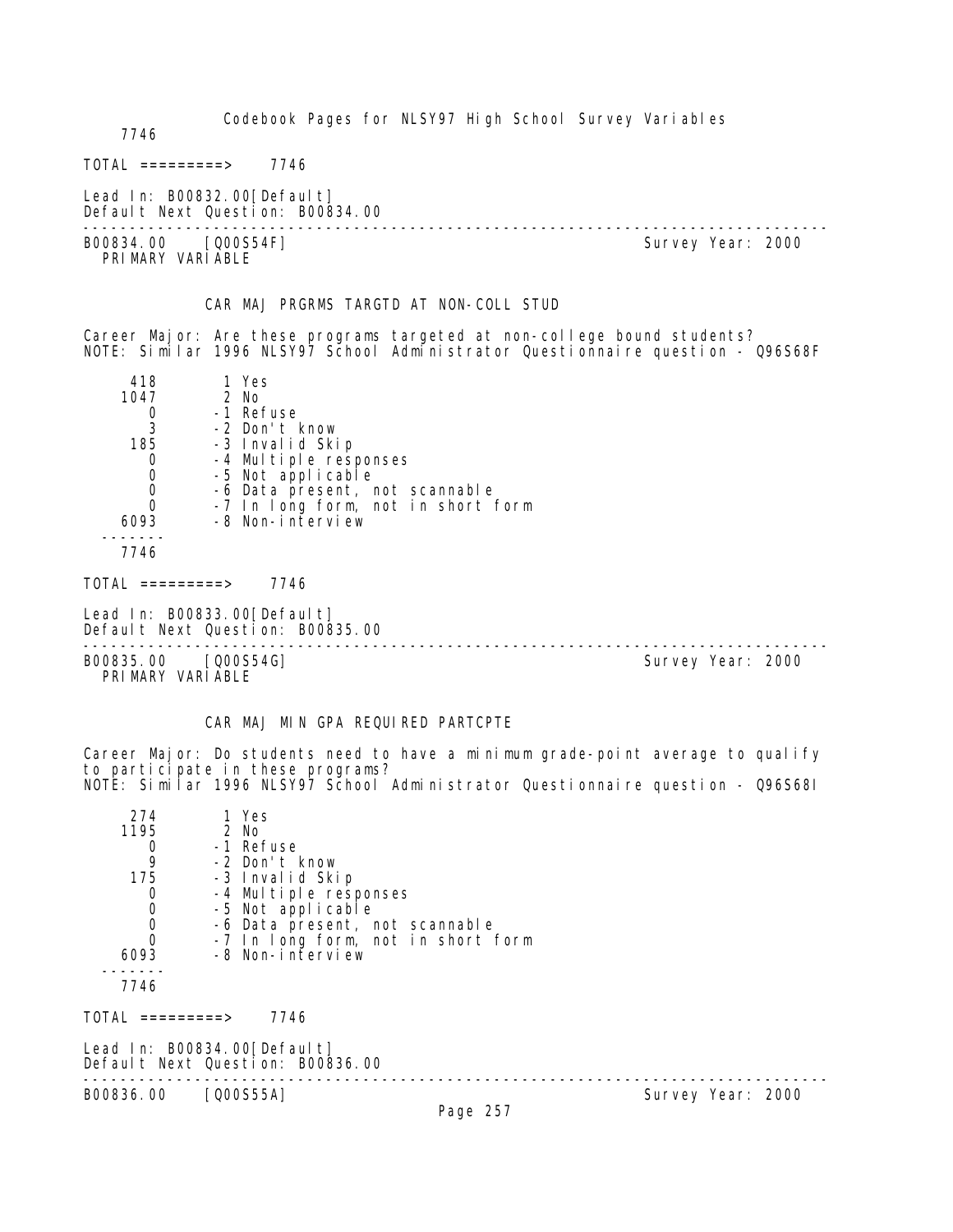7746

TOTAL =========> 7746

Lead In: B00832.00[Default]
Default Next Question: B00834.00

---

B00834.00 [Q00S54F] Survey Year: 2000
PRIMARY VARIABLE

CAR MAJ PRGRMS TARGTD AT NON-COLL STUD

Career Major: Are these programs targeted at non-college bound students?
NOTE: Similar 1996 NLSY97 School Administrator Questionnaire question - Q96S68F

| Count | Code | Label |
|---|---|---|
| 418 | 1 | Yes |
| 1047 | 2 | No |
| 0 | -1 | Refuse |
| 3 | -2 | Don't know |
| 185 | -3 | Invalid Skip |
| 0 | -4 | Multiple responses |
| 0 | -5 | Not applicable |
| 0 | -6 | Data present, not scannable |
| 0 | -7 | In long form, not in short form |
| 6093 | -8 | Non-interview |
| 7746 | | |

TOTAL =========> 7746

Lead In: B00833.00[Default]
Default Next Question: B00835.00

---

B00835.00 [Q00S54G] Survey Year: 2000
PRIMARY VARIABLE

CAR MAJ MIN GPA REQUIRED PARTCPTE

Career Major: Do students need to have a minimum grade-point average to qualify to participate in these programs?
NOTE: Similar 1996 NLSY97 School Administrator Questionnaire question - Q96S68I

| Count | Code | Label |
|---|---|---|
| 274 | 1 | Yes |
| 1195 | 2 | No |
| 0 | -1 | Refuse |
| 9 | -2 | Don't know |
| 175 | -3 | Invalid Skip |
| 0 | -4 | Multiple responses |
| 0 | -5 | Not applicable |
| 0 | -6 | Data present, not scannable |
| 0 | -7 | In long form, not in short form |
| 6093 | -8 | Non-interview |
| 7746 | | |

TOTAL =========> 7746

Lead In: B00834.00[Default]
Default Next Question: B00836.00

---

B00836.00 [Q00S55A] Survey Year: 2000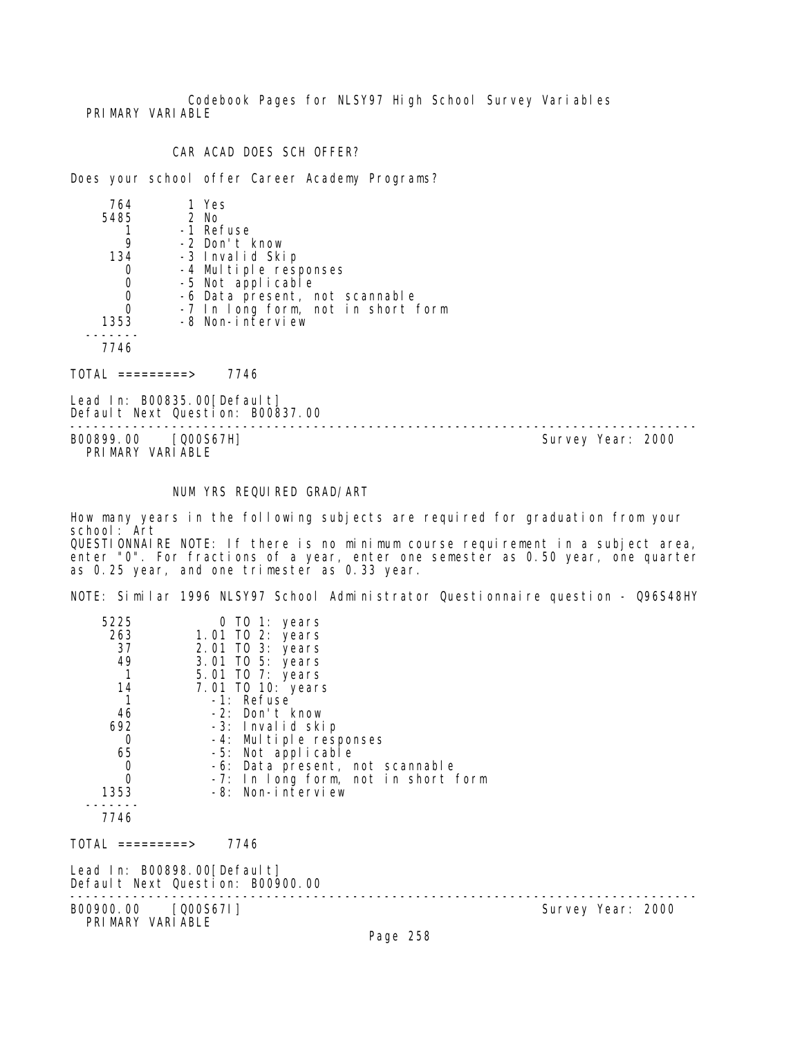Codebook Pages for NLSY97 High School Survey Variables

PRIMARY VARIABLE

CAR ACAD DOES SCH OFFER?

Does your school offer Career Academy Programs?

```
     764        1 Yes
    5485        2 No
       1       -1 Refuse
       9       -2 Don't know
     134       -3 Invalid Skip
       0       -4 Multiple responses
       0       -5 Not applicable
       0       -6 Data present, not scannable
       0       -7 In long form, not in short form
    1353       -8 Non-interview
  -------
    7746

TOTAL =========>    7746
```

Lead In: B00835.00[Default]
Default Next Question: B00837.00

---

B00899.00 [Q00S67H] Survey Year: 2000

PRIMARY VARIABLE

NUM YRS REQUIRED GRAD/ART

How many years in the following subjects are required for graduation from your school: Art
QUESTIONNAIRE NOTE: If there is no minimum course requirement in a subject area, enter "0". For fractions of a year, enter one semester as 0.50 year, one quarter as 0.25 year, and one trimester as 0.33 year.

NOTE: Similar 1996 NLSY97 School Administrator Questionnaire question - Q96S48HY

```
    5225          0 TO 1: years
     263       1.01 TO 2: years
      37       2.01 TO 3: years
      49       3.01 TO 5: years
       1       5.01 TO 7: years
      14       7.01 TO 10: years
       1         -1: Refuse
      46         -2: Don't know
     692         -3: Invalid skip
       0         -4: Multiple responses
      65         -5: Not applicable
       0         -6: Data present, not scannable
       0         -7: In long form, not in short form
    1353         -8: Non-interview
  -------
    7746

TOTAL =========>    7746
```

Lead In: B00898.00[Default]
Default Next Question: B00900.00

---

B00900.00 [Q00S67I] Survey Year: 2000

PRIMARY VARIABLE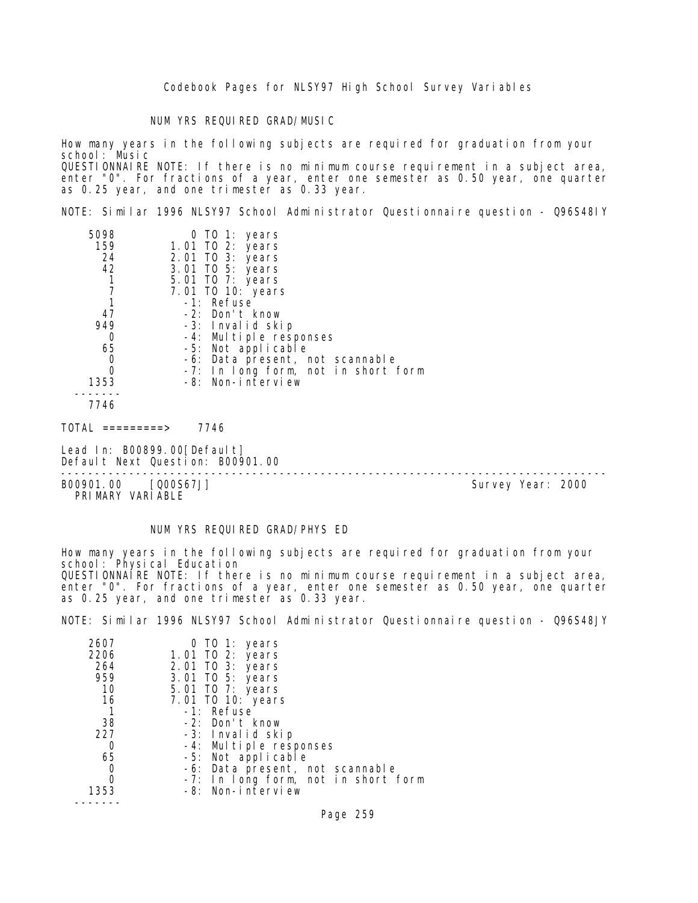NUM YRS REQUIRED GRAD/MUSIC

How many years in the following subjects are required for graduation from your school: Music
QUESTIONNAIRE NOTE: If there is no minimum course requirement in a subject area, enter "0". For fractions of a year, enter one semester as 0.50 year, one quarter as 0.25 year, and one trimester as 0.33 year.

NOTE: Similar 1996 NLSY97 School Administrator Questionnaire question - Q96S48IY

| Count | Value |
|---|---|
| 5098 | 0 TO 1: years |
| 159 | 1.01 TO 2: years |
| 24 | 2.01 TO 3: years |
| 42 | 3.01 TO 5: years |
| 1 | 5.01 TO 7: years |
| 7 | 7.01 TO 10: years |
| 1 | -1: Refuse |
| 47 | -2: Don't know |
| 949 | -3: Invalid skip |
| 0 | -4: Multiple responses |
| 65 | -5: Not applicable |
| 0 | -6: Data present, not scannable |
| 0 | -7: In long form, not in short form |
| 1353 | -8: Non-interview |
| 7746 | |

TOTAL =========> 7746

Lead In: B00899.00[Default]
Default Next Question: B00901.00

---

B00901.00 [Q00S67J] Survey Year: 2000
PRIMARY VARIABLE

NUM YRS REQUIRED GRAD/PHYS ED

How many years in the following subjects are required for graduation from your school: Physical Education
QUESTIONNAIRE NOTE: If there is no minimum course requirement in a subject area, enter "0". For fractions of a year, enter one semester as 0.50 year, one quarter as 0.25 year, and one trimester as 0.33 year.

NOTE: Similar 1996 NLSY97 School Administrator Questionnaire question - Q96S48JY

| Count | Value |
|---|---|
| 2607 | 0 TO 1: years |
| 2206 | 1.01 TO 2: years |
| 264 | 2.01 TO 3: years |
| 959 | 3.01 TO 5: years |
| 10 | 5.01 TO 7: years |
| 16 | 7.01 TO 10: years |
| 1 | -1: Refuse |
| 38 | -2: Don't know |
| 227 | -3: Invalid skip |
| 0 | -4: Multiple responses |
| 65 | -5: Not applicable |
| 0 | -6: Data present, not scannable |
| 0 | -7: In long form, not in short form |
| 1353 | -8: Non-interview |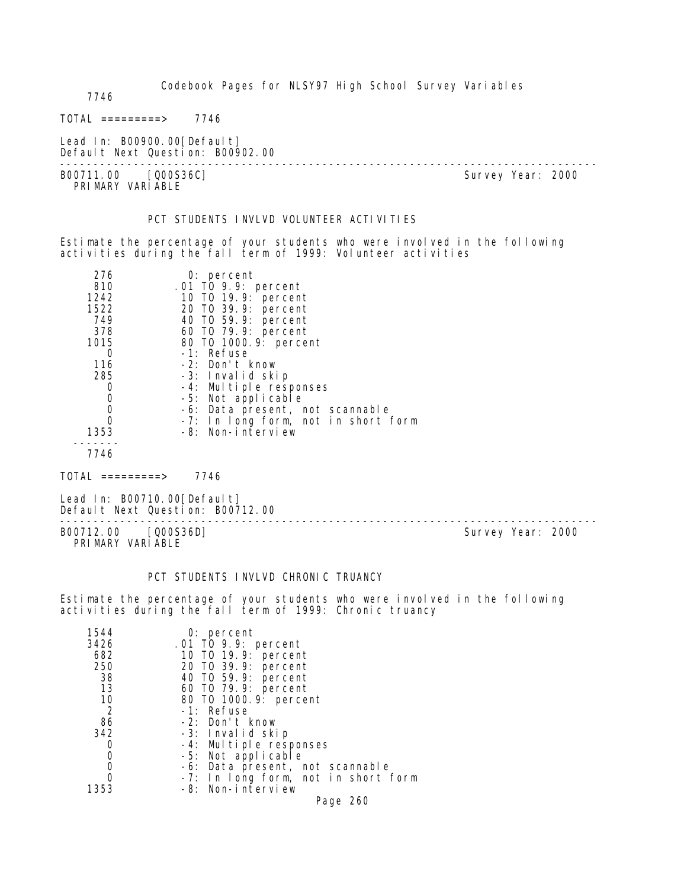7746

TOTAL =========> 7746

Lead In: B00900.00[Default]
Default Next Question: B00902.00

---

B00711.00 [Q00S36C] Survey Year: 2000
PRIMARY VARIABLE

PCT STUDENTS INVLVD VOLUNTEER ACTIVITIES

Estimate the percentage of your students who were involved in the following activities during the fall term of 1999: Volunteer activities

```
     276            0: percent
     810          .01 TO 9.9: percent
    1242           10 TO 19.9: percent
    1522           20 TO 39.9: percent
     749           40 TO 59.9: percent
     378           60 TO 79.9: percent
    1015           80 TO 1000.9: percent
       0           -1: Refuse
     116           -2: Don't know
     285           -3: Invalid skip
       0           -4: Multiple responses
       0           -5: Not applicable
       0           -6: Data present, not scannable
       0           -7: In long form, not in short form
    1353           -8: Non-interview
  -------
    7746
```

TOTAL =========> 7746

Lead In: B00710.00[Default]
Default Next Question: B00712.00

---

B00712.00 [Q00S36D] Survey Year: 2000
PRIMARY VARIABLE

PCT STUDENTS INVLVD CHRONIC TRUANCY

Estimate the percentage of your students who were involved in the following activities during the fall term of 1999: Chronic truancy

```
    1544            0: percent
    3426          .01 TO 9.9: percent
     682           10 TO 19.9: percent
     250           20 TO 39.9: percent
      38           40 TO 59.9: percent
      13           60 TO 79.9: percent
      10           80 TO 1000.9: percent
       2           -1: Refuse
      86           -2: Don't know
     342           -3: Invalid skip
       0           -4: Multiple responses
       0           -5: Not applicable
       0           -6: Data present, not scannable
       0           -7: In long form, not in short form
    1353           -8: Non-interview
```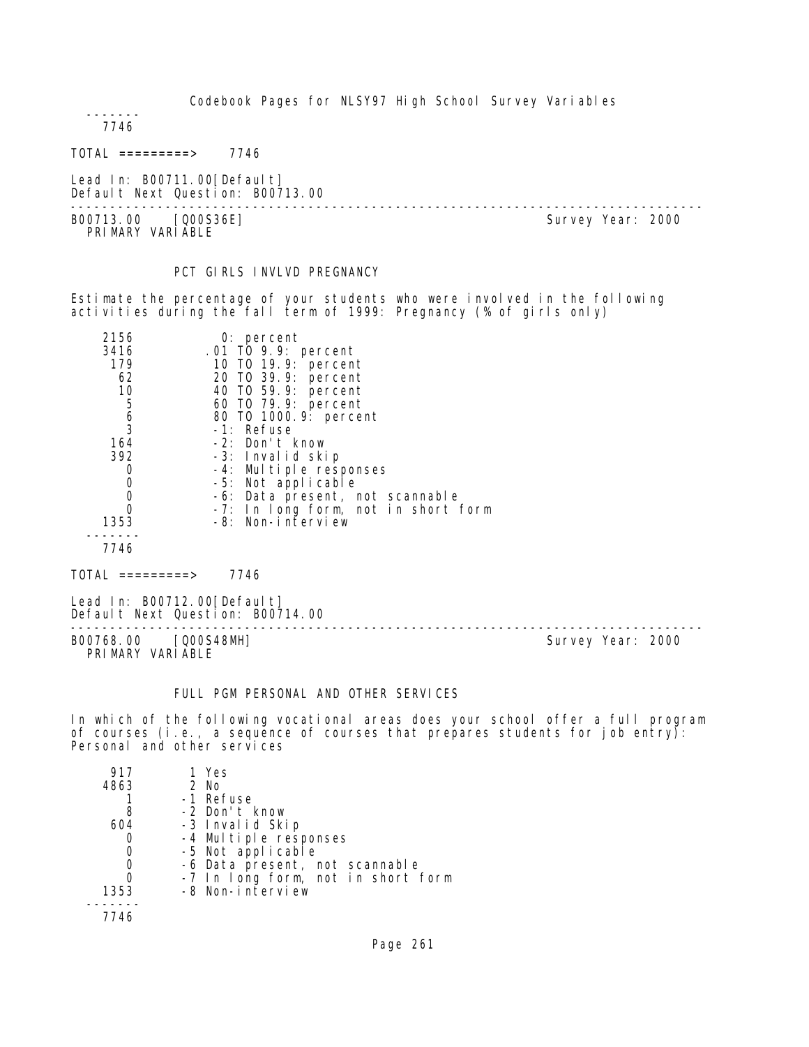```
-------
   7746
```

TOTAL =========> 7746

Lead In: B00711.00[Default]
Default Next Question: B00713.00

---

B00713.00 [Q00S36E] Survey Year: 2000
PRIMARY VARIABLE

### PCT GIRLS INVLVD PREGNANCY

Estimate the percentage of your students who were involved in the following activities during the fall term of 1999: Pregnancy (% of girls only)

```
   2156          0: percent
   3416       .01 TO 9.9: percent
    179        10 TO 19.9: percent
     62        20 TO 39.9: percent
     10        40 TO 59.9: percent
      5        60 TO 79.9: percent
      6        80 TO 1000.9: percent
      3        -1: Refuse
    164        -2: Don't know
    392        -3: Invalid skip
      0        -4: Multiple responses
      0        -5: Not applicable
      0        -6: Data present, not scannable
      0        -7: In long form, not in short form
   1353        -8: Non-interview
-------
   7746
```

TOTAL =========> 7746

Lead In: B00712.00[Default]
Default Next Question: B00714.00

---

B00768.00 [Q00S48MH] Survey Year: 2000
PRIMARY VARIABLE

### FULL PGM PERSONAL AND OTHER SERVICES

In which of the following vocational areas does your school offer a full program of courses (i.e., a sequence of courses that prepares students for job entry): Personal and other services

```
    917      1 Yes
   4863      2 No
      1     -1 Refuse
      8     -2 Don't know
    604     -3 Invalid Skip
      0     -4 Multiple responses
      0     -5 Not applicable
      0     -6 Data present, not scannable
      0     -7 In long form, not in short form
   1353     -8 Non-interview
-------
   7746
```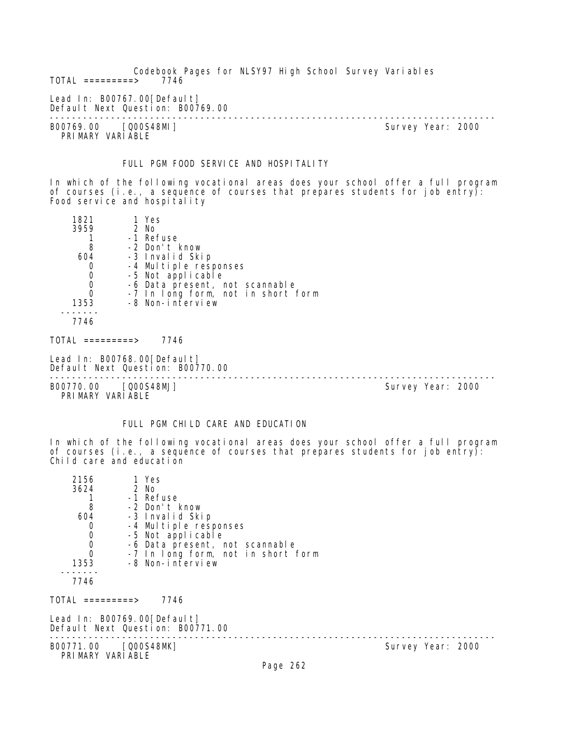TOTAL =========> 7746

Lead In: B00767.00[Default]
Default Next Question: B00769.00

---

B00769.00 [Q00S48MI] Survey Year: 2000
PRIMARY VARIABLE

FULL PGM FOOD SERVICE AND HOSPITALITY

In which of the following vocational areas does your school offer a full program of courses (i.e., a sequence of courses that prepares students for job entry): Food service and hospitality

```
    1821        1 Yes
    3959        2 No
       1       -1 Refuse
       8       -2 Don't know
     604       -3 Invalid Skip
       0       -4 Multiple responses
       0       -5 Not applicable
       0       -6 Data present, not scannable
       0       -7 In long form, not in short form
    1353       -8 Non-interview
  -------
    7746
```

TOTAL =========> 7746

Lead In: B00768.00[Default]
Default Next Question: B00770.00

---

B00770.00 [Q00S48MJ] Survey Year: 2000
PRIMARY VARIABLE

FULL PGM CHILD CARE AND EDUCATION

In which of the following vocational areas does your school offer a full program of courses (i.e., a sequence of courses that prepares students for job entry): Child care and education

```
    2156        1 Yes
    3624        2 No
       1       -1 Refuse
       8       -2 Don't know
     604       -3 Invalid Skip
       0       -4 Multiple responses
       0       -5 Not applicable
       0       -6 Data present, not scannable
       0       -7 In long form, not in short form
    1353       -8 Non-interview
  -------
    7746
```

TOTAL =========> 7746

Lead In: B00769.00[Default]
Default Next Question: B00771.00

---

B00771.00 [Q00S48MK] Survey Year: 2000
PRIMARY VARIABLE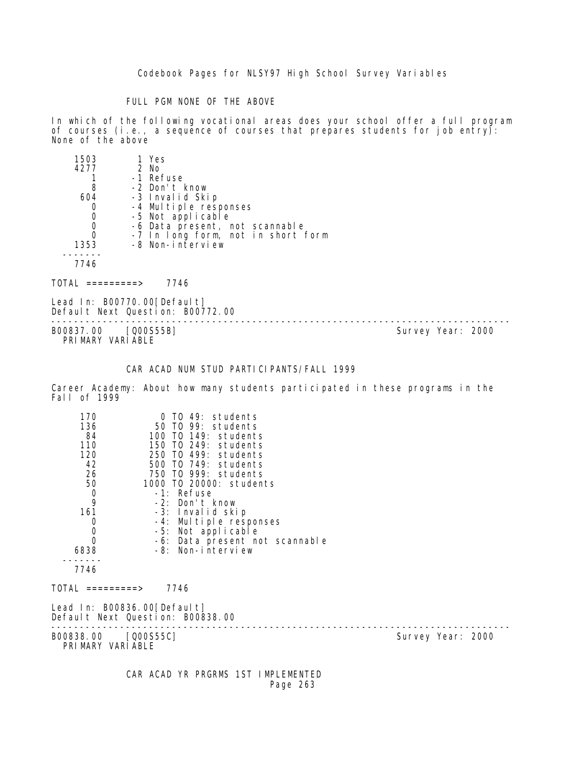FULL PGM NONE OF THE ABOVE

In which of the following vocational areas does your school offer a full program of courses (i.e., a sequence of courses that prepares students for job entry): None of the above

```
   1503       1 Yes
   4277       2 No
      1      -1 Refuse
      8      -2 Don't know
    604      -3 Invalid Skip
      0      -4 Multiple responses
      0      -5 Not applicable
      0      -6 Data present, not scannable
      0      -7 In long form, not in short form
   1353      -8 Non-interview
  -------
   7746
```

TOTAL =========> 7746

Lead In: B00770.00[Default]
Default Next Question: B00772.00

--------------------------------------------------------------------------------

B00837.00 [Q00S55B] Survey Year: 2000
PRIMARY VARIABLE

CAR ACAD NUM STUD PARTICIPANTS/FALL 1999

Career Academy: About how many students participated in these programs in the Fall of 1999

```
    170          0 TO 49: students
    136         50 TO 99: students
     84        100 TO 149: students
    110        150 TO 249: students
    120        250 TO 499: students
     42        500 TO 749: students
     26        750 TO 999: students
     50       1000 TO 20000: students
      0         -1: Refuse
      9         -2: Don't know
    161         -3: Invalid skip
      0         -4: Multiple responses
      0         -5: Not applicable
      0         -6: Data present not scannable
   6838         -8: Non-interview
  -------
   7746
```

TOTAL =========> 7746

Lead In: B00836.00[Default]
Default Next Question: B00838.00

--------------------------------------------------------------------------------

B00838.00 [Q00S55C] Survey Year: 2000
PRIMARY VARIABLE

CAR ACAD YR PRGRMS 1ST IMPLEMENTED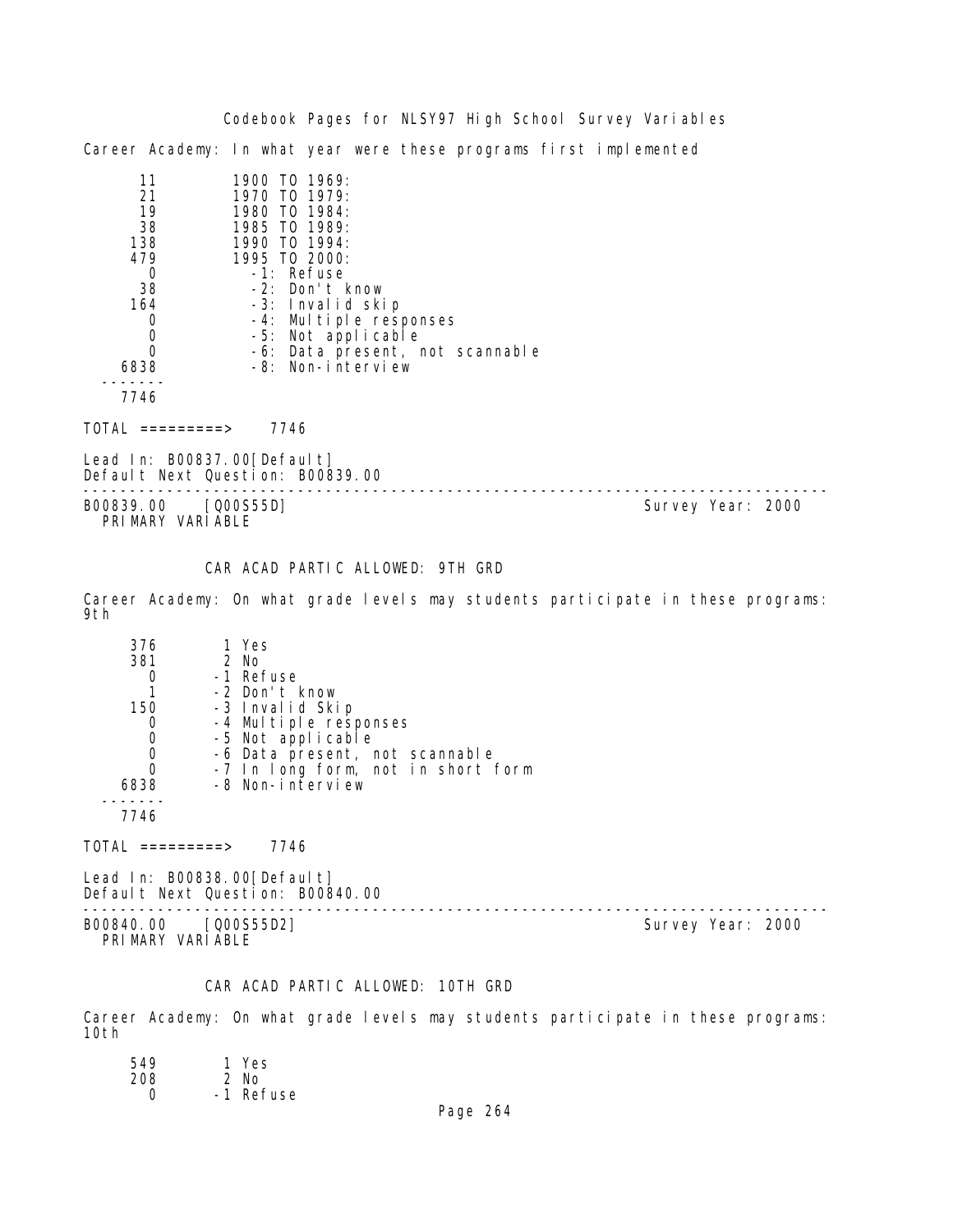Career Academy: In what year were these programs first implemented

```
      11         1900 TO 1969:
      21         1970 TO 1979:
      19         1980 TO 1984:
      38         1985 TO 1989:
     138         1990 TO 1994:
     479         1995 TO 2000:
       0           -1: Refuse
      38           -2: Don't know
     164           -3: Invalid skip
       0           -4: Multiple responses
       0           -5: Not applicable
       0           -6: Data present, not scannable
    6838           -8: Non-interview
   -------
    7746
```

TOTAL =========> 7746

Lead In: B00837.00[Default]
Default Next Question: B00839.00

---

B00839.00 [Q00S55D] Survey Year: 2000
PRIMARY VARIABLE

CAR ACAD PARTIC ALLOWED: 9TH GRD

Career Academy: On what grade levels may students participate in these programs: 9th

```
     376        1 Yes
     381        2 No
       0       -1 Refuse
       1       -2 Don't know
     150       -3 Invalid Skip
       0       -4 Multiple responses
       0       -5 Not applicable
       0       -6 Data present, not scannable
       0       -7 In long form, not in short form
    6838       -8 Non-interview
   -------
    7746
```

TOTAL =========> 7746

Lead In: B00838.00[Default]
Default Next Question: B00840.00

---

B00840.00 [Q00S55D2] Survey Year: 2000
PRIMARY VARIABLE

CAR ACAD PARTIC ALLOWED: 10TH GRD

Career Academy: On what grade levels may students participate in these programs: 10th

```
     549        1 Yes
     208        2 No
       0       -1 Refuse
```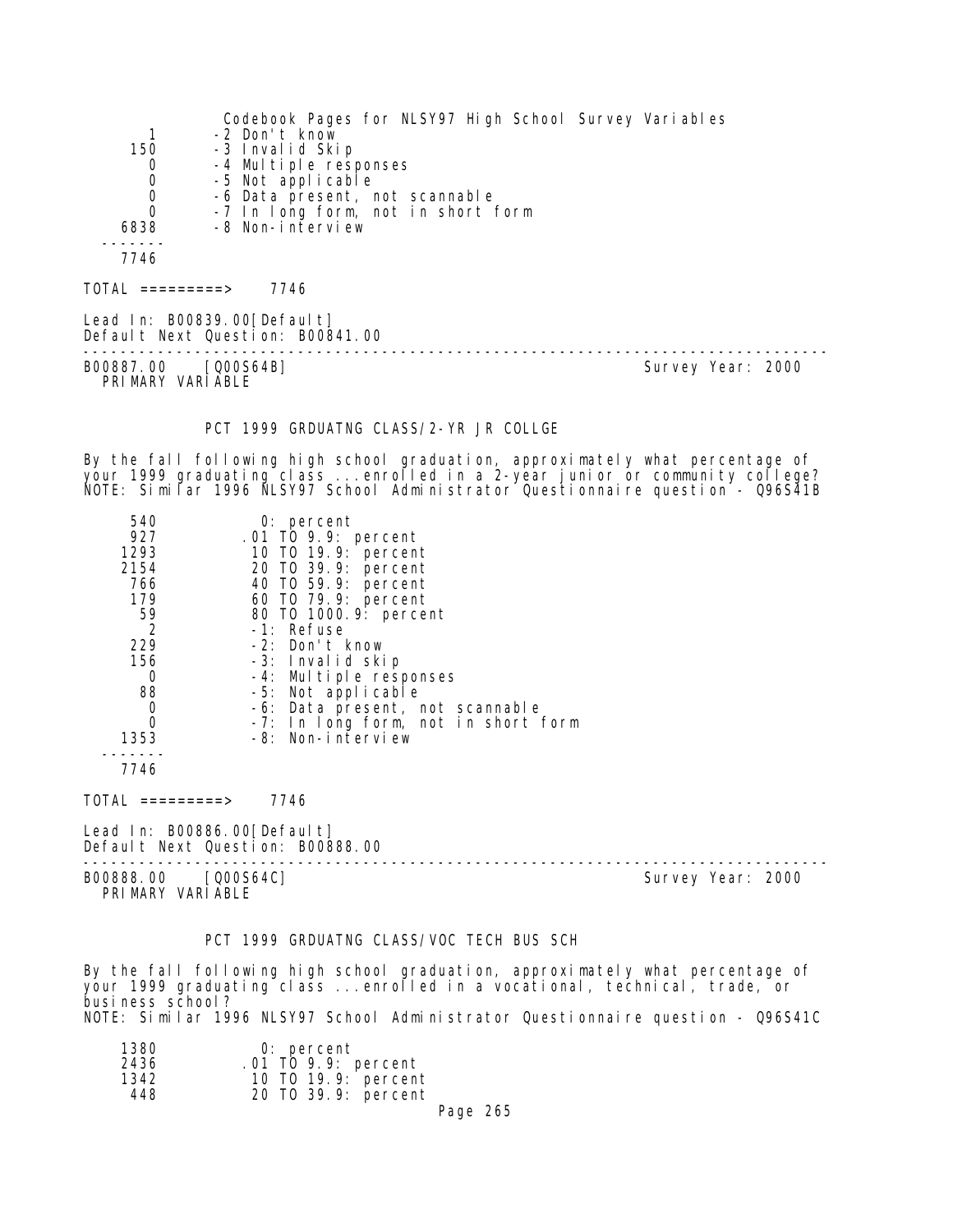Codebook Pages for NLSY97 High School Survey Variables

```
       1       -2 Don't know
     150       -3 Invalid Skip
       0       -4 Multiple responses
       0       -5 Not applicable
       0       -6 Data present, not scannable
       0       -7 In long form, not in short form
    6838       -8 Non-interview
  -------
    7746
```

TOTAL =========> 7746

Lead In: B00839.00[Default]
Default Next Question: B00841.00

---

B00887.00 [Q00S64B] Survey Year: 2000
PRIMARY VARIABLE

PCT 1999 GRDUATNG CLASS/2-YR JR COLLGE

By the fall following high school graduation, approximately what percentage of your 1999 graduating class ...enrolled in a 2-year junior or community college?
NOTE: Similar 1996 NLSY97 School Administrator Questionnaire question - Q96S41B

```
     540          0: percent
     927        .01 TO 9.9: percent
    1293         10 TO 19.9: percent
    2154         20 TO 39.9: percent
     766         40 TO 59.9: percent
     179         60 TO 79.9: percent
      59         80 TO 1000.9: percent
       2         -1: Refuse
     229         -2: Don't know
     156         -3: Invalid skip
       0         -4: Multiple responses
      88         -5: Not applicable
       0         -6: Data present, not scannable
       0         -7: In long form, not in short form
    1353         -8: Non-interview
  -------
    7746
```

TOTAL =========> 7746

Lead In: B00886.00[Default]
Default Next Question: B00888.00

---

B00888.00 [Q00S64C] Survey Year: 2000
PRIMARY VARIABLE

PCT 1999 GRDUATNG CLASS/VOC TECH BUS SCH

By the fall following high school graduation, approximately what percentage of your 1999 graduating class ...enrolled in a vocational, technical, trade, or business school?
NOTE: Similar 1996 NLSY97 School Administrator Questionnaire question - Q96S41C

```
    1380          0: percent
    2436        .01 TO 9.9: percent
    1342         10 TO 19.9: percent
     448         20 TO 39.9: percent
```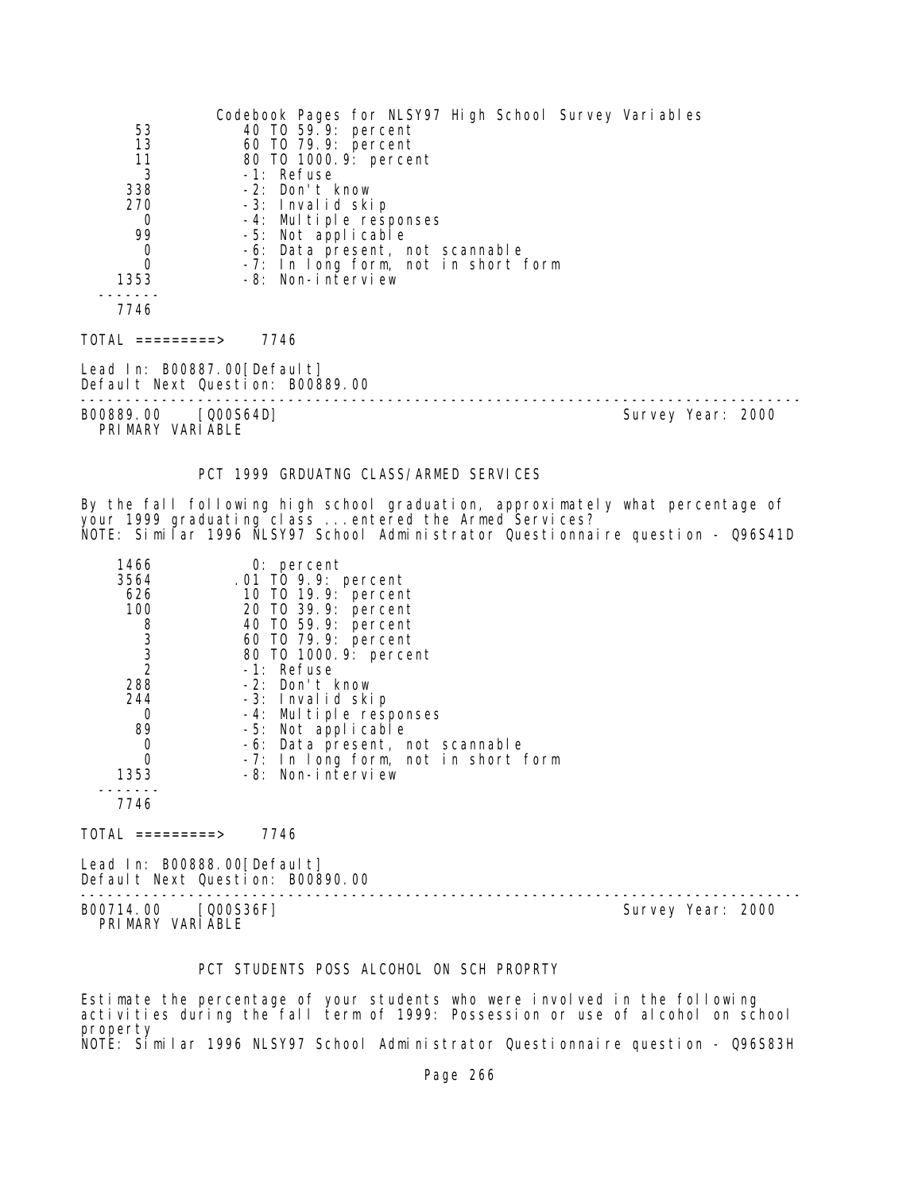| | |
|---|---|
| 53 | 40 TO 59.9: percent |
| 13 | 60 TO 79.9: percent |
| 11 | 80 TO 1000.9: percent |
| 3 | -1: Refuse |
| 338 | -2: Don't know |
| 270 | -3: Invalid skip |
| 0 | -4: Multiple responses |
| 99 | -5: Not applicable |
| 0 | -6: Data present, not scannable |
| 0 | -7: In long form, not in short form |
| 1353 | -8: Non-interview |
| 7746 | |

TOTAL =========> 7746

Lead In: B00887.00[Default]
Default Next Question: B00889.00

---

B00889.00 [Q00S64D] Survey Year: 2000
PRIMARY VARIABLE

### PCT 1999 GRDUATNG CLASS/ARMED SERVICES

By the fall following high school graduation, approximately what percentage of your 1999 graduating class ...entered the Armed Services?
NOTE: Similar 1996 NLSY97 School Administrator Questionnaire question - Q96S41D

| | |
|---|---|
| 1466 | 0: percent |
| 3564 | .01 TO 9.9: percent |
| 626 | 10 TO 19.9: percent |
| 100 | 20 TO 39.9: percent |
| 8 | 40 TO 59.9: percent |
| 3 | 60 TO 79.9: percent |
| 3 | 80 TO 1000.9: percent |
| 2 | -1: Refuse |
| 288 | -2: Don't know |
| 244 | -3: Invalid skip |
| 0 | -4: Multiple responses |
| 89 | -5: Not applicable |
| 0 | -6: Data present, not scannable |
| 0 | -7: In long form, not in short form |
| 1353 | -8: Non-interview |
| 7746 | |

TOTAL =========> 7746

Lead In: B00888.00[Default]
Default Next Question: B00890.00

---

B00714.00 [Q00S36F] Survey Year: 2000
PRIMARY VARIABLE

### PCT STUDENTS POSS ALCOHOL ON SCH PROPRTY

Estimate the percentage of your students who were involved in the following activities during the fall term of 1999: Possession or use of alcohol on school property
NOTE: Similar 1996 NLSY97 School Administrator Questionnaire question - Q96S83H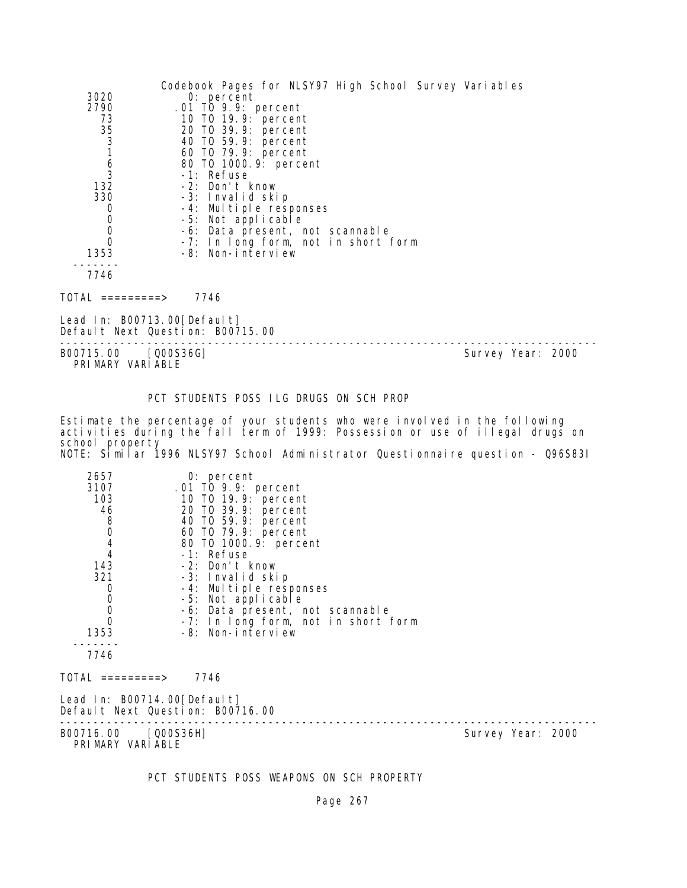| | |
|---|---|
| 3020 | 0: percent |
| 2790 | .01 TO 9.9: percent |
| 73 | 10 TO 19.9: percent |
| 35 | 20 TO 39.9: percent |
| 3 | 40 TO 59.9: percent |
| 1 | 60 TO 79.9: percent |
| 6 | 80 TO 1000.9: percent |
| 3 | -1: Refuse |
| 132 | -2: Don't know |
| 330 | -3: Invalid skip |
| 0 | -4: Multiple responses |
| 0 | -5: Not applicable |
| 0 | -6: Data present, not scannable |
| 0 | -7: In long form, not in short form |
| 1353 | -8: Non-interview |
| 7746 | |

TOTAL =========> 7746

Lead In: B00713.00[Default]
Default Next Question: B00715.00

---

B00715.00 [Q00S36G] Survey Year: 2000
PRIMARY VARIABLE

PCT STUDENTS POSS ILG DRUGS ON SCH PROP

Estimate the percentage of your students who were involved in the following activities during the fall term of 1999: Possession or use of illegal drugs on school property
NOTE: Similar 1996 NLSY97 School Administrator Questionnaire question - Q96S83I

| | |
|---|---|
| 2657 | 0: percent |
| 3107 | .01 TO 9.9: percent |
| 103 | 10 TO 19.9: percent |
| 46 | 20 TO 39.9: percent |
| 8 | 40 TO 59.9: percent |
| 0 | 60 TO 79.9: percent |
| 4 | 80 TO 1000.9: percent |
| 4 | -1: Refuse |
| 143 | -2: Don't know |
| 321 | -3: Invalid skip |
| 0 | -4: Multiple responses |
| 0 | -5: Not applicable |
| 0 | -6: Data present, not scannable |
| 0 | -7: In long form, not in short form |
| 1353 | -8: Non-interview |
| 7746 | |

TOTAL =========> 7746

Lead In: B00714.00[Default]
Default Next Question: B00716.00

---

B00716.00 [Q00S36H] Survey Year: 2000
PRIMARY VARIABLE

PCT STUDENTS POSS WEAPONS ON SCH PROPERTY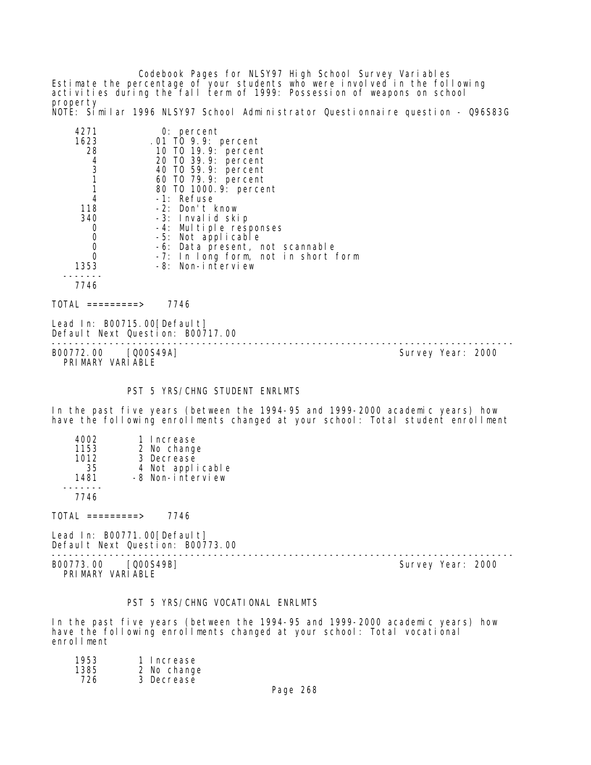Estimate the percentage of your students who were involved in the following activities during the fall term of 1999: Possession of weapons on school property

NOTE: Similar 1996 NLSY97 School Administrator Questionnaire question - Q96S83G

| Count | Value |
|---|---|
| 4271 | 0: percent |
| 1623 | .01 TO 9.9: percent |
| 28 | 10 TO 19.9: percent |
| 4 | 20 TO 39.9: percent |
| 3 | 40 TO 59.9: percent |
| 1 | 60 TO 79.9: percent |
| 1 | 80 TO 1000.9: percent |
| 4 | -1: Refuse |
| 118 | -2: Don't know |
| 340 | -3: Invalid skip |
| 0 | -4: Multiple responses |
| 0 | -5: Not applicable |
| 0 | -6: Data present, not scannable |
| 0 | -7: In long form, not in short form |
| 1353 | -8: Non-interview |
| 7746 | |

TOTAL =========> 7746

Lead In: B00715.00[Default]
Default Next Question: B00717.00

---

B00772.00 [Q00S49A] Survey Year: 2000
PRIMARY VARIABLE

### PST 5 YRS/CHNG STUDENT ENRLMTS

In the past five years (between the 1994-95 and 1999-2000 academic years) how have the following enrollments changed at your school: Total student enrollment

| Count | Value |
|---|---|
| 4002 | 1 Increase |
| 1153 | 2 No change |
| 1012 | 3 Decrease |
| 35 | 4 Not applicable |
| 1481 | -8 Non-interview |
| 7746 | |

TOTAL =========> 7746

Lead In: B00771.00[Default]
Default Next Question: B00773.00

---

B00773.00 [Q00S49B] Survey Year: 2000
PRIMARY VARIABLE

### PST 5 YRS/CHNG VOCATIONAL ENRLMTS

In the past five years (between the 1994-95 and 1999-2000 academic years) how have the following enrollments changed at your school: Total vocational enrollment

| Count | Value |
|---|---|
| 1953 | 1 Increase |
| 1385 | 2 No change |
| 726 | 3 Decrease |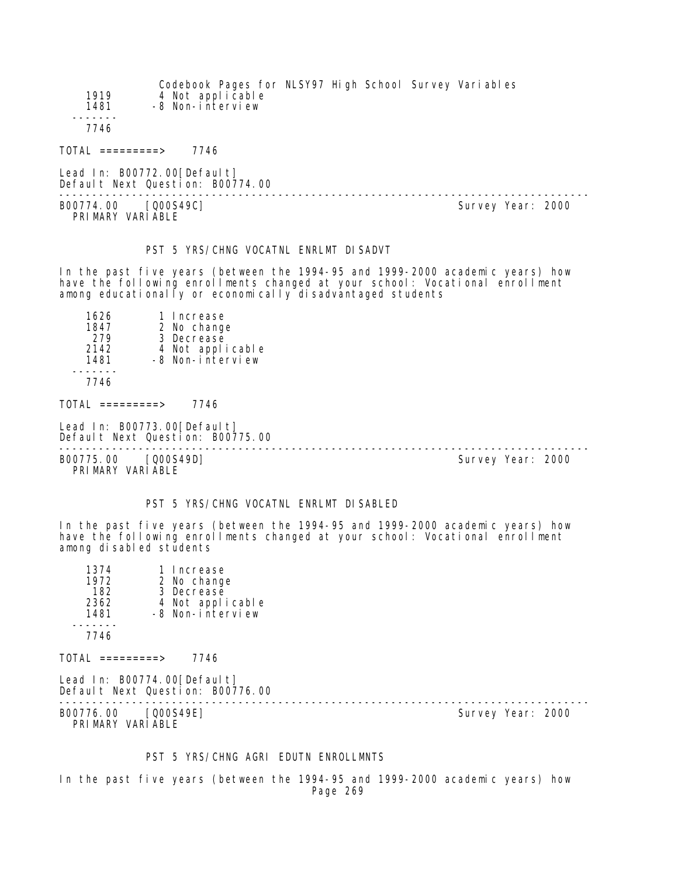```
   1919        4 Not applicable
   1481       -8 Non-interview
  -------
   7746
```

TOTAL =========> 7746

Lead In: B00772.00[Default]
Default Next Question: B00774.00

---

B00774.00 [Q00S49C] Survey Year: 2000
PRIMARY VARIABLE

PST 5 YRS/CHNG VOCATNL ENRLMT DISADVT

In the past five years (between the 1994-95 and 1999-2000 academic years) how have the following enrollments changed at your school: Vocational enrollment among educationally or economically disadvantaged students

```
   1626        1 Increase
   1847        2 No change
    279        3 Decrease
   2142        4 Not applicable
   1481       -8 Non-interview
  -------
   7746
```

TOTAL =========> 7746

Lead In: B00773.00[Default]
Default Next Question: B00775.00

---

B00775.00 [Q00S49D] Survey Year: 2000
PRIMARY VARIABLE

PST 5 YRS/CHNG VOCATNL ENRLMT DISABLED

In the past five years (between the 1994-95 and 1999-2000 academic years) how have the following enrollments changed at your school: Vocational enrollment among disabled students

```
   1374        1 Increase
   1972        2 No change
    182        3 Decrease
   2362        4 Not applicable
   1481       -8 Non-interview
  -------
   7746
```

TOTAL =========> 7746

Lead In: B00774.00[Default]
Default Next Question: B00776.00

---

B00776.00 [Q00S49E] Survey Year: 2000
PRIMARY VARIABLE

PST 5 YRS/CHNG AGRI EDUTN ENROLLMNTS

In the past five years (between the 1994-95 and 1999-2000 academic years) how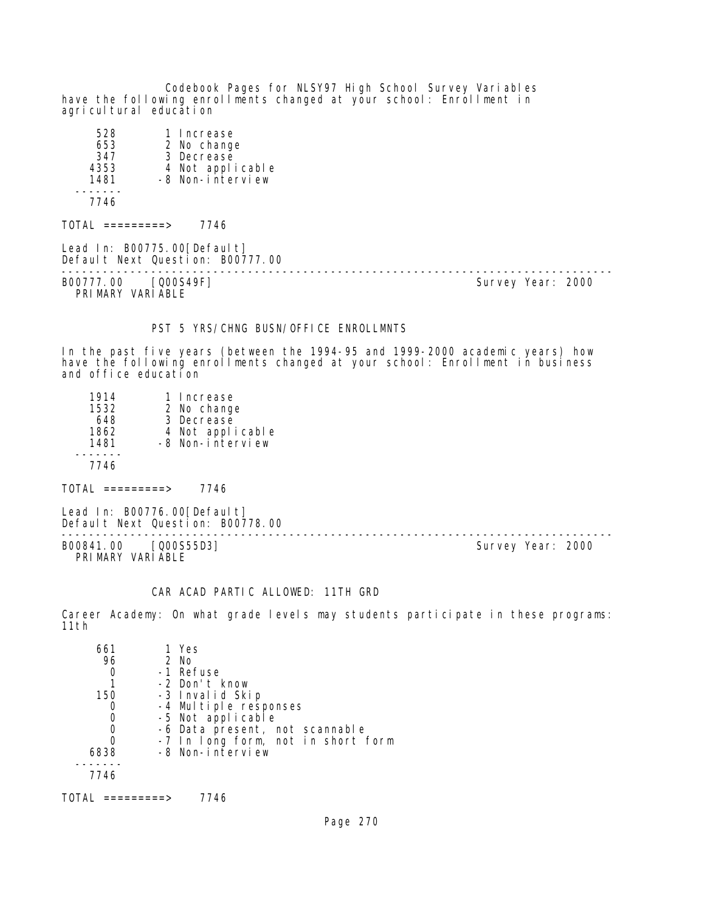have the following enrollments changed at your school: Enrollment in agricultural education

```
     528       1 Increase
     653       2 No change
     347       3 Decrease
    4353       4 Not applicable
    1481      -8 Non-interview
  -------
    7746
```

TOTAL =========> 7746

Lead In: B00775.00[Default]
Default Next Question: B00777.00

---

B00777.00 [Q00S49F] Survey Year: 2000
PRIMARY VARIABLE

PST 5 YRS/CHNG BUSN/OFFICE ENROLLMNTS

In the past five years (between the 1994-95 and 1999-2000 academic years) how have the following enrollments changed at your school: Enrollment in business and office education

```
    1914       1 Increase
    1532       2 No change
     648       3 Decrease
    1862       4 Not applicable
    1481      -8 Non-interview
  -------
    7746
```

TOTAL =========> 7746

Lead In: B00776.00[Default]
Default Next Question: B00778.00

---

B00841.00 [Q00S55D3] Survey Year: 2000
PRIMARY VARIABLE

CAR ACAD PARTIC ALLOWED: 11TH GRD

Career Academy: On what grade levels may students participate in these programs: 11th

```
     661       1 Yes
      96       2 No
       0      -1 Refuse
       1      -2 Don't know
     150      -3 Invalid Skip
       0      -4 Multiple responses
       0      -5 Not applicable
       0      -6 Data present, not scannable
       0      -7 In long form, not in short form
    6838      -8 Non-interview
  -------
    7746
```

TOTAL =========> 7746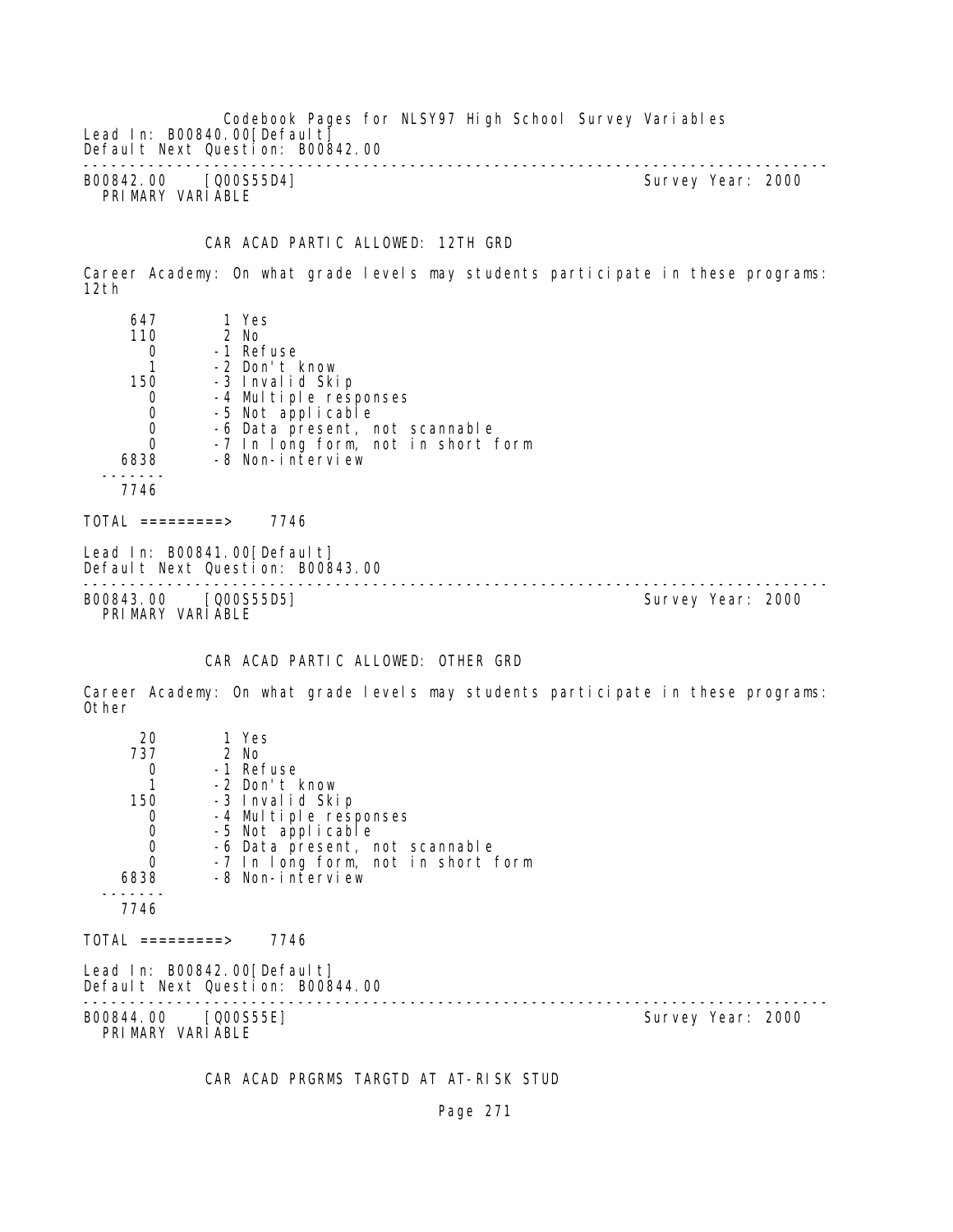Lead In: B00840.00[Default]
Default Next Question: B00842.00

---

B00842.00 [Q00S55D4] Survey Year: 2000
PRIMARY VARIABLE

CAR ACAD PARTIC ALLOWED: 12TH GRD

Career Academy: On what grade levels may students participate in these programs: 12th

| Count | Code | Label |
|---|---|---|
| 647 | 1 | Yes |
| 110 | 2 | No |
| 0 | -1 | Refuse |
| 1 | -2 | Don't know |
| 150 | -3 | Invalid Skip |
| 0 | -4 | Multiple responses |
| 0 | -5 | Not applicable |
| 0 | -6 | Data present, not scannable |
| 0 | -7 | In long form, not in short form |
| 6838 | -8 | Non-interview |
| 7746 | | |

TOTAL =========> 7746

Lead In: B00841.00[Default]
Default Next Question: B00843.00

---

B00843.00 [Q00S55D5] Survey Year: 2000
PRIMARY VARIABLE

CAR ACAD PARTIC ALLOWED: OTHER GRD

Career Academy: On what grade levels may students participate in these programs: Other

| Count | Code | Label |
|---|---|---|
| 20 | 1 | Yes |
| 737 | 2 | No |
| 0 | -1 | Refuse |
| 1 | -2 | Don't know |
| 150 | -3 | Invalid Skip |
| 0 | -4 | Multiple responses |
| 0 | -5 | Not applicable |
| 0 | -6 | Data present, not scannable |
| 0 | -7 | In long form, not in short form |
| 6838 | -8 | Non-interview |
| 7746 | | |

TOTAL =========> 7746

Lead In: B00842.00[Default]
Default Next Question: B00844.00

---

B00844.00 [Q00S55E] Survey Year: 2000
PRIMARY VARIABLE

CAR ACAD PRGRMS TARGTD AT AT-RISK STUD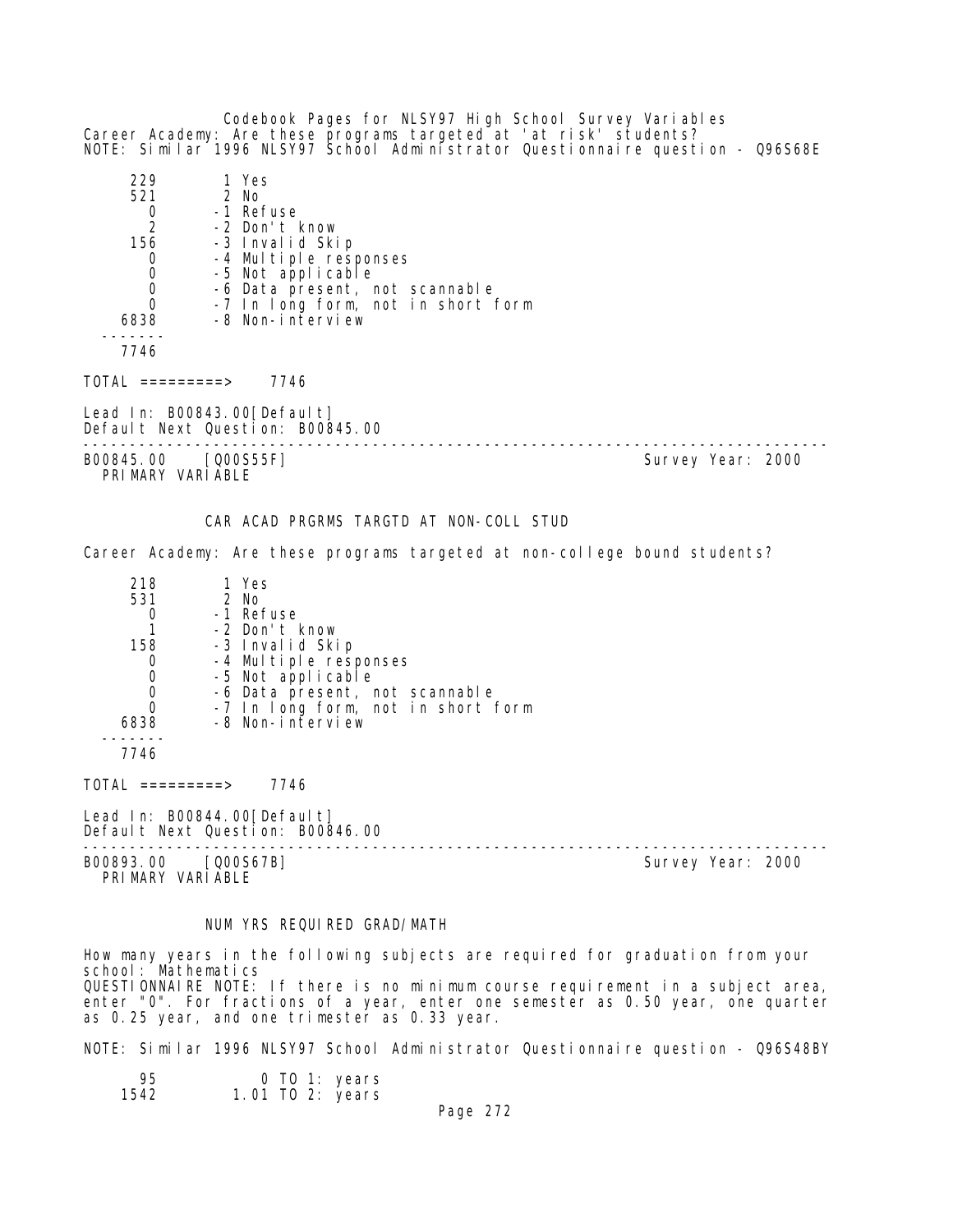Career Academy: Are these programs targeted at 'at risk' students?
NOTE: Similar 1996 NLSY97 School Administrator Questionnaire question - Q96S68E

| Count | Code | Label |
|---|---|---|
| 229 | 1 | Yes |
| 521 | 2 | No |
| 0 | -1 | Refuse |
| 2 | -2 | Don't know |
| 156 | -3 | Invalid Skip |
| 0 | -4 | Multiple responses |
| 0 | -5 | Not applicable |
| 0 | -6 | Data present, not scannable |
| 0 | -7 | In long form, not in short form |
| 6838 | -8 | Non-interview |
| 7746 | | |

TOTAL =========> 7746

Lead In: B00843.00[Default]
Default Next Question: B00845.00

---

B00845.00 [Q00S55F] Survey Year: 2000
PRIMARY VARIABLE

### CAR ACAD PRGRMS TARGTD AT NON-COLL STUD

Career Academy: Are these programs targeted at non-college bound students?

| Count | Code | Label |
|---|---|---|
| 218 | 1 | Yes |
| 531 | 2 | No |
| 0 | -1 | Refuse |
| 1 | -2 | Don't know |
| 158 | -3 | Invalid Skip |
| 0 | -4 | Multiple responses |
| 0 | -5 | Not applicable |
| 0 | -6 | Data present, not scannable |
| 0 | -7 | In long form, not in short form |
| 6838 | -8 | Non-interview |
| 7746 | | |

TOTAL =========> 7746

Lead In: B00844.00[Default]
Default Next Question: B00846.00

---

B00893.00 [Q00S67B] Survey Year: 2000
PRIMARY VARIABLE

### NUM YRS REQUIRED GRAD/MATH

How many years in the following subjects are required for graduation from your school: Mathematics
QUESTIONNAIRE NOTE: If there is no minimum course requirement in a subject area, enter "0". For fractions of a year, enter one semester as 0.50 year, one quarter as 0.25 year, and one trimester as 0.33 year.

NOTE: Similar 1996 NLSY97 School Administrator Questionnaire question - Q96S48BY

| Count | Range |
|---|---|
| 95 | 0 TO 1: years |
| 1542 | 1.01 TO 2: years |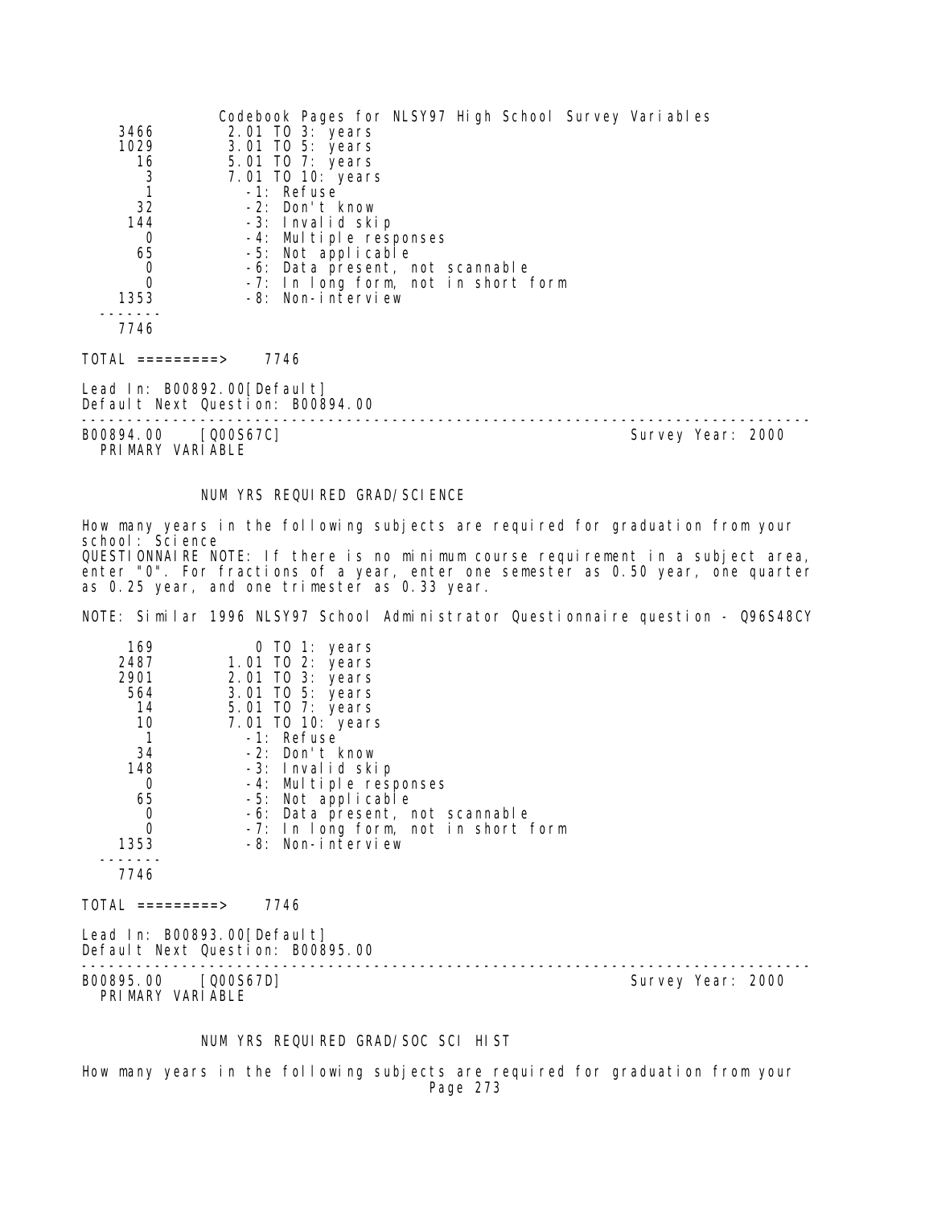| | |
|---|---|
| 3466 | 2.01 TO 3: years |
| 1029 | 3.01 TO 5: years |
| 16 | 5.01 TO 7: years |
| 3 | 7.01 TO 10: years |
| 1 | -1: Refuse |
| 32 | -2: Don't know |
| 144 | -3: Invalid skip |
| 0 | -4: Multiple responses |
| 65 | -5: Not applicable |
| 0 | -6: Data present, not scannable |
| 0 | -7: In long form, not in short form |
| 1353 | -8: Non-interview |
| 7746 | |

TOTAL =========> 7746

Lead In: B00892.00[Default]
Default Next Question: B00894.00

---

B00894.00 [Q00S67C] Survey Year: 2000
PRIMARY VARIABLE

NUM YRS REQUIRED GRAD/SCIENCE

How many years in the following subjects are required for graduation from your school: Science
QUESTIONNAIRE NOTE: If there is no minimum course requirement in a subject area, enter "0". For fractions of a year, enter one semester as 0.50 year, one quarter as 0.25 year, and one trimester as 0.33 year.

NOTE: Similar 1996 NLSY97 School Administrator Questionnaire question - Q96S48CY

| | |
|---|---|
| 169 | 0 TO 1: years |
| 2487 | 1.01 TO 2: years |
| 2901 | 2.01 TO 3: years |
| 564 | 3.01 TO 5: years |
| 14 | 5.01 TO 7: years |
| 10 | 7.01 TO 10: years |
| 1 | -1: Refuse |
| 34 | -2: Don't know |
| 148 | -3: Invalid skip |
| 0 | -4: Multiple responses |
| 65 | -5: Not applicable |
| 0 | -6: Data present, not scannable |
| 0 | -7: In long form, not in short form |
| 1353 | -8: Non-interview |
| 7746 | |

TOTAL =========> 7746

Lead In: B00893.00[Default]
Default Next Question: B00895.00

---

B00895.00 [Q00S67D] Survey Year: 2000
PRIMARY VARIABLE

NUM YRS REQUIRED GRAD/SOC SCI HIST

How many years in the following subjects are required for graduation from your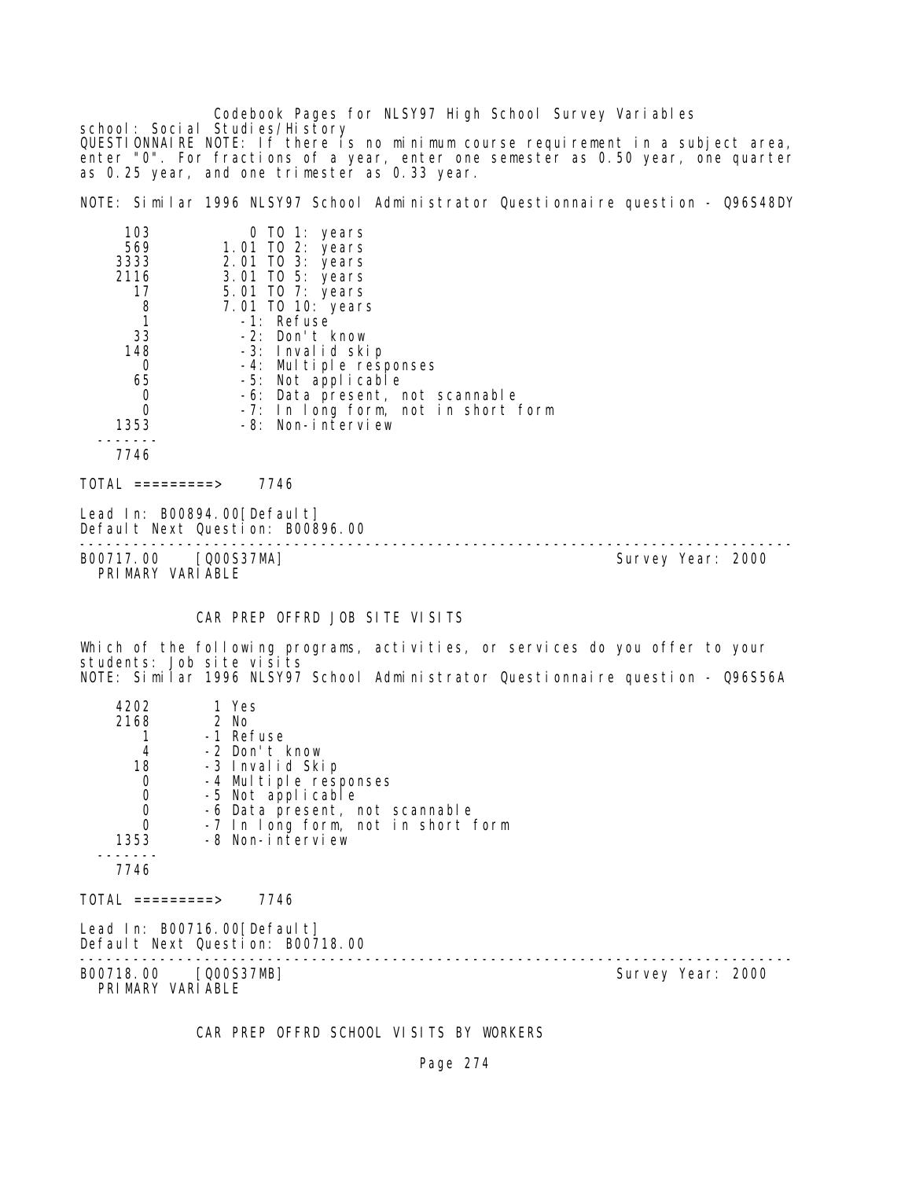school: Social Studies/History
QUESTIONNAIRE NOTE: If there is no minimum course requirement in a subject area, enter "0". For fractions of a year, enter one semester as 0.50 year, one quarter as 0.25 year, and one trimester as 0.33 year.

NOTE: Similar 1996 NLSY97 School Administrator Questionnaire question - Q96S48DY

| | |
|---|---|
| 103 | 0 TO 1: years |
| 569 | 1.01 TO 2: years |
| 3333 | 2.01 TO 3: years |
| 2116 | 3.01 TO 5: years |
| 17 | 5.01 TO 7: years |
| 8 | 7.01 TO 10: years |
| 1 | -1: Refuse |
| 33 | -2: Don't know |
| 148 | -3: Invalid skip |
| 0 | -4: Multiple responses |
| 65 | -5: Not applicable |
| 0 | -6: Data present, not scannable |
| 0 | -7: In long form, not in short form |
| 1353 | -8: Non-interview |
| 7746 | |

TOTAL =========> 7746

Lead In: B00894.00[Default]
Default Next Question: B00896.00

---

B00717.00 [Q00S37MA] Survey Year: 2000
PRIMARY VARIABLE

CAR PREP OFFRD JOB SITE VISITS

Which of the following programs, activities, or services do you offer to your students: Job site visits
NOTE: Similar 1996 NLSY97 School Administrator Questionnaire question - Q96S56A

| | |
|---|---|
| 4202 | 1 Yes |
| 2168 | 2 No |
| 1 | -1 Refuse |
| 4 | -2 Don't know |
| 18 | -3 Invalid Skip |
| 0 | -4 Multiple responses |
| 0 | -5 Not applicable |
| 0 | -6 Data present, not scannable |
| 0 | -7 In long form, not in short form |
| 1353 | -8 Non-interview |
| 7746 | |

TOTAL =========> 7746

Lead In: B00716.00[Default]
Default Next Question: B00718.00

---

B00718.00 [Q00S37MB] Survey Year: 2000
PRIMARY VARIABLE

CAR PREP OFFRD SCHOOL VISITS BY WORKERS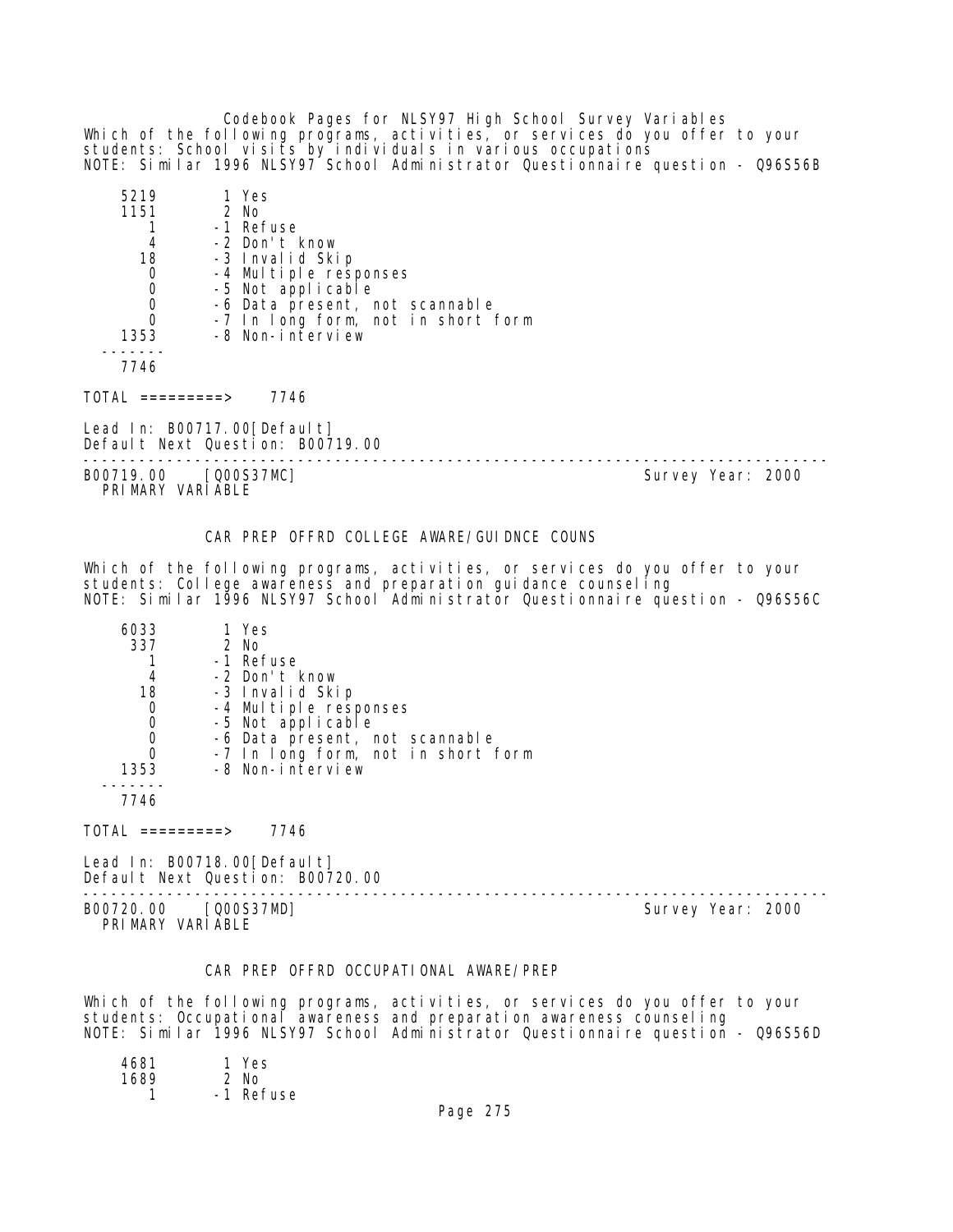Which of the following programs, activities, or services do you offer to your students: School visits by individuals in various occupations
NOTE: Similar 1996 NLSY97 School Administrator Questionnaire question - Q96S56B

| | |
|---|---|
| 5219 | 1 Yes |
| 1151 | 2 No |
| 1 | -1 Refuse |
| 4 | -2 Don't know |
| 18 | -3 Invalid Skip |
| 0 | -4 Multiple responses |
| 0 | -5 Not applicable |
| 0 | -6 Data present, not scannable |
| 0 | -7 In long form, not in short form |
| 1353 | -8 Non-interview |
| 7746 | |

TOTAL =========> 7746

Lead In: B00717.00[Default]
Default Next Question: B00719.00

---

B00719.00 [Q00S37MC] Survey Year: 2000
PRIMARY VARIABLE

## CAR PREP OFFRD COLLEGE AWARE/GUIDNCE COUNS

Which of the following programs, activities, or services do you offer to your students: College awareness and preparation guidance counseling
NOTE: Similar 1996 NLSY97 School Administrator Questionnaire question - Q96S56C

| | |
|---|---|
| 6033 | 1 Yes |
| 337 | 2 No |
| 1 | -1 Refuse |
| 4 | -2 Don't know |
| 18 | -3 Invalid Skip |
| 0 | -4 Multiple responses |
| 0 | -5 Not applicable |
| 0 | -6 Data present, not scannable |
| 0 | -7 In long form, not in short form |
| 1353 | -8 Non-interview |
| 7746 | |

TOTAL =========> 7746

Lead In: B00718.00[Default]
Default Next Question: B00720.00

---

B00720.00 [Q00S37MD] Survey Year: 2000
PRIMARY VARIABLE

## CAR PREP OFFRD OCCUPATIONAL AWARE/PREP

Which of the following programs, activities, or services do you offer to your students: Occupational awareness and preparation awareness counseling
NOTE: Similar 1996 NLSY97 School Administrator Questionnaire question - Q96S56D

| | |
|---|---|
| 4681 | 1 Yes |
| 1689 | 2 No |
| 1 | -1 Refuse |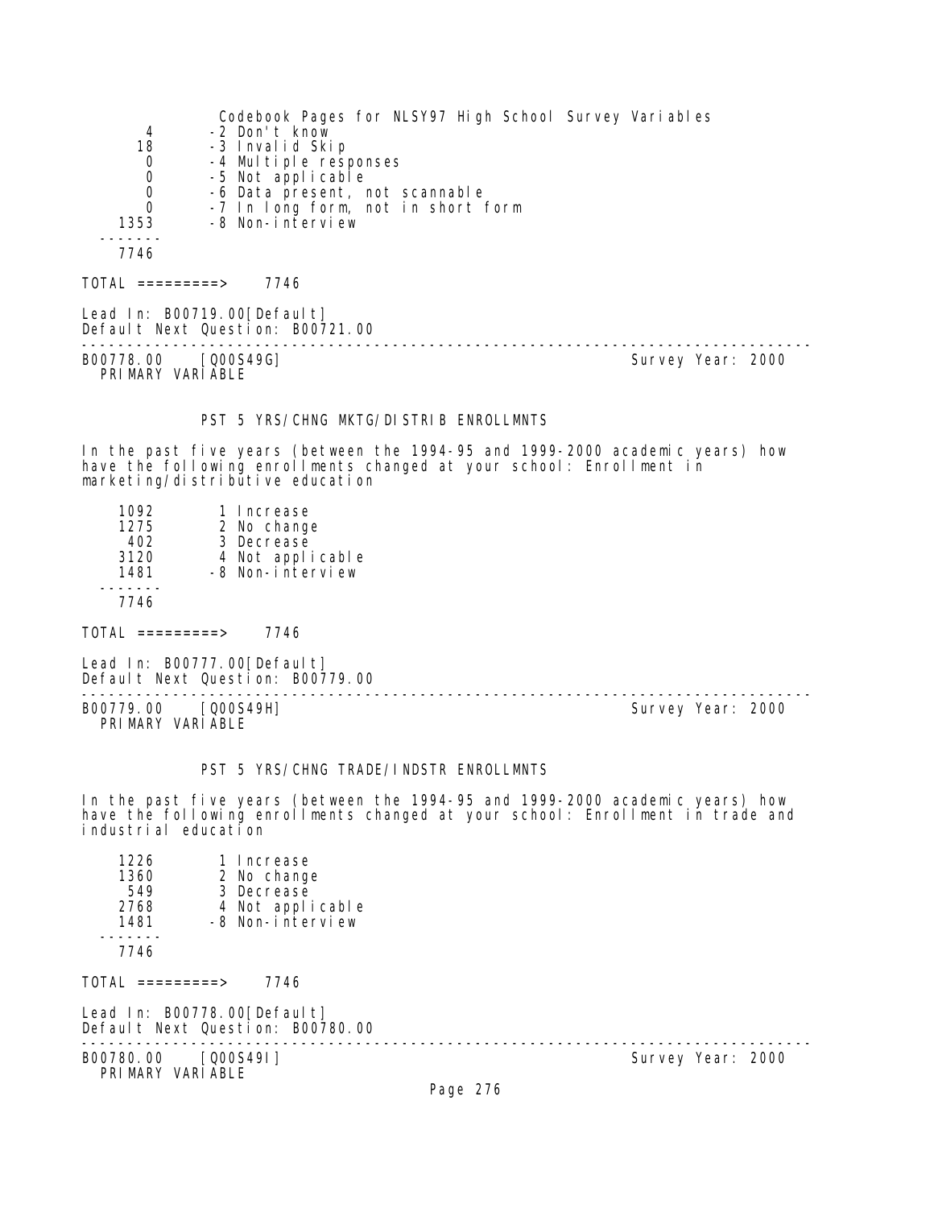| | |
|---|---|
| 4 | -2 Don't know |
| 18 | -3 Invalid Skip |
| 0 | -4 Multiple responses |
| 0 | -5 Not applicable |
| 0 | -6 Data present, not scannable |
| 0 | -7 In long form, not in short form |
| 1353 | -8 Non-interview |
| 7746 | |

TOTAL =========> 7746

Lead In: B00719.00[Default]
Default Next Question: B00721.00

---

B00778.00 [Q00S49G] Survey Year: 2000
PRIMARY VARIABLE

PST 5 YRS/CHNG MKTG/DISTRIB ENROLLMNTS

In the past five years (between the 1994-95 and 1999-2000 academic years) how have the following enrollments changed at your school: Enrollment in marketing/distributive education

| | |
|---|---|
| 1092 | 1 Increase |
| 1275 | 2 No change |
| 402 | 3 Decrease |
| 3120 | 4 Not applicable |
| 1481 | -8 Non-interview |
| 7746 | |

TOTAL =========> 7746

Lead In: B00777.00[Default]
Default Next Question: B00779.00

---

B00779.00 [Q00S49H] Survey Year: 2000
PRIMARY VARIABLE

PST 5 YRS/CHNG TRADE/INDSTR ENROLLMNTS

In the past five years (between the 1994-95 and 1999-2000 academic years) how have the following enrollments changed at your school: Enrollment in trade and industrial education

| | |
|---|---|
| 1226 | 1 Increase |
| 1360 | 2 No change |
| 549 | 3 Decrease |
| 2768 | 4 Not applicable |
| 1481 | -8 Non-interview |
| 7746 | |

TOTAL =========> 7746

Lead In: B00778.00[Default]
Default Next Question: B00780.00

---

B00780.00 [Q00S49I] Survey Year: 2000
PRIMARY VARIABLE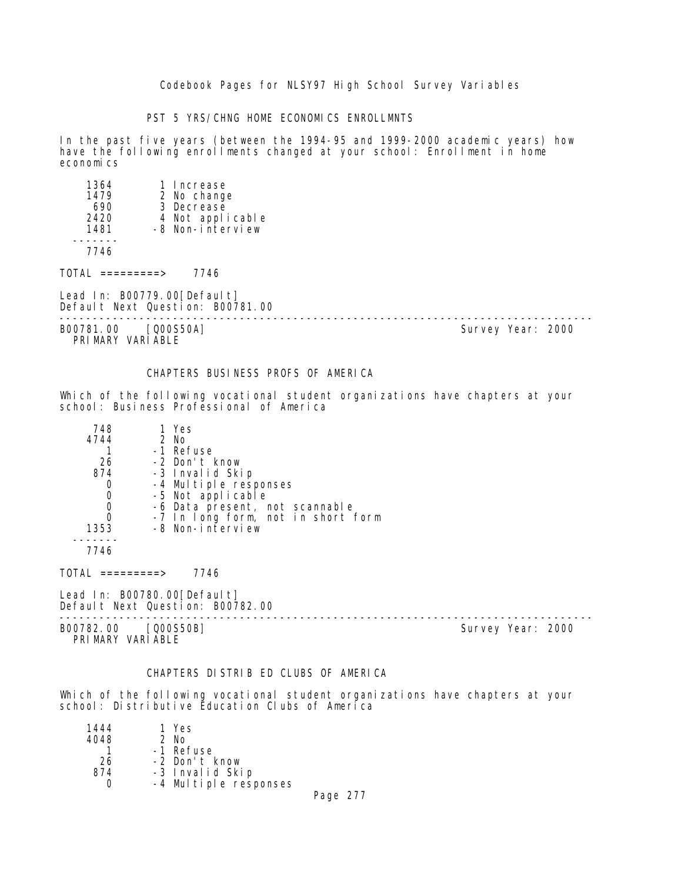PST 5 YRS/CHNG HOME ECONOMICS ENROLLMNTS

In the past five years (between the 1994-95 and 1999-2000 academic years) how have the following enrollments changed at your school: Enrollment in home economics

```
   1364       1 Increase
   1479       2 No change
    690       3 Decrease
   2420       4 Not applicable
   1481      -8 Non-interview
 -------
   7746
```

TOTAL =========> 7746

Lead In: B00779.00[Default]
Default Next Question: B00781.00

---

B00781.00 [Q00S50A] Survey Year: 2000
PRIMARY VARIABLE

CHAPTERS BUSINESS PROFS OF AMERICA

Which of the following vocational student organizations have chapters at your school: Business Professional of America

```
    748       1 Yes
   4744       2 No
      1      -1 Refuse
     26      -2 Don't know
    874      -3 Invalid Skip
      0      -4 Multiple responses
      0      -5 Not applicable
      0      -6 Data present, not scannable
      0      -7 In long form, not in short form
   1353      -8 Non-interview
 -------
   7746
```

TOTAL =========> 7746

Lead In: B00780.00[Default]
Default Next Question: B00782.00

---

B00782.00 [Q00S50B] Survey Year: 2000
PRIMARY VARIABLE

CHAPTERS DISTRIB ED CLUBS OF AMERICA

Which of the following vocational student organizations have chapters at your school: Distributive Education Clubs of America

```
   1444       1 Yes
   4048       2 No
      1      -1 Refuse
     26      -2 Don't know
    874      -3 Invalid Skip
      0      -4 Multiple responses
```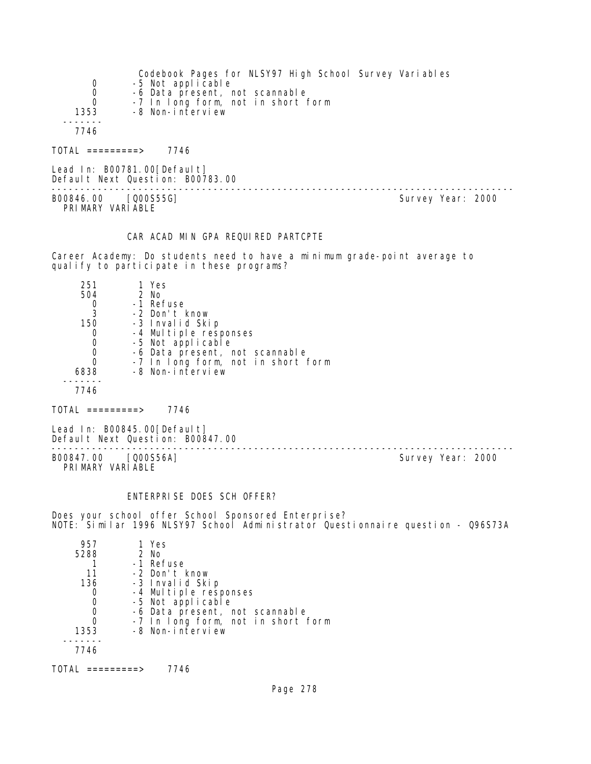| | |
|---|---|
| 0 | -5 Not applicable |
| 0 | -6 Data present, not scannable |
| 0 | -7 In long form, not in short form |
| 1353 | -8 Non-interview |
| 7746 | |

TOTAL =========> 7746

Lead In: B00781.00[Default]
Default Next Question: B00783.00

---

B00846.00 [Q00S55G] Survey Year: 2000
PRIMARY VARIABLE

### CAR ACAD MIN GPA REQUIRED PARTCPTE

Career Academy: Do students need to have a minimum grade-point average to qualify to participate in these programs?

| | |
|---|---|
| 251 | 1 Yes |
| 504 | 2 No |
| 0 | -1 Refuse |
| 3 | -2 Don't know |
| 150 | -3 Invalid Skip |
| 0 | -4 Multiple responses |
| 0 | -5 Not applicable |
| 0 | -6 Data present, not scannable |
| 0 | -7 In long form, not in short form |
| 6838 | -8 Non-interview |
| 7746 | |

TOTAL =========> 7746

Lead In: B00845.00[Default]
Default Next Question: B00847.00

---

B00847.00 [Q00S56A] Survey Year: 2000
PRIMARY VARIABLE

### ENTERPRISE DOES SCH OFFER?

Does your school offer School Sponsored Enterprise?
NOTE: Similar 1996 NLSY97 School Administrator Questionnaire question - Q96S73A

| | |
|---|---|
| 957 | 1 Yes |
| 5288 | 2 No |
| 1 | -1 Refuse |
| 11 | -2 Don't know |
| 136 | -3 Invalid Skip |
| 0 | -4 Multiple responses |
| 0 | -5 Not applicable |
| 0 | -6 Data present, not scannable |
| 0 | -7 In long form, not in short form |
| 1353 | -8 Non-interview |
| 7746 | |

TOTAL =========> 7746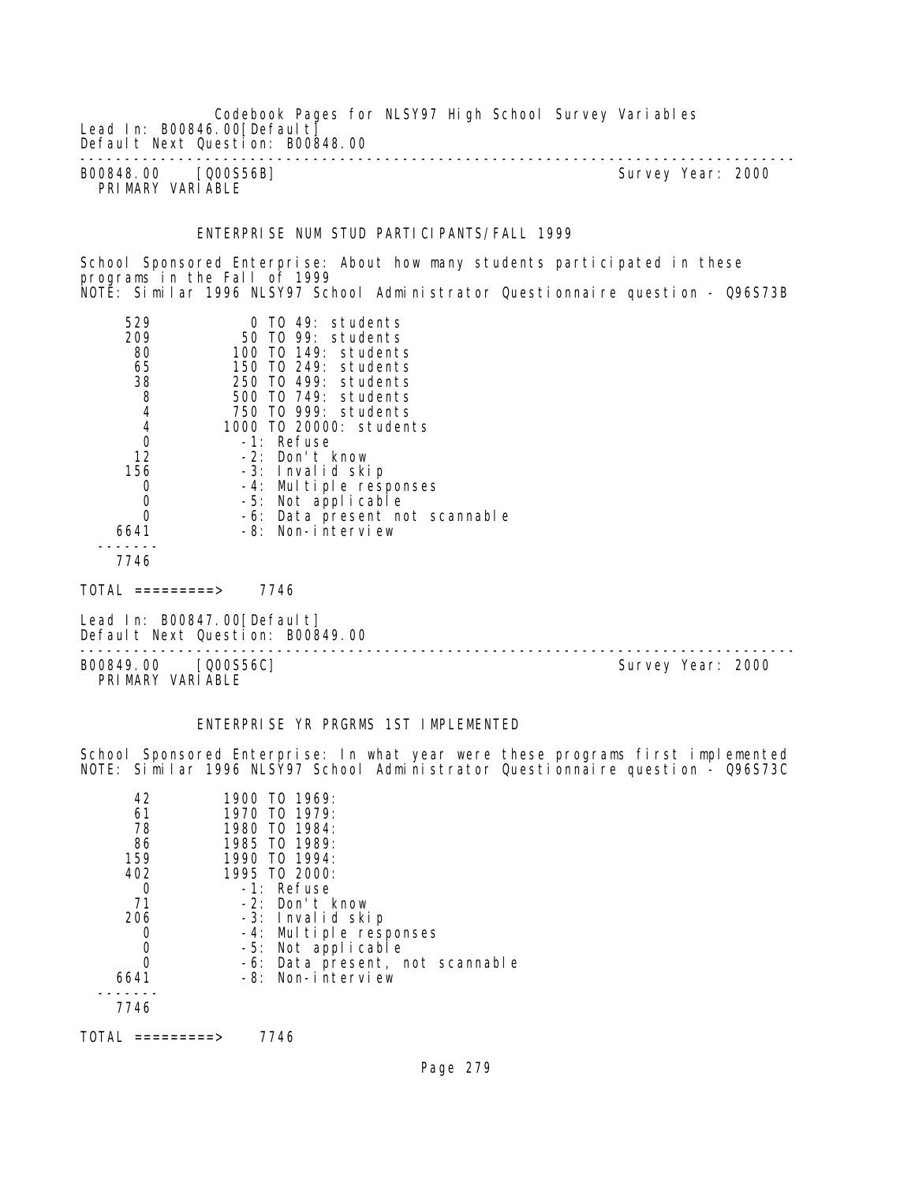Lead In: B00846.00[Default]
Default Next Question: B00848.00

---

B00848.00 [Q00S56B] Survey Year: 2000
PRIMARY VARIABLE

ENTERPRISE NUM STUD PARTICIPANTS/FALL 1999

School Sponsored Enterprise: About how many students participated in these programs in the Fall of 1999
NOTE: Similar 1996 NLSY97 School Administrator Questionnaire question - Q96S73B

```
     529           0 TO 49: students
     209          50 TO 99: students
      80         100 TO 149: students
      65         150 TO 249: students
      38         250 TO 499: students
       8         500 TO 749: students
       4         750 TO 999: students
       4        1000 TO 20000: students
       0          -1: Refuse
      12          -2: Don't know
     156          -3: Invalid skip
       0          -4: Multiple responses
       0          -5: Not applicable
       0          -6: Data present not scannable
    6641          -8: Non-interview
  -------
    7746
```

TOTAL =========> 7746

Lead In: B00847.00[Default]
Default Next Question: B00849.00

---

B00849.00 [Q00S56C] Survey Year: 2000
PRIMARY VARIABLE

ENTERPRISE YR PRGRMS 1ST IMPLEMENTED

School Sponsored Enterprise: In what year were these programs first implemented
NOTE: Similar 1996 NLSY97 School Administrator Questionnaire question - Q96S73C

```
      42         1900 TO 1969:
      61         1970 TO 1979:
      78         1980 TO 1984:
      86         1985 TO 1989:
     159         1990 TO 1994:
     402         1995 TO 2000:
       0          -1: Refuse
      71          -2: Don't know
     206          -3: Invalid skip
       0          -4: Multiple responses
       0          -5: Not applicable
       0          -6: Data present, not scannable
    6641          -8: Non-interview
  -------
    7746
```

TOTAL =========> 7746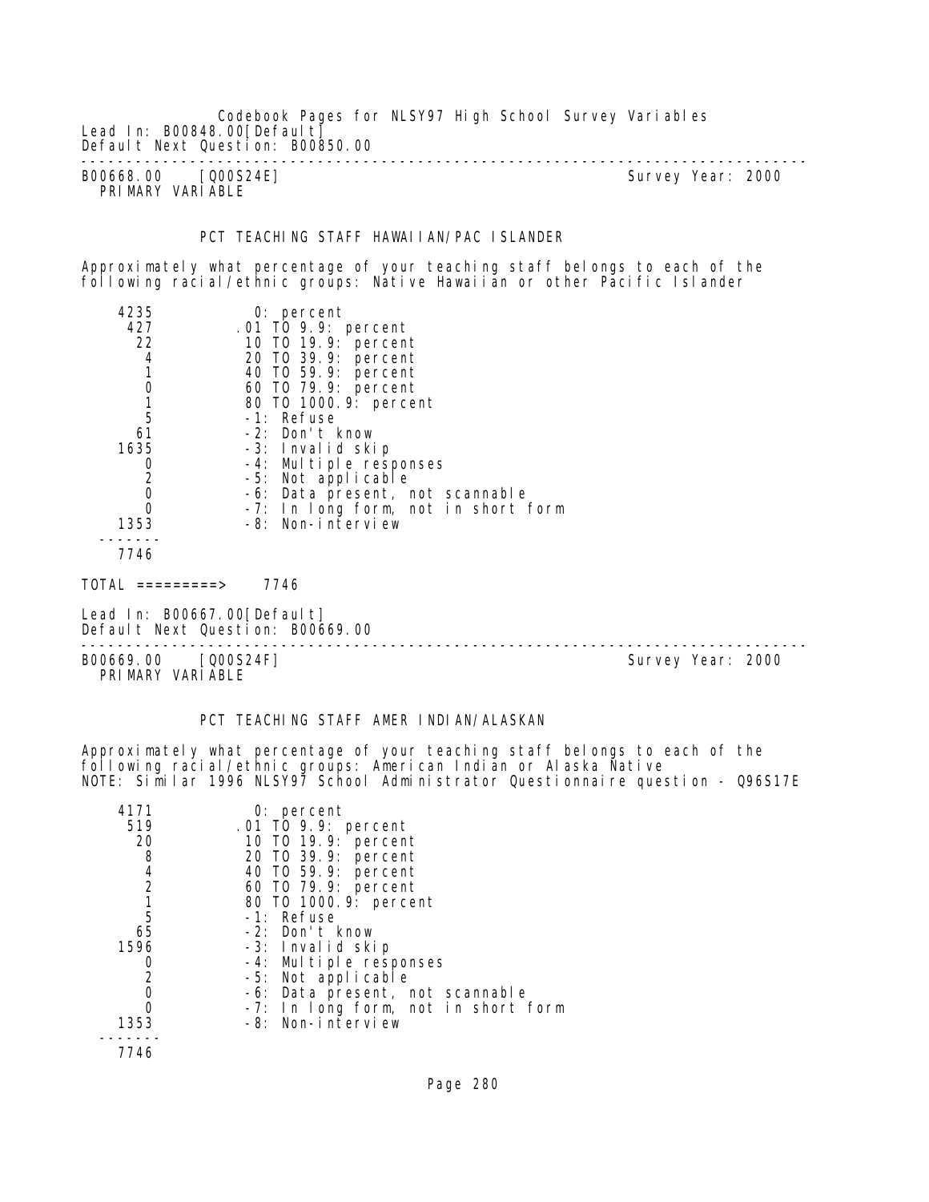Lead In: B00848.00[Default]
Default Next Question: B00850.00

---

B00668.00 [Q00S24E] Survey Year: 2000
PRIMARY VARIABLE

### PCT TEACHING STAFF HAWAIIAN/PAC ISLANDER

Approximately what percentage of your teaching staff belongs to each of the following racial/ethnic groups: Native Hawaiian or other Pacific Islander

| Count | Value |
|---|---|
| 4235 | 0: percent |
| 427 | .01 TO 9.9: percent |
| 22 | 10 TO 19.9: percent |
| 4 | 20 TO 39.9: percent |
| 1 | 40 TO 59.9: percent |
| 0 | 60 TO 79.9: percent |
| 1 | 80 TO 1000.9: percent |
| 5 | -1: Refuse |
| 61 | -2: Don't know |
| 1635 | -3: Invalid skip |
| 0 | -4: Multiple responses |
| 2 | -5: Not applicable |
| 0 | -6: Data present, not scannable |
| 0 | -7: In long form, not in short form |
| 1353 | -8: Non-interview |
| 7746 | |

TOTAL =========> 7746

Lead In: B00667.00[Default]
Default Next Question: B00669.00

---

B00669.00 [Q00S24F] Survey Year: 2000
PRIMARY VARIABLE

### PCT TEACHING STAFF AMER INDIAN/ALASKAN

Approximately what percentage of your teaching staff belongs to each of the following racial/ethnic groups: American Indian or Alaska Native
NOTE: Similar 1996 NLSY97 School Administrator Questionnaire question - Q96S17E

| Count | Value |
|---|---|
| 4171 | 0: percent |
| 519 | .01 TO 9.9: percent |
| 20 | 10 TO 19.9: percent |
| 8 | 20 TO 39.9: percent |
| 4 | 40 TO 59.9: percent |
| 2 | 60 TO 79.9: percent |
| 1 | 80 TO 1000.9: percent |
| 5 | -1: Refuse |
| 65 | -2: Don't know |
| 1596 | -3: Invalid skip |
| 0 | -4: Multiple responses |
| 2 | -5: Not applicable |
| 0 | -6: Data present, not scannable |
| 0 | -7: In long form, not in short form |
| 1353 | -8: Non-interview |
| 7746 | |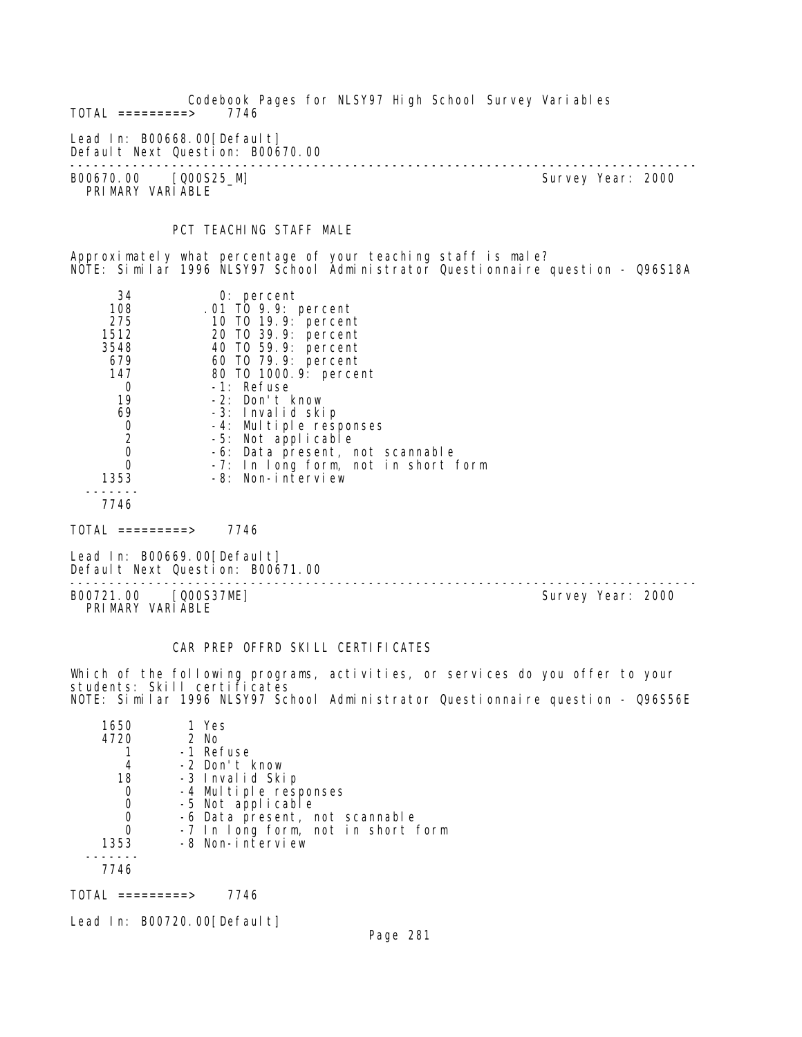TOTAL =========> 7746

Lead In: B00668.00[Default]
Default Next Question: B00670.00

---

B00670.00 [Q00S25_M] Survey Year: 2000
PRIMARY VARIABLE

PCT TEACHING STAFF MALE

Approximately what percentage of your teaching staff is male?
NOTE: Similar 1996 NLSY97 School Administrator Questionnaire question - Q96S18A

| Count | Value |
|---|---|
| 34 | 0: percent |
| 108 | .01 TO 9.9: percent |
| 275 | 10 TO 19.9: percent |
| 1512 | 20 TO 39.9: percent |
| 3548 | 40 TO 59.9: percent |
| 679 | 60 TO 79.9: percent |
| 147 | 80 TO 1000.9: percent |
| 0 | -1: Refuse |
| 19 | -2: Don't know |
| 69 | -3: Invalid skip |
| 0 | -4: Multiple responses |
| 2 | -5: Not applicable |
| 0 | -6: Data present, not scannable |
| 0 | -7: In long form, not in short form |
| 1353 | -8: Non-interview |
| 7746 | |

TOTAL =========> 7746

Lead In: B00669.00[Default]
Default Next Question: B00671.00

---

B00721.00 [Q00S37ME] Survey Year: 2000
PRIMARY VARIABLE

CAR PREP OFFRD SKILL CERTIFICATES

Which of the following programs, activities, or services do you offer to your students: Skill certificates
NOTE: Similar 1996 NLSY97 School Administrator Questionnaire question - Q96S56E

| Count | Value |
|---|---|
| 1650 | 1 Yes |
| 4720 | 2 No |
| 1 | -1 Refuse |
| 4 | -2 Don't know |
| 18 | -3 Invalid Skip |
| 0 | -4 Multiple responses |
| 0 | -5 Not applicable |
| 0 | -6 Data present, not scannable |
| 0 | -7 In long form, not in short form |
| 1353 | -8 Non-interview |
| 7746 | |

TOTAL =========> 7746

Lead In: B00720.00[Default]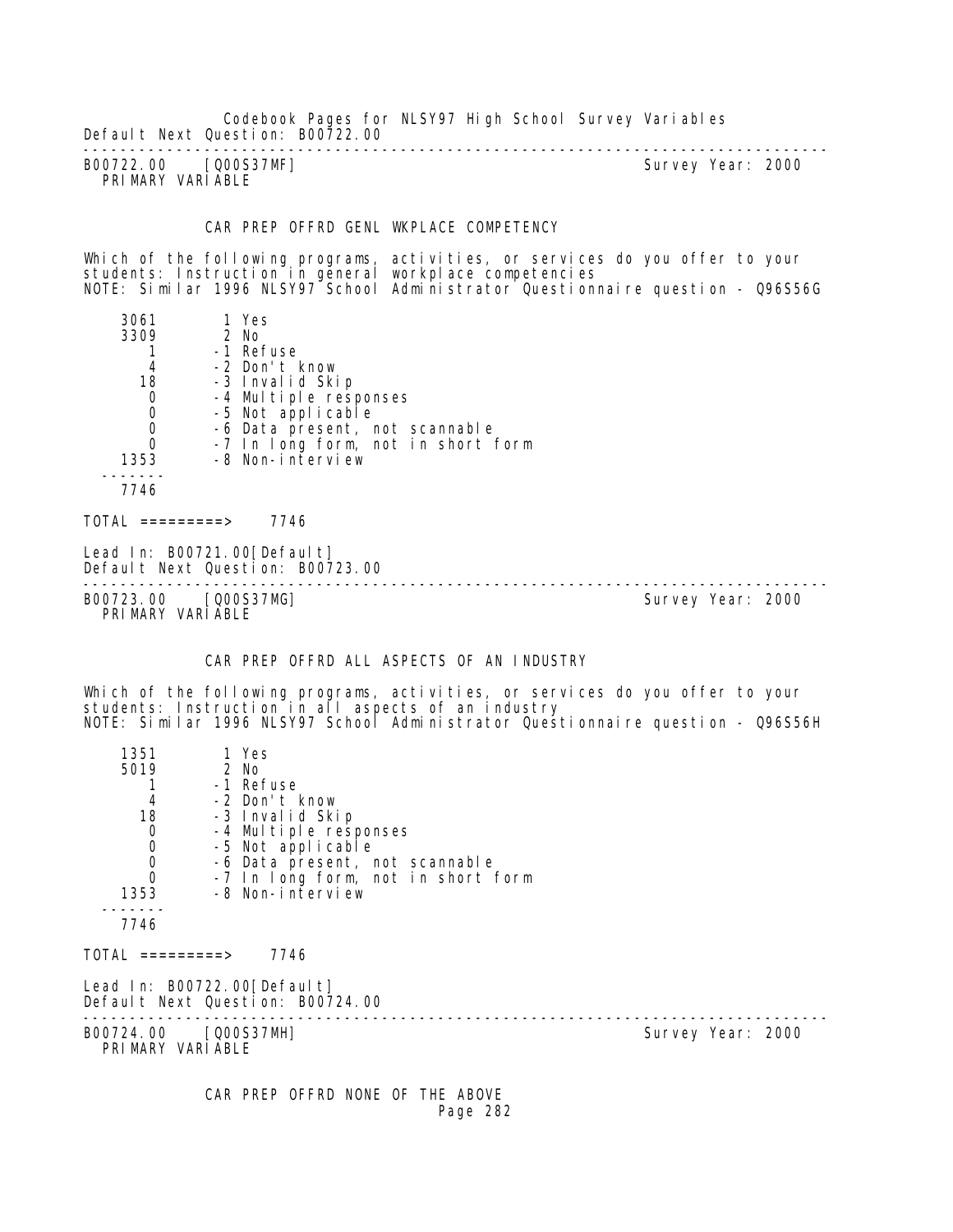Default Next Question: B00722.00

---

B00722.00 [Q00S37MF] Survey Year: 2000
PRIMARY VARIABLE

### CAR PREP OFFRD GENL WKPLACE COMPETENCY

Which of the following programs, activities, or services do you offer to your students: Instruction in general workplace competencies
NOTE: Similar 1996 NLSY97 School Administrator Questionnaire question - Q96S56G

```
   3061        1 Yes
   3309        2 No
      1       -1 Refuse
      4       -2 Don't know
     18       -3 Invalid Skip
      0       -4 Multiple responses
      0       -5 Not applicable
      0       -6 Data present, not scannable
      0       -7 In long form, not in short form
   1353       -8 Non-interview
  -------
   7746
```

TOTAL =========> 7746

Lead In: B00721.00[Default]
Default Next Question: B00723.00

---

B00723.00 [Q00S37MG] Survey Year: 2000
PRIMARY VARIABLE

### CAR PREP OFFRD ALL ASPECTS OF AN INDUSTRY

Which of the following programs, activities, or services do you offer to your students: Instruction in all aspects of an industry
NOTE: Similar 1996 NLSY97 School Administrator Questionnaire question - Q96S56H

```
   1351        1 Yes
   5019        2 No
      1       -1 Refuse
      4       -2 Don't know
     18       -3 Invalid Skip
      0       -4 Multiple responses
      0       -5 Not applicable
      0       -6 Data present, not scannable
      0       -7 In long form, not in short form
   1353       -8 Non-interview
  -------
   7746
```

TOTAL =========> 7746

Lead In: B00722.00[Default]
Default Next Question: B00724.00

---

B00724.00 [Q00S37MH] Survey Year: 2000
PRIMARY VARIABLE

### CAR PREP OFFRD NONE OF THE ABOVE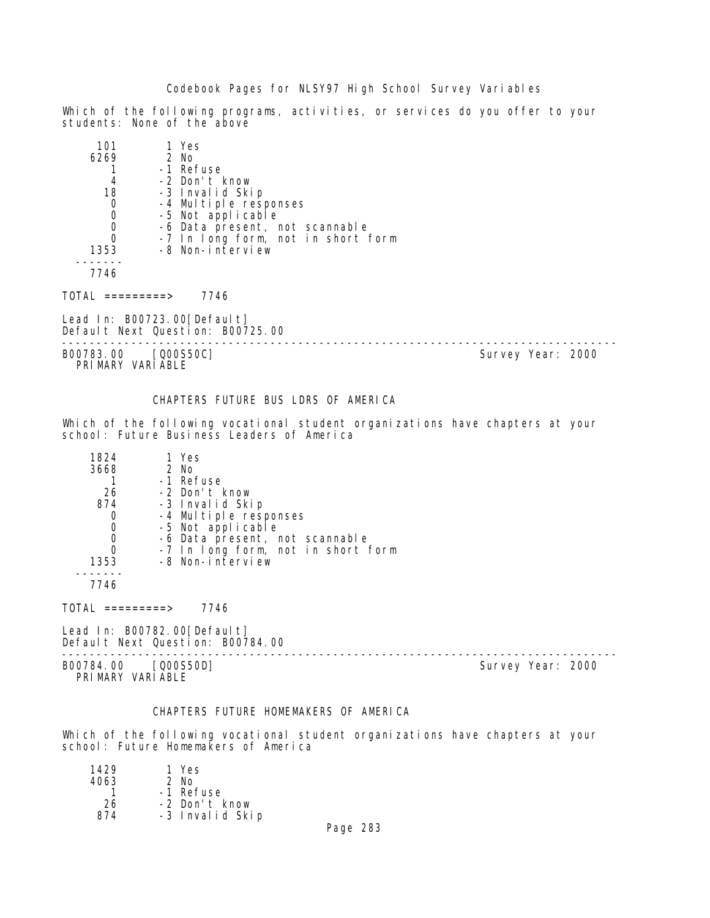Which of the following programs, activities, or services do you offer to your students: None of the above

```
     101        1 Yes
    6269        2 No
       1       -1 Refuse
       4       -2 Don't know
      18       -3 Invalid Skip
       0       -4 Multiple responses
       0       -5 Not applicable
       0       -6 Data present, not scannable
       0       -7 In long form, not in short form
    1353       -8 Non-interview
  -------
    7746
```

TOTAL =========>   7746

Lead In: B00723.00[Default]
Default Next Question: B00725.00

---

B00783.00    [Q00S50C]                                        Survey Year: 2000
PRIMARY VARIABLE

## CHAPTERS FUTURE BUS LDRS OF AMERICA

Which of the following vocational student organizations have chapters at your school: Future Business Leaders of America

```
    1824        1 Yes
    3668        2 No
       1       -1 Refuse
      26       -2 Don't know
     874       -3 Invalid Skip
       0       -4 Multiple responses
       0       -5 Not applicable
       0       -6 Data present, not scannable
       0       -7 In long form, not in short form
    1353       -8 Non-interview
  -------
    7746
```

TOTAL =========>   7746

Lead In: B00782.00[Default]
Default Next Question: B00784.00

---

B00784.00    [Q00S50D]                                        Survey Year: 2000
PRIMARY VARIABLE

## CHAPTERS FUTURE HOMEMAKERS OF AMERICA

Which of the following vocational student organizations have chapters at your school: Future Homemakers of America

```
    1429        1 Yes
    4063        2 No
       1       -1 Refuse
      26       -2 Don't know
     874       -3 Invalid Skip
```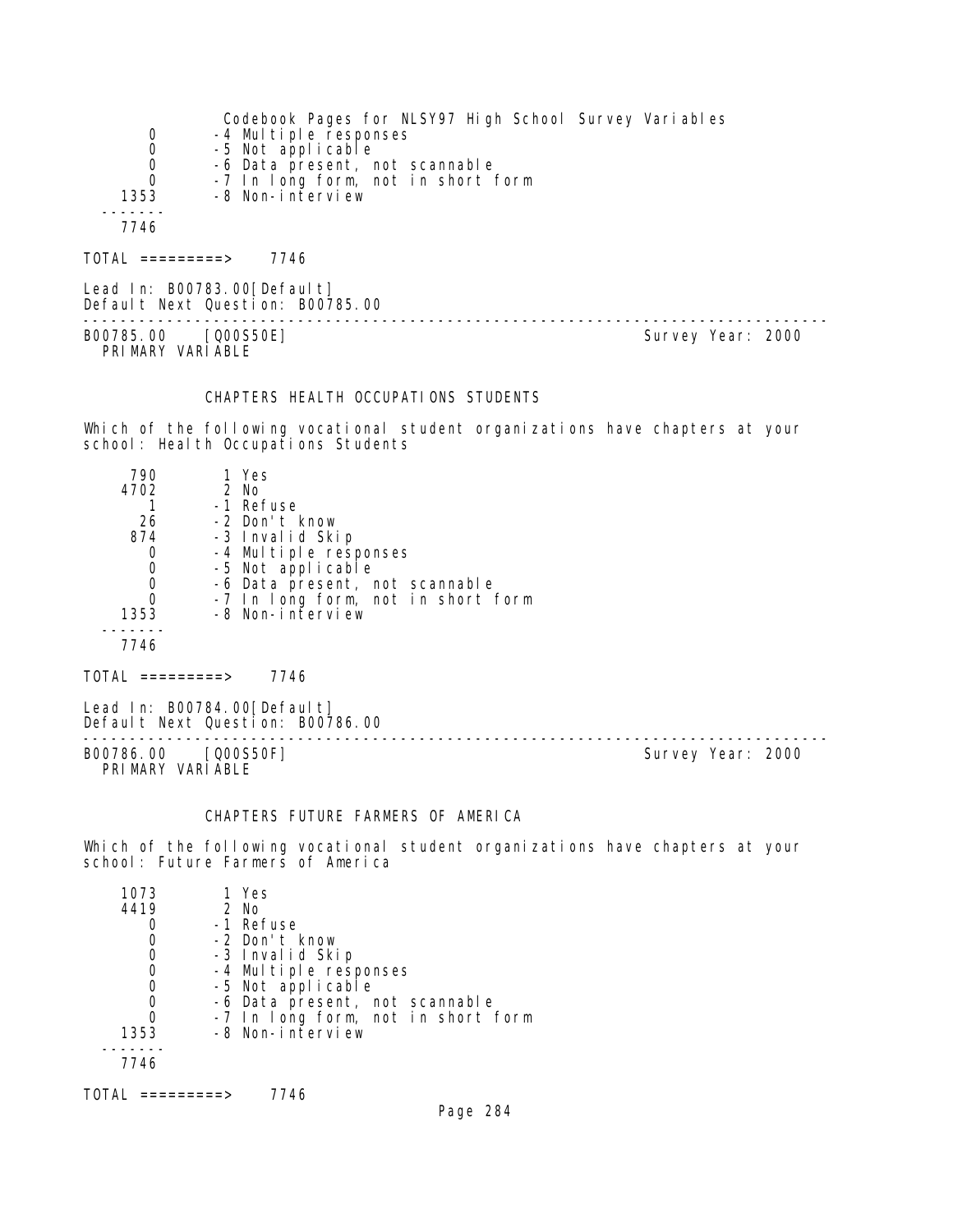```
       0        -4 Multiple responses
       0        -5 Not applicable
       0        -6 Data present, not scannable
       0        -7 In long form, not in short form
    1353        -8 Non-interview
  -------
    7746

TOTAL =========>    7746

Lead In: B00783.00[Default]
Default Next Question: B00785.00
--------------------------------------------------------------------------------
B00785.00    [Q00S50E]                                        Survey Year: 2000
  PRIMARY VARIABLE


              CHAPTERS HEALTH OCCUPATIONS STUDENTS

Which of the following vocational student organizations have chapters at your
school: Health Occupations Students

     790         1 Yes
    4702         2 No
       1        -1 Refuse
      26        -2 Don't know
     874        -3 Invalid Skip
       0        -4 Multiple responses
       0        -5 Not applicable
       0        -6 Data present, not scannable
       0        -7 In long form, not in short form
    1353        -8 Non-interview
  -------
    7746

TOTAL =========>    7746

Lead In: B00784.00[Default]
Default Next Question: B00786.00
--------------------------------------------------------------------------------
B00786.00    [Q00S50F]                                        Survey Year: 2000
  PRIMARY VARIABLE


              CHAPTERS FUTURE FARMERS OF AMERICA

Which of the following vocational student organizations have chapters at your
school: Future Farmers of America

    1073         1 Yes
    4419         2 No
       0        -1 Refuse
       0        -2 Don't know
       0        -3 Invalid Skip
       0        -4 Multiple responses
       0        -5 Not applicable
       0        -6 Data present, not scannable
       0        -7 In long form, not in short form
    1353        -8 Non-interview
  -------
    7746

TOTAL =========>    7746
```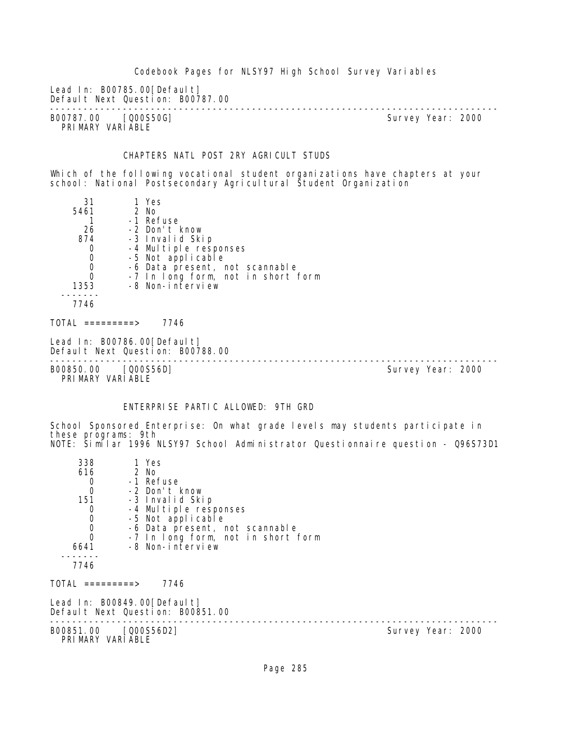Lead In: B00785.00[Default]
Default Next Question: B00787.00

---

B00787.00 [Q00S50G] Survey Year: 2000
PRIMARY VARIABLE

### CHAPTERS NATL POST 2RY AGRICULT STUDS

Which of the following vocational student organizations have chapters at your school: National Postsecondary Agricultural Student Organization

| Count | Code | Label |
|---|---|---|
| 31 | 1 | Yes |
| 5461 | 2 | No |
| 1 | -1 | Refuse |
| 26 | -2 | Don't know |
| 874 | -3 | Invalid Skip |
| 0 | -4 | Multiple responses |
| 0 | -5 | Not applicable |
| 0 | -6 | Data present, not scannable |
| 0 | -7 | In long form, not in short form |
| 1353 | -8 | Non-interview |
| 7746 | | |

TOTAL =========> 7746

Lead In: B00786.00[Default]
Default Next Question: B00788.00

---

B00850.00 [Q00S56D] Survey Year: 2000
PRIMARY VARIABLE

### ENTERPRISE PARTIC ALLOWED: 9TH GRD

School Sponsored Enterprise: On what grade levels may students participate in these programs: 9th
NOTE: Similar 1996 NLSY97 School Administrator Questionnaire question - Q96S73D1

| Count | Code | Label |
|---|---|---|
| 338 | 1 | Yes |
| 616 | 2 | No |
| 0 | -1 | Refuse |
| 0 | -2 | Don't know |
| 151 | -3 | Invalid Skip |
| 0 | -4 | Multiple responses |
| 0 | -5 | Not applicable |
| 0 | -6 | Data present, not scannable |
| 0 | -7 | In long form, not in short form |
| 6641 | -8 | Non-interview |
| 7746 | | |

TOTAL =========> 7746

Lead In: B00849.00[Default]
Default Next Question: B00851.00

---

B00851.00 [Q00S56D2] Survey Year: 2000
PRIMARY VARIABLE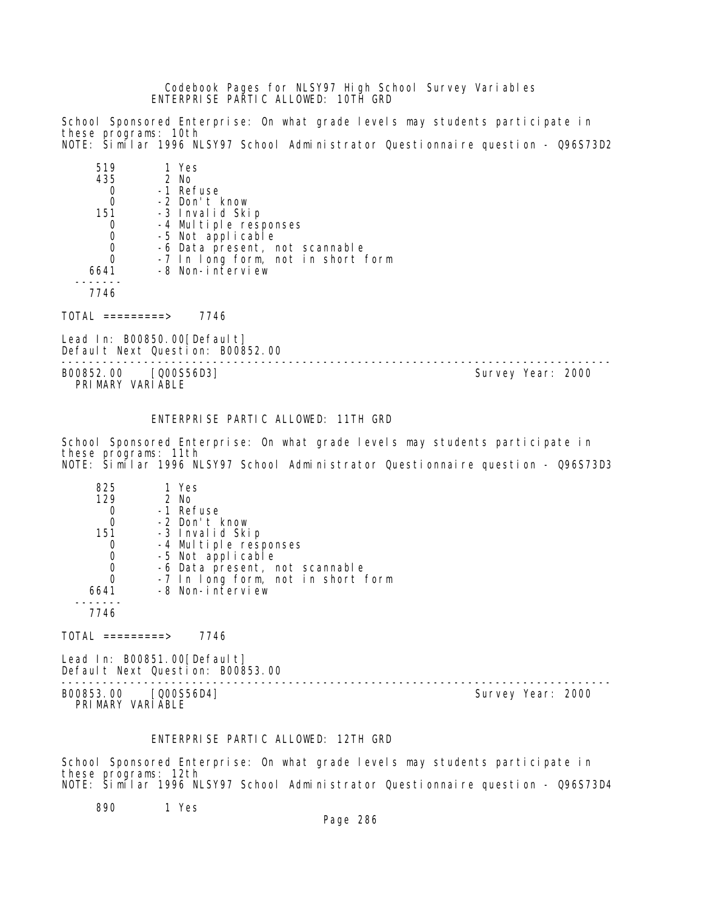ENTERPRISE PARTIC ALLOWED: 10TH GRD

School Sponsored Enterprise: On what grade levels may students participate in these programs: 10th
NOTE: Similar 1996 NLSY97 School Administrator Questionnaire question - Q96S73D2

```
     519        1 Yes
     435        2 No
       0       -1 Refuse
       0       -2 Don't know
     151       -3 Invalid Skip
       0       -4 Multiple responses
       0       -5 Not applicable
       0       -6 Data present, not scannable
       0       -7 In long form, not in short form
    6641       -8 Non-interview
  -------
    7746
```

TOTAL =========> 7746

Lead In: B00850.00[Default]
Default Next Question: B00852.00

---

B00852.00 [Q00S56D3] Survey Year: 2000
PRIMARY VARIABLE

ENTERPRISE PARTIC ALLOWED: 11TH GRD

School Sponsored Enterprise: On what grade levels may students participate in these programs: 11th
NOTE: Similar 1996 NLSY97 School Administrator Questionnaire question - Q96S73D3

```
     825        1 Yes
     129        2 No
       0       -1 Refuse
       0       -2 Don't know
     151       -3 Invalid Skip
       0       -4 Multiple responses
       0       -5 Not applicable
       0       -6 Data present, not scannable
       0       -7 In long form, not in short form
    6641       -8 Non-interview
  -------
    7746
```

TOTAL =========> 7746

Lead In: B00851.00[Default]
Default Next Question: B00853.00

---

B00853.00 [Q00S56D4] Survey Year: 2000
PRIMARY VARIABLE

ENTERPRISE PARTIC ALLOWED: 12TH GRD

School Sponsored Enterprise: On what grade levels may students participate in these programs: 12th
NOTE: Similar 1996 NLSY97 School Administrator Questionnaire question - Q96S73D4

```
     890        1 Yes
```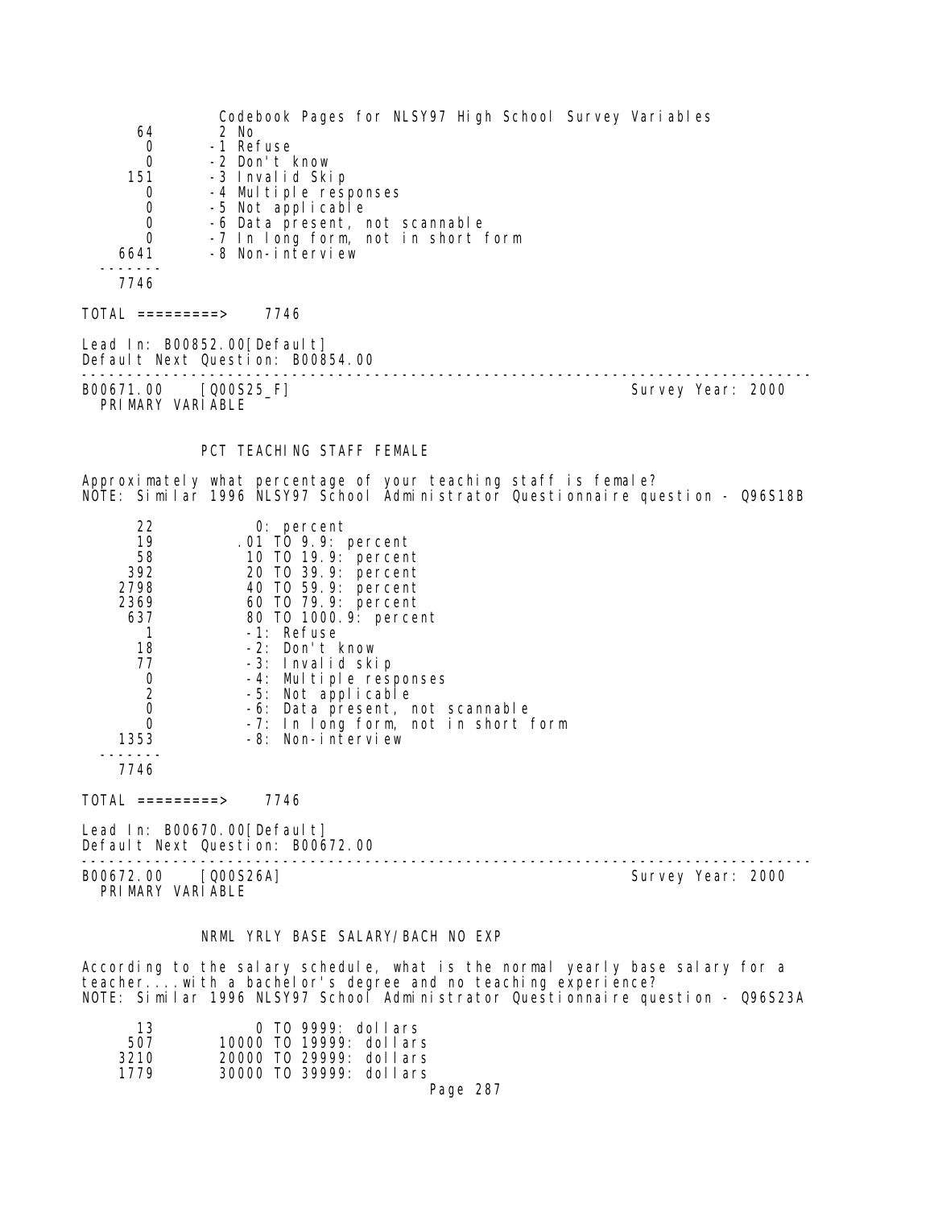```
     64        2 No
      0       -1 Refuse
      0       -2 Don't know
    151       -3 Invalid Skip
      0       -4 Multiple responses
      0       -5 Not applicable
      0       -6 Data present, not scannable
      0       -7 In long form, not in short form
   6641       -8 Non-interview
 -------
   7746

TOTAL =========>    7746

Lead In: B00852.00[Default]
Default Next Question: B00854.00
--------------------------------------------------------------------------------
B00671.00    [Q00S25_F]                                       Survey Year: 2000
  PRIMARY VARIABLE


              PCT TEACHING STAFF FEMALE

Approximately what percentage of your teaching staff is female?
NOTE: Similar 1996 NLSY97 School Administrator Questionnaire question - Q96S18B

     22            0: percent
     19          .01 TO 9.9: percent
     58           10 TO 19.9: percent
    392           20 TO 39.9: percent
   2798           40 TO 59.9: percent
   2369           60 TO 79.9: percent
    637           80 TO 1000.9: percent
      1           -1: Refuse
     18           -2: Don't know
     77           -3: Invalid skip
      0           -4: Multiple responses
      2           -5: Not applicable
      0           -6: Data present, not scannable
      0           -7: In long form, not in short form
   1353           -8: Non-interview
 -------
   7746

TOTAL =========>    7746

Lead In: B00670.00[Default]
Default Next Question: B00672.00
--------------------------------------------------------------------------------
B00672.00    [Q00S26A]                                        Survey Year: 2000
  PRIMARY VARIABLE


              NRML YRLY BASE SALARY/BACH NO EXP

According to the salary schedule, what is the normal yearly base salary for a
teacher....with a bachelor's degree and no teaching experience?
NOTE: Similar 1996 NLSY97 School Administrator Questionnaire question - Q96S23A

     13            0 TO 9999: dollars
    507        10000 TO 19999: dollars
   3210        20000 TO 29999: dollars
   1779        30000 TO 39999: dollars
```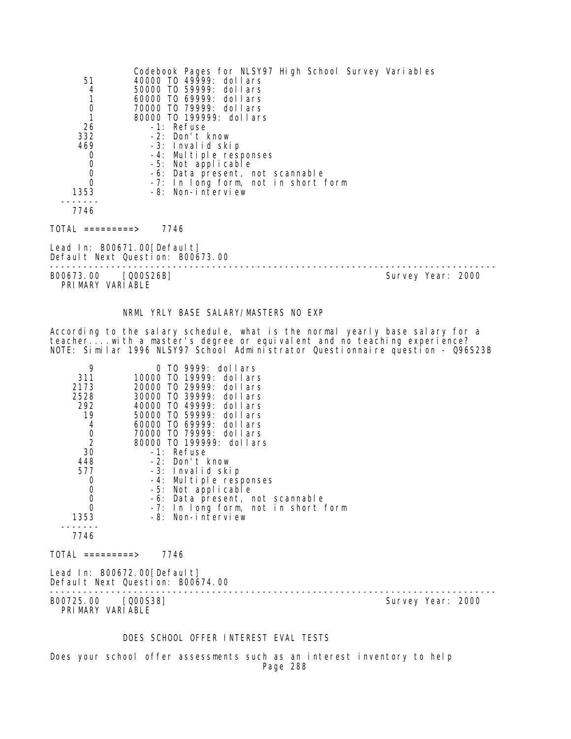| | |
|---|---|
| 51 | 40000 TO 49999: dollars |
| 4 | 50000 TO 59999: dollars |
| 1 | 60000 TO 69999: dollars |
| 0 | 70000 TO 79999: dollars |
| 1 | 80000 TO 199999: dollars |
| 26 | -1: Refuse |
| 332 | -2: Don't know |
| 469 | -3: Invalid skip |
| 0 | -4: Multiple responses |
| 0 | -5: Not applicable |
| 0 | -6: Data present, not scannable |
| 0 | -7: In long form, not in short form |
| 1353 | -8: Non-interview |
| 7746 | |

TOTAL =========> 7746

Lead In: B00671.00[Default]
Default Next Question: B00673.00

---

B00673.00 [Q00S26B] Survey Year: 2000
PRIMARY VARIABLE

NRML YRLY BASE SALARY/MASTERS NO EXP

According to the salary schedule, what is the normal yearly base salary for a teacher....with a master's degree or equivalent and no teaching experience?
NOTE: Similar 1996 NLSY97 School Administrator Questionnaire question - Q96S23B

| | |
|---|---|
| 9 | 0 TO 9999: dollars |
| 311 | 10000 TO 19999: dollars |
| 2173 | 20000 TO 29999: dollars |
| 2528 | 30000 TO 39999: dollars |
| 292 | 40000 TO 49999: dollars |
| 19 | 50000 TO 59999: dollars |
| 4 | 60000 TO 69999: dollars |
| 0 | 70000 TO 79999: dollars |
| 2 | 80000 TO 199999: dollars |
| 30 | -1: Refuse |
| 448 | -2: Don't know |
| 577 | -3: Invalid skip |
| 0 | -4: Multiple responses |
| 0 | -5: Not applicable |
| 0 | -6: Data present, not scannable |
| 0 | -7: In long form, not in short form |
| 1353 | -8: Non-interview |
| 7746 | |

TOTAL =========> 7746

Lead In: B00672.00[Default]
Default Next Question: B00674.00

---

B00725.00 [Q00S38] Survey Year: 2000
PRIMARY VARIABLE

DOES SCHOOL OFFER INTEREST EVAL TESTS

Does your school offer assessments such as an interest inventory to help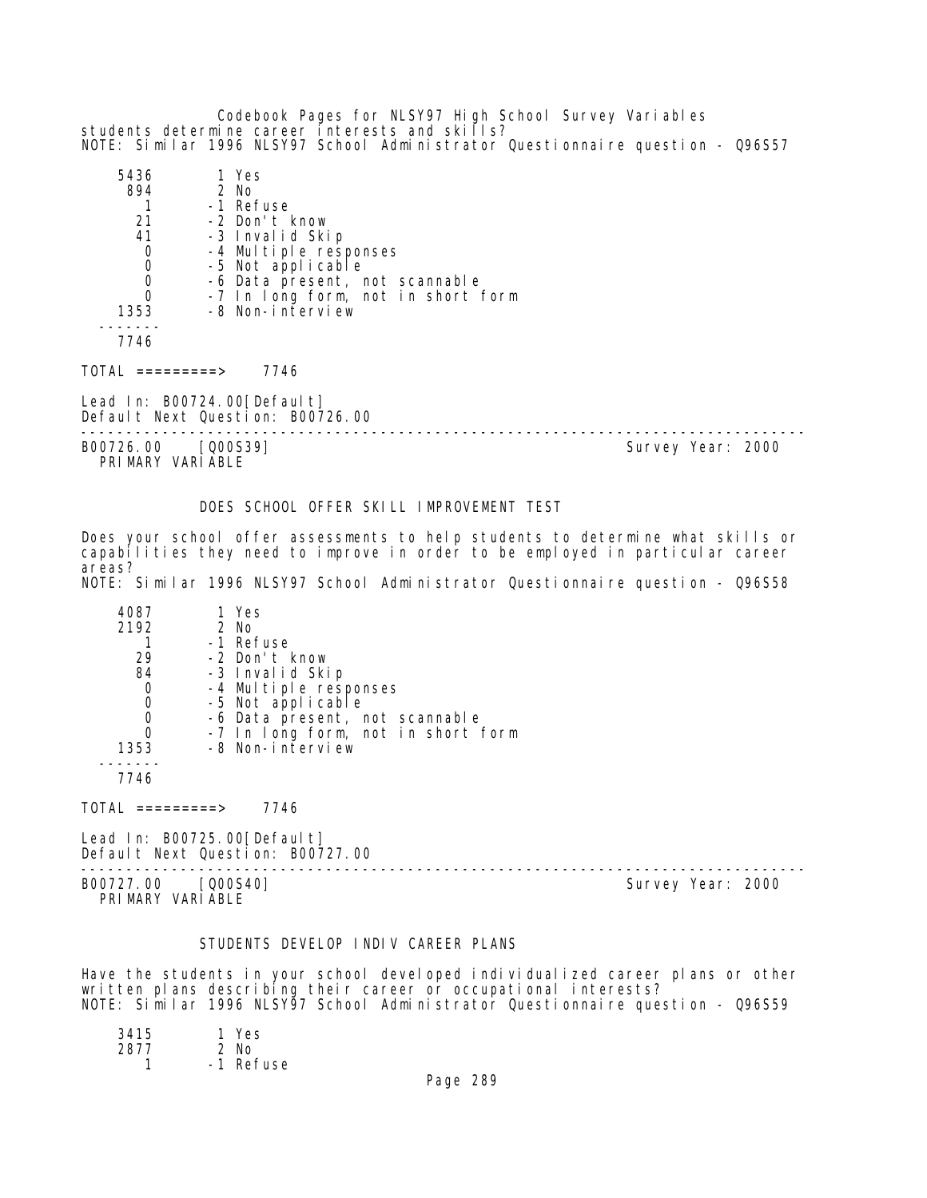students determine career interests and skills?
NOTE: Similar 1996 NLSY97 School Administrator Questionnaire question - Q96S57

```
   5436       1 Yes
    894       2 No
      1      -1 Refuse
     21      -2 Don't know
     41      -3 Invalid Skip
      0      -4 Multiple responses
      0      -5 Not applicable
      0      -6 Data present, not scannable
      0      -7 In long form, not in short form
   1353      -8 Non-interview
 -------
   7746

TOTAL =========>    7746
```

Lead In: B00724.00[Default]
Default Next Question: B00726.00

---

B00726.00    [Q00S39]                                    Survey Year: 2000
PRIMARY VARIABLE

### DOES SCHOOL OFFER SKILL IMPROVEMENT TEST

Does your school offer assessments to help students to determine what skills or capabilities they need to improve in order to be employed in particular career areas?
NOTE: Similar 1996 NLSY97 School Administrator Questionnaire question - Q96S58

```
   4087       1 Yes
   2192       2 No
      1      -1 Refuse
     29      -2 Don't know
     84      -3 Invalid Skip
      0      -4 Multiple responses
      0      -5 Not applicable
      0      -6 Data present, not scannable
      0      -7 In long form, not in short form
   1353      -8 Non-interview
 -------
   7746

TOTAL =========>    7746
```

Lead In: B00725.00[Default]
Default Next Question: B00727.00

---

B00727.00    [Q00S40]                                    Survey Year: 2000
PRIMARY VARIABLE

### STUDENTS DEVELOP INDIV CAREER PLANS

Have the students in your school developed individualized career plans or other written plans describing their career or occupational interests?
NOTE: Similar 1996 NLSY97 School Administrator Questionnaire question - Q96S59

```
   3415       1 Yes
   2877       2 No
      1      -1 Refuse
```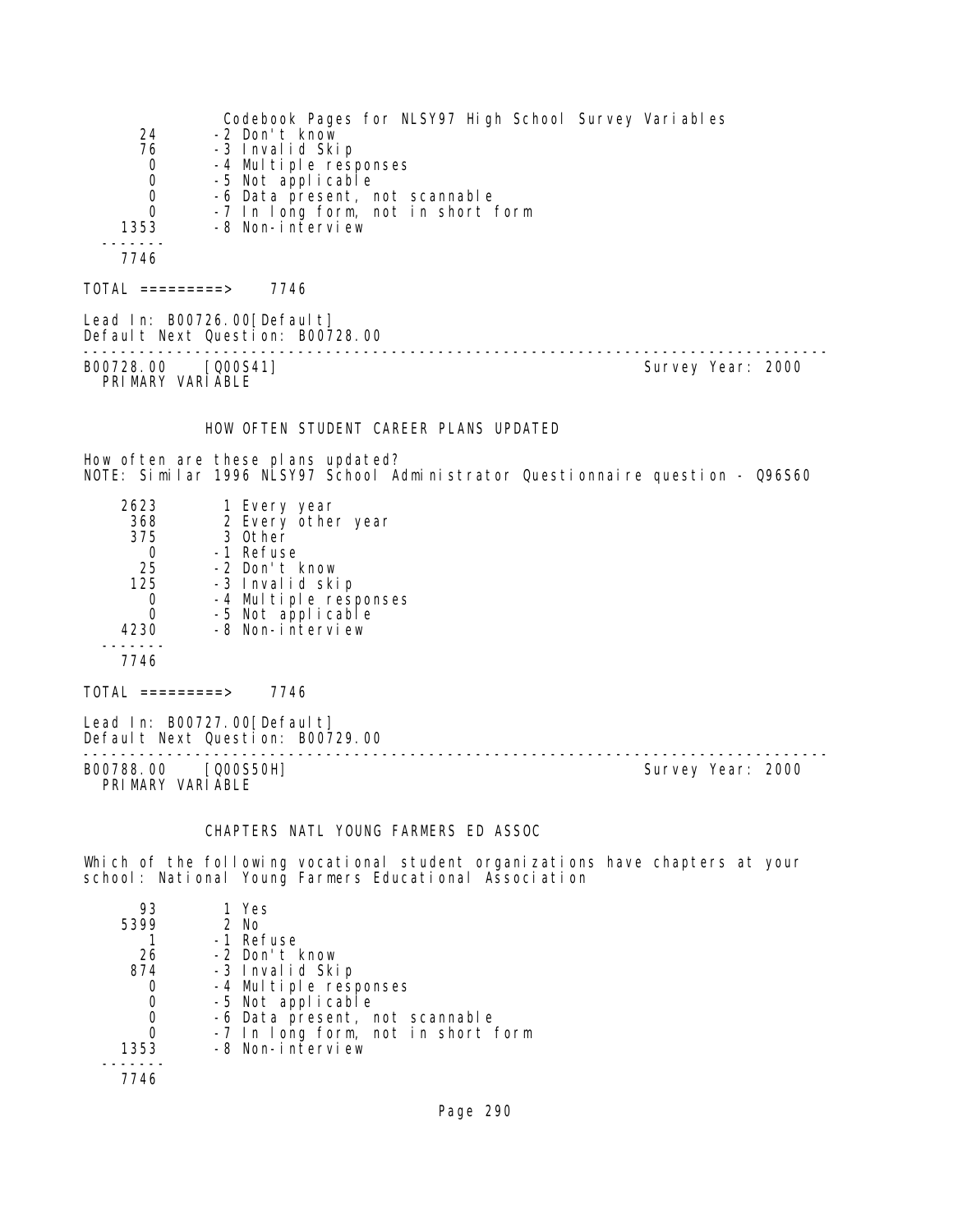| | |
|---|---|
| 24 | -2 Don't know |
| 76 | -3 Invalid Skip |
| 0 | -4 Multiple responses |
| 0 | -5 Not applicable |
| 0 | -6 Data present, not scannable |
| 0 | -7 In long form, not in short form |
| 1353 | -8 Non-interview |
| ------- | |
| 7746 | |

TOTAL =========> 7746

Lead In: B00726.00[Default]
Default Next Question: B00728.00

---

B00728.00 [Q00S41] Survey Year: 2000
PRIMARY VARIABLE

## HOW OFTEN STUDENT CAREER PLANS UPDATED

How often are these plans updated?
NOTE: Similar 1996 NLSY97 School Administrator Questionnaire question - Q96S60

| | |
|---|---|
| 2623 | 1 Every year |
| 368 | 2 Every other year |
| 375 | 3 Other |
| 0 | -1 Refuse |
| 25 | -2 Don't know |
| 125 | -3 Invalid skip |
| 0 | -4 Multiple responses |
| 0 | -5 Not applicable |
| 4230 | -8 Non-interview |
| ------- | |
| 7746 | |

TOTAL =========> 7746

Lead In: B00727.00[Default]
Default Next Question: B00729.00

---

B00788.00 [Q00S50H] Survey Year: 2000
PRIMARY VARIABLE

## CHAPTERS NATL YOUNG FARMERS ED ASSOC

Which of the following vocational student organizations have chapters at your school: National Young Farmers Educational Association

| | |
|---|---|
| 93 | 1 Yes |
| 5399 | 2 No |
| 1 | -1 Refuse |
| 26 | -2 Don't know |
| 874 | -3 Invalid Skip |
| 0 | -4 Multiple responses |
| 0 | -5 Not applicable |
| 0 | -6 Data present, not scannable |
| 0 | -7 In long form, not in short form |
| 1353 | -8 Non-interview |
| ------- | |
| 7746 | |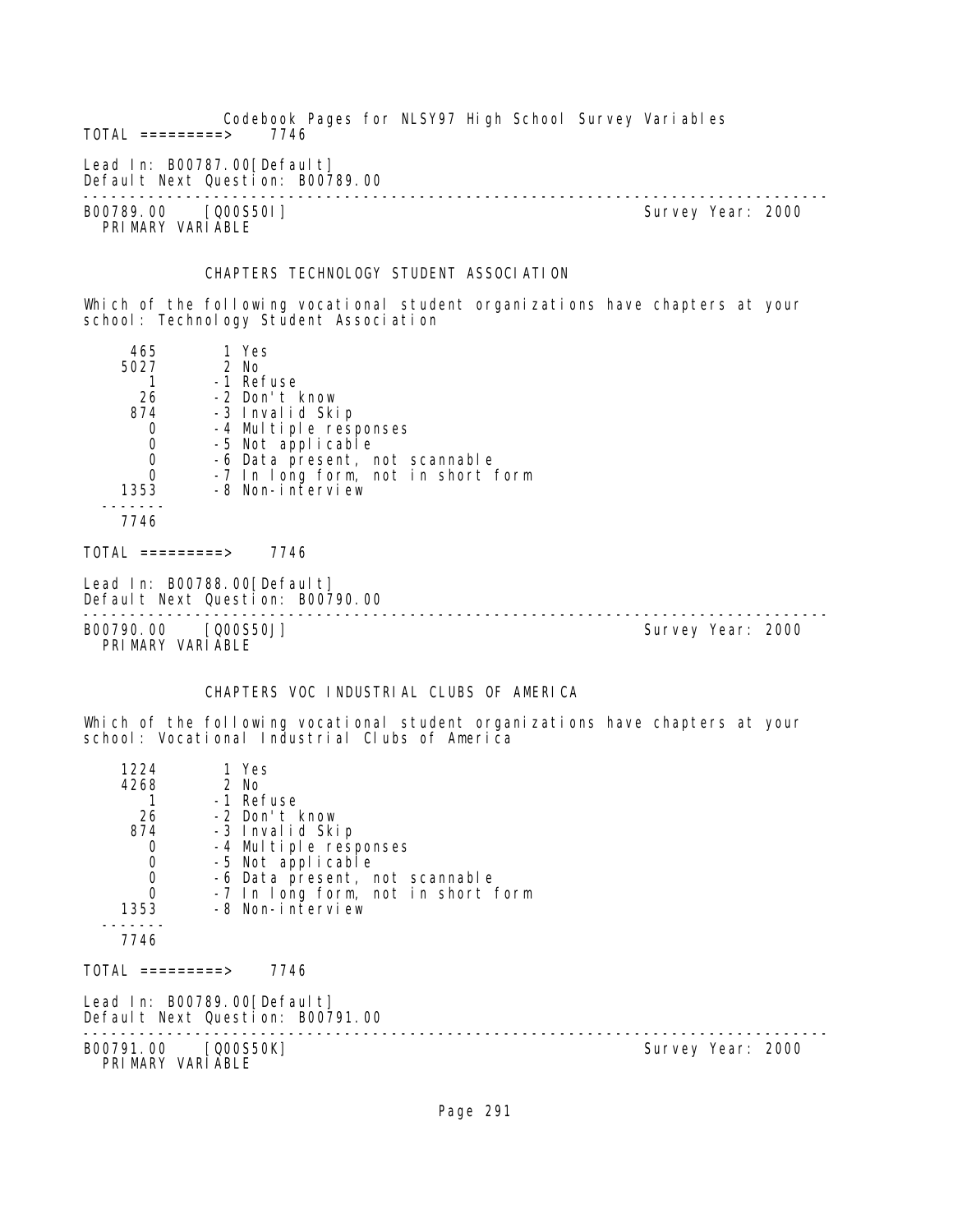TOTAL =========> 7746

Lead In: B00787.00[Default]
Default Next Question: B00789.00

---

B00789.00 [Q00S50I] Survey Year: 2000
PRIMARY VARIABLE

CHAPTERS TECHNOLOGY STUDENT ASSOCIATION

Which of the following vocational student organizations have chapters at your school: Technology Student Association

```
     465       1 Yes
    5027       2 No
       1      -1 Refuse
      26      -2 Don't know
     874      -3 Invalid Skip
       0      -4 Multiple responses
       0      -5 Not applicable
       0      -6 Data present, not scannable
       0      -7 In long form, not in short form
    1353      -8 Non-interview
   -------
    7746
```

TOTAL =========> 7746

Lead In: B00788.00[Default]
Default Next Question: B00790.00

---

B00790.00 [Q00S50J] Survey Year: 2000
PRIMARY VARIABLE

CHAPTERS VOC INDUSTRIAL CLUBS OF AMERICA

Which of the following vocational student organizations have chapters at your school: Vocational Industrial Clubs of America

```
    1224       1 Yes
    4268       2 No
       1      -1 Refuse
      26      -2 Don't know
     874      -3 Invalid Skip
       0      -4 Multiple responses
       0      -5 Not applicable
       0      -6 Data present, not scannable
       0      -7 In long form, not in short form
    1353      -8 Non-interview
   -------
    7746
```

TOTAL =========> 7746

Lead In: B00789.00[Default]
Default Next Question: B00791.00

---

B00791.00 [Q00S50K] Survey Year: 2000
PRIMARY VARIABLE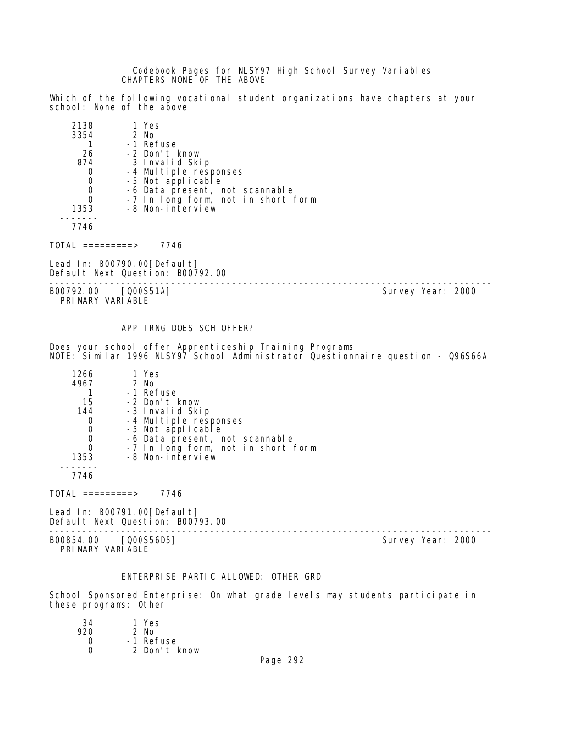Codebook Pages for NLSY97 High School Survey Variables

CHAPTERS NONE OF THE ABOVE

Which of the following vocational student organizations have chapters at your school: None of the above

```
    2138        1 Yes
    3354        2 No
       1       -1 Refuse
      26       -2 Don't know
     874       -3 Invalid Skip
       0       -4 Multiple responses
       0       -5 Not applicable
       0       -6 Data present, not scannable
       0       -7 In long form, not in short form
    1353       -8 Non-interview
  -------
    7746
```

TOTAL =========> 7746

Lead In: B00790.00[Default]
Default Next Question: B00792.00

---

B00792.00 [Q00S51A] Survey Year: 2000
PRIMARY VARIABLE

APP TRNG DOES SCH OFFER?

Does your school offer Apprenticeship Training Programs
NOTE: Similar 1996 NLSY97 School Administrator Questionnaire question - Q96S66A

```
    1266        1 Yes
    4967        2 No
       1       -1 Refuse
      15       -2 Don't know
     144       -3 Invalid Skip
       0       -4 Multiple responses
       0       -5 Not applicable
       0       -6 Data present, not scannable
       0       -7 In long form, not in short form
    1353       -8 Non-interview
  -------
    7746
```

TOTAL =========> 7746

Lead In: B00791.00[Default]
Default Next Question: B00793.00

---

B00854.00 [Q00S56D5] Survey Year: 2000
PRIMARY VARIABLE

ENTERPRISE PARTIC ALLOWED: OTHER GRD

School Sponsored Enterprise: On what grade levels may students participate in these programs: Other

```
      34        1 Yes
     920        2 No
       0       -1 Refuse
       0       -2 Don't know
```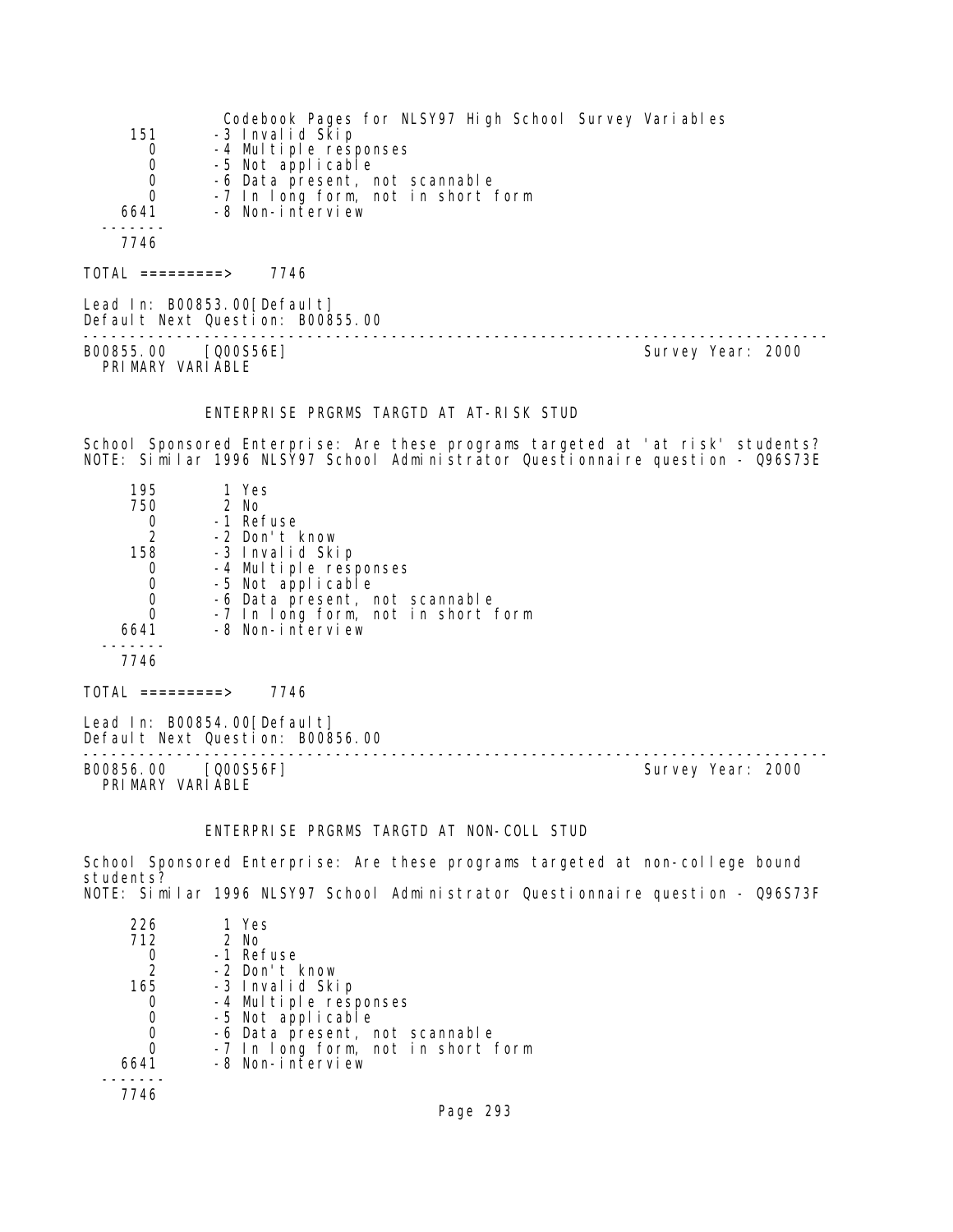| | |
|---|---|
| 151 | -3 Invalid Skip |
| 0 | -4 Multiple responses |
| 0 | -5 Not applicable |
| 0 | -6 Data present, not scannable |
| 0 | -7 In long form, not in short form |
| 6641 | -8 Non-interview |
| ------- | |
| 7746 | |

TOTAL =========> 7746

Lead In: B00853.00[Default]
Default Next Question: B00855.00

--------------------------------------------------------------------------------

B00855.00 [Q00S56E] Survey Year: 2000
PRIMARY VARIABLE

### ENTERPRISE PRGRMS TARGTD AT AT-RISK STUD

School Sponsored Enterprise: Are these programs targeted at 'at risk' students?
NOTE: Similar 1996 NLSY97 School Administrator Questionnaire question - Q96S73E

| | |
|---|---|
| 195 | 1 Yes |
| 750 | 2 No |
| 0 | -1 Refuse |
| 2 | -2 Don't know |
| 158 | -3 Invalid Skip |
| 0 | -4 Multiple responses |
| 0 | -5 Not applicable |
| 0 | -6 Data present, not scannable |
| 0 | -7 In long form, not in short form |
| 6641 | -8 Non-interview |
| ------- | |
| 7746 | |

TOTAL =========> 7746

Lead In: B00854.00[Default]
Default Next Question: B00856.00

--------------------------------------------------------------------------------

B00856.00 [Q00S56F] Survey Year: 2000
PRIMARY VARIABLE

### ENTERPRISE PRGRMS TARGTD AT NON-COLL STUD

School Sponsored Enterprise: Are these programs targeted at non-college bound students?
NOTE: Similar 1996 NLSY97 School Administrator Questionnaire question - Q96S73F

| | |
|---|---|
| 226 | 1 Yes |
| 712 | 2 No |
| 0 | -1 Refuse |
| 2 | -2 Don't know |
| 165 | -3 Invalid Skip |
| 0 | -4 Multiple responses |
| 0 | -5 Not applicable |
| 0 | -6 Data present, not scannable |
| 0 | -7 In long form, not in short form |
| 6641 | -8 Non-interview |
| ------- | |
| 7746 | |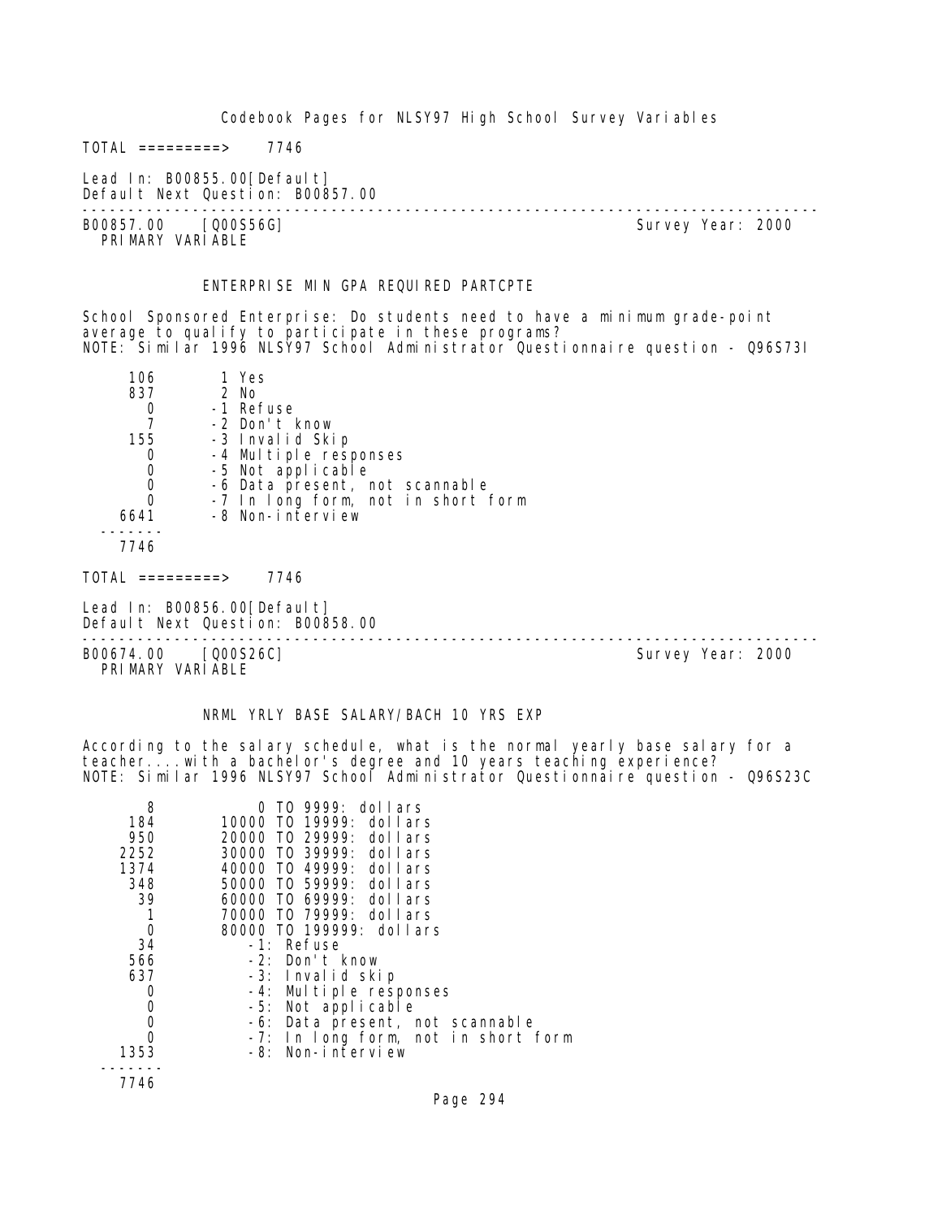TOTAL =========> 7746

Lead In: B00855.00[Default]
Default Next Question: B00857.00

---

B00857.00 [Q00S56G] Survey Year: 2000
PRIMARY VARIABLE

ENTERPRISE MIN GPA REQUIRED PARTCPTE

School Sponsored Enterprise: Do students need to have a minimum grade-point average to qualify to participate in these programs?
NOTE: Similar 1996 NLSY97 School Administrator Questionnaire question - Q96S73I

| Count | Value |
|---|---|
| 106 | 1 Yes |
| 837 | 2 No |
| 0 | -1 Refuse |
| 7 | -2 Don't know |
| 155 | -3 Invalid Skip |
| 0 | -4 Multiple responses |
| 0 | -5 Not applicable |
| 0 | -6 Data present, not scannable |
| 0 | -7 In long form, not in short form |
| 6641 | -8 Non-interview |
| 7746 | |

TOTAL =========> 7746

Lead In: B00856.00[Default]
Default Next Question: B00858.00

---

B00674.00 [Q00S26C] Survey Year: 2000
PRIMARY VARIABLE

NRML YRLY BASE SALARY/BACH 10 YRS EXP

According to the salary schedule, what is the normal yearly base salary for a teacher....with a bachelor's degree and 10 years teaching experience?
NOTE: Similar 1996 NLSY97 School Administrator Questionnaire question - Q96S23C

| Count | Value |
|---|---|
| 8 | 0 TO 9999: dollars |
| 184 | 10000 TO 19999: dollars |
| 950 | 20000 TO 29999: dollars |
| 2252 | 30000 TO 39999: dollars |
| 1374 | 40000 TO 49999: dollars |
| 348 | 50000 TO 59999: dollars |
| 39 | 60000 TO 69999: dollars |
| 1 | 70000 TO 79999: dollars |
| 0 | 80000 TO 199999: dollars |
| 34 | -1: Refuse |
| 566 | -2: Don't know |
| 637 | -3: Invalid skip |
| 0 | -4: Multiple responses |
| 0 | -5: Not applicable |
| 0 | -6: Data present, not scannable |
| 0 | -7: In long form, not in short form |
| 1353 | -8: Non-interview |
| 7746 | |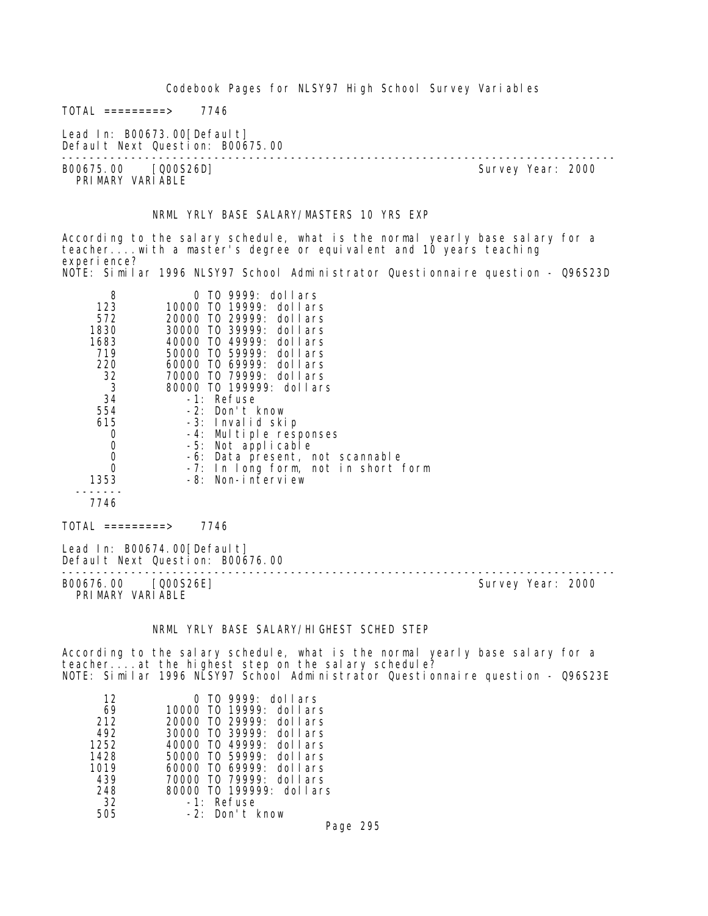TOTAL =========> 7746

Lead In: B00673.00[Default]
Default Next Question: B00675.00

---

B00675.00 [Q00S26D] Survey Year: 2000
PRIMARY VARIABLE

NRML YRLY BASE SALARY/MASTERS 10 YRS EXP

According to the salary schedule, what is the normal yearly base salary for a teacher....with a master's degree or equivalent and 10 years teaching experience?
NOTE: Similar 1996 NLSY97 School Administrator Questionnaire question - Q96S23D

| Count | Value |
|---|---|
| 8 | 0 TO 9999: dollars |
| 123 | 10000 TO 19999: dollars |
| 572 | 20000 TO 29999: dollars |
| 1830 | 30000 TO 39999: dollars |
| 1683 | 40000 TO 49999: dollars |
| 719 | 50000 TO 59999: dollars |
| 220 | 60000 TO 69999: dollars |
| 32 | 70000 TO 79999: dollars |
| 3 | 80000 TO 199999: dollars |
| 34 | -1: Refuse |
| 554 | -2: Don't know |
| 615 | -3: Invalid skip |
| 0 | -4: Multiple responses |
| 0 | -5: Not applicable |
| 0 | -6: Data present, not scannable |
| 0 | -7: In long form, not in short form |
| 1353 | -8: Non-interview |
| 7746 | |

TOTAL =========> 7746

Lead In: B00674.00[Default]
Default Next Question: B00676.00

---

B00676.00 [Q00S26E] Survey Year: 2000
PRIMARY VARIABLE

NRML YRLY BASE SALARY/HIGHEST SCHED STEP

According to the salary schedule, what is the normal yearly base salary for a teacher....at the highest step on the salary schedule?
NOTE: Similar 1996 NLSY97 School Administrator Questionnaire question - Q96S23E

| Count | Value |
|---|---|
| 12 | 0 TO 9999: dollars |
| 69 | 10000 TO 19999: dollars |
| 212 | 20000 TO 29999: dollars |
| 492 | 30000 TO 39999: dollars |
| 1252 | 40000 TO 49999: dollars |
| 1428 | 50000 TO 59999: dollars |
| 1019 | 60000 TO 69999: dollars |
| 439 | 70000 TO 79999: dollars |
| 248 | 80000 TO 199999: dollars |
| 32 | -1: Refuse |
| 505 | -2: Don't know |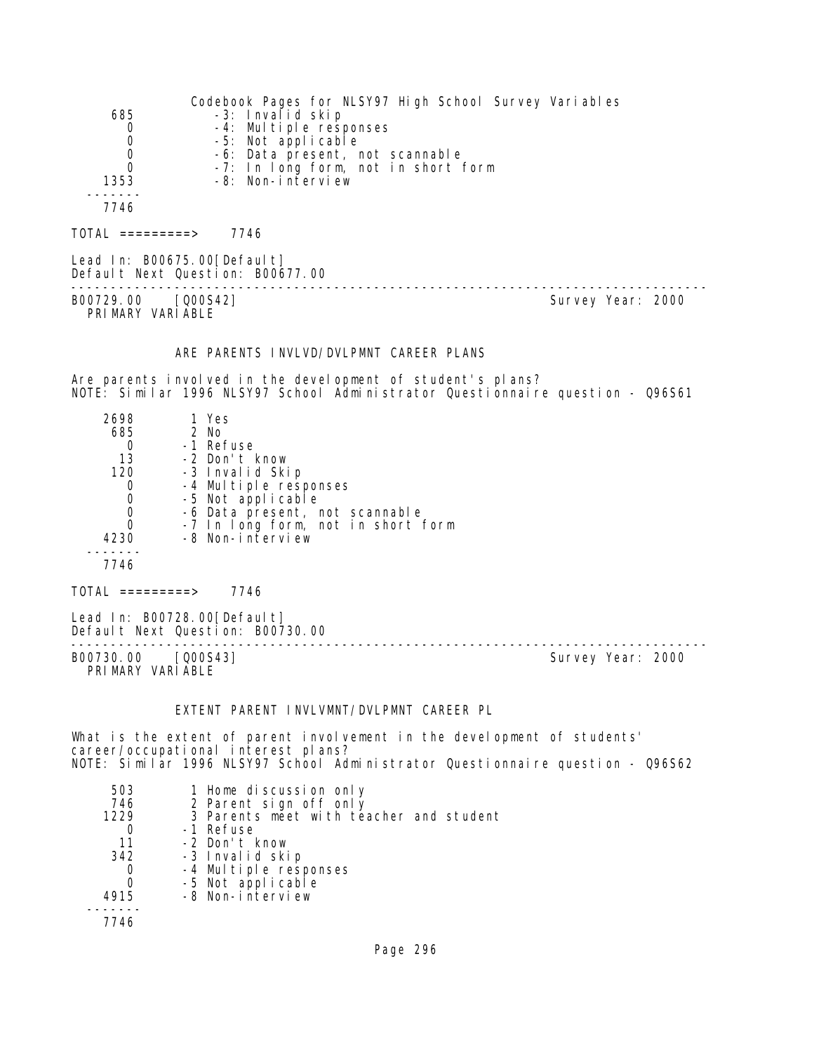```
  685          -3: Invalid skip
    0          -4: Multiple responses
    0          -5: Not applicable
    0          -6: Data present, not scannable
    0          -7: In long form, not in short form
 1353          -8: Non-interview
 -------
 7746
```

TOTAL =========> 7746

Lead In: B00675.00[Default]
Default Next Question: B00677.00

---

B00729.00 [Q00S42] Survey Year: 2000
PRIMARY VARIABLE

ARE PARENTS INVLVD/DVLPMNT CAREER PLANS

Are parents involved in the development of student's plans?
NOTE: Similar 1996 NLSY97 School Administrator Questionnaire question - Q96S61

```
 2698        1 Yes
  685        2 No
    0       -1 Refuse
   13       -2 Don't know
  120       -3 Invalid Skip
    0       -4 Multiple responses
    0       -5 Not applicable
    0       -6 Data present, not scannable
    0       -7 In long form, not in short form
 4230       -8 Non-interview
 -------
 7746
```

TOTAL =========> 7746

Lead In: B00728.00[Default]
Default Next Question: B00730.00

---

B00730.00 [Q00S43] Survey Year: 2000
PRIMARY VARIABLE

EXTENT PARENT INVLVMNT/DVLPMNT CAREER PL

What is the extent of parent involvement in the development of students' career/occupational interest plans?
NOTE: Similar 1996 NLSY97 School Administrator Questionnaire question - Q96S62

```
  503        1 Home discussion only
  746        2 Parent sign off only
 1229        3 Parents meet with teacher and student
    0       -1 Refuse
   11       -2 Don't know
  342       -3 Invalid skip
    0       -4 Multiple responses
    0       -5 Not applicable
 4915       -8 Non-interview
 -------
 7746
```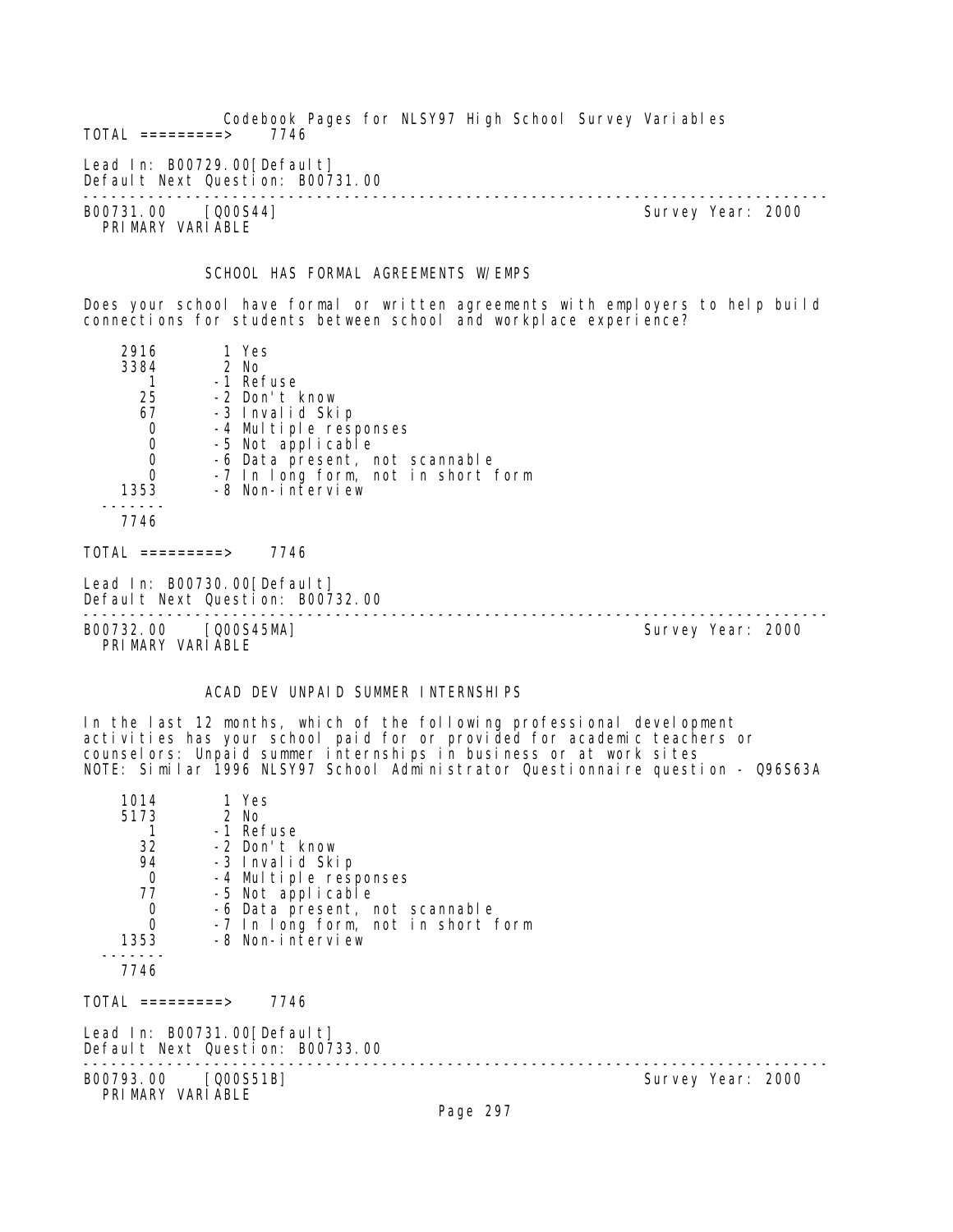TOTAL =========> 7746

Lead In: B00729.00[Default]
Default Next Question: B00731.00

---

B00731.00 [Q00S44] Survey Year: 2000
PRIMARY VARIABLE

SCHOOL HAS FORMAL AGREEMENTS W/EMPS

Does your school have formal or written agreements with employers to help build connections for students between school and workplace experience?

| Count | Code | Label |
|---|---|---|
| 2916 | 1 | Yes |
| 3384 | 2 | No |
| 1 | -1 | Refuse |
| 25 | -2 | Don't know |
| 67 | -3 | Invalid Skip |
| 0 | -4 | Multiple responses |
| 0 | -5 | Not applicable |
| 0 | -6 | Data present, not scannable |
| 0 | -7 | In long form, not in short form |
| 1353 | -8 | Non-interview |
| 7746 | | |

TOTAL =========> 7746

Lead In: B00730.00[Default]
Default Next Question: B00732.00

---

B00732.00 [Q00S45MA] Survey Year: 2000
PRIMARY VARIABLE

ACAD DEV UNPAID SUMMER INTERNSHIPS

In the last 12 months, which of the following professional development activities has your school paid for or provided for academic teachers or counselors: Unpaid summer internships in business or at work sites
NOTE: Similar 1996 NLSY97 School Administrator Questionnaire question - Q96S63A

| Count | Code | Label |
|---|---|---|
| 1014 | 1 | Yes |
| 5173 | 2 | No |
| 1 | -1 | Refuse |
| 32 | -2 | Don't know |
| 94 | -3 | Invalid Skip |
| 0 | -4 | Multiple responses |
| 77 | -5 | Not applicable |
| 0 | -6 | Data present, not scannable |
| 0 | -7 | In long form, not in short form |
| 1353 | -8 | Non-interview |
| 7746 | | |

TOTAL =========> 7746

Lead In: B00731.00[Default]
Default Next Question: B00733.00

---

B00793.00 [Q00S51B] Survey Year: 2000
PRIMARY VARIABLE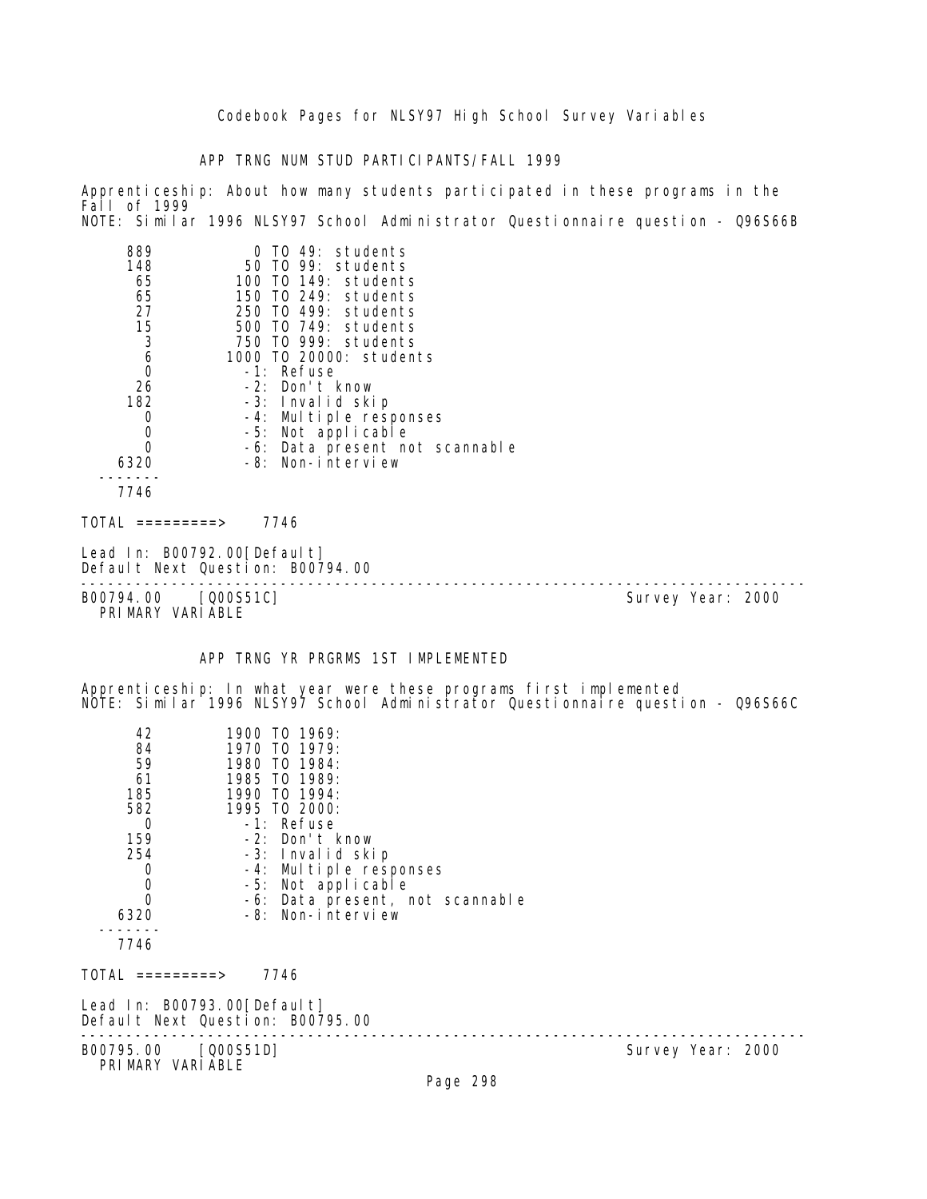## APP TRNG NUM STUD PARTICIPANTS/FALL 1999

Apprenticeship: About how many students participated in these programs in the Fall of 1999
NOTE: Similar 1996 NLSY97 School Administrator Questionnaire question - Q96S66B

| Count | Value |
|---|---|
| 889 | 0 TO 49: students |
| 148 | 50 TO 99: students |
| 65 | 100 TO 149: students |
| 65 | 150 TO 249: students |
| 27 | 250 TO 499: students |
| 15 | 500 TO 749: students |
| 3 | 750 TO 999: students |
| 6 | 1000 TO 20000: students |
| 0 | -1: Refuse |
| 26 | -2: Don't know |
| 182 | -3: Invalid skip |
| 0 | -4: Multiple responses |
| 0 | -5: Not applicable |
| 0 | -6: Data present not scannable |
| 6320 | -8: Non-interview |
| 7746 | |

TOTAL =========> 7746

Lead In: B00792.00[Default]
Default Next Question: B00794.00

---

B00794.00 [Q00S51C] Survey Year: 2000
PRIMARY VARIABLE

## APP TRNG YR PRGRMS 1ST IMPLEMENTED

Apprenticeship: In what year were these programs first implemented
NOTE: Similar 1996 NLSY97 School Administrator Questionnaire question - Q96S66C

| Count | Value |
|---|---|
| 42 | 1900 TO 1969: |
| 84 | 1970 TO 1979: |
| 59 | 1980 TO 1984: |
| 61 | 1985 TO 1989: |
| 185 | 1990 TO 1994: |
| 582 | 1995 TO 2000: |
| 0 | -1: Refuse |
| 159 | -2: Don't know |
| 254 | -3: Invalid skip |
| 0 | -4: Multiple responses |
| 0 | -5: Not applicable |
| 0 | -6: Data present, not scannable |
| 6320 | -8: Non-interview |
| 7746 | |

TOTAL =========> 7746

Lead In: B00793.00[Default]
Default Next Question: B00795.00

---

B00795.00 [Q00S51D] Survey Year: 2000
PRIMARY VARIABLE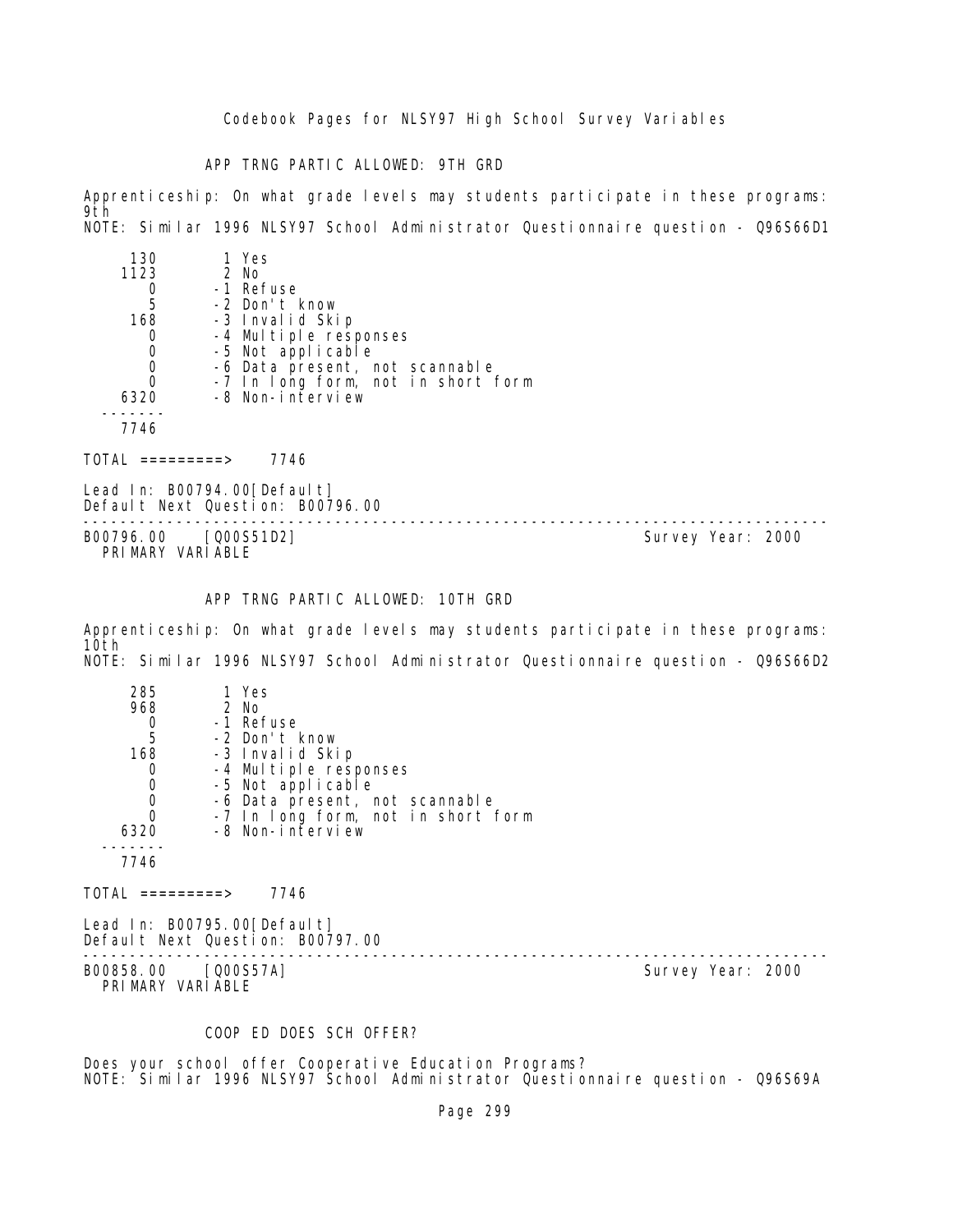Codebook Pages for NLSY97 High School Survey Variables

APP TRNG PARTIC ALLOWED: 9TH GRD

Apprenticeship: On what grade levels may students participate in these programs: 9th
NOTE: Similar 1996 NLSY97 School Administrator Questionnaire question - Q96S66D1

```
     130        1 Yes
    1123        2 No
       0       -1 Refuse
       5       -2 Don't know
     168       -3 Invalid Skip
       0       -4 Multiple responses
       0       -5 Not applicable
       0       -6 Data present, not scannable
       0       -7 In long form, not in short form
    6320       -8 Non-interview
   -------
    7746
```

TOTAL =========> 7746

Lead In: B00794.00[Default]
Default Next Question: B00796.00

---

B00796.00 [Q00S51D2] Survey Year: 2000
PRIMARY VARIABLE

APP TRNG PARTIC ALLOWED: 10TH GRD

Apprenticeship: On what grade levels may students participate in these programs: 10th
NOTE: Similar 1996 NLSY97 School Administrator Questionnaire question - Q96S66D2

```
     285        1 Yes
     968        2 No
       0       -1 Refuse
       5       -2 Don't know
     168       -3 Invalid Skip
       0       -4 Multiple responses
       0       -5 Not applicable
       0       -6 Data present, not scannable
       0       -7 In long form, not in short form
    6320       -8 Non-interview
   -------
    7746
```

TOTAL =========> 7746

Lead In: B00795.00[Default]
Default Next Question: B00797.00

---

B00858.00 [Q00S57A] Survey Year: 2000
PRIMARY VARIABLE

COOP ED DOES SCH OFFER?

Does your school offer Cooperative Education Programs?
NOTE: Similar 1996 NLSY97 School Administrator Questionnaire question - Q96S69A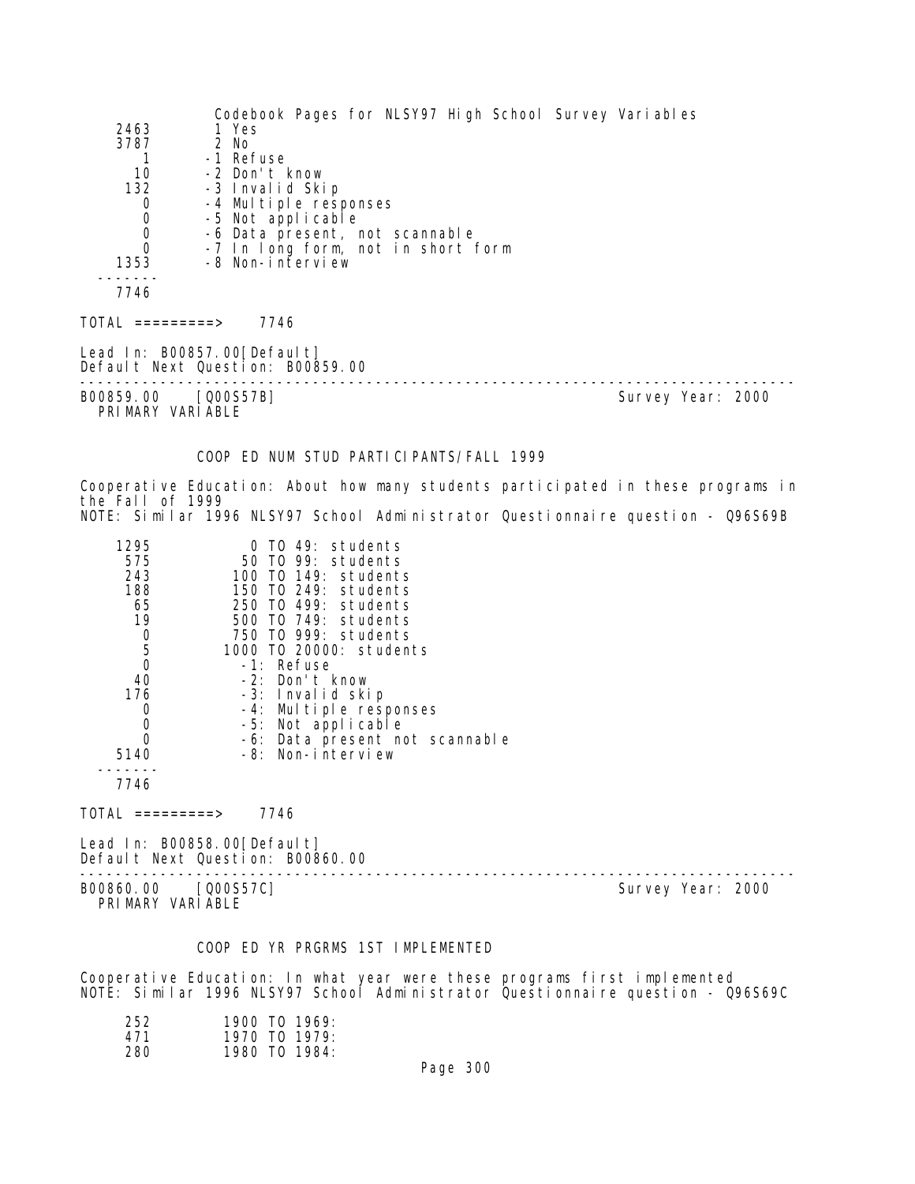| | |
|---|---|
| 2463 | 1 Yes |
| 3787 | 2 No |
| 1 | -1 Refuse |
| 10 | -2 Don't know |
| 132 | -3 Invalid Skip |
| 0 | -4 Multiple responses |
| 0 | -5 Not applicable |
| 0 | -6 Data present, not scannable |
| 0 | -7 In long form, not in short form |
| 1353 | -8 Non-interview |
| 7746 | |

TOTAL =========> 7746

Lead In: B00857.00[Default]
Default Next Question: B00859.00

---

B00859.00 [Q00S57B] Survey Year: 2000
PRIMARY VARIABLE

## COOP ED NUM STUD PARTICIPANTS/FALL 1999

Cooperative Education: About how many students participated in these programs in the Fall of 1999
NOTE: Similar 1996 NLSY97 School Administrator Questionnaire question - Q96S69B

| | |
|---|---|
| 1295 | 0 TO 49: students |
| 575 | 50 TO 99: students |
| 243 | 100 TO 149: students |
| 188 | 150 TO 249: students |
| 65 | 250 TO 499: students |
| 19 | 500 TO 749: students |
| 0 | 750 TO 999: students |
| 5 | 1000 TO 20000: students |
| 0 | -1: Refuse |
| 40 | -2: Don't know |
| 176 | -3: Invalid skip |
| 0 | -4: Multiple responses |
| 0 | -5: Not applicable |
| 0 | -6: Data present not scannable |
| 5140 | -8: Non-interview |
| 7746 | |

TOTAL =========> 7746

Lead In: B00858.00[Default]
Default Next Question: B00860.00

---

B00860.00 [Q00S57C] Survey Year: 2000
PRIMARY VARIABLE

## COOP ED YR PRGRMS 1ST IMPLEMENTED

Cooperative Education: In what year were these programs first implemented
NOTE: Similar 1996 NLSY97 School Administrator Questionnaire question - Q96S69C

| | |
|---|---|
| 252 | 1900 TO 1969: |
| 471 | 1970 TO 1979: |
| 280 | 1980 TO 1984: |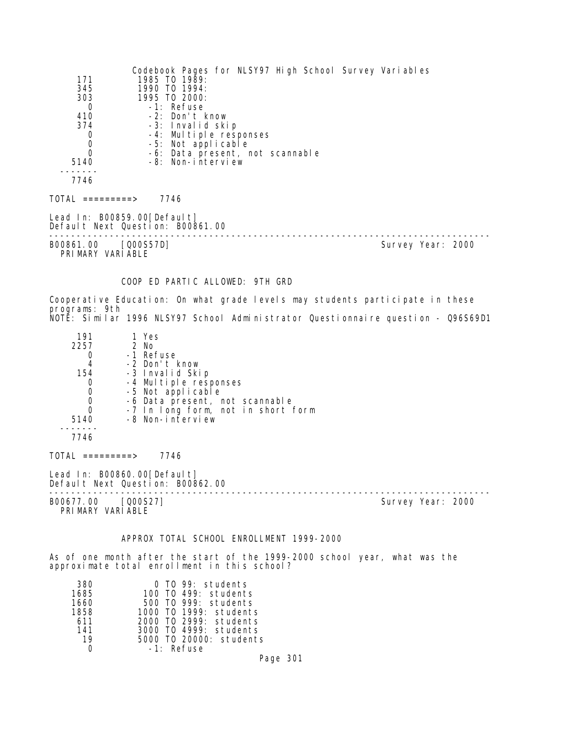Codebook Pages for NLSY97 High School Survey Variables

```
     171          1985 TO 1989:
     345          1990 TO 1994:
     303          1995 TO 2000:
       0            -1: Refuse
     410            -2: Don't know
     374            -3: Invalid skip
       0            -4: Multiple responses
       0            -5: Not applicable
       0            -6: Data present, not scannable
    5140            -8: Non-interview
  -------
    7746

TOTAL =========>    7746
```

Lead In: B00859.00[Default]
Default Next Question: B00861.00

---

B00861.00    [Q00S57D]                                          Survey Year: 2000
PRIMARY VARIABLE

COOP ED PARTIC ALLOWED: 9TH GRD

Cooperative Education: On what grade levels may students participate in these programs: 9th
NOTE: Similar 1996 NLSY97 School Administrator Questionnaire question - Q96S69D1

```
     191        1 Yes
    2257        2 No
       0       -1 Refuse
       4       -2 Don't know
     154       -3 Invalid Skip
       0       -4 Multiple responses
       0       -5 Not applicable
       0       -6 Data present, not scannable
       0       -7 In long form, not in short form
    5140       -8 Non-interview
  -------
    7746

TOTAL =========>    7746
```

Lead In: B00860.00[Default]
Default Next Question: B00862.00

---

B00677.00    [Q00S27]                                           Survey Year: 2000
PRIMARY VARIABLE

APPROX TOTAL SCHOOL ENROLLMENT 1999-2000

As of one month after the start of the 1999-2000 school year, what was the approximate total enrollment in this school?

```
     380           0 TO 99: students
    1685         100 TO 499: students
    1660         500 TO 999: students
    1858        1000 TO 1999: students
     611        2000 TO 2999: students
     141        3000 TO 4999: students
      19        5000 TO 20000: students
       0          -1: Refuse
```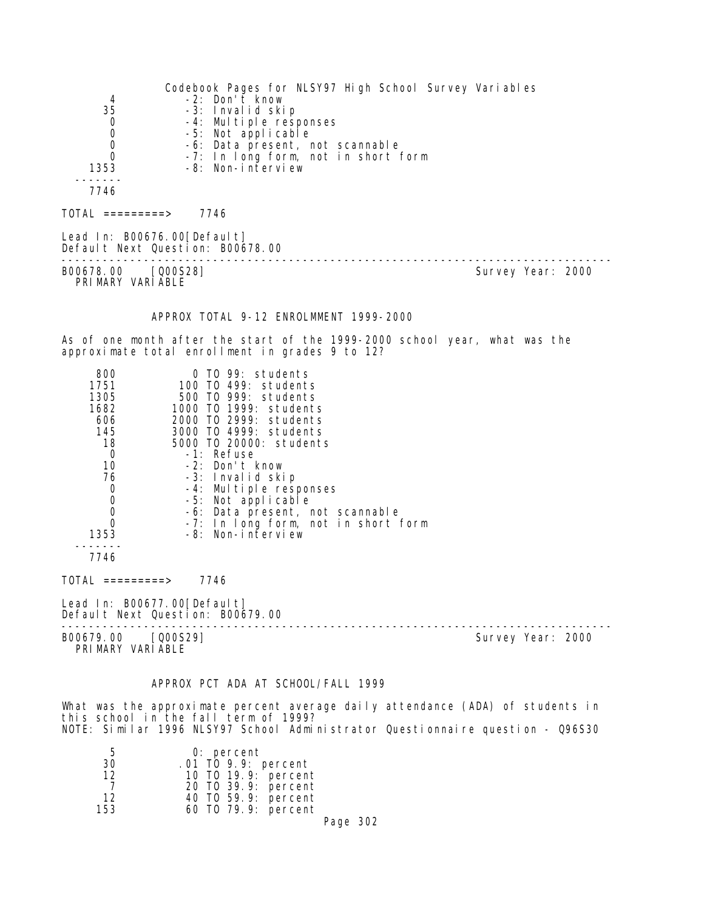| | |
|---|---|
| 4 | -2: Don't know |
| 35 | -3: Invalid skip |
| 0 | -4: Multiple responses |
| 0 | -5: Not applicable |
| 0 | -6: Data present, not scannable |
| 0 | -7: In long form, not in short form |
| 1353 | -8: Non-interview |
| ------- | |
| 7746 | |

TOTAL =========> 7746

Lead In: B00676.00[Default]
Default Next Question: B00678.00

---

B00678.00 [Q00S28] Survey Year: 2000
PRIMARY VARIABLE

### APPROX TOTAL 9-12 ENROLMMENT 1999-2000

As of one month after the start of the 1999-2000 school year, what was the approximate total enrollment in grades 9 to 12?

| | |
|---|---|
| 800 | 0 TO 99: students |
| 1751 | 100 TO 499: students |
| 1305 | 500 TO 999: students |
| 1682 | 1000 TO 1999: students |
| 606 | 2000 TO 2999: students |
| 145 | 3000 TO 4999: students |
| 18 | 5000 TO 20000: students |
| 0 | -1: Refuse |
| 10 | -2: Don't know |
| 76 | -3: Invalid skip |
| 0 | -4: Multiple responses |
| 0 | -5: Not applicable |
| 0 | -6: Data present, not scannable |
| 0 | -7: In long form, not in short form |
| 1353 | -8: Non-interview |
| ------- | |
| 7746 | |

TOTAL =========> 7746

Lead In: B00677.00[Default]
Default Next Question: B00679.00

---

B00679.00 [Q00S29] Survey Year: 2000
PRIMARY VARIABLE

### APPROX PCT ADA AT SCHOOL/FALL 1999

What was the approximate percent average daily attendance (ADA) of students in this school in the fall term of 1999?
NOTE: Similar 1996 NLSY97 School Administrator Questionnaire question - Q96S30

| | |
|---|---|
| 5 | 0: percent |
| 30 | .01 TO 9.9: percent |
| 12 | 10 TO 19.9: percent |
| 7 | 20 TO 39.9: percent |
| 12 | 40 TO 59.9: percent |
| 153 | 60 TO 79.9: percent |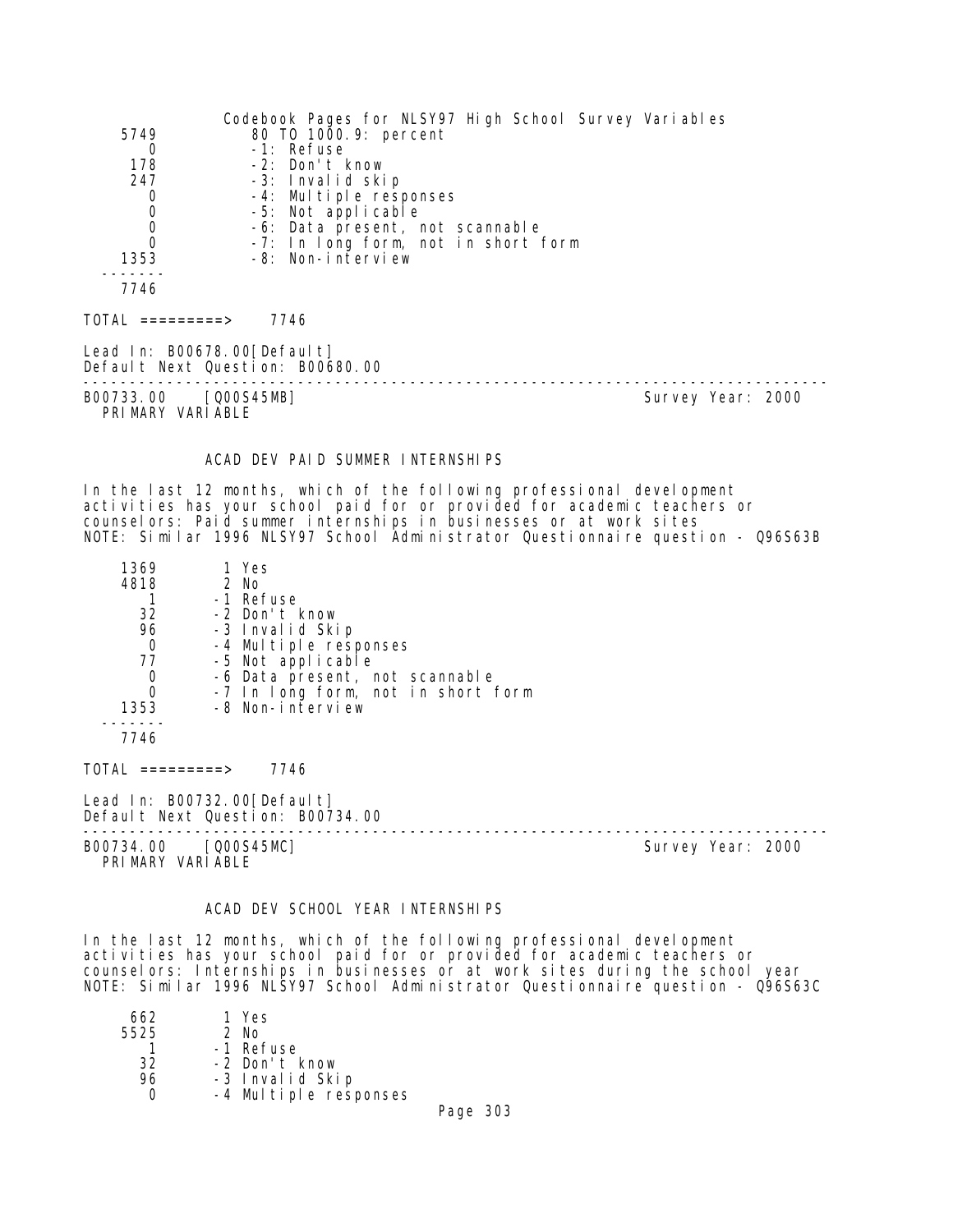| | |
|---|---|
| 5749 | 80 TO 1000.9: percent |
| 0 | -1: Refuse |
| 178 | -2: Don't know |
| 247 | -3: Invalid skip |
| 0 | -4: Multiple responses |
| 0 | -5: Not applicable |
| 0 | -6: Data present, not scannable |
| 0 | -7: In long form, not in short form |
| 1353 | -8: Non-interview |
| ------- | |
| 7746 | |

TOTAL =========> 7746

Lead In: B00678.00[Default]
Default Next Question: B00680.00

---

B00733.00 [Q00S45MB] Survey Year: 2000
PRIMARY VARIABLE

## ACAD DEV PAID SUMMER INTERNSHIPS

In the last 12 months, which of the following professional development activities has your school paid for or provided for academic teachers or counselors: Paid summer internships in businesses or at work sites
NOTE: Similar 1996 NLSY97 School Administrator Questionnaire question - Q96S63B

| | |
|---|---|
| 1369 | 1 Yes |
| 4818 | 2 No |
| 1 | -1 Refuse |
| 32 | -2 Don't know |
| 96 | -3 Invalid Skip |
| 0 | -4 Multiple responses |
| 77 | -5 Not applicable |
| 0 | -6 Data present, not scannable |
| 0 | -7 In long form, not in short form |
| 1353 | -8 Non-interview |
| ------- | |
| 7746 | |

TOTAL =========> 7746

Lead In: B00732.00[Default]
Default Next Question: B00734.00

---

B00734.00 [Q00S45MC] Survey Year: 2000
PRIMARY VARIABLE

## ACAD DEV SCHOOL YEAR INTERNSHIPS

In the last 12 months, which of the following professional development activities has your school paid for or provided for academic teachers or counselors: Internships in businesses or at work sites during the school year
NOTE: Similar 1996 NLSY97 School Administrator Questionnaire question - Q96S63C

| | |
|---|---|
| 662 | 1 Yes |
| 5525 | 2 No |
| 1 | -1 Refuse |
| 32 | -2 Don't know |
| 96 | -3 Invalid Skip |
| 0 | -4 Multiple responses |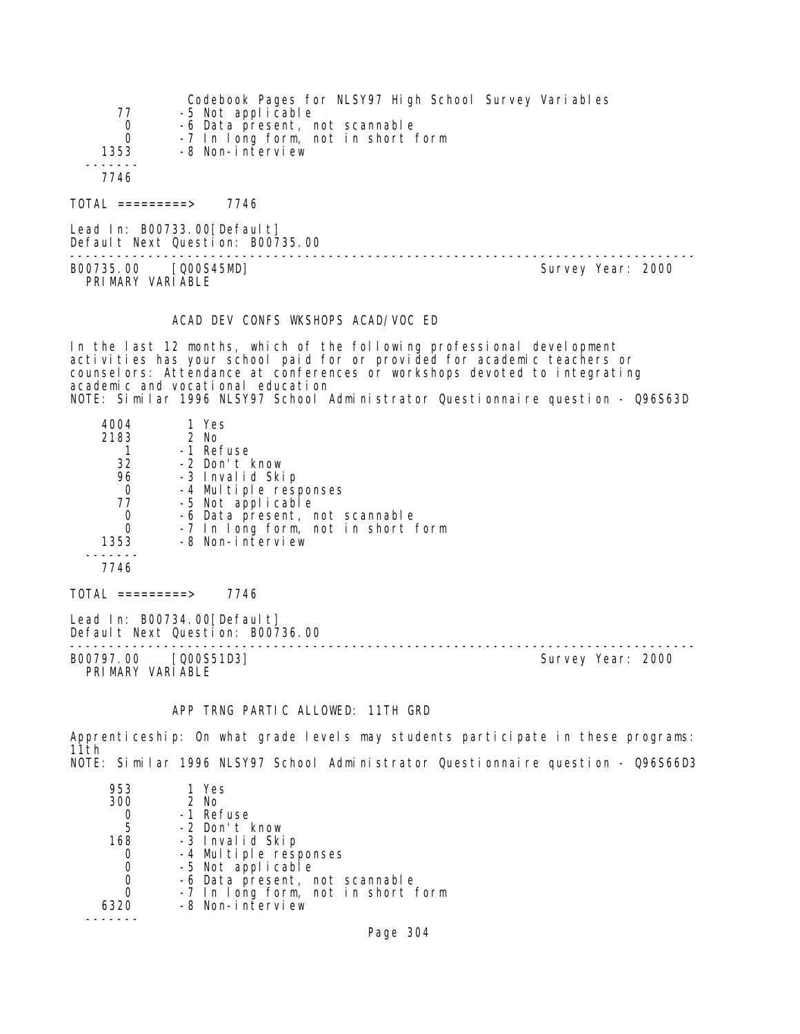| | |
|---|---|
| 77 | -5 Not applicable |
| 0 | -6 Data present, not scannable |
| 0 | -7 In long form, not in short form |
| 1353 | -8 Non-interview |
| 7746 | |

TOTAL =========> 7746

Lead In: B00733.00[Default]
Default Next Question: B00735.00

---

B00735.00 [Q00S45MD] Survey Year: 2000
PRIMARY VARIABLE

ACAD DEV CONFS WKSHOPS ACAD/VOC ED

In the last 12 months, which of the following professional development activities has your school paid for or provided for academic teachers or counselors: Attendance at conferences or workshops devoted to integrating academic and vocational education
NOTE: Similar 1996 NLSY97 School Administrator Questionnaire question - Q96S63D

| | |
|---|---|
| 4004 | 1 Yes |
| 2183 | 2 No |
| 1 | -1 Refuse |
| 32 | -2 Don't know |
| 96 | -3 Invalid Skip |
| 0 | -4 Multiple responses |
| 77 | -5 Not applicable |
| 0 | -6 Data present, not scannable |
| 0 | -7 In long form, not in short form |
| 1353 | -8 Non-interview |
| 7746 | |

TOTAL =========> 7746

Lead In: B00734.00[Default]
Default Next Question: B00736.00

---

B00797.00 [Q00S51D3] Survey Year: 2000
PRIMARY VARIABLE

APP TRNG PARTIC ALLOWED: 11TH GRD

Apprenticeship: On what grade levels may students participate in these programs: 11th
NOTE: Similar 1996 NLSY97 School Administrator Questionnaire question - Q96S66D3

| | |
|---|---|
| 953 | 1 Yes |
| 300 | 2 No |
| 0 | -1 Refuse |
| 5 | -2 Don't know |
| 168 | -3 Invalid Skip |
| 0 | -4 Multiple responses |
| 0 | -5 Not applicable |
| 0 | -6 Data present, not scannable |
| 0 | -7 In long form, not in short form |
| 6320 | -8 Non-interview |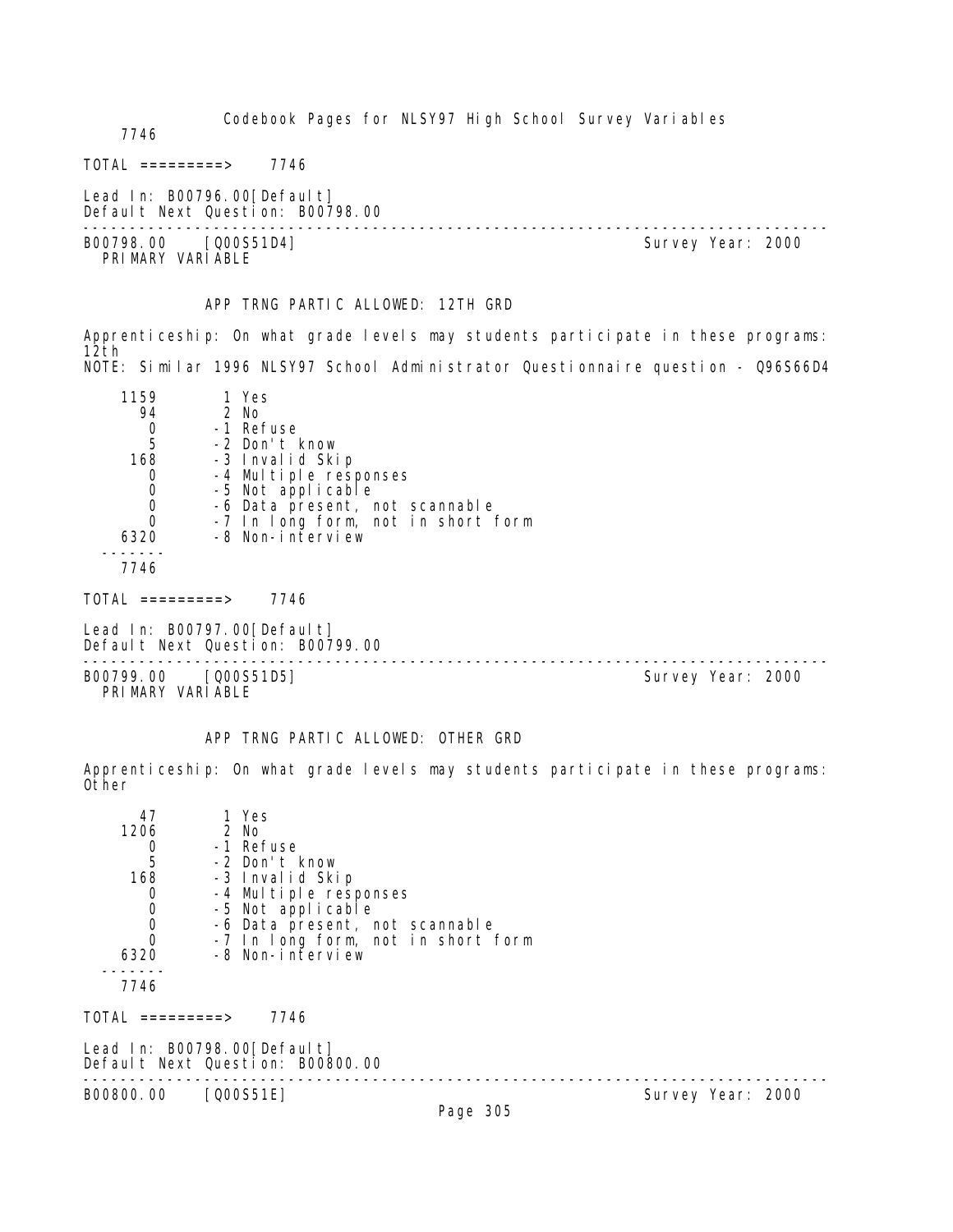7746

TOTAL =========> 7746

Lead In: B00796.00[Default]
Default Next Question: B00798.00

---

B00798.00 [Q00S51D4] Survey Year: 2000
PRIMARY VARIABLE

APP TRNG PARTIC ALLOWED: 12TH GRD

Apprenticeship: On what grade levels may students participate in these programs: 12th
NOTE: Similar 1996 NLSY97 School Administrator Questionnaire question - Q96S66D4

```
   1159        1 Yes
     94        2 No
      0       -1 Refuse
      5       -2 Don't know
    168       -3 Invalid Skip
      0       -4 Multiple responses
      0       -5 Not applicable
      0       -6 Data present, not scannable
      0       -7 In long form, not in short form
   6320       -8 Non-interview
  -------
   7746
```

TOTAL =========> 7746

Lead In: B00797.00[Default]
Default Next Question: B00799.00

---

B00799.00 [Q00S51D5] Survey Year: 2000
PRIMARY VARIABLE

APP TRNG PARTIC ALLOWED: OTHER GRD

Apprenticeship: On what grade levels may students participate in these programs: Other

```
     47        1 Yes
   1206        2 No
      0       -1 Refuse
      5       -2 Don't know
    168       -3 Invalid Skip
      0       -4 Multiple responses
      0       -5 Not applicable
      0       -6 Data present, not scannable
      0       -7 In long form, not in short form
   6320       -8 Non-interview
  -------
   7746
```

TOTAL =========> 7746

Lead In: B00798.00[Default]
Default Next Question: B00800.00

---

B00800.00 [Q00S51E] Survey Year: 2000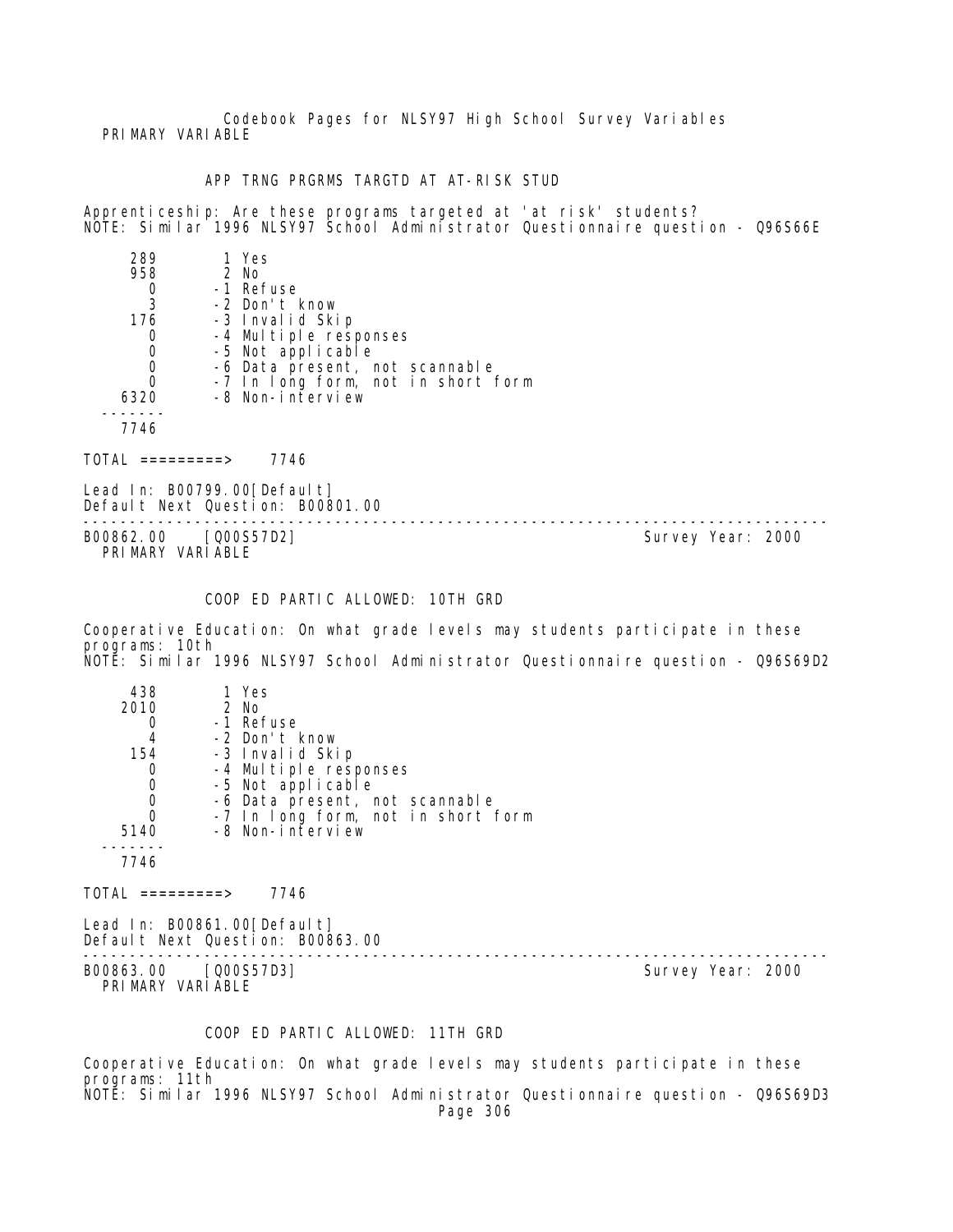Codebook Pages for NLSY97 High School Survey Variables

PRIMARY VARIABLE

### APP TRNG PRGRMS TARGTD AT AT-RISK STUD

Apprenticeship: Are these programs targeted at 'at risk' students?
NOTE: Similar 1996 NLSY97 School Administrator Questionnaire question - Q96S66E

```
     289        1 Yes
     958        2 No
       0       -1 Refuse
       3       -2 Don't know
     176       -3 Invalid Skip
       0       -4 Multiple responses
       0       -5 Not applicable
       0       -6 Data present, not scannable
       0       -7 In long form, not in short form
    6320       -8 Non-interview
   -------
    7746

TOTAL =========>    7746
```

Lead In: B00799.00[Default]
Default Next Question: B00801.00

---

B00862.00 [Q00S57D2] Survey Year: 2000
PRIMARY VARIABLE

### COOP ED PARTIC ALLOWED: 10TH GRD

Cooperative Education: On what grade levels may students participate in these programs: 10th
NOTE: Similar 1996 NLSY97 School Administrator Questionnaire question - Q96S69D2

```
     438        1 Yes
    2010        2 No
       0       -1 Refuse
       4       -2 Don't know
     154       -3 Invalid Skip
       0       -4 Multiple responses
       0       -5 Not applicable
       0       -6 Data present, not scannable
       0       -7 In long form, not in short form
    5140       -8 Non-interview
   -------
    7746

TOTAL =========>    7746
```

Lead In: B00861.00[Default]
Default Next Question: B00863.00

---

B00863.00 [Q00S57D3] Survey Year: 2000
PRIMARY VARIABLE

### COOP ED PARTIC ALLOWED: 11TH GRD

Cooperative Education: On what grade levels may students participate in these programs: 11th
NOTE: Similar 1996 NLSY97 School Administrator Questionnaire question - Q96S69D3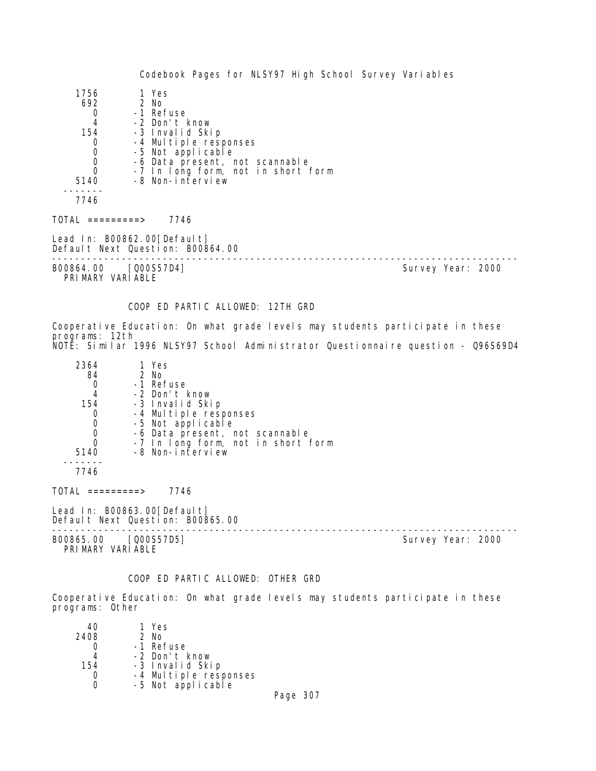| | |
|---|---|
| 1756 | 1 Yes |
| 692 | 2 No |
| 0 | -1 Refuse |
| 4 | -2 Don't know |
| 154 | -3 Invalid Skip |
| 0 | -4 Multiple responses |
| 0 | -5 Not applicable |
| 0 | -6 Data present, not scannable |
| 0 | -7 In long form, not in short form |
| 5140 | -8 Non-interview |
| 7746 | |

TOTAL =========> 7746

Lead In: B00862.00[Default]
Default Next Question: B00864.00

---

B00864.00 [Q00S57D4] Survey Year: 2000
PRIMARY VARIABLE

### COOP ED PARTIC ALLOWED: 12TH GRD

Cooperative Education: On what grade levels may students participate in these programs: 12th
NOTE: Similar 1996 NLSY97 School Administrator Questionnaire question - Q96S69D4

| | |
|---|---|
| 2364 | 1 Yes |
| 84 | 2 No |
| 0 | -1 Refuse |
| 4 | -2 Don't know |
| 154 | -3 Invalid Skip |
| 0 | -4 Multiple responses |
| 0 | -5 Not applicable |
| 0 | -6 Data present, not scannable |
| 0 | -7 In long form, not in short form |
| 5140 | -8 Non-interview |
| 7746 | |

TOTAL =========> 7746

Lead In: B00863.00[Default]
Default Next Question: B00865.00

---

B00865.00 [Q00S57D5] Survey Year: 2000
PRIMARY VARIABLE

### COOP ED PARTIC ALLOWED: OTHER GRD

Cooperative Education: On what grade levels may students participate in these programs: Other

| | |
|---|---|
| 40 | 1 Yes |
| 2408 | 2 No |
| 0 | -1 Refuse |
| 4 | -2 Don't know |
| 154 | -3 Invalid Skip |
| 0 | -4 Multiple responses |
| 0 | -5 Not applicable |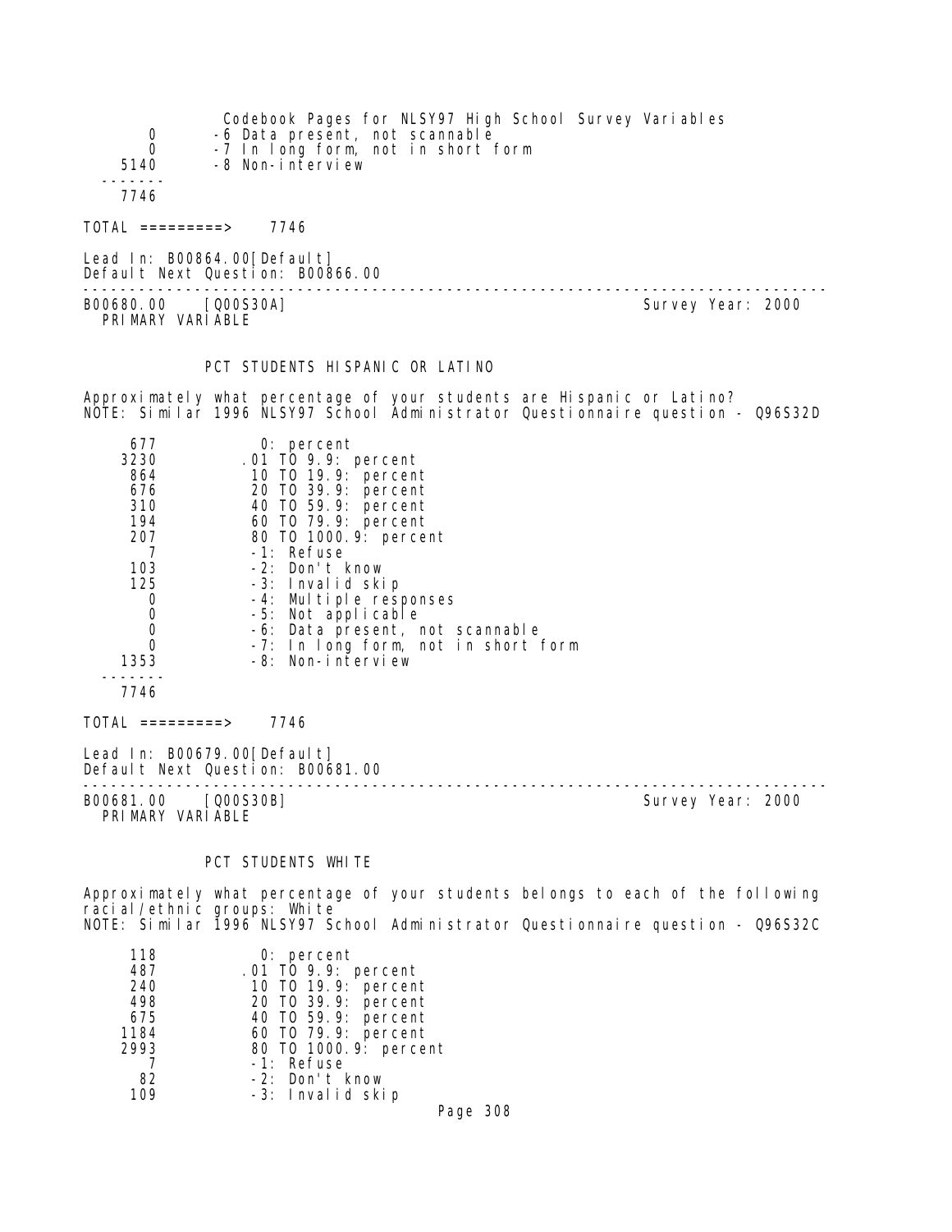| | |
|---|---|
| 0 | -6 Data present, not scannable |
| 0 | -7 In long form, not in short form |
| 5140 | -8 Non-interview |
| ------- | |
| 7746 | |

TOTAL =========> 7746

Lead In: B00864.00[Default]
Default Next Question: B00866.00

---

B00680.00 [Q00S30A] Survey Year: 2000
PRIMARY VARIABLE

## PCT STUDENTS HISPANIC OR LATINO

Approximately what percentage of your students are Hispanic or Latino?
NOTE: Similar 1996 NLSY97 School Administrator Questionnaire question - Q96S32D

| | |
|---|---|
| 677 | 0: percent |
| 3230 | .01 TO 9.9: percent |
| 864 | 10 TO 19.9: percent |
| 676 | 20 TO 39.9: percent |
| 310 | 40 TO 59.9: percent |
| 194 | 60 TO 79.9: percent |
| 207 | 80 TO 1000.9: percent |
| 7 | -1: Refuse |
| 103 | -2: Don't know |
| 125 | -3: Invalid skip |
| 0 | -4: Multiple responses |
| 0 | -5: Not applicable |
| 0 | -6: Data present, not scannable |
| 0 | -7: In long form, not in short form |
| 1353 | -8: Non-interview |
| ------- | |
| 7746 | |

TOTAL =========> 7746

Lead In: B00679.00[Default]
Default Next Question: B00681.00

---

B00681.00 [Q00S30B] Survey Year: 2000
PRIMARY VARIABLE

## PCT STUDENTS WHITE

Approximately what percentage of your students belongs to each of the following racial/ethnic groups: White
NOTE: Similar 1996 NLSY97 School Administrator Questionnaire question - Q96S32C

| | |
|---|---|
| 118 | 0: percent |
| 487 | .01 TO 9.9: percent |
| 240 | 10 TO 19.9: percent |
| 498 | 20 TO 39.9: percent |
| 675 | 40 TO 59.9: percent |
| 1184 | 60 TO 79.9: percent |
| 2993 | 80 TO 1000.9: percent |
| 7 | -1: Refuse |
| 82 | -2: Don't know |
| 109 | -3: Invalid skip |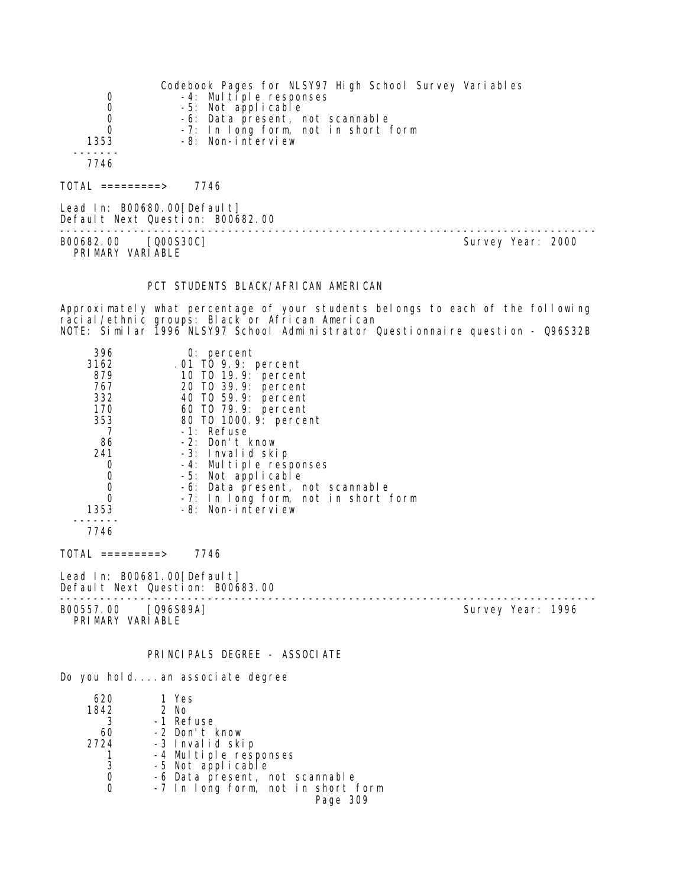| | |
|---|---|
| 0 | -4: Multiple responses |
| 0 | -5: Not applicable |
| 0 | -6: Data present, not scannable |
| 0 | -7: In long form, not in short form |
| 1353 | -8: Non-interview |
| ------- | |
| 7746 | |

TOTAL =========> 7746

Lead In: B00680.00[Default]
Default Next Question: B00682.00

---

B00682.00 [Q00S30C] Survey Year: 2000
PRIMARY VARIABLE

## PCT STUDENTS BLACK/AFRICAN AMERICAN

Approximately what percentage of your students belongs to each of the following racial/ethnic groups: Black or African American
NOTE: Similar 1996 NLSY97 School Administrator Questionnaire question - Q96S32B

| | |
|---|---|
| 396 | 0: percent |
| 3162 | .01 TO 9.9: percent |
| 879 | 10 TO 19.9: percent |
| 767 | 20 TO 39.9: percent |
| 332 | 40 TO 59.9: percent |
| 170 | 60 TO 79.9: percent |
| 353 | 80 TO 1000.9: percent |
| 7 | -1: Refuse |
| 86 | -2: Don't know |
| 241 | -3: Invalid skip |
| 0 | -4: Multiple responses |
| 0 | -5: Not applicable |
| 0 | -6: Data present, not scannable |
| 0 | -7: In long form, not in short form |
| 1353 | -8: Non-interview |
| ------- | |
| 7746 | |

TOTAL =========> 7746

Lead In: B00681.00[Default]
Default Next Question: B00683.00

---

B00557.00 [Q96S89A] Survey Year: 1996
PRIMARY VARIABLE

## PRINCIPALS DEGREE - ASSOCIATE

Do you hold....an associate degree

| | |
|---|---|
| 620 | 1 Yes |
| 1842 | 2 No |
| 3 | -1 Refuse |
| 60 | -2 Don't know |
| 2724 | -3 Invalid skip |
| 1 | -4 Multiple responses |
| 3 | -5 Not applicable |
| 0 | -6 Data present, not scannable |
| 0 | -7 In long form, not in short form |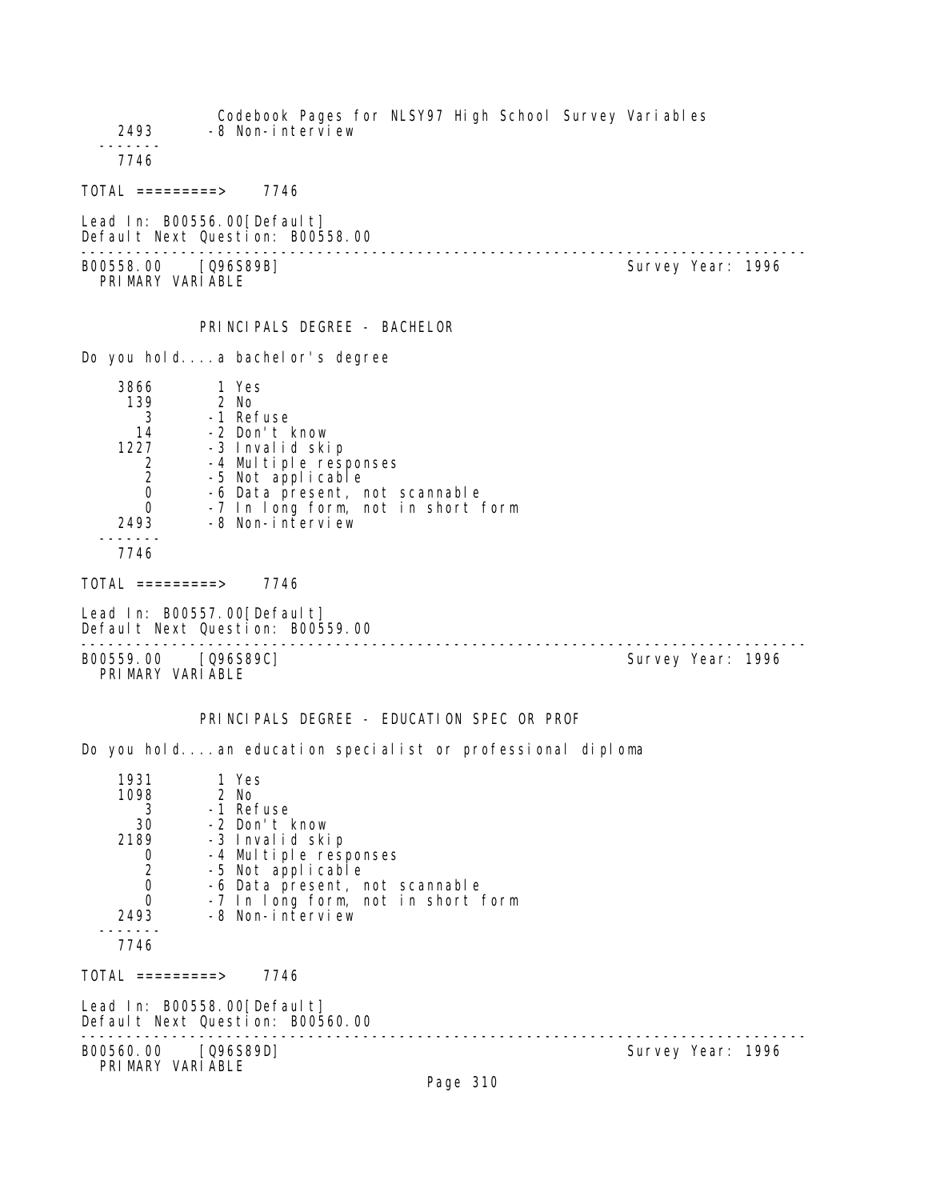```
    2493       -8 Non-interview
  -------
    7746

TOTAL =========>    7746

Lead In: B00556.00[Default]
Default Next Question: B00558.00
--------------------------------------------------------------------------------
B00558.00    [Q96S89B]                                       Survey Year: 1996
  PRIMARY VARIABLE


             PRINCIPALS DEGREE - BACHELOR

Do you hold....a bachelor's degree

    3866        1 Yes
     139        2 No
       3       -1 Refuse
      14       -2 Don't know
    1227       -3 Invalid skip
       2       -4 Multiple responses
       2       -5 Not applicable
       0       -6 Data present, not scannable
       0       -7 In long form, not in short form
    2493       -8 Non-interview
  -------
    7746

TOTAL =========>    7746

Lead In: B00557.00[Default]
Default Next Question: B00559.00
--------------------------------------------------------------------------------
B00559.00    [Q96S89C]                                       Survey Year: 1996
  PRIMARY VARIABLE


             PRINCIPALS DEGREE - EDUCATION SPEC OR PROF

Do you hold....an education specialist or professional diploma

    1931        1 Yes
    1098        2 No
       3       -1 Refuse
      30       -2 Don't know
    2189       -3 Invalid skip
       0       -4 Multiple responses
       2       -5 Not applicable
       0       -6 Data present, not scannable
       0       -7 In long form, not in short form
    2493       -8 Non-interview
  -------
    7746

TOTAL =========>    7746

Lead In: B00558.00[Default]
Default Next Question: B00560.00
--------------------------------------------------------------------------------
B00560.00    [Q96S89D]                                       Survey Year: 1996
  PRIMARY VARIABLE
```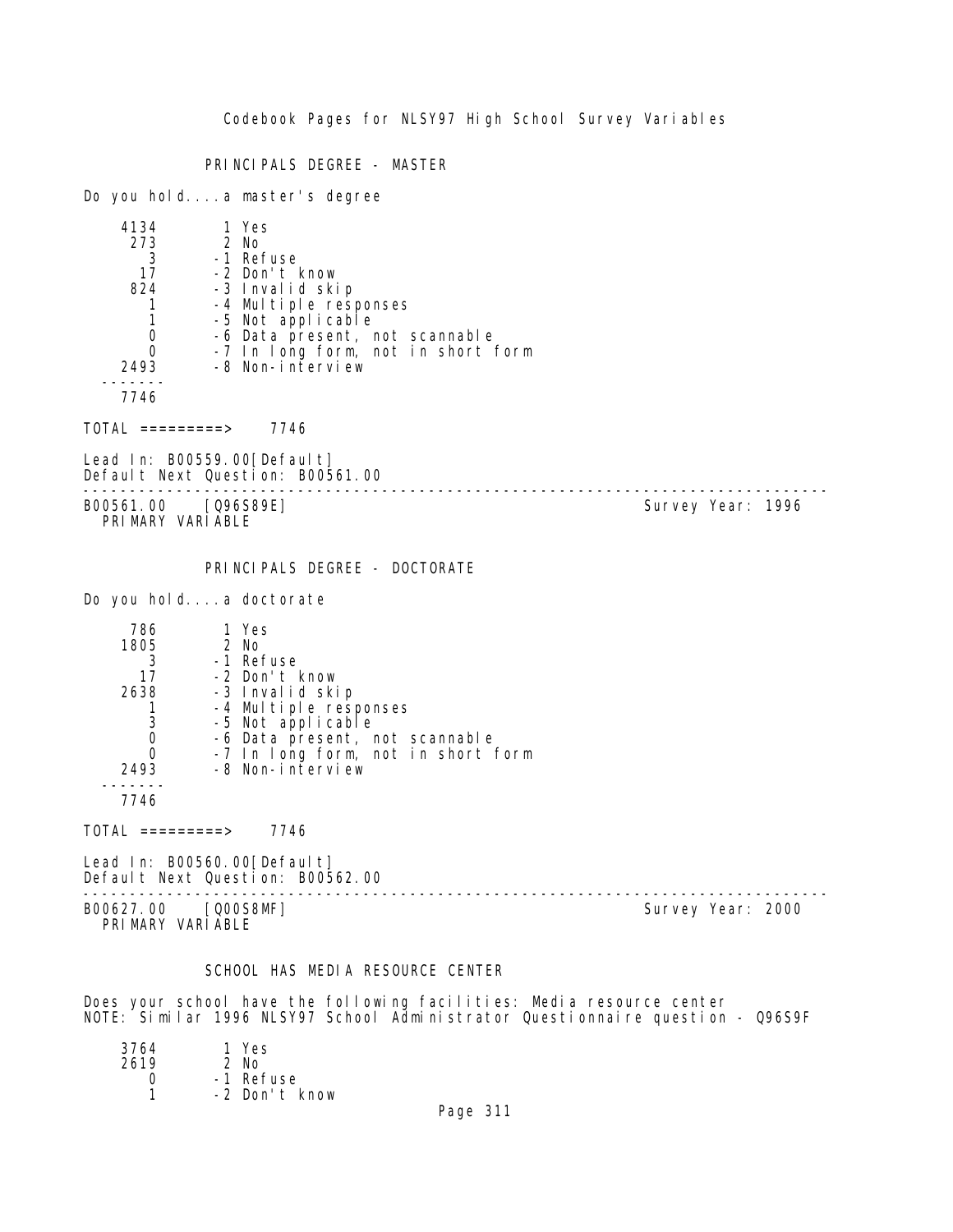PRINCIPALS DEGREE - MASTER

Do you hold....a master's degree

```
    4134       1 Yes
     273       2 No
       3      -1 Refuse
      17      -2 Don't know
     824      -3 Invalid skip
       1      -4 Multiple responses
       1      -5 Not applicable
       0      -6 Data present, not scannable
       0      -7 In long form, not in short form
    2493      -8 Non-interview
  -------
    7746

TOTAL =========>    7746
```

Lead In: B00559.00[Default]
Default Next Question: B00561.00

---

B00561.00 [Q96S89E] Survey Year: 1996
PRIMARY VARIABLE

PRINCIPALS DEGREE - DOCTORATE

Do you hold....a doctorate

```
     786       1 Yes
    1805       2 No
       3      -1 Refuse
      17      -2 Don't know
    2638      -3 Invalid skip
       1      -4 Multiple responses
       3      -5 Not applicable
       0      -6 Data present, not scannable
       0      -7 In long form, not in short form
    2493      -8 Non-interview
  -------
    7746

TOTAL =========>    7746
```

Lead In: B00560.00[Default]
Default Next Question: B00562.00

---

B00627.00 [Q00S8MF] Survey Year: 2000
PRIMARY VARIABLE

SCHOOL HAS MEDIA RESOURCE CENTER

Does your school have the following facilities: Media resource center
NOTE: Similar 1996 NLSY97 School Administrator Questionnaire question - Q96S9F

```
    3764       1 Yes
    2619       2 No
       0      -1 Refuse
       1      -2 Don't know
```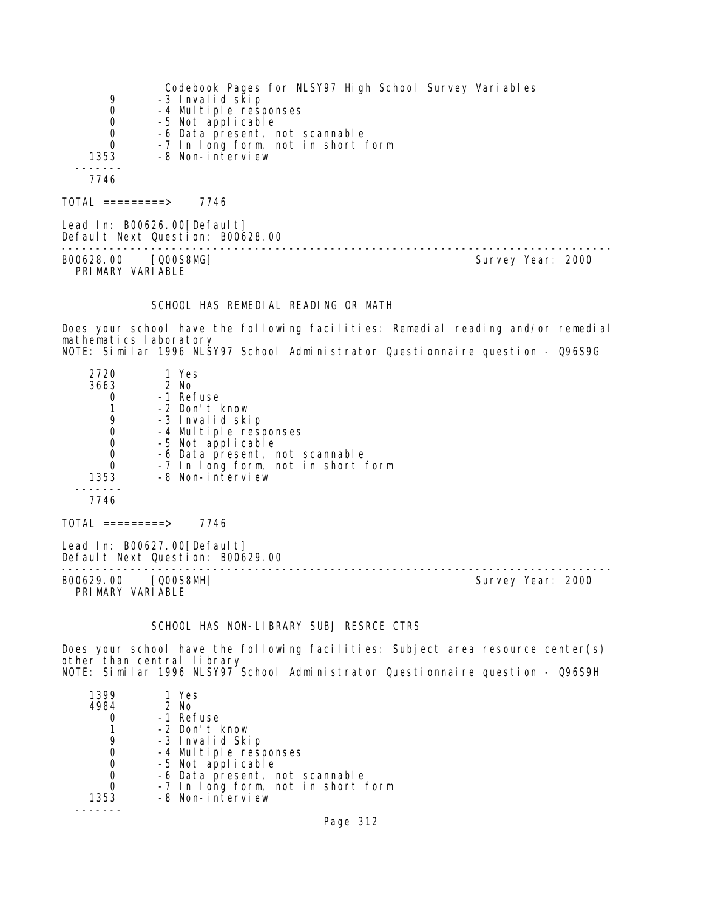| | |
|---|---|
| 9 | -3 Invalid skip |
| 0 | -4 Multiple responses |
| 0 | -5 Not applicable |
| 0 | -6 Data present, not scannable |
| 0 | -7 In long form, not in short form |
| 1353 | -8 Non-interview |
| ------- | |
| 7746 | |

TOTAL =========> 7746

Lead In: B00626.00[Default]
Default Next Question: B00628.00

---

B00628.00 [Q00S8MG] Survey Year: 2000
PRIMARY VARIABLE

SCHOOL HAS REMEDIAL READING OR MATH

Does your school have the following facilities: Remedial reading and/or remedial mathematics laboratory
NOTE: Similar 1996 NLSY97 School Administrator Questionnaire question - Q96S9G

| | |
|---|---|
| 2720 | 1 Yes |
| 3663 | 2 No |
| 0 | -1 Refuse |
| 1 | -2 Don't know |
| 9 | -3 Invalid skip |
| 0 | -4 Multiple responses |
| 0 | -5 Not applicable |
| 0 | -6 Data present, not scannable |
| 0 | -7 In long form, not in short form |
| 1353 | -8 Non-interview |
| ------- | |
| 7746 | |

TOTAL =========> 7746

Lead In: B00627.00[Default]
Default Next Question: B00629.00

---

B00629.00 [Q00S8MH] Survey Year: 2000
PRIMARY VARIABLE

SCHOOL HAS NON-LIBRARY SUBJ RESRCE CTRS

Does your school have the following facilities: Subject area resource center(s) other than central library
NOTE: Similar 1996 NLSY97 School Administrator Questionnaire question - Q96S9H

| | |
|---|---|
| 1399 | 1 Yes |
| 4984 | 2 No |
| 0 | -1 Refuse |
| 1 | -2 Don't know |
| 9 | -3 Invalid Skip |
| 0 | -4 Multiple responses |
| 0 | -5 Not applicable |
| 0 | -6 Data present, not scannable |
| 0 | -7 In long form, not in short form |
| 1353 | -8 Non-interview |
| ------- | |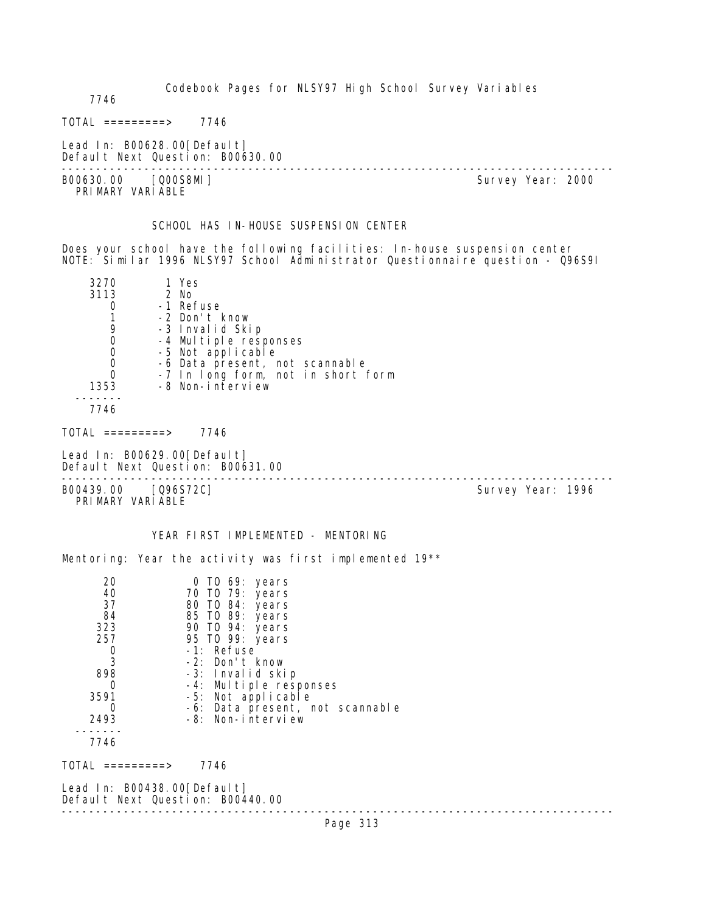7746

TOTAL =========> 7746

Lead In: B00628.00[Default]
Default Next Question: B00630.00

---

B00630.00 [Q00S8MI] Survey Year: 2000
PRIMARY VARIABLE

### SCHOOL HAS IN-HOUSE SUSPENSION CENTER

Does your school have the following facilities: In-house suspension center
NOTE: Similar 1996 NLSY97 School Administrator Questionnaire question - Q96S9I

| Count | Value |
|---|---|
| 3270 | 1 Yes |
| 3113 | 2 No |
| 0 | -1 Refuse |
| 1 | -2 Don't know |
| 9 | -3 Invalid Skip |
| 0 | -4 Multiple responses |
| 0 | -5 Not applicable |
| 0 | -6 Data present, not scannable |
| 0 | -7 In long form, not in short form |
| 1353 | -8 Non-interview |
| 7746 | |

TOTAL =========> 7746

Lead In: B00629.00[Default]
Default Next Question: B00631.00

---

B00439.00 [Q96S72C] Survey Year: 1996
PRIMARY VARIABLE

### YEAR FIRST IMPLEMENTED - MENTORING

Mentoring: Year the activity was first implemented 19**

| Count | Value |
|---|---|
| 20 | 0 TO 69: years |
| 40 | 70 TO 79: years |
| 37 | 80 TO 84: years |
| 84 | 85 TO 89: years |
| 323 | 90 TO 94: years |
| 257 | 95 TO 99: years |
| 0 | -1: Refuse |
| 3 | -2: Don't know |
| 898 | -3: Invalid skip |
| 0 | -4: Multiple responses |
| 3591 | -5: Not applicable |
| 0 | -6: Data present, not scannable |
| 2493 | -8: Non-interview |
| 7746 | |

TOTAL =========> 7746

Lead In: B00438.00[Default]
Default Next Question: B00440.00

---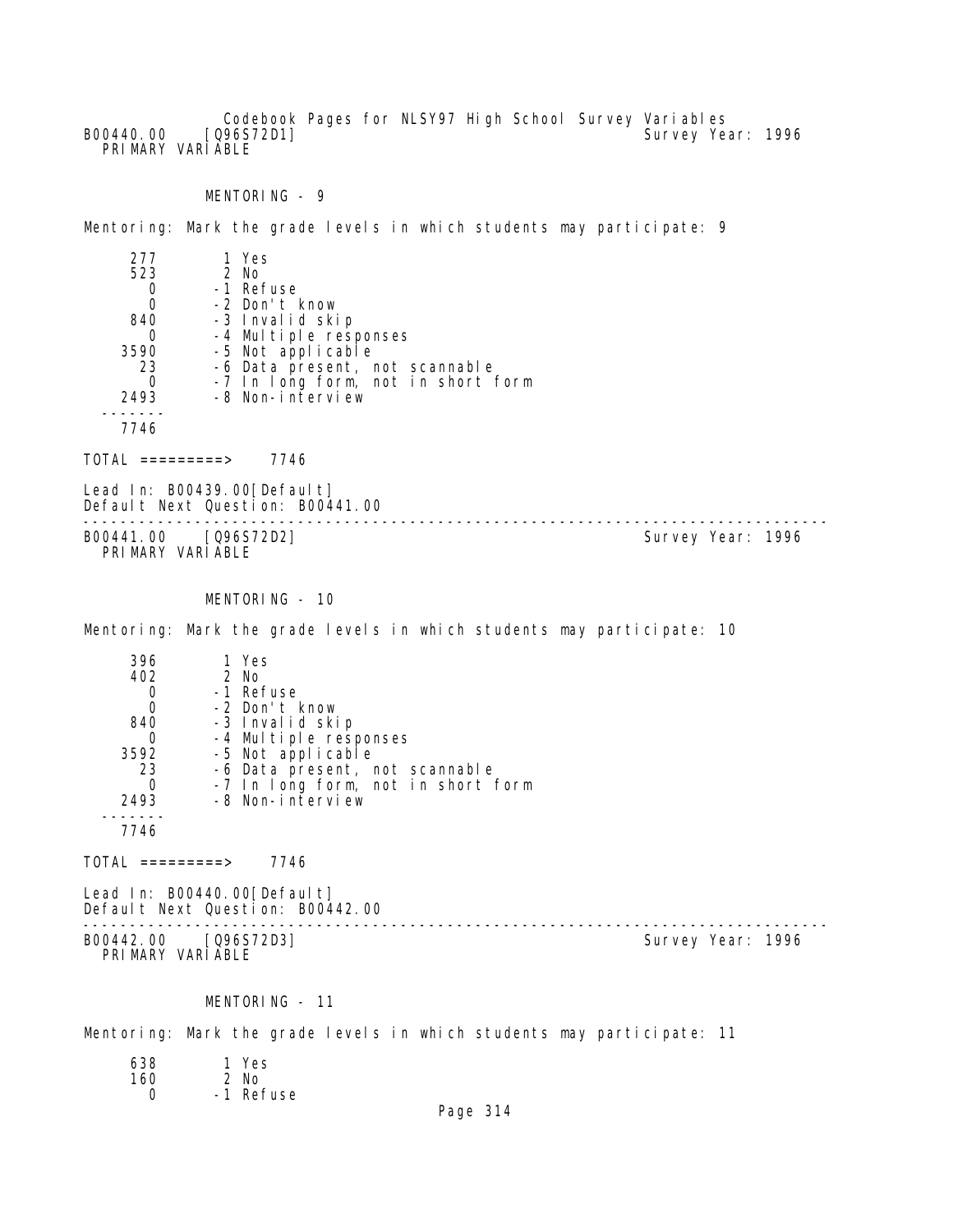B00440.00 [Q96S72D1] Survey Year: 1996
PRIMARY VARIABLE

MENTORING - 9

Mentoring: Mark the grade levels in which students may participate: 9

| Count | Code | Label |
|---|---|---|
| 277 | 1 | Yes |
| 523 | 2 | No |
| 0 | -1 | Refuse |
| 0 | -2 | Don't know |
| 840 | -3 | Invalid skip |
| 0 | -4 | Multiple responses |
| 3590 | -5 | Not applicable |
| 23 | -6 | Data present, not scannable |
| 0 | -7 | In long form, not in short form |
| 2493 | -8 | Non-interview |
| 7746 | | |

TOTAL =========> 7746

Lead In: B00439.00[Default]
Default Next Question: B00441.00

---

B00441.00 [Q96S72D2] Survey Year: 1996
PRIMARY VARIABLE

MENTORING - 10

Mentoring: Mark the grade levels in which students may participate: 10

| Count | Code | Label |
|---|---|---|
| 396 | 1 | Yes |
| 402 | 2 | No |
| 0 | -1 | Refuse |
| 0 | -2 | Don't know |
| 840 | -3 | Invalid skip |
| 0 | -4 | Multiple responses |
| 3592 | -5 | Not applicable |
| 23 | -6 | Data present, not scannable |
| 0 | -7 | In long form, not in short form |
| 2493 | -8 | Non-interview |
| 7746 | | |

TOTAL =========> 7746

Lead In: B00440.00[Default]
Default Next Question: B00442.00

---

B00442.00 [Q96S72D3] Survey Year: 1996
PRIMARY VARIABLE

MENTORING - 11

Mentoring: Mark the grade levels in which students may participate: 11

| Count | Code | Label |
|---|---|---|
| 638 | 1 | Yes |
| 160 | 2 | No |
| 0 | -1 | Refuse |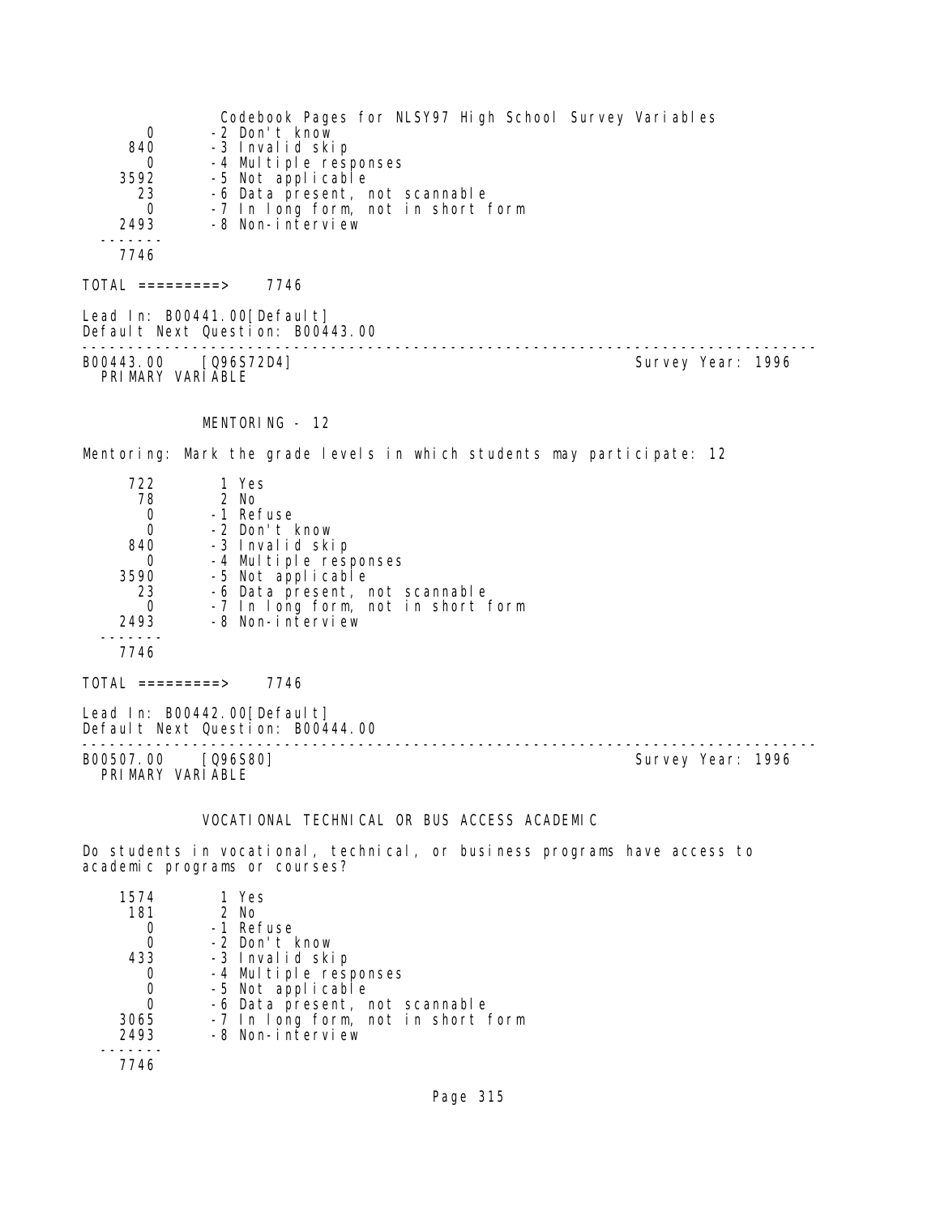```
     0       -2 Don't know
   840       -3 Invalid skip
     0       -4 Multiple responses
  3592       -5 Not applicable
    23       -6 Data present, not scannable
     0       -7 In long form, not in short form
  2493       -8 Non-interview
 -------
  7746
```

TOTAL =========> 7746

Lead In: B00441.00[Default]
Default Next Question: B00443.00

---

B00443.00 [Q96S72D4] Survey Year: 1996
PRIMARY VARIABLE

MENTORING - 12

Mentoring: Mark the grade levels in which students may participate: 12

```
   722        1 Yes
    78        2 No
     0       -1 Refuse
     0       -2 Don't know
   840       -3 Invalid skip
     0       -4 Multiple responses
  3590       -5 Not applicable
    23       -6 Data present, not scannable
     0       -7 In long form, not in short form
  2493       -8 Non-interview
 -------
  7746
```

TOTAL =========> 7746

Lead In: B00442.00[Default]
Default Next Question: B00444.00

---

B00507.00 [Q96S80] Survey Year: 1996
PRIMARY VARIABLE

VOCATIONAL TECHNICAL OR BUS ACCESS ACADEMIC

Do students in vocational, technical, or business programs have access to academic programs or courses?

```
  1574        1 Yes
   181        2 No
     0       -1 Refuse
     0       -2 Don't know
   433       -3 Invalid skip
     0       -4 Multiple responses
     0       -5 Not applicable
     0       -6 Data present, not scannable
  3065       -7 In long form, not in short form
  2493       -8 Non-interview
 -------
  7746
```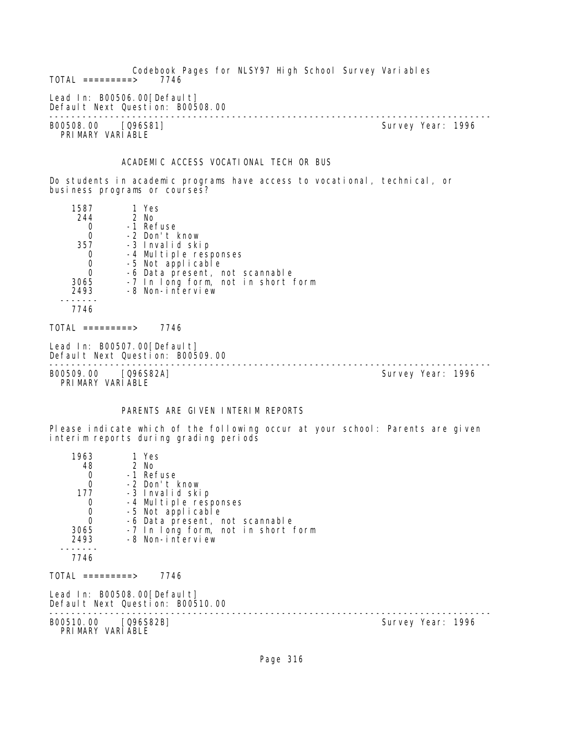TOTAL =========> 7746

Lead In: B00506.00[Default]
Default Next Question: B00508.00

---

B00508.00 [Q96S81] Survey Year: 1996
PRIMARY VARIABLE

ACADEMIC ACCESS VOCATIONAL TECH OR BUS

Do students in academic programs have access to vocational, technical, or business programs or courses?

```
   1587        1 Yes
    244        2 No
      0       -1 Refuse
      0       -2 Don't know
    357       -3 Invalid skip
      0       -4 Multiple responses
      0       -5 Not applicable
      0       -6 Data present, not scannable
   3065       -7 In long form, not in short form
   2493       -8 Non-interview
  -------
   7746
```

TOTAL =========> 7746

Lead In: B00507.00[Default]
Default Next Question: B00509.00

---

B00509.00 [Q96S82A] Survey Year: 1996
PRIMARY VARIABLE

PARENTS ARE GIVEN INTERIM REPORTS

Please indicate which of the following occur at your school: Parents are given interim reports during grading periods

```
   1963        1 Yes
     48        2 No
      0       -1 Refuse
      0       -2 Don't know
    177       -3 Invalid skip
      0       -4 Multiple responses
      0       -5 Not applicable
      0       -6 Data present, not scannable
   3065       -7 In long form, not in short form
   2493       -8 Non-interview
  -------
   7746
```

TOTAL =========> 7746

Lead In: B00508.00[Default]
Default Next Question: B00510.00

---

B00510.00 [Q96S82B] Survey Year: 1996
PRIMARY VARIABLE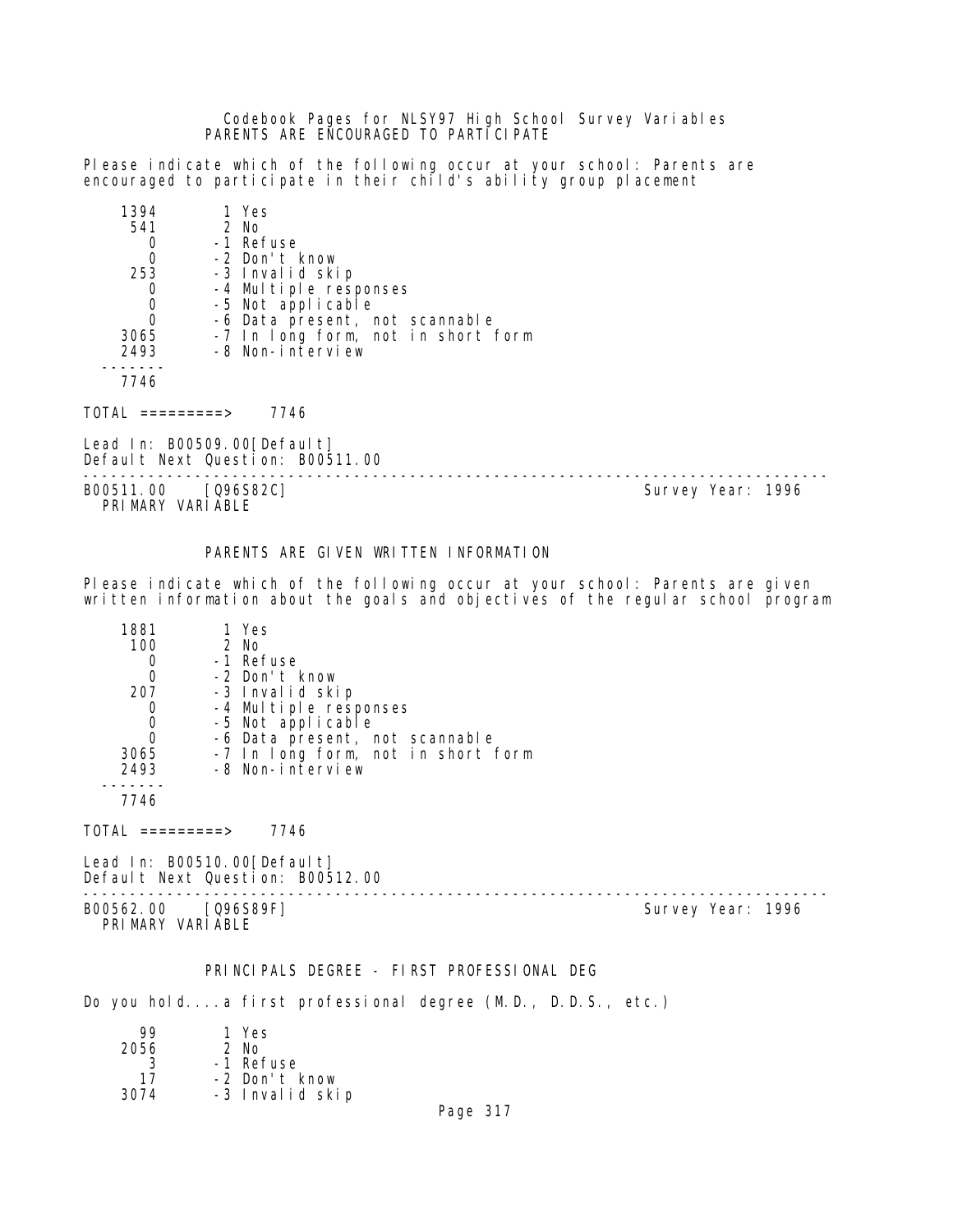PARENTS ARE ENCOURAGED TO PARTICIPATE

Please indicate which of the following occur at your school: Parents are encouraged to participate in their child's ability group placement

```
    1394       1 Yes
     541       2 No
       0      -1 Refuse
       0      -2 Don't know
     253      -3 Invalid skip
       0      -4 Multiple responses
       0      -5 Not applicable
       0      -6 Data present, not scannable
    3065      -7 In long form, not in short form
    2493      -8 Non-interview
   -------
    7746

TOTAL =========>    7746
```

Lead In: B00509.00[Default]
Default Next Question: B00511.00

---

B00511.00 [Q96S82C] Survey Year: 1996
PRIMARY VARIABLE

PARENTS ARE GIVEN WRITTEN INFORMATION

Please indicate which of the following occur at your school: Parents are given written information about the goals and objectives of the regular school program

```
    1881       1 Yes
     100       2 No
       0      -1 Refuse
       0      -2 Don't know
     207      -3 Invalid skip
       0      -4 Multiple responses
       0      -5 Not applicable
       0      -6 Data present, not scannable
    3065      -7 In long form, not in short form
    2493      -8 Non-interview
   -------
    7746

TOTAL =========>    7746
```

Lead In: B00510.00[Default]
Default Next Question: B00512.00

---

B00562.00 [Q96S89F] Survey Year: 1996
PRIMARY VARIABLE

PRINCIPALS DEGREE - FIRST PROFESSIONAL DEG

Do you hold....a first professional degree (M.D., D.D.S., etc.)

```
      99       1 Yes
    2056       2 No
       3      -1 Refuse
      17      -2 Don't know
    3074      -3 Invalid skip
```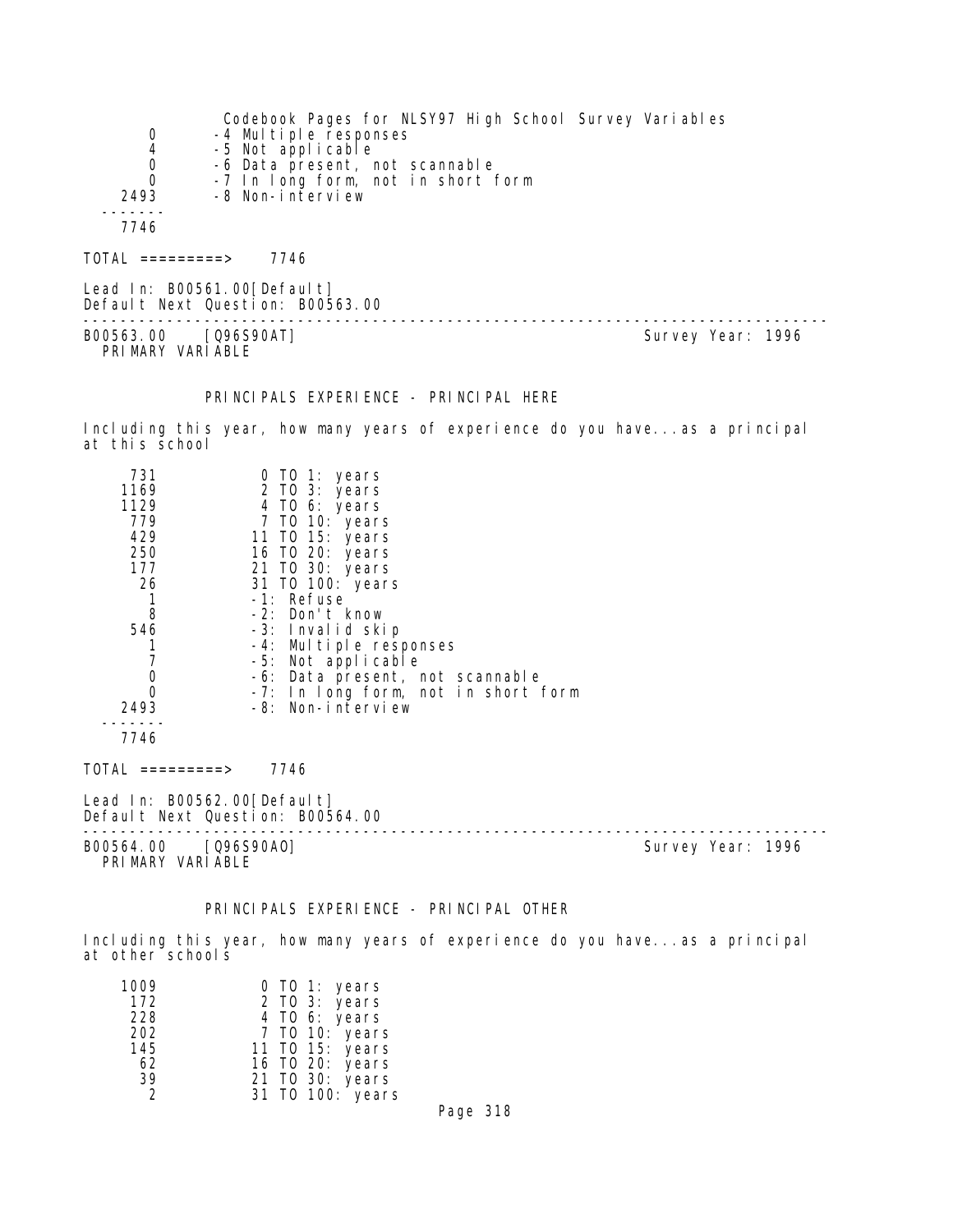```
     0       -4 Multiple responses
     4       -5 Not applicable
     0       -6 Data present, not scannable
     0       -7 In long form, not in short form
  2493       -8 Non-interview
 -------
  7746
```

TOTAL =========> 7746

Lead In: B00561.00[Default]
Default Next Question: B00563.00

---

B00563.00 [Q96S90AT] Survey Year: 1996
PRIMARY VARIABLE

PRINCIPALS EXPERIENCE - PRINCIPAL HERE

Including this year, how many years of experience do you have...as a principal at this school

```
   731          0 TO 1: years
  1169          2 TO 3: years
  1129          4 TO 6: years
   779          7 TO 10: years
   429         11 TO 15: years
   250         16 TO 20: years
   177         21 TO 30: years
    26         31 TO 100: years
     1         -1: Refuse
     8         -2: Don't know
   546         -3: Invalid skip
     1         -4: Multiple responses
     7         -5: Not applicable
     0         -6: Data present, not scannable
     0         -7: In long form, not in short form
  2493         -8: Non-interview
 -------
  7746
```

TOTAL =========> 7746

Lead In: B00562.00[Default]
Default Next Question: B00564.00

---

B00564.00 [Q96S90AO] Survey Year: 1996
PRIMARY VARIABLE

PRINCIPALS EXPERIENCE - PRINCIPAL OTHER

Including this year, how many years of experience do you have...as a principal at other schools

```
  1009          0 TO 1: years
   172          2 TO 3: years
   228          4 TO 6: years
   202          7 TO 10: years
   145         11 TO 15: years
    62         16 TO 20: years
    39         21 TO 30: years
     2         31 TO 100: years
```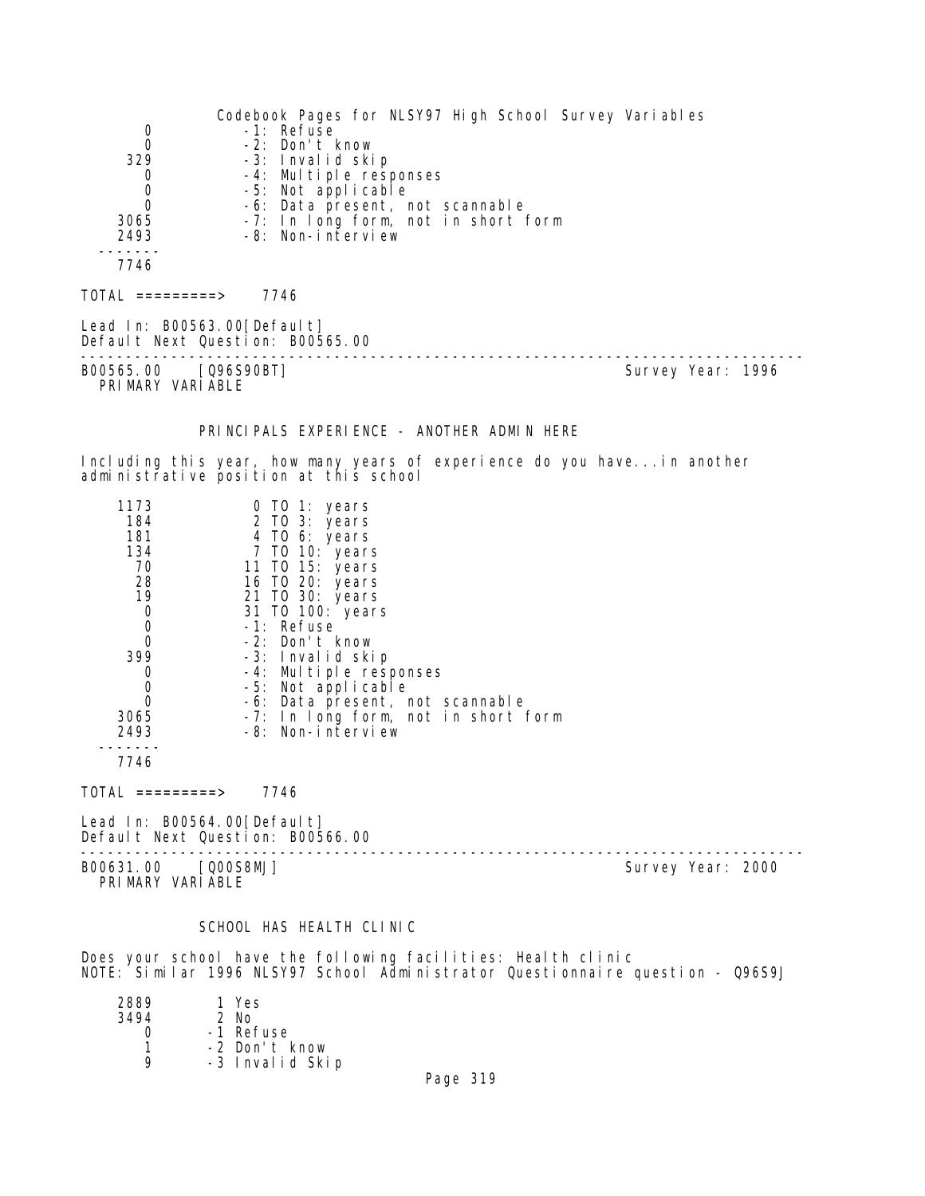```
      0           -1: Refuse
      0           -2: Don't know
    329           -3: Invalid skip
      0           -4: Multiple responses
      0           -5: Not applicable
      0           -6: Data present, not scannable
   3065           -7: In long form, not in short form
   2493           -8: Non-interview
  -------
   7746

TOTAL =========>    7746

Lead In: B00563.00[Default]
Default Next Question: B00565.00
```

---

```
B00565.00    [Q96S90BT]                                    Survey Year: 1996
  PRIMARY VARIABLE
```

### PRINCIPALS EXPERIENCE - ANOTHER ADMIN HERE

Including this year, how many years of experience do you have...in another administrative position at this school

```
   1173            0 TO 1: years
    184            2 TO 3: years
    181            4 TO 6: years
    134            7 TO 10: years
     70           11 TO 15: years
     28           16 TO 20: years
     19           21 TO 30: years
      0           31 TO 100: years
      0           -1: Refuse
      0           -2: Don't know
    399           -3: Invalid skip
      0           -4: Multiple responses
      0           -5: Not applicable
      0           -6: Data present, not scannable
   3065           -7: In long form, not in short form
   2493           -8: Non-interview
  -------
   7746

TOTAL =========>    7746

Lead In: B00564.00[Default]
Default Next Question: B00566.00
```

---

```
B00631.00    [Q00S8MJ]                                     Survey Year: 2000
  PRIMARY VARIABLE
```

### SCHOOL HAS HEALTH CLINIC

Does your school have the following facilities: Health clinic
NOTE: Similar 1996 NLSY97 School Administrator Questionnaire question - Q96S9J

```
   2889        1 Yes
   3494        2 No
      0       -1 Refuse
      1       -2 Don't know
      9       -3 Invalid Skip
```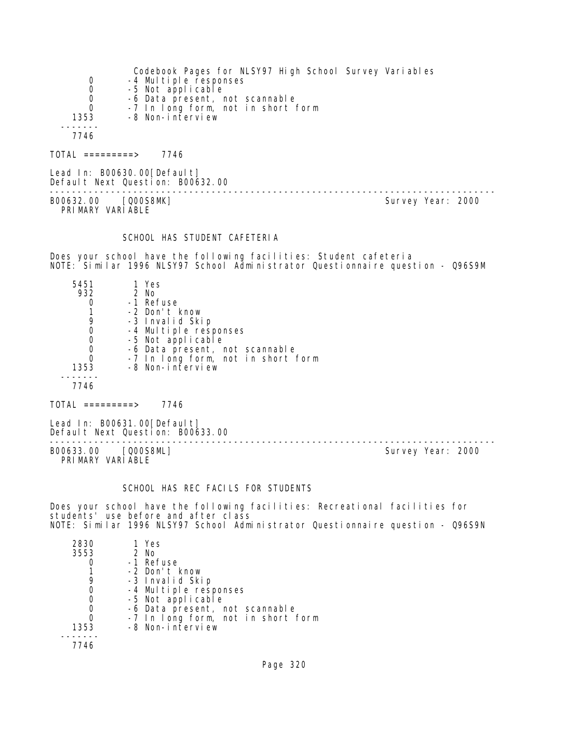| | |
|---|---|
| 0 | -4 Multiple responses |
| 0 | -5 Not applicable |
| 0 | -6 Data present, not scannable |
| 0 | -7 In long form, not in short form |
| 1353 | -8 Non-interview |
| ------- | |
| 7746 | |

TOTAL =========> 7746

Lead In: B00630.00[Default]
Default Next Question: B00632.00

---

B00632.00 [Q00S8MK] Survey Year: 2000
PRIMARY VARIABLE

## SCHOOL HAS STUDENT CAFETERIA

Does your school have the following facilities: Student cafeteria
NOTE: Similar 1996 NLSY97 School Administrator Questionnaire question - Q96S9M

| | |
|---|---|
| 5451 | 1 Yes |
| 932 | 2 No |
| 0 | -1 Refuse |
| 1 | -2 Don't know |
| 9 | -3 Invalid Skip |
| 0 | -4 Multiple responses |
| 0 | -5 Not applicable |
| 0 | -6 Data present, not scannable |
| 0 | -7 In long form, not in short form |
| 1353 | -8 Non-interview |
| ------- | |
| 7746 | |

TOTAL =========> 7746

Lead In: B00631.00[Default]
Default Next Question: B00633.00

---

B00633.00 [Q00S8ML] Survey Year: 2000
PRIMARY VARIABLE

## SCHOOL HAS REC FACILS FOR STUDENTS

Does your school have the following facilities: Recreational facilities for students' use before and after class
NOTE: Similar 1996 NLSY97 School Administrator Questionnaire question - Q96S9N

| | |
|---|---|
| 2830 | 1 Yes |
| 3553 | 2 No |
| 0 | -1 Refuse |
| 1 | -2 Don't know |
| 9 | -3 Invalid Skip |
| 0 | -4 Multiple responses |
| 0 | -5 Not applicable |
| 0 | -6 Data present, not scannable |
| 0 | -7 In long form, not in short form |
| 1353 | -8 Non-interview |
| ------- | |
| 7746 | |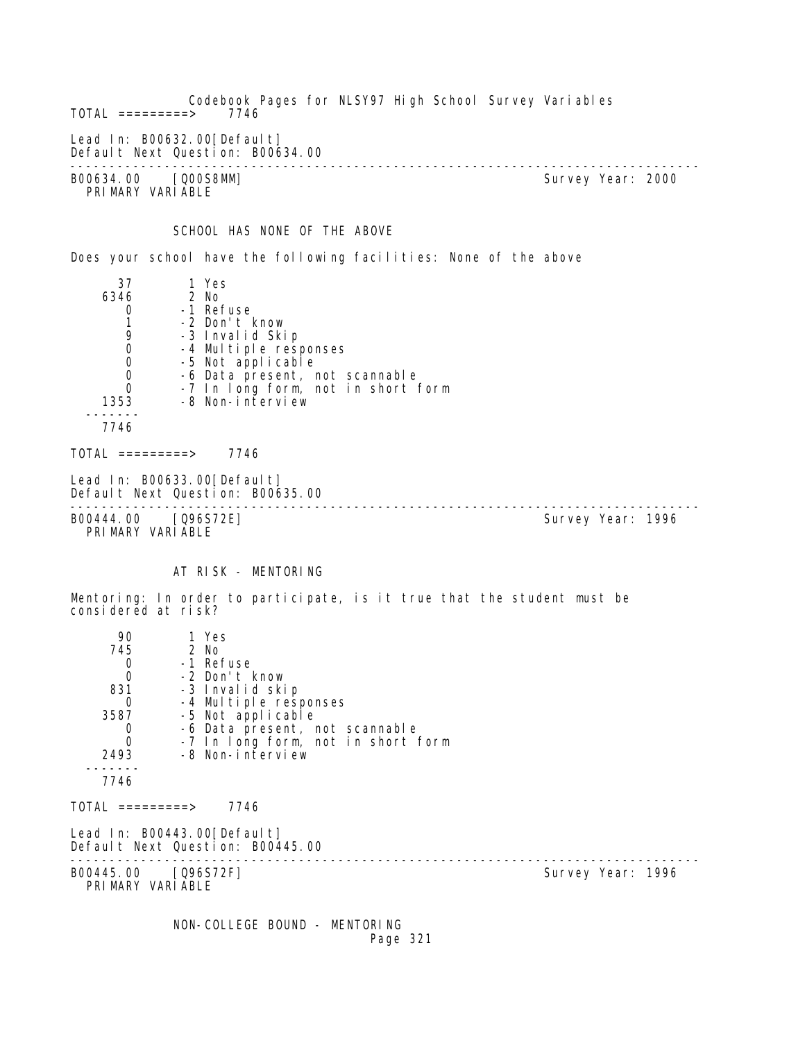Codebook Pages for NLSY97 High School Survey Variables

TOTAL =========>    7746

Lead In: B00632.00[Default]
Default Next Question: B00634.00

---

B00634.00    [Q00S8MM]                                                  Survey Year: 2000
PRIMARY VARIABLE

SCHOOL HAS NONE OF THE ABOVE

Does your school have the following facilities: None of the above

```
     37       1 Yes
   6346       2 No
      0      -1 Refuse
      1      -2 Don't know
      9      -3 Invalid Skip
      0      -4 Multiple responses
      0      -5 Not applicable
      0      -6 Data present, not scannable
      0      -7 In long form, not in short form
   1353      -8 Non-interview
  -------
   7746
```

TOTAL =========>    7746

Lead In: B00633.00[Default]
Default Next Question: B00635.00

---

B00444.00    [Q96S72E]                                                  Survey Year: 1996
PRIMARY VARIABLE

AT RISK - MENTORING

Mentoring: In order to participate, is it true that the student must be considered at risk?

```
     90       1 Yes
    745       2 No
      0      -1 Refuse
      0      -2 Don't know
    831      -3 Invalid skip
      0      -4 Multiple responses
   3587      -5 Not applicable
      0      -6 Data present, not scannable
      0      -7 In long form, not in short form
   2493      -8 Non-interview
  -------
   7746
```

TOTAL =========>    7746

Lead In: B00443.00[Default]
Default Next Question: B00445.00

---

B00445.00    [Q96S72F]                                                  Survey Year: 1996
PRIMARY VARIABLE

NON-COLLEGE BOUND - MENTORING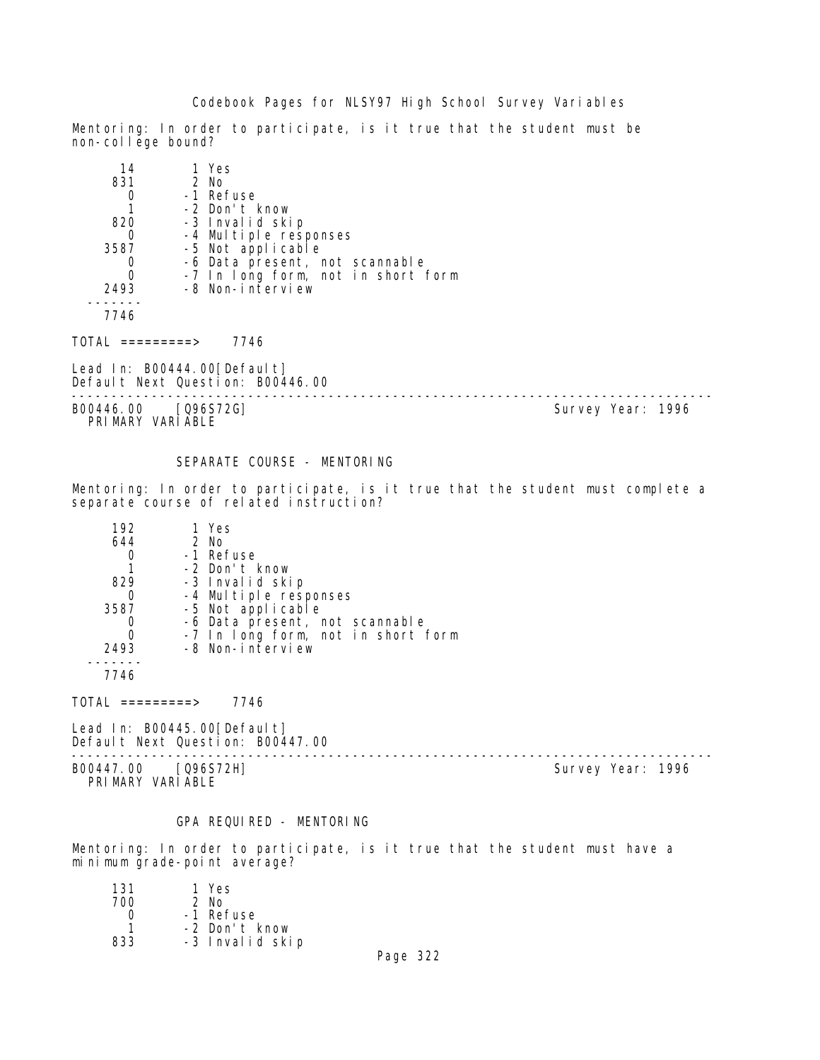Mentoring: In order to participate, is it true that the student must be non-college bound?

| | |
|---|---|
| 14 | 1 Yes |
| 831 | 2 No |
| 0 | -1 Refuse |
| 1 | -2 Don't know |
| 820 | -3 Invalid skip |
| 0 | -4 Multiple responses |
| 3587 | -5 Not applicable |
| 0 | -6 Data present, not scannable |
| 0 | -7 In long form, not in short form |
| 2493 | -8 Non-interview |
| 7746 | |

TOTAL =========> 7746

Lead In: B00444.00[Default]
Default Next Question: B00446.00

---

B00446.00 [Q96S72G] Survey Year: 1996
PRIMARY VARIABLE

## SEPARATE COURSE - MENTORING

Mentoring: In order to participate, is it true that the student must complete a separate course of related instruction?

| | |
|---|---|
| 192 | 1 Yes |
| 644 | 2 No |
| 0 | -1 Refuse |
| 1 | -2 Don't know |
| 829 | -3 Invalid skip |
| 0 | -4 Multiple responses |
| 3587 | -5 Not applicable |
| 0 | -6 Data present, not scannable |
| 0 | -7 In long form, not in short form |
| 2493 | -8 Non-interview |
| 7746 | |

TOTAL =========> 7746

Lead In: B00445.00[Default]
Default Next Question: B00447.00

---

B00447.00 [Q96S72H] Survey Year: 1996
PRIMARY VARIABLE

## GPA REQUIRED - MENTORING

Mentoring: In order to participate, is it true that the student must have a minimum grade-point average?

| | |
|---|---|
| 131 | 1 Yes |
| 700 | 2 No |
| 0 | -1 Refuse |
| 1 | -2 Don't know |
| 833 | -3 Invalid skip |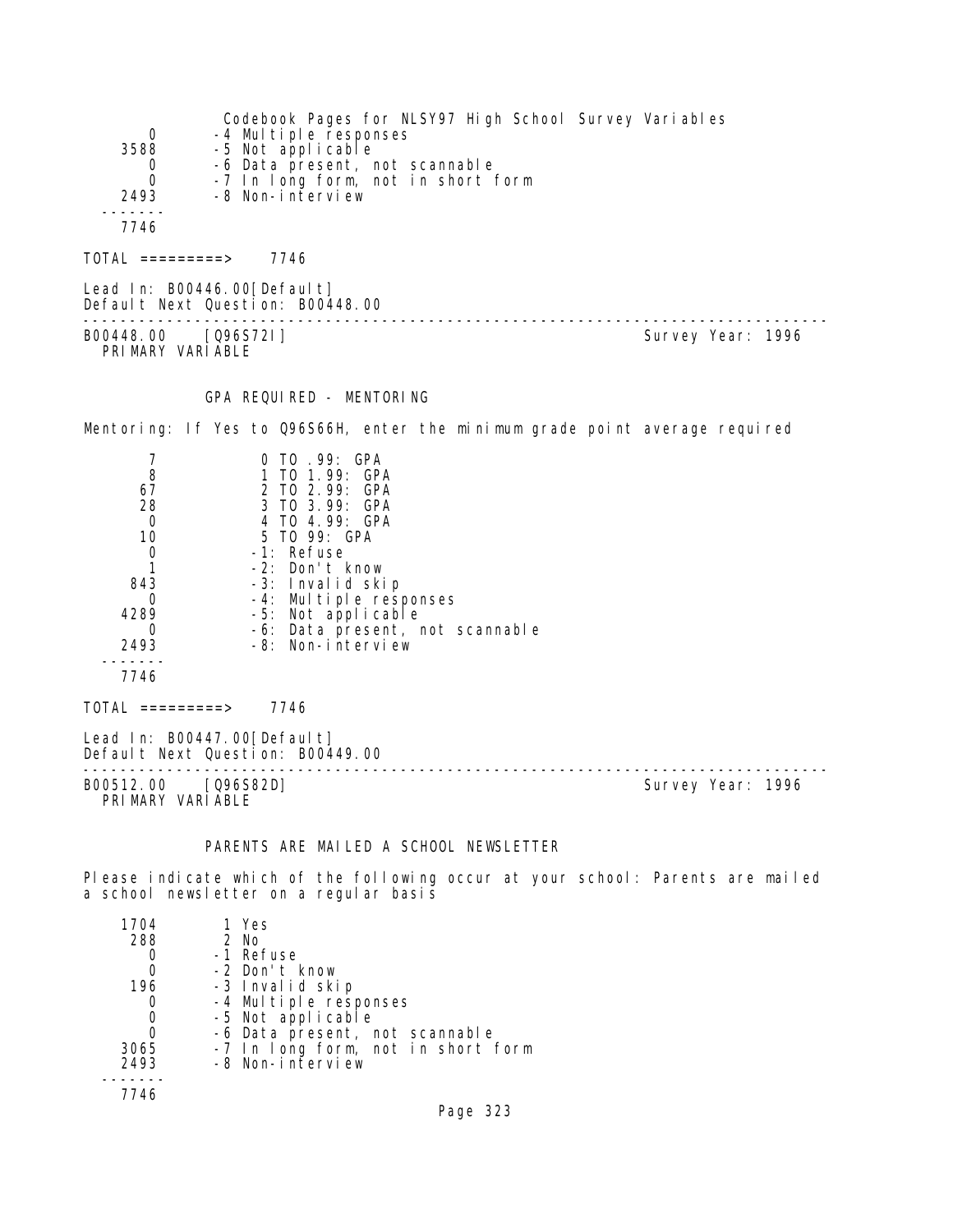```
     0       -4 Multiple responses
  3588       -5 Not applicable
     0       -6 Data present, not scannable
     0       -7 In long form, not in short form
  2493       -8 Non-interview
-------
  7746
```

TOTAL =========> 7746

Lead In: B00446.00[Default]
Default Next Question: B00448.00

---

B00448.00 [Q96S72I] Survey Year: 1996
PRIMARY VARIABLE

### GPA REQUIRED - MENTORING

Mentoring: If Yes to Q96S66H, enter the minimum grade point average required

```
     7          0 TO .99: GPA
     8          1 TO 1.99: GPA
    67          2 TO 2.99: GPA
    28          3 TO 3.99: GPA
     0          4 TO 4.99: GPA
    10          5 TO 99: GPA
     0         -1: Refuse
     1         -2: Don't know
   843         -3: Invalid skip
     0         -4: Multiple responses
  4289         -5: Not applicable
     0         -6: Data present, not scannable
  2493         -8: Non-interview
-------
  7746
```

TOTAL =========> 7746

Lead In: B00447.00[Default]
Default Next Question: B00449.00

---

B00512.00 [Q96S82D] Survey Year: 1996
PRIMARY VARIABLE

### PARENTS ARE MAILED A SCHOOL NEWSLETTER

Please indicate which of the following occur at your school: Parents are mailed a school newsletter on a regular basis

```
  1704        1 Yes
   288        2 No
     0       -1 Refuse
     0       -2 Don't know
   196       -3 Invalid skip
     0       -4 Multiple responses
     0       -5 Not applicable
     0       -6 Data present, not scannable
  3065       -7 In long form, not in short form
  2493       -8 Non-interview
-------
  7746
```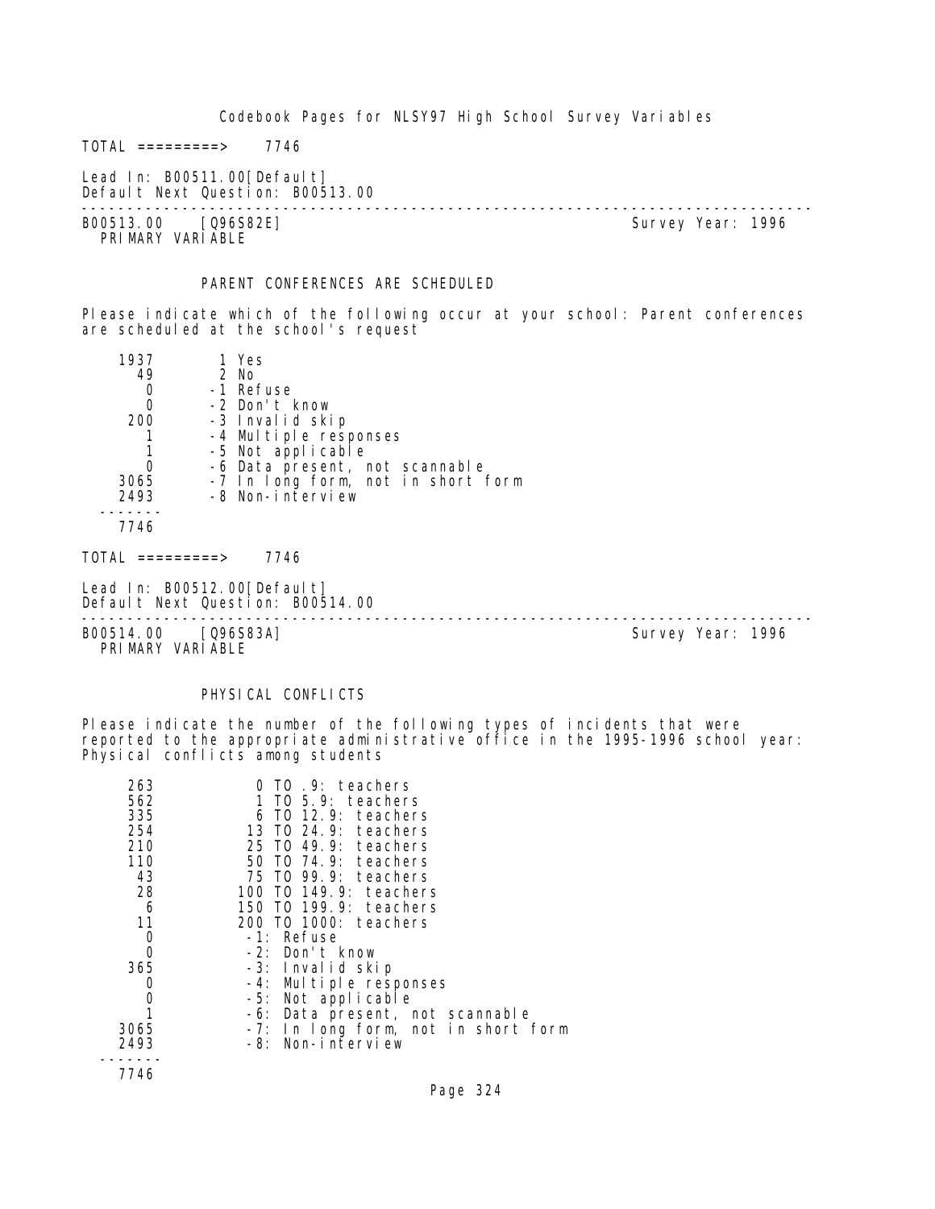TOTAL =========> 7746

Lead In: B00511.00[Default]
Default Next Question: B00513.00

---

B00513.00 [Q96S82E] Survey Year: 1996
PRIMARY VARIABLE

PARENT CONFERENCES ARE SCHEDULED

Please indicate which of the following occur at your school: Parent conferences are scheduled at the school's request

| Count | Value |
|---|---|
| 1937 | 1 Yes |
| 49 | 2 No |
| 0 | -1 Refuse |
| 0 | -2 Don't know |
| 200 | -3 Invalid skip |
| 1 | -4 Multiple responses |
| 1 | -5 Not applicable |
| 0 | -6 Data present, not scannable |
| 3065 | -7 In long form, not in short form |
| 2493 | -8 Non-interview |
| 7746 | |

TOTAL =========> 7746

Lead In: B00512.00[Default]
Default Next Question: B00514.00

---

B00514.00 [Q96S83A] Survey Year: 1996
PRIMARY VARIABLE

PHYSICAL CONFLICTS

Please indicate the number of the following types of incidents that were reported to the appropriate administrative office in the 1995-1996 school year: Physical conflicts among students

| Count | Value |
|---|---|
| 263 | 0 TO .9: teachers |
| 562 | 1 TO 5.9: teachers |
| 335 | 6 TO 12.9: teachers |
| 254 | 13 TO 24.9: teachers |
| 210 | 25 TO 49.9: teachers |
| 110 | 50 TO 74.9: teachers |
| 43 | 75 TO 99.9: teachers |
| 28 | 100 TO 149.9: teachers |
| 6 | 150 TO 199.9: teachers |
| 11 | 200 TO 1000: teachers |
| 0 | -1: Refuse |
| 0 | -2: Don't know |
| 365 | -3: Invalid skip |
| 0 | -4: Multiple responses |
| 0 | -5: Not applicable |
| 1 | -6: Data present, not scannable |
| 3065 | -7: In long form, not in short form |
| 2493 | -8: Non-interview |
| 7746 | |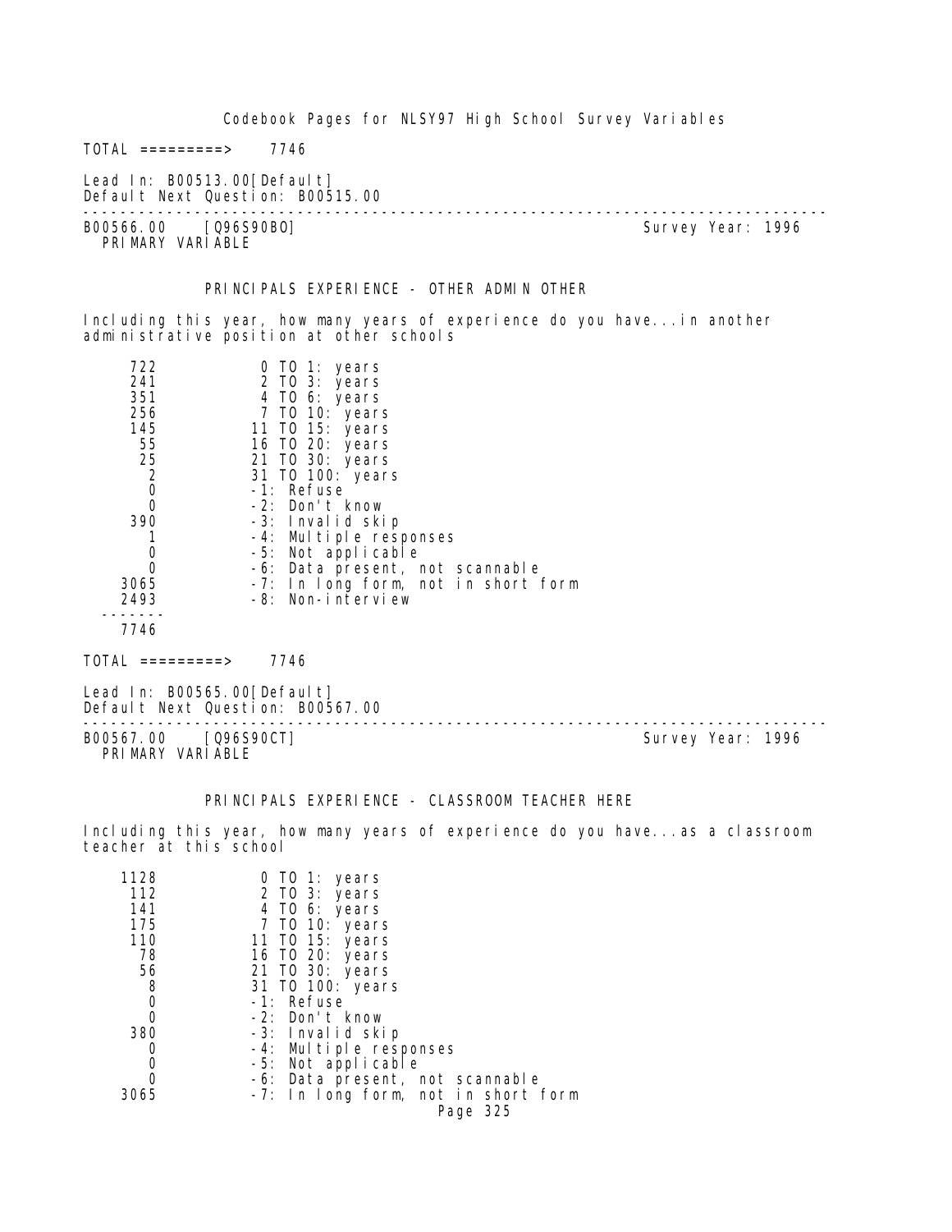TOTAL =========>    7746

Lead In: B00513.00[Default]
Default Next Question: B00515.00

---

B00566.00    [Q96S90BO]    Survey Year: 1996
PRIMARY VARIABLE

### PRINCIPALS EXPERIENCE - OTHER ADMIN OTHER

Including this year, how many years of experience do you have...in another administrative position at other schools

| | |
|---|---|
| 722 | 0 TO 1: years |
| 241 | 2 TO 3: years |
| 351 | 4 TO 6: years |
| 256 | 7 TO 10: years |
| 145 | 11 TO 15: years |
| 55 | 16 TO 20: years |
| 25 | 21 TO 30: years |
| 2 | 31 TO 100: years |
| 0 | -1: Refuse |
| 0 | -2: Don't know |
| 390 | -3: Invalid skip |
| 1 | -4: Multiple responses |
| 0 | -5: Not applicable |
| 0 | -6: Data present, not scannable |
| 3065 | -7: In long form, not in short form |
| 2493 | -8: Non-interview |
| ------- | |
| 7746 | |

TOTAL =========>    7746

Lead In: B00565.00[Default]
Default Next Question: B00567.00

---

B00567.00    [Q96S90CT]    Survey Year: 1996
PRIMARY VARIABLE

### PRINCIPALS EXPERIENCE - CLASSROOM TEACHER HERE

Including this year, how many years of experience do you have...as a classroom teacher at this school

| | |
|---|---|
| 1128 | 0 TO 1: years |
| 112 | 2 TO 3: years |
| 141 | 4 TO 6: years |
| 175 | 7 TO 10: years |
| 110 | 11 TO 15: years |
| 78 | 16 TO 20: years |
| 56 | 21 TO 30: years |
| 8 | 31 TO 100: years |
| 0 | -1: Refuse |
| 0 | -2: Don't know |
| 380 | -3: Invalid skip |
| 0 | -4: Multiple responses |
| 0 | -5: Not applicable |
| 0 | -6: Data present, not scannable |
| 3065 | -7: In long form, not in short form |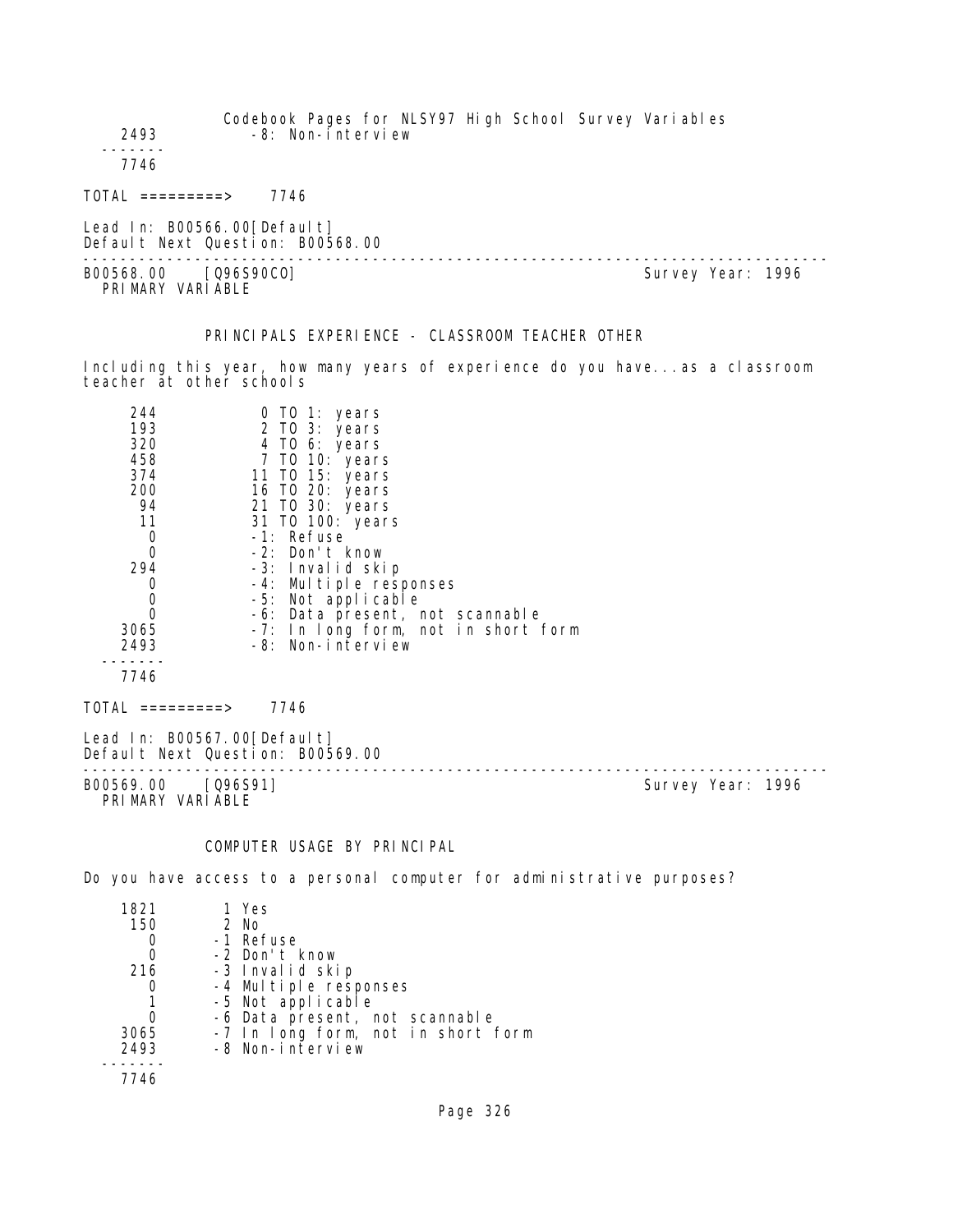| | |
|---|---|
| 2493 | -8: Non-interview |
| ------- | |
| 7746 | |

TOTAL =========> 7746

Lead In: B00566.00[Default]
Default Next Question: B00568.00

---

B00568.00 [Q96S90CO] Survey Year: 1996
PRIMARY VARIABLE

## PRINCIPALS EXPERIENCE - CLASSROOM TEACHER OTHER

Including this year, how many years of experience do you have...as a classroom teacher at other schools

| | |
|---|---|
| 244 | 0 TO 1: years |
| 193 | 2 TO 3: years |
| 320 | 4 TO 6: years |
| 458 | 7 TO 10: years |
| 374 | 11 TO 15: years |
| 200 | 16 TO 20: years |
| 94 | 21 TO 30: years |
| 11 | 31 TO 100: years |
| 0 | -1: Refuse |
| 0 | -2: Don't know |
| 294 | -3: Invalid skip |
| 0 | -4: Multiple responses |
| 0 | -5: Not applicable |
| 0 | -6: Data present, not scannable |
| 3065 | -7: In long form, not in short form |
| 2493 | -8: Non-interview |
| ------- | |
| 7746 | |

TOTAL =========> 7746

Lead In: B00567.00[Default]
Default Next Question: B00569.00

---

B00569.00 [Q96S91] Survey Year: 1996
PRIMARY VARIABLE

## COMPUTER USAGE BY PRINCIPAL

Do you have access to a personal computer for administrative purposes?

| | |
|---|---|
| 1821 | 1 Yes |
| 150 | 2 No |
| 0 | -1 Refuse |
| 0 | -2 Don't know |
| 216 | -3 Invalid skip |
| 0 | -4 Multiple responses |
| 1 | -5 Not applicable |
| 0 | -6 Data present, not scannable |
| 3065 | -7 In long form, not in short form |
| 2493 | -8 Non-interview |
| ------- | |
| 7746 | |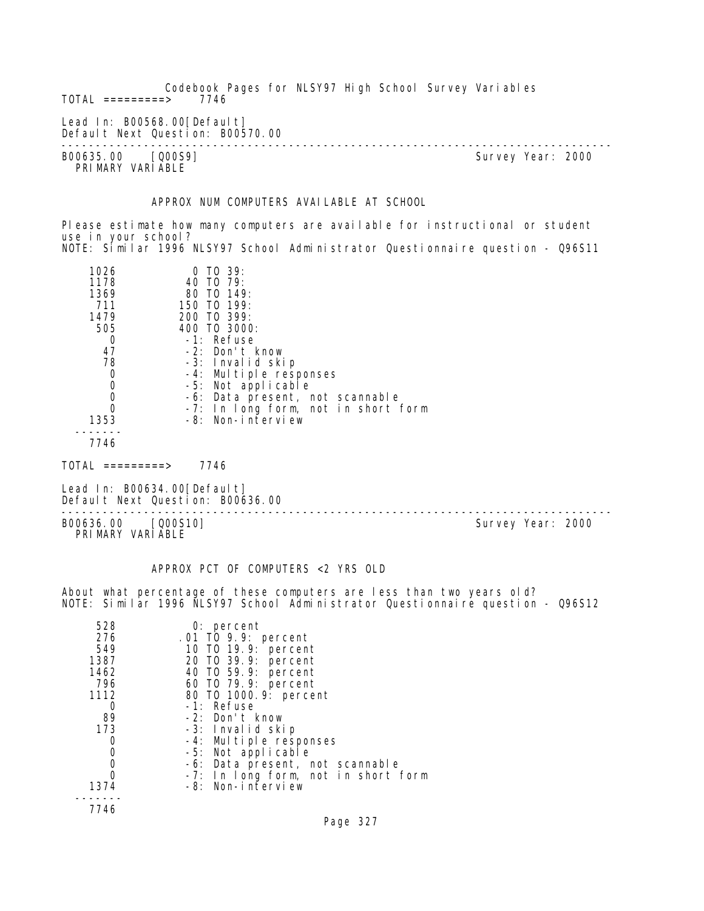Codebook Pages for NLSY97 High School Survey Variables

TOTAL =========> 7746

Lead In: B00568.00[Default]
Default Next Question: B00570.00

---

B00635.00 [Q00S9] Survey Year: 2000
PRIMARY VARIABLE

## APPROX NUM COMPUTERS AVAILABLE AT SCHOOL

Please estimate how many computers are available for instructional or student use in your school?
NOTE: Similar 1996 NLSY97 School Administrator Questionnaire question - Q96S11

| Count | Value |
|---|---|
| 1026 | 0 TO 39: |
| 1178 | 40 TO 79: |
| 1369 | 80 TO 149: |
| 711 | 150 TO 199: |
| 1479 | 200 TO 399: |
| 505 | 400 TO 3000: |
| 0 | -1: Refuse |
| 47 | -2: Don't know |
| 78 | -3: Invalid skip |
| 0 | -4: Multiple responses |
| 0 | -5: Not applicable |
| 0 | -6: Data present, not scannable |
| 0 | -7: In long form, not in short form |
| 1353 | -8: Non-interview |
| 7746 | |

TOTAL =========> 7746

Lead In: B00634.00[Default]
Default Next Question: B00636.00

---

B00636.00 [Q00S10] Survey Year: 2000
PRIMARY VARIABLE

## APPROX PCT OF COMPUTERS <2 YRS OLD

About what percentage of these computers are less than two years old?
NOTE: Similar 1996 NLSY97 School Administrator Questionnaire question - Q96S12

| Count | Value |
|---|---|
| 528 | 0: percent |
| 276 | .01 TO 9.9: percent |
| 549 | 10 TO 19.9: percent |
| 1387 | 20 TO 39.9: percent |
| 1462 | 40 TO 59.9: percent |
| 796 | 60 TO 79.9: percent |
| 1112 | 80 TO 1000.9: percent |
| 0 | -1: Refuse |
| 89 | -2: Don't know |
| 173 | -3: Invalid skip |
| 0 | -4: Multiple responses |
| 0 | -5: Not applicable |
| 0 | -6: Data present, not scannable |
| 0 | -7: In long form, not in short form |
| 1374 | -8: Non-interview |
| 7746 | |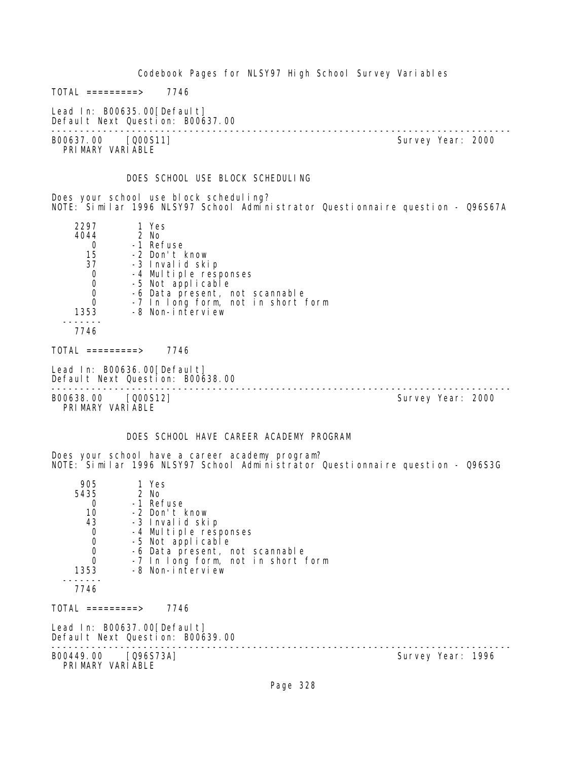TOTAL =========> 7746

Lead In: B00635.00[Default]
Default Next Question: B00637.00

---

B00637.00 [Q00S11] Survey Year: 2000
PRIMARY VARIABLE

DOES SCHOOL USE BLOCK SCHEDULING

Does your school use block scheduling?
NOTE: Similar 1996 NLSY97 School Administrator Questionnaire question - Q96S67A

| Count | Code | Label |
|---|---|---|
| 2297 | 1 | Yes |
| 4044 | 2 | No |
| 0 | -1 | Refuse |
| 15 | -2 | Don't know |
| 37 | -3 | Invalid skip |
| 0 | -4 | Multiple responses |
| 0 | -5 | Not applicable |
| 0 | -6 | Data present, not scannable |
| 0 | -7 | In long form, not in short form |
| 1353 | -8 | Non-interview |
| 7746 | | |

TOTAL =========> 7746

Lead In: B00636.00[Default]
Default Next Question: B00638.00

---

B00638.00 [Q00S12] Survey Year: 2000
PRIMARY VARIABLE

DOES SCHOOL HAVE CAREER ACADEMY PROGRAM

Does your school have a career academy program?
NOTE: Similar 1996 NLSY97 School Administrator Questionnaire question - Q96S3G

| Count | Code | Label |
|---|---|---|
| 905 | 1 | Yes |
| 5435 | 2 | No |
| 0 | -1 | Refuse |
| 10 | -2 | Don't know |
| 43 | -3 | Invalid skip |
| 0 | -4 | Multiple responses |
| 0 | -5 | Not applicable |
| 0 | -6 | Data present, not scannable |
| 0 | -7 | In long form, not in short form |
| 1353 | -8 | Non-interview |
| 7746 | | |

TOTAL =========> 7746

Lead In: B00637.00[Default]
Default Next Question: B00639.00

---

B00449.00 [Q96S73A] Survey Year: 1996
PRIMARY VARIABLE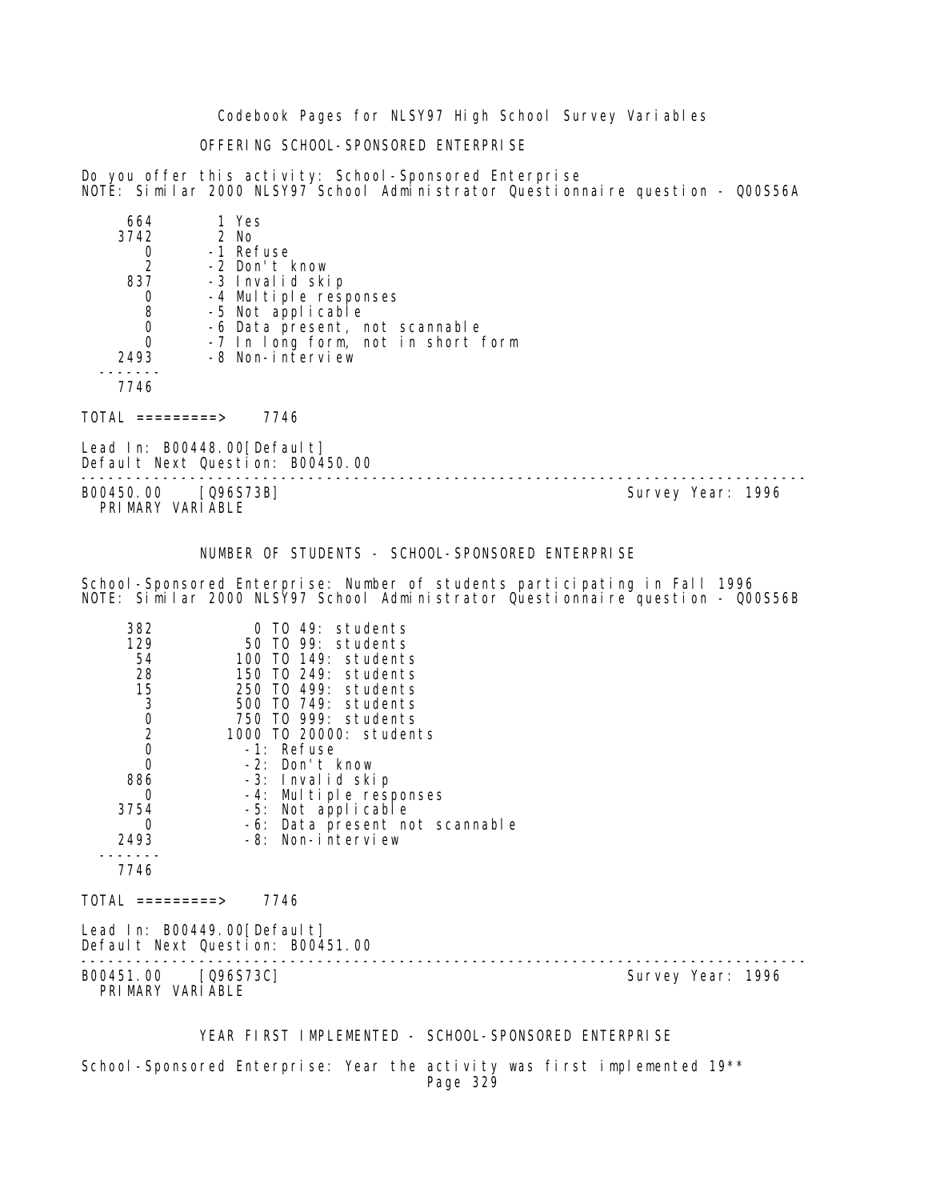OFFERING SCHOOL-SPONSORED ENTERPRISE

Do you offer this activity: School-Sponsored Enterprise
NOTE: Similar 2000 NLSY97 School Administrator Questionnaire question - Q00S56A

```
     664        1 Yes
    3742        2 No
       0       -1 Refuse
       2       -2 Don't know
     837       -3 Invalid skip
       0       -4 Multiple responses
       8       -5 Not applicable
       0       -6 Data present, not scannable
       0       -7 In long form, not in short form
    2493       -8 Non-interview
  -------
    7746
```

TOTAL =========> 7746

Lead In: B00448.00[Default]
Default Next Question: B00450.00

---

B00450.00 [Q96S73B] Survey Year: 1996
PRIMARY VARIABLE

NUMBER OF STUDENTS - SCHOOL-SPONSORED ENTERPRISE

School-Sponsored Enterprise: Number of students participating in Fall 1996
NOTE: Similar 2000 NLSY97 School Administrator Questionnaire question - Q00S56B

```
     382          0 TO 49: students
     129         50 TO 99: students
      54        100 TO 149: students
      28        150 TO 249: students
      15        250 TO 499: students
       3        500 TO 749: students
       0        750 TO 999: students
       2       1000 TO 20000: students
       0          -1: Refuse
       0          -2: Don't know
     886          -3: Invalid skip
       0          -4: Multiple responses
    3754          -5: Not applicable
       0          -6: Data present not scannable
    2493          -8: Non-interview
  -------
    7746
```

TOTAL =========> 7746

Lead In: B00449.00[Default]
Default Next Question: B00451.00

---

B00451.00 [Q96S73C] Survey Year: 1996
PRIMARY VARIABLE

YEAR FIRST IMPLEMENTED - SCHOOL-SPONSORED ENTERPRISE

School-Sponsored Enterprise: Year the activity was first implemented 19**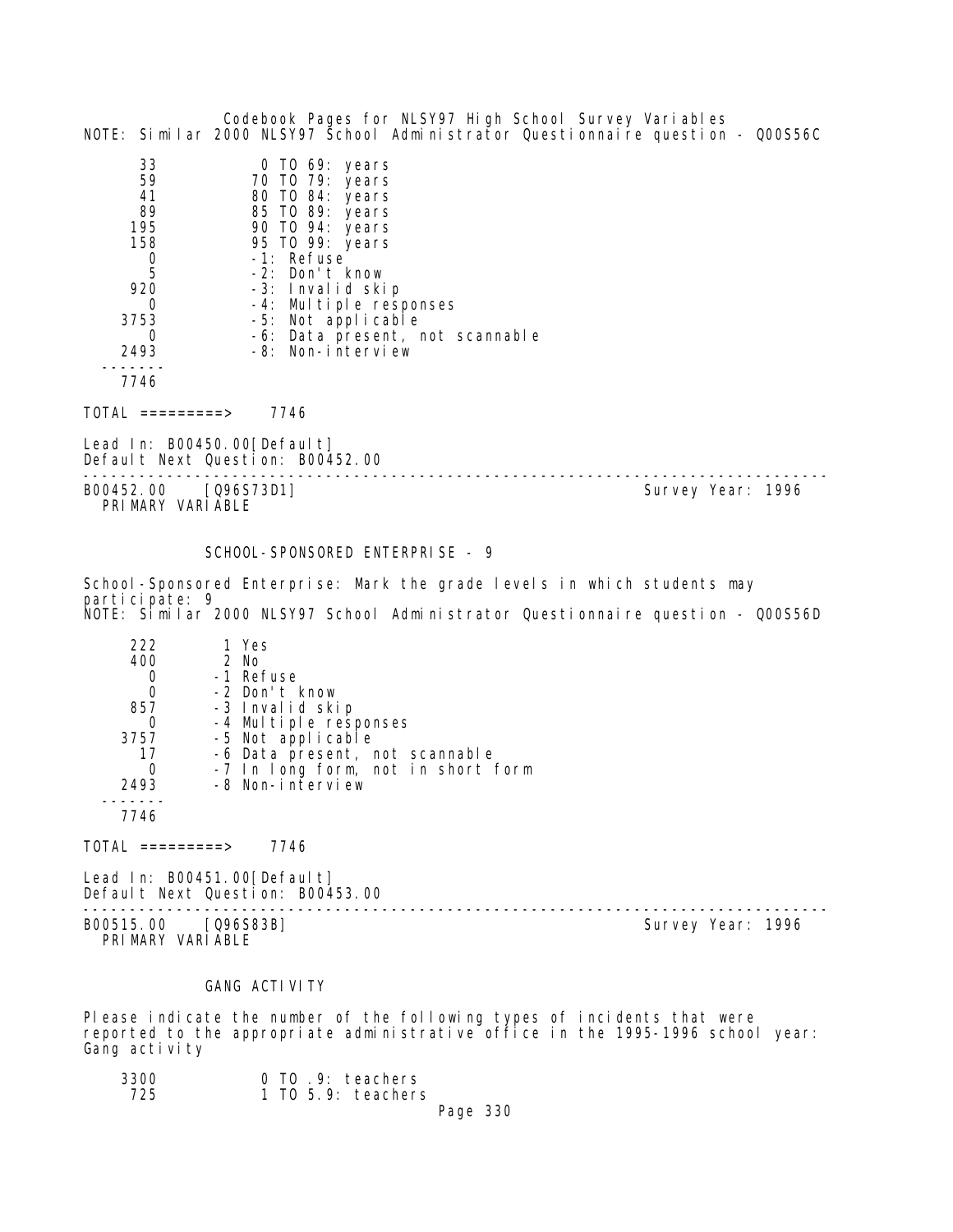NOTE: Similar 2000 NLSY97 School Administrator Questionnaire question - Q00S56C

```
      33           0 TO 69: years
      59          70 TO 79: years
      41          80 TO 84: years
      89          85 TO 89: years
     195          90 TO 94: years
     158          95 TO 99: years
       0          -1: Refuse
       5          -2: Don't know
     920          -3: Invalid skip
       0          -4: Multiple responses
    3753          -5: Not applicable
       0          -6: Data present, not scannable
    2493          -8: Non-interview
   -------
    7746

TOTAL =========>    7746
```

Lead In: B00450.00[Default]
Default Next Question: B00452.00

---

B00452.00    [Q96S73D1]                                                Survey Year: 1996
PRIMARY VARIABLE

SCHOOL-SPONSORED ENTERPRISE - 9

School-Sponsored Enterprise: Mark the grade levels in which students may participate: 9
NOTE: Similar 2000 NLSY97 School Administrator Questionnaire question - Q00S56D

```
     222        1 Yes
     400        2 No
       0       -1 Refuse
       0       -2 Don't know
     857       -3 Invalid skip
       0       -4 Multiple responses
    3757       -5 Not applicable
      17       -6 Data present, not scannable
       0       -7 In long form, not in short form
    2493       -8 Non-interview
   -------
    7746

TOTAL =========>    7746
```

Lead In: B00451.00[Default]
Default Next Question: B00453.00

---

B00515.00    [Q96S83B]                                                 Survey Year: 1996
PRIMARY VARIABLE

GANG ACTIVITY

Please indicate the number of the following types of incidents that were reported to the appropriate administrative office in the 1995-1996 school year: Gang activity

```
    3300           0 TO .9: teachers
     725           1 TO 5.9: teachers
```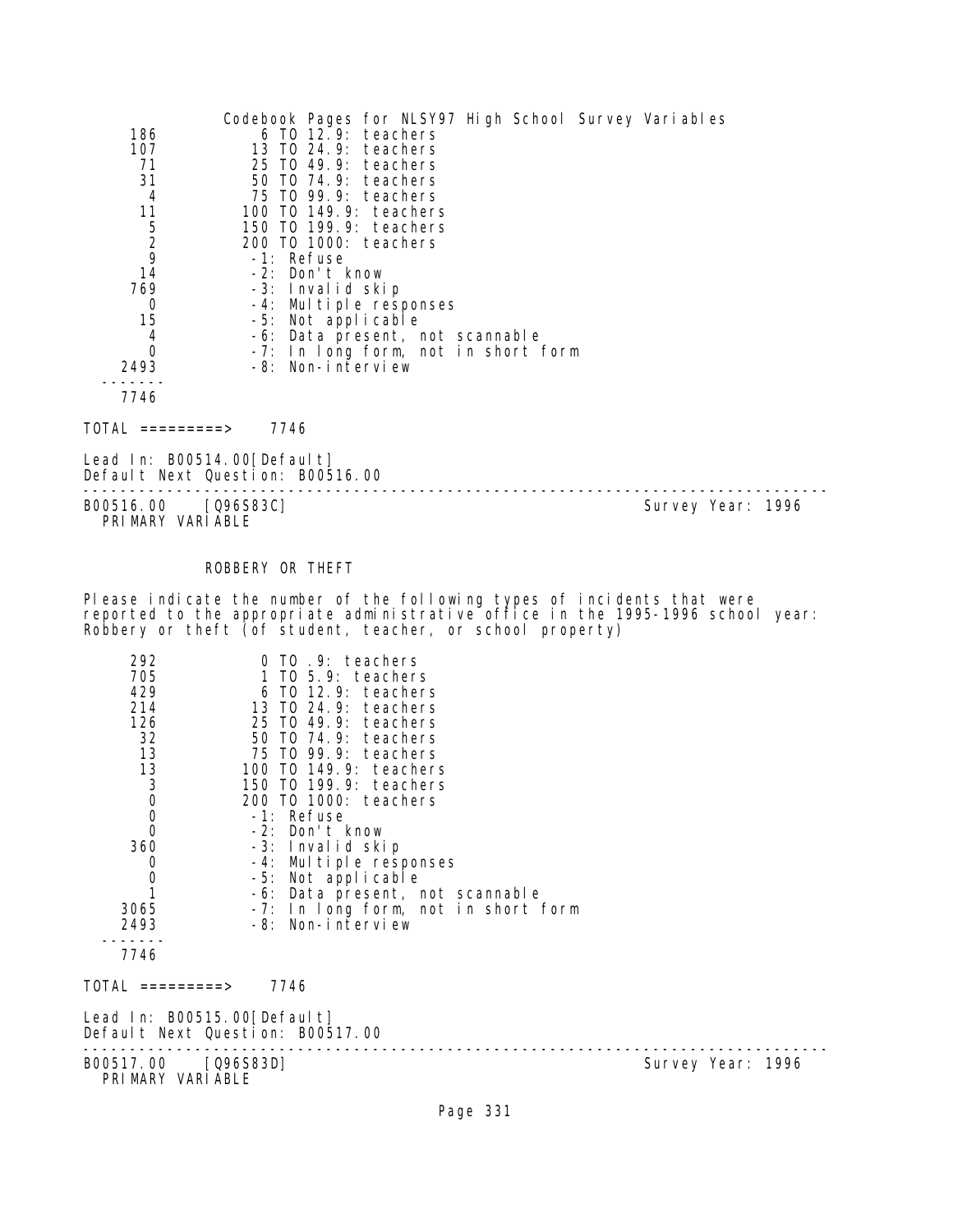| | |
|---|---|
| 186 | 6 TO 12.9: teachers |
| 107 | 13 TO 24.9: teachers |
| 71 | 25 TO 49.9: teachers |
| 31 | 50 TO 74.9: teachers |
| 4 | 75 TO 99.9: teachers |
| 11 | 100 TO 149.9: teachers |
| 5 | 150 TO 199.9: teachers |
| 2 | 200 TO 1000: teachers |
| 9 | -1: Refuse |
| 14 | -2: Don't know |
| 769 | -3: Invalid skip |
| 0 | -4: Multiple responses |
| 15 | -5: Not applicable |
| 4 | -6: Data present, not scannable |
| 0 | -7: In long form, not in short form |
| 2493 | -8: Non-interview |
| ------- | |
| 7746 | |

TOTAL =========> 7746

Lead In: B00514.00[Default]
Default Next Question: B00516.00

---

B00516.00 [Q96S83C] Survey Year: 1996
PRIMARY VARIABLE

ROBBERY OR THEFT

Please indicate the number of the following types of incidents that were reported to the appropriate administrative office in the 1995-1996 school year: Robbery or theft (of student, teacher, or school property)

| | |
|---|---|
| 292 | 0 TO .9: teachers |
| 705 | 1 TO 5.9: teachers |
| 429 | 6 TO 12.9: teachers |
| 214 | 13 TO 24.9: teachers |
| 126 | 25 TO 49.9: teachers |
| 32 | 50 TO 74.9: teachers |
| 13 | 75 TO 99.9: teachers |
| 13 | 100 TO 149.9: teachers |
| 3 | 150 TO 199.9: teachers |
| 0 | 200 TO 1000: teachers |
| 0 | -1: Refuse |
| 0 | -2: Don't know |
| 360 | -3: Invalid skip |
| 0 | -4: Multiple responses |
| 0 | -5: Not applicable |
| 1 | -6: Data present, not scannable |
| 3065 | -7: In long form, not in short form |
| 2493 | -8: Non-interview |
| ------- | |
| 7746 | |

TOTAL =========> 7746

Lead In: B00515.00[Default]
Default Next Question: B00517.00

---

B00517.00 [Q96S83D] Survey Year: 1996
PRIMARY VARIABLE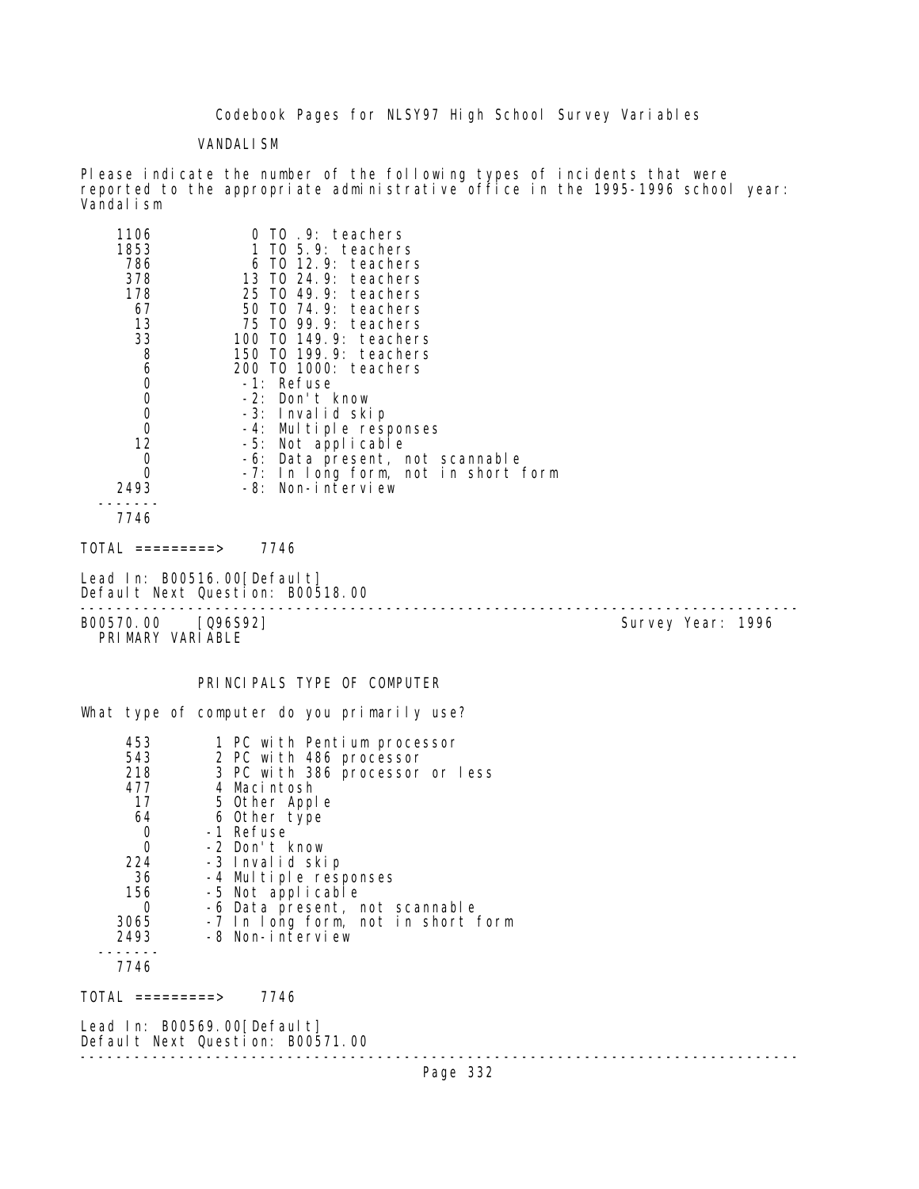VANDALISM

Please indicate the number of the following types of incidents that were reported to the appropriate administrative office in the 1995-1996 school year: Vandalism

| Count | Value |
|---|---|
| 1106 | 0 TO .9: teachers |
| 1853 | 1 TO 5.9: teachers |
| 786 | 6 TO 12.9: teachers |
| 378 | 13 TO 24.9: teachers |
| 178 | 25 TO 49.9: teachers |
| 67 | 50 TO 74.9: teachers |
| 13 | 75 TO 99.9: teachers |
| 33 | 100 TO 149.9: teachers |
| 8 | 150 TO 199.9: teachers |
| 6 | 200 TO 1000: teachers |
| 0 | -1: Refuse |
| 0 | -2: Don't know |
| 0 | -3: Invalid skip |
| 0 | -4: Multiple responses |
| 12 | -5: Not applicable |
| 0 | -6: Data present, not scannable |
| 0 | -7: In long form, not in short form |
| 2493 | -8: Non-interview |
| 7746 | |

TOTAL =========> 7746

Lead In: B00516.00[Default]
Default Next Question: B00518.00

---

B00570.00 [Q96S92] Survey Year: 1996
PRIMARY VARIABLE

PRINCIPALS TYPE OF COMPUTER

What type of computer do you primarily use?

| Count | Value |
|---|---|
| 453 | 1 PC with Pentium processor |
| 543 | 2 PC with 486 processor |
| 218 | 3 PC with 386 processor or less |
| 477 | 4 Macintosh |
| 17 | 5 Other Apple |
| 64 | 6 Other type |
| 0 | -1 Refuse |
| 0 | -2 Don't know |
| 224 | -3 Invalid skip |
| 36 | -4 Multiple responses |
| 156 | -5 Not applicable |
| 0 | -6 Data present, not scannable |
| 3065 | -7 In long form, not in short form |
| 2493 | -8 Non-interview |
| 7746 | |

TOTAL =========> 7746

Lead In: B00569.00[Default]
Default Next Question: B00571.00

---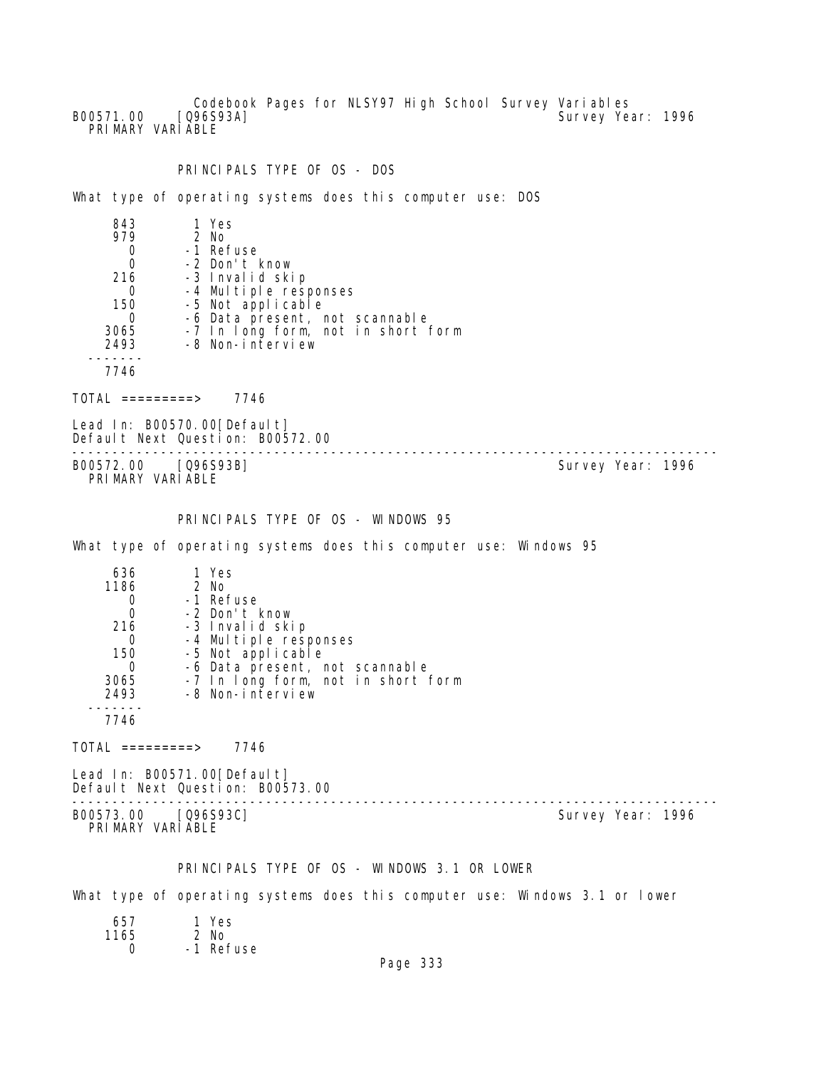Codebook Pages for NLSY97 High School Survey Variables

B00571.00 [Q96S93A] Survey Year: 1996
PRIMARY VARIABLE

PRINCIPALS TYPE OF OS - DOS

What type of operating systems does this computer use: DOS

```
     843        1 Yes
     979        2 No
       0       -1 Refuse
       0       -2 Don't know
     216       -3 Invalid skip
       0       -4 Multiple responses
     150       -5 Not applicable
       0       -6 Data present, not scannable
    3065       -7 In long form, not in short form
    2493       -8 Non-interview
 -------
    7746

TOTAL =========>    7746
```

Lead In: B00570.00[Default]
Default Next Question: B00572.00

---

B00572.00 [Q96S93B] Survey Year: 1996
PRIMARY VARIABLE

PRINCIPALS TYPE OF OS - WINDOWS 95

What type of operating systems does this computer use: Windows 95

```
     636        1 Yes
    1186        2 No
       0       -1 Refuse
       0       -2 Don't know
     216       -3 Invalid skip
       0       -4 Multiple responses
     150       -5 Not applicable
       0       -6 Data present, not scannable
    3065       -7 In long form, not in short form
    2493       -8 Non-interview
 -------
    7746

TOTAL =========>    7746
```

Lead In: B00571.00[Default]
Default Next Question: B00573.00

---

B00573.00 [Q96S93C] Survey Year: 1996
PRIMARY VARIABLE

PRINCIPALS TYPE OF OS - WINDOWS 3.1 OR LOWER

What type of operating systems does this computer use: Windows 3.1 or lower

```
     657        1 Yes
    1165        2 No
       0       -1 Refuse
```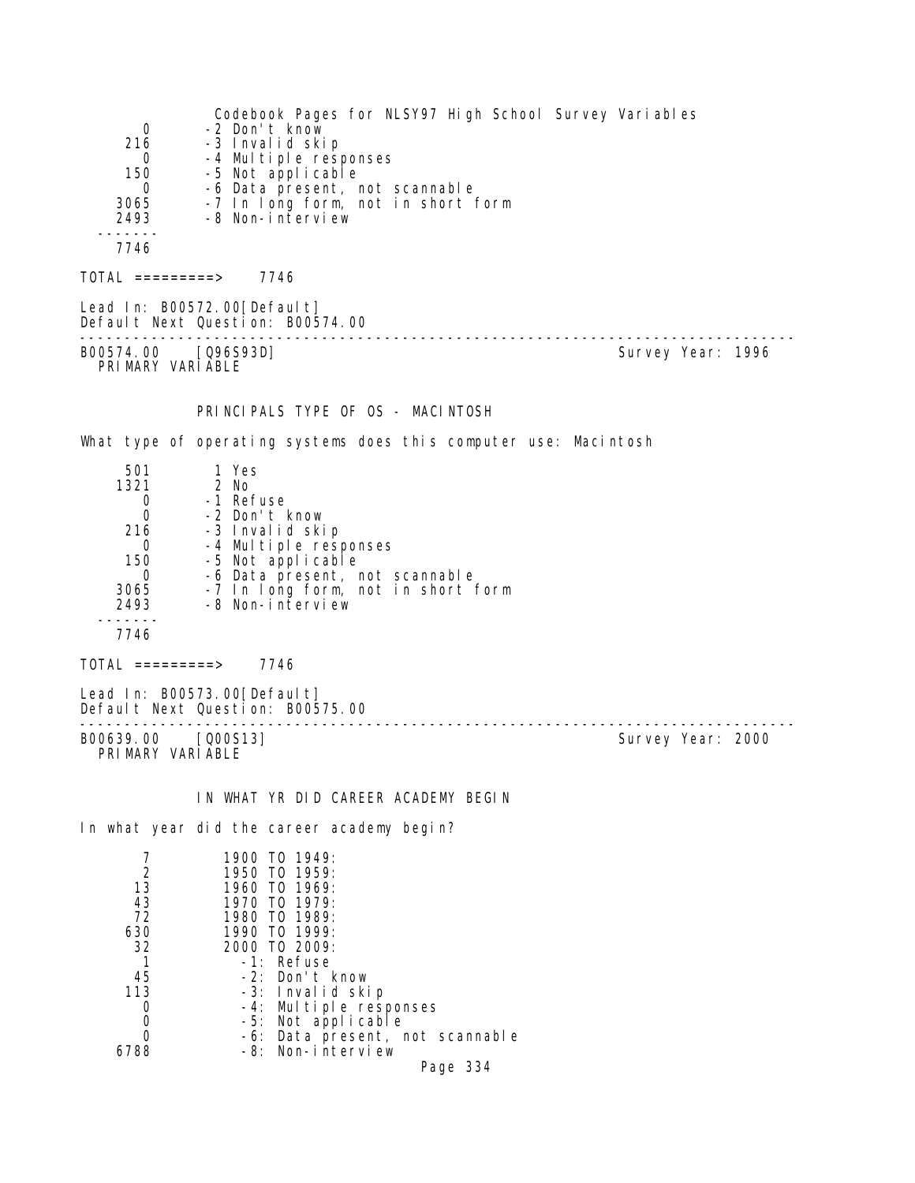```
     0        -2 Don't know
   216        -3 Invalid skip
     0        -4 Multiple responses
   150        -5 Not applicable
     0        -6 Data present, not scannable
  3065        -7 In long form, not in short form
  2493        -8 Non-interview
 -------
  7746

TOTAL =========>    7746

Lead In: B00572.00[Default]
Default Next Question: B00574.00
--------------------------------------------------------------------------------
B00574.00    [Q96S93D]                                        Survey Year: 1996
  PRIMARY VARIABLE


             PRINCIPALS TYPE OF OS - MACINTOSH

What type of operating systems does this computer use: Macintosh

   501         1 Yes
  1321         2 No
     0        -1 Refuse
     0        -2 Don't know
   216        -3 Invalid skip
     0        -4 Multiple responses
   150        -5 Not applicable
     0        -6 Data present, not scannable
  3065        -7 In long form, not in short form
  2493        -8 Non-interview
 -------
  7746

TOTAL =========>    7746

Lead In: B00573.00[Default]
Default Next Question: B00575.00
--------------------------------------------------------------------------------
B00639.00    [Q00S13]                                         Survey Year: 2000
  PRIMARY VARIABLE


             IN WHAT YR DID CAREER ACADEMY BEGIN

In what year did the career academy begin?

     7          1900 TO 1949:
     2          1950 TO 1959:
    13          1960 TO 1969:
    43          1970 TO 1979:
    72          1980 TO 1989:
   630          1990 TO 1999:
    32          2000 TO 2009:
     1            -1: Refuse
    45            -2: Don't know
   113            -3: Invalid skip
     0            -4: Multiple responses
     0            -5: Not applicable
     0            -6: Data present, not scannable
  6788            -8: Non-interview
```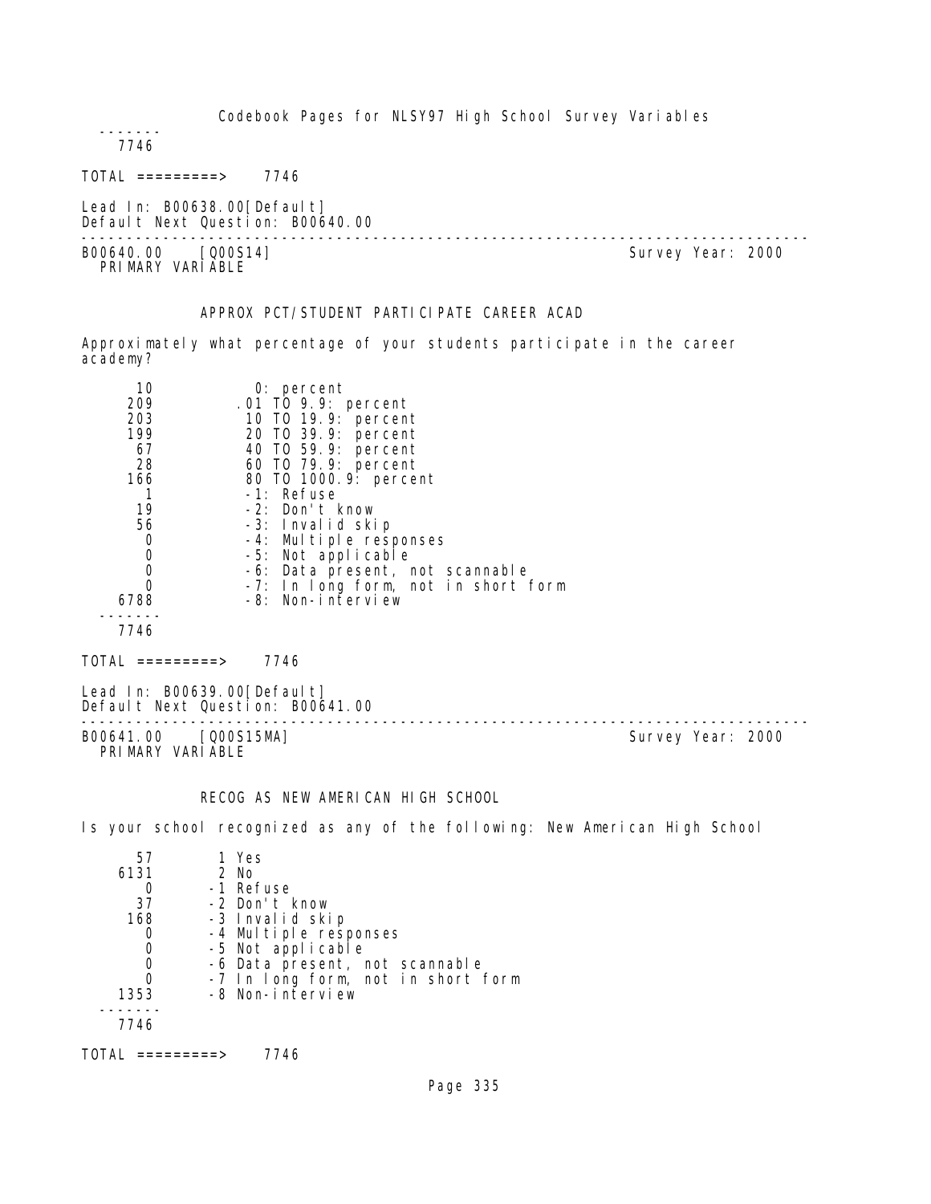```
  -------
    7746

TOTAL =========>    7746

Lead In: B00638.00[Default]
Default Next Question: B00640.00
```

---

B00640.00    [Q00S14]                                                    Survey Year: 2000
PRIMARY VARIABLE

### APPROX PCT/STUDENT PARTICIPATE CAREER ACAD

Approximately what percentage of your students participate in the career academy?

```
      10           0: percent
     209         .01 TO 9.9: percent
     203          10 TO 19.9: percent
     199          20 TO 39.9: percent
      67          40 TO 59.9: percent
      28          60 TO 79.9: percent
     166          80 TO 1000.9: percent
       1          -1: Refuse
      19          -2: Don't know
      56          -3: Invalid skip
       0          -4: Multiple responses
       0          -5: Not applicable
       0          -6: Data present, not scannable
       0          -7: In long form, not in short form
    6788          -8: Non-interview
  -------
    7746

TOTAL =========>    7746

Lead In: B00639.00[Default]
Default Next Question: B00641.00
```

---

B00641.00    [Q00S15MA]                                                  Survey Year: 2000
PRIMARY VARIABLE

### RECOG AS NEW AMERICAN HIGH SCHOOL

Is your school recognized as any of the following: New American High School

```
      57        1 Yes
    6131        2 No
       0       -1 Refuse
      37       -2 Don't know
     168       -3 Invalid skip
       0       -4 Multiple responses
       0       -5 Not applicable
       0       -6 Data present, not scannable
       0       -7 In long form, not in short form
    1353       -8 Non-interview
  -------
    7746

TOTAL =========>    7746
```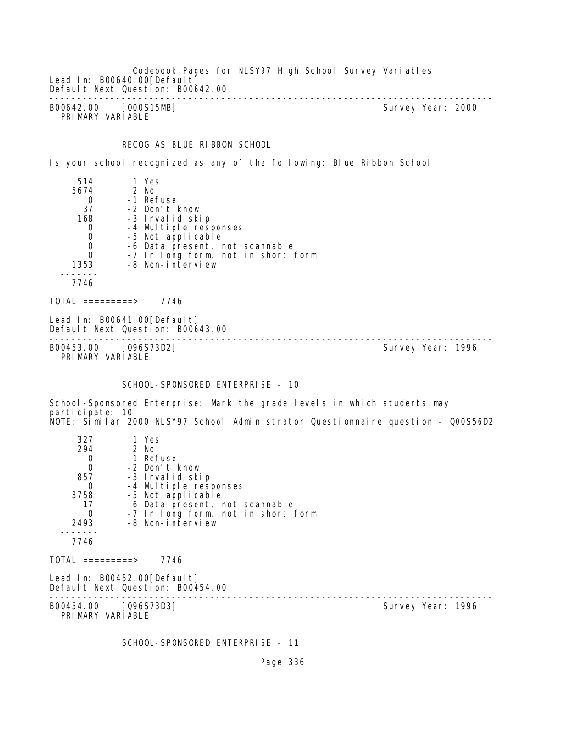Lead In: B00640.00[Default]
Default Next Question: B00642.00

---

B00642.00 [Q00S15MB] Survey Year: 2000
PRIMARY VARIABLE

RECOG AS BLUE RIBBON SCHOOL

Is your school recognized as any of the following: Blue Ribbon School

```
     514       1 Yes
    5674       2 No
       0      -1 Refuse
      37      -2 Don't know
     168      -3 Invalid skip
       0      -4 Multiple responses
       0      -5 Not applicable
       0      -6 Data present, not scannable
       0      -7 In long form, not in short form
    1353      -8 Non-interview
   -------
    7746

TOTAL =========>     7746
```

Lead In: B00641.00[Default]
Default Next Question: B00643.00

---

B00453.00 [Q96S73D2] Survey Year: 1996
PRIMARY VARIABLE

SCHOOL-SPONSORED ENTERPRISE - 10

School-Sponsored Enterprise: Mark the grade levels in which students may participate: 10
NOTE: Similar 2000 NLSY97 School Administrator Questionnaire question - Q00S56D2

```
     327       1 Yes
     294       2 No
       0      -1 Refuse
       0      -2 Don't know
     857      -3 Invalid skip
       0      -4 Multiple responses
    3758      -5 Not applicable
      17      -6 Data present, not scannable
       0      -7 In long form, not in short form
    2493      -8 Non-interview
   -------
    7746

TOTAL =========>     7746
```

Lead In: B00452.00[Default]
Default Next Question: B00454.00

---

B00454.00 [Q96S73D3] Survey Year: 1996
PRIMARY VARIABLE

SCHOOL-SPONSORED ENTERPRISE - 11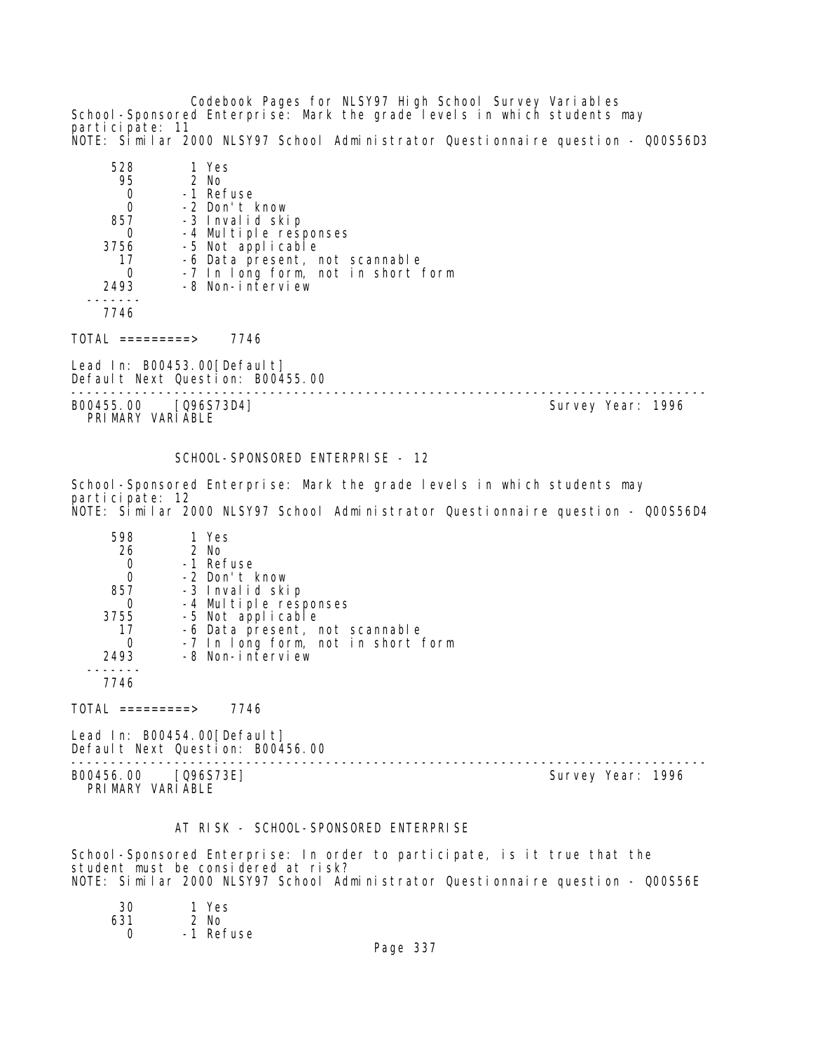School-Sponsored Enterprise: Mark the grade levels in which students may participate: 11
NOTE: Similar 2000 NLSY97 School Administrator Questionnaire question - Q00S56D3

| Count | Code | Label |
|---|---|---|
| 528 | 1 | Yes |
| 95 | 2 | No |
| 0 | -1 | Refuse |
| 0 | -2 | Don't know |
| 857 | -3 | Invalid skip |
| 0 | -4 | Multiple responses |
| 3756 | -5 | Not applicable |
| 17 | -6 | Data present, not scannable |
| 0 | -7 | In long form, not in short form |
| 2493 | -8 | Non-interview |
| 7746 | | |

TOTAL =========> 7746

Lead In: B00453.00[Default]
Default Next Question: B00455.00

---

B00455.00 [Q96S73D4] Survey Year: 1996
PRIMARY VARIABLE

## SCHOOL-SPONSORED ENTERPRISE - 12

School-Sponsored Enterprise: Mark the grade levels in which students may participate: 12
NOTE: Similar 2000 NLSY97 School Administrator Questionnaire question - Q00S56D4

| Count | Code | Label |
|---|---|---|
| 598 | 1 | Yes |
| 26 | 2 | No |
| 0 | -1 | Refuse |
| 0 | -2 | Don't know |
| 857 | -3 | Invalid skip |
| 0 | -4 | Multiple responses |
| 3755 | -5 | Not applicable |
| 17 | -6 | Data present, not scannable |
| 0 | -7 | In long form, not in short form |
| 2493 | -8 | Non-interview |
| 7746 | | |

TOTAL =========> 7746

Lead In: B00454.00[Default]
Default Next Question: B00456.00

---

B00456.00 [Q96S73E] Survey Year: 1996
PRIMARY VARIABLE

## AT RISK - SCHOOL-SPONSORED ENTERPRISE

School-Sponsored Enterprise: In order to participate, is it true that the student must be considered at risk?
NOTE: Similar 2000 NLSY97 School Administrator Questionnaire question - Q00S56E

| Count | Code | Label |
|---|---|---|
| 30 | 1 | Yes |
| 631 | 2 | No |
| 0 | -1 | Refuse |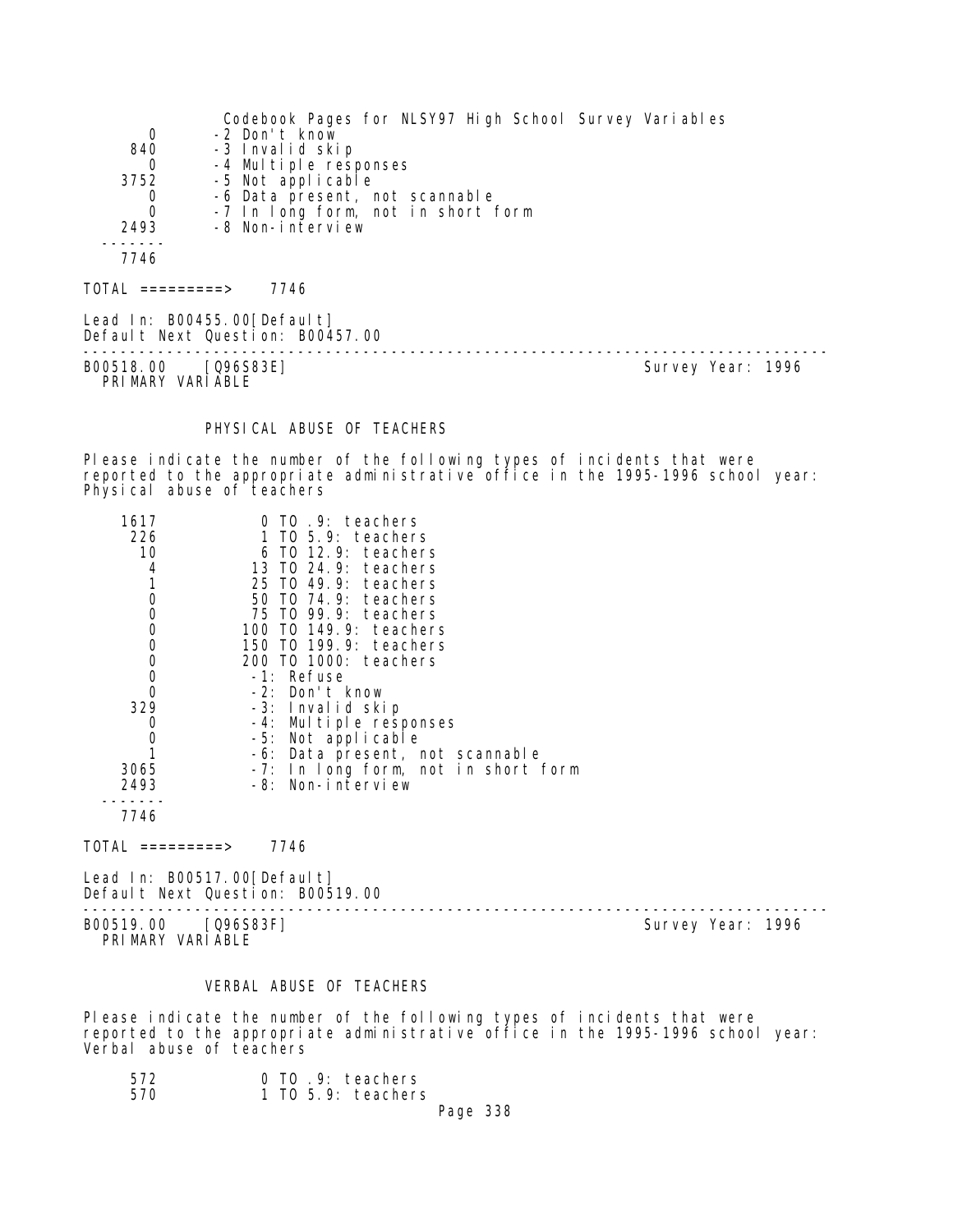| | |
|---|---|
| 0 | -2 Don't know |
| 840 | -3 Invalid skip |
| 0 | -4 Multiple responses |
| 3752 | -5 Not applicable |
| 0 | -6 Data present, not scannable |
| 0 | -7 In long form, not in short form |
| 2493 | -8 Non-interview |
| ------- | |
| 7746 | |

TOTAL =========> 7746

Lead In: B00455.00[Default]
Default Next Question: B00457.00

---

B00518.00 [Q96S83E] Survey Year: 1996
PRIMARY VARIABLE

## PHYSICAL ABUSE OF TEACHERS

Please indicate the number of the following types of incidents that were reported to the appropriate administrative office in the 1995-1996 school year: Physical abuse of teachers

| | |
|---|---|
| 1617 | 0 TO .9: teachers |
| 226 | 1 TO 5.9: teachers |
| 10 | 6 TO 12.9: teachers |
| 4 | 13 TO 24.9: teachers |
| 1 | 25 TO 49.9: teachers |
| 0 | 50 TO 74.9: teachers |
| 0 | 75 TO 99.9: teachers |
| 0 | 100 TO 149.9: teachers |
| 0 | 150 TO 199.9: teachers |
| 0 | 200 TO 1000: teachers |
| 0 | -1: Refuse |
| 0 | -2: Don't know |
| 329 | -3: Invalid skip |
| 0 | -4: Multiple responses |
| 0 | -5: Not applicable |
| 1 | -6: Data present, not scannable |
| 3065 | -7: In long form, not in short form |
| 2493 | -8: Non-interview |
| ------- | |
| 7746 | |

TOTAL =========> 7746

Lead In: B00517.00[Default]
Default Next Question: B00519.00

---

B00519.00 [Q96S83F] Survey Year: 1996
PRIMARY VARIABLE

## VERBAL ABUSE OF TEACHERS

Please indicate the number of the following types of incidents that were reported to the appropriate administrative office in the 1995-1996 school year: Verbal abuse of teachers

| | |
|---|---|
| 572 | 0 TO .9: teachers |
| 570 | 1 TO 5.9: teachers |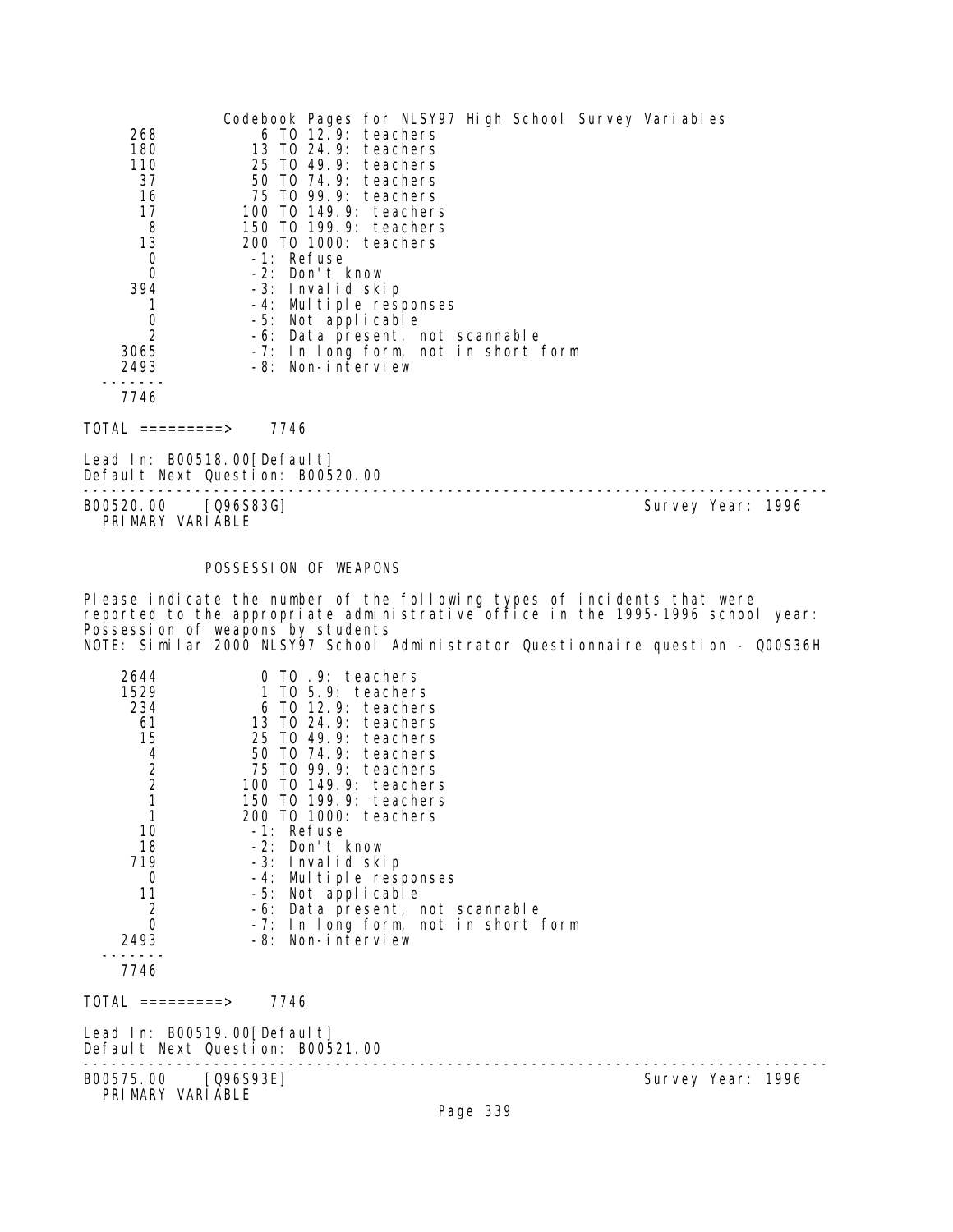| | |
|---|---|
| 268 | 6 TO 12.9: teachers |
| 180 | 13 TO 24.9: teachers |
| 110 | 25 TO 49.9: teachers |
| 37 | 50 TO 74.9: teachers |
| 16 | 75 TO 99.9: teachers |
| 17 | 100 TO 149.9: teachers |
| 8 | 150 TO 199.9: teachers |
| 13 | 200 TO 1000: teachers |
| 0 | -1: Refuse |
| 0 | -2: Don't know |
| 394 | -3: Invalid skip |
| 1 | -4: Multiple responses |
| 0 | -5: Not applicable |
| 2 | -6: Data present, not scannable |
| 3065 | -7: In long form, not in short form |
| 2493 | -8: Non-interview |
| 7746 | |

TOTAL =========> 7746

Lead In: B00518.00[Default]
Default Next Question: B00520.00

---

B00520.00 [Q96S83G] Survey Year: 1996
PRIMARY VARIABLE

## POSSESSION OF WEAPONS

Please indicate the number of the following types of incidents that were reported to the appropriate administrative office in the 1995-1996 school year: Possession of weapons by students
NOTE: Similar 2000 NLSY97 School Administrator Questionnaire question - Q00S36H

| | |
|---|---|
| 2644 | 0 TO .9: teachers |
| 1529 | 1 TO 5.9: teachers |
| 234 | 6 TO 12.9: teachers |
| 61 | 13 TO 24.9: teachers |
| 15 | 25 TO 49.9: teachers |
| 4 | 50 TO 74.9: teachers |
| 2 | 75 TO 99.9: teachers |
| 2 | 100 TO 149.9: teachers |
| 1 | 150 TO 199.9: teachers |
| 1 | 200 TO 1000: teachers |
| 10 | -1: Refuse |
| 18 | -2: Don't know |
| 719 | -3: Invalid skip |
| 0 | -4: Multiple responses |
| 11 | -5: Not applicable |
| 2 | -6: Data present, not scannable |
| 0 | -7: In long form, not in short form |
| 2493 | -8: Non-interview |
| 7746 | |

TOTAL =========> 7746

Lead In: B00519.00[Default]
Default Next Question: B00521.00

---

B00575.00 [Q96S93E] Survey Year: 1996
PRIMARY VARIABLE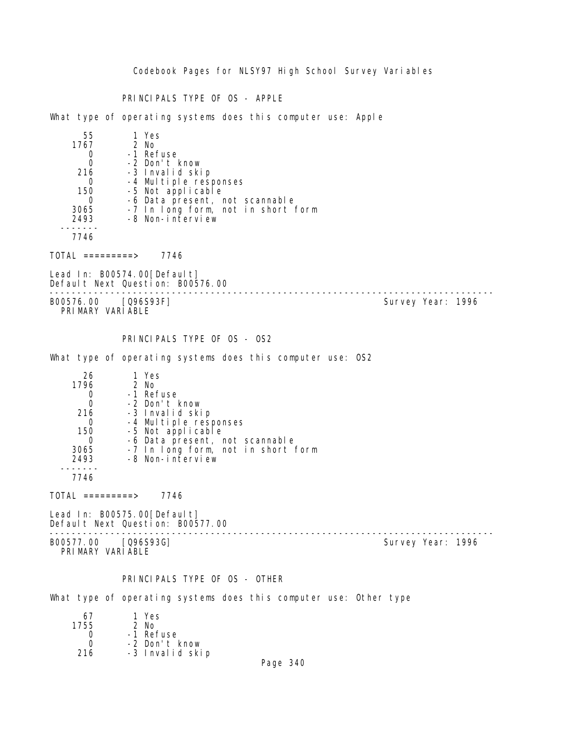PRINCIPALS TYPE OF OS - APPLE

What type of operating systems does this computer use: Apple

```
      55        1 Yes
    1767        2 No
       0       -1 Refuse
       0       -2 Don't know
     216       -3 Invalid skip
       0       -4 Multiple responses
     150       -5 Not applicable
       0       -6 Data present, not scannable
    3065       -7 In long form, not in short form
    2493       -8 Non-interview
   -------
    7746
```

TOTAL =========> 7746

Lead In: B00574.00[Default]
Default Next Question: B00576.00

---

B00576.00 [Q96S93F] Survey Year: 1996
PRIMARY VARIABLE

PRINCIPALS TYPE OF OS - OS2

What type of operating systems does this computer use: OS2

```
      26        1 Yes
    1796        2 No
       0       -1 Refuse
       0       -2 Don't know
     216       -3 Invalid skip
       0       -4 Multiple responses
     150       -5 Not applicable
       0       -6 Data present, not scannable
    3065       -7 In long form, not in short form
    2493       -8 Non-interview
   -------
    7746
```

TOTAL =========> 7746

Lead In: B00575.00[Default]
Default Next Question: B00577.00

---

B00577.00 [Q96S93G] Survey Year: 1996
PRIMARY VARIABLE

PRINCIPALS TYPE OF OS - OTHER

What type of operating systems does this computer use: Other type

```
      67        1 Yes
    1755        2 No
       0       -1 Refuse
       0       -2 Don't know
     216       -3 Invalid skip
```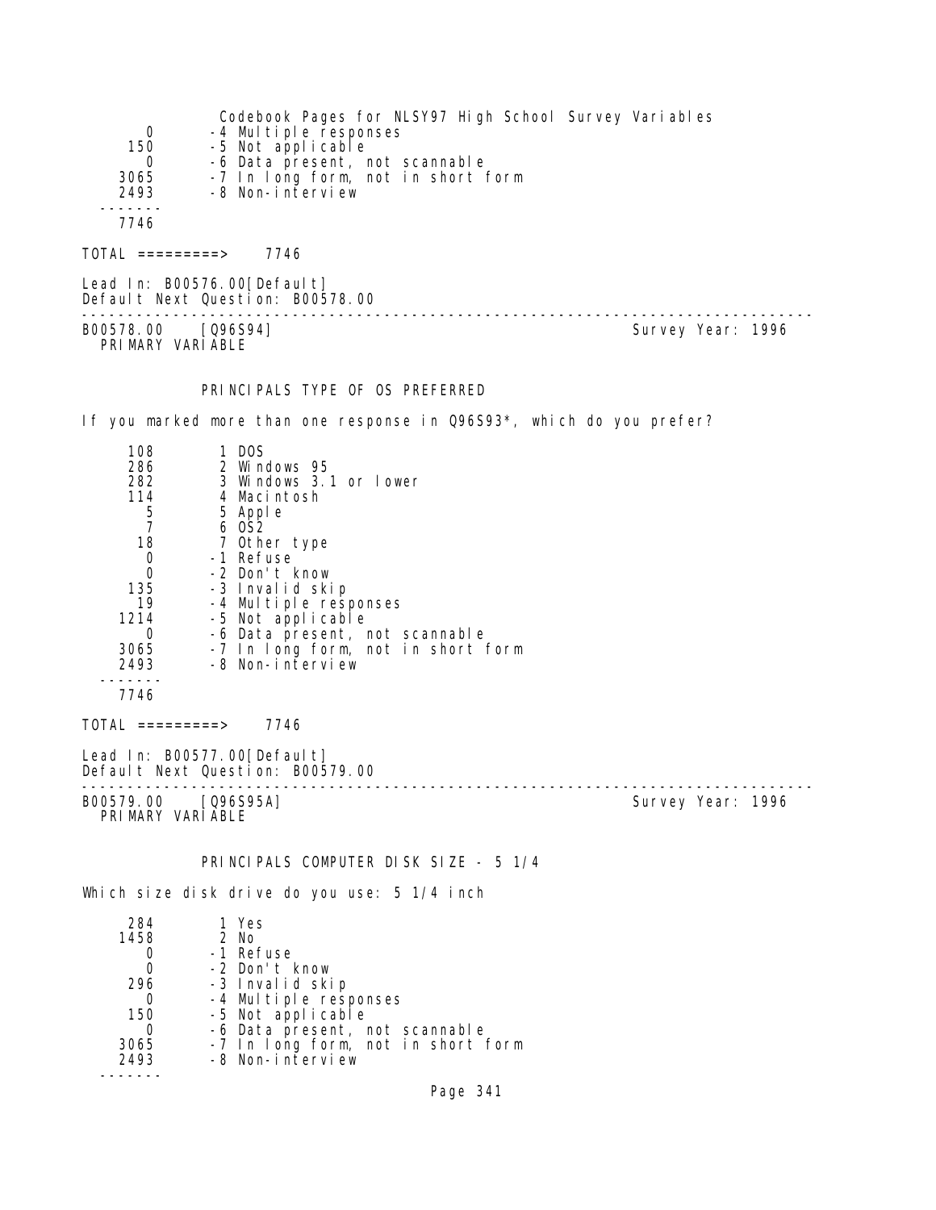| | |
|---|---|
| 0 | -4 Multiple responses |
| 150 | -5 Not applicable |
| 0 | -6 Data present, not scannable |
| 3065 | -7 In long form, not in short form |
| 2493 | -8 Non-interview |
| ------- | |
| 7746 | |

TOTAL =========> 7746

Lead In: B00576.00[Default]
Default Next Question: B00578.00

--------------------------------------------------------------------------------

B00578.00 [Q96S94] Survey Year: 1996
PRIMARY VARIABLE

PRINCIPALS TYPE OF OS PREFERRED

If you marked more than one response in Q96S93*, which do you prefer?

| | |
|---|---|
| 108 | 1 DOS |
| 286 | 2 Windows 95 |
| 282 | 3 Windows 3.1 or lower |
| 114 | 4 Macintosh |
| 5 | 5 Apple |
| 7 | 6 OS2 |
| 18 | 7 Other type |
| 0 | -1 Refuse |
| 0 | -2 Don't know |
| 135 | -3 Invalid skip |
| 19 | -4 Multiple responses |
| 1214 | -5 Not applicable |
| 0 | -6 Data present, not scannable |
| 3065 | -7 In long form, not in short form |
| 2493 | -8 Non-interview |
| ------- | |
| 7746 | |

TOTAL =========> 7746

Lead In: B00577.00[Default]
Default Next Question: B00579.00

--------------------------------------------------------------------------------

B00579.00 [Q96S95A] Survey Year: 1996
PRIMARY VARIABLE

PRINCIPALS COMPUTER DISK SIZE - 5 1/4

Which size disk drive do you use: 5 1/4 inch

| | |
|---|---|
| 284 | 1 Yes |
| 1458 | 2 No |
| 0 | -1 Refuse |
| 0 | -2 Don't know |
| 296 | -3 Invalid skip |
| 0 | -4 Multiple responses |
| 150 | -5 Not applicable |
| 0 | -6 Data present, not scannable |
| 3065 | -7 In long form, not in short form |
| 2493 | -8 Non-interview |
| ------- | |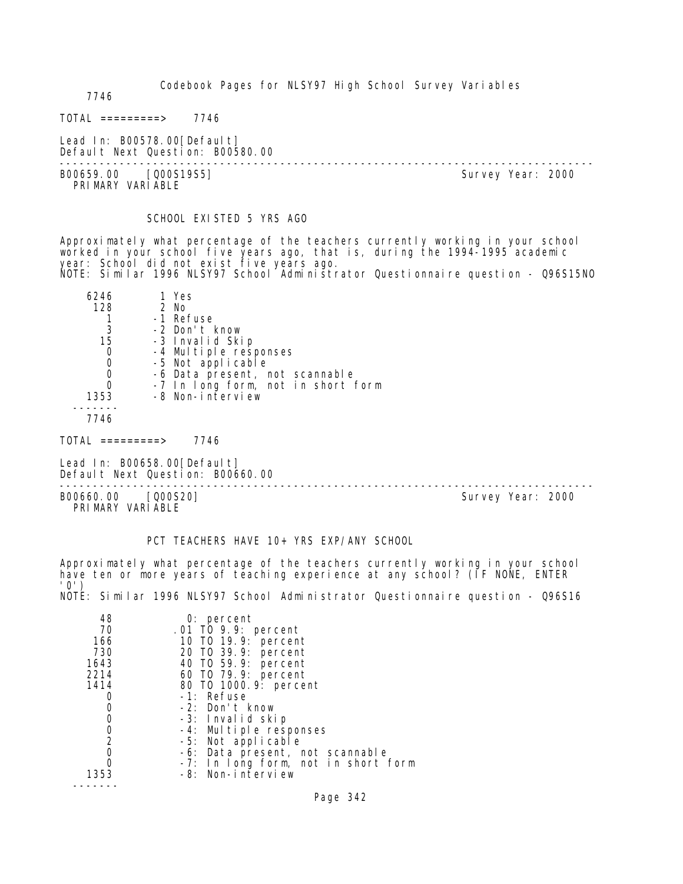7746

TOTAL =========> 7746

Lead In: B00578.00[Default]
Default Next Question: B00580.00

---

B00659.00 [Q00S19S5] Survey Year: 2000
PRIMARY VARIABLE

SCHOOL EXISTED 5 YRS AGO

Approximately what percentage of the teachers currently working in your school worked in your school five years ago, that is, during the 1994-1995 academic year: School did not exist five years ago.
NOTE: Similar 1996 NLSY97 School Administrator Questionnaire question - Q96S15NO

| Count | Value |
|---|---|
| 6246 | 1 Yes |
| 128 | 2 No |
| 1 | -1 Refuse |
| 3 | -2 Don't know |
| 15 | -3 Invalid Skip |
| 0 | -4 Multiple responses |
| 0 | -5 Not applicable |
| 0 | -6 Data present, not scannable |
| 0 | -7 In long form, not in short form |
| 1353 | -8 Non-interview |
| 7746 | |

TOTAL =========> 7746

Lead In: B00658.00[Default]
Default Next Question: B00660.00

---

B00660.00 [Q00S20] Survey Year: 2000
PRIMARY VARIABLE

PCT TEACHERS HAVE 10+ YRS EXP/ANY SCHOOL

Approximately what percentage of the teachers currently working in your school have ten or more years of teaching experience at any school? (IF NONE, ENTER '0')
NOTE: Similar 1996 NLSY97 School Administrator Questionnaire question - Q96S16

| Count | Value |
|---|---|
| 48 | 0: percent |
| 70 | .01 TO 9.9: percent |
| 166 | 10 TO 19.9: percent |
| 730 | 20 TO 39.9: percent |
| 1643 | 40 TO 59.9: percent |
| 2214 | 60 TO 79.9: percent |
| 1414 | 80 TO 1000.9: percent |
| 0 | -1: Refuse |
| 0 | -2: Don't know |
| 0 | -3: Invalid skip |
| 0 | -4: Multiple responses |
| 2 | -5: Not applicable |
| 0 | -6: Data present, not scannable |
| 0 | -7: In long form, not in short form |
| 1353 | -8: Non-interview |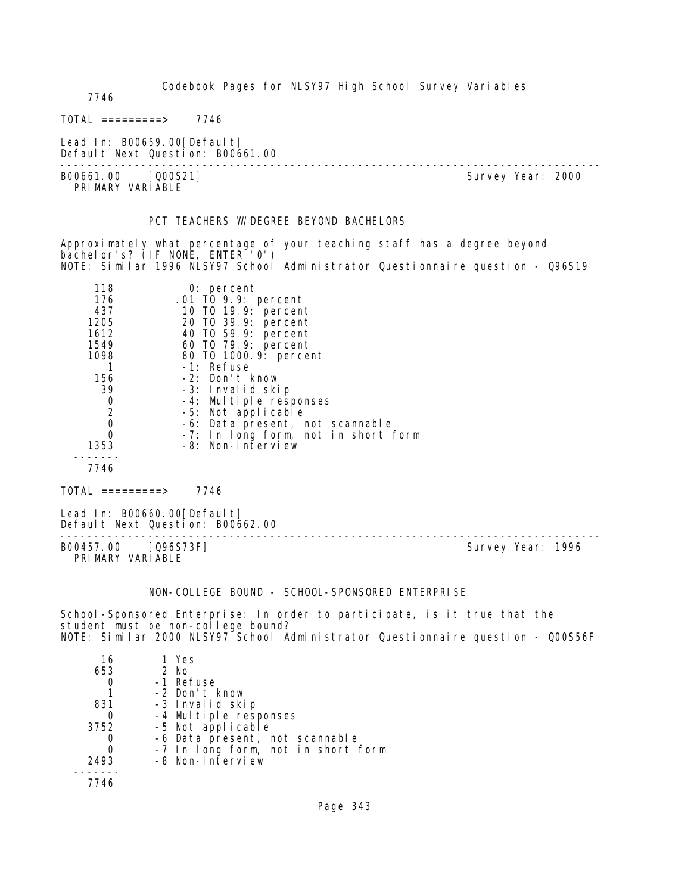```
    7746

TOTAL =========>    7746

Lead In: B00659.00[Default]
Default Next Question: B00661.00
```

---

B00661.00    [Q00S21]                                             Survey Year: 2000
PRIMARY VARIABLE

## PCT TEACHERS W/DEGREE BEYOND BACHELORS

Approximately what percentage of your teaching staff has a degree beyond bachelor's? (IF NONE, ENTER '0')
NOTE: Similar 1996 NLSY97 School Administrator Questionnaire question - Q96S19

```
     118           0: percent
     176         .01 TO 9.9: percent
     437          10 TO 19.9: percent
    1205          20 TO 39.9: percent
    1612          40 TO 59.9: percent
    1549          60 TO 79.9: percent
    1098          80 TO 1000.9: percent
       1          -1: Refuse
     156          -2: Don't know
      39          -3: Invalid skip
       0          -4: Multiple responses
       2          -5: Not applicable
       0          -6: Data present, not scannable
       0          -7: In long form, not in short form
    1353          -8: Non-interview
  -------
    7746

TOTAL =========>    7746

Lead In: B00660.00[Default]
Default Next Question: B00662.00
```

---

B00457.00    [Q96S73F]                                            Survey Year: 1996
PRIMARY VARIABLE

## NON-COLLEGE BOUND - SCHOOL-SPONSORED ENTERPRISE

School-Sponsored Enterprise: In order to participate, is it true that the student must be non-college bound?
NOTE: Similar 2000 NLSY97 School Administrator Questionnaire question - Q00S56F

```
      16        1 Yes
     653        2 No
       0       -1 Refuse
       1       -2 Don't know
     831       -3 Invalid skip
       0       -4 Multiple responses
    3752       -5 Not applicable
       0       -6 Data present, not scannable
       0       -7 In long form, not in short form
    2493       -8 Non-interview
  -------
    7746
```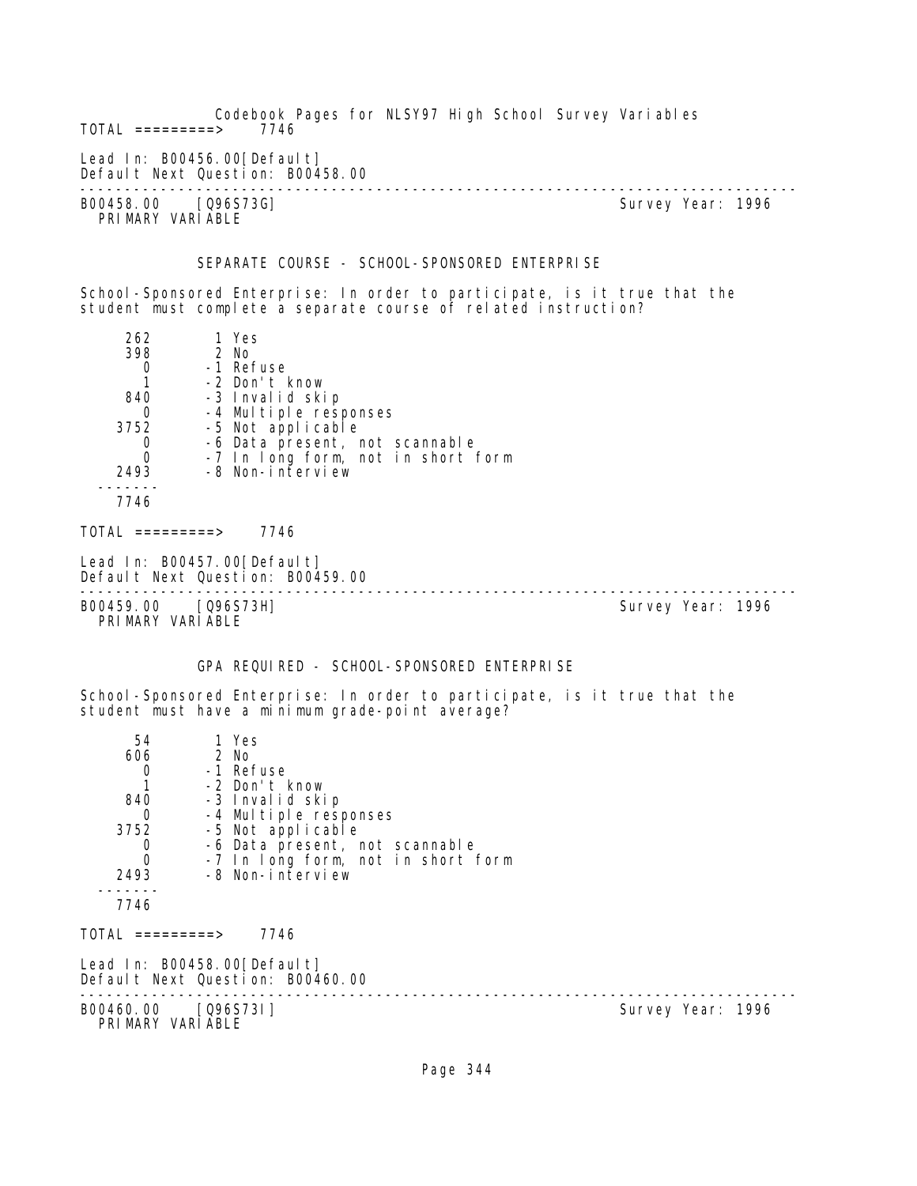TOTAL =========> 7746

Lead In: B00456.00[Default]
Default Next Question: B00458.00

---

B00458.00 [Q96S73G] Survey Year: 1996
PRIMARY VARIABLE

SEPARATE COURSE - SCHOOL-SPONSORED ENTERPRISE

School-Sponsored Enterprise: In order to participate, is it true that the student must complete a separate course of related instruction?

```
     262       1 Yes
     398       2 No
       0      -1 Refuse
       1      -2 Don't know
     840      -3 Invalid skip
       0      -4 Multiple responses
    3752      -5 Not applicable
       0      -6 Data present, not scannable
       0      -7 In long form, not in short form
    2493      -8 Non-interview
   -------
    7746
```

TOTAL =========> 7746

Lead In: B00457.00[Default]
Default Next Question: B00459.00

---

B00459.00 [Q96S73H] Survey Year: 1996
PRIMARY VARIABLE

GPA REQUIRED - SCHOOL-SPONSORED ENTERPRISE

School-Sponsored Enterprise: In order to participate, is it true that the student must have a minimum grade-point average?

```
      54       1 Yes
     606       2 No
       0      -1 Refuse
       1      -2 Don't know
     840      -3 Invalid skip
       0      -4 Multiple responses
    3752      -5 Not applicable
       0      -6 Data present, not scannable
       0      -7 In long form, not in short form
    2493      -8 Non-interview
   -------
    7746
```

TOTAL =========> 7746

Lead In: B00458.00[Default]
Default Next Question: B00460.00

---

B00460.00 [Q96S73I] Survey Year: 1996
PRIMARY VARIABLE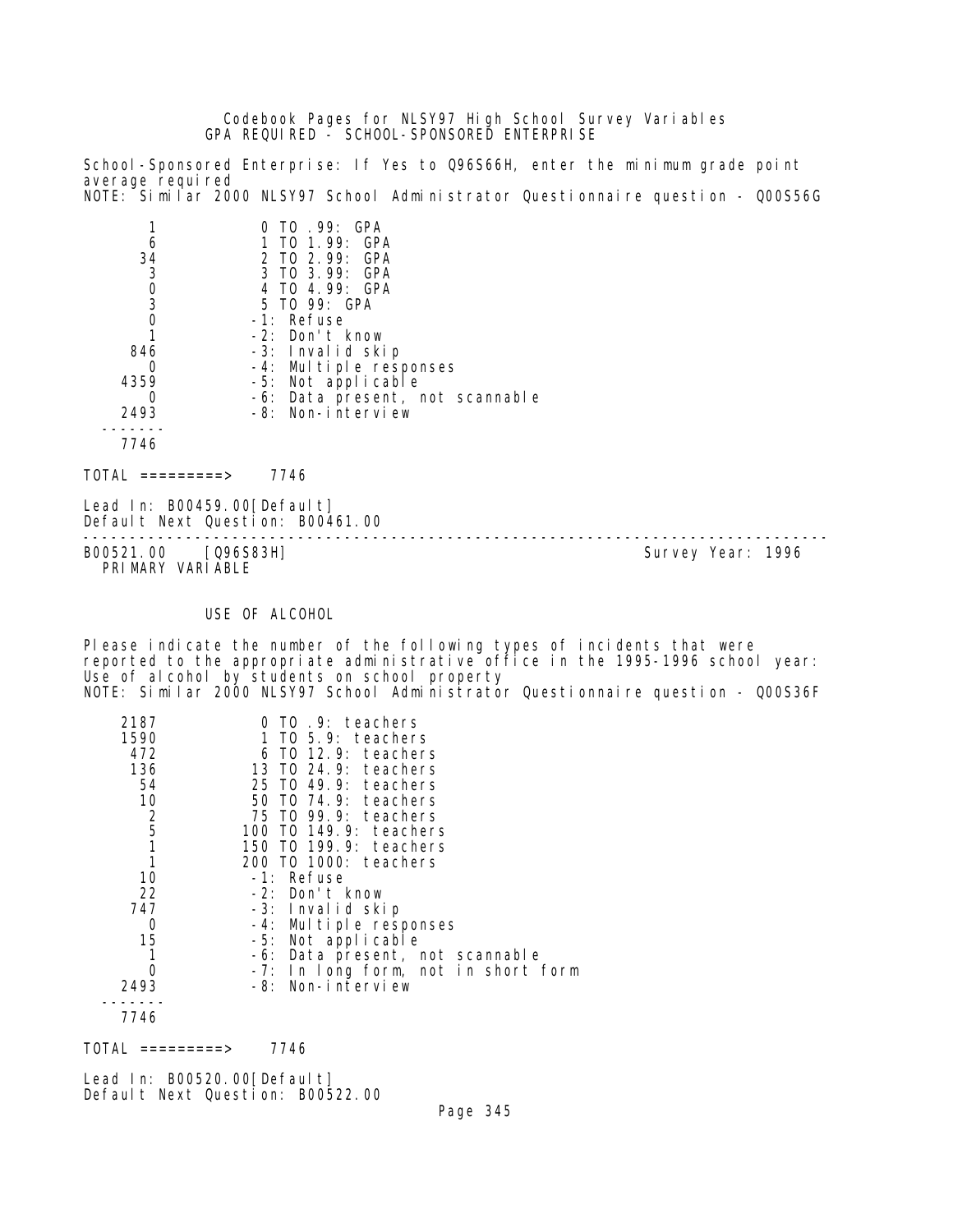Codebook Pages for NLSY97 High School Survey Variables

GPA REQUIRED - SCHOOL-SPONSORED ENTERPRISE

School-Sponsored Enterprise: If Yes to Q96S66H, enter the minimum grade point average required
NOTE: Similar 2000 NLSY97 School Administrator Questionnaire question - Q00S56G

| Count | Value |
|---|---|
| 1 | 0 TO .99: GPA |
| 6 | 1 TO 1.99: GPA |
| 34 | 2 TO 2.99: GPA |
| 3 | 3 TO 3.99: GPA |
| 0 | 4 TO 4.99: GPA |
| 3 | 5 TO 99: GPA |
| 0 | -1: Refuse |
| 1 | -2: Don't know |
| 846 | -3: Invalid skip |
| 0 | -4: Multiple responses |
| 4359 | -5: Not applicable |
| 0 | -6: Data present, not scannable |
| 2493 | -8: Non-interview |
| 7746 | |

TOTAL =========> 7746

Lead In: B00459.00[Default]
Default Next Question: B00461.00

---

B00521.00 [Q96S83H] Survey Year: 1996
PRIMARY VARIABLE

USE OF ALCOHOL

Please indicate the number of the following types of incidents that were reported to the appropriate administrative office in the 1995-1996 school year: Use of alcohol by students on school property
NOTE: Similar 2000 NLSY97 School Administrator Questionnaire question - Q00S36F

| Count | Value |
|---|---|
| 2187 | 0 TO .9: teachers |
| 1590 | 1 TO 5.9: teachers |
| 472 | 6 TO 12.9: teachers |
| 136 | 13 TO 24.9: teachers |
| 54 | 25 TO 49.9: teachers |
| 10 | 50 TO 74.9: teachers |
| 2 | 75 TO 99.9: teachers |
| 5 | 100 TO 149.9: teachers |
| 1 | 150 TO 199.9: teachers |
| 1 | 200 TO 1000: teachers |
| 10 | -1: Refuse |
| 22 | -2: Don't know |
| 747 | -3: Invalid skip |
| 0 | -4: Multiple responses |
| 15 | -5: Not applicable |
| 1 | -6: Data present, not scannable |
| 0 | -7: In long form, not in short form |
| 2493 | -8: Non-interview |
| 7746 | |

TOTAL =========> 7746

Lead In: B00520.00[Default]
Default Next Question: B00522.00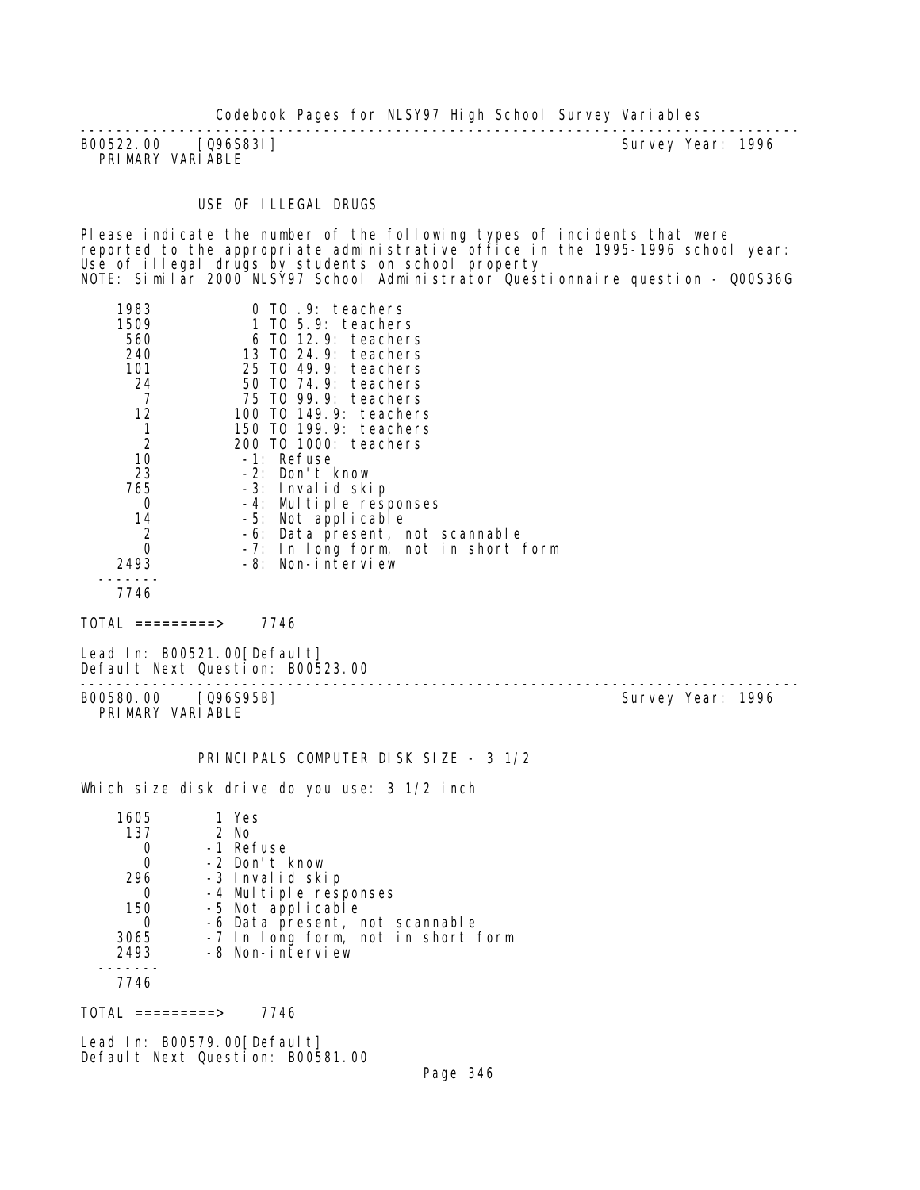---

B00522.00 [Q96S83I] Survey Year: 1996
PRIMARY VARIABLE

USE OF ILLEGAL DRUGS

Please indicate the number of the following types of incidents that were reported to the appropriate administrative office in the 1995-1996 school year: Use of illegal drugs by students on school property
NOTE: Similar 2000 NLSY97 School Administrator Questionnaire question - Q00S36G

| Count | Value |
|---|---|
| 1983 | 0 TO .9: teachers |
| 1509 | 1 TO 5.9: teachers |
| 560 | 6 TO 12.9: teachers |
| 240 | 13 TO 24.9: teachers |
| 101 | 25 TO 49.9: teachers |
| 24 | 50 TO 74.9: teachers |
| 7 | 75 TO 99.9: teachers |
| 12 | 100 TO 149.9: teachers |
| 1 | 150 TO 199.9: teachers |
| 2 | 200 TO 1000: teachers |
| 10 | -1: Refuse |
| 23 | -2: Don't know |
| 765 | -3: Invalid skip |
| 0 | -4: Multiple responses |
| 14 | -5: Not applicable |
| 2 | -6: Data present, not scannable |
| 0 | -7: In long form, not in short form |
| 2493 | -8: Non-interview |
| 7746 | |

TOTAL =========> 7746

Lead In: B00521.00[Default]
Default Next Question: B00523.00

---

B00580.00 [Q96S95B] Survey Year: 1996
PRIMARY VARIABLE

PRINCIPALS COMPUTER DISK SIZE - 3 1/2

Which size disk drive do you use: 3 1/2 inch

| Count | Value |
|---|---|
| 1605 | 1 Yes |
| 137 | 2 No |
| 0 | -1 Refuse |
| 0 | -2 Don't know |
| 296 | -3 Invalid skip |
| 0 | -4 Multiple responses |
| 150 | -5 Not applicable |
| 0 | -6 Data present, not scannable |
| 3065 | -7 In long form, not in short form |
| 2493 | -8 Non-interview |
| 7746 | |

TOTAL =========> 7746

Lead In: B00579.00[Default]
Default Next Question: B00581.00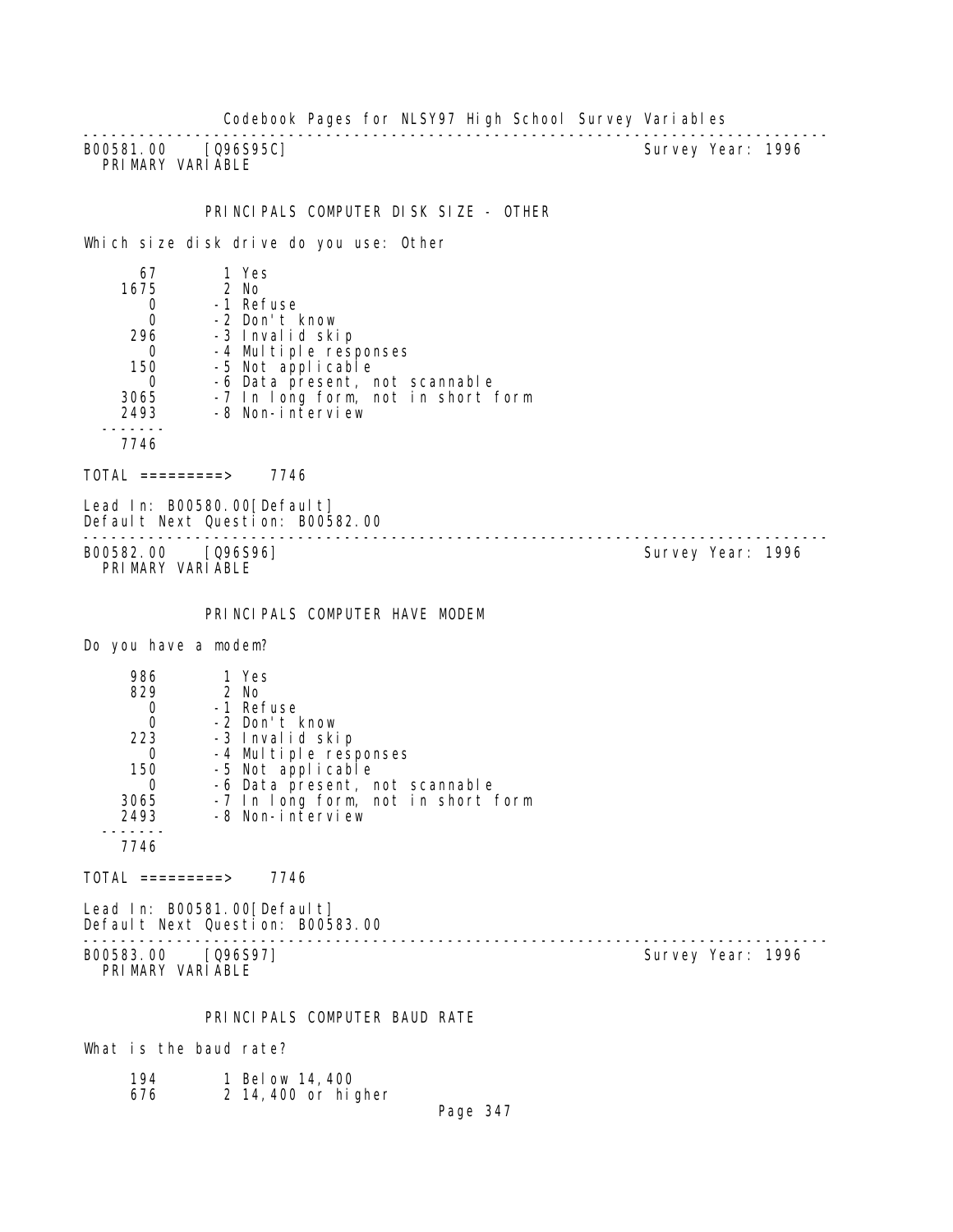---

B00581.00 [Q96S95C] Survey Year: 1996
PRIMARY VARIABLE

PRINCIPALS COMPUTER DISK SIZE - OTHER

Which size disk drive do you use: Other

| Count | Code | Response |
|---|---|---|
| 67 | 1 | Yes |
| 1675 | 2 | No |
| 0 | -1 | Refuse |
| 0 | -2 | Don't know |
| 296 | -3 | Invalid skip |
| 0 | -4 | Multiple responses |
| 150 | -5 | Not applicable |
| 0 | -6 | Data present, not scannable |
| 3065 | -7 | In long form, not in short form |
| 2493 | -8 | Non-interview |
| 7746 | | |

TOTAL =========> 7746

Lead In: B00580.00[Default]
Default Next Question: B00582.00

---

B00582.00 [Q96S96] Survey Year: 1996
PRIMARY VARIABLE

PRINCIPALS COMPUTER HAVE MODEM

Do you have a modem?

| Count | Code | Response |
|---|---|---|
| 986 | 1 | Yes |
| 829 | 2 | No |
| 0 | -1 | Refuse |
| 0 | -2 | Don't know |
| 223 | -3 | Invalid skip |
| 0 | -4 | Multiple responses |
| 150 | -5 | Not applicable |
| 0 | -6 | Data present, not scannable |
| 3065 | -7 | In long form, not in short form |
| 2493 | -8 | Non-interview |
| 7746 | | |

TOTAL =========> 7746

Lead In: B00581.00[Default]
Default Next Question: B00583.00

---

B00583.00 [Q96S97] Survey Year: 1996
PRIMARY VARIABLE

PRINCIPALS COMPUTER BAUD RATE

What is the baud rate?

| Count | Code | Response |
|---|---|---|
| 194 | 1 | Below 14,400 |
| 676 | 2 | 14,400 or higher |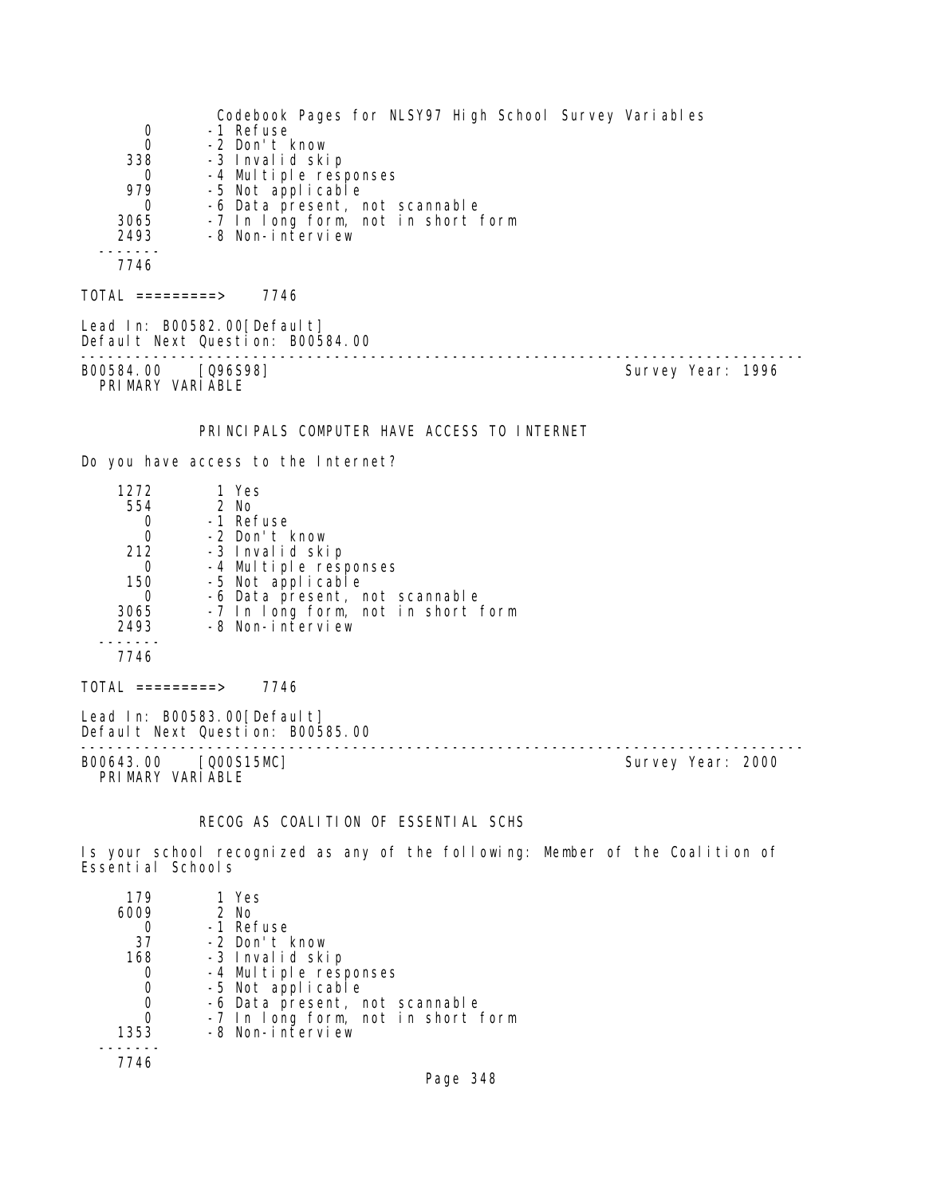```
     0       -1 Refuse
     0       -2 Don't know
   338       -3 Invalid skip
     0       -4 Multiple responses
   979       -5 Not applicable
     0       -6 Data present, not scannable
  3065       -7 In long form, not in short form
  2493       -8 Non-interview
 -------
  7746
```

TOTAL =========> 7746

Lead In: B00582.00[Default]
Default Next Question: B00584.00

---

B00584.00 [Q96S98] Survey Year: 1996
PRIMARY VARIABLE

PRINCIPALS COMPUTER HAVE ACCESS TO INTERNET

Do you have access to the Internet?

```
  1272        1 Yes
   554        2 No
     0       -1 Refuse
     0       -2 Don't know
   212       -3 Invalid skip
     0       -4 Multiple responses
   150       -5 Not applicable
     0       -6 Data present, not scannable
  3065       -7 In long form, not in short form
  2493       -8 Non-interview
 -------
  7746
```

TOTAL =========> 7746

Lead In: B00583.00[Default]
Default Next Question: B00585.00

---

B00643.00 [Q00S15MC] Survey Year: 2000
PRIMARY VARIABLE

RECOG AS COALITION OF ESSENTIAL SCHS

Is your school recognized as any of the following: Member of the Coalition of Essential Schools

```
   179        1 Yes
  6009        2 No
     0       -1 Refuse
    37       -2 Don't know
   168       -3 Invalid skip
     0       -4 Multiple responses
     0       -5 Not applicable
     0       -6 Data present, not scannable
     0       -7 In long form, not in short form
  1353       -8 Non-interview
 -------
  7746
```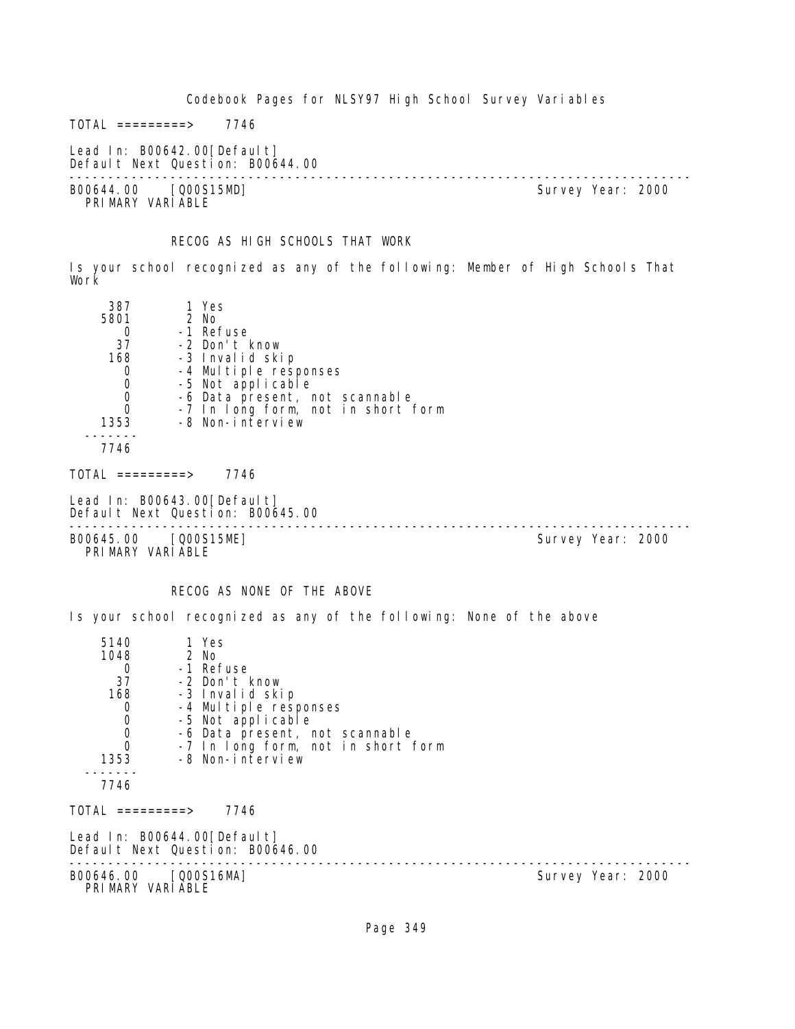TOTAL =========> 7746

Lead In: B00642.00[Default]
Default Next Question: B00644.00

---

B00644.00 [Q00S15MD] Survey Year: 2000
PRIMARY VARIABLE

RECOG AS HIGH SCHOOLS THAT WORK

Is your school recognized as any of the following: Member of High Schools That Work

| Count | Code | Label |
|---|---|---|
| 387 | 1 | Yes |
| 5801 | 2 | No |
| 0 | -1 | Refuse |
| 37 | -2 | Don't know |
| 168 | -3 | Invalid skip |
| 0 | -4 | Multiple responses |
| 0 | -5 | Not applicable |
| 0 | -6 | Data present, not scannable |
| 0 | -7 | In long form, not in short form |
| 1353 | -8 | Non-interview |
| 7746 | | |

TOTAL =========> 7746

Lead In: B00643.00[Default]
Default Next Question: B00645.00

---

B00645.00 [Q00S15ME] Survey Year: 2000
PRIMARY VARIABLE

RECOG AS NONE OF THE ABOVE

Is your school recognized as any of the following: None of the above

| Count | Code | Label |
|---|---|---|
| 5140 | 1 | Yes |
| 1048 | 2 | No |
| 0 | -1 | Refuse |
| 37 | -2 | Don't know |
| 168 | -3 | Invalid skip |
| 0 | -4 | Multiple responses |
| 0 | -5 | Not applicable |
| 0 | -6 | Data present, not scannable |
| 0 | -7 | In long form, not in short form |
| 1353 | -8 | Non-interview |
| 7746 | | |

TOTAL =========> 7746

Lead In: B00644.00[Default]
Default Next Question: B00646.00

---

B00646.00 [Q00S16MA] Survey Year: 2000
PRIMARY VARIABLE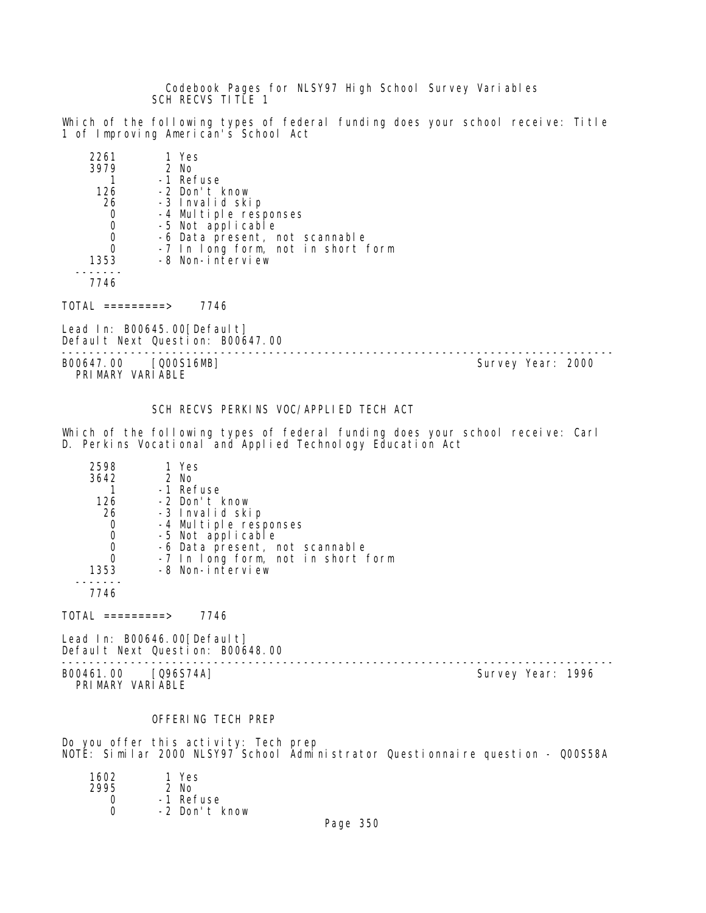SCH RECVS TITLE 1

Which of the following types of federal funding does your school receive: Title 1 of Improving American's School Act

```
    2261       1 Yes
    3979       2 No
       1      -1 Refuse
     126      -2 Don't know
      26      -3 Invalid skip
       0      -4 Multiple responses
       0      -5 Not applicable
       0      -6 Data present, not scannable
       0      -7 In long form, not in short form
    1353      -8 Non-interview
  -------
    7746

TOTAL =========>    7746
```

Lead In: B00645.00[Default]
Default Next Question: B00647.00

---

B00647.00 [Q00S16MB] Survey Year: 2000
PRIMARY VARIABLE

SCH RECVS PERKINS VOC/APPLIED TECH ACT

Which of the following types of federal funding does your school receive: Carl D. Perkins Vocational and Applied Technology Education Act

```
    2598       1 Yes
    3642       2 No
       1      -1 Refuse
     126      -2 Don't know
      26      -3 Invalid skip
       0      -4 Multiple responses
       0      -5 Not applicable
       0      -6 Data present, not scannable
       0      -7 In long form, not in short form
    1353      -8 Non-interview
  -------
    7746

TOTAL =========>    7746
```

Lead In: B00646.00[Default]
Default Next Question: B00648.00

---

B00461.00 [Q96S74A] Survey Year: 1996
PRIMARY VARIABLE

OFFERING TECH PREP

Do you offer this activity: Tech prep
NOTE: Similar 2000 NLSY97 School Administrator Questionnaire question - Q00S58A

```
    1602       1 Yes
    2995       2 No
       0      -1 Refuse
       0      -2 Don't know
```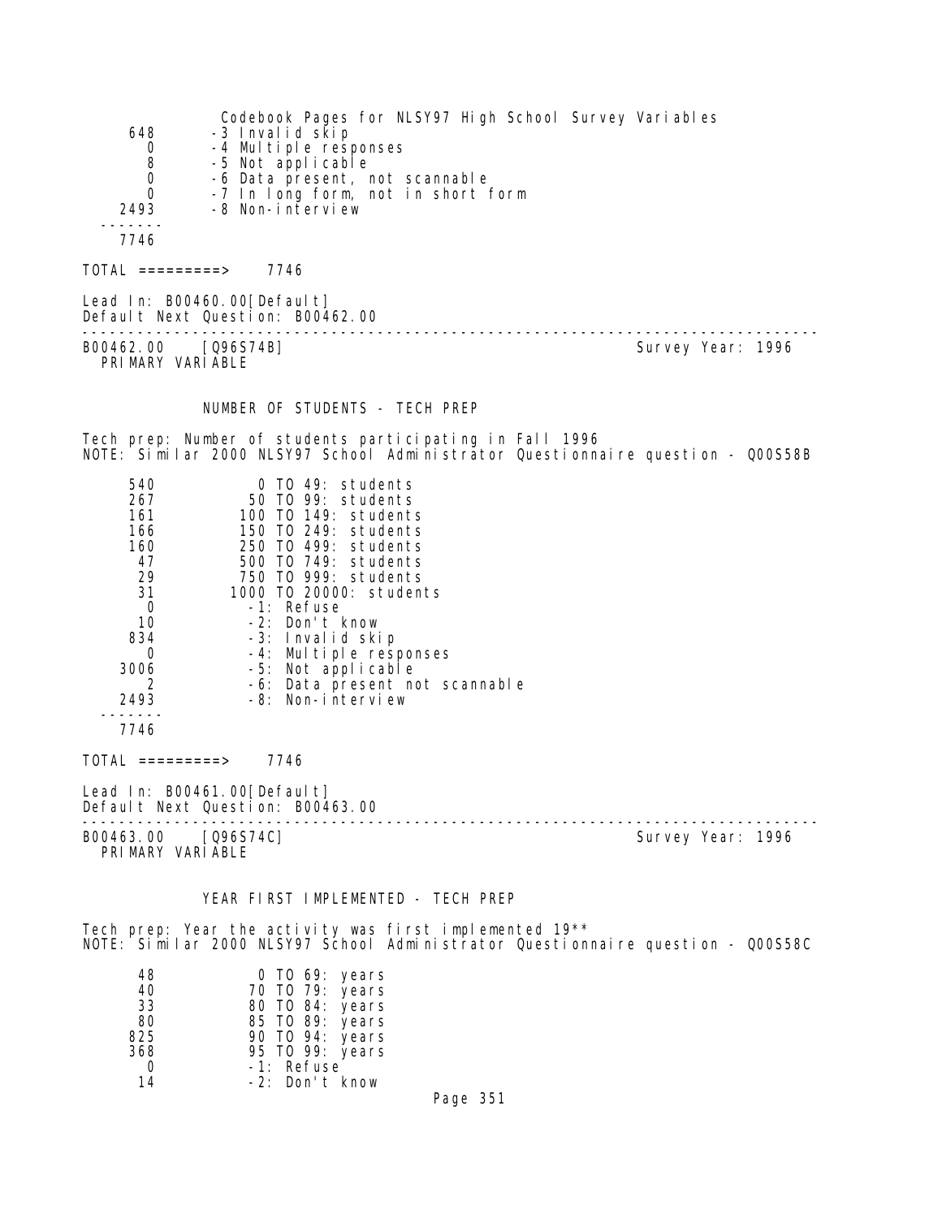```
     648       -3 Invalid skip
       0       -4 Multiple responses
       8       -5 Not applicable
       0       -6 Data present, not scannable
       0       -7 In long form, not in short form
    2493       -8 Non-interview
  -------
    7746
```

TOTAL =========> 7746

Lead In: B00460.00[Default]
Default Next Question: B00462.00

---

B00462.00 [Q96S74B] Survey Year: 1996
PRIMARY VARIABLE

NUMBER OF STUDENTS - TECH PREP

Tech prep: Number of students participating in Fall 1996
NOTE: Similar 2000 NLSY97 School Administrator Questionnaire question - Q00S58B

```
     540            0 TO 49: students
     267           50 TO 99: students
     161          100 TO 149: students
     166          150 TO 249: students
     160          250 TO 499: students
      47          500 TO 749: students
      29          750 TO 999: students
      31         1000 TO 20000: students
       0           -1: Refuse
      10           -2: Don't know
     834           -3: Invalid skip
       0           -4: Multiple responses
    3006           -5: Not applicable
       2           -6: Data present not scannable
    2493           -8: Non-interview
  -------
    7746
```

TOTAL =========> 7746

Lead In: B00461.00[Default]
Default Next Question: B00463.00

---

B00463.00 [Q96S74C] Survey Year: 1996
PRIMARY VARIABLE

YEAR FIRST IMPLEMENTED - TECH PREP

Tech prep: Year the activity was first implemented 19**
NOTE: Similar 2000 NLSY97 School Administrator Questionnaire question - Q00S58C

```
      48            0 TO 69: years
      40           70 TO 79: years
      33           80 TO 84: years
      80           85 TO 89: years
     825           90 TO 94: years
     368           95 TO 99: years
       0           -1: Refuse
      14           -2: Don't know
```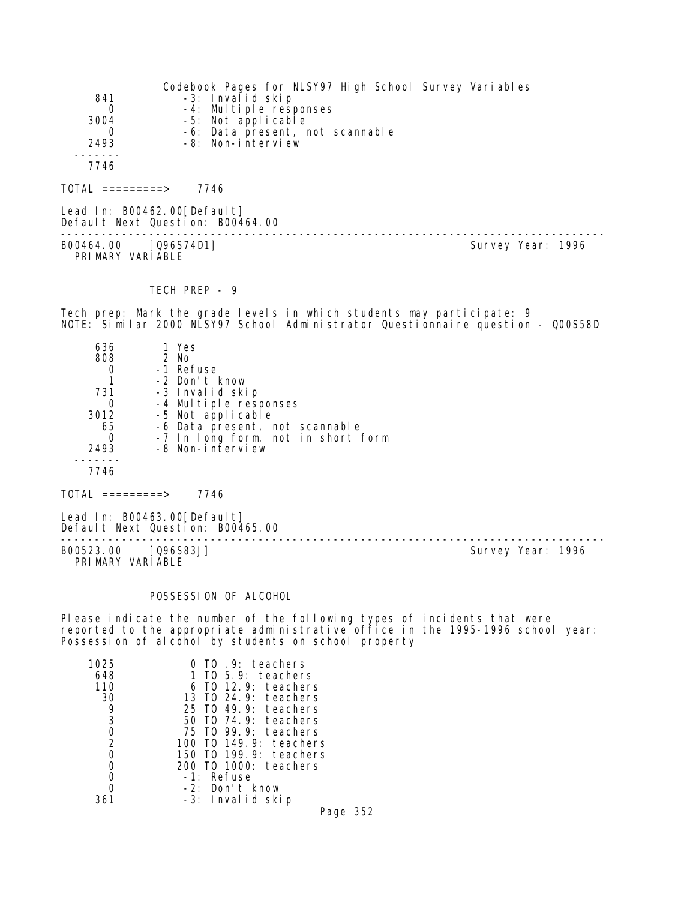841 -3: Invalid skip
0 -4: Multiple responses
3004 -5: Not applicable
0 -6: Data present, not scannable
2493 -8: Non-interview
-------
7746

TOTAL =========> 7746

Lead In: B00462.00[Default]
Default Next Question: B00464.00

---

B00464.00 [Q96S74D1] Survey Year: 1996
PRIMARY VARIABLE

TECH PREP - 9

Tech prep: Mark the grade levels in which students may participate: 9
NOTE: Similar 2000 NLSY97 School Administrator Questionnaire question - Q00S58D

| Count | Value |
|---|---|
| 636 | 1 Yes |
| 808 | 2 No |
| 0 | -1 Refuse |
| 1 | -2 Don't know |
| 731 | -3 Invalid skip |
| 0 | -4 Multiple responses |
| 3012 | -5 Not applicable |
| 65 | -6 Data present, not scannable |
| 0 | -7 In long form, not in short form |
| 2493 | -8 Non-interview |
| 7746 | |

TOTAL =========> 7746

Lead In: B00463.00[Default]
Default Next Question: B00465.00

---

B00523.00 [Q96S83J] Survey Year: 1996
PRIMARY VARIABLE

POSSESSION OF ALCOHOL

Please indicate the number of the following types of incidents that were reported to the appropriate administrative office in the 1995-1996 school year: Possession of alcohol by students on school property

| Count | Value |
|---|---|
| 1025 | 0 TO .9: teachers |
| 648 | 1 TO 5.9: teachers |
| 110 | 6 TO 12.9: teachers |
| 30 | 13 TO 24.9: teachers |
| 9 | 25 TO 49.9: teachers |
| 3 | 50 TO 74.9: teachers |
| 0 | 75 TO 99.9: teachers |
| 2 | 100 TO 149.9: teachers |
| 0 | 150 TO 199.9: teachers |
| 0 | 200 TO 1000: teachers |
| 0 | -1: Refuse |
| 0 | -2: Don't know |
| 361 | -3: Invalid skip |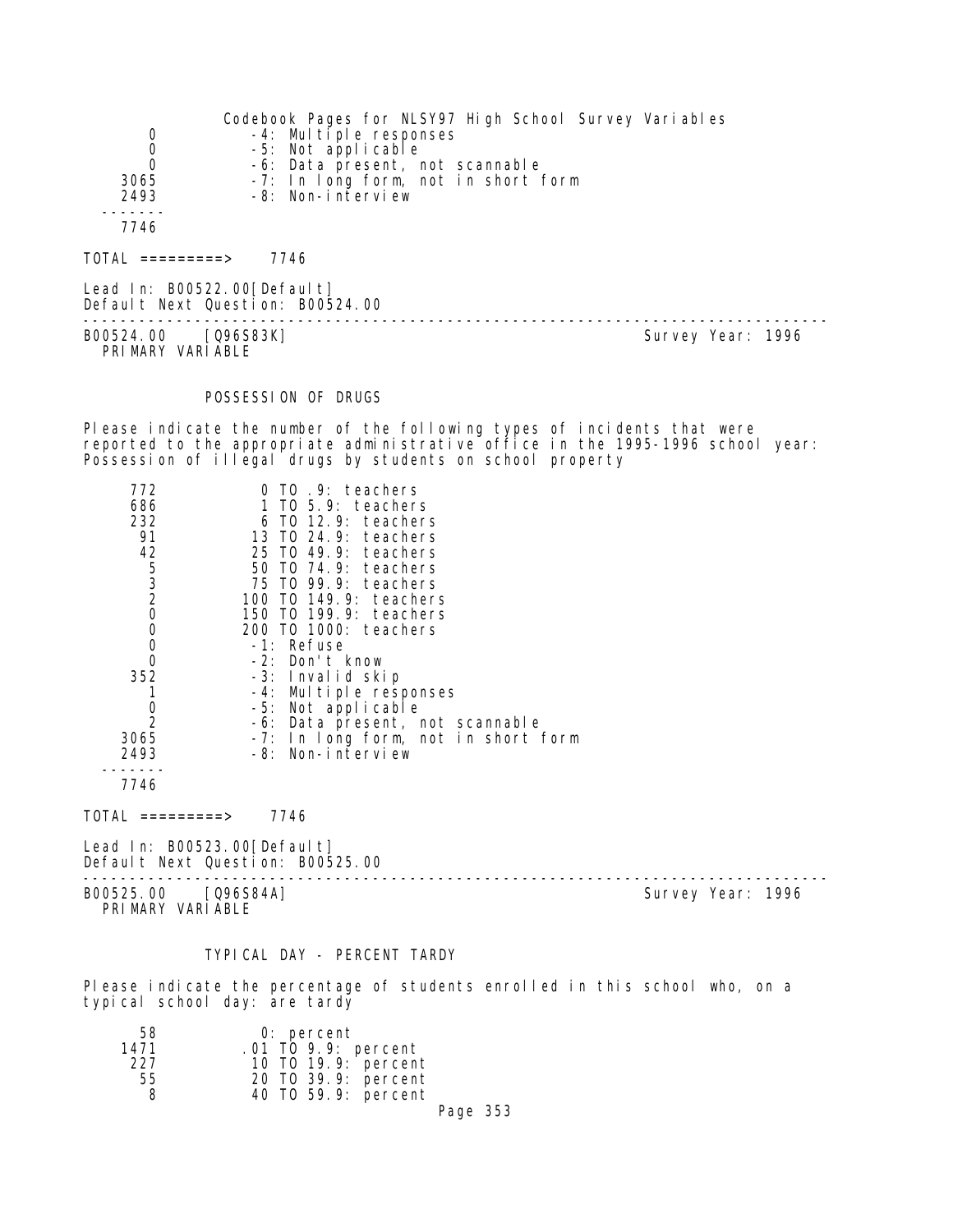| | |
|---|---|
| 0 | -4: Multiple responses |
| 0 | -5: Not applicable |
| 0 | -6: Data present, not scannable |
| 3065 | -7: In long form, not in short form |
| 2493 | -8: Non-interview |
| ------- | |
| 7746 | |

TOTAL =========> 7746

Lead In: B00522.00[Default]
Default Next Question: B00524.00

---

B00524.00 [Q96S83K] Survey Year: 1996
PRIMARY VARIABLE

POSSESSION OF DRUGS

Please indicate the number of the following types of incidents that were reported to the appropriate administrative office in the 1995-1996 school year: Possession of illegal drugs by students on school property

| | |
|---|---|
| 772 | 0 TO .9: teachers |
| 686 | 1 TO 5.9: teachers |
| 232 | 6 TO 12.9: teachers |
| 91 | 13 TO 24.9: teachers |
| 42 | 25 TO 49.9: teachers |
| 5 | 50 TO 74.9: teachers |
| 3 | 75 TO 99.9: teachers |
| 2 | 100 TO 149.9: teachers |
| 0 | 150 TO 199.9: teachers |
| 0 | 200 TO 1000: teachers |
| 0 | -1: Refuse |
| 0 | -2: Don't know |
| 352 | -3: Invalid skip |
| 1 | -4: Multiple responses |
| 0 | -5: Not applicable |
| 2 | -6: Data present, not scannable |
| 3065 | -7: In long form, not in short form |
| 2493 | -8: Non-interview |
| ------- | |
| 7746 | |

TOTAL =========> 7746

Lead In: B00523.00[Default]
Default Next Question: B00525.00

---

B00525.00 [Q96S84A] Survey Year: 1996
PRIMARY VARIABLE

TYPICAL DAY - PERCENT TARDY

Please indicate the percentage of students enrolled in this school who, on a typical school day: are tardy

| | |
|---|---|
| 58 | 0: percent |
| 1471 | .01 TO 9.9: percent |
| 227 | 10 TO 19.9: percent |
| 55 | 20 TO 39.9: percent |
| 8 | 40 TO 59.9: percent |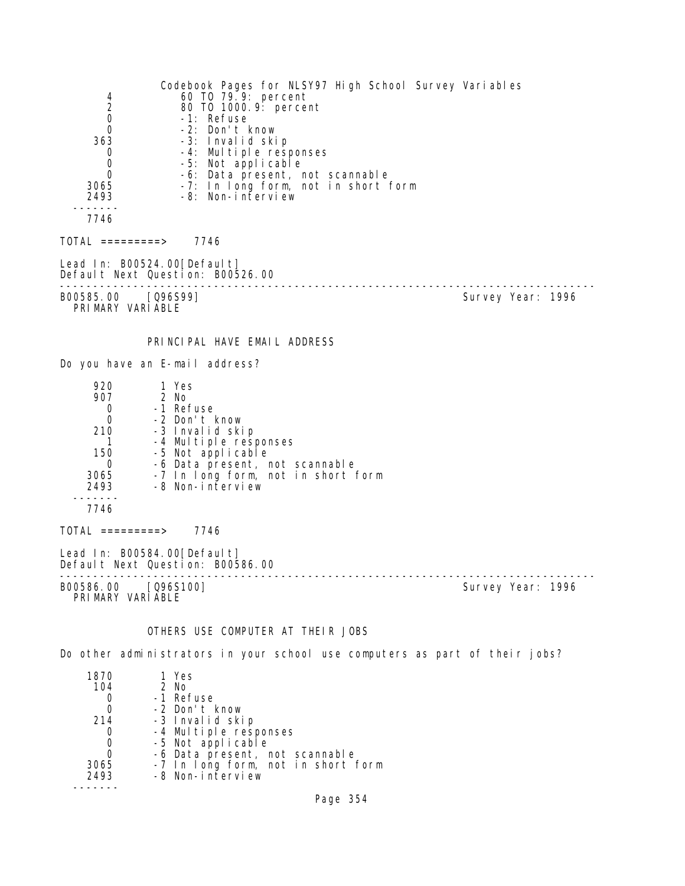```
     4            60 TO 79.9: percent
     2            80 TO 1000.9: percent
     0            -1: Refuse
     0            -2: Don't know
   363            -3: Invalid skip
     0            -4: Multiple responses
     0            -5: Not applicable
     0            -6: Data present, not scannable
  3065            -7: In long form, not in short form
  2493            -8: Non-interview
 -------
  7746

TOTAL =========>    7746

Lead In: B00524.00[Default]
Default Next Question: B00526.00
```

---

B00585.00 [Q96S99] Survey Year: 1996
PRIMARY VARIABLE

### PRINCIPAL HAVE EMAIL ADDRESS

Do you have an E-mail address?

```
   920        1 Yes
   907        2 No
     0       -1 Refuse
     0       -2 Don't know
   210       -3 Invalid skip
     1       -4 Multiple responses
   150       -5 Not applicable
     0       -6 Data present, not scannable
  3065       -7 In long form, not in short form
  2493       -8 Non-interview
 -------
  7746

TOTAL =========>    7746

Lead In: B00584.00[Default]
Default Next Question: B00586.00
```

---

B00586.00 [Q96S100] Survey Year: 1996
PRIMARY VARIABLE

### OTHERS USE COMPUTER AT THEIR JOBS

Do other administrators in your school use computers as part of their jobs?

```
  1870        1 Yes
   104        2 No
     0       -1 Refuse
     0       -2 Don't know
   214       -3 Invalid skip
     0       -4 Multiple responses
     0       -5 Not applicable
     0       -6 Data present, not scannable
  3065       -7 In long form, not in short form
  2493       -8 Non-interview
 -------
```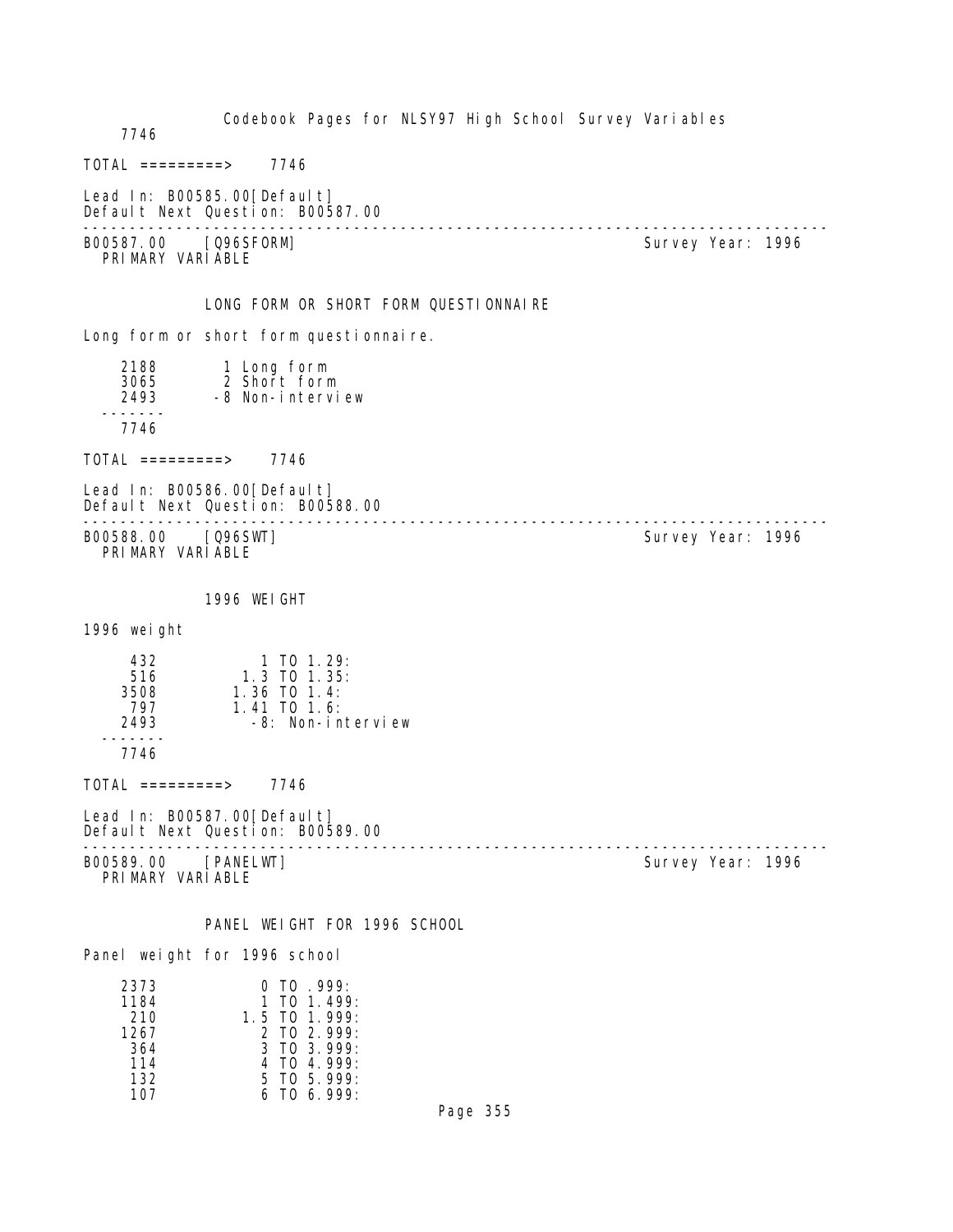```
    7746

TOTAL =========>    7746

Lead In: B00585.00[Default]
Default Next Question: B00587.00
--------------------------------------------------------------------------------
B00587.00    [Q96SFORM]                                        Survey Year: 1996
  PRIMARY VARIABLE


              LONG FORM OR SHORT FORM QUESTIONNAIRE

Long form or short form questionnaire.

    2188        1 Long form
    3065        2 Short form
    2493       -8 Non-interview
  -------
    7746

TOTAL =========>    7746

Lead In: B00586.00[Default]
Default Next Question: B00588.00
--------------------------------------------------------------------------------
B00588.00    [Q96SWT]                                          Survey Year: 1996
  PRIMARY VARIABLE


              1996 WEIGHT

1996 weight

     432           1 TO 1.29:
     516         1.3 TO 1.35:
    3508        1.36 TO 1.4:
     797        1.41 TO 1.6:
    2493          -8: Non-interview
  -------
    7746

TOTAL =========>    7746

Lead In: B00587.00[Default]
Default Next Question: B00589.00
--------------------------------------------------------------------------------
B00589.00    [PANELWT]                                         Survey Year: 1996
  PRIMARY VARIABLE


              PANEL WEIGHT FOR 1996 SCHOOL

Panel weight for 1996 school

    2373           0 TO .999:
    1184           1 TO 1.499:
     210         1.5 TO 1.999:
    1267           2 TO 2.999:
     364           3 TO 3.999:
     114           4 TO 4.999:
     132           5 TO 5.999:
     107           6 TO 6.999:
```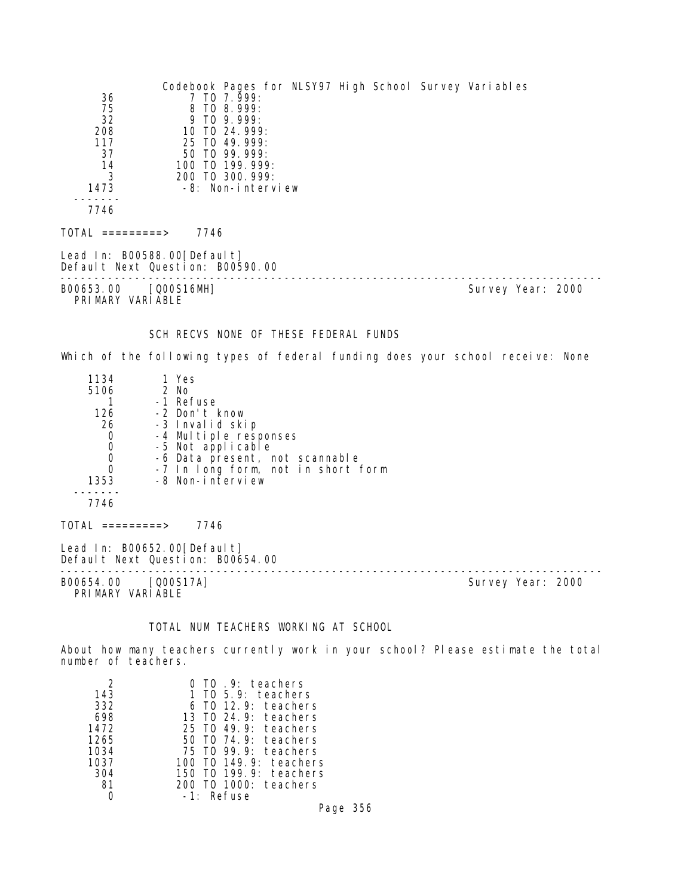| | |
|---|---|
| 36 | 7 TO 7.999: |
| 75 | 8 TO 8.999: |
| 32 | 9 TO 9.999: |
| 208 | 10 TO 24.999: |
| 117 | 25 TO 49.999: |
| 37 | 50 TO 99.999: |
| 14 | 100 TO 199.999: |
| 3 | 200 TO 300.999: |
| 1473 | -8: Non-interview |
| ------- | |
| 7746 | |

TOTAL =========> 7746

Lead In: B00588.00[Default]
Default Next Question: B00590.00

---

B00653.00 [Q00S16MH] Survey Year: 2000
PRIMARY VARIABLE

### SCH RECVS NONE OF THESE FEDERAL FUNDS

Which of the following types of federal funding does your school receive: None

| | |
|---|---|
| 1134 | 1 Yes |
| 5106 | 2 No |
| 1 | -1 Refuse |
| 126 | -2 Don't know |
| 26 | -3 Invalid skip |
| 0 | -4 Multiple responses |
| 0 | -5 Not applicable |
| 0 | -6 Data present, not scannable |
| 0 | -7 In long form, not in short form |
| 1353 | -8 Non-interview |
| ------- | |
| 7746 | |

TOTAL =========> 7746

Lead In: B00652.00[Default]
Default Next Question: B00654.00

---

B00654.00 [Q00S17A] Survey Year: 2000
PRIMARY VARIABLE

### TOTAL NUM TEACHERS WORKING AT SCHOOL

About how many teachers currently work in your school? Please estimate the total number of teachers.

| | |
|---|---|
| 2 | 0 TO .9: teachers |
| 143 | 1 TO 5.9: teachers |
| 332 | 6 TO 12.9: teachers |
| 698 | 13 TO 24.9: teachers |
| 1472 | 25 TO 49.9: teachers |
| 1265 | 50 TO 74.9: teachers |
| 1034 | 75 TO 99.9: teachers |
| 1037 | 100 TO 149.9: teachers |
| 304 | 150 TO 199.9: teachers |
| 81 | 200 TO 1000: teachers |
| 0 | -1: Refuse |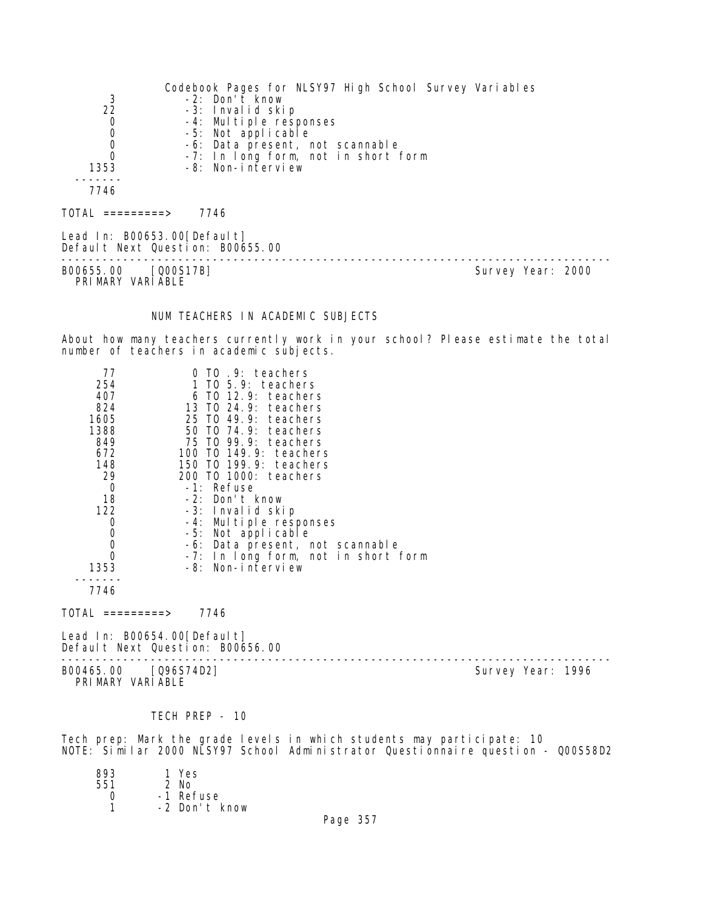| | |
|---|---|
| 3 | -2: Don't know |
| 22 | -3: Invalid skip |
| 0 | -4: Multiple responses |
| 0 | -5: Not applicable |
| 0 | -6: Data present, not scannable |
| 0 | -7: In long form, not in short form |
| 1353 | -8: Non-interview |
| ------- | |
| 7746 | |

TOTAL =========> 7746

Lead In: B00653.00[Default]
Default Next Question: B00655.00

---

B00655.00 [Q00S17B] Survey Year: 2000
PRIMARY VARIABLE

NUM TEACHERS IN ACADEMIC SUBJECTS

About how many teachers currently work in your school? Please estimate the total number of teachers in academic subjects.

| | |
|---|---|
| 77 | 0 TO .9: teachers |
| 254 | 1 TO 5.9: teachers |
| 407 | 6 TO 12.9: teachers |
| 824 | 13 TO 24.9: teachers |
| 1605 | 25 TO 49.9: teachers |
| 1388 | 50 TO 74.9: teachers |
| 849 | 75 TO 99.9: teachers |
| 672 | 100 TO 149.9: teachers |
| 148 | 150 TO 199.9: teachers |
| 29 | 200 TO 1000: teachers |
| 0 | -1: Refuse |
| 18 | -2: Don't know |
| 122 | -3: Invalid skip |
| 0 | -4: Multiple responses |
| 0 | -5: Not applicable |
| 0 | -6: Data present, not scannable |
| 0 | -7: In long form, not in short form |
| 1353 | -8: Non-interview |
| ------- | |
| 7746 | |

TOTAL =========> 7746

Lead In: B00654.00[Default]
Default Next Question: B00656.00

---

B00465.00 [Q96S74D2] Survey Year: 1996
PRIMARY VARIABLE

TECH PREP - 10

Tech prep: Mark the grade levels in which students may participate: 10
NOTE: Similar 2000 NLSY97 School Administrator Questionnaire question - Q00S58D2

| | |
|---|---|
| 893 | 1 Yes |
| 551 | 2 No |
| 0 | -1 Refuse |
| 1 | -2 Don't know |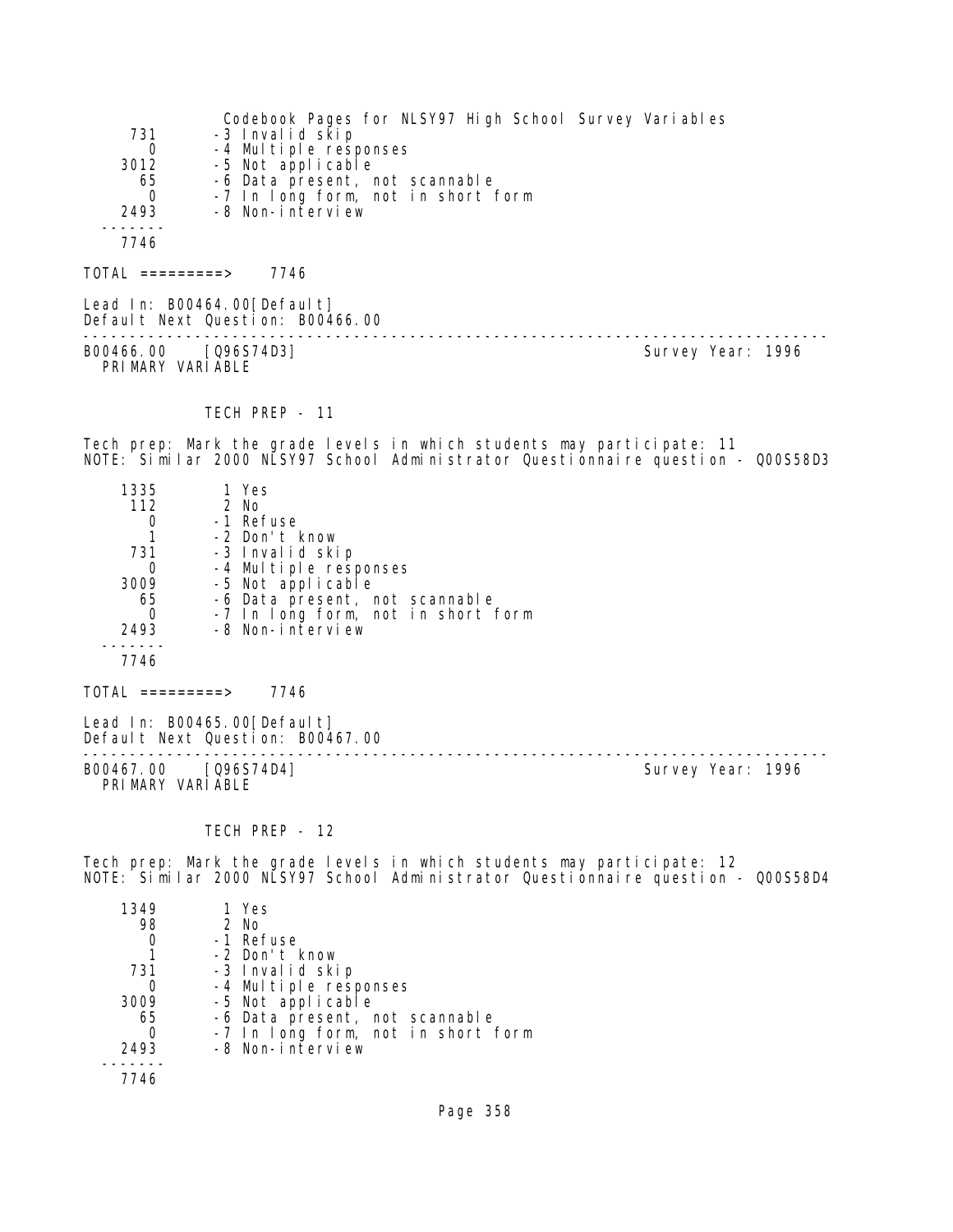```
   731       -3 Invalid skip
     0       -4 Multiple responses
  3012       -5 Not applicable
    65       -6 Data present, not scannable
     0       -7 In long form, not in short form
  2493       -8 Non-interview
 -------
  7746
```

TOTAL =========> 7746

Lead In: B00464.00[Default]
Default Next Question: B00466.00

---

B00466.00 [Q96S74D3] Survey Year: 1996
PRIMARY VARIABLE

TECH PREP - 11

Tech prep: Mark the grade levels in which students may participate: 11
NOTE: Similar 2000 NLSY97 School Administrator Questionnaire question - Q00S58D3

```
  1335        1 Yes
   112        2 No
     0       -1 Refuse
     1       -2 Don't know
   731       -3 Invalid skip
     0       -4 Multiple responses
  3009       -5 Not applicable
    65       -6 Data present, not scannable
     0       -7 In long form, not in short form
  2493       -8 Non-interview
 -------
  7746
```

TOTAL =========> 7746

Lead In: B00465.00[Default]
Default Next Question: B00467.00

---

B00467.00 [Q96S74D4] Survey Year: 1996
PRIMARY VARIABLE

TECH PREP - 12

Tech prep: Mark the grade levels in which students may participate: 12
NOTE: Similar 2000 NLSY97 School Administrator Questionnaire question - Q00S58D4

```
  1349        1 Yes
    98        2 No
     0       -1 Refuse
     1       -2 Don't know
   731       -3 Invalid skip
     0       -4 Multiple responses
  3009       -5 Not applicable
    65       -6 Data present, not scannable
     0       -7 In long form, not in short form
  2493       -8 Non-interview
 -------
  7746
```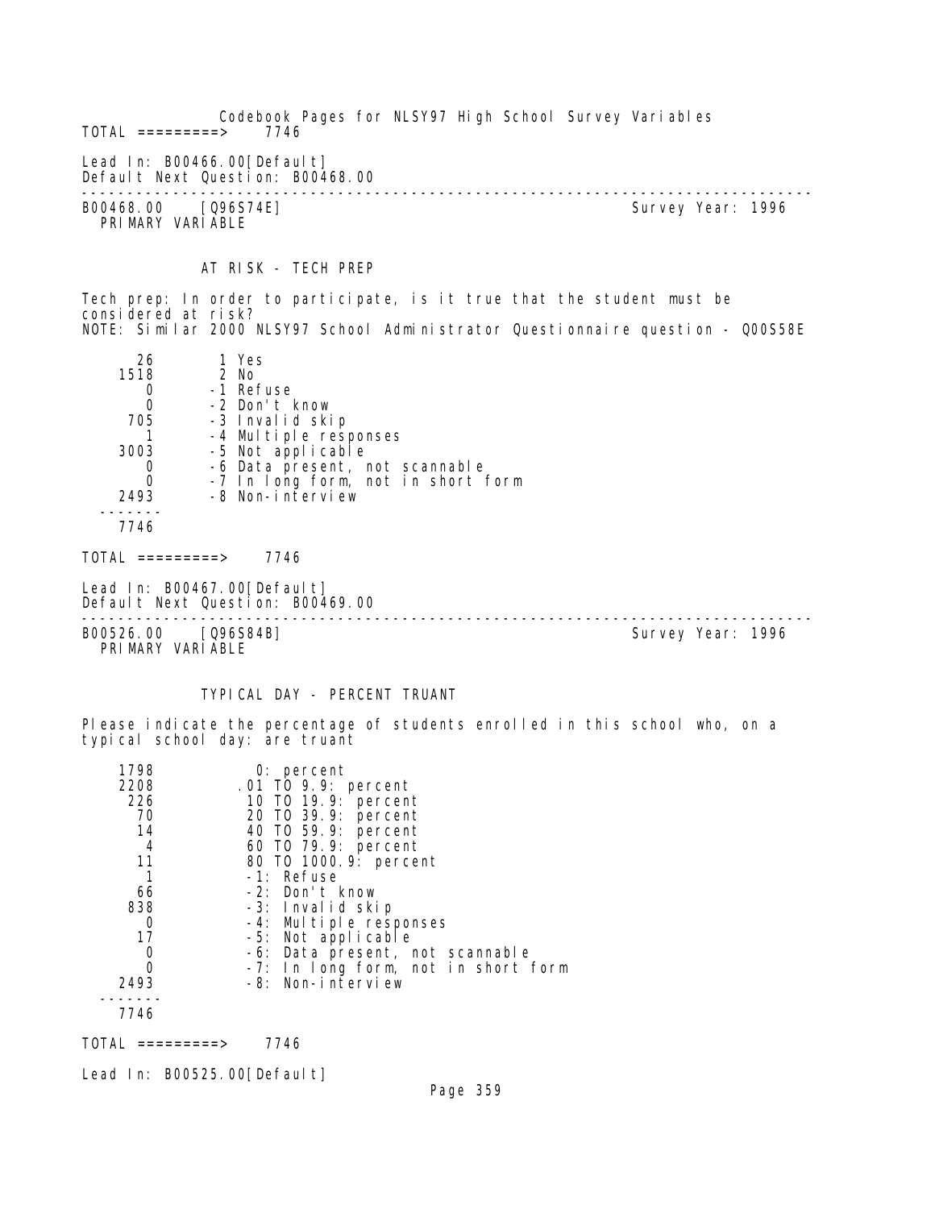TOTAL =========>    7746

Lead In: B00466.00[Default]
Default Next Question: B00468.00

---

B00468.00    [Q96S74E]    Survey Year: 1996
PRIMARY VARIABLE

AT RISK - TECH PREP

Tech prep: In order to participate, is it true that the student must be considered at risk?
NOTE: Similar 2000 NLSY97 School Administrator Questionnaire question - Q00S58E

```
      26        1 Yes
    1518        2 No
       0       -1 Refuse
       0       -2 Don't know
     705       -3 Invalid skip
       1       -4 Multiple responses
    3003       -5 Not applicable
       0       -6 Data present, not scannable
       0       -7 In long form, not in short form
    2493       -8 Non-interview
  -------
    7746
```

TOTAL =========>    7746

Lead In: B00467.00[Default]
Default Next Question: B00469.00

---

B00526.00    [Q96S84B]    Survey Year: 1996
PRIMARY VARIABLE

TYPICAL DAY - PERCENT TRUANT

Please indicate the percentage of students enrolled in this school who, on a typical school day: are truant

```
    1798           0: percent
    2208         .01 TO 9.9: percent
     226          10 TO 19.9: percent
      70          20 TO 39.9: percent
      14          40 TO 59.9: percent
       4          60 TO 79.9: percent
      11          80 TO 1000.9: percent
       1          -1: Refuse
      66          -2: Don't know
     838          -3: Invalid skip
       0          -4: Multiple responses
      17          -5: Not applicable
       0          -6: Data present, not scannable
       0          -7: In long form, not in short form
    2493          -8: Non-interview
  -------
    7746
```

TOTAL =========>    7746

Lead In: B00525.00[Default]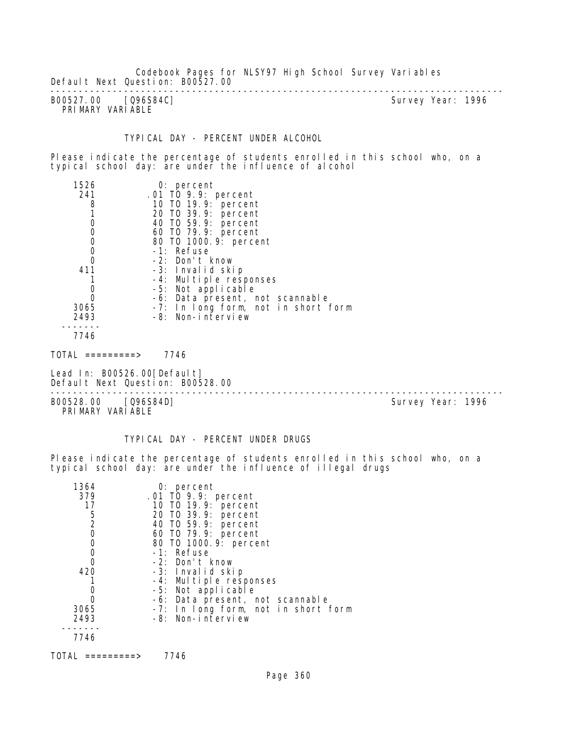Default Next Question: B00527.00

---

B00527.00 [Q96S84C] Survey Year: 1996
PRIMARY VARIABLE

TYPICAL DAY - PERCENT UNDER ALCOHOL

Please indicate the percentage of students enrolled in this school who, on a typical school day: are under the influence of alcohol

```
   1526           0: percent
    241         .01 TO 9.9: percent
      8          10 TO 19.9: percent
      1          20 TO 39.9: percent
      0          40 TO 59.9: percent
      0          60 TO 79.9: percent
      0          80 TO 1000.9: percent
      0          -1: Refuse
      0          -2: Don't know
    411          -3: Invalid skip
      1          -4: Multiple responses
      0          -5: Not applicable
      0          -6: Data present, not scannable
   3065          -7: In long form, not in short form
   2493          -8: Non-interview
  -------
   7746
```

TOTAL =========> 7746

Lead In: B00526.00[Default]
Default Next Question: B00528.00

---

B00528.00 [Q96S84D] Survey Year: 1996
PRIMARY VARIABLE

TYPICAL DAY - PERCENT UNDER DRUGS

Please indicate the percentage of students enrolled in this school who, on a typical school day: are under the influence of illegal drugs

```
   1364           0: percent
    379         .01 TO 9.9: percent
     17          10 TO 19.9: percent
      5          20 TO 39.9: percent
      2          40 TO 59.9: percent
      0          60 TO 79.9: percent
      0          80 TO 1000.9: percent
      0          -1: Refuse
      0          -2: Don't know
    420          -3: Invalid skip
      1          -4: Multiple responses
      0          -5: Not applicable
      0          -6: Data present, not scannable
   3065          -7: In long form, not in short form
   2493          -8: Non-interview
  -------
   7746
```

TOTAL =========> 7746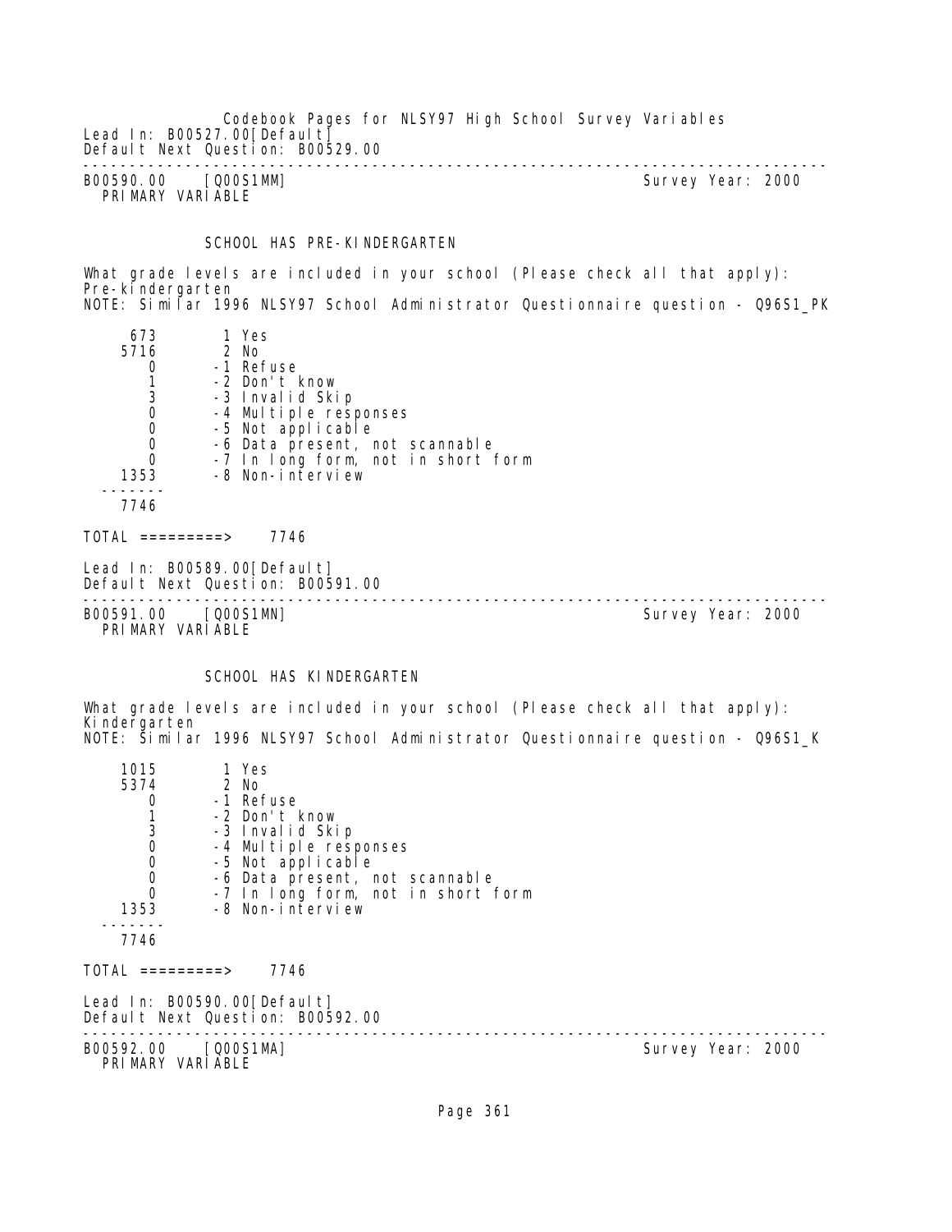Lead In: B00527.00[Default]
Default Next Question: B00529.00

---

B00590.00 [Q00S1MM] Survey Year: 2000
PRIMARY VARIABLE

SCHOOL HAS PRE-KINDERGARTEN

What grade levels are included in your school (Please check all that apply): Pre-kindergarten
NOTE: Similar 1996 NLSY97 School Administrator Questionnaire question - Q96S1_PK

| Count | Code | Label |
|---|---|---|
| 673 | 1 | Yes |
| 5716 | 2 | No |
| 0 | -1 | Refuse |
| 1 | -2 | Don't know |
| 3 | -3 | Invalid Skip |
| 0 | -4 | Multiple responses |
| 0 | -5 | Not applicable |
| 0 | -6 | Data present, not scannable |
| 0 | -7 | In long form, not in short form |
| 1353 | -8 | Non-interview |
| 7746 | | |

TOTAL =========> 7746

Lead In: B00589.00[Default]
Default Next Question: B00591.00

---

B00591.00 [Q00S1MN] Survey Year: 2000
PRIMARY VARIABLE

SCHOOL HAS KINDERGARTEN

What grade levels are included in your school (Please check all that apply): Kindergarten
NOTE: Similar 1996 NLSY97 School Administrator Questionnaire question - Q96S1_K

| Count | Code | Label |
|---|---|---|
| 1015 | 1 | Yes |
| 5374 | 2 | No |
| 0 | -1 | Refuse |
| 1 | -2 | Don't know |
| 3 | -3 | Invalid Skip |
| 0 | -4 | Multiple responses |
| 0 | -5 | Not applicable |
| 0 | -6 | Data present, not scannable |
| 0 | -7 | In long form, not in short form |
| 1353 | -8 | Non-interview |
| 7746 | | |

TOTAL =========> 7746

Lead In: B00590.00[Default]
Default Next Question: B00592.00

---

B00592.00 [Q00S1MA] Survey Year: 2000
PRIMARY VARIABLE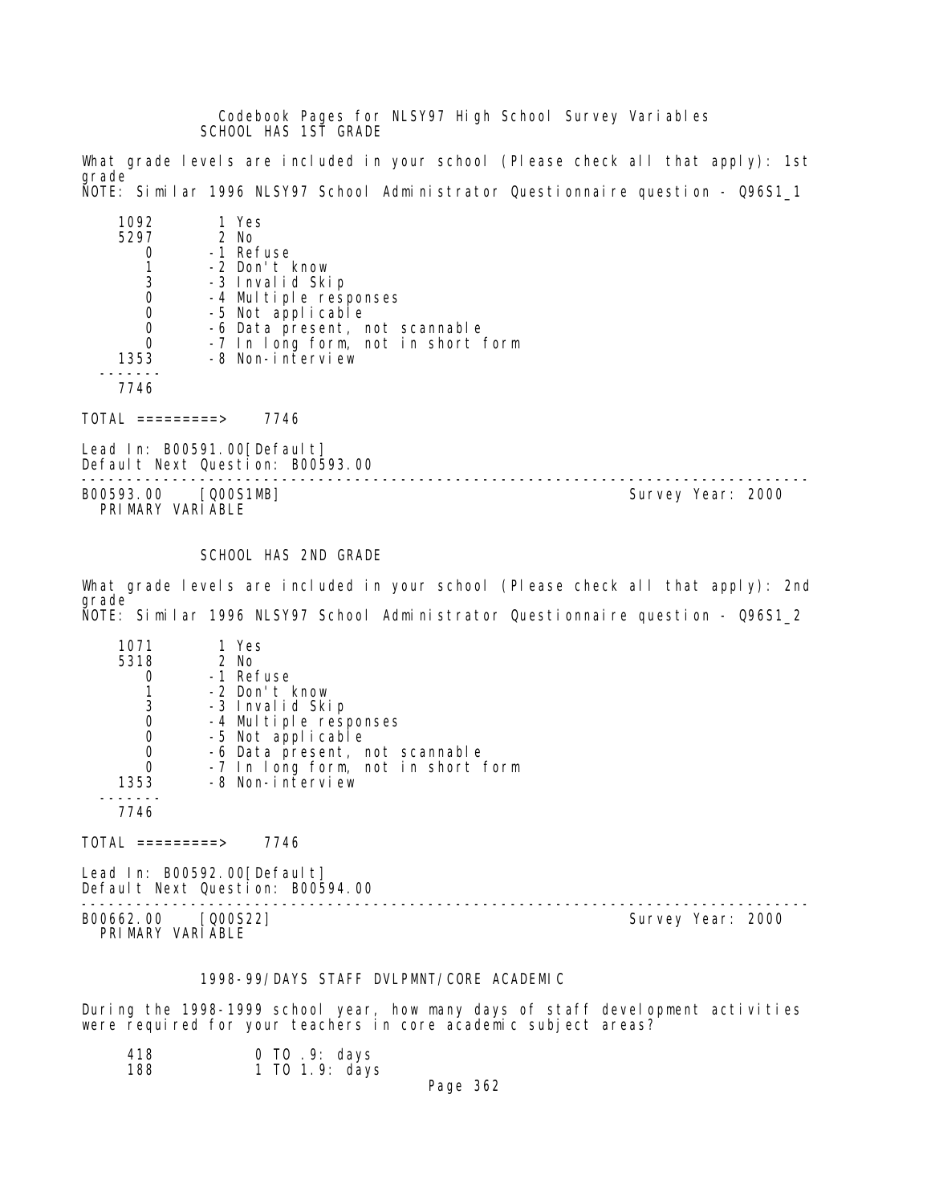Codebook Pages for NLSY97 High School Survey Variables

SCHOOL HAS 1ST GRADE

What grade levels are included in your school (Please check all that apply): 1st grade
NOTE: Similar 1996 NLSY97 School Administrator Questionnaire question - Q96S1_1

| | |
|---|---|
| 1092 | 1 Yes |
| 5297 | 2 No |
| 0 | -1 Refuse |
| 1 | -2 Don't know |
| 3 | -3 Invalid Skip |
| 0 | -4 Multiple responses |
| 0 | -5 Not applicable |
| 0 | -6 Data present, not scannable |
| 0 | -7 In long form, not in short form |
| 1353 | -8 Non-interview |
| 7746 | |

TOTAL =========> 7746

Lead In: B00591.00[Default]
Default Next Question: B00593.00

---

B00593.00 [Q00S1MB] Survey Year: 2000
PRIMARY VARIABLE

SCHOOL HAS 2ND GRADE

What grade levels are included in your school (Please check all that apply): 2nd grade
NOTE: Similar 1996 NLSY97 School Administrator Questionnaire question - Q96S1_2

| | |
|---|---|
| 1071 | 1 Yes |
| 5318 | 2 No |
| 0 | -1 Refuse |
| 1 | -2 Don't know |
| 3 | -3 Invalid Skip |
| 0 | -4 Multiple responses |
| 0 | -5 Not applicable |
| 0 | -6 Data present, not scannable |
| 0 | -7 In long form, not in short form |
| 1353 | -8 Non-interview |
| 7746 | |

TOTAL =========> 7746

Lead In: B00592.00[Default]
Default Next Question: B00594.00

---

B00662.00 [Q00S22] Survey Year: 2000
PRIMARY VARIABLE

1998-99/DAYS STAFF DVLPMNT/CORE ACADEMIC

During the 1998-1999 school year, how many days of staff development activities were required for your teachers in core academic subject areas?

| | |
|---|---|
| 418 | 0 TO .9: days |
| 188 | 1 TO 1.9: days |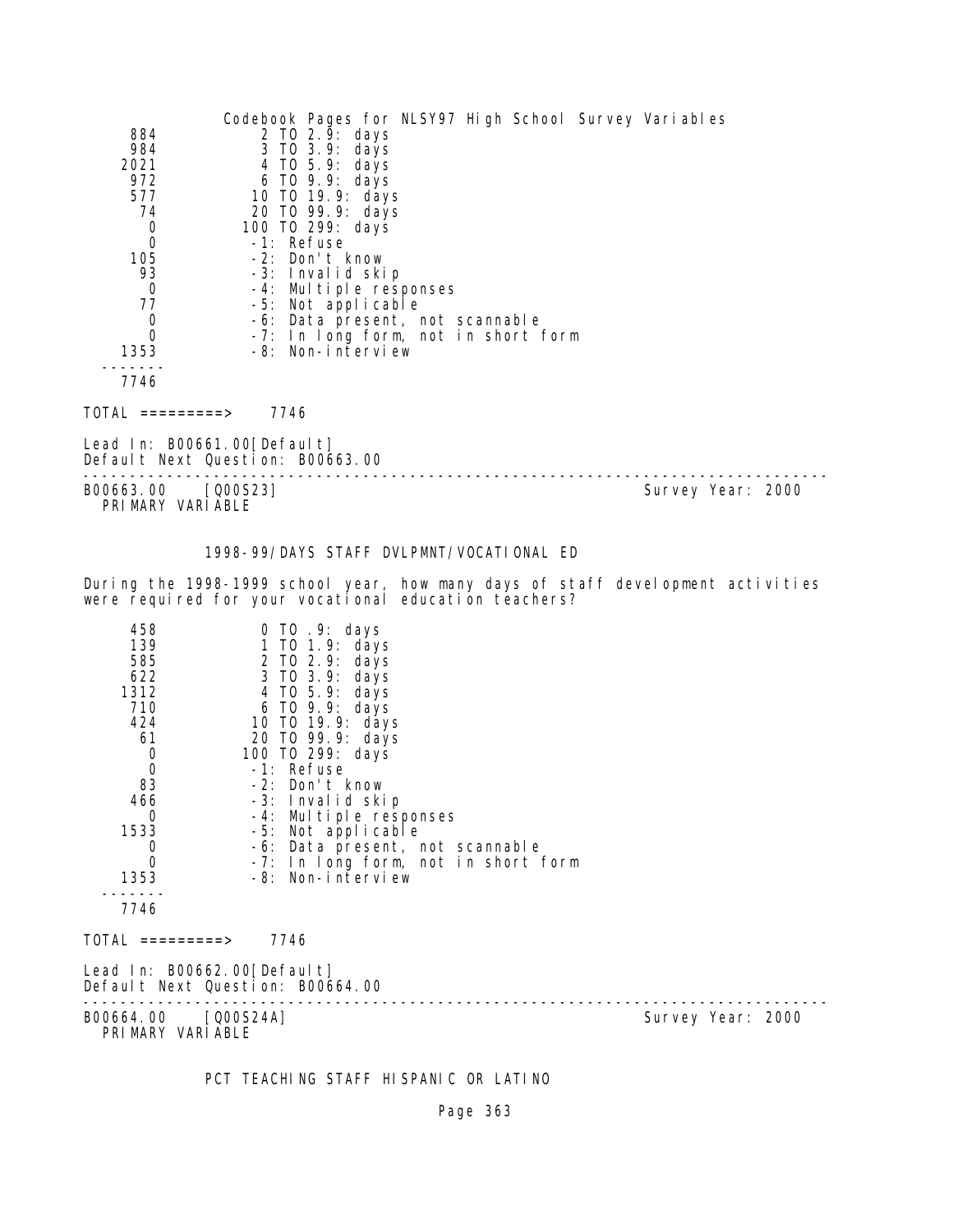| | |
|---|---|
| 884 | 2 TO 2.9: days |
| 984 | 3 TO 3.9: days |
| 2021 | 4 TO 5.9: days |
| 972 | 6 TO 9.9: days |
| 577 | 10 TO 19.9: days |
| 74 | 20 TO 99.9: days |
| 0 | 100 TO 299: days |
| 0 | -1: Refuse |
| 105 | -2: Don't know |
| 93 | -3: Invalid skip |
| 0 | -4: Multiple responses |
| 77 | -5: Not applicable |
| 0 | -6: Data present, not scannable |
| 0 | -7: In long form, not in short form |
| 1353 | -8: Non-interview |
| 7746 | |

TOTAL =========> 7746

Lead In: B00661.00[Default]
Default Next Question: B00663.00

---

B00663.00 [Q00S23] Survey Year: 2000
PRIMARY VARIABLE

### 1998-99/DAYS STAFF DVLPMNT/VOCATIONAL ED

During the 1998-1999 school year, how many days of staff development activities were required for your vocational education teachers?

| | |
|---|---|
| 458 | 0 TO .9: days |
| 139 | 1 TO 1.9: days |
| 585 | 2 TO 2.9: days |
| 622 | 3 TO 3.9: days |
| 1312 | 4 TO 5.9: days |
| 710 | 6 TO 9.9: days |
| 424 | 10 TO 19.9: days |
| 61 | 20 TO 99.9: days |
| 0 | 100 TO 299: days |
| 0 | -1: Refuse |
| 83 | -2: Don't know |
| 466 | -3: Invalid skip |
| 0 | -4: Multiple responses |
| 1533 | -5: Not applicable |
| 0 | -6: Data present, not scannable |
| 0 | -7: In long form, not in short form |
| 1353 | -8: Non-interview |
| 7746 | |

TOTAL =========> 7746

Lead In: B00662.00[Default]
Default Next Question: B00664.00

---

B00664.00 [Q00S24A] Survey Year: 2000
PRIMARY VARIABLE

### PCT TEACHING STAFF HISPANIC OR LATINO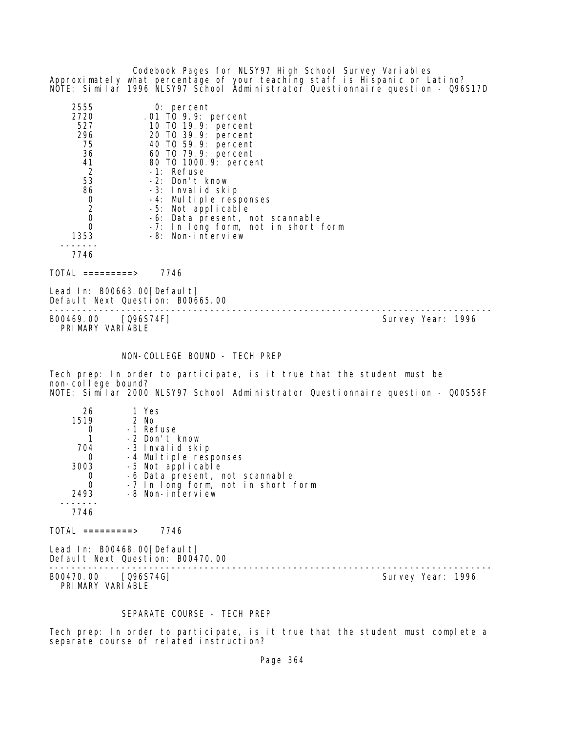Approximately what percentage of your teaching staff is Hispanic or Latino?
NOTE: Similar 1996 NLSY97 School Administrator Questionnaire question - Q96S17D

```
    2555           0: percent
    2720         .01 TO 9.9: percent
     527          10 TO 19.9: percent
     296          20 TO 39.9: percent
      75          40 TO 59.9: percent
      36          60 TO 79.9: percent
      41          80 TO 1000.9: percent
       2          -1: Refuse
      53          -2: Don't know
      86          -3: Invalid skip
       0          -4: Multiple responses
       2          -5: Not applicable
       0          -6: Data present, not scannable
       0          -7: In long form, not in short form
    1353          -8: Non-interview
   -------
    7746
```

TOTAL =========> 7746

Lead In: B00663.00[Default]
Default Next Question: B00665.00

---

B00469.00 [Q96S74F] Survey Year: 1996
PRIMARY VARIABLE

NON-COLLEGE BOUND - TECH PREP

Tech prep: In order to participate, is it true that the student must be non-college bound?
NOTE: Similar 2000 NLSY97 School Administrator Questionnaire question - Q00S58F

```
      26        1 Yes
    1519        2 No
       0       -1 Refuse
       1       -2 Don't know
     704       -3 Invalid skip
       0       -4 Multiple responses
    3003       -5 Not applicable
       0       -6 Data present, not scannable
       0       -7 In long form, not in short form
    2493       -8 Non-interview
   -------
    7746
```

TOTAL =========> 7746

Lead In: B00468.00[Default]
Default Next Question: B00470.00

---

B00470.00 [Q96S74G] Survey Year: 1996
PRIMARY VARIABLE

SEPARATE COURSE - TECH PREP

Tech prep: In order to participate, is it true that the student must complete a separate course of related instruction?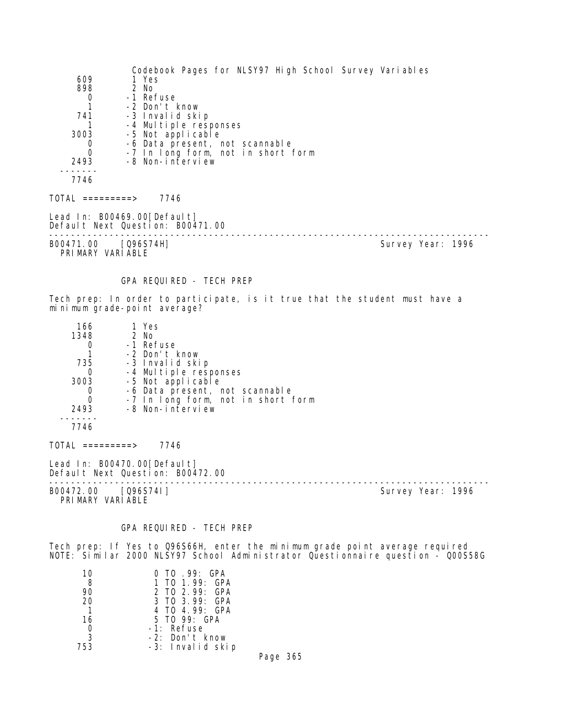| | |
|---|---|
| 609 | 1 Yes |
| 898 | 2 No |
| 0 | -1 Refuse |
| 1 | -2 Don't know |
| 741 | -3 Invalid skip |
| 1 | -4 Multiple responses |
| 3003 | -5 Not applicable |
| 0 | -6 Data present, not scannable |
| 0 | -7 In long form, not in short form |
| 2493 | -8 Non-interview |
| 7746 | |

TOTAL =========> 7746

Lead In: B00469.00[Default]
Default Next Question: B00471.00

---

B00471.00 [Q96S74H] Survey Year: 1996
PRIMARY VARIABLE

### GPA REQUIRED - TECH PREP

Tech prep: In order to participate, is it true that the student must have a minimum grade-point average?

| | |
|---|---|
| 166 | 1 Yes |
| 1348 | 2 No |
| 0 | -1 Refuse |
| 1 | -2 Don't know |
| 735 | -3 Invalid skip |
| 0 | -4 Multiple responses |
| 3003 | -5 Not applicable |
| 0 | -6 Data present, not scannable |
| 0 | -7 In long form, not in short form |
| 2493 | -8 Non-interview |
| 7746 | |

TOTAL =========> 7746

Lead In: B00470.00[Default]
Default Next Question: B00472.00

---

B00472.00 [Q96S74I] Survey Year: 1996
PRIMARY VARIABLE

### GPA REQUIRED - TECH PREP

Tech prep: If Yes to Q96S66H, enter the minimum grade point average required
NOTE: Similar 2000 NLSY97 School Administrator Questionnaire question - Q00S58G

| | |
|---|---|
| 10 | 0 TO .99: GPA |
| 8 | 1 TO 1.99: GPA |
| 90 | 2 TO 2.99: GPA |
| 20 | 3 TO 3.99: GPA |
| 1 | 4 TO 4.99: GPA |
| 16 | 5 TO 99: GPA |
| 0 | -1: Refuse |
| 3 | -2: Don't know |
| 753 | -3: Invalid skip |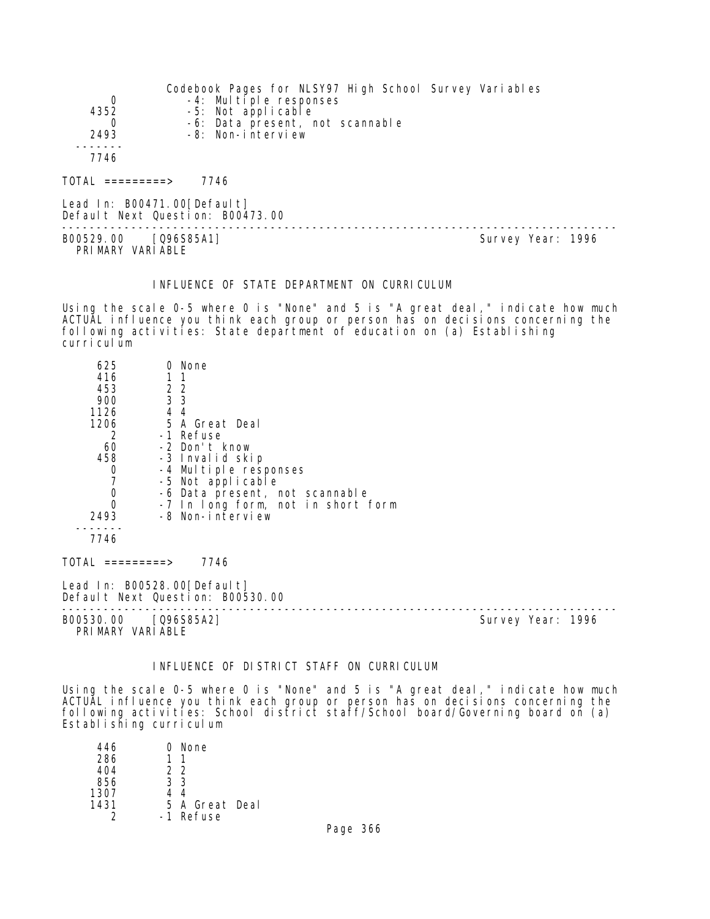```
      0           -4: Multiple responses
   4352           -5: Not applicable
      0           -6: Data present, not scannable
   2493           -8: Non-interview
  -------
   7746
```

TOTAL =========> 7746

Lead In: B00471.00[Default]
Default Next Question: B00473.00

---

B00529.00 [Q96S85A1] Survey Year: 1996
PRIMARY VARIABLE

### INFLUENCE OF STATE DEPARTMENT ON CURRICULUM

Using the scale 0-5 where 0 is "None" and 5 is "A great deal," indicate how much ACTUAL influence you think each group or person has on decisions concerning the following activities: State department of education on (a) Establishing curriculum

```
    625        0 None
    416        1 1
    453        2 2
    900        3 3
   1126        4 4
   1206        5 A Great Deal
      2       -1 Refuse
     60       -2 Don't know
    458       -3 Invalid skip
      0       -4 Multiple responses
      7       -5 Not applicable
      0       -6 Data present, not scannable
      0       -7 In long form, not in short form
   2493       -8 Non-interview
  -------
   7746
```

TOTAL =========> 7746

Lead In: B00528.00[Default]
Default Next Question: B00530.00

---

B00530.00 [Q96S85A2] Survey Year: 1996
PRIMARY VARIABLE

### INFLUENCE OF DISTRICT STAFF ON CURRICULUM

Using the scale 0-5 where 0 is "None" and 5 is "A great deal," indicate how much ACTUAL influence you think each group or person has on decisions concerning the following activities: School district staff/School board/Governing board on (a) Establishing curriculum

```
    446        0 None
    286        1 1
    404        2 2
    856        3 3
   1307        4 4
   1431        5 A Great Deal
      2       -1 Refuse
```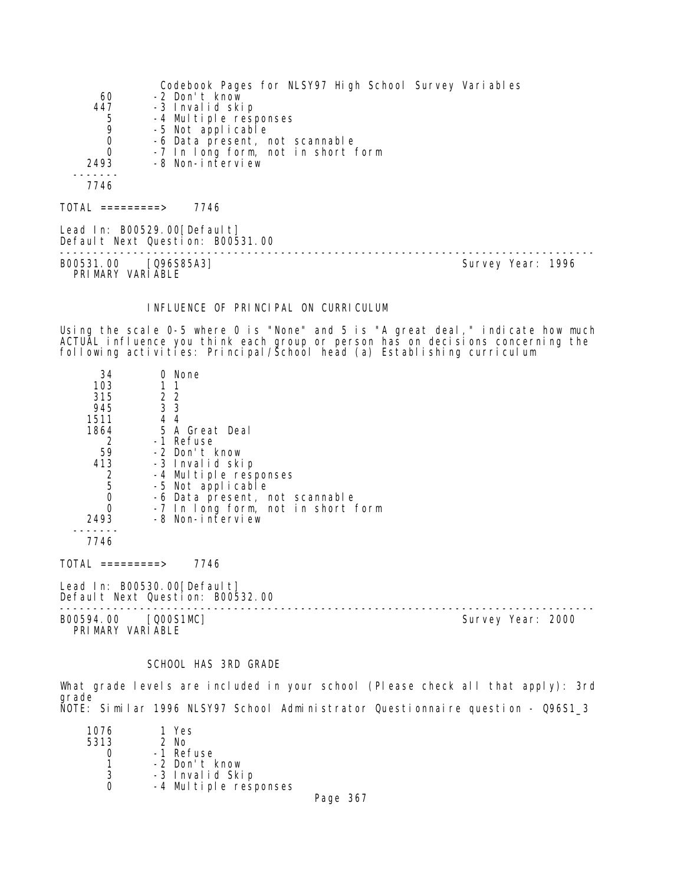| | |
|---|---|
| 60 | -2 Don't know |
| 447 | -3 Invalid skip |
| 5 | -4 Multiple responses |
| 9 | -5 Not applicable |
| 0 | -6 Data present, not scannable |
| 0 | -7 In long form, not in short form |
| 2493 | -8 Non-interview |
| 7746 | |

TOTAL =========> 7746

Lead In: B00529.00[Default]
Default Next Question: B00531.00

---

B00531.00 [Q96S85A3] Survey Year: 1996
PRIMARY VARIABLE

### INFLUENCE OF PRINCIPAL ON CURRICULUM

Using the scale 0-5 where 0 is "None" and 5 is "A great deal," indicate how much ACTUAL influence you think each group or person has on decisions concerning the following activities: Principal/School head (a) Establishing curriculum

| | |
|---|---|
| 34 | 0 None |
| 103 | 1 1 |
| 315 | 2 2 |
| 945 | 3 3 |
| 1511 | 4 4 |
| 1864 | 5 A Great Deal |
| 2 | -1 Refuse |
| 59 | -2 Don't know |
| 413 | -3 Invalid skip |
| 2 | -4 Multiple responses |
| 5 | -5 Not applicable |
| 0 | -6 Data present, not scannable |
| 0 | -7 In long form, not in short form |
| 2493 | -8 Non-interview |
| 7746 | |

TOTAL =========> 7746

Lead In: B00530.00[Default]
Default Next Question: B00532.00

---

B00594.00 [Q00S1MC] Survey Year: 2000
PRIMARY VARIABLE

### SCHOOL HAS 3RD GRADE

What grade levels are included in your school (Please check all that apply): 3rd grade
NOTE: Similar 1996 NLSY97 School Administrator Questionnaire question - Q96S1_3

| | |
|---|---|
| 1076 | 1 Yes |
| 5313 | 2 No |
| 0 | -1 Refuse |
| 1 | -2 Don't know |
| 3 | -3 Invalid Skip |
| 0 | -4 Multiple responses |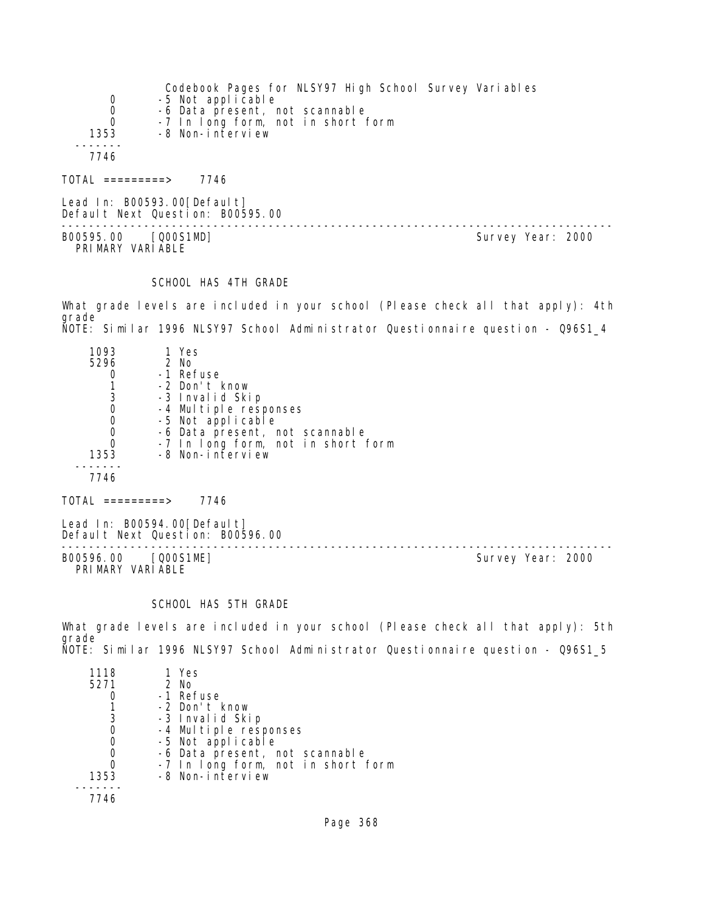| | |
|---|---|
| 0 | -5 Not applicable |
| 0 | -6 Data present, not scannable |
| 0 | -7 In long form, not in short form |
| 1353 | -8 Non-interview |
| ------- | |
| 7746 | |

TOTAL =========> 7746

Lead In: B00593.00[Default]
Default Next Question: B00595.00

---

B00595.00 [Q00S1MD] Survey Year: 2000
PRIMARY VARIABLE

SCHOOL HAS 4TH GRADE

What grade levels are included in your school (Please check all that apply): 4th grade
NOTE: Similar 1996 NLSY97 School Administrator Questionnaire question - Q96S1_4

| | |
|---|---|
| 1093 | 1 Yes |
| 5296 | 2 No |
| 0 | -1 Refuse |
| 1 | -2 Don't know |
| 3 | -3 Invalid Skip |
| 0 | -4 Multiple responses |
| 0 | -5 Not applicable |
| 0 | -6 Data present, not scannable |
| 0 | -7 In long form, not in short form |
| 1353 | -8 Non-interview |
| ------- | |
| 7746 | |

TOTAL =========> 7746

Lead In: B00594.00[Default]
Default Next Question: B00596.00

---

B00596.00 [Q00S1ME] Survey Year: 2000
PRIMARY VARIABLE

SCHOOL HAS 5TH GRADE

What grade levels are included in your school (Please check all that apply): 5th grade
NOTE: Similar 1996 NLSY97 School Administrator Questionnaire question - Q96S1_5

| | |
|---|---|
| 1118 | 1 Yes |
| 5271 | 2 No |
| 0 | -1 Refuse |
| 1 | -2 Don't know |
| 3 | -3 Invalid Skip |
| 0 | -4 Multiple responses |
| 0 | -5 Not applicable |
| 0 | -6 Data present, not scannable |
| 0 | -7 In long form, not in short form |
| 1353 | -8 Non-interview |
| ------- | |
| 7746 | |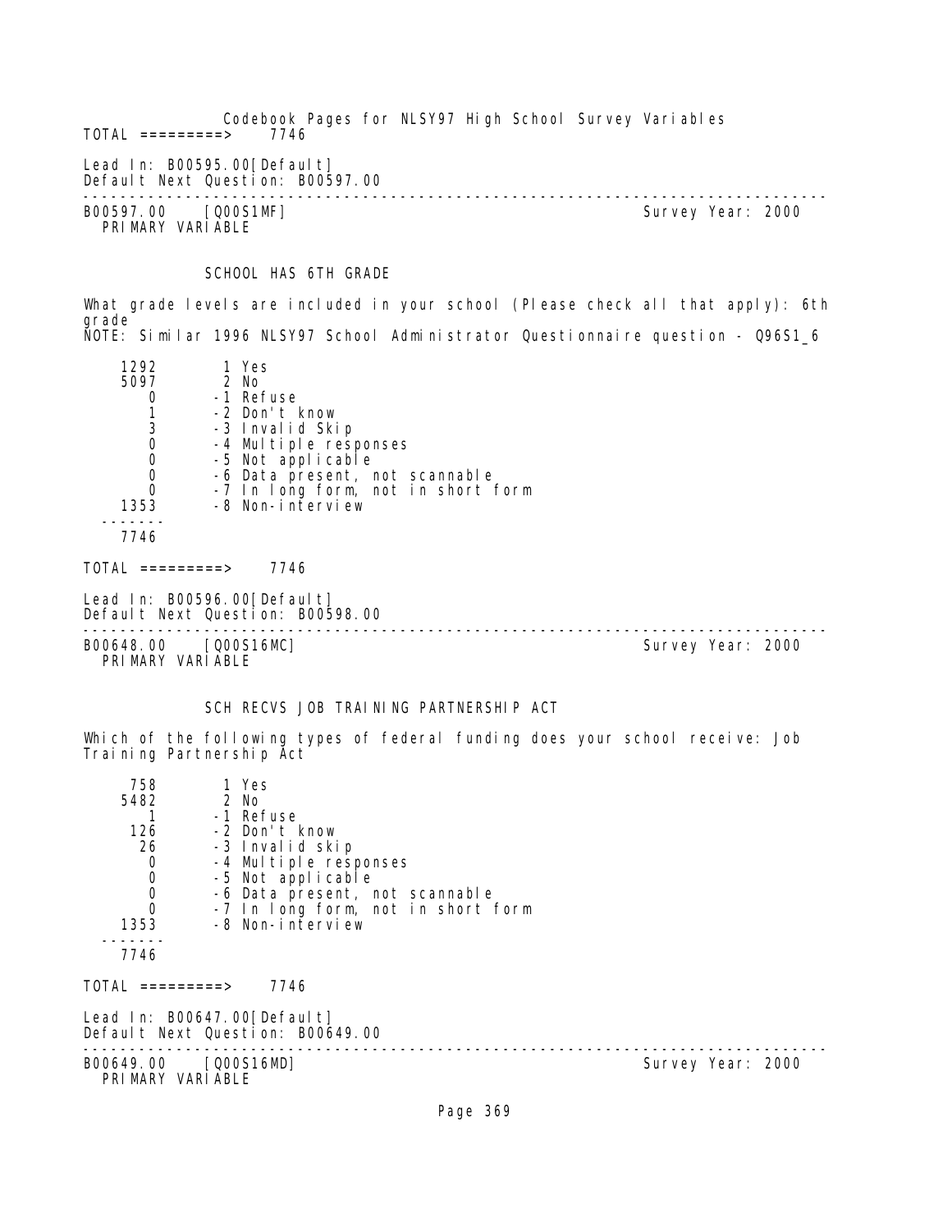Codebook Pages for NLSY97 High School Survey Variables

TOTAL =========> 7746

Lead In: B00595.00[Default]
Default Next Question: B00597.00

---

B00597.00 [Q00S1MF] Survey Year: 2000
PRIMARY VARIABLE

SCHOOL HAS 6TH GRADE

What grade levels are included in your school (Please check all that apply): 6th grade
NOTE: Similar 1996 NLSY97 School Administrator Questionnaire question - Q96S1_6

```
   1292        1 Yes
   5097        2 No
      0       -1 Refuse
      1       -2 Don't know
      3       -3 Invalid Skip
      0       -4 Multiple responses
      0       -5 Not applicable
      0       -6 Data present, not scannable
      0       -7 In long form, not in short form
   1353       -8 Non-interview
  -------
   7746
```

TOTAL =========> 7746

Lead In: B00596.00[Default]
Default Next Question: B00598.00

---

B00648.00 [Q00S16MC] Survey Year: 2000
PRIMARY VARIABLE

SCH RECVS JOB TRAINING PARTNERSHIP ACT

Which of the following types of federal funding does your school receive: Job Training Partnership Act

```
    758        1 Yes
   5482        2 No
      1       -1 Refuse
    126       -2 Don't know
     26       -3 Invalid skip
      0       -4 Multiple responses
      0       -5 Not applicable
      0       -6 Data present, not scannable
      0       -7 In long form, not in short form
   1353       -8 Non-interview
  -------
   7746
```

TOTAL =========> 7746

Lead In: B00647.00[Default]
Default Next Question: B00649.00

---

B00649.00 [Q00S16MD] Survey Year: 2000
PRIMARY VARIABLE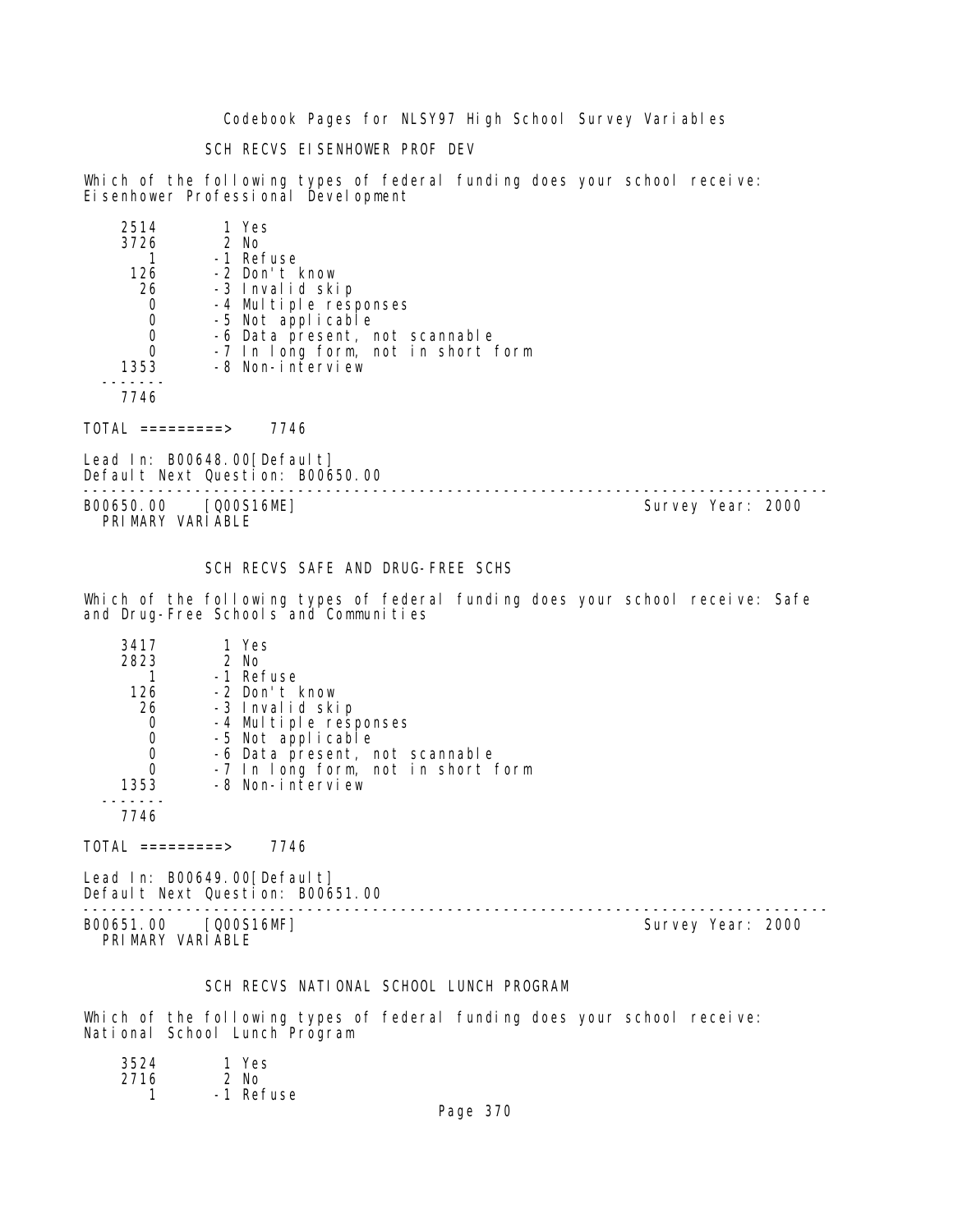### SCH RECVS EISENHOWER PROF DEV

Which of the following types of federal funding does your school receive: Eisenhower Professional Development

| Count | Code | Label |
|---|---|---|
| 2514 | 1 | Yes |
| 3726 | 2 | No |
| 1 | -1 | Refuse |
| 126 | -2 | Don't know |
| 26 | -3 | Invalid skip |
| 0 | -4 | Multiple responses |
| 0 | -5 | Not applicable |
| 0 | -6 | Data present, not scannable |
| 0 | -7 | In long form, not in short form |
| 1353 | -8 | Non-interview |
| 7746 | | |

TOTAL =========> 7746

Lead In: B00648.00[Default]
Default Next Question: B00650.00

---

B00650.00 [Q00S16ME] Survey Year: 2000
PRIMARY VARIABLE

### SCH RECVS SAFE AND DRUG-FREE SCHS

Which of the following types of federal funding does your school receive: Safe and Drug-Free Schools and Communities

| Count | Code | Label |
|---|---|---|
| 3417 | 1 | Yes |
| 2823 | 2 | No |
| 1 | -1 | Refuse |
| 126 | -2 | Don't know |
| 26 | -3 | Invalid skip |
| 0 | -4 | Multiple responses |
| 0 | -5 | Not applicable |
| 0 | -6 | Data present, not scannable |
| 0 | -7 | In long form, not in short form |
| 1353 | -8 | Non-interview |
| 7746 | | |

TOTAL =========> 7746

Lead In: B00649.00[Default]
Default Next Question: B00651.00

---

B00651.00 [Q00S16MF] Survey Year: 2000
PRIMARY VARIABLE

### SCH RECVS NATIONAL SCHOOL LUNCH PROGRAM

Which of the following types of federal funding does your school receive: National School Lunch Program

| Count | Code | Label |
|---|---|---|
| 3524 | 1 | Yes |
| 2716 | 2 | No |
| 1 | -1 | Refuse |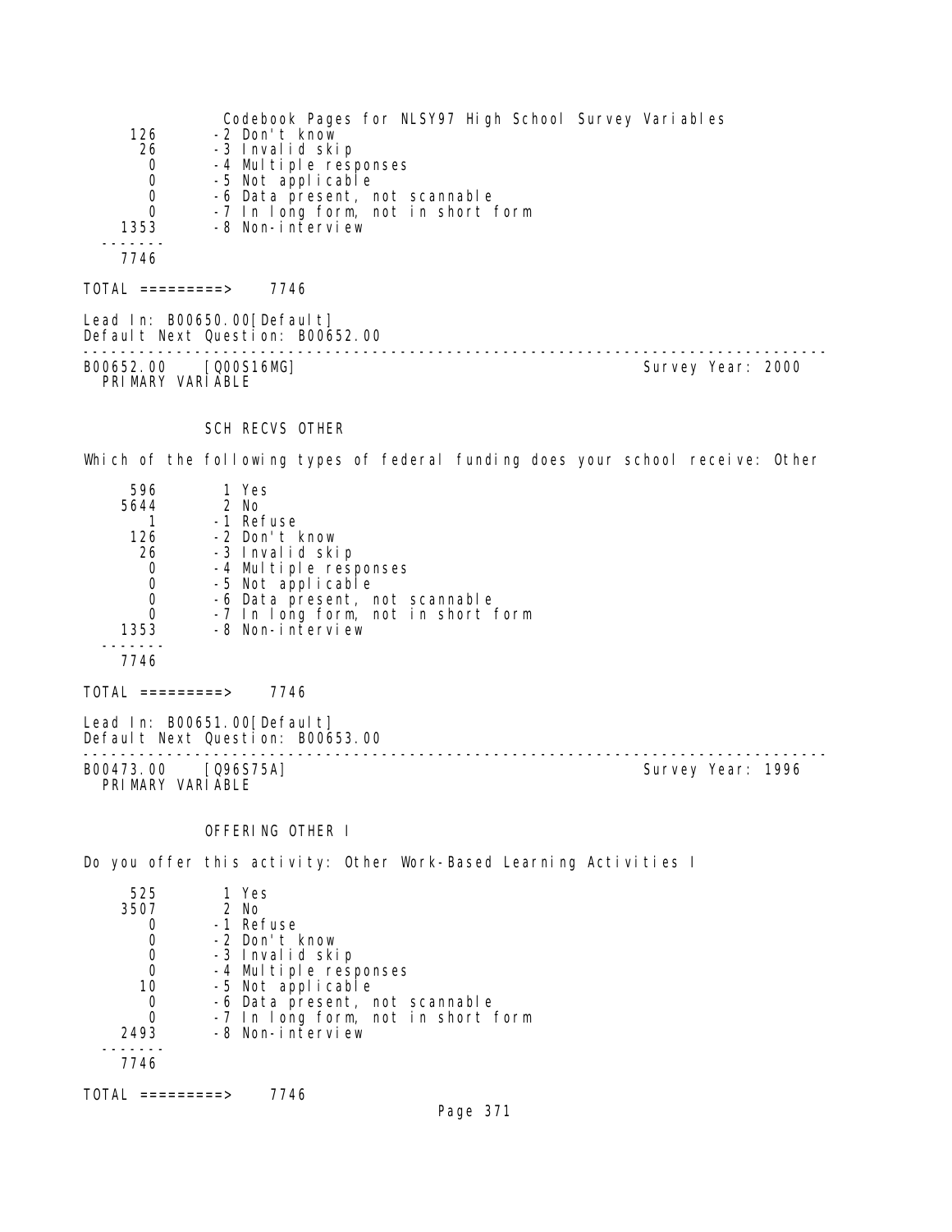| | |
|---|---|
| 126 | -2 Don't know |
| 26 | -3 Invalid skip |
| 0 | -4 Multiple responses |
| 0 | -5 Not applicable |
| 0 | -6 Data present, not scannable |
| 0 | -7 In long form, not in short form |
| 1353 | -8 Non-interview |
| 7746 | |

TOTAL =========> 7746

Lead In: B00650.00[Default]
Default Next Question: B00652.00

---

B00652.00 [Q00S16MG] Survey Year: 2000
PRIMARY VARIABLE

SCH RECVS OTHER

Which of the following types of federal funding does your school receive: Other

| | |
|---|---|
| 596 | 1 Yes |
| 5644 | 2 No |
| 1 | -1 Refuse |
| 126 | -2 Don't know |
| 26 | -3 Invalid skip |
| 0 | -4 Multiple responses |
| 0 | -5 Not applicable |
| 0 | -6 Data present, not scannable |
| 0 | -7 In long form, not in short form |
| 1353 | -8 Non-interview |
| 7746 | |

TOTAL =========> 7746

Lead In: B00651.00[Default]
Default Next Question: B00653.00

---

B00473.00 [Q96S75A] Survey Year: 1996
PRIMARY VARIABLE

OFFERING OTHER I

Do you offer this activity: Other Work-Based Learning Activities I

| | |
|---|---|
| 525 | 1 Yes |
| 3507 | 2 No |
| 0 | -1 Refuse |
| 0 | -2 Don't know |
| 0 | -3 Invalid skip |
| 0 | -4 Multiple responses |
| 10 | -5 Not applicable |
| 0 | -6 Data present, not scannable |
| 0 | -7 In long form, not in short form |
| 2493 | -8 Non-interview |
| 7746 | |

TOTAL =========> 7746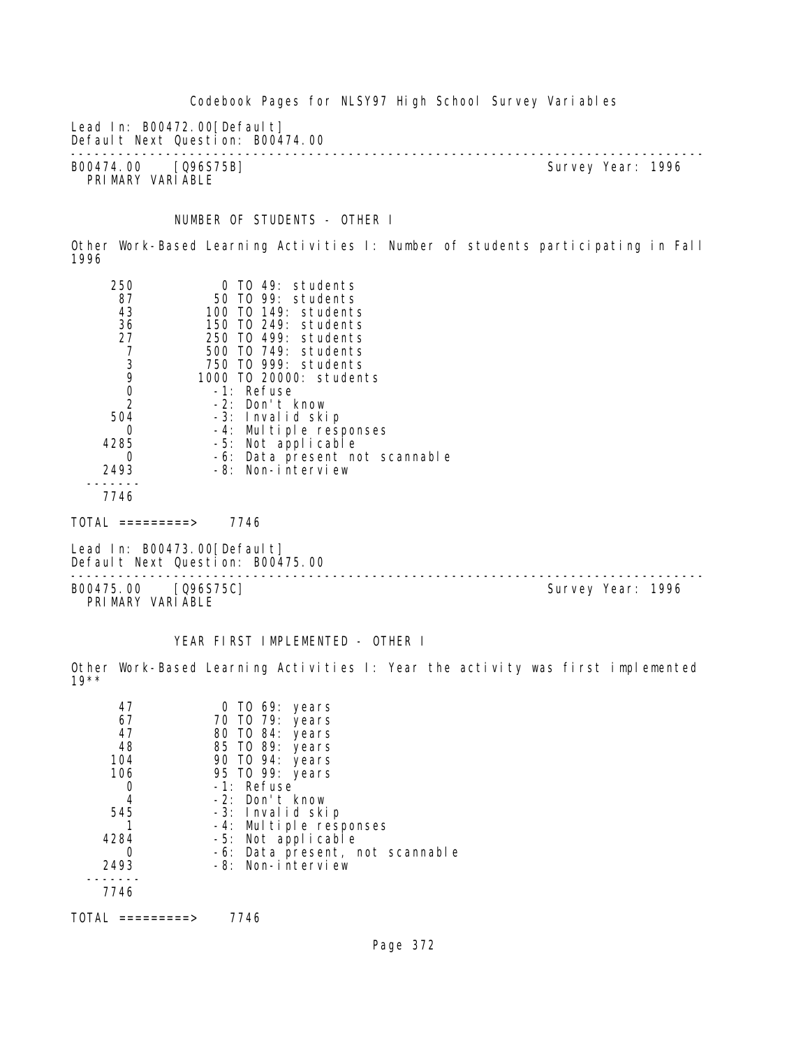Lead In: B00472.00[Default]
Default Next Question: B00474.00

---

B00474.00 [Q96S75B] Survey Year: 1996
PRIMARY VARIABLE

NUMBER OF STUDENTS - OTHER I

Other Work-Based Learning Activities I: Number of students participating in Fall 1996

| Count | Value |
|---|---|
| 250 | 0 TO 49: students |
| 87 | 50 TO 99: students |
| 43 | 100 TO 149: students |
| 36 | 150 TO 249: students |
| 27 | 250 TO 499: students |
| 7 | 500 TO 749: students |
| 3 | 750 TO 999: students |
| 9 | 1000 TO 20000: students |
| 0 | -1: Refuse |
| 2 | -2: Don't know |
| 504 | -3: Invalid skip |
| 0 | -4: Multiple responses |
| 4285 | -5: Not applicable |
| 0 | -6: Data present not scannable |
| 2493 | -8: Non-interview |
| 7746 | |

TOTAL =========> 7746

Lead In: B00473.00[Default]
Default Next Question: B00475.00

---

B00475.00 [Q96S75C] Survey Year: 1996
PRIMARY VARIABLE

YEAR FIRST IMPLEMENTED - OTHER I

Other Work-Based Learning Activities I: Year the activity was first implemented 19**

| Count | Value |
|---|---|
| 47 | 0 TO 69: years |
| 67 | 70 TO 79: years |
| 47 | 80 TO 84: years |
| 48 | 85 TO 89: years |
| 104 | 90 TO 94: years |
| 106 | 95 TO 99: years |
| 0 | -1: Refuse |
| 4 | -2: Don't know |
| 545 | -3: Invalid skip |
| 1 | -4: Multiple responses |
| 4284 | -5: Not applicable |
| 0 | -6: Data present, not scannable |
| 2493 | -8: Non-interview |
| 7746 | |

TOTAL =========> 7746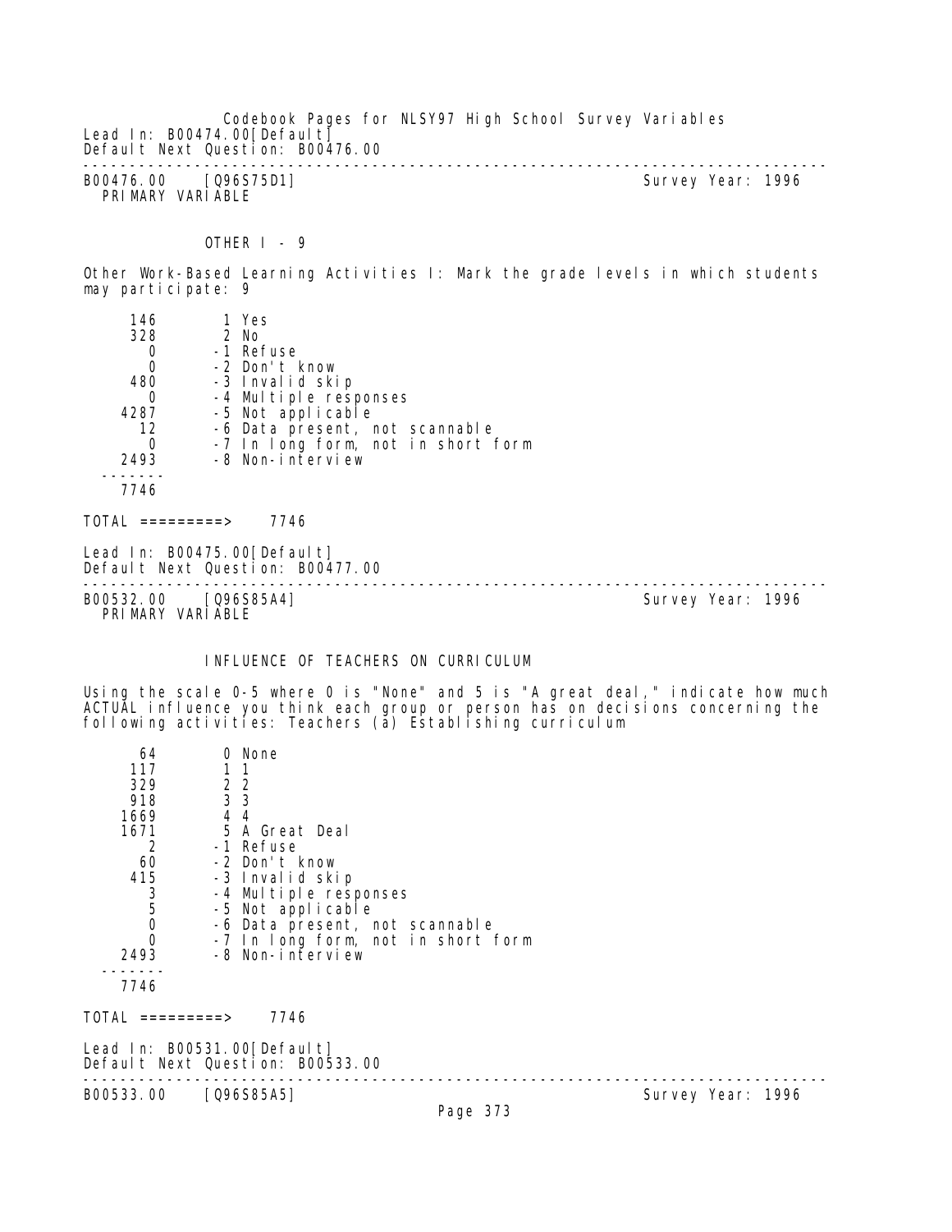Lead In: B00474.00[Default]
Default Next Question: B00476.00

---

B00476.00 [Q96S75D1] Survey Year: 1996
PRIMARY VARIABLE

OTHER I - 9

Other Work-Based Learning Activities I: Mark the grade levels in which students may participate: 9

```
     146        1 Yes
     328        2 No
       0       -1 Refuse
       0       -2 Don't know
     480       -3 Invalid skip
       0       -4 Multiple responses
    4287       -5 Not applicable
      12       -6 Data present, not scannable
       0       -7 In long form, not in short form
    2493       -8 Non-interview
  -------
    7746
```

TOTAL =========> 7746

Lead In: B00475.00[Default]
Default Next Question: B00477.00

---

B00532.00 [Q96S85A4] Survey Year: 1996
PRIMARY VARIABLE

INFLUENCE OF TEACHERS ON CURRICULUM

Using the scale 0-5 where 0 is "None" and 5 is "A great deal," indicate how much ACTUAL influence you think each group or person has on decisions concerning the following activities: Teachers (a) Establishing curriculum

```
      64        0 None
     117        1 1
     329        2 2
     918        3 3
    1669        4 4
    1671        5 A Great Deal
       2       -1 Refuse
      60       -2 Don't know
     415       -3 Invalid skip
       3       -4 Multiple responses
       5       -5 Not applicable
       0       -6 Data present, not scannable
       0       -7 In long form, not in short form
    2493       -8 Non-interview
  -------
    7746
```

TOTAL =========> 7746

Lead In: B00531.00[Default]
Default Next Question: B00533.00

---

B00533.00 [Q96S85A5] Survey Year: 1996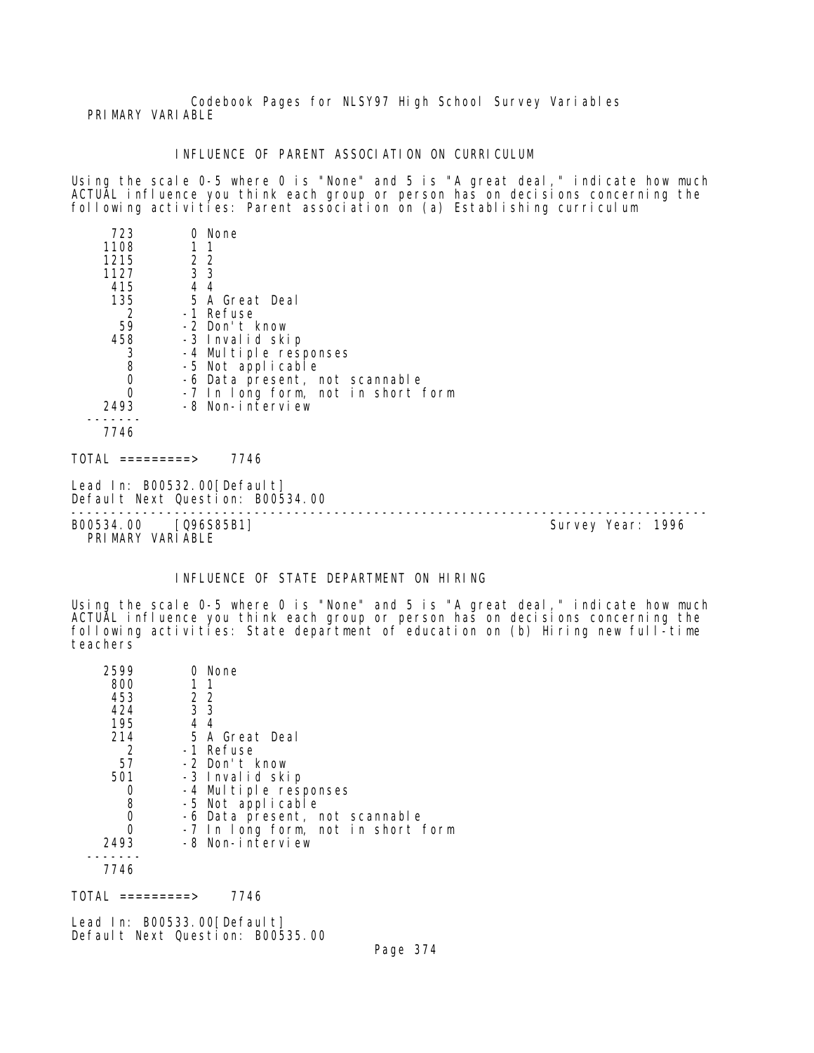PRIMARY VARIABLE

## INFLUENCE OF PARENT ASSOCIATION ON CURRICULUM

Using the scale 0-5 where 0 is "None" and 5 is "A great deal," indicate how much ACTUAL influence you think each group or person has on decisions concerning the following activities: Parent association on (a) Establishing curriculum

| Count | Code | Label |
|---|---|---|
| 723 | 0 | None |
| 1108 | 1 | 1 |
| 1215 | 2 | 2 |
| 1127 | 3 | 3 |
| 415 | 4 | 4 |
| 135 | 5 | A Great Deal |
| 2 | -1 | Refuse |
| 59 | -2 | Don't know |
| 458 | -3 | Invalid skip |
| 3 | -4 | Multiple responses |
| 8 | -5 | Not applicable |
| 0 | -6 | Data present, not scannable |
| 0 | -7 | In long form, not in short form |
| 2493 | -8 | Non-interview |
| 7746 | | |

TOTAL =========> 7746

Lead In: B00532.00[Default]
Default Next Question: B00534.00

---

B00534.00 [Q96S85B1] Survey Year: 1996
PRIMARY VARIABLE

## INFLUENCE OF STATE DEPARTMENT ON HIRING

Using the scale 0-5 where 0 is "None" and 5 is "A great deal," indicate how much ACTUAL influence you think each group or person has on decisions concerning the following activities: State department of education on (b) Hiring new full-time teachers

| Count | Code | Label |
|---|---|---|
| 2599 | 0 | None |
| 800 | 1 | 1 |
| 453 | 2 | 2 |
| 424 | 3 | 3 |
| 195 | 4 | 4 |
| 214 | 5 | A Great Deal |
| 2 | -1 | Refuse |
| 57 | -2 | Don't know |
| 501 | -3 | Invalid skip |
| 0 | -4 | Multiple responses |
| 8 | -5 | Not applicable |
| 0 | -6 | Data present, not scannable |
| 0 | -7 | In long form, not in short form |
| 2493 | -8 | Non-interview |
| 7746 | | |

TOTAL =========> 7746

Lead In: B00533.00[Default]
Default Next Question: B00535.00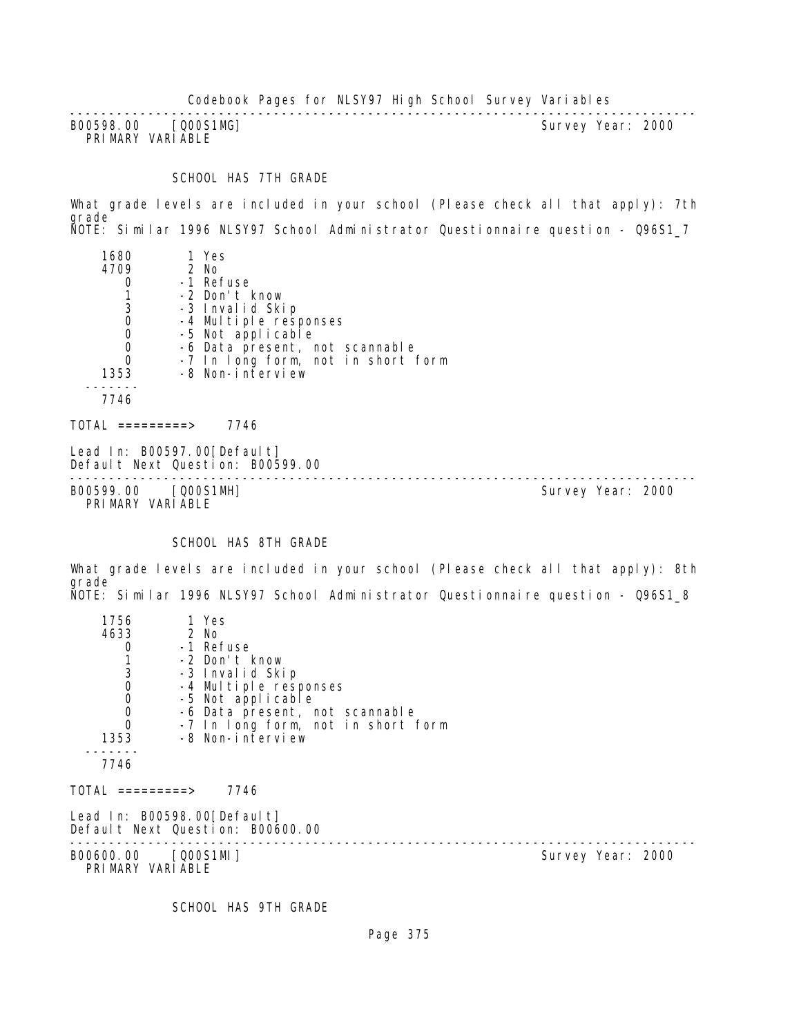---

B00598.00 [Q00S1MG] Survey Year: 2000
PRIMARY VARIABLE

SCHOOL HAS 7TH GRADE

What grade levels are included in your school (Please check all that apply): 7th grade
NOTE: Similar 1996 NLSY97 School Administrator Questionnaire question - Q96S1_7

| Count | Code | Label |
|---|---|---|
| 1680 | 1 | Yes |
| 4709 | 2 | No |
| 0 | -1 | Refuse |
| 1 | -2 | Don't know |
| 3 | -3 | Invalid Skip |
| 0 | -4 | Multiple responses |
| 0 | -5 | Not applicable |
| 0 | -6 | Data present, not scannable |
| 0 | -7 | In long form, not in short form |
| 1353 | -8 | Non-interview |
| 7746 | | |

TOTAL =========> 7746

Lead In: B00597.00[Default]
Default Next Question: B00599.00

---

B00599.00 [Q00S1MH] Survey Year: 2000
PRIMARY VARIABLE

SCHOOL HAS 8TH GRADE

What grade levels are included in your school (Please check all that apply): 8th grade
NOTE: Similar 1996 NLSY97 School Administrator Questionnaire question - Q96S1_8

| Count | Code | Label |
|---|---|---|
| 1756 | 1 | Yes |
| 4633 | 2 | No |
| 0 | -1 | Refuse |
| 1 | -2 | Don't know |
| 3 | -3 | Invalid Skip |
| 0 | -4 | Multiple responses |
| 0 | -5 | Not applicable |
| 0 | -6 | Data present, not scannable |
| 0 | -7 | In long form, not in short form |
| 1353 | -8 | Non-interview |
| 7746 | | |

TOTAL =========> 7746

Lead In: B00598.00[Default]
Default Next Question: B00600.00

---

B00600.00 [Q00S1MI] Survey Year: 2000
PRIMARY VARIABLE

SCHOOL HAS 9TH GRADE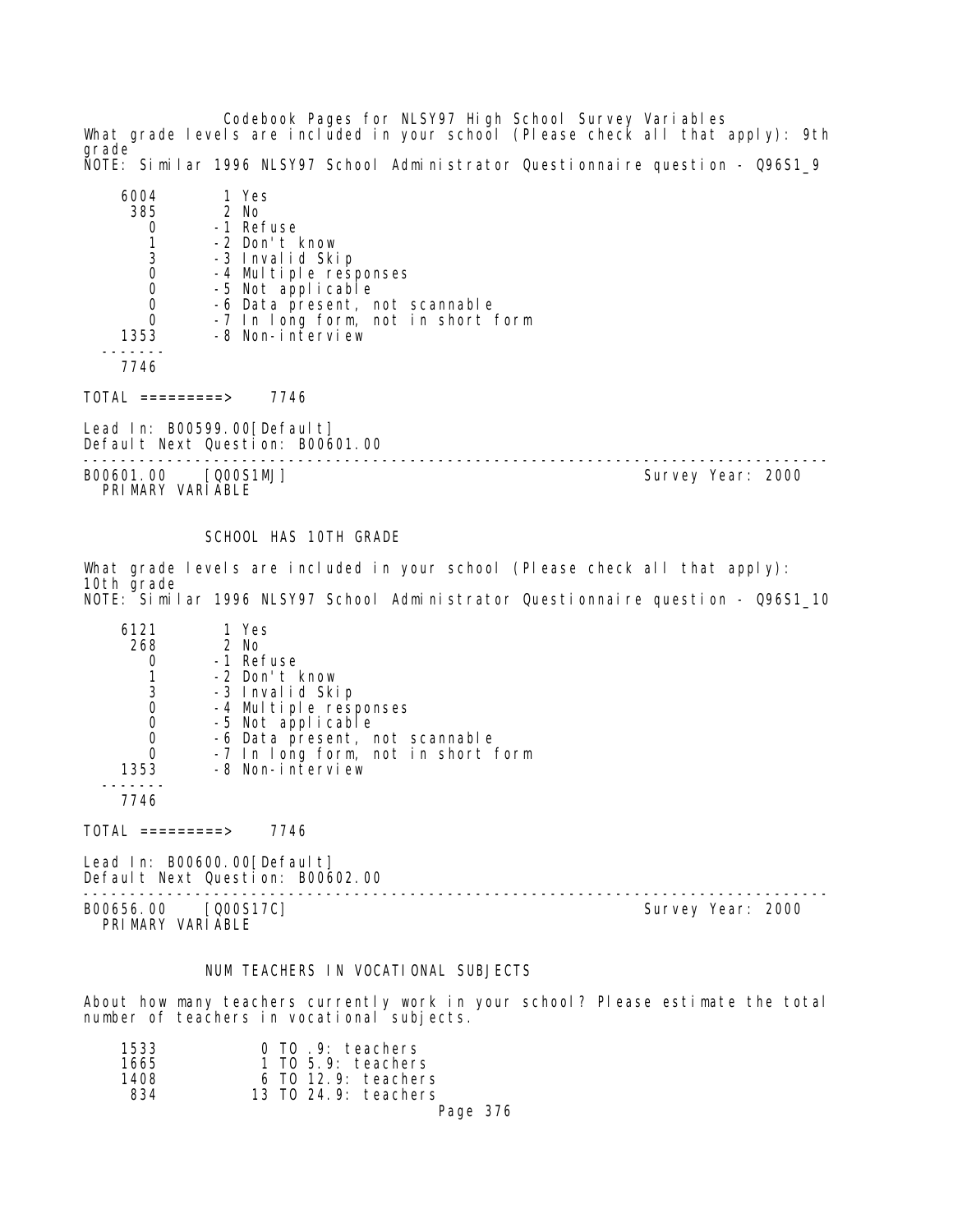What grade levels are included in your school (Please check all that apply): 9th grade
NOTE: Similar 1996 NLSY97 School Administrator Questionnaire question - Q96S1_9

```
    6004        1 Yes
     385        2 No
       0       -1 Refuse
       1       -2 Don't know
       3       -3 Invalid Skip
       0       -4 Multiple responses
       0       -5 Not applicable
       0       -6 Data present, not scannable
       0       -7 In long form, not in short form
    1353       -8 Non-interview
  -------
    7746
```

TOTAL =========> 7746

Lead In: B00599.00[Default]
Default Next Question: B00601.00

---

B00601.00 [Q00S1MJ] Survey Year: 2000
PRIMARY VARIABLE

SCHOOL HAS 10TH GRADE

What grade levels are included in your school (Please check all that apply): 10th grade
NOTE: Similar 1996 NLSY97 School Administrator Questionnaire question - Q96S1_10

```
    6121        1 Yes
     268        2 No
       0       -1 Refuse
       1       -2 Don't know
       3       -3 Invalid Skip
       0       -4 Multiple responses
       0       -5 Not applicable
       0       -6 Data present, not scannable
       0       -7 In long form, not in short form
    1353       -8 Non-interview
  -------
    7746
```

TOTAL =========> 7746

Lead In: B00600.00[Default]
Default Next Question: B00602.00

---

B00656.00 [Q00S17C] Survey Year: 2000
PRIMARY VARIABLE

NUM TEACHERS IN VOCATIONAL SUBJECTS

About how many teachers currently work in your school? Please estimate the total number of teachers in vocational subjects.

```
    1533          0 TO .9: teachers
    1665          1 TO 5.9: teachers
    1408          6 TO 12.9: teachers
     834         13 TO 24.9: teachers
```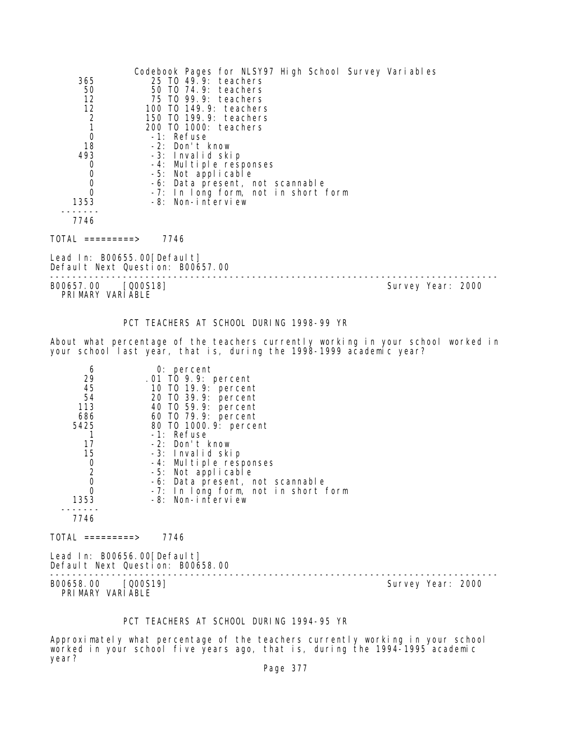| | |
|---|---|
| 365 | 25 TO 49.9: teachers |
| 50 | 50 TO 74.9: teachers |
| 12 | 75 TO 99.9: teachers |
| 12 | 100 TO 149.9: teachers |
| 2 | 150 TO 199.9: teachers |
| 1 | 200 TO 1000: teachers |
| 0 | -1: Refuse |
| 18 | -2: Don't know |
| 493 | -3: Invalid skip |
| 0 | -4: Multiple responses |
| 0 | -5: Not applicable |
| 0 | -6: Data present, not scannable |
| 0 | -7: In long form, not in short form |
| 1353 | -8: Non-interview |
| 7746 | |

TOTAL =========> 7746

Lead In: B00655.00[Default]
Default Next Question: B00657.00

---

B00657.00 [Q00S18] Survey Year: 2000
PRIMARY VARIABLE

PCT TEACHERS AT SCHOOL DURING 1998-99 YR

About what percentage of the teachers currently working in your school worked in your school last year, that is, during the 1998-1999 academic year?

| | |
|---|---|
| 6 | 0: percent |
| 29 | .01 TO 9.9: percent |
| 45 | 10 TO 19.9: percent |
| 54 | 20 TO 39.9: percent |
| 113 | 40 TO 59.9: percent |
| 686 | 60 TO 79.9: percent |
| 5425 | 80 TO 1000.9: percent |
| 1 | -1: Refuse |
| 17 | -2: Don't know |
| 15 | -3: Invalid skip |
| 0 | -4: Multiple responses |
| 2 | -5: Not applicable |
| 0 | -6: Data present, not scannable |
| 0 | -7: In long form, not in short form |
| 1353 | -8: Non-interview |
| 7746 | |

TOTAL =========> 7746

Lead In: B00656.00[Default]
Default Next Question: B00658.00

---

B00658.00 [Q00S19] Survey Year: 2000
PRIMARY VARIABLE

PCT TEACHERS AT SCHOOL DURING 1994-95 YR

Approximately what percentage of the teachers currently working in your school worked in your school five years ago, that is, during the 1994-1995 academic year?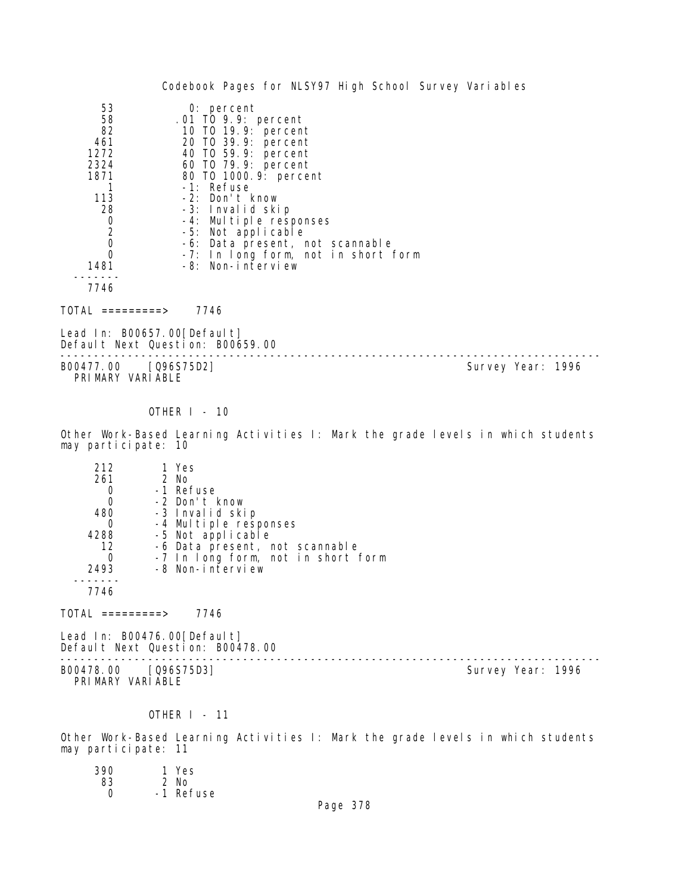| | |
|---|---|
| 53 | 0: percent |
| 58 | .01 TO 9.9: percent |
| 82 | 10 TO 19.9: percent |
| 461 | 20 TO 39.9: percent |
| 1272 | 40 TO 59.9: percent |
| 2324 | 60 TO 79.9: percent |
| 1871 | 80 TO 1000.9: percent |
| 1 | -1: Refuse |
| 113 | -2: Don't know |
| 28 | -3: Invalid skip |
| 0 | -4: Multiple responses |
| 2 | -5: Not applicable |
| 0 | -6: Data present, not scannable |
| 0 | -7: In long form, not in short form |
| 1481 | -8: Non-interview |
| 7746 | |

TOTAL =========> 7746

Lead In: B00657.00[Default]
Default Next Question: B00659.00

---

B00477.00 [Q96S75D2] Survey Year: 1996
PRIMARY VARIABLE

OTHER I - 10

Other Work-Based Learning Activities I: Mark the grade levels in which students may participate: 10

| | |
|---|---|
| 212 | 1 Yes |
| 261 | 2 No |
| 0 | -1 Refuse |
| 0 | -2 Don't know |
| 480 | -3 Invalid skip |
| 0 | -4 Multiple responses |
| 4288 | -5 Not applicable |
| 12 | -6 Data present, not scannable |
| 0 | -7 In long form, not in short form |
| 2493 | -8 Non-interview |
| 7746 | |

TOTAL =========> 7746

Lead In: B00476.00[Default]
Default Next Question: B00478.00

---

B00478.00 [Q96S75D3] Survey Year: 1996
PRIMARY VARIABLE

OTHER I - 11

Other Work-Based Learning Activities I: Mark the grade levels in which students may participate: 11

| | |
|---|---|
| 390 | 1 Yes |
| 83 | 2 No |
| 0 | -1 Refuse |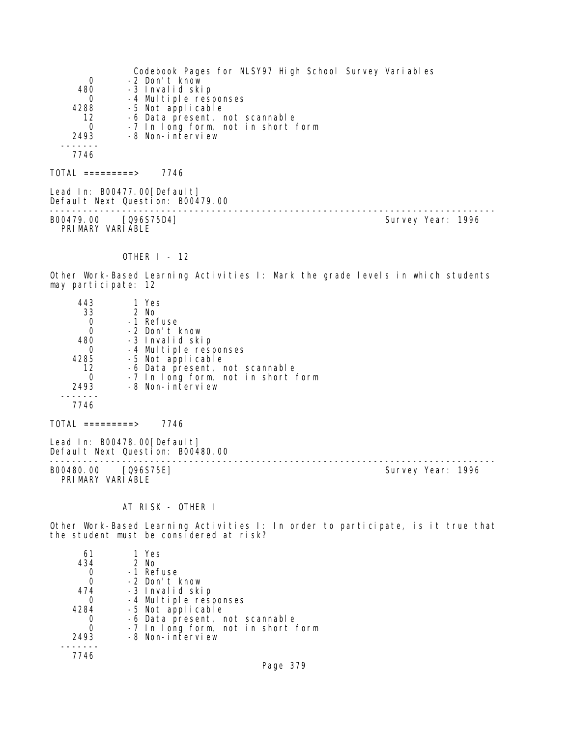```
     0       -2 Don't know
   480       -3 Invalid skip
     0       -4 Multiple responses
  4288       -5 Not applicable
    12       -6 Data present, not scannable
     0       -7 In long form, not in short form
  2493       -8 Non-interview
 -------
  7746
```

TOTAL =========> 7746

Lead In: B00477.00[Default]
Default Next Question: B00479.00

---

B00479.00 [Q96S75D4] Survey Year: 1996
PRIMARY VARIABLE

OTHER I - 12

Other Work-Based Learning Activities I: Mark the grade levels in which students may participate: 12

```
   443        1 Yes
    33        2 No
     0       -1 Refuse
     0       -2 Don't know
   480       -3 Invalid skip
     0       -4 Multiple responses
  4285       -5 Not applicable
    12       -6 Data present, not scannable
     0       -7 In long form, not in short form
  2493       -8 Non-interview
 -------
  7746
```

TOTAL =========> 7746

Lead In: B00478.00[Default]
Default Next Question: B00480.00

---

B00480.00 [Q96S75E] Survey Year: 1996
PRIMARY VARIABLE

AT RISK - OTHER I

Other Work-Based Learning Activities I: In order to participate, is it true that the student must be considered at risk?

```
    61        1 Yes
   434        2 No
     0       -1 Refuse
     0       -2 Don't know
   474       -3 Invalid skip
     0       -4 Multiple responses
  4284       -5 Not applicable
     0       -6 Data present, not scannable
     0       -7 In long form, not in short form
  2493       -8 Non-interview
 -------
  7746
```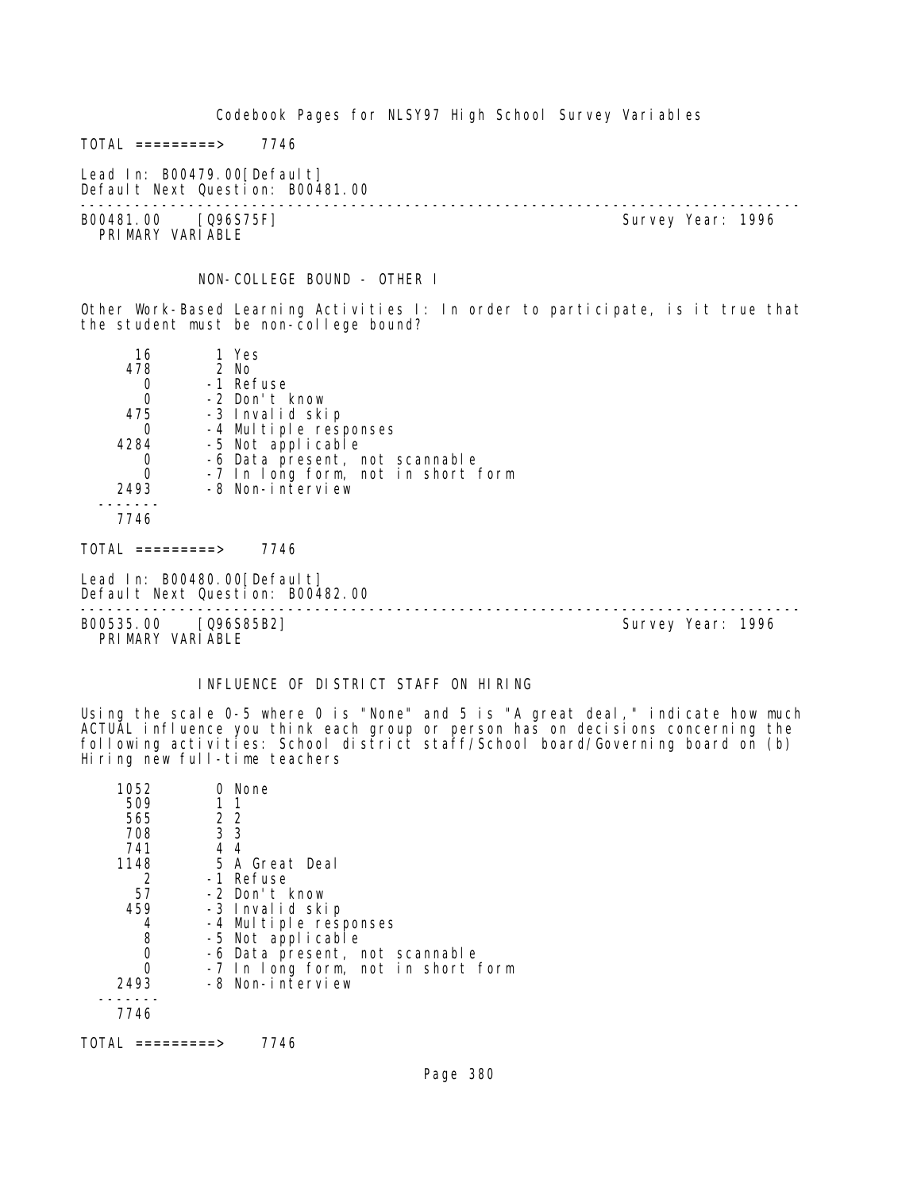TOTAL =========> 7746

Lead In: B00479.00[Default]
Default Next Question: B00481.00

---

B00481.00 [Q96S75F] Survey Year: 1996
PRIMARY VARIABLE

NON-COLLEGE BOUND - OTHER I

Other Work-Based Learning Activities I: In order to participate, is it true that the student must be non-college bound?

| | |
|---|---|
| 16 | 1 Yes |
| 478 | 2 No |
| 0 | -1 Refuse |
| 0 | -2 Don't know |
| 475 | -3 Invalid skip |
| 0 | -4 Multiple responses |
| 4284 | -5 Not applicable |
| 0 | -6 Data present, not scannable |
| 0 | -7 In long form, not in short form |
| 2493 | -8 Non-interview |
| 7746 | |

TOTAL =========> 7746

Lead In: B00480.00[Default]
Default Next Question: B00482.00

---

B00535.00 [Q96S85B2] Survey Year: 1996
PRIMARY VARIABLE

INFLUENCE OF DISTRICT STAFF ON HIRING

Using the scale 0-5 where 0 is "None" and 5 is "A great deal," indicate how much ACTUAL influence you think each group or person has on decisions concerning the following activities: School district staff/School board/Governing board on (b) Hiring new full-time teachers

| | |
|---|---|
| 1052 | 0 None |
| 509 | 1 1 |
| 565 | 2 2 |
| 708 | 3 3 |
| 741 | 4 4 |
| 1148 | 5 A Great Deal |
| 2 | -1 Refuse |
| 57 | -2 Don't know |
| 459 | -3 Invalid skip |
| 4 | -4 Multiple responses |
| 8 | -5 Not applicable |
| 0 | -6 Data present, not scannable |
| 0 | -7 In long form, not in short form |
| 2493 | -8 Non-interview |
| 7746 | |

TOTAL =========> 7746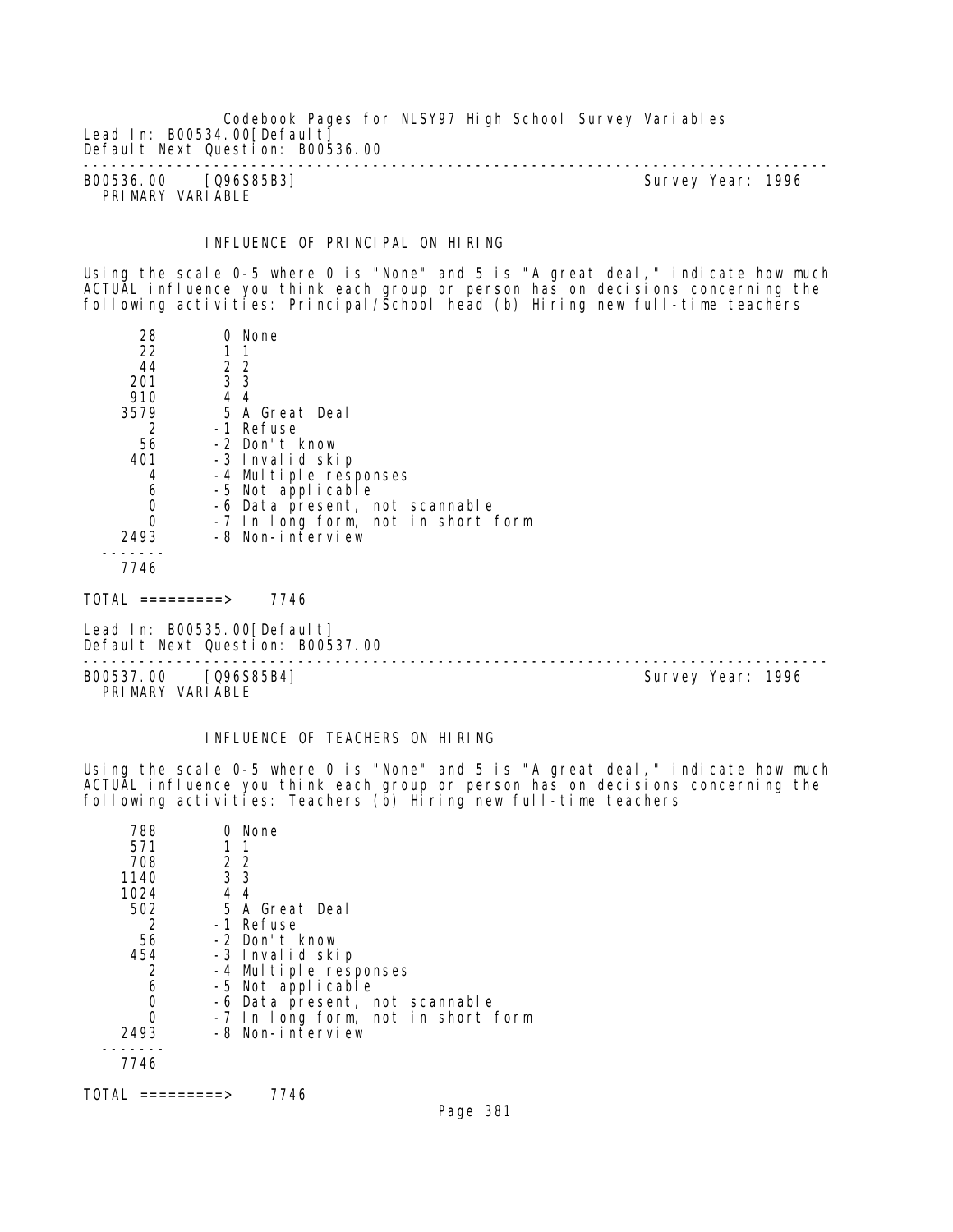Lead In: B00534.00[Default]
Default Next Question: B00536.00

---

B00536.00 [Q96S85B3] Survey Year: 1996
PRIMARY VARIABLE

### INFLUENCE OF PRINCIPAL ON HIRING

Using the scale 0-5 where 0 is "None" and 5 is "A great deal," indicate how much ACTUAL influence you think each group or person has on decisions concerning the following activities: Principal/School head (b) Hiring new full-time teachers

| Count | Code | Label |
|---|---|---|
| 28 | 0 | None |
| 22 | 1 | 1 |
| 44 | 2 | 2 |
| 201 | 3 | 3 |
| 910 | 4 | 4 |
| 3579 | 5 | A Great Deal |
| 2 | -1 | Refuse |
| 56 | -2 | Don't know |
| 401 | -3 | Invalid skip |
| 4 | -4 | Multiple responses |
| 6 | -5 | Not applicable |
| 0 | -6 | Data present, not scannable |
| 0 | -7 | In long form, not in short form |
| 2493 | -8 | Non-interview |
| 7746 | | |

TOTAL =========> 7746

Lead In: B00535.00[Default]
Default Next Question: B00537.00

---

B00537.00 [Q96S85B4] Survey Year: 1996
PRIMARY VARIABLE

### INFLUENCE OF TEACHERS ON HIRING

Using the scale 0-5 where 0 is "None" and 5 is "A great deal," indicate how much ACTUAL influence you think each group or person has on decisions concerning the following activities: Teachers (b) Hiring new full-time teachers

| Count | Code | Label |
|---|---|---|
| 788 | 0 | None |
| 571 | 1 | 1 |
| 708 | 2 | 2 |
| 1140 | 3 | 3 |
| 1024 | 4 | 4 |
| 502 | 5 | A Great Deal |
| 2 | -1 | Refuse |
| 56 | -2 | Don't know |
| 454 | -3 | Invalid skip |
| 2 | -4 | Multiple responses |
| 6 | -5 | Not applicable |
| 0 | -6 | Data present, not scannable |
| 0 | -7 | In long form, not in short form |
| 2493 | -8 | Non-interview |
| 7746 | | |

TOTAL =========> 7746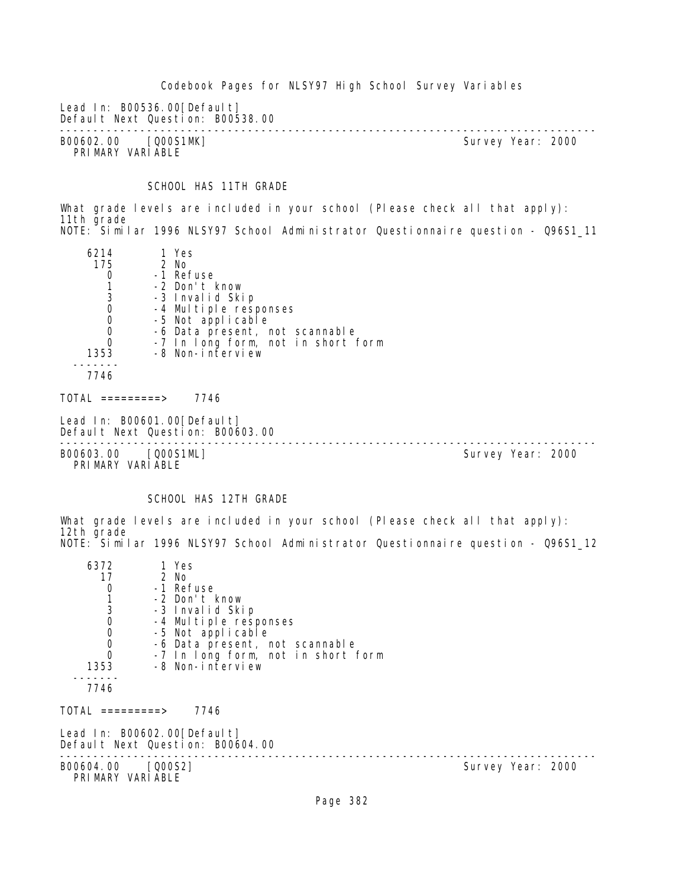Lead In: B00536.00[Default]
Default Next Question: B00538.00

---

B00602.00 [Q00S1MK] Survey Year: 2000
PRIMARY VARIABLE

### SCHOOL HAS 11TH GRADE

What grade levels are included in your school (Please check all that apply): 11th grade
NOTE: Similar 1996 NLSY97 School Administrator Questionnaire question - Q96S1_11

```
   6214       1 Yes
    175       2 No
      0      -1 Refuse
      1      -2 Don't know
      3      -3 Invalid Skip
      0      -4 Multiple responses
      0      -5 Not applicable
      0      -6 Data present, not scannable
      0      -7 In long form, not in short form
   1353      -8 Non-interview
  -------
   7746
```

TOTAL =========> 7746

Lead In: B00601.00[Default]
Default Next Question: B00603.00

---

B00603.00 [Q00S1ML] Survey Year: 2000
PRIMARY VARIABLE

### SCHOOL HAS 12TH GRADE

What grade levels are included in your school (Please check all that apply): 12th grade
NOTE: Similar 1996 NLSY97 School Administrator Questionnaire question - Q96S1_12

```
   6372       1 Yes
     17       2 No
      0      -1 Refuse
      1      -2 Don't know
      3      -3 Invalid Skip
      0      -4 Multiple responses
      0      -5 Not applicable
      0      -6 Data present, not scannable
      0      -7 In long form, not in short form
   1353      -8 Non-interview
  -------
   7746
```

TOTAL =========> 7746

Lead In: B00602.00[Default]
Default Next Question: B00604.00

---

B00604.00 [Q00S2] Survey Year: 2000
PRIMARY VARIABLE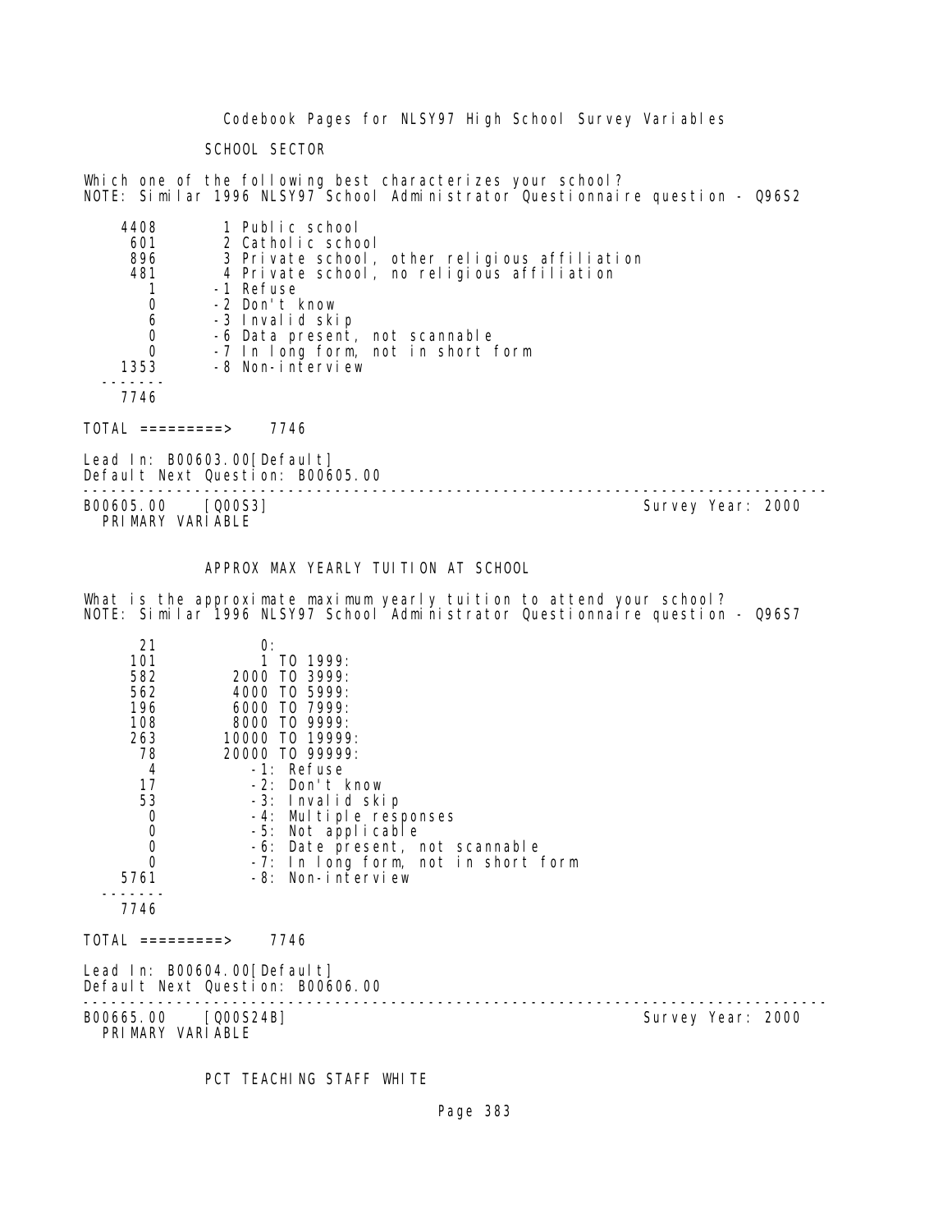Codebook Pages for NLSY97 High School Survey Variables

SCHOOL SECTOR

Which one of the following best characterizes your school?
NOTE: Similar 1996 NLSY97 School Administrator Questionnaire question - Q96S2

| Count | Value |
|---|---|
| 4408 | 1 Public school |
| 601 | 2 Catholic school |
| 896 | 3 Private school, other religious affiliation |
| 481 | 4 Private school, no religious affiliation |
| 1 | -1 Refuse |
| 0 | -2 Don't know |
| 6 | -3 Invalid skip |
| 0 | -6 Data present, not scannable |
| 0 | -7 In long form, not in short form |
| 1353 | -8 Non-interview |
| 7746 | |

TOTAL =========> 7746

Lead In: B00603.00[Default]
Default Next Question: B00605.00

---

B00605.00 [Q00S3] Survey Year: 2000
PRIMARY VARIABLE

APPROX MAX YEARLY TUITION AT SCHOOL

What is the approximate maximum yearly tuition to attend your school?
NOTE: Similar 1996 NLSY97 School Administrator Questionnaire question - Q96S7

| Count | Value |
|---|---|
| 21 | 0: |
| 101 | 1 TO 1999: |
| 582 | 2000 TO 3999: |
| 562 | 4000 TO 5999: |
| 196 | 6000 TO 7999: |
| 108 | 8000 TO 9999: |
| 263 | 10000 TO 19999: |
| 78 | 20000 TO 99999: |
| 4 | -1: Refuse |
| 17 | -2: Don't know |
| 53 | -3: Invalid skip |
| 0 | -4: Multiple responses |
| 0 | -5: Not applicable |
| 0 | -6: Date present, not scannable |
| 0 | -7: In long form, not in short form |
| 5761 | -8: Non-interview |
| 7746 | |

TOTAL =========> 7746

Lead In: B00604.00[Default]
Default Next Question: B00606.00

---

B00665.00 [Q00S24B] Survey Year: 2000
PRIMARY VARIABLE

PCT TEACHING STAFF WHITE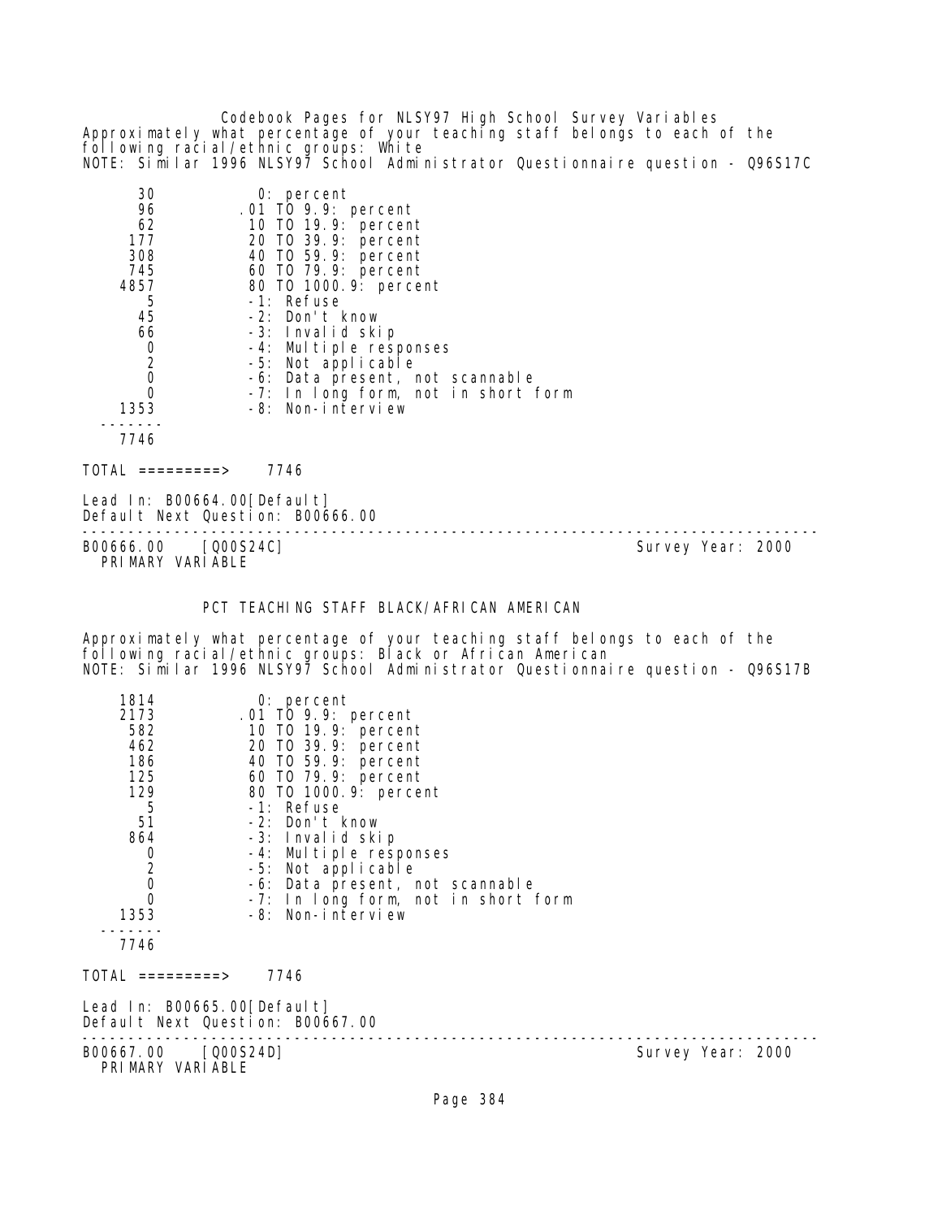Approximately what percentage of your teaching staff belongs to each of the following racial/ethnic groups: White
NOTE: Similar 1996 NLSY97 School Administrator Questionnaire question - Q96S17C

| | |
|---|---|
| 30 | 0: percent |
| 96 | .01 TO 9.9: percent |
| 62 | 10 TO 19.9: percent |
| 177 | 20 TO 39.9: percent |
| 308 | 40 TO 59.9: percent |
| 745 | 60 TO 79.9: percent |
| 4857 | 80 TO 1000.9: percent |
| 5 | -1: Refuse |
| 45 | -2: Don't know |
| 66 | -3: Invalid skip |
| 0 | -4: Multiple responses |
| 2 | -5: Not applicable |
| 0 | -6: Data present, not scannable |
| 0 | -7: In long form, not in short form |
| 1353 | -8: Non-interview |
| 7746 | |

TOTAL =========> 7746

Lead In: B00664.00[Default]
Default Next Question: B00666.00

---

B00666.00 [Q00S24C] Survey Year: 2000
PRIMARY VARIABLE

## PCT TEACHING STAFF BLACK/AFRICAN AMERICAN

Approximately what percentage of your teaching staff belongs to each of the following racial/ethnic groups: Black or African American
NOTE: Similar 1996 NLSY97 School Administrator Questionnaire question - Q96S17B

| | |
|---|---|
| 1814 | 0: percent |
| 2173 | .01 TO 9.9: percent |
| 582 | 10 TO 19.9: percent |
| 462 | 20 TO 39.9: percent |
| 186 | 40 TO 59.9: percent |
| 125 | 60 TO 79.9: percent |
| 129 | 80 TO 1000.9: percent |
| 5 | -1: Refuse |
| 51 | -2: Don't know |
| 864 | -3: Invalid skip |
| 0 | -4: Multiple responses |
| 2 | -5: Not applicable |
| 0 | -6: Data present, not scannable |
| 0 | -7: In long form, not in short form |
| 1353 | -8: Non-interview |
| 7746 | |

TOTAL =========> 7746

Lead In: B00665.00[Default]
Default Next Question: B00667.00

---

B00667.00 [Q00S24D] Survey Year: 2000
PRIMARY VARIABLE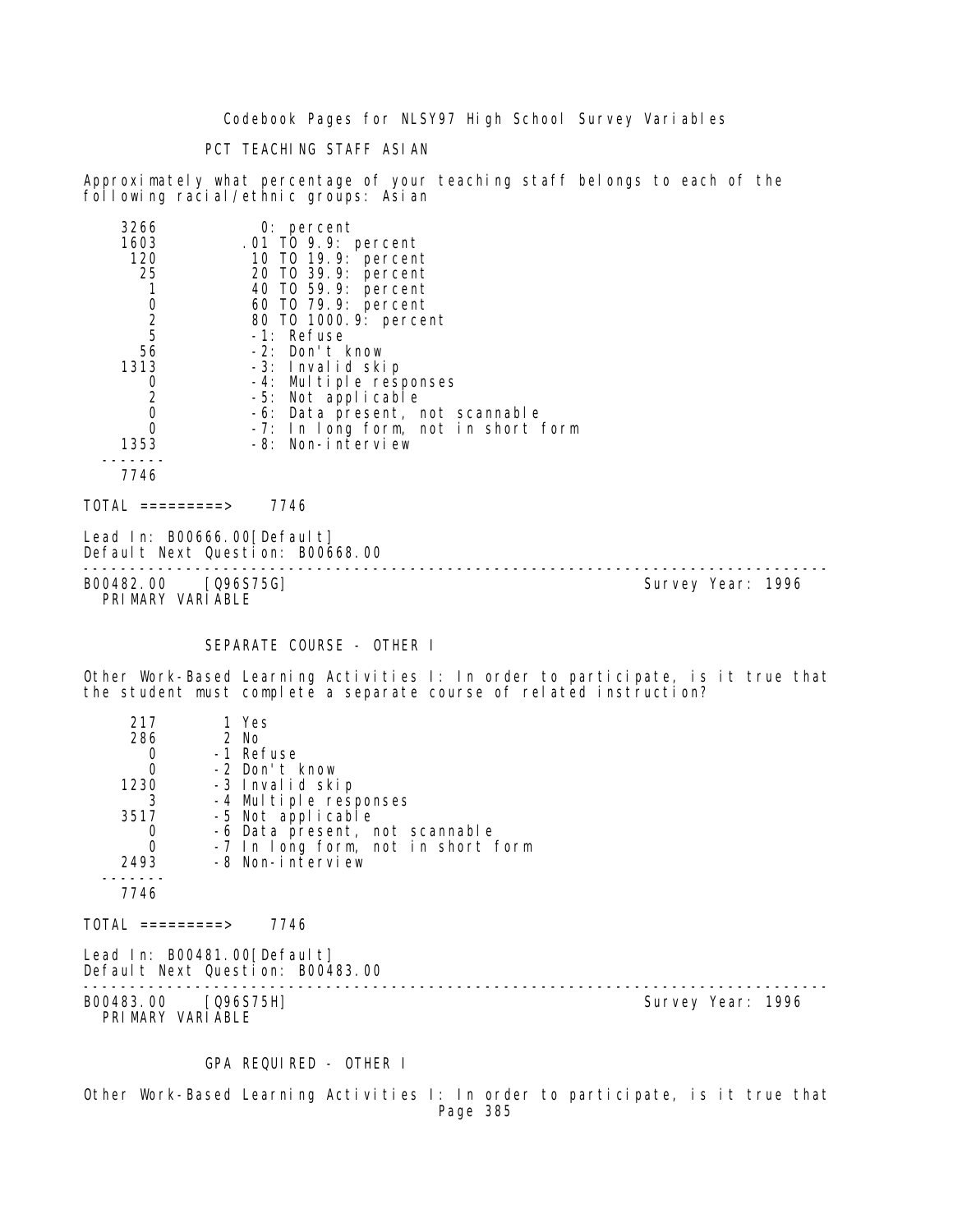PCT TEACHING STAFF ASIAN

Approximately what percentage of your teaching staff belongs to each of the following racial/ethnic groups: Asian

```
    3266           0: percent
    1603         .01 TO 9.9: percent
     120          10 TO 19.9: percent
      25          20 TO 39.9: percent
       1          40 TO 59.9: percent
       0          60 TO 79.9: percent
       2          80 TO 1000.9: percent
       5          -1: Refuse
      56          -2: Don't know
    1313          -3: Invalid skip
       0          -4: Multiple responses
       2          -5: Not applicable
       0          -6: Data present, not scannable
       0          -7: In long form, not in short form
    1353          -8: Non-interview
  -------
    7746
```

TOTAL =========> 7746

Lead In: B00666.00[Default]
Default Next Question: B00668.00

---

B00482.00 [Q96S75G] Survey Year: 1996
PRIMARY VARIABLE

SEPARATE COURSE - OTHER I

Other Work-Based Learning Activities I: In order to participate, is it true that the student must complete a separate course of related instruction?

```
     217       1 Yes
     286       2 No
       0      -1 Refuse
       0      -2 Don't know
    1230      -3 Invalid skip
       3      -4 Multiple responses
    3517      -5 Not applicable
       0      -6 Data present, not scannable
       0      -7 In long form, not in short form
    2493      -8 Non-interview
  -------
    7746
```

TOTAL =========> 7746

Lead In: B00481.00[Default]
Default Next Question: B00483.00

---

B00483.00 [Q96S75H] Survey Year: 1996
PRIMARY VARIABLE

GPA REQUIRED - OTHER I

Other Work-Based Learning Activities I: In order to participate, is it true that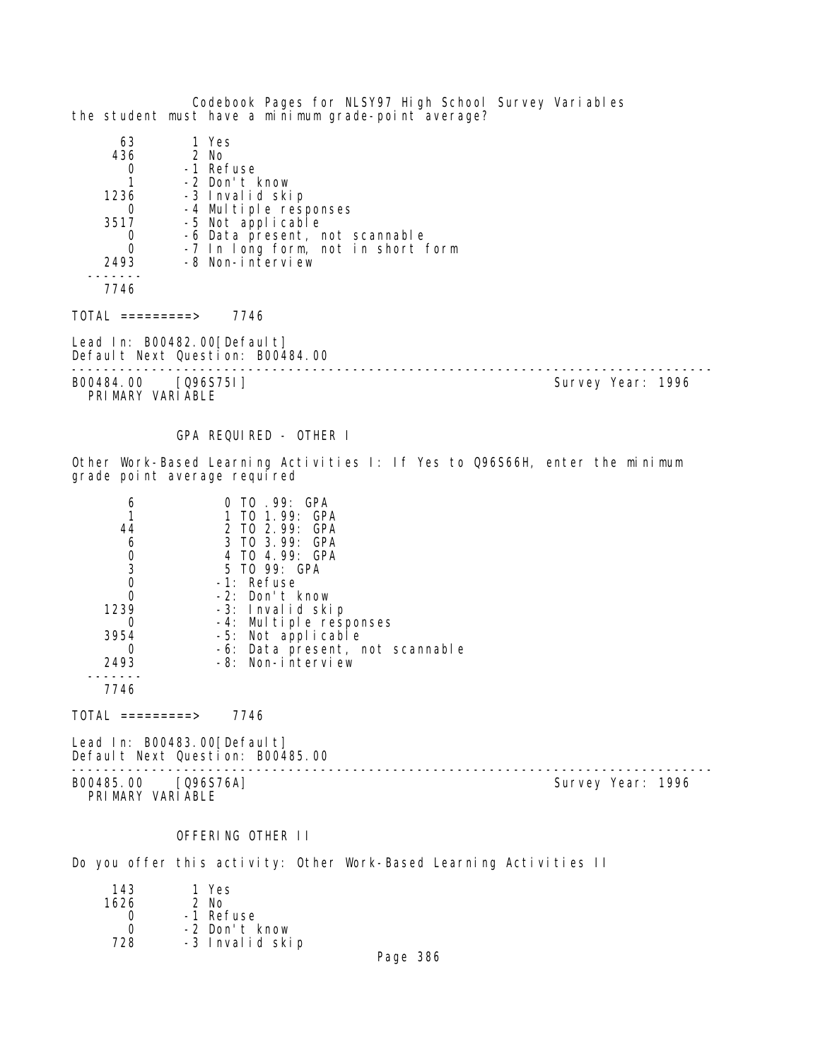the student must have a minimum grade-point average?

```
     63        1 Yes
    436        2 No
      0       -1 Refuse
      1       -2 Don't know
   1236       -3 Invalid skip
      0       -4 Multiple responses
   3517       -5 Not applicable
      0       -6 Data present, not scannable
      0       -7 In long form, not in short form
   2493       -8 Non-interview
 -------
   7746

TOTAL =========>     7746
```

Lead In: B00482.00[Default]
Default Next Question: B00484.00

---

B00484.00    [Q96S75I]                                                    Survey Year: 1996
PRIMARY VARIABLE

GPA REQUIRED - OTHER I

Other Work-Based Learning Activities I: If Yes to Q96S66H, enter the minimum grade point average required

```
      6            0 TO .99: GPA
      1            1 TO 1.99: GPA
     44            2 TO 2.99: GPA
      6            3 TO 3.99: GPA
      0            4 TO 4.99: GPA
      3            5 TO 99: GPA
      0           -1: Refuse
      0           -2: Don't know
   1239           -3: Invalid skip
      0           -4: Multiple responses
   3954           -5: Not applicable
      0           -6: Data present, not scannable
   2493           -8: Non-interview
 -------
   7746

TOTAL =========>     7746
```

Lead In: B00483.00[Default]
Default Next Question: B00485.00

---

B00485.00    [Q96S76A]                                                    Survey Year: 1996
PRIMARY VARIABLE

OFFERING OTHER II

Do you offer this activity: Other Work-Based Learning Activities II

```
    143        1 Yes
   1626        2 No
      0       -1 Refuse
      0       -2 Don't know
    728       -3 Invalid skip
```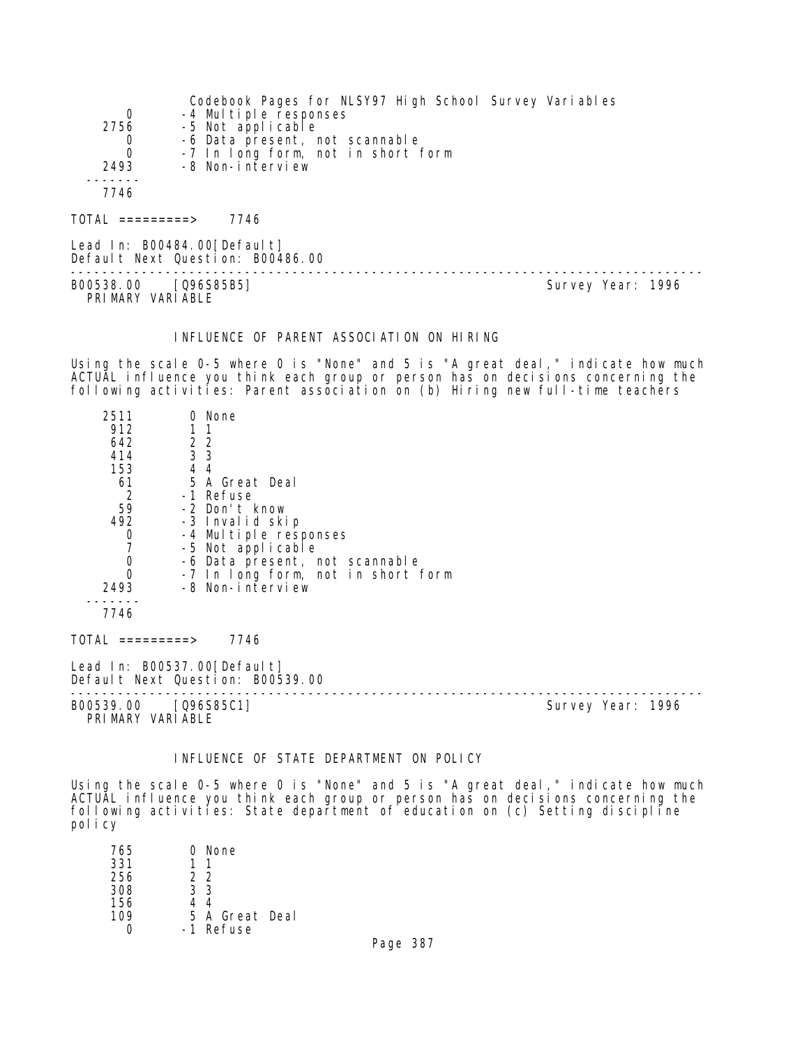```
     0        -4 Multiple responses
  2756        -5 Not applicable
     0        -6 Data present, not scannable
     0        -7 In long form, not in short form
  2493        -8 Non-interview
 -------
  7746

TOTAL =========>     7746

Lead In: B00484.00[Default]
Default Next Question: B00486.00
```

---

B00538.00 [Q96S85B5] Survey Year: 1996
PRIMARY VARIABLE

## INFLUENCE OF PARENT ASSOCIATION ON HIRING

Using the scale 0-5 where 0 is "None" and 5 is "A great deal," indicate how much ACTUAL influence you think each group or person has on decisions concerning the following activities: Parent association on (b) Hiring new full-time teachers

```
  2511         0 None
   912         1 1
   642         2 2
   414         3 3
   153         4 4
    61         5 A Great Deal
     2        -1 Refuse
    59        -2 Don't know
   492        -3 Invalid skip
     0        -4 Multiple responses
     7        -5 Not applicable
     0        -6 Data present, not scannable
     0        -7 In long form, not in short form
  2493        -8 Non-interview
 -------
  7746

TOTAL =========>     7746

Lead In: B00537.00[Default]
Default Next Question: B00539.00
```

---

B00539.00 [Q96S85C1] Survey Year: 1996
PRIMARY VARIABLE

## INFLUENCE OF STATE DEPARTMENT ON POLICY

Using the scale 0-5 where 0 is "None" and 5 is "A great deal," indicate how much ACTUAL influence you think each group or person has on decisions concerning the following activities: State department of education on (c) Setting discipline policy

```
   765         0 None
   331         1 1
   256         2 2
   308         3 3
   156         4 4
   109         5 A Great Deal
     0        -1 Refuse
```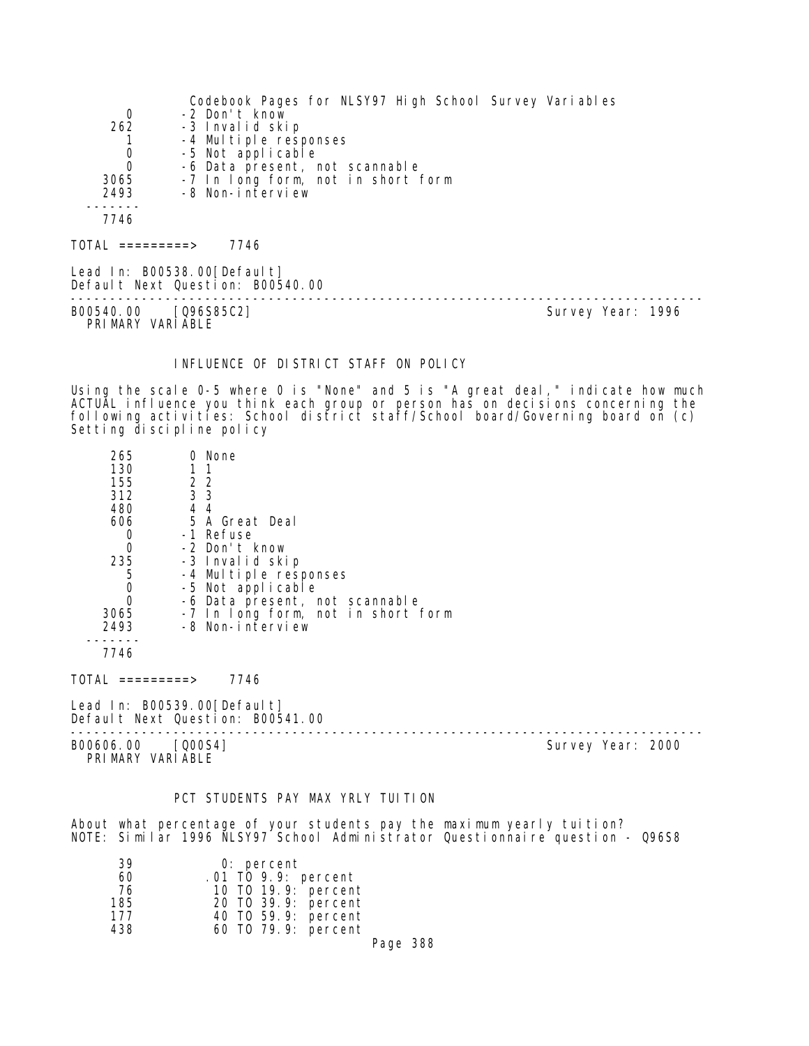| | |
|---|---|
| 0 | -2 Don't know |
| 262 | -3 Invalid skip |
| 1 | -4 Multiple responses |
| 0 | -5 Not applicable |
| 0 | -6 Data present, not scannable |
| 3065 | -7 In long form, not in short form |
| 2493 | -8 Non-interview |
| 7746 | |

TOTAL =========> 7746

Lead In: B00538.00[Default]
Default Next Question: B00540.00

---

B00540.00 [Q96S85C2] Survey Year: 1996
PRIMARY VARIABLE

### INFLUENCE OF DISTRICT STAFF ON POLICY

Using the scale 0-5 where 0 is "None" and 5 is "A great deal," indicate how much ACTUAL influence you think each group or person has on decisions concerning the following activities: School district staff/School board/Governing board on (c) Setting discipline policy

| | |
|---|---|
| 265 | 0 None |
| 130 | 1 1 |
| 155 | 2 2 |
| 312 | 3 3 |
| 480 | 4 4 |
| 606 | 5 A Great Deal |
| 0 | -1 Refuse |
| 0 | -2 Don't know |
| 235 | -3 Invalid skip |
| 5 | -4 Multiple responses |
| 0 | -5 Not applicable |
| 0 | -6 Data present, not scannable |
| 3065 | -7 In long form, not in short form |
| 2493 | -8 Non-interview |
| 7746 | |

TOTAL =========> 7746

Lead In: B00539.00[Default]
Default Next Question: B00541.00

---

B00606.00 [Q00S4] Survey Year: 2000
PRIMARY VARIABLE

### PCT STUDENTS PAY MAX YRLY TUITION

About what percentage of your students pay the maximum yearly tuition?
NOTE: Similar 1996 NLSY97 School Administrator Questionnaire question - Q96S8

| | |
|---|---|
| 39 | 0: percent |
| 60 | .01 TO 9.9: percent |
| 76 | 10 TO 19.9: percent |
| 185 | 20 TO 39.9: percent |
| 177 | 40 TO 59.9: percent |
| 438 | 60 TO 79.9: percent |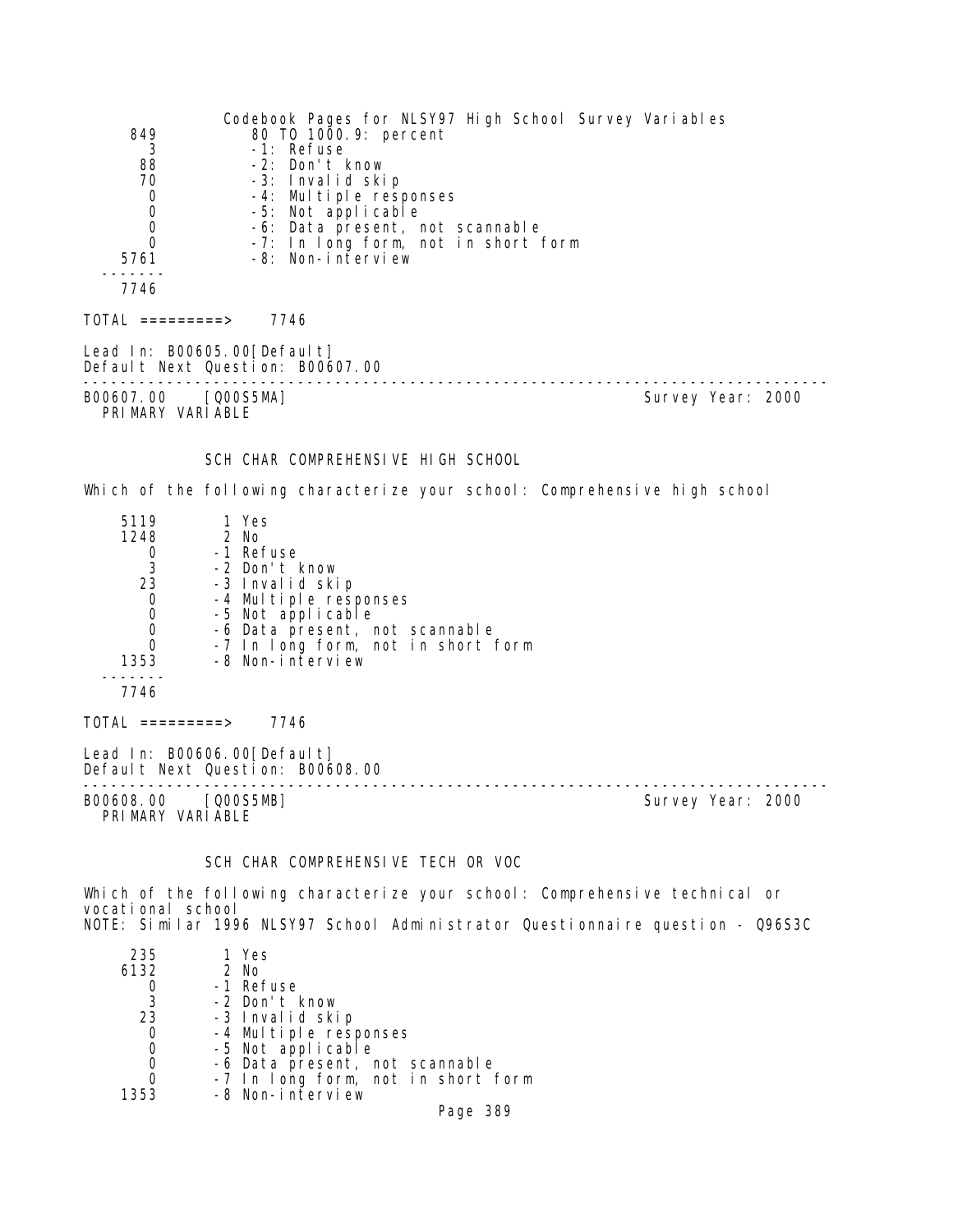| | |
|---|---|
| 849 | 80 TO 1000.9: percent |
| 3 | -1: Refuse |
| 88 | -2: Don't know |
| 70 | -3: Invalid skip |
| 0 | -4: Multiple responses |
| 0 | -5: Not applicable |
| 0 | -6: Data present, not scannable |
| 0 | -7: In long form, not in short form |
| 5761 | -8: Non-interview |
| 7746 | |

TOTAL =========> 7746

Lead In: B00605.00[Default]
Default Next Question: B00607.00

---

B00607.00 [Q00S5MA] Survey Year: 2000
PRIMARY VARIABLE

### SCH CHAR COMPREHENSIVE HIGH SCHOOL

Which of the following characterize your school: Comprehensive high school

| | |
|---|---|
| 5119 | 1 Yes |
| 1248 | 2 No |
| 0 | -1 Refuse |
| 3 | -2 Don't know |
| 23 | -3 Invalid skip |
| 0 | -4 Multiple responses |
| 0 | -5 Not applicable |
| 0 | -6 Data present, not scannable |
| 0 | -7 In long form, not in short form |
| 1353 | -8 Non-interview |
| 7746 | |

TOTAL =========> 7746

Lead In: B00606.00[Default]
Default Next Question: B00608.00

---

B00608.00 [Q00S5MB] Survey Year: 2000
PRIMARY VARIABLE

### SCH CHAR COMPREHENSIVE TECH OR VOC

Which of the following characterize your school: Comprehensive technical or vocational school
NOTE: Similar 1996 NLSY97 School Administrator Questionnaire question - Q96S3C

| | |
|---|---|
| 235 | 1 Yes |
| 6132 | 2 No |
| 0 | -1 Refuse |
| 3 | -2 Don't know |
| 23 | -3 Invalid skip |
| 0 | -4 Multiple responses |
| 0 | -5 Not applicable |
| 0 | -6 Data present, not scannable |
| 0 | -7 In long form, not in short form |
| 1353 | -8 Non-interview |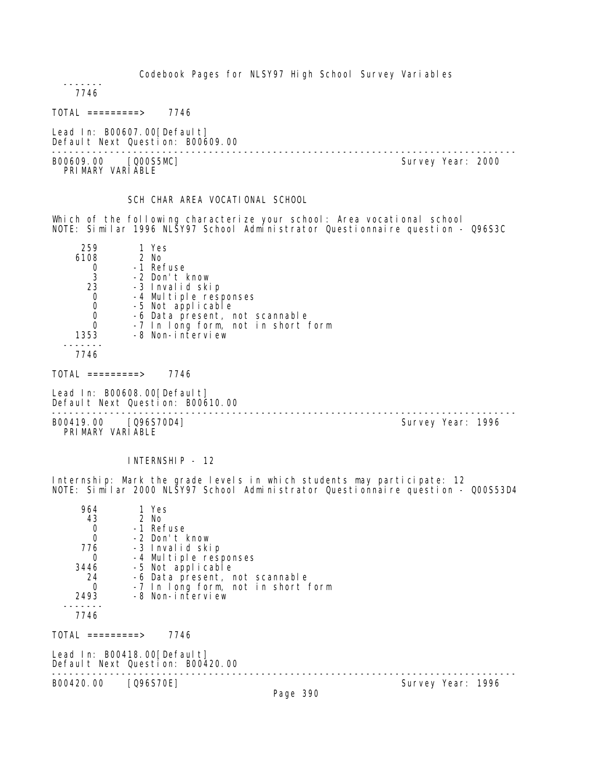```
-------
   7746
```

TOTAL =========> 7746

Lead In: B00607.00[Default]
Default Next Question: B00609.00

---

B00609.00 [Q00S5MC] Survey Year: 2000
PRIMARY VARIABLE

SCH CHAR AREA VOCATIONAL SCHOOL

Which of the following characterize your school: Area vocational school
NOTE: Similar 1996 NLSY97 School Administrator Questionnaire question - Q96S3C

```
    259        1 Yes
   6108        2 No
      0       -1 Refuse
      3       -2 Don't know
     23       -3 Invalid skip
      0       -4 Multiple responses
      0       -5 Not applicable
      0       -6 Data present, not scannable
      0       -7 In long form, not in short form
   1353       -8 Non-interview
-------
   7746
```

TOTAL =========> 7746

Lead In: B00608.00[Default]
Default Next Question: B00610.00

---

B00419.00 [Q96S70D4] Survey Year: 1996
PRIMARY VARIABLE

INTERNSHIP - 12

Internship: Mark the grade levels in which students may participate: 12
NOTE: Similar 2000 NLSY97 School Administrator Questionnaire question - Q00S53D4

```
    964        1 Yes
     43        2 No
      0       -1 Refuse
      0       -2 Don't know
    776       -3 Invalid skip
      0       -4 Multiple responses
   3446       -5 Not applicable
     24       -6 Data present, not scannable
      0       -7 In long form, not in short form
   2493       -8 Non-interview
-------
   7746
```

TOTAL =========> 7746

Lead In: B00418.00[Default]
Default Next Question: B00420.00

---

B00420.00 [Q96S70E] Survey Year: 1996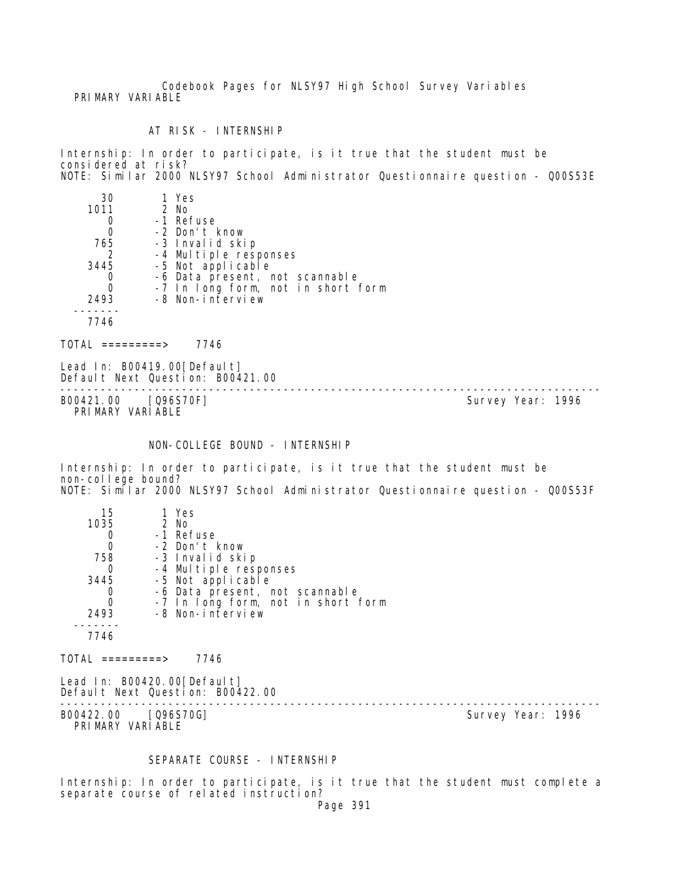PRIMARY VARIABLE

AT RISK - INTERNSHIP

Internship: In order to participate, is it true that the student must be considered at risk?
NOTE: Similar 2000 NLSY97 School Administrator Questionnaire question - Q00S53E

```
     30        1 Yes
   1011        2 No
      0       -1 Refuse
      0       -2 Don't know
    765       -3 Invalid skip
      2       -4 Multiple responses
   3445       -5 Not applicable
      0       -6 Data present, not scannable
      0       -7 In long form, not in short form
   2493       -8 Non-interview
  -------
   7746
```

TOTAL =========> 7746

Lead In: B00419.00[Default]
Default Next Question: B00421.00

---

B00421.00 [Q96S70F] Survey Year: 1996
PRIMARY VARIABLE

NON-COLLEGE BOUND - INTERNSHIP

Internship: In order to participate, is it true that the student must be non-college bound?
NOTE: Similar 2000 NLSY97 School Administrator Questionnaire question - Q00S53F

```
     15        1 Yes
   1035        2 No
      0       -1 Refuse
      0       -2 Don't know
    758       -3 Invalid skip
      0       -4 Multiple responses
   3445       -5 Not applicable
      0       -6 Data present, not scannable
      0       -7 In long form, not in short form
   2493       -8 Non-interview
  -------
   7746
```

TOTAL =========> 7746

Lead In: B00420.00[Default]
Default Next Question: B00422.00

---

B00422.00 [Q96S70G] Survey Year: 1996
PRIMARY VARIABLE

SEPARATE COURSE - INTERNSHIP

Internship: In order to participate, is it true that the student must complete a separate course of related instruction?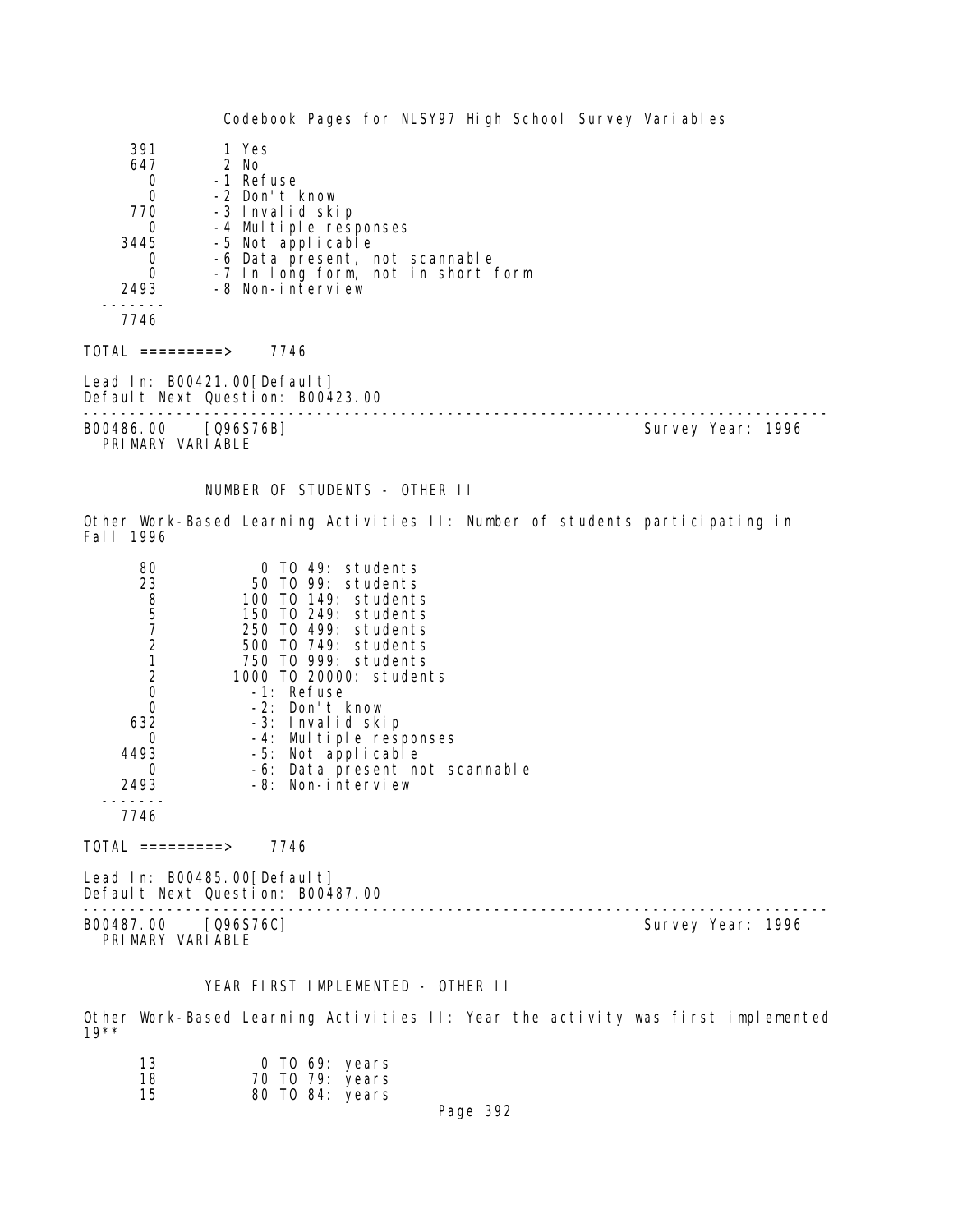```
     391        1 Yes
     647        2 No
       0       -1 Refuse
       0       -2 Don't know
     770       -3 Invalid skip
       0       -4 Multiple responses
    3445       -5 Not applicable
       0       -6 Data present, not scannable
       0       -7 In long form, not in short form
    2493       -8 Non-interview
  -------
    7746

TOTAL =========>    7746

Lead In: B00421.00[Default]
Default Next Question: B00423.00
--------------------------------------------------------------------------------
B00486.00    [Q96S76B]                                       Survey Year: 1996
  PRIMARY VARIABLE


             NUMBER OF STUDENTS - OTHER II

Other Work-Based Learning Activities II: Number of students participating in
Fall 1996

      80            0 TO 49: students
      23           50 TO 99: students
       8          100 TO 149: students
       5          150 TO 249: students
       7          250 TO 499: students
       2          500 TO 749: students
       1          750 TO 999: students
       2         1000 TO 20000: students
       0           -1: Refuse
       0           -2: Don't know
     632           -3: Invalid skip
       0           -4: Multiple responses
    4493           -5: Not applicable
       0           -6: Data present not scannable
    2493           -8: Non-interview
  -------
    7746

TOTAL =========>    7746

Lead In: B00485.00[Default]
Default Next Question: B00487.00
--------------------------------------------------------------------------------
B00487.00    [Q96S76C]                                       Survey Year: 1996
  PRIMARY VARIABLE


             YEAR FIRST IMPLEMENTED - OTHER II

Other Work-Based Learning Activities II: Year the activity was first implemented
19**

      13            0 TO 69: years
      18           70 TO 79: years
      15           80 TO 84: years
```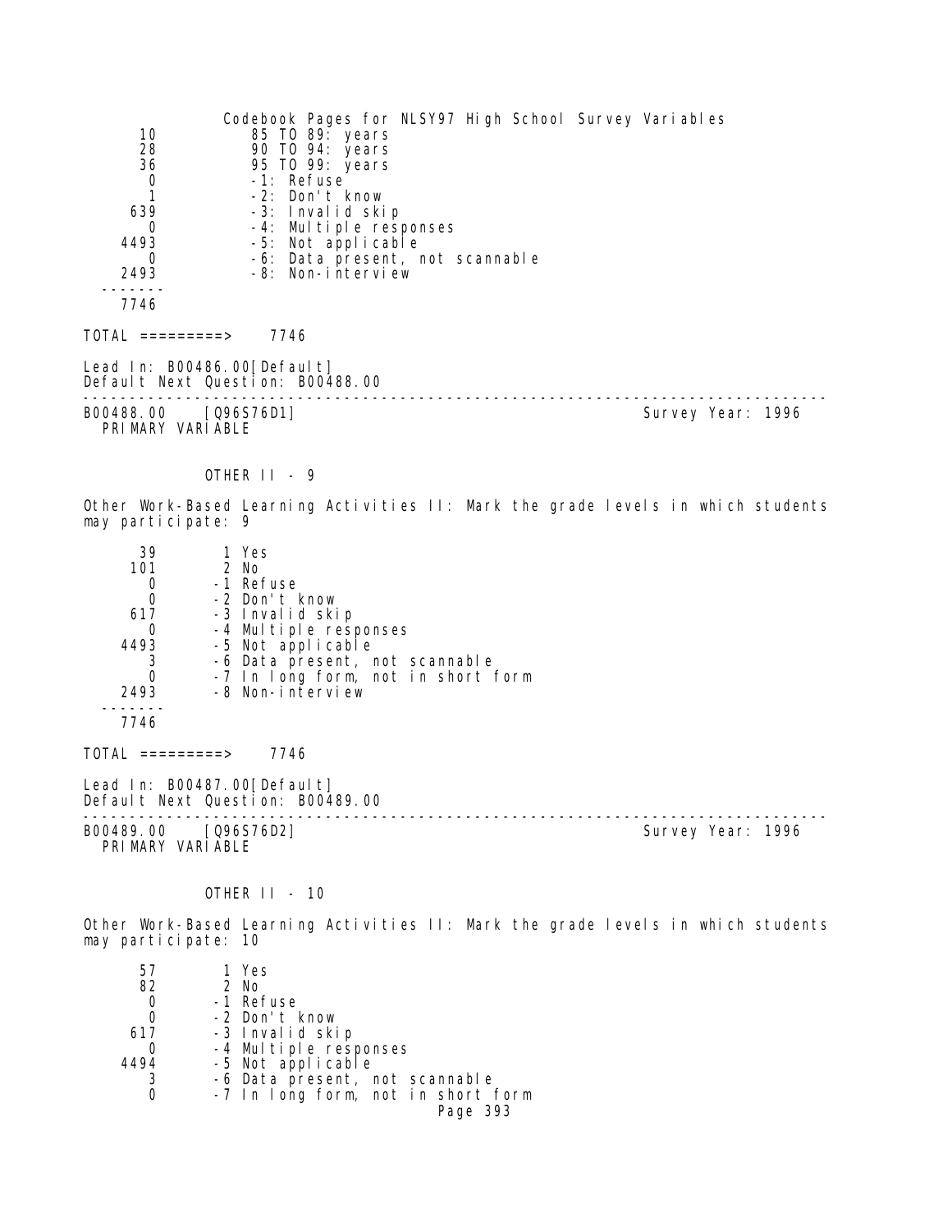| | |
|---|---|
| 10 | 85 TO 89: years |
| 28 | 90 TO 94: years |
| 36 | 95 TO 99: years |
| 0 | -1: Refuse |
| 1 | -2: Don't know |
| 639 | -3: Invalid skip |
| 0 | -4: Multiple responses |
| 4493 | -5: Not applicable |
| 0 | -6: Data present, not scannable |
| 2493 | -8: Non-interview |
| 7746 | |

TOTAL =========> 7746

Lead In: B00486.00[Default]
Default Next Question: B00488.00

---

B00488.00 [Q96S76D1] Survey Year: 1996
PRIMARY VARIABLE

OTHER II - 9

Other Work-Based Learning Activities II: Mark the grade levels in which students may participate: 9

| | |
|---|---|
| 39 | 1 Yes |
| 101 | 2 No |
| 0 | -1 Refuse |
| 0 | -2 Don't know |
| 617 | -3 Invalid skip |
| 0 | -4 Multiple responses |
| 4493 | -5 Not applicable |
| 3 | -6 Data present, not scannable |
| 0 | -7 In long form, not in short form |
| 2493 | -8 Non-interview |
| 7746 | |

TOTAL =========> 7746

Lead In: B00487.00[Default]
Default Next Question: B00489.00

---

B00489.00 [Q96S76D2] Survey Year: 1996
PRIMARY VARIABLE

OTHER II - 10

Other Work-Based Learning Activities II: Mark the grade levels in which students may participate: 10

| | |
|---|---|
| 57 | 1 Yes |
| 82 | 2 No |
| 0 | -1 Refuse |
| 0 | -2 Don't know |
| 617 | -3 Invalid skip |
| 0 | -4 Multiple responses |
| 4494 | -5 Not applicable |
| 3 | -6 Data present, not scannable |
| 0 | -7 In long form, not in short form |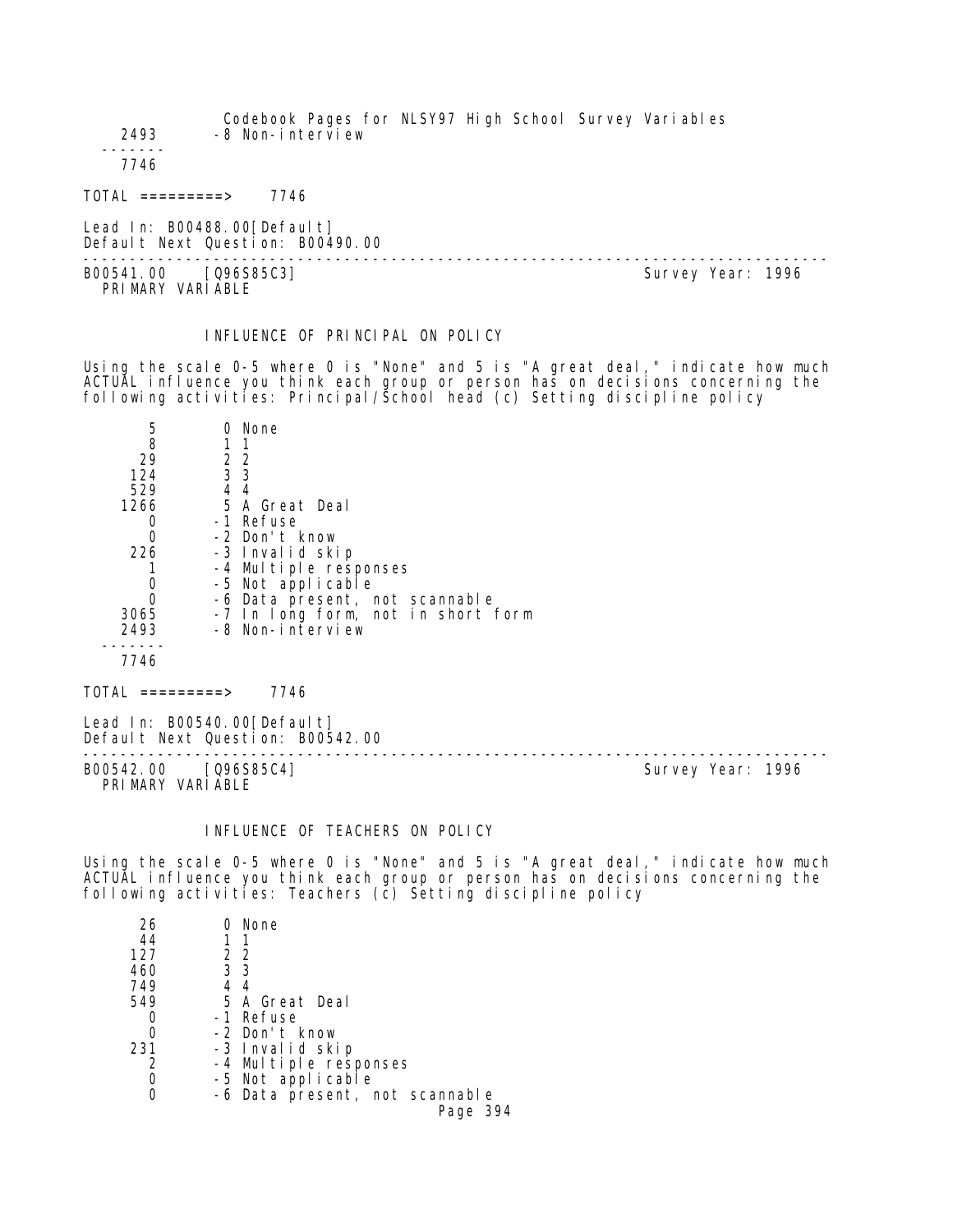| | |
|---|---|
| 2493 | -8 Non-interview |
| 7746 | |

TOTAL =========> 7746

Lead In: B00488.00[Default]
Default Next Question: B00490.00

---

B00541.00 [Q96S85C3] Survey Year: 1996
PRIMARY VARIABLE

### INFLUENCE OF PRINCIPAL ON POLICY

Using the scale 0-5 where 0 is "None" and 5 is "A great deal," indicate how much ACTUAL influence you think each group or person has on decisions concerning the following activities: Principal/School head (c) Setting discipline policy

| | |
|---|---|
| 5 | 0 None |
| 8 | 1 1 |
| 29 | 2 2 |
| 124 | 3 3 |
| 529 | 4 4 |
| 1266 | 5 A Great Deal |
| 0 | -1 Refuse |
| 0 | -2 Don't know |
| 226 | -3 Invalid skip |
| 1 | -4 Multiple responses |
| 0 | -5 Not applicable |
| 0 | -6 Data present, not scannable |
| 3065 | -7 In long form, not in short form |
| 2493 | -8 Non-interview |
| 7746 | |

TOTAL =========> 7746

Lead In: B00540.00[Default]
Default Next Question: B00542.00

---

B00542.00 [Q96S85C4] Survey Year: 1996
PRIMARY VARIABLE

### INFLUENCE OF TEACHERS ON POLICY

Using the scale 0-5 where 0 is "None" and 5 is "A great deal," indicate how much ACTUAL influence you think each group or person has on decisions concerning the following activities: Teachers (c) Setting discipline policy

| | |
|---|---|
| 26 | 0 None |
| 44 | 1 1 |
| 127 | 2 2 |
| 460 | 3 3 |
| 749 | 4 4 |
| 549 | 5 A Great Deal |
| 0 | -1 Refuse |
| 0 | -2 Don't know |
| 231 | -3 Invalid skip |
| 2 | -4 Multiple responses |
| 0 | -5 Not applicable |
| 0 | -6 Data present, not scannable |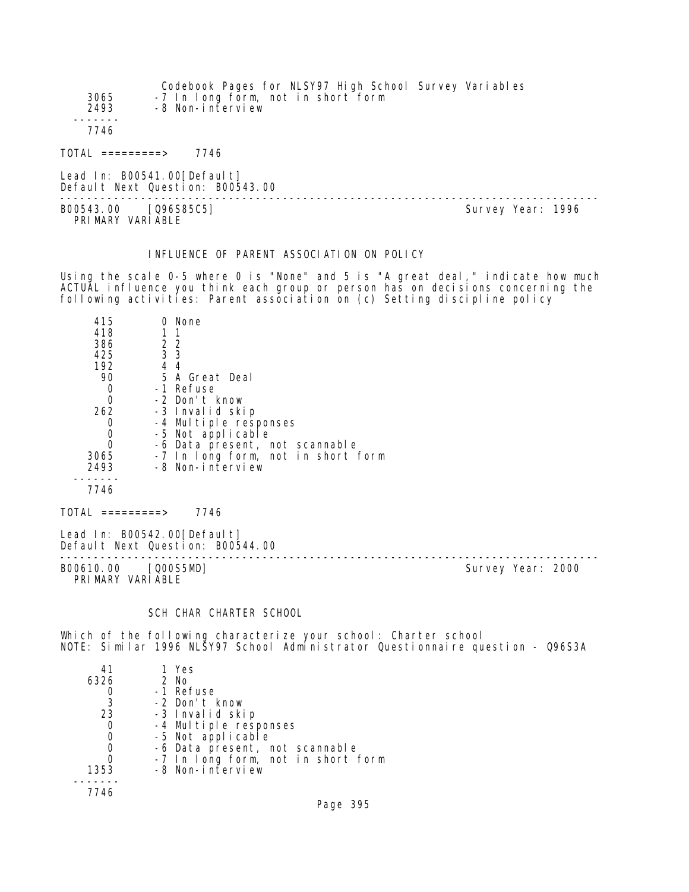```
 3065       -7 In long form, not in short form
 2493       -8 Non-interview
-------
 7746
```

TOTAL =========> 7746

Lead In: B00541.00[Default]
Default Next Question: B00543.00

---

B00543.00 [Q96S85C5] Survey Year: 1996
PRIMARY VARIABLE

### INFLUENCE OF PARENT ASSOCIATION ON POLICY

Using the scale 0-5 where 0 is "None" and 5 is "A great deal," indicate how much ACTUAL influence you think each group or person has on decisions concerning the following activities: Parent association on (c) Setting discipline policy

```
  415        0 None
  418        1 1
  386        2 2
  425        3 3
  192        4 4
   90        5 A Great Deal
    0       -1 Refuse
    0       -2 Don't know
  262       -3 Invalid skip
    0       -4 Multiple responses
    0       -5 Not applicable
    0       -6 Data present, not scannable
 3065       -7 In long form, not in short form
 2493       -8 Non-interview
-------
 7746
```

TOTAL =========> 7746

Lead In: B00542.00[Default]
Default Next Question: B00544.00

---

B00610.00 [Q00S5MD] Survey Year: 2000
PRIMARY VARIABLE

### SCH CHAR CHARTER SCHOOL

Which of the following characterize your school: Charter school
NOTE: Similar 1996 NLSY97 School Administrator Questionnaire question - Q96S3A

```
   41        1 Yes
 6326        2 No
    0       -1 Refuse
    3       -2 Don't know
   23       -3 Invalid skip
    0       -4 Multiple responses
    0       -5 Not applicable
    0       -6 Data present, not scannable
    0       -7 In long form, not in short form
 1353       -8 Non-interview
-------
 7746
```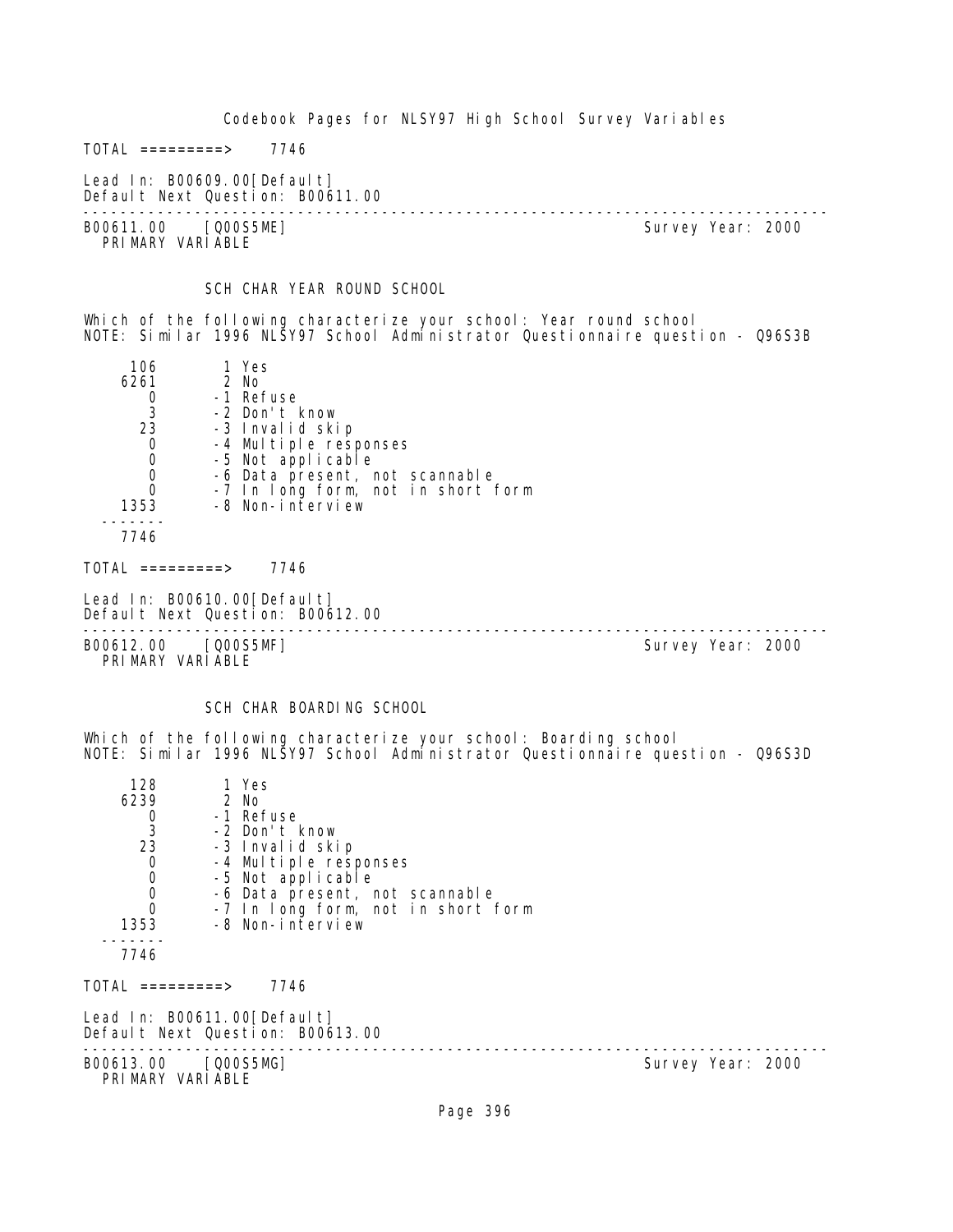TOTAL =========> 7746

Lead In: B00609.00[Default]
Default Next Question: B00611.00

---

B00611.00 [Q00S5ME] Survey Year: 2000
PRIMARY VARIABLE

SCH CHAR YEAR ROUND SCHOOL

Which of the following characterize your school: Year round school
NOTE: Similar 1996 NLSY97 School Administrator Questionnaire question - Q96S3B

| Count | Code | Label |
|---|---|---|
| 106 | 1 | Yes |
| 6261 | 2 | No |
| 0 | -1 | Refuse |
| 3 | -2 | Don't know |
| 23 | -3 | Invalid skip |
| 0 | -4 | Multiple responses |
| 0 | -5 | Not applicable |
| 0 | -6 | Data present, not scannable |
| 0 | -7 | In long form, not in short form |
| 1353 | -8 | Non-interview |
| 7746 | | |

TOTAL =========> 7746

Lead In: B00610.00[Default]
Default Next Question: B00612.00

---

B00612.00 [Q00S5MF] Survey Year: 2000
PRIMARY VARIABLE

SCH CHAR BOARDING SCHOOL

Which of the following characterize your school: Boarding school
NOTE: Similar 1996 NLSY97 School Administrator Questionnaire question - Q96S3D

| Count | Code | Label |
|---|---|---|
| 128 | 1 | Yes |
| 6239 | 2 | No |
| 0 | -1 | Refuse |
| 3 | -2 | Don't know |
| 23 | -3 | Invalid skip |
| 0 | -4 | Multiple responses |
| 0 | -5 | Not applicable |
| 0 | -6 | Data present, not scannable |
| 0 | -7 | In long form, not in short form |
| 1353 | -8 | Non-interview |
| 7746 | | |

TOTAL =========> 7746

Lead In: B00611.00[Default]
Default Next Question: B00613.00

---

B00613.00 [Q00S5MG] Survey Year: 2000
PRIMARY VARIABLE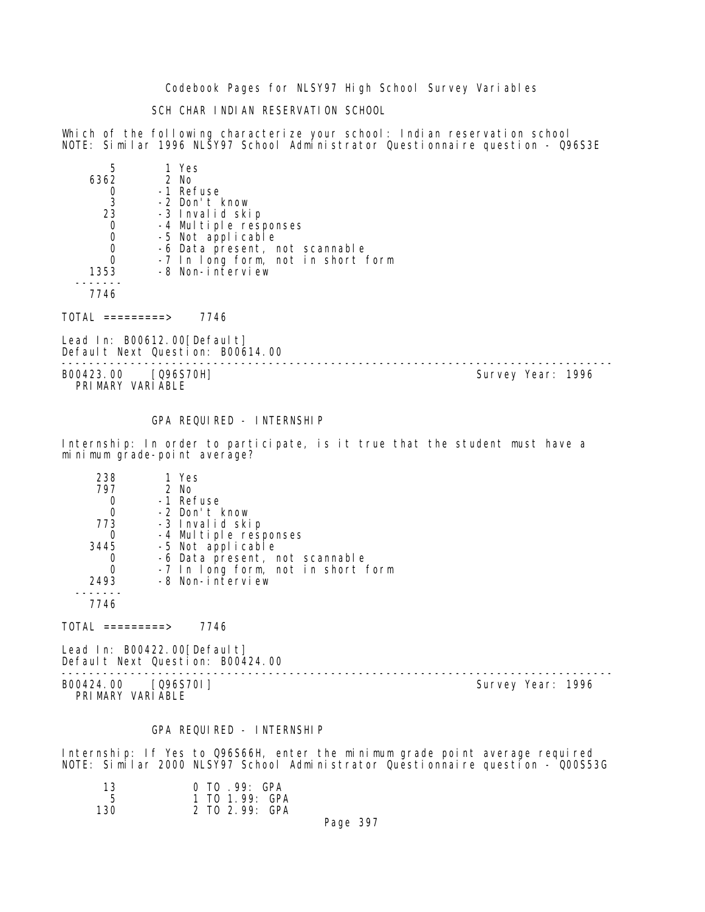SCH CHAR INDIAN RESERVATION SCHOOL

Which of the following characterize your school: Indian reservation school
NOTE: Similar 1996 NLSY97 School Administrator Questionnaire question - Q96S3E

```
       5        1 Yes
    6362        2 No
       0       -1 Refuse
       3       -2 Don't know
      23       -3 Invalid skip
       0       -4 Multiple responses
       0       -5 Not applicable
       0       -6 Data present, not scannable
       0       -7 In long form, not in short form
    1353       -8 Non-interview
  -------
    7746

TOTAL =========>    7746
```

Lead In: B00612.00[Default]
Default Next Question: B00614.00

---

B00423.00 [Q96S70H] Survey Year: 1996
PRIMARY VARIABLE

GPA REQUIRED - INTERNSHIP

Internship: In order to participate, is it true that the student must have a minimum grade-point average?

```
     238        1 Yes
     797        2 No
       0       -1 Refuse
       0       -2 Don't know
     773       -3 Invalid skip
       0       -4 Multiple responses
    3445       -5 Not applicable
       0       -6 Data present, not scannable
       0       -7 In long form, not in short form
    2493       -8 Non-interview
  -------
    7746

TOTAL =========>    7746
```

Lead In: B00422.00[Default]
Default Next Question: B00424.00

---

B00424.00 [Q96S70I] Survey Year: 1996
PRIMARY VARIABLE

GPA REQUIRED - INTERNSHIP

Internship: If Yes to Q96S66H, enter the minimum grade point average required
NOTE: Similar 2000 NLSY97 School Administrator Questionnaire question - Q00S53G

```
      13           0 TO .99: GPA
       5           1 TO 1.99: GPA
     130           2 TO 2.99: GPA
```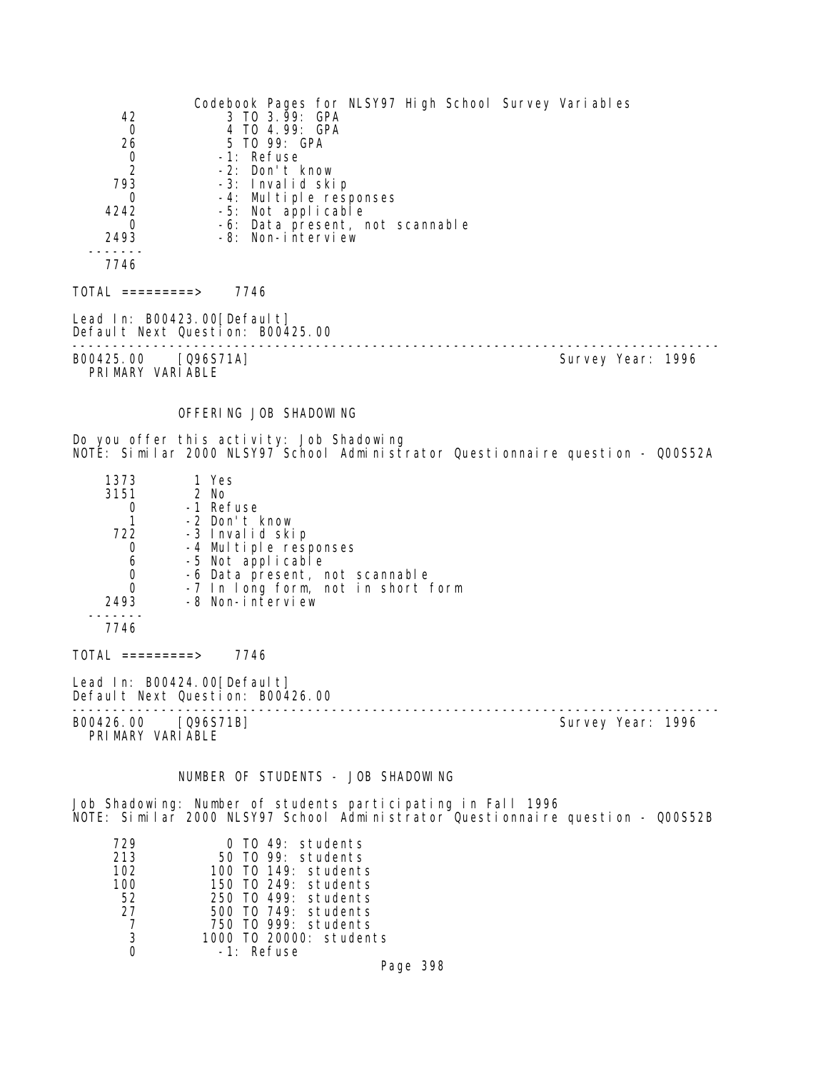| | |
|---|---|
| 42 | 3 TO 3.99: GPA |
| 0 | 4 TO 4.99: GPA |
| 26 | 5 TO 99: GPA |
| 0 | -1: Refuse |
| 2 | -2: Don't know |
| 793 | -3: Invalid skip |
| 0 | -4: Multiple responses |
| 4242 | -5: Not applicable |
| 0 | -6: Data present, not scannable |
| 2493 | -8: Non-interview |
| ------- | |
| 7746 | |

TOTAL =========> 7746

Lead In: B00423.00[Default]
Default Next Question: B00425.00

---

B00425.00 [Q96S71A] Survey Year: 1996
PRIMARY VARIABLE

## OFFERING JOB SHADOWING

Do you offer this activity: Job Shadowing
NOTE: Similar 2000 NLSY97 School Administrator Questionnaire question - Q00S52A

| | |
|---|---|
| 1373 | 1 Yes |
| 3151 | 2 No |
| 0 | -1 Refuse |
| 1 | -2 Don't know |
| 722 | -3 Invalid skip |
| 0 | -4 Multiple responses |
| 6 | -5 Not applicable |
| 0 | -6 Data present, not scannable |
| 0 | -7 In long form, not in short form |
| 2493 | -8 Non-interview |
| ------- | |
| 7746 | |

TOTAL =========> 7746

Lead In: B00424.00[Default]
Default Next Question: B00426.00

---

B00426.00 [Q96S71B] Survey Year: 1996
PRIMARY VARIABLE

## NUMBER OF STUDENTS - JOB SHADOWING

Job Shadowing: Number of students participating in Fall 1996
NOTE: Similar 2000 NLSY97 School Administrator Questionnaire question - Q00S52B

| | |
|---|---|
| 729 | 0 TO 49: students |
| 213 | 50 TO 99: students |
| 102 | 100 TO 149: students |
| 100 | 150 TO 249: students |
| 52 | 250 TO 499: students |
| 27 | 500 TO 749: students |
| 7 | 750 TO 999: students |
| 3 | 1000 TO 20000: students |
| 0 | -1: Refuse |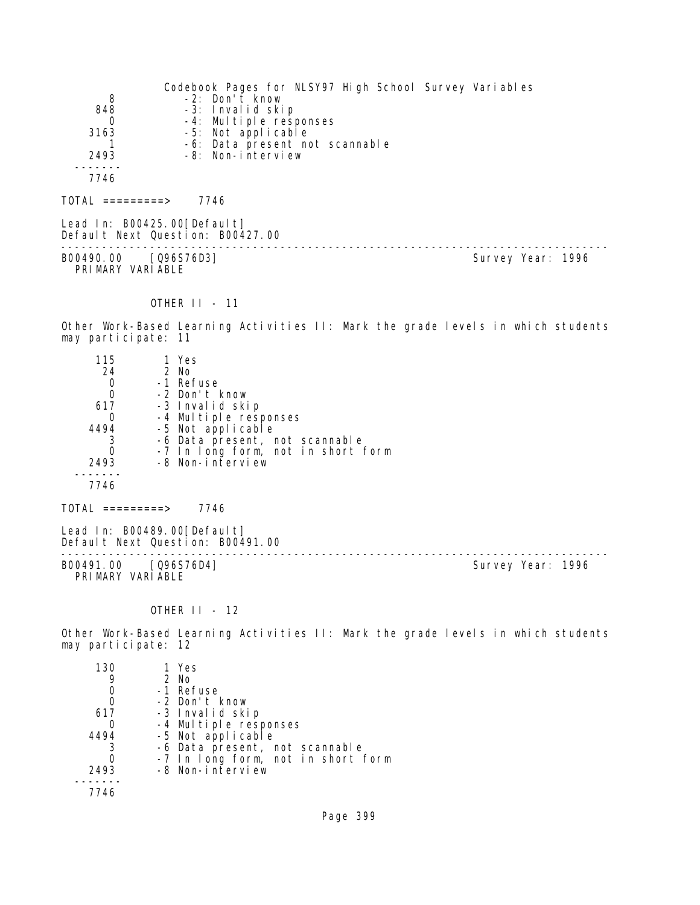| | |
|---|---|
| 8 | -2: Don't know |
| 848 | -3: Invalid skip |
| 0 | -4: Multiple responses |
| 3163 | -5: Not applicable |
| 1 | -6: Data present not scannable |
| 2493 | -8: Non-interview |
| ------- | |
| 7746 | |

TOTAL =========> 7746

Lead In: B00425.00[Default]
Default Next Question: B00427.00

---

B00490.00 [Q96S76D3] Survey Year: 1996
PRIMARY VARIABLE

OTHER II - 11

Other Work-Based Learning Activities II: Mark the grade levels in which students may participate: 11

| | |
|---|---|
| 115 | 1 Yes |
| 24 | 2 No |
| 0 | -1 Refuse |
| 0 | -2 Don't know |
| 617 | -3 Invalid skip |
| 0 | -4 Multiple responses |
| 4494 | -5 Not applicable |
| 3 | -6 Data present, not scannable |
| 0 | -7 In long form, not in short form |
| 2493 | -8 Non-interview |
| ------- | |
| 7746 | |

TOTAL =========> 7746

Lead In: B00489.00[Default]
Default Next Question: B00491.00

---

B00491.00 [Q96S76D4] Survey Year: 1996
PRIMARY VARIABLE

OTHER II - 12

Other Work-Based Learning Activities II: Mark the grade levels in which students may participate: 12

| | |
|---|---|
| 130 | 1 Yes |
| 9 | 2 No |
| 0 | -1 Refuse |
| 0 | -2 Don't know |
| 617 | -3 Invalid skip |
| 0 | -4 Multiple responses |
| 4494 | -5 Not applicable |
| 3 | -6 Data present, not scannable |
| 0 | -7 In long form, not in short form |
| 2493 | -8 Non-interview |
| ------- | |
| 7746 | |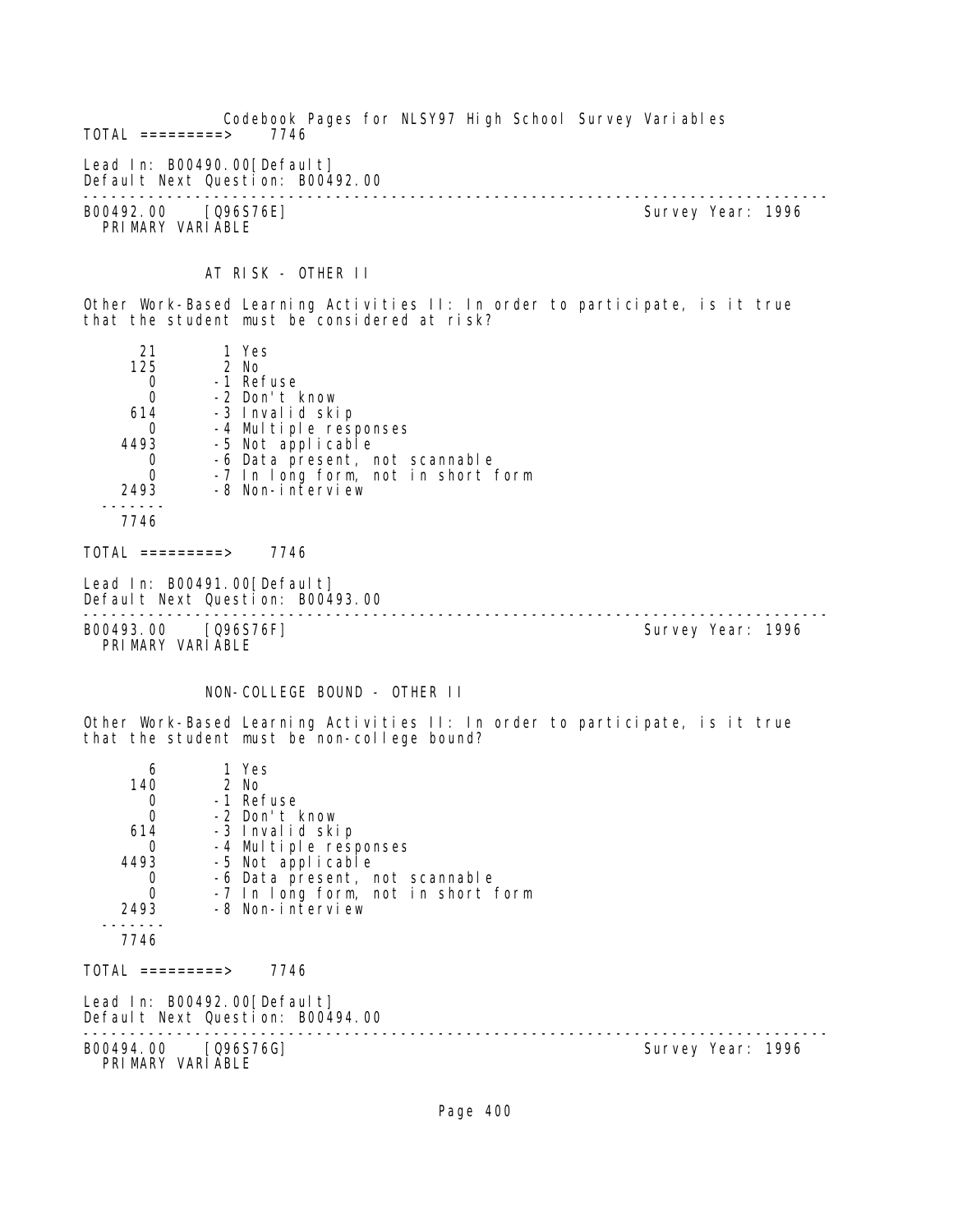Codebook Pages for NLSY97 High School Survey Variables

TOTAL =========> 7746

Lead In: B00490.00[Default]
Default Next Question: B00492.00

---

B00492.00 [Q96S76E] Survey Year: 1996
PRIMARY VARIABLE

AT RISK - OTHER II

Other Work-Based Learning Activities II: In order to participate, is it true that the student must be considered at risk?

```
      21        1 Yes
     125        2 No
       0       -1 Refuse
       0       -2 Don't know
     614       -3 Invalid skip
       0       -4 Multiple responses
    4493       -5 Not applicable
       0       -6 Data present, not scannable
       0       -7 In long form, not in short form
    2493       -8 Non-interview
  -------
    7746
```

TOTAL =========> 7746

Lead In: B00491.00[Default]
Default Next Question: B00493.00

---

B00493.00 [Q96S76F] Survey Year: 1996
PRIMARY VARIABLE

NON-COLLEGE BOUND - OTHER II

Other Work-Based Learning Activities II: In order to participate, is it true that the student must be non-college bound?

```
       6        1 Yes
     140        2 No
       0       -1 Refuse
       0       -2 Don't know
     614       -3 Invalid skip
       0       -4 Multiple responses
    4493       -5 Not applicable
       0       -6 Data present, not scannable
       0       -7 In long form, not in short form
    2493       -8 Non-interview
  -------
    7746
```

TOTAL =========> 7746

Lead In: B00492.00[Default]
Default Next Question: B00494.00

---

B00494.00 [Q96S76G] Survey Year: 1996
PRIMARY VARIABLE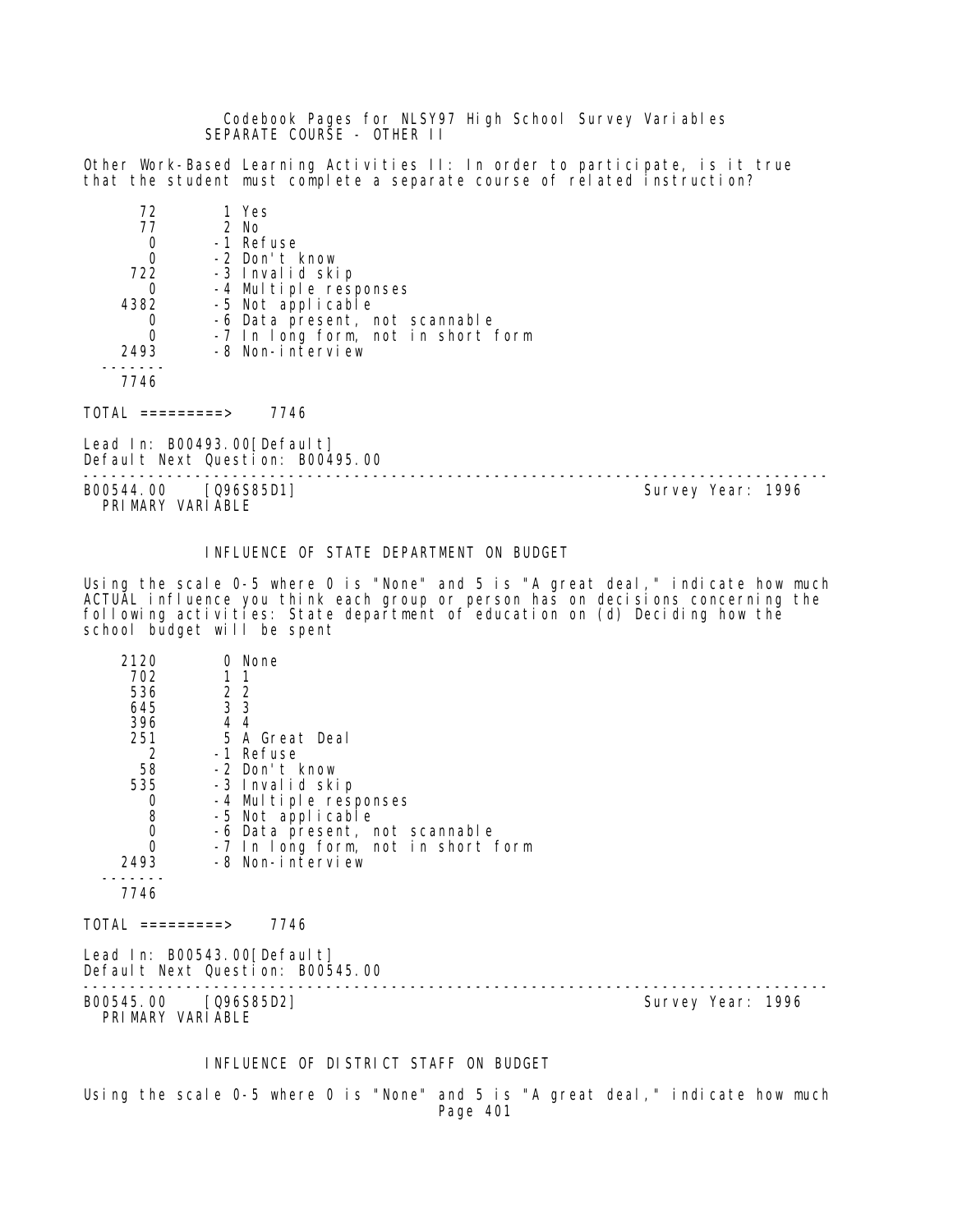SEPARATE COURSE - OTHER II

Other Work-Based Learning Activities II: In order to participate, is it true that the student must complete a separate course of related instruction?

```
      72        1 Yes
      77        2 No
       0       -1 Refuse
       0       -2 Don't know
     722       -3 Invalid skip
       0       -4 Multiple responses
    4382       -5 Not applicable
       0       -6 Data present, not scannable
       0       -7 In long form, not in short form
    2493       -8 Non-interview
  -------
    7746
```

TOTAL =========> 7746

Lead In: B00493.00[Default]
Default Next Question: B00495.00

---

B00544.00 [Q96S85D1] Survey Year: 1996
PRIMARY VARIABLE

INFLUENCE OF STATE DEPARTMENT ON BUDGET

Using the scale 0-5 where 0 is "None" and 5 is "A great deal," indicate how much ACTUAL influence you think each group or person has on decisions concerning the following activities: State department of education on (d) Deciding how the school budget will be spent

```
    2120        0 None
     702        1 1
     536        2 2
     645        3 3
     396        4 4
     251        5 A Great Deal
       2       -1 Refuse
      58       -2 Don't know
     535       -3 Invalid skip
       0       -4 Multiple responses
       8       -5 Not applicable
       0       -6 Data present, not scannable
       0       -7 In long form, not in short form
    2493       -8 Non-interview
  -------
    7746
```

TOTAL =========> 7746

Lead In: B00543.00[Default]
Default Next Question: B00545.00

---

B00545.00 [Q96S85D2] Survey Year: 1996
PRIMARY VARIABLE

INFLUENCE OF DISTRICT STAFF ON BUDGET

Using the scale 0-5 where 0 is "None" and 5 is "A great deal," indicate how much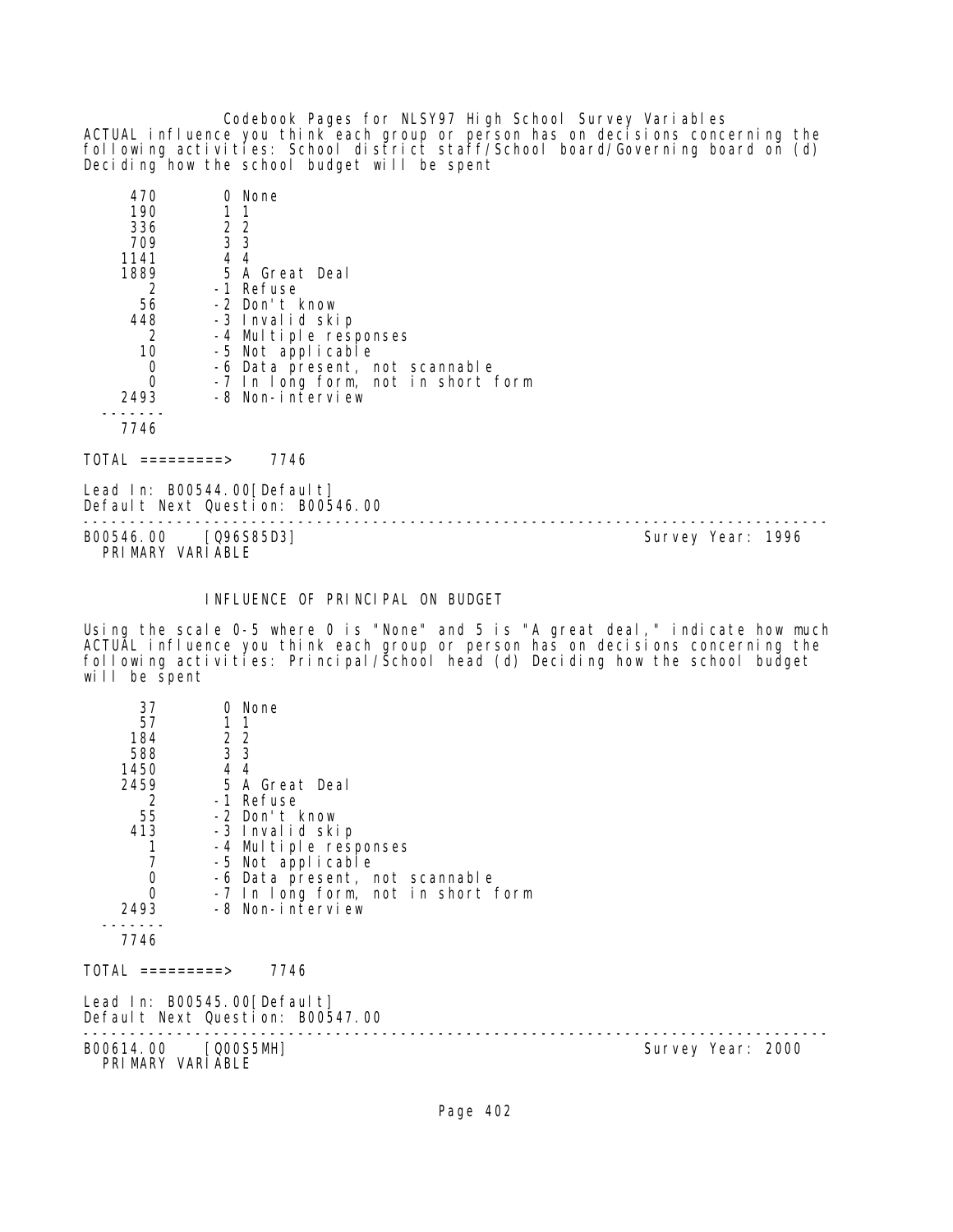ACTUAL influence you think each group or person has on decisions concerning the following activities: School district staff/School board/Governing board on (d) Deciding how the school budget will be spent

| Count | Code | Label |
|---|---|---|
| 470 | 0 | None |
| 190 | 1 | 1 |
| 336 | 2 | 2 |
| 709 | 3 | 3 |
| 1141 | 4 | 4 |
| 1889 | 5 | A Great Deal |
| 2 | -1 | Refuse |
| 56 | -2 | Don't know |
| 448 | -3 | Invalid skip |
| 2 | -4 | Multiple responses |
| 10 | -5 | Not applicable |
| 0 | -6 | Data present, not scannable |
| 0 | -7 | In long form, not in short form |
| 2493 | -8 | Non-interview |
| 7746 | | |

TOTAL =========> 7746

Lead In: B00544.00[Default]
Default Next Question: B00546.00

---

B00546.00 [Q96S85D3] Survey Year: 1996
PRIMARY VARIABLE

## INFLUENCE OF PRINCIPAL ON BUDGET

Using the scale 0-5 where 0 is "None" and 5 is "A great deal," indicate how much ACTUAL influence you think each group or person has on decisions concerning the following activities: Principal/School head (d) Deciding how the school budget will be spent

| Count | Code | Label |
|---|---|---|
| 37 | 0 | None |
| 57 | 1 | 1 |
| 184 | 2 | 2 |
| 588 | 3 | 3 |
| 1450 | 4 | 4 |
| 2459 | 5 | A Great Deal |
| 2 | -1 | Refuse |
| 55 | -2 | Don't know |
| 413 | -3 | Invalid skip |
| 1 | -4 | Multiple responses |
| 7 | -5 | Not applicable |
| 0 | -6 | Data present, not scannable |
| 0 | -7 | In long form, not in short form |
| 2493 | -8 | Non-interview |
| 7746 | | |

TOTAL =========> 7746

Lead In: B00545.00[Default]
Default Next Question: B00547.00

---

B00614.00 [Q00S5MH] Survey Year: 2000
PRIMARY VARIABLE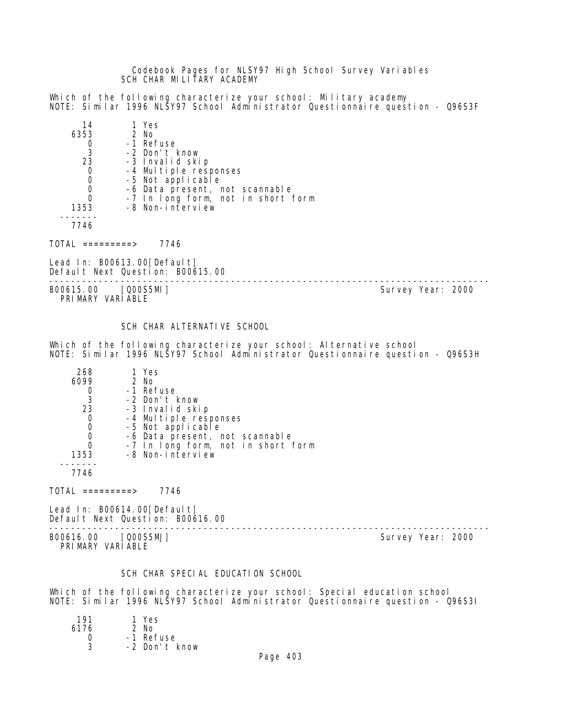Codebook Pages for NLSY97 High School Survey Variables

SCH CHAR MILITARY ACADEMY

Which of the following characterize your school: Military academy
NOTE: Similar 1996 NLSY97 School Administrator Questionnaire question - Q96S3F

```
     14        1 Yes
   6353        2 No
      0       -1 Refuse
      3       -2 Don't know
     23       -3 Invalid skip
      0       -4 Multiple responses
      0       -5 Not applicable
      0       -6 Data present, not scannable
      0       -7 In long form, not in short form
   1353       -8 Non-interview
  -------
   7746

TOTAL =========>    7746
```

Lead In: B00613.00[Default]
Default Next Question: B00615.00

---

B00615.00 [Q00S5MI] Survey Year: 2000
PRIMARY VARIABLE

SCH CHAR ALTERNATIVE SCHOOL

Which of the following characterize your school: Alternative school
NOTE: Similar 1996 NLSY97 School Administrator Questionnaire question - Q96S3H

```
    268        1 Yes
   6099        2 No
      0       -1 Refuse
      3       -2 Don't know
     23       -3 Invalid skip
      0       -4 Multiple responses
      0       -5 Not applicable
      0       -6 Data present, not scannable
      0       -7 In long form, not in short form
   1353       -8 Non-interview
  -------
   7746

TOTAL =========>    7746
```

Lead In: B00614.00[Default]
Default Next Question: B00616.00

---

B00616.00 [Q00S5MJ] Survey Year: 2000
PRIMARY VARIABLE

SCH CHAR SPECIAL EDUCATION SCHOOL

Which of the following characterize your school: Special education school
NOTE: Similar 1996 NLSY97 School Administrator Questionnaire question - Q96S3I

```
    191        1 Yes
   6176        2 No
      0       -1 Refuse
      3       -2 Don't know
```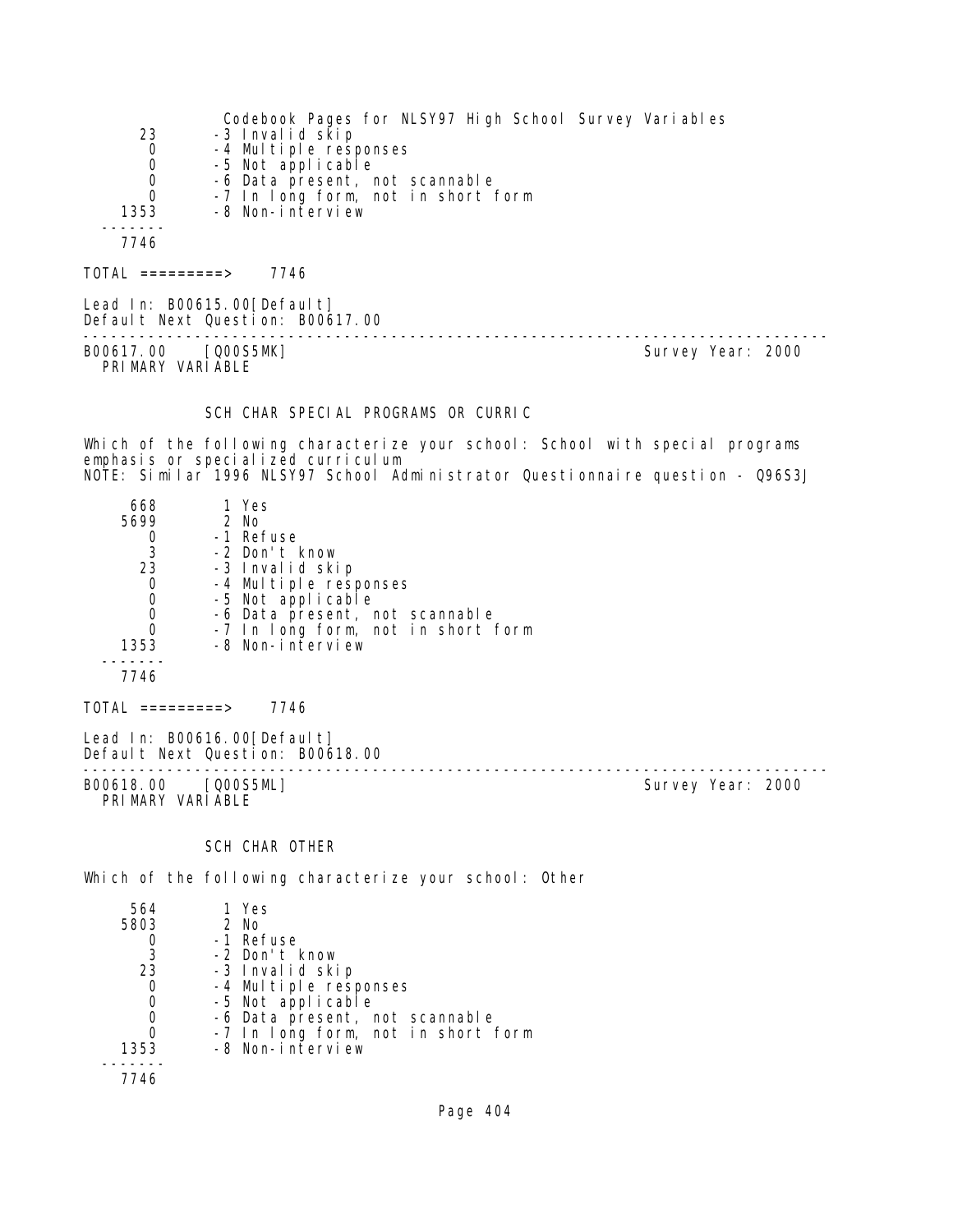23 -3 Invalid skip
0 -4 Multiple responses
0 -5 Not applicable
0 -6 Data present, not scannable
0 -7 In long form, not in short form
1353 -8 Non-interview
-------
7746

TOTAL =========> 7746

Lead In: B00615.00[Default]
Default Next Question: B00617.00

--------------------------------------------------------------------------------

B00617.00 [Q00S5MK] Survey Year: 2000
PRIMARY VARIABLE

SCH CHAR SPECIAL PROGRAMS OR CURRIC

Which of the following characterize your school: School with special programs emphasis or specialized curriculum
NOTE: Similar 1996 NLSY97 School Administrator Questionnaire question - Q96S3J

| Count | Code |
|---|---|
| 668 | 1 Yes |
| 5699 | 2 No |
| 0 | -1 Refuse |
| 3 | -2 Don't know |
| 23 | -3 Invalid skip |
| 0 | -4 Multiple responses |
| 0 | -5 Not applicable |
| 0 | -6 Data present, not scannable |
| 0 | -7 In long form, not in short form |
| 1353 | -8 Non-interview |
| 7746 | |

TOTAL =========> 7746

Lead In: B00616.00[Default]
Default Next Question: B00618.00

--------------------------------------------------------------------------------

B00618.00 [Q00S5ML] Survey Year: 2000
PRIMARY VARIABLE

SCH CHAR OTHER

Which of the following characterize your school: Other

| Count | Code |
|---|---|
| 564 | 1 Yes |
| 5803 | 2 No |
| 0 | -1 Refuse |
| 3 | -2 Don't know |
| 23 | -3 Invalid skip |
| 0 | -4 Multiple responses |
| 0 | -5 Not applicable |
| 0 | -6 Data present, not scannable |
| 0 | -7 In long form, not in short form |
| 1353 | -8 Non-interview |
| 7746 | |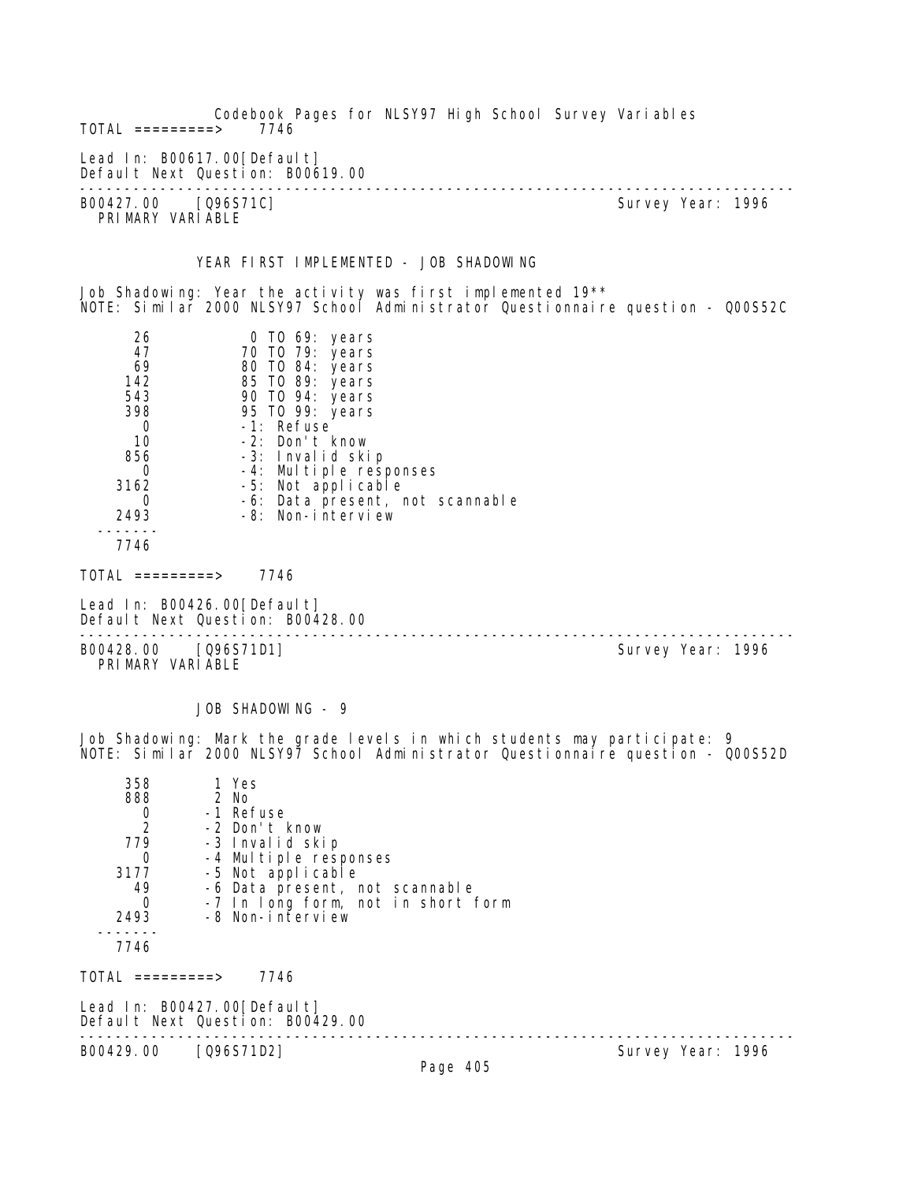TOTAL =========> 7746

Lead In: B00617.00[Default]
Default Next Question: B00619.00

---

B00427.00 [Q96S71C] Survey Year: 1996
PRIMARY VARIABLE

### YEAR FIRST IMPLEMENTED - JOB SHADOWING

Job Shadowing: Year the activity was first implemented 19**
NOTE: Similar 2000 NLSY97 School Administrator Questionnaire question - Q00S52C

| Count | Value |
|---|---|
| 26 | 0 TO 69: years |
| 47 | 70 TO 79: years |
| 69 | 80 TO 84: years |
| 142 | 85 TO 89: years |
| 543 | 90 TO 94: years |
| 398 | 95 TO 99: years |
| 0 | -1: Refuse |
| 10 | -2: Don't know |
| 856 | -3: Invalid skip |
| 0 | -4: Multiple responses |
| 3162 | -5: Not applicable |
| 0 | -6: Data present, not scannable |
| 2493 | -8: Non-interview |
| 7746 | |

TOTAL =========> 7746

Lead In: B00426.00[Default]
Default Next Question: B00428.00

---

B00428.00 [Q96S71D1] Survey Year: 1996
PRIMARY VARIABLE

### JOB SHADOWING - 9

Job Shadowing: Mark the grade levels in which students may participate: 9
NOTE: Similar 2000 NLSY97 School Administrator Questionnaire question - Q00S52D

| Count | Value |
|---|---|
| 358 | 1 Yes |
| 888 | 2 No |
| 0 | -1 Refuse |
| 2 | -2 Don't know |
| 779 | -3 Invalid skip |
| 0 | -4 Multiple responses |
| 3177 | -5 Not applicable |
| 49 | -6 Data present, not scannable |
| 0 | -7 In long form, not in short form |
| 2493 | -8 Non-interview |
| 7746 | |

TOTAL =========> 7746

Lead In: B00427.00[Default]
Default Next Question: B00429.00

---

B00429.00 [Q96S71D2] Survey Year: 1996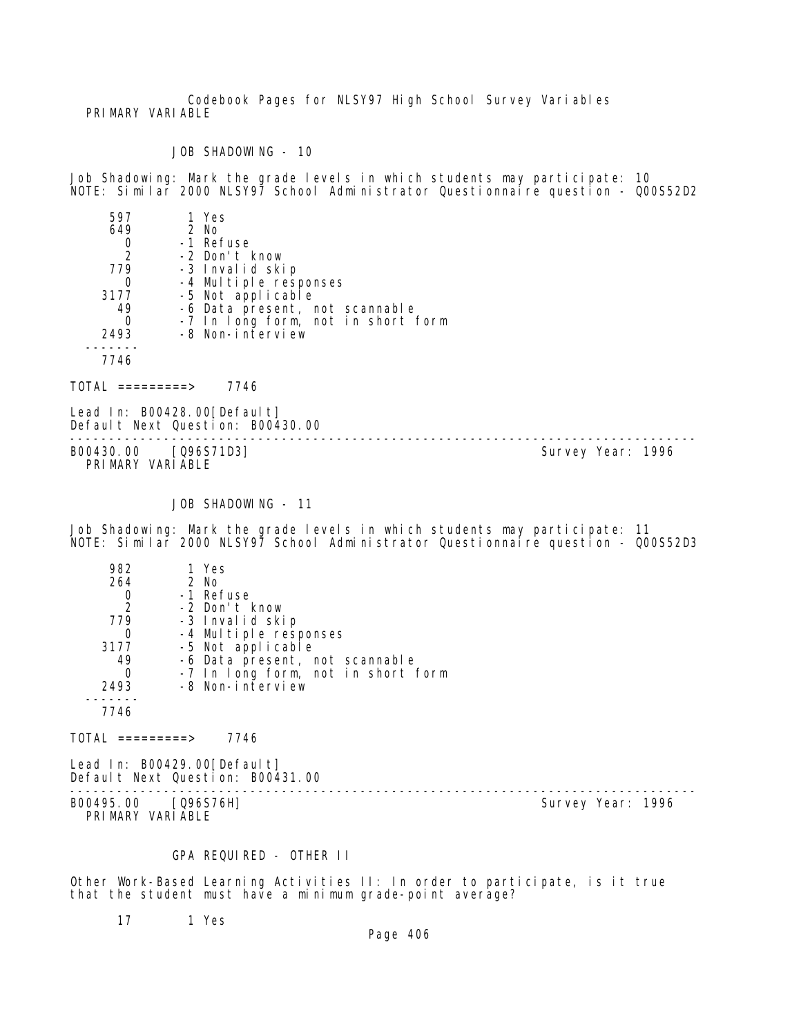PRIMARY VARIABLE

JOB SHADOWING - 10

Job Shadowing: Mark the grade levels in which students may participate: 10
NOTE: Similar 2000 NLSY97 School Administrator Questionnaire question - Q00S52D2

```
     597        1 Yes
     649        2 No
       0       -1 Refuse
       2       -2 Don't know
     779       -3 Invalid skip
       0       -4 Multiple responses
    3177       -5 Not applicable
      49       -6 Data present, not scannable
       0       -7 In long form, not in short form
    2493       -8 Non-interview
   -------
    7746
```

TOTAL =========> 7746

Lead In: B00428.00[Default]
Default Next Question: B00430.00

---

B00430.00 [Q96S71D3] Survey Year: 1996
PRIMARY VARIABLE

JOB SHADOWING - 11

Job Shadowing: Mark the grade levels in which students may participate: 11
NOTE: Similar 2000 NLSY97 School Administrator Questionnaire question - Q00S52D3

```
     982        1 Yes
     264        2 No
       0       -1 Refuse
       2       -2 Don't know
     779       -3 Invalid skip
       0       -4 Multiple responses
    3177       -5 Not applicable
      49       -6 Data present, not scannable
       0       -7 In long form, not in short form
    2493       -8 Non-interview
   -------
    7746
```

TOTAL =========> 7746

Lead In: B00429.00[Default]
Default Next Question: B00431.00

---

B00495.00 [Q96S76H] Survey Year: 1996
PRIMARY VARIABLE

GPA REQUIRED - OTHER II

Other Work-Based Learning Activities II: In order to participate, is it true that the student must have a minimum grade-point average?

```
      17        1 Yes
```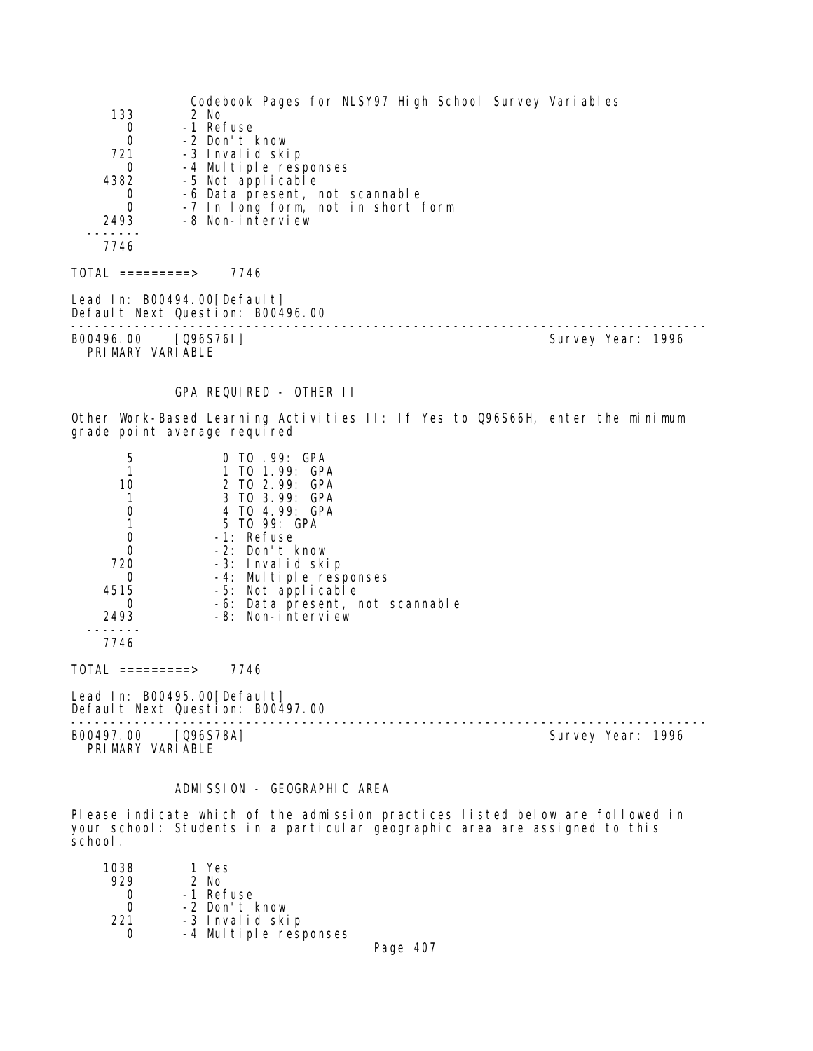| | |
|---|---|
| 133 | 2 No |
| 0 | -1 Refuse |
| 0 | -2 Don't know |
| 721 | -3 Invalid skip |
| 0 | -4 Multiple responses |
| 4382 | -5 Not applicable |
| 0 | -6 Data present, not scannable |
| 0 | -7 In long form, not in short form |
| 2493 | -8 Non-interview |
| 7746 | |

TOTAL =========> 7746

Lead In: B00494.00[Default]
Default Next Question: B00496.00

---

B00496.00 [Q96S76I] Survey Year: 1996
PRIMARY VARIABLE

GPA REQUIRED - OTHER II

Other Work-Based Learning Activities II: If Yes to Q96S66H, enter the minimum grade point average required

| | |
|---|---|
| 5 | 0 TO .99: GPA |
| 1 | 1 TO 1.99: GPA |
| 10 | 2 TO 2.99: GPA |
| 1 | 3 TO 3.99: GPA |
| 0 | 4 TO 4.99: GPA |
| 1 | 5 TO 99: GPA |
| 0 | -1: Refuse |
| 0 | -2: Don't know |
| 720 | -3: Invalid skip |
| 0 | -4: Multiple responses |
| 4515 | -5: Not applicable |
| 0 | -6: Data present, not scannable |
| 2493 | -8: Non-interview |
| 7746 | |

TOTAL =========> 7746

Lead In: B00495.00[Default]
Default Next Question: B00497.00

---

B00497.00 [Q96S78A] Survey Year: 1996
PRIMARY VARIABLE

ADMISSION - GEOGRAPHIC AREA

Please indicate which of the admission practices listed below are followed in your school: Students in a particular geographic area are assigned to this school.

| | |
|---|---|
| 1038 | 1 Yes |
| 929 | 2 No |
| 0 | -1 Refuse |
| 0 | -2 Don't know |
| 221 | -3 Invalid skip |
| 0 | -4 Multiple responses |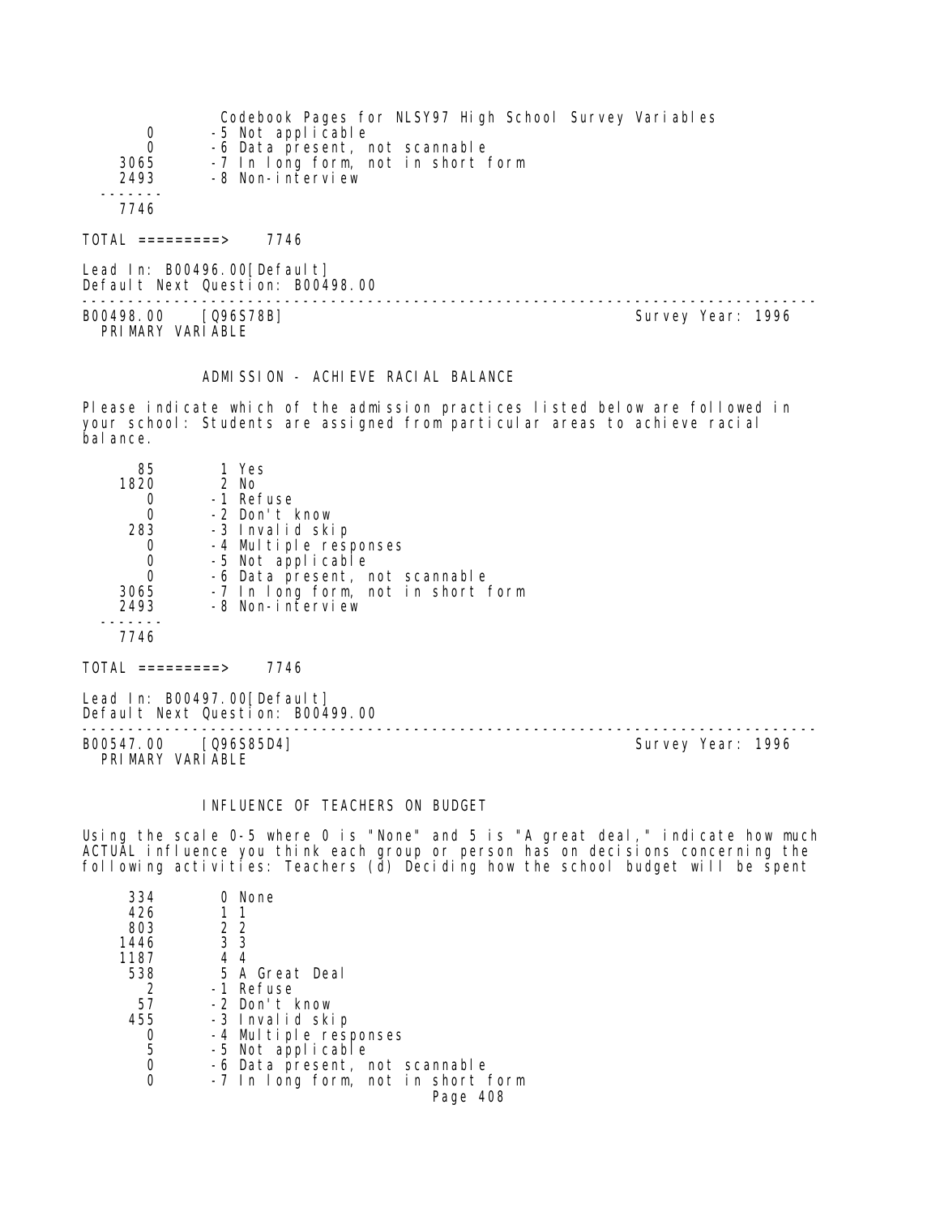| | |
|---|---|
| 0 | -5 Not applicable |
| 0 | -6 Data present, not scannable |
| 3065 | -7 In long form, not in short form |
| 2493 | -8 Non-interview |
| ------- | |
| 7746 | |

TOTAL =========> 7746

Lead In: B00496.00[Default]
Default Next Question: B00498.00

---

B00498.00 [Q96S78B] Survey Year: 1996
PRIMARY VARIABLE

### ADMISSION - ACHIEVE RACIAL BALANCE

Please indicate which of the admission practices listed below are followed in your school: Students are assigned from particular areas to achieve racial balance.

| | |
|---|---|
| 85 | 1 Yes |
| 1820 | 2 No |
| 0 | -1 Refuse |
| 0 | -2 Don't know |
| 283 | -3 Invalid skip |
| 0 | -4 Multiple responses |
| 0 | -5 Not applicable |
| 0 | -6 Data present, not scannable |
| 3065 | -7 In long form, not in short form |
| 2493 | -8 Non-interview |
| ------- | |
| 7746 | |

TOTAL =========> 7746

Lead In: B00497.00[Default]
Default Next Question: B00499.00

---

B00547.00 [Q96S85D4] Survey Year: 1996
PRIMARY VARIABLE

### INFLUENCE OF TEACHERS ON BUDGET

Using the scale 0-5 where 0 is "None" and 5 is "A great deal," indicate how much ACTUAL influence you think each group or person has on decisions concerning the following activities: Teachers (d) Deciding how the school budget will be spent

| | |
|---|---|
| 334 | 0 None |
| 426 | 1 1 |
| 803 | 2 2 |
| 1446 | 3 3 |
| 1187 | 4 4 |
| 538 | 5 A Great Deal |
| 2 | -1 Refuse |
| 57 | -2 Don't know |
| 455 | -3 Invalid skip |
| 0 | -4 Multiple responses |
| 5 | -5 Not applicable |
| 0 | -6 Data present, not scannable |
| 0 | -7 In long form, not in short form |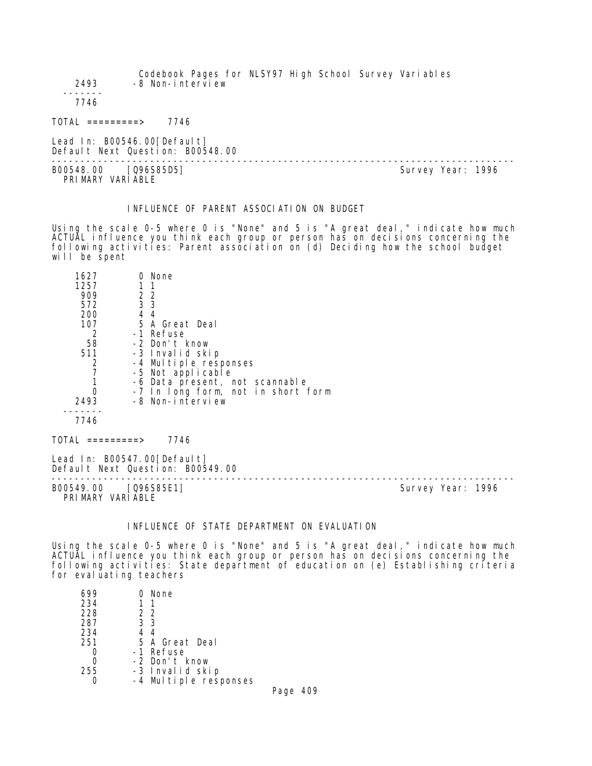| | |
|---|---|
| 2493 | -8 Non-interview |
| ------- | |
| 7746 | |

TOTAL =========> 7746

Lead In: B00546.00[Default]
Default Next Question: B00548.00

---

B00548.00 [Q96S85D5] Survey Year: 1996
PRIMARY VARIABLE

### INFLUENCE OF PARENT ASSOCIATION ON BUDGET

Using the scale 0-5 where 0 is "None" and 5 is "A great deal," indicate how much ACTUAL influence you think each group or person has on decisions concerning the following activities: Parent association on (d) Deciding how the school budget will be spent

| | |
|---|---|
| 1627 | 0 None |
| 1257 | 1 1 |
| 909 | 2 2 |
| 572 | 3 3 |
| 200 | 4 4 |
| 107 | 5 A Great Deal |
| 2 | -1 Refuse |
| 58 | -2 Don't know |
| 511 | -3 Invalid skip |
| 2 | -4 Multiple responses |
| 7 | -5 Not applicable |
| 1 | -6 Data present, not scannable |
| 0 | -7 In long form, not in short form |
| 2493 | -8 Non-interview |
| ------- | |
| 7746 | |

TOTAL =========> 7746

Lead In: B00547.00[Default]
Default Next Question: B00549.00

---

B00549.00 [Q96S85E1] Survey Year: 1996
PRIMARY VARIABLE

### INFLUENCE OF STATE DEPARTMENT ON EVALUATION

Using the scale 0-5 where 0 is "None" and 5 is "A great deal," indicate how much ACTUAL influence you think each group or person has on decisions concerning the following activities: State department of education on (e) Establishing criteria for evaluating teachers

| | |
|---|---|
| 699 | 0 None |
| 234 | 1 1 |
| 228 | 2 2 |
| 287 | 3 3 |
| 234 | 4 4 |
| 251 | 5 A Great Deal |
| 0 | -1 Refuse |
| 0 | -2 Don't know |
| 255 | -3 Invalid skip |
| 0 | -4 Multiple responses |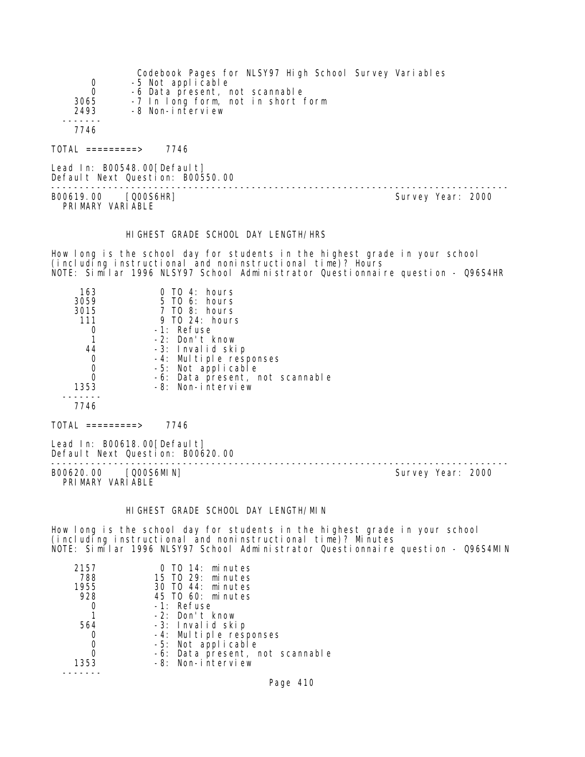| | |
|---|---|
| 0 | -5 Not applicable |
| 0 | -6 Data present, not scannable |
| 3065 | -7 In long form, not in short form |
| 2493 | -8 Non-interview |
| ------- | |
| 7746 | |

TOTAL =========> 7746

Lead In: B00548.00[Default]
Default Next Question: B00550.00

---

B00619.00 [Q00S6HR] Survey Year: 2000
PRIMARY VARIABLE

### HIGHEST GRADE SCHOOL DAY LENGTH/HRS

How long is the school day for students in the highest grade in your school (including instructional and noninstructional time)? Hours
NOTE: Similar 1996 NLSY97 School Administrator Questionnaire question - Q96S4HR

| | |
|---|---|
| 163 | 0 TO 4: hours |
| 3059 | 5 TO 6: hours |
| 3015 | 7 TO 8: hours |
| 111 | 9 TO 24: hours |
| 0 | -1: Refuse |
| 1 | -2: Don't know |
| 44 | -3: Invalid skip |
| 0 | -4: Multiple responses |
| 0 | -5: Not applicable |
| 0 | -6: Data present, not scannable |
| 1353 | -8: Non-interview |
| ------- | |
| 7746 | |

TOTAL =========> 7746

Lead In: B00618.00[Default]
Default Next Question: B00620.00

---

B00620.00 [Q00S6MIN] Survey Year: 2000
PRIMARY VARIABLE

### HIGHEST GRADE SCHOOL DAY LENGTH/MIN

How long is the school day for students in the highest grade in your school (including instructional and noninstructional time)? Minutes
NOTE: Similar 1996 NLSY97 School Administrator Questionnaire question - Q96S4MIN

| | |
|---|---|
| 2157 | 0 TO 14: minutes |
| 788 | 15 TO 29: minutes |
| 1955 | 30 TO 44: minutes |
| 928 | 45 TO 60: minutes |
| 0 | -1: Refuse |
| 1 | -2: Don't know |
| 564 | -3: Invalid skip |
| 0 | -4: Multiple responses |
| 0 | -5: Not applicable |
| 0 | -6: Data present, not scannable |
| 1353 | -8: Non-interview |
| ------- | |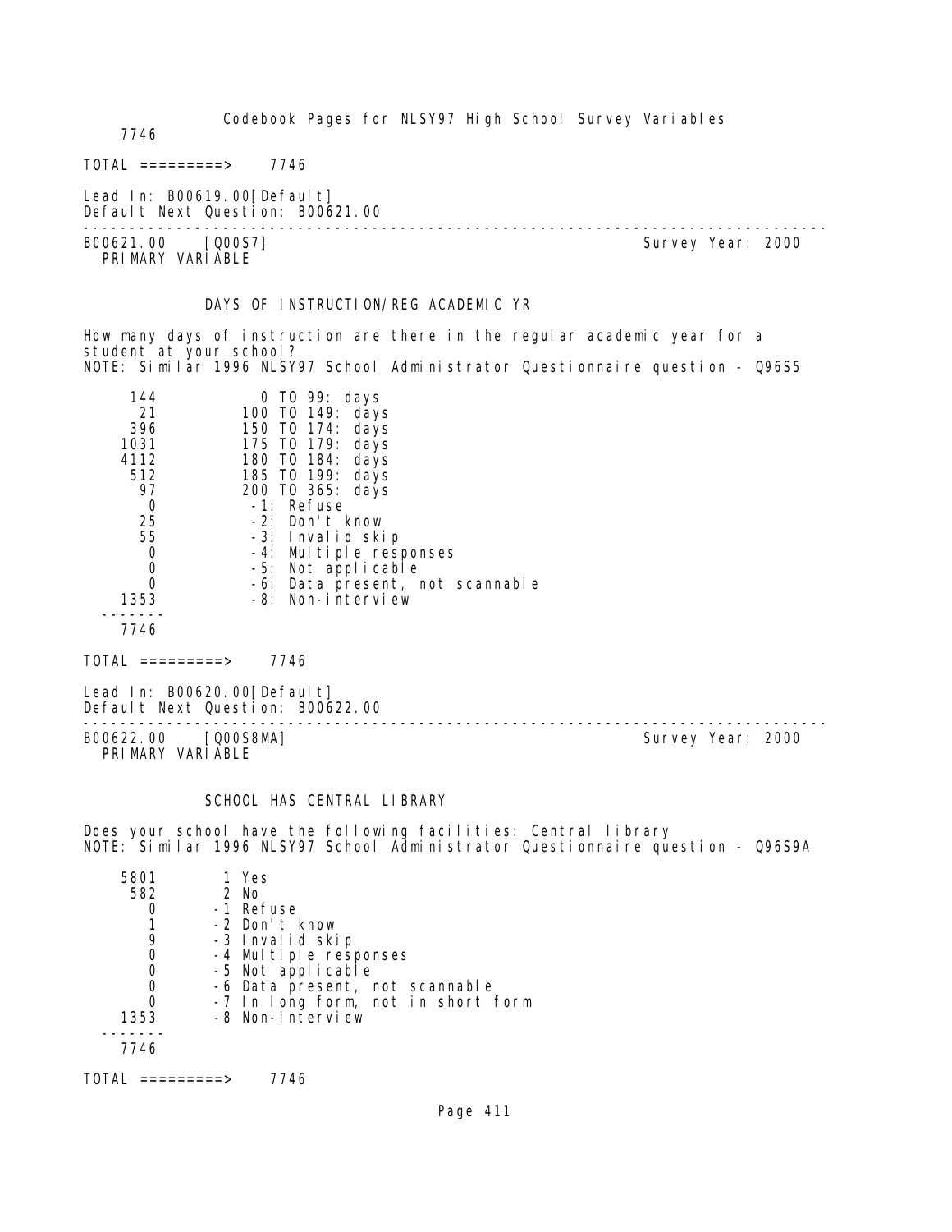7746

TOTAL =========> 7746

Lead In: B00619.00[Default]
Default Next Question: B00621.00

---

B00621.00 [Q00S7] Survey Year: 2000
PRIMARY VARIABLE

DAYS OF INSTRUCTION/REG ACADEMIC YR

How many days of instruction are there in the regular academic year for a student at your school?
NOTE: Similar 1996 NLSY97 School Administrator Questionnaire question - Q96S5

```
     144          0 TO 99: days
      21        100 TO 149: days
     396        150 TO 174: days
    1031        175 TO 179: days
    4112        180 TO 184: days
     512        185 TO 199: days
      97        200 TO 365: days
       0         -1: Refuse
      25         -2: Don't know
      55         -3: Invalid skip
       0         -4: Multiple responses
       0         -5: Not applicable
       0         -6: Data present, not scannable
    1353         -8: Non-interview
  -------
    7746
```

TOTAL =========> 7746

Lead In: B00620.00[Default]
Default Next Question: B00622.00

---

B00622.00 [Q00S8MA] Survey Year: 2000
PRIMARY VARIABLE

SCHOOL HAS CENTRAL LIBRARY

Does your school have the following facilities: Central library
NOTE: Similar 1996 NLSY97 School Administrator Questionnaire question - Q96S9A

```
    5801       1 Yes
     582       2 No
       0      -1 Refuse
       1      -2 Don't know
       9      -3 Invalid skip
       0      -4 Multiple responses
       0      -5 Not applicable
       0      -6 Data present, not scannable
       0      -7 In long form, not in short form
    1353      -8 Non-interview
  -------
    7746
```

TOTAL =========> 7746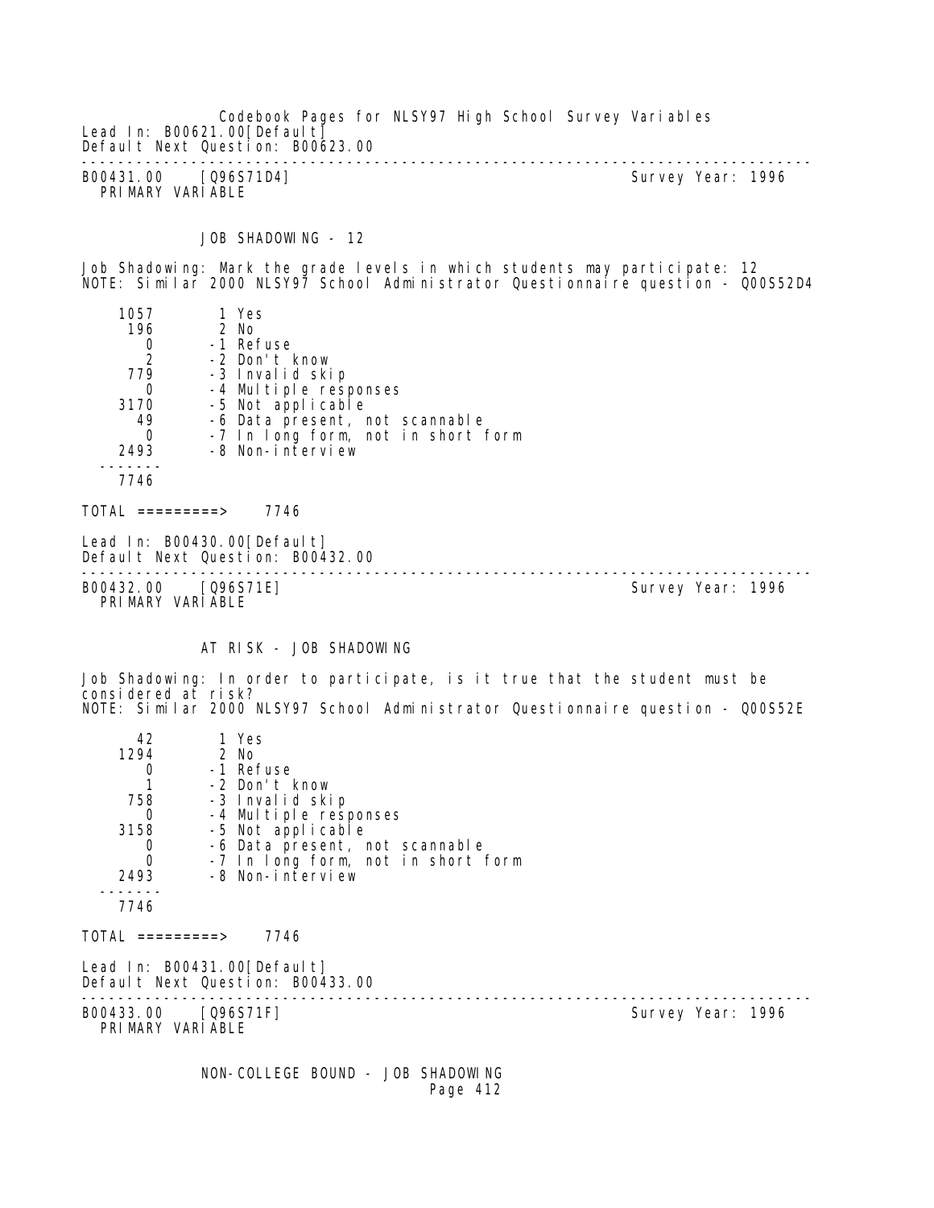Lead In: B00621.00[Default]
Default Next Question: B00623.00

---

B00431.00 [Q96S71D4] Survey Year: 1996
PRIMARY VARIABLE

JOB SHADOWING - 12

Job Shadowing: Mark the grade levels in which students may participate: 12
NOTE: Similar 2000 NLSY97 School Administrator Questionnaire question - Q00S52D4

| Count | Code |
|---|---|
| 1057 | 1 Yes |
| 196 | 2 No |
| 0 | -1 Refuse |
| 2 | -2 Don't know |
| 779 | -3 Invalid skip |
| 0 | -4 Multiple responses |
| 3170 | -5 Not applicable |
| 49 | -6 Data present, not scannable |
| 0 | -7 In long form, not in short form |
| 2493 | -8 Non-interview |
| 7746 | |

TOTAL =========> 7746

Lead In: B00430.00[Default]
Default Next Question: B00432.00

---

B00432.00 [Q96S71E] Survey Year: 1996
PRIMARY VARIABLE

AT RISK - JOB SHADOWING

Job Shadowing: In order to participate, is it true that the student must be considered at risk?
NOTE: Similar 2000 NLSY97 School Administrator Questionnaire question - Q00S52E

| Count | Code |
|---|---|
| 42 | 1 Yes |
| 1294 | 2 No |
| 0 | -1 Refuse |
| 1 | -2 Don't know |
| 758 | -3 Invalid skip |
| 0 | -4 Multiple responses |
| 3158 | -5 Not applicable |
| 0 | -6 Data present, not scannable |
| 0 | -7 In long form, not in short form |
| 2493 | -8 Non-interview |
| 7746 | |

TOTAL =========> 7746

Lead In: B00431.00[Default]
Default Next Question: B00433.00

---

B00433.00 [Q96S71F] Survey Year: 1996
PRIMARY VARIABLE

NON-COLLEGE BOUND - JOB SHADOWING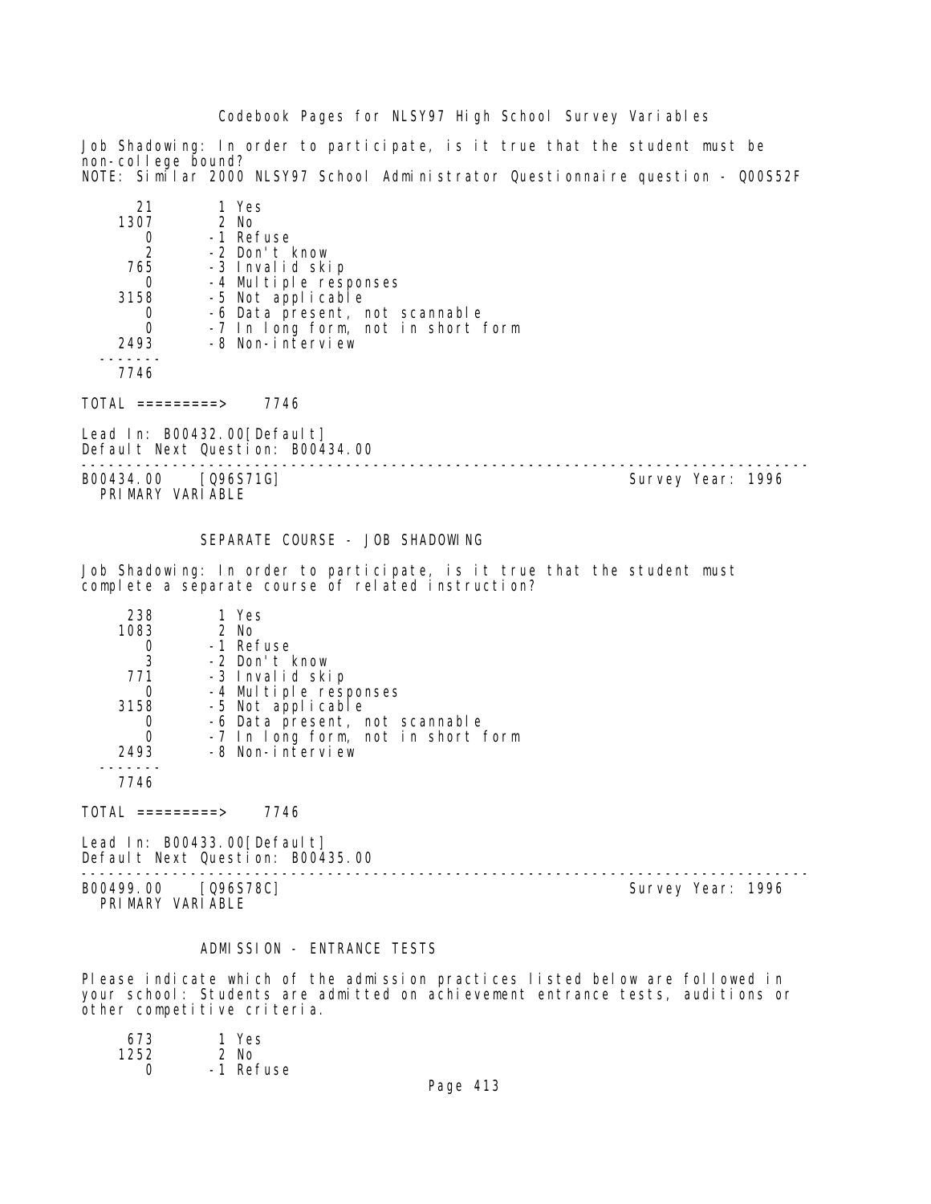Job Shadowing: In order to participate, is it true that the student must be non-college bound?
NOTE: Similar 2000 NLSY97 School Administrator Questionnaire question - Q00S52F

| Count | Code | Label |
|---|---|---|
| 21 | 1 | Yes |
| 1307 | 2 | No |
| 0 | -1 | Refuse |
| 2 | -2 | Don't know |
| 765 | -3 | Invalid skip |
| 0 | -4 | Multiple responses |
| 3158 | -5 | Not applicable |
| 0 | -6 | Data present, not scannable |
| 0 | -7 | In long form, not in short form |
| 2493 | -8 | Non-interview |
| 7746 | | |

TOTAL =========> 7746

Lead In: B00432.00[Default]
Default Next Question: B00434.00

---

B00434.00 [Q96S71G] Survey Year: 1996
PRIMARY VARIABLE

## SEPARATE COURSE - JOB SHADOWING

Job Shadowing: In order to participate, is it true that the student must complete a separate course of related instruction?

| Count | Code | Label |
|---|---|---|
| 238 | 1 | Yes |
| 1083 | 2 | No |
| 0 | -1 | Refuse |
| 3 | -2 | Don't know |
| 771 | -3 | Invalid skip |
| 0 | -4 | Multiple responses |
| 3158 | -5 | Not applicable |
| 0 | -6 | Data present, not scannable |
| 0 | -7 | In long form, not in short form |
| 2493 | -8 | Non-interview |
| 7746 | | |

TOTAL =========> 7746

Lead In: B00433.00[Default]
Default Next Question: B00435.00

---

B00499.00 [Q96S78C] Survey Year: 1996
PRIMARY VARIABLE

## ADMISSION - ENTRANCE TESTS

Please indicate which of the admission practices listed below are followed in your school: Students are admitted on achievement entrance tests, auditions or other competitive criteria.

| Count | Code | Label |
|---|---|---|
| 673 | 1 | Yes |
| 1252 | 2 | No |
| 0 | -1 | Refuse |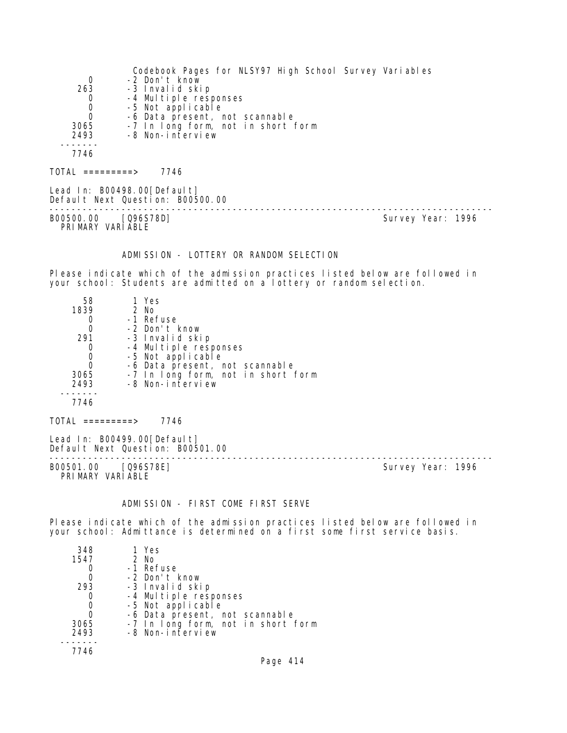| | |
|---|---|
| 0 | -2 Don't know |
| 263 | -3 Invalid skip |
| 0 | -4 Multiple responses |
| 0 | -5 Not applicable |
| 0 | -6 Data present, not scannable |
| 3065 | -7 In long form, not in short form |
| 2493 | -8 Non-interview |
| 7746 | |

TOTAL =========> 7746

Lead In: B00498.00[Default]
Default Next Question: B00500.00

---

B00500.00 [Q96S78D] Survey Year: 1996
PRIMARY VARIABLE

### ADMISSION - LOTTERY OR RANDOM SELECTION

Please indicate which of the admission practices listed below are followed in your school: Students are admitted on a lottery or random selection.

| | |
|---|---|
| 58 | 1 Yes |
| 1839 | 2 No |
| 0 | -1 Refuse |
| 0 | -2 Don't know |
| 291 | -3 Invalid skip |
| 0 | -4 Multiple responses |
| 0 | -5 Not applicable |
| 0 | -6 Data present, not scannable |
| 3065 | -7 In long form, not in short form |
| 2493 | -8 Non-interview |
| 7746 | |

TOTAL =========> 7746

Lead In: B00499.00[Default]
Default Next Question: B00501.00

---

B00501.00 [Q96S78E] Survey Year: 1996
PRIMARY VARIABLE

### ADMISSION - FIRST COME FIRST SERVE

Please indicate which of the admission practices listed below are followed in your school: Admittance is determined on a first some first service basis.

| | |
|---|---|
| 348 | 1 Yes |
| 1547 | 2 No |
| 0 | -1 Refuse |
| 0 | -2 Don't know |
| 293 | -3 Invalid skip |
| 0 | -4 Multiple responses |
| 0 | -5 Not applicable |
| 0 | -6 Data present, not scannable |
| 3065 | -7 In long form, not in short form |
| 2493 | -8 Non-interview |
| 7746 | |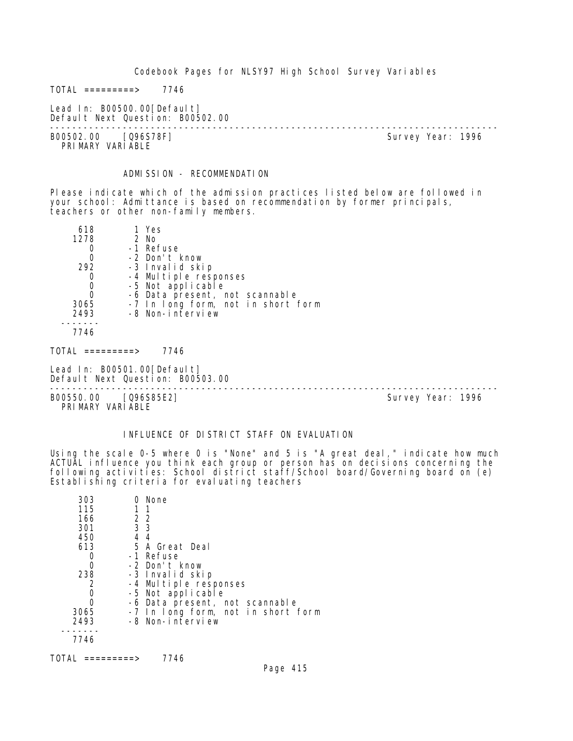TOTAL =========> 7746

Lead In: B00500.00[Default]
Default Next Question: B00502.00

---

B00502.00 [Q96S78F] Survey Year: 1996
PRIMARY VARIABLE

ADMISSION - RECOMMENDATION

Please indicate which of the admission practices listed below are followed in your school: Admittance is based on recommendation by former principals, teachers or other non-family members.

| Count | Code | Label |
|---|---|---|
| 618 | 1 | Yes |
| 1278 | 2 | No |
| 0 | -1 | Refuse |
| 0 | -2 | Don't know |
| 292 | -3 | Invalid skip |
| 0 | -4 | Multiple responses |
| 0 | -5 | Not applicable |
| 0 | -6 | Data present, not scannable |
| 3065 | -7 | In long form, not in short form |
| 2493 | -8 | Non-interview |
| 7746 | | |

TOTAL =========> 7746

Lead In: B00501.00[Default]
Default Next Question: B00503.00

---

B00550.00 [Q96S85E2] Survey Year: 1996
PRIMARY VARIABLE

INFLUENCE OF DISTRICT STAFF ON EVALUATION

Using the scale 0-5 where 0 is "None" and 5 is "A great deal," indicate how much ACTUAL influence you think each group or person has on decisions concerning the following activities: School district staff/School board/Governing board on (e) Establishing criteria for evaluating teachers

| Count | Code | Label |
|---|---|---|
| 303 | 0 | None |
| 115 | 1 | 1 |
| 166 | 2 | 2 |
| 301 | 3 | 3 |
| 450 | 4 | 4 |
| 613 | 5 | A Great Deal |
| 0 | -1 | Refuse |
| 0 | -2 | Don't know |
| 238 | -3 | Invalid skip |
| 2 | -4 | Multiple responses |
| 0 | -5 | Not applicable |
| 0 | -6 | Data present, not scannable |
| 3065 | -7 | In long form, not in short form |
| 2493 | -8 | Non-interview |
| 7746 | | |

TOTAL =========> 7746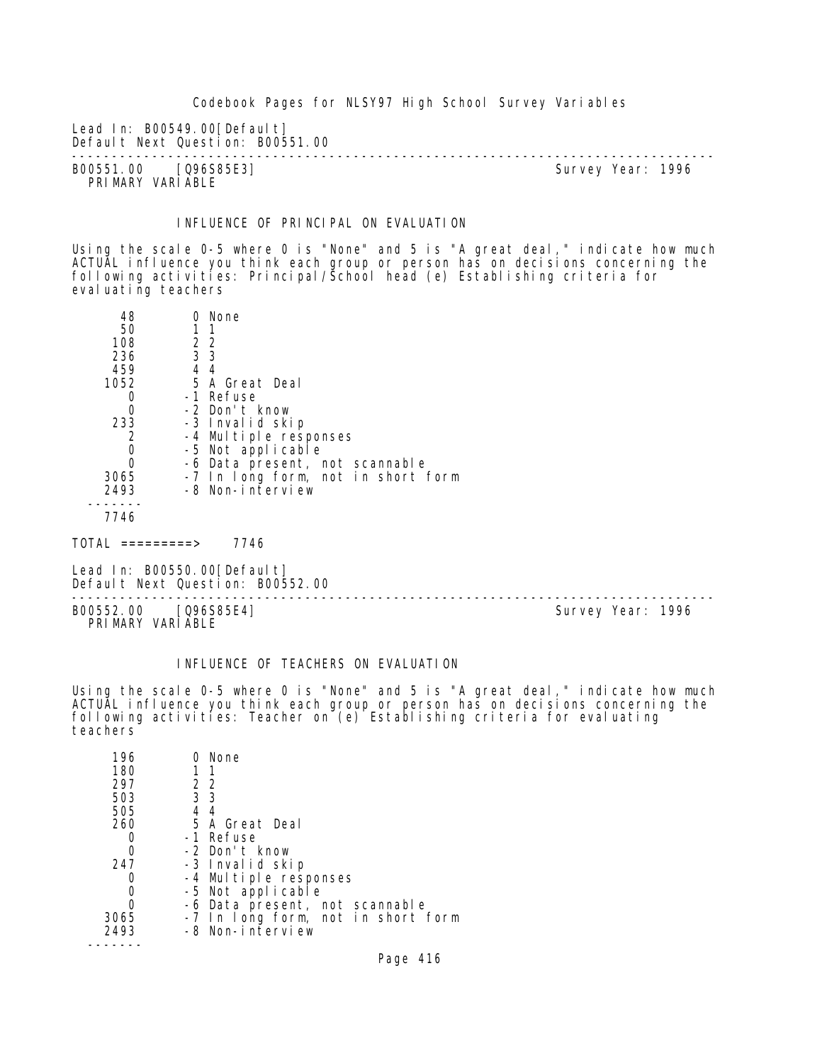Lead In: B00549.00[Default]
Default Next Question: B00551.00

---

B00551.00    [Q96S85E3]                                    Survey Year: 1996
PRIMARY VARIABLE

INFLUENCE OF PRINCIPAL ON EVALUATION

Using the scale 0-5 where 0 is "None" and 5 is "A great deal," indicate how much ACTUAL influence you think each group or person has on decisions concerning the following activities: Principal/School head (e) Establishing criteria for evaluating teachers

| Count | Code | Label |
|---|---|---|
| 48 | 0 | None |
| 50 | 1 | 1 |
| 108 | 2 | 2 |
| 236 | 3 | 3 |
| 459 | 4 | 4 |
| 1052 | 5 | A Great Deal |
| 0 | -1 | Refuse |
| 0 | -2 | Don't know |
| 233 | -3 | Invalid skip |
| 2 | -4 | Multiple responses |
| 0 | -5 | Not applicable |
| 0 | -6 | Data present, not scannable |
| 3065 | -7 | In long form, not in short form |
| 2493 | -8 | Non-interview |
| 7746 | | |

TOTAL =========> 7746

Lead In: B00550.00[Default]
Default Next Question: B00552.00

---

B00552.00    [Q96S85E4]                                    Survey Year: 1996
PRIMARY VARIABLE

INFLUENCE OF TEACHERS ON EVALUATION

Using the scale 0-5 where 0 is "None" and 5 is "A great deal," indicate how much ACTUAL influence you think each group or person has on decisions concerning the following activities: Teacher on (e) Establishing criteria for evaluating teachers

| Count | Code | Label |
|---|---|---|
| 196 | 0 | None |
| 180 | 1 | 1 |
| 297 | 2 | 2 |
| 503 | 3 | 3 |
| 505 | 4 | 4 |
| 260 | 5 | A Great Deal |
| 0 | -1 | Refuse |
| 0 | -2 | Don't know |
| 247 | -3 | Invalid skip |
| 0 | -4 | Multiple responses |
| 0 | -5 | Not applicable |
| 0 | -6 | Data present, not scannable |
| 3065 | -7 | In long form, not in short form |
| 2493 | -8 | Non-interview |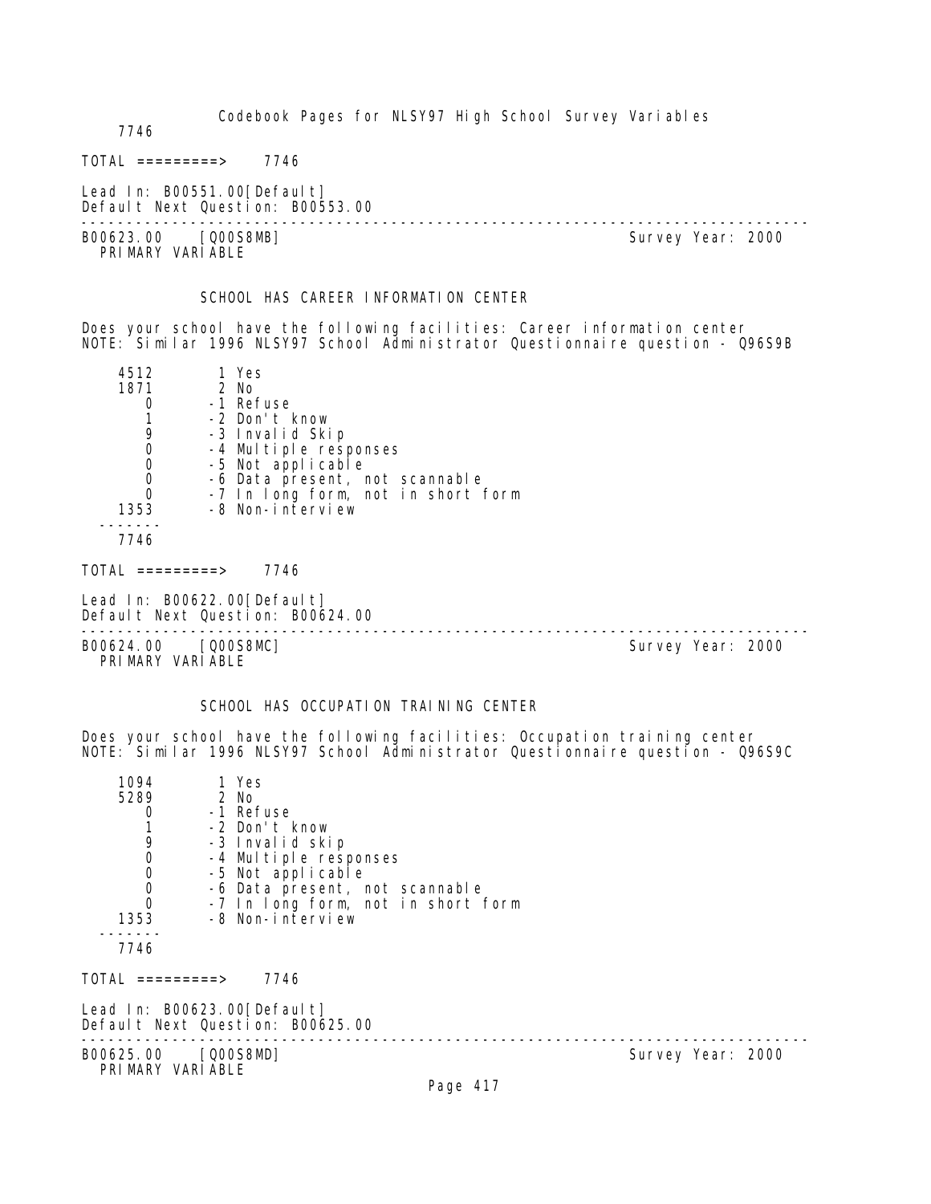7746

TOTAL =========> 7746

Lead In: B00551.00[Default]
Default Next Question: B00553.00

---

B00623.00 [Q00S8MB] Survey Year: 2000
PRIMARY VARIABLE

SCHOOL HAS CAREER INFORMATION CENTER

Does your school have the following facilities: Career information center
NOTE: Similar 1996 NLSY97 School Administrator Questionnaire question - Q96S9B

| Count | Code | Label |
|---|---|---|
| 4512 | 1 | Yes |
| 1871 | 2 | No |
| 0 | -1 | Refuse |
| 1 | -2 | Don't know |
| 9 | -3 | Invalid Skip |
| 0 | -4 | Multiple responses |
| 0 | -5 | Not applicable |
| 0 | -6 | Data present, not scannable |
| 0 | -7 | In long form, not in short form |
| 1353 | -8 | Non-interview |
| 7746 | | |

TOTAL =========> 7746

Lead In: B00622.00[Default]
Default Next Question: B00624.00

---

B00624.00 [Q00S8MC] Survey Year: 2000
PRIMARY VARIABLE

SCHOOL HAS OCCUPATION TRAINING CENTER

Does your school have the following facilities: Occupation training center
NOTE: Similar 1996 NLSY97 School Administrator Questionnaire question - Q96S9C

| Count | Code | Label |
|---|---|---|
| 1094 | 1 | Yes |
| 5289 | 2 | No |
| 0 | -1 | Refuse |
| 1 | -2 | Don't know |
| 9 | -3 | Invalid skip |
| 0 | -4 | Multiple responses |
| 0 | -5 | Not applicable |
| 0 | -6 | Data present, not scannable |
| 0 | -7 | In long form, not in short form |
| 1353 | -8 | Non-interview |
| 7746 | | |

TOTAL =========> 7746

Lead In: B00623.00[Default]
Default Next Question: B00625.00

---

B00625.00 [Q00S8MD] Survey Year: 2000
PRIMARY VARIABLE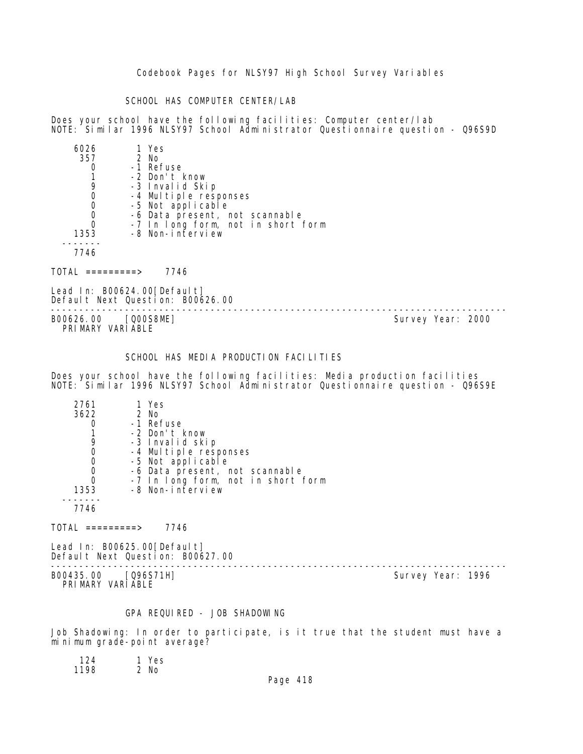## SCHOOL HAS COMPUTER CENTER/LAB

Does your school have the following facilities: Computer center/lab
NOTE: Similar 1996 NLSY97 School Administrator Questionnaire question - Q96S9D

```
    6026       1 Yes
     357       2 No
       0      -1 Refuse
       1      -2 Don't know
       9      -3 Invalid Skip
       0      -4 Multiple responses
       0      -5 Not applicable
       0      -6 Data present, not scannable
       0      -7 In long form, not in short form
    1353      -8 Non-interview
  -------
    7746
```

TOTAL =========> 7746

Lead In: B00624.00[Default]
Default Next Question: B00626.00

---

B00626.00 [Q00S8ME] Survey Year: 2000
PRIMARY VARIABLE

## SCHOOL HAS MEDIA PRODUCTION FACILITIES

Does your school have the following facilities: Media production facilities
NOTE: Similar 1996 NLSY97 School Administrator Questionnaire question - Q96S9E

```
    2761       1 Yes
    3622       2 No
       0      -1 Refuse
       1      -2 Don't know
       9      -3 Invalid skip
       0      -4 Multiple responses
       0      -5 Not applicable
       0      -6 Data present, not scannable
       0      -7 In long form, not in short form
    1353      -8 Non-interview
  -------
    7746
```

TOTAL =========> 7746

Lead In: B00625.00[Default]
Default Next Question: B00627.00

---

B00435.00 [Q96S71H] Survey Year: 1996
PRIMARY VARIABLE

## GPA REQUIRED - JOB SHADOWING

Job Shadowing: In order to participate, is it true that the student must have a minimum grade-point average?

```
     124       1 Yes
    1198       2 No
```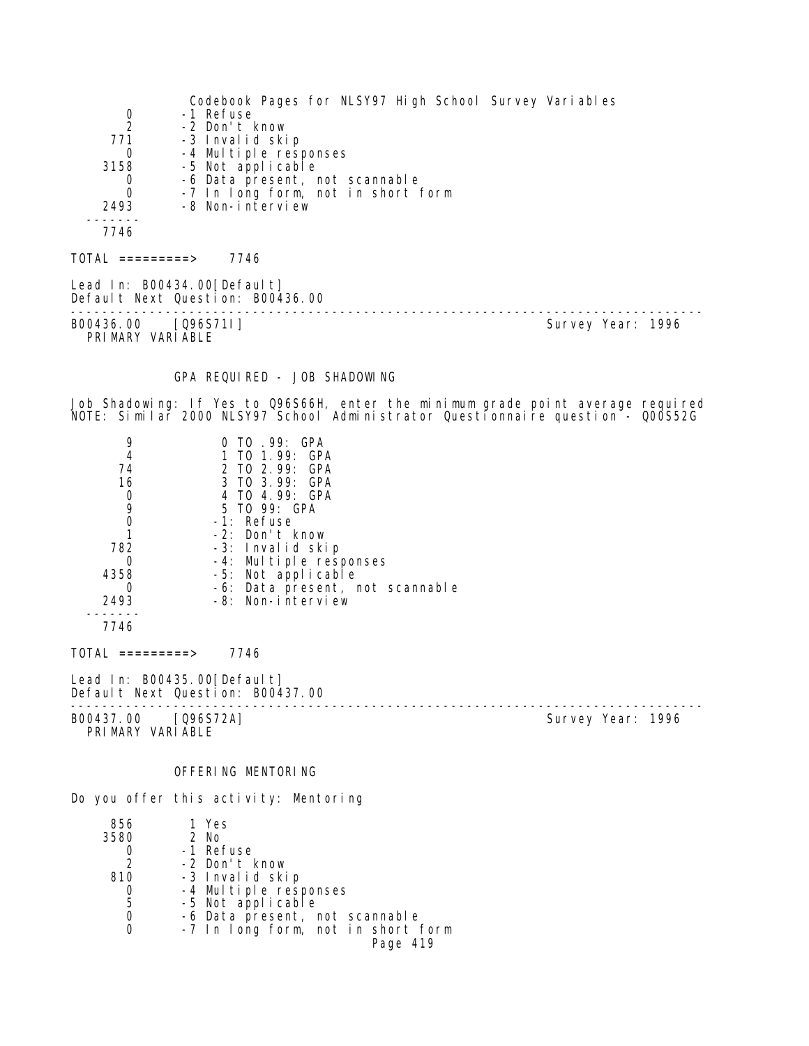| | |
|---|---|
| 0 | -1 Refuse |
| 2 | -2 Don't know |
| 771 | -3 Invalid skip |
| 0 | -4 Multiple responses |
| 3158 | -5 Not applicable |
| 0 | -6 Data present, not scannable |
| 0 | -7 In long form, not in short form |
| 2493 | -8 Non-interview |
| 7746 | |

TOTAL =========> 7746

Lead In: B00434.00[Default]
Default Next Question: B00436.00

---

B00436.00 [Q96S71I] Survey Year: 1996
PRIMARY VARIABLE

### GPA REQUIRED - JOB SHADOWING

Job Shadowing: If Yes to Q96S66H, enter the minimum grade point average required
NOTE: Similar 2000 NLSY97 School Administrator Questionnaire question - Q00S52G

| | |
|---|---|
| 9 | 0 TO .99: GPA |
| 4 | 1 TO 1.99: GPA |
| 74 | 2 TO 2.99: GPA |
| 16 | 3 TO 3.99: GPA |
| 0 | 4 TO 4.99: GPA |
| 9 | 5 TO 99: GPA |
| 0 | -1: Refuse |
| 1 | -2: Don't know |
| 782 | -3: Invalid skip |
| 0 | -4: Multiple responses |
| 4358 | -5: Not applicable |
| 0 | -6: Data present, not scannable |
| 2493 | -8: Non-interview |
| 7746 | |

TOTAL =========> 7746

Lead In: B00435.00[Default]
Default Next Question: B00437.00

---

B00437.00 [Q96S72A] Survey Year: 1996
PRIMARY VARIABLE

### OFFERING MENTORING

Do you offer this activity: Mentoring

| | |
|---|---|
| 856 | 1 Yes |
| 3580 | 2 No |
| 0 | -1 Refuse |
| 2 | -2 Don't know |
| 810 | -3 Invalid skip |
| 0 | -4 Multiple responses |
| 5 | -5 Not applicable |
| 0 | -6 Data present, not scannable |
| 0 | -7 In long form, not in short form |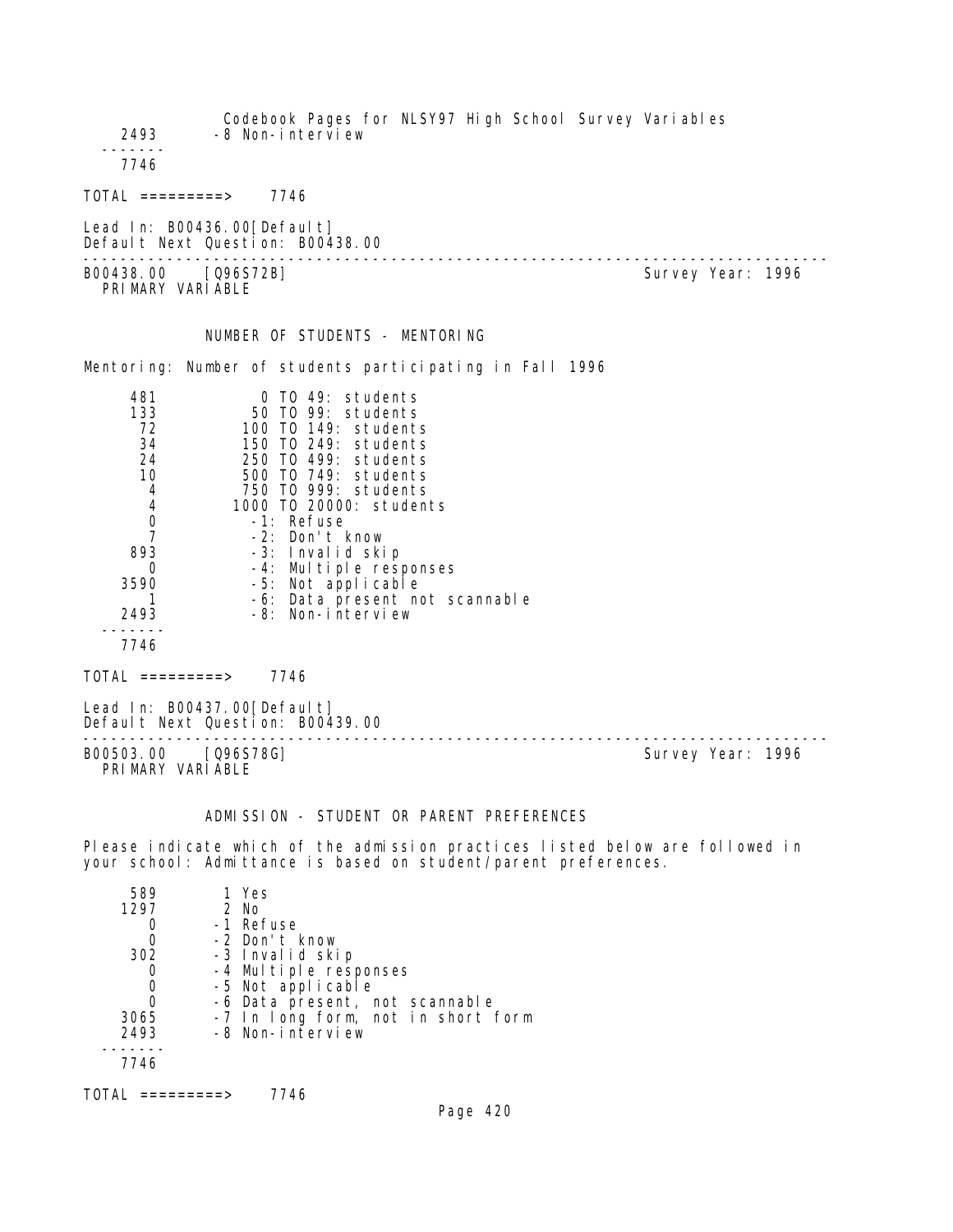| | |
|---|---|
| 2493 | -8 Non-interview |
| ------- | |
| 7746 | |

TOTAL =========> 7746

Lead In: B00436.00[Default]
Default Next Question: B00438.00

---

B00438.00 [Q96S72B] Survey Year: 1996
PRIMARY VARIABLE

NUMBER OF STUDENTS - MENTORING

Mentoring: Number of students participating in Fall 1996

| | |
|---|---|
| 481 | 0 TO 49: students |
| 133 | 50 TO 99: students |
| 72 | 100 TO 149: students |
| 34 | 150 TO 249: students |
| 24 | 250 TO 499: students |
| 10 | 500 TO 749: students |
| 4 | 750 TO 999: students |
| 4 | 1000 TO 20000: students |
| 0 | -1: Refuse |
| 7 | -2: Don't know |
| 893 | -3: Invalid skip |
| 0 | -4: Multiple responses |
| 3590 | -5: Not applicable |
| 1 | -6: Data present not scannable |
| 2493 | -8: Non-interview |
| ------- | |
| 7746 | |

TOTAL =========> 7746

Lead In: B00437.00[Default]
Default Next Question: B00439.00

---

B00503.00 [Q96S78G] Survey Year: 1996
PRIMARY VARIABLE

ADMISSION - STUDENT OR PARENT PREFERENCES

Please indicate which of the admission practices listed below are followed in your school: Admittance is based on student/parent preferences.

| | |
|---|---|
| 589 | 1 Yes |
| 1297 | 2 No |
| 0 | -1 Refuse |
| 0 | -2 Don't know |
| 302 | -3 Invalid skip |
| 0 | -4 Multiple responses |
| 0 | -5 Not applicable |
| 0 | -6 Data present, not scannable |
| 3065 | -7 In long form, not in short form |
| 2493 | -8 Non-interview |
| ------- | |
| 7746 | |

TOTAL =========> 7746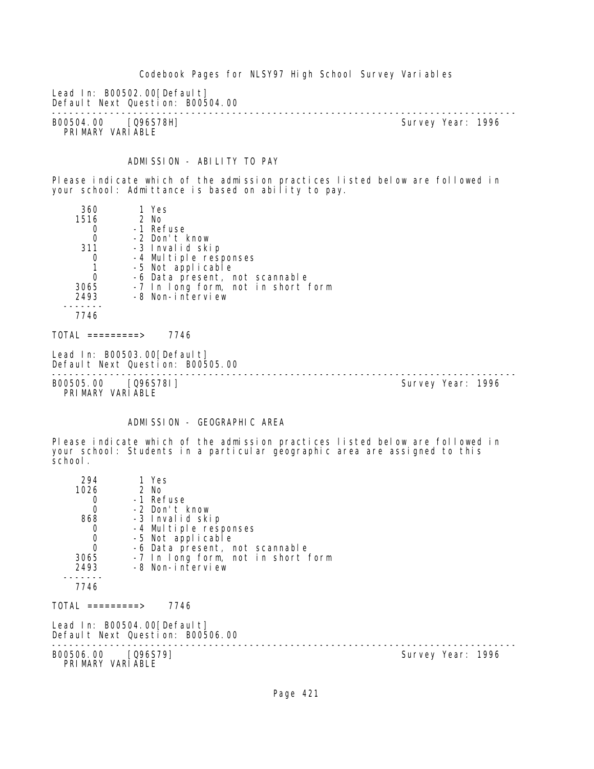Lead In: B00502.00[Default]
Default Next Question: B00504.00

---

B00504.00 [Q96S78H] Survey Year: 1996
PRIMARY VARIABLE

ADMISSION - ABILITY TO PAY

Please indicate which of the admission practices listed below are followed in your school: Admittance is based on ability to pay.

```
  360       1 Yes
 1516       2 No
    0      -1 Refuse
    0      -2 Don't know
  311      -3 Invalid skip
    0      -4 Multiple responses
    1      -5 Not applicable
    0      -6 Data present, not scannable
 3065      -7 In long form, not in short form
 2493      -8 Non-interview
-------
 7746
```

TOTAL =========> 7746

Lead In: B00503.00[Default]
Default Next Question: B00505.00

---

B00505.00 [Q96S78I] Survey Year: 1996
PRIMARY VARIABLE

ADMISSION - GEOGRAPHIC AREA

Please indicate which of the admission practices listed below are followed in your school: Students in a particular geographic area are assigned to this school.

```
  294       1 Yes
 1026       2 No
    0      -1 Refuse
    0      -2 Don't know
  868      -3 Invalid skip
    0      -4 Multiple responses
    0      -5 Not applicable
    0      -6 Data present, not scannable
 3065      -7 In long form, not in short form
 2493      -8 Non-interview
-------
 7746
```

TOTAL =========> 7746

Lead In: B00504.00[Default]
Default Next Question: B00506.00

---

B00506.00 [Q96S79] Survey Year: 1996
PRIMARY VARIABLE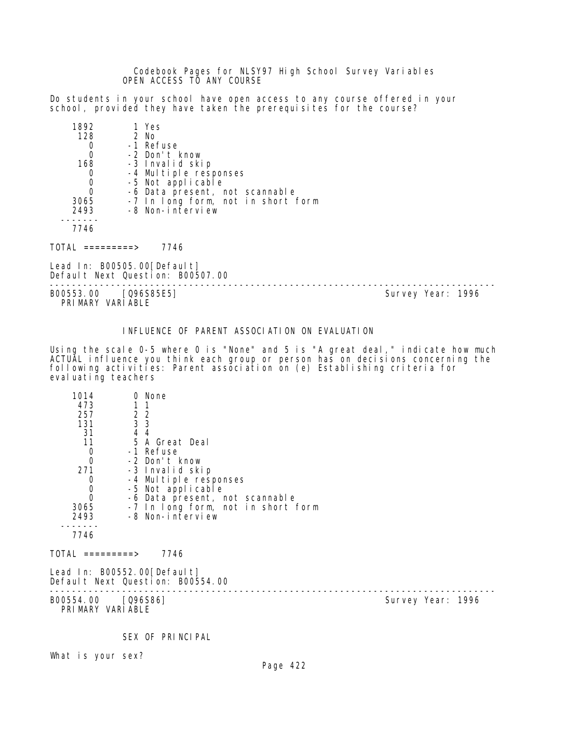Codebook Pages for NLSY97 High School Survey Variables

OPEN ACCESS TO ANY COURSE

Do students in your school have open access to any course offered in your school, provided they have taken the prerequisites for the course?

```
    1892        1 Yes
     128        2 No
       0       -1 Refuse
       0       -2 Don't know
     168       -3 Invalid skip
       0       -4 Multiple responses
       0       -5 Not applicable
       0       -6 Data present, not scannable
    3065       -7 In long form, not in short form
    2493       -8 Non-interview
  -------
    7746
```

TOTAL =========>    7746

Lead In: B00505.00[Default]
Default Next Question: B00507.00

---

B00553.00    [Q96S85E5]                                    Survey Year: 1996
PRIMARY VARIABLE

INFLUENCE OF PARENT ASSOCIATION ON EVALUATION

Using the scale 0-5 where 0 is "None" and 5 is "A great deal," indicate how much ACTUAL influence you think each group or person has on decisions concerning the following activities: Parent association on (e) Establishing criteria for evaluating teachers

```
    1014        0 None
     473        1 1
     257        2 2
     131        3 3
      31        4 4
      11        5 A Great Deal
       0       -1 Refuse
       0       -2 Don't know
     271       -3 Invalid skip
       0       -4 Multiple responses
       0       -5 Not applicable
       0       -6 Data present, not scannable
    3065       -7 In long form, not in short form
    2493       -8 Non-interview
  -------
    7746
```

TOTAL =========>    7746

Lead In: B00552.00[Default]
Default Next Question: B00554.00

---

B00554.00    [Q96S86]                                      Survey Year: 1996
PRIMARY VARIABLE

SEX OF PRINCIPAL

What is your sex?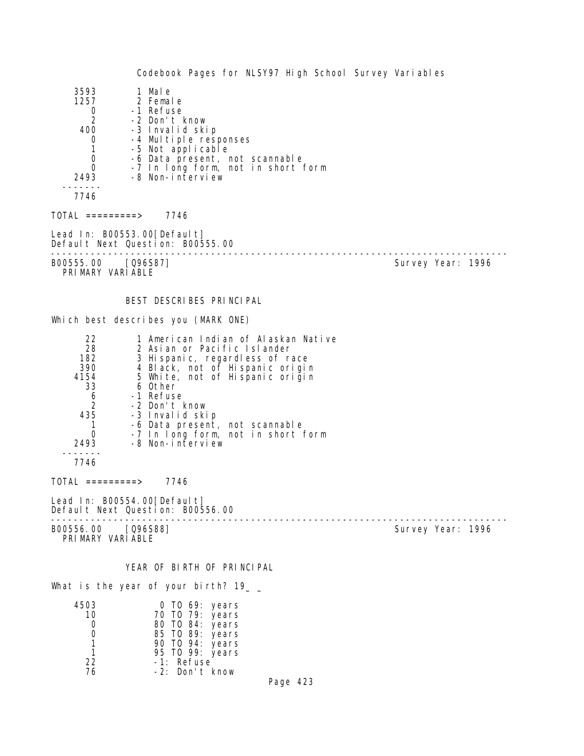| | |
|---|---|
| 3593 | 1 Male |
| 1257 | 2 Female |
| 0 | -1 Refuse |
| 2 | -2 Don't know |
| 400 | -3 Invalid skip |
| 0 | -4 Multiple responses |
| 1 | -5 Not applicable |
| 0 | -6 Data present, not scannable |
| 0 | -7 In long form, not in short form |
| 2493 | -8 Non-interview |
| ------- | |
| 7746 | |

TOTAL =========> 7746

Lead In: B00553.00[Default]
Default Next Question: B00555.00

---

B00555.00 [Q96S87] Survey Year: 1996
PRIMARY VARIABLE

BEST DESCRIBES PRINCIPAL

Which best describes you (MARK ONE)

| | |
|---|---|
| 22 | 1 American Indian of Alaskan Native |
| 28 | 2 Asian or Pacific Islander |
| 182 | 3 Hispanic, regardless of race |
| 390 | 4 Black, not of Hispanic origin |
| 4154 | 5 White, not of Hispanic origin |
| 33 | 6 Other |
| 6 | -1 Refuse |
| 2 | -2 Don't know |
| 435 | -3 Invalid skip |
| 1 | -6 Data present, not scannable |
| 0 | -7 In long form, not in short form |
| 2493 | -8 Non-interview |
| ------- | |
| 7746 | |

TOTAL =========> 7746

Lead In: B00554.00[Default]
Default Next Question: B00556.00

---

B00556.00 [Q96S88] Survey Year: 1996
PRIMARY VARIABLE

YEAR OF BIRTH OF PRINCIPAL

What is the year of your birth? 19_ _

| | |
|---|---|
| 4503 | 0 TO 69: years |
| 10 | 70 TO 79: years |
| 0 | 80 TO 84: years |
| 0 | 85 TO 89: years |
| 1 | 90 TO 94: years |
| 1 | 95 TO 99: years |
| 22 | -1: Refuse |
| 76 | -2: Don't know |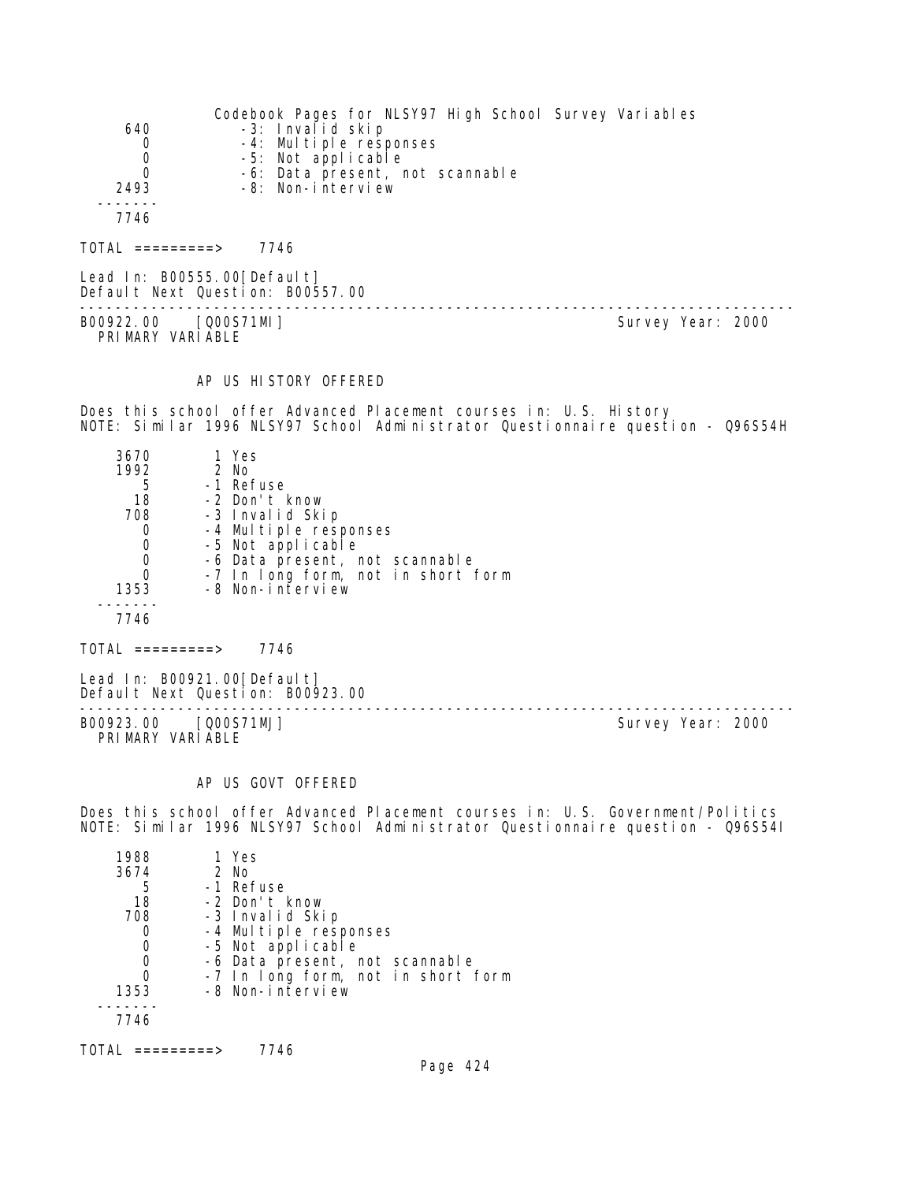```
     640          -3: Invalid skip
       0          -4: Multiple responses
       0          -5: Not applicable
       0          -6: Data present, not scannable
    2493          -8: Non-interview
   -------
    7746

TOTAL =========>     7746

Lead In: B00555.00[Default]
Default Next Question: B00557.00
--------------------------------------------------------------------------------
B00922.00    [Q00S71MI]                                       Survey Year: 2000
  PRIMARY VARIABLE


             AP US HISTORY OFFERED

Does this school offer Advanced Placement courses in: U.S. History
NOTE: Similar 1996 NLSY97 School Administrator Questionnaire question - Q96S54H

    3670         1 Yes
    1992         2 No
       5        -1 Refuse
      18        -2 Don't know
     708        -3 Invalid Skip
       0        -4 Multiple responses
       0        -5 Not applicable
       0        -6 Data present, not scannable
       0        -7 In long form, not in short form
    1353        -8 Non-interview
   -------
    7746

TOTAL =========>     7746

Lead In: B00921.00[Default]
Default Next Question: B00923.00
--------------------------------------------------------------------------------
B00923.00    [Q00S71MJ]                                       Survey Year: 2000
  PRIMARY VARIABLE


             AP US GOVT OFFERED

Does this school offer Advanced Placement courses in: U.S. Government/Politics
NOTE: Similar 1996 NLSY97 School Administrator Questionnaire question - Q96S54I

    1988         1 Yes
    3674         2 No
       5        -1 Refuse
      18        -2 Don't know
     708        -3 Invalid Skip
       0        -4 Multiple responses
       0        -5 Not applicable
       0        -6 Data present, not scannable
       0        -7 In long form, not in short form
    1353        -8 Non-interview
   -------
    7746

TOTAL =========>     7746
```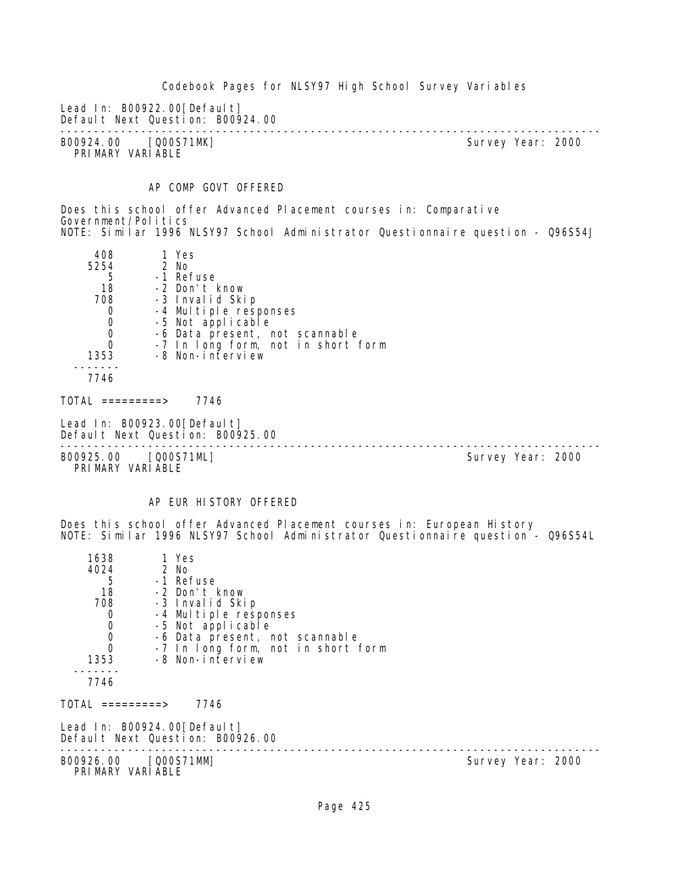Lead In: B00922.00[Default]
Default Next Question: B00924.00

---

B00924.00 [Q00S71MK] Survey Year: 2000
PRIMARY VARIABLE

## AP COMP GOVT OFFERED

Does this school offer Advanced Placement courses in: Comparative Government/Politics
NOTE: Similar 1996 NLSY97 School Administrator Questionnaire question - Q96S54J

| Count | Code | Label |
|---|---|---|
| 408 | 1 | Yes |
| 5254 | 2 | No |
| 5 | -1 | Refuse |
| 18 | -2 | Don't know |
| 708 | -3 | Invalid Skip |
| 0 | -4 | Multiple responses |
| 0 | -5 | Not applicable |
| 0 | -6 | Data present, not scannable |
| 0 | -7 | In long form, not in short form |
| 1353 | -8 | Non-interview |
| 7746 | | |

TOTAL =========> 7746

Lead In: B00923.00[Default]
Default Next Question: B00925.00

---

B00925.00 [Q00S71ML] Survey Year: 2000
PRIMARY VARIABLE

## AP EUR HISTORY OFFERED

Does this school offer Advanced Placement courses in: European History
NOTE: Similar 1996 NLSY97 School Administrator Questionnaire question - Q96S54L

| Count | Code | Label |
|---|---|---|
| 1638 | 1 | Yes |
| 4024 | 2 | No |
| 5 | -1 | Refuse |
| 18 | -2 | Don't know |
| 708 | -3 | Invalid Skip |
| 0 | -4 | Multiple responses |
| 0 | -5 | Not applicable |
| 0 | -6 | Data present, not scannable |
| 0 | -7 | In long form, not in short form |
| 1353 | -8 | Non-interview |
| 7746 | | |

TOTAL =========> 7746

Lead In: B00924.00[Default]
Default Next Question: B00926.00

---

B00926.00 [Q00S71MM] Survey Year: 2000
PRIMARY VARIABLE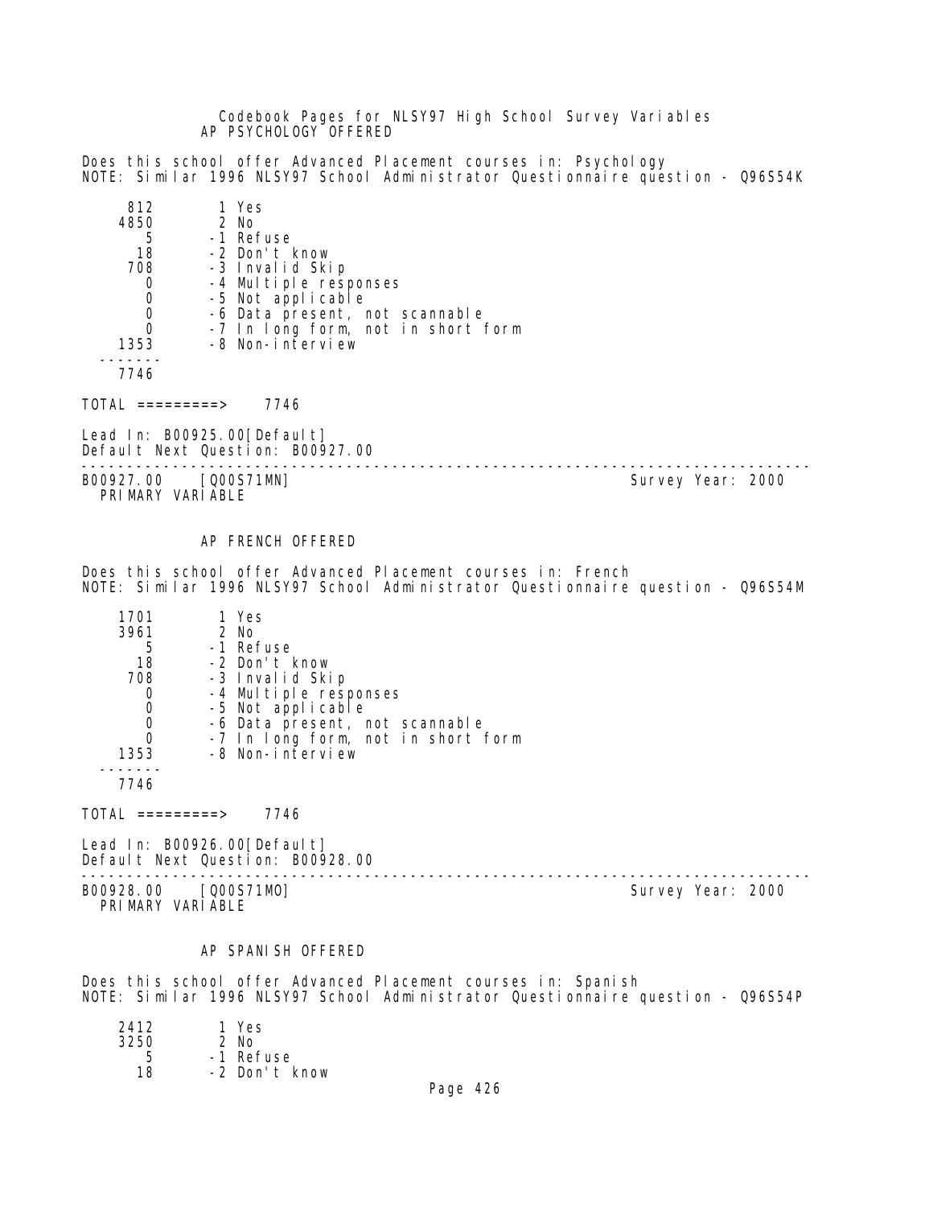## AP PSYCHOLOGY OFFERED

Does this school offer Advanced Placement courses in: Psychology
NOTE: Similar 1996 NLSY97 School Administrator Questionnaire question - Q96S54K

```
     812        1 Yes
    4850        2 No
       5       -1 Refuse
      18       -2 Don't know
     708       -3 Invalid Skip
       0       -4 Multiple responses
       0       -5 Not applicable
       0       -6 Data present, not scannable
       0       -7 In long form, not in short form
    1353       -8 Non-interview
  -------
    7746
```

TOTAL =========> 7746

Lead In: B00925.00[Default]
Default Next Question: B00927.00

---

B00927.00 [Q00S71MN] Survey Year: 2000
PRIMARY VARIABLE

## AP FRENCH OFFERED

Does this school offer Advanced Placement courses in: French
NOTE: Similar 1996 NLSY97 School Administrator Questionnaire question - Q96S54M

```
    1701        1 Yes
    3961        2 No
       5       -1 Refuse
      18       -2 Don't know
     708       -3 Invalid Skip
       0       -4 Multiple responses
       0       -5 Not applicable
       0       -6 Data present, not scannable
       0       -7 In long form, not in short form
    1353       -8 Non-interview
  -------
    7746
```

TOTAL =========> 7746

Lead In: B00926.00[Default]
Default Next Question: B00928.00

---

B00928.00 [Q00S71MO] Survey Year: 2000
PRIMARY VARIABLE

## AP SPANISH OFFERED

Does this school offer Advanced Placement courses in: Spanish
NOTE: Similar 1996 NLSY97 School Administrator Questionnaire question - Q96S54P

```
    2412        1 Yes
    3250        2 No
       5       -1 Refuse
      18       -2 Don't know
```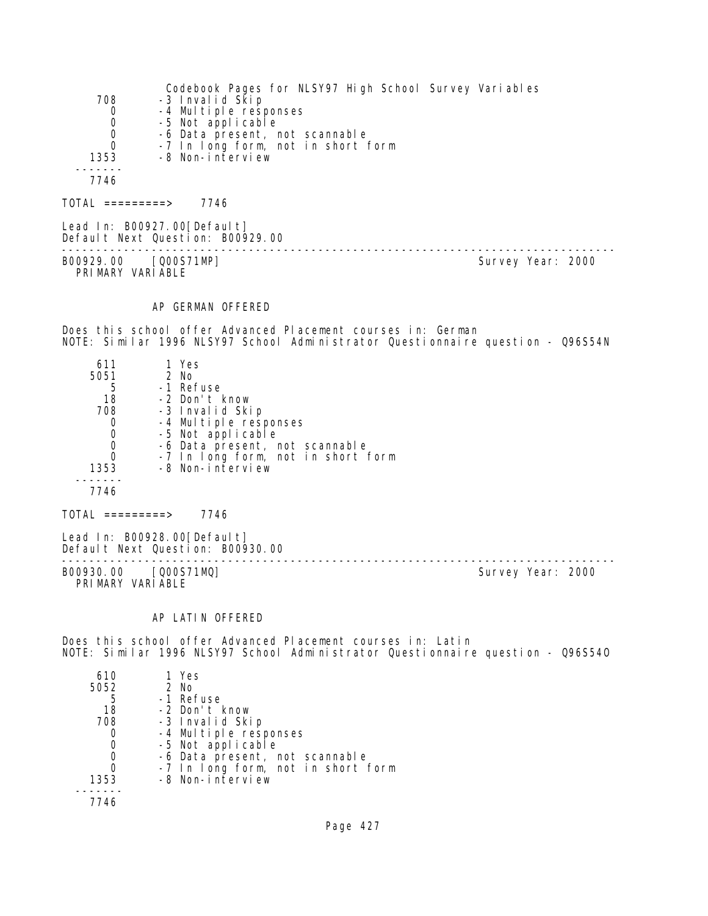| | |
|---|---|
| 708 | -3 Invalid Skip |
| 0 | -4 Multiple responses |
| 0 | -5 Not applicable |
| 0 | -6 Data present, not scannable |
| 0 | -7 In long form, not in short form |
| 1353 | -8 Non-interview |
| ------- | |
| 7746 | |

TOTAL =========> 7746

Lead In: B00927.00[Default]
Default Next Question: B00929.00

---

B00929.00 [Q00S71MP] Survey Year: 2000
PRIMARY VARIABLE

AP GERMAN OFFERED

Does this school offer Advanced Placement courses in: German
NOTE: Similar 1996 NLSY97 School Administrator Questionnaire question - Q96S54N

| | |
|---|---|
| 611 | 1 Yes |
| 5051 | 2 No |
| 5 | -1 Refuse |
| 18 | -2 Don't know |
| 708 | -3 Invalid Skip |
| 0 | -4 Multiple responses |
| 0 | -5 Not applicable |
| 0 | -6 Data present, not scannable |
| 0 | -7 In long form, not in short form |
| 1353 | -8 Non-interview |
| ------- | |
| 7746 | |

TOTAL =========> 7746

Lead In: B00928.00[Default]
Default Next Question: B00930.00

---

B00930.00 [Q00S71MQ] Survey Year: 2000
PRIMARY VARIABLE

AP LATIN OFFERED

Does this school offer Advanced Placement courses in: Latin
NOTE: Similar 1996 NLSY97 School Administrator Questionnaire question - Q96S54O

| | |
|---|---|
| 610 | 1 Yes |
| 5052 | 2 No |
| 5 | -1 Refuse |
| 18 | -2 Don't know |
| 708 | -3 Invalid Skip |
| 0 | -4 Multiple responses |
| 0 | -5 Not applicable |
| 0 | -6 Data present, not scannable |
| 0 | -7 In long form, not in short form |
| 1353 | -8 Non-interview |
| ------- | |
| 7746 | |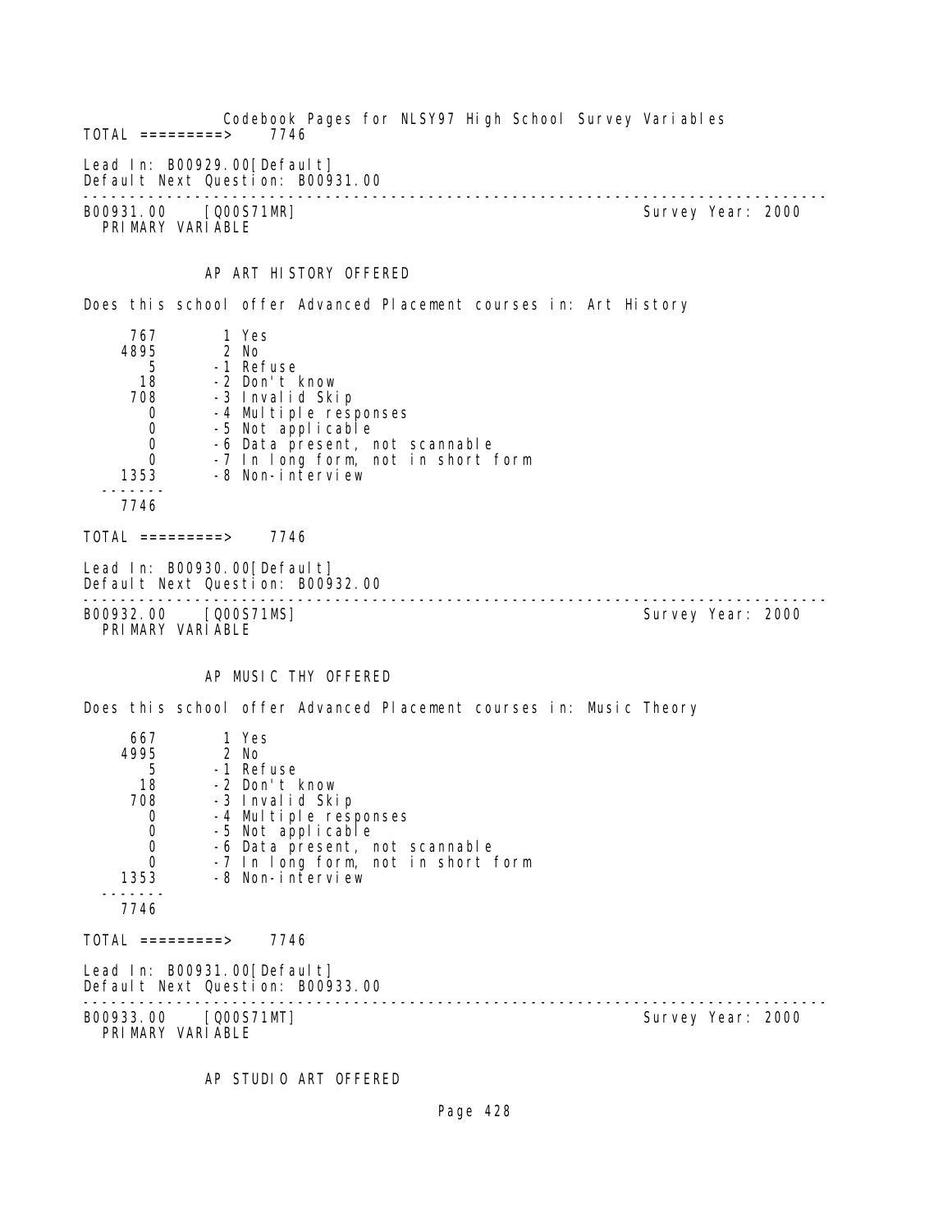Codebook Pages for NLSY97 High School Survey Variables

TOTAL =========> 7746

Lead In: B00929.00[Default]
Default Next Question: B00931.00

---

B00931.00 [Q00S71MR] Survey Year: 2000
PRIMARY VARIABLE

AP ART HISTORY OFFERED

Does this school offer Advanced Placement courses in: Art History

| Count | Code | Label |
|---|---|---|
| 767 | 1 | Yes |
| 4895 | 2 | No |
| 5 | -1 | Refuse |
| 18 | -2 | Don't know |
| 708 | -3 | Invalid Skip |
| 0 | -4 | Multiple responses |
| 0 | -5 | Not applicable |
| 0 | -6 | Data present, not scannable |
| 0 | -7 | In long form, not in short form |
| 1353 | -8 | Non-interview |
| 7746 | | |

TOTAL =========> 7746

Lead In: B00930.00[Default]
Default Next Question: B00932.00

---

B00932.00 [Q00S71MS] Survey Year: 2000
PRIMARY VARIABLE

AP MUSIC THY OFFERED

Does this school offer Advanced Placement courses in: Music Theory

| Count | Code | Label |
|---|---|---|
| 667 | 1 | Yes |
| 4995 | 2 | No |
| 5 | -1 | Refuse |
| 18 | -2 | Don't know |
| 708 | -3 | Invalid Skip |
| 0 | -4 | Multiple responses |
| 0 | -5 | Not applicable |
| 0 | -6 | Data present, not scannable |
| 0 | -7 | In long form, not in short form |
| 1353 | -8 | Non-interview |
| 7746 | | |

TOTAL =========> 7746

Lead In: B00931.00[Default]
Default Next Question: B00933.00

---

B00933.00 [Q00S71MT] Survey Year: 2000
PRIMARY VARIABLE

AP STUDIO ART OFFERED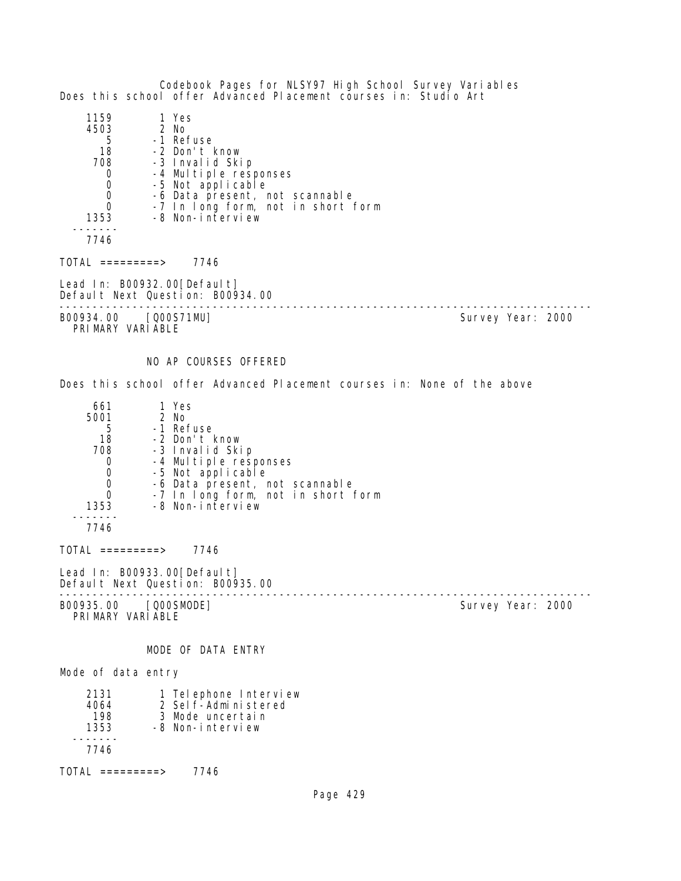Does this school offer Advanced Placement courses in: Studio Art

```
    1159       1 Yes
    4503       2 No
       5      -1 Refuse
      18      -2 Don't know
     708      -3 Invalid Skip
       0      -4 Multiple responses
       0      -5 Not applicable
       0      -6 Data present, not scannable
       0      -7 In long form, not in short form
    1353      -8 Non-interview
  -------
    7746
```

TOTAL =========> 7746

Lead In: B00932.00[Default]
Default Next Question: B00934.00

---

B00934.00 [Q00S71MU] Survey Year: 2000
PRIMARY VARIABLE

NO AP COURSES OFFERED

Does this school offer Advanced Placement courses in: None of the above

```
     661       1 Yes
    5001       2 No
       5      -1 Refuse
      18      -2 Don't know
     708      -3 Invalid Skip
       0      -4 Multiple responses
       0      -5 Not applicable
       0      -6 Data present, not scannable
       0      -7 In long form, not in short form
    1353      -8 Non-interview
  -------
    7746
```

TOTAL =========> 7746

Lead In: B00933.00[Default]
Default Next Question: B00935.00

---

B00935.00 [Q00SMODE] Survey Year: 2000
PRIMARY VARIABLE

MODE OF DATA ENTRY

Mode of data entry

```
    2131       1 Telephone Interview
    4064       2 Self-Administered
     198       3 Mode uncertain
    1353      -8 Non-interview
  -------
    7746
```

TOTAL =========> 7746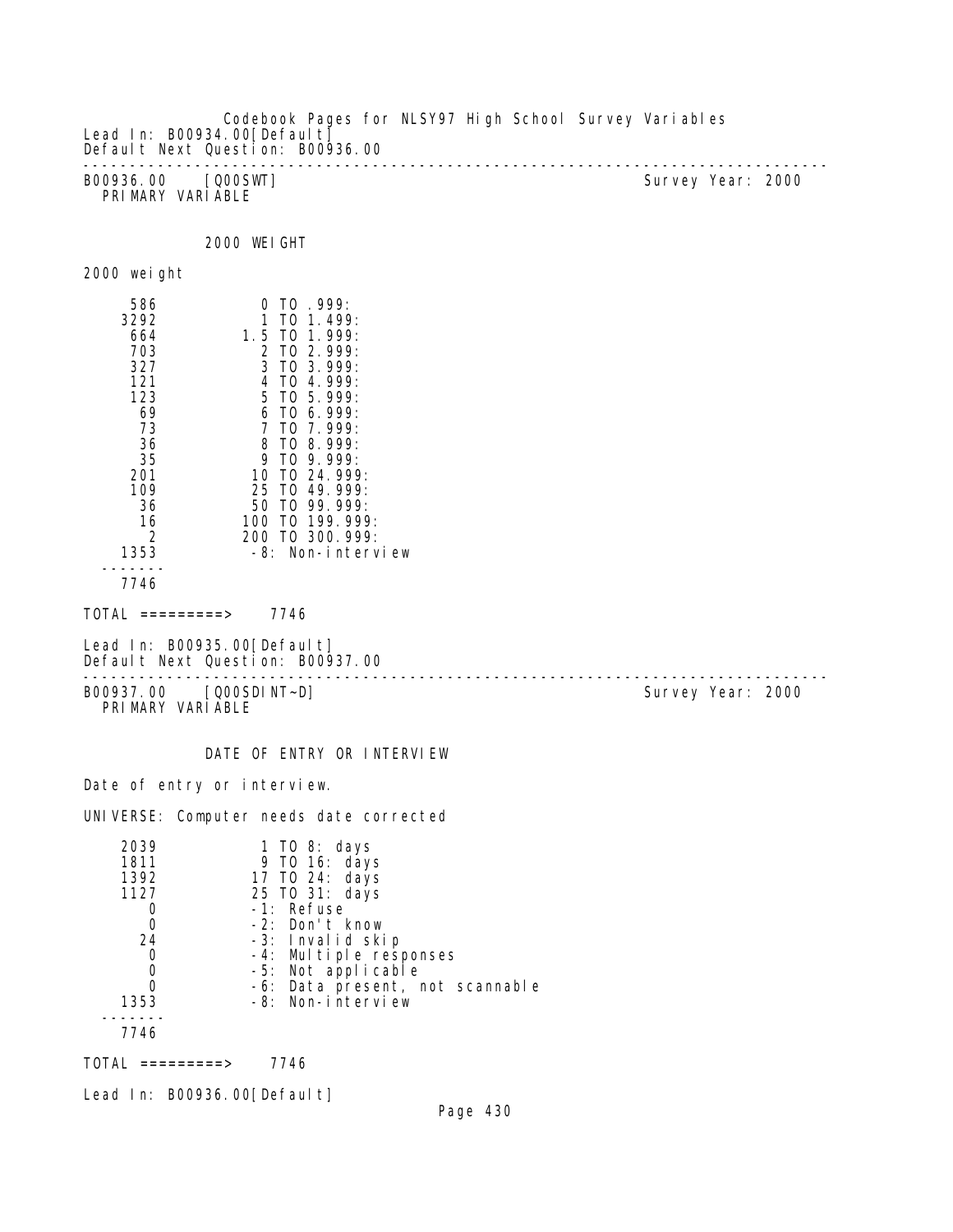Lead In: B00934.00[Default]
Default Next Question: B00936.00

---

B00936.00 [Q00SWT] Survey Year: 2000
PRIMARY VARIABLE

## 2000 WEIGHT

2000 weight

| Count | Value |
|---|---|
| 586 | 0 TO .999: |
| 3292 | 1 TO 1.499: |
| 664 | 1.5 TO 1.999: |
| 703 | 2 TO 2.999: |
| 327 | 3 TO 3.999: |
| 121 | 4 TO 4.999: |
| 123 | 5 TO 5.999: |
| 69 | 6 TO 6.999: |
| 73 | 7 TO 7.999: |
| 36 | 8 TO 8.999: |
| 35 | 9 TO 9.999: |
| 201 | 10 TO 24.999: |
| 109 | 25 TO 49.999: |
| 36 | 50 TO 99.999: |
| 16 | 100 TO 199.999: |
| 2 | 200 TO 300.999: |
| 1353 | -8: Non-interview |
| 7746 | |

TOTAL =========> 7746

Lead In: B00935.00[Default]
Default Next Question: B00937.00

---

B00937.00 [Q00SDINT~D] Survey Year: 2000
PRIMARY VARIABLE

## DATE OF ENTRY OR INTERVIEW

Date of entry or interview.

UNIVERSE: Computer needs date corrected

| Count | Value |
|---|---|
| 2039 | 1 TO 8: days |
| 1811 | 9 TO 16: days |
| 1392 | 17 TO 24: days |
| 1127 | 25 TO 31: days |
| 0 | -1: Refuse |
| 0 | -2: Don't know |
| 24 | -3: Invalid skip |
| 0 | -4: Multiple responses |
| 0 | -5: Not applicable |
| 0 | -6: Data present, not scannable |
| 1353 | -8: Non-interview |
| 7746 | |

TOTAL =========> 7746

Lead In: B00936.00[Default]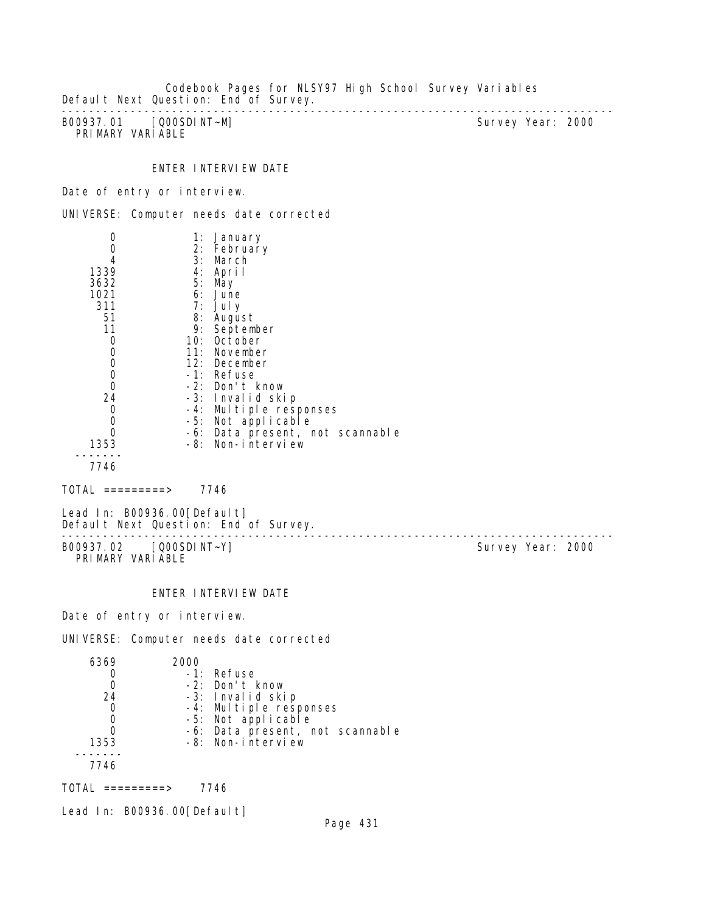Default Next Question: End of Survey.

---

B00937.01 [Q00SDINT~M] Survey Year: 2000
PRIMARY VARIABLE

ENTER INTERVIEW DATE

Date of entry or interview.

UNIVERSE: Computer needs date corrected

| Count | Value |
|---|---|
| 0 | 1: January |
| 0 | 2: February |
| 4 | 3: March |
| 1339 | 4: April |
| 3632 | 5: May |
| 1021 | 6: June |
| 311 | 7: July |
| 51 | 8: August |
| 11 | 9: September |
| 0 | 10: October |
| 0 | 11: November |
| 0 | 12: December |
| 0 | -1: Refuse |
| 0 | -2: Don't know |
| 24 | -3: Invalid skip |
| 0 | -4: Multiple responses |
| 0 | -5: Not applicable |
| 0 | -6: Data present, not scannable |
| 1353 | -8: Non-interview |
| 7746 | |

TOTAL =========> 7746

Lead In: B00936.00[Default]
Default Next Question: End of Survey.

---

B00937.02 [Q00SDINT~Y] Survey Year: 2000
PRIMARY VARIABLE

ENTER INTERVIEW DATE

Date of entry or interview.

UNIVERSE: Computer needs date corrected

| Count | Value |
|---|---|
| 6369 | 2000 |
| 0 | -1: Refuse |
| 0 | -2: Don't know |
| 24 | -3: Invalid skip |
| 0 | -4: Multiple responses |
| 0 | -5: Not applicable |
| 0 | -6: Data present, not scannable |
| 1353 | -8: Non-interview |
| 7746 | |

TOTAL =========> 7746

Lead In: B00936.00[Default]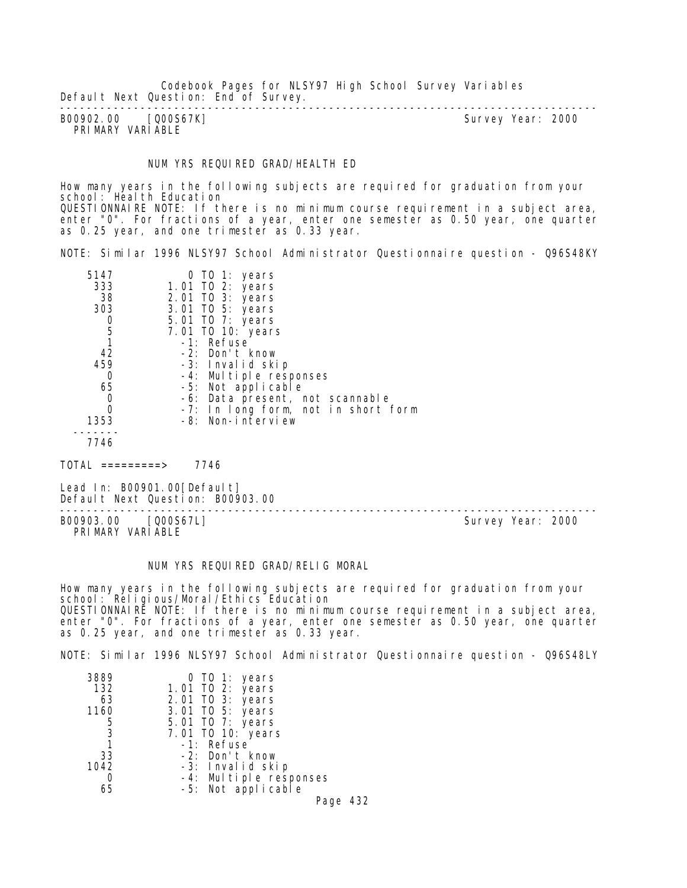Default Next Question: End of Survey.

---

B00902.00 [Q00S67K] Survey Year: 2000
PRIMARY VARIABLE

NUM YRS REQUIRED GRAD/HEALTH ED

How many years in the following subjects are required for graduation from your school: Health Education
QUESTIONNAIRE NOTE: If there is no minimum course requirement in a subject area, enter "0". For fractions of a year, enter one semester as 0.50 year, one quarter as 0.25 year, and one trimester as 0.33 year.

NOTE: Similar 1996 NLSY97 School Administrator Questionnaire question - Q96S48KY

```
   5147          0 TO 1: years
    333       1.01 TO 2: years
     38       2.01 TO 3: years
    303       3.01 TO 5: years
      0       5.01 TO 7: years
      5       7.01 TO 10: years
      1         -1: Refuse
     42         -2: Don't know
    459         -3: Invalid skip
      0         -4: Multiple responses
     65         -5: Not applicable
      0         -6: Data present, not scannable
      0         -7: In long form, not in short form
   1353         -8: Non-interview
  -------
   7746

TOTAL =========>   7746
```

Lead In: B00901.00[Default]
Default Next Question: B00903.00

---

B00903.00 [Q00S67L] Survey Year: 2000
PRIMARY VARIABLE

NUM YRS REQUIRED GRAD/RELIG MORAL

How many years in the following subjects are required for graduation from your school: Religious/Moral/Ethics Education
QUESTIONNAIRE NOTE: If there is no minimum course requirement in a subject area, enter "0". For fractions of a year, enter one semester as 0.50 year, one quarter as 0.25 year, and one trimester as 0.33 year.

NOTE: Similar 1996 NLSY97 School Administrator Questionnaire question - Q96S48LY

```
   3889          0 TO 1: years
    132       1.01 TO 2: years
     63       2.01 TO 3: years
   1160       3.01 TO 5: years
      5       5.01 TO 7: years
      3       7.01 TO 10: years
      1         -1: Refuse
     33         -2: Don't know
   1042         -3: Invalid skip
      0         -4: Multiple responses
     65         -5: Not applicable
```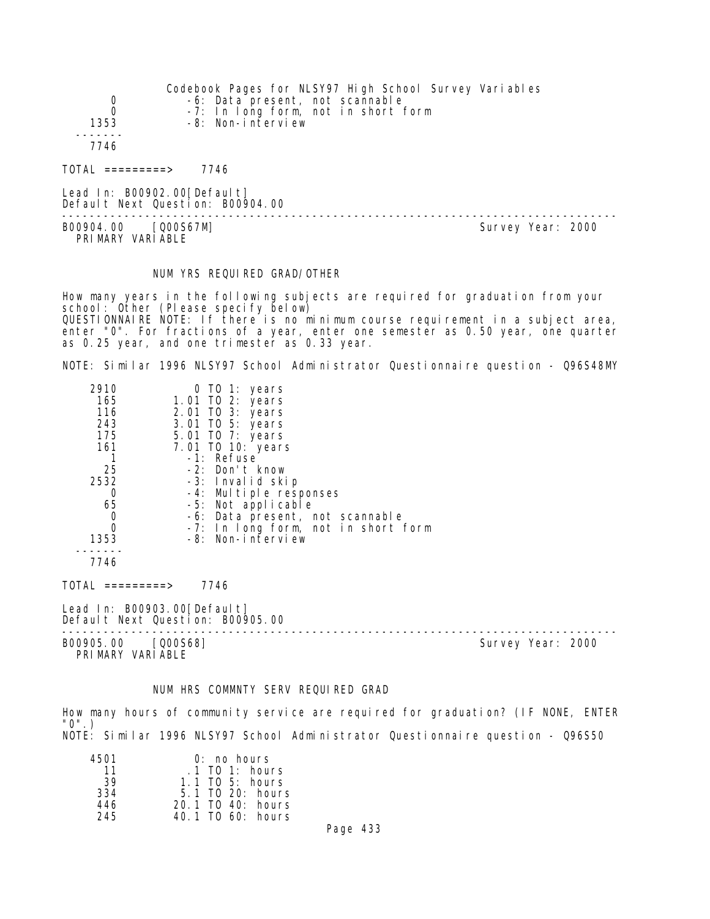```
     0           -6: Data present, not scannable
     0           -7: In long form, not in short form
  1353           -8: Non-interview
-------
  7746
```

TOTAL =========> 7746

Lead In: B00902.00[Default]
Default Next Question: B00904.00

---

B00904.00 [Q00S67M] Survey Year: 2000
PRIMARY VARIABLE

NUM YRS REQUIRED GRAD/OTHER

How many years in the following subjects are required for graduation from your school: Other (Please specify below)
QUESTIONNAIRE NOTE: If there is no minimum course requirement in a subject area, enter "0". For fractions of a year, enter one semester as 0.50 year, one quarter as 0.25 year, and one trimester as 0.33 year.

NOTE: Similar 1996 NLSY97 School Administrator Questionnaire question - Q96S48MY

```
  2910            0 TO 1: years
   165         1.01 TO 2: years
   116         2.01 TO 3: years
   243         3.01 TO 5: years
   175         5.01 TO 7: years
   161         7.01 TO 10: years
     1           -1: Refuse
    25           -2: Don't know
  2532           -3: Invalid skip
     0           -4: Multiple responses
    65           -5: Not applicable
     0           -6: Data present, not scannable
     0           -7: In long form, not in short form
  1353           -8: Non-interview
-------
  7746
```

TOTAL =========> 7746

Lead In: B00903.00[Default]
Default Next Question: B00905.00

---

B00905.00 [Q00S68] Survey Year: 2000
PRIMARY VARIABLE

NUM HRS COMMNTY SERV REQUIRED GRAD

How many hours of community service are required for graduation? (IF NONE, ENTER "0".)
NOTE: Similar 1996 NLSY97 School Administrator Questionnaire question - Q96S50

```
  4501            0: no hours
    11           .1 TO 1: hours
    39          1.1 TO 5: hours
   334          5.1 TO 20: hours
   446         20.1 TO 40: hours
   245         40.1 TO 60: hours
```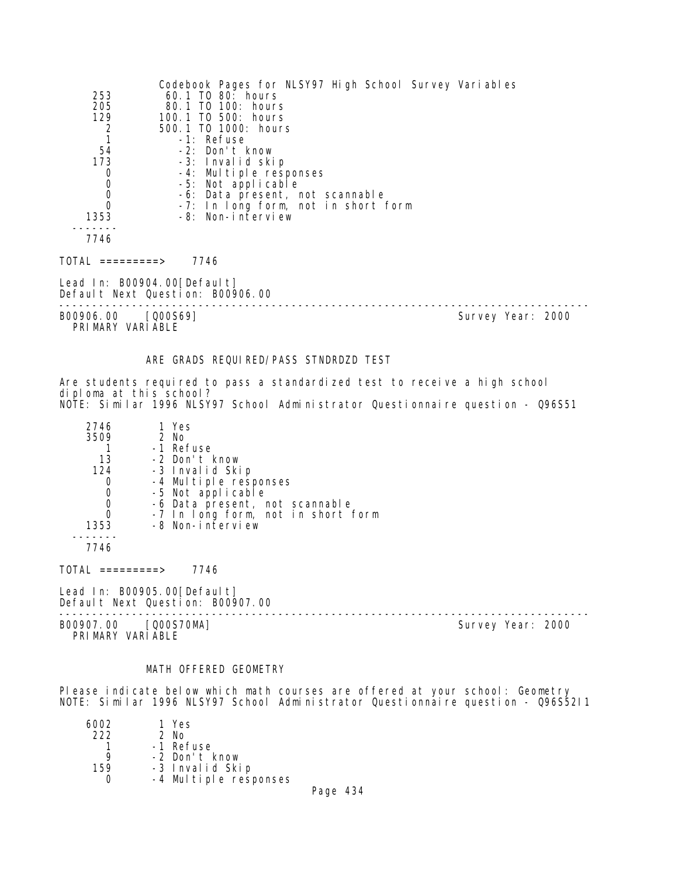```
     253          60.1 TO 80: hours
     205          80.1 TO 100: hours
     129         100.1 TO 500: hours
       2         500.1 TO 1000: hours
       1            -1: Refuse
      54            -2: Don't know
     173            -3: Invalid skip
       0            -4: Multiple responses
       0            -5: Not applicable
       0            -6: Data present, not scannable
       0            -7: In long form, not in short form
    1353            -8: Non-interview
  -------
    7746
```

TOTAL =========> 7746

Lead In: B00904.00[Default]
Default Next Question: B00906.00

---

B00906.00 [Q00S69] Survey Year: 2000
PRIMARY VARIABLE

ARE GRADS REQUIRED/PASS STNDRDZD TEST

Are students required to pass a standardized test to receive a high school diploma at this school?
NOTE: Similar 1996 NLSY97 School Administrator Questionnaire question - Q96S51

```
    2746        1 Yes
    3509        2 No
       1       -1 Refuse
      13       -2 Don't know
     124       -3 Invalid Skip
       0       -4 Multiple responses
       0       -5 Not applicable
       0       -6 Data present, not scannable
       0       -7 In long form, not in short form
    1353       -8 Non-interview
  -------
    7746
```

TOTAL =========> 7746

Lead In: B00905.00[Default]
Default Next Question: B00907.00

---

B00907.00 [Q00S70MA] Survey Year: 2000
PRIMARY VARIABLE

MATH OFFERED GEOMETRY

Please indicate below which math courses are offered at your school: Geometry
NOTE: Similar 1996 NLSY97 School Administrator Questionnaire question - Q96S52I1

```
    6002        1 Yes
     222        2 No
       1       -1 Refuse
       9       -2 Don't know
     159       -3 Invalid Skip
       0       -4 Multiple responses
```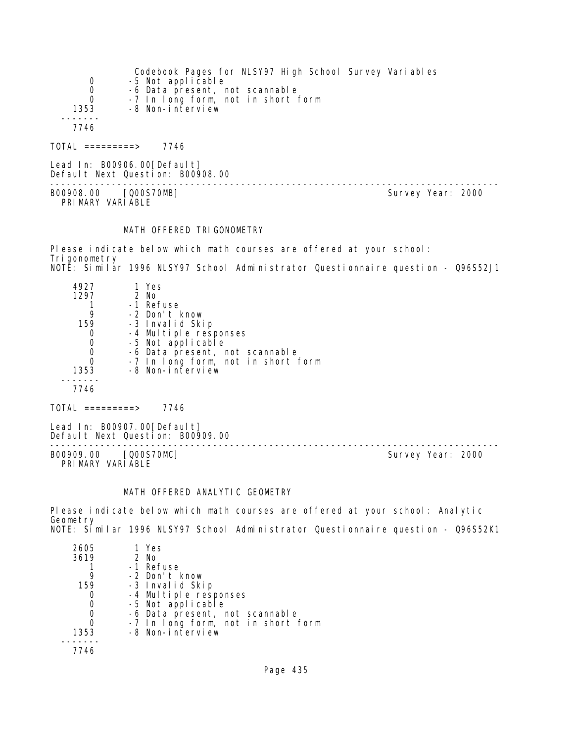| | |
|---|---|
| 0 | -5 Not applicable |
| 0 | -6 Data present, not scannable |
| 0 | -7 In long form, not in short form |
| 1353 | -8 Non-interview |
| ------- | |
| 7746 | |

TOTAL =========> 7746

Lead In: B00906.00[Default]
Default Next Question: B00908.00

---

B00908.00 [Q00S70MB] Survey Year: 2000
PRIMARY VARIABLE

### MATH OFFERED TRIGONOMETRY

Please indicate below which math courses are offered at your school: Trigonometry
NOTE: Similar 1996 NLSY97 School Administrator Questionnaire question - Q96S52J1

| | |
|---|---|
| 4927 | 1 Yes |
| 1297 | 2 No |
| 1 | -1 Refuse |
| 9 | -2 Don't know |
| 159 | -3 Invalid Skip |
| 0 | -4 Multiple responses |
| 0 | -5 Not applicable |
| 0 | -6 Data present, not scannable |
| 0 | -7 In long form, not in short form |
| 1353 | -8 Non-interview |
| ------- | |
| 7746 | |

TOTAL =========> 7746

Lead In: B00907.00[Default]
Default Next Question: B00909.00

---

B00909.00 [Q00S70MC] Survey Year: 2000
PRIMARY VARIABLE

### MATH OFFERED ANALYTIC GEOMETRY

Please indicate below which math courses are offered at your school: Analytic Geometry
NOTE: Similar 1996 NLSY97 School Administrator Questionnaire question - Q96S52K1

| | |
|---|---|
| 2605 | 1 Yes |
| 3619 | 2 No |
| 1 | -1 Refuse |
| 9 | -2 Don't know |
| 159 | -3 Invalid Skip |
| 0 | -4 Multiple responses |
| 0 | -5 Not applicable |
| 0 | -6 Data present, not scannable |
| 0 | -7 In long form, not in short form |
| 1353 | -8 Non-interview |
| ------- | |
| 7746 | |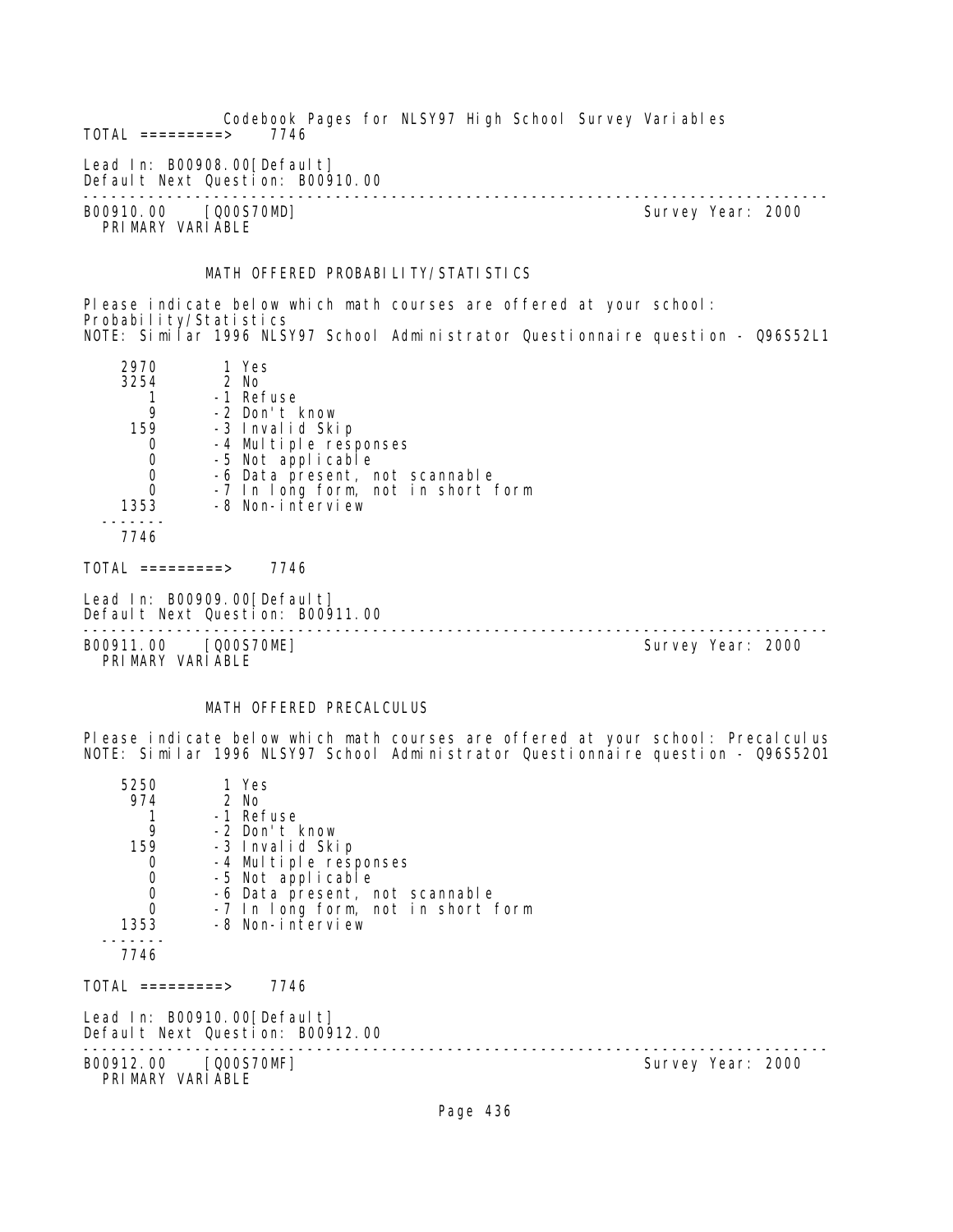TOTAL =========> 7746

Lead In: B00908.00[Default]
Default Next Question: B00910.00

---

B00910.00 [Q00S70MD] Survey Year: 2000
PRIMARY VARIABLE

MATH OFFERED PROBABILITY/STATISTICS

Please indicate below which math courses are offered at your school: Probability/Statistics
NOTE: Similar 1996 NLSY97 School Administrator Questionnaire question - Q96S52L1

| Count | Value | Label |
|---|---|---|
| 2970 | 1 | Yes |
| 3254 | 2 | No |
| 1 | -1 | Refuse |
| 9 | -2 | Don't know |
| 159 | -3 | Invalid Skip |
| 0 | -4 | Multiple responses |
| 0 | -5 | Not applicable |
| 0 | -6 | Data present, not scannable |
| 0 | -7 | In long form, not in short form |
| 1353 | -8 | Non-interview |
| 7746 | | |

TOTAL =========> 7746

Lead In: B00909.00[Default]
Default Next Question: B00911.00

---

B00911.00 [Q00S70ME] Survey Year: 2000
PRIMARY VARIABLE

MATH OFFERED PRECALCULUS

Please indicate below which math courses are offered at your school: Precalculus
NOTE: Similar 1996 NLSY97 School Administrator Questionnaire question - Q96S52O1

| Count | Value | Label |
|---|---|---|
| 5250 | 1 | Yes |
| 974 | 2 | No |
| 1 | -1 | Refuse |
| 9 | -2 | Don't know |
| 159 | -3 | Invalid Skip |
| 0 | -4 | Multiple responses |
| 0 | -5 | Not applicable |
| 0 | -6 | Data present, not scannable |
| 0 | -7 | In long form, not in short form |
| 1353 | -8 | Non-interview |
| 7746 | | |

TOTAL =========> 7746

Lead In: B00910.00[Default]
Default Next Question: B00912.00

---

B00912.00 [Q00S70MF] Survey Year: 2000
PRIMARY VARIABLE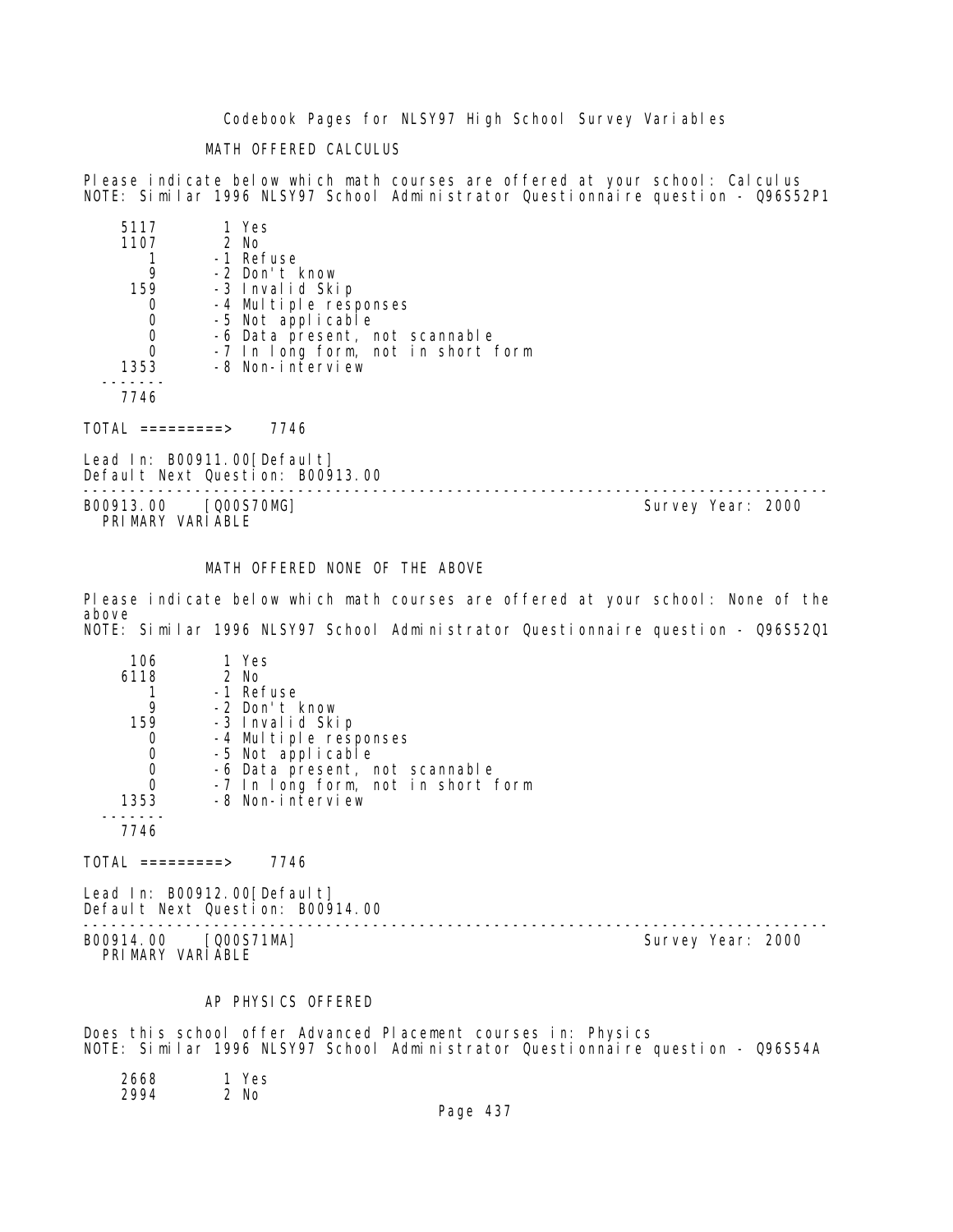MATH OFFERED CALCULUS

Please indicate below which math courses are offered at your school: Calculus
NOTE: Similar 1996 NLSY97 School Administrator Questionnaire question - Q96S52P1

```
    5117       1 Yes
    1107       2 No
       1      -1 Refuse
       9      -2 Don't know
     159      -3 Invalid Skip
       0      -4 Multiple responses
       0      -5 Not applicable
       0      -6 Data present, not scannable
       0      -7 In long form, not in short form
    1353      -8 Non-interview
  -------
    7746

TOTAL =========>    7746
```

Lead In: B00911.00[Default]
Default Next Question: B00913.00

---

B00913.00 [Q00S70MG] Survey Year: 2000
PRIMARY VARIABLE

MATH OFFERED NONE OF THE ABOVE

Please indicate below which math courses are offered at your school: None of the above
NOTE: Similar 1996 NLSY97 School Administrator Questionnaire question - Q96S52Q1

```
     106       1 Yes
    6118       2 No
       1      -1 Refuse
       9      -2 Don't know
     159      -3 Invalid Skip
       0      -4 Multiple responses
       0      -5 Not applicable
       0      -6 Data present, not scannable
       0      -7 In long form, not in short form
    1353      -8 Non-interview
  -------
    7746

TOTAL =========>    7746
```

Lead In: B00912.00[Default]
Default Next Question: B00914.00

---

B00914.00 [Q00S71MA] Survey Year: 2000
PRIMARY VARIABLE

AP PHYSICS OFFERED

Does this school offer Advanced Placement courses in: Physics
NOTE: Similar 1996 NLSY97 School Administrator Questionnaire question - Q96S54A

```
    2668       1 Yes
    2994       2 No
```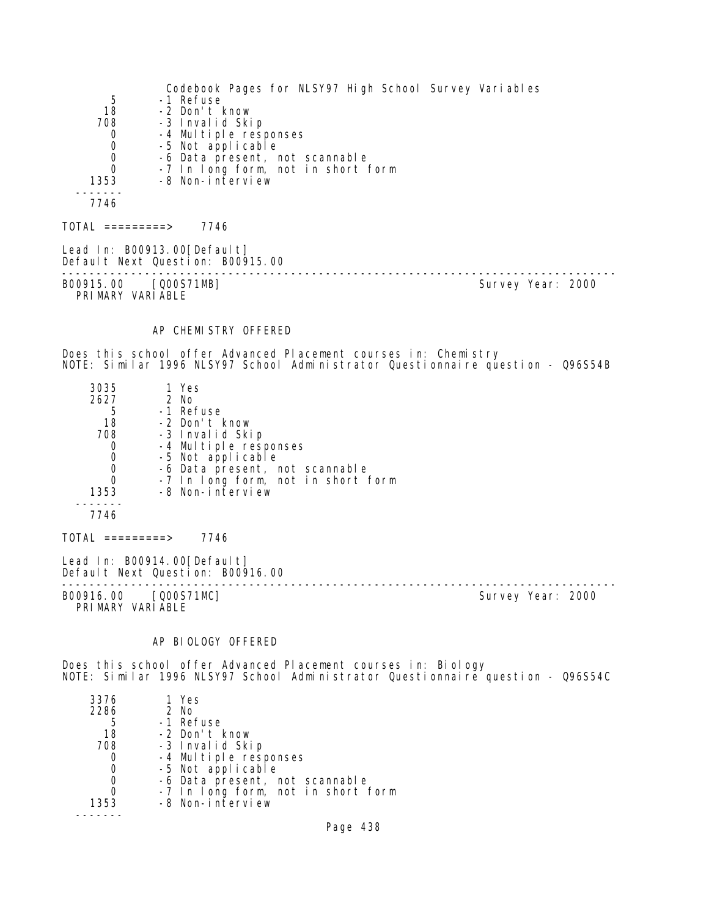| | |
|---|---|
| 5 | -1 Refuse |
| 18 | -2 Don't know |
| 708 | -3 Invalid Skip |
| 0 | -4 Multiple responses |
| 0 | -5 Not applicable |
| 0 | -6 Data present, not scannable |
| 0 | -7 In long form, not in short form |
| 1353 | -8 Non-interview |
| 7746 | |

TOTAL =========> 7746

Lead In: B00913.00[Default]
Default Next Question: B00915.00

---

B00915.00 [Q00S71MB] Survey Year: 2000
PRIMARY VARIABLE

### AP CHEMISTRY OFFERED

Does this school offer Advanced Placement courses in: Chemistry
NOTE: Similar 1996 NLSY97 School Administrator Questionnaire question - Q96S54B

| | |
|---|---|
| 3035 | 1 Yes |
| 2627 | 2 No |
| 5 | -1 Refuse |
| 18 | -2 Don't know |
| 708 | -3 Invalid Skip |
| 0 | -4 Multiple responses |
| 0 | -5 Not applicable |
| 0 | -6 Data present, not scannable |
| 0 | -7 In long form, not in short form |
| 1353 | -8 Non-interview |
| 7746 | |

TOTAL =========> 7746

Lead In: B00914.00[Default]
Default Next Question: B00916.00

---

B00916.00 [Q00S71MC] Survey Year: 2000
PRIMARY VARIABLE

### AP BIOLOGY OFFERED

Does this school offer Advanced Placement courses in: Biology
NOTE: Similar 1996 NLSY97 School Administrator Questionnaire question - Q96S54C

| | |
|---|---|
| 3376 | 1 Yes |
| 2286 | 2 No |
| 5 | -1 Refuse |
| 18 | -2 Don't know |
| 708 | -3 Invalid Skip |
| 0 | -4 Multiple responses |
| 0 | -5 Not applicable |
| 0 | -6 Data present, not scannable |
| 0 | -7 In long form, not in short form |
| 1353 | -8 Non-interview |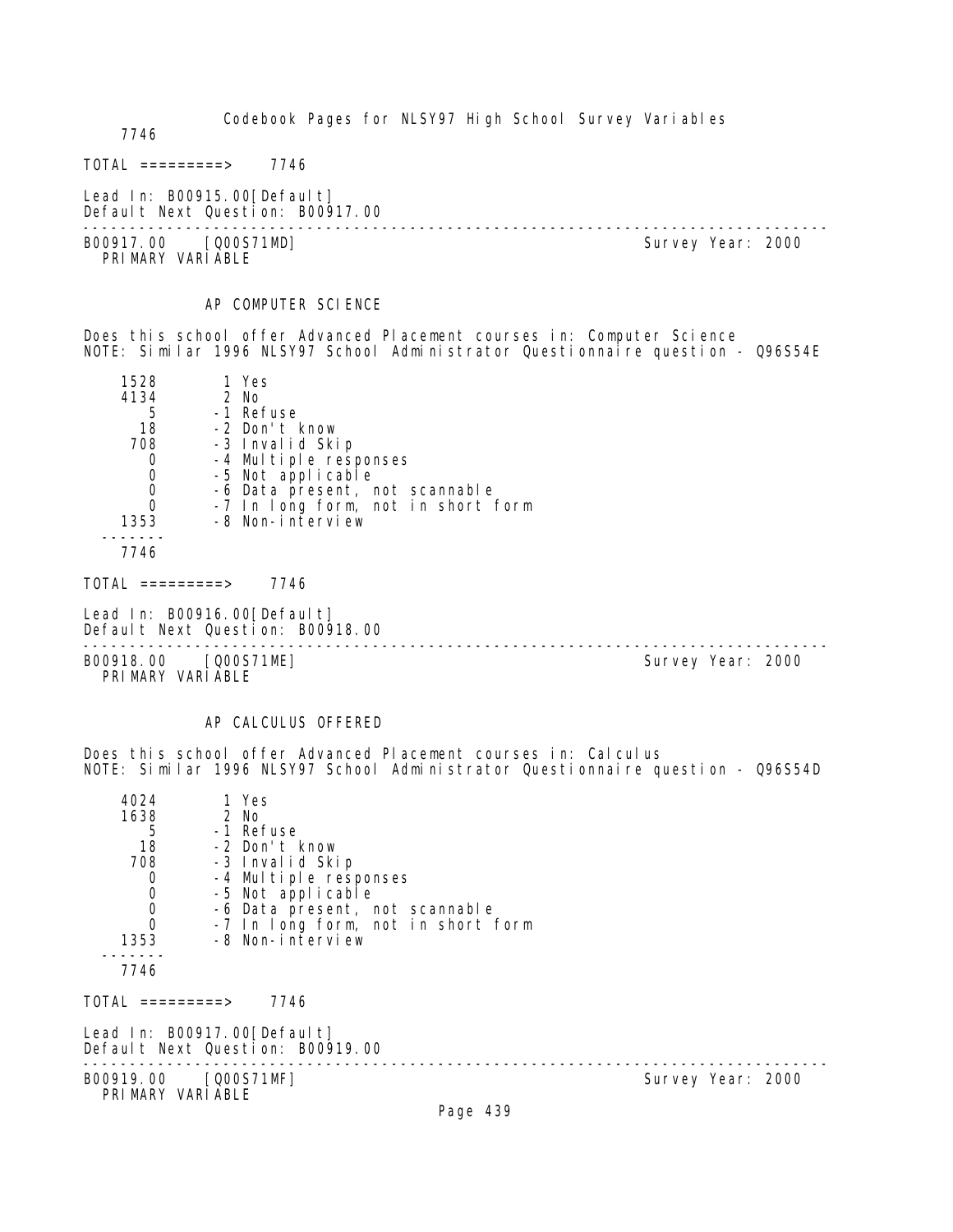7746

TOTAL =========>    7746

Lead In: B00915.00[Default]
Default Next Question: B00917.00

---

B00917.00    [Q00S71MD]    Survey Year: 2000
PRIMARY VARIABLE

AP COMPUTER SCIENCE

Does this school offer Advanced Placement courses in: Computer Science
NOTE: Similar 1996 NLSY97 School Administrator Questionnaire question - Q96S54E

| Count | Code | Label |
|---|---|---|
| 1528 | 1 | Yes |
| 4134 | 2 | No |
| 5 | -1 | Refuse |
| 18 | -2 | Don't know |
| 708 | -3 | Invalid Skip |
| 0 | -4 | Multiple responses |
| 0 | -5 | Not applicable |
| 0 | -6 | Data present, not scannable |
| 0 | -7 | In long form, not in short form |
| 1353 | -8 | Non-interview |
| 7746 | | |

TOTAL =========>    7746

Lead In: B00916.00[Default]
Default Next Question: B00918.00

---

B00918.00    [Q00S71ME]    Survey Year: 2000
PRIMARY VARIABLE

AP CALCULUS OFFERED

Does this school offer Advanced Placement courses in: Calculus
NOTE: Similar 1996 NLSY97 School Administrator Questionnaire question - Q96S54D

| Count | Code | Label |
|---|---|---|
| 4024 | 1 | Yes |
| 1638 | 2 | No |
| 5 | -1 | Refuse |
| 18 | -2 | Don't know |
| 708 | -3 | Invalid Skip |
| 0 | -4 | Multiple responses |
| 0 | -5 | Not applicable |
| 0 | -6 | Data present, not scannable |
| 0 | -7 | In long form, not in short form |
| 1353 | -8 | Non-interview |
| 7746 | | |

TOTAL =========>    7746

Lead In: B00917.00[Default]
Default Next Question: B00919.00

---

B00919.00    [Q00S71MF]    Survey Year: 2000
PRIMARY VARIABLE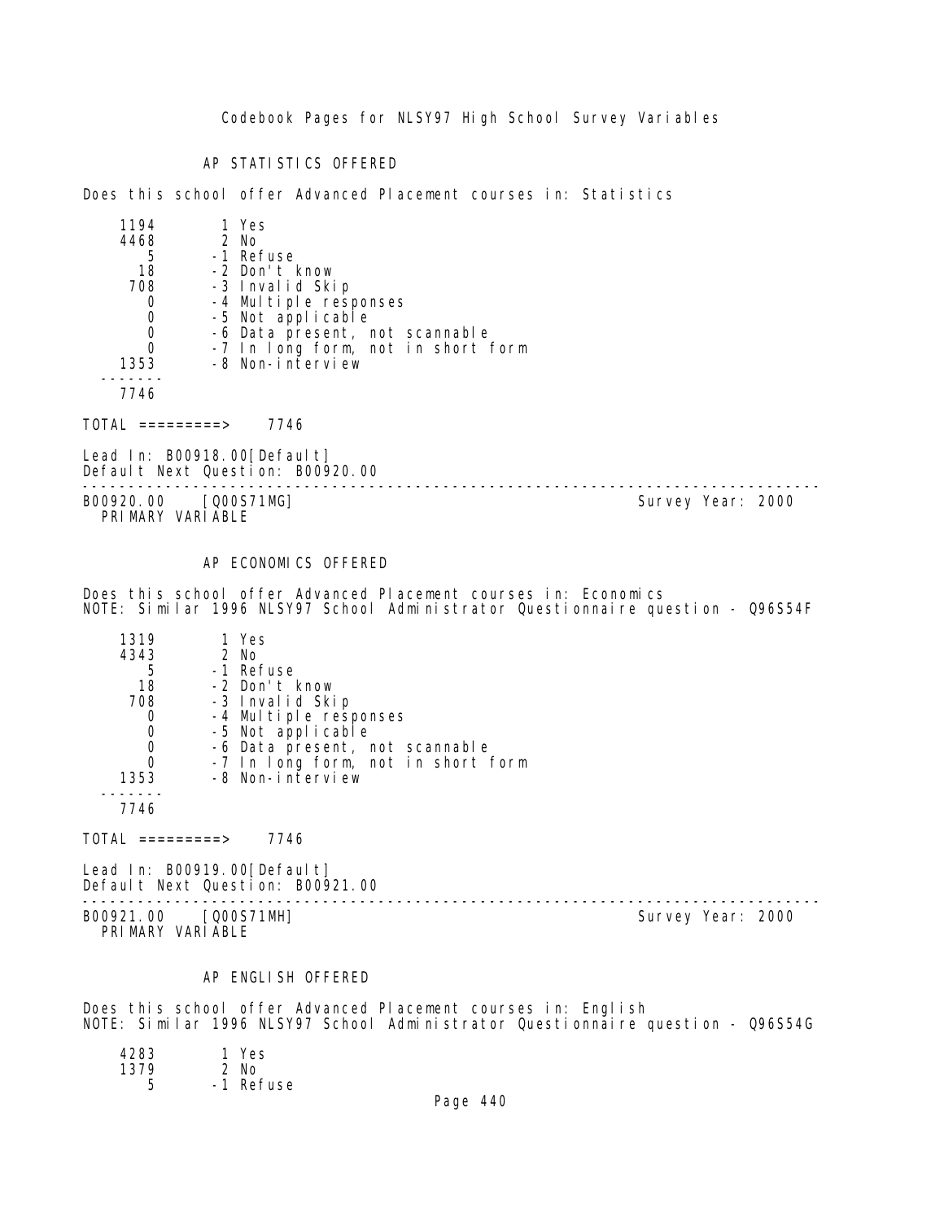## AP STATISTICS OFFERED

Does this school offer Advanced Placement courses in: Statistics

```
   1194       1 Yes
   4468       2 No
      5      -1 Refuse
     18      -2 Don't know
    708      -3 Invalid Skip
      0      -4 Multiple responses
      0      -5 Not applicable
      0      -6 Data present, not scannable
      0      -7 In long form, not in short form
   1353      -8 Non-interview
  -------
   7746
```

TOTAL =========> 7746

Lead In: B00918.00[Default]
Default Next Question: B00920.00

---

B00920.00 [Q00S71MG] Survey Year: 2000
PRIMARY VARIABLE

## AP ECONOMICS OFFERED

Does this school offer Advanced Placement courses in: Economics
NOTE: Similar 1996 NLSY97 School Administrator Questionnaire question - Q96S54F

```
   1319       1 Yes
   4343       2 No
      5      -1 Refuse
     18      -2 Don't know
    708      -3 Invalid Skip
      0      -4 Multiple responses
      0      -5 Not applicable
      0      -6 Data present, not scannable
      0      -7 In long form, not in short form
   1353      -8 Non-interview
  -------
   7746
```

TOTAL =========> 7746

Lead In: B00919.00[Default]
Default Next Question: B00921.00

---

B00921.00 [Q00S71MH] Survey Year: 2000
PRIMARY VARIABLE

## AP ENGLISH OFFERED

Does this school offer Advanced Placement courses in: English
NOTE: Similar 1996 NLSY97 School Administrator Questionnaire question - Q96S54G

```
   4283       1 Yes
   1379       2 No
      5      -1 Refuse
```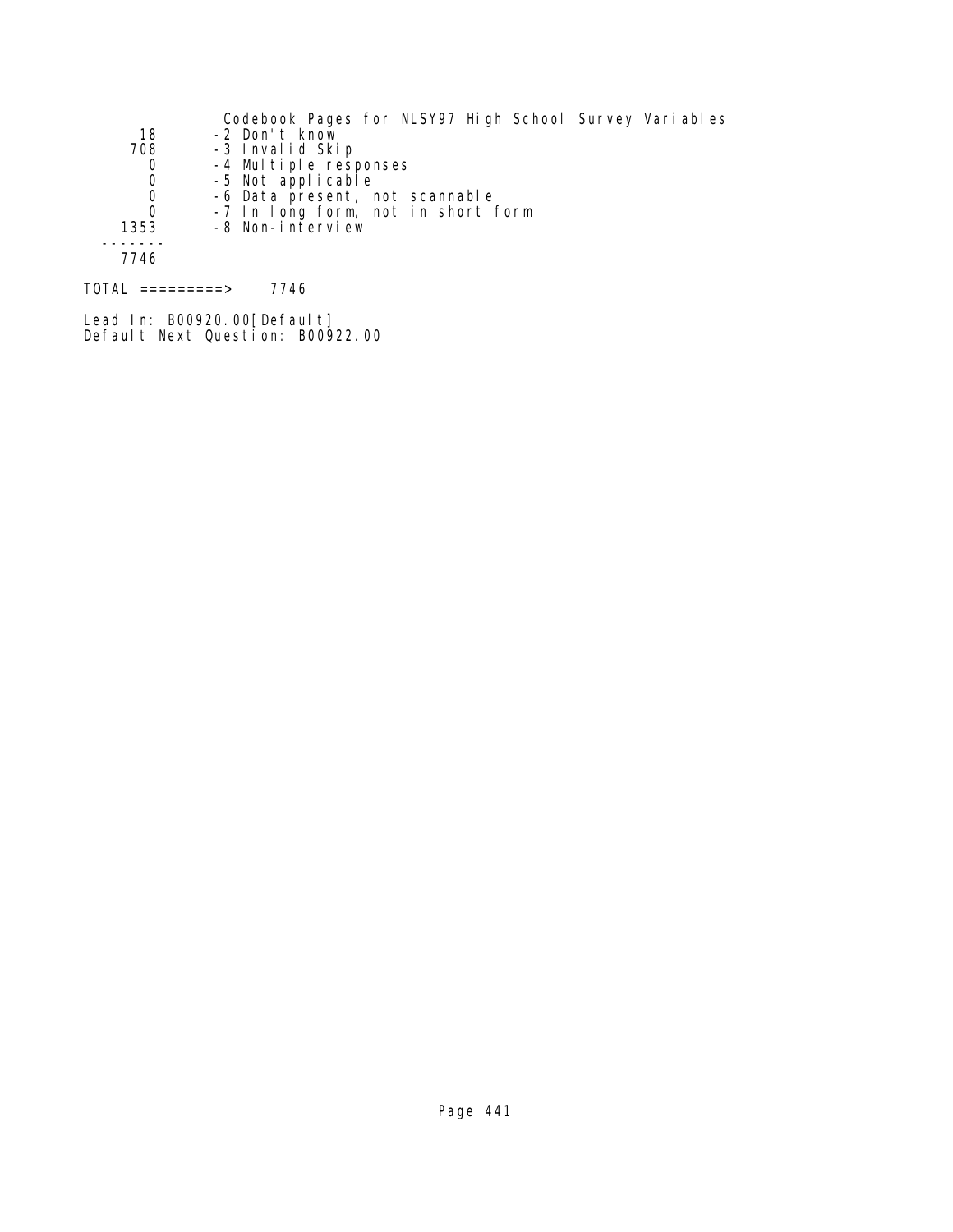| | |
|---|---|
| 18 | -2 Don't know |
| 708 | -3 Invalid Skip |
| 0 | -4 Multiple responses |
| 0 | -5 Not applicable |
| 0 | -6 Data present, not scannable |
| 0 | -7 In long form, not in short form |
| 1353 | -8 Non-interview |
| ------- | |
| 7746 | |

TOTAL =========> 7746

Lead In: B00920.00[Default]
Default Next Question: B00922.00